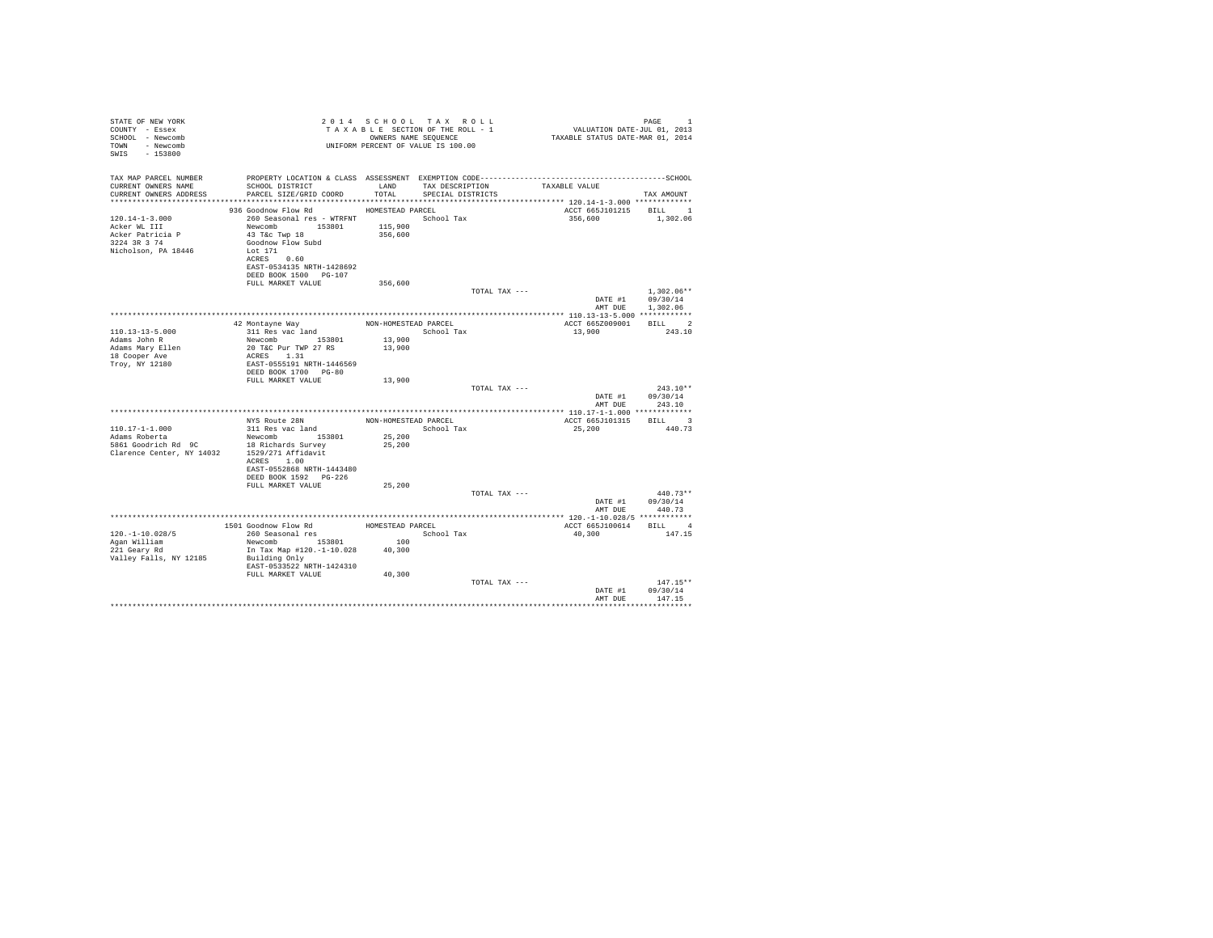STATE OF NEW YORK
COUNTY - Essex
SCHOOL - Newcomb
TOWN - Newcomb
SWIS - 153800

2014 SCHOOL TAX ROLL
TAXABLE SECTION OF THE ROLL - 1
OWNERS NAME SEQUENCE
UNIFORM PERCENT OF VALUE IS 100.00

VALUATION DATE-JUL 01, 2013
TAXABLE STATUS DATE-MAR 01, 2014

| TAX MAP PARCEL NUMBER / CURRENT OWNERS NAME / CURRENT OWNERS ADDRESS | PROPERTY LOCATION & CLASS / SCHOOL DISTRICT / PARCEL SIZE/GRID COORD | ASSESSMENT LAND / TOTAL | EXEMPTION CODE / TAX DESCRIPTION / SPECIAL DISTRICTS | TAXABLE VALUE | SCHOOL TAX AMOUNT |
|---|---|---|---|---|---|
| 120.14-1-3.000 | 936 Goodnow Flow Rd | HOMESTEAD PARCEL | | ACCT 665J101215 | BILL 1 |
| Acker WL III | 260 Seasonal res - WTRFNT | | School Tax | 356,600 | 1,302.06 |
| Acker Patricia P | Newcomb 153801 | 115,900 | | | |
| 3224 3R 3 74 | 43 T&c Twp 18 | 356,600 | | | |
| Nicholson, PA 18446 | Goodnow Flow Subd | | | | |
| | Lot 171 | | | | |
| | ACRES 0.60 | | | | |
| | EAST-0534135 NRTH-1428692 | | | | |
| | DEED BOOK 1500 PG-107 | | | | |
| | FULL MARKET VALUE | 356,600 | | | |
| | | | TOTAL TAX --- | | 1,302.06** |
| | | | | DATE #1 | 09/30/14 |
| | | | | AMT DUE | 1,302.06 |
| 110.13-13-5.000 | 42 Montayne Way | NON-HOMESTEAD PARCEL | | ACCT 665Z009001 | BILL 2 |
| Adams John R | 311 Res vac land | | School Tax | 13,900 | 243.10 |
| Adams Mary Ellen | Newcomb 153801 | 13,900 | | | |
| 18 Cooper Ave | 20 T&C Pur TWP 27 RS | 13,900 | | | |
| Troy, NY 12180 | ACRES 1.31 | | | | |
| | EAST-0555191 NRTH-1446569 | | | | |
| | DEED BOOK 1700 PG-80 | | | | |
| | FULL MARKET VALUE | 13,900 | | | |
| | | | TOTAL TAX --- | | 243.10** |
| | | | | DATE #1 | 09/30/14 |
| | | | | AMT DUE | 243.10 |
| 110.17-1-1.000 | NYS Route 28N | NON-HOMESTEAD PARCEL | | ACCT 665J101315 | BILL 3 |
| Adams Roberta | 311 Res vac land | | School Tax | 25,200 | 440.73 |
| 5861 Goodrich Rd 9C | Newcomb 153801 | 25,200 | | | |
| Clarence Center, NY 14032 | 18 Richards Survey | 25,200 | | | |
| | 1529/271 Affidavit | | | | |
| | ACRES 1.00 | | | | |
| | EAST-0552868 NRTH-1443480 | | | | |
| | DEED BOOK 1592 PG-226 | | | | |
| | FULL MARKET VALUE | 25,200 | | | |
| | | | TOTAL TAX --- | | 440.73** |
| | | | | DATE #1 | 09/30/14 |
| | | | | AMT DUE | 440.73 |
| 120.-1-10.028/5 | 1501 Goodnow Flow Rd | HOMESTEAD PARCEL | | ACCT 665J100614 | BILL 4 |
| Agan William | 260 Seasonal res | | School Tax | 40,300 | 147.15 |
| 221 Geary Rd | Newcomb 153801 | 100 | | | |
| Valley Falls, NY 12185 | In Tax Map #120.-1-10.028 | 40,300 | | | |
| | Building Only | | | | |
| | EAST-0533522 NRTH-1424310 | | | | |
| | FULL MARKET VALUE | 40,300 | | | |
| | | | TOTAL TAX --- | | 147.15** |
| | | | | DATE #1 | 09/30/14 |
| | | | | AMT DUE | 147.15 |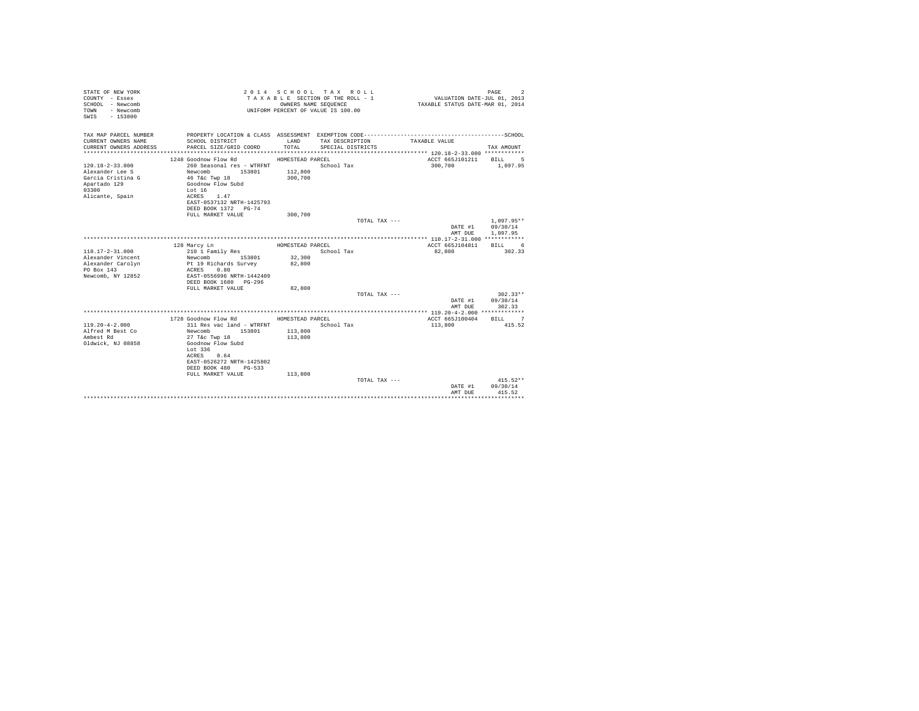```
STATE OF NEW YORK                          2 0 1 4   S C H O O L   T A X   R O L L                                  PAGE     2
COUNTY  - Essex                            T A X A B L E SECTION OF THE ROLL - 1                VALUATION DATE-JUL 01, 2013
SCHOOL  - Newcomb                                  OWNERS NAME SEQUENCE                   TAXABLE STATUS DATE-MAR 01, 2014
TOWN    - Newcomb                          UNIFORM PERCENT OF VALUE IS 100.00
SWIS    - 153800

TAX MAP PARCEL NUMBER          PROPERTY LOCATION & CLASS  ASSESSMENT  EXEMPTION CODE-----------------------------------------SCHOOL
CURRENT OWNERS NAME            SCHOOL DISTRICT              LAND      TAX DESCRIPTION            TAXABLE VALUE
CURRENT OWNERS ADDRESS         PARCEL SIZE/GRID COORD       TOTAL     SPECIAL DISTRICTS                                  TAX AMOUNT
************************************************************************************************ 120.18-2-33.000 ************
                           1248 Goodnow Flow Rd            HOMESTEAD PARCEL                            ACCT 665J101211    BILL    5
120.18-2-33.000                260 Seasonal res - WTRFNT              School Tax                      300,700            1,097.95
Alexander Lee S                Newcomb          153801       112,800
Garcia Cristina G              46 T&c Twp 18                 300,700
Apartado 129                   Goodnow Flow Subd
03300                          Lot 16
Alicante, Spain                ACRES     1.47
                               EAST-0537132 NRTH-1425793
                               DEED BOOK 1372   PG-74
                               FULL MARKET VALUE             300,700
                                                                       TOTAL TAX ---                                 1,097.95**
                                                                                                     DATE #1        09/30/14
                                                                                                     AMT DUE        1,097.95
************************************************************************************************ 110.17-2-31.000 ************
                           128 Marcy Ln                    HOMESTEAD PARCEL                            ACCT 665J104811    BILL    6
110.17-2-31.000                210 1 Family Res                       School Tax                       82,800              302.33
Alexander Vincent              Newcomb          153801        32,300
Alexander Carolyn              Pt 19 Richards Survey          82,800
PO Box 143                     ACRES     0.80
Newcomb, NY 12852              EAST-0556996 NRTH-1442409
                               DEED BOOK 1680   PG-296
                               FULL MARKET VALUE              82,800
                                                                       TOTAL TAX ---                                   302.33**
                                                                                                     DATE #1        09/30/14
                                                                                                     AMT DUE          302.33
************************************************************************************************ 119.20-4-2.000 *************
                           1728 Goodnow Flow Rd            HOMESTEAD PARCEL                            ACCT 665J100404    BILL    7
119.20-4-2.000                 311 Res vac land - WTRFNT              School Tax                      113,800              415.52
Alfred M Best Co               Newcomb          153801       113,800
Ambest Rd                      27 T&c Twp 18                 113,800
Oldwick, NJ 08858              Goodnow Flow Subd
                               Lot 336
                               ACRES     0.64
                               EAST-0526272 NRTH-1425802
                               DEED BOOK 480    PG-533
                               FULL MARKET VALUE             113,800
                                                                       TOTAL TAX ---                                   415.52**
                                                                                                     DATE #1        09/30/14
                                                                                                     AMT DUE          415.52
********************************************************************************************************************************
```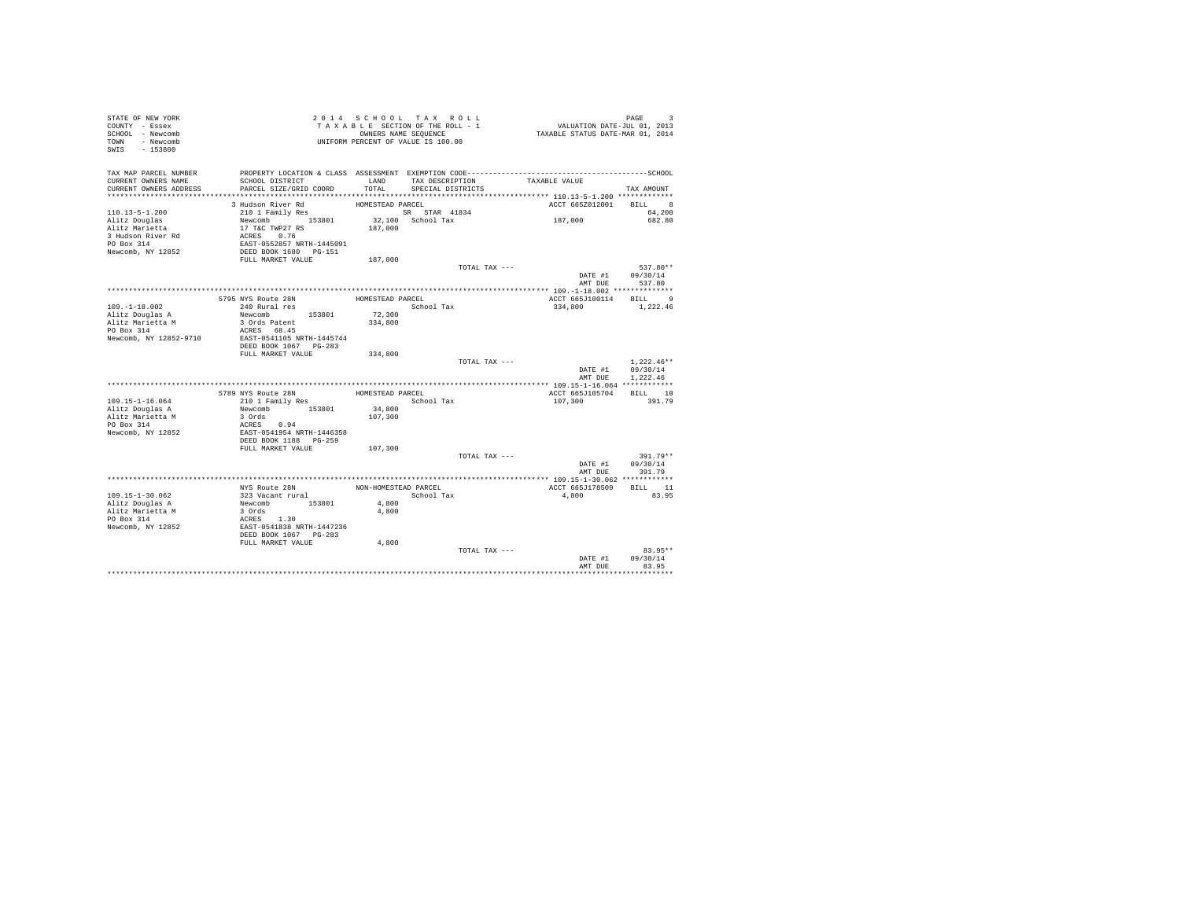STATE OF NEW YORK
COUNTY - Essex
SCHOOL - Newcomb
TOWN - Newcomb
SWIS - 153800

2014 SCHOOL TAX ROLL
TAXABLE SECTION OF THE ROLL - 1
OWNERS NAME SEQUENCE
UNIFORM PERCENT OF VALUE IS 100.00

VALUATION DATE-JUL 01, 2013
TAXABLE STATUS DATE-MAR 01, 2014

| TAX MAP PARCEL NUMBER / CURRENT OWNERS NAME / CURRENT OWNERS ADDRESS | PROPERTY LOCATION & CLASS / SCHOOL DISTRICT / PARCEL SIZE/GRID COORD | ASSESSMENT LAND / TOTAL | EXEMPTION CODE / TAX DESCRIPTION / SPECIAL DISTRICTS | TAXABLE VALUE | TAX AMOUNT |
|---|---|---|---|---|---|
| **110.13-5-1.200** | 3 Hudson River Rd | HOMESTEAD PARCEL | | ACCT 665Z012001 | BILL 8 |
| Alitz Douglas | 210 1 Family Res | | SR STAR 41834 | | 64,200 |
| Alitz Marietta | Newcomb 153801 | 32,100 | School Tax | 187,000 | 682.80 |
| 3 Hudson River Rd | 17 T&C TWP27 RS | 187,000 | | | |
| PO Box 314 | ACRES 0.76 | | | | |
| Newcomb, NY 12852 | EAST-0552857 NRTH-1445091 | | | | |
| | DEED BOOK 1680 PG-151 | | | | |
| | FULL MARKET VALUE | 187,000 | | | |
| | | | TOTAL TAX --- | | 537.80** |
| | | | | DATE #1 | 09/30/14 |
| | | | | AMT DUE | 537.80 |
| **109.-1-18.002** | 5795 NYS Route 28N | HOMESTEAD PARCEL | | ACCT 665J100114 | BILL 9 |
| Alitz Douglas A | 240 Rural res | | School Tax | 334,800 | 1,222.46 |
| Alitz Marietta M | Newcomb 153801 | 72,300 | | | |
| PO Box 314 | 3 Ords Patent | 334,800 | | | |
| Newcomb, NY 12852-9710 | ACRES 68.45 | | | | |
| | EAST-0541105 NRTH-1445744 | | | | |
| | DEED BOOK 1067 PG-283 | | | | |
| | FULL MARKET VALUE | 334,800 | | | |
| | | | TOTAL TAX --- | | 1,222.46** |
| | | | | DATE #1 | 09/30/14 |
| | | | | AMT DUE | 1,222.46 |
| **109.15-1-16.064** | 5789 NYS Route 28N | HOMESTEAD PARCEL | | ACCT 665J105704 | BILL 10 |
| Alitz Douglas A | 210 1 Family Res | | School Tax | 107,300 | 391.79 |
| Alitz Marietta M | Newcomb 153801 | 34,800 | | | |
| PO Box 314 | 3 Ords | 107,300 | | | |
| Newcomb, NY 12852 | ACRES 0.94 | | | | |
| | EAST-0541954 NRTH-1446358 | | | | |
| | DEED BOOK 1188 PG-259 | | | | |
| | FULL MARKET VALUE | 107,300 | | | |
| | | | TOTAL TAX --- | | 391.79** |
| | | | | DATE #1 | 09/30/14 |
| | | | | AMT DUE | 391.79 |
| **109.15-1-30.062** | NYS Route 28N | NON-HOMESTEAD PARCEL | | ACCT 665J178509 | BILL 11 |
| Alitz Douglas A | 323 Vacant rural | | School Tax | 4,800 | 83.95 |
| Alitz Marietta M | Newcomb 153801 | 4,800 | | | |
| PO Box 314 | 3 Ords | 4,800 | | | |
| Newcomb, NY 12852 | ACRES 1.30 | | | | |
| | EAST-0541838 NRTH-1447236 | | | | |
| | DEED BOOK 1067 PG-283 | | | | |
| | FULL MARKET VALUE | 4,800 | | | |
| | | | TOTAL TAX --- | | 83.95** |
| | | | | DATE #1 | 09/30/14 |
| | | | | AMT DUE | 83.95 |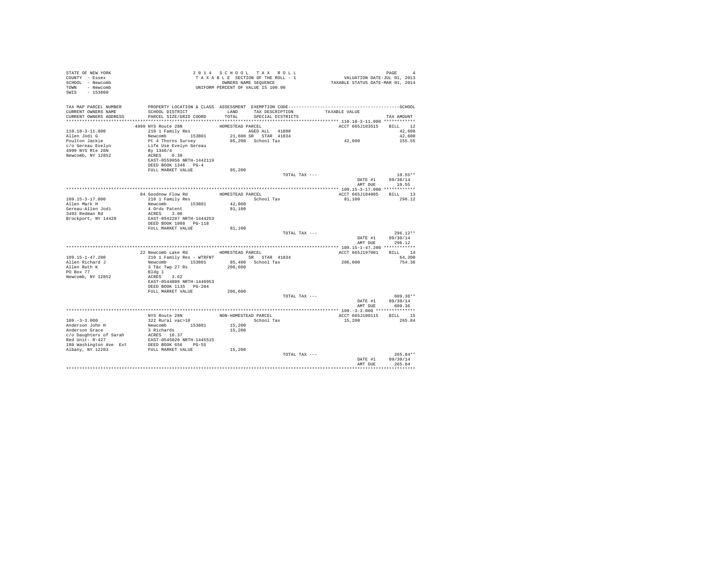```
STATE OF NEW YORK                    2 0 1 4   S C H O O L   T A X   R O L L                             PAGE     4
COUNTY  - Essex                      T A X A B L E  SECTION OF THE ROLL - 1                VALUATION DATE-JUL 01, 2013
SCHOOL  - Newcomb                         OWNERS NAME SEQUENCE                      TAXABLE STATUS DATE-MAR 01, 2014
TOWN    - Newcomb                    UNIFORM PERCENT OF VALUE IS 100.00
SWIS    - 153800

TAX MAP PARCEL NUMBER      PROPERTY LOCATION & CLASS  ASSESSMENT  EXEMPTION CODE------------------------------------------SCHOOL
CURRENT OWNERS NAME        SCHOOL DISTRICT             LAND      TAX DESCRIPTION          TAXABLE VALUE
CURRENT OWNERS ADDRESS     PARCEL SIZE/GRID COORD      TOTAL     SPECIAL DISTRICTS                                   TAX AMOUNT
************************************************************************************************ 110.18-3-11.000 ************
                          4999 NYS Route 28N            HOMESTEAD PARCEL                          ACCT 665J103515    BILL   12
110.18-3-11.000           210 1 Family Res                      AGED ALL  41800                                       42,600
Allen Jodi G              Newcomb        153801         21,600 SR   STAR  41834                                       42,600
Poulton Jackie            Pt 4 Thorns Survey            85,200  School Tax                    42,600                  155.55
c/o Gereau Evelyn         Life Use Evelyn Gereau
4999 NYS Rte 28N          By 1346/4
Newcomb, NY 12852         ACRES    0.30
                          EAST-0559956 NRTH-1442119
                          DEED BOOK 1346   PG-4
                          FULL MARKET VALUE             85,200
                                                                    TOTAL TAX ---                                     10.55**
                                                                                                DATE #1     09/30/14
                                                                                                AMT DUE        10.55
************************************************************************************************ 109.15-3-17.000 ************
                          84 Goodnow Flow Rd            HOMESTEAD PARCEL                          ACCT 665J104005    BILL   13
109.15-3-17.000           210 1 Family Res                      School Tax                    81,100                  296.12
Allen Mark H              Newcomb        153801         42,800
Gereau-Allen Jodi         4 Ords Patent                 81,100
3493 Redman Rd            ACRES    3.00
Brockport, NY 14420       EAST-0542287 NRTH-1444253
                          DEED BOOK 1088   PG-118
                          FULL MARKET VALUE             81,100
                                                                    TOTAL TAX ---                                    296.12**
                                                                                                DATE #1     09/30/14
                                                                                                AMT DUE       296.12
************************************************************************************************ 109.15-1-47.200 ************
                          22 Newcomb Lake Rd            HOMESTEAD PARCEL                          ACCT 665J197001    BILL   14
109.15-1-47.200           210 1 Family Res - WTRFNT             SR   STAR  41834                                      64,200
Allen Richard J           Newcomb        153801         85,400  School Tax                   206,600                  754.36
Allen Ruth K              3 T&c Twp 27 Rs              206,600
PO Box 77                 Bldg 1
Newcomb, NY 12852         ACRES    3.62
                          EAST-0544808 NRTH-1446953
                          DEED BOOK 1135   PG-284
                          FULL MARKET VALUE            206,600
                                                                    TOTAL TAX ---                                    609.36**
                                                                                                DATE #1     09/30/14
                                                                                                AMT DUE       609.36
************************************************************************************************ 109.-3-3.000 ***************
                          NYS Route 28N                 NON-HOMESTEAD PARCEL                      ACCT 665J100115    BILL   15
109.-3-3.000              322 Rural vac>10                      School Tax                    15,200                  265.84
Anderson John H           Newcomb        153801         15,200
Anderson Grace            3 Richards                    15,200
c/o Daughters of Sarah    ACRES   18.37
Red Unit- R-427           EAST-0545020 NRTH-1445515
180 Washington Ave  Ext   DEED BOOK 656    PG-55
Albany, NY 12203          FULL MARKET VALUE             15,200
                                                                    TOTAL TAX ---                                    265.84**
                                                                                                DATE #1     09/30/14
                                                                                                AMT DUE       265.84
******************************************************************************************************************************
```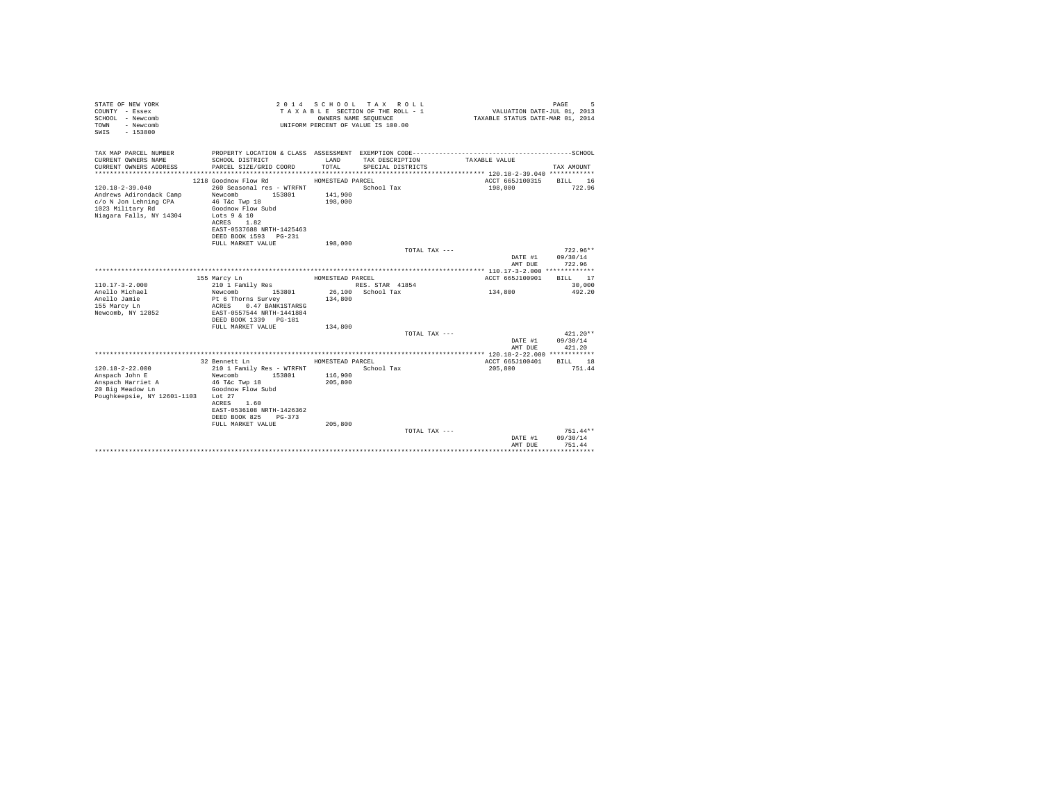STATE OF NEW YORK
COUNTY - Essex
SCHOOL - Newcomb
TOWN - Newcomb
SWIS - 153800

2 0 1 4 S C H O O L T A X R O L L
T A X A B L E SECTION OF THE ROLL - 1
OWNERS NAME SEQUENCE
UNIFORM PERCENT OF VALUE IS 100.00

VALUATION DATE-JUL 01, 2013
TAXABLE STATUS DATE-MAR 01, 2014

| TAX MAP PARCEL NUMBER / CURRENT OWNERS NAME / CURRENT OWNERS ADDRESS | PROPERTY LOCATION & CLASS / SCHOOL DISTRICT / PARCEL SIZE/GRID COORD | ASSESSMENT LAND / TOTAL | EXEMPTION CODE / TAX DESCRIPTION / SPECIAL DISTRICTS | TAXABLE VALUE | SCHOOL TAX AMOUNT |
|---|---|---|---|---|---|
| 120.18-2-39.040 | 1218 Goodnow Flow Rd | HOMESTEAD PARCEL | | ACCT 665J100315 | BILL 16 |
| 120.18-2-39.040 | 260 Seasonal res - WTRFNT | | School Tax | 198,000 | 722.96 |
| Andrews Adirondack Camp | Newcomb 153801 | 141,900 | | | |
| c/o N Jon Lehning CPA | 46 T&c Twp 18 | 198,000 | | | |
| 1023 Military Rd | Goodnow Flow Subd | | | | |
| Niagara Falls, NY 14304 | Lots 9 & 10 | | | | |
| | ACRES 1.82 | | | | |
| | EAST-0537688 NRTH-1425463 | | | | |
| | DEED BOOK 1593 PG-231 | | | | |
| | FULL MARKET VALUE | 198,000 | | | |
| | | | TOTAL TAX --- | | 722.96** |
| | | | | DATE #1 | 09/30/14 |
| | | | | AMT DUE | 722.96 |
| 110.17-3-2.000 | 155 Marcy Ln | HOMESTEAD PARCEL | | ACCT 665J100901 | BILL 17 |
| 110.17-3-2.000 | 210 1 Family Res | | RES. STAR 41854 | | 30,000 |
| Anello Michael | Newcomb 153801 | 26,100 | School Tax | 134,800 | 492.20 |
| Anello Jamie | Pt 6 Thorns Survey | 134,800 | | | |
| 155 Marcy Ln | ACRES 0.47 BANK1STARSG | | | | |
| Newcomb, NY 12852 | EAST-0557544 NRTH-1441884 | | | | |
| | DEED BOOK 1339 PG-181 | | | | |
| | FULL MARKET VALUE | 134,800 | | | |
| | | | TOTAL TAX --- | | 421.20** |
| | | | | DATE #1 | 09/30/14 |
| | | | | AMT DUE | 421.20 |
| 120.18-2-22.000 | 32 Bennett Ln | HOMESTEAD PARCEL | | ACCT 665J100401 | BILL 18 |
| 120.18-2-22.000 | 210 1 Family Res - WTRFNT | | School Tax | 205,800 | 751.44 |
| Anspach John E | Newcomb 153801 | 116,900 | | | |
| Anspach Harriet A | 46 T&c Twp 18 | 205,800 | | | |
| 20 Big Meadow Ln | Goodnow Flow Subd | | | | |
| Poughkeepsie, NY 12601-1103 | Lot 27 | | | | |
| | ACRES 1.60 | | | | |
| | EAST-0536108 NRTH-1426362 | | | | |
| | DEED BOOK 825 PG-373 | | | | |
| | FULL MARKET VALUE | 205,800 | | | |
| | | | TOTAL TAX --- | | 751.44** |
| | | | | DATE #1 | 09/30/14 |
| | | | | AMT DUE | 751.44 |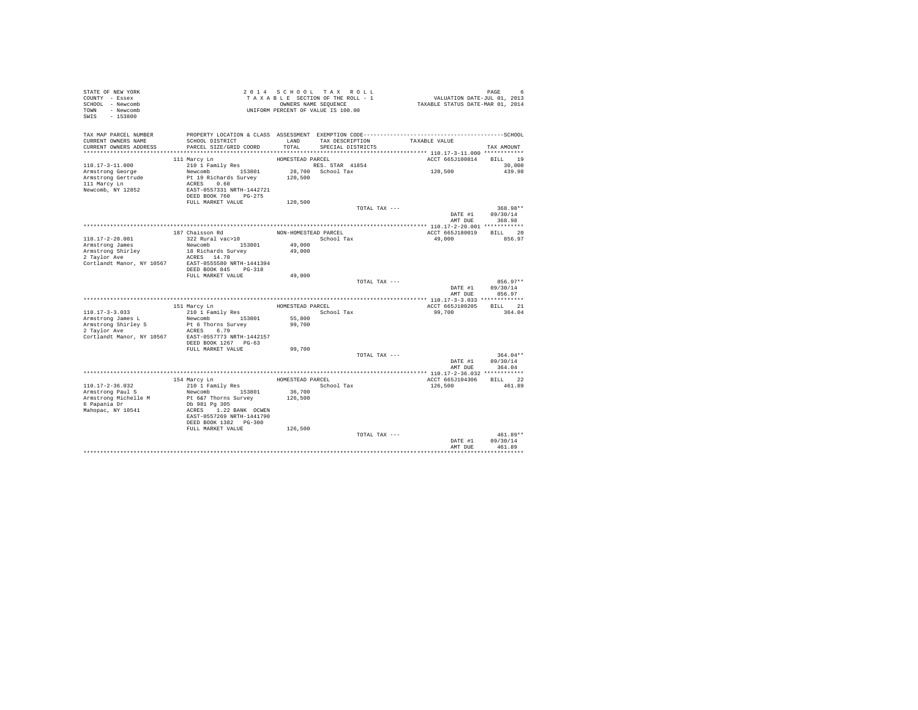STATE OF NEW YORK
COUNTY - Essex
SCHOOL - Newcomb
TOWN - Newcomb
SWIS - 153800

2 0 1 4 S C H O O L T A X R O L L
T A X A B L E SECTION OF THE ROLL - 1
OWNERS NAME SEQUENCE
UNIFORM PERCENT OF VALUE IS 100.00

VALUATION DATE-JUL 01, 2013
TAXABLE STATUS DATE-MAR 01, 2014

| TAX MAP PARCEL NUMBER / CURRENT OWNERS NAME / CURRENT OWNERS ADDRESS | PROPERTY LOCATION & CLASS / SCHOOL DISTRICT / PARCEL SIZE/GRID COORD | ASSESSMENT LAND / TOTAL | EXEMPTION CODE / TAX DESCRIPTION / SPECIAL DISTRICTS | TAXABLE VALUE | TAX AMOUNT |
|---|---|---|---|---|---|
| 110.17-3-11.000 | 111 Marcy Ln | HOMESTEAD PARCEL | | ACCT 665J100814 | BILL 19 |
| Armstrong George | 210 1 Family Res | | RES. STAR 41854 | | 30,000 |
| Armstrong Gertrude | Newcomb 153801 | 28,700 | School Tax | 120,500 | 439.98 |
| 111 Marcy Ln | Pt 19 Richards Survey | 120,500 | | | |
| Newcomb, NY 12852 | ACRES 0.60 | | | | |
| | EAST-0557331 NRTH-1442721 | | | | |
| | DEED BOOK 760 PG-275 | | | | |
| | FULL MARKET VALUE | 120,500 | | | |
| | | | TOTAL TAX --- | | 368.98** |
| | | | | DATE #1 | 09/30/14 |
| | | | | AMT DUE | 368.98 |
| 110.17-2-20.001 | 187 Chaisson Rd | NON-HOMESTEAD PARCEL | | ACCT 665J180019 | BILL 20 |
| Armstrong James | 322 Rural vac>10 | | School Tax | 49,000 | 856.97 |
| Armstrong Shirley | Newcomb 153801 | 49,000 | | | |
| 2 Taylor Ave | 18 Richards Survey | 49,000 | | | |
| Cortlandt Manor, NY 10567 | ACRES 14.70 | | | | |
| | EAST-0555580 NRTH-1441394 | | | | |
| | DEED BOOK 845 PG-318 | | | | |
| | FULL MARKET VALUE | 49,000 | | | |
| | | | TOTAL TAX --- | | 856.97** |
| | | | | DATE #1 | 09/30/14 |
| | | | | AMT DUE | 856.97 |
| 110.17-3-3.033 | 151 Marcy Ln | HOMESTEAD PARCEL | | ACCT 665J100205 | BILL 21 |
| Armstrong James L | 210 1 Family Res | | School Tax | 99,700 | 364.04 |
| Armstrong Shirley S | Newcomb 153801 | 55,800 | | | |
| 2 Taylor Ave | Pt 6 Thorns Survey | 99,700 | | | |
| Cortlandt Manor, NY 10567 | ACRES 6.79 | | | | |
| | EAST-0557773 NRTH-1442157 | | | | |
| | DEED BOOK 1267 PG-63 | | | | |
| | FULL MARKET VALUE | 99,700 | | | |
| | | | TOTAL TAX --- | | 364.04** |
| | | | | DATE #1 | 09/30/14 |
| | | | | AMT DUE | 364.04 |
| 110.17-2-36.032 | 154 Marcy Ln | HOMESTEAD PARCEL | | ACCT 665J104306 | BILL 22 |
| Armstrong Paul S | 210 1 Family Res | | School Tax | 126,500 | 461.89 |
| Armstrong Michelle M | Newcomb 153801 | 36,700 | | | |
| 6 Papania Dr | Pt 6&7 Thorns Survey | 126,500 | | | |
| Mahopac, NY 10541 | Db 981 Pg 305 | | | | |
| | ACRES 1.22 BANK OCWEN | | | | |
| | EAST-0557269 NRTH-1441790 | | | | |
| | DEED BOOK 1382 PG-300 | | | | |
| | FULL MARKET VALUE | 126,500 | | | |
| | | | TOTAL TAX --- | | 461.89** |
| | | | | DATE #1 | 09/30/14 |
| | | | | AMT DUE | 461.89 |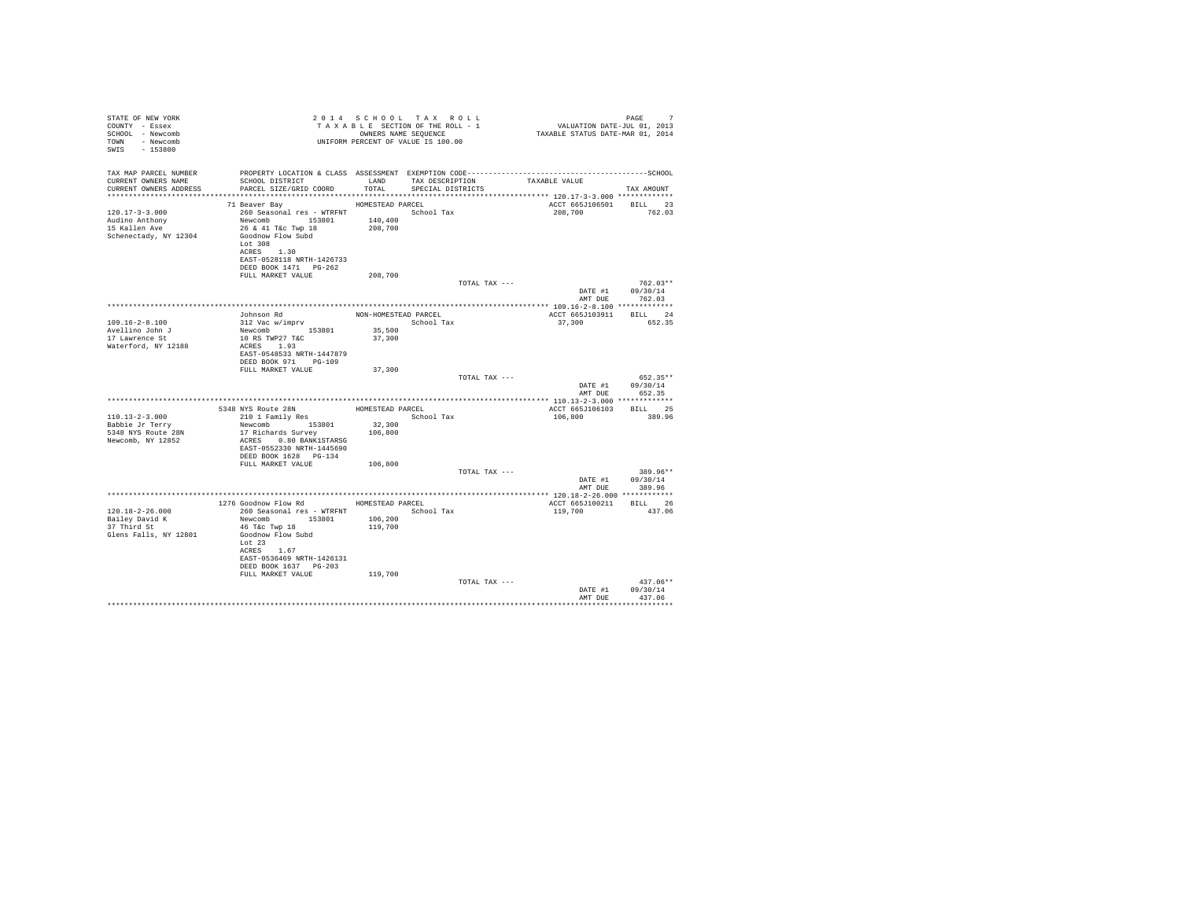STATE OF NEW YORK
COUNTY - Essex
SCHOOL - Newcomb
TOWN - Newcomb
SWIS - 153800

2014 SCHOOL TAX ROLL
TAXABLE SECTION OF THE ROLL - 1
OWNERS NAME SEQUENCE
UNIFORM PERCENT OF VALUE IS 100.00

PAGE 7
VALUATION DATE-JUL 01, 2013
TAXABLE STATUS DATE-MAR 01, 2014

```
TAX MAP PARCEL NUMBER     PROPERTY LOCATION & CLASS  ASSESSMENT  EXEMPTION CODE------------------------------------------------SCHOOL
CURRENT OWNERS NAME       SCHOOL DISTRICT             LAND      TAX DESCRIPTION            TAXABLE VALUE
CURRENT OWNERS ADDRESS    PARCEL SIZE/GRID COORD      TOTAL     SPECIAL DISTRICTS                                      TAX AMOUNT
******************************************************************************************* 120.17-3-3.000 *************
                          71 Beaver Bay              HOMESTEAD PARCEL                       ACCT 665J106501    BILL   23
120.17-3-3.000            260 Seasonal res - WTRFNT            School Tax                   208,700               762.03
Audino Anthony            Newcomb       153801       140,400
15 Kallen Ave             26 & 41 T&c Twp 18         208,700
Schenectady, NY 12304     Goodnow Flow Subd
                          Lot 308
                          ACRES    1.30
                          EAST-0528118 NRTH-1426733
                          DEED BOOK 1471   PG-262
                          FULL MARKET VALUE          208,700
                                                                    TOTAL TAX ---                                 762.03**
                                                                                             DATE #1       09/30/14
                                                                                             AMT DUE         762.03
******************************************************************************************* 109.16-2-8.100 *************
                          Johnson Rd                 NON-HOMESTEAD PARCEL                   ACCT 665J103911    BILL   24
109.16-2-8.100            312 Vac w/imprv                      School Tax                    37,300               652.35
Avellino John J           Newcomb       153801        35,500
17 Lawrence St            10 RS TWP27 T&C             37,300
Waterford, NY 12188       ACRES    1.93
                          EAST-0548533 NRTH-1447879
                          DEED BOOK 971    PG-109
                          FULL MARKET VALUE           37,300
                                                                    TOTAL TAX ---                                 652.35**
                                                                                             DATE #1       09/30/14
                                                                                             AMT DUE         652.35
******************************************************************************************* 110.13-2-3.000 *************
                          5348 NYS Route 28N         HOMESTEAD PARCEL                       ACCT 665J106103    BILL   25
110.13-2-3.000            210 1 Family Res                     School Tax                   106,800               389.96
Babbie Jr Terry           Newcomb       153801        32,300
5348 NYS Route 28N        17 Richards Survey         106,800
Newcomb, NY 12852         ACRES    0.80 BANK1STARSG
                          EAST-0552330 NRTH-1445690
                          DEED BOOK 1628   PG-134
                          FULL MARKET VALUE          106,800
                                                                    TOTAL TAX ---                                 389.96**
                                                                                             DATE #1       09/30/14
                                                                                             AMT DUE         389.96
******************************************************************************************* 120.18-2-26.000 ************
                          1276 Goodnow Flow Rd       HOMESTEAD PARCEL                       ACCT 665J100211    BILL   26
120.18-2-26.000           260 Seasonal res - WTRFNT            School Tax                   119,700               437.06
Bailey David K            Newcomb       153801       106,200
37 Third St               46 T&c Twp 18              119,700
Glens Falls, NY 12801     Goodnow Flow Subd
                          Lot 23
                          ACRES    1.67
                          EAST-0536469 NRTH-1426131
                          DEED BOOK 1637   PG-203
                          FULL MARKET VALUE          119,700
                                                                    TOTAL TAX ---                                 437.06**
                                                                                             DATE #1       09/30/14
                                                                                             AMT DUE         437.06
**************************************************************************************************************************
```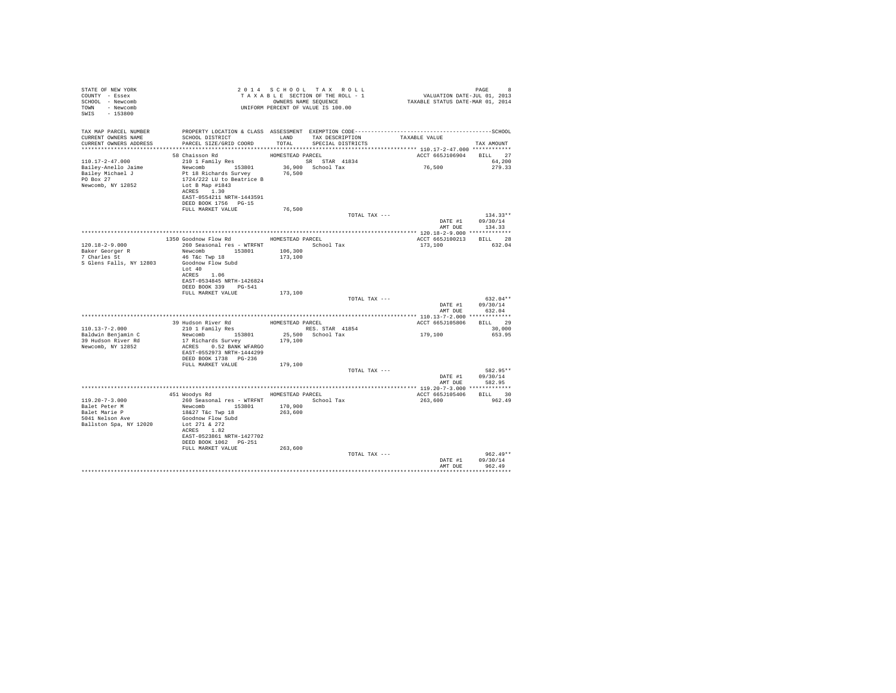STATE OF NEW YORK
COUNTY - Essex
SCHOOL - Newcomb
TOWN - Newcomb
SWIS - 153800

2 0 1 4   S C H O O L   T A X   R O L L
T A X A B L E SECTION OF THE ROLL - 1
OWNERS NAME SEQUENCE
UNIFORM PERCENT OF VALUE IS 100.00

VALUATION DATE-JUL 01, 2013
TAXABLE STATUS DATE-MAR 01, 2014

| TAX MAP PARCEL NUMBER / CURRENT OWNERS NAME / CURRENT OWNERS ADDRESS | PROPERTY LOCATION & CLASS / SCHOOL DISTRICT / PARCEL SIZE/GRID COORD | ASSESSMENT LAND / TOTAL | EXEMPTION CODE / TAX DESCRIPTION / SPECIAL DISTRICTS | TAXABLE VALUE | SCHOOL TAX AMOUNT |
|---|---|---|---|---|---|
| 110.17-2-47.000 | 58 Chaisson Rd | HOMESTEAD PARCEL | | ACCT 665J106904 | BILL 27 |
| Bailey-Anello Jaime | 210 1 Family Res | | SR STAR 41834 | | 64,200 |
| Bailey Michael J | Newcomb 153801 | 36,900 | School Tax | 76,500 | 279.33 |
| PO Box 27 | Pt 18 Richards Survey | 76,500 | | | |
| Newcomb, NY 12852 | 1724/222 LU to Beatrice B | | | | |
| | Lot B Map #1843 | | | | |
| | ACRES 1.30 | | | | |
| | EAST-0554211 NRTH-1443591 | | | | |
| | DEED BOOK 1756 PG-15 | | | | |
| | FULL MARKET VALUE | 76,500 | | | |
| | | | TOTAL TAX --- | | 134.33** |
| | | | | DATE #1 | 09/30/14 |
| | | | | AMT DUE | 134.33 |
| 120.18-2-9.000 | 1350 Goodnow Flow Rd | HOMESTEAD PARCEL | | ACCT 665J100213 | BILL 28 |
| Baker Georger R | 260 Seasonal res - WTRFNT | | School Tax | 173,100 | 632.04 |
| 7 Charles St | Newcomb 153801 | 106,300 | | | |
| S Glens Falls, NY 12803 | 46 T&c Twp 18 | 173,100 | | | |
| | Goodnow Flow Subd | | | | |
| | Lot 40 | | | | |
| | ACRES 1.06 | | | | |
| | EAST-0534845 NRTH-1426824 | | | | |
| | DEED BOOK 339 PG-541 | | | | |
| | FULL MARKET VALUE | 173,100 | | | |
| | | | TOTAL TAX --- | | 632.04** |
| | | | | DATE #1 | 09/30/14 |
| | | | | AMT DUE | 632.04 |
| 110.13-7-2.000 | 39 Hudson River Rd | HOMESTEAD PARCEL | | ACCT 665J105806 | BILL 29 |
| Baldwin Benjamin C | 210 1 Family Res | | RES. STAR 41854 | | 30,000 |
| 39 Hudson River Rd | Newcomb 153801 | 25,500 | School Tax | 179,100 | 653.95 |
| Newcomb, NY 12852 | 17 Richards Survey | 179,100 | | | |
| | ACRES 0.52 BANK WFARGO | | | | |
| | EAST-0552973 NRTH-1444299 | | | | |
| | DEED BOOK 1738 PG-236 | | | | |
| | FULL MARKET VALUE | 179,100 | | | |
| | | | TOTAL TAX --- | | 582.95** |
| | | | | DATE #1 | 09/30/14 |
| | | | | AMT DUE | 582.95 |
| 119.20-7-3.000 | 451 Woodys Rd | HOMESTEAD PARCEL | | ACCT 665J105406 | BILL 30 |
| Balet Peter M | 260 Seasonal res - WTRFNT | | School Tax | 263,600 | 962.49 |
| Balet Marie P | Newcomb 153801 | 170,900 | | | |
| 5041 Nelson Ave | 18&27 T&c Twp 18 | 263,600 | | | |
| Ballston Spa, NY 12020 | Goodnow Flow Subd | | | | |
| | Lot 271 & 272 | | | | |
| | ACRES 1.82 | | | | |
| | EAST-0523861 NRTH-1427702 | | | | |
| | DEED BOOK 1062 PG-251 | | | | |
| | FULL MARKET VALUE | 263,600 | | | |
| | | | TOTAL TAX --- | | 962.49** |
| | | | | DATE #1 | 09/30/14 |
| | | | | AMT DUE | 962.49 |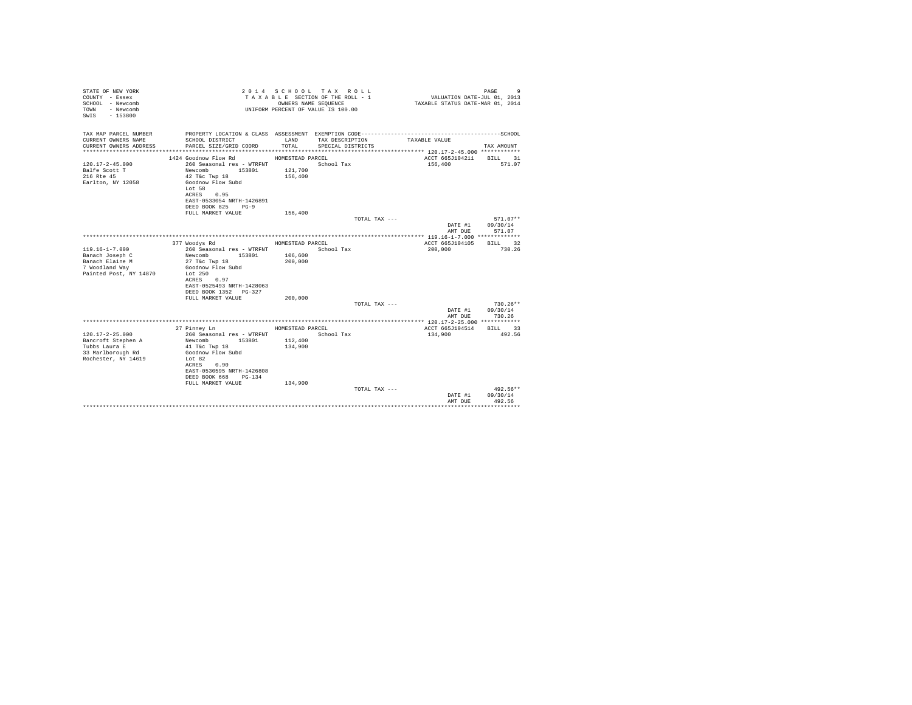STATE OF NEW YORK
COUNTY - Essex
SCHOOL - Newcomb
TOWN - Newcomb
SWIS - 153800

2014 SCHOOL TAX ROLL
TAXABLE SECTION OF THE ROLL - 1
OWNERS NAME SEQUENCE
UNIFORM PERCENT OF VALUE IS 100.00

VALUATION DATE-JUL 01, 2013
TAXABLE STATUS DATE-MAR 01, 2014

| TAX MAP PARCEL NUMBER / CURRENT OWNERS NAME / CURRENT OWNERS ADDRESS | PROPERTY LOCATION & CLASS / SCHOOL DISTRICT / PARCEL SIZE/GRID COORD | ASSESSMENT LAND / TOTAL | EXEMPTION CODE / TAX DESCRIPTION / SPECIAL DISTRICTS | TAXABLE VALUE | SCHOOL TAX AMOUNT |
|---|---|---|---|---|---|
| **120.17-2-45.000** | 1424 Goodnow Flow Rd | HOMESTEAD PARCEL | | ACCT 665J104211 | BILL 31 |
| 120.17-2-45.000 | 260 Seasonal res - WTRFNT | | School Tax | 156,400 | 571.07 |
| Balfe Scott T | Newcomb 153801 | 121,700 | | | |
| 216 Rte 45 | 42 T&c Twp 18 | 156,400 | | | |
| Earlton, NY 12058 | Goodnow Flow Subd | | | | |
| | Lot 58 | | | | |
| | ACRES 0.95 | | | | |
| | EAST-0533054 NRTH-1426891 | | | | |
| | DEED BOOK 825 PG-9 | | | | |
| | FULL MARKET VALUE | 156,400 | | | |
| | | | TOTAL TAX --- | | 571.07** |
| | | | | DATE #1 | 09/30/14 |
| | | | | AMT DUE | 571.07 |
| **119.16-1-7.000** | 377 Woodys Rd | HOMESTEAD PARCEL | | ACCT 665J104105 | BILL 32 |
| 119.16-1-7.000 | 260 Seasonal res - WTRFNT | | School Tax | 200,000 | 730.26 |
| Banach Joseph C | Newcomb 153801 | 106,600 | | | |
| Banach Elaine M | 27 T&c Twp 18 | 200,000 | | | |
| 7 Woodland Way | Goodnow Flow Subd | | | | |
| Painted Post, NY 14870 | Lot 250 | | | | |
| | ACRES 0.97 | | | | |
| | EAST-0525493 NRTH-1428063 | | | | |
| | DEED BOOK 1352 PG-327 | | | | |
| | FULL MARKET VALUE | 200,000 | | | |
| | | | TOTAL TAX --- | | 730.26** |
| | | | | DATE #1 | 09/30/14 |
| | | | | AMT DUE | 730.26 |
| **120.17-2-25.000** | 27 Pinney Ln | HOMESTEAD PARCEL | | ACCT 665J104514 | BILL 33 |
| 120.17-2-25.000 | 260 Seasonal res - WTRFNT | | School Tax | 134,900 | 492.56 |
| Bancroft Stephen A | Newcomb 153801 | 112,400 | | | |
| Tubbs Laura E | 41 T&c Twp 18 | 134,900 | | | |
| 33 Marlborough Rd | Goodnow Flow Subd | | | | |
| Rochester, NY 14619 | Lot 82 | | | | |
| | ACRES 0.90 | | | | |
| | EAST-0530595 NRTH-1426808 | | | | |
| | DEED BOOK 668 PG-134 | | | | |
| | FULL MARKET VALUE | 134,900 | | | |
| | | | TOTAL TAX --- | | 492.56** |
| | | | | DATE #1 | 09/30/14 |
| | | | | AMT DUE | 492.56 |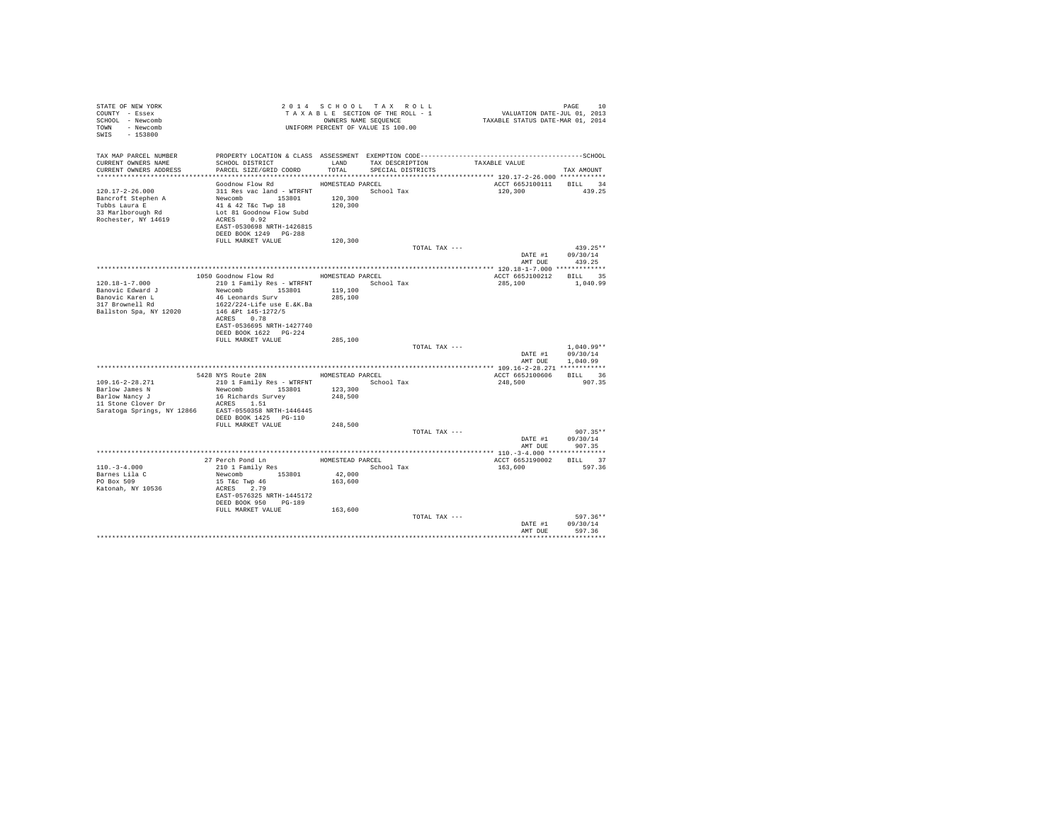STATE OF NEW YORK
COUNTY - Essex
SCHOOL - Newcomb
TOWN - Newcomb
SWIS - 153800

2014 SCHOOL TAX ROLL
TAXABLE SECTION OF THE ROLL - 1
OWNERS NAME SEQUENCE
UNIFORM PERCENT OF VALUE IS 100.00

VALUATION DATE-JUL 01, 2013
TAXABLE STATUS DATE-MAR 01, 2014

| TAX MAP PARCEL NUMBER / CURRENT OWNERS NAME / CURRENT OWNERS ADDRESS | PROPERTY LOCATION & CLASS / SCHOOL DISTRICT / PARCEL SIZE/GRID COORD | ASSESSMENT LAND / TOTAL | EXEMPTION CODE / TAX DESCRIPTION / SPECIAL DISTRICTS | TAXABLE VALUE | TAX AMOUNT |
|---|---|---|---|---|---|
| **120.17-2-26.000** | Goodnow Flow Rd | HOMESTEAD PARCEL | | ACCT 665J100111 | BILL 34 |
| 120.17-2-26.000 | 311 Res vac land - WTRFNT | | School Tax | 120,300 | 439.25 |
| Bancroft Stephen A | Newcomb 153801 | 120,300 | | | |
| Tubbs Laura E | 41 & 42 T&c Twp 18 | 120,300 | | | |
| 33 Marlborough Rd | Lot 81 Goodnow Flow Subd | | | | |
| Rochester, NY 14619 | ACRES 0.92 | | | | |
| | EAST-0530698 NRTH-1426815 | | | | |
| | DEED BOOK 1249 PG-288 | | | | |
| | FULL MARKET VALUE | 120,300 | | | |
| | | | TOTAL TAX --- | | 439.25** |
| | | | | DATE #1 | 09/30/14 |
| | | | | AMT DUE | 439.25 |
| **120.18-1-7.000** | 1050 Goodnow Flow Rd | HOMESTEAD PARCEL | | ACCT 665J100212 | BILL 35 |
| 120.18-1-7.000 | 210 1 Family Res - WTRFNT | | School Tax | 285,100 | 1,040.99 |
| Banovic Edward J | Newcomb 153801 | 119,100 | | | |
| Banovic Karen L | 46 Leonards Surv | 285,100 | | | |
| 317 Brownell Rd | 1622/224-Life use E.&K.Ba | | | | |
| Ballston Spa, NY 12020 | 146 &Pt 145-1272/5 | | | | |
| | ACRES 0.78 | | | | |
| | EAST-0536695 NRTH-1427740 | | | | |
| | DEED BOOK 1622 PG-224 | | | | |
| | FULL MARKET VALUE | 285,100 | | | |
| | | | TOTAL TAX --- | | 1,040.99** |
| | | | | DATE #1 | 09/30/14 |
| | | | | AMT DUE | 1,040.99 |
| **109.16-2-28.271** | 5428 NYS Route 28N | HOMESTEAD PARCEL | | ACCT 665J100606 | BILL 36 |
| 109.16-2-28.271 | 210 1 Family Res - WTRFNT | | School Tax | 248,500 | 907.35 |
| Barlow James N | Newcomb 153801 | 123,300 | | | |
| Barlow Nancy J | 16 Richards Survey | 248,500 | | | |
| 11 Stone Clover Dr | ACRES 1.51 | | | | |
| Saratoga Springs, NY 12866 | EAST-0550358 NRTH-1446445 | | | | |
| | DEED BOOK 1425 PG-110 | | | | |
| | FULL MARKET VALUE | 248,500 | | | |
| | | | TOTAL TAX --- | | 907.35** |
| | | | | DATE #1 | 09/30/14 |
| | | | | AMT DUE | 907.35 |
| **110.-3-4.000** | 27 Perch Pond Ln | HOMESTEAD PARCEL | | ACCT 665J190002 | BILL 37 |
| 110.-3-4.000 | 210 1 Family Res | | School Tax | 163,600 | 597.36 |
| Barnes Lila C | Newcomb 153801 | 42,000 | | | |
| PO Box 509 | 15 T&c Twp 46 | 163,600 | | | |
| Katonah, NY 10536 | ACRES 2.79 | | | | |
| | EAST-0576325 NRTH-1445172 | | | | |
| | DEED BOOK 950 PG-189 | | | | |
| | FULL MARKET VALUE | 163,600 | | | |
| | | | TOTAL TAX --- | | 597.36** |
| | | | | DATE #1 | 09/30/14 |
| | | | | AMT DUE | 597.36 |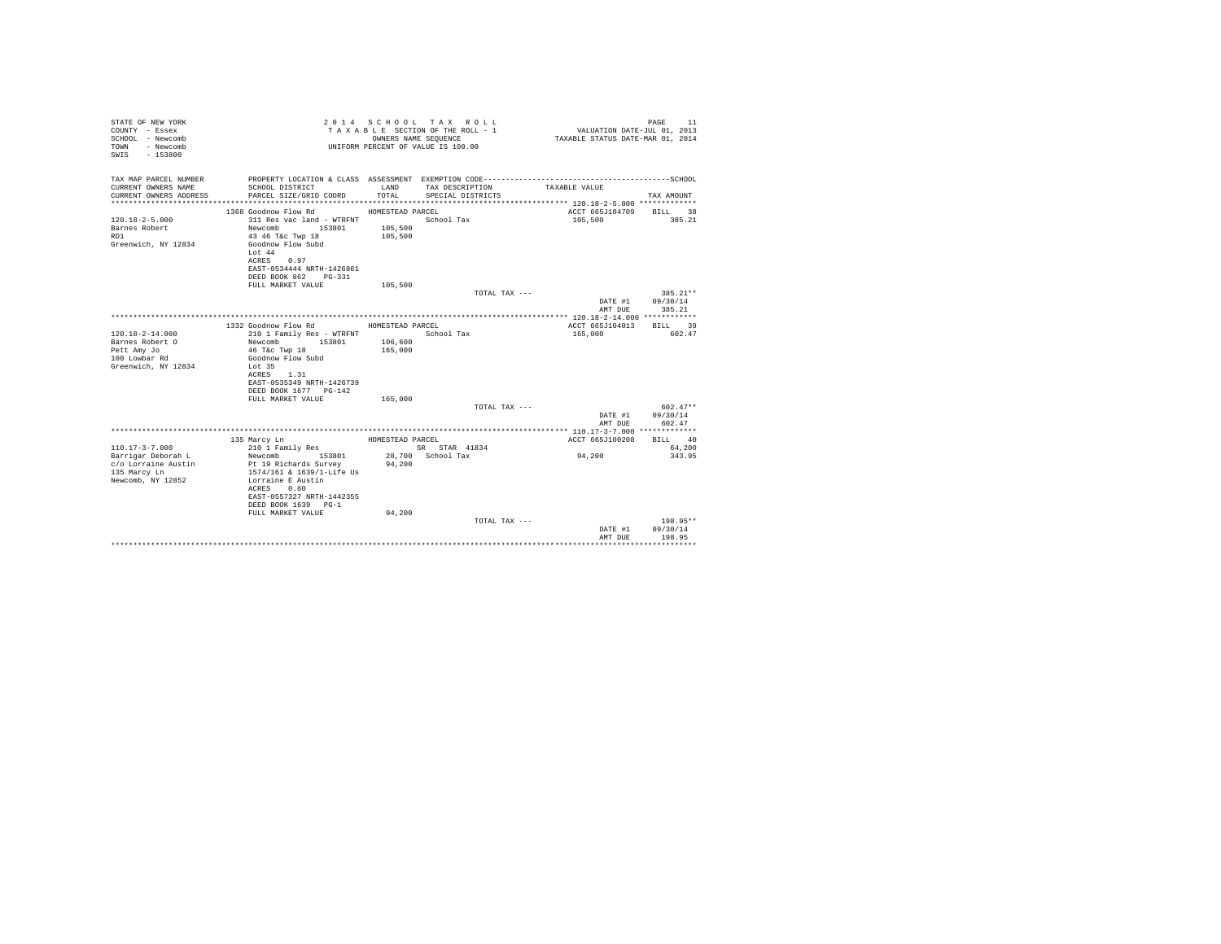```
STATE OF NEW YORK                    2 0 1 4   S C H O O L   T A X   R O L L                              PAGE    11
COUNTY  - Essex                       T A X A B L E SECTION OF THE ROLL - 1              VALUATION DATE-JUL 01, 2013
SCHOOL  - Newcomb                             OWNERS NAME SEQUENCE                  TAXABLE STATUS DATE-MAR 01, 2014
TOWN    - Newcomb                       UNIFORM PERCENT OF VALUE IS 100.00
SWIS    - 153800

TAX MAP PARCEL NUMBER      PROPERTY LOCATION & CLASS  ASSESSMENT  EXEMPTION CODE-----------------------------------------SCHOOL
CURRENT OWNERS NAME        SCHOOL DISTRICT              LAND      TAX DESCRIPTION           TAXABLE VALUE
CURRENT OWNERS ADDRESS     PARCEL SIZE/GRID COORD       TOTAL     SPECIAL DISTRICTS                                    TAX AMOUNT
****************************************************************************************************** 120.18-2-5.000 *************
                          1368 Goodnow Flow Rd          HOMESTEAD PARCEL                         ACCT 665J104709     BILL   38
120.18-2-5.000             311 Res vac land - WTRFNT             School Tax                      105,500                385.21
Barnes Robert              Newcomb        153801       105,500
RD1                        43 46 T&c Twp 18            105,500
Greenwich, NY 12834        Goodnow Flow Subd
                           Lot 44
                           ACRES    0.97
                           EAST-0534444 NRTH-1426861
                           DEED BOOK 862    PG-331
                           FULL MARKET VALUE           105,500
                                                                      TOTAL TAX ---                                   385.21**
                                                                                                    DATE #1    09/30/14
                                                                                                    AMT DUE      385.21
****************************************************************************************************** 120.18-2-14.000 ************
                          1332 Goodnow Flow Rd          HOMESTEAD PARCEL                         ACCT 665J104013     BILL   39
120.18-2-14.000            210 1 Family Res - WTRFNT             School Tax                      165,000                602.47
Barnes Robert O            Newcomb        153801       106,600
Pett Amy Jo                46 T&c Twp 18               165,000
100 Lowbar Rd              Goodnow Flow Subd
Greenwich, NY 12834        Lot 35
                           ACRES    1.31
                           EAST-0535349 NRTH-1426739
                           DEED BOOK 1677   PG-142
                           FULL MARKET VALUE           165,000
                                                                      TOTAL TAX ---                                   602.47**
                                                                                                    DATE #1    09/30/14
                                                                                                    AMT DUE      602.47
****************************************************************************************************** 110.17-3-7.000 *************
                           135 Marcy Ln                 HOMESTEAD PARCEL                         ACCT 665J100208     BILL   40
110.17-3-7.000             210 1 Family Res                    SR  STAR  41834                                         64,200
Barrigar Deborah L         Newcomb        153801        28,700  School Tax                        94,200                343.95
c/o Lorraine Austin        Pt 19 Richards Survey        94,200
135 Marcy Ln               1574/161 & 1639/1-Life Us
Newcomb, NY 12852          Lorraine E Austin
                           ACRES    0.60
                           EAST-0557327 NRTH-1442355
                           DEED BOOK 1639   PG-1
                           FULL MARKET VALUE            94,200
                                                                      TOTAL TAX ---                                   198.95**
                                                                                                    DATE #1    09/30/14
                                                                                                    AMT DUE      198.95
************************************************************************************************************************************
```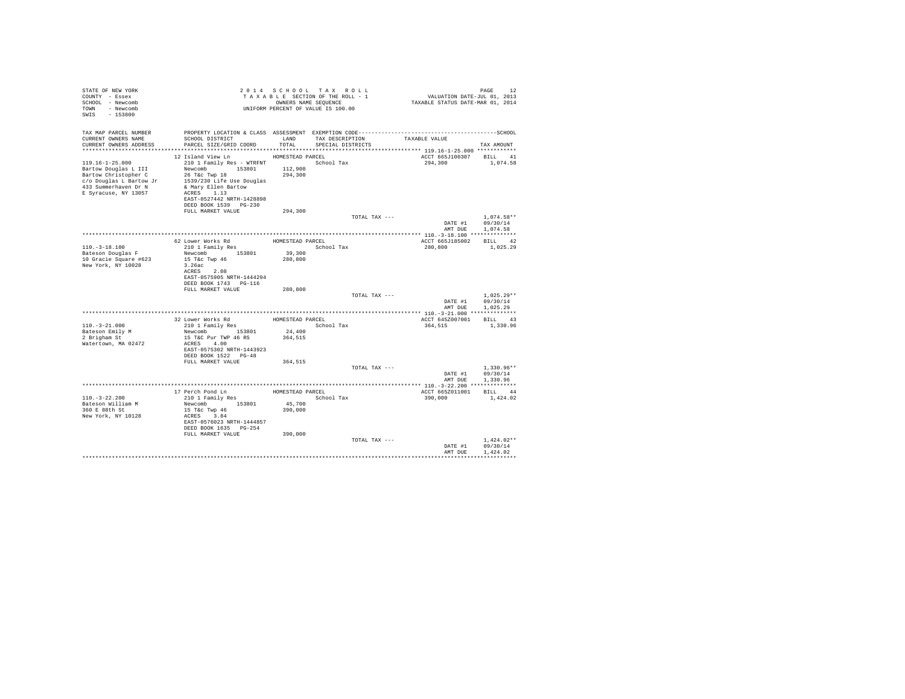STATE OF NEW YORK
COUNTY - Essex
SCHOOL - Newcomb
TOWN - Newcomb
SWIS - 153800

2014 SCHOOL TAX ROLL
TAXABLE SECTION OF THE ROLL - 1
OWNERS NAME SEQUENCE
UNIFORM PERCENT OF VALUE IS 100.00

VALUATION DATE-JUL 01, 2013
TAXABLE STATUS DATE-MAR 01, 2014

| TAX MAP PARCEL NUMBER / CURRENT OWNERS NAME / CURRENT OWNERS ADDRESS | PROPERTY LOCATION & CLASS / SCHOOL DISTRICT / PARCEL SIZE/GRID COORD | ASSESSMENT LAND / TOTAL | EXEMPTION CODE / TAX DESCRIPTION / SPECIAL DISTRICTS | TAXABLE VALUE | TAX AMOUNT |
|---|---|---|---|---|---|
| **119.16-1-25.000** | 12 Island View Ln | HOMESTEAD PARCEL | | ACCT 665J100307 | BILL 41 |
| Bartow Douglas L III | 210 1 Family Res - WTRFNT | | School Tax | 294,300 | 1,074.58 |
| Bartow Christopher C | Newcomb 153801 | 112,900 | | | |
| c/o Douglas L Bartow Jr | 26 T&c Twp 18 | 294,300 | | | |
| 433 Summerhaven Dr N | 1539/230 Life Use Douglas | | | | |
| E Syracuse, NY 13057 | & Mary Ellen Bartow | | | | |
| | ACRES 1.13 | | | | |
| | EAST-0527442 NRTH-1428898 | | | | |
| | DEED BOOK 1539 PG-230 | | | | |
| | FULL MARKET VALUE | 294,300 | | | |
| | | | TOTAL TAX --- | | 1,074.58** |
| | | | | DATE #1 | 09/30/14 |
| | | | | AMT DUE | 1,074.58 |
| **110.-3-18.100** | 62 Lower Works Rd | HOMESTEAD PARCEL | | ACCT 665J185002 | BILL 42 |
| Bateson Douglas F | 210 1 Family Res | | School Tax | 280,800 | 1,025.29 |
| 10 Gracie Square #623 | Newcomb 153801 | 39,300 | | | |
| New York, NY 10028 | 15 T&c Twp 46 | 280,800 | | | |
| | 3.26ac | | | | |
| | ACRES 2.08 | | | | |
| | EAST-0575905 NRTH-1444294 | | | | |
| | DEED BOOK 1743 PG-116 | | | | |
| | FULL MARKET VALUE | 280,800 | | | |
| | | | TOTAL TAX --- | | 1,025.29** |
| | | | | DATE #1 | 09/30/14 |
| | | | | AMT DUE | 1,025.29 |
| **110.-3-21.000** | 32 Lower Works Rd | HOMESTEAD PARCEL | | ACCT 645Z007001 | BILL 43 |
| Bateson Emily M | 210 1 Family Res | | School Tax | 364,515 | 1,330.96 |
| 2 Brigham St | Newcomb 153801 | 24,400 | | | |
| Watertown, MA 02472 | 15 T&C Pur TWP 46 RS | 364,515 | | | |
| | ACRES 4.00 | | | | |
| | EAST-0575302 NRTH-1443923 | | | | |
| | DEED BOOK 1522 PG-48 | | | | |
| | FULL MARKET VALUE | 364,515 | | | |
| | | | TOTAL TAX --- | | 1,330.96** |
| | | | | DATE #1 | 09/30/14 |
| | | | | AMT DUE | 1,330.96 |
| **110.-3-22.200** | 17 Perch Pond Ln | HOMESTEAD PARCEL | | ACCT 665Z011001 | BILL 44 |
| Bateson William M | 210 1 Family Res | | School Tax | 390,000 | 1,424.02 |
| 360 E 88th St | Newcomb 153801 | 45,700 | | | |
| New York, NY 10128 | 15 T&c Twp 46 | 390,000 | | | |
| | ACRES 3.84 | | | | |
| | EAST-0576023 NRTH-1444857 | | | | |
| | DEED BOOK 1635 PG-254 | | | | |
| | FULL MARKET VALUE | 390,000 | | | |
| | | | TOTAL TAX --- | | 1,424.02** |
| | | | | DATE #1 | 09/30/14 |
| | | | | AMT DUE | 1,424.02 |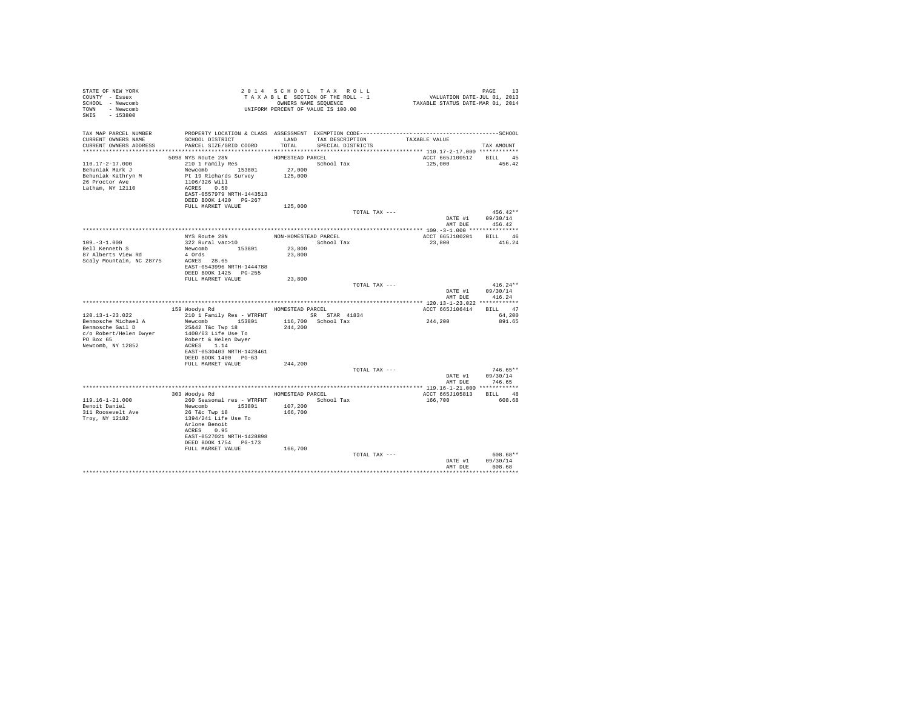STATE OF NEW YORK
COUNTY - Essex
SCHOOL - Newcomb
TOWN - Newcomb
SWIS - 153800

2014 SCHOOL TAX ROLL
TAXABLE SECTION OF THE ROLL - 1
OWNERS NAME SEQUENCE
UNIFORM PERCENT OF VALUE IS 100.00

VALUATION DATE-JUL 01, 2013
TAXABLE STATUS DATE-MAR 01, 2014

| TAX MAP PARCEL NUMBER / CURRENT OWNERS NAME / CURRENT OWNERS ADDRESS | PROPERTY LOCATION & CLASS / SCHOOL DISTRICT / PARCEL SIZE/GRID COORD | ASSESSMENT LAND / TOTAL | EXEMPTION CODE / TAX DESCRIPTION / SPECIAL DISTRICTS | TAXABLE VALUE | TAX AMOUNT |
|---|---|---|---|---|---|
| **110.17-2-17.000** | 5098 NYS Route 28N | HOMESTEAD PARCEL | | ACCT 665J100512 | BILL 45 |
| 110.17-2-17.000 | 210 1 Family Res | | School Tax | 125,000 | 456.42 |
| Behuniak Mark J | Newcomb 153801 | 27,000 | | | |
| Behuniak Kathryn M | Pt 19 Richards Survey | 125,000 | | | |
| 26 Proctor Ave | 1106/326 Will | | | | |
| Latham, NY 12110 | ACRES 0.50 | | | | |
| | EAST-0557979 NRTH-1443513 | | | | |
| | DEED BOOK 1420 PG-267 | | | | |
| | FULL MARKET VALUE | 125,000 | | | |
| | | | TOTAL TAX --- | | 456.42** |
| | | | | DATE #1 | 09/30/14 |
| | | | | AMT DUE | 456.42 |
| **109.-3-1.000** | NYS Route 28N | NON-HOMESTEAD PARCEL | | ACCT 665J100201 | BILL 46 |
| 109.-3-1.000 | 322 Rural vac>10 | | School Tax | 23,800 | 416.24 |
| Bell Kenneth S | Newcomb 153801 | 23,800 | | | |
| 87 Alberts View Rd | 4 Ords | 23,800 | | | |
| Scaly Mountain, NC 28775 | ACRES 28.65 | | | | |
| | EAST-0543996 NRTH-1444788 | | | | |
| | DEED BOOK 1425 PG-255 | | | | |
| | FULL MARKET VALUE | 23,800 | | | |
| | | | TOTAL TAX --- | | 416.24** |
| | | | | DATE #1 | 09/30/14 |
| | | | | AMT DUE | 416.24 |
| **120.13-1-23.022** | 159 Woodys Rd | HOMESTEAD PARCEL | | ACCT 665J106414 | BILL 47 |
| 120.13-1-23.022 | 210 1 Family Res - WTRFNT | | SR STAR 41834 | | 64,200 |
| Benmosche Michael A | Newcomb 153801 | 116,700 | School Tax | 244,200 | 891.65 |
| Benmosche Gail D | 25&42 T&c Twp 18 | 244,200 | | | |
| c/o Robert/Helen Dwyer | 1400/63 Life Use To | | | | |
| PO Box 65 | Robert & Helen Dwyer | | | | |
| Newcomb, NY 12852 | ACRES 1.14 | | | | |
| | EAST-0530403 NRTH-1428461 | | | | |
| | DEED BOOK 1400 PG-63 | | | | |
| | FULL MARKET VALUE | 244,200 | | | |
| | | | TOTAL TAX --- | | 746.65** |
| | | | | DATE #1 | 09/30/14 |
| | | | | AMT DUE | 746.65 |
| **119.16-1-21.000** | 303 Woodys Rd | HOMESTEAD PARCEL | | ACCT 665J105813 | BILL 48 |
| 119.16-1-21.000 | 260 Seasonal res - WTRFNT | | School Tax | 166,700 | 608.68 |
| Benoit Daniel | Newcomb 153801 | 107,200 | | | |
| 311 Roosevelt Ave | 26 T&c Twp 18 | 166,700 | | | |
| Troy, NY 12182 | 1394/241 Life Use To | | | | |
| | Arlone Benoit | | | | |
| | ACRES 0.95 | | | | |
| | EAST-0527021 NRTH-1428898 | | | | |
| | DEED BOOK 1754 PG-173 | | | | |
| | FULL MARKET VALUE | 166,700 | | | |
| | | | TOTAL TAX --- | | 608.68** |
| | | | | DATE #1 | 09/30/14 |
| | | | | AMT DUE | 608.68 |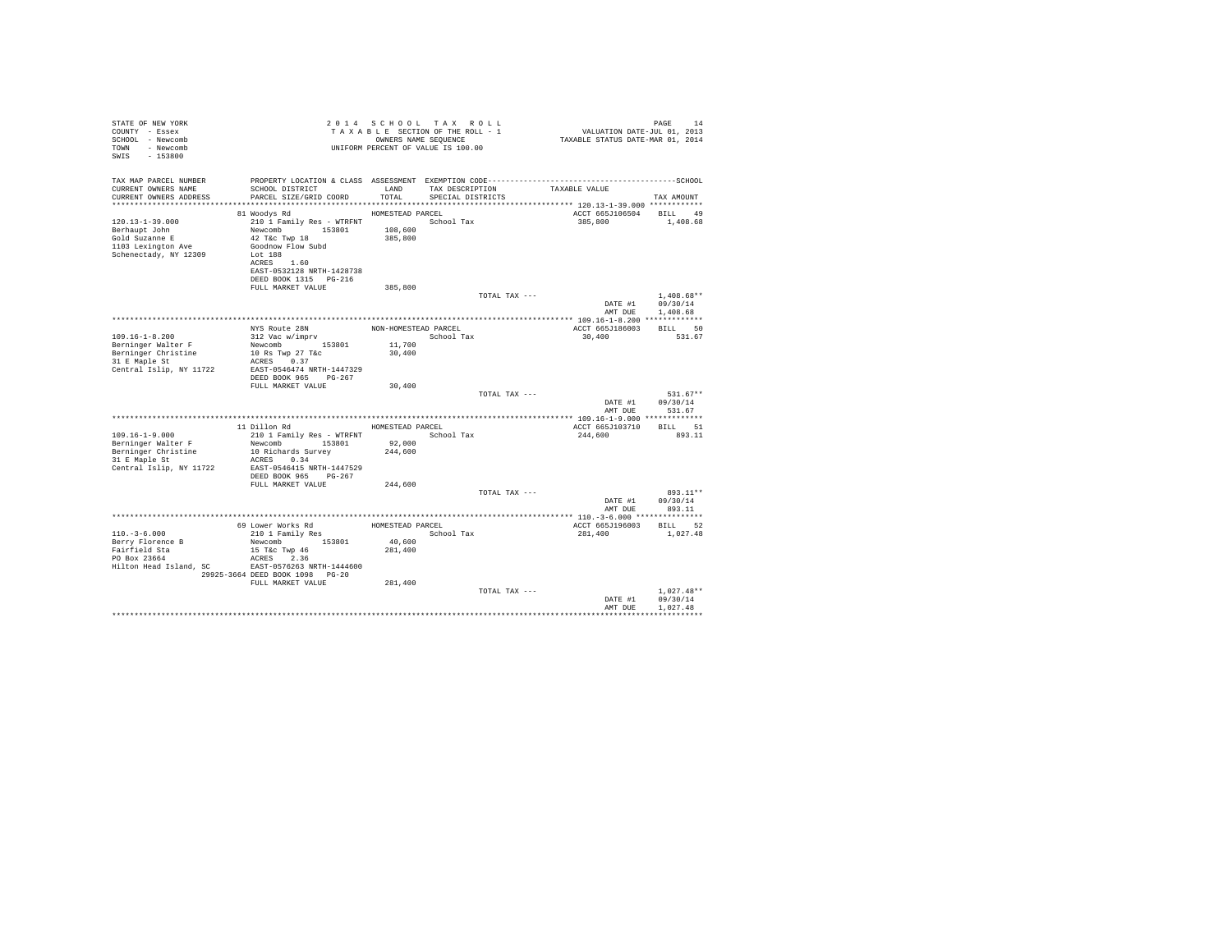STATE OF NEW YORK
COUNTY - Essex
SCHOOL - Newcomb
TOWN - Newcomb
SWIS - 153800

2 0 1 4 S C H O O L T A X R O L L
T A X A B L E SECTION OF THE ROLL - 1
OWNERS NAME SEQUENCE
UNIFORM PERCENT OF VALUE IS 100.00

VALUATION DATE-JUL 01, 2013
TAXABLE STATUS DATE-MAR 01, 2014

| TAX MAP PARCEL NUMBER / CURRENT OWNERS NAME / CURRENT OWNERS ADDRESS | PROPERTY LOCATION & CLASS / SCHOOL DISTRICT / PARCEL SIZE/GRID COORD | ASSESSMENT LAND / TOTAL | EXEMPTION CODE / TAX DESCRIPTION / SPECIAL DISTRICTS | TAXABLE VALUE | SCHOOL TAX AMOUNT |
|---|---|---|---|---|---|
| **120.13-1-39.000** | 81 Woodys Rd | HOMESTEAD PARCEL | | ACCT 665J106504 | BILL 49 |
| 120.13-1-39.000 | 210 1 Family Res - WTRFNT | | School Tax | 385,800 | 1,408.68 |
| Berhaupt John | Newcomb 153801 | 108,600 | | | |
| Gold Suzanne E | 42 T&c Twp 18 | 385,800 | | | |
| 1103 Lexington Ave | Goodnow Flow Subd | | | | |
| Schenectady, NY 12309 | Lot 188 | | | | |
| | ACRES 1.60 | | | | |
| | EAST-0532128 NRTH-1428738 | | | | |
| | DEED BOOK 1315 PG-216 | | | | |
| | FULL MARKET VALUE | 385,800 | | | |
| | | | TOTAL TAX --- | | 1,408.68** |
| | | | | DATE #1 | 09/30/14 |
| | | | | AMT DUE | 1,408.68 |
| **109.16-1-8.200** | NYS Route 28N | NON-HOMESTEAD PARCEL | | ACCT 665J186003 | BILL 50 |
| 109.16-1-8.200 | 312 Vac w/imprv | | School Tax | 30,400 | 531.67 |
| Berninger Walter F | Newcomb 153801 | 11,700 | | | |
| Berninger Christine | 10 Rs Twp 27 T&c | 30,400 | | | |
| 31 E Maple St | ACRES 0.37 | | | | |
| Central Islip, NY 11722 | EAST-0546474 NRTH-1447329 | | | | |
| | DEED BOOK 965 PG-267 | | | | |
| | FULL MARKET VALUE | 30,400 | | | |
| | | | TOTAL TAX --- | | 531.67** |
| | | | | DATE #1 | 09/30/14 |
| | | | | AMT DUE | 531.67 |
| **109.16-1-9.000** | 11 Dillon Rd | HOMESTEAD PARCEL | | ACCT 665J103710 | BILL 51 |
| 109.16-1-9.000 | 210 1 Family Res - WTRFNT | | School Tax | 244,600 | 893.11 |
| Berninger Walter F | Newcomb 153801 | 92,000 | | | |
| Berninger Christine | 10 Richards Survey | 244,600 | | | |
| 31 E Maple St | ACRES 0.34 | | | | |
| Central Islip, NY 11722 | EAST-0546415 NRTH-1447529 | | | | |
| | DEED BOOK 965 PG-267 | | | | |
| | FULL MARKET VALUE | 244,600 | | | |
| | | | TOTAL TAX --- | | 893.11** |
| | | | | DATE #1 | 09/30/14 |
| | | | | AMT DUE | 893.11 |
| **110.-3-6.000** | 69 Lower Works Rd | HOMESTEAD PARCEL | | ACCT 665J196003 | BILL 52 |
| 110.-3-6.000 | 210 1 Family Res | | School Tax | 281,400 | 1,027.48 |
| Berry Florence B | Newcomb 153801 | 40,600 | | | |
| Fairfield Sta | 15 T&c Twp 46 | 281,400 | | | |
| PO Box 23664 | ACRES 2.36 | | | | |
| Hilton Head Island, SC | EAST-0576263 NRTH-1444600 | | | | |
| 29925-3664 | DEED BOOK 1098 PG-20 | | | | |
| | FULL MARKET VALUE | 281,400 | | | |
| | | | TOTAL TAX --- | | 1,027.48** |
| | | | | DATE #1 | 09/30/14 |
| | | | | AMT DUE | 1,027.48 |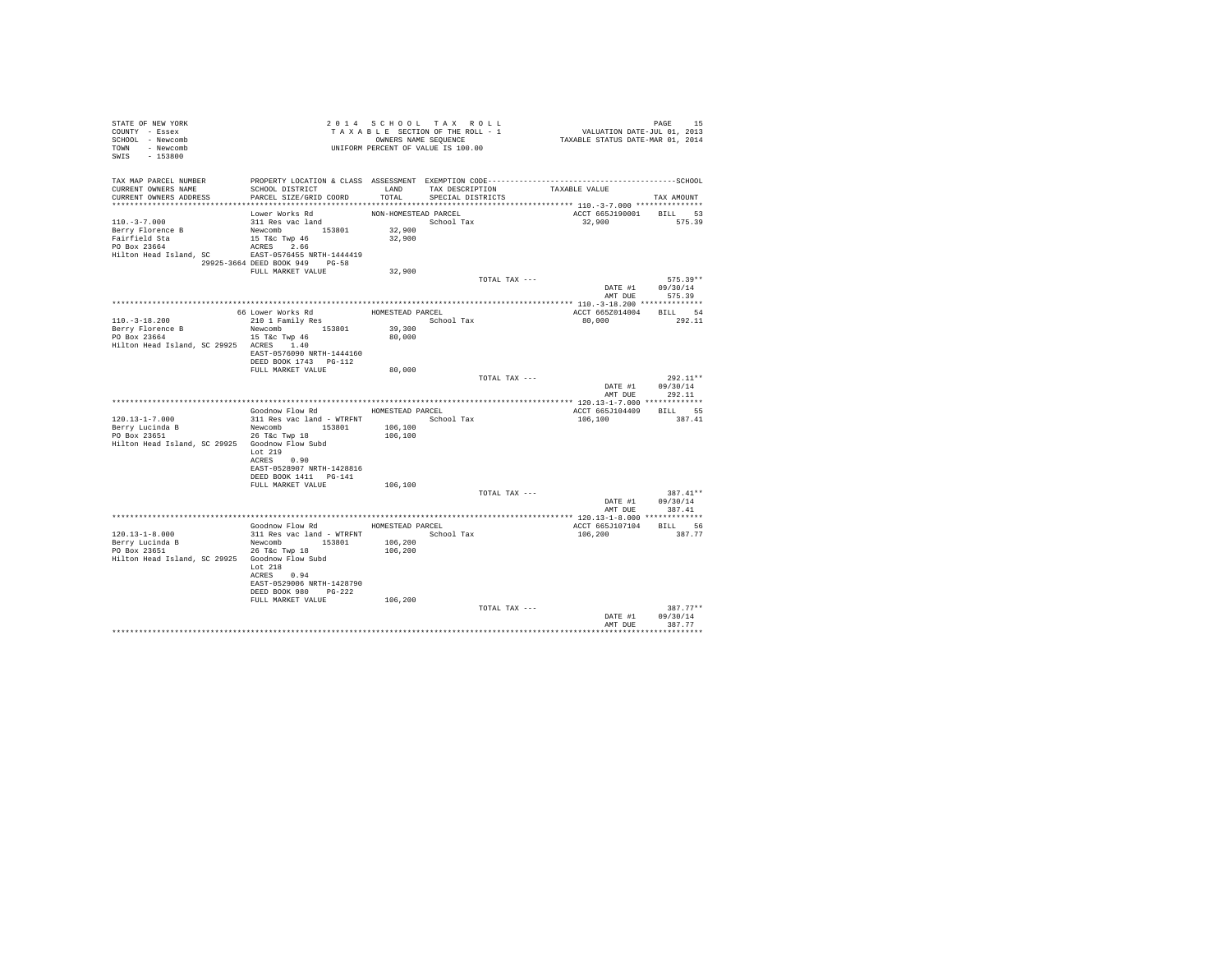STATE OF NEW YORK
COUNTY - Essex
SCHOOL - Newcomb
TOWN - Newcomb
SWIS - 153800

2014 SCHOOL TAX ROLL
TAXABLE SECTION OF THE ROLL - 1
OWNERS NAME SEQUENCE
UNIFORM PERCENT OF VALUE IS 100.00

VALUATION DATE-JUL 01, 2013
TAXABLE STATUS DATE-MAR 01, 2014

| TAX MAP PARCEL NUMBER / CURRENT OWNERS NAME / CURRENT OWNERS ADDRESS | PROPERTY LOCATION & CLASS / SCHOOL DISTRICT / PARCEL SIZE/GRID COORD | ASSESSMENT LAND / TOTAL | EXEMPTION CODE / TAX DESCRIPTION / SPECIAL DISTRICTS | TAXABLE VALUE | TAX AMOUNT |
|---|---|---|---|---|---|
| **110.-3-7.000** | Lower Works Rd | NON-HOMESTEAD PARCEL | | ACCT 665J190001 | BILL 53 |
| 110.-3-7.000 | 311 Res vac land | | School Tax | 32,900 | 575.39 |
| Berry Florence B | Newcomb 153801 | 32,900 | | | |
| Fairfield Sta | 15 T&c Twp 46 | 32,900 | | | |
| PO Box 23664 | ACRES 2.66 | | | | |
| Hilton Head Island, SC 29925-3664 | EAST-0576455 NRTH-1444419 | | | | |
| | DEED BOOK 949 PG-58 | | | | |
| | FULL MARKET VALUE | 32,900 | | | |
| | | | TOTAL TAX --- | | 575.39** |
| | | | | DATE #1 | 09/30/14 |
| | | | | AMT DUE | 575.39 |
| **110.-3-18.200** | 66 Lower Works Rd | HOMESTEAD PARCEL | | ACCT 665Z014004 | BILL 54 |
| 110.-3-18.200 | 210 1 Family Res | | School Tax | 80,000 | 292.11 |
| Berry Florence B | Newcomb 153801 | 39,300 | | | |
| PO Box 23664 | 15 T&c Twp 46 | 80,000 | | | |
| Hilton Head Island, SC 29925 | ACRES 1.40 | | | | |
| | EAST-0576090 NRTH-1444160 | | | | |
| | DEED BOOK 1743 PG-112 | | | | |
| | FULL MARKET VALUE | 80,000 | | | |
| | | | TOTAL TAX --- | | 292.11** |
| | | | | DATE #1 | 09/30/14 |
| | | | | AMT DUE | 292.11 |
| **120.13-1-7.000** | Goodnow Flow Rd | HOMESTEAD PARCEL | | ACCT 665J104409 | BILL 55 |
| 120.13-1-7.000 | 311 Res vac land - WTRFNT | | School Tax | 106,100 | 387.41 |
| Berry Lucinda B | Newcomb 153801 | 106,100 | | | |
| PO Box 23651 | 26 T&c Twp 18 | 106,100 | | | |
| Hilton Head Island, SC 29925 | Goodnow Flow Subd | | | | |
| | Lot 219 | | | | |
| | ACRES 0.90 | | | | |
| | EAST-0528907 NRTH-1428816 | | | | |
| | DEED BOOK 1411 PG-141 | | | | |
| | FULL MARKET VALUE | 106,100 | | | |
| | | | TOTAL TAX --- | | 387.41** |
| | | | | DATE #1 | 09/30/14 |
| | | | | AMT DUE | 387.41 |
| **120.13-1-8.000** | Goodnow Flow Rd | HOMESTEAD PARCEL | | ACCT 665J107104 | BILL 56 |
| 120.13-1-8.000 | 311 Res vac land - WTRFNT | | School Tax | 106,200 | 387.77 |
| Berry Lucinda B | Newcomb 153801 | 106,200 | | | |
| PO Box 23651 | 26 T&c Twp 18 | 106,200 | | | |
| Hilton Head Island, SC 29925 | Goodnow Flow Subd | | | | |
| | Lot 218 | | | | |
| | ACRES 0.94 | | | | |
| | EAST-0529006 NRTH-1428790 | | | | |
| | DEED BOOK 980 PG-222 | | | | |
| | FULL MARKET VALUE | 106,200 | | | |
| | | | TOTAL TAX --- | | 387.77** |
| | | | | DATE #1 | 09/30/14 |
| | | | | AMT DUE | 387.77 |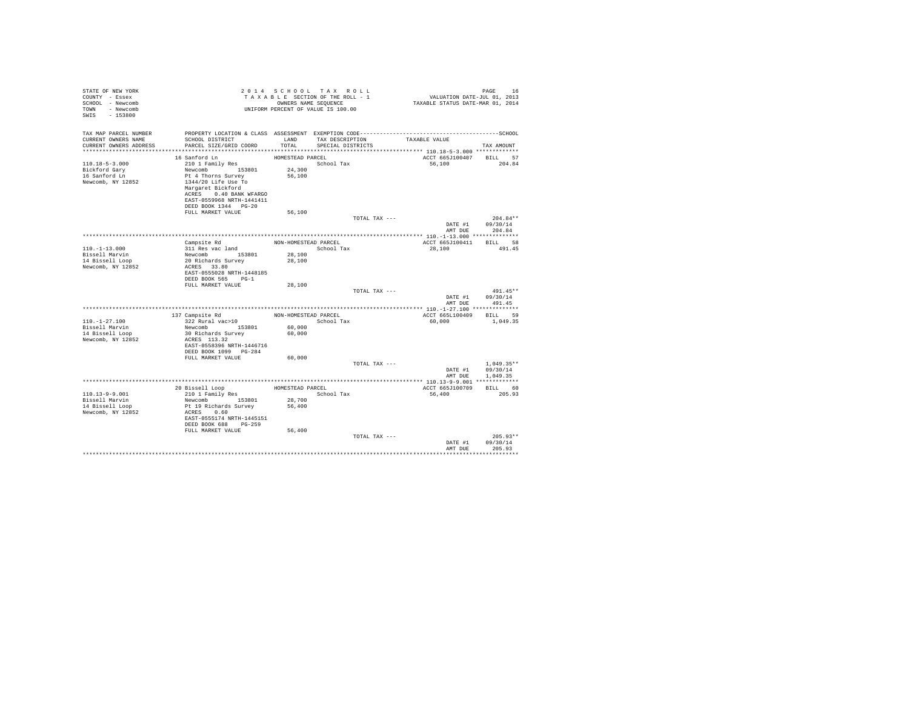STATE OF NEW YORK
COUNTY - Essex
SCHOOL - Newcomb
TOWN - Newcomb
SWIS - 153800

2 0 1 4 S C H O O L T A X R O L L
T A X A B L E SECTION OF THE ROLL - 1
OWNERS NAME SEQUENCE
UNIFORM PERCENT OF VALUE IS 100.00

VALUATION DATE-JUL 01, 2013
TAXABLE STATUS DATE-MAR 01, 2014

| TAX MAP PARCEL NUMBER / CURRENT OWNERS NAME / CURRENT OWNERS ADDRESS | PROPERTY LOCATION & CLASS / SCHOOL DISTRICT / PARCEL SIZE/GRID COORD | ASSESSMENT LAND / TOTAL | EXEMPTION CODE / TAX DESCRIPTION / SPECIAL DISTRICTS | TAXABLE VALUE | SCHOOL TAX AMOUNT |
|---|---|---|---|---|---|
| 110.18-5-3.000 | 16 Sanford Ln | HOMESTEAD PARCEL | | ACCT 665J100407 | BILL 57 |
| Bickford Gary | 210 1 Family Res | | School Tax | 56,100 | 204.84 |
| 16 Sanford Ln | Newcomb 153801 | 24,300 | | | |
| Newcomb, NY 12852 | Pt 4 Thorns Survey | 56,100 | | | |
| | 1344/20 Life Use To | | | | |
| | Margaret Bickford | | | | |
| | ACRES 0.40 BANK WFARGO | | | | |
| | EAST-0559968 NRTH-1441411 | | | | |
| | DEED BOOK 1344 PG-20 | | | | |
| | FULL MARKET VALUE | 56,100 | | | |
| | | | TOTAL TAX --- | | 204.84** |
| | | | | DATE #1 | 09/30/14 |
| | | | | AMT DUE | 204.84 |
| 110.-1-13.000 | Campsite Rd | NON-HOMESTEAD PARCEL | | ACCT 665J100411 | BILL 58 |
| Bissell Marvin | 311 Res vac land | | School Tax | 28,100 | 491.45 |
| 14 Bissell Loop | Newcomb 153801 | 28,100 | | | |
| Newcomb, NY 12852 | 20 Richards Survey | 28,100 | | | |
| | ACRES 33.80 | | | | |
| | EAST-0555028 NRTH-1448185 | | | | |
| | DEED BOOK 565 PG-1 | | | | |
| | FULL MARKET VALUE | 28,100 | | | |
| | | | TOTAL TAX --- | | 491.45** |
| | | | | DATE #1 | 09/30/14 |
| | | | | AMT DUE | 491.45 |
| 110.-1-27.100 | 137 Campsite Rd | NON-HOMESTEAD PARCEL | | ACCT 665L100409 | BILL 59 |
| Bissell Marvin | 322 Rural vac>10 | | School Tax | 60,000 | 1,049.35 |
| 14 Bissell Loop | Newcomb 153801 | 60,000 | | | |
| Newcomb, NY 12852 | 30 Richards Survey | 60,000 | | | |
| | ACRES 113.32 | | | | |
| | EAST-0558396 NRTH-1446716 | | | | |
| | DEED BOOK 1099 PG-284 | | | | |
| | FULL MARKET VALUE | 60,000 | | | |
| | | | TOTAL TAX --- | | 1,049.35** |
| | | | | DATE #1 | 09/30/14 |
| | | | | AMT DUE | 1,049.35 |
| 110.13-9-9.001 | 20 Bissell Loop | HOMESTEAD PARCEL | | ACCT 665J100709 | BILL 60 |
| Bissell Marvin | 210 1 Family Res | | School Tax | 56,400 | 205.93 |
| 14 Bissell Loop | Newcomb 153801 | 28,700 | | | |
| Newcomb, NY 12852 | Pt 19 Richards Survey | 56,400 | | | |
| | ACRES 0.60 | | | | |
| | EAST-0555174 NRTH-1445151 | | | | |
| | DEED BOOK 688 PG-259 | | | | |
| | FULL MARKET VALUE | 56,400 | | | |
| | | | TOTAL TAX --- | | 205.93** |
| | | | | DATE #1 | 09/30/14 |
| | | | | AMT DUE | 205.93 |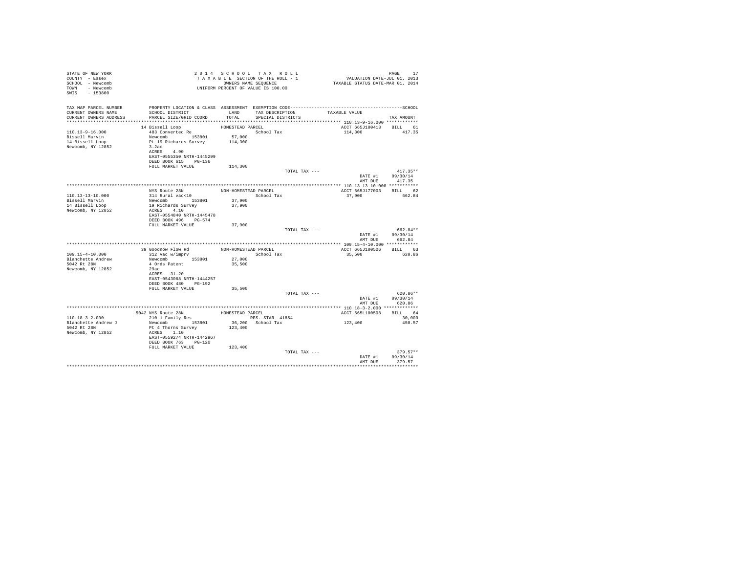STATE OF NEW YORK
COUNTY - Essex
SCHOOL - Newcomb
TOWN - Newcomb
SWIS - 153800

2 0 1 4 S C H O O L T A X R O L L
T A X A B L E SECTION OF THE ROLL - 1
OWNERS NAME SEQUENCE
UNIFORM PERCENT OF VALUE IS 100.00

VALUATION DATE-JUL 01, 2013
TAXABLE STATUS DATE-MAR 01, 2014

| TAX MAP PARCEL NUMBER / CURRENT OWNERS NAME / CURRENT OWNERS ADDRESS | PROPERTY LOCATION & CLASS / SCHOOL DISTRICT / PARCEL SIZE/GRID COORD | ASSESSMENT LAND / TOTAL | EXEMPTION CODE / TAX DESCRIPTION / SPECIAL DISTRICTS | TAXABLE VALUE | TAX AMOUNT |
|---|---|---|---|---|---|
| 110.13-9-16.000 | 14 Bissell Loop | HOMESTEAD PARCEL | | ACCT 665J100413 | BILL 61 |
| 110.13-9-16.000 | 483 Converted Re | | School Tax | 114,300 | 417.35 |
| Bissell Marvin | Newcomb 153801 | 57,000 | | | |
| 14 Bissell Loop | Pt 19 Richards Survey | 114,300 | | | |
| Newcomb, NY 12852 | 3.2ac | | | | |
| | ACRES 4.90 | | | | |
| | EAST-0555350 NRTH-1445299 | | | | |
| | DEED BOOK 615 PG-136 | | | | |
| | FULL MARKET VALUE | 114,300 | | | |
| | | | TOTAL TAX --- | | 417.35** |
| | | | | DATE #1 | 09/30/14 |
| | | | | AMT DUE | 417.35 |
| 110.13-13-10.000 | NYS Route 28N | NON-HOMESTEAD PARCEL | | ACCT 665J177003 | BILL 62 |
| 110.13-13-10.000 | 314 Rural vac<10 | | School Tax | 37,900 | 662.84 |
| Bissell Marvin | Newcomb 153801 | 37,900 | | | |
| 14 Bissell Loop | 19 Richards Survey | 37,900 | | | |
| Newcomb, NY 12852 | ACRES 4.10 | | | | |
| | EAST-0554840 NRTH-1445478 | | | | |
| | DEED BOOK 496 PG-574 | | | | |
| | FULL MARKET VALUE | 37,900 | | | |
| | | | TOTAL TAX --- | | 662.84** |
| | | | | DATE #1 | 09/30/14 |
| | | | | AMT DUE | 662.84 |
| 109.15-4-10.000 | 39 Goodnow Flow Rd | NON-HOMESTEAD PARCEL | | ACCT 665J100506 | BILL 63 |
| 109.15-4-10.000 | 312 Vac w/imprv | | School Tax | 35,500 | 620.86 |
| Blanchette Andrew | Newcomb 153801 | 27,000 | | | |
| 5042 Rt 28N | 4 Ords Patent | 35,500 | | | |
| Newcomb, NY 12852 | 29ac | | | | |
| | ACRES 31.20 | | | | |
| | EAST-0543068 NRTH-1444257 | | | | |
| | DEED BOOK 480 PG-192 | | | | |
| | FULL MARKET VALUE | 35,500 | | | |
| | | | TOTAL TAX --- | | 620.86** |
| | | | | DATE #1 | 09/30/14 |
| | | | | AMT DUE | 620.86 |
| 110.18-3-2.000 | 5042 NYS Route 28N | HOMESTEAD PARCEL | | ACCT 665L100508 | BILL 64 |
| 110.18-3-2.000 | 210 1 Family Res | | RES. STAR 41854 | | 30,000 |
| Blanchette Andrew J | Newcomb 153801 | 36,200 | School Tax | 123,400 | 450.57 |
| 5042 Rt 28N | Pt 4 Thorns Survey | 123,400 | | | |
| Newcomb, NY 12852 | ACRES 1.10 | | | | |
| | EAST-0559274 NRTH-1442967 | | | | |
| | DEED BOOK 763 PG-120 | | | | |
| | FULL MARKET VALUE | 123,400 | | | |
| | | | TOTAL TAX --- | | 379.57** |
| | | | | DATE #1 | 09/30/14 |
| | | | | AMT DUE | 379.57 |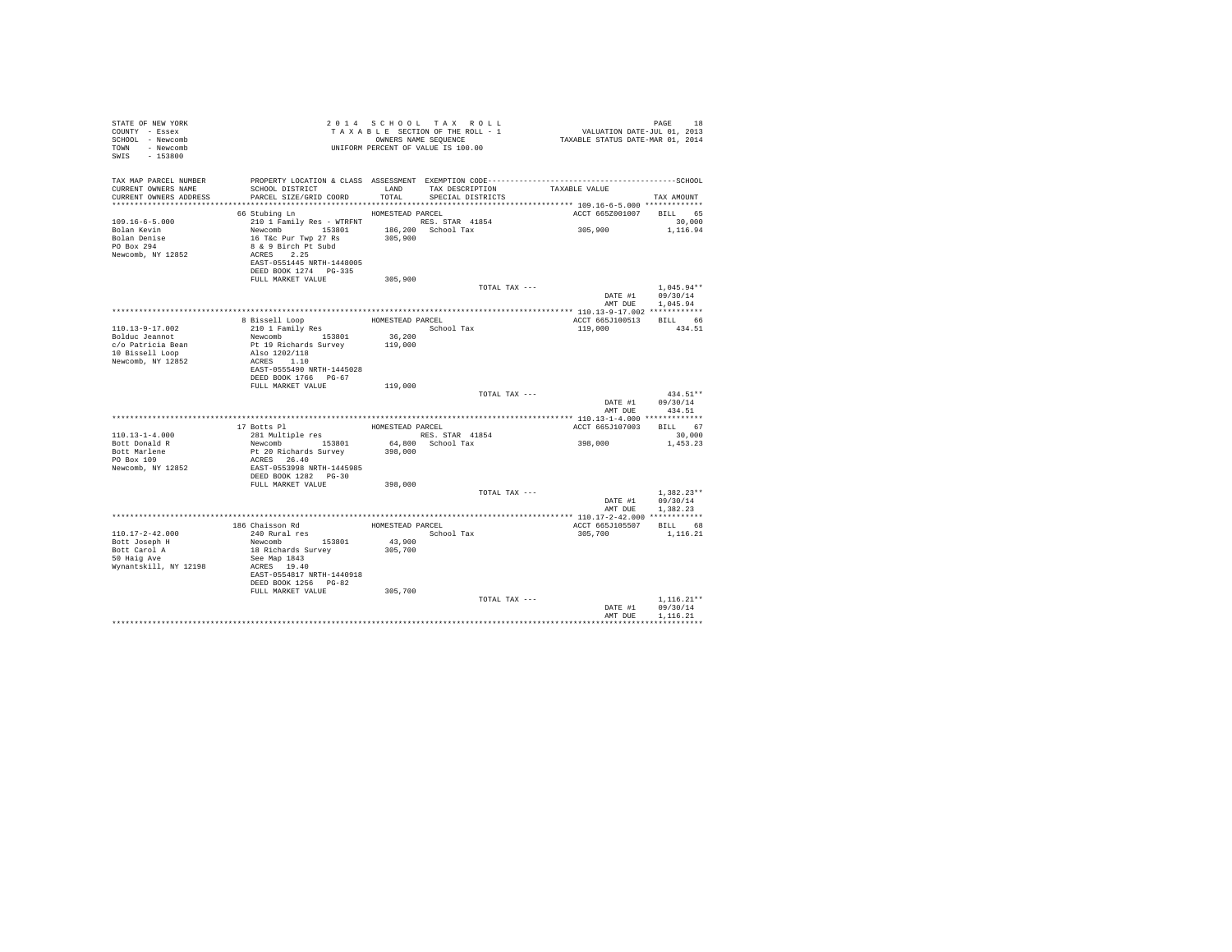STATE OF NEW YORK
COUNTY - Essex
SCHOOL - Newcomb
TOWN - Newcomb
SWIS - 153800

2 0 1 4 S C H O O L T A X R O L L
T A X A B L E SECTION OF THE ROLL - 1
OWNERS NAME SEQUENCE
UNIFORM PERCENT OF VALUE IS 100.00

VALUATION DATE-JUL 01, 2013
TAXABLE STATUS DATE-MAR 01, 2014

| TAX MAP PARCEL NUMBER / CURRENT OWNERS NAME / CURRENT OWNERS ADDRESS | PROPERTY LOCATION & CLASS / SCHOOL DISTRICT / PARCEL SIZE/GRID COORD | ASSESSMENT LAND / TOTAL | EXEMPTION CODE / TAX DESCRIPTION / SPECIAL DISTRICTS | TAXABLE VALUE | SCHOOL TAX AMOUNT |
|---|---|---|---|---|---|
| **109.16-6-5.000** | 66 Stubing Ln | HOMESTEAD PARCEL | | ACCT 665Z001007 | BILL 65 |
| 109.16-6-5.000 | 210 1 Family Res - WTRFNT | | RES. STAR 41854 | | 30,000 |
| Bolan Kevin | Newcomb 153801 | 186,200 | School Tax | 305,900 | 1,116.94 |
| Bolan Denise | 16 T&c Pur Twp 27 Rs | 305,900 | | | |
| PO Box 294 | 8 & 9 Birch Pt Subd | | | | |
| Newcomb, NY 12852 | ACRES 2.25 | | | | |
| | EAST-0551445 NRTH-1448005 | | | | |
| | DEED BOOK 1274 PG-335 | | | | |
| | FULL MARKET VALUE | 305,900 | | | |
| | | | TOTAL TAX --- | | 1,045.94** |
| | | | | DATE #1 | 09/30/14 |
| | | | | AMT DUE | 1,045.94 |
| **110.13-9-17.002** | 8 Bissell Loop | HOMESTEAD PARCEL | | ACCT 665J100513 | BILL 66 |
| 110.13-9-17.002 | 210 1 Family Res | | School Tax | 119,000 | 434.51 |
| Bolduc Jeannot | Newcomb 153801 | 36,200 | | | |
| c/o Patricia Bean | Pt 19 Richards Survey | 119,000 | | | |
| 10 Bissell Loop | Also 1202/118 | | | | |
| Newcomb, NY 12852 | ACRES 1.10 | | | | |
| | EAST-0555490 NRTH-1445028 | | | | |
| | DEED BOOK 1766 PG-67 | | | | |
| | FULL MARKET VALUE | 119,000 | | | |
| | | | TOTAL TAX --- | | 434.51** |
| | | | | DATE #1 | 09/30/14 |
| | | | | AMT DUE | 434.51 |
| **110.13-1-4.000** | 17 Botts Pl | HOMESTEAD PARCEL | | ACCT 665J107003 | BILL 67 |
| 110.13-1-4.000 | 281 Multiple res | | RES. STAR 41854 | | 30,000 |
| Bott Donald R | Newcomb 153801 | 64,800 | School Tax | 398,000 | 1,453.23 |
| Bott Marlene | Pt 20 Richards Survey | 398,000 | | | |
| PO Box 109 | ACRES 26.40 | | | | |
| Newcomb, NY 12852 | EAST-0553998 NRTH-1445985 | | | | |
| | DEED BOOK 1282 PG-30 | | | | |
| | FULL MARKET VALUE | 398,000 | | | |
| | | | TOTAL TAX --- | | 1,382.23** |
| | | | | DATE #1 | 09/30/14 |
| | | | | AMT DUE | 1,382.23 |
| **110.17-2-42.000** | 186 Chaisson Rd | HOMESTEAD PARCEL | | ACCT 665J105507 | BILL 68 |
| 110.17-2-42.000 | 240 Rural res | | School Tax | 305,700 | 1,116.21 |
| Bott Joseph H | Newcomb 153801 | 43,900 | | | |
| Bott Carol A | 18 Richards Survey | 305,700 | | | |
| 50 Haig Ave | See Map 1843 | | | | |
| Wynantskill, NY 12198 | ACRES 19.40 | | | | |
| | EAST-0554817 NRTH-1440918 | | | | |
| | DEED BOOK 1256 PG-82 | | | | |
| | FULL MARKET VALUE | 305,700 | | | |
| | | | TOTAL TAX --- | | 1,116.21** |
| | | | | DATE #1 | 09/30/14 |
| | | | | AMT DUE | 1,116.21 |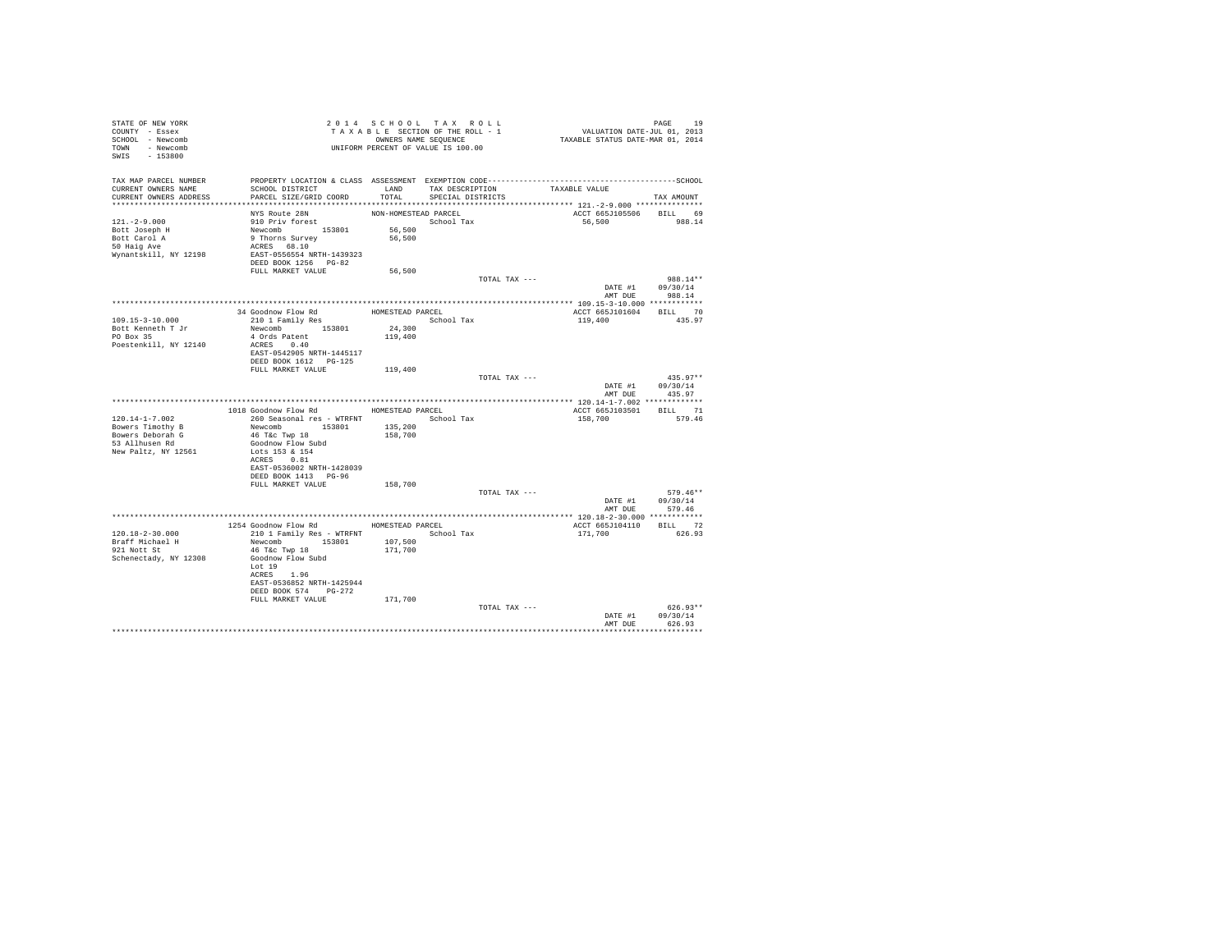STATE OF NEW YORK
COUNTY - Essex
SCHOOL - Newcomb
TOWN - Newcomb
SWIS - 153800

2014 SCHOOL TAX ROLL
TAXABLE SECTION OF THE ROLL - 1
OWNERS NAME SEQUENCE
UNIFORM PERCENT OF VALUE IS 100.00

VALUATION DATE-JUL 01, 2013
TAXABLE STATUS DATE-MAR 01, 2014

| TAX MAP PARCEL NUMBER / CURRENT OWNERS NAME / CURRENT OWNERS ADDRESS | PROPERTY LOCATION & CLASS / SCHOOL DISTRICT / PARCEL SIZE/GRID COORD | ASSESSMENT LAND / TOTAL | EXEMPTION CODE / TAX DESCRIPTION / SPECIAL DISTRICTS | TAXABLE VALUE | TAX AMOUNT |
|---|---|---|---|---|---|
| 121.-2-9.000 | NYS Route 28N | NON-HOMESTEAD PARCEL | | ACCT 665J105506 | BILL 69 |
| Bott Joseph H | 910 Priv forest | | School Tax | 56,500 | 988.14 |
| Bott Carol A | Newcomb 153801 | 56,500 | | | |
| 50 Haig Ave | 9 Thorns Survey | 56,500 | | | |
| Wynantskill, NY 12198 | ACRES 68.10 | | | | |
| | EAST-0556554 NRTH-1439323 | | | | |
| | DEED BOOK 1256 PG-82 | | | | |
| | FULL MARKET VALUE | 56,500 | | | |
| | | | TOTAL TAX --- | | 988.14** |
| | | | | DATE #1 | 09/30/14 |
| | | | | AMT DUE | 988.14 |
| 109.15-3-10.000 | 34 Goodnow Flow Rd | HOMESTEAD PARCEL | | ACCT 665J101604 | BILL 70 |
| Bott Kenneth T Jr | 210 1 Family Res | | School Tax | 119,400 | 435.97 |
| PO Box 35 | Newcomb 153801 | 24,300 | | | |
| Poestenkill, NY 12140 | 4 Ords Patent | 119,400 | | | |
| | ACRES 0.40 | | | | |
| | EAST-0542905 NRTH-1445117 | | | | |
| | DEED BOOK 1612 PG-125 | | | | |
| | FULL MARKET VALUE | 119,400 | | | |
| | | | TOTAL TAX --- | | 435.97** |
| | | | | DATE #1 | 09/30/14 |
| | | | | AMT DUE | 435.97 |
| 120.14-1-7.002 | 1018 Goodnow Flow Rd | HOMESTEAD PARCEL | | ACCT 665J103501 | BILL 71 |
| Bowers Timothy B | 260 Seasonal res - WTRFNT | | School Tax | 158,700 | 579.46 |
| Bowers Deborah G | Newcomb 153801 | 135,200 | | | |
| 53 Allhusen Rd | 46 T&c Twp 18 | 158,700 | | | |
| New Paltz, NY 12561 | Goodnow Flow Subd | | | | |
| | Lots 153 & 154 | | | | |
| | ACRES 0.81 | | | | |
| | EAST-0536002 NRTH-1428039 | | | | |
| | DEED BOOK 1413 PG-96 | | | | |
| | FULL MARKET VALUE | 158,700 | | | |
| | | | TOTAL TAX --- | | 579.46** |
| | | | | DATE #1 | 09/30/14 |
| | | | | AMT DUE | 579.46 |
| 120.18-2-30.000 | 1254 Goodnow Flow Rd | HOMESTEAD PARCEL | | ACCT 665J104110 | BILL 72 |
| Braff Michael H | 210 1 Family Res - WTRFNT | | School Tax | 171,700 | 626.93 |
| 921 Nott St | Newcomb 153801 | 107,500 | | | |
| Schenectady, NY 12308 | 46 T&c Twp 18 | 171,700 | | | |
| | Goodnow Flow Subd | | | | |
| | Lot 19 | | | | |
| | ACRES 1.96 | | | | |
| | EAST-0536852 NRTH-1425944 | | | | |
| | DEED BOOK 574 PG-272 | | | | |
| | FULL MARKET VALUE | 171,700 | | | |
| | | | TOTAL TAX --- | | 626.93** |
| | | | | DATE #1 | 09/30/14 |
| | | | | AMT DUE | 626.93 |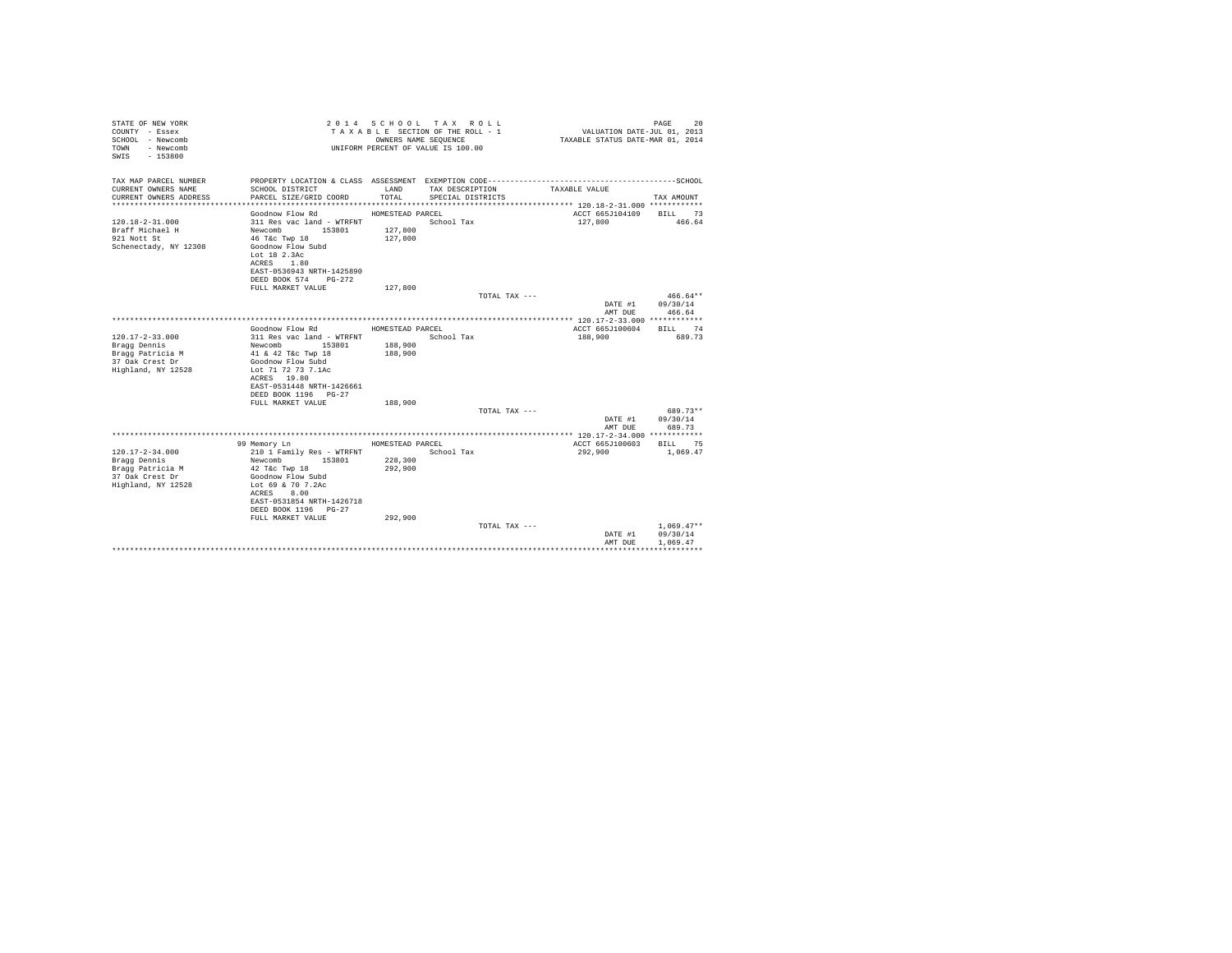```
STATE OF NEW YORK                          2 0 1 4   S C H O O L   T A X   R O L L                                    PAGE    20
COUNTY  - Essex                            T A X A B L E  SECTION OF THE ROLL - 1                  VALUATION DATE-JUL 01, 2013
SCHOOL  - Newcomb                                  OWNERS NAME SEQUENCE                          TAXABLE STATUS DATE-MAR 01, 2014
TOWN    - Newcomb                          UNIFORM PERCENT OF VALUE IS 100.00
SWIS    - 153800

TAX MAP PARCEL NUMBER          PROPERTY LOCATION & CLASS  ASSESSMENT  EXEMPTION CODE-----------------------------------------------SCHOOL
CURRENT OWNERS NAME            SCHOOL DISTRICT              LAND      TAX DESCRIPTION            TAXABLE VALUE
CURRENT OWNERS ADDRESS         PARCEL SIZE/GRID COORD       TOTAL     SPECIAL DISTRICTS                                      TAX AMOUNT
****************************************************************************************************** 120.18-2-31.000 ************
                               Goodnow Flow Rd            HOMESTEAD PARCEL                            ACCT 665J104109    BILL   73
120.18-2-31.000                311 Res vac land - WTRFNT             School Tax                       127,800               466.64
Braff Michael H                Newcomb        153801       127,800
921 Nott St                    46 T&c Twp 18               127,800
Schenectady, NY 12308          Goodnow Flow Subd
                               Lot 18 2.3Ac
                               ACRES    1.80
                               EAST-0536943 NRTH-1425890
                               DEED BOOK 574    PG-272
                               FULL MARKET VALUE           127,800
                                                                         TOTAL TAX ---                                      466.64**
                                                                                                         DATE #1        09/30/14
                                                                                                         AMT DUE          466.64
****************************************************************************************************** 120.17-2-33.000 ************
                               Goodnow Flow Rd            HOMESTEAD PARCEL                            ACCT 665J100604    BILL   74
120.17-2-33.000                311 Res vac land - WTRFNT             School Tax                       188,900               689.73
Bragg Dennis                   Newcomb        153801       188,900
Bragg Patricia M               41 & 42 T&c Twp 18          188,900
37 Oak Crest Dr                Goodnow Flow Subd
Highland, NY 12528             Lot 71 72 73 7.1Ac
                               ACRES   19.80
                               EAST-0531448 NRTH-1426661
                               DEED BOOK 1196   PG-27
                               FULL MARKET VALUE           188,900
                                                                         TOTAL TAX ---                                      689.73**
                                                                                                         DATE #1        09/30/14
                                                                                                         AMT DUE          689.73
****************************************************************************************************** 120.17-2-34.000 ************
                            99 Memory Ln                  HOMESTEAD PARCEL                            ACCT 665J100603    BILL   75
120.17-2-34.000                210 1 Family Res - WTRFNT             School Tax                       292,900             1,069.47
Bragg Dennis                   Newcomb        153801       228,300
Bragg Patricia M               42 T&c Twp 18               292,900
37 Oak Crest Dr                Goodnow Flow Subd
Highland, NY 12528             Lot 69 & 70 7.2Ac
                               ACRES    8.00
                               EAST-0531854 NRTH-1426718
                               DEED BOOK 1196   PG-27
                               FULL MARKET VALUE           292,900
                                                                         TOTAL TAX ---                                    1,069.47**
                                                                                                         DATE #1        09/30/14
                                                                                                         AMT DUE        1,069.47
************************************************************************************************************************************
```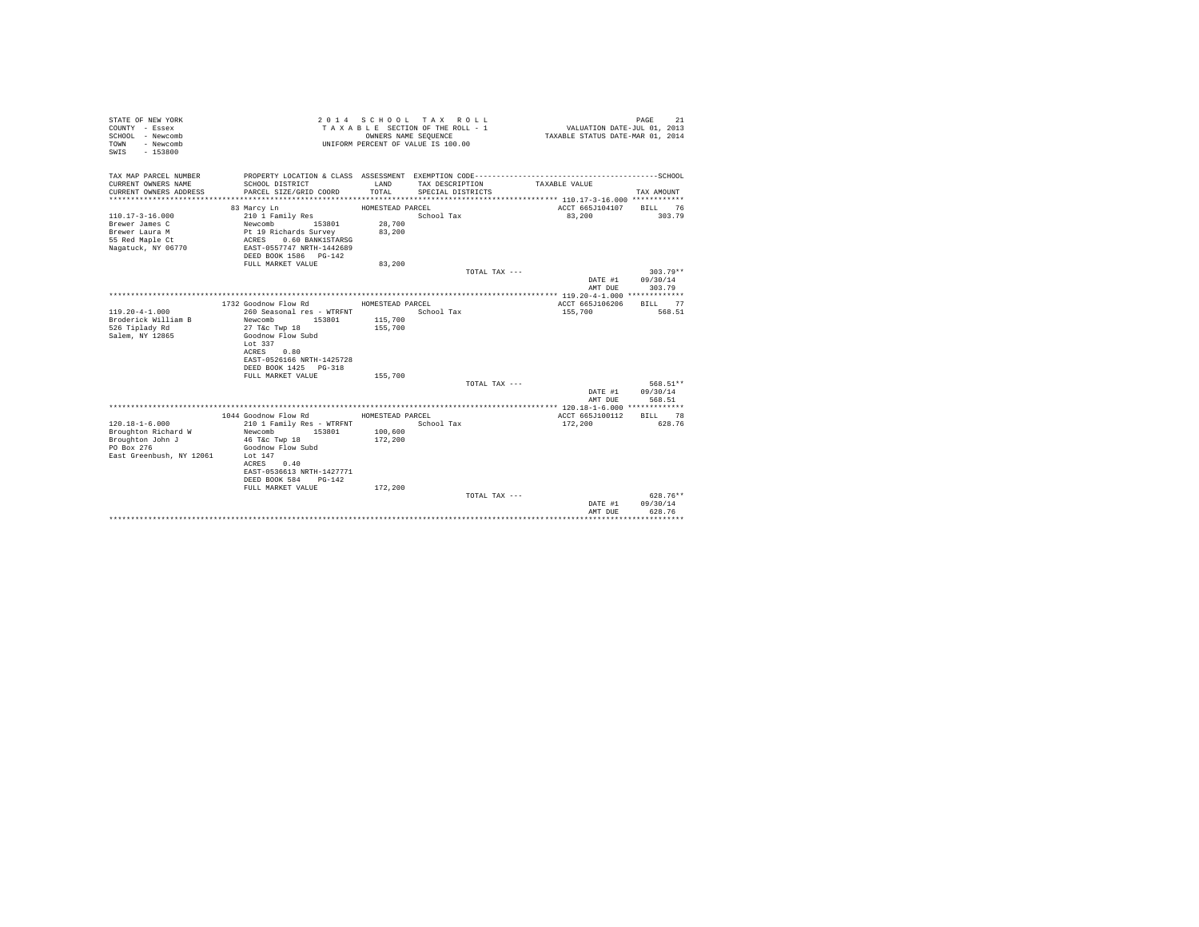```
STATE OF NEW YORK                    2 0 1 4   S C H O O L   T A X   R O L L                                    PAGE    21
COUNTY  - Essex                      T A X A B L E  SECTION OF THE ROLL - 1               VALUATION DATE-JUL 01, 2013
SCHOOL  - Newcomb                          OWNERS NAME SEQUENCE                       TAXABLE STATUS DATE-MAR 01, 2014
TOWN    - Newcomb                    UNIFORM PERCENT OF VALUE IS 100.00
SWIS    - 153800

TAX MAP PARCEL NUMBER          PROPERTY LOCATION & CLASS  ASSESSMENT  EXEMPTION CODE------------------------------------------------SCHOOL
CURRENT OWNERS NAME            SCHOOL DISTRICT             LAND      TAX DESCRIPTION          TAXABLE VALUE
CURRENT OWNERS ADDRESS         PARCEL SIZE/GRID COORD      TOTAL     SPECIAL DISTRICTS                                      TAX AMOUNT
****************************************************************************************************** 110.17-3-16.000 ************
                          83 Marcy Ln                  HOMESTEAD PARCEL                               ACCT 665J104107    BILL   76
110.17-3-16.000           210 1 Family Res                        School Tax                     83,200               303.79
Brewer James C            Newcomb        153801         28,700
Brewer Laura M            Pt 19 Richards Survey         83,200
55 Red Maple Ct           ACRES    0.60 BANK1STARSG
Nagatuck, NY 06770        EAST-0557747 NRTH-1442689
                          DEED BOOK 1586   PG-142
                          FULL MARKET VALUE             83,200
                                                                       TOTAL TAX ---                                  303.79**
                                                                                                     DATE #1      09/30/14
                                                                                                     AMT DUE        303.79
****************************************************************************************************** 119.20-4-1.000 *************
                        1732 Goodnow Flow Rd           HOMESTEAD PARCEL                               ACCT 665J106206    BILL   77
119.20-4-1.000            260 Seasonal res - WTRFNT               School Tax                    155,700               568.51
Broderick William B       Newcomb        153801        115,700
526 Tiplady Rd            27 T&c Twp 18                155,700
Salem, NY 12865           Goodnow Flow Subd
                          Lot 337
                          ACRES    0.80
                          EAST-0526166 NRTH-1425728
                          DEED BOOK 1425   PG-318
                          FULL MARKET VALUE            155,700
                                                                       TOTAL TAX ---                                  568.51**
                                                                                                     DATE #1      09/30/14
                                                                                                     AMT DUE        568.51
****************************************************************************************************** 120.18-1-6.000 *************
                        1044 Goodnow Flow Rd           HOMESTEAD PARCEL                               ACCT 665J100112    BILL   78
120.18-1-6.000            210 1 Family Res - WTRFNT               School Tax                    172,200               628.76
Broughton Richard W       Newcomb        153801        100,600
Broughton John J          46 T&c Twp 18                172,200
PO Box 276                Goodnow Flow Subd
East Greenbush, NY 12061  Lot 147
                          ACRES    0.40
                          EAST-0536613 NRTH-1427771
                          DEED BOOK 584    PG-142
                          FULL MARKET VALUE            172,200
                                                                       TOTAL TAX ---                                  628.76**
                                                                                                     DATE #1      09/30/14
                                                                                                     AMT DUE        628.76
************************************************************************************************************************************
```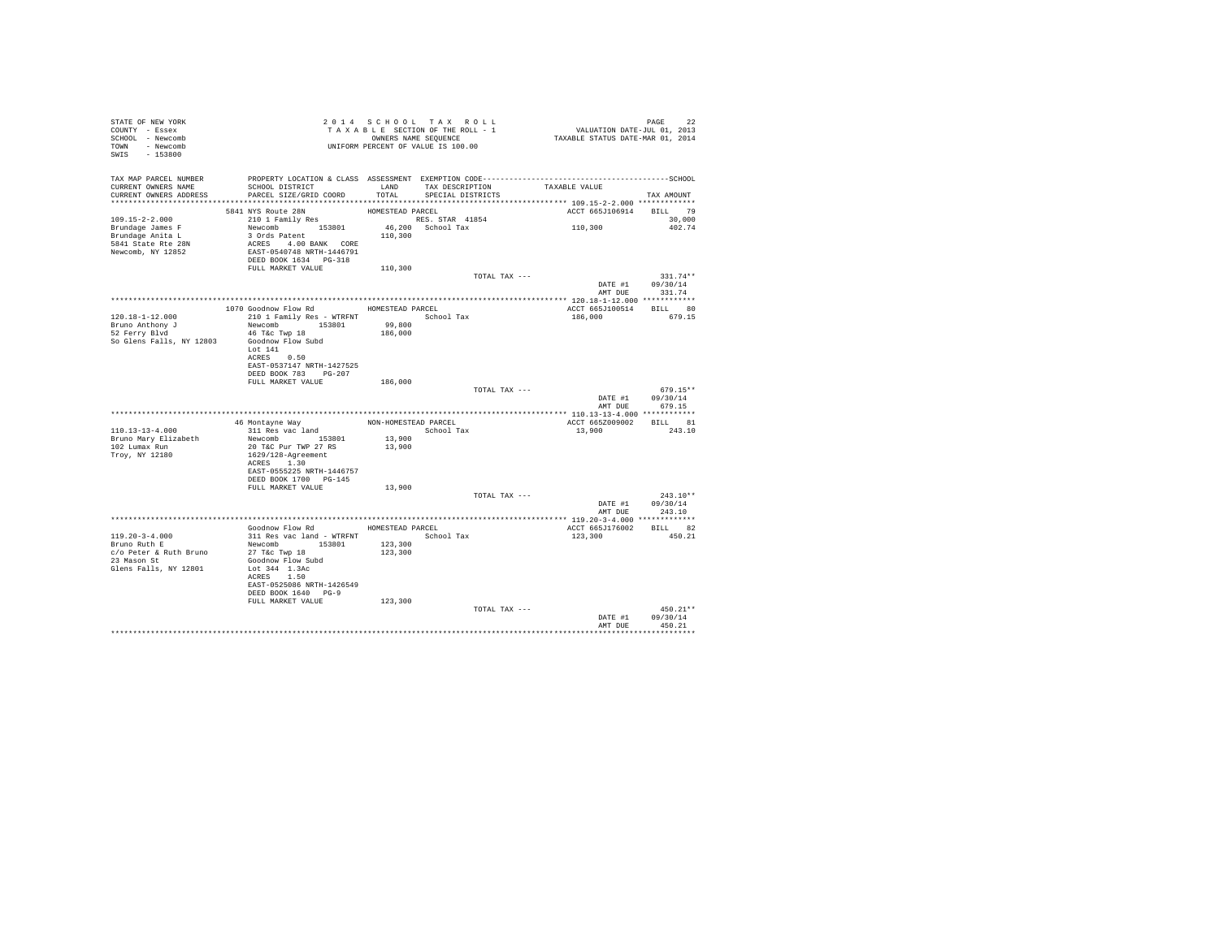STATE OF NEW YORK
COUNTY - Essex
SCHOOL - Newcomb
TOWN - Newcomb
SWIS - 153800

2014 SCHOOL TAX ROLL
TAXABLE SECTION OF THE ROLL - 1
OWNERS NAME SEQUENCE
UNIFORM PERCENT OF VALUE IS 100.00

VALUATION DATE-JUL 01, 2013
TAXABLE STATUS DATE-MAR 01, 2014

| TAX MAP PARCEL NUMBER / CURRENT OWNERS NAME / CURRENT OWNERS ADDRESS | PROPERTY LOCATION & CLASS / SCHOOL DISTRICT / PARCEL SIZE/GRID COORD | ASSESSMENT LAND / TOTAL | EXEMPTION CODE / TAX DESCRIPTION / SPECIAL DISTRICTS | TAXABLE VALUE | TAX AMOUNT |
|---|---|---|---|---|---|
| **109.15-2-2.000** | 5841 NYS Route 28N | HOMESTEAD PARCEL | | ACCT 665J106914 | BILL 79 |
| 109.15-2-2.000 | 210 1 Family Res | | RES. STAR 41854 | | 30,000 |
| Brundage James F | Newcomb 153801 | 46,200 | School Tax | 110,300 | 402.74 |
| Brundage Anita L | 3 Ords Patent | 110,300 | | | |
| 5841 State Rte 28N | ACRES 4.00 BANK CORE | | | | |
| Newcomb, NY 12852 | EAST-0540748 NRTH-1446791 | | | | |
| | DEED BOOK 1634 PG-318 | | | | |
| | FULL MARKET VALUE | 110,300 | | | |
| | | | TOTAL TAX --- | | 331.74** |
| | | | | DATE #1 | 09/30/14 |
| | | | | AMT DUE | 331.74 |
| **120.18-1-12.000** | 1070 Goodnow Flow Rd | HOMESTEAD PARCEL | | ACCT 665J100514 | BILL 80 |
| 120.18-1-12.000 | 210 1 Family Res - WTRFNT | | School Tax | 186,000 | 679.15 |
| Bruno Anthony J | Newcomb 153801 | 99,800 | | | |
| 52 Ferry Blvd | 46 T&c Twp 18 | 186,000 | | | |
| So Glens Falls, NY 12803 | Goodnow Flow Subd | | | | |
| | Lot 141 | | | | |
| | ACRES 0.50 | | | | |
| | EAST-0537147 NRTH-1427525 | | | | |
| | DEED BOOK 783 PG-207 | | | | |
| | FULL MARKET VALUE | 186,000 | | | |
| | | | TOTAL TAX --- | | 679.15** |
| | | | | DATE #1 | 09/30/14 |
| | | | | AMT DUE | 679.15 |
| **110.13-13-4.000** | 46 Montayne Way | NON-HOMESTEAD PARCEL | | ACCT 665Z009002 | BILL 81 |
| 110.13-13-4.000 | 311 Res vac land | | School Tax | 13,900 | 243.10 |
| Bruno Mary Elizabeth | Newcomb 153801 | 13,900 | | | |
| 102 Lumax Run | 20 T&C Pur TWP 27 RS | 13,900 | | | |
| Troy, NY 12180 | 1629/128-Agreement | | | | |
| | ACRES 1.30 | | | | |
| | EAST-0555225 NRTH-1446757 | | | | |
| | DEED BOOK 1700 PG-145 | | | | |
| | FULL MARKET VALUE | 13,900 | | | |
| | | | TOTAL TAX --- | | 243.10** |
| | | | | DATE #1 | 09/30/14 |
| | | | | AMT DUE | 243.10 |
| **119.20-3-4.000** | Goodnow Flow Rd | HOMESTEAD PARCEL | | ACCT 665J176002 | BILL 82 |
| 119.20-3-4.000 | 311 Res vac land - WTRFNT | | School Tax | 123,300 | 450.21 |
| Bruno Ruth E | Newcomb 153801 | 123,300 | | | |
| c/o Peter & Ruth Bruno | 27 T&c Twp 18 | 123,300 | | | |
| 23 Mason St | Goodnow Flow Subd | | | | |
| Glens Falls, NY 12801 | Lot 344 1.3Ac | | | | |
| | ACRES 1.50 | | | | |
| | EAST-0525086 NRTH-1426549 | | | | |
| | DEED BOOK 1640 PG-9 | | | | |
| | FULL MARKET VALUE | 123,300 | | | |
| | | | TOTAL TAX --- | | 450.21** |
| | | | | DATE #1 | 09/30/14 |
| | | | | AMT DUE | 450.21 |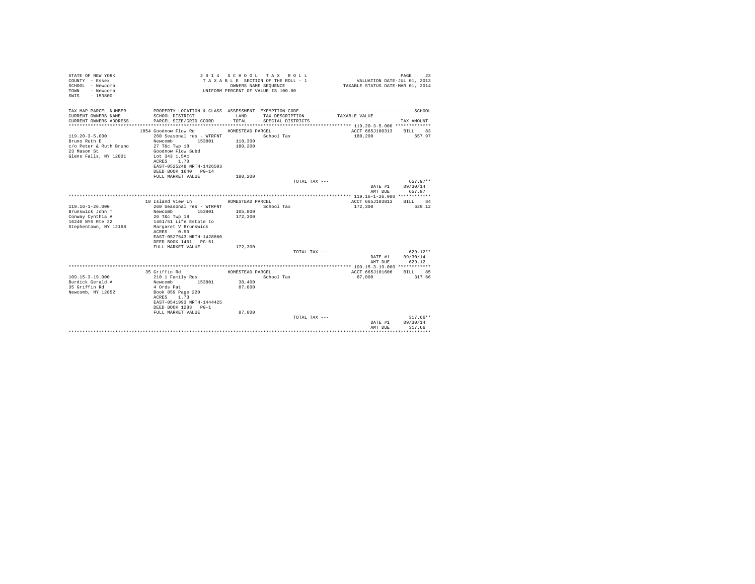STATE OF NEW YORK
COUNTY - Essex
SCHOOL - Newcomb
TOWN - Newcomb
SWIS - 153800

2 0 1 4 S C H O O L T A X R O L L
T A X A B L E SECTION OF THE ROLL - 1
OWNERS NAME SEQUENCE
UNIFORM PERCENT OF VALUE IS 100.00

VALUATION DATE-JUL 01, 2013
TAXABLE STATUS DATE-MAR 01, 2014

| TAX MAP PARCEL NUMBER / CURRENT OWNERS NAME / CURRENT OWNERS ADDRESS | PROPERTY LOCATION & CLASS / SCHOOL DISTRICT / PARCEL SIZE/GRID COORD | ASSESSMENT LAND / TOTAL | EXEMPTION CODE / TAX DESCRIPTION / SPECIAL DISTRICTS | TAXABLE VALUE | TAX AMOUNT |
|---|---|---|---|---|---|
| 119.20-3-5.000 | 1854 Goodnow Flow Rd | HOMESTEAD PARCEL | | ACCT 665J100313 | BILL 83 |
| | 260 Seasonal res - WTRFNT | | School Tax | 180,200 | 657.97 |
| Bruno Ruth E | Newcomb 153801 | 118,300 | | | |
| c/o Peter & Ruth Bruno | 27 T&c Twp 18 | 180,200 | | | |
| 23 Mason St | Goodnow Flow Subd | | | | |
| Glens Falls, NY 12801 | Lot 343 1.5Ac | | | | |
| | ACRES 1.70 | | | | |
| | EAST-0525248 NRTH-1426503 | | | | |
| | DEED BOOK 1640 PG-14 | | | | |
| | FULL MARKET VALUE | 180,200 | | | |
| | | | TOTAL TAX --- | | 657.97** |
| | | | | DATE #1 | 09/30/14 |
| | | | | AMT DUE | 657.97 |
| 119.16-1-26.000 | 10 Island View Ln | HOMESTEAD PARCEL | | ACCT 665J103813 | BILL 84 |
| | 260 Seasonal res - WTRFNT | | School Tax | 172,300 | 629.12 |
| Brunswick John T | Newcomb 153801 | 105,800 | | | |
| Conway Cynthia A | 26 T&c Twp 18 | 172,300 | | | |
| 16240 NYS Rte 22 | 1461/51 Life Estate to | | | | |
| Stephentown, NY 12168 | Margaret V Brunswick | | | | |
| | ACRES 0.90 | | | | |
| | EAST-0527543 NRTH-1428860 | | | | |
| | DEED BOOK 1461 PG-51 | | | | |
| | FULL MARKET VALUE | 172,300 | | | |
| | | | TOTAL TAX --- | | 629.12** |
| | | | | DATE #1 | 09/30/14 |
| | | | | AMT DUE | 629.12 |
| 109.15-3-19.000 | 35 Griffin Rd | HOMESTEAD PARCEL | | ACCT 665J101606 | BILL 85 |
| | 210 1 Family Res | | School Tax | 87,000 | 317.66 |
| Burdick Gerald A | Newcomb 153801 | 38,400 | | | |
| 35 Griffin Rd | 4 Ords Pat | 87,000 | | | |
| Newcomb, NY 12852 | Book 859 Page 220 | | | | |
| | ACRES 1.73 | | | | |
| | EAST-0541993 NRTH-1444425 | | | | |
| | DEED BOOK 1283 PG-1 | | | | |
| | FULL MARKET VALUE | 87,000 | | | |
| | | | TOTAL TAX --- | | 317.66** |
| | | | | DATE #1 | 09/30/14 |
| | | | | AMT DUE | 317.66 |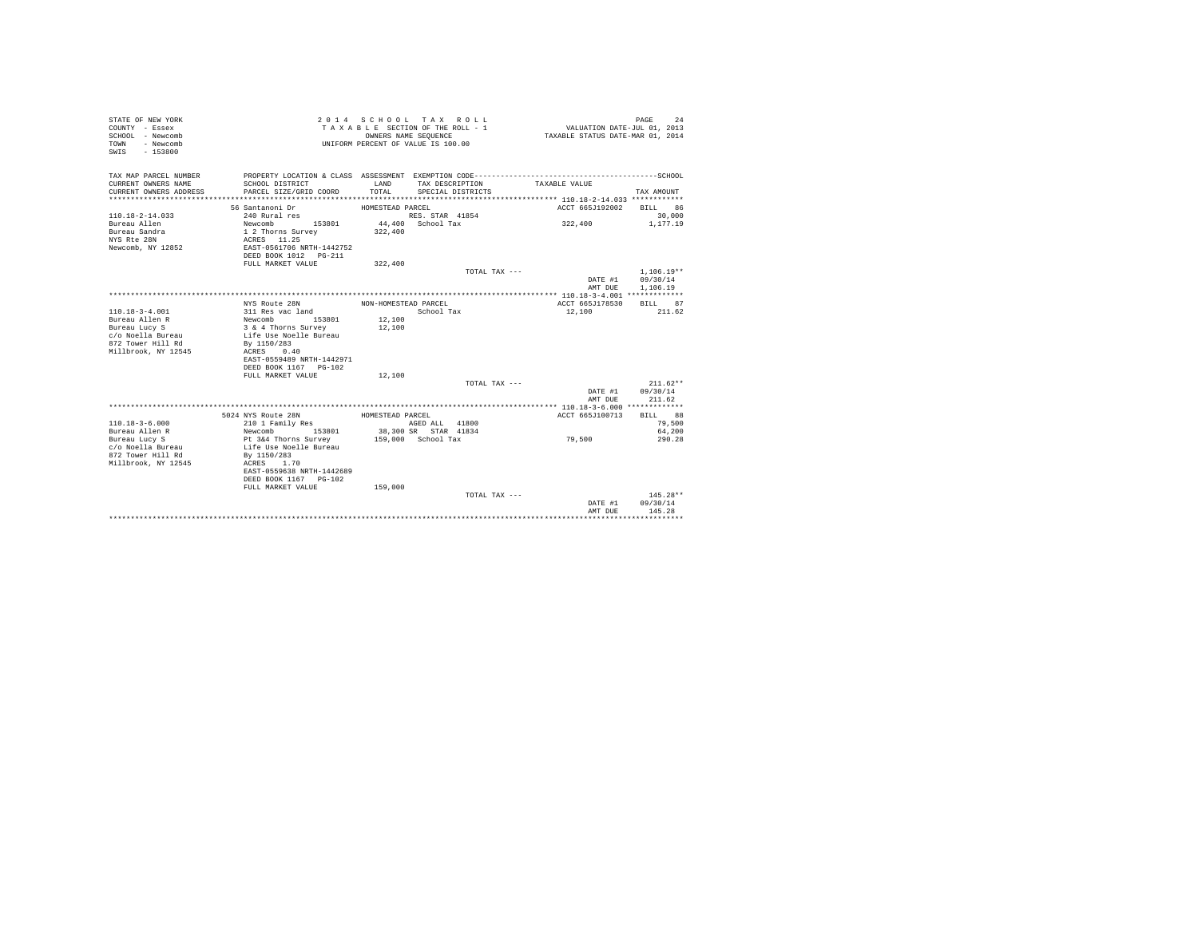STATE OF NEW YORK
COUNTY - Essex
SCHOOL - Newcomb
TOWN - Newcomb
SWIS - 153800

2 0 1 4 S C H O O L T A X R O L L
T A X A B L E SECTION OF THE ROLL - 1
OWNERS NAME SEQUENCE
UNIFORM PERCENT OF VALUE IS 100.00

VALUATION DATE-JUL 01, 2013
TAXABLE STATUS DATE-MAR 01, 2014

```
TAX MAP PARCEL NUMBER     PROPERTY LOCATION & CLASS  ASSESSMENT  EXEMPTION CODE------------------------------------------SCHOOL
CURRENT OWNERS NAME       SCHOOL DISTRICT             LAND        TAX DESCRIPTION            TAXABLE VALUE
CURRENT OWNERS ADDRESS    PARCEL SIZE/GRID COORD      TOTAL       SPECIAL DISTRICTS                                 TAX AMOUNT
************************************************************************************************** 110.18-2-14.033 ************
                          56 Santanoni Dr             HOMESTEAD PARCEL                      ACCT 665J192002    BILL   86
110.18-2-14.033           240 Rural res                           RES. STAR  41854                                   30,000
Bureau Allen              Newcomb        153801        44,400     School Tax                 322,400              1,177.19
Bureau Sandra             1 2 Thorns Survey           322,400
NYS Rte 28N               ACRES   11.25
Newcomb, NY 12852         EAST-0561706 NRTH-1442752
                          DEED BOOK 1012   PG-211
                          FULL MARKET VALUE           322,400
                                                                  TOTAL TAX ---                                  1,106.19**
                                                                                             DATE #1           09/30/14
                                                                                             AMT DUE           1,106.19
************************************************************************************************** 110.18-3-4.001 *************
                          NYS Route 28N               NON-HOMESTEAD PARCEL                  ACCT 665J178530    BILL   87
110.18-3-4.001            311 Res vac land                        School Tax                 12,100                 211.62
Bureau Allen R            Newcomb        153801        12,100
Bureau Lucy S             3 & 4 Thorns Survey          12,100
c/o Noella Bureau         Life Use Noelle Bureau
872 Tower Hill Rd         By 1150/283
Millbrook, NY 12545       ACRES    0.40
                          EAST-0559489 NRTH-1442971
                          DEED BOOK 1167   PG-102
                          FULL MARKET VALUE            12,100
                                                                  TOTAL TAX ---                                    211.62**
                                                                                             DATE #1           09/30/14
                                                                                             AMT DUE             211.62
************************************************************************************************** 110.18-3-6.000 *************
                          5024 NYS Route 28N          HOMESTEAD PARCEL                      ACCT 665J100713    BILL   88
110.18-3-6.000            210 1 Family Res                        AGED ALL   41800                                   79,500
Bureau Allen R            Newcomb        153801        38,300 SR  STAR  41834                                        64,200
Bureau Lucy S             Pt 3&4 Thorns Survey        159,000     School Tax                  79,500                 290.28
c/o Noella Bureau         Life Use Noelle Bureau
872 Tower Hill Rd         By 1150/283
Millbrook, NY 12545       ACRES    1.70
                          EAST-0559638 NRTH-1442689
                          DEED BOOK 1167   PG-102
                          FULL MARKET VALUE           159,000
                                                                  TOTAL TAX ---                                    145.28**
                                                                                             DATE #1           09/30/14
                                                                                             AMT DUE             145.28
*******************************************************************************************************************************
```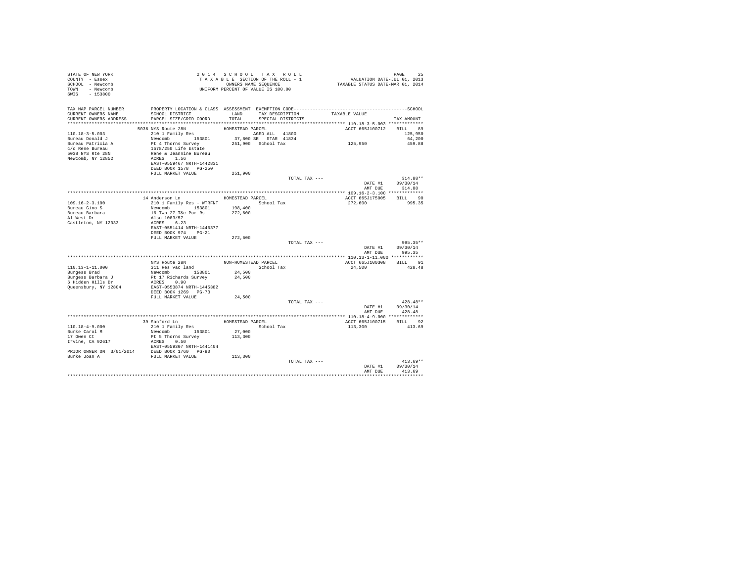STATE OF NEW YORK
COUNTY - Essex
SCHOOL - Newcomb
TOWN - Newcomb
SWIS - 153800

2 0 1 4 S C H O O L T A X R O L L
T A X A B L E SECTION OF THE ROLL - 1
OWNERS NAME SEQUENCE
UNIFORM PERCENT OF VALUE IS 100.00

VALUATION DATE-JUL 01, 2013
TAXABLE STATUS DATE-MAR 01, 2014

| TAX MAP PARCEL NUMBER / CURRENT OWNERS NAME / CURRENT OWNERS ADDRESS | PROPERTY LOCATION & CLASS / SCHOOL DISTRICT / PARCEL SIZE/GRID COORD | ASSESSMENT LAND / TOTAL | EXEMPTION CODE / TAX DESCRIPTION / SPECIAL DISTRICTS | TAXABLE VALUE | SCHOOL TAX AMOUNT |
|---|---|---|---|---|---|
| **110.18-3-5.003** | 5036 NYS Route 28N | HOMESTEAD PARCEL | | ACCT 665J100712 | BILL 89 |
| 110.18-3-5.003 | 210 1 Family Res | | AGED ALL 41800 | | 125,950 |
| Bureau Donald J | Newcomb 153801 | 37,800 | SR STAR 41834 | | 64,200 |
| Bureau Patricia A | Pt 4 Thorns Survey | 251,900 | School Tax | 125,950 | 459.88 |
| c/o Rene Bureau | 1578/250 Life Estate | | | | |
| 5038 NYS Rte 28N | Rene & Jeannine Bureau | | | | |
| Newcomb, NY 12852 | ACRES 1.56 | | | | |
| | EAST-0559467 NRTH-1442831 | | | | |
| | DEED BOOK 1578 PG-250 | | | | |
| | FULL MARKET VALUE | 251,900 | | | |
| | | | TOTAL TAX --- | | 314.88** |
| | | | | DATE #1 | 09/30/14 |
| | | | | AMT DUE | 314.88 |
| **109.16-2-3.100** | 14 Anderson Ln | HOMESTEAD PARCEL | | ACCT 665J175005 | BILL 90 |
| 109.16-2-3.100 | 210 1 Family Res - WTRFNT | | School Tax | 272,600 | 995.35 |
| Bureau Gino S | Newcomb 153801 | 198,400 | | | |
| Bureau Barbara | 16 Twp 27 T&c Pur Rs | 272,600 | | | |
| A1 West Dr | Also 1083/57 | | | | |
| Castleton, NY 12033 | ACRES 6.23 | | | | |
| | EAST-0551414 NRTH-1446377 | | | | |
| | DEED BOOK 974 PG-21 | | | | |
| | FULL MARKET VALUE | 272,600 | | | |
| | | | TOTAL TAX --- | | 995.35** |
| | | | | DATE #1 | 09/30/14 |
| | | | | AMT DUE | 995.35 |
| **110.13-1-11.000** | NYS Route 28N | NON-HOMESTEAD PARCEL | | ACCT 665J100308 | BILL 91 |
| 110.13-1-11.000 | 311 Res vac land | | School Tax | 24,500 | 428.48 |
| Burgess Brad | Newcomb 153801 | 24,500 | | | |
| Burgess Barbara J | Pt 17 Richards Survey | 24,500 | | | |
| 6 Hidden Hills Dr | ACRES 0.90 | | | | |
| Queensbury, NY 12804 | EAST-0553874 NRTH-1445382 | | | | |
| | DEED BOOK 1269 PG-73 | | | | |
| | FULL MARKET VALUE | 24,500 | | | |
| | | | TOTAL TAX --- | | 428.48** |
| | | | | DATE #1 | 09/30/14 |
| | | | | AMT DUE | 428.48 |
| **110.18-4-9.000** | 39 Sanford Ln | HOMESTEAD PARCEL | | ACCT 665J100715 | BILL 92 |
| 110.18-4-9.000 | 210 1 Family Res | | School Tax | 113,300 | 413.69 |
| Burke Carol M | Newcomb 153801 | 27,000 | | | |
| 17 Owen Ct | Pt 5 Thorns Survey | 113,300 | | | |
| Irvine, CA 92617 | ACRES 0.50 | | | | |
| | EAST-0559307 NRTH-1441404 | | | | |
| PRIOR OWNER ON 3/01/2014 | DEED BOOK 1760 PG-90 | | | | |
| Burke Joan A | FULL MARKET VALUE | 113,300 | | | |
| | | | TOTAL TAX --- | | 413.69** |
| | | | | DATE #1 | 09/30/14 |
| | | | | AMT DUE | 413.69 |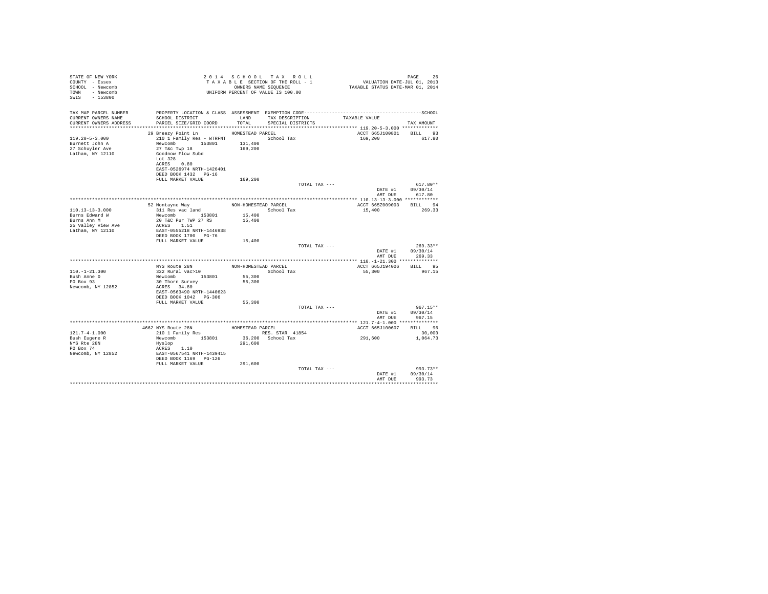STATE OF NEW YORK
COUNTY - Essex
SCHOOL - Newcomb
TOWN - Newcomb
SWIS - 153800

2014 SCHOOL TAX ROLL
TAXABLE SECTION OF THE ROLL - 1
OWNERS NAME SEQUENCE
UNIFORM PERCENT OF VALUE IS 100.00

VALUATION DATE-JUL 01, 2013
TAXABLE STATUS DATE-MAR 01, 2014

| TAX MAP PARCEL NUMBER / CURRENT OWNERS NAME / CURRENT OWNERS ADDRESS | PROPERTY LOCATION & CLASS / SCHOOL DISTRICT / PARCEL SIZE/GRID COORD | ASSESSMENT LAND / TOTAL | EXEMPTION CODE / TAX DESCRIPTION / SPECIAL DISTRICTS | TAXABLE VALUE | TAX AMOUNT |
|---|---|---|---|---|---|
| **119.20-5-3.000** | 29 Breezy Point Ln — HOMESTEAD PARCEL | | | ACCT 665J100801 | BILL 93 |
| 119.20-5-3.000 | 210 1 Family Res - WTRFNT | | School Tax | 169,200 | 617.80 |
| Burnett John A | Newcomb 153801 | 131,400 | | | |
| 27 Schuyler Ave | 27 T&c Twp 18 | 169,200 | | | |
| Latham, NY 12110 | Goodnow Flow Subd | | | | |
| | Lot 328 | | | | |
| | ACRES 0.80 | | | | |
| | EAST-0526974 NRTH-1426401 | | | | |
| | DEED BOOK 1432 PG-16 | | | | |
| | FULL MARKET VALUE | 169,200 | | | |
| | | | TOTAL TAX --- | | 617.80** |
| | | | | DATE #1 | 09/30/14 |
| | | | | AMT DUE | 617.80 |
| **110.13-13-3.000** | 52 Montayne Way — NON-HOMESTEAD PARCEL | | | ACCT 665Z009003 | BILL 94 |
| 110.13-13-3.000 | 311 Res vac land | | School Tax | 15,400 | 269.33 |
| Burns Edward W | Newcomb 153801 | 15,400 | | | |
| Burns Ann M | 20 T&C Pur TWP 27 RS | 15,400 | | | |
| 25 Valley View Ave | ACRES 1.51 | | | | |
| Latham, NY 12110 | EAST-0555218 NRTH-1446938 | | | | |
| | DEED BOOK 1700 PG-76 | | | | |
| | FULL MARKET VALUE | 15,400 | | | |
| | | | TOTAL TAX --- | | 269.33** |
| | | | | DATE #1 | 09/30/14 |
| | | | | AMT DUE | 269.33 |
| **110.-1-21.300** | NYS Route 28N — NON-HOMESTEAD PARCEL | | | ACCT 665J194006 | BILL 95 |
| 110.-1-21.300 | 322 Rural vac>10 | | School Tax | 55,300 | 967.15 |
| Bush Anne D | Newcomb 153801 | 55,300 | | | |
| PO Box 93 | 30 Thorn Survey | 55,300 | | | |
| Newcomb, NY 12852 | ACRES 34.80 | | | | |
| | EAST-0563490 NRTH-1440623 | | | | |
| | DEED BOOK 1042 PG-306 | | | | |
| | FULL MARKET VALUE | 55,300 | | | |
| | | | TOTAL TAX --- | | 967.15** |
| | | | | DATE #1 | 09/30/14 |
| | | | | AMT DUE | 967.15 |
| **121.7-4-1.000** | 4662 NYS Route 28N — HOMESTEAD PARCEL | | | ACCT 665J100607 | BILL 96 |
| 121.7-4-1.000 | 210 1 Family Res | | RES. STAR 41854 | | 30,000 |
| Bush Eugene R | Newcomb 153801 | 36,200 | School Tax | 291,600 | 1,064.73 |
| NYS Rte 28N | Hyslop | 291,600 | | | |
| PO Box 74 | ACRES 1.10 | | | | |
| Newcomb, NY 12852 | EAST-0567541 NRTH-1439415 | | | | |
| | DEED BOOK 1169 PG-126 | | | | |
| | FULL MARKET VALUE | 291,600 | | | |
| | | | TOTAL TAX --- | | 993.73** |
| | | | | DATE #1 | 09/30/14 |
| | | | | AMT DUE | 993.73 |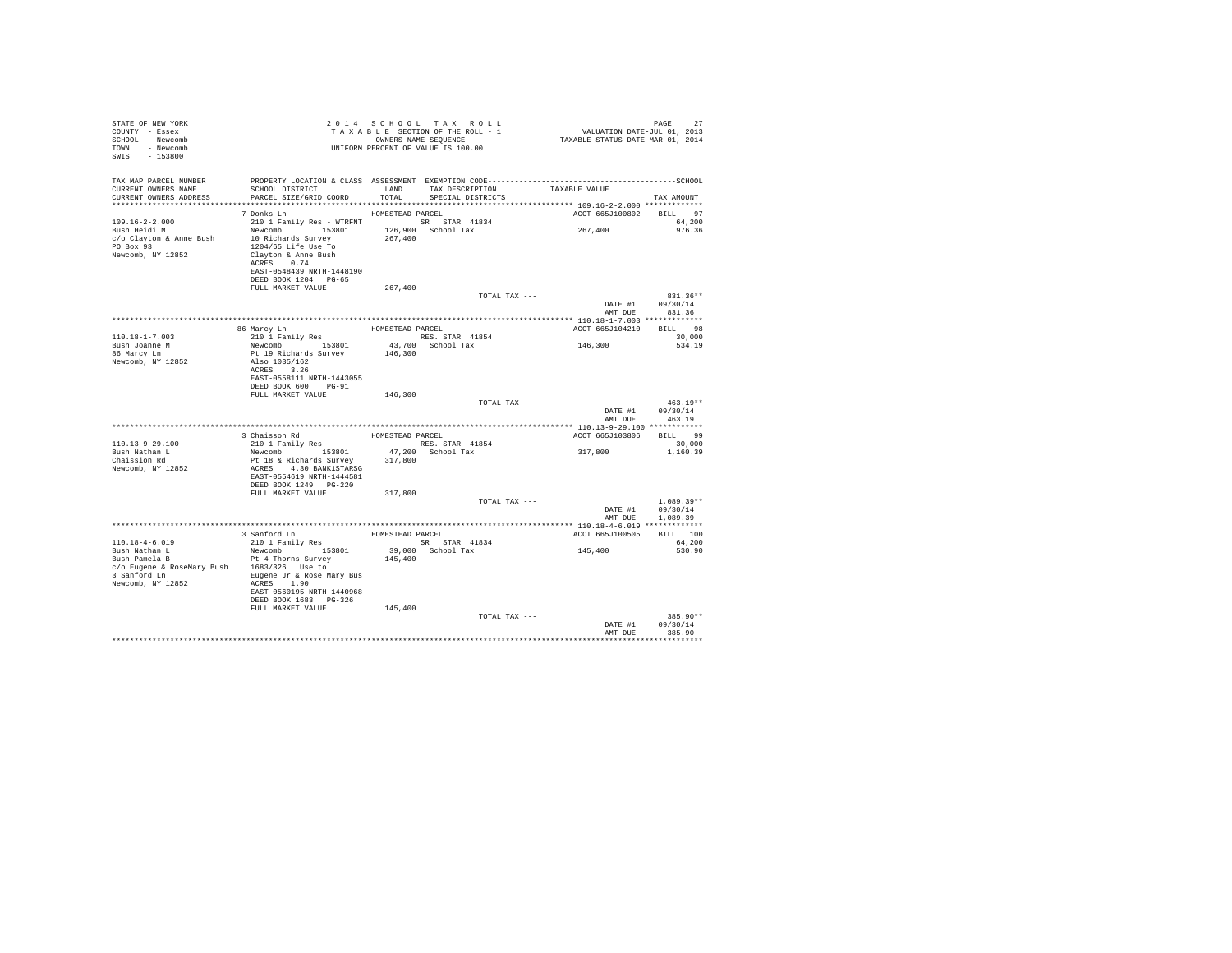STATE OF NEW YORK
COUNTY - Essex
SCHOOL - Newcomb
TOWN - Newcomb
SWIS - 153800

2014 SCHOOL TAX ROLL
TAXABLE SECTION OF THE ROLL - 1
OWNERS NAME SEQUENCE
UNIFORM PERCENT OF VALUE IS 100.00

VALUATION DATE-JUL 01, 2013
TAXABLE STATUS DATE-MAR 01, 2014

```
TAX MAP PARCEL NUMBER      PROPERTY LOCATION & CLASS  ASSESSMENT  EXEMPTION CODE------------------------------------------SCHOOL
CURRENT OWNERS NAME        SCHOOL DISTRICT              LAND      TAX DESCRIPTION            TAXABLE VALUE
CURRENT OWNERS ADDRESS     PARCEL SIZE/GRID COORD       TOTAL     SPECIAL DISTRICTS                                    TAX AMOUNT
********************************************************************************************** 109.16-2-2.000 *************
                           7 Donks Ln                   HOMESTEAD PARCEL                         ACCT 665J100802    BILL   97
109.16-2-2.000             210 1 Family Res - WTRFNT           SR  STAR 41834                                          64,200
Bush Heidi M               Newcomb        153801       126,900  School Tax                   267,400                   976.36
c/o Clayton & Anne Bush    10 Richards Survey          267,400
PO Box 93                  1204/65 Life Use To
Newcomb, NY 12852          Clayton & Anne Bush
                           ACRES    0.74
                           EAST-0548439 NRTH-1448190
                           DEED BOOK 1204   PG-65
                           FULL MARKET VALUE           267,400
                                                                        TOTAL TAX ---                              831.36**
                                                                                                DATE #1        09/30/14
                                                                                                AMT DUE          831.36
********************************************************************************************** 110.18-1-7.003 *************
                           86 Marcy Ln                  HOMESTEAD PARCEL                         ACCT 665J104210    BILL   98
110.18-1-7.003             210 1 Family Res                    RES. STAR 41854                                         30,000
Bush Joanne M              Newcomb        153801        43,700  School Tax                   146,300                   534.19
86 Marcy Ln                Pt 19 Richards Survey       146,300
Newcomb, NY 12852          Also 1035/162
                           ACRES    3.26
                           EAST-0558111 NRTH-1443055
                           DEED BOOK 600    PG-91
                           FULL MARKET VALUE           146,300
                                                                        TOTAL TAX ---                              463.19**
                                                                                                DATE #1        09/30/14
                                                                                                AMT DUE          463.19
********************************************************************************************** 110.13-9-29.100 ************
                           3 Chaisson Rd                HOMESTEAD PARCEL                         ACCT 665J103806    BILL   99
110.13-9-29.100            210 1 Family Res                    RES. STAR 41854                                         30,000
Bush Nathan L              Newcomb        153801        47,200  School Tax                   317,800                 1,160.39
Chaission Rd               Pt 18 & Richards Survey     317,800
Newcomb, NY 12852          ACRES    4.30 BANK1STARSG
                           EAST-0554619 NRTH-1444581
                           DEED BOOK 1249   PG-220
                           FULL MARKET VALUE           317,800
                                                                        TOTAL TAX ---                            1,089.39**
                                                                                                DATE #1        09/30/14
                                                                                                AMT DUE        1,089.39
********************************************************************************************** 110.18-4-6.019 *************
                           3 Sanford Ln                 HOMESTEAD PARCEL                         ACCT 665J100505    BILL  100
110.18-4-6.019             210 1 Family Res                    SR  STAR 41834                                          64,200
Bush Nathan L              Newcomb        153801        39,000  School Tax                   145,400                   530.90
Bush Pamela B              Pt 4 Thorns Survey          145,400
c/o Eugene & RoseMary Bush 1683/326 L Use to
3 Sanford Ln               Eugene Jr & Rose Mary Bus
Newcomb, NY 12852          ACRES    1.90
                           EAST-0560195 NRTH-1440968
                           DEED BOOK 1683   PG-326
                           FULL MARKET VALUE           145,400
                                                                        TOTAL TAX ---                              385.90**
                                                                                                DATE #1        09/30/14
                                                                                                AMT DUE          385.90
****************************************************************************************************************************
```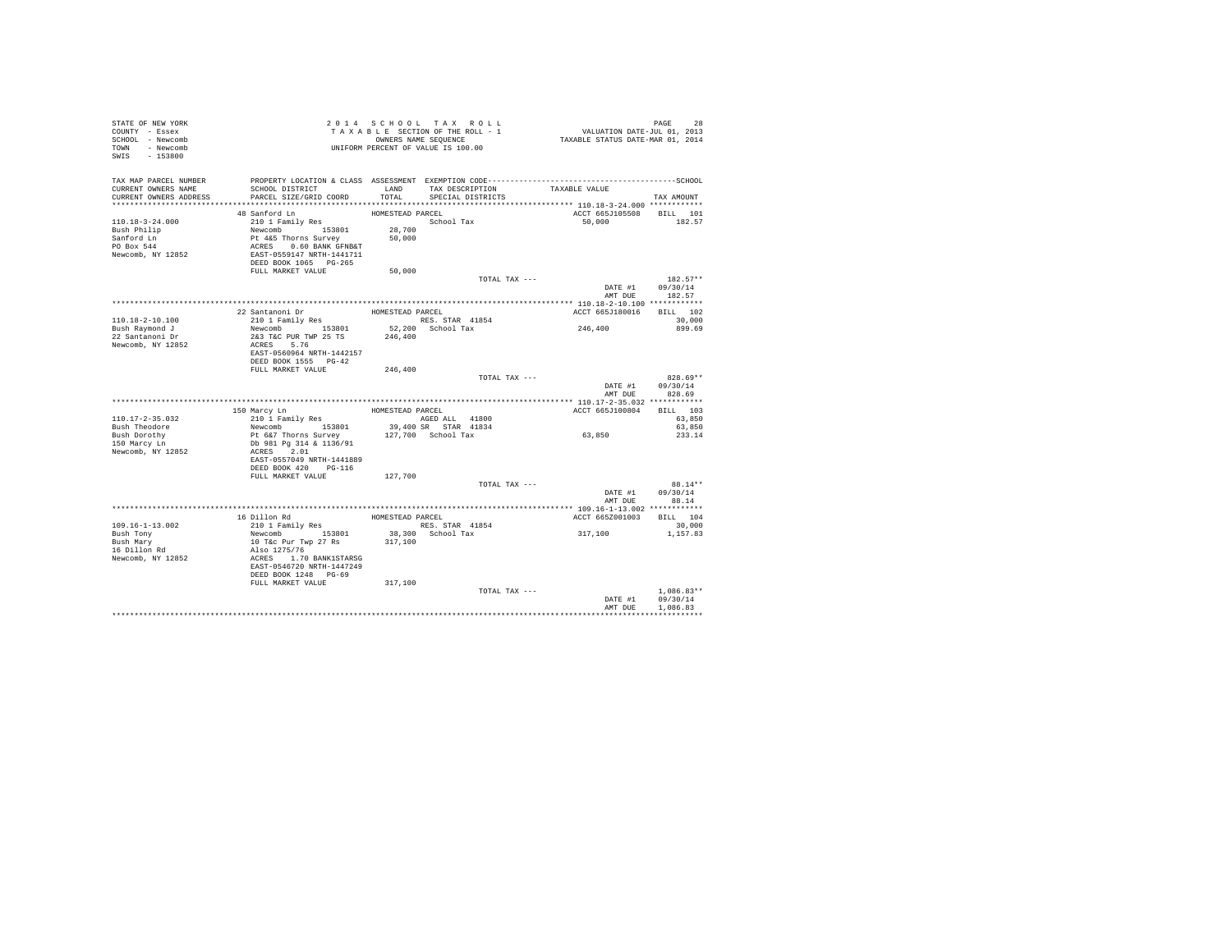STATE OF NEW YORK
COUNTY - Essex
SCHOOL - Newcomb
TOWN - Newcomb
SWIS - 153800

2014 SCHOOL TAX ROLL
TAXABLE SECTION OF THE ROLL - 1
OWNERS NAME SEQUENCE
UNIFORM PERCENT OF VALUE IS 100.00

VALUATION DATE-JUL 01, 2013
TAXABLE STATUS DATE-MAR 01, 2014

| TAX MAP PARCEL NUMBER / CURRENT OWNERS NAME / CURRENT OWNERS ADDRESS | PROPERTY LOCATION & CLASS / SCHOOL DISTRICT / PARCEL SIZE/GRID COORD | ASSESSMENT LAND / TOTAL | EXEMPTION CODE / TAX DESCRIPTION / SPECIAL DISTRICTS | TAXABLE VALUE | TAX AMOUNT |
|---|---|---|---|---|---|
| **110.18-3-24.000** | 48 Sanford Ln | HOMESTEAD PARCEL | | ACCT 665J105508 | BILL 101 |
| Bush Philip | 210 1 Family Res | | School Tax | 50,000 | 182.57 |
| Sanford Ln | Newcomb 153801 | 28,700 | | | |
| PO Box 544 | Pt 4&5 Thorns Survey | 50,000 | | | |
| Newcomb, NY 12852 | ACRES 0.60 BANK GFNB&T | | | | |
| | EAST-0559147 NRTH-1441711 | | | | |
| | DEED BOOK 1065 PG-265 | | | | |
| | FULL MARKET VALUE | 50,000 | | | |
| | | | TOTAL TAX --- | | 182.57** |
| | | | | DATE #1 | 09/30/14 |
| | | | | AMT DUE | 182.57 |
| **110.18-2-10.100** | 22 Santanoni Dr | HOMESTEAD PARCEL | | ACCT 665J180016 | BILL 102 |
| Bush Raymond J | 210 1 Family Res | | RES. STAR 41854 | | 30,000 |
| 22 Santanoni Dr | Newcomb 153801 | 52,200 | School Tax | 246,400 | 899.69 |
| Newcomb, NY 12852 | 2&3 T&C PUR TWP 25 TS | 246,400 | | | |
| | ACRES 5.76 | | | | |
| | EAST-0560964 NRTH-1442157 | | | | |
| | DEED BOOK 1555 PG-42 | | | | |
| | FULL MARKET VALUE | 246,400 | | | |
| | | | TOTAL TAX --- | | 828.69** |
| | | | | DATE #1 | 09/30/14 |
| | | | | AMT DUE | 828.69 |
| **110.17-2-35.032** | 150 Marcy Ln | HOMESTEAD PARCEL | | ACCT 665J100804 | BILL 103 |
| Bush Theodore | 210 1 Family Res | | AGED ALL 41800 | | 63,850 |
| Bush Dorothy | Newcomb 153801 | 39,400 | SR STAR 41834 | | 63,850 |
| 150 Marcy Ln | Pt 6&7 Thorns Survey | 127,700 | School Tax | 63,850 | 233.14 |
| Newcomb, NY 12852 | Db 981 Pg 314 & 1136/91 | | | | |
| | ACRES 2.01 | | | | |
| | EAST-0557049 NRTH-1441889 | | | | |
| | DEED BOOK 420 PG-116 | | | | |
| | FULL MARKET VALUE | 127,700 | | | |
| | | | TOTAL TAX --- | | 88.14** |
| | | | | DATE #1 | 09/30/14 |
| | | | | AMT DUE | 88.14 |
| **109.16-1-13.002** | 16 Dillon Rd | HOMESTEAD PARCEL | | ACCT 665Z001003 | BILL 104 |
| Bush Tony | 210 1 Family Res | | RES. STAR 41854 | | 30,000 |
| Bush Mary | Newcomb 153801 | 38,300 | School Tax | 317,100 | 1,157.83 |
| 16 Dillon Rd | 10 T&c Pur Twp 27 Rs | 317,100 | | | |
| Newcomb, NY 12852 | Also 1275/76 | | | | |
| | ACRES 1.70 BANK1STARSG | | | | |
| | EAST-0546720 NRTH-1447249 | | | | |
| | DEED BOOK 1248 PG-69 | | | | |
| | FULL MARKET VALUE | 317,100 | | | |
| | | | TOTAL TAX --- | | 1,086.83** |
| | | | | DATE #1 | 09/30/14 |
| | | | | AMT DUE | 1,086.83 |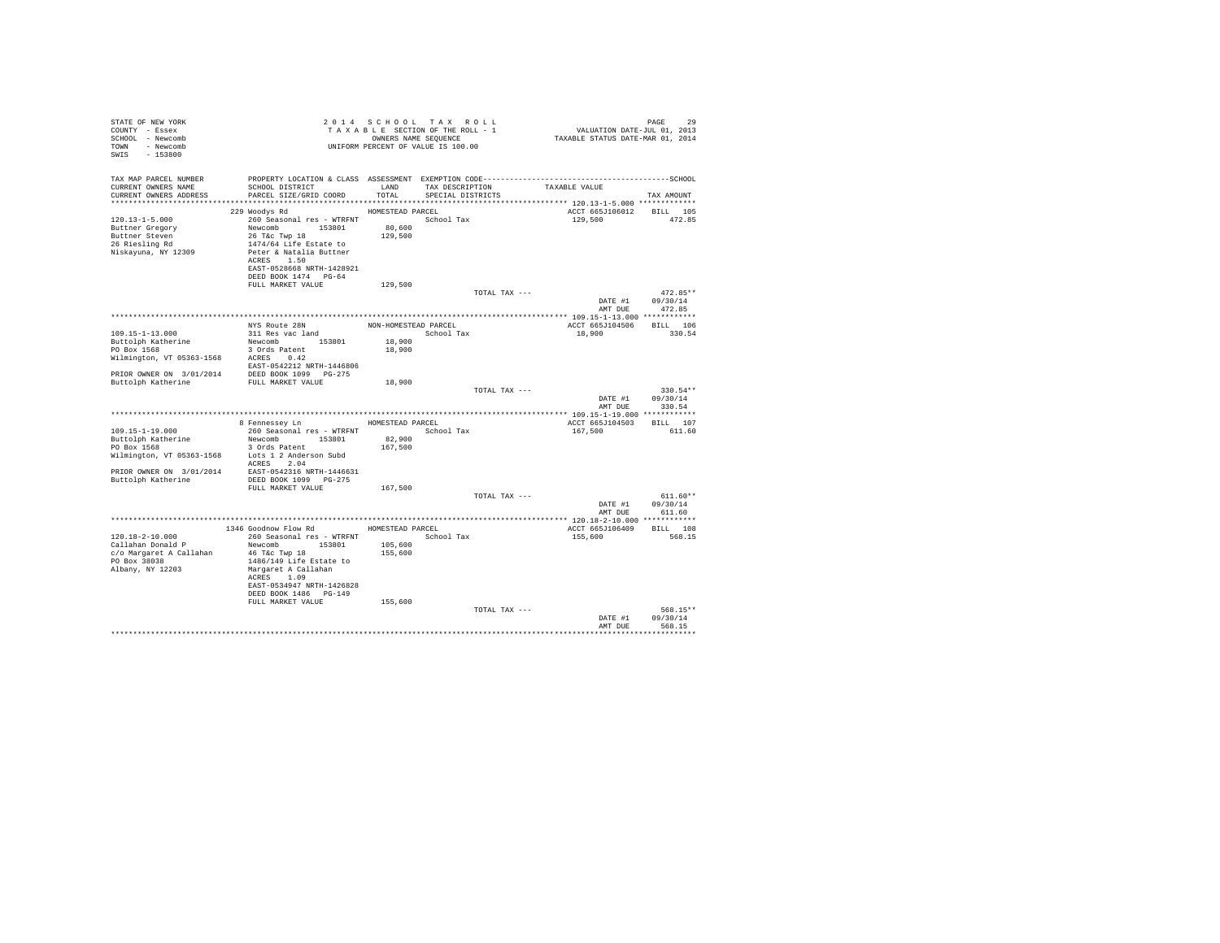STATE OF NEW YORK
COUNTY - Essex
SCHOOL - Newcomb
TOWN - Newcomb
SWIS - 153800

2 0 1 4 S C H O O L T A X R O L L
T A X A B L E SECTION OF THE ROLL - 1
OWNERS NAME SEQUENCE
UNIFORM PERCENT OF VALUE IS 100.00

VALUATION DATE-JUL 01, 2013
TAXABLE STATUS DATE-MAR 01, 2014

| TAX MAP PARCEL NUMBER / CURRENT OWNERS NAME / CURRENT OWNERS ADDRESS | PROPERTY LOCATION & CLASS / SCHOOL DISTRICT / PARCEL SIZE/GRID COORD | ASSESSMENT LAND / TOTAL | EXEMPTION CODE / TAX DESCRIPTION / SPECIAL DISTRICTS | TAXABLE VALUE | TAX AMOUNT |
|---|---|---|---|---|---|
| 120.13-1-5.000 | 229 Woodys Rd | HOMESTEAD PARCEL | | ACCT 665J106012 | BILL 105 |
| 120.13-1-5.000 | 260 Seasonal res - WTRFNT | | School Tax | 129,500 | 472.85 |
| Buttner Gregory | Newcomb 153801 | 80,600 | | | |
| Buttner Steven | 26 T&c Twp 18 | 129,500 | | | |
| 26 Riesling Rd | 1474/64 Life Estate to | | | | |
| Niskayuna, NY 12309 | Peter & Natalia Buttner | | | | |
| | ACRES 1.50 | | | | |
| | EAST-0528668 NRTH-1428921 | | | | |
| | DEED BOOK 1474 PG-64 | | | | |
| | FULL MARKET VALUE | 129,500 | | | |
| | | | TOTAL TAX --- | | 472.85** |
| | | | | DATE #1 | 09/30/14 |
| | | | | AMT DUE | 472.85 |
| 109.15-1-13.000 | NYS Route 28N | NON-HOMESTEAD PARCEL | | ACCT 665J104506 | BILL 106 |
| 109.15-1-13.000 | 311 Res vac land | | School Tax | 18,900 | 330.54 |
| Buttolph Katherine | Newcomb 153801 | 18,900 | | | |
| PO Box 1568 | 3 Ords Patent | 18,900 | | | |
| Wilmington, VT 05363-1568 | ACRES 0.42 | | | | |
| | EAST-0542212 NRTH-1446806 | | | | |
| PRIOR OWNER ON 3/01/2014 | DEED BOOK 1099 PG-275 | | | | |
| Buttolph Katherine | FULL MARKET VALUE | 18,900 | | | |
| | | | TOTAL TAX --- | | 330.54** |
| | | | | DATE #1 | 09/30/14 |
| | | | | AMT DUE | 330.54 |
| 109.15-1-19.000 | 8 Fennessey Ln | HOMESTEAD PARCEL | | ACCT 665J104503 | BILL 107 |
| 109.15-1-19.000 | 260 Seasonal res - WTRFNT | | School Tax | 167,500 | 611.60 |
| Buttolph Katherine | Newcomb 153801 | 82,900 | | | |
| PO Box 1568 | 3 Ords Patent | 167,500 | | | |
| Wilmington, VT 05363-1568 | Lots 1 2 Anderson Subd | | | | |
| | ACRES 2.04 | | | | |
| PRIOR OWNER ON 3/01/2014 | EAST-0542316 NRTH-1446631 | | | | |
| Buttolph Katherine | DEED BOOK 1099 PG-275 | | | | |
| | FULL MARKET VALUE | 167,500 | | | |
| | | | TOTAL TAX --- | | 611.60** |
| | | | | DATE #1 | 09/30/14 |
| | | | | AMT DUE | 611.60 |
| 120.18-2-10.000 | 1346 Goodnow Flow Rd | HOMESTEAD PARCEL | | ACCT 665J106409 | BILL 108 |
| 120.18-2-10.000 | 260 Seasonal res - WTRFNT | | School Tax | 155,600 | 568.15 |
| Callahan Donald P | Newcomb 153801 | 105,600 | | | |
| c/o Margaret A Callahan | 46 T&c Twp 18 | 155,600 | | | |
| PO Box 38038 | 1486/149 Life Estate to | | | | |
| Albany, NY 12203 | Margaret A Callahan | | | | |
| | ACRES 1.09 | | | | |
| | EAST-0534947 NRTH-1426828 | | | | |
| | DEED BOOK 1486 PG-149 | | | | |
| | FULL MARKET VALUE | 155,600 | | | |
| | | | TOTAL TAX --- | | 568.15** |
| | | | | DATE #1 | 09/30/14 |
| | | | | AMT DUE | 568.15 |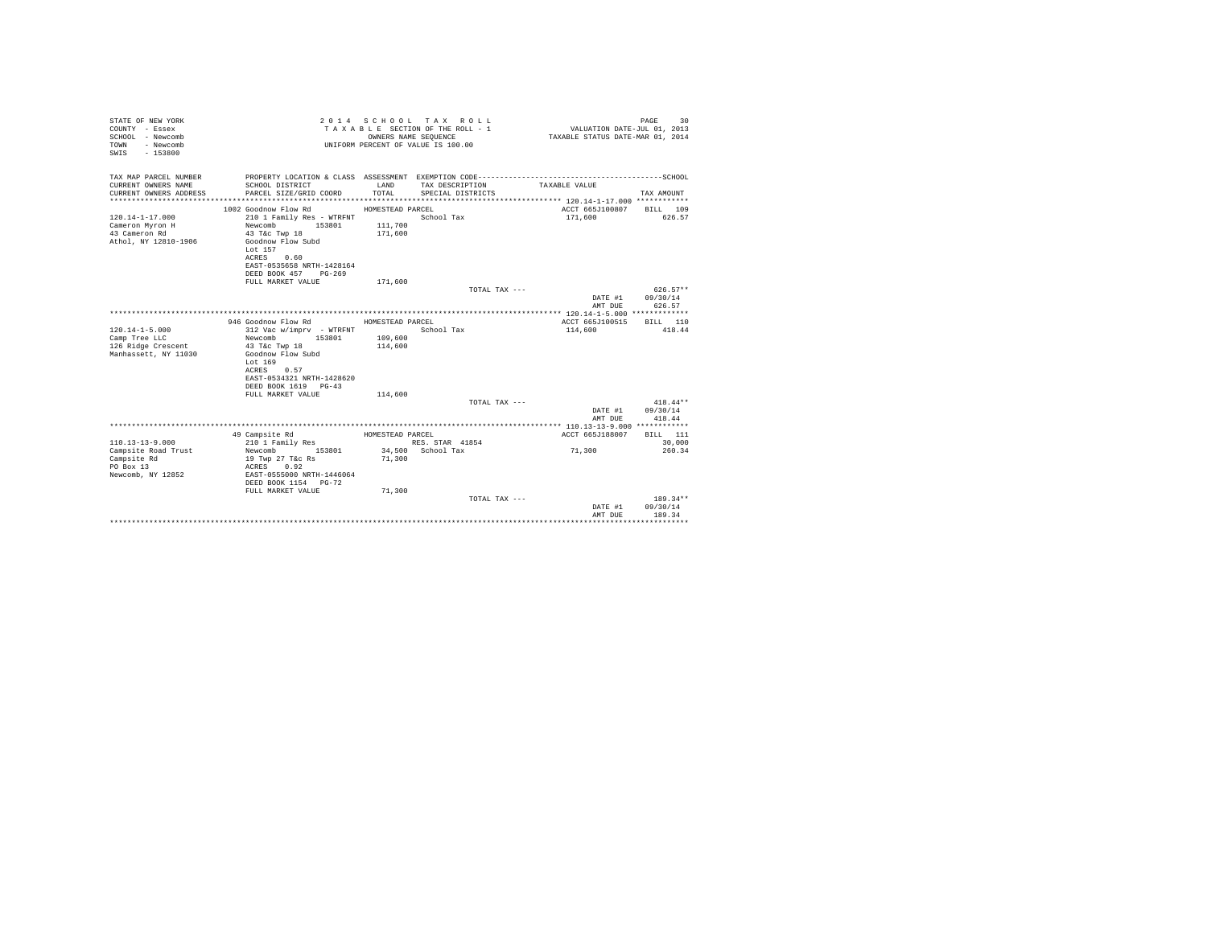STATE OF NEW YORK
COUNTY - Essex
SCHOOL - Newcomb
TOWN - Newcomb
SWIS - 153800

2 0 1 4 S C H O O L T A X R O L L
T A X A B L E SECTION OF THE ROLL - 1
OWNERS NAME SEQUENCE
UNIFORM PERCENT OF VALUE IS 100.00

VALUATION DATE-JUL 01, 2013
TAXABLE STATUS DATE-MAR 01, 2014

| TAX MAP PARCEL NUMBER / CURRENT OWNERS NAME / CURRENT OWNERS ADDRESS | PROPERTY LOCATION & CLASS / SCHOOL DISTRICT / PARCEL SIZE/GRID COORD | ASSESSMENT LAND / TOTAL | EXEMPTION CODE / TAX DESCRIPTION / SPECIAL DISTRICTS | TAXABLE VALUE | SCHOOL TAX AMOUNT |
|---|---|---|---|---|---|
| ******** 120.14-1-17.000 ******** | | | | | |
| | 1002 Goodnow Flow Rd | HOMESTEAD PARCEL | | ACCT 665J100807 | BILL 109 |
| 120.14-1-17.000 | 210 1 Family Res - WTRFNT | | School Tax | 171,600 | 626.57 |
| Cameron Myron H | Newcomb 153801 | 111,700 | | | |
| 43 Cameron Rd | 43 T&c Twp 18 | 171,600 | | | |
| Athol, NY 12810-1906 | Goodnow Flow Subd | | | | |
| | Lot 157 | | | | |
| | ACRES 0.60 | | | | |
| | EAST-0535658 NRTH-1428164 | | | | |
| | DEED BOOK 457 PG-269 | | | | |
| | FULL MARKET VALUE | 171,600 | | | |
| | | | TOTAL TAX --- | | 626.57** |
| | | | | DATE #1 | 09/30/14 |
| | | | | AMT DUE | 626.57 |
| ******** 120.14-1-5.000 ******** | | | | | |
| | 946 Goodnow Flow Rd | HOMESTEAD PARCEL | | ACCT 665J100515 | BILL 110 |
| 120.14-1-5.000 | 312 Vac w/imprv - WTRFNT | | School Tax | 114,600 | 418.44 |
| Camp Tree LLC | Newcomb 153801 | 109,600 | | | |
| 126 Ridge Crescent | 43 T&c Twp 18 | 114,600 | | | |
| Manhassett, NY 11030 | Goodnow Flow Subd | | | | |
| | Lot 169 | | | | |
| | ACRES 0.57 | | | | |
| | EAST-0534321 NRTH-1428620 | | | | |
| | DEED BOOK 1619 PG-43 | | | | |
| | FULL MARKET VALUE | 114,600 | | | |
| | | | TOTAL TAX --- | | 418.44** |
| | | | | DATE #1 | 09/30/14 |
| | | | | AMT DUE | 418.44 |
| ******** 110.13-13-9.000 ******** | | | | | |
| | 49 Campsite Rd | HOMESTEAD PARCEL | | ACCT 665J188007 | BILL 111 |
| 110.13-13-9.000 | 210 1 Family Res | | RES. STAR 41854 | | 30,000 |
| Campsite Road Trust | Newcomb 153801 | 34,500 | School Tax | 71,300 | 260.34 |
| Campsite Rd | 19 Twp 27 T&c Rs | 71,300 | | | |
| PO Box 13 | ACRES 0.92 | | | | |
| Newcomb, NY 12852 | EAST-0555000 NRTH-1446064 | | | | |
| | DEED BOOK 1154 PG-72 | | | | |
| | FULL MARKET VALUE | 71,300 | | | |
| | | | TOTAL TAX --- | | 189.34** |
| | | | | DATE #1 | 09/30/14 |
| | | | | AMT DUE | 189.34 |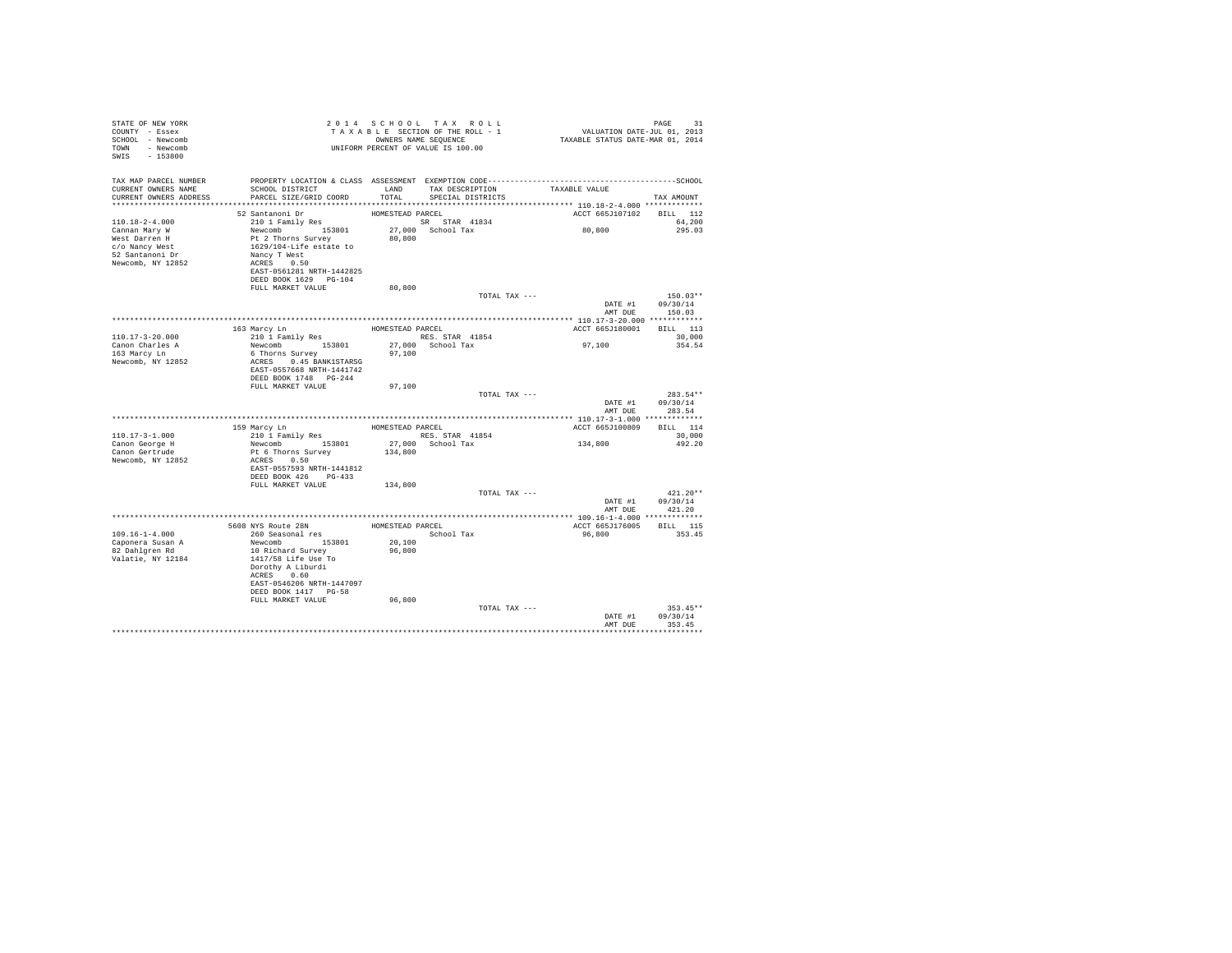STATE OF NEW YORK
COUNTY - Essex
SCHOOL - Newcomb
TOWN - Newcomb
SWIS - 153800

2014 SCHOOL TAX ROLL
TAXABLE SECTION OF THE ROLL - 1
OWNERS NAME SEQUENCE
UNIFORM PERCENT OF VALUE IS 100.00

VALUATION DATE-JUL 01, 2013
TAXABLE STATUS DATE-MAR 01, 2014

| TAX MAP PARCEL NUMBER / CURRENT OWNERS NAME / CURRENT OWNERS ADDRESS | PROPERTY LOCATION & CLASS / SCHOOL DISTRICT / PARCEL SIZE/GRID COORD | ASSESSMENT LAND / TOTAL | EXEMPTION CODE / TAX DESCRIPTION / SPECIAL DISTRICTS | TAXABLE VALUE | TAX AMOUNT |
|---|---|---|---|---|---|
| **110.18-2-4.000** | 52 Santanoni Dr | HOMESTEAD PARCEL | | ACCT 665J107102 | BILL 112 |
| 110.18-2-4.000 | 210 1 Family Res | | SR STAR 41834 | | 64,200 |
| Cannan Mary W | Newcomb 153801 | 27,000 | School Tax | 80,800 | 295.03 |
| West Darren H | Pt 2 Thorns Survey | 80,800 | | | |
| c/o Nancy West | 1629/104-Life estate to | | | | |
| 52 Santanoni Dr | Nancy T West | | | | |
| Newcomb, NY 12852 | ACRES 0.50 | | | | |
| | EAST-0561281 NRTH-1442825 | | | | |
| | DEED BOOK 1629 PG-104 | | | | |
| | FULL MARKET VALUE | 80,800 | | | |
| | | | TOTAL TAX --- | | 150.03** |
| | | | | DATE #1 | 09/30/14 |
| | | | | AMT DUE | 150.03 |
| **110.17-3-20.000** | 163 Marcy Ln | HOMESTEAD PARCEL | | ACCT 665J180001 | BILL 113 |
| 110.17-3-20.000 | 210 1 Family Res | | RES. STAR 41854 | | 30,000 |
| Canon Charles A | Newcomb 153801 | 27,000 | School Tax | 97,100 | 354.54 |
| 163 Marcy Ln | 6 Thorns Survey | 97,100 | | | |
| Newcomb, NY 12852 | ACRES 0.45 BANK1STARSG | | | | |
| | EAST-0557668 NRTH-1441742 | | | | |
| | DEED BOOK 1748 PG-244 | | | | |
| | FULL MARKET VALUE | 97,100 | | | |
| | | | TOTAL TAX --- | | 283.54** |
| | | | | DATE #1 | 09/30/14 |
| | | | | AMT DUE | 283.54 |
| **110.17-3-1.000** | 159 Marcy Ln | HOMESTEAD PARCEL | | ACCT 665J100809 | BILL 114 |
| 110.17-3-1.000 | 210 1 Family Res | | RES. STAR 41854 | | 30,000 |
| Canon George H | Newcomb 153801 | 27,000 | School Tax | 134,800 | 492.20 |
| Canon Gertrude | Pt 6 Thorns Survey | 134,800 | | | |
| Newcomb, NY 12852 | ACRES 0.50 | | | | |
| | EAST-0557593 NRTH-1441812 | | | | |
| | DEED BOOK 426 PG-433 | | | | |
| | FULL MARKET VALUE | 134,800 | | | |
| | | | TOTAL TAX --- | | 421.20** |
| | | | | DATE #1 | 09/30/14 |
| | | | | AMT DUE | 421.20 |
| **109.16-1-4.000** | 5608 NYS Route 28N | HOMESTEAD PARCEL | | ACCT 665J176005 | BILL 115 |
| 109.16-1-4.000 | 260 Seasonal res | | School Tax | 96,800 | 353.45 |
| Caponera Susan A | Newcomb 153801 | 20,100 | | | |
| 82 Dahlgren Rd | 10 Richard Survey | 96,800 | | | |
| Valatie, NY 12184 | 1417/58 Life Use To | | | | |
| | Dorothy A Liburdi | | | | |
| | ACRES 0.60 | | | | |
| | EAST-0546206 NRTH-1447097 | | | | |
| | DEED BOOK 1417 PG-58 | | | | |
| | FULL MARKET VALUE | 96,800 | | | |
| | | | TOTAL TAX --- | | 353.45** |
| | | | | DATE #1 | 09/30/14 |
| | | | | AMT DUE | 353.45 |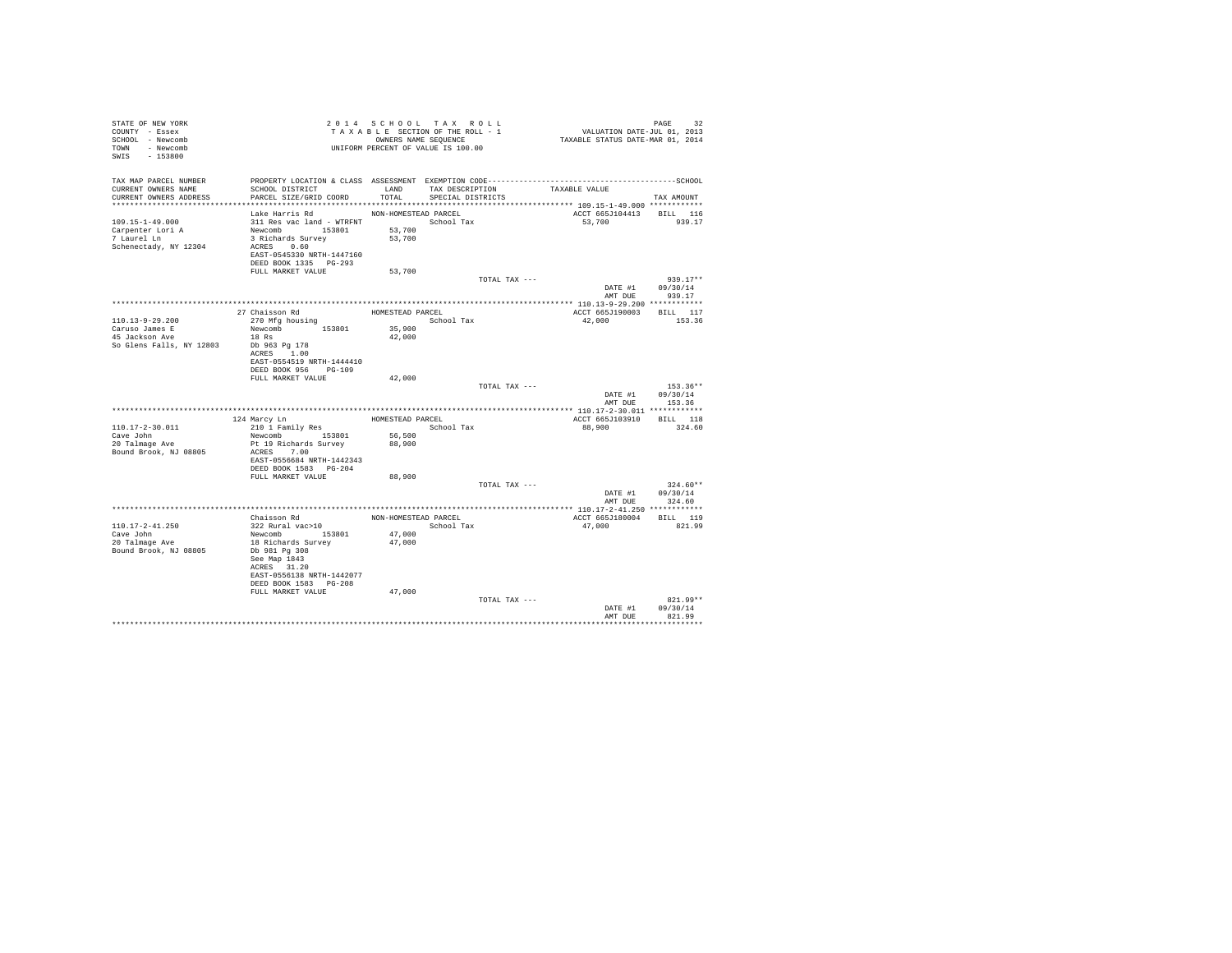STATE OF NEW YORK
COUNTY - Essex
SCHOOL - Newcomb
TOWN - Newcomb
SWIS - 153800

2014 SCHOOL TAX ROLL
TAXABLE SECTION OF THE ROLL - 1
OWNERS NAME SEQUENCE
UNIFORM PERCENT OF VALUE IS 100.00

VALUATION DATE-JUL 01, 2013
TAXABLE STATUS DATE-MAR 01, 2014

| TAX MAP PARCEL NUMBER / CURRENT OWNERS NAME / CURRENT OWNERS ADDRESS | PROPERTY LOCATION & CLASS / SCHOOL DISTRICT / PARCEL SIZE/GRID COORD | ASSESSMENT LAND / TOTAL | EXEMPTION CODE / TAX DESCRIPTION / SPECIAL DISTRICTS | TAXABLE VALUE | TAX AMOUNT |
|---|---|---|---|---|---|
| **109.15-1-49.000** | Lake Harris Rd | NON-HOMESTEAD PARCEL | | ACCT 665J104413 | BILL 116 |
| 109.15-1-49.000 | 311 Res vac land - WTRFNT | | School Tax | 53,700 | 939.17 |
| Carpenter Lori A | Newcomb 153801 | 53,700 | | | |
| 7 Laurel Ln | 3 Richards Survey | 53,700 | | | |
| Schenectady, NY 12304 | ACRES 0.60 | | | | |
| | EAST-0545330 NRTH-1447160 | | | | |
| | DEED BOOK 1335 PG-293 | | | | |
| | FULL MARKET VALUE | 53,700 | | | |
| | | | TOTAL TAX --- | | 939.17** |
| | | | | DATE #1 | 09/30/14 |
| | | | | AMT DUE | 939.17 |
| **110.13-9-29.200** | 27 Chaisson Rd | HOMESTEAD PARCEL | | ACCT 665J190003 | BILL 117 |
| 110.13-9-29.200 | 270 Mfg housing | | School Tax | 42,000 | 153.36 |
| Caruso James E | Newcomb 153801 | 35,900 | | | |
| 45 Jackson Ave | 18 Rs | 42,000 | | | |
| So Glens Falls, NY 12803 | Db 963 Pg 178 | | | | |
| | ACRES 1.00 | | | | |
| | EAST-0554519 NRTH-1444410 | | | | |
| | DEED BOOK 956 PG-109 | | | | |
| | FULL MARKET VALUE | 42,000 | | | |
| | | | TOTAL TAX --- | | 153.36** |
| | | | | DATE #1 | 09/30/14 |
| | | | | AMT DUE | 153.36 |
| **110.17-2-30.011** | 124 Marcy Ln | HOMESTEAD PARCEL | | ACCT 665J103910 | BILL 118 |
| 110.17-2-30.011 | 210 1 Family Res | | School Tax | 88,900 | 324.60 |
| Cave John | Newcomb 153801 | 56,500 | | | |
| 20 Talmage Ave | Pt 19 Richards Survey | 88,900 | | | |
| Bound Brook, NJ 08805 | ACRES 7.00 | | | | |
| | EAST-0556684 NRTH-1442343 | | | | |
| | DEED BOOK 1583 PG-204 | | | | |
| | FULL MARKET VALUE | 88,900 | | | |
| | | | TOTAL TAX --- | | 324.60** |
| | | | | DATE #1 | 09/30/14 |
| | | | | AMT DUE | 324.60 |
| **110.17-2-41.250** | Chaisson Rd | NON-HOMESTEAD PARCEL | | ACCT 665J180004 | BILL 119 |
| 110.17-2-41.250 | 322 Rural vac>10 | | School Tax | 47,000 | 821.99 |
| Cave John | Newcomb 153801 | 47,000 | | | |
| 20 Talmage Ave | 18 Richards Survey | 47,000 | | | |
| Bound Brook, NJ 08805 | Db 981 Pg 308 | | | | |
| | See Map 1843 | | | | |
| | ACRES 31.20 | | | | |
| | EAST-0556138 NRTH-1442077 | | | | |
| | DEED BOOK 1583 PG-208 | | | | |
| | FULL MARKET VALUE | 47,000 | | | |
| | | | TOTAL TAX --- | | 821.99** |
| | | | | DATE #1 | 09/30/14 |
| | | | | AMT DUE | 821.99 |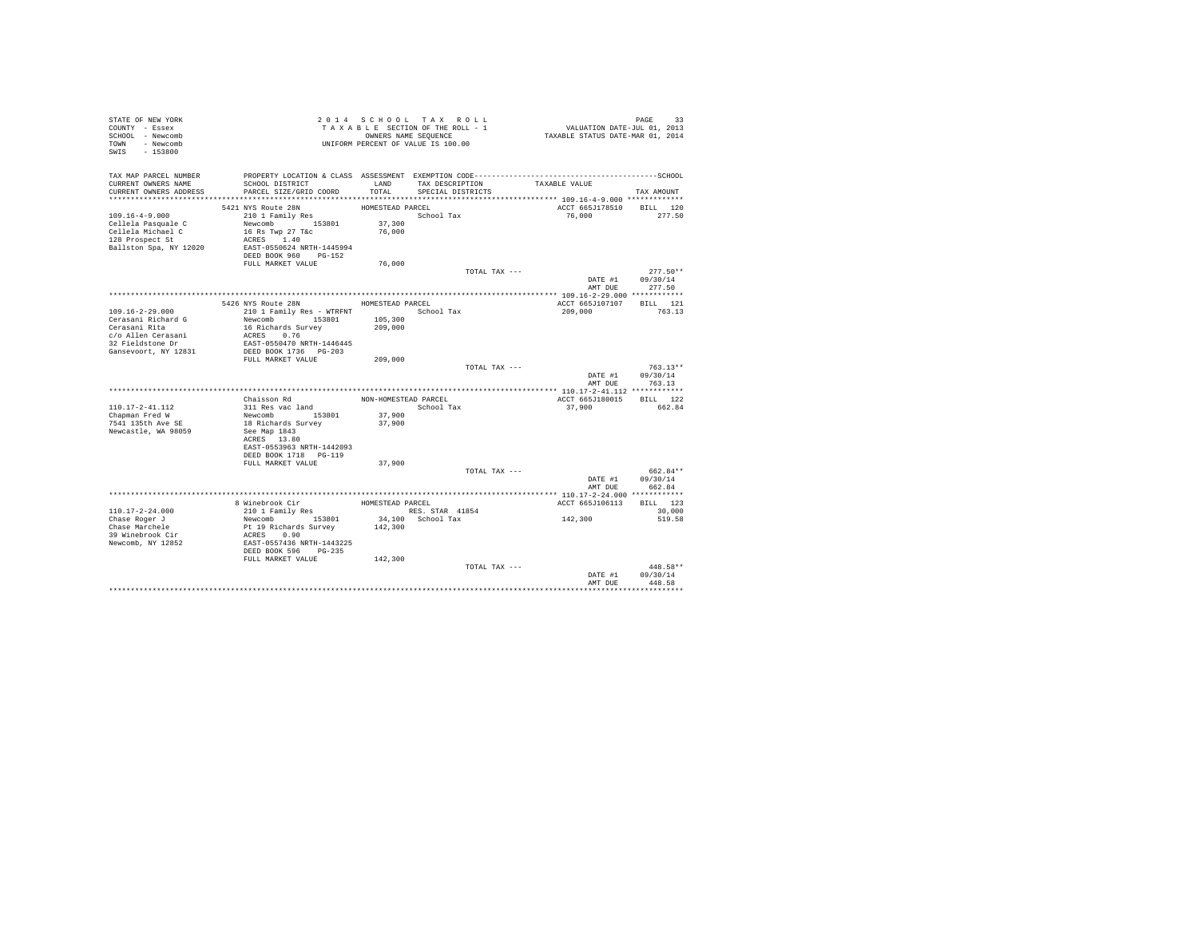STATE OF NEW YORK
COUNTY - Essex
SCHOOL - Newcomb
TOWN - Newcomb
SWIS - 153800

2 0 1 4 S C H O O L T A X R O L L
T A X A B L E SECTION OF THE ROLL - 1
OWNERS NAME SEQUENCE
UNIFORM PERCENT OF VALUE IS 100.00

VALUATION DATE-JUL 01, 2013
TAXABLE STATUS DATE-MAR 01, 2014

```
TAX MAP PARCEL NUMBER     PROPERTY LOCATION & CLASS  ASSESSMENT  EXEMPTION CODE------------------------------------------------SCHOOL
CURRENT OWNERS NAME       SCHOOL DISTRICT              LAND      TAX DESCRIPTION            TAXABLE VALUE
CURRENT OWNERS ADDRESS    PARCEL SIZE/GRID COORD       TOTAL     SPECIAL DISTRICTS                                  TAX AMOUNT
************************************************************************************************ 109.16-4-9.000 *************
                          5421 NYS Route 28N             HOMESTEAD PARCEL                       ACCT 665J178510     BILL  120
109.16-4-9.000            210 1 Family Res                         School Tax                   76,000              277.50
Cellela Pasquale C        Newcomb         153801         37,300
Cellela Michael C         16 Rs Twp 27 T&c               76,000
128 Prospect St           ACRES    1.40
Ballston Spa, NY 12020    EAST-0550624 NRTH-1445994
                          DEED BOOK 960    PG-152
                          FULL MARKET VALUE              76,000
                                                                    TOTAL TAX ---                                  277.50**
                                                                                                 DATE #1       09/30/14
                                                                                                 AMT DUE         277.50
************************************************************************************************ 109.16-2-29.000 ************
                          5426 NYS Route 28N             HOMESTEAD PARCEL                       ACCT 665J107107     BILL  121
109.16-2-29.000           210 1 Family Res - WTRFNT                School Tax                   209,000             763.13
Cerasani Richard G        Newcomb         153801        105,300
Cerasani Rita             16 Richards Survey            209,000
c/o Allen Cerasani        ACRES    0.76
32 Fieldstone Dr          EAST-0550470 NRTH-1446445
Gansevoort, NY 12831      DEED BOOK 1736   PG-203
                          FULL MARKET VALUE             209,000
                                                                    TOTAL TAX ---                                  763.13**
                                                                                                 DATE #1       09/30/14
                                                                                                 AMT DUE         763.13
************************************************************************************************ 110.17-2-41.112 ************
                          Chaisson Rd                    NON-HOMESTEAD PARCEL                   ACCT 665J180015     BILL  122
110.17-2-41.112           311 Res vac land                         School Tax                   37,900              662.84
Chapman Fred W            Newcomb         153801         37,900
7541 135th Ave SE         18 Richards Survey             37,900
Newcastle, WA 98059       See Map 1843
                          ACRES   13.80
                          EAST-0553963 NRTH-1442093
                          DEED BOOK 1718   PG-119
                          FULL MARKET VALUE              37,900
                                                                    TOTAL TAX ---                                  662.84**
                                                                                                 DATE #1       09/30/14
                                                                                                 AMT DUE         662.84
************************************************************************************************ 110.17-2-24.000 ************
                          8 Winebrook Cir                HOMESTEAD PARCEL                       ACCT 665J106113     BILL  123
110.17-2-24.000           210 1 Family Res                         RES. STAR  41854                                30,000
Chase Roger J             Newcomb         153801         34,100    School Tax                   142,300             519.58
Chase Marchele            Pt 19 Richards Survey         142,300
39 Winebrook Cir          ACRES    0.90
Newcomb, NY 12852         EAST-0557436 NRTH-1443225
                          DEED BOOK 596    PG-235
                          FULL MARKET VALUE             142,300
                                                                    TOTAL TAX ---                                  448.58**
                                                                                                 DATE #1       09/30/14
                                                                                                 AMT DUE         448.58
******************************************************************************************************************************
```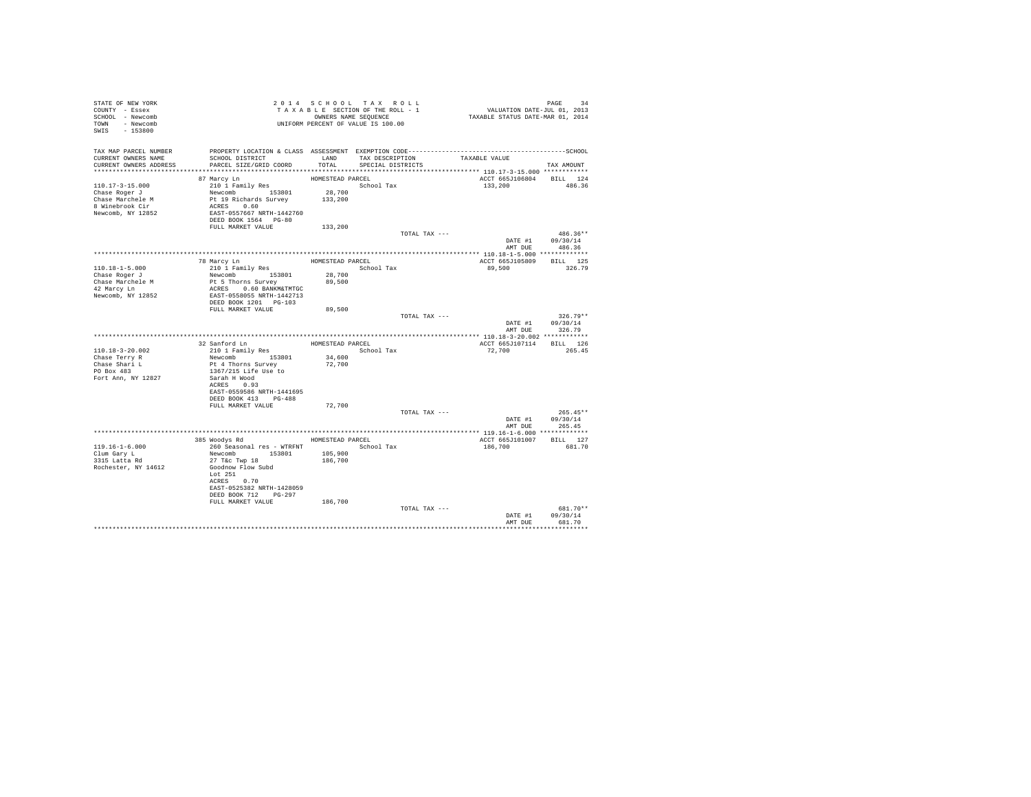STATE OF NEW YORK
COUNTY - Essex
SCHOOL - Newcomb
TOWN - Newcomb
SWIS - 153800

2014 SCHOOL TAX ROLL
TAXABLE SECTION OF THE ROLL - 1
OWNERS NAME SEQUENCE
UNIFORM PERCENT OF VALUE IS 100.00

VALUATION DATE-JUL 01, 2013
TAXABLE STATUS DATE-MAR 01, 2014

| TAX MAP PARCEL NUMBER / CURRENT OWNERS NAME / CURRENT OWNERS ADDRESS | PROPERTY LOCATION & CLASS / SCHOOL DISTRICT / PARCEL SIZE/GRID COORD | ASSESSMENT LAND / TOTAL | EXEMPTION CODE / TAX DESCRIPTION / SPECIAL DISTRICTS | TAXABLE VALUE | TAX AMOUNT |
|---|---|---|---|---|---|
| **110.17-3-15.000** | 87 Marcy Ln | HOMESTEAD PARCEL | | ACCT 665J106804 | BILL 124 |
| 110.17-3-15.000 | 210 1 Family Res | | School Tax | 133,200 | 486.36 |
| Chase Roger J | Newcomb 153801 | 28,700 | | | |
| Chase Marchele M | Pt 19 Richards Survey | 133,200 | | | |
| 8 Winebrook Cir | ACRES 0.60 | | | | |
| Newcomb, NY 12852 | EAST-0557667 NRTH-1442760 | | | | |
| | DEED BOOK 1564 PG-80 | | | | |
| | FULL MARKET VALUE | 133,200 | | | |
| | | | TOTAL TAX --- | | 486.36** |
| | | | | DATE #1 | 09/30/14 |
| | | | | AMT DUE | 486.36 |
| **110.18-1-5.000** | 78 Marcy Ln | HOMESTEAD PARCEL | | ACCT 665J105809 | BILL 125 |
| 110.18-1-5.000 | 210 1 Family Res | | School Tax | 89,500 | 326.79 |
| Chase Roger J | Newcomb 153801 | 28,700 | | | |
| Chase Marchele M | Pt 5 Thorns Survey | 89,500 | | | |
| 42 Marcy Ln | ACRES 0.60 BANKM&TMTGC | | | | |
| Newcomb, NY 12852 | EAST-0558055 NRTH-1442713 | | | | |
| | DEED BOOK 1201 PG-103 | | | | |
| | FULL MARKET VALUE | 89,500 | | | |
| | | | TOTAL TAX --- | | 326.79** |
| | | | | DATE #1 | 09/30/14 |
| | | | | AMT DUE | 326.79 |
| **110.18-3-20.002** | 32 Sanford Ln | HOMESTEAD PARCEL | | ACCT 665J107114 | BILL 126 |
| 110.18-3-20.002 | 210 1 Family Res | | School Tax | 72,700 | 265.45 |
| Chase Terry R | Newcomb 153801 | 34,600 | | | |
| Chase Shari L | Pt 4 Thorns Survey | 72,700 | | | |
| PO Box 483 | 1367/215 Life Use to | | | | |
| Fort Ann, NY 12827 | Sarah H Wood | | | | |
| | ACRES 0.93 | | | | |
| | EAST-0559586 NRTH-1441695 | | | | |
| | DEED BOOK 413 PG-488 | | | | |
| | FULL MARKET VALUE | 72,700 | | | |
| | | | TOTAL TAX --- | | 265.45** |
| | | | | DATE #1 | 09/30/14 |
| | | | | AMT DUE | 265.45 |
| **119.16-1-6.000** | 385 Woodys Rd | HOMESTEAD PARCEL | | ACCT 665J101007 | BILL 127 |
| 119.16-1-6.000 | 260 Seasonal res - WTRFNT | | School Tax | 186,700 | 681.70 |
| Clum Gary L | Newcomb 153801 | 105,900 | | | |
| 3315 Latta Rd | 27 T&c Twp 18 | 186,700 | | | |
| Rochester, NY 14612 | Goodnow Flow Subd | | | | |
| | Lot 251 | | | | |
| | ACRES 0.70 | | | | |
| | EAST-0525382 NRTH-1428059 | | | | |
| | DEED BOOK 712 PG-297 | | | | |
| | FULL MARKET VALUE | 186,700 | | | |
| | | | TOTAL TAX --- | | 681.70** |
| | | | | DATE #1 | 09/30/14 |
| | | | | AMT DUE | 681.70 |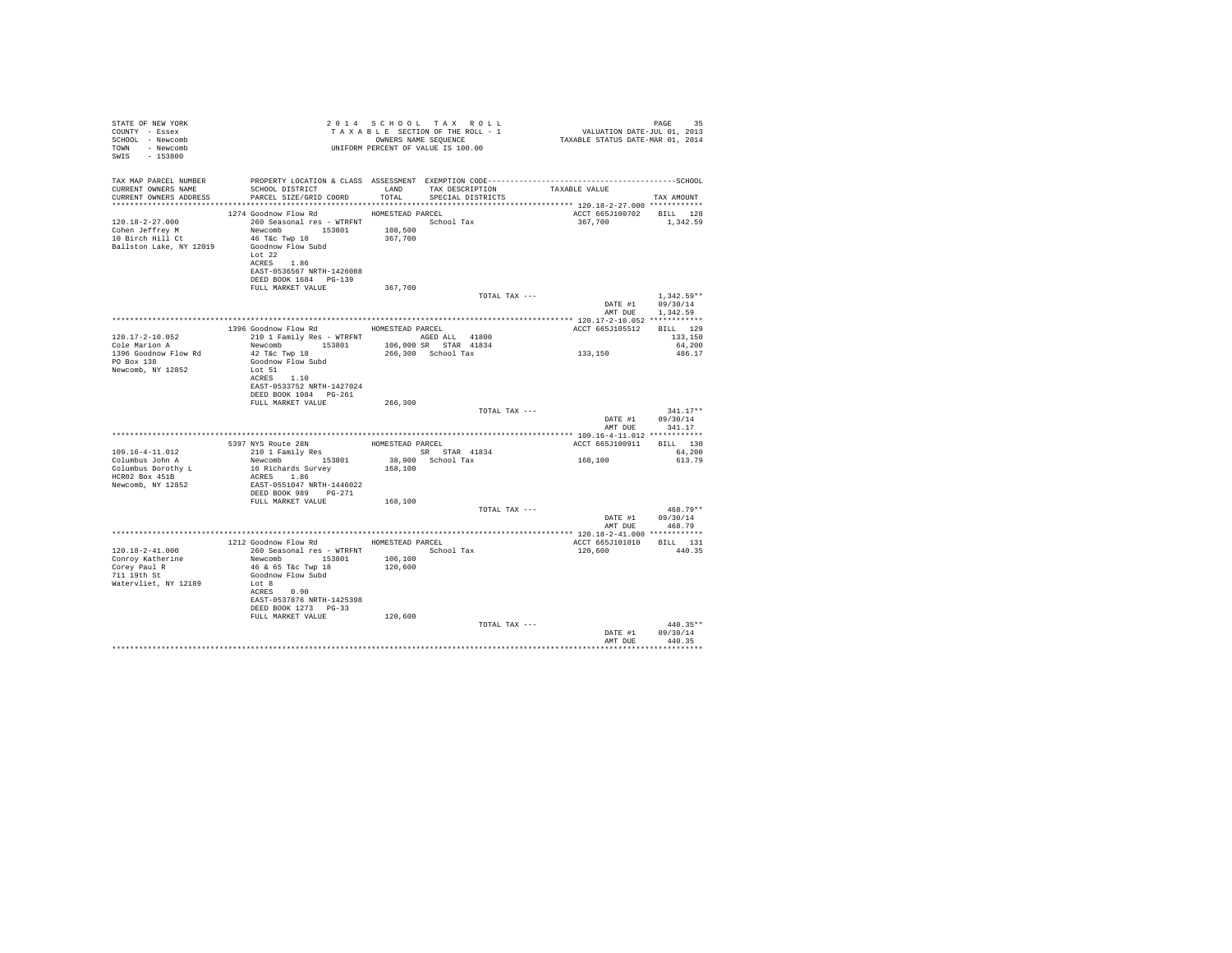STATE OF NEW YORK
COUNTY - Essex
SCHOOL - Newcomb
TOWN - Newcomb
SWIS - 153800

2 0 1 4   S C H O O L   T A X   R O L L
T A X A B L E   SECTION OF THE ROLL - 1
OWNERS NAME SEQUENCE
UNIFORM PERCENT OF VALUE IS 100.00

VALUATION DATE-JUL 01, 2013
TAXABLE STATUS DATE-MAR 01, 2014

| TAX MAP PARCEL NUMBER / CURRENT OWNERS NAME / CURRENT OWNERS ADDRESS | PROPERTY LOCATION & CLASS / SCHOOL DISTRICT / PARCEL SIZE/GRID COORD | ASSESSMENT LAND / TOTAL | EXEMPTION CODE / TAX DESCRIPTION / SPECIAL DISTRICTS | TAXABLE VALUE | SCHOOL TAX AMOUNT |
|---|---|---|---|---|---|
| 120.18-2-27.000 | 1274 Goodnow Flow Rd | HOMESTEAD PARCEL | | ACCT 665J100702 | BILL 128 |
| Cohen Jeffrey M | 260 Seasonal res - WTRFNT | | School Tax | 367,700 | 1,342.59 |
| 10 Birch Hill Ct | Newcomb 153801 | 108,500 | | | |
| Ballston Lake, NY 12019 | 46 T&c Twp 18 | 367,700 | | | |
| | Goodnow Flow Subd | | | | |
| | Lot 22 | | | | |
| | ACRES 1.86 | | | | |
| | EAST-0536567 NRTH-1426088 | | | | |
| | DEED BOOK 1684 PG-139 | | | | |
| | FULL MARKET VALUE | 367,700 | | | |
| | | | TOTAL TAX --- | | 1,342.59** |
| | | | | DATE #1 | 09/30/14 |
| | | | | AMT DUE | 1,342.59 |
| 120.17-2-10.052 | 1396 Goodnow Flow Rd | HOMESTEAD PARCEL | | ACCT 665J105512 | BILL 129 |
| Cole Marion A | 210 1 Family Res - WTRFNT | | AGED ALL 41800 | | 133,150 |
| 1396 Goodnow Flow Rd | Newcomb 153801 | 106,000 | SR STAR 41834 | | 64,200 |
| PO Box 138 | 42 T&c Twp 18 | 266,300 | School Tax | 133,150 | 486.17 |
| Newcomb, NY 12852 | Goodnow Flow Subd | | | | |
| | Lot 51 | | | | |
| | ACRES 1.10 | | | | |
| | EAST-0533752 NRTH-1427024 | | | | |
| | DEED BOOK 1084 PG-261 | | | | |
| | FULL MARKET VALUE | 266,300 | | | |
| | | | TOTAL TAX --- | | 341.17** |
| | | | | DATE #1 | 09/30/14 |
| | | | | AMT DUE | 341.17 |
| 109.16-4-11.012 | 5397 NYS Route 28N | HOMESTEAD PARCEL | | ACCT 665J100911 | BILL 130 |
| Columbus John A | 210 1 Family Res | | SR STAR 41834 | | 64,200 |
| Columbus Dorothy L | Newcomb 153801 | 38,900 | School Tax | 168,100 | 613.79 |
| HCR02 Box 451B | 16 Richards Survey | 168,100 | | | |
| Newcomb, NY 12852 | ACRES 1.86 | | | | |
| | EAST-0551047 NRTH-1446022 | | | | |
| | DEED BOOK 989 PG-271 | | | | |
| | FULL MARKET VALUE | 168,100 | | | |
| | | | TOTAL TAX --- | | 468.79** |
| | | | | DATE #1 | 09/30/14 |
| | | | | AMT DUE | 468.79 |
| 120.18-2-41.000 | 1212 Goodnow Flow Rd | HOMESTEAD PARCEL | | ACCT 665J101010 | BILL 131 |
| Conroy Katherine | 260 Seasonal res - WTRFNT | | School Tax | 120,600 | 440.35 |
| Corey Paul R | Newcomb 153801 | 106,100 | | | |
| 711 19th St | 46 & 65 T&c Twp 18 | 120,600 | | | |
| Watervliet, NY 12189 | Goodnow Flow Subd | | | | |
| | Lot 8 | | | | |
| | ACRES 0.90 | | | | |
| | EAST-0537876 NRTH-1425398 | | | | |
| | DEED BOOK 1273 PG-33 | | | | |
| | FULL MARKET VALUE | 120,600 | | | |
| | | | TOTAL TAX --- | | 440.35** |
| | | | | DATE #1 | 09/30/14 |
| | | | | AMT DUE | 440.35 |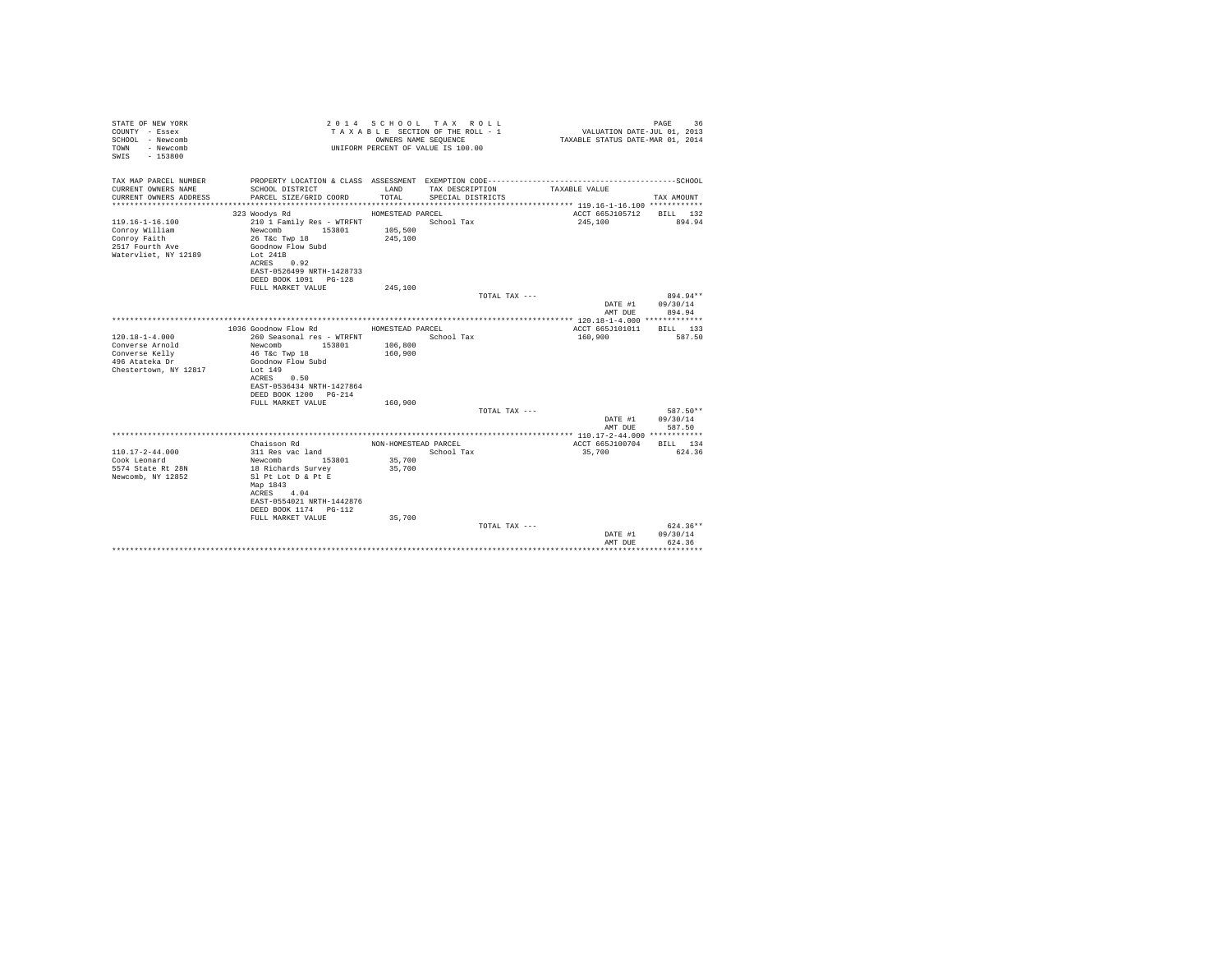STATE OF NEW YORK
COUNTY - Essex
SCHOOL - Newcomb
TOWN - Newcomb
SWIS - 153800

2014 SCHOOL TAX ROLL
TAXABLE SECTION OF THE ROLL - 1
OWNERS NAME SEQUENCE
UNIFORM PERCENT OF VALUE IS 100.00

VALUATION DATE-JUL 01, 2013
TAXABLE STATUS DATE-MAR 01, 2014

| TAX MAP PARCEL NUMBER / CURRENT OWNERS NAME / CURRENT OWNERS ADDRESS | PROPERTY LOCATION & CLASS / SCHOOL DISTRICT / PARCEL SIZE/GRID COORD | ASSESSMENT LAND / TOTAL | EXEMPTION CODE / TAX DESCRIPTION / SPECIAL DISTRICTS | TAXABLE VALUE | TAX AMOUNT |
|---|---|---|---|---|---|
| **119.16-1-16.100** | 323 Woodys Rd | HOMESTEAD PARCEL | | ACCT 665J105712 | BILL 132 |
| 119.16-1-16.100 | 210 1 Family Res - WTRFNT | | School Tax | 245,100 | 894.94 |
| Conroy William | Newcomb 153801 | 105,500 | | | |
| Conroy Faith | 26 T&c Twp 18 | 245,100 | | | |
| 2517 Fourth Ave | Goodnow Flow Subd | | | | |
| Watervliet, NY 12189 | Lot 241B | | | | |
| | ACRES 0.92 | | | | |
| | EAST-0526499 NRTH-1428733 | | | | |
| | DEED BOOK 1091 PG-128 | | | | |
| | FULL MARKET VALUE | 245,100 | | | |
| | | | TOTAL TAX --- | | 894.94** |
| | | | | DATE #1 | 09/30/14 |
| | | | | AMT DUE | 894.94 |
| **120.18-1-4.000** | 1036 Goodnow Flow Rd | HOMESTEAD PARCEL | | ACCT 665J101011 | BILL 133 |
| 120.18-1-4.000 | 260 Seasonal res - WTRFNT | | School Tax | 160,900 | 587.50 |
| Converse Arnold | Newcomb 153801 | 106,800 | | | |
| Converse Kelly | 46 T&c Twp 18 | 160,900 | | | |
| 496 Atateka Dr | Goodnow Flow Subd | | | | |
| Chestertown, NY 12817 | Lot 149 | | | | |
| | ACRES 0.50 | | | | |
| | EAST-0536434 NRTH-1427864 | | | | |
| | DEED BOOK 1200 PG-214 | | | | |
| | FULL MARKET VALUE | 160,900 | | | |
| | | | TOTAL TAX --- | | 587.50** |
| | | | | DATE #1 | 09/30/14 |
| | | | | AMT DUE | 587.50 |
| **110.17-2-44.000** | Chaisson Rd | NON-HOMESTEAD PARCEL | | ACCT 665J100704 | BILL 134 |
| 110.17-2-44.000 | 311 Res vac land | | School Tax | 35,700 | 624.36 |
| Cook Leonard | Newcomb 153801 | 35,700 | | | |
| 5574 State Rt 28N | 18 Richards Survey | 35,700 | | | |
| Newcomb, NY 12852 | Sl Pt Lot D & Pt E | | | | |
| | Map 1843 | | | | |
| | ACRES 4.04 | | | | |
| | EAST-0554021 NRTH-1442876 | | | | |
| | DEED BOOK 1174 PG-112 | | | | |
| | FULL MARKET VALUE | 35,700 | | | |
| | | | TOTAL TAX --- | | 624.36** |
| | | | | DATE #1 | 09/30/14 |
| | | | | AMT DUE | 624.36 |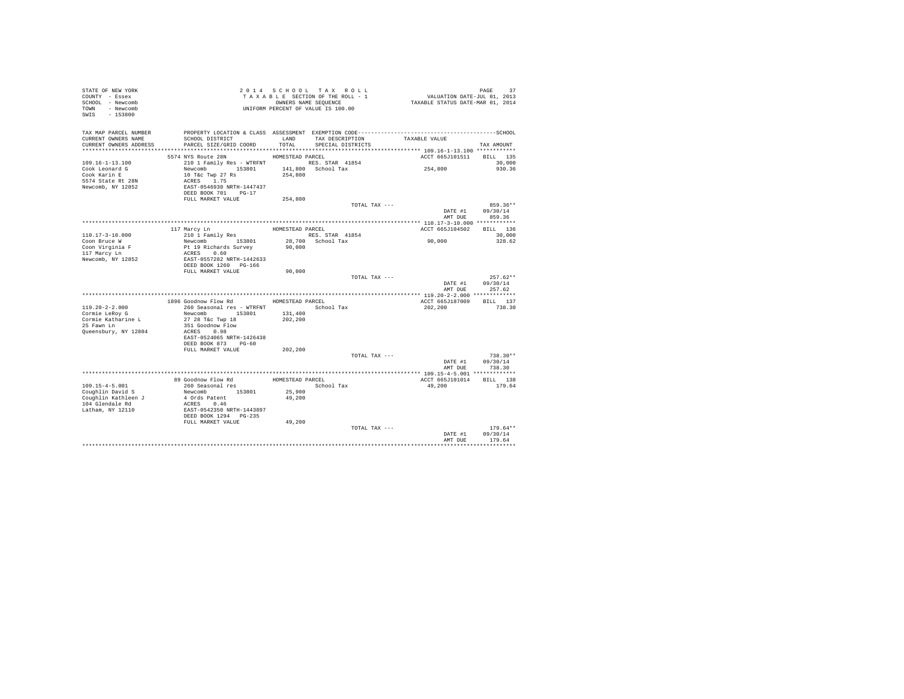STATE OF NEW YORK
COUNTY - Essex
SCHOOL - Newcomb
TOWN - Newcomb
SWIS - 153800

2 0 1 4 S C H O O L T A X R O L L
T A X A B L E SECTION OF THE ROLL - 1
OWNERS NAME SEQUENCE
UNIFORM PERCENT OF VALUE IS 100.00

VALUATION DATE-JUL 01, 2013
TAXABLE STATUS DATE-MAR 01, 2014

| TAX MAP PARCEL NUMBER / CURRENT OWNERS NAME / CURRENT OWNERS ADDRESS | PROPERTY LOCATION & CLASS / SCHOOL DISTRICT / PARCEL SIZE/GRID COORD | ASSESSMENT LAND / TOTAL | EXEMPTION CODE / TAX DESCRIPTION / SPECIAL DISTRICTS | TAXABLE VALUE | SCHOOL TAX AMOUNT |
|---|---|---|---|---|---|
| **109.16-1-13.100** | 5574 NYS Route 28N | HOMESTEAD PARCEL | | ACCT 665J101511 | BILL 135 |
| 109.16-1-13.100 | 210 1 Family Res - WTRFNT | | RES. STAR 41854 | | 30,000 |
| Cook Leonard G | Newcomb 153801 | 141,800 | School Tax | 254,800 | 930.36 |
| Cook Karin E | 10 T&c Twp 27 Rs | 254,800 | | | |
| 5574 State Rt 28N | ACRES 1.75 | | | | |
| Newcomb, NY 12852 | EAST-0546930 NRTH-1447437 | | | | |
| | DEED BOOK 701 PG-17 | | | | |
| | FULL MARKET VALUE | 254,800 | | | |
| | | | TOTAL TAX --- | | 859.36** |
| | | | | DATE #1 | 09/30/14 |
| | | | | AMT DUE | 859.36 |
| **110.17-3-10.000** | 117 Marcy Ln | HOMESTEAD PARCEL | | ACCT 665J104502 | BILL 136 |
| 110.17-3-10.000 | 210 1 Family Res | | RES. STAR 41854 | | 30,000 |
| Coon Bruce W | Newcomb 153801 | 28,700 | School Tax | 90,000 | 328.62 |
| Coon Virginia F | Pt 19 Richards Survey | 90,000 | | | |
| 117 Marcy Ln | ACRES 0.60 | | | | |
| Newcomb, NY 12852 | EAST-0557282 NRTH-1442633 | | | | |
| | DEED BOOK 1260 PG-166 | | | | |
| | FULL MARKET VALUE | 90,000 | | | |
| | | | TOTAL TAX --- | | 257.62** |
| | | | | DATE #1 | 09/30/14 |
| | | | | AMT DUE | 257.62 |
| **119.20-2-2.000** | 1896 Goodnow Flow Rd | HOMESTEAD PARCEL | | ACCT 665J187009 | BILL 137 |
| 119.20-2-2.000 | 260 Seasonal res - WTRFNT | | School Tax | 202,200 | 738.30 |
| Cormie LeRoy G | Newcomb 153801 | 131,400 | | | |
| Cormie Katharine L | 27 28 T&c Twp 18 | 202,200 | | | |
| 25 Fawn Ln | 351 Goodnow Flow | | | | |
| Queensbury, NY 12804 | ACRES 0.98 | | | | |
| | EAST-0524065 NRTH-1426438 | | | | |
| | DEED BOOK 873 PG-60 | | | | |
| | FULL MARKET VALUE | 202,200 | | | |
| | | | TOTAL TAX --- | | 738.30** |
| | | | | DATE #1 | 09/30/14 |
| | | | | AMT DUE | 738.30 |
| **109.15-4-5.001** | 89 Goodnow Flow Rd | HOMESTEAD PARCEL | | ACCT 665J101014 | BILL 138 |
| 109.15-4-5.001 | 260 Seasonal res | | School Tax | 49,200 | 179.64 |
| Coughlin David S | Newcomb 153801 | 25,900 | | | |
| Coughlin Kathleen J | 4 Ords Patent | 49,200 | | | |
| 104 Glendale Rd | ACRES 0.46 | | | | |
| Latham, NY 12110 | EAST-0542350 NRTH-1443897 | | | | |
| | DEED BOOK 1294 PG-235 | | | | |
| | FULL MARKET VALUE | 49,200 | | | |
| | | | TOTAL TAX --- | | 179.64** |
| | | | | DATE #1 | 09/30/14 |
| | | | | AMT DUE | 179.64 |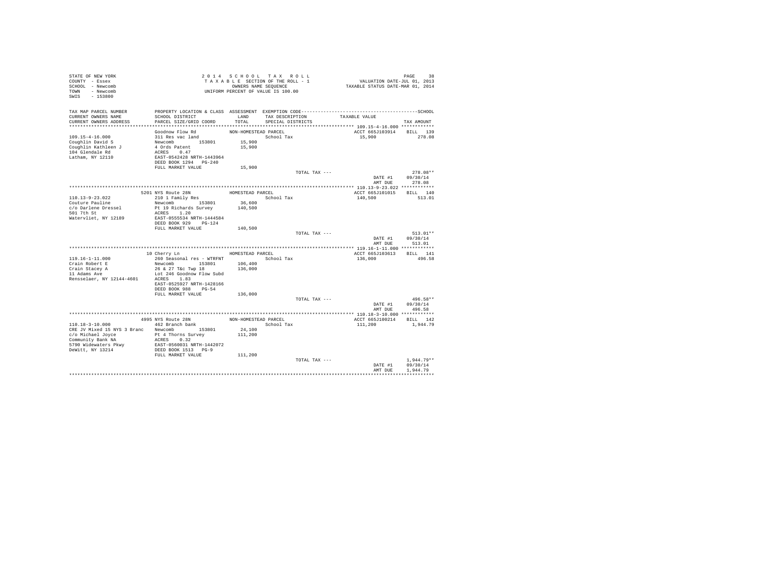STATE OF NEW YORK
COUNTY - Essex
SCHOOL - Newcomb
TOWN - Newcomb
SWIS - 153800

2014 SCHOOL TAX ROLL
TAXABLE SECTION OF THE ROLL - 1
OWNERS NAME SEQUENCE
UNIFORM PERCENT OF VALUE IS 100.00

VALUATION DATE-JUL 01, 2013
TAXABLE STATUS DATE-MAR 01, 2014

| TAX MAP PARCEL NUMBER / CURRENT OWNERS NAME / CURRENT OWNERS ADDRESS | PROPERTY LOCATION & CLASS / SCHOOL DISTRICT / PARCEL SIZE/GRID COORD | ASSESSMENT LAND / TOTAL | EXEMPTION CODE / TAX DESCRIPTION / SPECIAL DISTRICTS | TAXABLE VALUE | TAX AMOUNT |
|---|---|---|---|---|---|
| **109.15-4-16.000** | Goodnow Flow Rd | NON-HOMESTEAD PARCEL | | ACCT 665J103914 | BILL 139 |
| 109.15-4-16.000 | 311 Res vac land | | School Tax | 15,900 | 278.08 |
| Coughlin David S | Newcomb 153801 | 15,900 | | | |
| Coughlin Kathleen J | 4 Ords Patent | 15,900 | | | |
| 104 Glendale Rd | ACRES 0.47 | | | | |
| Latham, NY 12110 | EAST-0542428 NRTH-1443964 | | | | |
| | DEED BOOK 1294 PG-240 | | | | |
| | FULL MARKET VALUE | 15,900 | | | |
| | | | TOTAL TAX --- | | 278.08** |
| | | | | DATE #1 | 09/30/14 |
| | | | | AMT DUE | 278.08 |
| **110.13-9-23.022** | 5201 NYS Route 28N | HOMESTEAD PARCEL | | ACCT 665J101015 | BILL 140 |
| 110.13-9-23.022 | 210 1 Family Res | | School Tax | 140,500 | 513.01 |
| Couture Pauline | Newcomb 153801 | 36,600 | | | |
| c/o Darlene Dressel | Pt 19 Richards Survey | 140,500 | | | |
| 501 7th St | ACRES 1.20 | | | | |
| Watervliet, NY 12189 | EAST-0555534 NRTH-1444584 | | | | |
| | DEED BOOK 929 PG-124 | | | | |
| | FULL MARKET VALUE | 140,500 | | | |
| | | | TOTAL TAX --- | | 513.01** |
| | | | | DATE #1 | 09/30/14 |
| | | | | AMT DUE | 513.01 |
| **119.16-1-11.000** | 10 Cherry Ln | HOMESTEAD PARCEL | | ACCT 665J103613 | BILL 141 |
| 119.16-1-11.000 | 260 Seasonal res - WTRFNT | | School Tax | 136,000 | 496.58 |
| Crain Robert E | Newcomb 153801 | 106,400 | | | |
| Crain Stacey A | 26 & 27 T&c Twp 18 | 136,000 | | | |
| 11 Adams Ave | Lot 246 Goodnow Flow Subd | | | | |
| Rensselaer, NY 12144-4601 | ACRES 1.83 | | | | |
| | EAST-0525927 NRTH-1428166 | | | | |
| | DEED BOOK 988 PG-54 | | | | |
| | FULL MARKET VALUE | 136,000 | | | |
| | | | TOTAL TAX --- | | 496.58** |
| | | | | DATE #1 | 09/30/14 |
| | | | | AMT DUE | 496.58 |
| **110.18-3-10.000** | 4995 NYS Route 28N | NON-HOMESTEAD PARCEL | | ACCT 665J100214 | BILL 142 |
| 110.18-3-10.000 | 462 Branch bank | | School Tax | 111,200 | 1,944.79 |
| CRE JV Mixed 15 NYS 3 Branc | Newcomb 153801 | 24,100 | | | |
| c/o Michael Joyce | Pt 4 Thorns Survey | 111,200 | | | |
| Community Bank NA | ACRES 0.32 | | | | |
| 5790 Widewaters Pkwy | EAST-0560031 NRTH-1442072 | | | | |
| DeWitt, NY 13214 | DEED BOOK 1513 PG-9 | | | | |
| | FULL MARKET VALUE | 111,200 | | | |
| | | | TOTAL TAX --- | | 1,944.79** |
| | | | | DATE #1 | 09/30/14 |
| | | | | AMT DUE | 1,944.79 |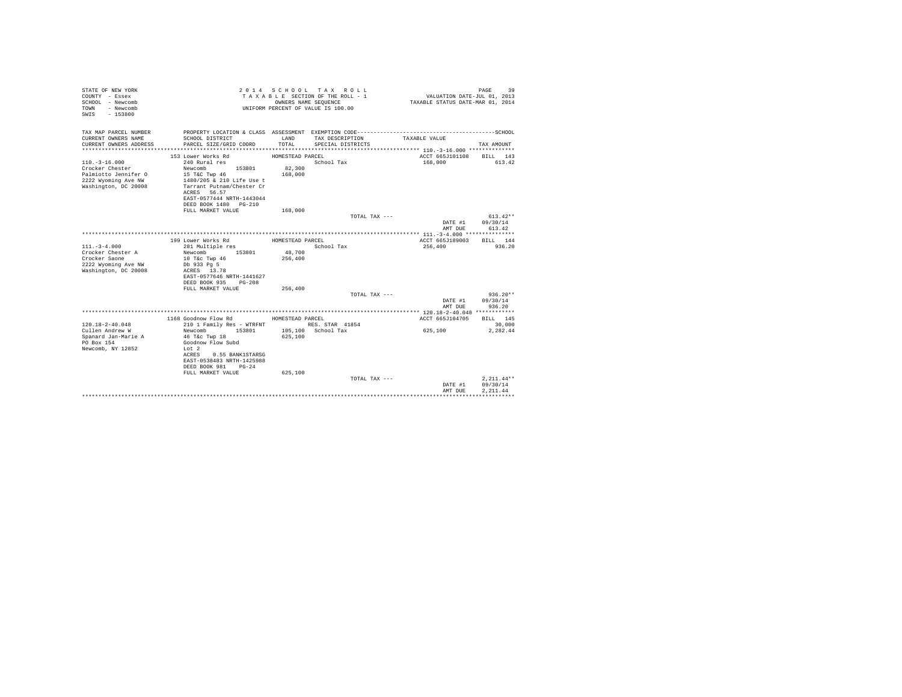STATE OF NEW YORK
COUNTY - Essex
SCHOOL - Newcomb
TOWN - Newcomb
SWIS - 153800

2 0 1 4 S C H O O L T A X R O L L
T A X A B L E SECTION OF THE ROLL - 1
OWNERS NAME SEQUENCE
UNIFORM PERCENT OF VALUE IS 100.00

VALUATION DATE-JUL 01, 2013
TAXABLE STATUS DATE-MAR 01, 2014

| TAX MAP PARCEL NUMBER / CURRENT OWNERS NAME / CURRENT OWNERS ADDRESS | PROPERTY LOCATION & CLASS / SCHOOL DISTRICT / PARCEL SIZE/GRID COORD | ASSESSMENT LAND / TOTAL | EXEMPTION CODE / TAX DESCRIPTION / SPECIAL DISTRICTS | TAXABLE VALUE | TAX AMOUNT |
|---|---|---|---|---|---|
| **110.-3-16.000** | 153 Lower Works Rd | HOMESTEAD PARCEL | | ACCT 665J101108 | BILL 143 |
| 110.-3-16.000 | 240 Rural res | | School Tax | 168,000 | 613.42 |
| Crocker Chester | Newcomb 153801 | 82,300 | | | |
| Palmiotto Jennifer O | 15 T&C Twp 46 | 168,000 | | | |
| 2222 Wyoming Ave NW | 1480/205 & 210 Life Use t | | | | |
| Washington, DC 20008 | Tarrant Putnam/Chester Cr | | | | |
| | ACRES 56.57 | | | | |
| | EAST-0577444 NRTH-1443044 | | | | |
| | DEED BOOK 1480 PG-210 | | | | |
| | FULL MARKET VALUE | 168,000 | | | |
| | | | TOTAL TAX --- | | 613.42** |
| | | | | DATE #1 | 09/30/14 |
| | | | | AMT DUE | 613.42 |
| **111.-3-4.000** | 199 Lower Works Rd | HOMESTEAD PARCEL | | ACCT 665J189003 | BILL 144 |
| 111.-3-4.000 | 281 Multiple res | | School Tax | 256,400 | 936.20 |
| Crocker Chester A | Newcomb 153801 | 48,700 | | | |
| Crocker Saone | 10 T&c Twp 46 | 256,400 | | | |
| 2222 Wyoming Ave NW | Db 933 Pg 5 | | | | |
| Washington, DC 20008 | ACRES 13.78 | | | | |
| | EAST-0577646 NRTH-1441627 | | | | |
| | DEED BOOK 935 PG-208 | | | | |
| | FULL MARKET VALUE | 256,400 | | | |
| | | | TOTAL TAX --- | | 936.20** |
| | | | | DATE #1 | 09/30/14 |
| | | | | AMT DUE | 936.20 |
| **120.18-2-40.048** | 1168 Goodnow Flow Rd | HOMESTEAD PARCEL | | ACCT 665J104705 | BILL 145 |
| 120.18-2-40.048 | 210 1 Family Res - WTRFNT | | RES. STAR 41854 | | 30,000 |
| Cullen Andrew W | Newcomb 153801 | 105,100 | School Tax | 625,100 | 2,282.44 |
| Spanard Jan-Marie A | 46 T&c Twp 18 | 625,100 | | | |
| PO Box 154 | Goodnow Flow Subd | | | | |
| Newcomb, NY 12852 | Lot 2 | | | | |
| | ACRES 0.55 BANK1STARSG | | | | |
| | EAST-0538483 NRTH-1425988 | | | | |
| | DEED BOOK 981 PG-24 | | | | |
| | FULL MARKET VALUE | 625,100 | | | |
| | | | TOTAL TAX --- | | 2,211.44** |
| | | | | DATE #1 | 09/30/14 |
| | | | | AMT DUE | 2,211.44 |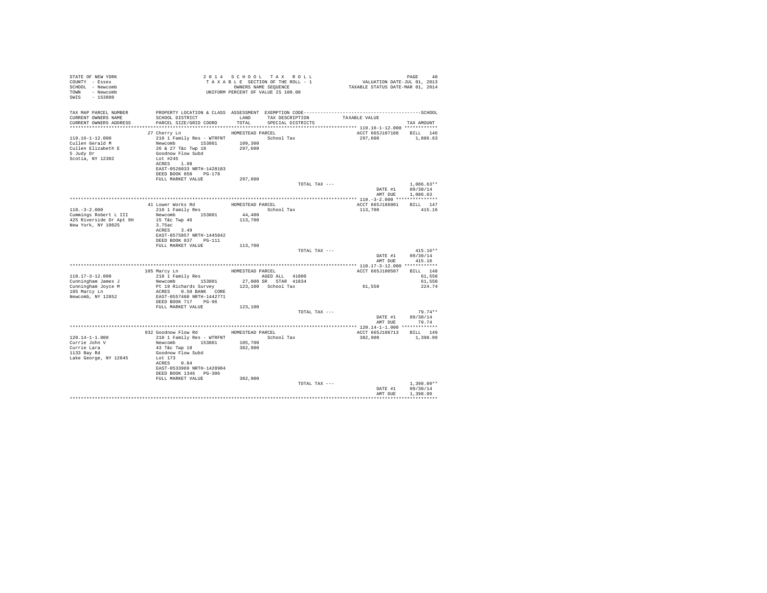STATE OF NEW YORK
COUNTY - Essex
SCHOOL - Newcomb
TOWN - Newcomb
SWIS - 153800

2014 SCHOOL TAX ROLL
TAXABLE SECTION OF THE ROLL - 1
OWNERS NAME SEQUENCE
UNIFORM PERCENT OF VALUE IS 100.00

VALUATION DATE-JUL 01, 2013
TAXABLE STATUS DATE-MAR 01, 2014

| TAX MAP PARCEL NUMBER / CURRENT OWNERS NAME / CURRENT OWNERS ADDRESS | PROPERTY LOCATION & CLASS / SCHOOL DISTRICT / PARCEL SIZE/GRID COORD | ASSESSMENT LAND / TOTAL | EXEMPTION CODE / TAX DESCRIPTION / SPECIAL DISTRICTS | TAXABLE VALUE | TAX AMOUNT |
|---|---|---|---|---|---|
| **119.16-1-12.000** | 27 Cherry Ln | HOMESTEAD PARCEL | | ACCT 665J107108 | BILL 146 |
| 119.16-1-12.000 | 210 1 Family Res - WTRFNT | | School Tax | 297,600 | 1,086.63 |
| Cullen Gerald M | Newcomb 153801 | 109,300 | | | |
| Cullen Elizabeth E | 26 & 27 T&c Twp 18 | 297,600 | | | |
| 5 Judy Dr | Goodnow Flow Subd | | | | |
| Scotia, NY 12302 | Lot #245 | | | | |
| | ACRES 1.98 | | | | |
| | EAST-0526033 NRTH-1428183 | | | | |
| | DEED BOOK 850 PG-178 | | | | |
| | FULL MARKET VALUE | 297,600 | | | |
| | | | TOTAL TAX --- | | 1,086.63** |
| | | | | DATE #1 | 09/30/14 |
| | | | | AMT DUE | 1,086.63 |
| **110.-3-2.000** | 41 Lower Works Rd | HOMESTEAD PARCEL | | ACCT 665J186001 | BILL 147 |
| 110.-3-2.000 | 210 1 Family Res | | School Tax | 113,700 | 415.16 |
| Cummings Robert L III | Newcomb 153801 | 44,400 | | | |
| 425 Riverside Dr Apt 9H | 15 T&c Twp 46 | 113,700 | | | |
| New York, NY 10025 | 3.75ac | | | | |
| | ACRES 3.49 | | | | |
| | EAST-0575857 NRTH-1445042 | | | | |
| | DEED BOOK 837 PG-111 | | | | |
| | FULL MARKET VALUE | 113,700 | | | |
| | | | TOTAL TAX --- | | 415.16** |
| | | | | DATE #1 | 09/30/14 |
| | | | | AMT DUE | 415.16 |
| **110.17-3-12.000** | 105 Marcy Ln | HOMESTEAD PARCEL | | ACCT 665J100507 | BILL 148 |
| 110.17-3-12.000 | 210 1 Family Res | | AGED ALL 41800 | | 61,550 |
| Cunningham James J | Newcomb 153801 | 27,000 | SR STAR 41834 | | 61,550 |
| Cunningham Joyce M | Pt 19 Richards Survey | 123,100 | School Tax | 61,550 | 224.74 |
| 105 Marcy Ln | ACRES 0.50 BANK CORE | | | | |
| Newcomb, NY 12852 | EAST-0557408 NRTH-1442771 | | | | |
| | DEED BOOK 717 PG-96 | | | | |
| | FULL MARKET VALUE | 123,100 | | | |
| | | | TOTAL TAX --- | | 79.74** |
| | | | | DATE #1 | 09/30/14 |
| | | | | AMT DUE | 79.74 |
| **120.14-1-1.000** | 932 Goodnow Flow Rd | HOMESTEAD PARCEL | | ACCT 665J106713 | BILL 149 |
| 120.14-1-1.000 | 210 1 Family Res - WTRFNT | | School Tax | 382,900 | 1,398.09 |
| Currie John V | Newcomb 153801 | 105,700 | | | |
| Currie Lara | 43 T&c Twp 18 | 382,900 | | | |
| 1133 Bay Rd | Goodnow Flow Subd | | | | |
| Lake George, NY 12845 | Lot 173 | | | | |
| | ACRES 0.84 | | | | |
| | EAST-0533969 NRTH-1428904 | | | | |
| | DEED BOOK 1346 PG-306 | | | | |
| | FULL MARKET VALUE | 382,900 | | | |
| | | | TOTAL TAX --- | | 1,398.09** |
| | | | | DATE #1 | 09/30/14 |
| | | | | AMT DUE | 1,398.09 |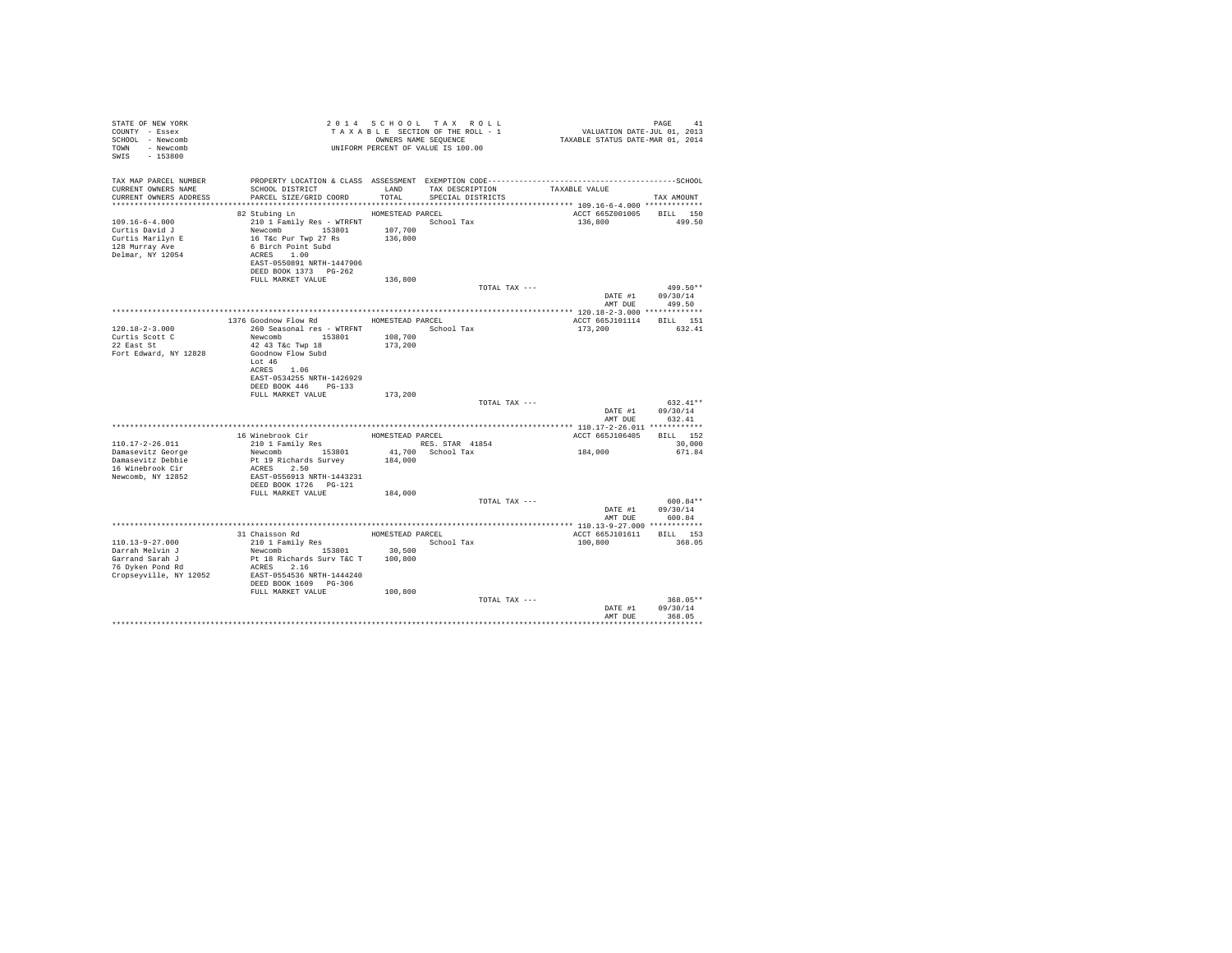STATE OF NEW YORK
COUNTY - Essex
SCHOOL - Newcomb
TOWN - Newcomb
SWIS - 153800

2014 SCHOOL TAX ROLL
TAXABLE SECTION OF THE ROLL - 1
OWNERS NAME SEQUENCE
UNIFORM PERCENT OF VALUE IS 100.00

VALUATION DATE-JUL 01, 2013
TAXABLE STATUS DATE-MAR 01, 2014

| TAX MAP PARCEL NUMBER / CURRENT OWNERS NAME / CURRENT OWNERS ADDRESS | PROPERTY LOCATION & CLASS / SCHOOL DISTRICT / PARCEL SIZE/GRID COORD | ASSESSMENT LAND / TOTAL | EXEMPTION CODE / TAX DESCRIPTION / SPECIAL DISTRICTS | TAXABLE VALUE | TAX AMOUNT |
|---|---|---|---|---|---|
| 109.16-6-4.000 | 82 Stubing Ln | HOMESTEAD PARCEL | | ACCT 665Z001005 | BILL 150 |
| Curtis David J | 210 1 Family Res - WTRFNT | | School Tax | 136,800 | 499.50 |
| Curtis Marilyn E | Newcomb 153801 | 107,700 | | | |
| 128 Murray Ave | 16 T&c Pur Twp 27 Rs | 136,800 | | | |
| Delmar, NY 12054 | 6 Birch Point Subd | | | | |
| | ACRES 1.00 | | | | |
| | EAST-0550891 NRTH-1447906 | | | | |
| | DEED BOOK 1373 PG-262 | | | | |
| | FULL MARKET VALUE | 136,800 | | | |
| | | | TOTAL TAX --- | | 499.50** |
| | | | | DATE #1 | 09/30/14 |
| | | | | AMT DUE | 499.50 |
| 120.18-2-3.000 | 1376 Goodnow Flow Rd | HOMESTEAD PARCEL | | ACCT 665J101114 | BILL 151 |
| Curtis Scott C | 260 Seasonal res - WTRFNT | | School Tax | 173,200 | 632.41 |
| 22 East St | Newcomb 153801 | 108,700 | | | |
| Fort Edward, NY 12828 | 42 43 T&c Twp 18 | 173,200 | | | |
| | Goodnow Flow Subd | | | | |
| | Lot 46 | | | | |
| | ACRES 1.06 | | | | |
| | EAST-0534255 NRTH-1426929 | | | | |
| | DEED BOOK 446 PG-133 | | | | |
| | FULL MARKET VALUE | 173,200 | | | |
| | | | TOTAL TAX --- | | 632.41** |
| | | | | DATE #1 | 09/30/14 |
| | | | | AMT DUE | 632.41 |
| 110.17-2-26.011 | 16 Winebrook Cir | HOMESTEAD PARCEL | | ACCT 665J106405 | BILL 152 |
| Damasevitz George | 210 1 Family Res | | RES. STAR 41854 | | 30,000 |
| Damasevitz Debbie | Newcomb 153801 | 41,700 | School Tax | 184,000 | 671.84 |
| 16 Winebrook Cir | Pt 19 Richards Survey | 184,000 | | | |
| Newcomb, NY 12852 | ACRES 2.50 | | | | |
| | EAST-0556913 NRTH-1443231 | | | | |
| | DEED BOOK 1726 PG-121 | | | | |
| | FULL MARKET VALUE | 184,000 | | | |
| | | | TOTAL TAX --- | | 600.84** |
| | | | | DATE #1 | 09/30/14 |
| | | | | AMT DUE | 600.84 |
| 110.13-9-27.000 | 31 Chaisson Rd | HOMESTEAD PARCEL | | ACCT 665J101611 | BILL 153 |
| Darrah Melvin J | 210 1 Family Res | | School Tax | 100,800 | 368.05 |
| Garrand Sarah J | Newcomb 153801 | 30,500 | | | |
| 76 Dyken Pond Rd | Pt 18 Richards Surv T&C T | 100,800 | | | |
| Cropseyville, NY 12052 | ACRES 2.16 | | | | |
| | EAST-0554536 NRTH-1444240 | | | | |
| | DEED BOOK 1609 PG-306 | | | | |
| | FULL MARKET VALUE | 100,800 | | | |
| | | | TOTAL TAX --- | | 368.05** |
| | | | | DATE #1 | 09/30/14 |
| | | | | AMT DUE | 368.05 |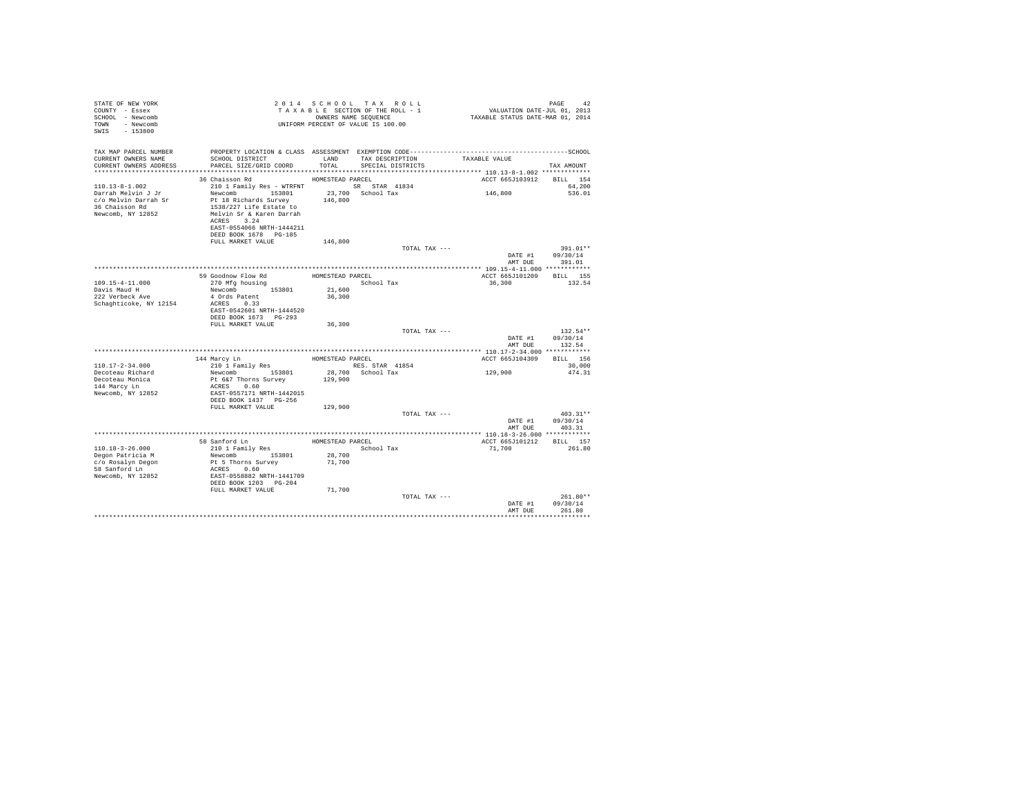STATE OF NEW YORK
COUNTY - Essex
SCHOOL - Newcomb
TOWN - Newcomb
SWIS - 153800

2 0 1 4 S C H O O L T A X R O L L
T A X A B L E SECTION OF THE ROLL - 1
OWNERS NAME SEQUENCE
UNIFORM PERCENT OF VALUE IS 100.00

VALUATION DATE-JUL 01, 2013
TAXABLE STATUS DATE-MAR 01, 2014

| TAX MAP PARCEL NUMBER / CURRENT OWNERS NAME / CURRENT OWNERS ADDRESS | PROPERTY LOCATION & CLASS / SCHOOL DISTRICT / PARCEL SIZE/GRID COORD | ASSESSMENT LAND / TOTAL | EXEMPTION CODE / TAX DESCRIPTION / SPECIAL DISTRICTS | TAXABLE VALUE | TAX AMOUNT |
|---|---|---|---|---|---|
| 110.13-8-1.002 | 36 Chaisson Rd — HOMESTEAD PARCEL | | | ACCT 665J103912 | BILL 154 |
| Darrah Melvin J Jr | 210 1 Family Res - WTRFNT | | SR STAR 41834 | | 64,200 |
| c/o Melvin Darrah Sr | Newcomb 153801 | 23,700 | School Tax | 146,800 | 536.01 |
| 36 Chaisson Rd | Pt 18 Richards Survey | 146,800 | | | |
| Newcomb, NY 12852 | 1538/227 Life Estate to | | | | |
| | Melvin Sr & Karen Darrah | | | | |
| | ACRES 3.24 | | | | |
| | EAST-0554066 NRTH-1444211 | | | | |
| | DEED BOOK 1678 PG-185 | | | | |
| | FULL MARKET VALUE | 146,800 | | | |
| | | | TOTAL TAX --- | | 391.01** |
| | | | | DATE #1 | 09/30/14 |
| | | | | AMT DUE | 391.01 |
| 109.15-4-11.000 | 59 Goodnow Flow Rd — HOMESTEAD PARCEL | | | ACCT 665J101209 | BILL 155 |
| Davis Maud H | 270 Mfg housing | | School Tax | 36,300 | 132.54 |
| 222 Verbeck Ave | Newcomb 153801 | 21,600 | | | |
| Schaghticoke, NY 12154 | 4 Ords Patent | 36,300 | | | |
| | ACRES 0.33 | | | | |
| | EAST-0542601 NRTH-1444520 | | | | |
| | DEED BOOK 1673 PG-293 | | | | |
| | FULL MARKET VALUE | 36,300 | | | |
| | | | TOTAL TAX --- | | 132.54** |
| | | | | DATE #1 | 09/30/14 |
| | | | | AMT DUE | 132.54 |
| 110.17-2-34.000 | 144 Marcy Ln — HOMESTEAD PARCEL | | | ACCT 665J104309 | BILL 156 |
| Decoteau Richard | 210 1 Family Res | | RES. STAR 41854 | | 30,000 |
| Decoteau Monica | Newcomb 153801 | 28,700 | School Tax | 129,900 | 474.31 |
| 144 Marcy Ln | Pt 6&7 Thorns Survey | 129,900 | | | |
| Newcomb, NY 12852 | ACRES 0.60 | | | | |
| | EAST-0557171 NRTH-1442015 | | | | |
| | DEED BOOK 1437 PG-256 | | | | |
| | FULL MARKET VALUE | 129,900 | | | |
| | | | TOTAL TAX --- | | 403.31** |
| | | | | DATE #1 | 09/30/14 |
| | | | | AMT DUE | 403.31 |
| 110.18-3-26.000 | 58 Sanford Ln — HOMESTEAD PARCEL | | | ACCT 665J101212 | BILL 157 |
| Degon Patricia M | 210 1 Family Res | | School Tax | 71,700 | 261.80 |
| c/o Rosalyn Degon | Newcomb 153801 | 28,700 | | | |
| 58 Sanford Ln | Pt 5 Thorns Survey | 71,700 | | | |
| Newcomb, NY 12852 | ACRES 0.60 | | | | |
| | EAST-0558882 NRTH-1441709 | | | | |
| | DEED BOOK 1203 PG-204 | | | | |
| | FULL MARKET VALUE | 71,700 | | | |
| | | | TOTAL TAX --- | | 261.80** |
| | | | | DATE #1 | 09/30/14 |
| | | | | AMT DUE | 261.80 |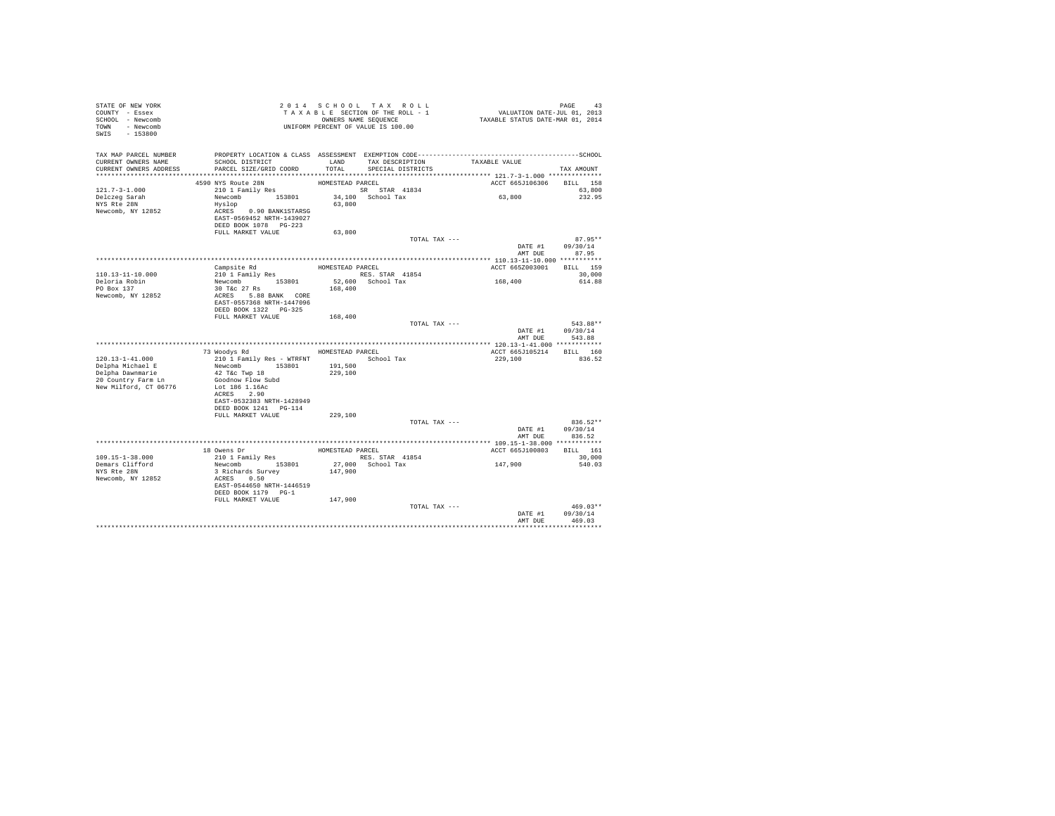STATE OF NEW YORK
COUNTY - Essex
SCHOOL - Newcomb
TOWN - Newcomb
SWIS - 153800

2014 SCHOOL TAX ROLL
TAXABLE SECTION OF THE ROLL - 1
OWNERS NAME SEQUENCE
UNIFORM PERCENT OF VALUE IS 100.00

VALUATION DATE-JUL 01, 2013
TAXABLE STATUS DATE-MAR 01, 2014

| TAX MAP PARCEL NUMBER / CURRENT OWNERS NAME / CURRENT OWNERS ADDRESS | PROPERTY LOCATION & CLASS / SCHOOL DISTRICT / PARCEL SIZE/GRID COORD | ASSESSMENT LAND / TOTAL | EXEMPTION CODE / TAX DESCRIPTION / SPECIAL DISTRICTS | TAXABLE VALUE | TAX AMOUNT |
|---|---|---|---|---|---|
| **121.7-3-1.000** | 4590 NYS Route 28N | HOMESTEAD PARCEL | | ACCT 665J106306 | BILL 158 |
| Delczeg Sarah | 210 1 Family Res | | SR STAR 41834 | | 63,800 |
| NYS Rte 28N | Newcomb 153801 | 34,100 | School Tax | 63,800 | 232.95 |
| Newcomb, NY 12852 | Hyslop | 63,800 | | | |
| | ACRES 0.90 BANK1STARSG | | | | |
| | EAST-0569452 NRTH-1439027 | | | | |
| | DEED BOOK 1078 PG-223 | | | | |
| | FULL MARKET VALUE | 63,800 | | | |
| | | | TOTAL TAX --- | | 87.95** |
| | | | | DATE #1 | 09/30/14 |
| | | | | AMT DUE | 87.95 |
| **110.13-11-10.000** | Campsite Rd | HOMESTEAD PARCEL | | ACCT 665Z003001 | BILL 159 |
| Deloria Robin | 210 1 Family Res | | RES. STAR 41854 | | 30,000 |
| PO Box 137 | Newcomb 153801 | 52,600 | School Tax | 168,400 | 614.88 |
| Newcomb, NY 12852 | 30 T&c 27 Rs | 168,400 | | | |
| | ACRES 5.88 BANK CORE | | | | |
| | EAST-0557368 NRTH-1447096 | | | | |
| | DEED BOOK 1322 PG-325 | | | | |
| | FULL MARKET VALUE | 168,400 | | | |
| | | | TOTAL TAX --- | | 543.88** |
| | | | | DATE #1 | 09/30/14 |
| | | | | AMT DUE | 543.88 |
| **120.13-1-41.000** | 73 Woodys Rd | HOMESTEAD PARCEL | | ACCT 665J105214 | BILL 160 |
| Delpha Michael E | 210 1 Family Res - WTRFNT | | School Tax | 229,100 | 836.52 |
| Delpha Dawnmarie | Newcomb 153801 | 191,500 | | | |
| 20 Country Farm Ln | 42 T&c Twp 18 | 229,100 | | | |
| New Milford, CT 06776 | Goodnow Flow Subd | | | | |
| | Lot 186 1.16Ac | | | | |
| | ACRES 2.90 | | | | |
| | EAST-0532383 NRTH-1428949 | | | | |
| | DEED BOOK 1241 PG-114 | | | | |
| | FULL MARKET VALUE | 229,100 | | | |
| | | | TOTAL TAX --- | | 836.52** |
| | | | | DATE #1 | 09/30/14 |
| | | | | AMT DUE | 836.52 |
| **109.15-1-38.000** | 18 Owens Dr | HOMESTEAD PARCEL | | ACCT 665J100803 | BILL 161 |
| Demars Clifford | 210 1 Family Res | | RES. STAR 41854 | | 30,000 |
| NYS Rte 28N | Newcomb 153801 | 27,000 | School Tax | 147,900 | 540.03 |
| Newcomb, NY 12852 | 3 Richards Survey | 147,900 | | | |
| | ACRES 0.50 | | | | |
| | EAST-0544650 NRTH-1446519 | | | | |
| | DEED BOOK 1179 PG-1 | | | | |
| | FULL MARKET VALUE | 147,900 | | | |
| | | | TOTAL TAX --- | | 469.03** |
| | | | | DATE #1 | 09/30/14 |
| | | | | AMT DUE | 469.03 |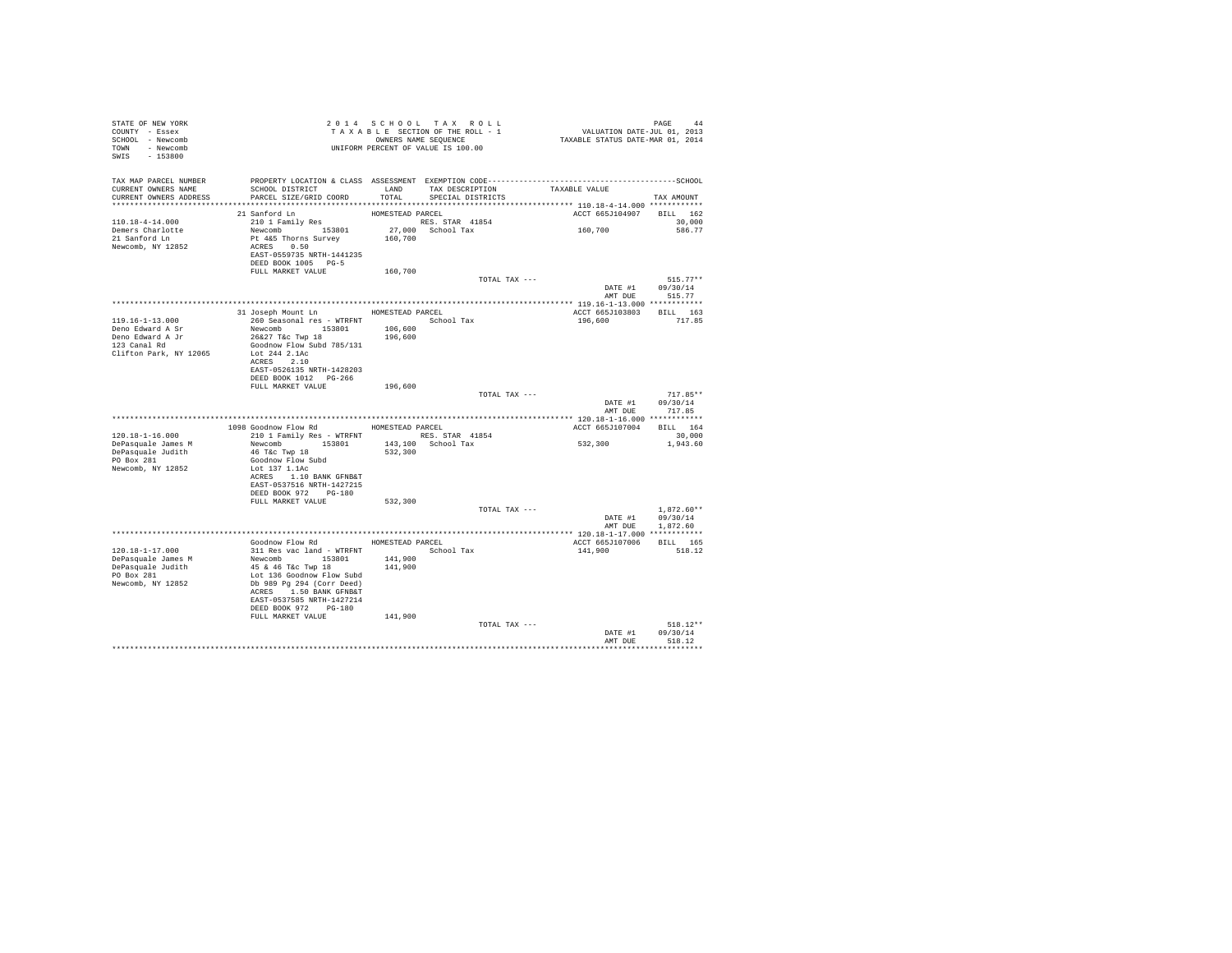STATE OF NEW YORK
COUNTY - Essex
SCHOOL - Newcomb
TOWN - Newcomb
SWIS - 153800

2 0 1 4 S C H O O L T A X R O L L
T A X A B L E SECTION OF THE ROLL - 1
OWNERS NAME SEQUENCE
UNIFORM PERCENT OF VALUE IS 100.00

VALUATION DATE-JUL 01, 2013
TAXABLE STATUS DATE-MAR 01, 2014

| TAX MAP PARCEL NUMBER / CURRENT OWNERS NAME / CURRENT OWNERS ADDRESS | PROPERTY LOCATION & CLASS / SCHOOL DISTRICT / PARCEL SIZE/GRID COORD | ASSESSMENT LAND / TOTAL | EXEMPTION CODE / TAX DESCRIPTION / SPECIAL DISTRICTS | TAXABLE VALUE | TAX AMOUNT |
|---|---|---|---|---|---|
| 110.18-4-14.000 | 21 Sanford Ln | HOMESTEAD PARCEL | | ACCT 665J104907 | BILL 162 |
| Demers Charlotte | 210 1 Family Res | | RES. STAR 41854 | | 30,000 |
| 21 Sanford Ln | Newcomb 153801 | 27,000 | School Tax | 160,700 | 586.77 |
| Newcomb, NY 12852 | Pt 4&5 Thorns Survey | 160,700 | | | |
| | ACRES 0.50 | | | | |
| | EAST-0559735 NRTH-1441235 | | | | |
| | DEED BOOK 1005 PG-5 | | | | |
| | FULL MARKET VALUE | 160,700 | | | |
| | | | TOTAL TAX --- | | 515.77** |
| | | | | DATE #1 | 09/30/14 |
| | | | | AMT DUE | 515.77 |
| 119.16-1-13.000 | 31 Joseph Mount Ln | HOMESTEAD PARCEL | | ACCT 665J103803 | BILL 163 |
| Deno Edward A Sr | 260 Seasonal res - WTRFNT | | School Tax | 196,600 | 717.85 |
| Deno Edward A Jr | Newcomb 153801 | 106,600 | | | |
| 123 Canal Rd | 26&27 T&c Twp 18 | 196,600 | | | |
| Clifton Park, NY 12065 | Goodnow Flow Subd 785/131 | | | | |
| | Lot 244 2.1Ac | | | | |
| | ACRES 2.10 | | | | |
| | EAST-0526135 NRTH-1428203 | | | | |
| | DEED BOOK 1012 PG-266 | | | | |
| | FULL MARKET VALUE | 196,600 | | | |
| | | | TOTAL TAX --- | | 717.85** |
| | | | | DATE #1 | 09/30/14 |
| | | | | AMT DUE | 717.85 |
| 120.18-1-16.000 | 1098 Goodnow Flow Rd | HOMESTEAD PARCEL | | ACCT 665J107004 | BILL 164 |
| DePasquale James M | 210 1 Family Res - WTRFNT | | RES. STAR 41854 | | 30,000 |
| DePasquale Judith | Newcomb 153801 | 143,100 | School Tax | 532,300 | 1,943.60 |
| PO Box 281 | 46 T&c Twp 18 | 532,300 | | | |
| Newcomb, NY 12852 | Goodnow Flow Subd | | | | |
| | Lot 137 1.1Ac | | | | |
| | ACRES 1.10 BANK GFNB&T | | | | |
| | EAST-0537516 NRTH-1427215 | | | | |
| | DEED BOOK 972 PG-180 | | | | |
| | FULL MARKET VALUE | 532,300 | | | |
| | | | TOTAL TAX --- | | 1,872.60** |
| | | | | DATE #1 | 09/30/14 |
| | | | | AMT DUE | 1,872.60 |
| 120.18-1-17.000 | Goodnow Flow Rd | HOMESTEAD PARCEL | | ACCT 665J107006 | BILL 165 |
| DePasquale James M | 311 Res vac land - WTRFNT | | School Tax | 141,900 | 518.12 |
| DePasquale Judith | Newcomb 153801 | 141,900 | | | |
| PO Box 281 | 45 & 46 T&c Twp 18 | 141,900 | | | |
| Newcomb, NY 12852 | Lot 136 Goodnow Flow Subd | | | | |
| | Db 989 Pg 294 (Corr Deed) | | | | |
| | ACRES 1.50 BANK GFNB&T | | | | |
| | EAST-0537585 NRTH-1427214 | | | | |
| | DEED BOOK 972 PG-180 | | | | |
| | FULL MARKET VALUE | 141,900 | | | |
| | | | TOTAL TAX --- | | 518.12** |
| | | | | DATE #1 | 09/30/14 |
| | | | | AMT DUE | 518.12 |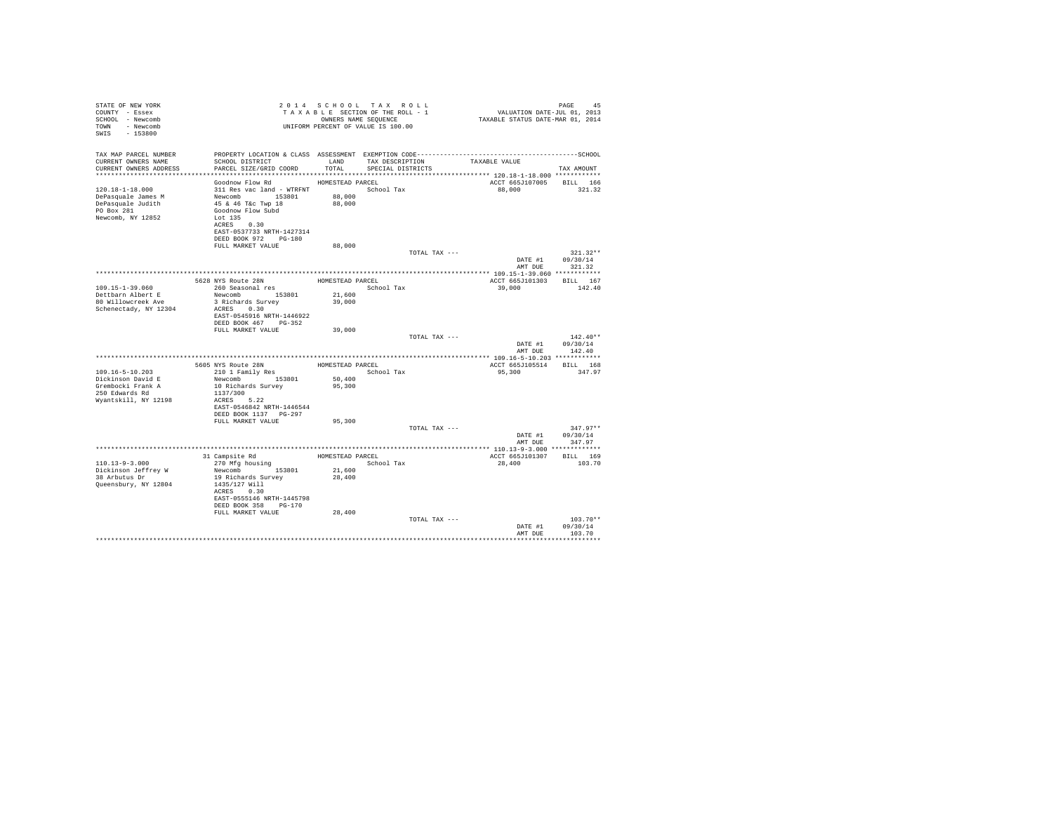STATE OF NEW YORK
COUNTY - Essex
SCHOOL - Newcomb
TOWN - Newcomb
SWIS - 153800

2 0 1 4 S C H O O L T A X R O L L
T A X A B L E SECTION OF THE ROLL - 1
OWNERS NAME SEQUENCE
UNIFORM PERCENT OF VALUE IS 100.00

VALUATION DATE-JUL 01, 2013
TAXABLE STATUS DATE-MAR 01, 2014

| TAX MAP PARCEL NUMBER / CURRENT OWNERS NAME / CURRENT OWNERS ADDRESS | PROPERTY LOCATION & CLASS / SCHOOL DISTRICT / PARCEL SIZE/GRID COORD | ASSESSMENT LAND / TOTAL | EXEMPTION CODE / TAX DESCRIPTION / SPECIAL DISTRICTS | TAXABLE VALUE | TAX AMOUNT |
|---|---|---|---|---|---|
| **120.18-1-18.000** | Goodnow Flow Rd — HOMESTEAD PARCEL | | | ACCT 665J107005 | BILL 166 |
| 120.18-1-18.000 | 311 Res vac land - WTRFNT | | School Tax | 88,000 | 321.32 |
| DePasquale James M | Newcomb 153801 | 88,000 | | | |
| DePasquale Judith | 45 & 46 T&c Twp 18 | 88,000 | | | |
| PO Box 281 | Goodnow Flow Subd | | | | |
| Newcomb, NY 12852 | Lot 135 | | | | |
| | ACRES 0.30 | | | | |
| | EAST-0537733 NRTH-1427314 | | | | |
| | DEED BOOK 972 PG-180 | | | | |
| | FULL MARKET VALUE | 88,000 | | | |
| | | | TOTAL TAX --- | | 321.32** |
| | | | | DATE #1 | 09/30/14 |
| | | | | AMT DUE | 321.32 |
| **109.15-1-39.060** | 5628 NYS Route 28N — HOMESTEAD PARCEL | | | ACCT 665J101303 | BILL 167 |
| 109.15-1-39.060 | 260 Seasonal res | | School Tax | 39,000 | 142.40 |
| Dettbarn Albert E | Newcomb 153801 | 21,600 | | | |
| 80 Willowcreek Ave | 3 Richards Survey | 39,000 | | | |
| Schenectady, NY 12304 | ACRES 0.30 | | | | |
| | EAST-0545916 NRTH-1446922 | | | | |
| | DEED BOOK 467 PG-352 | | | | |
| | FULL MARKET VALUE | 39,000 | | | |
| | | | TOTAL TAX --- | | 142.40** |
| | | | | DATE #1 | 09/30/14 |
| | | | | AMT DUE | 142.40 |
| **109.16-5-10.203** | 5605 NYS Route 28N — HOMESTEAD PARCEL | | | ACCT 665J105514 | BILL 168 |
| 109.16-5-10.203 | 210 1 Family Res | | School Tax | 95,300 | 347.97 |
| Dickinson David E | Newcomb 153801 | 50,400 | | | |
| Grembocki Frank A | 10 Richards Survey | 95,300 | | | |
| 250 Edwards Rd | 1137/300 | | | | |
| Wyantskill, NY 12198 | ACRES 5.22 | | | | |
| | EAST-0546842 NRTH-1446544 | | | | |
| | DEED BOOK 1137 PG-297 | | | | |
| | FULL MARKET VALUE | 95,300 | | | |
| | | | TOTAL TAX --- | | 347.97** |
| | | | | DATE #1 | 09/30/14 |
| | | | | AMT DUE | 347.97 |
| **110.13-9-3.000** | 31 Campsite Rd — HOMESTEAD PARCEL | | | ACCT 665J101307 | BILL 169 |
| 110.13-9-3.000 | 270 Mfg housing | | School Tax | 28,400 | 103.70 |
| Dickinson Jeffrey W | Newcomb 153801 | 21,600 | | | |
| 38 Arbutus Dr | 19 Richards Survey | 28,400 | | | |
| Queensbury, NY 12804 | 1435/127 Will | | | | |
| | ACRES 0.30 | | | | |
| | EAST-0555146 NRTH-1445798 | | | | |
| | DEED BOOK 358 PG-170 | | | | |
| | FULL MARKET VALUE | 28,400 | | | |
| | | | TOTAL TAX --- | | 103.70** |
| | | | | DATE #1 | 09/30/14 |
| | | | | AMT DUE | 103.70 |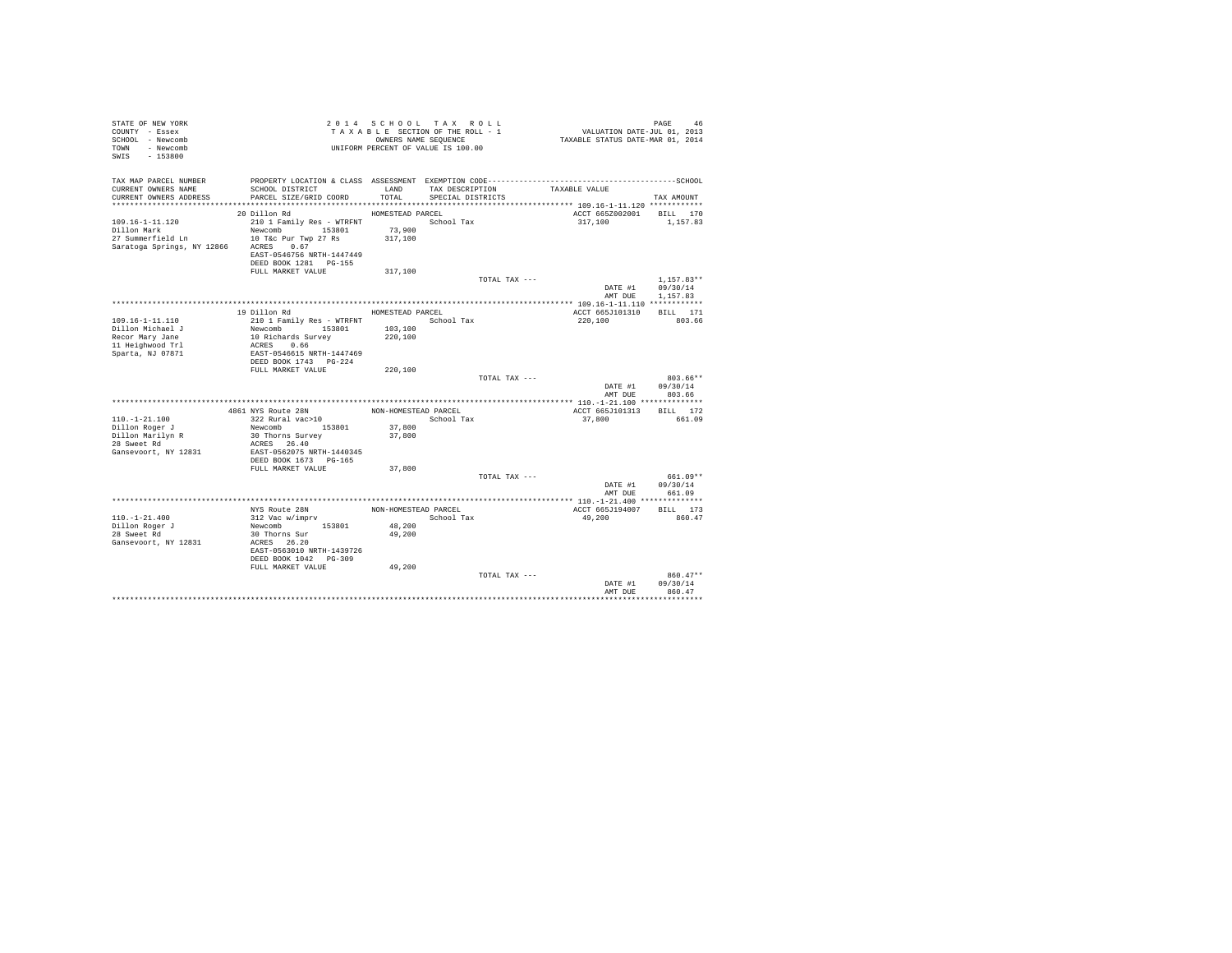STATE OF NEW YORK
COUNTY - Essex
SCHOOL - Newcomb
TOWN - Newcomb
SWIS - 153800

2014 SCHOOL TAX ROLL
TAXABLE SECTION OF THE ROLL - 1
OWNERS NAME SEQUENCE
UNIFORM PERCENT OF VALUE IS 100.00

VALUATION DATE-JUL 01, 2013
TAXABLE STATUS DATE-MAR 01, 2014

| TAX MAP PARCEL NUMBER / CURRENT OWNERS NAME / CURRENT OWNERS ADDRESS | PROPERTY LOCATION & CLASS / SCHOOL DISTRICT / PARCEL SIZE/GRID COORD | ASSESSMENT LAND / TOTAL | EXEMPTION CODE / TAX DESCRIPTION / SPECIAL DISTRICTS | TAXABLE VALUE | TAX AMOUNT |
|---|---|---|---|---|---|
| | 20 Dillon Rd | HOMESTEAD PARCEL | | ACCT 665Z002001 | BILL 170 |
| 109.16-1-11.120 | 210 1 Family Res - WTRFNT | | School Tax | 317,100 | 1,157.83 |
| Dillon Mark | Newcomb 153801 | 73,900 | | | |
| 27 Summerfield Ln | 10 T&c Pur Twp 27 Rs | 317,100 | | | |
| Saratoga Springs, NY 12866 | ACRES 0.67 | | | | |
| | EAST-0546756 NRTH-1447449 | | | | |
| | DEED BOOK 1281 PG-155 | | | | |
| | FULL MARKET VALUE | 317,100 | | | |
| | | | TOTAL TAX --- | | 1,157.83** |
| | | | | DATE #1 | 09/30/14 |
| | | | | AMT DUE | 1,157.83 |
| | 19 Dillon Rd | HOMESTEAD PARCEL | | ACCT 665J101310 | BILL 171 |
| 109.16-1-11.110 | 210 1 Family Res - WTRFNT | | School Tax | 220,100 | 803.66 |
| Dillon Michael J | Newcomb 153801 | 103,100 | | | |
| Recor Mary Jane | 10 Richards Survey | 220,100 | | | |
| 11 Heighwood Trl | ACRES 0.66 | | | | |
| Sparta, NJ 07871 | EAST-0546615 NRTH-1447469 | | | | |
| | DEED BOOK 1743 PG-224 | | | | |
| | FULL MARKET VALUE | 220,100 | | | |
| | | | TOTAL TAX --- | | 803.66** |
| | | | | DATE #1 | 09/30/14 |
| | | | | AMT DUE | 803.66 |
| | 4861 NYS Route 28N | NON-HOMESTEAD PARCEL | | ACCT 665J101313 | BILL 172 |
| 110.-1-21.100 | 322 Rural vac>10 | | School Tax | 37,800 | 661.09 |
| Dillon Roger J | Newcomb 153801 | 37,800 | | | |
| Dillon Marilyn R | 30 Thorns Survey | 37,800 | | | |
| 28 Sweet Rd | ACRES 26.40 | | | | |
| Gansevoort, NY 12831 | EAST-0562075 NRTH-1440345 | | | | |
| | DEED BOOK 1673 PG-165 | | | | |
| | FULL MARKET VALUE | 37,800 | | | |
| | | | TOTAL TAX --- | | 661.09** |
| | | | | DATE #1 | 09/30/14 |
| | | | | AMT DUE | 661.09 |
| | NYS Route 28N | NON-HOMESTEAD PARCEL | | ACCT 665J194007 | BILL 173 |
| 110.-1-21.400 | 312 Vac w/imprv | | School Tax | 49,200 | 860.47 |
| Dillon Roger J | Newcomb 153801 | 48,200 | | | |
| 28 Sweet Rd | 30 Thorns Sur | 49,200 | | | |
| Gansevoort, NY 12831 | ACRES 26.20 | | | | |
| | EAST-0563010 NRTH-1439726 | | | | |
| | DEED BOOK 1042 PG-309 | | | | |
| | FULL MARKET VALUE | 49,200 | | | |
| | | | TOTAL TAX --- | | 860.47** |
| | | | | DATE #1 | 09/30/14 |
| | | | | AMT DUE | 860.47 |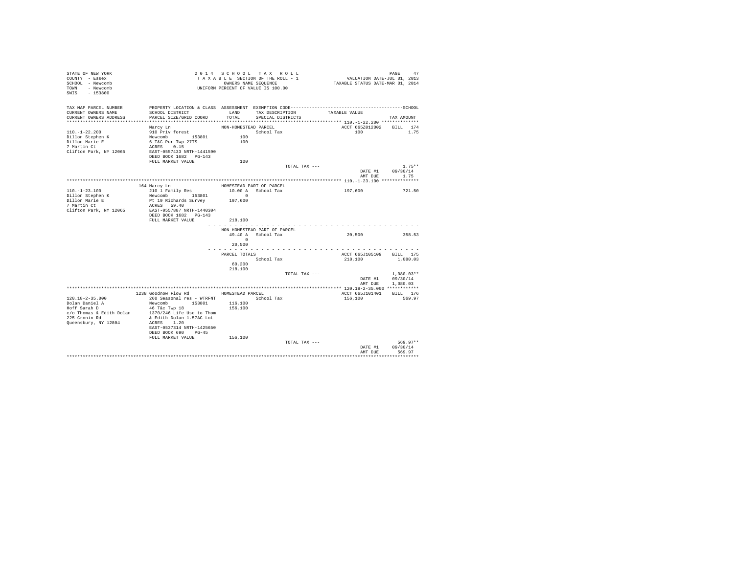STATE OF NEW YORK
COUNTY - Essex
SCHOOL - Newcomb
TOWN - Newcomb
SWIS - 153800

2014 SCHOOL TAX ROLL
TAXABLE SECTION OF THE ROLL - 1
OWNERS NAME SEQUENCE
UNIFORM PERCENT OF VALUE IS 100.00

VALUATION DATE-JUL 01, 2013
TAXABLE STATUS DATE-MAR 01, 2014

| TAX MAP PARCEL NUMBER / CURRENT OWNERS NAME / CURRENT OWNERS ADDRESS | PROPERTY LOCATION & CLASS / SCHOOL DISTRICT / PARCEL SIZE/GRID COORD | ASSESSMENT LAND / TOTAL | EXEMPTION CODE / TAX DESCRIPTION / SPECIAL DISTRICTS | TAXABLE VALUE | TAX AMOUNT |
|---|---|---|---|---|---|
| **110.-1-22.200** | Marcy Ln | NON-HOMESTEAD PARCEL | | ACCT 665Z012002 | BILL 174 |
| 110.-1-22.200 | 910 Priv forest | | School Tax | 100 | 1.75 |
| Dillon Stephen K | Newcomb 153801 | 100 | | | |
| Dillon Marie E | 6 T&C Pur Twp 27TS | 100 | | | |
| 7 Martin Ct | ACRES 0.15 | | | | |
| Clifton Park, NY 12065 | EAST-0557433 NRTH-1441590 | | | | |
| | DEED BOOK 1682 PG-143 | | | | |
| | FULL MARKET VALUE | 100 | | | |
| | | | TOTAL TAX --- | | 1.75** |
| | | | | DATE #1 | 09/30/14 |
| | | | | AMT DUE | 1.75 |
| **110.-1-23.100** | 164 Marcy Ln | HOMESTEAD PART OF PARCEL | | | |
| 110.-1-23.100 | 210 1 Family Res | 10.00 A | School Tax | 197,600 | 721.50 |
| Dillon Stephen K | Newcomb 153801 | 0 | | | |
| Dillon Marie E | Pt 19 Richards Survey | 197,600 | | | |
| 7 Martin Ct | ACRES 59.40 | | | | |
| Clifton Park, NY 12065 | EAST-0557887 NRTH-1440304 | | | | |
| | DEED BOOK 1682 PG-143 | | | | |
| | FULL MARKET VALUE | 218,100 | | | |
| | | NON-HOMESTEAD PART OF PARCEL | | | |
| | | 49.40 A | School Tax | 20,500 | 358.53 |
| | | 0 | | | |
| | | 20,500 | | | |
| | | PARCEL TOTALS | | ACCT 665J105109 | BILL 175 |
| | | | School Tax | 218,100 | 1,080.03 |
| | | 60,200 | | | |
| | | 218,100 | | | |
| | | | TOTAL TAX --- | | 1,080.03** |
| | | | | DATE #1 | 09/30/14 |
| | | | | AMT DUE | 1,080.03 |
| **120.18-2-35.000** | 1238 Goodnow Flow Rd | HOMESTEAD PARCEL | | ACCT 665J101401 | BILL 176 |
| 120.18-2-35.000 | 260 Seasonal res - WTRFNT | | School Tax | 156,100 | 569.97 |
| Dolan Daniel A | Newcomb 153801 | 116,100 | | | |
| Hoff Sarah D | 46 T&c Twp 18 | 156,100 | | | |
| c/o Thomas & Edith Dolan | 1370/246 Life Use to Thom | | | | |
| 225 Cronin Rd | & Edith Dolan 1.57AC Lot | | | | |
| Queensbury, NY 12804 | ACRES 1.20 | | | | |
| | EAST-0537314 NRTH-1425650 | | | | |
| | DEED BOOK 690 PG-45 | | | | |
| | FULL MARKET VALUE | 156,100 | | | |
| | | | TOTAL TAX --- | | 569.97** |
| | | | | DATE #1 | 09/30/14 |
| | | | | AMT DUE | 569.97 |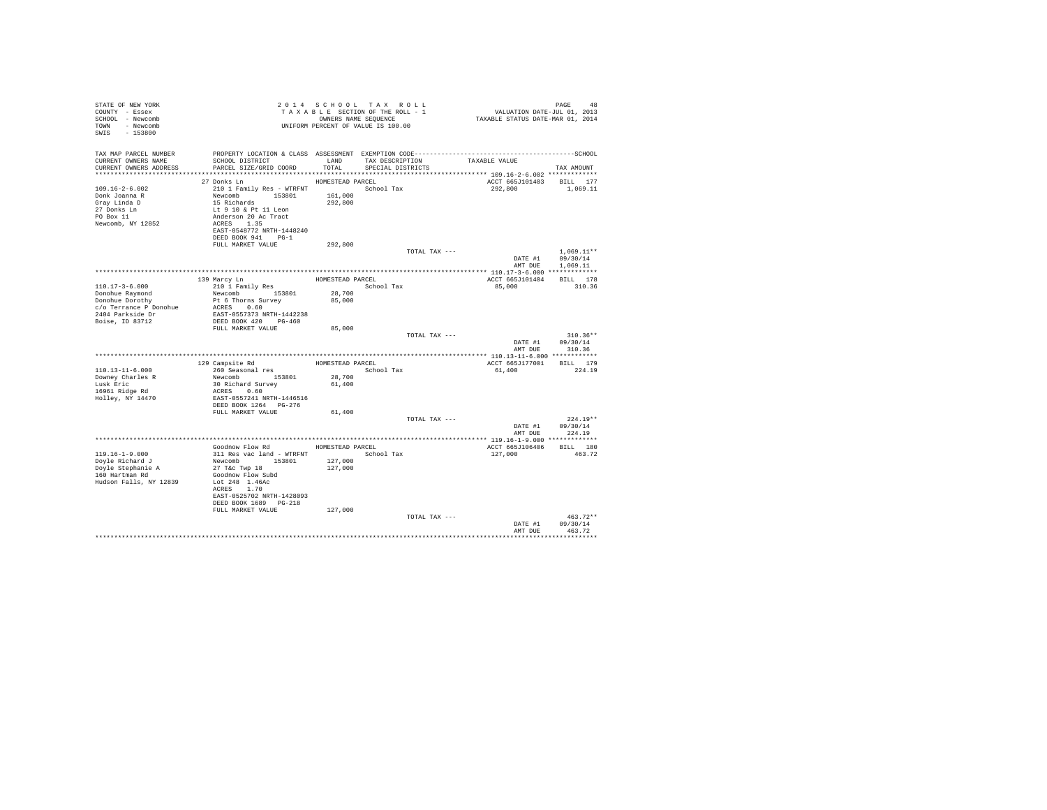STATE OF NEW YORK
COUNTY - Essex
SCHOOL - Newcomb
TOWN - Newcomb
SWIS - 153800

2 0 1 4 S C H O O L T A X R O L L
T A X A B L E SECTION OF THE ROLL - 1
OWNERS NAME SEQUENCE
UNIFORM PERCENT OF VALUE IS 100.00

VALUATION DATE-JUL 01, 2013
TAXABLE STATUS DATE-MAR 01, 2014

| TAX MAP PARCEL NUMBER / CURRENT OWNERS NAME / CURRENT OWNERS ADDRESS | PROPERTY LOCATION & CLASS / SCHOOL DISTRICT / PARCEL SIZE/GRID COORD | ASSESSMENT LAND / TOTAL | EXEMPTION CODE / TAX DESCRIPTION / SPECIAL DISTRICTS | TAXABLE VALUE | TAX AMOUNT |
|---|---|---|---|---|---|
| 109.16-2-6.002 | 27 Donks Ln | HOMESTEAD PARCEL | | ACCT 665J101403 | BILL 177 |
| Donk Joanna R | 210 1 Family Res - WTRFNT | | School Tax | 292,800 | 1,069.11 |
| Gray Linda D | Newcomb 153801 | 161,000 | | | |
| 27 Donks Ln | 15 Richards | 292,800 | | | |
| PO Box 11 | Lt 9 10 & Pt 11 Leon | | | | |
| Newcomb, NY 12852 | Anderson 20 Ac Tract | | | | |
| | ACRES 1.35 | | | | |
| | EAST-0548772 NRTH-1448240 | | | | |
| | DEED BOOK 941 PG-1 | | | | |
| | FULL MARKET VALUE | 292,800 | | | |
| | | | TOTAL TAX --- | | 1,069.11** |
| | | | | DATE #1 | 09/30/14 |
| | | | | AMT DUE | 1,069.11 |
| 110.17-3-6.000 | 139 Marcy Ln | HOMESTEAD PARCEL | | ACCT 665J101404 | BILL 178 |
| Donohue Raymond | 210 1 Family Res | | School Tax | 85,000 | 310.36 |
| Donohue Dorothy | Newcomb 153801 | 28,700 | | | |
| c/o Terrance P Donohue | Pt 6 Thorns Survey | 85,000 | | | |
| 2404 Parkside Dr | ACRES 0.60 | | | | |
| Boise, ID 83712 | EAST-0557373 NRTH-1442238 | | | | |
| | DEED BOOK 420 PG-460 | | | | |
| | FULL MARKET VALUE | 85,000 | | | |
| | | | TOTAL TAX --- | | 310.36** |
| | | | | DATE #1 | 09/30/14 |
| | | | | AMT DUE | 310.36 |
| 110.13-11-6.000 | 129 Campsite Rd | HOMESTEAD PARCEL | | ACCT 665J177001 | BILL 179 |
| Downey Charles R | 260 Seasonal res | | School Tax | 61,400 | 224.19 |
| Lusk Eric | Newcomb 153801 | 28,700 | | | |
| 16961 Ridge Rd | 30 Richard Survey | 61,400 | | | |
| Holley, NY 14470 | ACRES 0.60 | | | | |
| | EAST-0557241 NRTH-1446516 | | | | |
| | DEED BOOK 1264 PG-276 | | | | |
| | FULL MARKET VALUE | 61,400 | | | |
| | | | TOTAL TAX --- | | 224.19** |
| | | | | DATE #1 | 09/30/14 |
| | | | | AMT DUE | 224.19 |
| 119.16-1-9.000 | Goodnow Flow Rd | HOMESTEAD PARCEL | | ACCT 665J106406 | BILL 180 |
| Doyle Richard J | 311 Res vac land - WTRFNT | | School Tax | 127,000 | 463.72 |
| Doyle Stephanie A | Newcomb 153801 | 127,000 | | | |
| 160 Hartman Rd | 27 T&c Twp 18 | 127,000 | | | |
| Hudson Falls, NY 12839 | Goodnow Flow Subd | | | | |
| | Lot 248 1.46Ac | | | | |
| | ACRES 1.70 | | | | |
| | EAST-0525702 NRTH-1428093 | | | | |
| | DEED BOOK 1689 PG-218 | | | | |
| | FULL MARKET VALUE | 127,000 | | | |
| | | | TOTAL TAX --- | | 463.72** |
| | | | | DATE #1 | 09/30/14 |
| | | | | AMT DUE | 463.72 |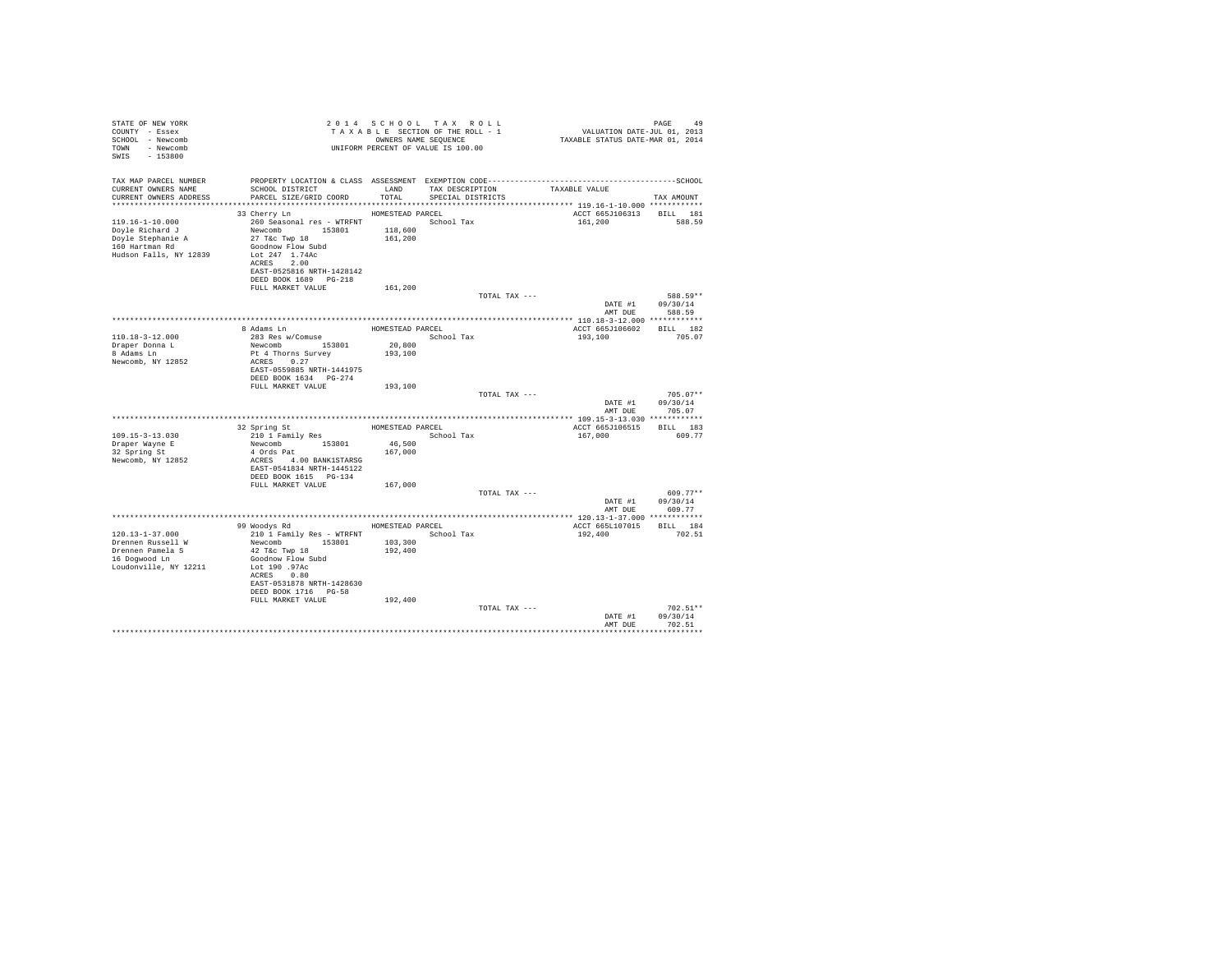STATE OF NEW YORK
COUNTY - Essex
SCHOOL - Newcomb
TOWN - Newcomb
SWIS - 153800

2 0 1 4 S C H O O L T A X R O L L
T A X A B L E SECTION OF THE ROLL - 1
OWNERS NAME SEQUENCE
UNIFORM PERCENT OF VALUE IS 100.00

VALUATION DATE-JUL 01, 2013
TAXABLE STATUS DATE-MAR 01, 2014

| TAX MAP PARCEL NUMBER / CURRENT OWNERS NAME / CURRENT OWNERS ADDRESS | PROPERTY LOCATION & CLASS / SCHOOL DISTRICT / PARCEL SIZE/GRID COORD | ASSESSMENT LAND / TOTAL | EXEMPTION CODE / TAX DESCRIPTION / SPECIAL DISTRICTS | TAXABLE VALUE | SCHOOL TAX AMOUNT |
|---|---|---|---|---|---|
| 119.16-1-10.000 | 33 Cherry Ln | HOMESTEAD PARCEL | | ACCT 665J106313 | BILL 181 |
| Doyle Richard J | 260 Seasonal res - WTRFNT | | School Tax | 161,200 | 588.59 |
| Doyle Stephanie A | Newcomb 153801 | 118,600 | | | |
| 160 Hartman Rd | 27 T&c Twp 18 | 161,200 | | | |
| Hudson Falls, NY 12839 | Goodnow Flow Subd | | | | |
| | Lot 247 1.74Ac | | | | |
| | ACRES 2.00 | | | | |
| | EAST-0525816 NRTH-1428142 | | | | |
| | DEED BOOK 1689 PG-218 | | | | |
| | FULL MARKET VALUE | 161,200 | | | |
| | | | TOTAL TAX --- | | 588.59** |
| | | | | DATE #1 | 09/30/14 |
| | | | | AMT DUE | 588.59 |
| 110.18-3-12.000 | 8 Adams Ln | HOMESTEAD PARCEL | | ACCT 665J106602 | BILL 182 |
| Draper Donna L | 283 Res w/Comuse | | School Tax | 193,100 | 705.07 |
| 8 Adams Ln | Newcomb 153801 | 20,800 | | | |
| Newcomb, NY 12852 | Pt 4 Thorns Survey | 193,100 | | | |
| | ACRES 0.27 | | | | |
| | EAST-0559885 NRTH-1441975 | | | | |
| | DEED BOOK 1634 PG-274 | | | | |
| | FULL MARKET VALUE | 193,100 | | | |
| | | | TOTAL TAX --- | | 705.07** |
| | | | | DATE #1 | 09/30/14 |
| | | | | AMT DUE | 705.07 |
| 109.15-3-13.030 | 32 Spring St | HOMESTEAD PARCEL | | ACCT 665J106515 | BILL 183 |
| Draper Wayne E | 210 1 Family Res | | School Tax | 167,000 | 609.77 |
| 32 Spring St | Newcomb 153801 | 46,500 | | | |
| Newcomb, NY 12852 | 4 Ords Pat | 167,000 | | | |
| | ACRES 4.00 BANK1STARSG | | | | |
| | EAST-0541834 NRTH-1445122 | | | | |
| | DEED BOOK 1615 PG-134 | | | | |
| | FULL MARKET VALUE | 167,000 | | | |
| | | | TOTAL TAX --- | | 609.77** |
| | | | | DATE #1 | 09/30/14 |
| | | | | AMT DUE | 609.77 |
| 120.13-1-37.000 | 99 Woodys Rd | HOMESTEAD PARCEL | | ACCT 665L107015 | BILL 184 |
| Drennen Russell W | 210 1 Family Res - WTRFNT | | School Tax | 192,400 | 702.51 |
| Drennen Pamela S | Newcomb 153801 | 103,300 | | | |
| 16 Dogwood Ln | 42 T&c Twp 18 | 192,400 | | | |
| Loudonville, NY 12211 | Goodnow Flow Subd | | | | |
| | Lot 190 .97Ac | | | | |
| | ACRES 0.80 | | | | |
| | EAST-0531878 NRTH-1428630 | | | | |
| | DEED BOOK 1716 PG-58 | | | | |
| | FULL MARKET VALUE | 192,400 | | | |
| | | | TOTAL TAX --- | | 702.51** |
| | | | | DATE #1 | 09/30/14 |
| | | | | AMT DUE | 702.51 |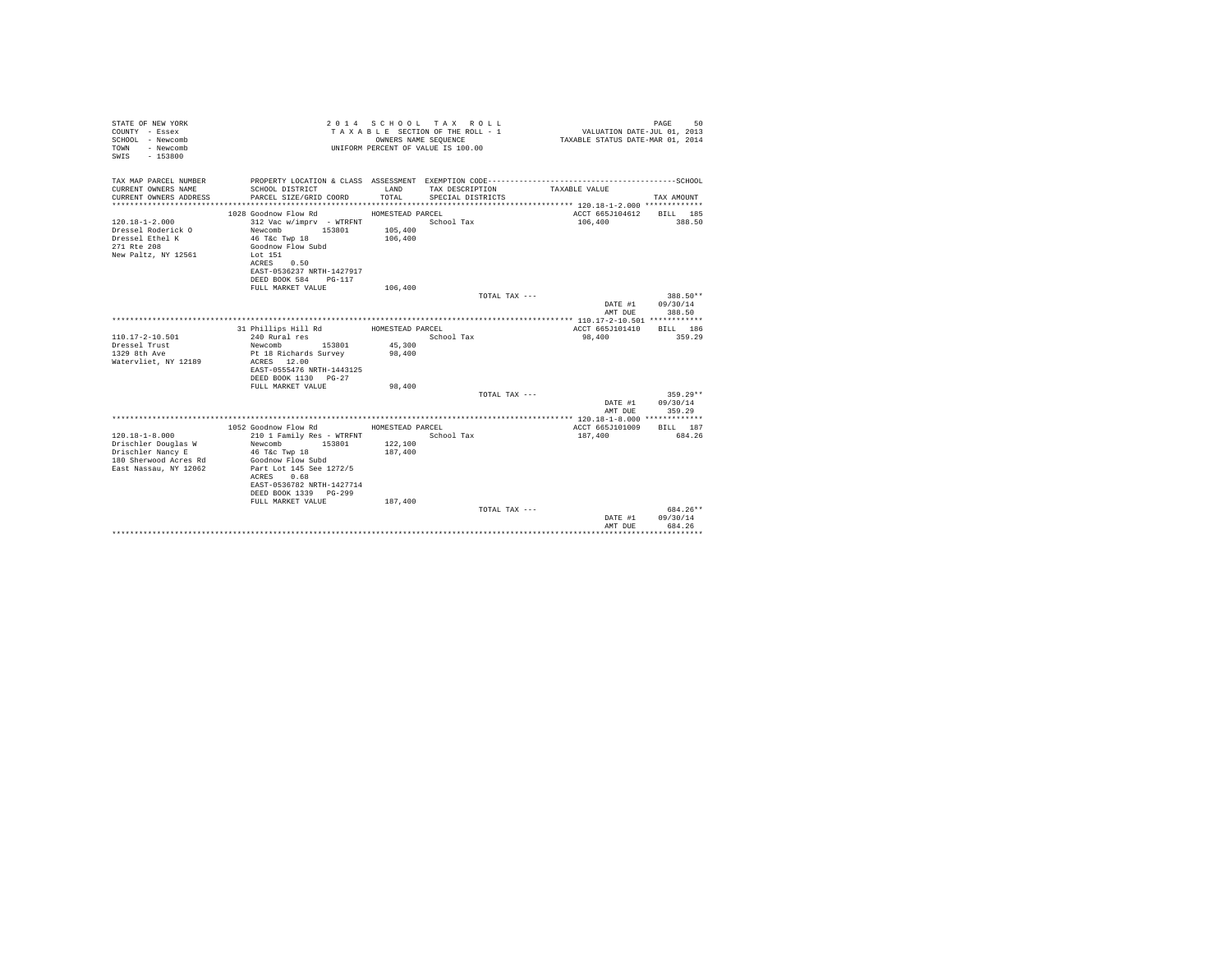STATE OF NEW YORK
COUNTY - Essex
SCHOOL - Newcomb
TOWN - Newcomb
SWIS - 153800

2014 SCHOOL TAX ROLL
TAXABLE SECTION OF THE ROLL - 1
OWNERS NAME SEQUENCE
UNIFORM PERCENT OF VALUE IS 100.00

VALUATION DATE-JUL 01, 2013
TAXABLE STATUS DATE-MAR 01, 2014

| TAX MAP PARCEL NUMBER / CURRENT OWNERS NAME / CURRENT OWNERS ADDRESS | PROPERTY LOCATION & CLASS / SCHOOL DISTRICT / PARCEL SIZE/GRID COORD | ASSESSMENT LAND / TOTAL | EXEMPTION CODE / TAX DESCRIPTION / SPECIAL DISTRICTS | TAXABLE VALUE | TAX AMOUNT |
|---|---|---|---|---|---|
| **120.18-1-2.000** | 1028 Goodnow Flow Rd | HOMESTEAD PARCEL | | ACCT 665J104612 | BILL 185 |
| 120.18-1-2.000 | 312 Vac w/imprv - WTRFNT | | School Tax | 106,400 | 388.50 |
| Dressel Roderick O | Newcomb 153801 | 105,400 | | | |
| Dressel Ethel K | 46 T&c Twp 18 | 106,400 | | | |
| 271 Rte 208 | Goodnow Flow Subd | | | | |
| New Paltz, NY 12561 | Lot 151 | | | | |
| | ACRES 0.50 | | | | |
| | EAST-0536237 NRTH-1427917 | | | | |
| | DEED BOOK 584 PG-117 | | | | |
| | FULL MARKET VALUE | 106,400 | | | |
| | | | TOTAL TAX --- | | 388.50** |
| | | | | DATE #1 | 09/30/14 |
| | | | | AMT DUE | 388.50 |
| **110.17-2-10.501** | 31 Phillips Hill Rd | HOMESTEAD PARCEL | | ACCT 665J101410 | BILL 186 |
| 110.17-2-10.501 | 240 Rural res | | School Tax | 98,400 | 359.29 |
| Dressel Trust | Newcomb 153801 | 45,300 | | | |
| 1329 8th Ave | Pt 18 Richards Survey | 98,400 | | | |
| Watervliet, NY 12189 | ACRES 12.00 | | | | |
| | EAST-0555476 NRTH-1443125 | | | | |
| | DEED BOOK 1130 PG-27 | | | | |
| | FULL MARKET VALUE | 98,400 | | | |
| | | | TOTAL TAX --- | | 359.29** |
| | | | | DATE #1 | 09/30/14 |
| | | | | AMT DUE | 359.29 |
| **120.18-1-8.000** | 1052 Goodnow Flow Rd | HOMESTEAD PARCEL | | ACCT 665J101009 | BILL 187 |
| 120.18-1-8.000 | 210 1 Family Res - WTRFNT | | School Tax | 187,400 | 684.26 |
| Drischler Douglas W | Newcomb 153801 | 122,100 | | | |
| Drischler Nancy E | 46 T&c Twp 18 | 187,400 | | | |
| 180 Sherwood Acres Rd | Goodnow Flow Subd | | | | |
| East Nassau, NY 12062 | Part Lot 145 See 1272/5 | | | | |
| | ACRES 0.68 | | | | |
| | EAST-0536782 NRTH-1427714 | | | | |
| | DEED BOOK 1339 PG-299 | | | | |
| | FULL MARKET VALUE | 187,400 | | | |
| | | | TOTAL TAX --- | | 684.26** |
| | | | | DATE #1 | 09/30/14 |
| | | | | AMT DUE | 684.26 |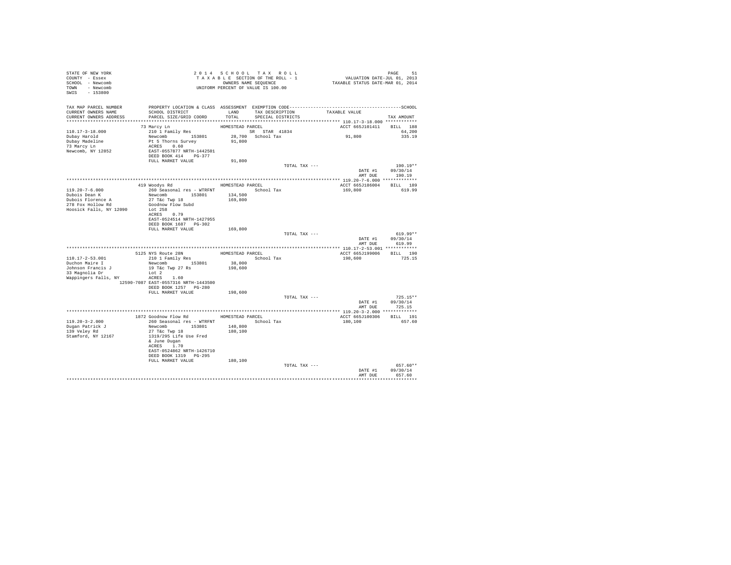STATE OF NEW YORK
COUNTY - Essex
SCHOOL - Newcomb
TOWN - Newcomb
SWIS - 153800

2014 SCHOOL TAX ROLL
TAXABLE SECTION OF THE ROLL - 1
OWNERS NAME SEQUENCE
UNIFORM PERCENT OF VALUE IS 100.00

VALUATION DATE-JUL 01, 2013
TAXABLE STATUS DATE-MAR 01, 2014

| TAX MAP PARCEL NUMBER / CURRENT OWNERS NAME / CURRENT OWNERS ADDRESS | PROPERTY LOCATION & CLASS / SCHOOL DISTRICT / PARCEL SIZE/GRID COORD | ASSESSMENT LAND / TOTAL | EXEMPTION CODE / TAX DESCRIPTION / SPECIAL DISTRICTS | TAXABLE VALUE | TAX AMOUNT |
|---|---|---|---|---|---|
| **110.17-3-18.000** | 73 Marcy Ln | HOMESTEAD PARCEL | | ACCT 665J101411 | BILL 188 |
| 110.17-3-18.000 | 210 1 Family Res | | SR STAR 41834 | | 64,200 |
| Dubay Harold | Newcomb 153801 | 28,700 | School Tax | 91,800 | 335.19 |
| Dubay Madeline | Pt 5 Thorns Survey | 91,800 | | | |
| 73 Marcy Ln | ACRES 0.60 | | | | |
| Newcomb, NY 12852 | EAST-0557877 NRTH-1442501 | | | | |
| | DEED BOOK 414 PG-377 | | | | |
| | FULL MARKET VALUE | 91,800 | | | |
| | | | TOTAL TAX --- | | 190.19** |
| | | | | DATE #1 | 09/30/14 |
| | | | | AMT DUE | 190.19 |
| **119.20-7-6.000** | 419 Woodys Rd | HOMESTEAD PARCEL | | ACCT 665J186004 | BILL 189 |
| 119.20-7-6.000 | 260 Seasonal res - WTRFNT | | School Tax | 169,800 | 619.99 |
| Dubois Dean K | Newcomb 153801 | 134,500 | | | |
| Dubois Florence A | 27 T&c Twp 18 | 169,800 | | | |
| 278 Fox Hollow Rd | Goodnow Flow Subd | | | | |
| Hoosick Falls, NY 12090 | Lot 258 | | | | |
| | ACRES 0.79 | | | | |
| | EAST-0524514 NRTH-1427955 | | | | |
| | DEED BOOK 1687 PG-302 | | | | |
| | FULL MARKET VALUE | 169,800 | | | |
| | | | TOTAL TAX --- | | 619.99** |
| | | | | DATE #1 | 09/30/14 |
| | | | | AMT DUE | 619.99 |
| **110.17-2-53.001** | 5125 NYS Route 28N | HOMESTEAD PARCEL | | ACCT 665J199006 | BILL 190 |
| 110.17-2-53.001 | 210 1 Family Res | | School Tax | 198,600 | 725.15 |
| Duchon Maire I | Newcomb 153801 | 38,000 | | | |
| Johnson Francis J | 19 T&c Twp 27 Rs | 198,600 | | | |
| 33 Magnolia Dr | Lot 2 | | | | |
| Wappingers Falls, NY 12590-7087 | ACRES 1.60 | | | | |
| | EAST-0557316 NRTH-1443500 | | | | |
| | DEED BOOK 1257 PG-280 | | | | |
| | FULL MARKET VALUE | 198,600 | | | |
| | | | TOTAL TAX --- | | 725.15** |
| | | | | DATE #1 | 09/30/14 |
| | | | | AMT DUE | 725.15 |
| **119.20-3-2.000** | 1872 Goodnow Flow Rd | HOMESTEAD PARCEL | | ACCT 665J100306 | BILL 191 |
| 119.20-3-2.000 | 260 Seasonal res - WTRFNT | | School Tax | 180,100 | 657.60 |
| Dugan Patrick J | Newcomb 153801 | 140,800 | | | |
| 139 Veley Rd | 27 T&c Twp 18 | 180,100 | | | |
| Stamford, NY 12167 | 1319/295 Life Use Fred | | | | |
| | & June Dugan | | | | |
| | ACRES 1.70 | | | | |
| | EAST-0524862 NRTH-1426710 | | | | |
| | DEED BOOK 1319 PG-295 | | | | |
| | FULL MARKET VALUE | 180,100 | | | |
| | | | TOTAL TAX --- | | 657.60** |
| | | | | DATE #1 | 09/30/14 |
| | | | | AMT DUE | 657.60 |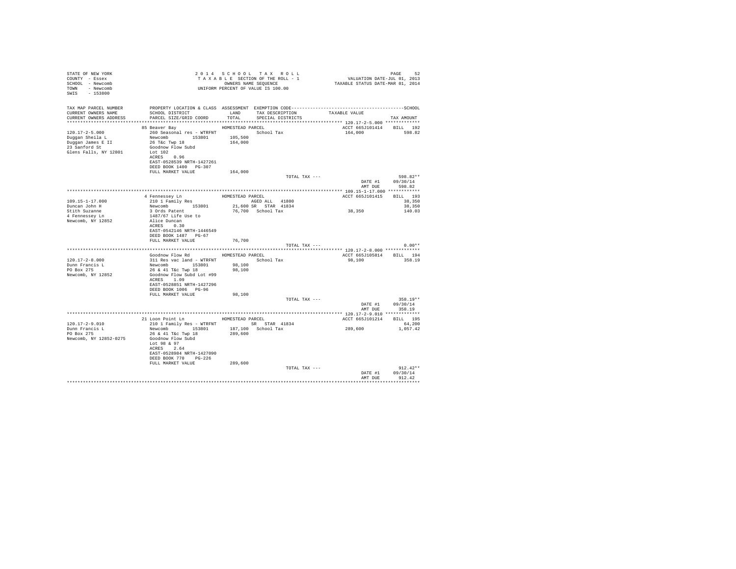```
STATE OF NEW YORK                    2 0 1 4   S C H O O L   T A X   R O L L                    PAGE    52
COUNTY  - Essex                      T A X A B L E  SECTION OF THE ROLL - 1           VALUATION DATE-JUL 01, 2013
SCHOOL  - Newcomb                         OWNERS NAME SEQUENCE                    TAXABLE STATUS DATE-MAR 01, 2014
TOWN    - Newcomb                    UNIFORM PERCENT OF VALUE IS 100.00
SWIS    - 153800

TAX MAP PARCEL NUMBER     PROPERTY LOCATION & CLASS  ASSESSMENT  EXEMPTION CODE------------------------------------------------SCHOOL
CURRENT OWNERS NAME       SCHOOL DISTRICT             LAND      TAX DESCRIPTION            TAXABLE VALUE
CURRENT OWNERS ADDRESS    PARCEL SIZE/GRID COORD      TOTAL     SPECIAL DISTRICTS                                        TAX AMOUNT
*********************************************************************************************** 120.17-2-5.000 *************
                          85 Beaver Bay              HOMESTEAD PARCEL                          ACCT 665J101414    BILL  192
120.17-2-5.000            260 Seasonal res - WTRFNT            School Tax                       164,000             598.82
Duggan Sheila L           Newcomb         153801      105,500
Duggan James E II         26 T&c Twp 18               164,000
23 Sanford St             Goodnow Flow Subd
Glens Falls, NY 12801     Lot 102
                          ACRES    0.96
                          EAST-0528539 NRTH-1427261
                          DEED BOOK 1400   PG-307
                          FULL MARKET VALUE           164,000
                                                                    TOTAL TAX ---                                   598.82**
                                                                                                 DATE #1       09/30/14
                                                                                                 AMT DUE         598.82
*********************************************************************************************** 109.15-1-17.000 ************
                          4 Fennessey Ln             HOMESTEAD PARCEL                          ACCT 665J101415    BILL  193
109.15-1-17.000           210 1 Family Res                  AGED ALL  41800                                       38,350
Duncan John H             Newcomb         153801       21,600 SR   STAR  41834                                    38,350
Stith Suzanne             3 Ords Patent                76,700   School Tax                      38,350              140.03
4 Fennessey Ln            1487/67 Life Use to
Newcomb, NY 12852         Alice Duncan
                          ACRES    0.30
                          EAST-0542146 NRTH-1446549
                          DEED BOOK 1487   PG-67
                          FULL MARKET VALUE            76,700
                                                                    TOTAL TAX ---                                     0.00**
*********************************************************************************************** 120.17-2-8.000 *************
                          Goodnow Flow Rd            HOMESTEAD PARCEL                          ACCT 665J105814    BILL  194
120.17-2-8.000            311 Res vac land - WTRFNT            School Tax                        98,100             358.19
Dunn Francis L            Newcomb         153801       98,100
PO Box 275                26 & 41 T&c Twp 18           98,100
Newcomb, NY 12852         Goodnow Flow Subd Lot #99
                          ACRES    1.09
                          EAST-0528851 NRTH-1427296
                          DEED BOOK 1006   PG-96
                          FULL MARKET VALUE            98,100
                                                                    TOTAL TAX ---                                   358.19**
                                                                                                 DATE #1       09/30/14
                                                                                                 AMT DUE         358.19
*********************************************************************************************** 120.17-2-9.010 *************
                          21 Loon Point Ln           HOMESTEAD PARCEL                          ACCT 665J101214    BILL  195
120.17-2-9.010            210 1 Family Res - WTRFNT         SR   STAR  41834                                      64,200
Dunn Francis L            Newcomb         153801      187,100   School Tax                      289,600           1,057.42
PO Box 275                26 & 41 T&c Twp 18          289,600
Newcomb, NY 12852-0275    Goodnow Flow Subd
                          Lot 98 & 97
                          ACRES    2.64
                          EAST-0528984 NRTH-1427090
                          DEED BOOK 770    PG-226
                          FULL MARKET VALUE           289,600
                                                                    TOTAL TAX ---                                   912.42**
                                                                                                 DATE #1       09/30/14
                                                                                                 AMT DUE         912.42
****************************************************************************************************************************
```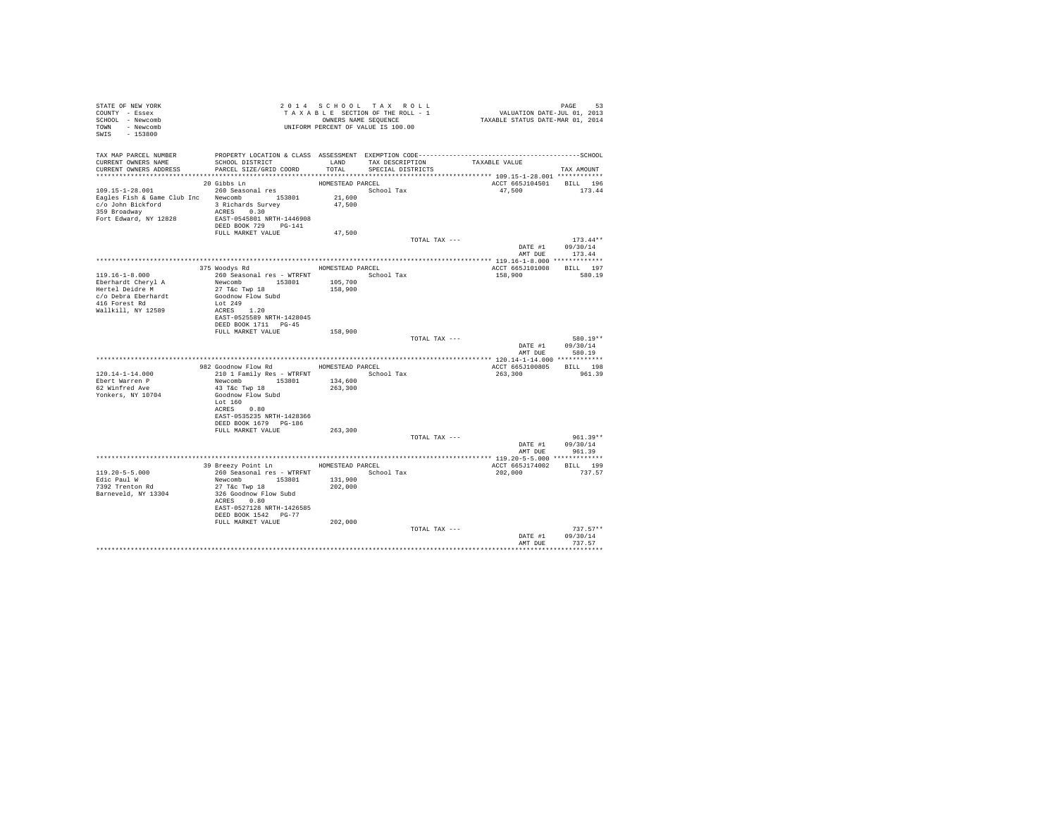STATE OF NEW YORK
COUNTY - Essex
SCHOOL - Newcomb
TOWN - Newcomb
SWIS - 153800

2014 SCHOOL TAX ROLL
TAXABLE SECTION OF THE ROLL - 1
OWNERS NAME SEQUENCE
UNIFORM PERCENT OF VALUE IS 100.00

VALUATION DATE-JUL 01, 2013
TAXABLE STATUS DATE-MAR 01, 2014

| TAX MAP PARCEL NUMBER / CURRENT OWNERS NAME / CURRENT OWNERS ADDRESS | PROPERTY LOCATION & CLASS / SCHOOL DISTRICT / PARCEL SIZE/GRID COORD | ASSESSMENT LAND / TOTAL | EXEMPTION CODE / TAX DESCRIPTION / SPECIAL DISTRICTS | TAXABLE VALUE | TAX AMOUNT |
|---|---|---|---|---|---|
| **109.15-1-28.001** | 20 Gibbs Ln | HOMESTEAD PARCEL | | ACCT 665J104501 | BILL 196 |
| 109.15-1-28.001 | 260 Seasonal res | | School Tax | 47,500 | 173.44 |
| Eagles Fish & Game Club Inc | Newcomb 153801 | 21,600 | | | |
| c/o John Bickford | 3 Richards Survey | 47,500 | | | |
| 359 Broadway | ACRES 0.30 | | | | |
| Fort Edward, NY 12828 | EAST-0545801 NRTH-1446908 | | | | |
| | DEED BOOK 729 PG-141 | | | | |
| | FULL MARKET VALUE | 47,500 | | | |
| | | | TOTAL TAX --- | | 173.44** |
| | | | | DATE #1 | 09/30/14 |
| | | | | AMT DUE | 173.44 |
| **119.16-1-8.000** | 375 Woodys Rd | HOMESTEAD PARCEL | | ACCT 665J101008 | BILL 197 |
| 119.16-1-8.000 | 260 Seasonal res - WTRFNT | | School Tax | 158,900 | 580.19 |
| Eberhardt Cheryl A | Newcomb 153801 | 105,700 | | | |
| Hertel Deidre M | 27 T&c Twp 18 | 158,900 | | | |
| c/o Debra Eberhardt | Goodnow Flow Subd | | | | |
| 416 Forest Rd | Lot 249 | | | | |
| Wallkill, NY 12589 | ACRES 1.20 | | | | |
| | EAST-0525589 NRTH-1428045 | | | | |
| | DEED BOOK 1711 PG-45 | | | | |
| | FULL MARKET VALUE | 158,900 | | | |
| | | | TOTAL TAX --- | | 580.19** |
| | | | | DATE #1 | 09/30/14 |
| | | | | AMT DUE | 580.19 |
| **120.14-1-14.000** | 982 Goodnow Flow Rd | HOMESTEAD PARCEL | | ACCT 665J100805 | BILL 198 |
| 120.14-1-14.000 | 210 1 Family Res - WTRFNT | | School Tax | 263,300 | 961.39 |
| Ebert Warren P | Newcomb 153801 | 134,600 | | | |
| 62 Winfred Ave | 43 T&c Twp 18 | 263,300 | | | |
| Yonkers, NY 10704 | Goodnow Flow Subd | | | | |
| | Lot 160 | | | | |
| | ACRES 0.80 | | | | |
| | EAST-0535235 NRTH-1428366 | | | | |
| | DEED BOOK 1679 PG-186 | | | | |
| | FULL MARKET VALUE | 263,300 | | | |
| | | | TOTAL TAX --- | | 961.39** |
| | | | | DATE #1 | 09/30/14 |
| | | | | AMT DUE | 961.39 |
| **119.20-5-5.000** | 39 Breezy Point Ln | HOMESTEAD PARCEL | | ACCT 665J174002 | BILL 199 |
| 119.20-5-5.000 | 260 Seasonal res - WTRFNT | | School Tax | 202,000 | 737.57 |
| Edic Paul W | Newcomb 153801 | 131,900 | | | |
| 7392 Trenton Rd | 27 T&c Twp 18 | 202,000 | | | |
| Barneveld, NY 13304 | 326 Goodnow Flow Subd | | | | |
| | ACRES 0.80 | | | | |
| | EAST-0527128 NRTH-1426585 | | | | |
| | DEED BOOK 1542 PG-77 | | | | |
| | FULL MARKET VALUE | 202,000 | | | |
| | | | TOTAL TAX --- | | 737.57** |
| | | | | DATE #1 | 09/30/14 |
| | | | | AMT DUE | 737.57 |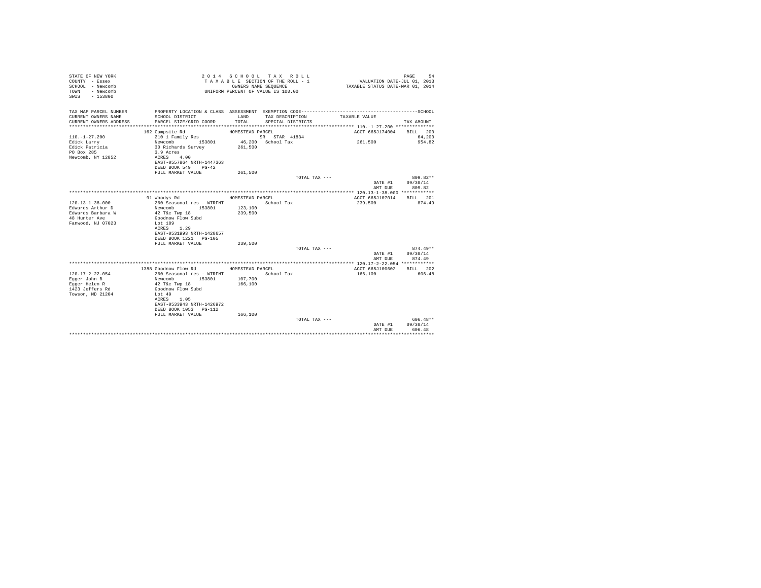```
STATE OF NEW YORK                          2 0 1 4   S C H O O L   T A X   R O L L                                   PAGE    54
COUNTY  - Essex                            T A X A B L E  SECTION OF THE ROLL - 1                  VALUATION DATE-JUL 01, 2013
SCHOOL  - Newcomb                                    OWNERS NAME SEQUENCE                       TAXABLE STATUS DATE-MAR 01, 2014
TOWN    - Newcomb                              UNIFORM PERCENT OF VALUE IS 100.00
SWIS    - 153800

TAX MAP PARCEL NUMBER          PROPERTY LOCATION & CLASS  ASSESSMENT  EXEMPTION CODE------------------------------------------SCHOOL
CURRENT OWNERS NAME            SCHOOL DISTRICT              LAND      TAX DESCRIPTION            TAXABLE VALUE
CURRENT OWNERS ADDRESS         PARCEL SIZE/GRID COORD       TOTAL     SPECIAL DISTRICTS                                  TAX AMOUNT
************************************************************************************************** 110.-1-27.200 **************
                          162 Campsite Rd                HOMESTEAD PARCEL                           ACCT 665J174004    BILL  200
110.-1-27.200              210 1 Family Res                       SR  STAR 41834                                          64,200
Edick Larry                Newcomb         153801        46,200  School Tax                      261,500                  954.82
Edick Patricia             30 Richards Survey           261,500
PO Box 285                 3.9 Acres
Newcomb, NY 12852          ACRES    4.00
                           EAST-0557864 NRTH-1447363
                           DEED BOOK 549    PG-42
                           FULL MARKET VALUE            261,500
                                                                          TOTAL TAX ---                                  809.82**
                                                                                                          DATE #1     09/30/14
                                                                                                          AMT DUE       809.82
************************************************************************************************** 120.13-1-38.000 ************
                          91 Woodys Rd                   HOMESTEAD PARCEL                           ACCT 665J107014    BILL  201
120.13-1-38.000            260 Seasonal res - WTRFNT              School Tax                      239,500                  874.49
Edwards Arthur D           Newcomb         153801       123,100
Edwards Barbara W          42 T&c Twp 18                239,500
48 Hunter Ave              Goodnow Flow Subd
Fanwood, NJ 07023          Lot 189
                           ACRES    1.29
                           EAST-0531993 NRTH-1428657
                           DEED BOOK 1221   PG-105
                           FULL MARKET VALUE            239,500
                                                                          TOTAL TAX ---                                  874.49**
                                                                                                          DATE #1     09/30/14
                                                                                                          AMT DUE       874.49
************************************************************************************************** 120.17-2-22.054 ************
                          1388 Goodnow Flow Rd           HOMESTEAD PARCEL                           ACCT 665J100602    BILL  202
120.17-2-22.054            260 Seasonal res - WTRFNT              School Tax                      166,100                  606.48
Egger John B               Newcomb         153801       107,700
Egger Helen R              42 T&c Twp 18                166,100
1423 Jeffers Rd            Goodnow Flow Subd
Towson, MD 21204           Lot 49
                           ACRES    1.05
                           EAST-0533943 NRTH-1426972
                           DEED BOOK 1053   PG-112
                           FULL MARKET VALUE            166,100
                                                                          TOTAL TAX ---                                  606.48**
                                                                                                          DATE #1     09/30/14
                                                                                                          AMT DUE       606.48
********************************************************************************************************************************
```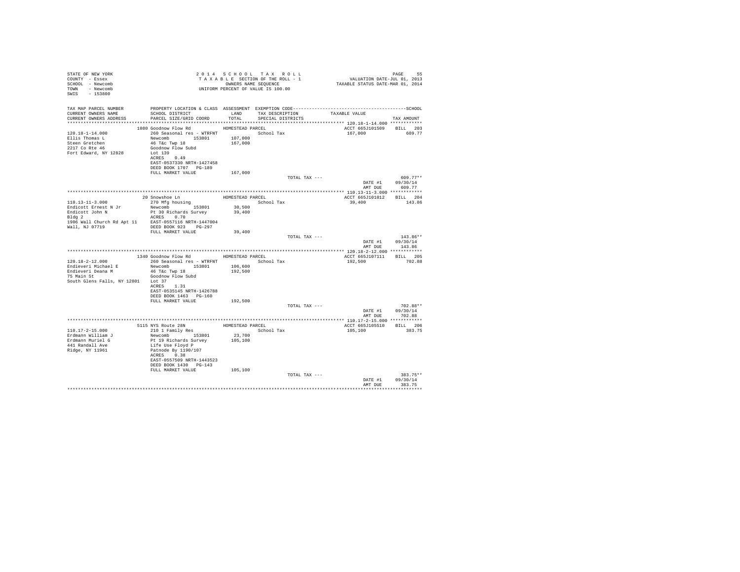STATE OF NEW YORK
COUNTY - Essex
SCHOOL - Newcomb
TOWN - Newcomb
SWIS - 153800

2014 SCHOOL TAX ROLL
TAXABLE SECTION OF THE ROLL - 1
OWNERS NAME SEQUENCE
UNIFORM PERCENT OF VALUE IS 100.00

VALUATION DATE-JUL 01, 2013
TAXABLE STATUS DATE-MAR 01, 2014

| TAX MAP PARCEL NUMBER / CURRENT OWNERS NAME / CURRENT OWNERS ADDRESS | PROPERTY LOCATION & CLASS / SCHOOL DISTRICT / PARCEL SIZE/GRID COORD | ASSESSMENT LAND / TOTAL | EXEMPTION CODE / TAX DESCRIPTION / SPECIAL DISTRICTS | TAXABLE VALUE | TAX AMOUNT |
|---|---|---|---|---|---|
| **120.18-1-14.000** | 1080 Goodnow Flow Rd | HOMESTEAD PARCEL | | ACCT 665J101509 | BILL 203 |
| 120.18-1-14.000 | 260 Seasonal res - WTRFNT | | School Tax | 167,000 | 609.77 |
| Ellis Thomas L | Newcomb 153801 | 107,000 | | | |
| Steen Gretchen | 46 T&c Twp 18 | 167,000 | | | |
| 2217 Co Rte 46 | Goodnow Flow Subd | | | | |
| Fort Edward, NY 12828 | Lot 139 | | | | |
| | ACRES 0.49 | | | | |
| | EAST-0537330 NRTH-1427458 | | | | |
| | DEED BOOK 1707 PG-189 | | | | |
| | FULL MARKET VALUE | 167,000 | | | |
| | | | TOTAL TAX --- | | 609.77** |
| | | | | DATE #1 | 09/30/14 |
| | | | | AMT DUE | 609.77 |
| **110.13-11-3.000** | 20 Snowshoe Ln | HOMESTEAD PARCEL | | ACCT 665J101012 | BILL 204 |
| 110.13-11-3.000 | 270 Mfg housing | | School Tax | 39,400 | 143.86 |
| Endicott Ernest N Jr | Newcomb 153801 | 30,500 | | | |
| Endicott John N | Pt 30 Richards Survey | 39,400 | | | |
| Bldg 2 | ACRES 0.70 | | | | |
| 1906 Wall Church Rd Apt 11 | EAST-0557116 NRTH-1447004 | | | | |
| Wall, NJ 07719 | DEED BOOK 923 PG-297 | | | | |
| | FULL MARKET VALUE | 39,400 | | | |
| | | | TOTAL TAX --- | | 143.86** |
| | | | | DATE #1 | 09/30/14 |
| | | | | AMT DUE | 143.86 |
| **120.18-2-12.000** | 1340 Goodnow Flow Rd | HOMESTEAD PARCEL | | ACCT 665J107111 | BILL 205 |
| 120.18-2-12.000 | 260 Seasonal res - WTRFNT | | School Tax | 192,500 | 702.88 |
| Endieveri Michael E | Newcomb 153801 | 106,600 | | | |
| Endieveri Deana M | 46 T&c Twp 18 | 192,500 | | | |
| 75 Main St | Goodnow Flow Subd | | | | |
| South Glens Falls, NY 12801 | Lot 37 | | | | |
| | ACRES 1.31 | | | | |
| | EAST-0535145 NRTH-1426788 | | | | |
| | DEED BOOK 1463 PG-160 | | | | |
| | FULL MARKET VALUE | 192,500 | | | |
| | | | TOTAL TAX --- | | 702.88** |
| | | | | DATE #1 | 09/30/14 |
| | | | | AMT DUE | 702.88 |
| **110.17-2-15.000** | 5115 NYS Route 28N | HOMESTEAD PARCEL | | ACCT 665J105510 | BILL 206 |
| 110.17-2-15.000 | 210 1 Family Res | | School Tax | 105,100 | 383.75 |
| Erdmann William J | Newcomb 153801 | 23,700 | | | |
| Erdmann Muriel G | Pt 19 Richards Survey | 105,100 | | | |
| 441 Randall Ave | Life Use Floyd P | | | | |
| Ridge, NY 11961 | Patnode By 1190/107 | | | | |
| | ACRES 0.38 | | | | |
| | EAST-0557509 NRTH-1443523 | | | | |
| | DEED BOOK 1430 PG-143 | | | | |
| | FULL MARKET VALUE | 105,100 | | | |
| | | | TOTAL TAX --- | | 383.75** |
| | | | | DATE #1 | 09/30/14 |
| | | | | AMT DUE | 383.75 |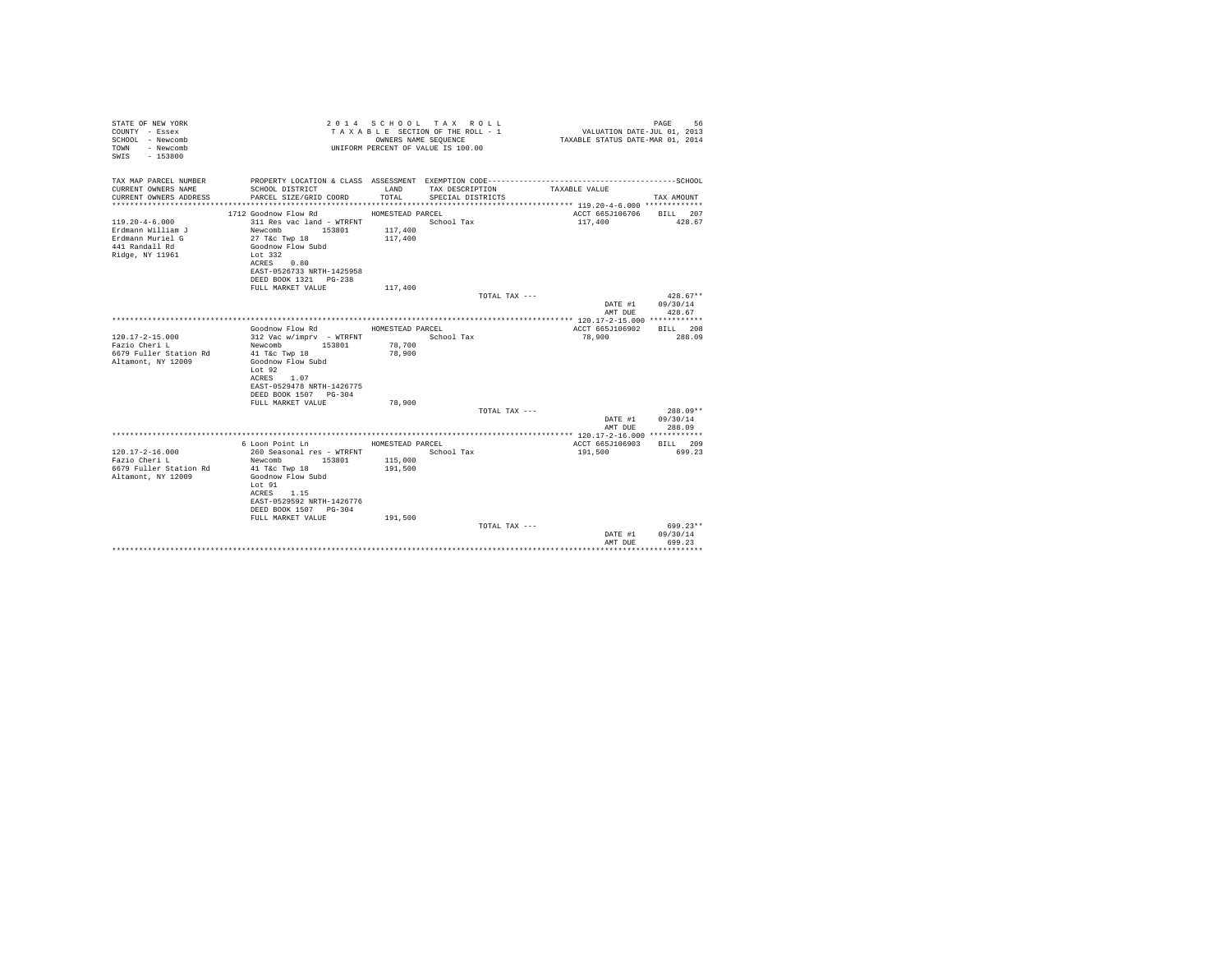STATE OF NEW YORK
COUNTY - Essex
SCHOOL - Newcomb
TOWN - Newcomb
SWIS - 153800

2014 SCHOOL TAX ROLL
TAXABLE SECTION OF THE ROLL - 1
OWNERS NAME SEQUENCE
UNIFORM PERCENT OF VALUE IS 100.00

VALUATION DATE-JUL 01, 2013
TAXABLE STATUS DATE-MAR 01, 2014

| TAX MAP PARCEL NUMBER / CURRENT OWNERS NAME / CURRENT OWNERS ADDRESS | PROPERTY LOCATION & CLASS / SCHOOL DISTRICT / PARCEL SIZE/GRID COORD | ASSESSMENT LAND / TOTAL | EXEMPTION CODE / TAX DESCRIPTION / SPECIAL DISTRICTS | TAXABLE VALUE | TAX AMOUNT |
|---|---|---|---|---|---|
| **119.20-4-6.000** | 1712 Goodnow Flow Rd | HOMESTEAD PARCEL | | ACCT 665J106706 | BILL 207 |
| 119.20-4-6.000 | 311 Res vac land - WTRFNT | | School Tax | 117,400 | 428.67 |
| Erdmann William J | Newcomb 153801 | 117,400 | | | |
| Erdmann Muriel G | 27 T&c Twp 18 | 117,400 | | | |
| 441 Randall Rd | Goodnow Flow Subd | | | | |
| Ridge, NY 11961 | Lot 332 | | | | |
| | ACRES 0.80 | | | | |
| | EAST-0526733 NRTH-1425958 | | | | |
| | DEED BOOK 1321 PG-238 | | | | |
| | FULL MARKET VALUE | 117,400 | | | |
| | | | TOTAL TAX --- | | 428.67** |
| | | | | DATE #1 | 09/30/14 |
| | | | | AMT DUE | 428.67 |
| **120.17-2-15.000** | Goodnow Flow Rd | HOMESTEAD PARCEL | | ACCT 665J106902 | BILL 208 |
| 120.17-2-15.000 | 312 Vac w/imprv - WTRFNT | | School Tax | 78,900 | 288.09 |
| Fazio Cheri L | Newcomb 153801 | 78,700 | | | |
| 6679 Fuller Station Rd | 41 T&c Twp 18 | 78,900 | | | |
| Altamont, NY 12009 | Goodnow Flow Subd | | | | |
| | Lot 92 | | | | |
| | ACRES 1.07 | | | | |
| | EAST-0529478 NRTH-1426775 | | | | |
| | DEED BOOK 1507 PG-304 | | | | |
| | FULL MARKET VALUE | 78,900 | | | |
| | | | TOTAL TAX --- | | 288.09** |
| | | | | DATE #1 | 09/30/14 |
| | | | | AMT DUE | 288.09 |
| **120.17-2-16.000** | 6 Loon Point Ln | HOMESTEAD PARCEL | | ACCT 665J106903 | BILL 209 |
| 120.17-2-16.000 | 260 Seasonal res - WTRFNT | | School Tax | 191,500 | 699.23 |
| Fazio Cheri L | Newcomb 153801 | 115,000 | | | |
| 6679 Fuller Station Rd | 41 T&c Twp 18 | 191,500 | | | |
| Altamont, NY 12009 | Goodnow Flow Subd | | | | |
| | Lot 91 | | | | |
| | ACRES 1.15 | | | | |
| | EAST-0529592 NRTH-1426776 | | | | |
| | DEED BOOK 1507 PG-304 | | | | |
| | FULL MARKET VALUE | 191,500 | | | |
| | | | TOTAL TAX --- | | 699.23** |
| | | | | DATE #1 | 09/30/14 |
| | | | | AMT DUE | 699.23 |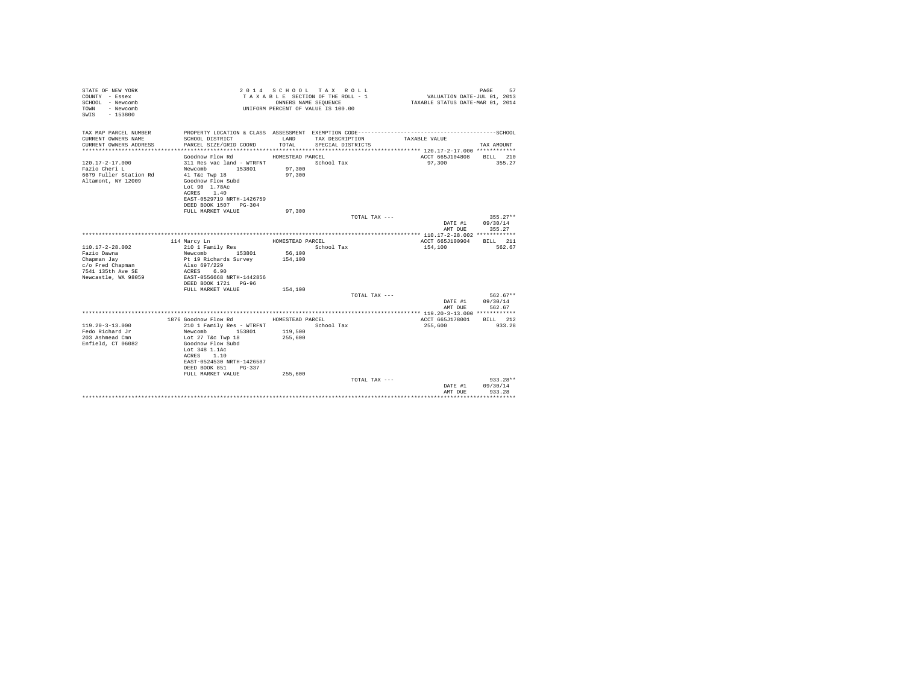STATE OF NEW YORK
COUNTY - Essex
SCHOOL - Newcomb
TOWN - Newcomb
SWIS - 153800

2 0 1 4 S C H O O L T A X R O L L
T A X A B L E SECTION OF THE ROLL - 1
OWNERS NAME SEQUENCE
UNIFORM PERCENT OF VALUE IS 100.00

VALUATION DATE-JUL 01, 2013
TAXABLE STATUS DATE-MAR 01, 2014

| TAX MAP PARCEL NUMBER / CURRENT OWNERS NAME / CURRENT OWNERS ADDRESS | PROPERTY LOCATION & CLASS / SCHOOL DISTRICT / PARCEL SIZE/GRID COORD | ASSESSMENT LAND / TOTAL | EXEMPTION CODE / TAX DESCRIPTION / SPECIAL DISTRICTS | TAXABLE VALUE | TAX AMOUNT |
|---|---|---|---|---|---|
| **120.17-2-17.000** | Goodnow Flow Rd | HOMESTEAD PARCEL | | ACCT 665J104808 | BILL 210 |
| 120.17-2-17.000 | 311 Res vac land - WTRFNT | | School Tax | 97,300 | 355.27 |
| Fazio Cheri L | Newcomb 153801 | 97,300 | | | |
| 6679 Fuller Station Rd | 41 T&c Twp 18 | 97,300 | | | |
| Altamont, NY 12009 | Goodnow Flow Subd | | | | |
| | Lot 90 1.78Ac | | | | |
| | ACRES 1.40 | | | | |
| | EAST-0529719 NRTH-1426759 | | | | |
| | DEED BOOK 1507 PG-304 | | | | |
| | FULL MARKET VALUE | 97,300 | | | |
| | | | TOTAL TAX --- | | 355.27** |
| | | | | DATE #1 | 09/30/14 |
| | | | | AMT DUE | 355.27 |
| **110.17-2-28.002** | 114 Marcy Ln | HOMESTEAD PARCEL | | ACCT 665J100904 | BILL 211 |
| 110.17-2-28.002 | 210 1 Family Res | | School Tax | 154,100 | 562.67 |
| Fazio Dawna | Newcomb 153801 | 56,100 | | | |
| Chapman Jay | Pt 19 Richards Survey | 154,100 | | | |
| c/o Fred Chapman | Also 697/229 | | | | |
| 7541 135th Ave SE | ACRES 6.90 | | | | |
| Newcastle, WA 98059 | EAST-0556668 NRTH-1442856 | | | | |
| | DEED BOOK 1721 PG-96 | | | | |
| | FULL MARKET VALUE | 154,100 | | | |
| | | | TOTAL TAX --- | | 562.67** |
| | | | | DATE #1 | 09/30/14 |
| | | | | AMT DUE | 562.67 |
| **119.20-3-13.000** | 1876 Goodnow Flow Rd | HOMESTEAD PARCEL | | ACCT 665J178001 | BILL 212 |
| 119.20-3-13.000 | 210 1 Family Res - WTRFNT | | School Tax | 255,600 | 933.28 |
| Fedo Richard Jr | Newcomb 153801 | 119,500 | | | |
| 203 Ashmead Cmn | Lot 27 T&c Twp 18 | 255,600 | | | |
| Enfield, CT 06082 | Goodnow Flow Subd | | | | |
| | Lot 348 1.1Ac | | | | |
| | ACRES 1.10 | | | | |
| | EAST-0524530 NRTH-1426587 | | | | |
| | DEED BOOK 851 PG-337 | | | | |
| | FULL MARKET VALUE | 255,600 | | | |
| | | | TOTAL TAX --- | | 933.28** |
| | | | | DATE #1 | 09/30/14 |
| | | | | AMT DUE | 933.28 |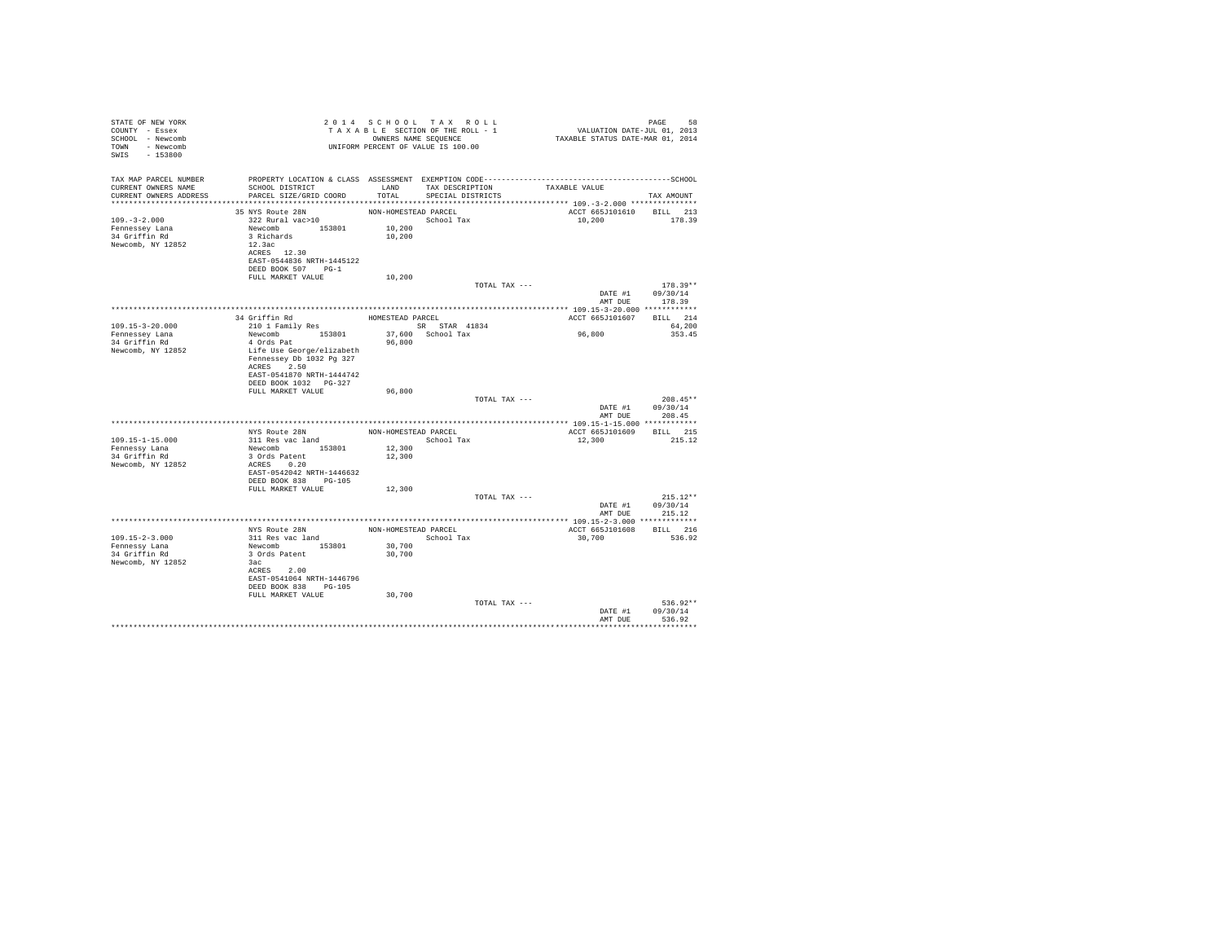STATE OF NEW YORK
COUNTY - Essex
SCHOOL - Newcomb
TOWN - Newcomb
SWIS - 153800

2 0 1 4 S C H O O L T A X R O L L
T A X A B L E SECTION OF THE ROLL - 1
OWNERS NAME SEQUENCE
UNIFORM PERCENT OF VALUE IS 100.00

VALUATION DATE-JUL 01, 2013
TAXABLE STATUS DATE-MAR 01, 2014

| TAX MAP PARCEL NUMBER / CURRENT OWNERS NAME / CURRENT OWNERS ADDRESS | PROPERTY LOCATION & CLASS / SCHOOL DISTRICT / PARCEL SIZE/GRID COORD | ASSESSMENT LAND / TOTAL | EXEMPTION CODE / TAX DESCRIPTION / SPECIAL DISTRICTS | TAXABLE VALUE | TAX AMOUNT |
|---|---|---|---|---|---|
| 109.-3-2.000 | 35 NYS Route 28N | NON-HOMESTEAD PARCEL | | ACCT 665J101610 | BILL 213 |
| Fennessey Lana | 322 Rural vac>10 | | School Tax | 10,200 | 178.39 |
| 34 Griffin Rd | Newcomb 153801 | 10,200 | | | |
| Newcomb, NY 12852 | 3 Richards | 10,200 | | | |
| | 12.3ac | | | | |
| | ACRES 12.30 | | | | |
| | EAST-0544836 NRTH-1445122 | | | | |
| | DEED BOOK 507 PG-1 | | | | |
| | FULL MARKET VALUE | 10,200 | | | |
| | | | TOTAL TAX --- | | 178.39** |
| | | | | DATE #1 | 09/30/14 |
| | | | | AMT DUE | 178.39 |
| 109.15-3-20.000 | 34 Griffin Rd | HOMESTEAD PARCEL | | ACCT 665J101607 | BILL 214 |
| Fennessey Lana | 210 1 Family Res | | SR STAR 41834 | | 64,200 |
| 34 Griffin Rd | Newcomb 153801 | 37,600 | School Tax | 96,800 | 353.45 |
| Newcomb, NY 12852 | 4 Ords Pat | 96,800 | | | |
| | Life Use George/elizabeth | | | | |
| | Fennessey Db 1032 Pg 327 | | | | |
| | ACRES 2.50 | | | | |
| | EAST-0541870 NRTH-1444742 | | | | |
| | DEED BOOK 1032 PG-327 | | | | |
| | FULL MARKET VALUE | 96,800 | | | |
| | | | TOTAL TAX --- | | 208.45** |
| | | | | DATE #1 | 09/30/14 |
| | | | | AMT DUE | 208.45 |
| 109.15-1-15.000 | NYS Route 28N | NON-HOMESTEAD PARCEL | | ACCT 665J101609 | BILL 215 |
| Fennessy Lana | 311 Res vac land | | School Tax | 12,300 | 215.12 |
| 34 Griffin Rd | Newcomb 153801 | 12,300 | | | |
| Newcomb, NY 12852 | 3 Ords Patent | 12,300 | | | |
| | ACRES 0.20 | | | | |
| | EAST-0542042 NRTH-1446632 | | | | |
| | DEED BOOK 838 PG-105 | | | | |
| | FULL MARKET VALUE | 12,300 | | | |
| | | | TOTAL TAX --- | | 215.12** |
| | | | | DATE #1 | 09/30/14 |
| | | | | AMT DUE | 215.12 |
| 109.15-2-3.000 | NYS Route 28N | NON-HOMESTEAD PARCEL | | ACCT 665J101608 | BILL 216 |
| Fennessy Lana | 311 Res vac land | | School Tax | 30,700 | 536.92 |
| 34 Griffin Rd | Newcomb 153801 | 30,700 | | | |
| Newcomb, NY 12852 | 3 Ords Patent | 30,700 | | | |
| | 3ac | | | | |
| | ACRES 2.00 | | | | |
| | EAST-0541064 NRTH-1446796 | | | | |
| | DEED BOOK 838 PG-105 | | | | |
| | FULL MARKET VALUE | 30,700 | | | |
| | | | TOTAL TAX --- | | 536.92** |
| | | | | DATE #1 | 09/30/14 |
| | | | | AMT DUE | 536.92 |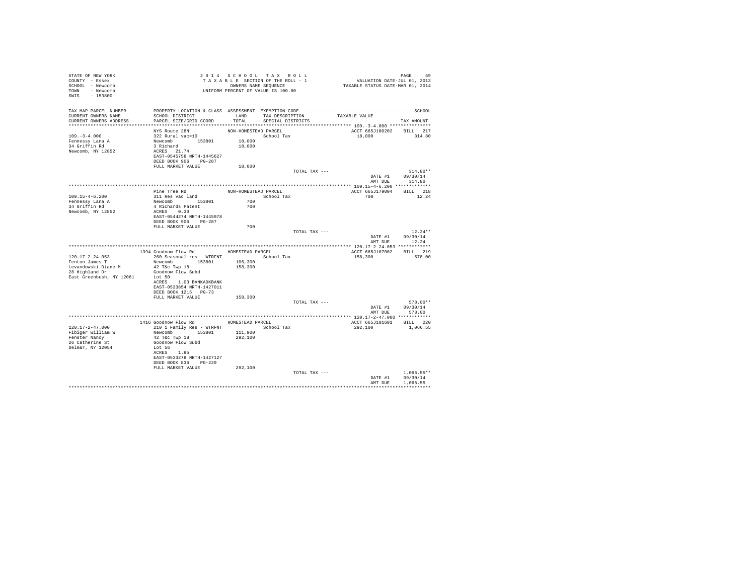STATE OF NEW YORK
COUNTY - Essex
SCHOOL - Newcomb
TOWN - Newcomb
SWIS - 153800

2014 SCHOOL TAX ROLL
TAXABLE SECTION OF THE ROLL - 1
OWNERS NAME SEQUENCE
UNIFORM PERCENT OF VALUE IS 100.00

VALUATION DATE-JUL 01, 2013
TAXABLE STATUS DATE-MAR 01, 2014

| TAX MAP PARCEL NUMBER / CURRENT OWNERS NAME / CURRENT OWNERS ADDRESS | PROPERTY LOCATION & CLASS / SCHOOL DISTRICT / PARCEL SIZE/GRID COORD | ASSESSMENT LAND / TOTAL | EXEMPTION CODE / TAX DESCRIPTION / SPECIAL DISTRICTS | TAXABLE VALUE | TAX AMOUNT |
|---|---|---|---|---|---|
| **109.-3-4.000** | NYS Route 28N | NON-HOMESTEAD PARCEL | | ACCT 665J100202 | BILL 217 |
| Fennessy Lana A | 322 Rural vac>10 | | School Tax | 18,000 | 314.80 |
| 34 Griffin Rd | Newcomb 153801 | 18,000 | | | |
| Newcomb, NY 12852 | 3 Richard | 18,000 | | | |
| | ACRES 21.74 | | | | |
| | EAST-0545758 NRTH-1445627 | | | | |
| | DEED BOOK 906 PG-287 | | | | |
| | FULL MARKET VALUE | 18,000 | | | |
| | | | TOTAL TAX --- | | 314.80** |
| | | | | DATE #1 | 09/30/14 |
| | | | | AMT DUE | 314.80 |
| **109.15-4-6.200** | Pine Tree Rd | NON-HOMESTEAD PARCEL | | ACCT 665J179004 | BILL 218 |
| Fennessy Lana A | 311 Res vac land | | School Tax | 700 | 12.24 |
| 34 Griffin Rd | Newcomb 153801 | 700 | | | |
| Newcomb, NY 12852 | 4 Richards Patent | 700 | | | |
| | ACRES 0.30 | | | | |
| | EAST-0544274 NRTH-1445978 | | | | |
| | DEED BOOK 906 PG-287 | | | | |
| | FULL MARKET VALUE | 700 | | | |
| | | | TOTAL TAX --- | | 12.24** |
| | | | | DATE #1 | 09/30/14 |
| | | | | AMT DUE | 12.24 |
| **120.17-2-24.053** | 1394 Goodnow Flow Rd | HOMESTEAD PARCEL | | ACCT 665J107002 | BILL 219 |
| Fenton James T | 260 Seasonal res - WTRFNT | | School Tax | 158,300 | 578.00 |
| Levandowski Diane M | Newcomb 153801 | 106,300 | | | |
| 28 Highland Dr | 42 T&c Twp 18 | 158,300 | | | |
| East Greenbush, NY 12061 | Goodnow Flow Subd | | | | |
| | Lot 50 | | | | |
| | ACRES 1.03 BANKADKBANK | | | | |
| | EAST-0533854 NRTH-1427011 | | | | |
| | DEED BOOK 1215 PG-73 | | | | |
| | FULL MARKET VALUE | 158,300 | | | |
| | | | TOTAL TAX --- | | 578.00** |
| | | | | DATE #1 | 09/30/14 |
| | | | | AMT DUE | 578.00 |
| **120.17-2-47.000** | 1416 Goodnow Flow Rd | HOMESTEAD PARCEL | | ACCT 665J101601 | BILL 220 |
| Fibiger William W | 210 1 Family Res - WTRFNT | | School Tax | 292,100 | 1,066.55 |
| Fenster Nancy | Newcomb 153801 | 111,900 | | | |
| 26 Catherine St | 42 T&c Twp 18 | 292,100 | | | |
| Delmar, NY 12054 | Goodnow Flow Subd | | | | |
| | Lot 56 | | | | |
| | ACRES 1.85 | | | | |
| | EAST-0533278 NRTH-1427127 | | | | |
| | DEED BOOK 836 PG-229 | | | | |
| | FULL MARKET VALUE | 292,100 | | | |
| | | | TOTAL TAX --- | | 1,066.55** |
| | | | | DATE #1 | 09/30/14 |
| | | | | AMT DUE | 1,066.55 |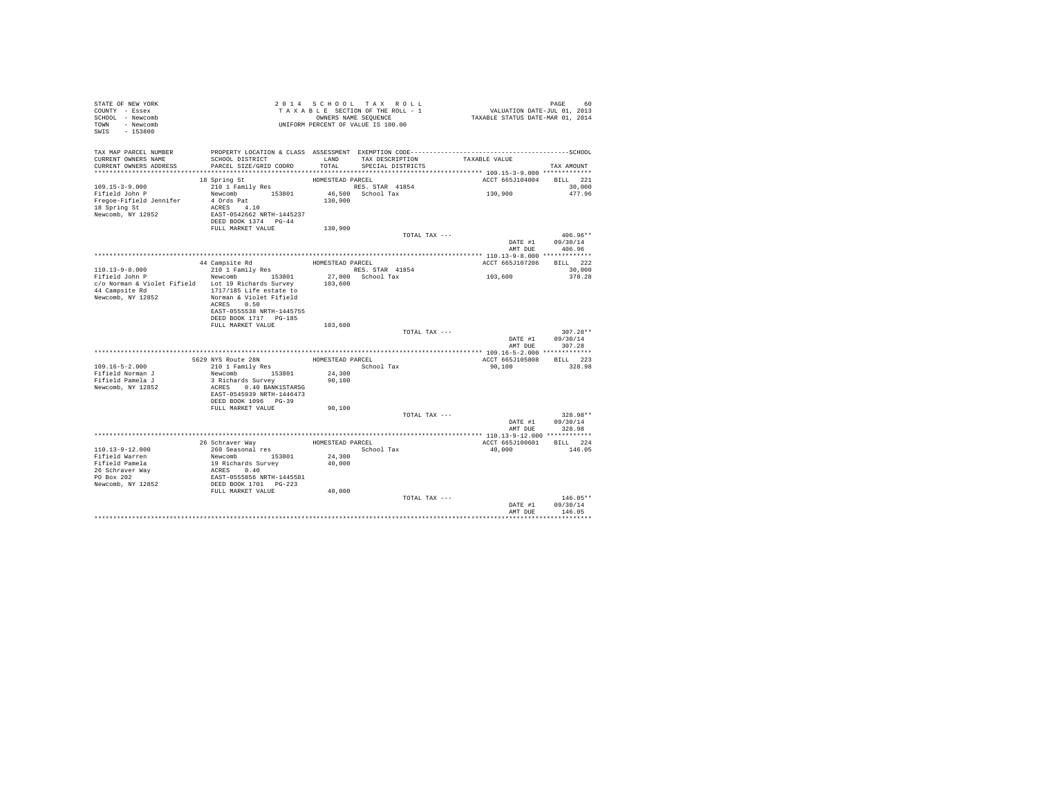STATE OF NEW YORK
COUNTY - Essex
SCHOOL - Newcomb
TOWN - Newcomb
SWIS - 153800

2 0 1 4 S C H O O L T A X R O L L
T A X A B L E SECTION OF THE ROLL - 1
OWNERS NAME SEQUENCE
UNIFORM PERCENT OF VALUE IS 100.00

VALUATION DATE-JUL 01, 2013
TAXABLE STATUS DATE-MAR 01, 2014

| TAX MAP PARCEL NUMBER / CURRENT OWNERS NAME / CURRENT OWNERS ADDRESS | PROPERTY LOCATION & CLASS / SCHOOL DISTRICT / PARCEL SIZE/GRID COORD | ASSESSMENT LAND / TOTAL | EXEMPTION CODE / TAX DESCRIPTION / SPECIAL DISTRICTS | TAXABLE VALUE | SCHOOL TAX AMOUNT |
|---|---|---|---|---|---|
| **109.15-3-9.000** | 18 Spring St — HOMESTEAD PARCEL | | | ACCT 665J104004 | BILL 221 |
| 109.15-3-9.000 | 210 1 Family Res | | RES. STAR 41854 | | 30,000 |
| Fifield John P | Newcomb 153801 | 46,500 | School Tax | 130,900 | 477.96 |
| Fregoe-Fifield Jennifer | 4 Ords Pat | 130,900 | | | |
| 18 Spring St | ACRES 4.10 | | | | |
| Newcomb, NY 12852 | EAST-0542662 NRTH-1445237 | | | | |
| | DEED BOOK 1374 PG-44 | | | | |
| | FULL MARKET VALUE | 130,900 | | | |
| | | | TOTAL TAX --- | | 406.96** |
| | | | | DATE #1 | 09/30/14 |
| | | | | AMT DUE | 406.96 |
| **110.13-9-8.000** | 44 Campsite Rd — HOMESTEAD PARCEL | | | ACCT 665J107206 | BILL 222 |
| 110.13-9-8.000 | 210 1 Family Res | | RES. STAR 41854 | | 30,000 |
| Fifield John P | Newcomb 153801 | 27,000 | School Tax | 103,600 | 378.28 |
| c/o Norman & Violet Fifield | Lot 19 Richards Survey | 103,600 | | | |
| 44 Campsite Rd | 1717/185 Life estate to | | | | |
| Newcomb, NY 12852 | Norman & Violet Fifield | | | | |
| | ACRES 0.50 | | | | |
| | EAST-0555538 NRTH-1445755 | | | | |
| | DEED BOOK 1717 PG-185 | | | | |
| | FULL MARKET VALUE | 103,600 | | | |
| | | | TOTAL TAX --- | | 307.28** |
| | | | | DATE #1 | 09/30/14 |
| | | | | AMT DUE | 307.28 |
| **109.16-5-2.000** | 5629 NYS Route 28N — HOMESTEAD PARCEL | | | ACCT 665J105808 | BILL 223 |
| 109.16-5-2.000 | 210 1 Family Res | | School Tax | 90,100 | 328.98 |
| Fifield Norman J | Newcomb 153801 | 24,300 | | | |
| Fifield Pamela J | 3 Richards Survey | 90,100 | | | |
| Newcomb, NY 12852 | ACRES 0.40 BANK1STARSG | | | | |
| | EAST-0545939 NRTH-1446473 | | | | |
| | DEED BOOK 1096 PG-39 | | | | |
| | FULL MARKET VALUE | 90,100 | | | |
| | | | TOTAL TAX --- | | 328.98** |
| | | | | DATE #1 | 09/30/14 |
| | | | | AMT DUE | 328.98 |
| **110.13-9-12.000** | 26 Schraver Way — HOMESTEAD PARCEL | | | ACCT 665J100601 | BILL 224 |
| 110.13-9-12.000 | 260 Seasonal res | | School Tax | 40,000 | 146.05 |
| Fifield Warren | Newcomb 153801 | 24,300 | | | |
| Fifield Pamela | 19 Richards Survey | 40,000 | | | |
| 26 Schraver Way | ACRES 0.40 | | | | |
| PO Box 202 | EAST-0555856 NRTH-1445581 | | | | |
| Newcomb, NY 12852 | DEED BOOK 1701 PG-223 | | | | |
| | FULL MARKET VALUE | 40,000 | | | |
| | | | TOTAL TAX --- | | 146.05** |
| | | | | DATE #1 | 09/30/14 |
| | | | | AMT DUE | 146.05 |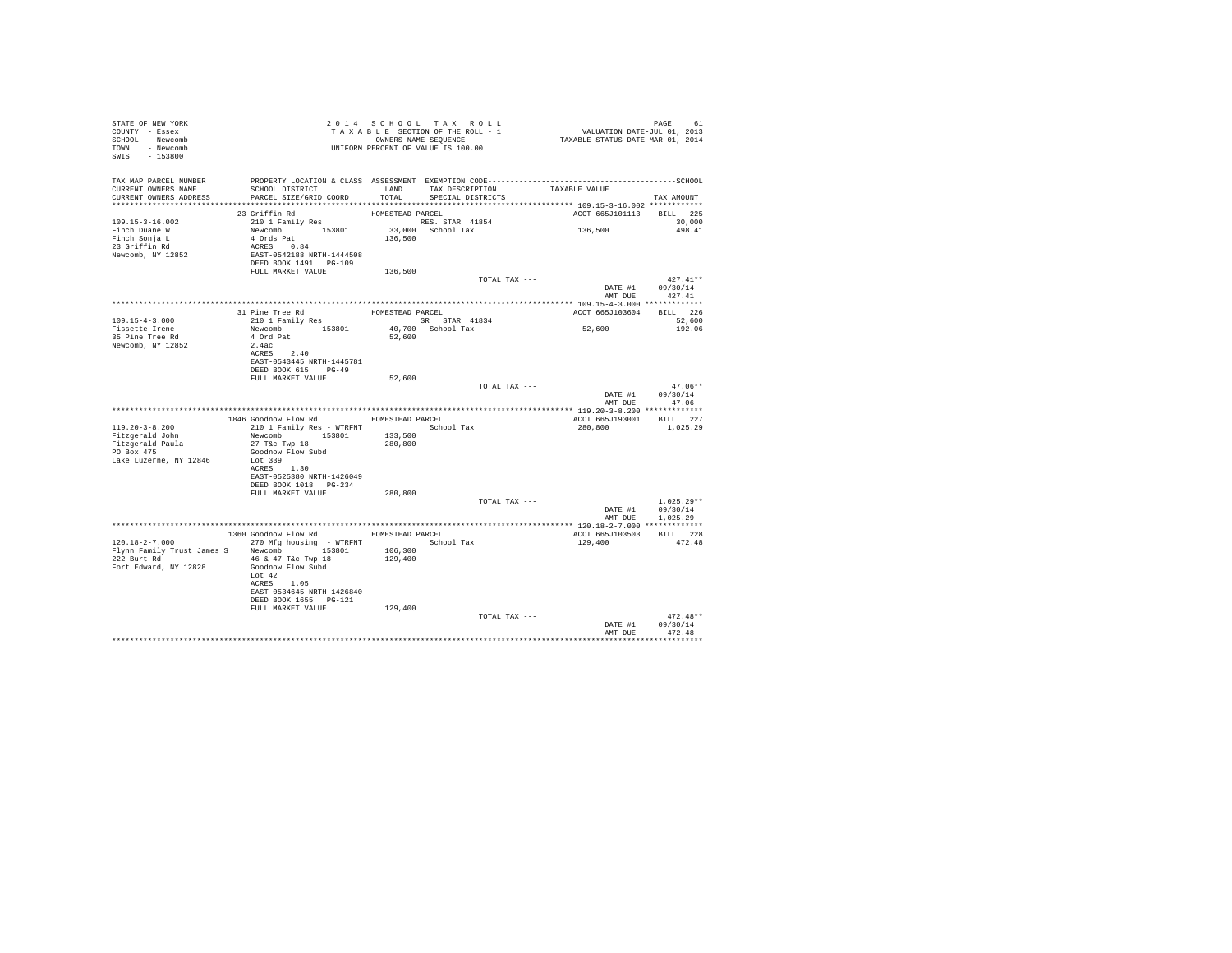STATE OF NEW YORK
COUNTY - Essex
SCHOOL - Newcomb
TOWN - Newcomb
SWIS - 153800

2014 SCHOOL TAX ROLL
TAXABLE SECTION OF THE ROLL - 1
OWNERS NAME SEQUENCE
UNIFORM PERCENT OF VALUE IS 100.00

VALUATION DATE-JUL 01, 2013
TAXABLE STATUS DATE-MAR 01, 2014

| TAX MAP PARCEL NUMBER / CURRENT OWNERS NAME / CURRENT OWNERS ADDRESS | PROPERTY LOCATION & CLASS / SCHOOL DISTRICT / PARCEL SIZE/GRID COORD | ASSESSMENT LAND / TOTAL | EXEMPTION CODE / TAX DESCRIPTION / SPECIAL DISTRICTS | TAXABLE VALUE | TAX AMOUNT |
|---|---|---|---|---|---|
| **109.15-3-16.002** | 23 Griffin Rd | HOMESTEAD PARCEL | | ACCT 665J101113 | BILL 225 |
| 109.15-3-16.002 | 210 1 Family Res | | RES. STAR 41854 | | 30,000 |
| Finch Duane W | Newcomb 153801 | 33,000 | School Tax | 136,500 | 498.41 |
| Finch Sonja L | 4 Ords Pat | 136,500 | | | |
| 23 Griffin Rd | ACRES 0.84 | | | | |
| Newcomb, NY 12852 | EAST-0542188 NRTH-1444508 | | | | |
| | DEED BOOK 1491 PG-109 | | | | |
| | FULL MARKET VALUE | 136,500 | | | |
| | | | TOTAL TAX --- | | 427.41** |
| | | | | DATE #1 | 09/30/14 |
| | | | | AMT DUE | 427.41 |
| **109.15-4-3.000** | 31 Pine Tree Rd | HOMESTEAD PARCEL | | ACCT 665J103604 | BILL 226 |
| 109.15-4-3.000 | 210 1 Family Res | | SR STAR 41834 | | 52,600 |
| Fissette Irene | Newcomb 153801 | 40,700 | School Tax | 52,600 | 192.06 |
| 35 Pine Tree Rd | 4 Ord Pat | 52,600 | | | |
| Newcomb, NY 12852 | 2.4ac | | | | |
| | ACRES 2.40 | | | | |
| | EAST-0543445 NRTH-1445781 | | | | |
| | DEED BOOK 615 PG-49 | | | | |
| | FULL MARKET VALUE | 52,600 | | | |
| | | | TOTAL TAX --- | | 47.06** |
| | | | | DATE #1 | 09/30/14 |
| | | | | AMT DUE | 47.06 |
| **119.20-3-8.200** | 1846 Goodnow Flow Rd | HOMESTEAD PARCEL | | ACCT 665J193001 | BILL 227 |
| 119.20-3-8.200 | 210 1 Family Res - WTRFNT | | School Tax | 280,800 | 1,025.29 |
| Fitzgerald John | Newcomb 153801 | 133,500 | | | |
| Fitzgerald Paula | 27 T&c Twp 18 | 280,800 | | | |
| PO Box 475 | Goodnow Flow Subd | | | | |
| Lake Luzerne, NY 12846 | Lot 339 | | | | |
| | ACRES 1.30 | | | | |
| | EAST-0525380 NRTH-1426049 | | | | |
| | DEED BOOK 1018 PG-234 | | | | |
| | FULL MARKET VALUE | 280,800 | | | |
| | | | TOTAL TAX --- | | 1,025.29** |
| | | | | DATE #1 | 09/30/14 |
| | | | | AMT DUE | 1,025.29 |
| **120.18-2-7.000** | 1360 Goodnow Flow Rd | HOMESTEAD PARCEL | | ACCT 665J103503 | BILL 228 |
| 120.18-2-7.000 | 270 Mfg housing - WTRFNT | | School Tax | 129,400 | 472.48 |
| Flynn Family Trust James S | Newcomb 153801 | 106,300 | | | |
| 222 Burt Rd | 46 & 47 T&c Twp 18 | 129,400 | | | |
| Fort Edward, NY 12828 | Goodnow Flow Subd | | | | |
| | Lot 42 | | | | |
| | ACRES 1.05 | | | | |
| | EAST-0534645 NRTH-1426840 | | | | |
| | DEED BOOK 1655 PG-121 | | | | |
| | FULL MARKET VALUE | 129,400 | | | |
| | | | TOTAL TAX --- | | 472.48** |
| | | | | DATE #1 | 09/30/14 |
| | | | | AMT DUE | 472.48 |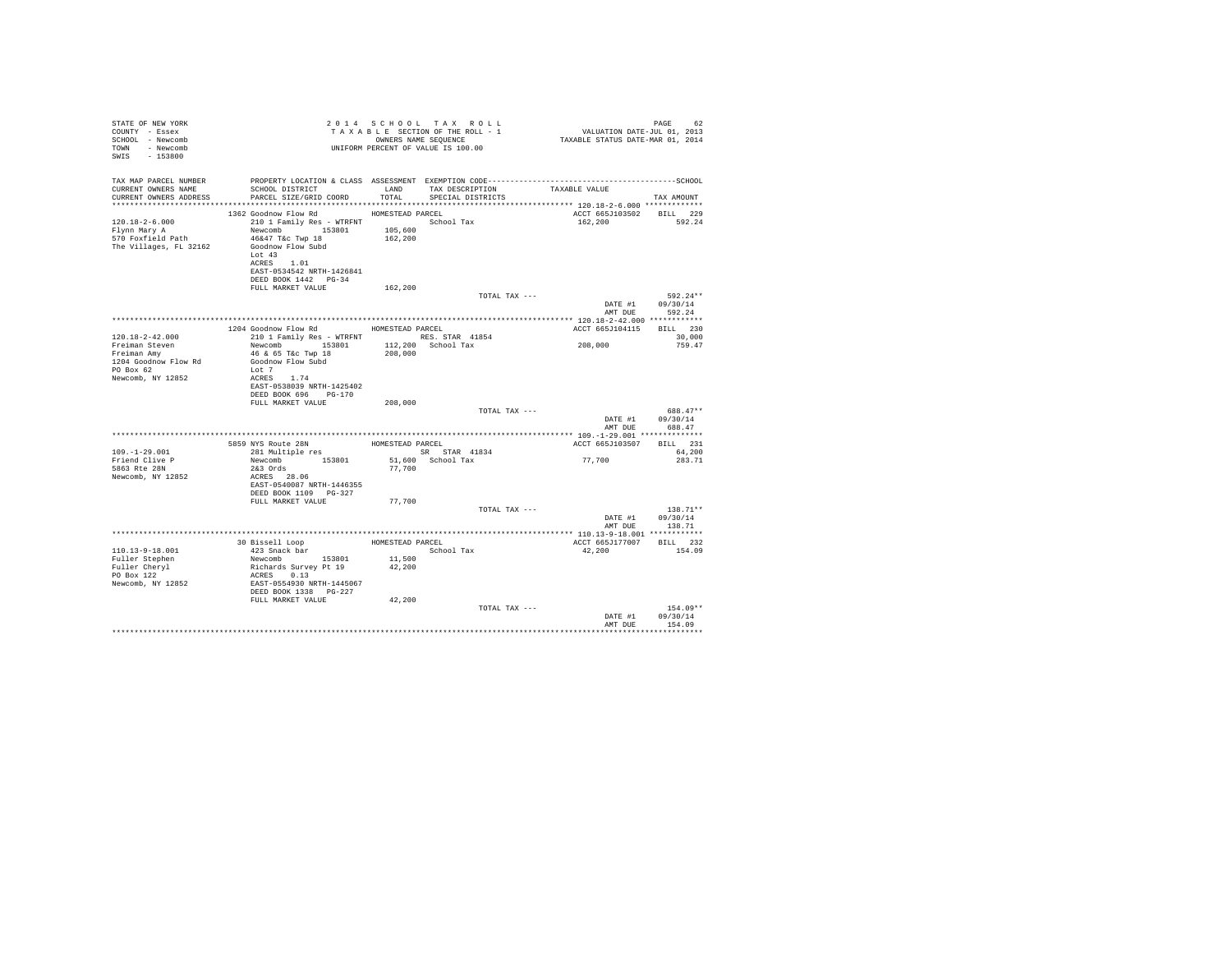STATE OF NEW YORK
COUNTY - Essex
SCHOOL - Newcomb
TOWN - Newcomb
SWIS - 153800

2014 SCHOOL TAX ROLL
TAXABLE SECTION OF THE ROLL - 1
OWNERS NAME SEQUENCE
UNIFORM PERCENT OF VALUE IS 100.00

VALUATION DATE-JUL 01, 2013
TAXABLE STATUS DATE-MAR 01, 2014

| TAX MAP PARCEL NUMBER / CURRENT OWNERS NAME / CURRENT OWNERS ADDRESS | PROPERTY LOCATION & CLASS / SCHOOL DISTRICT / PARCEL SIZE/GRID COORD | ASSESSMENT LAND / TOTAL | EXEMPTION CODE / TAX DESCRIPTION / SPECIAL DISTRICTS | TAXABLE VALUE | TAX AMOUNT |
|---|---|---|---|---|---|
| 120.18-2-6.000 | 1362 Goodnow Flow Rd | HOMESTEAD PARCEL | | ACCT 665J103502 | BILL 229 |
| Flynn Mary A | 210 1 Family Res - WTRFNT | | School Tax | 162,200 | 592.24 |
| 570 Foxfield Path | Newcomb 153801 | 105,600 | | | |
| The Villages, FL 32162 | 46&47 T&c Twp 18 | 162,200 | | | |
| | Goodnow Flow Subd | | | | |
| | Lot 43 | | | | |
| | ACRES 1.01 | | | | |
| | EAST-0534542 NRTH-1426841 | | | | |
| | DEED BOOK 1442 PG-34 | | | | |
| | FULL MARKET VALUE | 162,200 | | | |
| | | | TOTAL TAX --- | | 592.24** |
| | | | | DATE #1 | 09/30/14 |
| | | | | AMT DUE | 592.24 |
| 120.18-2-42.000 | 1204 Goodnow Flow Rd | HOMESTEAD PARCEL | | ACCT 665J104115 | BILL 230 |
| Freiman Steven | 210 1 Family Res - WTRFNT | | RES. STAR 41854 | | 30,000 |
| Freiman Amy | Newcomb 153801 | 112,200 | School Tax | 208,000 | 759.47 |
| 1204 Goodnow Flow Rd | 46 & 65 T&c Twp 18 | 208,000 | | | |
| PO Box 62 | Goodnow Flow Subd | | | | |
| Newcomb, NY 12852 | Lot 7 | | | | |
| | ACRES 1.74 | | | | |
| | EAST-0538039 NRTH-1425402 | | | | |
| | DEED BOOK 696 PG-170 | | | | |
| | FULL MARKET VALUE | 208,000 | | | |
| | | | TOTAL TAX --- | | 688.47** |
| | | | | DATE #1 | 09/30/14 |
| | | | | AMT DUE | 688.47 |
| 109.-1-29.001 | 5859 NYS Route 28N | HOMESTEAD PARCEL | | ACCT 665J103507 | BILL 231 |
| Friend Clive P | 281 Multiple res | | SR STAR 41834 | | 64,200 |
| 5863 Rte 28N | Newcomb 153801 | 51,600 | School Tax | 77,700 | 283.71 |
| Newcomb, NY 12852 | 2&3 Ords | 77,700 | | | |
| | ACRES 28.06 | | | | |
| | EAST-0540087 NRTH-1446355 | | | | |
| | DEED BOOK 1109 PG-327 | | | | |
| | FULL MARKET VALUE | 77,700 | | | |
| | | | TOTAL TAX --- | | 138.71** |
| | | | | DATE #1 | 09/30/14 |
| | | | | AMT DUE | 138.71 |
| 110.13-9-18.001 | 30 Bissell Loop | HOMESTEAD PARCEL | | ACCT 665J177007 | BILL 232 |
| Fuller Stephen | 423 Snack bar | | School Tax | 42,200 | 154.09 |
| Fuller Cheryl | Newcomb 153801 | 11,500 | | | |
| PO Box 122 | Richards Survey Pt 19 | 42,200 | | | |
| Newcomb, NY 12852 | ACRES 0.13 | | | | |
| | EAST-0554930 NRTH-1445067 | | | | |
| | DEED BOOK 1338 PG-227 | | | | |
| | FULL MARKET VALUE | 42,200 | | | |
| | | | TOTAL TAX --- | | 154.09** |
| | | | | DATE #1 | 09/30/14 |
| | | | | AMT DUE | 154.09 |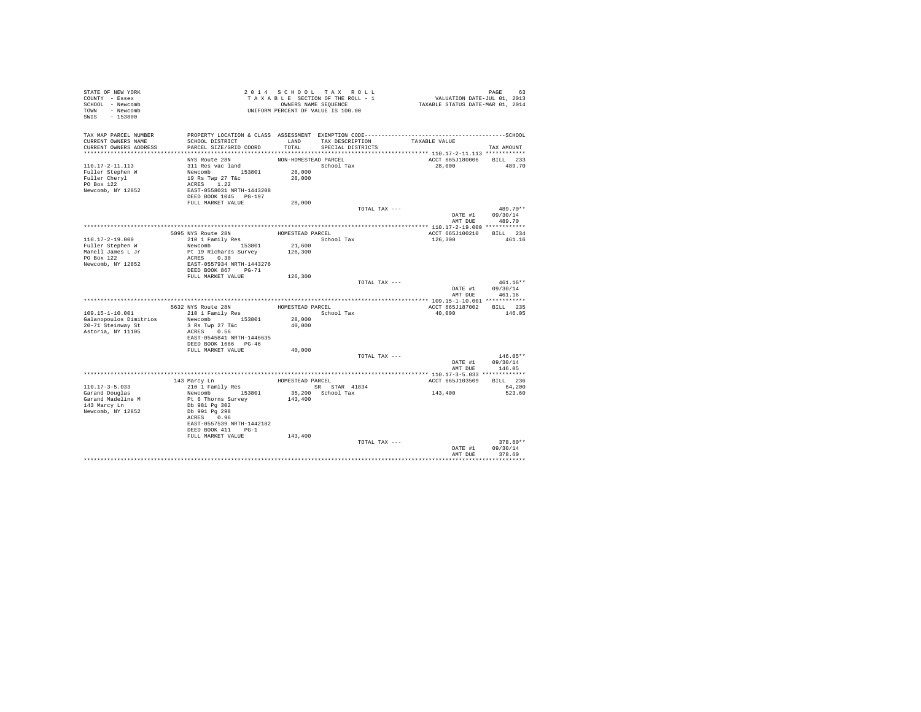STATE OF NEW YORK
COUNTY - Essex
SCHOOL - Newcomb
TOWN - Newcomb
SWIS - 153800

2 0 1 4 S C H O O L T A X R O L L
T A X A B L E SECTION OF THE ROLL - 1
OWNERS NAME SEQUENCE
UNIFORM PERCENT OF VALUE IS 100.00

VALUATION DATE-JUL 01, 2013
TAXABLE STATUS DATE-MAR 01, 2014

| TAX MAP PARCEL NUMBER / CURRENT OWNERS NAME / CURRENT OWNERS ADDRESS | PROPERTY LOCATION & CLASS / SCHOOL DISTRICT / PARCEL SIZE/GRID COORD | ASSESSMENT LAND / TOTAL | EXEMPTION CODE / TAX DESCRIPTION / SPECIAL DISTRICTS | TAXABLE VALUE | TAX AMOUNT |
|---|---|---|---|---|---|
| 110.17-2-11.113 | NYS Route 28N | NON-HOMESTEAD PARCEL | | ACCT 665J180006 | BILL 233 |
| Fuller Stephen W | 311 Res vac land | | School Tax | 28,000 | 489.70 |
| Fuller Cheryl | Newcomb 153801 | 28,000 | | | |
| PO Box 122 | 19 Rs Twp 27 T&c | 28,000 | | | |
| Newcomb, NY 12852 | ACRES 1.22 | | | | |
| | EAST-0558031 NRTH-1443208 | | | | |
| | DEED BOOK 1045 PG-197 | | | | |
| | FULL MARKET VALUE | 28,000 | | | |
| | | | TOTAL TAX --- | | 489.70** |
| | | | | DATE #1 | 09/30/14 |
| | | | | AMT DUE | 489.70 |
| 110.17-2-19.000 | 5095 NYS Route 28N | HOMESTEAD PARCEL | | ACCT 665J100210 | BILL 234 |
| Fuller Stephen W | 210 1 Family Res | | School Tax | 126,300 | 461.16 |
| Manell James L Jr | Newcomb 153801 | 21,600 | | | |
| PO Box 122 | Pt 19 Richards Survey | 126,300 | | | |
| Newcomb, NY 12852 | ACRES 0.30 | | | | |
| | EAST-0557934 NRTH-1443276 | | | | |
| | DEED BOOK 867 PG-71 | | | | |
| | FULL MARKET VALUE | 126,300 | | | |
| | | | TOTAL TAX --- | | 461.16** |
| | | | | DATE #1 | 09/30/14 |
| | | | | AMT DUE | 461.16 |
| 109.15-1-10.001 | 5632 NYS Route 28N | HOMESTEAD PARCEL | | ACCT 665J187002 | BILL 235 |
| Galanopoulos Dimitrios | 210 1 Family Res | | School Tax | 40,000 | 146.05 |
| 20-71 Steinway St | Newcomb 153801 | 28,000 | | | |
| Astoria, NY 11105 | 3 Rs Twp 27 T&c | 40,000 | | | |
| | ACRES 0.56 | | | | |
| | EAST-0545841 NRTH-1446635 | | | | |
| | DEED BOOK 1686 PG-46 | | | | |
| | FULL MARKET VALUE | 40,000 | | | |
| | | | TOTAL TAX --- | | 146.05** |
| | | | | DATE #1 | 09/30/14 |
| | | | | AMT DUE | 146.05 |
| 110.17-3-5.033 | 143 Marcy Ln | HOMESTEAD PARCEL | | ACCT 665J103509 | BILL 236 |
| Garand Douglas | 210 1 Family Res | | SR STAR 41834 | | 64,200 |
| Garand Madeline M | Newcomb 153801 | 35,200 | School Tax | 143,400 | 523.60 |
| 143 Marcy Ln | Pt 6 Thorns Survey | 143,400 | | | |
| Newcomb, NY 12852 | Db 981 Pg 302 | | | | |
| | Db 991 Pg 298 | | | | |
| | ACRES 0.96 | | | | |
| | EAST-0557539 NRTH-1442182 | | | | |
| | DEED BOOK 411 PG-1 | | | | |
| | FULL MARKET VALUE | 143,400 | | | |
| | | | TOTAL TAX --- | | 378.60** |
| | | | | DATE #1 | 09/30/14 |
| | | | | AMT DUE | 378.60 |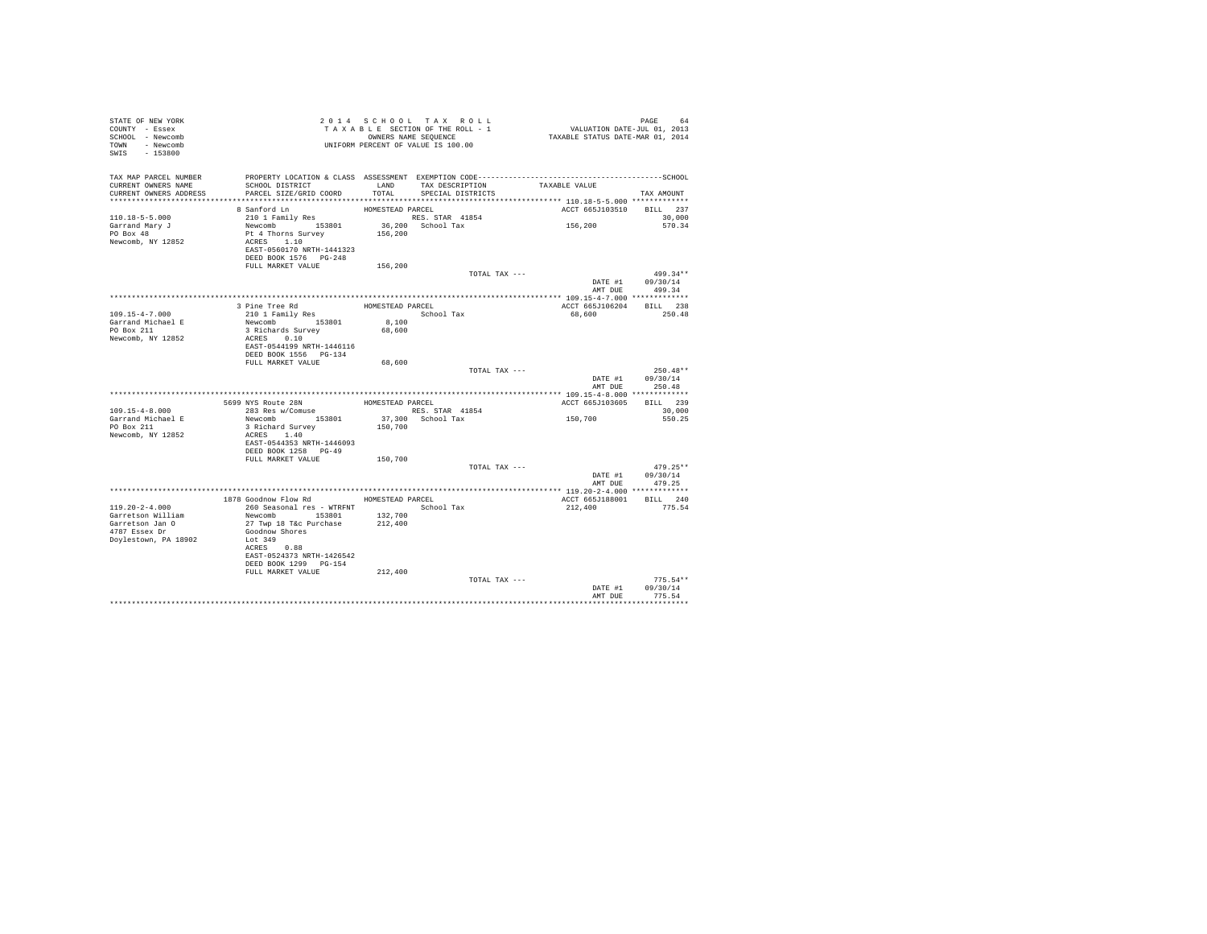STATE OF NEW YORK
COUNTY - Essex
SCHOOL - Newcomb
TOWN - Newcomb
SWIS - 153800

2 0 1 4 S C H O O L T A X R O L L
T A X A B L E SECTION OF THE ROLL - 1
OWNERS NAME SEQUENCE
UNIFORM PERCENT OF VALUE IS 100.00

VALUATION DATE-JUL 01, 2013
TAXABLE STATUS DATE-MAR 01, 2014

| TAX MAP PARCEL NUMBER / CURRENT OWNERS NAME / CURRENT OWNERS ADDRESS | PROPERTY LOCATION & CLASS / SCHOOL DISTRICT / PARCEL SIZE/GRID COORD | ASSESSMENT LAND / TOTAL | EXEMPTION CODE / TAX DESCRIPTION / SPECIAL DISTRICTS | TAXABLE VALUE | SCHOOL TAX AMOUNT |
|---|---|---|---|---|---|
| **110.18-5-5.000** | 8 Sanford Ln | HOMESTEAD PARCEL | | ACCT 665J103510 | BILL 237 |
| 110.18-5-5.000 | 210 1 Family Res | | RES. STAR 41854 | | 30,000 |
| Garrand Mary J | Newcomb 153801 | 36,200 | School Tax | 156,200 | 570.34 |
| PO Box 48 | Pt 4 Thorns Survey | 156,200 | | | |
| Newcomb, NY 12852 | ACRES 1.10 | | | | |
| | EAST-0560170 NRTH-1441323 | | | | |
| | DEED BOOK 1576 PG-248 | | | | |
| | FULL MARKET VALUE | 156,200 | | | |
| | | | TOTAL TAX --- | | 499.34** |
| | | | | DATE #1 | 09/30/14 |
| | | | | AMT DUE | 499.34 |
| **109.15-4-7.000** | 3 Pine Tree Rd | HOMESTEAD PARCEL | | ACCT 665J106204 | BILL 238 |
| 109.15-4-7.000 | 210 1 Family Res | | School Tax | 68,600 | 250.48 |
| Garrand Michael E | Newcomb 153801 | 8,100 | | | |
| PO Box 211 | 3 Richards Survey | 68,600 | | | |
| Newcomb, NY 12852 | ACRES 0.10 | | | | |
| | EAST-0544199 NRTH-1446116 | | | | |
| | DEED BOOK 1556 PG-134 | | | | |
| | FULL MARKET VALUE | 68,600 | | | |
| | | | TOTAL TAX --- | | 250.48** |
| | | | | DATE #1 | 09/30/14 |
| | | | | AMT DUE | 250.48 |
| **109.15-4-8.000** | 5699 NYS Route 28N | HOMESTEAD PARCEL | | ACCT 665J103605 | BILL 239 |
| 109.15-4-8.000 | 283 Res w/Comuse | | RES. STAR 41854 | | 30,000 |
| Garrand Michael E | Newcomb 153801 | 37,300 | School Tax | 150,700 | 550.25 |
| PO Box 211 | 3 Richard Survey | 150,700 | | | |
| Newcomb, NY 12852 | ACRES 1.40 | | | | |
| | EAST-0544353 NRTH-1446093 | | | | |
| | DEED BOOK 1258 PG-49 | | | | |
| | FULL MARKET VALUE | 150,700 | | | |
| | | | TOTAL TAX --- | | 479.25** |
| | | | | DATE #1 | 09/30/14 |
| | | | | AMT DUE | 479.25 |
| **119.20-2-4.000** | 1878 Goodnow Flow Rd | HOMESTEAD PARCEL | | ACCT 665J188001 | BILL 240 |
| 119.20-2-4.000 | 260 Seasonal res - WTRFNT | | School Tax | 212,400 | 775.54 |
| Garretson William | Newcomb 153801 | 132,700 | | | |
| Garretson Jan O | 27 Twp 18 T&c Purchase | 212,400 | | | |
| 4787 Essex Dr | Goodnow Shores | | | | |
| Doylestown, PA 18902 | Lot 349 | | | | |
| | ACRES 0.88 | | | | |
| | EAST-0524373 NRTH-1426542 | | | | |
| | DEED BOOK 1299 PG-154 | | | | |
| | FULL MARKET VALUE | 212,400 | | | |
| | | | TOTAL TAX --- | | 775.54** |
| | | | | DATE #1 | 09/30/14 |
| | | | | AMT DUE | 775.54 |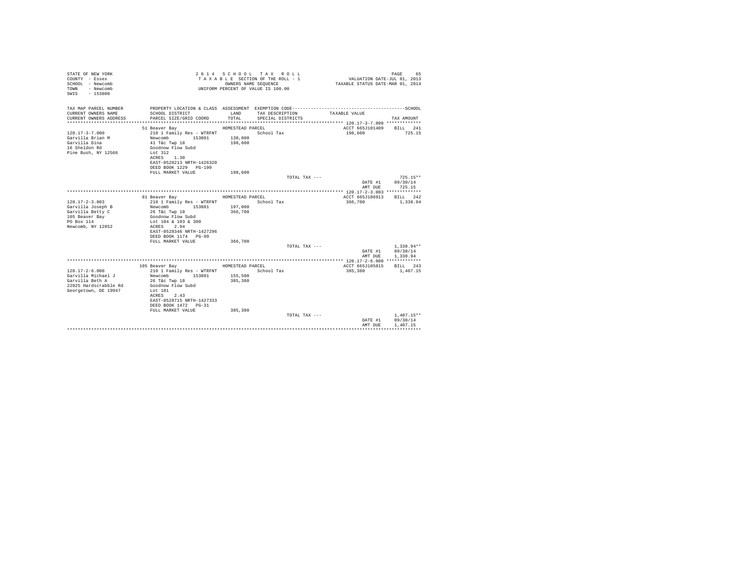STATE OF NEW YORK
COUNTY - Essex
SCHOOL - Newcomb
TOWN - Newcomb
SWIS - 153800

2 0 1 4 S C H O O L T A X R O L L
T A X A B L E SECTION OF THE ROLL - 1
OWNERS NAME SEQUENCE
UNIFORM PERCENT OF VALUE IS 100.00

VALUATION DATE-JUL 01, 2013
TAXABLE STATUS DATE-MAR 01, 2014

| TAX MAP PARCEL NUMBER / CURRENT OWNERS NAME / CURRENT OWNERS ADDRESS | PROPERTY LOCATION & CLASS / SCHOOL DISTRICT / PARCEL SIZE/GRID COORD | ASSESSMENT LAND / TOTAL | EXEMPTION CODE / TAX DESCRIPTION / SPECIAL DISTRICTS | TAXABLE VALUE | SCHOOL TAX AMOUNT |
|---|---|---|---|---|---|
| **120.17-3-7.000** | 51 Beaver Bay | HOMESTEAD PARCEL | | ACCT 665J101409 | BILL 241 |
| 120.17-3-7.000 | 210 1 Family Res - WTRFNT | | School Tax | 198,600 | 725.15 |
| Garvilla Brian M | Newcomb 153801 | 130,000 | | | |
| Garvilla Dina | 41 T&c Twp 18 | 198,600 | | | |
| 16 Sheldon Rd | Goodnow Flow Subd | | | | |
| Pine Bush, NY 12566 | Lot 312 | | | | |
| | ACRES 1.30 | | | | |
| | EAST-0528213 NRTH-1426320 | | | | |
| | DEED BOOK 1229 PG-190 | | | | |
| | FULL MARKET VALUE | 198,600 | | | |
| | | | TOTAL TAX --- | | 725.15** |
| | | | | DATE #1 | 09/30/14 |
| | | | | AMT DUE | 725.15 |
| **120.17-2-3.003** | 81 Beaver Bay | HOMESTEAD PARCEL | | ACCT 665J106913 | BILL 242 |
| 120.17-2-3.003 | 210 1 Family Res - WTRFNT | | School Tax | 366,700 | 1,338.94 |
| Garvilla Joseph B | Newcomb 153801 | 197,000 | | | |
| Garvilla Betty C | 26 T&c Twp 18 | 366,700 | | | |
| 105 Beaver Bay | Goodnow Flow Subd | | | | |
| PO Box 114 | Lot 104 & 103 & 300 | | | | |
| Newcomb, NY 12852 | ACRES 2.94 | | | | |
| | EAST-0528346 NRTH-1427296 | | | | |
| | DEED BOOK 1174 PG-99 | | | | |
| | FULL MARKET VALUE | 366,700 | | | |
| | | | TOTAL TAX --- | | 1,338.94** |
| | | | | DATE #1 | 09/30/14 |
| | | | | AMT DUE | 1,338.94 |
| **120.17-2-6.000** | 105 Beaver Bay | HOMESTEAD PARCEL | | ACCT 665J105815 | BILL 243 |
| 120.17-2-6.000 | 210 1 Family Res - WTRFNT | | School Tax | 385,380 | 1,407.15 |
| Garvilla Michael J | Newcomb 153801 | 155,500 | | | |
| Garvilla Beth A | 26 T&c Twp 18 | 385,380 | | | |
| 22025 Hardscrabble Rd | Goodnow Flow Subd | | | | |
| Georgetown, DE 19947 | Lot 101 | | | | |
| | ACRES 2.43 | | | | |
| | EAST-0528715 NRTH-1427333 | | | | |
| | DEED BOOK 1472 PG-31 | | | | |
| | FULL MARKET VALUE | 385,380 | | | |
| | | | TOTAL TAX --- | | 1,407.15** |
| | | | | DATE #1 | 09/30/14 |
| | | | | AMT DUE | 1,407.15 |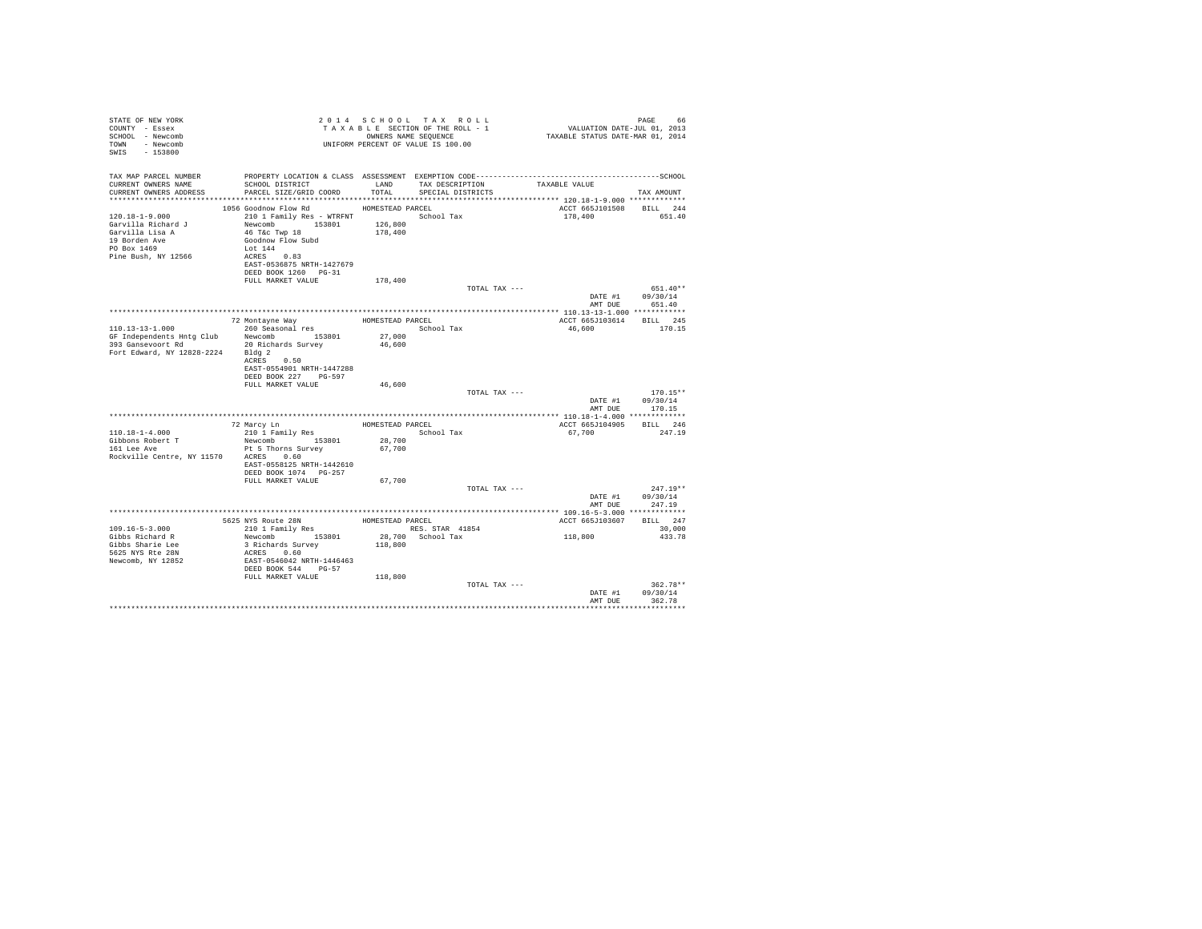STATE OF NEW YORK
COUNTY - Essex
SCHOOL - Newcomb
TOWN - Newcomb
SWIS - 153800

2 0 1 4 S C H O O L T A X R O L L
T A X A B L E SECTION OF THE ROLL - 1
OWNERS NAME SEQUENCE
UNIFORM PERCENT OF VALUE IS 100.00

VALUATION DATE-JUL 01, 2013
TAXABLE STATUS DATE-MAR 01, 2014

| TAX MAP PARCEL NUMBER / CURRENT OWNERS NAME / CURRENT OWNERS ADDRESS | PROPERTY LOCATION & CLASS / SCHOOL DISTRICT / PARCEL SIZE/GRID COORD | ASSESSMENT LAND / TOTAL | EXEMPTION CODE / TAX DESCRIPTION / SPECIAL DISTRICTS | TAXABLE VALUE | TAX AMOUNT |
|---|---|---|---|---|---|
| **120.18-1-9.000** | 1056 Goodnow Flow Rd | HOMESTEAD PARCEL | | ACCT 665J101508 | BILL 244 |
| 120.18-1-9.000 | 210 1 Family Res - WTRFNT | | School Tax | 178,400 | 651.40 |
| Garvilla Richard J | Newcomb 153801 | 126,800 | | | |
| Garvilla Lisa A | 46 T&c Twp 18 | 178,400 | | | |
| 19 Borden Ave | Goodnow Flow Subd | | | | |
| PO Box 1469 | Lot 144 | | | | |
| Pine Bush, NY 12566 | ACRES 0.83 | | | | |
| | EAST-0536875 NRTH-1427679 | | | | |
| | DEED BOOK 1260 PG-31 | | | | |
| | FULL MARKET VALUE | 178,400 | | | |
| | | | TOTAL TAX --- | | 651.40** |
| | | | | DATE #1 | 09/30/14 |
| | | | | AMT DUE | 651.40 |
| **110.13-13-1.000** | 72 Montayne Way | HOMESTEAD PARCEL | | ACCT 665J103614 | BILL 245 |
| 110.13-13-1.000 | 260 Seasonal res | | School Tax | 46,600 | 170.15 |
| GF Independents Hntg Club | Newcomb 153801 | 27,000 | | | |
| 393 Gansevoort Rd | 20 Richards Survey | 46,600 | | | |
| Fort Edward, NY 12828-2224 | Bldg 2 | | | | |
| | ACRES 0.50 | | | | |
| | EAST-0554901 NRTH-1447288 | | | | |
| | DEED BOOK 227 PG-597 | | | | |
| | FULL MARKET VALUE | 46,600 | | | |
| | | | TOTAL TAX --- | | 170.15** |
| | | | | DATE #1 | 09/30/14 |
| | | | | AMT DUE | 170.15 |
| **110.18-1-4.000** | 72 Marcy Ln | HOMESTEAD PARCEL | | ACCT 665J104905 | BILL 246 |
| 110.18-1-4.000 | 210 1 Family Res | | School Tax | 67,700 | 247.19 |
| Gibbons Robert T | Newcomb 153801 | 28,700 | | | |
| 161 Lee Ave | Pt 5 Thorns Survey | 67,700 | | | |
| Rockville Centre, NY 11570 | ACRES 0.60 | | | | |
| | EAST-0558125 NRTH-1442610 | | | | |
| | DEED BOOK 1074 PG-257 | | | | |
| | FULL MARKET VALUE | 67,700 | | | |
| | | | TOTAL TAX --- | | 247.19** |
| | | | | DATE #1 | 09/30/14 |
| | | | | AMT DUE | 247.19 |
| **109.16-5-3.000** | 5625 NYS Route 28N | HOMESTEAD PARCEL | | ACCT 665J103607 | BILL 247 |
| 109.16-5-3.000 | 210 1 Family Res | | RES. STAR 41854 | | 30,000 |
| Gibbs Richard R | Newcomb 153801 | 28,700 | School Tax | 118,800 | 433.78 |
| Gibbs Sharie Lee | 3 Richards Survey | 118,800 | | | |
| 5625 NYS Rte 28N | ACRES 0.60 | | | | |
| Newcomb, NY 12852 | EAST-0546042 NRTH-1446463 | | | | |
| | DEED BOOK 544 PG-57 | | | | |
| | FULL MARKET VALUE | 118,800 | | | |
| | | | TOTAL TAX --- | | 362.78** |
| | | | | DATE #1 | 09/30/14 |
| | | | | AMT DUE | 362.78 |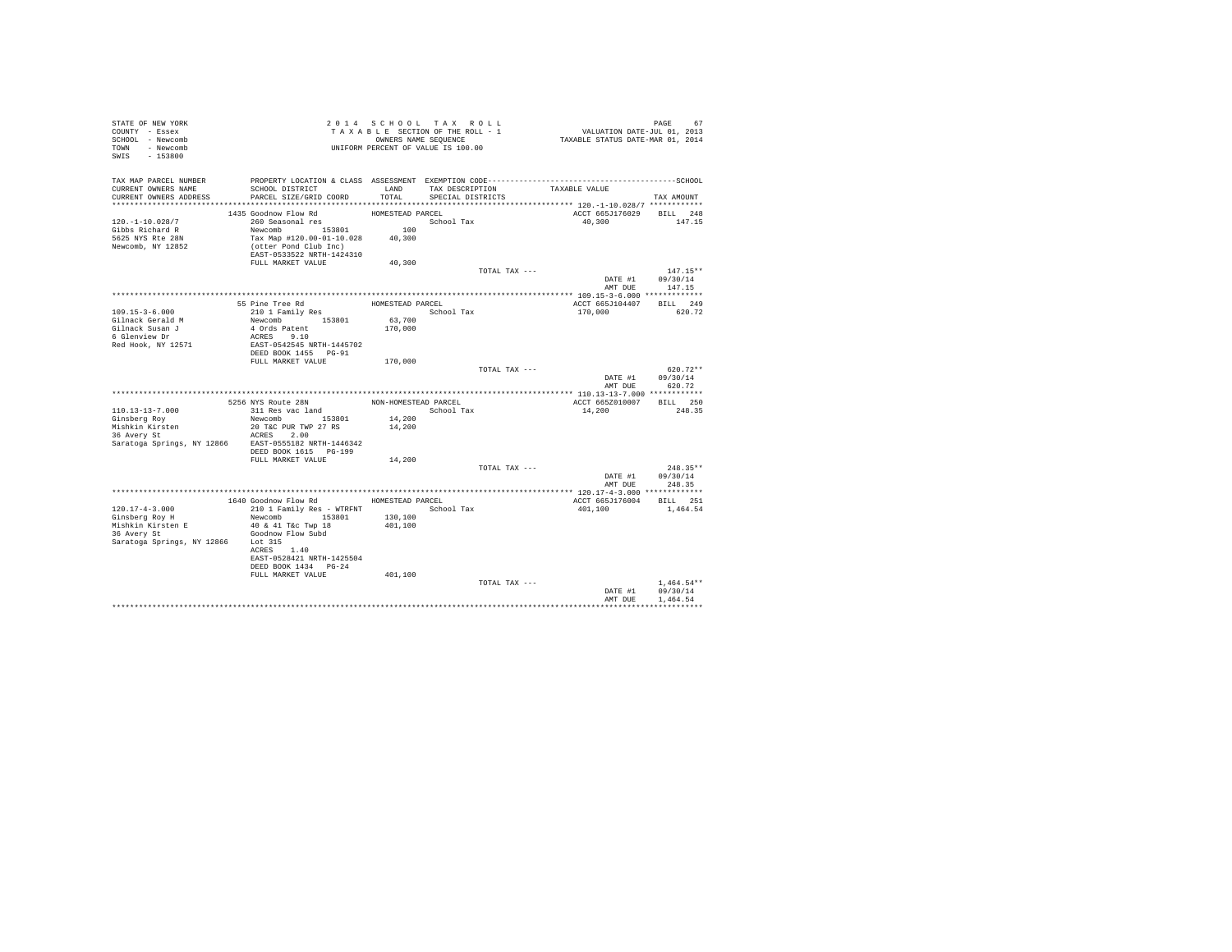STATE OF NEW YORK
COUNTY - Essex
SCHOOL - Newcomb
TOWN - Newcomb
SWIS - 153800

2014 SCHOOL TAX ROLL
TAXABLE SECTION OF THE ROLL - 1
OWNERS NAME SEQUENCE
UNIFORM PERCENT OF VALUE IS 100.00

VALUATION DATE-JUL 01, 2013
TAXABLE STATUS DATE-MAR 01, 2014

| TAX MAP PARCEL NUMBER / CURRENT OWNERS NAME / CURRENT OWNERS ADDRESS | PROPERTY LOCATION & CLASS / SCHOOL DISTRICT / PARCEL SIZE/GRID COORD | ASSESSMENT LAND / TOTAL | EXEMPTION CODE / TAX DESCRIPTION / SPECIAL DISTRICTS | TAXABLE VALUE | SCHOOL TAX AMOUNT |
|---|---|---|---|---|---|
| **120.-1-10.028/7** | 1435 Goodnow Flow Rd | HOMESTEAD PARCEL | | ACCT 665J176029 | BILL 248 |
| 120.-1-10.028/7 | 260 Seasonal res | | School Tax | 40,300 | 147.15 |
| Gibbs Richard R | Newcomb 153801 | 100 | | | |
| 5625 NYS Rte 28N | Tax Map #120.00-01-10.028 | 40,300 | | | |
| Newcomb, NY 12852 | (otter Pond Club Inc) | | | | |
| | EAST-0533522 NRTH-1424310 | | | | |
| | FULL MARKET VALUE | 40,300 | | | |
| | | | TOTAL TAX --- | | 147.15** |
| | | | | DATE #1 | 09/30/14 |
| | | | | AMT DUE | 147.15 |
| **109.15-3-6.000** | 55 Pine Tree Rd | HOMESTEAD PARCEL | | ACCT 665J104407 | BILL 249 |
| 109.15-3-6.000 | 210 1 Family Res | | School Tax | 170,000 | 620.72 |
| Gilnack Gerald M | Newcomb 153801 | 63,700 | | | |
| Gilnack Susan J | 4 Ords Patent | 170,000 | | | |
| 6 Glenview Dr | ACRES 9.10 | | | | |
| Red Hook, NY 12571 | EAST-0542545 NRTH-1445702 | | | | |
| | DEED BOOK 1455 PG-91 | | | | |
| | FULL MARKET VALUE | 170,000 | | | |
| | | | TOTAL TAX --- | | 620.72** |
| | | | | DATE #1 | 09/30/14 |
| | | | | AMT DUE | 620.72 |
| **110.13-13-7.000** | 5256 NYS Route 28N | NON-HOMESTEAD PARCEL | | ACCT 665Z010007 | BILL 250 |
| 110.13-13-7.000 | 311 Res vac land | | School Tax | 14,200 | 248.35 |
| Ginsberg Roy | Newcomb 153801 | 14,200 | | | |
| Mishkin Kirsten | 20 T&C PUR TWP 27 RS | 14,200 | | | |
| 36 Avery St | ACRES 2.00 | | | | |
| Saratoga Springs, NY 12866 | EAST-0555182 NRTH-1446342 | | | | |
| | DEED BOOK 1615 PG-199 | | | | |
| | FULL MARKET VALUE | 14,200 | | | |
| | | | TOTAL TAX --- | | 248.35** |
| | | | | DATE #1 | 09/30/14 |
| | | | | AMT DUE | 248.35 |
| **120.17-4-3.000** | 1640 Goodnow Flow Rd | HOMESTEAD PARCEL | | ACCT 665J176004 | BILL 251 |
| 120.17-4-3.000 | 210 1 Family Res - WTRFNT | | School Tax | 401,100 | 1,464.54 |
| Ginsberg Roy H | Newcomb 153801 | 130,100 | | | |
| Mishkin Kirsten E | 40 & 41 T&c Twp 18 | 401,100 | | | |
| 36 Avery St | Goodnow Flow Subd | | | | |
| Saratoga Springs, NY 12866 | Lot 315 | | | | |
| | ACRES 1.40 | | | | |
| | EAST-0528421 NRTH-1425504 | | | | |
| | DEED BOOK 1434 PG-24 | | | | |
| | FULL MARKET VALUE | 401,100 | | | |
| | | | TOTAL TAX --- | | 1,464.54** |
| | | | | DATE #1 | 09/30/14 |
| | | | | AMT DUE | 1,464.54 |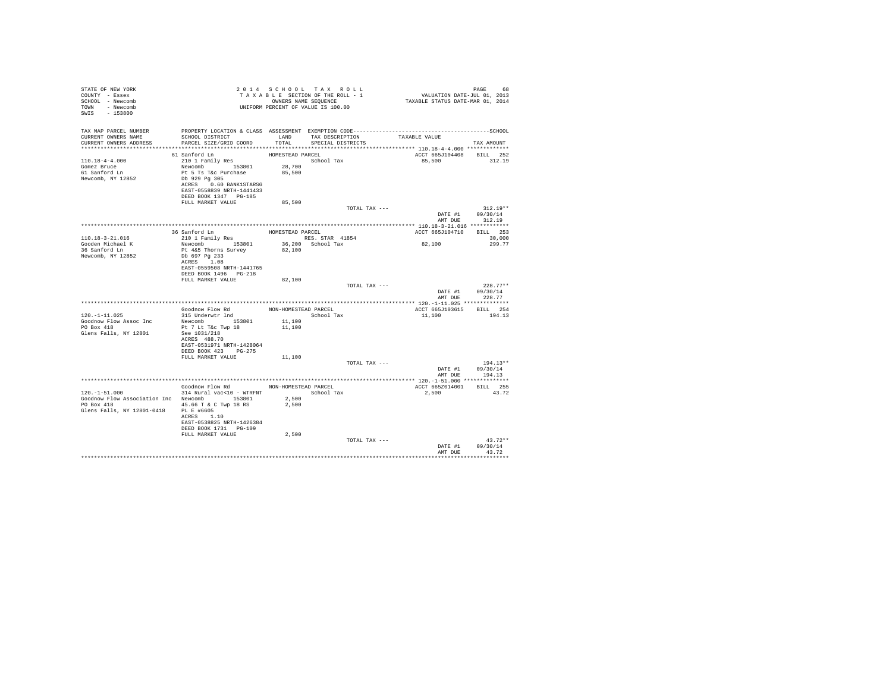STATE OF NEW YORK
COUNTY - Essex
SCHOOL - Newcomb
TOWN - Newcomb
SWIS - 153800

2 0 1 4 S C H O O L T A X R O L L
T A X A B L E SECTION OF THE ROLL - 1
OWNERS NAME SEQUENCE
UNIFORM PERCENT OF VALUE IS 100.00

VALUATION DATE-JUL 01, 2013
TAXABLE STATUS DATE-MAR 01, 2014

| TAX MAP PARCEL NUMBER / CURRENT OWNERS NAME / CURRENT OWNERS ADDRESS | PROPERTY LOCATION & CLASS / SCHOOL DISTRICT / PARCEL SIZE/GRID COORD | ASSESSMENT LAND / TOTAL | EXEMPTION CODE / TAX DESCRIPTION / SPECIAL DISTRICTS | TAXABLE VALUE | TAX AMOUNT |
|---|---|---|---|---|---|
| **110.18-4-4.000** | 61 Sanford Ln | HOMESTEAD PARCEL | | ACCT 665J104408 | BILL 252 |
| 110.18-4-4.000 | 210 1 Family Res | | School Tax | 85,500 | 312.19 |
| Gomez Bruce | Newcomb 153801 | 28,700 | | | |
| 61 Sanford Ln | Pt 5 Ts T&c Purchase | 85,500 | | | |
| Newcomb, NY 12852 | Db 929 Pg 305 | | | | |
| | ACRES 0.60 BANK1STARSG | | | | |
| | EAST-0558839 NRTH-1441433 | | | | |
| | DEED BOOK 1347 PG-185 | | | | |
| | FULL MARKET VALUE | 85,500 | | | |
| | | | TOTAL TAX --- | | 312.19** |
| | | | | DATE #1 | 09/30/14 |
| | | | | AMT DUE | 312.19 |
| **110.18-3-21.016** | 36 Sanford Ln | HOMESTEAD PARCEL | | ACCT 665J104710 | BILL 253 |
| 110.18-3-21.016 | 210 1 Family Res | | RES. STAR 41854 | | 30,000 |
| Gooden Michael K | Newcomb 153801 | 36,200 | School Tax | 82,100 | 299.77 |
| 36 Sanford Ln | Pt 4&5 Thorns Survey | 82,100 | | | |
| Newcomb, NY 12852 | Db 697 Pg 233 | | | | |
| | ACRES 1.08 | | | | |
| | EAST-0559508 NRTH-1441765 | | | | |
| | DEED BOOK 1496 PG-218 | | | | |
| | FULL MARKET VALUE | 82,100 | | | |
| | | | TOTAL TAX --- | | 228.77** |
| | | | | DATE #1 | 09/30/14 |
| | | | | AMT DUE | 228.77 |
| **120.-1-11.025** | Goodnow Flow Rd | NON-HOMESTEAD PARCEL | | ACCT 665J103615 | BILL 254 |
| 120.-1-11.025 | 315 Underwtr lnd | | School Tax | 11,100 | 194.13 |
| Goodnow Flow Assoc Inc | Newcomb 153801 | 11,100 | | | |
| PO Box 418 | Pt 7 Lt T&c Twp 18 | 11,100 | | | |
| Glens Falls, NY 12801 | See 1031/218 | | | | |
| | ACRES 488.70 | | | | |
| | EAST-0531971 NRTH-1428064 | | | | |
| | DEED BOOK 423 PG-275 | | | | |
| | FULL MARKET VALUE | 11,100 | | | |
| | | | TOTAL TAX --- | | 194.13** |
| | | | | DATE #1 | 09/30/14 |
| | | | | AMT DUE | 194.13 |
| **120.-1-51.000** | Goodnow Flow Rd | NON-HOMESTEAD PARCEL | | ACCT 665Z014001 | BILL 255 |
| 120.-1-51.000 | 314 Rural vac<10 - WTRFNT | | School Tax | 2,500 | 43.72 |
| Goodnow Flow Association Inc | Newcomb 153801 | 2,500 | | | |
| PO Box 418 | 45.66 T & C Twp 18 RS | 2,500 | | | |
| Glens Falls, NY 12801-0418 | PL E #6605 | | | | |
| | ACRES 1.10 | | | | |
| | EAST-0538825 NRTH-1426384 | | | | |
| | DEED BOOK 1731 PG-109 | | | | |
| | FULL MARKET VALUE | 2,500 | | | |
| | | | TOTAL TAX --- | | 43.72** |
| | | | | DATE #1 | 09/30/14 |
| | | | | AMT DUE | 43.72 |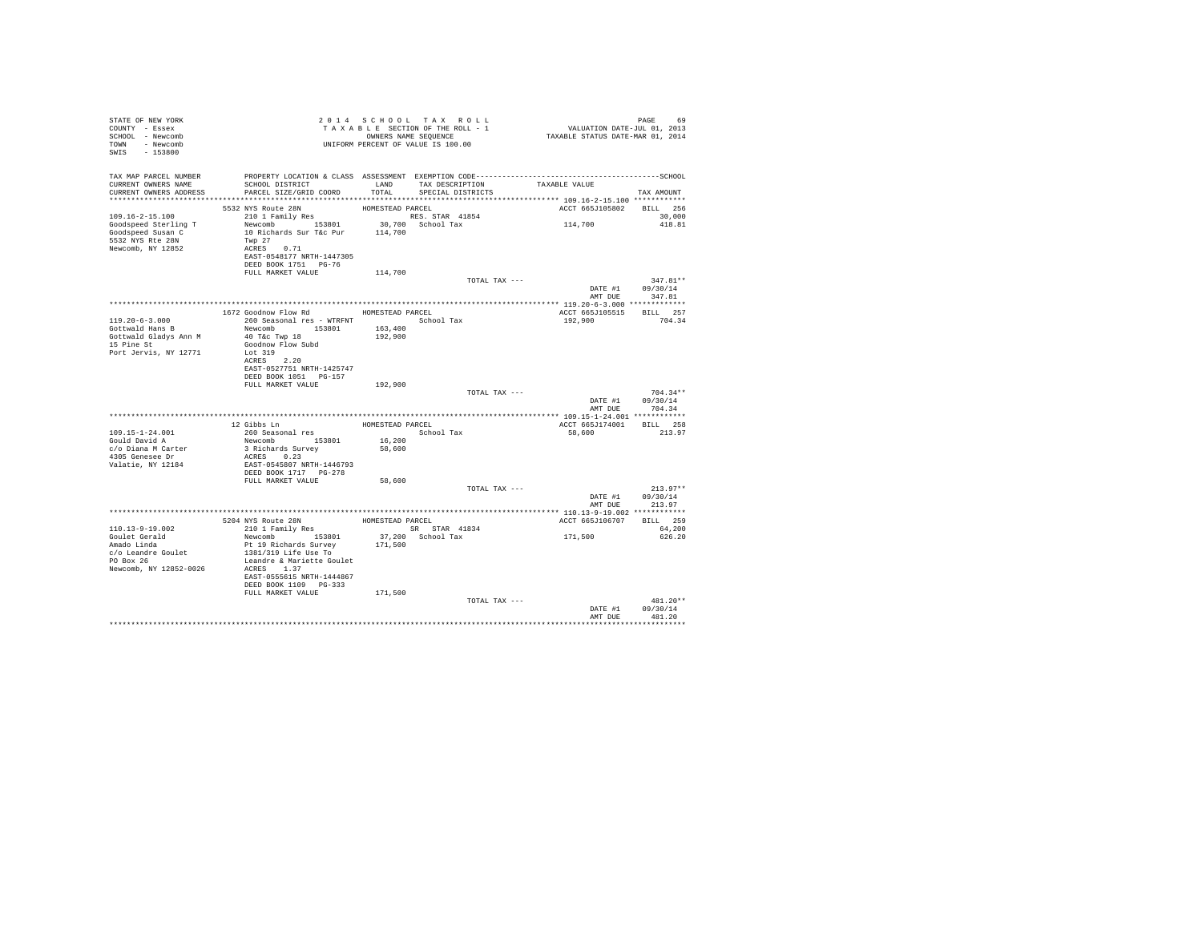STATE OF NEW YORK
COUNTY - Essex
SCHOOL - Newcomb
TOWN - Newcomb
SWIS - 153800

2014 SCHOOL TAX ROLL
TAXABLE SECTION OF THE ROLL - 1
OWNERS NAME SEQUENCE
UNIFORM PERCENT OF VALUE IS 100.00

VALUATION DATE-JUL 01, 2013
TAXABLE STATUS DATE-MAR 01, 2014

| TAX MAP PARCEL NUMBER / CURRENT OWNERS NAME / CURRENT OWNERS ADDRESS | PROPERTY LOCATION & CLASS / SCHOOL DISTRICT / PARCEL SIZE/GRID COORD | ASSESSMENT LAND / TOTAL | EXEMPTION CODE / TAX DESCRIPTION / SPECIAL DISTRICTS | TAXABLE VALUE | TAX AMOUNT |
|---|---|---|---|---|---|
| **109.16-2-15.100** | 5532 NYS Route 28N | HOMESTEAD PARCEL | | ACCT 665J105802 | BILL 256 |
| | 210 1 Family Res | | RES. STAR 41854 | | 30,000 |
| Goodspeed Sterling T | Newcomb 153801 | 30,700 | School Tax | 114,700 | 418.81 |
| Goodspeed Susan C | 10 Richards Sur T&c Pur | 114,700 | | | |
| 5532 NYS Rte 28N | Twp 27 | | | | |
| Newcomb, NY 12852 | ACRES 0.71 | | | | |
| | EAST-0548177 NRTH-1447305 | | | | |
| | DEED BOOK 1751 PG-76 | | | | |
| | FULL MARKET VALUE | 114,700 | | | |
| | | | TOTAL TAX --- | | 347.81** |
| | | | | DATE #1 | 09/30/14 |
| | | | | AMT DUE | 347.81 |
| **119.20-6-3.000** | 1672 Goodnow Flow Rd | HOMESTEAD PARCEL | | ACCT 665J105515 | BILL 257 |
| | 260 Seasonal res - WTRFNT | | School Tax | 192,900 | 704.34 |
| Gottwald Hans B | Newcomb 153801 | 163,400 | | | |
| Gottwald Gladys Ann M | 40 T&c Twp 18 | 192,900 | | | |
| 15 Pine St | Goodnow Flow Subd | | | | |
| Port Jervis, NY 12771 | Lot 319 | | | | |
| | ACRES 2.20 | | | | |
| | EAST-0527751 NRTH-1425747 | | | | |
| | DEED BOOK 1051 PG-157 | | | | |
| | FULL MARKET VALUE | 192,900 | | | |
| | | | TOTAL TAX --- | | 704.34** |
| | | | | DATE #1 | 09/30/14 |
| | | | | AMT DUE | 704.34 |
| **109.15-1-24.001** | 12 Gibbs Ln | HOMESTEAD PARCEL | | ACCT 665J174001 | BILL 258 |
| | 260 Seasonal res | | School Tax | 58,600 | 213.97 |
| Gould David A | Newcomb 153801 | 16,200 | | | |
| c/o Diana M Carter | 3 Richards Survey | 58,600 | | | |
| 4305 Genesee Dr | ACRES 0.23 | | | | |
| Valatie, NY 12184 | EAST-0545807 NRTH-1446793 | | | | |
| | DEED BOOK 1717 PG-278 | | | | |
| | FULL MARKET VALUE | 58,600 | | | |
| | | | TOTAL TAX --- | | 213.97** |
| | | | | DATE #1 | 09/30/14 |
| | | | | AMT DUE | 213.97 |
| **110.13-9-19.002** | 5204 NYS Route 28N | HOMESTEAD PARCEL | | ACCT 665J106707 | BILL 259 |
| | 210 1 Family Res | | SR STAR 41834 | | 64,200 |
| Goulet Gerald | Newcomb 153801 | 37,200 | School Tax | 171,500 | 626.20 |
| Amado Linda | Pt 19 Richards Survey | 171,500 | | | |
| c/o Leandre Goulet | 1381/319 Life Use To | | | | |
| PO Box 26 | Leandre & Mariette Goulet | | | | |
| Newcomb, NY 12852-0026 | ACRES 1.37 | | | | |
| | EAST-0555615 NRTH-1444867 | | | | |
| | DEED BOOK 1109 PG-333 | | | | |
| | FULL MARKET VALUE | 171,500 | | | |
| | | | TOTAL TAX --- | | 481.20** |
| | | | | DATE #1 | 09/30/14 |
| | | | | AMT DUE | 481.20 |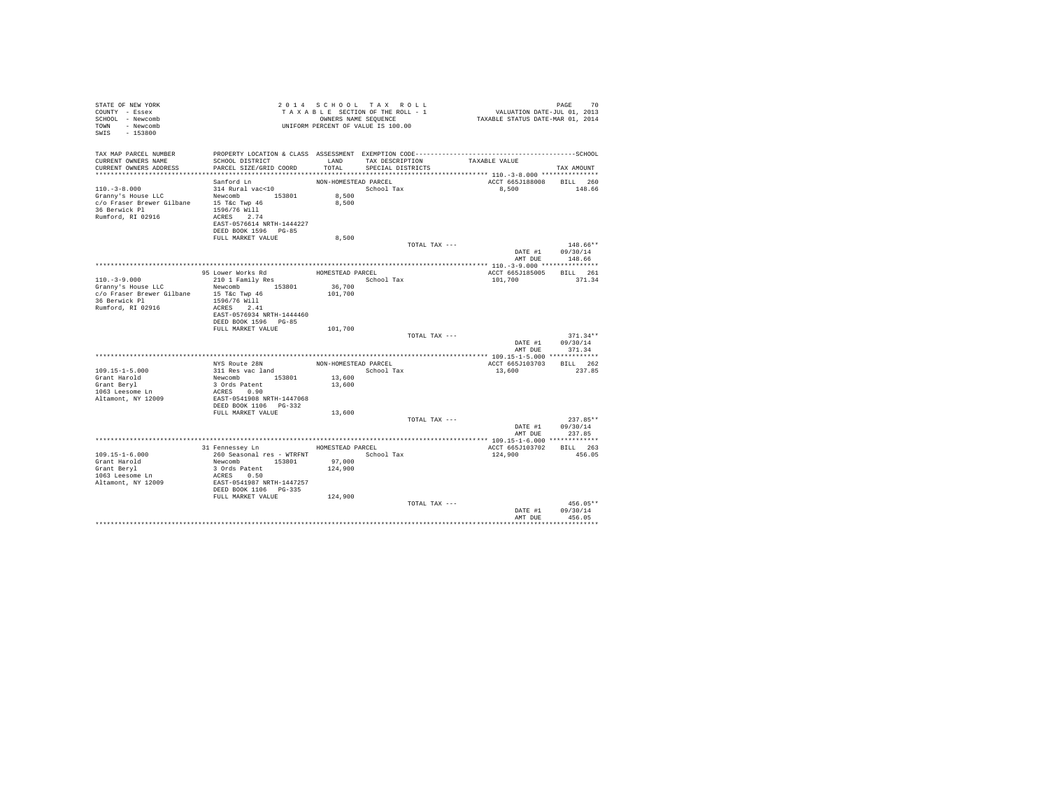STATE OF NEW YORK
COUNTY - Essex
SCHOOL - Newcomb
TOWN - Newcomb
SWIS - 153800

2014 SCHOOL TAX ROLL
TAXABLE SECTION OF THE ROLL - 1
OWNERS NAME SEQUENCE
UNIFORM PERCENT OF VALUE IS 100.00

VALUATION DATE-JUL 01, 2013
TAXABLE STATUS DATE-MAR 01, 2014

| TAX MAP PARCEL NUMBER / CURRENT OWNERS NAME / CURRENT OWNERS ADDRESS | PROPERTY LOCATION & CLASS / SCHOOL DISTRICT / PARCEL SIZE/GRID COORD | ASSESSMENT LAND / TOTAL | EXEMPTION CODE / TAX DESCRIPTION / SPECIAL DISTRICTS | TAXABLE VALUE | TAX AMOUNT |
|---|---|---|---|---|---|
| **110.-3-8.000** | Sanford Ln | NON-HOMESTEAD PARCEL | | ACCT 665J188008 | BILL 260 |
| 110.-3-8.000 | 314 Rural vac<10 | | School Tax | 8,500 | 148.66 |
| Granny's House LLC | Newcomb 153801 | 8,500 | | | |
| c/o Fraser Brewer Gilbane | 15 T&c Twp 46 | 8,500 | | | |
| 36 Berwick Pl | 1596/76 Will | | | | |
| Rumford, RI 02916 | ACRES 2.74 | | | | |
| | EAST-0576614 NRTH-1444227 | | | | |
| | DEED BOOK 1596 PG-85 | | | | |
| | FULL MARKET VALUE | 8,500 | | | |
| | | | TOTAL TAX --- | | 148.66** |
| | | | | DATE #1 | 09/30/14 |
| | | | | AMT DUE | 148.66 |
| **110.-3-9.000** | 95 Lower Works Rd | HOMESTEAD PARCEL | | ACCT 665J185005 | BILL 261 |
| 110.-3-9.000 | 210 1 Family Res | | School Tax | 101,700 | 371.34 |
| Granny's House LLC | Newcomb 153801 | 36,700 | | | |
| c/o Fraser Brewer Gilbane | 15 T&c Twp 46 | 101,700 | | | |
| 36 Berwick Pl | 1596/76 Will | | | | |
| Rumford, RI 02916 | ACRES 2.41 | | | | |
| | EAST-0576934 NRTH-1444460 | | | | |
| | DEED BOOK 1596 PG-85 | | | | |
| | FULL MARKET VALUE | 101,700 | | | |
| | | | TOTAL TAX --- | | 371.34** |
| | | | | DATE #1 | 09/30/14 |
| | | | | AMT DUE | 371.34 |
| **109.15-1-5.000** | NYS Route 28N | NON-HOMESTEAD PARCEL | | ACCT 665J103703 | BILL 262 |
| 109.15-1-5.000 | 311 Res vac land | | School Tax | 13,600 | 237.85 |
| Grant Harold | Newcomb 153801 | 13,600 | | | |
| Grant Beryl | 3 Ords Patent | 13,600 | | | |
| 1063 Leesome Ln | ACRES 0.90 | | | | |
| Altamont, NY 12009 | EAST-0541908 NRTH-1447068 | | | | |
| | DEED BOOK 1106 PG-332 | | | | |
| | FULL MARKET VALUE | 13,600 | | | |
| | | | TOTAL TAX --- | | 237.85** |
| | | | | DATE #1 | 09/30/14 |
| | | | | AMT DUE | 237.85 |
| **109.15-1-6.000** | 31 Fennessey Ln | HOMESTEAD PARCEL | | ACCT 665J103702 | BILL 263 |
| 109.15-1-6.000 | 260 Seasonal res - WTRFNT | | School Tax | 124,900 | 456.05 |
| Grant Harold | Newcomb 153801 | 97,000 | | | |
| Grant Beryl | 3 Ords Patent | 124,900 | | | |
| 1063 Leesome Ln | ACRES 0.50 | | | | |
| Altamont, NY 12009 | EAST-0541987 NRTH-1447257 | | | | |
| | DEED BOOK 1106 PG-335 | | | | |
| | FULL MARKET VALUE | 124,900 | | | |
| | | | TOTAL TAX --- | | 456.05** |
| | | | | DATE #1 | 09/30/14 |
| | | | | AMT DUE | 456.05 |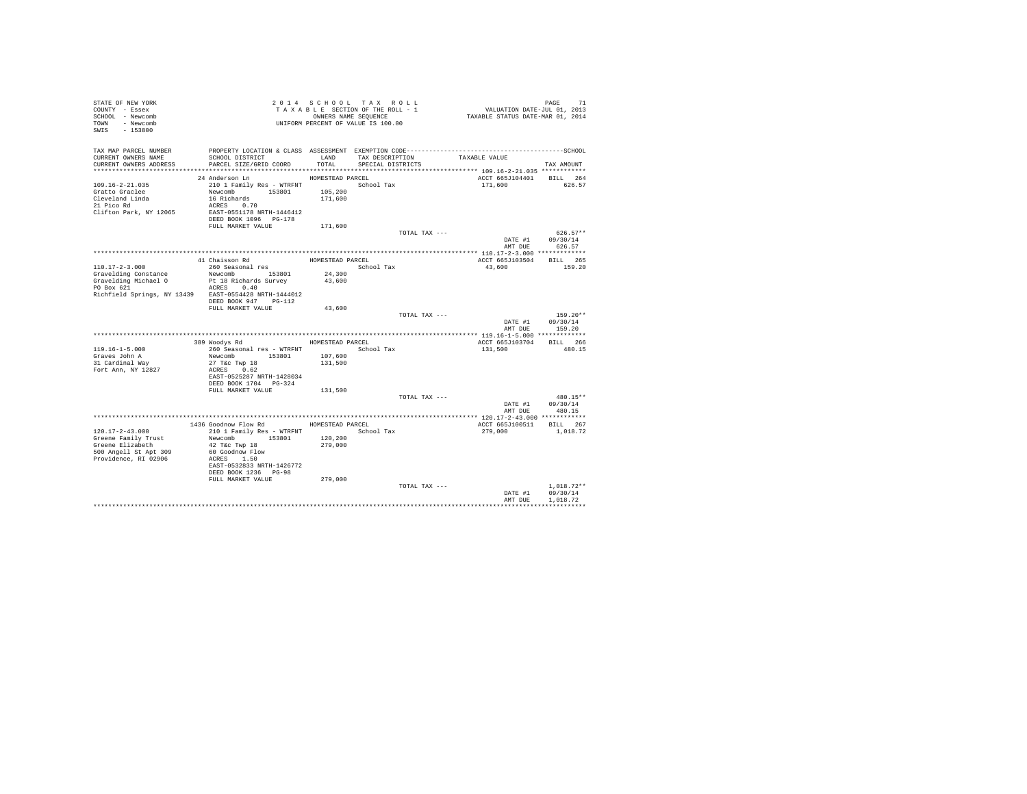STATE OF NEW YORK  
COUNTY - Essex  
SCHOOL - Newcomb  
TOWN - Newcomb  
SWIS - 153800

2 0 1 4 S C H O O L T A X R O L L  
T A X A B L E SECTION OF THE ROLL - 1  
OWNERS NAME SEQUENCE  
UNIFORM PERCENT OF VALUE IS 100.00

VALUATION DATE-JUL 01, 2013  
TAXABLE STATUS DATE-MAR 01, 2014

| TAX MAP PARCEL NUMBER / CURRENT OWNERS NAME / CURRENT OWNERS ADDRESS | PROPERTY LOCATION & CLASS / SCHOOL DISTRICT / PARCEL SIZE/GRID COORD | ASSESSMENT LAND / TOTAL | EXEMPTION CODE / TAX DESCRIPTION / SPECIAL DISTRICTS | TAXABLE VALUE | TAX AMOUNT |
|---|---|---|---|---|---|
| 109.16-2-21.035 | 24 Anderson Ln | HOMESTEAD PARCEL | | ACCT 665J104401 | BILL 264 |
| Gratto Graclee | 210 1 Family Res - WTRFNT | | School Tax | 171,600 | 626.57 |
| Cleveland Linda | Newcomb 153801 | 105,200 | | | |
| 21 Pico Rd | 16 Richards | 171,600 | | | |
| Clifton Park, NY 12065 | ACRES 0.70 | | | | |
| | EAST-0551178 NRTH-1446412 | | | | |
| | DEED BOOK 1096 PG-178 | | | | |
| | FULL MARKET VALUE | 171,600 | | | |
| | | | TOTAL TAX --- | | 626.57** |
| | | | | DATE #1 | 09/30/14 |
| | | | | AMT DUE | 626.57 |
| 110.17-2-3.000 | 41 Chaisson Rd | HOMESTEAD PARCEL | | ACCT 665J103504 | BILL 265 |
| Gravelding Constance | 260 Seasonal res | | School Tax | 43,600 | 159.20 |
| Gravelding Michael O | Newcomb 153801 | 24,300 | | | |
| PO Box 621 | Pt 18 Richards Survey | 43,600 | | | |
| Richfield Springs, NY 13439 | ACRES 0.40 | | | | |
| | EAST-0554428 NRTH-1444012 | | | | |
| | DEED BOOK 947 PG-112 | | | | |
| | FULL MARKET VALUE | 43,600 | | | |
| | | | TOTAL TAX --- | | 159.20** |
| | | | | DATE #1 | 09/30/14 |
| | | | | AMT DUE | 159.20 |
| 119.16-1-5.000 | 389 Woodys Rd | HOMESTEAD PARCEL | | ACCT 665J103704 | BILL 266 |
| Graves John A | 260 Seasonal res - WTRFNT | | School Tax | 131,500 | 480.15 |
| 31 Cardinal Way | Newcomb 153801 | 107,600 | | | |
| Fort Ann, NY 12827 | 27 T&c Twp 18 | 131,500 | | | |
| | ACRES 0.62 | | | | |
| | EAST-0525287 NRTH-1428034 | | | | |
| | DEED BOOK 1704 PG-324 | | | | |
| | FULL MARKET VALUE | 131,500 | | | |
| | | | TOTAL TAX --- | | 480.15** |
| | | | | DATE #1 | 09/30/14 |
| | | | | AMT DUE | 480.15 |
| 120.17-2-43.000 | 1436 Goodnow Flow Rd | HOMESTEAD PARCEL | | ACCT 665J100511 | BILL 267 |
| Greene Family Trust | 210 1 Family Res - WTRFNT | | School Tax | 279,000 | 1,018.72 |
| Greene Elizabeth | Newcomb 153801 | 120,200 | | | |
| 500 Angell St Apt 309 | 42 T&c Twp 18 | 279,000 | | | |
| Providence, RI 02906 | 60 Goodnow Flow | | | | |
| | ACRES 1.50 | | | | |
| | EAST-0532833 NRTH-1426772 | | | | |
| | DEED BOOK 1236 PG-98 | | | | |
| | FULL MARKET VALUE | 279,000 | | | |
| | | | TOTAL TAX --- | | 1,018.72** |
| | | | | DATE #1 | 09/30/14 |
| | | | | AMT DUE | 1,018.72 |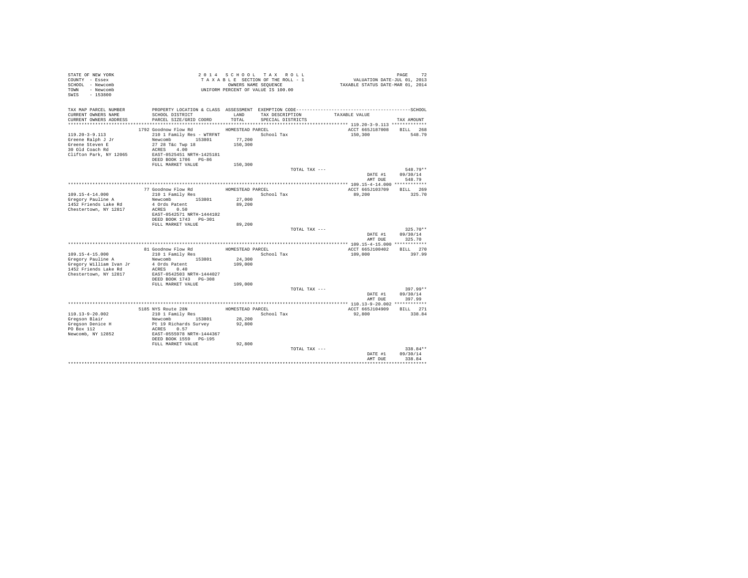STATE OF NEW YORK
COUNTY - Essex
SCHOOL - Newcomb
TOWN - Newcomb
SWIS - 153800

2014 SCHOOL TAX ROLL
TAXABLE SECTION OF THE ROLL - 1
OWNERS NAME SEQUENCE
UNIFORM PERCENT OF VALUE IS 100.00

VALUATION DATE-JUL 01, 2013
TAXABLE STATUS DATE-MAR 01, 2014

| TAX MAP PARCEL NUMBER / CURRENT OWNERS NAME / CURRENT OWNERS ADDRESS | PROPERTY LOCATION & CLASS / SCHOOL DISTRICT / PARCEL SIZE/GRID COORD | ASSESSMENT LAND / TOTAL | EXEMPTION CODE / TAX DESCRIPTION / SPECIAL DISTRICTS | TAXABLE VALUE | TAX AMOUNT |
|---|---|---|---|---|---|
| **119.20-3-9.113** | 1792 Goodnow Flow Rd | HOMESTEAD PARCEL | | ACCT 665J187008 | BILL 268 |
| 119.20-3-9.113 | 210 1 Family Res - WTRFNT | | School Tax | 150,300 | 548.79 |
| Greene Ralph J Jr | Newcomb 153801 | 77,200 | | | |
| Greene Steven E | 27 28 T&c Twp 18 | 150,300 | | | |
| 30 Old Coach Rd | ACRES 4.00 | | | | |
| Clifton Park, NY 12065 | EAST-0525451 NRTH-1425181 | | | | |
| | DEED BOOK 1706 PG-86 | | | | |
| | FULL MARKET VALUE | 150,300 | | | |
| | | | TOTAL TAX --- | | 548.79** |
| | | | | DATE #1 | 09/30/14 |
| | | | | AMT DUE | 548.79 |
| **109.15-4-14.000** | 77 Goodnow Flow Rd | HOMESTEAD PARCEL | | ACCT 665J103709 | BILL 269 |
| 109.15-4-14.000 | 210 1 Family Res | | School Tax | 89,200 | 325.70 |
| Gregory Pauline A | Newcomb 153801 | 27,000 | | | |
| 1452 Friends Lake Rd | 4 Ords Patent | 89,200 | | | |
| Chestertown, NY 12817 | ACRES 0.50 | | | | |
| | EAST-0542571 NRTH-1444102 | | | | |
| | DEED BOOK 1743 PG-301 | | | | |
| | FULL MARKET VALUE | 89,200 | | | |
| | | | TOTAL TAX --- | | 325.70** |
| | | | | DATE #1 | 09/30/14 |
| | | | | AMT DUE | 325.70 |
| **109.15-4-15.000** | 81 Goodnow Flow Rd | HOMESTEAD PARCEL | | ACCT 665J100402 | BILL 270 |
| 109.15-4-15.000 | 210 1 Family Res | | School Tax | 109,000 | 397.99 |
| Gregory Pauline A | Newcomb 153801 | 24,300 | | | |
| Gregory William Ivan Jr | 4 Ords Patent | 109,000 | | | |
| 1452 Friends Lake Rd | ACRES 0.40 | | | | |
| Chestertown, NY 12817 | EAST-0542503 NRTH-1444027 | | | | |
| | DEED BOOK 1743 PG-308 | | | | |
| | FULL MARKET VALUE | 109,000 | | | |
| | | | TOTAL TAX --- | | 397.99** |
| | | | | DATE #1 | 09/30/14 |
| | | | | AMT DUE | 397.99 |
| **110.13-9-20.002** | 5185 NYS Route 28N | HOMESTEAD PARCEL | | ACCT 665J104909 | BILL 271 |
| 110.13-9-20.002 | 210 1 Family Res | | School Tax | 92,800 | 338.84 |
| Gregson Blair | Newcomb 153801 | 28,200 | | | |
| Gregson Denice H | Pt 19 Richards Survey | 92,800 | | | |
| PO Box 112 | ACRES 0.57 | | | | |
| Newcomb, NY 12852 | EAST-0555978 NRTH-1444367 | | | | |
| | DEED BOOK 1559 PG-195 | | | | |
| | FULL MARKET VALUE | 92,800 | | | |
| | | | TOTAL TAX --- | | 338.84** |
| | | | | DATE #1 | 09/30/14 |
| | | | | AMT DUE | 338.84 |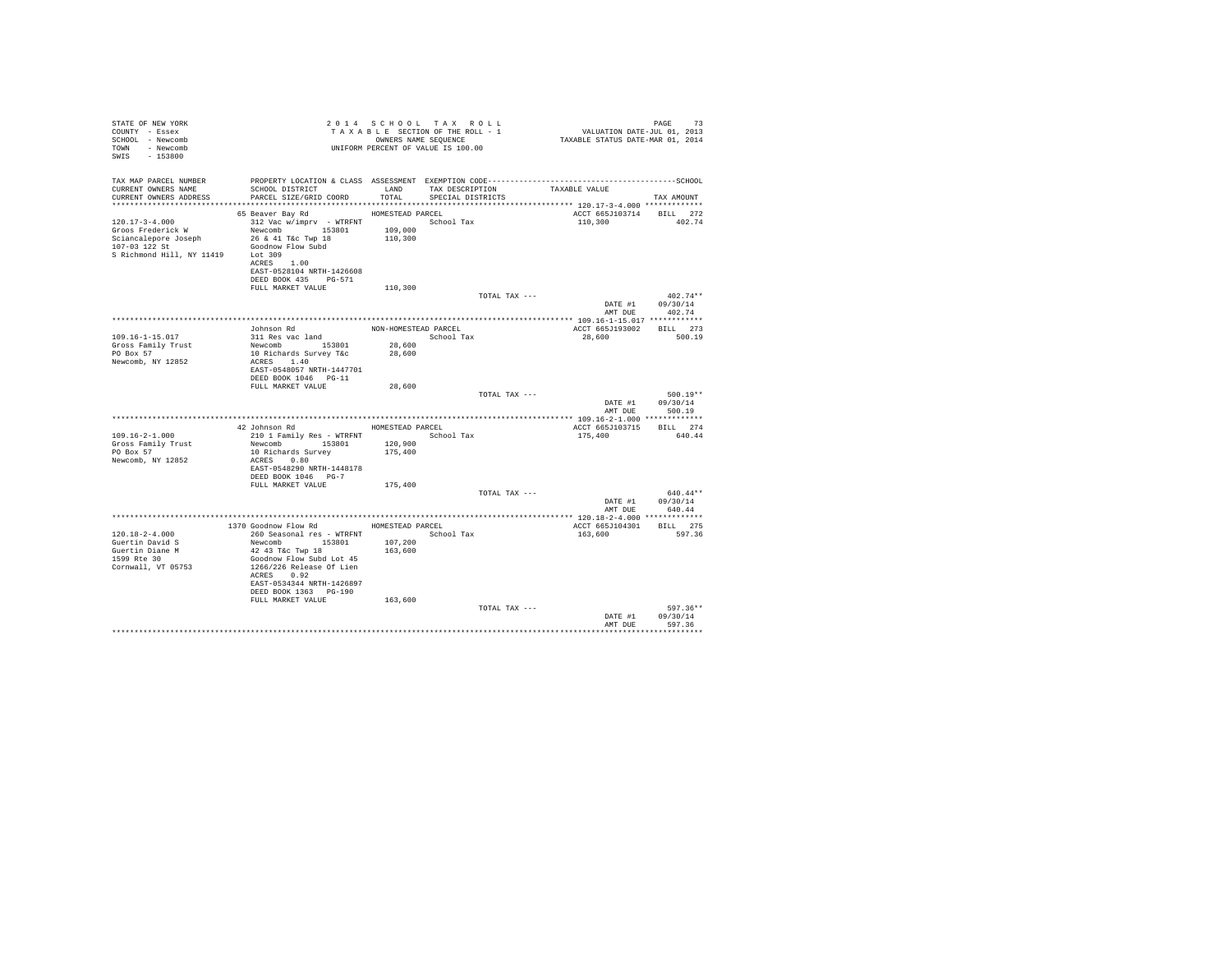STATE OF NEW YORK
COUNTY - Essex
SCHOOL - Newcomb
TOWN - Newcomb
SWIS - 153800

2 0 1 4 S C H O O L T A X R O L L
T A X A B L E SECTION OF THE ROLL - 1
OWNERS NAME SEQUENCE
UNIFORM PERCENT OF VALUE IS 100.00

VALUATION DATE-JUL 01, 2013
TAXABLE STATUS DATE-MAR 01, 2014

| TAX MAP PARCEL NUMBER / CURRENT OWNERS NAME / CURRENT OWNERS ADDRESS | PROPERTY LOCATION & CLASS / SCHOOL DISTRICT / PARCEL SIZE/GRID COORD | ASSESSMENT LAND / TOTAL | EXEMPTION CODE / TAX DESCRIPTION / SPECIAL DISTRICTS | TAXABLE VALUE | TAX AMOUNT |
|---|---|---|---|---|---|
| **120.17-3-4.000** | 65 Beaver Bay Rd | HOMESTEAD PARCEL | | ACCT 665J103714 | BILL 272 |
| 120.17-3-4.000 | 312 Vac w/imprv - WTRFNT | | School Tax | 110,300 | 402.74 |
| Groos Frederick W | Newcomb 153801 | 109,000 | | | |
| Sciancalepore Joseph | 26 & 41 T&c Twp 18 | 110,300 | | | |
| 107-03 122 St | Goodnow Flow Subd | | | | |
| S Richmond Hill, NY 11419 | Lot 309 | | | | |
| | ACRES 1.00 | | | | |
| | EAST-0528104 NRTH-1426608 | | | | |
| | DEED BOOK 435 PG-571 | | | | |
| | FULL MARKET VALUE | 110,300 | | | |
| | | | TOTAL TAX --- | | 402.74** |
| | | | | DATE #1 | 09/30/14 |
| | | | | AMT DUE | 402.74 |
| **109.16-1-15.017** | Johnson Rd | NON-HOMESTEAD PARCEL | | ACCT 665J193002 | BILL 273 |
| 109.16-1-15.017 | 311 Res vac land | | School Tax | 28,600 | 500.19 |
| Gross Family Trust | Newcomb 153801 | 28,600 | | | |
| PO Box 57 | 10 Richards Survey T&c | 28,600 | | | |
| Newcomb, NY 12852 | ACRES 1.40 | | | | |
| | EAST-0548057 NRTH-1447701 | | | | |
| | DEED BOOK 1046 PG-11 | | | | |
| | FULL MARKET VALUE | 28,600 | | | |
| | | | TOTAL TAX --- | | 500.19** |
| | | | | DATE #1 | 09/30/14 |
| | | | | AMT DUE | 500.19 |
| **109.16-2-1.000** | 42 Johnson Rd | HOMESTEAD PARCEL | | ACCT 665J103715 | BILL 274 |
| 109.16-2-1.000 | 210 1 Family Res - WTRFNT | | School Tax | 175,400 | 640.44 |
| Gross Family Trust | Newcomb 153801 | 120,900 | | | |
| PO Box 57 | 10 Richards Survey | 175,400 | | | |
| Newcomb, NY 12852 | ACRES 0.80 | | | | |
| | EAST-0548290 NRTH-1448178 | | | | |
| | DEED BOOK 1046 PG-7 | | | | |
| | FULL MARKET VALUE | 175,400 | | | |
| | | | TOTAL TAX --- | | 640.44** |
| | | | | DATE #1 | 09/30/14 |
| | | | | AMT DUE | 640.44 |
| **120.18-2-4.000** | 1370 Goodnow Flow Rd | HOMESTEAD PARCEL | | ACCT 665J104301 | BILL 275 |
| 120.18-2-4.000 | 260 Seasonal res - WTRFNT | | School Tax | 163,600 | 597.36 |
| Guertin David S | Newcomb 153801 | 107,200 | | | |
| Guertin Diane M | 42 43 T&c Twp 18 | 163,600 | | | |
| 1599 Rte 30 | Goodnow Flow Subd Lot 45 | | | | |
| Cornwall, VT 05753 | 1266/226 Release Of Lien | | | | |
| | ACRES 0.92 | | | | |
| | EAST-0534344 NRTH-1426897 | | | | |
| | DEED BOOK 1363 PG-190 | | | | |
| | FULL MARKET VALUE | 163,600 | | | |
| | | | TOTAL TAX --- | | 597.36** |
| | | | | DATE #1 | 09/30/14 |
| | | | | AMT DUE | 597.36 |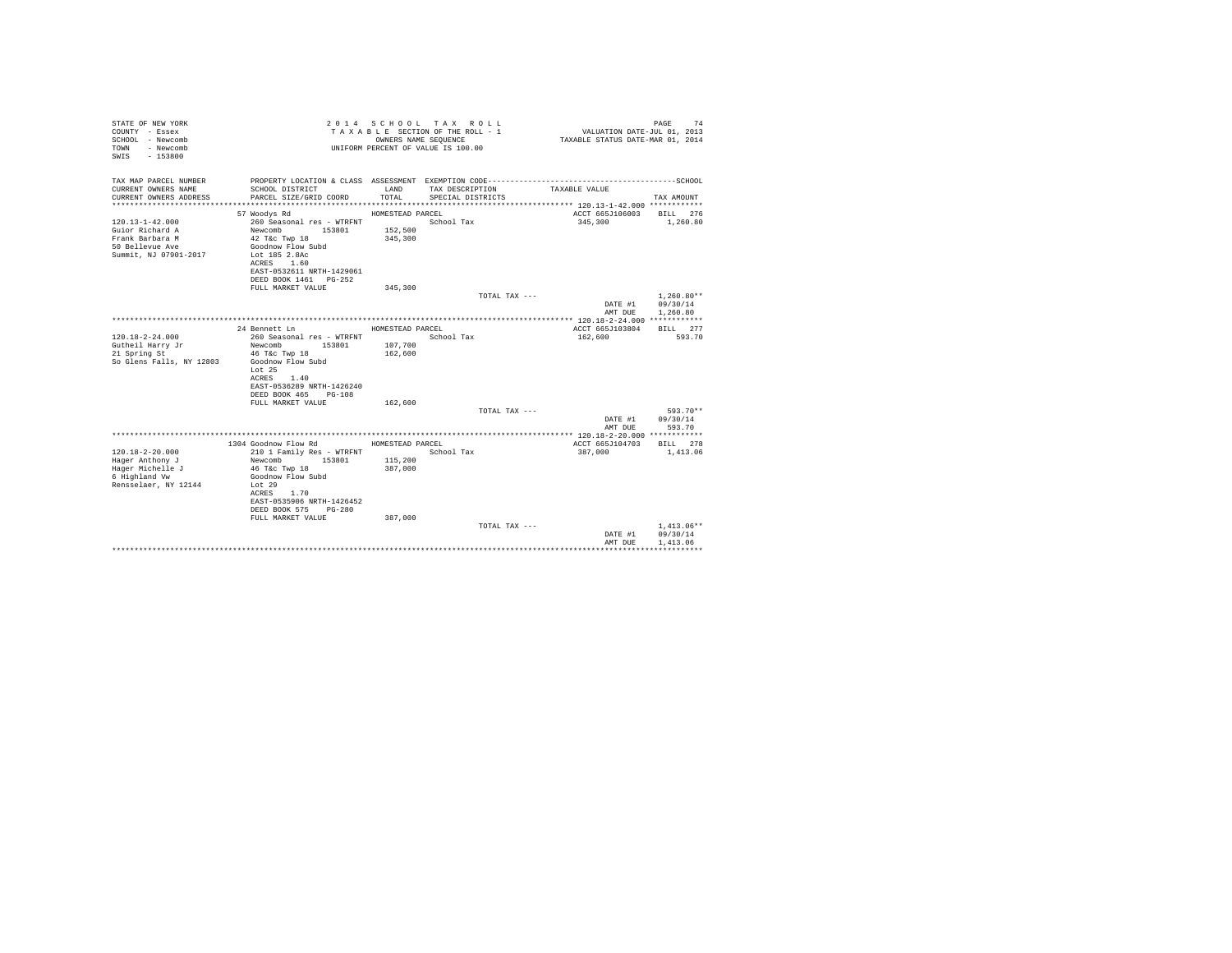STATE OF NEW YORK
COUNTY - Essex
SCHOOL - Newcomb
TOWN - Newcomb
SWIS - 153800

2 0 1 4 S C H O O L T A X R O L L
T A X A B L E SECTION OF THE ROLL - 1
OWNERS NAME SEQUENCE
UNIFORM PERCENT OF VALUE IS 100.00

VALUATION DATE-JUL 01, 2013
TAXABLE STATUS DATE-MAR 01, 2014

| TAX MAP PARCEL NUMBER / CURRENT OWNERS NAME / CURRENT OWNERS ADDRESS | PROPERTY LOCATION & CLASS / SCHOOL DISTRICT / PARCEL SIZE/GRID COORD | ASSESSMENT LAND / TOTAL | EXEMPTION CODE / TAX DESCRIPTION / SPECIAL DISTRICTS | TAXABLE VALUE | SCHOOL TAX AMOUNT |
|---|---|---|---|---|---|
| **120.13-1-42.000** | 57 Woodys Rd | HOMESTEAD PARCEL | | ACCT 665J106003 | BILL 276 |
| 120.13-1-42.000 | 260 Seasonal res - WTRFNT | | School Tax | 345,300 | 1,260.80 |
| Guior Richard A | Newcomb 153801 | 152,500 | | | |
| Frank Barbara M | 42 T&c Twp 18 | 345,300 | | | |
| 50 Bellevue Ave | Goodnow Flow Subd | | | | |
| Summit, NJ 07901-2017 | Lot 185 2.8Ac | | | | |
| | ACRES 1.60 | | | | |
| | EAST-0532611 NRTH-1429061 | | | | |
| | DEED BOOK 1461 PG-252 | | | | |
| | FULL MARKET VALUE | 345,300 | | | |
| | | | TOTAL TAX --- | | 1,260.80** |
| | | | | DATE #1 | 09/30/14 |
| | | | | AMT DUE | 1,260.80 |
| **120.18-2-24.000** | 24 Bennett Ln | HOMESTEAD PARCEL | | ACCT 665J103804 | BILL 277 |
| 120.18-2-24.000 | 260 Seasonal res - WTRFNT | | School Tax | 162,600 | 593.70 |
| Gutheil Harry Jr | Newcomb 153801 | 107,700 | | | |
| 21 Spring St | 46 T&c Twp 18 | 162,600 | | | |
| So Glens Falls, NY 12803 | Goodnow Flow Subd | | | | |
| | Lot 25 | | | | |
| | ACRES 1.40 | | | | |
| | EAST-0536289 NRTH-1426240 | | | | |
| | DEED BOOK 465 PG-108 | | | | |
| | FULL MARKET VALUE | 162,600 | | | |
| | | | TOTAL TAX --- | | 593.70** |
| | | | | DATE #1 | 09/30/14 |
| | | | | AMT DUE | 593.70 |
| **120.18-2-20.000** | 1304 Goodnow Flow Rd | HOMESTEAD PARCEL | | ACCT 665J104703 | BILL 278 |
| 120.18-2-20.000 | 210 1 Family Res - WTRFNT | | School Tax | 387,000 | 1,413.06 |
| Hager Anthony J | Newcomb 153801 | 115,200 | | | |
| Hager Michelle J | 46 T&c Twp 18 | 387,000 | | | |
| 6 Highland Vw | Goodnow Flow Subd | | | | |
| Rensselaer, NY 12144 | Lot 29 | | | | |
| | ACRES 1.70 | | | | |
| | EAST-0535906 NRTH-1426452 | | | | |
| | DEED BOOK 575 PG-280 | | | | |
| | FULL MARKET VALUE | 387,000 | | | |
| | | | TOTAL TAX --- | | 1,413.06** |
| | | | | DATE #1 | 09/30/14 |
| | | | | AMT DUE | 1,413.06 |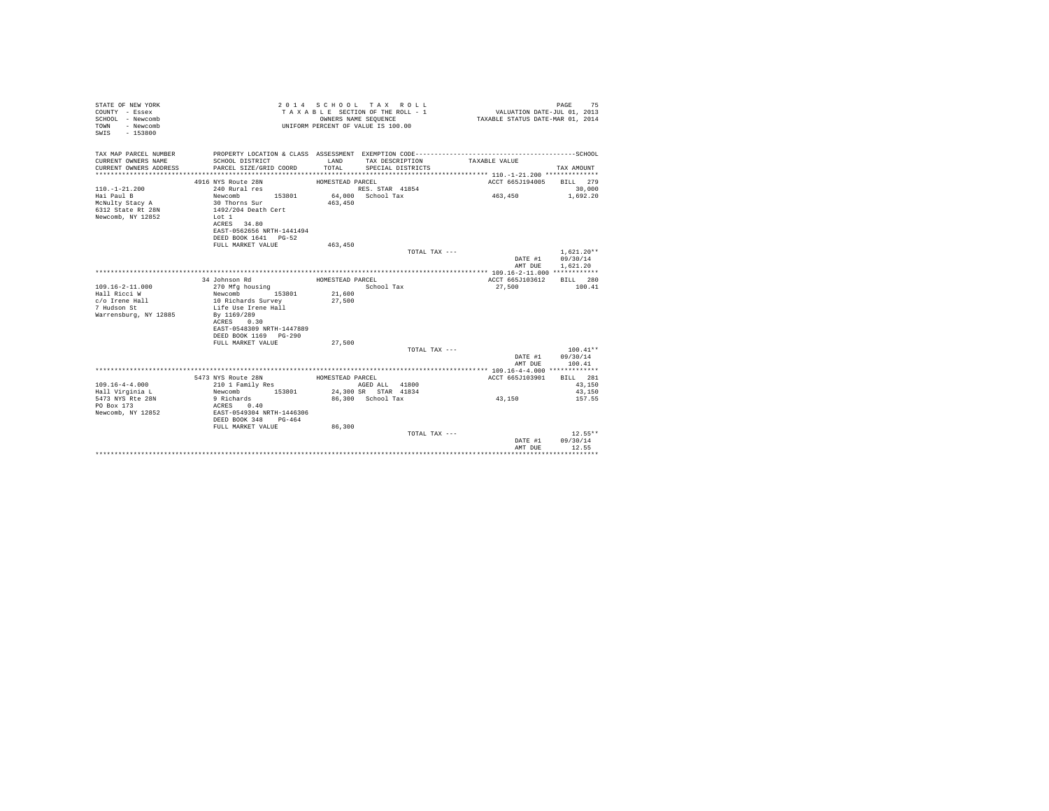STATE OF NEW YORK
COUNTY - Essex
SCHOOL - Newcomb
TOWN - Newcomb
SWIS - 153800

2014 SCHOOL TAX ROLL
TAXABLE SECTION OF THE ROLL - 1
OWNERS NAME SEQUENCE
UNIFORM PERCENT OF VALUE IS 100.00

VALUATION DATE-JUL 01, 2013
TAXABLE STATUS DATE-MAR 01, 2014

| TAX MAP PARCEL NUMBER / CURRENT OWNERS NAME / CURRENT OWNERS ADDRESS | PROPERTY LOCATION & CLASS / SCHOOL DISTRICT / PARCEL SIZE/GRID COORD | ASSESSMENT LAND / TOTAL | EXEMPTION CODE / TAX DESCRIPTION / SPECIAL DISTRICTS | TAXABLE VALUE | TAX AMOUNT |
|---|---|---|---|---|---|
| **110.-1-21.200** | 4916 NYS Route 28N | HOMESTEAD PARCEL | | ACCT 665J194005 | BILL 279 |
| 110.-1-21.200 | 240 Rural res | | RES. STAR 41854 | | 30,000 |
| Hai Paul B | Newcomb 153801 | 64,000 | School Tax | 463,450 | 1,692.20 |
| McNulty Stacy A | 30 Thorns Sur | 463,450 | | | |
| 6312 State Rt 28N | 1492/204 Death Cert | | | | |
| Newcomb, NY 12852 | Lot 1 | | | | |
| | ACRES 34.80 | | | | |
| | EAST-0562656 NRTH-1441494 | | | | |
| | DEED BOOK 1641 PG-52 | | | | |
| | FULL MARKET VALUE | 463,450 | | | |
| | | | TOTAL TAX --- | | 1,621.20** |
| | | | | DATE #1 | 09/30/14 |
| | | | | AMT DUE | 1,621.20 |
| **109.16-2-11.000** | 34 Johnson Rd | HOMESTEAD PARCEL | | ACCT 665J103612 | BILL 280 |
| 109.16-2-11.000 | 270 Mfg housing | | School Tax | 27,500 | 100.41 |
| Hall Ricci W | Newcomb 153801 | 21,600 | | | |
| c/o Irene Hall | 10 Richards Survey | 27,500 | | | |
| 7 Hudson St | Life Use Irene Hall | | | | |
| Warrensburg, NY 12885 | By 1169/289 | | | | |
| | ACRES 0.30 | | | | |
| | EAST-0548309 NRTH-1447889 | | | | |
| | DEED BOOK 1169 PG-290 | | | | |
| | FULL MARKET VALUE | 27,500 | | | |
| | | | TOTAL TAX --- | | 100.41** |
| | | | | DATE #1 | 09/30/14 |
| | | | | AMT DUE | 100.41 |
| **109.16-4-4.000** | 5473 NYS Route 28N | HOMESTEAD PARCEL | | ACCT 665J103901 | BILL 281 |
| 109.16-4-4.000 | 210 1 Family Res | | AGED ALL 41800 | | 43,150 |
| Hall Virginia L | Newcomb 153801 | 24,300 | SR STAR 41834 | | 43,150 |
| 5473 NYS Rte 28N | 9 Richards | 86,300 | School Tax | 43,150 | 157.55 |
| PO Box 173 | ACRES 0.40 | | | | |
| Newcomb, NY 12852 | EAST-0549304 NRTH-1446306 | | | | |
| | DEED BOOK 348 PG-464 | | | | |
| | FULL MARKET VALUE | 86,300 | | | |
| | | | TOTAL TAX --- | | 12.55** |
| | | | | DATE #1 | 09/30/14 |
| | | | | AMT DUE | 12.55 |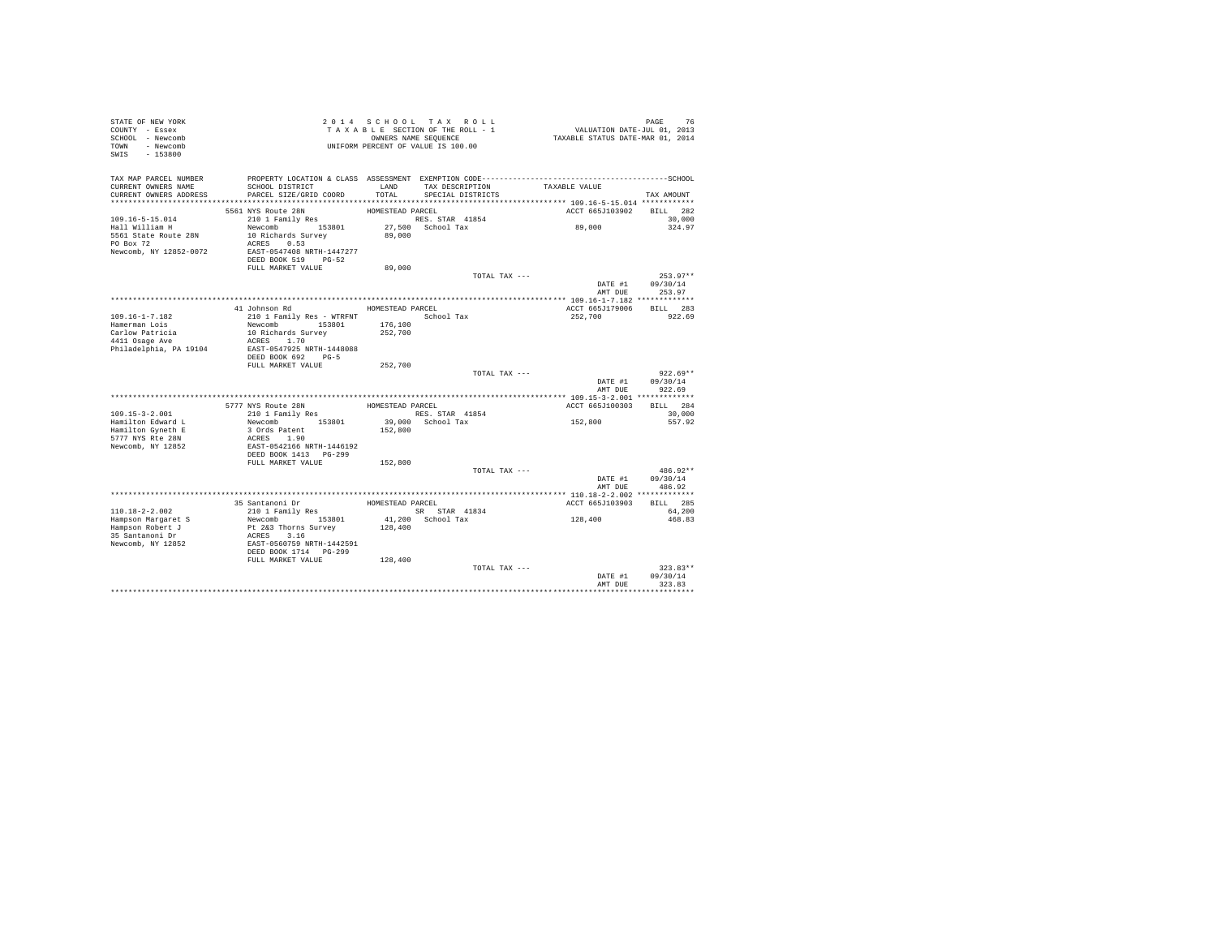STATE OF NEW YORK
COUNTY - Essex
SCHOOL - Newcomb
TOWN - Newcomb
SWIS - 153800

2014 SCHOOL TAX ROLL
TAXABLE SECTION OF THE ROLL - 1
OWNERS NAME SEQUENCE
UNIFORM PERCENT OF VALUE IS 100.00

VALUATION DATE-JUL 01, 2013
TAXABLE STATUS DATE-MAR 01, 2014

| TAX MAP PARCEL NUMBER / CURRENT OWNERS NAME / CURRENT OWNERS ADDRESS | PROPERTY LOCATION & CLASS / SCHOOL DISTRICT / PARCEL SIZE/GRID COORD | ASSESSMENT LAND / TOTAL | EXEMPTION CODE / TAX DESCRIPTION / SPECIAL DISTRICTS | TAXABLE VALUE | TAX AMOUNT |
|---|---|---|---|---|---|
| **109.16-5-15.014** | 5561 NYS Route 28N | HOMESTEAD PARCEL | | ACCT 665J103902 | BILL 282 |
| Hall William H | 210 1 Family Res | | RES. STAR 41854 | | 30,000 |
| 5561 State Route 28N | Newcomb 153801 | 27,500 | School Tax | 89,000 | 324.97 |
| PO Box 72 | 10 Richards Survey | 89,000 | | | |
| Newcomb, NY 12852-0072 | ACRES 0.53 | | | | |
| | EAST-0547408 NRTH-1447277 | | | | |
| | DEED BOOK 519 PG-52 | | | | |
| | FULL MARKET VALUE | 89,000 | | | |
| | | | TOTAL TAX --- | | 253.97** |
| | | | | DATE #1 | 09/30/14 |
| | | | | AMT DUE | 253.97 |
| **109.16-1-7.182** | 41 Johnson Rd | HOMESTEAD PARCEL | | ACCT 665J179006 | BILL 283 |
| Hamerman Lois | 210 1 Family Res - WTRFNT | | School Tax | 252,700 | 922.69 |
| Carlow Patricia | Newcomb 153801 | 176,100 | | | |
| 4411 Osage Ave | 10 Richards Survey | 252,700 | | | |
| Philadelphia, PA 19104 | ACRES 1.70 | | | | |
| | EAST-0547925 NRTH-1448088 | | | | |
| | DEED BOOK 692 PG-5 | | | | |
| | FULL MARKET VALUE | 252,700 | | | |
| | | | TOTAL TAX --- | | 922.69** |
| | | | | DATE #1 | 09/30/14 |
| | | | | AMT DUE | 922.69 |
| **109.15-3-2.001** | 5777 NYS Route 28N | HOMESTEAD PARCEL | | ACCT 665J100303 | BILL 284 |
| Hamilton Edward L | 210 1 Family Res | | RES. STAR 41854 | | 30,000 |
| Hamilton Gyneth E | Newcomb 153801 | 39,000 | School Tax | 152,800 | 557.92 |
| 5777 NYS Rte 28N | 3 Ords Patent | 152,800 | | | |
| Newcomb, NY 12852 | ACRES 1.90 | | | | |
| | EAST-0542166 NRTH-1446192 | | | | |
| | DEED BOOK 1413 PG-299 | | | | |
| | FULL MARKET VALUE | 152,800 | | | |
| | | | TOTAL TAX --- | | 486.92** |
| | | | | DATE #1 | 09/30/14 |
| | | | | AMT DUE | 486.92 |
| **110.18-2-2.002** | 35 Santanoni Dr | HOMESTEAD PARCEL | | ACCT 665J103903 | BILL 285 |
| Hampson Margaret S | 210 1 Family Res | | SR STAR 41834 | | 64,200 |
| Hampson Robert J | Newcomb 153801 | 41,200 | School Tax | 128,400 | 468.83 |
| 35 Santanoni Dr | Pt 2&3 Thorns Survey | 128,400 | | | |
| Newcomb, NY 12852 | ACRES 3.16 | | | | |
| | EAST-0560759 NRTH-1442591 | | | | |
| | DEED BOOK 1714 PG-299 | | | | |
| | FULL MARKET VALUE | 128,400 | | | |
| | | | TOTAL TAX --- | | 323.83** |
| | | | | DATE #1 | 09/30/14 |
| | | | | AMT DUE | 323.83 |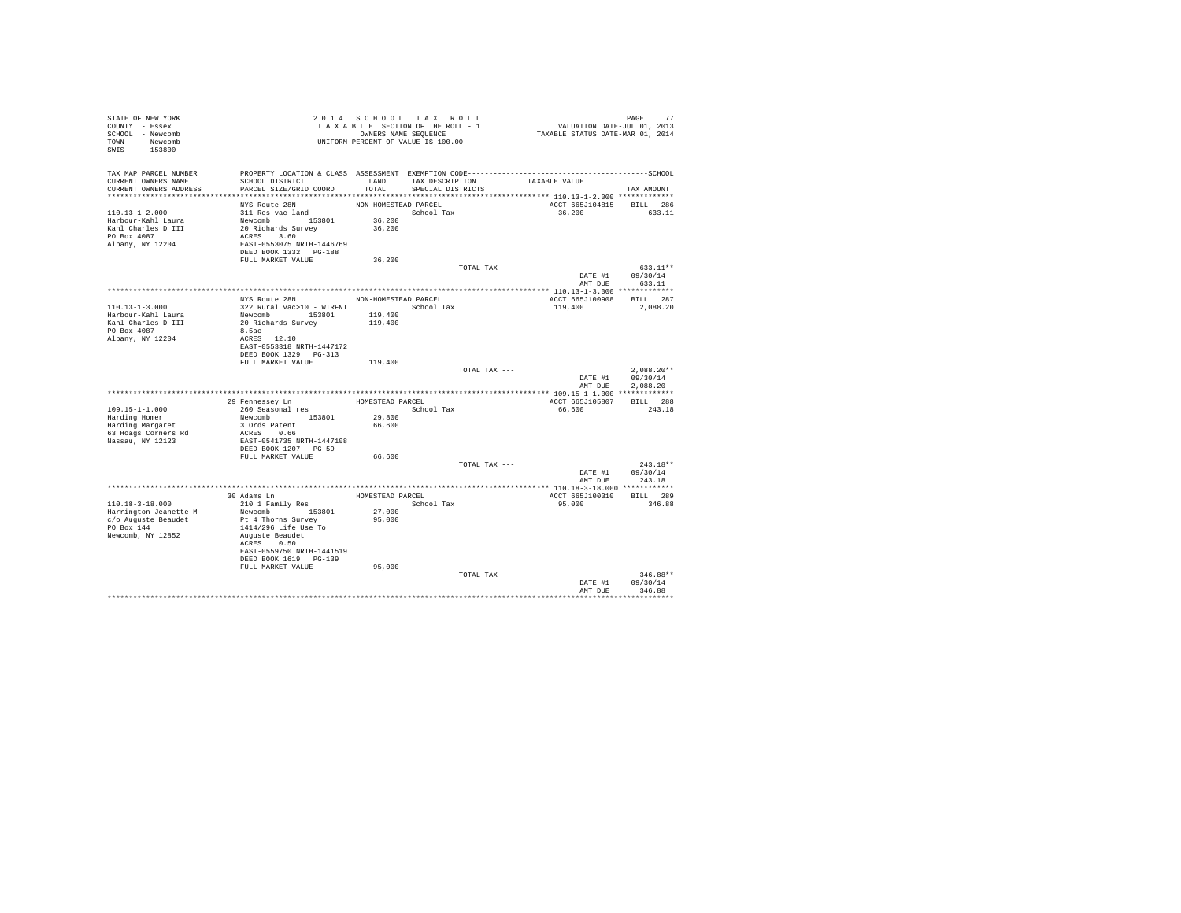STATE OF NEW YORK
COUNTY - Essex
SCHOOL - Newcomb
TOWN - Newcomb
SWIS - 153800

2014 SCHOOL TAX ROLL
TAXABLE SECTION OF THE ROLL - 1
OWNERS NAME SEQUENCE
UNIFORM PERCENT OF VALUE IS 100.00

VALUATION DATE-JUL 01, 2013
TAXABLE STATUS DATE-MAR 01, 2014

| TAX MAP PARCEL NUMBER / CURRENT OWNERS NAME / CURRENT OWNERS ADDRESS | PROPERTY LOCATION & CLASS / SCHOOL DISTRICT / PARCEL SIZE/GRID COORD | ASSESSMENT LAND / TOTAL | EXEMPTION CODE / TAX DESCRIPTION / SPECIAL DISTRICTS | TAXABLE VALUE | TAX AMOUNT |
|---|---|---|---|---|---|
| 110.13-1-2.000 | NYS Route 28N | NON-HOMESTEAD PARCEL | | ACCT 665J104815 | BILL 286 |
| Harbour-Kahl Laura | 311 Res vac land | | School Tax | 36,200 | 633.11 |
| Kahl Charles D III | Newcomb 153801 | 36,200 | | | |
| PO Box 4087 | 20 Richards Survey | 36,200 | | | |
| Albany, NY 12204 | ACRES 3.60 | | | | |
| | EAST-0553075 NRTH-1446769 | | | | |
| | DEED BOOK 1332 PG-188 | | | | |
| | FULL MARKET VALUE | 36,200 | | | |
| | | | TOTAL TAX --- | | 633.11** |
| | | | | DATE #1 | 09/30/14 |
| | | | | AMT DUE | 633.11 |
| 110.13-1-3.000 | NYS Route 28N | NON-HOMESTEAD PARCEL | | ACCT 665J100908 | BILL 287 |
| Harbour-Kahl Laura | 322 Rural vac>10 - WTRFNT | | School Tax | 119,400 | 2,088.20 |
| Kahl Charles D III | Newcomb 153801 | 119,400 | | | |
| PO Box 4087 | 20 Richards Survey | 119,400 | | | |
| Albany, NY 12204 | 8.5ac | | | | |
| | ACRES 12.10 | | | | |
| | EAST-0553318 NRTH-1447172 | | | | |
| | DEED BOOK 1329 PG-313 | | | | |
| | FULL MARKET VALUE | 119,400 | | | |
| | | | TOTAL TAX --- | | 2,088.20** |
| | | | | DATE #1 | 09/30/14 |
| | | | | AMT DUE | 2,088.20 |
| 109.15-1-1.000 | 29 Fennessey Ln | HOMESTEAD PARCEL | | ACCT 665J105807 | BILL 288 |
| Harding Homer | 260 Seasonal res | | School Tax | 66,600 | 243.18 |
| Harding Margaret | Newcomb 153801 | 29,800 | | | |
| 63 Hoags Corners Rd | 3 Ords Patent | 66,600 | | | |
| Nassau, NY 12123 | ACRES 0.66 | | | | |
| | EAST-0541735 NRTH-1447108 | | | | |
| | DEED BOOK 1207 PG-59 | | | | |
| | FULL MARKET VALUE | 66,600 | | | |
| | | | TOTAL TAX --- | | 243.18** |
| | | | | DATE #1 | 09/30/14 |
| | | | | AMT DUE | 243.18 |
| 110.18-3-18.000 | 30 Adams Ln | HOMESTEAD PARCEL | | ACCT 665J100310 | BILL 289 |
| Harrington Jeanette M | 210 1 Family Res | | School Tax | 95,000 | 346.88 |
| c/o Auguste Beaudet | Newcomb 153801 | 27,000 | | | |
| PO Box 144 | Pt 4 Thorns Survey | 95,000 | | | |
| Newcomb, NY 12852 | 1414/296 Life Use To | | | | |
| | Auguste Beaudet | | | | |
| | ACRES 0.50 | | | | |
| | EAST-0559750 NRTH-1441519 | | | | |
| | DEED BOOK 1619 PG-139 | | | | |
| | FULL MARKET VALUE | 95,000 | | | |
| | | | TOTAL TAX --- | | 346.88** |
| | | | | DATE #1 | 09/30/14 |
| | | | | AMT DUE | 346.88 |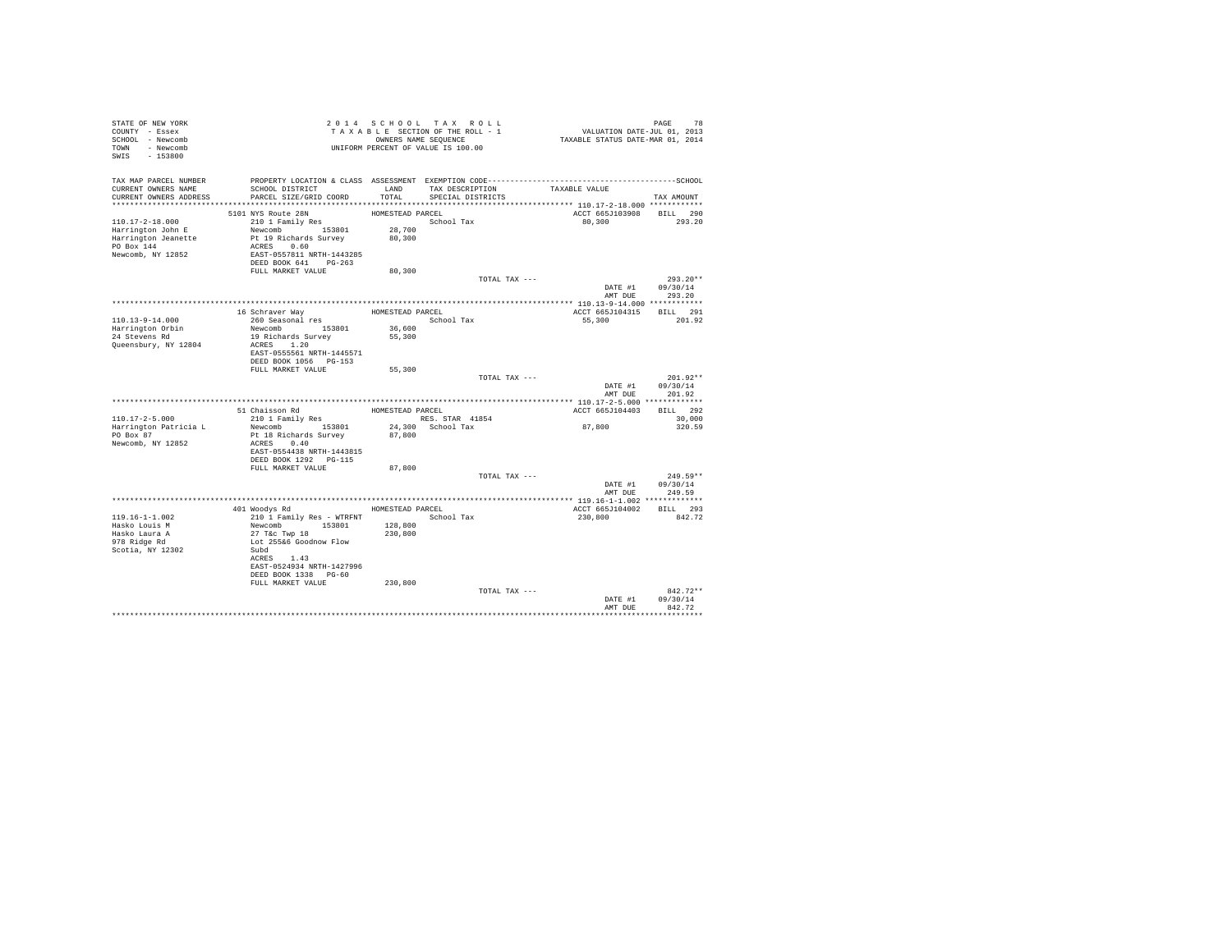STATE OF NEW YORK
COUNTY - Essex
SCHOOL - Newcomb
TOWN - Newcomb
SWIS - 153800

2014 SCHOOL TAX ROLL
TAXABLE SECTION OF THE ROLL - 1
OWNERS NAME SEQUENCE
UNIFORM PERCENT OF VALUE IS 100.00

VALUATION DATE-JUL 01, 2013
TAXABLE STATUS DATE-MAR 01, 2014

| TAX MAP PARCEL NUMBER / CURRENT OWNERS NAME / CURRENT OWNERS ADDRESS | PROPERTY LOCATION & CLASS / SCHOOL DISTRICT / PARCEL SIZE/GRID COORD | ASSESSMENT LAND / TOTAL | EXEMPTION CODE / TAX DESCRIPTION / SPECIAL DISTRICTS | TAXABLE VALUE | SCHOOL TAX AMOUNT |
|---|---|---|---|---|---|
| **110.17-2-18.000** | 5101 NYS Route 28N | HOMESTEAD PARCEL | | ACCT 665J103908 | BILL 290 |
| 110.17-2-18.000 | 210 1 Family Res | | School Tax | 80,300 | 293.20 |
| Harrington John E | Newcomb 153801 | 28,700 | | | |
| Harrington Jeanette | Pt 19 Richards Survey | 80,300 | | | |
| PO Box 144 | ACRES 0.60 | | | | |
| Newcomb, NY 12852 | EAST-0557811 NRTH-1443285 | | | | |
| | DEED BOOK 641 PG-263 | | | | |
| | FULL MARKET VALUE | 80,300 | | | |
| | | | TOTAL TAX --- | | 293.20** |
| | | | | DATE #1 | 09/30/14 |
| | | | | AMT DUE | 293.20 |
| **110.13-9-14.000** | 16 Schraver Way | HOMESTEAD PARCEL | | ACCT 665J104315 | BILL 291 |
| 110.13-9-14.000 | 260 Seasonal res | | School Tax | 55,300 | 201.92 |
| Harrington Orbin | Newcomb 153801 | 36,600 | | | |
| 24 Stevens Rd | 19 Richards Survey | 55,300 | | | |
| Queensbury, NY 12804 | ACRES 1.20 | | | | |
| | EAST-0555561 NRTH-1445571 | | | | |
| | DEED BOOK 1056 PG-153 | | | | |
| | FULL MARKET VALUE | 55,300 | | | |
| | | | TOTAL TAX --- | | 201.92** |
| | | | | DATE #1 | 09/30/14 |
| | | | | AMT DUE | 201.92 |
| **110.17-2-5.000** | 51 Chaisson Rd | HOMESTEAD PARCEL | | ACCT 665J104403 | BILL 292 |
| 110.17-2-5.000 | 210 1 Family Res | | RES. STAR 41854 | | 30,000 |
| Harrington Patricia L | Newcomb 153801 | 24,300 | School Tax | 87,800 | 320.59 |
| PO Box 87 | Pt 18 Richards Survey | 87,800 | | | |
| Newcomb, NY 12852 | ACRES 0.40 | | | | |
| | EAST-0554438 NRTH-1443815 | | | | |
| | DEED BOOK 1292 PG-115 | | | | |
| | FULL MARKET VALUE | 87,800 | | | |
| | | | TOTAL TAX --- | | 249.59** |
| | | | | DATE #1 | 09/30/14 |
| | | | | AMT DUE | 249.59 |
| **119.16-1-1.002** | 401 Woodys Rd | HOMESTEAD PARCEL | | ACCT 665J104002 | BILL 293 |
| 119.16-1-1.002 | 210 1 Family Res - WTRFNT | | School Tax | 230,800 | 842.72 |
| Hasko Louis M | Newcomb 153801 | 128,800 | | | |
| Hasko Laura A | 27 T&c Twp 18 | 230,800 | | | |
| 978 Ridge Rd | Lot 255&6 Goodnow Flow | | | | |
| Scotia, NY 12302 | Subd | | | | |
| | ACRES 1.43 | | | | |
| | EAST-0524934 NRTH-1427996 | | | | |
| | DEED BOOK 1338 PG-60 | | | | |
| | FULL MARKET VALUE | 230,800 | | | |
| | | | TOTAL TAX --- | | 842.72** |
| | | | | DATE #1 | 09/30/14 |
| | | | | AMT DUE | 842.72 |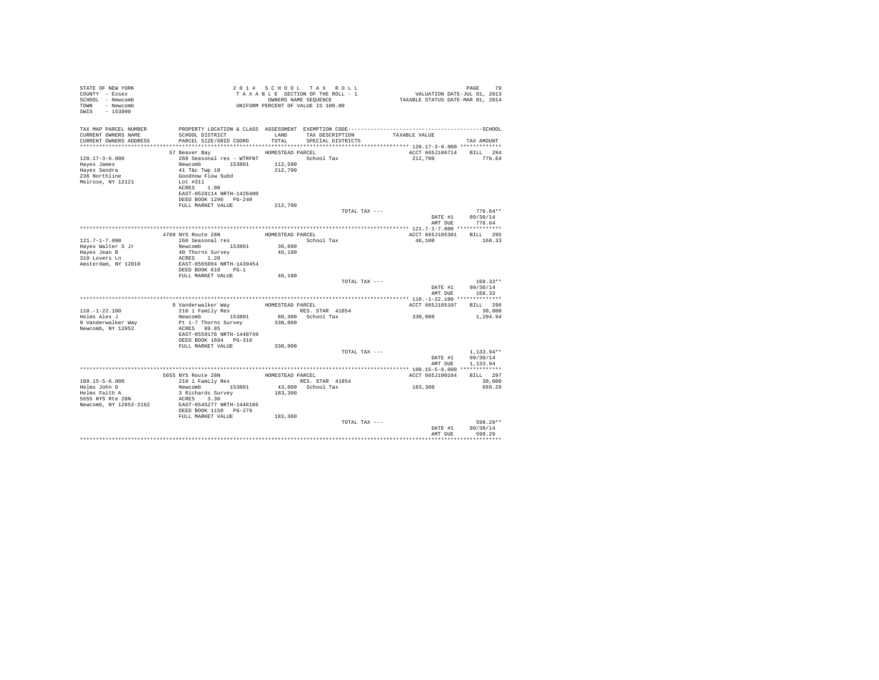STATE OF NEW YORK
COUNTY - Essex
SCHOOL - Newcomb
TOWN - Newcomb
SWIS - 153800

2 0 1 4 S C H O O L T A X R O L L
T A X A B L E SECTION OF THE ROLL - 1
OWNERS NAME SEQUENCE
UNIFORM PERCENT OF VALUE IS 100.00

VALUATION DATE-JUL 01, 2013
TAXABLE STATUS DATE-MAR 01, 2014

| TAX MAP PARCEL NUMBER / CURRENT OWNERS NAME / CURRENT OWNERS ADDRESS | PROPERTY LOCATION & CLASS / SCHOOL DISTRICT / PARCEL SIZE/GRID COORD | ASSESSMENT LAND / TOTAL | EXEMPTION CODE / TAX DESCRIPTION / SPECIAL DISTRICTS | TAXABLE VALUE | SCHOOL TAX AMOUNT |
|---|---|---|---|---|---|
| **120.17-3-6.000** | 57 Beaver Bay | HOMESTEAD PARCEL | | ACCT 665J106714 | BILL 294 |
| 120.17-3-6.000 | 260 Seasonal res - WTRFNT | | School Tax | 212,700 | 776.64 |
| Hayes James | Newcomb 153801 | 112,500 | | | |
| Hayes Sandra | 41 T&c Twp 18 | 212,700 | | | |
| 236 Northline | Goodnow Flow Subd | | | | |
| Melrose, NY 12121 | Lot #311 | | | | |
| | ACRES 1.00 | | | | |
| | EAST-0528114 NRTH-1426400 | | | | |
| | DEED BOOK 1296 PG-240 | | | | |
| | FULL MARKET VALUE | 212,700 | | | |
| | | | TOTAL TAX --- | | 776.64** |
| | | | | DATE #1 | 09/30/14 |
| | | | | AMT DUE | 776.64 |
| **121.7-1-7.000** | 4760 NYS Route 28N | HOMESTEAD PARCEL | | ACCT 665J105301 | BILL 295 |
| 121.7-1-7.000 | 260 Seasonal res | | School Tax | 46,100 | 168.33 |
| Hayes Walter S Jr | Newcomb 153801 | 36,600 | | | |
| Hayes Jean B | 40 Thorns Survey | 46,100 | | | |
| 310 Lovers Ln | ACRES 1.20 | | | | |
| Amsterdam, NY 12010 | EAST-0565094 NRTH-1439454 | | | | |
| | DEED BOOK 610 PG-1 | | | | |
| | FULL MARKET VALUE | 46,100 | | | |
| | | | TOTAL TAX --- | | 168.33** |
| | | | | DATE #1 | 09/30/14 |
| | | | | AMT DUE | 168.33 |
| **110.-1-22.100** | 9 Vanderwalker Way | HOMESTEAD PARCEL | | ACCT 665J105107 | BILL 296 |
| 110.-1-22.100 | 210 1 Family Res | | RES. STAR 41854 | | 30,000 |
| Helms Alex J | Newcomb 153801 | 88,300 | School Tax | 330,000 | 1,204.94 |
| 9 Vanderwalker Way | Pt 1-7 Thorns Survey | 330,000 | | | |
| Newcomb, NY 12852 | ACRES 89.85 | | | | |
| | EAST-0559176 NRTH-1440749 | | | | |
| | DEED BOOK 1694 PG-310 | | | | |
| | FULL MARKET VALUE | 330,000 | | | |
| | | | TOTAL TAX --- | | 1,133.94** |
| | | | | DATE #1 | 09/30/14 |
| | | | | AMT DUE | 1,133.94 |
| **109.15-5-6.000** | 5655 NYS Route 28N | HOMESTEAD PARCEL | | ACCT 665J100104 | BILL 297 |
| 109.15-5-6.000 | 210 1 Family Res | | RES. STAR 41854 | | 30,000 |
| Helms John D | Newcomb 153801 | 43,800 | School Tax | 183,300 | 669.29 |
| Helms Faith A | 3 Richards Survey | 183,300 | | | |
| 5655 NYS Rte 28N | ACRES 3.30 | | | | |
| Newcomb, NY 12852-2162 | EAST-0545277 NRTH-1446166 | | | | |
| | DEED BOOK 1150 PG-279 | | | | |
| | FULL MARKET VALUE | 183,300 | | | |
| | | | TOTAL TAX --- | | 598.29** |
| | | | | DATE #1 | 09/30/14 |
| | | | | AMT DUE | 598.29 |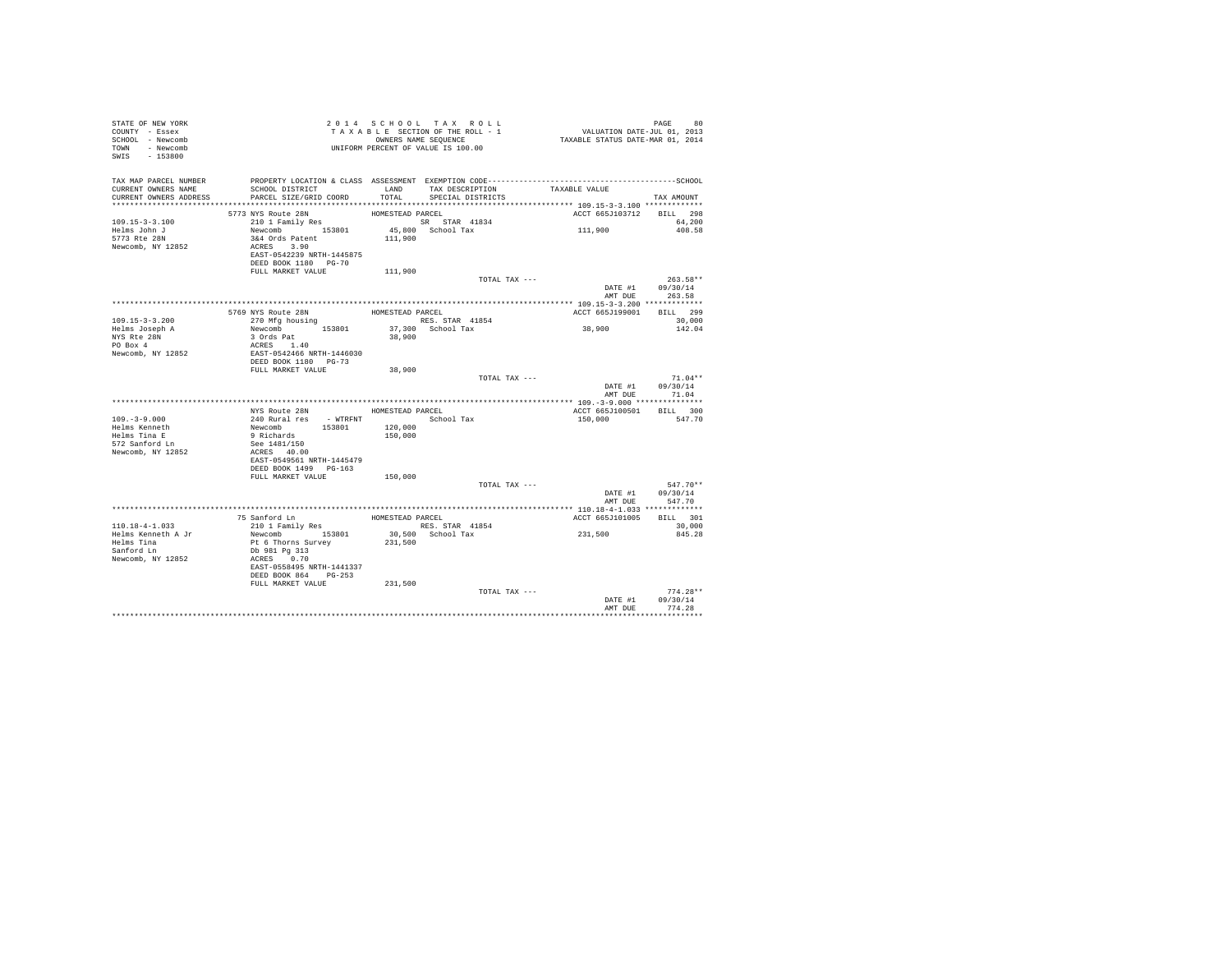STATE OF NEW YORK
COUNTY - Essex
SCHOOL - Newcomb
TOWN - Newcomb
SWIS - 153800

2 0 1 4 S C H O O L T A X R O L L
T A X A B L E SECTION OF THE ROLL - 1
OWNERS NAME SEQUENCE
UNIFORM PERCENT OF VALUE IS 100.00

VALUATION DATE-JUL 01, 2013
TAXABLE STATUS DATE-MAR 01, 2014

| TAX MAP PARCEL NUMBER / CURRENT OWNERS NAME / CURRENT OWNERS ADDRESS | PROPERTY LOCATION & CLASS / SCHOOL DISTRICT / PARCEL SIZE/GRID COORD | ASSESSMENT LAND / TOTAL | EXEMPTION CODE / TAX DESCRIPTION / SPECIAL DISTRICTS | TAXABLE VALUE | TAX AMOUNT |
|---|---|---|---|---|---|
| 109.15-3-3.100 | 5773 NYS Route 28N | HOMESTEAD PARCEL | | ACCT 665J103712 | BILL 298 |
| Helms John J | 210 1 Family Res | | SR STAR 41834 | | 64,200 |
| 5773 Rte 28N | Newcomb 153801 | 45,800 | School Tax | 111,900 | 408.58 |
| Newcomb, NY 12852 | 3&4 Ords Patent | 111,900 | | | |
| | ACRES 3.90 | | | | |
| | EAST-0542239 NRTH-1445875 | | | | |
| | DEED BOOK 1180 PG-70 | | | | |
| | FULL MARKET VALUE | 111,900 | | | |
| | | | TOTAL TAX --- | | 263.58** |
| | | | | DATE #1 | 09/30/14 |
| | | | | AMT DUE | 263.58 |
| 109.15-3-3.200 | 5769 NYS Route 28N | HOMESTEAD PARCEL | | ACCT 665J199001 | BILL 299 |
| Helms Joseph A | 270 Mfg housing | | RES. STAR 41854 | | 30,000 |
| NYS Rte 28N | Newcomb 153801 | 37,300 | School Tax | 38,900 | 142.04 |
| PO Box 4 | 3 Ords Pat | 38,900 | | | |
| Newcomb, NY 12852 | ACRES 1.40 | | | | |
| | EAST-0542466 NRTH-1446030 | | | | |
| | DEED BOOK 1180 PG-73 | | | | |
| | FULL MARKET VALUE | 38,900 | | | |
| | | | TOTAL TAX --- | | 71.04** |
| | | | | DATE #1 | 09/30/14 |
| | | | | AMT DUE | 71.04 |
| 109.-3-9.000 | NYS Route 28N | HOMESTEAD PARCEL | | ACCT 665J100501 | BILL 300 |
| Helms Kenneth | 240 Rural res - WTRFNT | | School Tax | 150,000 | 547.70 |
| Helms Tina E | Newcomb 153801 | 120,000 | | | |
| 572 Sanford Ln | 9 Richards | 150,000 | | | |
| Newcomb, NY 12852 | See 1481/150 | | | | |
| | ACRES 40.00 | | | | |
| | EAST-0549561 NRTH-1445479 | | | | |
| | DEED BOOK 1499 PG-163 | | | | |
| | FULL MARKET VALUE | 150,000 | | | |
| | | | TOTAL TAX --- | | 547.70** |
| | | | | DATE #1 | 09/30/14 |
| | | | | AMT DUE | 547.70 |
| 110.18-4-1.033 | 75 Sanford Ln | HOMESTEAD PARCEL | | ACCT 665J101005 | BILL 301 |
| Helms Kenneth A Jr | 210 1 Family Res | | RES. STAR 41854 | | 30,000 |
| Helms Tina | Newcomb 153801 | 30,500 | School Tax | 231,500 | 845.28 |
| Sanford Ln | Pt 6 Thorns Survey | 231,500 | | | |
| Newcomb, NY 12852 | Db 981 Pg 313 | | | | |
| | ACRES 0.70 | | | | |
| | EAST-0558495 NRTH-1441337 | | | | |
| | DEED BOOK 864 PG-253 | | | | |
| | FULL MARKET VALUE | 231,500 | | | |
| | | | TOTAL TAX --- | | 774.28** |
| | | | | DATE #1 | 09/30/14 |
| | | | | AMT DUE | 774.28 |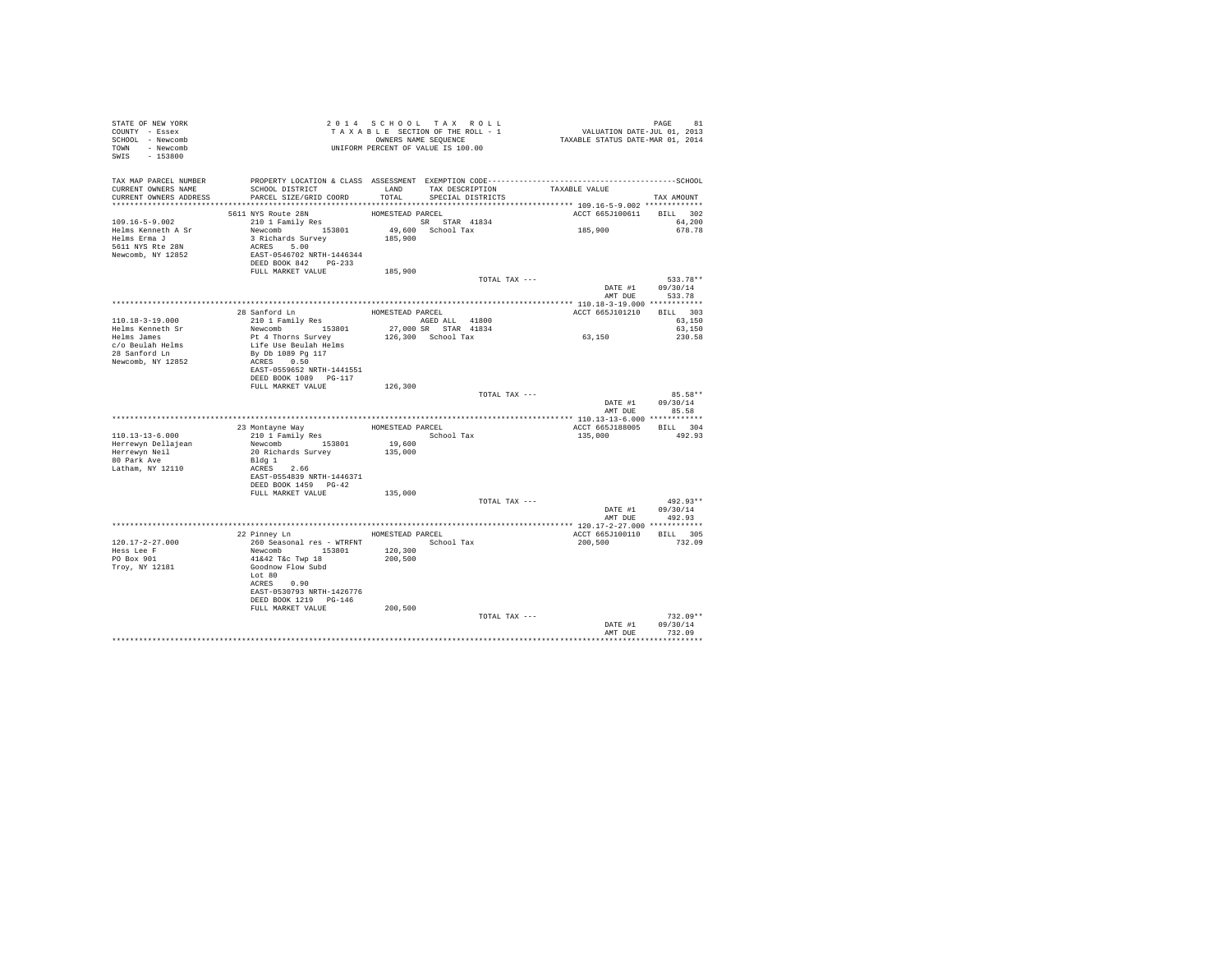STATE OF NEW YORK
COUNTY - Essex
SCHOOL - Newcomb
TOWN - Newcomb
SWIS - 153800

2 0 1 4 S C H O O L T A X R O L L
T A X A B L E SECTION OF THE ROLL - 1
OWNERS NAME SEQUENCE
UNIFORM PERCENT OF VALUE IS 100.00

VALUATION DATE-JUL 01, 2013
TAXABLE STATUS DATE-MAR 01, 2014

| TAX MAP PARCEL NUMBER / CURRENT OWNERS NAME / CURRENT OWNERS ADDRESS | PROPERTY LOCATION & CLASS / SCHOOL DISTRICT / PARCEL SIZE/GRID COORD | ASSESSMENT LAND / TOTAL | EXEMPTION CODE / TAX DESCRIPTION / SPECIAL DISTRICTS | TAXABLE VALUE | TAX AMOUNT |
|---|---|---|---|---|---|
| | 5611 NYS Route 28N | HOMESTEAD PARCEL | | ACCT 665J100611 | BILL 302 |
| 109.16-5-9.002 | 210 1 Family Res | | SR STAR 41834 | | 64,200 |
| Helms Kenneth A Sr | Newcomb 153801 | 49,600 | School Tax | 185,900 | 678.78 |
| Helms Erma J | 3 Richards Survey | 185,900 | | | |
| 5611 NYS Rte 28N | ACRES 5.00 | | | | |
| Newcomb, NY 12852 | EAST-0546702 NRTH-1446344 | | | | |
| | DEED BOOK 842 PG-233 | | | | |
| | FULL MARKET VALUE | 185,900 | | | |
| | | | TOTAL TAX --- | | 533.78** |
| | | | | DATE #1 | 09/30/14 |
| | | | | AMT DUE | 533.78 |
| | 28 Sanford Ln | HOMESTEAD PARCEL | | ACCT 665J101210 | BILL 303 |
| 110.18-3-19.000 | 210 1 Family Res | | AGED ALL 41800 | | 63,150 |
| Helms Kenneth Sr | Newcomb 153801 | 27,000 | SR STAR 41834 | | 63,150 |
| Helms James | Pt 4 Thorns Survey | 126,300 | School Tax | 63,150 | 230.58 |
| c/o Beulah Helms | Life Use Beulah Helms | | | | |
| 28 Sanford Ln | By Db 1089 Pg 117 | | | | |
| Newcomb, NY 12852 | ACRES 0.50 | | | | |
| | EAST-0559652 NRTH-1441551 | | | | |
| | DEED BOOK 1089 PG-117 | | | | |
| | FULL MARKET VALUE | 126,300 | | | |
| | | | TOTAL TAX --- | | 85.58** |
| | | | | DATE #1 | 09/30/14 |
| | | | | AMT DUE | 85.58 |
| | 23 Montayne Way | HOMESTEAD PARCEL | | ACCT 665J188005 | BILL 304 |
| 110.13-13-6.000 | 210 1 Family Res | | School Tax | 135,000 | 492.93 |
| Herrewyn Dellajean | Newcomb 153801 | 19,600 | | | |
| Herrewyn Neil | 20 Richards Survey | 135,000 | | | |
| 80 Park Ave | Bldg 1 | | | | |
| Latham, NY 12110 | ACRES 2.66 | | | | |
| | EAST-0554839 NRTH-1446371 | | | | |
| | DEED BOOK 1459 PG-42 | | | | |
| | FULL MARKET VALUE | 135,000 | | | |
| | | | TOTAL TAX --- | | 492.93** |
| | | | | DATE #1 | 09/30/14 |
| | | | | AMT DUE | 492.93 |
| | 22 Pinney Ln | HOMESTEAD PARCEL | | ACCT 665J100110 | BILL 305 |
| 120.17-2-27.000 | 260 Seasonal res - WTRFNT | | School Tax | 200,500 | 732.09 |
| Hess Lee F | Newcomb 153801 | 120,300 | | | |
| PO Box 901 | 41&42 T&c Twp 18 | 200,500 | | | |
| Troy, NY 12181 | Goodnow Flow Subd | | | | |
| | Lot 80 | | | | |
| | ACRES 0.90 | | | | |
| | EAST-0530793 NRTH-1426776 | | | | |
| | DEED BOOK 1219 PG-146 | | | | |
| | FULL MARKET VALUE | 200,500 | | | |
| | | | TOTAL TAX --- | | 732.09** |
| | | | | DATE #1 | 09/30/14 |
| | | | | AMT DUE | 732.09 |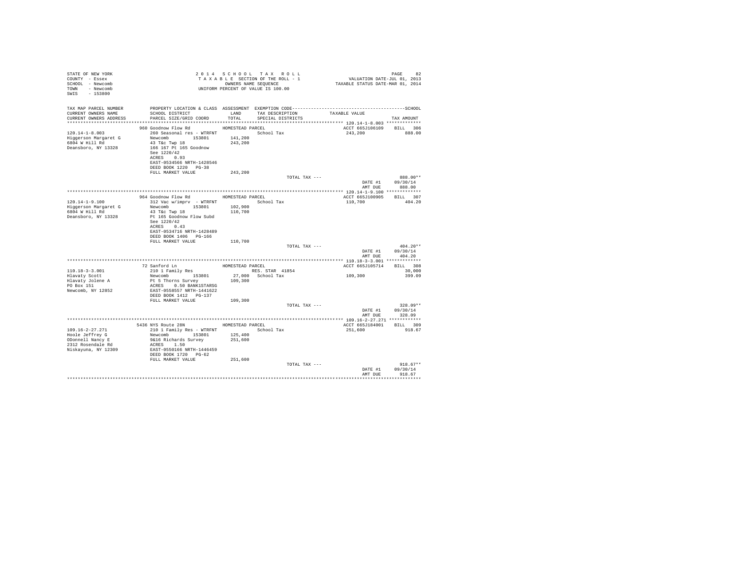STATE OF NEW YORK
COUNTY - Essex
SCHOOL - Newcomb
TOWN - Newcomb
SWIS - 153800

2014 SCHOOL TAX ROLL
TAXABLE SECTION OF THE ROLL - 1
OWNERS NAME SEQUENCE
UNIFORM PERCENT OF VALUE IS 100.00

VALUATION DATE-JUL 01, 2013
TAXABLE STATUS DATE-MAR 01, 2014

| TAX MAP PARCEL NUMBER / CURRENT OWNERS NAME / CURRENT OWNERS ADDRESS | PROPERTY LOCATION & CLASS / SCHOOL DISTRICT / PARCEL SIZE/GRID COORD | ASSESSMENT LAND / TOTAL | EXEMPTION CODE / TAX DESCRIPTION / SPECIAL DISTRICTS | TAXABLE VALUE | SCHOOL TAX AMOUNT |
|---|---|---|---|---|---|
| **120.14-1-8.003** | 960 Goodnow Flow Rd | HOMESTEAD PARCEL | | ACCT 665J106109 | BILL 306 |
| 120.14-1-8.003 | 260 Seasonal res - WTRFNT | | School Tax | 243,200 | 888.00 |
| Higgerson Margaret G | Newcomb 153801 | 141,200 | | | |
| 6804 W Hill Rd | 43 T&c Twp 18 | 243,200 | | | |
| Deansboro, NY 13328 | 166 167 Pt 165 Goodnow | | | | |
| | See 1220/42 | | | | |
| | ACRES 0.93 | | | | |
| | EAST-0534566 NRTH-1428546 | | | | |
| | DEED BOOK 1220 PG-38 | | | | |
| | FULL MARKET VALUE | 243,200 | | | |
| | | | TOTAL TAX --- | | 888.00** |
| | | | | DATE #1 | 09/30/14 |
| | | | | AMT DUE | 888.00 |
| **120.14-1-9.100** | 964 Goodnow Flow Rd | HOMESTEAD PARCEL | | ACCT 665J100905 | BILL 307 |
| 120.14-1-9.100 | 312 Vac w/imprv - WTRFNT | | School Tax | 110,700 | 404.20 |
| Higgerson Margaret G | Newcomb 153801 | 102,900 | | | |
| 6804 W Hill Rd | 43 T&c Twp 18 | 110,700 | | | |
| Deansboro, NY 13328 | Pt 165 Goodnow Flow Subd | | | | |
| | See 1220/42 | | | | |
| | ACRES 0.43 | | | | |
| | EAST-0534716 NRTH-1428489 | | | | |
| | DEED BOOK 1406 PG-166 | | | | |
| | FULL MARKET VALUE | 110,700 | | | |
| | | | TOTAL TAX --- | | 404.20** |
| | | | | DATE #1 | 09/30/14 |
| | | | | AMT DUE | 404.20 |
| **110.18-3-3.001** | 72 Sanford Ln | HOMESTEAD PARCEL | | ACCT 665J105714 | BILL 308 |
| 110.18-3-3.001 | 210 1 Family Res | | RES. STAR 41854 | | 30,000 |
| Hlavaty Scott | Newcomb 153801 | 27,000 | School Tax | 109,300 | 399.09 |
| Hlavaty Jolene A | Pt 5 Thorns Survey | 109,300 | | | |
| PO Box 151 | ACRES 0.50 BANK1STARSG | | | | |
| Newcomb, NY 12852 | EAST-0558557 NRTH-1441622 | | | | |
| | DEED BOOK 1412 PG-137 | | | | |
| | FULL MARKET VALUE | 109,300 | | | |
| | | | TOTAL TAX --- | | 328.09** |
| | | | | DATE #1 | 09/30/14 |
| | | | | AMT DUE | 328.09 |
| **109.16-2-27.271** | 5436 NYS Route 28N | HOMESTEAD PARCEL | | ACCT 665J184001 | BILL 309 |
| 109.16-2-27.271 | 210 1 Family Res - WTRFNT | | School Tax | 251,600 | 918.67 |
| Hoole Jeffrey G | Newcomb 153801 | 125,400 | | | |
| ODonnell Nancy E | 9&16 Richards Survey | 251,600 | | | |
| 2312 Rosendale Rd | ACRES 1.50 | | | | |
| Niskayuna, NY 12309 | EAST-0550166 NRTH-1446459 | | | | |
| | DEED BOOK 1720 PG-62 | | | | |
| | FULL MARKET VALUE | 251,600 | | | |
| | | | TOTAL TAX --- | | 918.67** |
| | | | | DATE #1 | 09/30/14 |
| | | | | AMT DUE | 918.67 |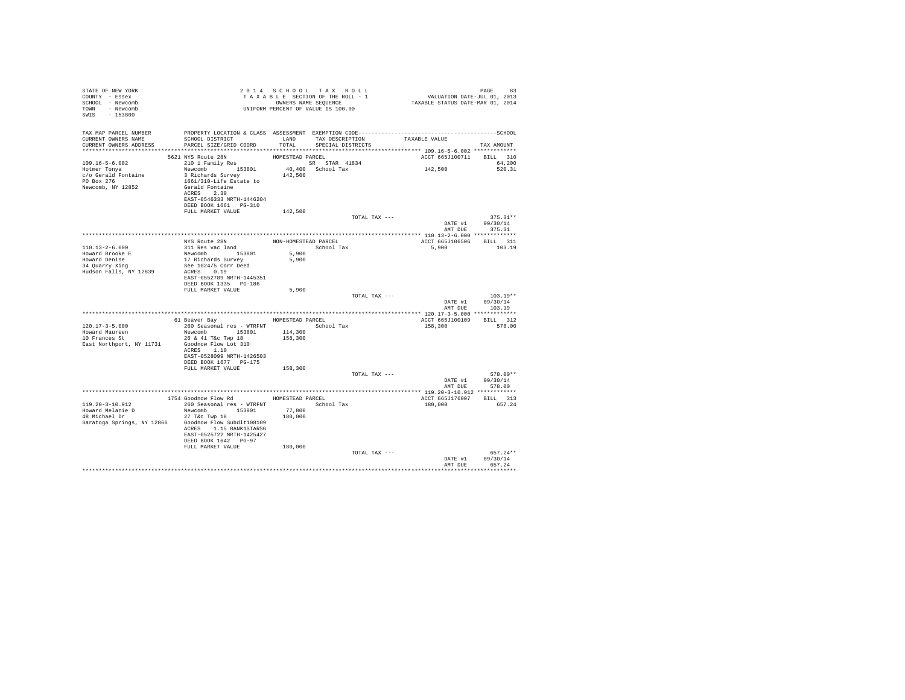STATE OF NEW YORK
COUNTY - Essex
SCHOOL - Newcomb
TOWN - Newcomb
SWIS - 153800

2 0 1 4 S C H O O L T A X R O L L
T A X A B L E SECTION OF THE ROLL - 1
OWNERS NAME SEQUENCE
UNIFORM PERCENT OF VALUE IS 100.00

VALUATION DATE-JUL 01, 2013
TAXABLE STATUS DATE-MAR 01, 2014

| TAX MAP PARCEL NUMBER / CURRENT OWNERS NAME / CURRENT OWNERS ADDRESS | PROPERTY LOCATION & CLASS / SCHOOL DISTRICT / PARCEL SIZE/GRID COORD | ASSESSMENT LAND / TOTAL | EXEMPTION CODE / TAX DESCRIPTION / SPECIAL DISTRICTS | TAXABLE VALUE | TAX AMOUNT |
|---|---|---|---|---|---|
| 109.16-5-6.002 | 5621 NYS Route 28N | HOMESTEAD PARCEL | | ACCT 665J100711 | BILL 310 |
| Hotmer Tonya | 210 1 Family Res | | SR STAR 41834 | | 64,200 |
| c/o Gerald Fontaine | Newcomb 153801 | 40,400 | School Tax | 142,500 | 520.31 |
| PO Box 276 | 3 Richards Survey | 142,500 | | | |
| Newcomb, NY 12852 | 1661/310-Life Estate to | | | | |
| | Gerald Fontaine | | | | |
| | ACRES 2.30 | | | | |
| | EAST-0546333 NRTH-1446204 | | | | |
| | DEED BOOK 1661 PG-310 | | | | |
| | FULL MARKET VALUE | 142,500 | | | |
| | | | TOTAL TAX --- | | 375.31** |
| | | | | DATE #1 | 09/30/14 |
| | | | | AMT DUE | 375.31 |
| 110.13-2-6.000 | NYS Route 28N | NON-HOMESTEAD PARCEL | | ACCT 665J106506 | BILL 311 |
| Howard Brooke E | 311 Res vac land | | School Tax | 5,900 | 103.19 |
| Howard Denise | Newcomb 153801 | 5,900 | | | |
| 34 Quarry Xing | 17 Richards Survey | 5,900 | | | |
| Hudson Falls, NY 12839 | See 1024/5 Corr Deed | | | | |
| | ACRES 0.19 | | | | |
| | EAST-0552789 NRTH-1445351 | | | | |
| | DEED BOOK 1335 PG-186 | | | | |
| | FULL MARKET VALUE | 5,900 | | | |
| | | | TOTAL TAX --- | | 103.19** |
| | | | | DATE #1 | 09/30/14 |
| | | | | AMT DUE | 103.19 |
| 120.17-3-5.000 | 61 Beaver Bay | HOMESTEAD PARCEL | | ACCT 665J100109 | BILL 312 |
| Howard Maureen | 260 Seasonal res - WTRFNT | | School Tax | 158,300 | 578.00 |
| 10 Frances St | Newcomb 153801 | 114,300 | | | |
| East Northport, NY 11731 | 26 & 41 T&c Twp 18 | 158,300 | | | |
| | Goodnow Flow Lot 310 | | | | |
| | ACRES 1.10 | | | | |
| | EAST-0528099 NRTH-1426503 | | | | |
| | DEED BOOK 1677 PG-175 | | | | |
| | FULL MARKET VALUE | 158,300 | | | |
| | | | TOTAL TAX --- | | 578.00** |
| | | | | DATE #1 | 09/30/14 |
| | | | | AMT DUE | 578.00 |
| 119.20-3-10.912 | 1754 Goodnow Flow Rd | HOMESTEAD PARCEL | | ACCT 665J176007 | BILL 313 |
| Howard Melanie D | 260 Seasonal res - WTRFNT | | School Tax | 180,000 | 657.24 |
| 48 Michael Dr | Newcomb 153801 | 77,800 | | | |
| Saratoga Springs, NY 12866 | 27 T&c Twp 18 | 180,000 | | | |
| | Goodnow Flow Subdlt108109 | | | | |
| | ACRES 1.15 BANK1STARSG | | | | |
| | EAST-0525722 NRTH-1425427 | | | | |
| | DEED BOOK 1642 PG-97 | | | | |
| | FULL MARKET VALUE | 180,000 | | | |
| | | | TOTAL TAX --- | | 657.24** |
| | | | | DATE #1 | 09/30/14 |
| | | | | AMT DUE | 657.24 |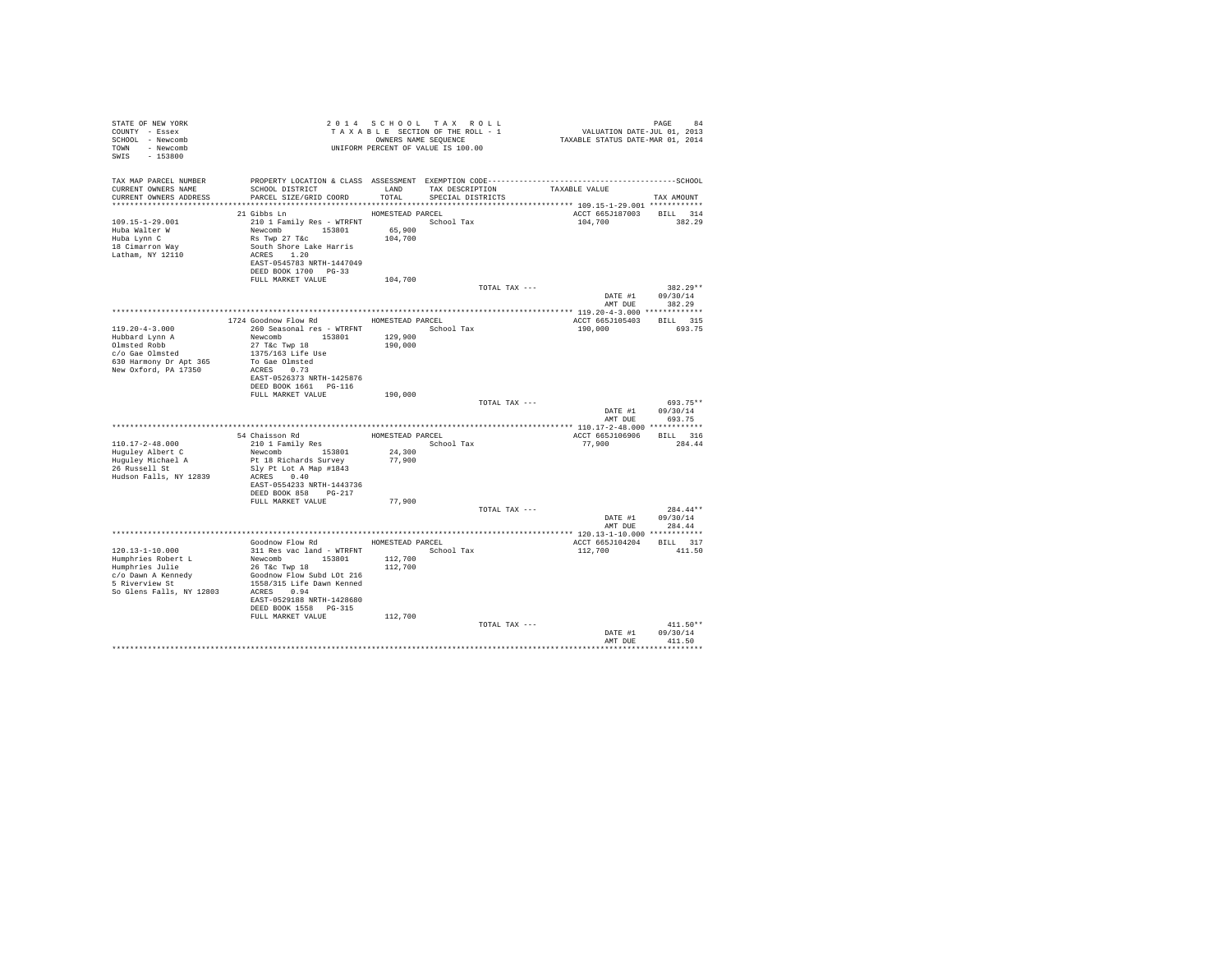STATE OF NEW YORK
COUNTY - Essex
SCHOOL - Newcomb
TOWN - Newcomb
SWIS - 153800

2014 SCHOOL TAX ROLL
TAXABLE SECTION OF THE ROLL - 1
OWNERS NAME SEQUENCE
UNIFORM PERCENT OF VALUE IS 100.00

VALUATION DATE-JUL 01, 2013
TAXABLE STATUS DATE-MAR 01, 2014

| TAX MAP PARCEL NUMBER / CURRENT OWNERS NAME / CURRENT OWNERS ADDRESS | PROPERTY LOCATION & CLASS / SCHOOL DISTRICT / PARCEL SIZE/GRID COORD | ASSESSMENT LAND / TOTAL | EXEMPTION CODE / TAX DESCRIPTION / SPECIAL DISTRICTS | TAXABLE VALUE | TAX AMOUNT |
|---|---|---|---|---|---|
| | 21 Gibbs Ln | HOMESTEAD PARCEL | | ACCT 665J187003 | BILL 314 |
| 109.15-1-29.001 | 210 1 Family Res - WTRFNT | | School Tax | 104,700 | 382.29 |
| Huba Walter W | Newcomb 153801 | 65,900 | | | |
| Huba Lynn C | Rs Twp 27 T&c | 104,700 | | | |
| 18 Cimarron Way | South Shore Lake Harris | | | | |
| Latham, NY 12110 | ACRES 1.20 | | | | |
| | EAST-0545783 NRTH-1447049 | | | | |
| | DEED BOOK 1700 PG-33 | | | | |
| | FULL MARKET VALUE | 104,700 | | | |
| | | | TOTAL TAX --- | | 382.29** |
| | | | | DATE #1 | 09/30/14 |
| | | | | AMT DUE | 382.29 |
| | 1724 Goodnow Flow Rd | HOMESTEAD PARCEL | | ACCT 665J105403 | BILL 315 |
| 119.20-4-3.000 | 260 Seasonal res - WTRFNT | | School Tax | 190,000 | 693.75 |
| Hubbard Lynn A | Newcomb 153801 | 129,900 | | | |
| Olmsted Robb | 27 T&c Twp 18 | 190,000 | | | |
| c/o Gae Olmsted | 1375/163 Life Use | | | | |
| 630 Harmony Dr Apt 365 | To Gae Olmsted | | | | |
| New Oxford, PA 17350 | ACRES 0.73 | | | | |
| | EAST-0526373 NRTH-1425876 | | | | |
| | DEED BOOK 1661 PG-116 | | | | |
| | FULL MARKET VALUE | 190,000 | | | |
| | | | TOTAL TAX --- | | 693.75** |
| | | | | DATE #1 | 09/30/14 |
| | | | | AMT DUE | 693.75 |
| | 54 Chaisson Rd | HOMESTEAD PARCEL | | ACCT 665J106906 | BILL 316 |
| 110.17-2-48.000 | 210 1 Family Res | | School Tax | 77,900 | 284.44 |
| Huguley Albert C | Newcomb 153801 | 24,300 | | | |
| Huguley Michael A | Pt 18 Richards Survey | 77,900 | | | |
| 26 Russell St | Sly Pt Lot A Map #1843 | | | | |
| Hudson Falls, NY 12839 | ACRES 0.40 | | | | |
| | EAST-0554233 NRTH-1443736 | | | | |
| | DEED BOOK 858 PG-217 | | | | |
| | FULL MARKET VALUE | 77,900 | | | |
| | | | TOTAL TAX --- | | 284.44** |
| | | | | DATE #1 | 09/30/14 |
| | | | | AMT DUE | 284.44 |
| | Goodnow Flow Rd | HOMESTEAD PARCEL | | ACCT 665J104204 | BILL 317 |
| 120.13-1-10.000 | 311 Res vac land - WTRFNT | | School Tax | 112,700 | 411.50 |
| Humphries Robert L | Newcomb 153801 | 112,700 | | | |
| Humphries Julie | 26 T&c Twp 18 | 112,700 | | | |
| c/o Dawn A Kennedy | Goodnow Flow Subd LOt 216 | | | | |
| 5 Riverview St | 1558/315 Life Dawn Kenned | | | | |
| So Glens Falls, NY 12803 | ACRES 0.94 | | | | |
| | EAST-0529188 NRTH-1428680 | | | | |
| | DEED BOOK 1558 PG-315 | | | | |
| | FULL MARKET VALUE | 112,700 | | | |
| | | | TOTAL TAX --- | | 411.50** |
| | | | | DATE #1 | 09/30/14 |
| | | | | AMT DUE | 411.50 |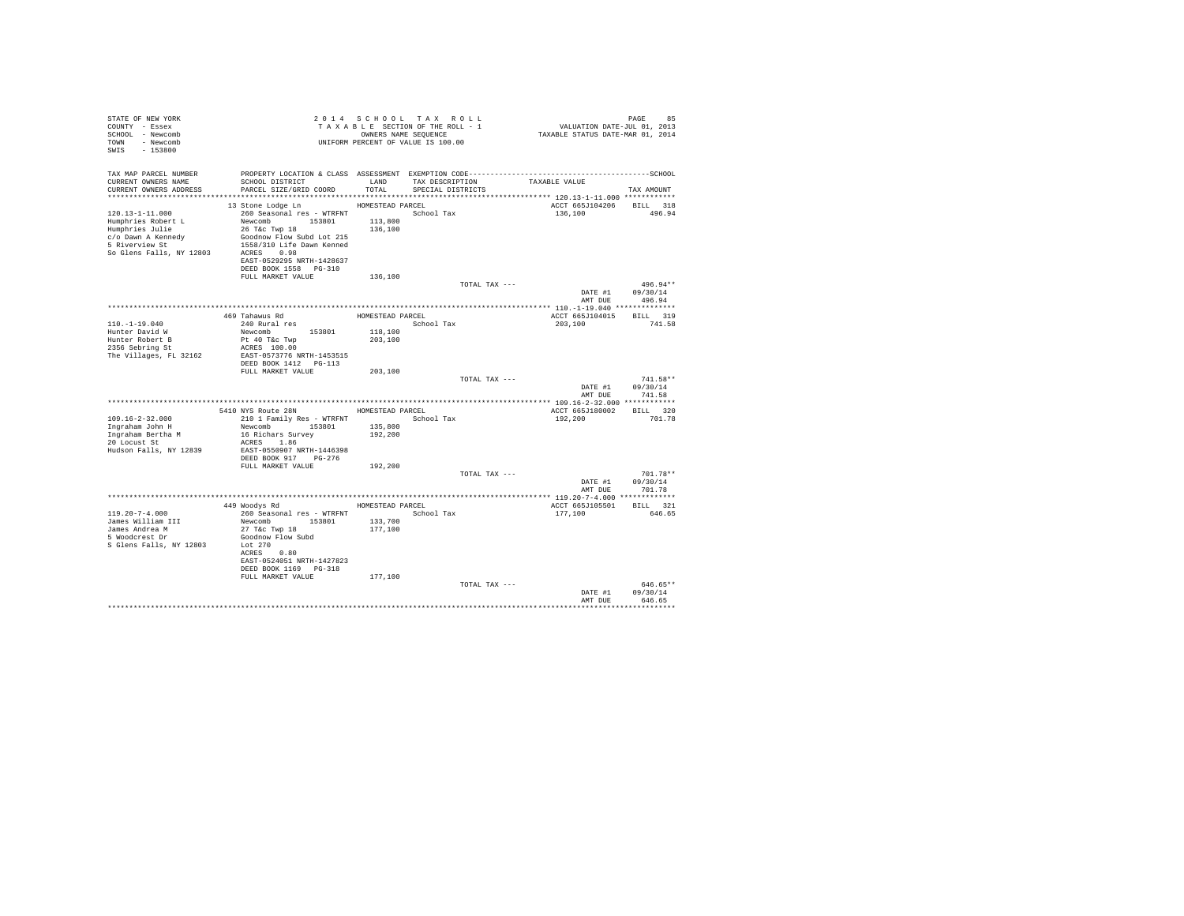STATE OF NEW YORK
COUNTY - Essex
SCHOOL - Newcomb
TOWN - Newcomb
SWIS - 153800

2014 SCHOOL TAX ROLL
TAXABLE SECTION OF THE ROLL - 1
OWNERS NAME SEQUENCE
UNIFORM PERCENT OF VALUE IS 100.00

VALUATION DATE-JUL 01, 2013
TAXABLE STATUS DATE-MAR 01, 2014

| TAX MAP PARCEL NUMBER / CURRENT OWNERS NAME / CURRENT OWNERS ADDRESS | PROPERTY LOCATION & CLASS / SCHOOL DISTRICT / PARCEL SIZE/GRID COORD | ASSESSMENT LAND / TOTAL | EXEMPTION CODE / TAX DESCRIPTION / SPECIAL DISTRICTS | TAXABLE VALUE | TAX AMOUNT |
|---|---|---|---|---|---|
| 120.13-1-11.000 | 13 Stone Lodge Ln | HOMESTEAD PARCEL | | ACCT 665J104206 | BILL 318 |
| Humphries Robert L | 260 Seasonal res - WTRFNT | | School Tax | 136,100 | 496.94 |
| Humphries Julie | Newcomb 153801 | 113,800 | | | |
| c/o Dawn A Kennedy | 26 T&c Twp 18 | 136,100 | | | |
| 5 Riverview St | Goodnow Flow Subd Lot 215 | | | | |
| So Glens Falls, NY 12803 | 1558/310 Life Dawn Kenned | | | | |
| | ACRES 0.98 | | | | |
| | EAST-0529295 NRTH-1428637 | | | | |
| | DEED BOOK 1558 PG-310 | | | | |
| | FULL MARKET VALUE | 136,100 | | | |
| | | | TOTAL TAX --- | | 496.94** |
| | | | | DATE #1 | 09/30/14 |
| | | | | AMT DUE | 496.94 |
| 110.-1-19.040 | 469 Tahawus Rd | HOMESTEAD PARCEL | | ACCT 665J104015 | BILL 319 |
| Hunter David W | 240 Rural res | | School Tax | 203,100 | 741.58 |
| Hunter Robert B | Newcomb 153801 | 118,100 | | | |
| 2356 Sebring St | Pt 40 T&c Twp | 203,100 | | | |
| The Villages, FL 32162 | ACRES 100.00 | | | | |
| | EAST-0573776 NRTH-1453515 | | | | |
| | DEED BOOK 1412 PG-113 | | | | |
| | FULL MARKET VALUE | 203,100 | | | |
| | | | TOTAL TAX --- | | 741.58** |
| | | | | DATE #1 | 09/30/14 |
| | | | | AMT DUE | 741.58 |
| 109.16-2-32.000 | 5410 NYS Route 28N | HOMESTEAD PARCEL | | ACCT 665J180002 | BILL 320 |
| Ingraham John H | 210 1 Family Res - WTRFNT | | School Tax | 192,200 | 701.78 |
| Ingraham Bertha M | Newcomb 153801 | 135,800 | | | |
| 20 Locust St | 16 Richars Survey | 192,200 | | | |
| Hudson Falls, NY 12839 | ACRES 1.86 | | | | |
| | EAST-0550907 NRTH-1446398 | | | | |
| | DEED BOOK 917 PG-276 | | | | |
| | FULL MARKET VALUE | 192,200 | | | |
| | | | TOTAL TAX --- | | 701.78** |
| | | | | DATE #1 | 09/30/14 |
| | | | | AMT DUE | 701.78 |
| 119.20-7-4.000 | 449 Woodys Rd | HOMESTEAD PARCEL | | ACCT 665J105501 | BILL 321 |
| James William III | 260 Seasonal res - WTRFNT | | School Tax | 177,100 | 646.65 |
| James Andrea M | Newcomb 153801 | 133,700 | | | |
| 5 Woodcrest Dr | 27 T&c Twp 18 | 177,100 | | | |
| S Glens Falls, NY 12803 | Goodnow Flow Subd | | | | |
| | Lot 270 | | | | |
| | ACRES 0.80 | | | | |
| | EAST-0524051 NRTH-1427823 | | | | |
| | DEED BOOK 1169 PG-318 | | | | |
| | FULL MARKET VALUE | 177,100 | | | |
| | | | TOTAL TAX --- | | 646.65** |
| | | | | DATE #1 | 09/30/14 |
| | | | | AMT DUE | 646.65 |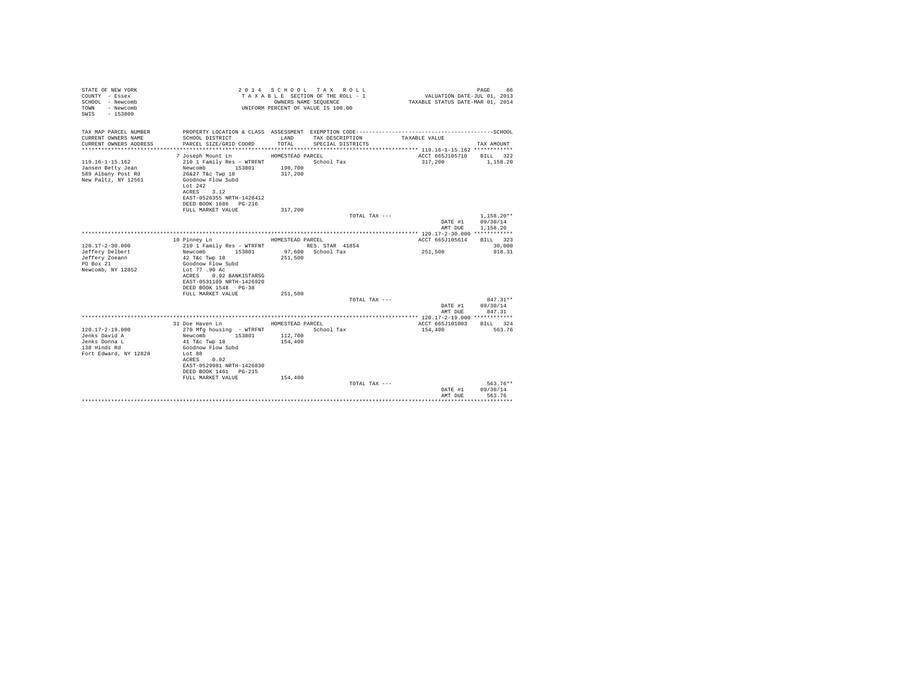STATE OF NEW YORK
COUNTY - Essex
SCHOOL - Newcomb
TOWN - Newcomb
SWIS - 153800

2014 SCHOOL TAX ROLL
TAXABLE SECTION OF THE ROLL - 1
OWNERS NAME SEQUENCE
UNIFORM PERCENT OF VALUE IS 100.00

VALUATION DATE-JUL 01, 2013
TAXABLE STATUS DATE-MAR 01, 2014

| TAX MAP PARCEL NUMBER / CURRENT OWNERS NAME / CURRENT OWNERS ADDRESS | PROPERTY LOCATION & CLASS / SCHOOL DISTRICT / PARCEL SIZE/GRID COORD | ASSESSMENT LAND / TOTAL | EXEMPTION CODE / TAX DESCRIPTION / SPECIAL DISTRICTS | TAXABLE VALUE | TAX AMOUNT |
|---|---|---|---|---|---|
| 119.16-1-15.162 | 7 Joseph Mount Ln | HOMESTEAD PARCEL | | ACCT 665J105710 | BILL 322 |
| Jansen Betty Jean | 210 1 Family Res - WTRFNT | | School Tax | 317,200 | 1,158.20 |
| 589 Albany Post Rd | Newcomb 153801 | 198,700 | | | |
| New Paltz, NY 12561 | 26&27 T&c Twp 18 | 317,200 | | | |
| | Goodnow Flow Subd | | | | |
| | Lot 242 | | | | |
| | ACRES 3.12 | | | | |
| | EAST-0526355 NRTH-1428412 | | | | |
| | DEED BOOK 1686 PG-216 | | | | |
| | FULL MARKET VALUE | 317,200 | | | |
| | | | TOTAL TAX --- | | 1,158.20** |
| | | | | DATE #1 | 09/30/14 |
| | | | | AMT DUE | 1,158.20 |
| 120.17-2-30.000 | 10 Pinney Ln | HOMESTEAD PARCEL | | ACCT 665J105614 | BILL 323 |
| Jeffery Delbert | 210 1 Family Res - WTRFNT | | RES. STAR 41854 | | 30,000 |
| Jeffery Zoeann | Newcomb 153801 | 97,600 | School Tax | 251,500 | 918.31 |
| PO Box 21 | 42 T&c Twp 18 | 251,500 | | | |
| Newcomb, NY 12852 | Goodnow Flow Subd | | | | |
| | Lot 77 .90 Ac | | | | |
| | ACRES 0.92 BANK1STARSG | | | | |
| | EAST-0531109 NRTH-1426920 | | | | |
| | DEED BOOK 1548 PG-38 | | | | |
| | FULL MARKET VALUE | 251,500 | | | |
| | | | TOTAL TAX --- | | 847.31** |
| | | | | DATE #1 | 09/30/14 |
| | | | | AMT DUE | 847.31 |
| 120.17-2-19.000 | 31 Doe Haven Ln | HOMESTEAD PARCEL | | ACCT 665J101003 | BILL 324 |
| Jenks David A | 270 Mfg housing - WTRFNT | | School Tax | 154,400 | 563.76 |
| Jenks Donna L | Newcomb 153801 | 112,700 | | | |
| 138 Hinds Rd | 41 T&c Twp 18 | 154,400 | | | |
| Fort Edward, NY 12828 | Goodnow Flow Subd | | | | |
| | Lot 88 | | | | |
| | ACRES 0.92 | | | | |
| | EAST-0529981 NRTH-1426830 | | | | |
| | DEED BOOK 1461 PG-215 | | | | |
| | FULL MARKET VALUE | 154,400 | | | |
| | | | TOTAL TAX --- | | 563.76** |
| | | | | DATE #1 | 09/30/14 |
| | | | | AMT DUE | 563.76 |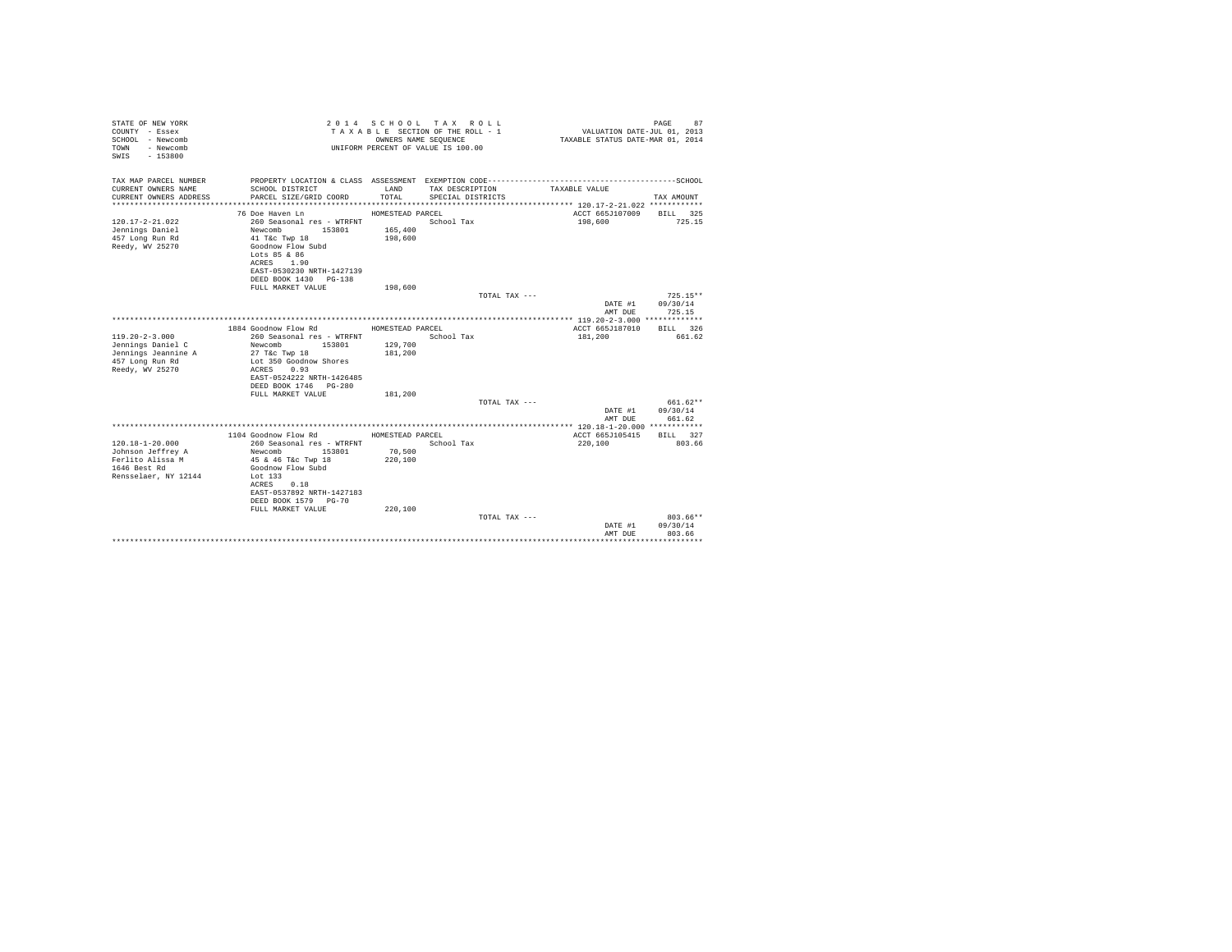STATE OF NEW YORK
COUNTY - Essex
SCHOOL - Newcomb
TOWN - Newcomb
SWIS - 153800

2 0 1 4 S C H O O L T A X R O L L
T A X A B L E SECTION OF THE ROLL - 1
OWNERS NAME SEQUENCE
UNIFORM PERCENT OF VALUE IS 100.00

VALUATION DATE-JUL 01, 2013
TAXABLE STATUS DATE-MAR 01, 2014

| TAX MAP PARCEL NUMBER / CURRENT OWNERS NAME / CURRENT OWNERS ADDRESS | PROPERTY LOCATION & CLASS / SCHOOL DISTRICT / PARCEL SIZE/GRID COORD | ASSESSMENT LAND / TOTAL | EXEMPTION CODE / TAX DESCRIPTION / SPECIAL DISTRICTS | TAXABLE VALUE | SCHOOL TAX AMOUNT |
|---|---|---|---|---|---|
| 120.17-2-21.022 | 76 Doe Haven Ln | HOMESTEAD PARCEL | | ACCT 665J107009 | BILL 325 |
| 120.17-2-21.022 | 260 Seasonal res - WTRFNT | | School Tax | 198,600 | 725.15 |
| Jennings Daniel | Newcomb 153801 | 165,400 | | | |
| 457 Long Run Rd | 41 T&c Twp 18 | 198,600 | | | |
| Reedy, WV 25270 | Goodnow Flow Subd | | | | |
| | Lots 85 & 86 | | | | |
| | ACRES 1.90 | | | | |
| | EAST-0530230 NRTH-1427139 | | | | |
| | DEED BOOK 1430 PG-138 | | | | |
| | FULL MARKET VALUE | 198,600 | | | |
| | | | TOTAL TAX --- | | 725.15** |
| | | | | DATE #1 | 09/30/14 |
| | | | | AMT DUE | 725.15 |
| 119.20-2-3.000 | 1884 Goodnow Flow Rd | HOMESTEAD PARCEL | | ACCT 665J187010 | BILL 326 |
| 119.20-2-3.000 | 260 Seasonal res - WTRFNT | | School Tax | 181,200 | 661.62 |
| Jennings Daniel C | Newcomb 153801 | 129,700 | | | |
| Jennings Jeannine A | 27 T&c Twp 18 | 181,200 | | | |
| 457 Long Run Rd | Lot 350 Goodnow Shores | | | | |
| Reedy, WV 25270 | ACRES 0.93 | | | | |
| | EAST-0524222 NRTH-1426485 | | | | |
| | DEED BOOK 1746 PG-280 | | | | |
| | FULL MARKET VALUE | 181,200 | | | |
| | | | TOTAL TAX --- | | 661.62** |
| | | | | DATE #1 | 09/30/14 |
| | | | | AMT DUE | 661.62 |
| 120.18-1-20.000 | 1104 Goodnow Flow Rd | HOMESTEAD PARCEL | | ACCT 665J105415 | BILL 327 |
| 120.18-1-20.000 | 260 Seasonal res - WTRFNT | | School Tax | 220,100 | 803.66 |
| Johnson Jeffrey A | Newcomb 153801 | 70,500 | | | |
| Ferlito Alissa M | 45 & 46 T&c Twp 18 | 220,100 | | | |
| 1646 Best Rd | Goodnow Flow Subd | | | | |
| Rensselaer, NY 12144 | Lot 133 | | | | |
| | ACRES 0.18 | | | | |
| | EAST-0537892 NRTH-1427183 | | | | |
| | DEED BOOK 1579 PG-70 | | | | |
| | FULL MARKET VALUE | 220,100 | | | |
| | | | TOTAL TAX --- | | 803.66** |
| | | | | DATE #1 | 09/30/14 |
| | | | | AMT DUE | 803.66 |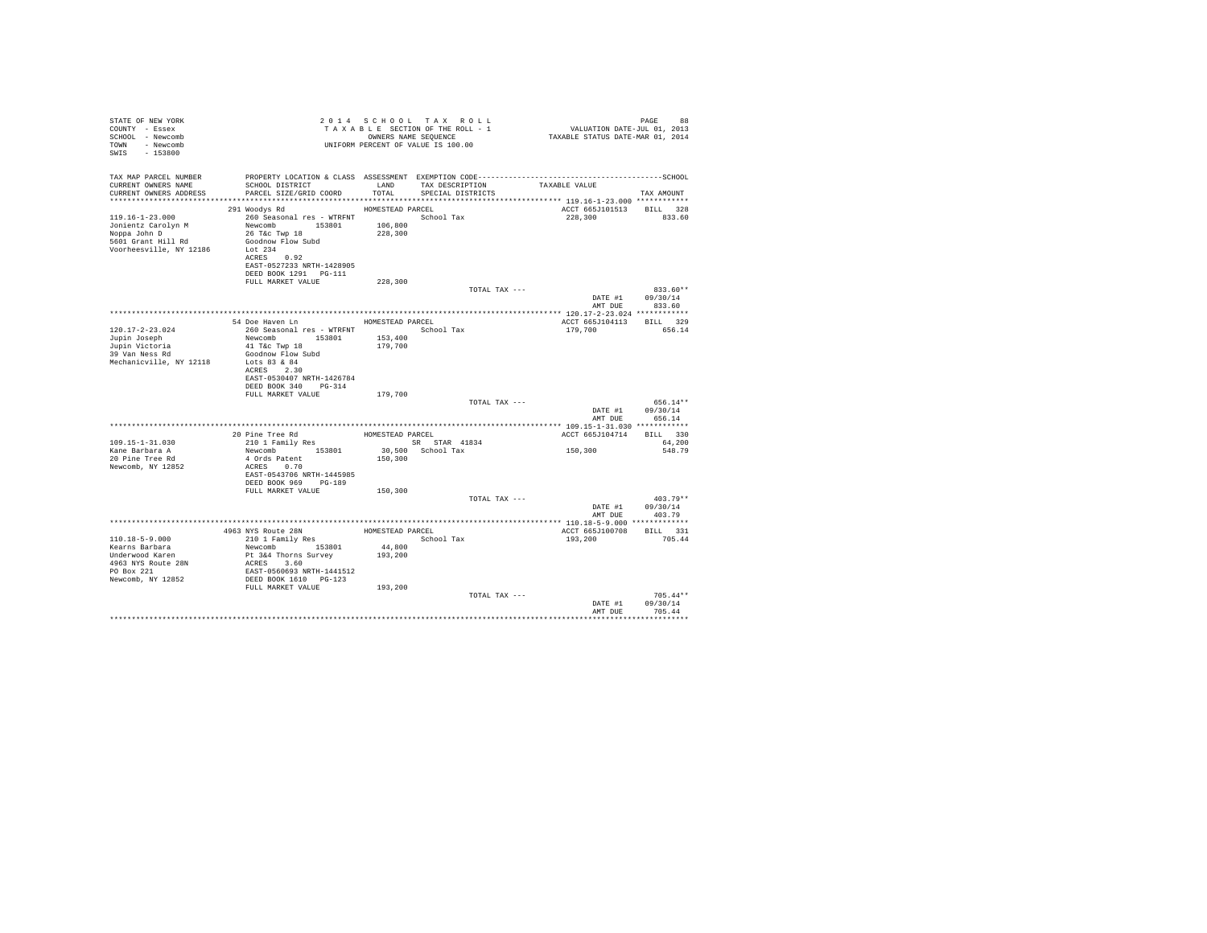STATE OF NEW YORK
COUNTY - Essex
SCHOOL - Newcomb
TOWN - Newcomb
SWIS - 153800

2 0 1 4 S C H O O L T A X R O L L
T A X A B L E SECTION OF THE ROLL - 1
OWNERS NAME SEQUENCE
UNIFORM PERCENT OF VALUE IS 100.00

VALUATION DATE-JUL 01, 2013
TAXABLE STATUS DATE-MAR 01, 2014

| TAX MAP PARCEL NUMBER / CURRENT OWNERS NAME / CURRENT OWNERS ADDRESS | PROPERTY LOCATION & CLASS / SCHOOL DISTRICT / PARCEL SIZE/GRID COORD | ASSESSMENT LAND / TOTAL | EXEMPTION CODE / TAX DESCRIPTION / SPECIAL DISTRICTS | TAXABLE VALUE | TAX AMOUNT |
|---|---|---|---|---|---|
| **119.16-1-23.000** | 291 Woodys Rd | HOMESTEAD PARCEL | | ACCT 665J101513 | BILL 328 |
| Jonientz Carolyn M | 260 Seasonal res - WTRFNT | | School Tax | 228,300 | 833.60 |
| Noppa John D | Newcomb 153801 | 106,800 | | | |
| 5601 Grant Hill Rd | 26 T&c Twp 18 | 228,300 | | | |
| Voorheesville, NY 12186 | Goodnow Flow Subd | | | | |
| | Lot 234 | | | | |
| | ACRES 0.92 | | | | |
| | EAST-0527233 NRTH-1428905 | | | | |
| | DEED BOOK 1291 PG-111 | | | | |
| | FULL MARKET VALUE | 228,300 | | | |
| | | | TOTAL TAX --- | | 833.60** |
| | | | | DATE #1 | 09/30/14 |
| | | | | AMT DUE | 833.60 |
| **120.17-2-23.024** | 54 Doe Haven Ln | HOMESTEAD PARCEL | | ACCT 665J104113 | BILL 329 |
| Jupin Joseph | 260 Seasonal res - WTRFNT | | School Tax | 179,700 | 656.14 |
| Jupin Victoria | Newcomb 153801 | 153,400 | | | |
| 39 Van Ness Rd | 41 T&c Twp 18 | 179,700 | | | |
| Mechanicville, NY 12118 | Goodnow Flow Subd | | | | |
| | Lots 83 & 84 | | | | |
| | ACRES 2.30 | | | | |
| | EAST-0530407 NRTH-1426784 | | | | |
| | DEED BOOK 340 PG-314 | | | | |
| | FULL MARKET VALUE | 179,700 | | | |
| | | | TOTAL TAX --- | | 656.14** |
| | | | | DATE #1 | 09/30/14 |
| | | | | AMT DUE | 656.14 |
| **109.15-1-31.030** | 20 Pine Tree Rd | HOMESTEAD PARCEL | | ACCT 665J104714 | BILL 330 |
| Kane Barbara A | 210 1 Family Res | | SR STAR 41834 | | 64,200 |
| 20 Pine Tree Rd | Newcomb 153801 | 30,500 | School Tax | 150,300 | 548.79 |
| Newcomb, NY 12852 | 4 Ords Patent | 150,300 | | | |
| | ACRES 0.70 | | | | |
| | EAST-0543706 NRTH-1445985 | | | | |
| | DEED BOOK 969 PG-189 | | | | |
| | FULL MARKET VALUE | 150,300 | | | |
| | | | TOTAL TAX --- | | 403.79** |
| | | | | DATE #1 | 09/30/14 |
| | | | | AMT DUE | 403.79 |
| **110.18-5-9.000** | 4963 NYS Route 28N | HOMESTEAD PARCEL | | ACCT 665J100708 | BILL 331 |
| Kearns Barbara | 210 1 Family Res | | School Tax | 193,200 | 705.44 |
| Underwood Karen | Newcomb 153801 | 44,800 | | | |
| 4963 NYS Route 28N | Pt 3&4 Thorns Survey | 193,200 | | | |
| PO Box 221 | ACRES 3.60 | | | | |
| Newcomb, NY 12852 | EAST-0560693 NRTH-1441512 | | | | |
| | DEED BOOK 1610 PG-123 | | | | |
| | FULL MARKET VALUE | 193,200 | | | |
| | | | TOTAL TAX --- | | 705.44** |
| | | | | DATE #1 | 09/30/14 |
| | | | | AMT DUE | 705.44 |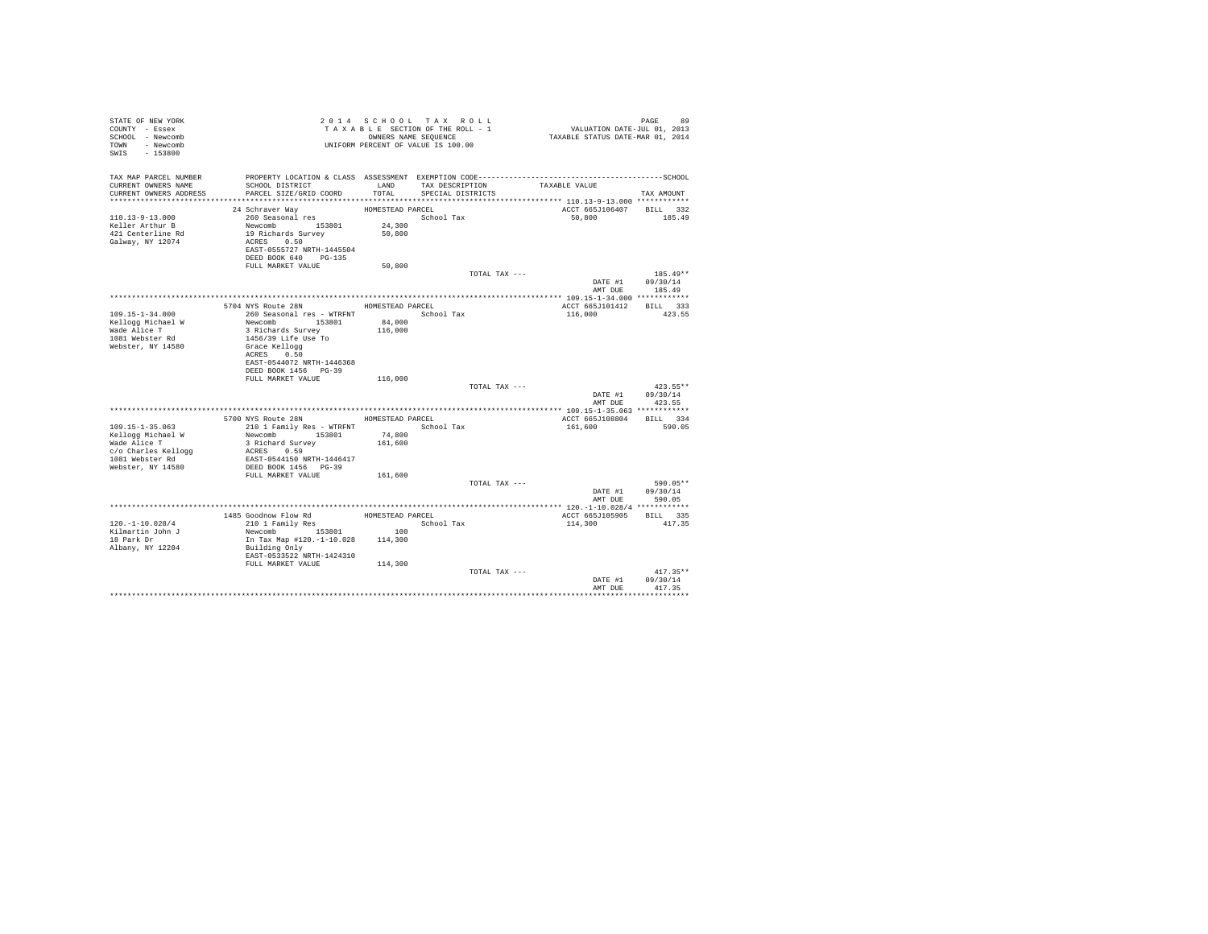STATE OF NEW YORK
COUNTY - Essex
SCHOOL - Newcomb
TOWN - Newcomb
SWIS - 153800

2 0 1 4 S C H O O L T A X R O L L
T A X A B L E SECTION OF THE ROLL - 1
OWNERS NAME SEQUENCE
UNIFORM PERCENT OF VALUE IS 100.00

VALUATION DATE-JUL 01, 2013
TAXABLE STATUS DATE-MAR 01, 2014

| TAX MAP PARCEL NUMBER / CURRENT OWNERS NAME / CURRENT OWNERS ADDRESS | PROPERTY LOCATION & CLASS / SCHOOL DISTRICT / PARCEL SIZE/GRID COORD | ASSESSMENT LAND / TOTAL | EXEMPTION CODE / TAX DESCRIPTION / SPECIAL DISTRICTS | TAXABLE VALUE | TAX AMOUNT |
|---|---|---|---|---|---|
| 110.13-9-13.000 | 24 Schraver Way | HOMESTEAD PARCEL | | ACCT 665J106407 | BILL 332 |
| Keller Arthur B | 260 Seasonal res | | School Tax | 50,800 | 185.49 |
| 421 Centerline Rd | Newcomb 153801 | 24,300 | | | |
| Galway, NY 12074 | 19 Richards Survey | 50,800 | | | |
| | ACRES 0.50 | | | | |
| | EAST-0555727 NRTH-1445504 | | | | |
| | DEED BOOK 640 PG-135 | | | | |
| | FULL MARKET VALUE | 50,800 | | | |
| | | | TOTAL TAX --- | | 185.49** |
| | | | | DATE #1 | 09/30/14 |
| | | | | AMT DUE | 185.49 |
| 109.15-1-34.000 | 5704 NYS Route 28N | HOMESTEAD PARCEL | | ACCT 665J101412 | BILL 333 |
| Kellogg Michael W | 260 Seasonal res - WTRFNT | | School Tax | 116,000 | 423.55 |
| Wade Alice T | Newcomb 153801 | 84,000 | | | |
| 1081 Webster Rd | 3 Richards Survey | 116,000 | | | |
| Webster, NY 14580 | 1456/39 Life Use To | | | | |
| | Grace Kellogg | | | | |
| | ACRES 0.50 | | | | |
| | EAST-0544072 NRTH-1446368 | | | | |
| | DEED BOOK 1456 PG-39 | | | | |
| | FULL MARKET VALUE | 116,000 | | | |
| | | | TOTAL TAX --- | | 423.55** |
| | | | | DATE #1 | 09/30/14 |
| | | | | AMT DUE | 423.55 |
| 109.15-1-35.063 | 5700 NYS Route 28N | HOMESTEAD PARCEL | | ACCT 665J108804 | BILL 334 |
| Kellogg Michael W | 210 1 Family Res - WTRFNT | | School Tax | 161,600 | 590.05 |
| Wade Alice T | Newcomb 153801 | 74,800 | | | |
| c/o Charles Kellogg | 3 Richard Survey | 161,600 | | | |
| 1081 Webster Rd | ACRES 0.59 | | | | |
| Webster, NY 14580 | EAST-0544150 NRTH-1446417 | | | | |
| | DEED BOOK 1456 PG-39 | | | | |
| | FULL MARKET VALUE | 161,600 | | | |
| | | | TOTAL TAX --- | | 590.05** |
| | | | | DATE #1 | 09/30/14 |
| | | | | AMT DUE | 590.05 |
| 120.-1-10.028/4 | 1485 Goodnow Flow Rd | HOMESTEAD PARCEL | | ACCT 665J105905 | BILL 335 |
| Kilmartin John J | 210 1 Family Res | | School Tax | 114,300 | 417.35 |
| 18 Park Dr | Newcomb 153801 | 100 | | | |
| Albany, NY 12204 | In Tax Map #120.-1-10.028 | 114,300 | | | |
| | Building Only | | | | |
| | EAST-0533522 NRTH-1424310 | | | | |
| | FULL MARKET VALUE | 114,300 | | | |
| | | | TOTAL TAX --- | | 417.35** |
| | | | | DATE #1 | 09/30/14 |
| | | | | AMT DUE | 417.35 |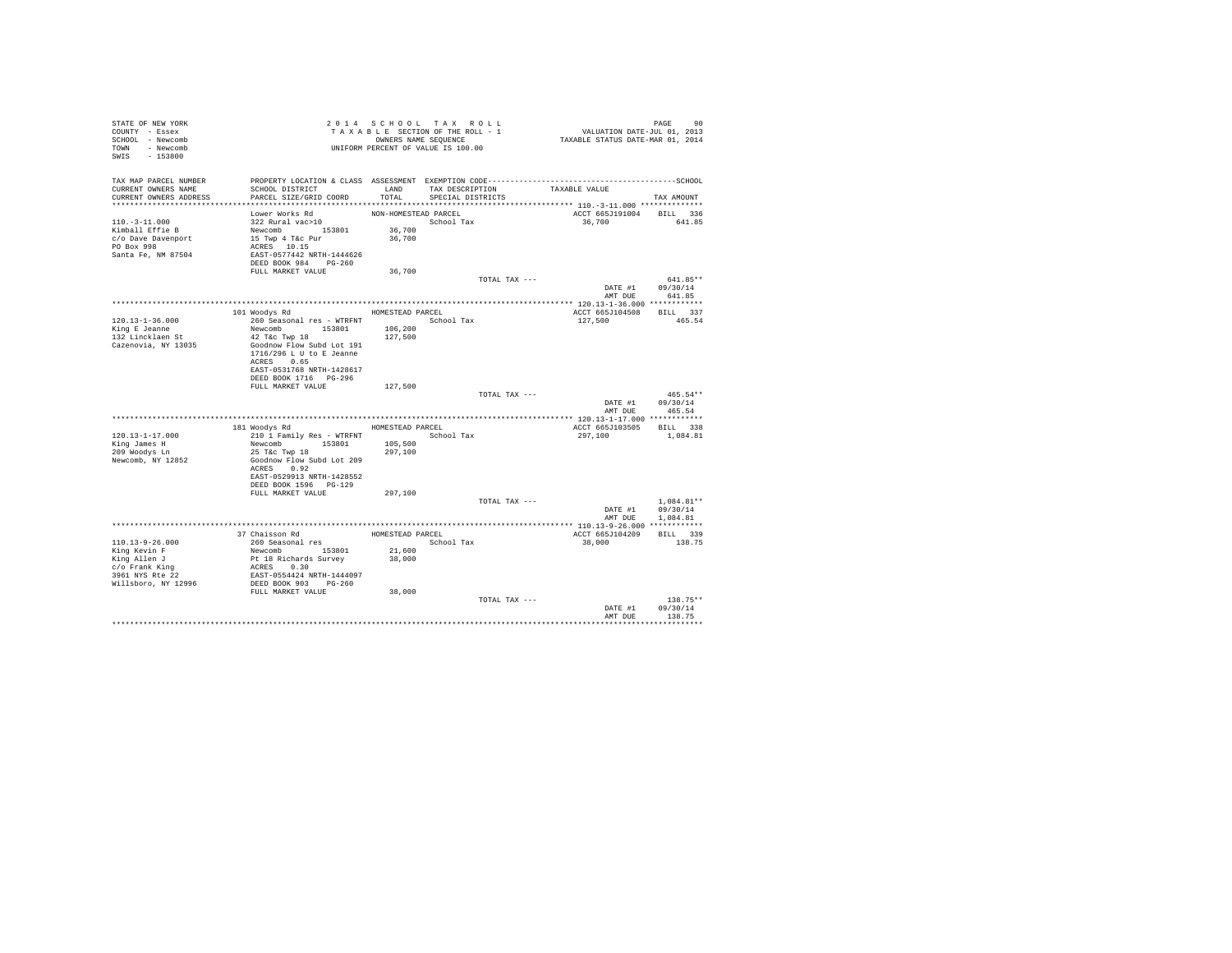STATE OF NEW YORK
COUNTY - Essex
SCHOOL - Newcomb
TOWN - Newcomb
SWIS - 153800

2 0 1 4 S C H O O L T A X R O L L
T A X A B L E SECTION OF THE ROLL - 1
OWNERS NAME SEQUENCE
UNIFORM PERCENT OF VALUE IS 100.00

VALUATION DATE-JUL 01, 2013
TAXABLE STATUS DATE-MAR 01, 2014

| TAX MAP PARCEL NUMBER / CURRENT OWNERS NAME / CURRENT OWNERS ADDRESS | PROPERTY LOCATION & CLASS / SCHOOL DISTRICT / PARCEL SIZE/GRID COORD | ASSESSMENT LAND / TOTAL | EXEMPTION CODE / TAX DESCRIPTION / SPECIAL DISTRICTS | TAXABLE VALUE | TAX AMOUNT |
|---|---|---|---|---|---|
| 110.-3-11.000 | Lower Works Rd | NON-HOMESTEAD PARCEL | | ACCT 665J191004 | BILL 336 |
| Kimball Effie B | 322 Rural vac>10 | | School Tax | 36,700 | 641.85 |
| c/o Dave Davenport | Newcomb 153801 | 36,700 | | | |
| PO Box 998 | 15 Twp 4 T&c Pur | 36,700 | | | |
| Santa Fe, NM 87504 | ACRES 10.15 | | | | |
| | EAST-0577442 NRTH-1444626 | | | | |
| | DEED BOOK 984 PG-260 | | | | |
| | FULL MARKET VALUE | 36,700 | | | |
| | | | TOTAL TAX --- | | 641.85** |
| | | | | DATE #1 | 09/30/14 |
| | | | | AMT DUE | 641.85 |
| 120.13-1-36.000 | 101 Woodys Rd | HOMESTEAD PARCEL | | ACCT 665J104508 | BILL 337 |
| King E Jeanne | 260 Seasonal res - WTRFNT | | School Tax | 127,500 | 465.54 |
| 132 Lincklaen St | Newcomb 153801 | 106,200 | | | |
| Cazenovia, NY 13035 | 42 T&c Twp 18 | 127,500 | | | |
| | Goodnow Flow Subd Lot 191 | | | | |
| | 1716/296 L U to E Jeanne | | | | |
| | ACRES 0.65 | | | | |
| | EAST-0531768 NRTH-1428617 | | | | |
| | DEED BOOK 1716 PG-296 | | | | |
| | FULL MARKET VALUE | 127,500 | | | |
| | | | TOTAL TAX --- | | 465.54** |
| | | | | DATE #1 | 09/30/14 |
| | | | | AMT DUE | 465.54 |
| 120.13-1-17.000 | 181 Woodys Rd | HOMESTEAD PARCEL | | ACCT 665J103505 | BILL 338 |
| King James H | 210 1 Family Res - WTRFNT | | School Tax | 297,100 | 1,084.81 |
| 209 Woodys Ln | Newcomb 153801 | 105,500 | | | |
| Newcomb, NY 12852 | 25 T&c Twp 18 | 297,100 | | | |
| | Goodnow Flow Subd Lot 209 | | | | |
| | ACRES 0.92 | | | | |
| | EAST-0529913 NRTH-1428552 | | | | |
| | DEED BOOK 1596 PG-129 | | | | |
| | FULL MARKET VALUE | 297,100 | | | |
| | | | TOTAL TAX --- | | 1,084.81** |
| | | | | DATE #1 | 09/30/14 |
| | | | | AMT DUE | 1,084.81 |
| 110.13-9-26.000 | 37 Chaisson Rd | HOMESTEAD PARCEL | | ACCT 665J104209 | BILL 339 |
| King Kevin F | 260 Seasonal res | | School Tax | 38,000 | 138.75 |
| King Allen J | Newcomb 153801 | 21,600 | | | |
| c/o Frank King | Pt 18 Richards Survey | 38,000 | | | |
| 3961 NYS Rte 22 | ACRES 0.30 | | | | |
| Willsboro, NY 12996 | EAST-0554424 NRTH-1444097 | | | | |
| | DEED BOOK 903 PG-260 | | | | |
| | FULL MARKET VALUE | 38,000 | | | |
| | | | TOTAL TAX --- | | 138.75** |
| | | | | DATE #1 | 09/30/14 |
| | | | | AMT DUE | 138.75 |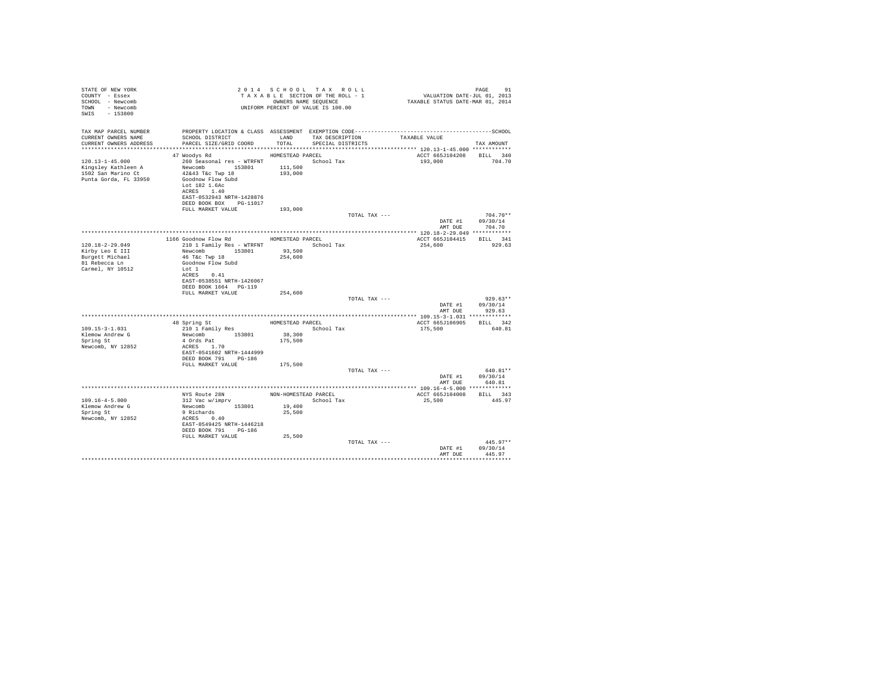STATE OF NEW YORK
COUNTY - Essex
SCHOOL - Newcomb
TOWN - Newcomb
SWIS - 153800

2014 SCHOOL TAX ROLL
TAXABLE SECTION OF THE ROLL - 1
OWNERS NAME SEQUENCE
UNIFORM PERCENT OF VALUE IS 100.00

VALUATION DATE-JUL 01, 2013
TAXABLE STATUS DATE-MAR 01, 2014

| TAX MAP PARCEL NUMBER / CURRENT OWNERS NAME / CURRENT OWNERS ADDRESS | PROPERTY LOCATION & CLASS / SCHOOL DISTRICT / PARCEL SIZE/GRID COORD | ASSESSMENT LAND / TOTAL | EXEMPTION CODE / TAX DESCRIPTION / SPECIAL DISTRICTS | TAXABLE VALUE | TAX AMOUNT |
|---|---|---|---|---|---|
| **120.13-1-45.000** | 47 Woodys Rd | HOMESTEAD PARCEL | | ACCT 665J104208 | BILL 340 |
| 120.13-1-45.000 | 260 Seasonal res - WTRFNT | | School Tax | 193,000 | 704.70 |
| Kingsley Kathleen A | Newcomb 153801 | 111,500 | | | |
| 1502 San Marino Ct | 42&43 T&c Twp 18 | 193,000 | | | |
| Punta Gorda, FL 33950 | Goodnow Flow Subd | | | | |
| | Lot 182 1.6Ac | | | | |
| | ACRES 1.40 | | | | |
| | EAST-0532943 NRTH-1428876 | | | | |
| | DEED BOOK BOX PG-11017 | | | | |
| | FULL MARKET VALUE | 193,000 | | | |
| | | | TOTAL TAX --- | | 704.70** |
| | | | | DATE #1 | 09/30/14 |
| | | | | AMT DUE | 704.70 |
| **120.18-2-29.049** | 1166 Goodnow Flow Rd | HOMESTEAD PARCEL | | ACCT 665J104415 | BILL 341 |
| 120.18-2-29.049 | 210 1 Family Res - WTRFNT | | School Tax | 254,600 | 929.63 |
| Kirby Leo E III | Newcomb 153801 | 93,500 | | | |
| Burgett Michael | 46 T&c Twp 18 | 254,600 | | | |
| 81 Rebecca Ln | Goodnow Flow Subd | | | | |
| Carmel, NY 10512 | Lot 1 | | | | |
| | ACRES 0.41 | | | | |
| | EAST-0538551 NRTH-1426067 | | | | |
| | DEED BOOK 1664 PG-119 | | | | |
| | FULL MARKET VALUE | 254,600 | | | |
| | | | TOTAL TAX --- | | 929.63** |
| | | | | DATE #1 | 09/30/14 |
| | | | | AMT DUE | 929.63 |
| **109.15-3-1.031** | 48 Spring St | HOMESTEAD PARCEL | | ACCT 665J106905 | BILL 342 |
| 109.15-3-1.031 | 210 1 Family Res | | School Tax | 175,500 | 640.81 |
| Klemow Andrew G | Newcomb 153801 | 38,300 | | | |
| Spring St | 4 Ords Pat | 175,500 | | | |
| Newcomb, NY 12852 | ACRES 1.70 | | | | |
| | EAST-0541602 NRTH-1444999 | | | | |
| | DEED BOOK 791 PG-186 | | | | |
| | FULL MARKET VALUE | 175,500 | | | |
| | | | TOTAL TAX --- | | 640.81** |
| | | | | DATE #1 | 09/30/14 |
| | | | | AMT DUE | 640.81 |
| **109.16-4-5.000** | NYS Route 28N | NON-HOMESTEAD PARCEL | | ACCT 665J104008 | BILL 343 |
| 109.16-4-5.000 | 312 Vac w/imprv | | School Tax | 25,500 | 445.97 |
| Klemow Andrew G | Newcomb 153801 | 19,400 | | | |
| Spring St | 9 Richards | 25,500 | | | |
| Newcomb, NY 12852 | ACRES 0.40 | | | | |
| | EAST-0549425 NRTH-1446218 | | | | |
| | DEED BOOK 791 PG-186 | | | | |
| | FULL MARKET VALUE | 25,500 | | | |
| | | | TOTAL TAX --- | | 445.97** |
| | | | | DATE #1 | 09/30/14 |
| | | | | AMT DUE | 445.97 |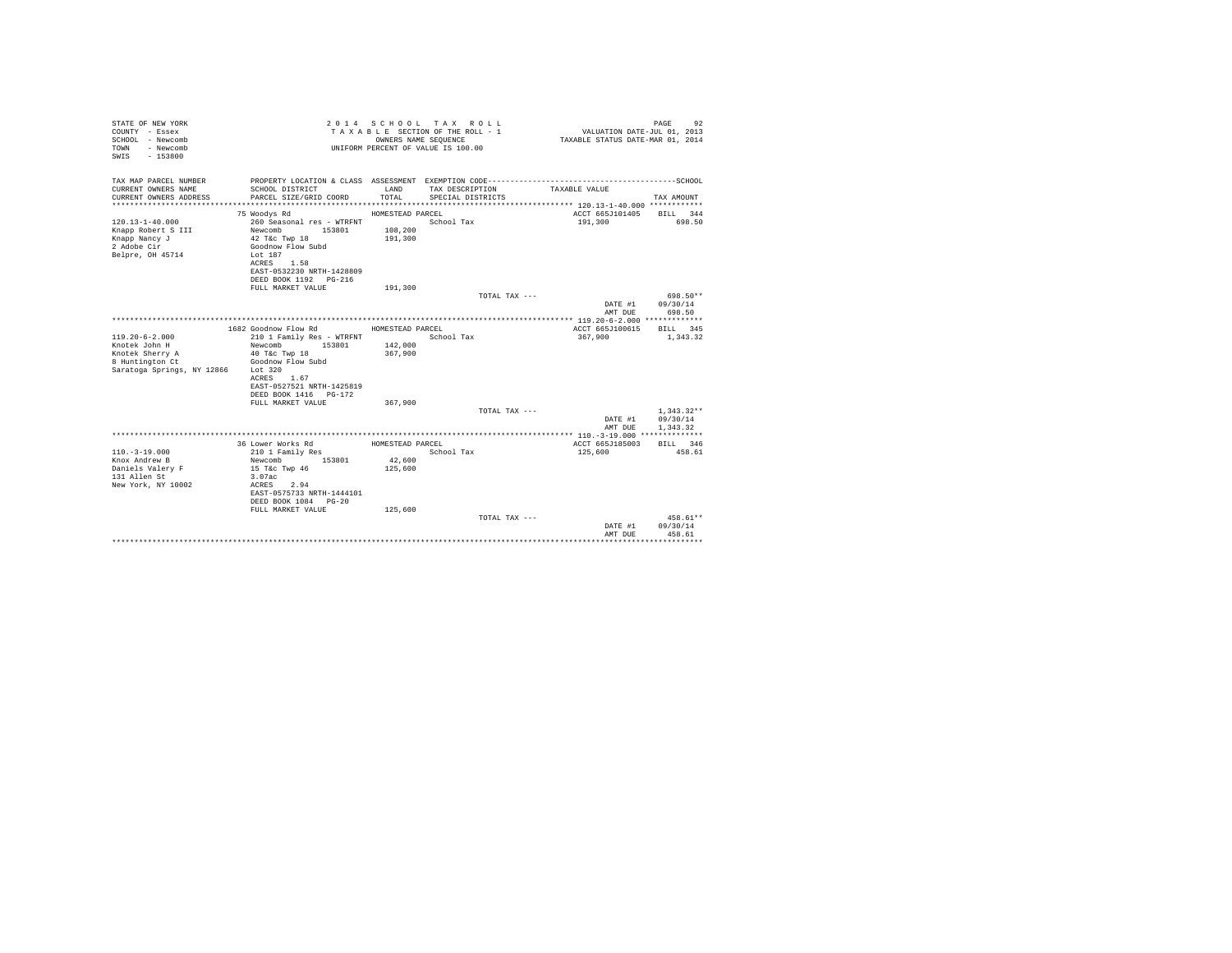STATE OF NEW YORK
COUNTY - Essex
SCHOOL - Newcomb
TOWN - Newcomb
SWIS - 153800

2014 SCHOOL TAX ROLL
TAXABLE SECTION OF THE ROLL - 1
OWNERS NAME SEQUENCE
UNIFORM PERCENT OF VALUE IS 100.00

VALUATION DATE-JUL 01, 2013
TAXABLE STATUS DATE-MAR 01, 2014

| TAX MAP PARCEL NUMBER<br>CURRENT OWNERS NAME<br>CURRENT OWNERS ADDRESS | PROPERTY LOCATION & CLASS<br>SCHOOL DISTRICT<br>PARCEL SIZE/GRID COORD | ASSESSMENT<br>LAND<br>TOTAL | EXEMPTION CODE<br>TAX DESCRIPTION<br>SPECIAL DISTRICTS | TAXABLE VALUE | SCHOOL<br>TAX AMOUNT |
|---|---|---|---|---|---|
| 120.13-1-40.000 | 75 Woodys Rd | HOMESTEAD PARCEL | | ACCT 665J101405 | BILL 344 |
| 120.13-1-40.000 | 260 Seasonal res - WTRFNT | | School Tax | 191,300 | 698.50 |
| Knapp Robert S III | Newcomb 153801 | 108,200 | | | |
| Knapp Nancy J | 42 T&c Twp 18 | 191,300 | | | |
| 2 Adobe Cir | Goodnow Flow Subd | | | | |
| Belpre, OH 45714 | Lot 187 | | | | |
| | ACRES 1.58 | | | | |
| | EAST-0532230 NRTH-1428809 | | | | |
| | DEED BOOK 1192 PG-216 | | | | |
| | FULL MARKET VALUE | 191,300 | | | |
| | | | TOTAL TAX --- | | 698.50** |
| | | | | DATE #1 | 09/30/14 |
| | | | | AMT DUE | 698.50 |
| 119.20-6-2.000 | 1682 Goodnow Flow Rd | HOMESTEAD PARCEL | | ACCT 665J100615 | BILL 345 |
| 119.20-6-2.000 | 210 1 Family Res - WTRFNT | | School Tax | 367,900 | 1,343.32 |
| Knotek John H | Newcomb 153801 | 142,000 | | | |
| Knotek Sherry A | 40 T&c Twp 18 | 367,900 | | | |
| 8 Huntington Ct | Goodnow Flow Subd | | | | |
| Saratoga Springs, NY 12866 | Lot 320 | | | | |
| | ACRES 1.67 | | | | |
| | EAST-0527521 NRTH-1425819 | | | | |
| | DEED BOOK 1416 PG-172 | | | | |
| | FULL MARKET VALUE | 367,900 | | | |
| | | | TOTAL TAX --- | | 1,343.32** |
| | | | | DATE #1 | 09/30/14 |
| | | | | AMT DUE | 1,343.32 |
| 110.-3-19.000 | 36 Lower Works Rd | HOMESTEAD PARCEL | | ACCT 665J185003 | BILL 346 |
| 110.-3-19.000 | 210 1 Family Res | | School Tax | 125,600 | 458.61 |
| Knox Andrew B | Newcomb 153801 | 42,600 | | | |
| Daniels Valery F | 15 T&c Twp 46 | 125,600 | | | |
| 131 Allen St | 3.07ac | | | | |
| New York, NY 10002 | ACRES 2.94 | | | | |
| | EAST-0575733 NRTH-1444101 | | | | |
| | DEED BOOK 1084 PG-20 | | | | |
| | FULL MARKET VALUE | 125,600 | | | |
| | | | TOTAL TAX --- | | 458.61** |
| | | | | DATE #1 | 09/30/14 |
| | | | | AMT DUE | 458.61 |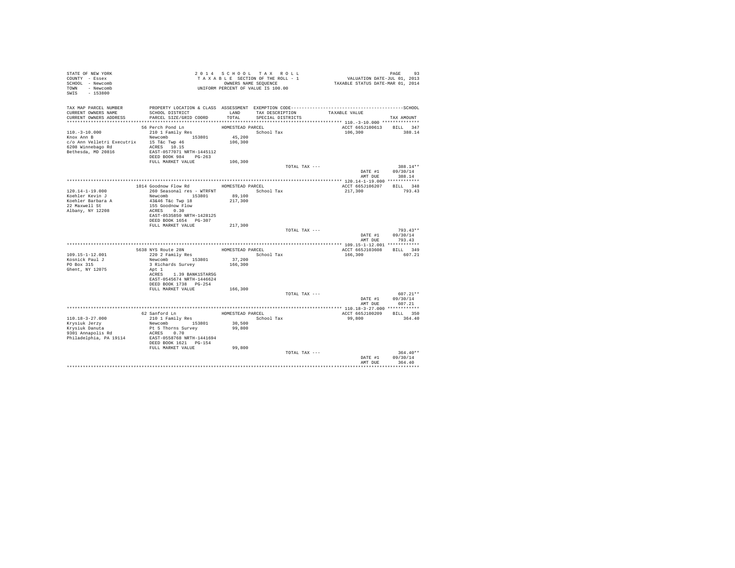STATE OF NEW YORK
COUNTY - Essex
SCHOOL - Newcomb
TOWN - Newcomb
SWIS - 153800

2014 SCHOOL TAX ROLL
TAXABLE SECTION OF THE ROLL - 1
OWNERS NAME SEQUENCE
UNIFORM PERCENT OF VALUE IS 100.00

VALUATION DATE-JUL 01, 2013
TAXABLE STATUS DATE-MAR 01, 2014

| TAX MAP PARCEL NUMBER / CURRENT OWNERS NAME / CURRENT OWNERS ADDRESS | PROPERTY LOCATION & CLASS / SCHOOL DISTRICT / PARCEL SIZE/GRID COORD | ASSESSMENT LAND / TOTAL | EXEMPTION CODE / TAX DESCRIPTION / SPECIAL DISTRICTS | TAXABLE VALUE | TAX AMOUNT |
|---|---|---|---|---|---|
| **110.-3-10.000** | 56 Perch Pond Ln | HOMESTEAD PARCEL | | ACCT 665J100613 | BILL 347 |
| 110.-3-10.000 | 210 1 Family Res | | School Tax | 106,300 | 388.14 |
| Knox Ann B | Newcomb 153801 | 45,200 | | | |
| c/o Ann Velletri Executrix | 15 T&c Twp 46 | 106,300 | | | |
| 6208 Winnebago Rd | ACRES 10.15 | | | | |
| Bethesda, MD 20816 | EAST-0577071 NRTH-1445112 | | | | |
| | DEED BOOK 984 PG-263 | | | | |
| | FULL MARKET VALUE | 106,300 | | | |
| | | | TOTAL TAX --- | | 388.14** |
| | | | | DATE #1 | 09/30/14 |
| | | | | AMT DUE | 388.14 |
| **120.14-1-19.000** | 1014 Goodnow Flow Rd | HOMESTEAD PARCEL | | ACCT 665J106207 | BILL 348 |
| 120.14-1-19.000 | 260 Seasonal res - WTRFNT | | School Tax | 217,300 | 793.43 |
| Koehler Kevin J | Newcomb 153801 | 89,100 | | | |
| Koehler Barbara A | 43&46 T&c Twp 18 | 217,300 | | | |
| 22 Maxwell St | 155 Goodnow Flow | | | | |
| Albany, NY 12208 | ACRES 0.30 | | | | |
| | EAST-0535850 NRTH-1428125 | | | | |
| | DEED BOOK 1654 PG-307 | | | | |
| | FULL MARKET VALUE | 217,300 | | | |
| | | | TOTAL TAX --- | | 793.43** |
| | | | | DATE #1 | 09/30/14 |
| | | | | AMT DUE | 793.43 |
| **109.15-1-12.001** | 5638 NYS Route 28N | HOMESTEAD PARCEL | | ACCT 665J103608 | BILL 349 |
| 109.15-1-12.001 | 220 2 Family Res | | School Tax | 166,300 | 607.21 |
| Kosnick Paul J | Newcomb 153801 | 37,200 | | | |
| PO Box 315 | 3 Richards Survey | 166,300 | | | |
| Ghent, NY 12075 | Apt 1 | | | | |
| | ACRES 1.39 BANK1STARSG | | | | |
| | EAST-0545674 NRTH-1446624 | | | | |
| | DEED BOOK 1738 PG-254 | | | | |
| | FULL MARKET VALUE | 166,300 | | | |
| | | | TOTAL TAX --- | | 607.21** |
| | | | | DATE #1 | 09/30/14 |
| | | | | AMT DUE | 607.21 |
| **110.18-3-27.000** | 62 Sanford Ln | HOMESTEAD PARCEL | | ACCT 665J100209 | BILL 350 |
| 110.18-3-27.000 | 210 1 Family Res | | School Tax | 99,800 | 364.40 |
| Krysiuk Jerzy | Newcomb 153801 | 30,500 | | | |
| Krysiuk Danuta | Pt 5 Thorns Survey | 99,800 | | | |
| 9301 Annapolis Rd | ACRES 0.70 | | | | |
| Philadelphia, PA 19114 | EAST-0558768 NRTH-1441694 | | | | |
| | DEED BOOK 1621 PG-154 | | | | |
| | FULL MARKET VALUE | 99,800 | | | |
| | | | TOTAL TAX --- | | 364.40** |
| | | | | DATE #1 | 09/30/14 |
| | | | | AMT DUE | 364.40 |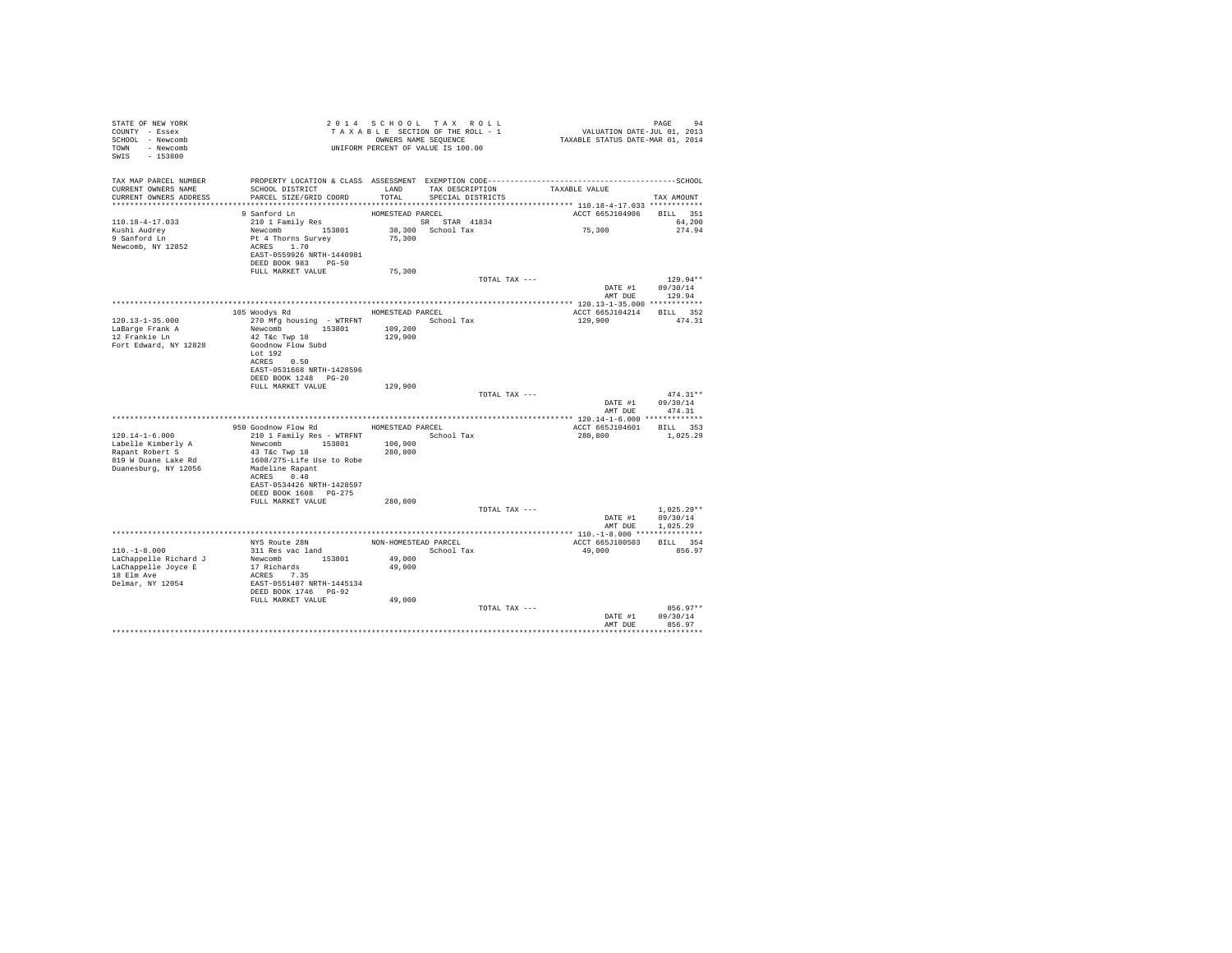STATE OF NEW YORK
COUNTY - Essex
SCHOOL - Newcomb
TOWN - Newcomb
SWIS - 153800

2014 SCHOOL TAX ROLL
TAXABLE SECTION OF THE ROLL - 1
OWNERS NAME SEQUENCE
UNIFORM PERCENT OF VALUE IS 100.00

VALUATION DATE-JUL 01, 2013
TAXABLE STATUS DATE-MAR 01, 2014

| TAX MAP PARCEL NUMBER / CURRENT OWNERS NAME / CURRENT OWNERS ADDRESS | PROPERTY LOCATION & CLASS / SCHOOL DISTRICT / PARCEL SIZE/GRID COORD | ASSESSMENT LAND / TOTAL | EXEMPTION CODE / TAX DESCRIPTION / SPECIAL DISTRICTS | TAXABLE VALUE | TAX AMOUNT |
|---|---|---|---|---|---|
| 110.18-4-17.033 | 9 Sanford Ln | HOMESTEAD PARCEL | | ACCT 665J104906 | BILL 351 |
| Kushi Audrey | 210 1 Family Res | | SR STAR 41834 | | 64,200 |
| 9 Sanford Ln | Newcomb 153801 | 38,300 | School Tax | 75,300 | 274.94 |
| Newcomb, NY 12852 | Pt 4 Thorns Survey | 75,300 | | | |
| | ACRES 1.70 | | | | |
| | EAST-0559926 NRTH-1440981 | | | | |
| | DEED BOOK 983 PG-50 | | | | |
| | FULL MARKET VALUE | 75,300 | | | |
| | | | TOTAL TAX --- | | 129.94** |
| | | | | DATE #1 | 09/30/14 |
| | | | | AMT DUE | 129.94 |
| 120.13-1-35.000 | 105 Woodys Rd | HOMESTEAD PARCEL | | ACCT 665J104214 | BILL 352 |
| LaBarge Frank A | 270 Mfg housing - WTRFNT | | School Tax | 129,900 | 474.31 |
| 12 Frankie Ln | Newcomb 153801 | 109,200 | | | |
| Fort Edward, NY 12828 | 42 T&c Twp 18 | 129,900 | | | |
| | Goodnow Flow Subd | | | | |
| | Lot 192 | | | | |
| | ACRES 0.50 | | | | |
| | EAST-0531668 NRTH-1428596 | | | | |
| | DEED BOOK 1248 PG-20 | | | | |
| | FULL MARKET VALUE | 129,900 | | | |
| | | | TOTAL TAX --- | | 474.31** |
| | | | | DATE #1 | 09/30/14 |
| | | | | AMT DUE | 474.31 |
| 120.14-1-6.000 | 950 Goodnow Flow Rd | HOMESTEAD PARCEL | | ACCT 665J104601 | BILL 353 |
| Labelle Kimberly A | 210 1 Family Res - WTRFNT | | School Tax | 280,800 | 1,025.29 |
| Rapant Robert S | Newcomb 153801 | 106,900 | | | |
| 819 W Duane Lake Rd | 43 T&c Twp 18 | 280,800 | | | |
| Duanesburg, NY 12056 | 1608/275-Life Use to Robe | | | | |
| | Madeline Rapant | | | | |
| | ACRES 0.48 | | | | |
| | EAST-0534426 NRTH-1428597 | | | | |
| | DEED BOOK 1608 PG-275 | | | | |
| | FULL MARKET VALUE | 280,800 | | | |
| | | | TOTAL TAX --- | | 1,025.29** |
| | | | | DATE #1 | 09/30/14 |
| | | | | AMT DUE | 1,025.29 |
| 110.-1-8.000 | NYS Route 28N | NON-HOMESTEAD PARCEL | | ACCT 665J100503 | BILL 354 |
| LaChappelle Richard J | 311 Res vac land | | School Tax | 49,000 | 856.97 |
| LaChappelle Joyce E | Newcomb 153801 | 49,000 | | | |
| 18 Elm Ave | 17 Richards | 49,000 | | | |
| Delmar, NY 12054 | ACRES 7.35 | | | | |
| | EAST-0551407 NRTH-1445134 | | | | |
| | DEED BOOK 1746 PG-92 | | | | |
| | FULL MARKET VALUE | 49,000 | | | |
| | | | TOTAL TAX --- | | 856.97** |
| | | | | DATE #1 | 09/30/14 |
| | | | | AMT DUE | 856.97 |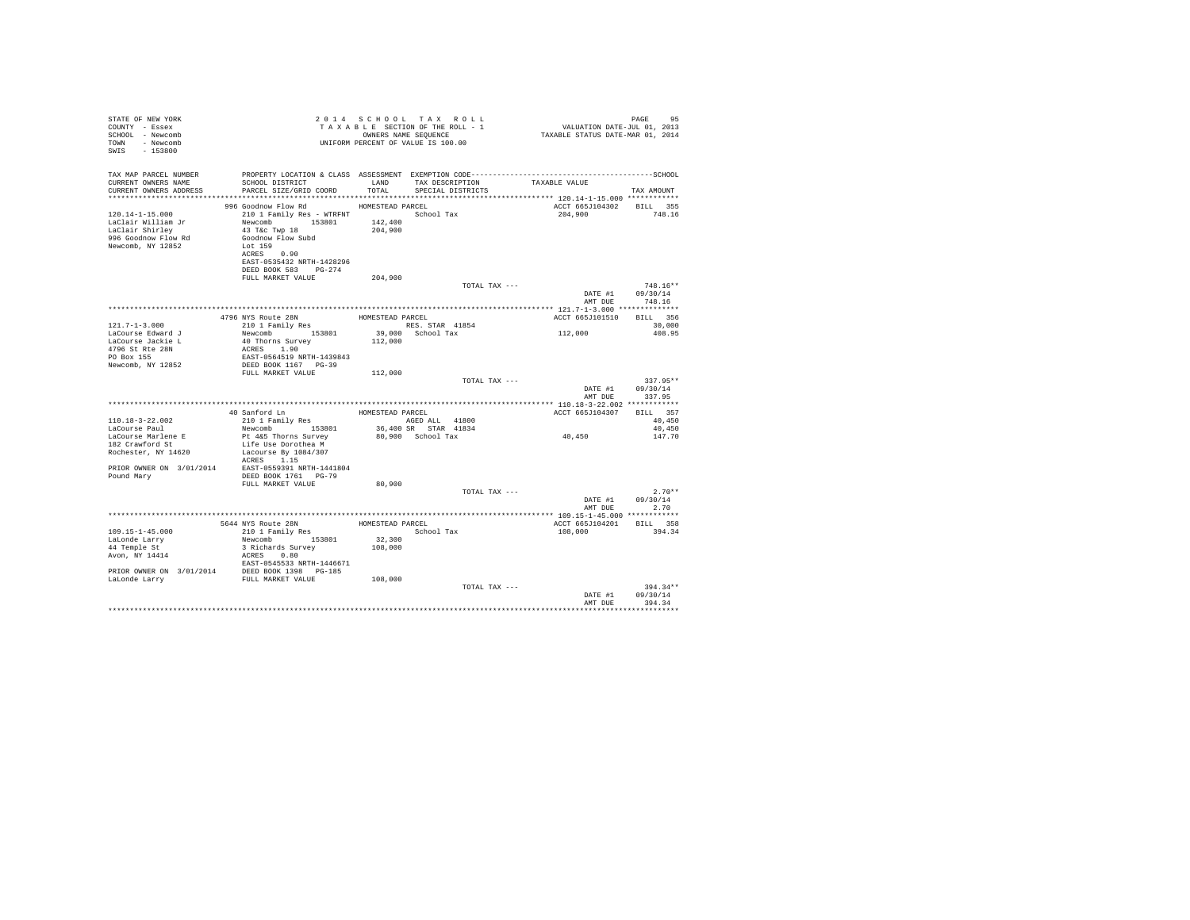STATE OF NEW YORK
COUNTY - Essex
SCHOOL - Newcomb
TOWN - Newcomb
SWIS - 153800

2 0 1 4 S C H O O L T A X R O L L
T A X A B L E SECTION OF THE ROLL - 1
OWNERS NAME SEQUENCE
UNIFORM PERCENT OF VALUE IS 100.00

VALUATION DATE-JUL 01, 2013
TAXABLE STATUS DATE-MAR 01, 2014

| TAX MAP PARCEL NUMBER / CURRENT OWNERS NAME / CURRENT OWNERS ADDRESS | PROPERTY LOCATION & CLASS / SCHOOL DISTRICT / PARCEL SIZE/GRID COORD | ASSESSMENT LAND / TOTAL | EXEMPTION CODE / TAX DESCRIPTION / SPECIAL DISTRICTS | TAXABLE VALUE | TAX AMOUNT |
|---|---|---|---|---|---|
| 120.14-1-15.000 | 996 Goodnow Flow Rd | HOMESTEAD PARCEL | | ACCT 665J104302 | BILL 355 |
| LaClair William Jr | 210 1 Family Res - WTRFNT | | School Tax | 204,900 | 748.16 |
| LaClair Shirley | Newcomb 153801 | 142,400 | | | |
| 996 Goodnow Flow Rd | 43 T&c Twp 18 | 204,900 | | | |
| Newcomb, NY 12852 | Goodnow Flow Subd | | | | |
| | Lot 159 | | | | |
| | ACRES 0.90 | | | | |
| | EAST-0535432 NRTH-1428296 | | | | |
| | DEED BOOK 583 PG-274 | | | | |
| | FULL MARKET VALUE | 204,900 | | | |
| | | | TOTAL TAX --- | | 748.16** |
| | | | | DATE #1 | 09/30/14 |
| | | | | AMT DUE | 748.16 |
| 121.7-1-3.000 | 4796 NYS Route 28N | HOMESTEAD PARCEL | | ACCT 665J101510 | BILL 356 |
| LaCourse Edward J | 210 1 Family Res | | RES. STAR 41854 | | 30,000 |
| LaCourse Jackie L | Newcomb 153801 | 39,000 | School Tax | 112,000 | 408.95 |
| 4796 St Rte 28N | 40 Thorns Survey | 112,000 | | | |
| PO Box 155 | ACRES 1.90 | | | | |
| Newcomb, NY 12852 | EAST-0564519 NRTH-1439843 | | | | |
| | DEED BOOK 1167 PG-39 | | | | |
| | FULL MARKET VALUE | 112,000 | | | |
| | | | TOTAL TAX --- | | 337.95** |
| | | | | DATE #1 | 09/30/14 |
| | | | | AMT DUE | 337.95 |
| 110.18-3-22.002 | 40 Sanford Ln | HOMESTEAD PARCEL | | ACCT 665J104307 | BILL 357 |
| LaCourse Paul | 210 1 Family Res | | AGED ALL 41800 | | 40,450 |
| LaCourse Marlene E | Newcomb 153801 | 36,400 | SR STAR 41834 | | 40,450 |
| 182 Crawford St | Pt 4&5 Thorns Survey | 80,900 | School Tax | 40,450 | 147.70 |
| Rochester, NY 14620 | Life Use Dorothea M | | | | |
| | Lacourse By 1084/307 | | | | |
| | ACRES 1.15 | | | | |
| PRIOR OWNER ON 3/01/2014 | EAST-0559391 NRTH-1441804 | | | | |
| Pound Mary | DEED BOOK 1761 PG-79 | | | | |
| | FULL MARKET VALUE | 80,900 | | | |
| | | | TOTAL TAX --- | | 2.70** |
| | | | | DATE #1 | 09/30/14 |
| | | | | AMT DUE | 2.70 |
| 109.15-1-45.000 | 5644 NYS Route 28N | HOMESTEAD PARCEL | | ACCT 665J104201 | BILL 358 |
| LaLonde Larry | 210 1 Family Res | | School Tax | 108,000 | 394.34 |
| 44 Temple St | Newcomb 153801 | 32,300 | | | |
| Avon, NY 14414 | 3 Richards Survey | 108,000 | | | |
| | ACRES 0.80 | | | | |
| | EAST-0545533 NRTH-1446671 | | | | |
| PRIOR OWNER ON 3/01/2014 | DEED BOOK 1398 PG-185 | | | | |
| LaLonde Larry | FULL MARKET VALUE | 108,000 | | | |
| | | | TOTAL TAX --- | | 394.34** |
| | | | | DATE #1 | 09/30/14 |
| | | | | AMT DUE | 394.34 |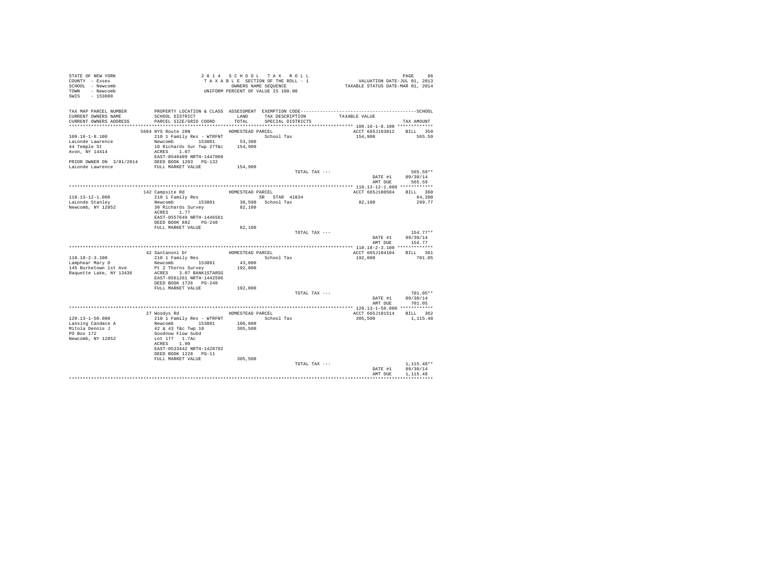STATE OF NEW YORK
COUNTY - Essex
SCHOOL - Newcomb
TOWN - Newcomb
SWIS - 153800

2014 SCHOOL TAX ROLL
TAXABLE SECTION OF THE ROLL - 1
OWNERS NAME SEQUENCE
UNIFORM PERCENT OF VALUE IS 100.00

VALUATION DATE-JUL 01, 2013
TAXABLE STATUS DATE-MAR 01, 2014

| TAX MAP PARCEL NUMBER / CURRENT OWNERS NAME / CURRENT OWNERS ADDRESS | PROPERTY LOCATION & CLASS / SCHOOL DISTRICT / PARCEL SIZE/GRID COORD | ASSESSMENT LAND / TOTAL | EXEMPTION CODE / TAX DESCRIPTION / SPECIAL DISTRICTS | TAXABLE VALUE | TAX AMOUNT |
|---|---|---|---|---|---|
| 109.16-1-8.100 | 5604 NYS Route 28N | HOMESTEAD PARCEL | | ACCT 665J103812 | BILL 359 |
| LaLonde Lawrence | 210 1 Family Res - WTRFNT | | School Tax | 154,900 | 565.59 |
| 44 Temple St | Newcomb 153801 | 53,300 | | | |
| Avon, NY 14414 | 10 Richards Sur Twp 27T&c | 154,900 | | | |
| | ACRES 1.07 | | | | |
| | EAST-0546409 NRTH-1447060 | | | | |
| PRIOR OWNER ON 3/01/2014 | DEED BOOK 1203 PG-132 | | | | |
| LaLonde Lawrence | FULL MARKET VALUE | 154,900 | | | |
| | | | TOTAL TAX --- | | 565.59** |
| | | | | DATE #1 | 09/30/14 |
| | | | | AMT DUE | 565.59 |
| 110.13-12-1.000 | 142 Campsite Rd | HOMESTEAD PARCEL | | ACCT 665J100504 | BILL 360 |
| LaLonde Stanley | 210 1 Family Res | | SR STAR 41834 | | 64,200 |
| Newcomb, NY 12852 | Newcomb 153801 | 38,500 | School Tax | 82,100 | 299.77 |
| | 30 Richards Survey | 82,100 | | | |
| | ACRES 1.77 | | | | |
| | EAST-0557649 NRTH-1446561 | | | | |
| | DEED BOOK 882 PG-248 | | | | |
| | FULL MARKET VALUE | 82,100 | | | |
| | | | TOTAL TAX --- | | 154.77** |
| | | | | DATE #1 | 09/30/14 |
| | | | | AMT DUE | 154.77 |
| 110.18-2-3.100 | 42 Santanoni Dr | HOMESTEAD PARCEL | | ACCT 665J104104 | BILL 361 |
| Lamphear Mary D | 210 1 Family Res | | School Tax | 192,000 | 701.05 |
| 145 Burketown 1st Ave | Newcomb 153801 | 43,000 | | | |
| Raquette Lake, NY 13436 | Pt 2 Thorns Survey | 192,000 | | | |
| | ACRES 3.07 BANK1STARSG | | | | |
| | EAST-0561261 NRTH-1442596 | | | | |
| | DEED BOOK 1726 PG-240 | | | | |
| | FULL MARKET VALUE | 192,000 | | | |
| | | | TOTAL TAX --- | | 701.05** |
| | | | | DATE #1 | 09/30/14 |
| | | | | AMT DUE | 701.05 |
| 120.13-1-50.000 | 27 Woodys Rd | HOMESTEAD PARCEL | | ACCT 665J101514 | BILL 362 |
| Lansing Candace A | 210 1 Family Res - WTRFNT | | School Tax | 305,500 | 1,115.48 |
| Mitola Dennis J | Newcomb 153801 | 106,800 | | | |
| PO Box 172 | 42 & 43 T&c Twp 18 | 305,500 | | | |
| Newcomb, NY 12852 | Goodnow Flow Subd | | | | |
| | Lot 177 1.7Ac | | | | |
| | ACRES 1.90 | | | | |
| | EAST-0533442 NRTH-1428792 | | | | |
| | DEED BOOK 1228 PG-11 | | | | |
| | FULL MARKET VALUE | 305,500 | | | |
| | | | TOTAL TAX --- | | 1,115.48** |
| | | | | DATE #1 | 09/30/14 |
| | | | | AMT DUE | 1,115.48 |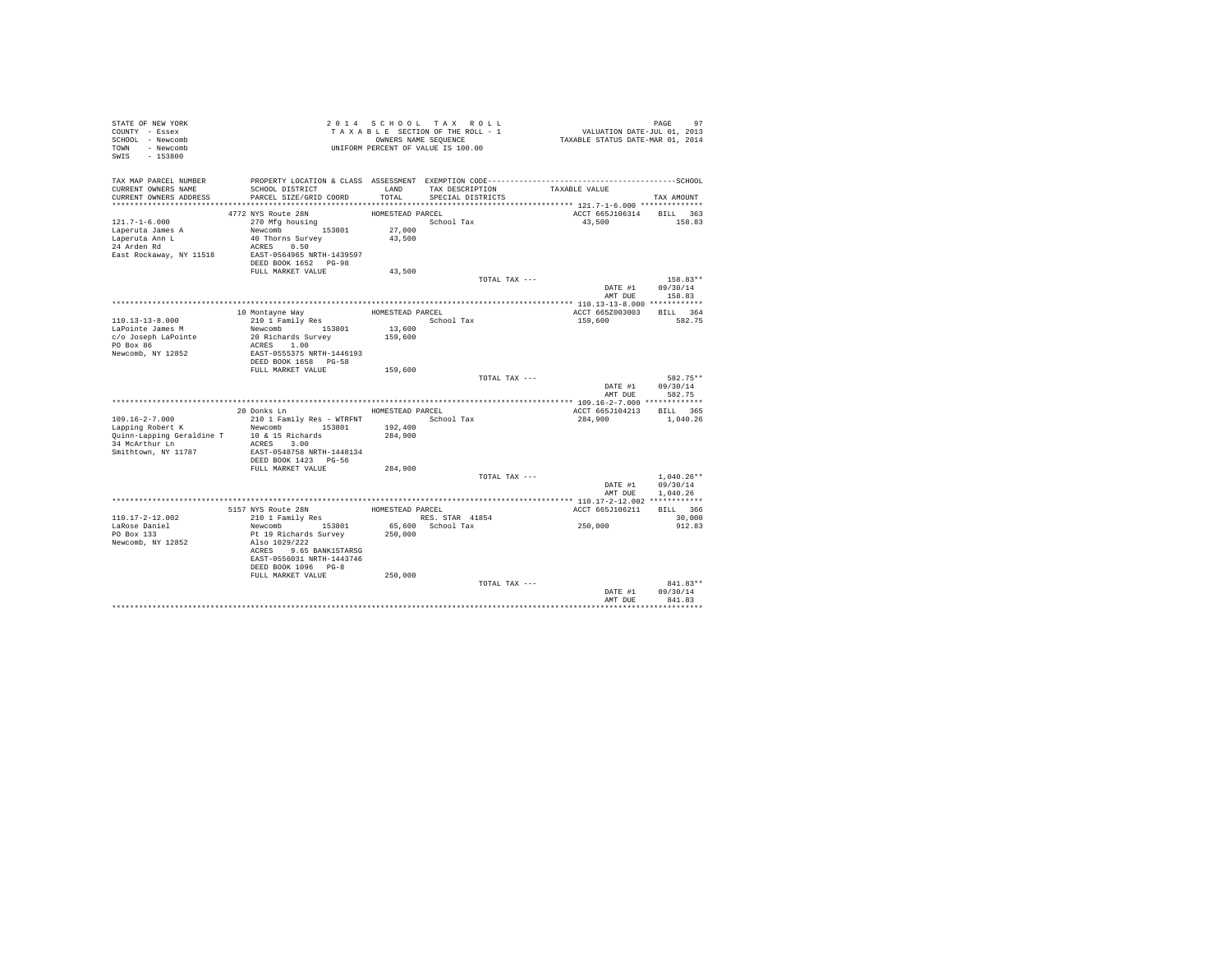STATE OF NEW YORK
COUNTY - Essex
SCHOOL - Newcomb
TOWN - Newcomb
SWIS - 153800

2 0 1 4 S C H O O L T A X R O L L
T A X A B L E SECTION OF THE ROLL - 1
OWNERS NAME SEQUENCE
UNIFORM PERCENT OF VALUE IS 100.00

VALUATION DATE-JUL 01, 2013
TAXABLE STATUS DATE-MAR 01, 2014

| TAX MAP PARCEL NUMBER / CURRENT OWNERS NAME / CURRENT OWNERS ADDRESS | PROPERTY LOCATION & CLASS / SCHOOL DISTRICT / PARCEL SIZE/GRID COORD | ASSESSMENT LAND / TOTAL | EXEMPTION CODE / TAX DESCRIPTION / SPECIAL DISTRICTS | TAXABLE VALUE | SCHOOL TAX AMOUNT |
|---|---|---|---|---|---|
| **121.7-1-6.000** | 4772 NYS Route 28N | HOMESTEAD PARCEL | | ACCT 665J106314 | BILL 363 |
| 121.7-1-6.000 | 270 Mfg housing | | School Tax | 43,500 | 158.83 |
| Laperuta James A | Newcomb 153801 | 27,000 | | | |
| Laperuta Ann L | 40 Thorns Survey | 43,500 | | | |
| 24 Arden Rd | ACRES 0.50 | | | | |
| East Rockaway, NY 11518 | EAST-0564965 NRTH-1439597 | | | | |
| | DEED BOOK 1652 PG-98 | | | | |
| | FULL MARKET VALUE | 43,500 | | | |
| | | | TOTAL TAX --- | | 158.83** |
| | | | | DATE #1 | 09/30/14 |
| | | | | AMT DUE | 158.83 |
| **110.13-13-8.000** | 10 Montayne Way | HOMESTEAD PARCEL | | ACCT 665Z003003 | BILL 364 |
| 110.13-13-8.000 | 210 1 Family Res | | School Tax | 159,600 | 582.75 |
| LaPointe James M | Newcomb 153801 | 13,600 | | | |
| c/o Joseph LaPointe | 20 Richards Survey | 159,600 | | | |
| PO Box 86 | ACRES 1.00 | | | | |
| Newcomb, NY 12852 | EAST-0555375 NRTH-1446193 | | | | |
| | DEED BOOK 1658 PG-58 | | | | |
| | FULL MARKET VALUE | 159,600 | | | |
| | | | TOTAL TAX --- | | 582.75** |
| | | | | DATE #1 | 09/30/14 |
| | | | | AMT DUE | 582.75 |
| **109.16-2-7.000** | 20 Donks Ln | HOMESTEAD PARCEL | | ACCT 665J104213 | BILL 365 |
| 109.16-2-7.000 | 210 1 Family Res - WTRFNT | | School Tax | 284,900 | 1,040.26 |
| Lapping Robert K | Newcomb 153801 | 192,400 | | | |
| Quinn-Lapping Geraldine T | 10 & 15 Richards | 284,900 | | | |
| 34 McArthur Ln | ACRES 3.00 | | | | |
| Smithtown, NY 11787 | EAST-0548758 NRTH-1448134 | | | | |
| | DEED BOOK 1423 PG-56 | | | | |
| | FULL MARKET VALUE | 284,900 | | | |
| | | | TOTAL TAX --- | | 1,040.26** |
| | | | | DATE #1 | 09/30/14 |
| | | | | AMT DUE | 1,040.26 |
| **110.17-2-12.002** | 5157 NYS Route 28N | HOMESTEAD PARCEL | | ACCT 665J106211 | BILL 366 |
| 110.17-2-12.002 | 210 1 Family Res | | RES. STAR 41854 | | 30,000 |
| LaRose Daniel | Newcomb 153801 | 65,600 | School Tax | 250,000 | 912.83 |
| PO Box 133 | Pt 19 Richards Survey | 250,000 | | | |
| Newcomb, NY 12852 | Also 1029/222 | | | | |
| | ACRES 9.65 BANK1STARSG | | | | |
| | EAST-0556031 NRTH-1443746 | | | | |
| | DEED BOOK 1096 PG-8 | | | | |
| | FULL MARKET VALUE | 250,000 | | | |
| | | | TOTAL TAX --- | | 841.83** |
| | | | | DATE #1 | 09/30/14 |
| | | | | AMT DUE | 841.83 |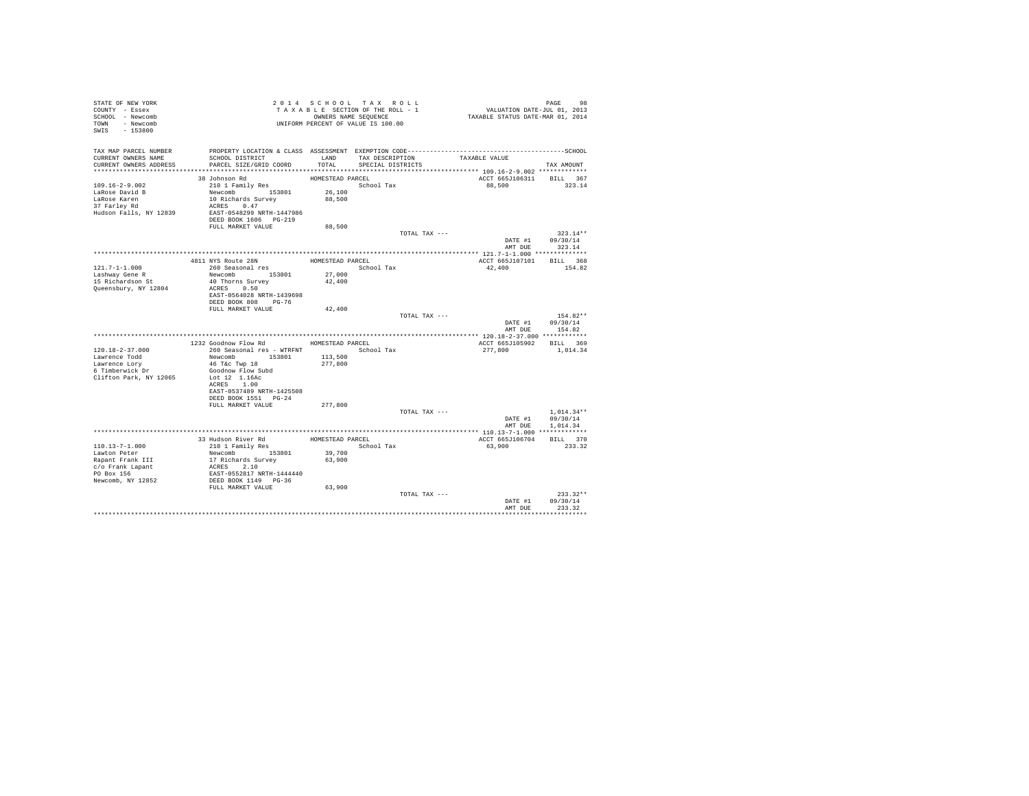STATE OF NEW YORK
COUNTY - Essex
SCHOOL - Newcomb
TOWN - Newcomb
SWIS - 153800

2 0 1 4 S C H O O L T A X R O L L
T A X A B L E SECTION OF THE ROLL - 1
OWNERS NAME SEQUENCE
UNIFORM PERCENT OF VALUE IS 100.00

VALUATION DATE-JUL 01, 2013
TAXABLE STATUS DATE-MAR 01, 2014

| TAX MAP PARCEL NUMBER / CURRENT OWNERS NAME / CURRENT OWNERS ADDRESS | PROPERTY LOCATION & CLASS / SCHOOL DISTRICT / PARCEL SIZE/GRID COORD | ASSESSMENT LAND / TOTAL | EXEMPTION CODE / TAX DESCRIPTION / SPECIAL DISTRICTS | TAXABLE VALUE | TAX AMOUNT |
|---|---|---|---|---|---|
| 109.16-2-9.002 | 38 Johnson Rd | HOMESTEAD PARCEL | | ACCT 665J106311 | BILL 367 |
| LaRose David B | 210 1 Family Res | | School Tax | 88,500 | 323.14 |
| LaRose Karen | Newcomb 153801 | 26,100 | | | |
| 37 Farley Rd | 10 Richards Survey | 88,500 | | | |
| Hudson Falls, NY 12839 | ACRES 0.47 | | | | |
| | EAST-0548299 NRTH-1447986 | | | | |
| | DEED BOOK 1606 PG-219 | | | | |
| | FULL MARKET VALUE | 88,500 | | | |
| | | | TOTAL TAX --- | | 323.14** |
| | | | | DATE #1 | 09/30/14 |
| | | | | AMT DUE | 323.14 |
| 121.7-1-1.000 | 4811 NYS Route 28N | HOMESTEAD PARCEL | | ACCT 665J107101 | BILL 368 |
| Lashway Gene R | 260 Seasonal res | | School Tax | 42,400 | 154.82 |
| 15 Richardson St | Newcomb 153801 | 27,000 | | | |
| Queensbury, NY 12804 | 40 Thorns Survey | 42,400 | | | |
| | ACRES 0.50 | | | | |
| | EAST-0564028 NRTH-1439698 | | | | |
| | DEED BOOK 808 PG-76 | | | | |
| | FULL MARKET VALUE | 42,400 | | | |
| | | | TOTAL TAX --- | | 154.82** |
| | | | | DATE #1 | 09/30/14 |
| | | | | AMT DUE | 154.82 |
| 120.18-2-37.000 | 1232 Goodnow Flow Rd | HOMESTEAD PARCEL | | ACCT 665J105902 | BILL 369 |
| Lawrence Todd | 260 Seasonal res - WTRFNT | | School Tax | 277,800 | 1,014.34 |
| Lawrence Lory | Newcomb 153801 | 113,500 | | | |
| 6 Timberwick Dr | 46 T&c Twp 18 | 277,800 | | | |
| Clifton Park, NY 12065 | Goodnow Flow Subd | | | | |
| | Lot 12 1.16Ac | | | | |
| | ACRES 1.00 | | | | |
| | EAST-0537489 NRTH-1425508 | | | | |
| | DEED BOOK 1551 PG-24 | | | | |
| | FULL MARKET VALUE | 277,800 | | | |
| | | | TOTAL TAX --- | | 1,014.34** |
| | | | | DATE #1 | 09/30/14 |
| | | | | AMT DUE | 1,014.34 |
| 110.13-7-1.000 | 33 Hudson River Rd | HOMESTEAD PARCEL | | ACCT 665J106704 | BILL 370 |
| Lawton Peter | 210 1 Family Res | | School Tax | 63,900 | 233.32 |
| Rapant Frank III | Newcomb 153801 | 39,700 | | | |
| c/o Frank Lapant | 17 Richards Survey | 63,900 | | | |
| PO Box 156 | ACRES 2.10 | | | | |
| Newcomb, NY 12852 | EAST-0552817 NRTH-1444440 | | | | |
| | DEED BOOK 1149 PG-36 | | | | |
| | FULL MARKET VALUE | 63,900 | | | |
| | | | TOTAL TAX --- | | 233.32** |
| | | | | DATE #1 | 09/30/14 |
| | | | | AMT DUE | 233.32 |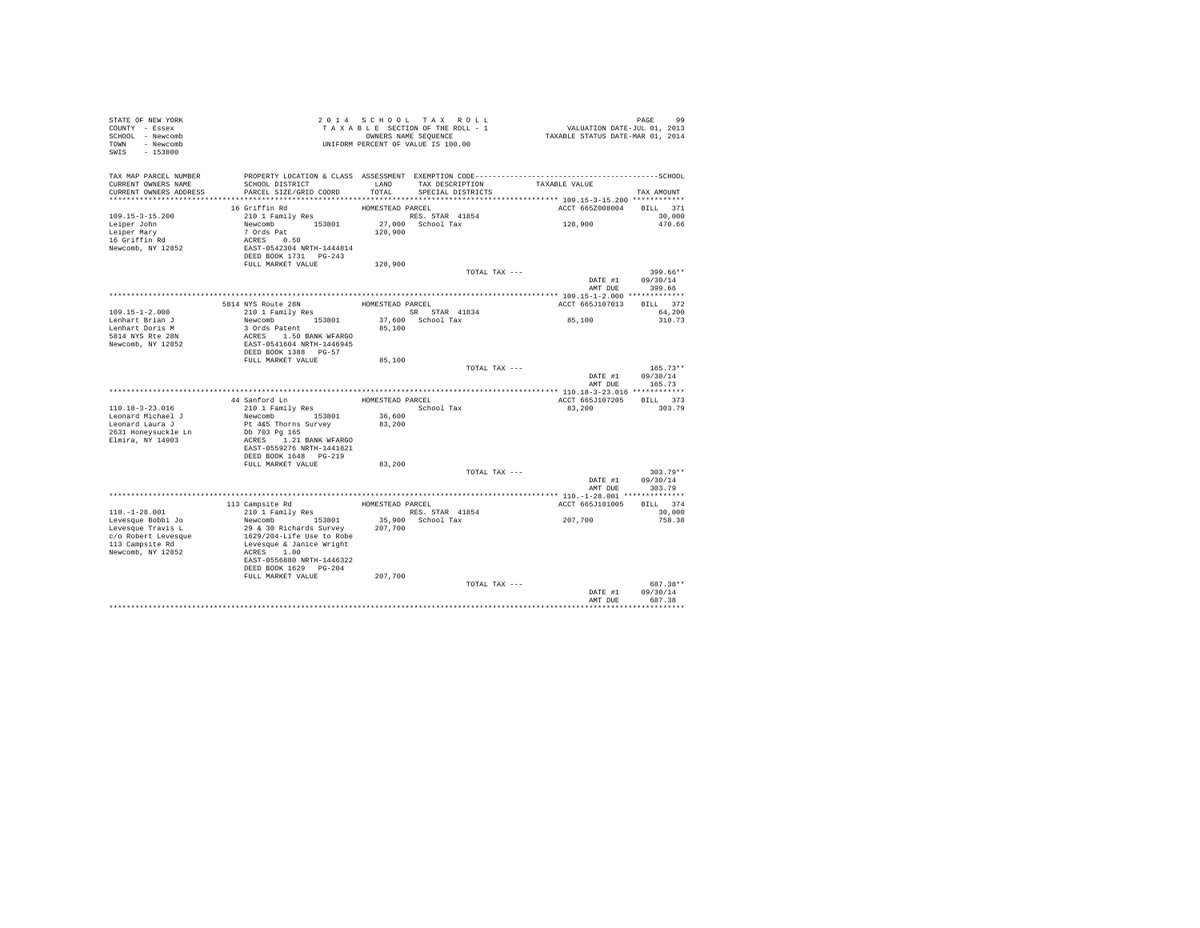```
STATE OF NEW YORK                          2 0 1 4   S C H O O L   T A X   R O L L                                   PAGE    99
COUNTY  - Essex                             T A X A B L E  SECTION OF THE ROLL - 1                  VALUATION DATE-JUL 01, 2013
SCHOOL  - Newcomb                                  OWNERS NAME SEQUENCE                          TAXABLE STATUS DATE-MAR 01, 2014
TOWN    - Newcomb                            UNIFORM PERCENT OF VALUE IS 100.00
SWIS    - 153800

TAX MAP PARCEL NUMBER          PROPERTY LOCATION & CLASS  ASSESSMENT  EXEMPTION CODE------------------------------------------------SCHOOL
CURRENT OWNERS NAME            SCHOOL DISTRICT              LAND      TAX DESCRIPTION            TAXABLE VALUE
CURRENT OWNERS ADDRESS         PARCEL SIZE/GRID COORD       TOTAL     SPECIAL DISTRICTS                                      TAX AMOUNT
******************************************************************************************************* 109.15-3-15.200 ************
                               16 Griffin Rd                HOMESTEAD PARCEL                          ACCT 665Z008004    BILL   371
109.15-3-15.200                210 1 Family Res                          RES. STAR 41854                                     30,000
Leiper John                    Newcomb        153801        27,000  School Tax                       128,900              470.66
Leiper Mary                    7 Ords Pat                  128,900
16 Griffin Rd                  ACRES    0.50
Newcomb, NY 12852              EAST-0542304 NRTH-1444814
                               DEED BOOK 1731   PG-243
                               FULL MARKET VALUE           128,900
                                                                          TOTAL TAX ---                                    399.66**
                                                                                                        DATE #1       09/30/14
                                                                                                        AMT DUE         399.66
******************************************************************************************************* 109.15-1-2.000 *************
                               5814 NYS Route 28N           HOMESTEAD PARCEL                          ACCT 665J107013    BILL   372
109.15-1-2.000                 210 1 Family Res                          SR  STAR 41834                                      64,200
Lenhart Brian J                Newcomb        153801        37,600  School Tax                        85,100              310.73
Lenhart Doris M                3 Ords Patent                85,100
5814 NYS Rte 28N               ACRES    1.50 BANK WFARGO
Newcomb, NY 12852              EAST-0541604 NRTH-1446945
                               DEED BOOK 1388   PG-57
                               FULL MARKET VALUE            85,100
                                                                          TOTAL TAX ---                                    165.73**
                                                                                                        DATE #1       09/30/14
                                                                                                        AMT DUE         165.73
******************************************************************************************************* 110.18-3-23.016 ************
                               44 Sanford Ln                HOMESTEAD PARCEL                          ACCT 665J107205    BILL   373
110.18-3-23.016                210 1 Family Res                          School Tax                       83,200              303.79
Leonard Michael J              Newcomb        153801        36,600
Leonard Laura J                Pt 4&5 Thorns Survey         83,200
2631 Honeysuckle Ln            Db 703 Pg 165
Elmira, NY 14903               ACRES    1.21 BANK WFARGO
                               EAST-0559276 NRTH-1441821
                               DEED BOOK 1648   PG-219
                               FULL MARKET VALUE            83,200
                                                                          TOTAL TAX ---                                    303.79**
                                                                                                        DATE #1       09/30/14
                                                                                                        AMT DUE         303.79
******************************************************************************************************* 110.-1-28.001 **************
                               113 Campsite Rd              HOMESTEAD PARCEL                          ACCT 665J181005    BILL   374
110.-1-28.001                  210 1 Family Res                          RES. STAR 41854                                     30,000
Levesque Bobbi Jo              Newcomb        153801        35,900  School Tax                       207,700              758.38
Levesque Travis L              29 & 30 Richards Survey     207,700
c/o Robert Levesque            1629/204-Life Use to Robe
113 Campsite Rd                Levesque & Janice Wright
Newcomb, NY 12852              ACRES    1.00
                               EAST-0556880 NRTH-1446322
                               DEED BOOK 1629   PG-204
                               FULL MARKET VALUE           207,700
                                                                          TOTAL TAX ---                                    687.38**
                                                                                                        DATE #1       09/30/14
                                                                                                        AMT DUE         687.38
************************************************************************************************************************************
```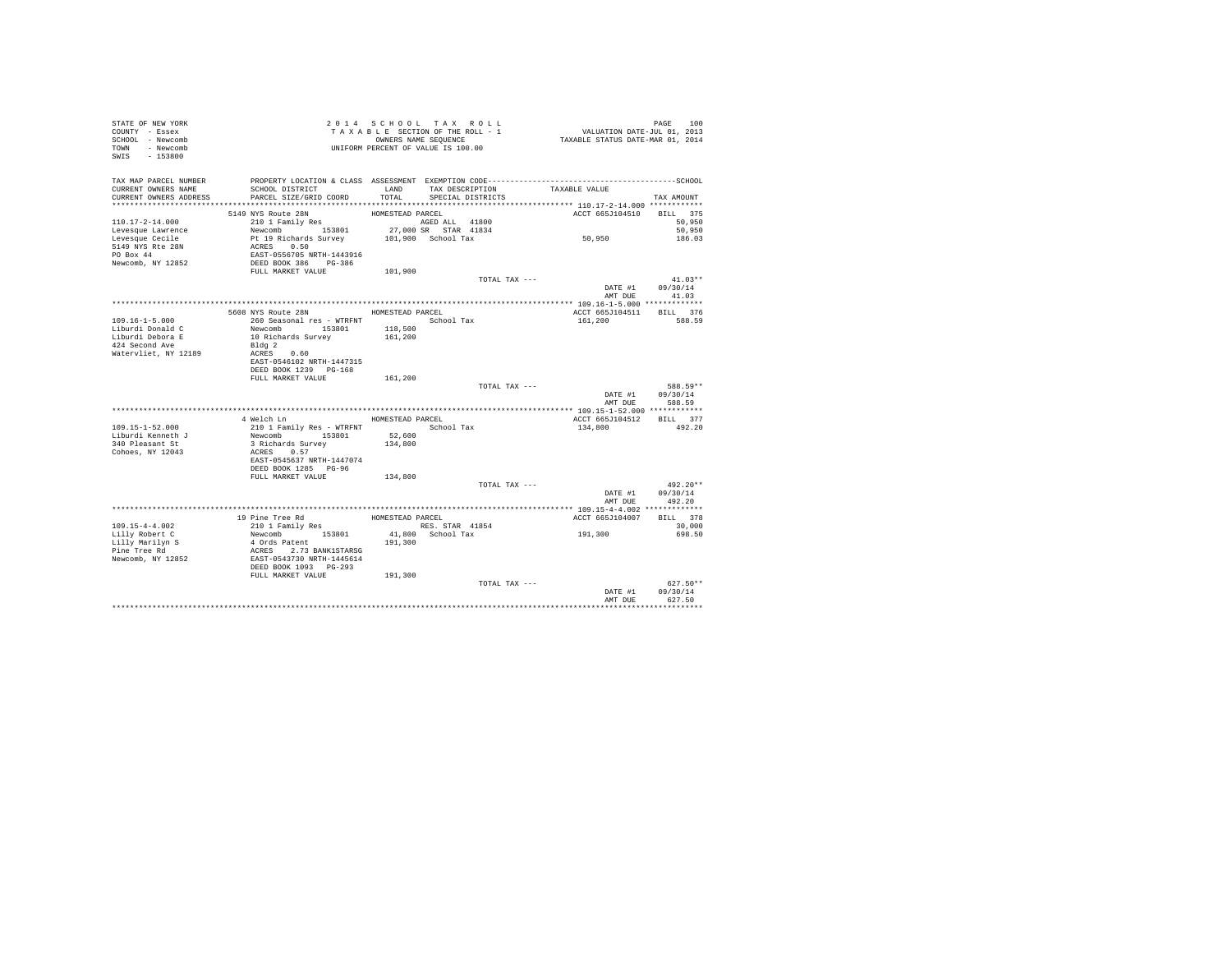STATE OF NEW YORK
COUNTY - Essex
SCHOOL - Newcomb
TOWN - Newcomb
SWIS - 153800

2014 SCHOOL TAX ROLL
TAXABLE SECTION OF THE ROLL - 1
OWNERS NAME SEQUENCE
UNIFORM PERCENT OF VALUE IS 100.00

VALUATION DATE-JUL 01, 2013
TAXABLE STATUS DATE-MAR 01, 2014

| TAX MAP PARCEL NUMBER / CURRENT OWNERS NAME / CURRENT OWNERS ADDRESS | PROPERTY LOCATION & CLASS / SCHOOL DISTRICT / PARCEL SIZE/GRID COORD | ASSESSMENT LAND / TOTAL | EXEMPTION CODE / TAX DESCRIPTION / SPECIAL DISTRICTS | TAXABLE VALUE | TAX AMOUNT |
|---|---|---|---|---|---|
| **110.17-2-14.000** | 5149 NYS Route 28N | HOMESTEAD PARCEL | | ACCT 665J104510 | BILL 375 |
| Levesque Lawrence | 210 1 Family Res | | AGED ALL 41800 | | 50,950 |
| Levesque Cecile | Newcomb 153801 | 27,000 | SR STAR 41834 | | 50,950 |
| 5149 NYS Rte 28N | Pt 19 Richards Survey | 101,900 | School Tax | 50,950 | 186.03 |
| PO Box 44 | ACRES 0.50 | | | | |
| Newcomb, NY 12852 | EAST-0556705 NRTH-1443916 | | | | |
| | DEED BOOK 386 PG-386 | | | | |
| | FULL MARKET VALUE | 101,900 | | | |
| | | | TOTAL TAX --- | | 41.03** |
| | | | | DATE #1 | 09/30/14 |
| | | | | AMT DUE | 41.03 |
| **109.16-1-5.000** | 5608 NYS Route 28N | HOMESTEAD PARCEL | | ACCT 665J104511 | BILL 376 |
| Liburdi Donald C | 260 Seasonal res - WTRFNT | | School Tax | 161,200 | 588.59 |
| Liburdi Debora E | Newcomb 153801 | 118,500 | | | |
| 424 Second Ave | 10 Richards Survey | 161,200 | | | |
| Watervliet, NY 12189 | Bldg 2 | | | | |
| | ACRES 0.60 | | | | |
| | EAST-0546102 NRTH-1447315 | | | | |
| | DEED BOOK 1239 PG-168 | | | | |
| | FULL MARKET VALUE | 161,200 | | | |
| | | | TOTAL TAX --- | | 588.59** |
| | | | | DATE #1 | 09/30/14 |
| | | | | AMT DUE | 588.59 |
| **109.15-1-52.000** | 4 Welch Ln | HOMESTEAD PARCEL | | ACCT 665J104512 | BILL 377 |
| Liburdi Kenneth J | 210 1 Family Res - WTRFNT | | School Tax | 134,800 | 492.20 |
| 340 Pleasant St | Newcomb 153801 | 52,600 | | | |
| Cohoes, NY 12043 | 3 Richards Survey | 134,800 | | | |
| | ACRES 0.57 | | | | |
| | EAST-0545637 NRTH-1447074 | | | | |
| | DEED BOOK 1285 PG-96 | | | | |
| | FULL MARKET VALUE | 134,800 | | | |
| | | | TOTAL TAX --- | | 492.20** |
| | | | | DATE #1 | 09/30/14 |
| | | | | AMT DUE | 492.20 |
| **109.15-4-4.002** | 19 Pine Tree Rd | HOMESTEAD PARCEL | | ACCT 665J104007 | BILL 378 |
| Lilly Robert C | 210 1 Family Res | | RES. STAR 41854 | | 30,000 |
| Lilly Marilyn S | Newcomb 153801 | 41,800 | School Tax | 191,300 | 698.50 |
| Pine Tree Rd | 4 Ords Patent | 191,300 | | | |
| Newcomb, NY 12852 | ACRES 2.73 BANK1STARSG | | | | |
| | EAST-0543730 NRTH-1445614 | | | | |
| | DEED BOOK 1093 PG-293 | | | | |
| | FULL MARKET VALUE | 191,300 | | | |
| | | | TOTAL TAX --- | | 627.50** |
| | | | | DATE #1 | 09/30/14 |
| | | | | AMT DUE | 627.50 |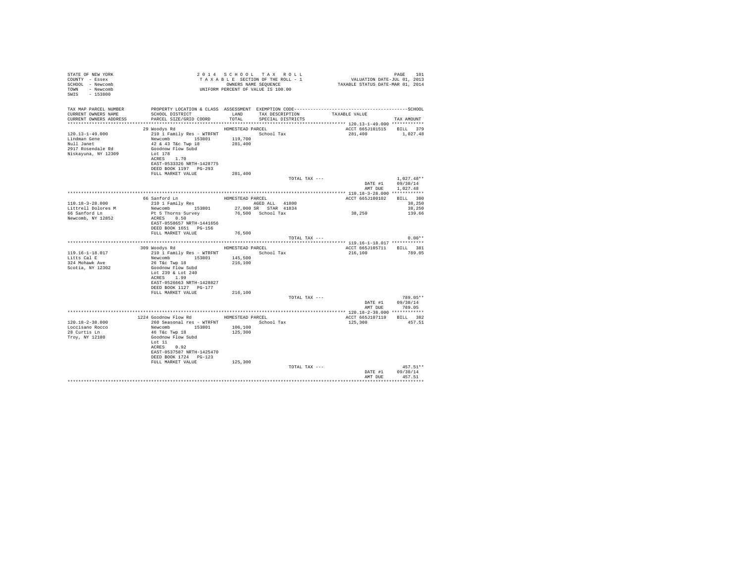STATE OF NEW YORK
COUNTY - Essex
SCHOOL - Newcomb
TOWN - Newcomb
SWIS - 153800

2014 SCHOOL TAX ROLL
TAXABLE SECTION OF THE ROLL - 1
OWNERS NAME SEQUENCE
UNIFORM PERCENT OF VALUE IS 100.00

VALUATION DATE-JUL 01, 2013
TAXABLE STATUS DATE-MAR 01, 2014

| TAX MAP PARCEL NUMBER / CURRENT OWNERS NAME / CURRENT OWNERS ADDRESS | PROPERTY LOCATION & CLASS / SCHOOL DISTRICT / PARCEL SIZE/GRID COORD | ASSESSMENT LAND / TOTAL | EXEMPTION CODE / TAX DESCRIPTION / SPECIAL DISTRICTS | TAXABLE VALUE | TAX AMOUNT |
|---|---|---|---|---|---|
| **120.13-1-49.000** | 29 Woodys Rd | HOMESTEAD PARCEL | | ACCT 665J101515 | BILL 379 |
| Lindman Gene | 210 1 Family Res - WTRFNT | | School Tax | 281,400 | 1,027.48 |
| Null Janet | Newcomb 153801 | 119,700 | | | |
| 2917 Rosendale Rd | 42 & 43 T&c Twp 18 | 281,400 | | | |
| Niskayuna, NY 12309 | Goodnow Flow Subd | | | | |
| | Lot 178 | | | | |
| | ACRES 1.70 | | | | |
| | EAST-0533326 NRTH-1428775 | | | | |
| | DEED BOOK 1197 PG-293 | | | | |
| | FULL MARKET VALUE | 281,400 | | | |
| | | | TOTAL TAX --- | | 1,027.48** |
| | | | | DATE #1 | 09/30/14 |
| | | | | AMT DUE | 1,027.48 |
| **110.18-3-28.000** | 66 Sanford Ln | HOMESTEAD PARCEL | | ACCT 665J100102 | BILL 380 |
| Littrell Dolores M | 210 1 Family Res | | AGED ALL 41800 | | 38,250 |
| 66 Sanford Ln | Newcomb 153801 | 27,000 | SR STAR 41834 | | 38,250 |
| Newcomb, NY 12852 | Pt 5 Thorns Survey | 76,500 | School Tax | 38,250 | 139.66 |
| | ACRES 0.50 | | | | |
| | EAST-0558657 NRTH-1441656 | | | | |
| | DEED BOOK 1651 PG-156 | | | | |
| | FULL MARKET VALUE | 76,500 | | | |
| | | | TOTAL TAX --- | | 0.00** |
| **119.16-1-18.017** | 309 Woodys Rd | HOMESTEAD PARCEL | | ACCT 665J105711 | BILL 381 |
| Litts Cal E | 210 1 Family Res - WTRFNT | | School Tax | 216,100 | 789.05 |
| 324 Mohawk Ave | Newcomb 153801 | 145,500 | | | |
| Scotia, NY 12302 | 26 T&c Twp 18 | 216,100 | | | |
| | Goodnow Flow Subd | | | | |
| | Lot 239 & Lot 240 | | | | |
| | ACRES 1.99 | | | | |
| | EAST-0526663 NRTH-1428827 | | | | |
| | DEED BOOK 1127 PG-177 | | | | |
| | FULL MARKET VALUE | 216,100 | | | |
| | | | TOTAL TAX --- | | 789.05** |
| | | | | DATE #1 | 09/30/14 |
| | | | | AMT DUE | 789.05 |
| **120.18-2-38.000** | 1224 Goodnow Flow Rd | HOMESTEAD PARCEL | | ACCT 665J107110 | BILL 382 |
| Loccisano Rocco | 260 Seasonal res - WTRFNT | | School Tax | 125,300 | 457.51 |
| 28 Curtis Ln | Newcomb 153801 | 106,100 | | | |
| Troy, NY 12180 | 46 T&c Twp 18 | 125,300 | | | |
| | Goodnow Flow Subd | | | | |
| | Lot 11 | | | | |
| | ACRES 0.92 | | | | |
| | EAST-0537587 NRTH-1425470 | | | | |
| | DEED BOOK 1724 PG-123 | | | | |
| | FULL MARKET VALUE | 125,300 | | | |
| | | | TOTAL TAX --- | | 457.51** |
| | | | | DATE #1 | 09/30/14 |
| | | | | AMT DUE | 457.51 |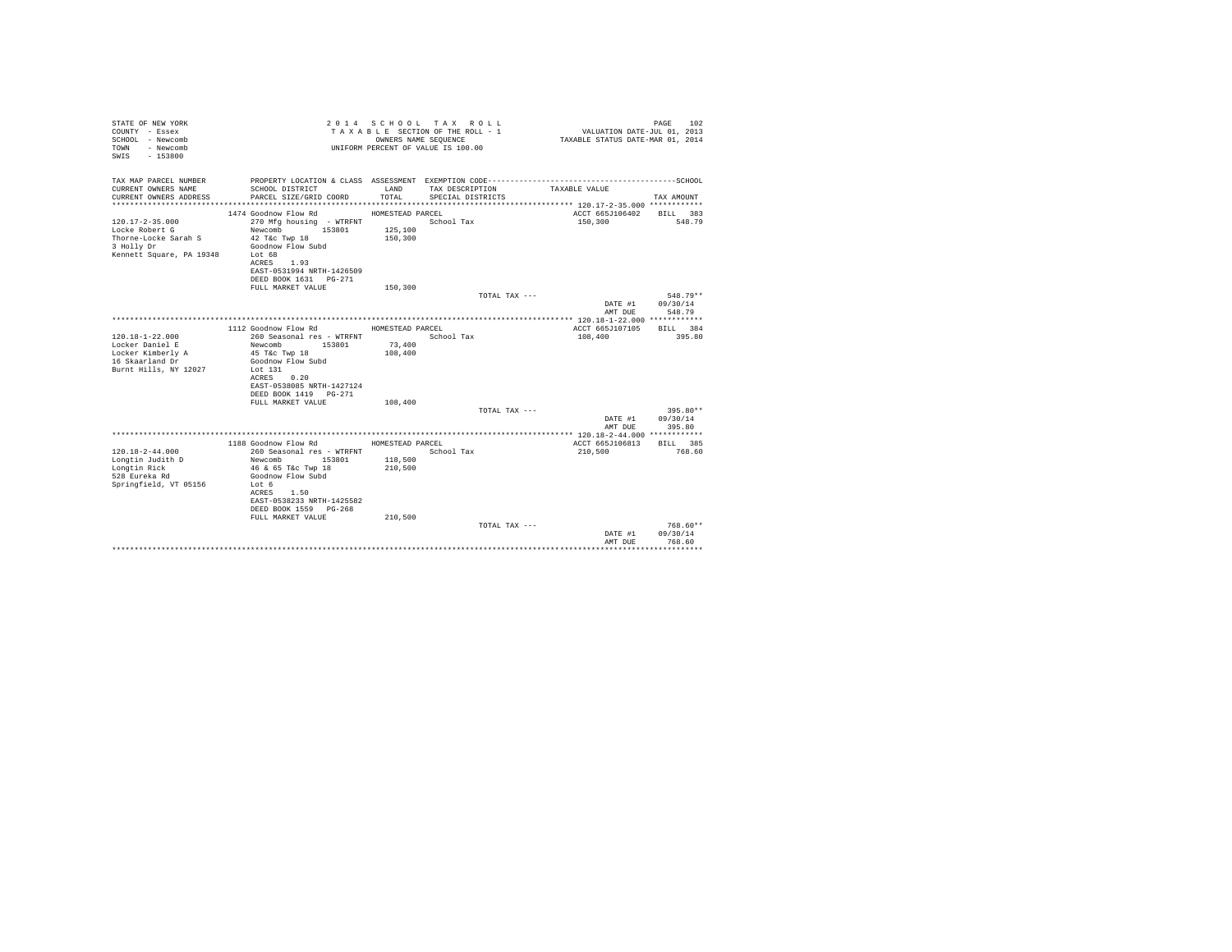STATE OF NEW YORK
COUNTY - Essex
SCHOOL - Newcomb
TOWN - Newcomb
SWIS - 153800

2 0 1 4 S C H O O L T A X R O L L
T A X A B L E SECTION OF THE ROLL - 1
OWNERS NAME SEQUENCE
UNIFORM PERCENT OF VALUE IS 100.00

VALUATION DATE-JUL 01, 2013
TAXABLE STATUS DATE-MAR 01, 2014

| TAX MAP PARCEL NUMBER / CURRENT OWNERS NAME / CURRENT OWNERS ADDRESS | PROPERTY LOCATION & CLASS / SCHOOL DISTRICT / PARCEL SIZE/GRID COORD | ASSESSMENT LAND / TOTAL | EXEMPTION CODE / TAX DESCRIPTION / SPECIAL DISTRICTS | TAXABLE VALUE | SCHOOL TAX AMOUNT |
|---|---|---|---|---|---|
| | 1474 Goodnow Flow Rd | HOMESTEAD PARCEL | | ACCT 665J106402 | BILL 383 |
| 120.17-2-35.000 | 270 Mfg housing - WTRFNT | | School Tax | 150,300 | 548.79 |
| Locke Robert G | Newcomb 153801 | 125,100 | | | |
| Thorne-Locke Sarah S | 42 T&c Twp 18 | 150,300 | | | |
| 3 Holly Dr | Goodnow Flow Subd | | | | |
| Kennett Square, PA 19348 | Lot 68 | | | | |
| | ACRES 1.93 | | | | |
| | EAST-0531994 NRTH-1426509 | | | | |
| | DEED BOOK 1631 PG-271 | | | | |
| | FULL MARKET VALUE | 150,300 | | | |
| | | | TOTAL TAX --- | | 548.79** |
| | | | | DATE #1 | 09/30/14 |
| | | | | AMT DUE | 548.79 |
| | 1112 Goodnow Flow Rd | HOMESTEAD PARCEL | | ACCT 665J107105 | BILL 384 |
| 120.18-1-22.000 | 260 Seasonal res - WTRFNT | | School Tax | 108,400 | 395.80 |
| Locker Daniel E | Newcomb 153801 | 73,400 | | | |
| Locker Kimberly A | 45 T&c Twp 18 | 108,400 | | | |
| 16 Skaarland Dr | Goodnow Flow Subd | | | | |
| Burnt Hills, NY 12027 | Lot 131 | | | | |
| | ACRES 0.20 | | | | |
| | EAST-0538085 NRTH-1427124 | | | | |
| | DEED BOOK 1419 PG-271 | | | | |
| | FULL MARKET VALUE | 108,400 | | | |
| | | | TOTAL TAX --- | | 395.80** |
| | | | | DATE #1 | 09/30/14 |
| | | | | AMT DUE | 395.80 |
| | 1188 Goodnow Flow Rd | HOMESTEAD PARCEL | | ACCT 665J106813 | BILL 385 |
| 120.18-2-44.000 | 260 Seasonal res - WTRFNT | | School Tax | 210,500 | 768.60 |
| Longtin Judith D | Newcomb 153801 | 118,500 | | | |
| Longtin Rick | 46 & 65 T&c Twp 18 | 210,500 | | | |
| 528 Eureka Rd | Goodnow Flow Subd | | | | |
| Springfield, VT 05156 | Lot 6 | | | | |
| | ACRES 1.50 | | | | |
| | EAST-0538233 NRTH-1425582 | | | | |
| | DEED BOOK 1559 PG-268 | | | | |
| | FULL MARKET VALUE | 210,500 | | | |
| | | | TOTAL TAX --- | | 768.60** |
| | | | | DATE #1 | 09/30/14 |
| | | | | AMT DUE | 768.60 |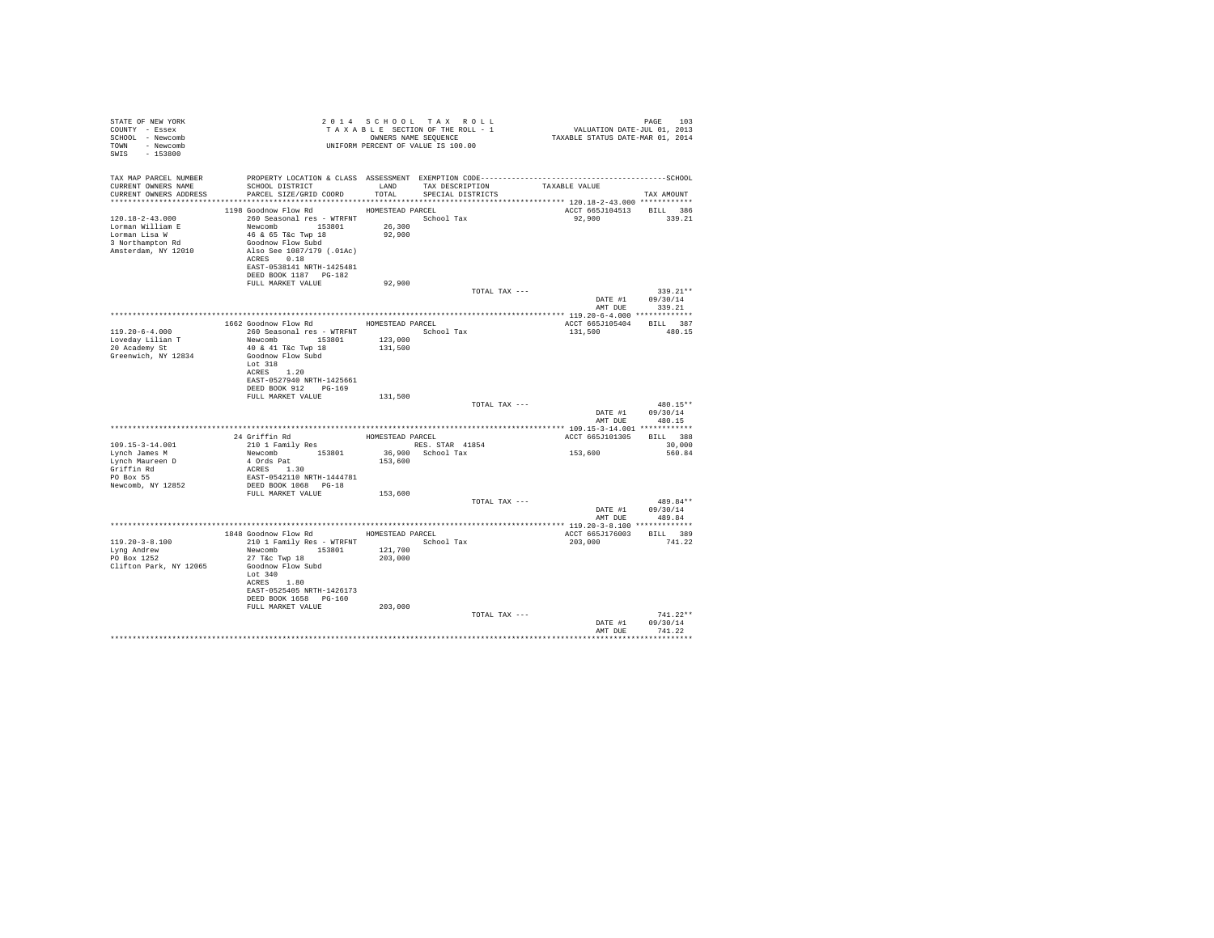STATE OF NEW YORK
COUNTY - Essex
SCHOOL - Newcomb
TOWN - Newcomb
SWIS - 153800

2 0 1 4 S C H O O L T A X R O L L
T A X A B L E SECTION OF THE ROLL - 1
OWNERS NAME SEQUENCE
UNIFORM PERCENT OF VALUE IS 100.00

VALUATION DATE-JUL 01, 2013
TAXABLE STATUS DATE-MAR 01, 2014

| TAX MAP PARCEL NUMBER / CURRENT OWNERS NAME / CURRENT OWNERS ADDRESS | PROPERTY LOCATION & CLASS / SCHOOL DISTRICT / PARCEL SIZE/GRID COORD | ASSESSMENT LAND / TOTAL | EXEMPTION CODE / TAX DESCRIPTION / SPECIAL DISTRICTS | TAXABLE VALUE | TAX AMOUNT |
|---|---|---|---|---|---|
| 120.18-2-43.000 | 1198 Goodnow Flow Rd | HOMESTEAD PARCEL | | ACCT 665J104513 | BILL 386 |
| Lorman William E | 260 Seasonal res - WTRFNT | | School Tax | 92,900 | 339.21 |
| Lorman Lisa W | Newcomb 153801 | 26,300 | | | |
| 3 Northampton Rd | 46 & 65 T&c Twp 18 | 92,900 | | | |
| Amsterdam, NY 12010 | Goodnow Flow Subd | | | | |
| | Also See 1087/179 (.01Ac) | | | | |
| | ACRES 0.18 | | | | |
| | EAST-0538141 NRTH-1425481 | | | | |
| | DEED BOOK 1187 PG-182 | | | | |
| | FULL MARKET VALUE | 92,900 | | | |
| | | | TOTAL TAX --- | | 339.21** |
| | | | | DATE #1 | 09/30/14 |
| | | | | AMT DUE | 339.21 |
| 119.20-6-4.000 | 1662 Goodnow Flow Rd | HOMESTEAD PARCEL | | ACCT 665J105404 | BILL 387 |
| Loveday Lilian T | 260 Seasonal res - WTRFNT | | School Tax | 131,500 | 480.15 |
| 20 Academy St | Newcomb 153801 | 123,000 | | | |
| Greenwich, NY 12834 | 40 & 41 T&c Twp 18 | 131,500 | | | |
| | Goodnow Flow Subd | | | | |
| | Lot 318 | | | | |
| | ACRES 1.20 | | | | |
| | EAST-0527940 NRTH-1425661 | | | | |
| | DEED BOOK 912 PG-169 | | | | |
| | FULL MARKET VALUE | 131,500 | | | |
| | | | TOTAL TAX --- | | 480.15** |
| | | | | DATE #1 | 09/30/14 |
| | | | | AMT DUE | 480.15 |
| 109.15-3-14.001 | 24 Griffin Rd | HOMESTEAD PARCEL | | ACCT 665J101305 | BILL 388 |
| Lynch James M | 210 1 Family Res | | RES. STAR 41854 | | 30,000 |
| Lynch Maureen D | Newcomb 153801 | 36,900 | School Tax | 153,600 | 560.84 |
| Griffin Rd | 4 Ords Pat | 153,600 | | | |
| PO Box 55 | ACRES 1.30 | | | | |
| Newcomb, NY 12852 | EAST-0542110 NRTH-1444781 | | | | |
| | DEED BOOK 1068 PG-18 | | | | |
| | FULL MARKET VALUE | 153,600 | | | |
| | | | TOTAL TAX --- | | 489.84** |
| | | | | DATE #1 | 09/30/14 |
| | | | | AMT DUE | 489.84 |
| 119.20-3-8.100 | 1848 Goodnow Flow Rd | HOMESTEAD PARCEL | | ACCT 665J176003 | BILL 389 |
| Lyng Andrew | 210 1 Family Res - WTRFNT | | School Tax | 203,000 | 741.22 |
| PO Box 1252 | Newcomb 153801 | 121,700 | | | |
| Clifton Park, NY 12065 | 27 T&c Twp 18 | 203,000 | | | |
| | Goodnow Flow Subd | | | | |
| | Lot 340 | | | | |
| | ACRES 1.80 | | | | |
| | EAST-0525405 NRTH-1426173 | | | | |
| | DEED BOOK 1658 PG-160 | | | | |
| | FULL MARKET VALUE | 203,000 | | | |
| | | | TOTAL TAX --- | | 741.22** |
| | | | | DATE #1 | 09/30/14 |
| | | | | AMT DUE | 741.22 |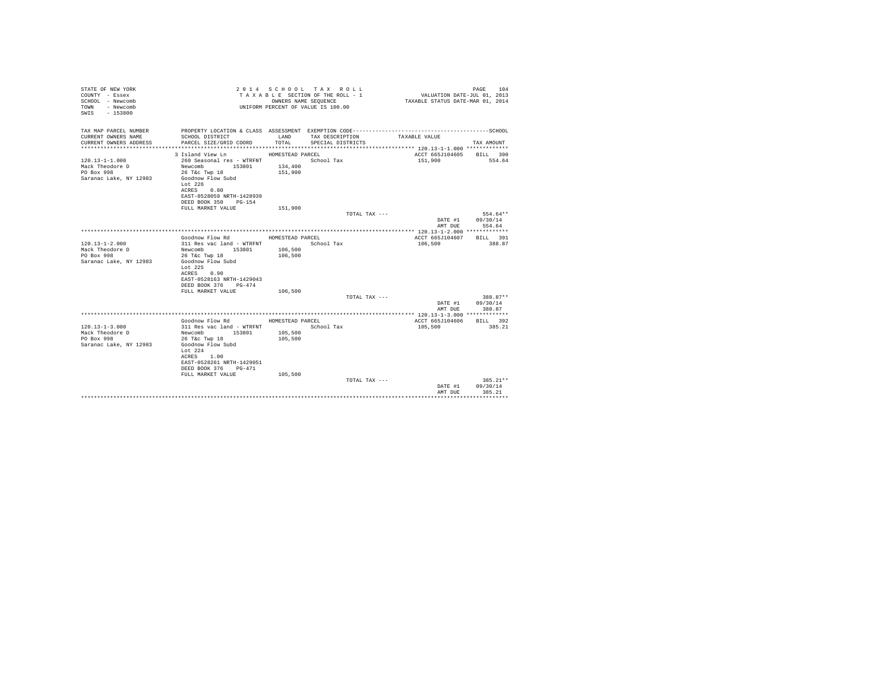STATE OF NEW YORK
COUNTY - Essex
SCHOOL - Newcomb
TOWN - Newcomb
SWIS - 153800

2014 SCHOOL TAX ROLL
TAXABLE SECTION OF THE ROLL - 1
OWNERS NAME SEQUENCE
UNIFORM PERCENT OF VALUE IS 100.00

VALUATION DATE-JUL 01, 2013
TAXABLE STATUS DATE-MAR 01, 2014

| TAX MAP PARCEL NUMBER / CURRENT OWNERS NAME / CURRENT OWNERS ADDRESS | PROPERTY LOCATION & CLASS / SCHOOL DISTRICT / PARCEL SIZE/GRID COORD | ASSESSMENT LAND / TOTAL | EXEMPTION CODE / TAX DESCRIPTION / SPECIAL DISTRICTS | TAXABLE VALUE | TAX AMOUNT |
|---|---|---|---|---|---|
| **120.13-1-1.000** | 3 Island View Ln | HOMESTEAD PARCEL | | ACCT 665J104605 | BILL 390 |
| 120.13-1-1.000 | 260 Seasonal res - WTRFNT | | School Tax | 151,900 | 554.64 |
| Mack Theodore D | Newcomb 153801 | 134,400 | | | |
| PO Box 998 | 26 T&c Twp 18 | 151,900 | | | |
| Saranac Lake, NY 12983 | Goodnow Flow Subd | | | | |
| | Lot 226 | | | | |
| | ACRES 0.80 | | | | |
| | EAST-0528059 NRTH-1428939 | | | | |
| | DEED BOOK 350 PG-154 | | | | |
| | FULL MARKET VALUE | 151,900 | | | |
| | | | TOTAL TAX --- | | 554.64** |
| | | | | DATE #1 | 09/30/14 |
| | | | | AMT DUE | 554.64 |
| **120.13-1-2.000** | Goodnow Flow Rd | HOMESTEAD PARCEL | | ACCT 665J104607 | BILL 391 |
| 120.13-1-2.000 | 311 Res vac land - WTRFNT | | School Tax | 106,500 | 388.87 |
| Mack Theodore D | Newcomb 153801 | 106,500 | | | |
| PO Box 998 | 26 T&c Twp 18 | 106,500 | | | |
| Saranac Lake, NY 12983 | Goodnow Flow Subd | | | | |
| | Lot 225 | | | | |
| | ACRES 0.90 | | | | |
| | EAST-0528163 NRTH-1429043 | | | | |
| | DEED BOOK 376 PG-474 | | | | |
| | FULL MARKET VALUE | 106,500 | | | |
| | | | TOTAL TAX --- | | 388.87** |
| | | | | DATE #1 | 09/30/14 |
| | | | | AMT DUE | 388.87 |
| **120.13-1-3.000** | Goodnow Flow Rd | HOMESTEAD PARCEL | | ACCT 665J104606 | BILL 392 |
| 120.13-1-3.000 | 311 Res vac land - WTRFNT | | School Tax | 105,500 | 385.21 |
| Mack Theodore D | Newcomb 153801 | 105,500 | | | |
| PO Box 998 | 26 T&c Twp 18 | 105,500 | | | |
| Saranac Lake, NY 12983 | Goodnow Flow Subd | | | | |
| | Lot 224 | | | | |
| | ACRES 1.00 | | | | |
| | EAST-0528261 NRTH-1429051 | | | | |
| | DEED BOOK 376 PG-471 | | | | |
| | FULL MARKET VALUE | 105,500 | | | |
| | | | TOTAL TAX --- | | 385.21** |
| | | | | DATE #1 | 09/30/14 |
| | | | | AMT DUE | 385.21 |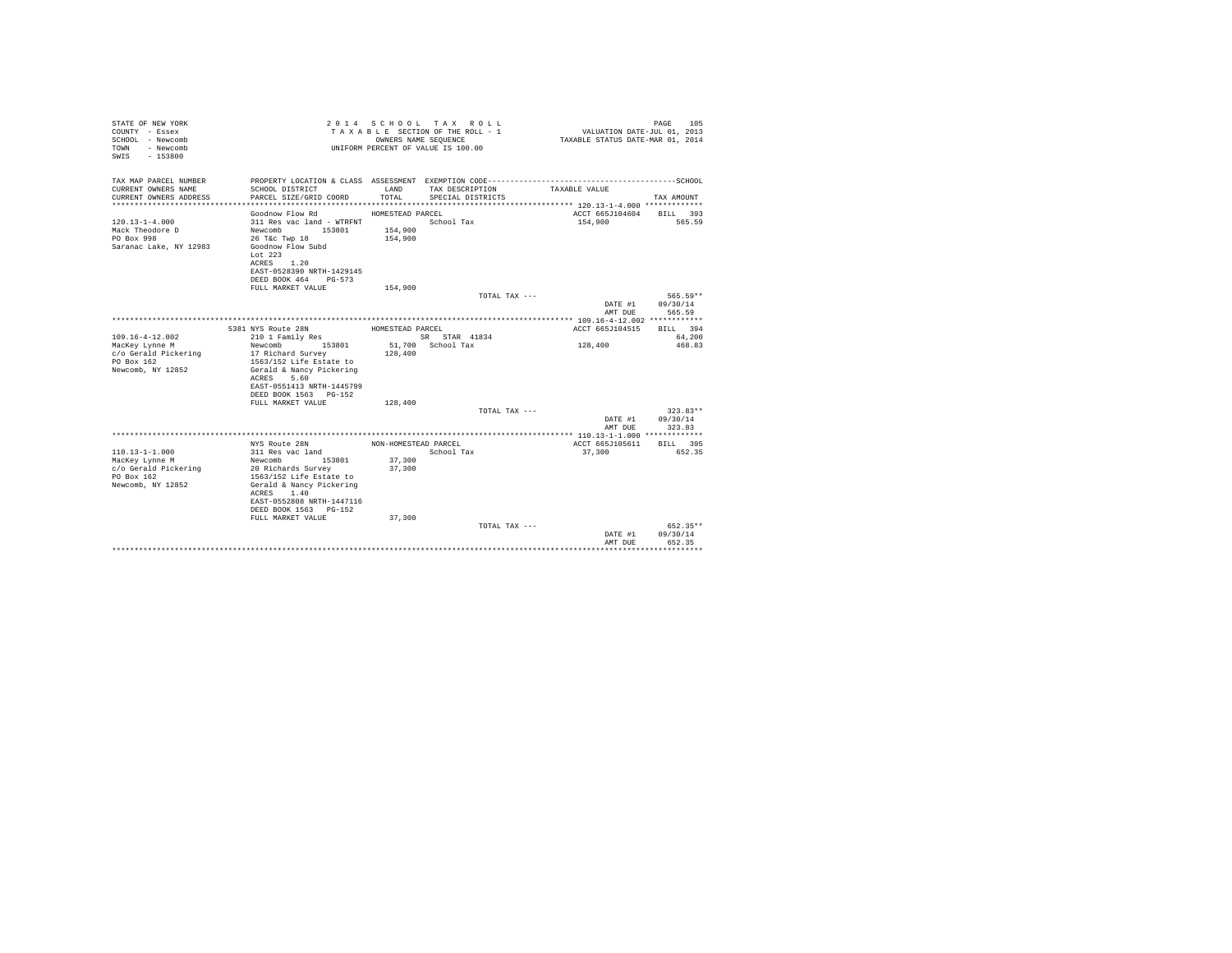STATE OF NEW YORK
COUNTY - Essex
SCHOOL - Newcomb
TOWN - Newcomb
SWIS - 153800

2 0 1 4 S C H O O L T A X R O L L
T A X A B L E SECTION OF THE ROLL - 1
OWNERS NAME SEQUENCE
UNIFORM PERCENT OF VALUE IS 100.00

VALUATION DATE-JUL 01, 2013
TAXABLE STATUS DATE-MAR 01, 2014

| TAX MAP PARCEL NUMBER<br>CURRENT OWNERS NAME<br>CURRENT OWNERS ADDRESS | PROPERTY LOCATION & CLASS<br>SCHOOL DISTRICT<br>PARCEL SIZE/GRID COORD | ASSESSMENT<br>LAND<br>TOTAL | EXEMPTION CODE<br>TAX DESCRIPTION<br>SPECIAL DISTRICTS | TAXABLE VALUE | SCHOOL<br>TAX AMOUNT |
|---|---|---|---|---|---|
| 120.13-1-4.000 | Goodnow Flow Rd | HOMESTEAD PARCEL | | ACCT 665J104604 | BILL 393 |
| 120.13-1-4.000 | 311 Res vac land - WTRFNT | | School Tax | 154,900 | 565.59 |
| Mack Theodore D | Newcomb 153801 | 154,900 | | | |
| PO Box 998 | 26 T&c Twp 18 | 154,900 | | | |
| Saranac Lake, NY 12983 | Goodnow Flow Subd | | | | |
| | Lot 223 | | | | |
| | ACRES 1.20 | | | | |
| | EAST-0528390 NRTH-1429145 | | | | |
| | DEED BOOK 464 PG-573 | | | | |
| | FULL MARKET VALUE | 154,900 | | | |
| | | | TOTAL TAX --- | | 565.59** |
| | | | | DATE #1 | 09/30/14 |
| | | | | AMT DUE | 565.59 |
| 109.16-4-12.002 | 5381 NYS Route 28N | HOMESTEAD PARCEL | | ACCT 665J104515 | BILL 394 |
| 109.16-4-12.002 | 210 1 Family Res | | SR STAR 41834 | | 64,200 |
| MacKey Lynne M | Newcomb 153801 | 51,700 | School Tax | 128,400 | 468.83 |
| c/o Gerald Pickering | 17 Richard Survey | 128,400 | | | |
| PO Box 162 | 1563/152 Life Estate to | | | | |
| Newcomb, NY 12852 | Gerald & Nancy Pickering | | | | |
| | ACRES 5.60 | | | | |
| | EAST-0551413 NRTH-1445799 | | | | |
| | DEED BOOK 1563 PG-152 | | | | |
| | FULL MARKET VALUE | 128,400 | | | |
| | | | TOTAL TAX --- | | 323.83** |
| | | | | DATE #1 | 09/30/14 |
| | | | | AMT DUE | 323.83 |
| 110.13-1-1.000 | NYS Route 28N | NON-HOMESTEAD PARCEL | | ACCT 665J105611 | BILL 395 |
| 110.13-1-1.000 | 311 Res vac land | | School Tax | 37,300 | 652.35 |
| MacKey Lynne M | Newcomb 153801 | 37,300 | | | |
| c/o Gerald Pickering | 20 Richards Survey | 37,300 | | | |
| PO Box 162 | 1563/152 Life Estate to | | | | |
| Newcomb, NY 12852 | Gerald & Nancy Pickering | | | | |
| | ACRES 1.40 | | | | |
| | EAST-0552808 NRTH-1447116 | | | | |
| | DEED BOOK 1563 PG-152 | | | | |
| | FULL MARKET VALUE | 37,300 | | | |
| | | | TOTAL TAX --- | | 652.35** |
| | | | | DATE #1 | 09/30/14 |
| | | | | AMT DUE | 652.35 |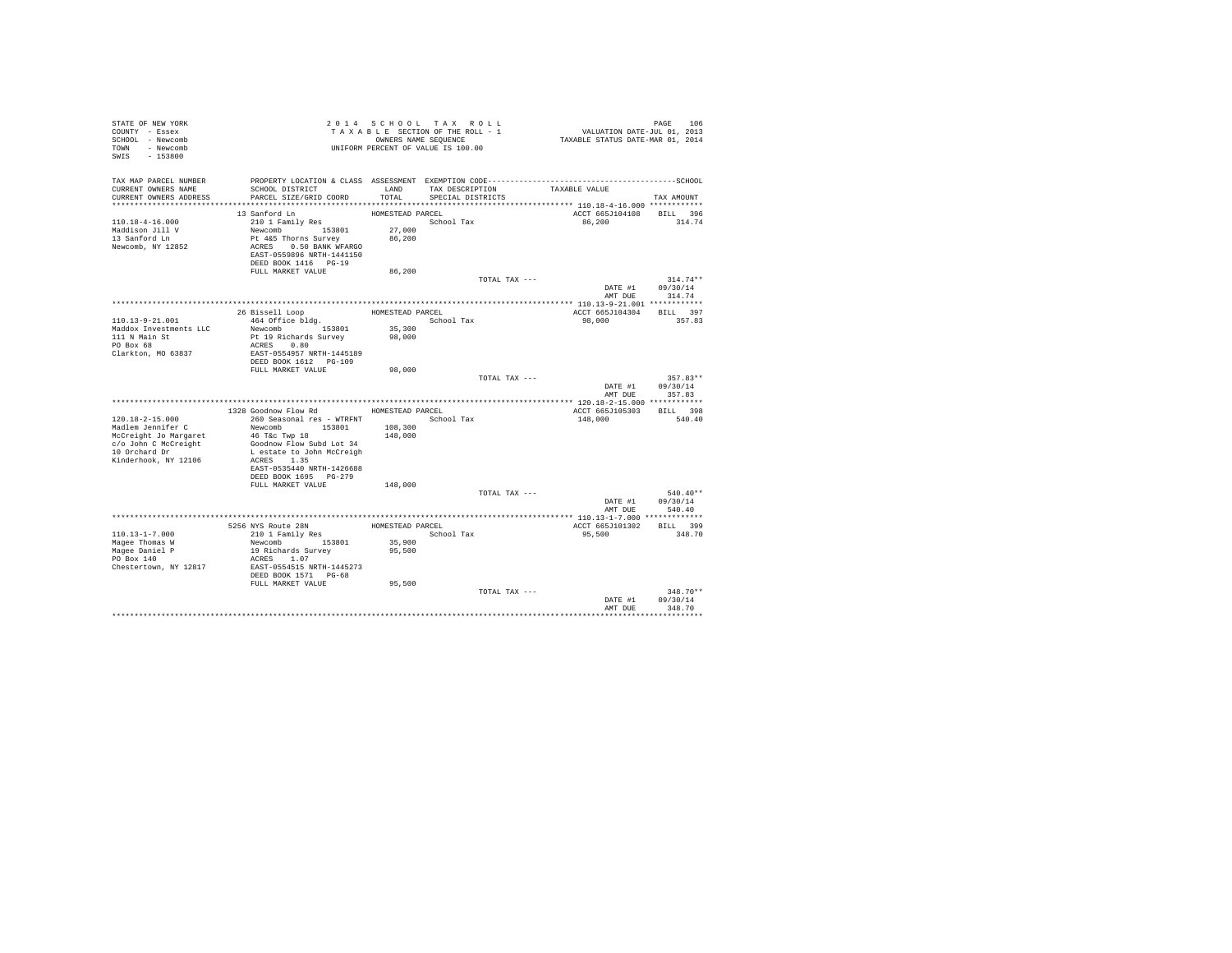STATE OF NEW YORK
COUNTY - Essex
SCHOOL - Newcomb
TOWN - Newcomb
SWIS - 153800

2014 SCHOOL TAX ROLL
TAXABLE SECTION OF THE ROLL - 1
OWNERS NAME SEQUENCE
UNIFORM PERCENT OF VALUE IS 100.00

VALUATION DATE-JUL 01, 2013
TAXABLE STATUS DATE-MAR 01, 2014

| TAX MAP PARCEL NUMBER / CURRENT OWNERS NAME / CURRENT OWNERS ADDRESS | PROPERTY LOCATION & CLASS / SCHOOL DISTRICT / PARCEL SIZE/GRID COORD | ASSESSMENT LAND / TOTAL | EXEMPTION CODE / TAX DESCRIPTION / SPECIAL DISTRICTS | TAXABLE VALUE | SCHOOL TAX AMOUNT |
|---|---|---|---|---|---|
| 110.18-4-16.000 | 13 Sanford Ln | HOMESTEAD PARCEL | | ACCT 665J104108 | BILL 396 |
| Maddison Jill V | 210 1 Family Res | | School Tax | 86,200 | 314.74 |
| 13 Sanford Ln | Newcomb 153801 | 27,000 | | | |
| Newcomb, NY 12852 | Pt 4&5 Thorns Survey | 86,200 | | | |
| | ACRES 0.50 BANK WFARGO | | | | |
| | EAST-0559896 NRTH-1441150 | | | | |
| | DEED BOOK 1416 PG-19 | | | | |
| | FULL MARKET VALUE | 86,200 | | | |
| | | | TOTAL TAX --- | | 314.74** |
| | | | | DATE #1 | 09/30/14 |
| | | | | AMT DUE | 314.74 |
| 110.13-9-21.001 | 26 Bissell Loop | HOMESTEAD PARCEL | | ACCT 665J104304 | BILL 397 |
| Maddox Investments LLC | 464 Office bldg. | | School Tax | 98,000 | 357.83 |
| 111 N Main St | Newcomb 153801 | 35,300 | | | |
| PO Box 68 | Pt 19 Richards Survey | 98,000 | | | |
| Clarkton, MO 63837 | ACRES 0.80 | | | | |
| | EAST-0554957 NRTH-1445189 | | | | |
| | DEED BOOK 1612 PG-109 | | | | |
| | FULL MARKET VALUE | 98,000 | | | |
| | | | TOTAL TAX --- | | 357.83** |
| | | | | DATE #1 | 09/30/14 |
| | | | | AMT DUE | 357.83 |
| 120.18-2-15.000 | 1328 Goodnow Flow Rd | HOMESTEAD PARCEL | | ACCT 665J105303 | BILL 398 |
| Madlem Jennifer C | 260 Seasonal res - WTRFNT | | School Tax | 148,000 | 540.40 |
| McCreight Jo Margaret | Newcomb 153801 | 108,300 | | | |
| c/o John C McCreight | 46 T&c Twp 18 | 148,000 | | | |
| 10 Orchard Dr | Goodnow Flow Subd Lot 34 | | | | |
| Kinderhook, NY 12106 | L estate to John McCreigh | | | | |
| | ACRES 1.35 | | | | |
| | EAST-0535440 NRTH-1426688 | | | | |
| | DEED BOOK 1695 PG-279 | | | | |
| | FULL MARKET VALUE | 148,000 | | | |
| | | | TOTAL TAX --- | | 540.40** |
| | | | | DATE #1 | 09/30/14 |
| | | | | AMT DUE | 540.40 |
| 110.13-1-7.000 | 5256 NYS Route 28N | HOMESTEAD PARCEL | | ACCT 665J101302 | BILL 399 |
| Magee Thomas W | 210 1 Family Res | | School Tax | 95,500 | 348.70 |
| Magee Daniel P | Newcomb 153801 | 35,900 | | | |
| PO Box 140 | 19 Richards Survey | 95,500 | | | |
| Chestertown, NY 12817 | ACRES 1.07 | | | | |
| | EAST-0554515 NRTH-1445273 | | | | |
| | DEED BOOK 1571 PG-68 | | | | |
| | FULL MARKET VALUE | 95,500 | | | |
| | | | TOTAL TAX --- | | 348.70** |
| | | | | DATE #1 | 09/30/14 |
| | | | | AMT DUE | 348.70 |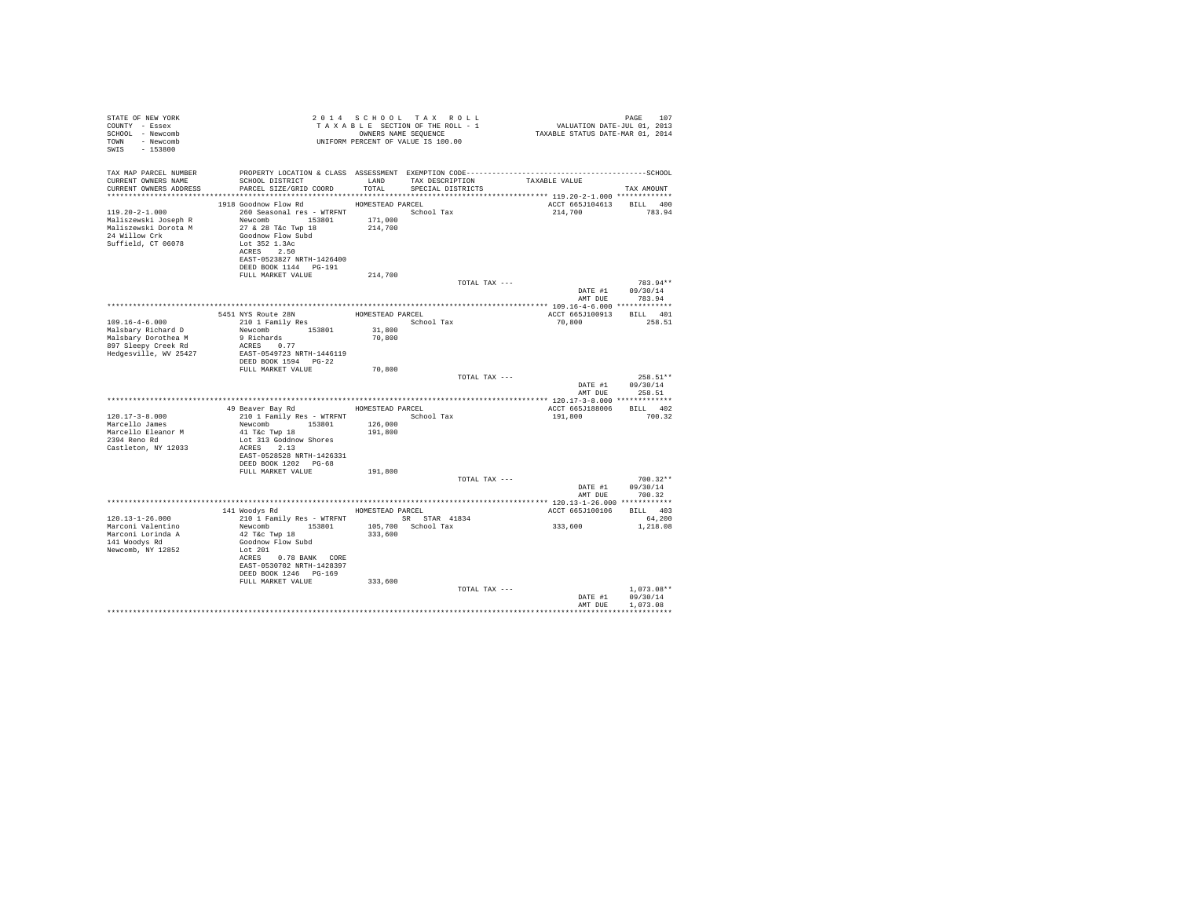STATE OF NEW YORK
COUNTY - Essex
SCHOOL - Newcomb
TOWN - Newcomb
SWIS - 153800

2 0 1 4 S C H O O L T A X R O L L
T A X A B L E SECTION OF THE ROLL - 1
OWNERS NAME SEQUENCE
UNIFORM PERCENT OF VALUE IS 100.00

VALUATION DATE-JUL 01, 2013
TAXABLE STATUS DATE-MAR 01, 2014

| TAX MAP PARCEL NUMBER / CURRENT OWNERS NAME / CURRENT OWNERS ADDRESS | PROPERTY LOCATION & CLASS / SCHOOL DISTRICT / PARCEL SIZE/GRID COORD | ASSESSMENT LAND / TOTAL | EXEMPTION CODE / TAX DESCRIPTION / SPECIAL DISTRICTS | TAXABLE VALUE | TAX AMOUNT |
|---|---|---|---|---|---|
| 119.20-2-1.000 | 1918 Goodnow Flow Rd | HOMESTEAD PARCEL | | ACCT 665J104613 | BILL 400 |
| Maliszewski Joseph R | 260 Seasonal res - WTRFNT | | School Tax | 214,700 | 783.94 |
| Maliszewski Dorota M | Newcomb 153801 | 171,000 | | | |
| 24 Willow Crk | 27 & 28 T&c Twp 18 | 214,700 | | | |
| Suffield, CT 06078 | Goodnow Flow Subd | | | | |
| | Lot 352 1.3Ac | | | | |
| | ACRES 2.50 | | | | |
| | EAST-0523827 NRTH-1426400 | | | | |
| | DEED BOOK 1144 PG-191 | | | | |
| | FULL MARKET VALUE | 214,700 | | | |
| | | | TOTAL TAX --- | | 783.94** |
| | | | | DATE #1 | 09/30/14 |
| | | | | AMT DUE | 783.94 |
| 109.16-4-6.000 | 5451 NYS Route 28N | HOMESTEAD PARCEL | | ACCT 665J100913 | BILL 401 |
| Malsbary Richard D | 210 1 Family Res | | School Tax | 70,800 | 258.51 |
| Malsbary Dorothea M | Newcomb 153801 | 31,800 | | | |
| 897 Sleepy Creek Rd | 9 Richards | 70,800 | | | |
| Hedgesville, WV 25427 | ACRES 0.77 | | | | |
| | EAST-0549723 NRTH-1446119 | | | | |
| | DEED BOOK 1594 PG-22 | | | | |
| | FULL MARKET VALUE | 70,800 | | | |
| | | | TOTAL TAX --- | | 258.51** |
| | | | | DATE #1 | 09/30/14 |
| | | | | AMT DUE | 258.51 |
| 120.17-3-8.000 | 49 Beaver Bay Rd | HOMESTEAD PARCEL | | ACCT 665J188006 | BILL 402 |
| Marcello James | 210 1 Family Res - WTRFNT | | School Tax | 191,800 | 700.32 |
| Marcello Eleanor M | Newcomb 153801 | 126,000 | | | |
| 2394 Reno Rd | 41 T&c Twp 18 | 191,800 | | | |
| Castleton, NY 12033 | Lot 313 Goddnow Shores | | | | |
| | ACRES 2.13 | | | | |
| | EAST-0528528 NRTH-1426331 | | | | |
| | DEED BOOK 1202 PG-68 | | | | |
| | FULL MARKET VALUE | 191,800 | | | |
| | | | TOTAL TAX --- | | 700.32** |
| | | | | DATE #1 | 09/30/14 |
| | | | | AMT DUE | 700.32 |
| 120.13-1-26.000 | 141 Woodys Rd | HOMESTEAD PARCEL | | ACCT 665J100106 | BILL 403 |
| Marconi Valentino | 210 1 Family Res - WTRFNT | | SR STAR 41834 | | 64,200 |
| Marconi Lorinda A | Newcomb 153801 | 105,700 | School Tax | 333,600 | 1,218.08 |
| 141 Woodys Rd | 42 T&c Twp 18 | 333,600 | | | |
| Newcomb, NY 12852 | Goodnow Flow Subd | | | | |
| | Lot 201 | | | | |
| | ACRES 0.78 BANK CORE | | | | |
| | EAST-0530702 NRTH-1428397 | | | | |
| | DEED BOOK 1246 PG-169 | | | | |
| | FULL MARKET VALUE | 333,600 | | | |
| | | | TOTAL TAX --- | | 1,073.08** |
| | | | | DATE #1 | 09/30/14 |
| | | | | AMT DUE | 1,073.08 |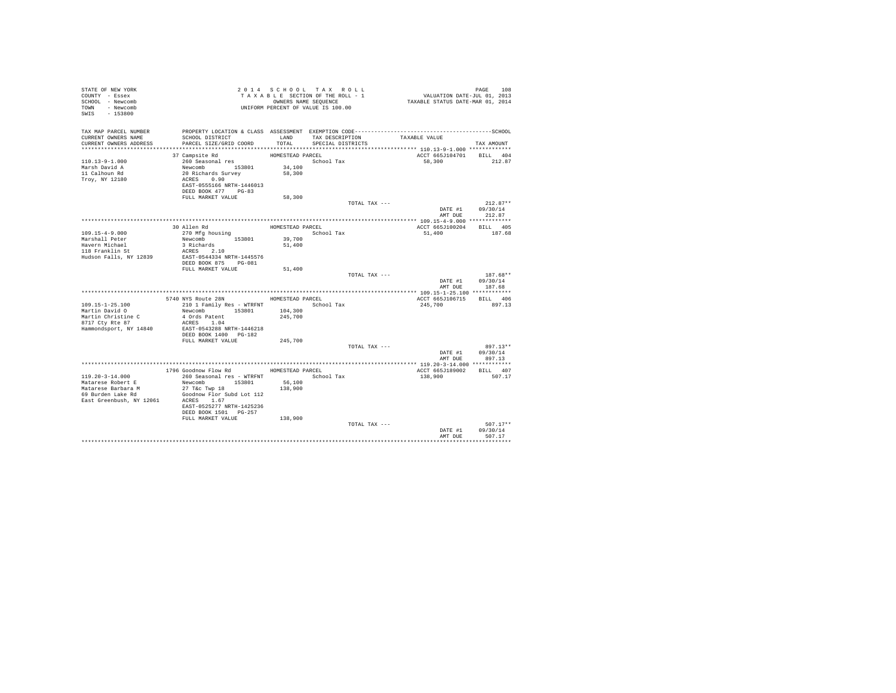STATE OF NEW YORK
COUNTY - Essex
SCHOOL - Newcomb
TOWN - Newcomb
SWIS - 153800

2 0 1 4 S C H O O L T A X R O L L
T A X A B L E SECTION OF THE ROLL - 1
OWNERS NAME SEQUENCE
UNIFORM PERCENT OF VALUE IS 100.00

VALUATION DATE-JUL 01, 2013
TAXABLE STATUS DATE-MAR 01, 2014

| TAX MAP PARCEL NUMBER / CURRENT OWNERS NAME / CURRENT OWNERS ADDRESS | PROPERTY LOCATION & CLASS / SCHOOL DISTRICT / PARCEL SIZE/GRID COORD | ASSESSMENT LAND / TOTAL | EXEMPTION CODE / TAX DESCRIPTION / SPECIAL DISTRICTS | TAXABLE VALUE | TAX AMOUNT |
|---|---|---|---|---|---|
| 110.13-9-1.000 | 37 Campsite Rd | HOMESTEAD PARCEL | | ACCT 665J104701 | BILL 404 |
| Marsh David A | 260 Seasonal res | | School Tax | 58,300 | 212.87 |
| 11 Calhoun Rd | Newcomb 153801 | 34,100 | | | |
| Troy, NY 12180 | 20 Richards Survey | 58,300 | | | |
| | ACRES 0.90 | | | | |
| | EAST-0555166 NRTH-1446013 | | | | |
| | DEED BOOK 477 PG-83 | | | | |
| | FULL MARKET VALUE | 58,300 | | | |
| | | | TOTAL TAX --- | | 212.87** |
| | | | | DATE #1 | 09/30/14 |
| | | | | AMT DUE | 212.87 |
| 109.15-4-9.000 | 30 Allen Rd | HOMESTEAD PARCEL | | ACCT 665J100204 | BILL 405 |
| Marshall Peter | 270 Mfg housing | | School Tax | 51,400 | 187.68 |
| Havern Michael | Newcomb 153801 | 39,700 | | | |
| 118 Franklin St | 3 Richards | 51,400 | | | |
| Hudson Falls, NY 12839 | ACRES 2.10 | | | | |
| | EAST-0544334 NRTH-1445576 | | | | |
| | DEED BOOK 875 PG-081 | | | | |
| | FULL MARKET VALUE | 51,400 | | | |
| | | | TOTAL TAX --- | | 187.68** |
| | | | | DATE #1 | 09/30/14 |
| | | | | AMT DUE | 187.68 |
| 109.15-1-25.100 | 5740 NYS Route 28N | HOMESTEAD PARCEL | | ACCT 665J106715 | BILL 406 |
| Martin David O | 210 1 Family Res - WTRFNT | | School Tax | 245,700 | 897.13 |
| Martin Christine C | Newcomb 153801 | 104,300 | | | |
| 8717 Cty Rte 87 | 4 Ords Patent | 245,700 | | | |
| Hammondsport, NY 14840 | ACRES 1.04 | | | | |
| | EAST-0543288 NRTH-1446218 | | | | |
| | DEED BOOK 1400 PG-182 | | | | |
| | FULL MARKET VALUE | 245,700 | | | |
| | | | TOTAL TAX --- | | 897.13** |
| | | | | DATE #1 | 09/30/14 |
| | | | | AMT DUE | 897.13 |
| 119.20-3-14.000 | 1796 Goodnow Flow Rd | HOMESTEAD PARCEL | | ACCT 665J189002 | BILL 407 |
| Matarese Robert E | 260 Seasonal res - WTRFNT | | School Tax | 138,900 | 507.17 |
| Matarese Barbara M | Newcomb 153801 | 56,100 | | | |
| 69 Burden Lake Rd | 27 T&c Twp 18 | 138,900 | | | |
| East Greenbush, NY 12061 | Goodnow Flor Subd Lot 112 | | | | |
| | ACRES 1.67 | | | | |
| | EAST-0525277 NRTH-1425236 | | | | |
| | DEED BOOK 1501 PG-257 | | | | |
| | FULL MARKET VALUE | 138,900 | | | |
| | | | TOTAL TAX --- | | 507.17** |
| | | | | DATE #1 | 09/30/14 |
| | | | | AMT DUE | 507.17 |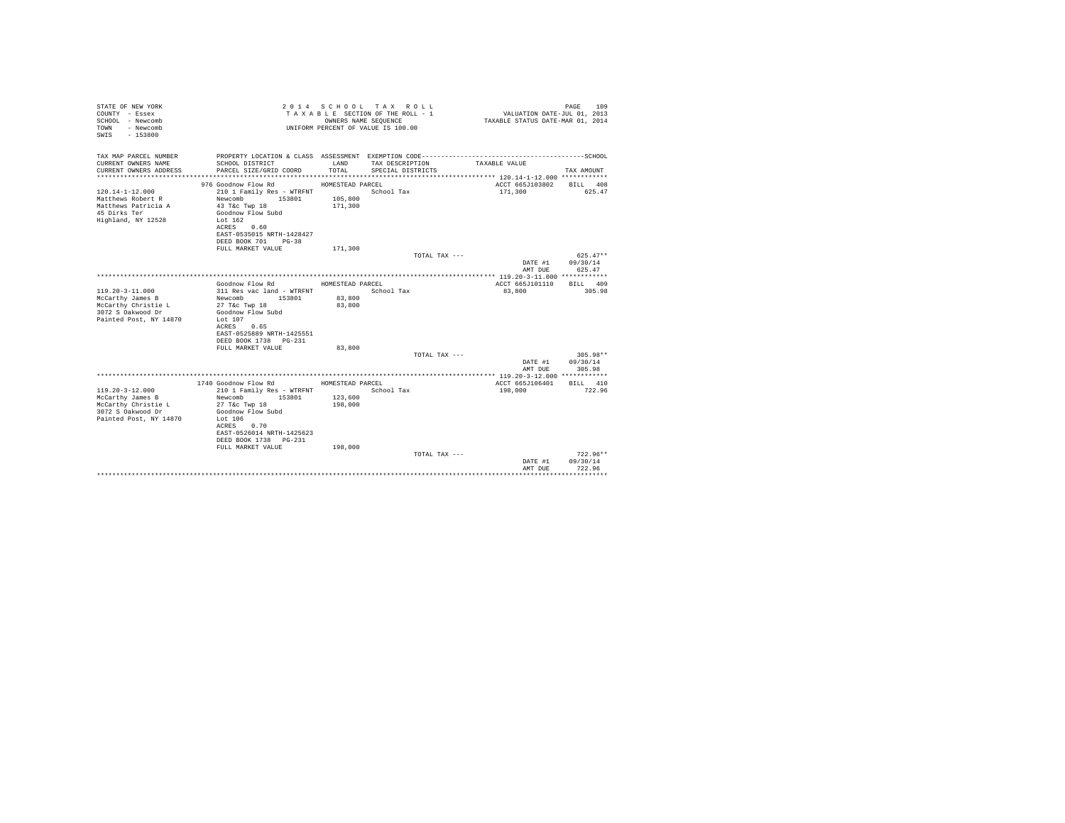STATE OF NEW YORK
COUNTY - Essex
SCHOOL - Newcomb
TOWN - Newcomb
SWIS - 153800

2 0 1 4 S C H O O L T A X R O L L
T A X A B L E SECTION OF THE ROLL - 1
OWNERS NAME SEQUENCE
UNIFORM PERCENT OF VALUE IS 100.00

VALUATION DATE-JUL 01, 2013
TAXABLE STATUS DATE-MAR 01, 2014

| TAX MAP PARCEL NUMBER / CURRENT OWNERS NAME / CURRENT OWNERS ADDRESS | PROPERTY LOCATION & CLASS / SCHOOL DISTRICT / PARCEL SIZE/GRID COORD | ASSESSMENT LAND / TOTAL | EXEMPTION CODE / TAX DESCRIPTION / SPECIAL DISTRICTS | TAXABLE VALUE | SCHOOL TAX AMOUNT |
|---|---|---|---|---|---|
| **120.14-1-12.000** | 976 Goodnow Flow Rd | HOMESTEAD PARCEL | | ACCT 665J103802 | BILL 408 |
| 120.14-1-12.000 | 210 1 Family Res - WTRFNT | | School Tax | 171,300 | 625.47 |
| Matthews Robert R | Newcomb 153801 | 105,800 | | | |
| Matthews Patricia A | 43 T&c Twp 18 | 171,300 | | | |
| 45 Dirks Ter | Goodnow Flow Subd | | | | |
| Highland, NY 12528 | Lot 162 | | | | |
| | ACRES 0.60 | | | | |
| | EAST-0535015 NRTH-1428427 | | | | |
| | DEED BOOK 701 PG-38 | | | | |
| | FULL MARKET VALUE | 171,300 | | | |
| | | | TOTAL TAX --- | | 625.47** |
| | | | | DATE #1 | 09/30/14 |
| | | | | AMT DUE | 625.47 |
| **119.20-3-11.000** | Goodnow Flow Rd | HOMESTEAD PARCEL | | ACCT 665J101110 | BILL 409 |
| 119.20-3-11.000 | 311 Res vac land - WTRFNT | | School Tax | 83,800 | 305.98 |
| McCarthy James B | Newcomb 153801 | 83,800 | | | |
| McCarthy Christie L | 27 T&c Twp 18 | 83,800 | | | |
| 3072 S Oakwood Dr | Goodnow Flow Subd | | | | |
| Painted Post, NY 14870 | Lot 107 | | | | |
| | ACRES 0.65 | | | | |
| | EAST-0525889 NRTH-1425551 | | | | |
| | DEED BOOK 1738 PG-231 | | | | |
| | FULL MARKET VALUE | 83,800 | | | |
| | | | TOTAL TAX --- | | 305.98** |
| | | | | DATE #1 | 09/30/14 |
| | | | | AMT DUE | 305.98 |
| **119.20-3-12.000** | 1740 Goodnow Flow Rd | HOMESTEAD PARCEL | | ACCT 665J106401 | BILL 410 |
| 119.20-3-12.000 | 210 1 Family Res - WTRFNT | | School Tax | 198,000 | 722.96 |
| McCarthy James B | Newcomb 153801 | 123,600 | | | |
| McCarthy Christie L | 27 T&c Twp 18 | 198,000 | | | |
| 3072 S Oakwood Dr | Goodnow Flow Subd | | | | |
| Painted Post, NY 14870 | Lot 106 | | | | |
| | ACRES 0.70 | | | | |
| | EAST-0526014 NRTH-1425623 | | | | |
| | DEED BOOK 1738 PG-231 | | | | |
| | FULL MARKET VALUE | 198,000 | | | |
| | | | TOTAL TAX --- | | 722.96** |
| | | | | DATE #1 | 09/30/14 |
| | | | | AMT DUE | 722.96 |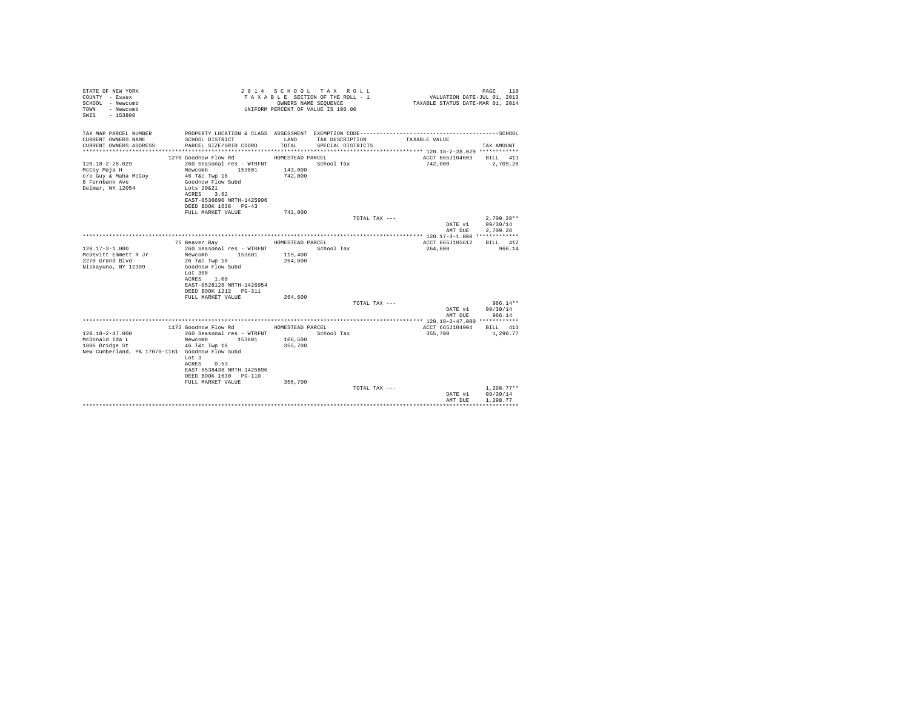STATE OF NEW YORK
COUNTY - Essex
SCHOOL - Newcomb
TOWN - Newcomb
SWIS - 153800

2 0 1 4 S C H O O L T A X R O L L
T A X A B L E SECTION OF THE ROLL - 1
OWNERS NAME SEQUENCE
UNIFORM PERCENT OF VALUE IS 100.00

VALUATION DATE-JUL 01, 2013
TAXABLE STATUS DATE-MAR 01, 2014

| TAX MAP PARCEL NUMBER / CURRENT OWNERS NAME / CURRENT OWNERS ADDRESS | PROPERTY LOCATION & CLASS / SCHOOL DISTRICT / PARCEL SIZE/GRID COORD | ASSESSMENT LAND / TOTAL | EXEMPTION CODE / TAX DESCRIPTION / SPECIAL DISTRICTS | TAXABLE VALUE | SCHOOL TAX AMOUNT |
|---|---|---|---|---|---|
| **120.18-2-28.029** | 1270 Goodnow Flow Rd | HOMESTEAD PARCEL | | ACCT 665J104603 | BILL 411 |
| 120.18-2-28.029 | 260 Seasonal res - WTRFNT | | School Tax | 742,000 | 2,709.28 |
| McCoy Maja H | Newcomb 153801 | 143,000 | | | |
| c/o Guy & Maha McCoy | 46 T&c Twp 18 | 742,000 | | | |
| 8 Fernbank Ave | Goodnow Flow Subd | | | | |
| Delmar, NY 12054 | Lots 20&21 | | | | |
| | ACRES 3.62 | | | | |
| | EAST-0536690 NRTH-1425996 | | | | |
| | DEED BOOK 1638 PG-43 | | | | |
| | FULL MARKET VALUE | 742,000 | | | |
| | | | TOTAL TAX --- | | 2,709.28** |
| | | | | DATE #1 | 09/30/14 |
| | | | | AMT DUE | 2,709.28 |
| **120.17-3-1.000** | 75 Beaver Bay | HOMESTEAD PARCEL | | ACCT 665J105612 | BILL 412 |
| 120.17-3-1.000 | 260 Seasonal res - WTRFNT | | School Tax | 264,600 | 966.14 |
| McDevitt Emmett R Jr | Newcomb 153801 | 119,400 | | | |
| 2270 Grand Blvd | 26 T&c Twp 18 | 264,600 | | | |
| Niskayuna, NY 12309 | Goodnow Flow Subd | | | | |
| | Lot 306 | | | | |
| | ACRES 1.00 | | | | |
| | EAST-0528128 NRTH-1426954 | | | | |
| | DEED BOOK 1212 PG-311 | | | | |
| | FULL MARKET VALUE | 264,600 | | | |
| | | | TOTAL TAX --- | | 966.14** |
| | | | | DATE #1 | 09/30/14 |
| | | | | AMT DUE | 966.14 |
| **120.18-2-47.000** | 1172 Goodnow Flow Rd | HOMESTEAD PARCEL | | ACCT 665J104904 | BILL 413 |
| 120.18-2-47.000 | 260 Seasonal res - WTRFNT | | School Tax | 355,700 | 1,298.77 |
| McDonald Ida L | Newcomb 153801 | 106,500 | | | |
| 1806 Bridge St | 46 T&c Twp 18 | 355,700 | | | |
| New Cumberland, PA 17070-1161 | Goodnow Flow Subd | | | | |
| | Lot 3 | | | | |
| | ACRES 0.53 | | | | |
| | EAST-0538438 NRTH-1425896 | | | | |
| | DEED BOOK 1630 PG-110 | | | | |
| | FULL MARKET VALUE | 355,700 | | | |
| | | | TOTAL TAX --- | | 1,298.77** |
| | | | | DATE #1 | 09/30/14 |
| | | | | AMT DUE | 1,298.77 |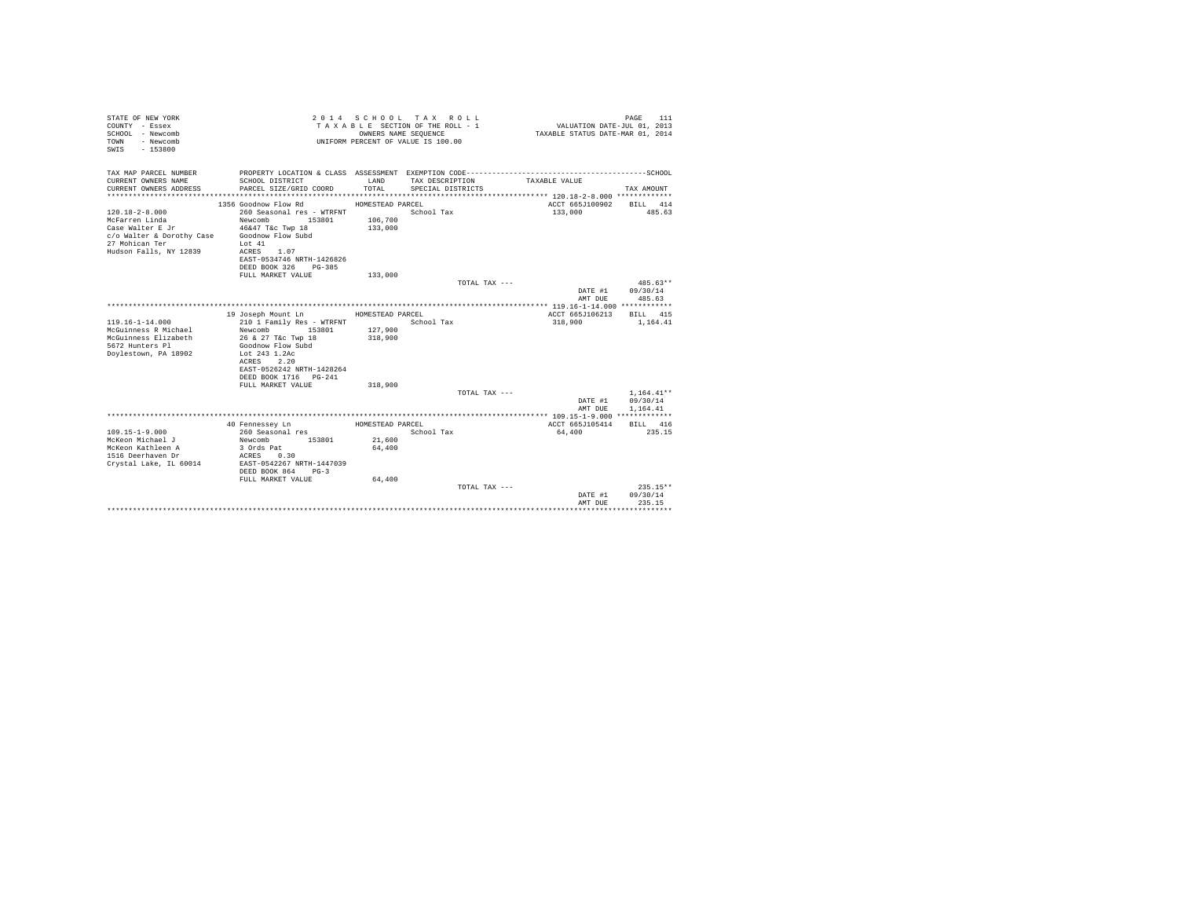STATE OF NEW YORK
COUNTY - Essex
SCHOOL - Newcomb
TOWN - Newcomb
SWIS - 153800

2 0 1 4 S C H O O L T A X R O L L
T A X A B L E SECTION OF THE ROLL - 1
OWNERS NAME SEQUENCE
UNIFORM PERCENT OF VALUE IS 100.00

VALUATION DATE-JUL 01, 2013
TAXABLE STATUS DATE-MAR 01, 2014

| TAX MAP PARCEL NUMBER / CURRENT OWNERS NAME / CURRENT OWNERS ADDRESS | PROPERTY LOCATION & CLASS / SCHOOL DISTRICT / PARCEL SIZE/GRID COORD | ASSESSMENT LAND / TOTAL | EXEMPTION CODE / TAX DESCRIPTION / SPECIAL DISTRICTS | TAXABLE VALUE | SCHOOL TAX AMOUNT |
|---|---|---|---|---|---|
| 120.18-2-8.000 | 1356 Goodnow Flow Rd | HOMESTEAD PARCEL | | ACCT 665J100902 | BILL 414 |
| 120.18-2-8.000 | 260 Seasonal res - WTRFNT | | School Tax | 133,000 | 485.63 |
| McFarren Linda | Newcomb 153801 | 106,700 | | | |
| Case Walter E Jr | 46&47 T&c Twp 18 | 133,000 | | | |
| c/o Walter & Dorothy Case | Goodnow Flow Subd | | | | |
| 27 Mohican Ter | Lot 41 | | | | |
| Hudson Falls, NY 12839 | ACRES 1.07 | | | | |
| | EAST-0534746 NRTH-1426826 | | | | |
| | DEED BOOK 326 PG-385 | | | | |
| | FULL MARKET VALUE | 133,000 | | | |
| | | | TOTAL TAX --- | | 485.63** |
| | | | | DATE #1 | 09/30/14 |
| | | | | AMT DUE | 485.63 |
| 119.16-1-14.000 | 19 Joseph Mount Ln | HOMESTEAD PARCEL | | ACCT 665J106213 | BILL 415 |
| 119.16-1-14.000 | 210 1 Family Res - WTRFNT | | School Tax | 318,900 | 1,164.41 |
| McGuinness R Michael | Newcomb 153801 | 127,900 | | | |
| McGuinness Elizabeth | 26 & 27 T&c Twp 18 | 318,900 | | | |
| 5672 Hunters Pl | Goodnow Flow Subd | | | | |
| Doylestown, PA 18902 | Lot 243 1.2Ac | | | | |
| | ACRES 2.20 | | | | |
| | EAST-0526242 NRTH-1428264 | | | | |
| | DEED BOOK 1716 PG-241 | | | | |
| | FULL MARKET VALUE | 318,900 | | | |
| | | | TOTAL TAX --- | | 1,164.41** |
| | | | | DATE #1 | 09/30/14 |
| | | | | AMT DUE | 1,164.41 |
| 109.15-1-9.000 | 40 Fennessey Ln | HOMESTEAD PARCEL | | ACCT 665J105414 | BILL 416 |
| 109.15-1-9.000 | 260 Seasonal res | | School Tax | 64,400 | 235.15 |
| McKeon Michael J | Newcomb 153801 | 21,600 | | | |
| McKeon Kathleen A | 3 Ords Pat | 64,400 | | | |
| 1516 Deerhaven Dr | ACRES 0.30 | | | | |
| Crystal Lake, IL 60014 | EAST-0542267 NRTH-1447039 | | | | |
| | DEED BOOK 864 PG-3 | | | | |
| | FULL MARKET VALUE | 64,400 | | | |
| | | | TOTAL TAX --- | | 235.15** |
| | | | | DATE #1 | 09/30/14 |
| | | | | AMT DUE | 235.15 |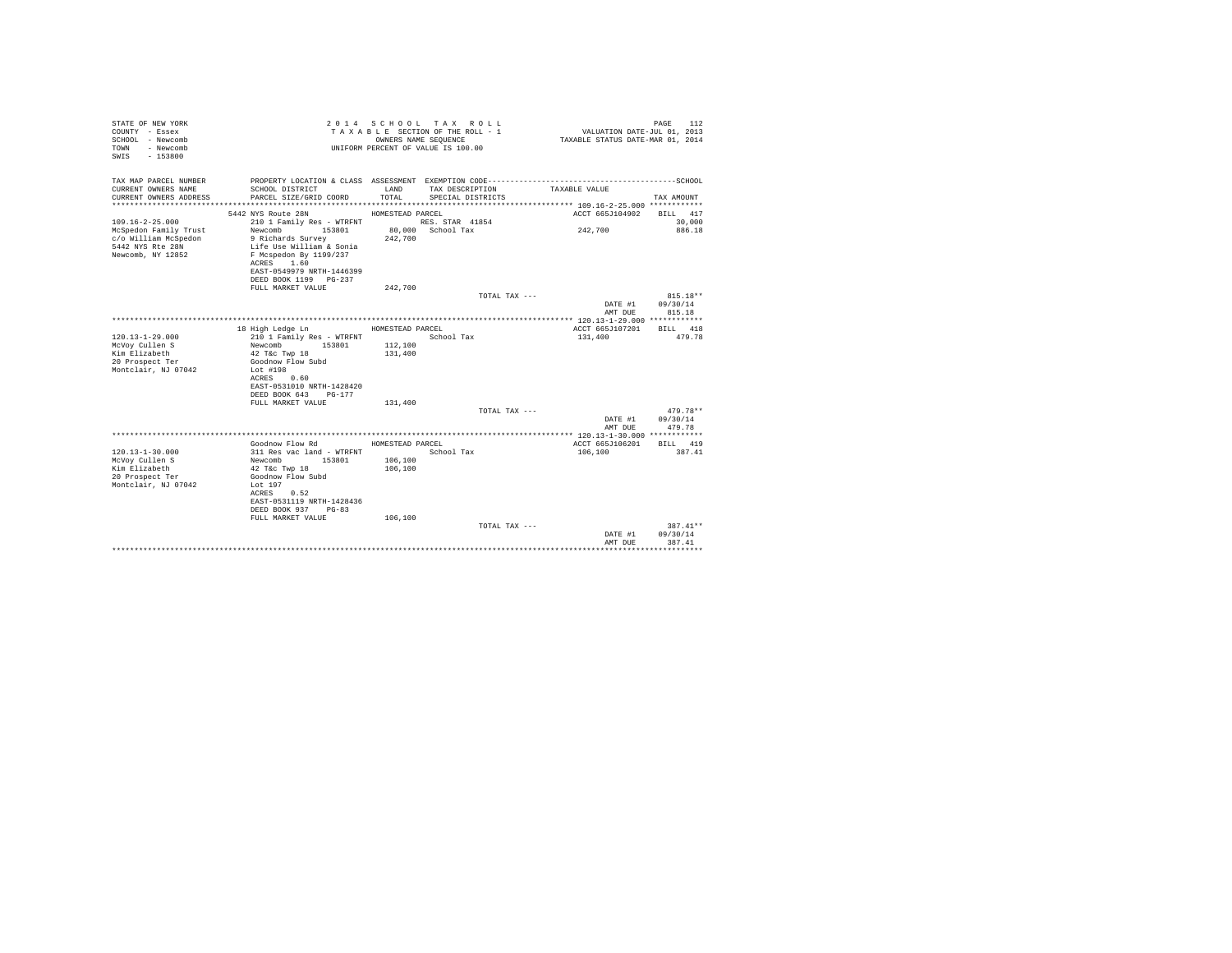STATE OF NEW YORK
COUNTY - Essex
SCHOOL - Newcomb
TOWN - Newcomb
SWIS - 153800

2014 SCHOOL TAX ROLL
TAXABLE SECTION OF THE ROLL - 1
OWNERS NAME SEQUENCE
UNIFORM PERCENT OF VALUE IS 100.00

VALUATION DATE-JUL 01, 2013
TAXABLE STATUS DATE-MAR 01, 2014

| TAX MAP PARCEL NUMBER<br>CURRENT OWNERS NAME<br>CURRENT OWNERS ADDRESS | PROPERTY LOCATION & CLASS<br>SCHOOL DISTRICT<br>PARCEL SIZE/GRID COORD | ASSESSMENT<br>LAND<br>TOTAL | EXEMPTION CODE<br>TAX DESCRIPTION<br>SPECIAL DISTRICTS | TAXABLE VALUE | SCHOOL<br><br>TAX AMOUNT |
|---|---|---|---|---|---|
| **109.16-2-25.000** | 5442 NYS Route 28N | HOMESTEAD PARCEL | | ACCT 665J104902 | BILL 417 |
| 109.16-2-25.000 | 210 1 Family Res - WTRFNT | | RES. STAR 41854 | | 30,000 |
| McSpedon Family Trust | Newcomb 153801 | 80,000 | School Tax | 242,700 | 886.18 |
| c/o William McSpedon | 9 Richards Survey | 242,700 | | | |
| 5442 NYS Rte 28N | Life Use William & Sonia | | | | |
| Newcomb, NY 12852 | F Mcspedon By 1199/237 | | | | |
| | ACRES 1.60 | | | | |
| | EAST-0549979 NRTH-1446399 | | | | |
| | DEED BOOK 1199 PG-237 | | | | |
| | FULL MARKET VALUE | 242,700 | | | |
| | | | TOTAL TAX --- | | 815.18** |
| | | | | DATE #1 | 09/30/14 |
| | | | | AMT DUE | 815.18 |
| **120.13-1-29.000** | 18 High Ledge Ln | HOMESTEAD PARCEL | | ACCT 665J107201 | BILL 418 |
| 120.13-1-29.000 | 210 1 Family Res - WTRFNT | | School Tax | 131,400 | 479.78 |
| McVoy Cullen S | Newcomb 153801 | 112,100 | | | |
| Kim Elizabeth | 42 T&c Twp 18 | 131,400 | | | |
| 20 Prospect Ter | Goodnow Flow Subd | | | | |
| Montclair, NJ 07042 | Lot #198 | | | | |
| | ACRES 0.60 | | | | |
| | EAST-0531010 NRTH-1428420 | | | | |
| | DEED BOOK 643 PG-177 | | | | |
| | FULL MARKET VALUE | 131,400 | | | |
| | | | TOTAL TAX --- | | 479.78** |
| | | | | DATE #1 | 09/30/14 |
| | | | | AMT DUE | 479.78 |
| **120.13-1-30.000** | Goodnow Flow Rd | HOMESTEAD PARCEL | | ACCT 665J106201 | BILL 419 |
| 120.13-1-30.000 | 311 Res vac land - WTRFNT | | School Tax | 106,100 | 387.41 |
| McVoy Cullen S | Newcomb 153801 | 106,100 | | | |
| Kim Elizabeth | 42 T&c Twp 18 | 106,100 | | | |
| 20 Prospect Ter | Goodnow Flow Subd | | | | |
| Montclair, NJ 07042 | Lot 197 | | | | |
| | ACRES 0.52 | | | | |
| | EAST-0531119 NRTH-1428436 | | | | |
| | DEED BOOK 937 PG-83 | | | | |
| | FULL MARKET VALUE | 106,100 | | | |
| | | | TOTAL TAX --- | | 387.41** |
| | | | | DATE #1 | 09/30/14 |
| | | | | AMT DUE | 387.41 |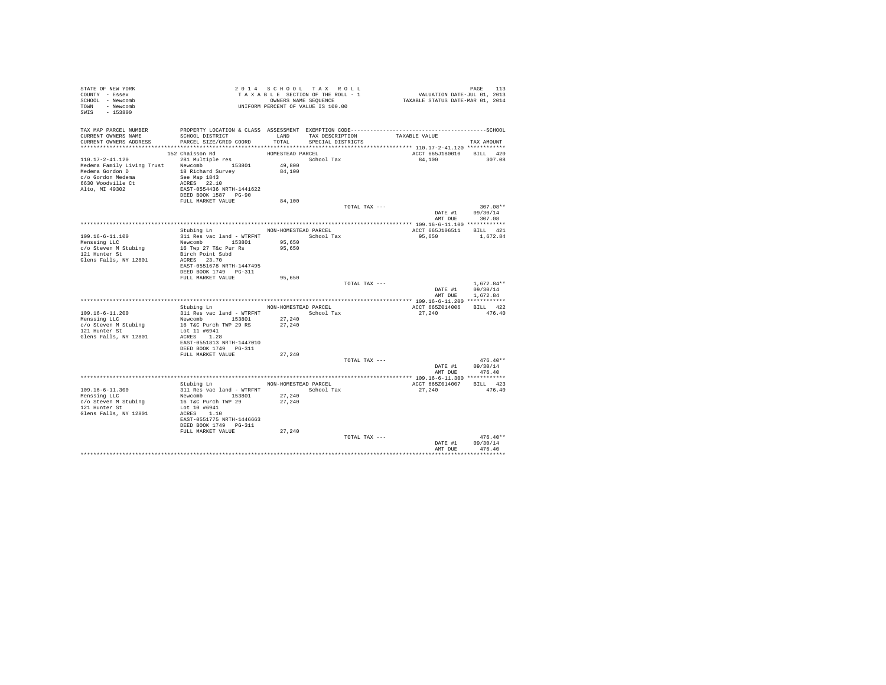STATE OF NEW YORK
COUNTY - Essex
SCHOOL - Newcomb
TOWN - Newcomb
SWIS - 153800

2014 SCHOOL TAX ROLL
TAXABLE SECTION OF THE ROLL - 1
OWNERS NAME SEQUENCE
UNIFORM PERCENT OF VALUE IS 100.00

VALUATION DATE-JUL 01, 2013
TAXABLE STATUS DATE-MAR 01, 2014

| TAX MAP PARCEL NUMBER / CURRENT OWNERS NAME / CURRENT OWNERS ADDRESS | PROPERTY LOCATION & CLASS / SCHOOL DISTRICT / PARCEL SIZE/GRID COORD | ASSESSMENT LAND / TOTAL | EXEMPTION CODE / TAX DESCRIPTION / SPECIAL DISTRICTS | TAXABLE VALUE | TAX AMOUNT |
|---|---|---|---|---|---|
| **110.17-2-41.120** | 152 Chaisson Rd | HOMESTEAD PARCEL | | ACCT 665J180010 | BILL 420 |
| 110.17-2-41.120 | 281 Multiple res | | School Tax | 84,100 | 307.08 |
| Medema Family Living Trust | Newcomb 153801 | 49,800 | | | |
| Medema Gordon D | 18 Richard Survey | 84,100 | | | |
| c/o Gordon Medema | See Map 1843 | | | | |
| 6630 Woodville Ct | ACRES 22.10 | | | | |
| Alto, MI 49302 | EAST-0554436 NRTH-1441622 | | | | |
| | DEED BOOK 1587 PG-90 | | | | |
| | FULL MARKET VALUE | 84,100 | | | |
| | | | TOTAL TAX --- | | 307.08** |
| | | | | DATE #1 | 09/30/14 |
| | | | | AMT DUE | 307.08 |
| **109.16-6-11.100** | Stubing Ln | NON-HOMESTEAD PARCEL | | ACCT 665J106511 | BILL 421 |
| 109.16-6-11.100 | 311 Res vac land - WTRFNT | | School Tax | 95,650 | 1,672.84 |
| Menssing LLC | Newcomb 153801 | 95,650 | | | |
| c/o Steven M Stubing | 16 Twp 27 T&c Pur Rs | 95,650 | | | |
| 121 Hunter St | Birch Point Subd | | | | |
| Glens Falls, NY 12801 | ACRES 23.70 | | | | |
| | EAST-0551678 NRTH-1447495 | | | | |
| | DEED BOOK 1749 PG-311 | | | | |
| | FULL MARKET VALUE | 95,650 | | | |
| | | | TOTAL TAX --- | | 1,672.84** |
| | | | | DATE #1 | 09/30/14 |
| | | | | AMT DUE | 1,672.84 |
| **109.16-6-11.200** | Stubing Ln | NON-HOMESTEAD PARCEL | | ACCT 665Z014006 | BILL 422 |
| 109.16-6-11.200 | 311 Res vac land - WTRFNT | | School Tax | 27,240 | 476.40 |
| Menssing LLC | Newcomb 153801 | 27,240 | | | |
| c/o Steven M Stubing | 16 T&C Purch TWP 29 RS | 27,240 | | | |
| 121 Hunter St | Lot 11 #6941 | | | | |
| Glens Falls, NY 12801 | ACRES 1.28 | | | | |
| | EAST-0551813 NRTH-1447010 | | | | |
| | DEED BOOK 1749 PG-311 | | | | |
| | FULL MARKET VALUE | 27,240 | | | |
| | | | TOTAL TAX --- | | 476.40** |
| | | | | DATE #1 | 09/30/14 |
| | | | | AMT DUE | 476.40 |
| **109.16-6-11.300** | Stubing Ln | NON-HOMESTEAD PARCEL | | ACCT 665Z014007 | BILL 423 |
| 109.16-6-11.300 | 311 Res vac land - WTRFNT | | School Tax | 27,240 | 476.40 |
| Menssing LLC | Newcomb 153801 | 27,240 | | | |
| c/o Steven M Stubing | 16 T&C Purch TWP 29 | 27,240 | | | |
| 121 Hunter St | Lot 10 #6941 | | | | |
| Glens Falls, NY 12801 | ACRES 1.10 | | | | |
| | EAST-0551775 NRTH-1446663 | | | | |
| | DEED BOOK 1749 PG-311 | | | | |
| | FULL MARKET VALUE | 27,240 | | | |
| | | | TOTAL TAX --- | | 476.40** |
| | | | | DATE #1 | 09/30/14 |
| | | | | AMT DUE | 476.40 |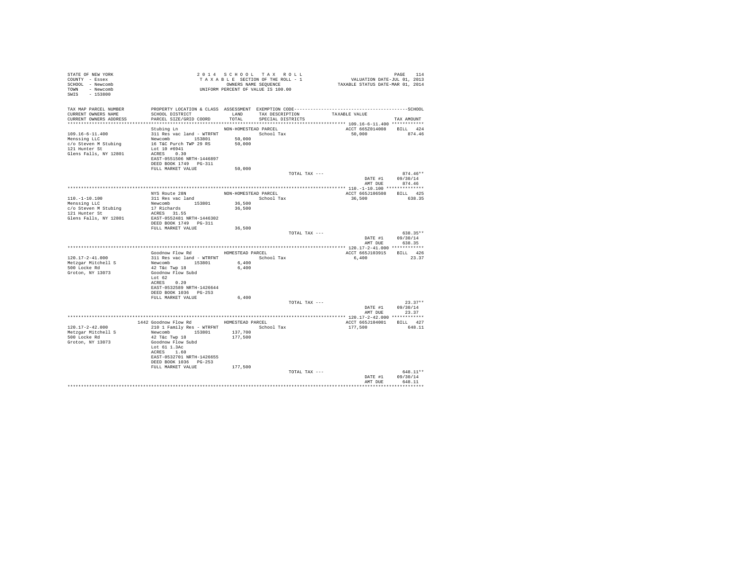```
STATE OF NEW YORK                          2 0 1 4   S C H O O L   T A X   R O L L                                  PAGE   114
COUNTY  - Essex                            T A X A B L E  SECTION OF THE ROLL - 1                     VALUATION DATE-JUL 01, 2013
SCHOOL  - Newcomb                                 OWNERS NAME SEQUENCE                              TAXABLE STATUS DATE-MAR 01, 2014
TOWN    - Newcomb                            UNIFORM PERCENT OF VALUE IS 100.00
SWIS    - 153800

TAX MAP PARCEL NUMBER         PROPERTY LOCATION & CLASS  ASSESSMENT  EXEMPTION CODE-----------------------------------------------SCHOOL
CURRENT OWNERS NAME           SCHOOL DISTRICT               LAND      TAX DESCRIPTION            TAXABLE VALUE
CURRENT OWNERS ADDRESS        PARCEL SIZE/GRID COORD        TOTAL     SPECIAL DISTRICTS                                   TAX AMOUNT
************************************************************************************************ 109.16-6-11.400 ************
                              Stubing Ln                 NON-HOMESTEAD PARCEL                        ACCT 665Z014008    BILL   424
109.16-6-11.400               311 Res vac land - WTRFNT              School Tax                       50,000              874.46
Menssing LLC                  Newcomb        153801        50,000
c/o Steven M Stubing          16 T&C Purch TWP 29 RS       50,000
121 Hunter St                 Lot 10 #6941
Glens Falls, NY 12801         ACRES    0.30
                              EAST-0551506 NRTH-1446897
                              DEED BOOK 1749   PG-311
                              FULL MARKET VALUE            50,000
                                                                             TOTAL TAX ---                                 874.46**
                                                                                                        DATE #1       09/30/14
                                                                                                        AMT DUE         874.46
************************************************************************************************ 110.-1-10.100 **************
                              NYS Route 28N              NON-HOMESTEAD PARCEL                        ACCT 665J106508    BILL   425
110.-1-10.100                 311 Res vac land                       School Tax                       36,500              638.35
Menssing LLC                  Newcomb        153801        36,500
c/o Steven M Stubing          17 Richards                  36,500
121 Hunter St                 ACRES   31.55
Glens Falls, NY 12801         EAST-0552481 NRTH-1446302
                              DEED BOOK 1749   PG-311
                              FULL MARKET VALUE            36,500
                                                                             TOTAL TAX ---                                 638.35**
                                                                                                        DATE #1       09/30/14
                                                                                                        AMT DUE         638.35
************************************************************************************************ 120.17-2-41.000 ************
                              Goodnow Flow Rd            HOMESTEAD PARCEL                            ACCT 665J103915    BILL   426
120.17-2-41.000               311 Res vac land - WTRFNT              School Tax                        6,400               23.37
Metzgar Mitchell S            Newcomb        153801         6,400
500 Locke Rd                  42 T&c Twp 18                 6,400
Groton, NY 13073              Goodnow Flow Subd
                              Lot 62
                              ACRES    0.20
                              EAST-0532589 NRTH-1426644
                              DEED BOOK 1036   PG-253
                              FULL MARKET VALUE             6,400
                                                                             TOTAL TAX ---                                  23.37**
                                                                                                        DATE #1       09/30/14
                                                                                                        AMT DUE          23.37
************************************************************************************************ 120.17-2-42.000 ************
                         1442 Goodnow Flow Rd            HOMESTEAD PARCEL                            ACCT 665J104001    BILL   427
120.17-2-42.000               210 1 Family Res - WTRFNT              School Tax                      177,500              648.11
Metzgar Mitchell S            Newcomb        153801       137,700
500 Locke Rd                  42 T&c Twp 18               177,500
Groton, NY 13073              Goodnow Flow Subd
                              Lot 61 1.3Ac
                              ACRES    1.60
                              EAST-0532701 NRTH-1426655
                              DEED BOOK 1036   PG-253
                              FULL MARKET VALUE           177,500
                                                                             TOTAL TAX ---                                 648.11**
                                                                                                        DATE #1       09/30/14
                                                                                                        AMT DUE         648.11
******************************************************************************************************************************
```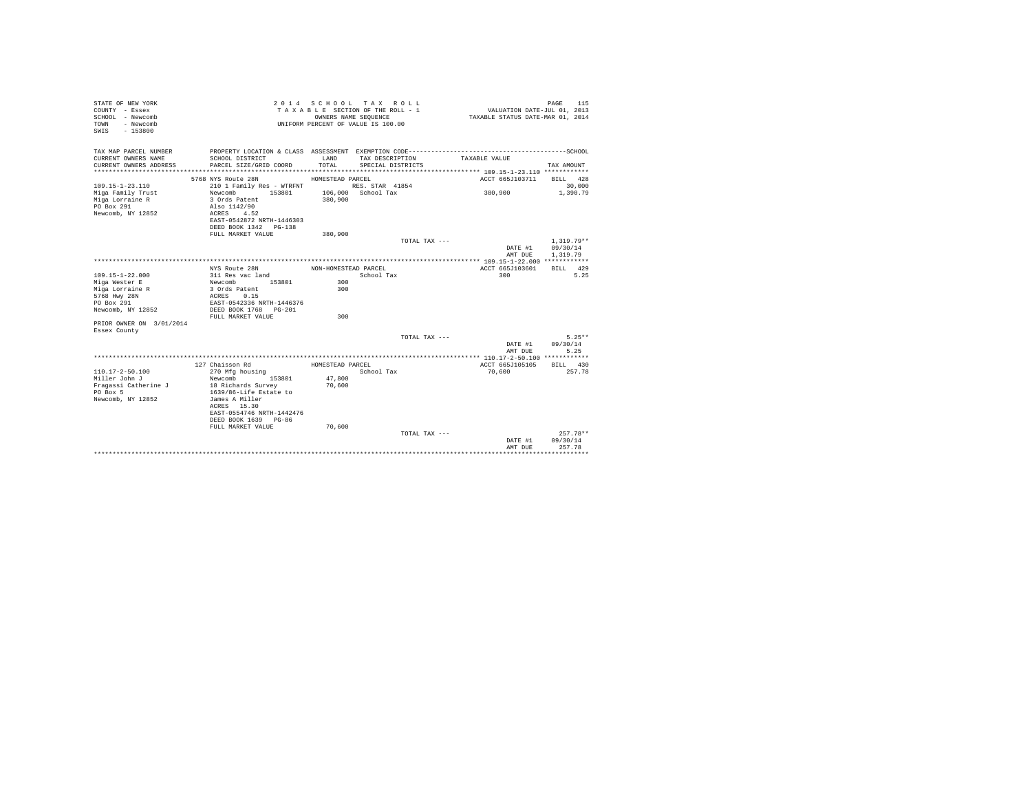STATE OF NEW YORK
COUNTY - Essex
SCHOOL - Newcomb
TOWN - Newcomb
SWIS - 153800

2014 SCHOOL TAX ROLL
TAXABLE SECTION OF THE ROLL - 1
OWNERS NAME SEQUENCE
UNIFORM PERCENT OF VALUE IS 100.00

VALUATION DATE-JUL 01, 2013
TAXABLE STATUS DATE-MAR 01, 2014

| TAX MAP PARCEL NUMBER / CURRENT OWNERS NAME / CURRENT OWNERS ADDRESS | PROPERTY LOCATION & CLASS / SCHOOL DISTRICT / PARCEL SIZE/GRID COORD | ASSESSMENT LAND / TOTAL | EXEMPTION CODE / TAX DESCRIPTION / SPECIAL DISTRICTS | TAXABLE VALUE | SCHOOL TAX AMOUNT |
|---|---|---|---|---|---|
| **109.15-1-23.110** | 5768 NYS Route 28N | HOMESTEAD PARCEL | | ACCT 665J103711 | BILL 428 |
| 109.15-1-23.110 | 210 1 Family Res - WTRFNT | | RES. STAR 41854 | | 30,000 |
| Miga Family Trust | Newcomb 153801 | 106,000 | School Tax | 380,900 | 1,390.79 |
| Miga Lorraine R | 3 Ords Patent | 380,900 | | | |
| PO Box 291 | Also 1142/90 | | | | |
| Newcomb, NY 12852 | ACRES 4.52 | | | | |
| | EAST-0542872 NRTH-1446303 | | | | |
| | DEED BOOK 1342 PG-138 | | | | |
| | FULL MARKET VALUE | 380,900 | | | |
| | | | TOTAL TAX --- | | 1,319.79** |
| | | | | DATE #1 | 09/30/14 |
| | | | | AMT DUE | 1,319.79 |
| **109.15-1-22.000** | NYS Route 28N | NON-HOMESTEAD PARCEL | | ACCT 665J103601 | BILL 429 |
| 109.15-1-22.000 | 311 Res vac land | | School Tax | 300 | 5.25 |
| Miga Wester E | Newcomb 153801 | 300 | | | |
| Miga Lorraine R | 3 Ords Patent | 300 | | | |
| 5768 Hwy 28N | ACRES 0.15 | | | | |
| PO Box 291 | EAST-0542336 NRTH-1446376 | | | | |
| Newcomb, NY 12852 | DEED BOOK 1768 PG-201 | | | | |
| | FULL MARKET VALUE | 300 | | | |
| PRIOR OWNER ON 3/01/2014 | | | | | |
| Essex County | | | | | |
| | | | TOTAL TAX --- | | 5.25** |
| | | | | DATE #1 | 09/30/14 |
| | | | | AMT DUE | 5.25 |
| **110.17-2-50.100** | 127 Chaisson Rd | HOMESTEAD PARCEL | | ACCT 665J105105 | BILL 430 |
| 110.17-2-50.100 | 270 Mfg housing | | School Tax | 70,600 | 257.78 |
| Miller John J | Newcomb 153801 | 47,800 | | | |
| Fragassi Catherine J | 18 Richards Survey | 70,600 | | | |
| PO Box 5 | 1639/86-Life Estate to | | | | |
| Newcomb, NY 12852 | James A Miller | | | | |
| | ACRES 15.30 | | | | |
| | EAST-0554746 NRTH-1442476 | | | | |
| | DEED BOOK 1639 PG-86 | | | | |
| | FULL MARKET VALUE | 70,600 | | | |
| | | | TOTAL TAX --- | | 257.78** |
| | | | | DATE #1 | 09/30/14 |
| | | | | AMT DUE | 257.78 |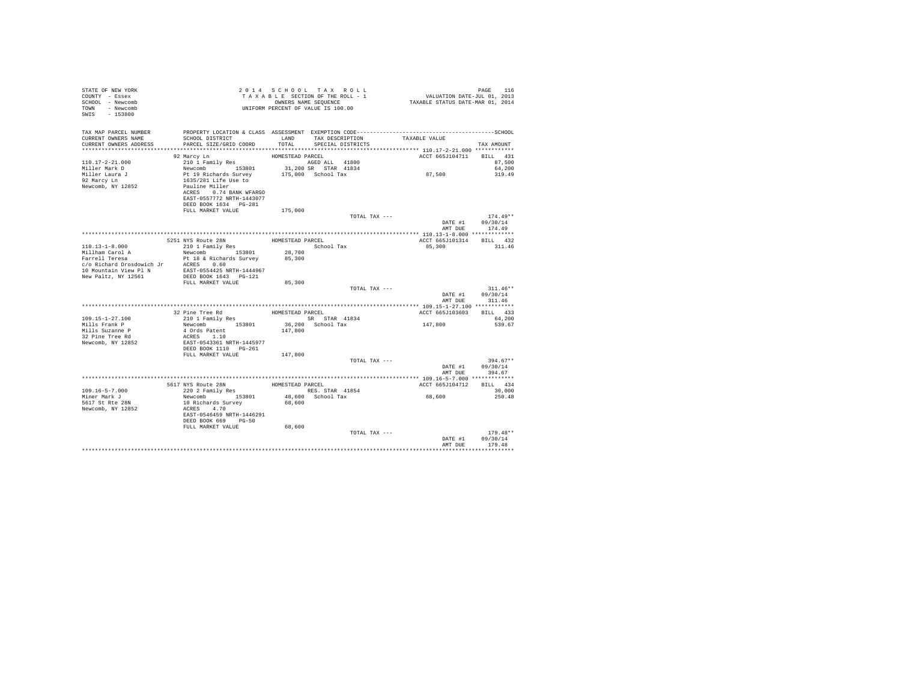```
STATE OF NEW YORK                    2 0 1 4   S C H O O L   T A X   R O L L                         PAGE   116
COUNTY  - Essex                      T A X A B L E  SECTION OF THE ROLL - 1              VALUATION DATE-JUL 01, 2013
SCHOOL  - Newcomb                           OWNERS NAME SEQUENCE                   TAXABLE STATUS DATE-MAR 01, 2014
TOWN    - Newcomb                    UNIFORM PERCENT OF VALUE IS 100.00
SWIS    - 153800

TAX MAP PARCEL NUMBER     PROPERTY LOCATION & CLASS  ASSESSMENT  EXEMPTION CODE------------------------------------------------SCHOOL
CURRENT OWNERS NAME       SCHOOL DISTRICT              LAND      TAX DESCRIPTION           TAXABLE VALUE
CURRENT OWNERS ADDRESS    PARCEL SIZE/GRID COORD       TOTAL     SPECIAL DISTRICTS                                        TAX AMOUNT
*********************************************************************************************** 110.17-2-21.000 ************
                         92 Marcy Ln                  HOMESTEAD PARCEL                         ACCT 665J104711     BILL   431
110.17-2-21.000           210 1 Family Res                   AGED ALL   41800                                           87,500
Miller Mark D             Newcomb        153801        31,200 SR   STAR  41834                                          64,200
Miller Laura J            Pt 19 Richards Survey       175,000  School Tax                    87,500                     319.49
92 Marcy Ln               1635/281 Life Use to
Newcomb, NY 12852         Pauline Miller
                          ACRES    0.74 BANK WFARGO
                          EAST-0557772 NRTH-1443077
                          DEED BOOK 1634   PG-281
                          FULL MARKET VALUE           175,000
                                                                         TOTAL TAX ---                                174.49**
                                                                                                    DATE #1       09/30/14
                                                                                                    AMT DUE         174.49
*********************************************************************************************** 110.13-1-8.000 *************
                         5251 NYS Route 28N           HOMESTEAD PARCEL                         ACCT 665J101314     BILL   432
110.13-1-8.000            210 1 Family Res                    School Tax                      85,300                     311.46
Millham Carol A           Newcomb        153801        28,700
Farrell Teresa            Pt 18 & Richards Survey      85,300
c/o Richard Drosdowich Jr ACRES    0.60
10 Mountain View Pl N     EAST-0554425 NRTH-1444967
New Paltz, NY 12561       DEED BOOK 1643   PG-121
                          FULL MARKET VALUE            85,300
                                                                         TOTAL TAX ---                                311.46**
                                                                                                    DATE #1       09/30/14
                                                                                                    AMT DUE         311.46
*********************************************************************************************** 109.15-1-27.100 ************
                         32 Pine Tree Rd              HOMESTEAD PARCEL                         ACCT 665J103603     BILL   433
109.15-1-27.100           210 1 Family Res                   SR   STAR  41834                                           64,200
Mills Frank P             Newcomb        153801        36,200  School Tax                    147,800                    539.67
Mills Suzanne P           4 Ords Patent               147,800
32 Pine Tree Rd           ACRES    1.10
Newcomb, NY 12852         EAST-0543361 NRTH-1445977
                          DEED BOOK 1110   PG-261
                          FULL MARKET VALUE           147,800
                                                                         TOTAL TAX ---                                394.67**
                                                                                                    DATE #1       09/30/14
                                                                                                    AMT DUE         394.67
*********************************************************************************************** 109.16-5-7.000 *************
                         5617 NYS Route 28N           HOMESTEAD PARCEL                         ACCT 665J104712     BILL   434
109.16-5-7.000            220 2 Family Res                   RES. STAR  41854                                           30,000
Miner Mark J              Newcomb        153801        48,600  School Tax                     68,600                    250.48
5617 St Rte 28N           10 Richards Survey           68,600
Newcomb, NY 12852         ACRES    4.70
                          EAST-0546459 NRTH-1446291
                          DEED BOOK 669    PG-50
                          FULL MARKET VALUE            68,600
                                                                         TOTAL TAX ---                                179.48**
                                                                                                    DATE #1       09/30/14
                                                                                                    AMT DUE         179.48
****************************************************************************************************************************
```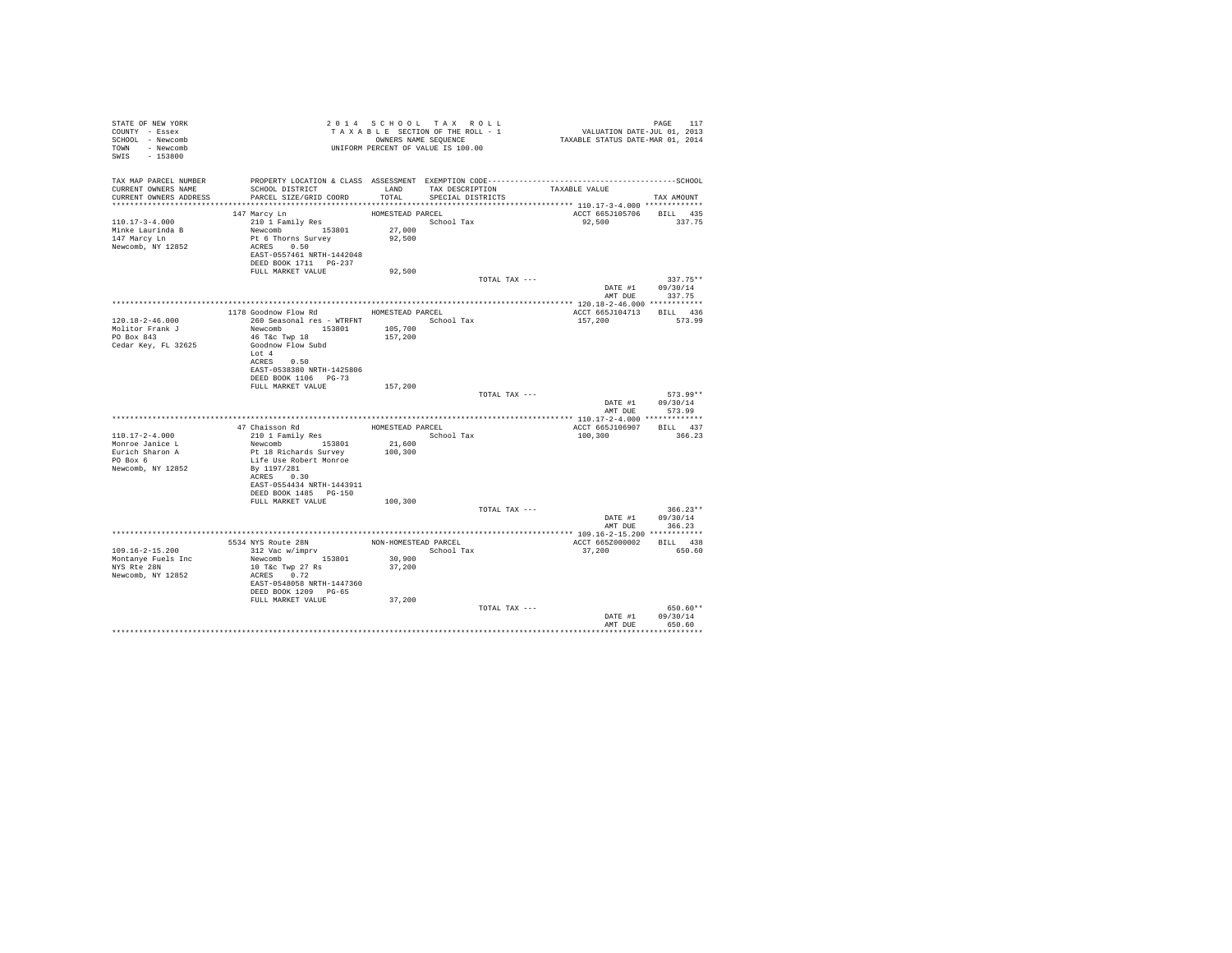STATE OF NEW YORK
COUNTY - Essex
SCHOOL - Newcomb
TOWN - Newcomb
SWIS - 153800

2014 SCHOOL TAX ROLL
TAXABLE SECTION OF THE ROLL - 1
OWNERS NAME SEQUENCE
UNIFORM PERCENT OF VALUE IS 100.00

VALUATION DATE-JUL 01, 2013
TAXABLE STATUS DATE-MAR 01, 2014

| TAX MAP PARCEL NUMBER / CURRENT OWNERS NAME / CURRENT OWNERS ADDRESS | PROPERTY LOCATION & CLASS / SCHOOL DISTRICT / PARCEL SIZE/GRID COORD | ASSESSMENT LAND / TOTAL | EXEMPTION CODE / TAX DESCRIPTION / SPECIAL DISTRICTS | TAXABLE VALUE | TAX AMOUNT |
|---|---|---|---|---|---|
| 110.17-3-4.000 | 147 Marcy Ln | HOMESTEAD PARCEL | | ACCT 665J105706 | BILL 435 |
| Minke Laurinda B | 210 1 Family Res | | School Tax | 92,500 | 337.75 |
| 147 Marcy Ln | Newcomb 153801 | 27,000 | | | |
| Newcomb, NY 12852 | Pt 6 Thorns Survey | 92,500 | | | |
| | ACRES 0.50 | | | | |
| | EAST-0557461 NRTH-1442048 | | | | |
| | DEED BOOK 1711 PG-237 | | | | |
| | FULL MARKET VALUE | 92,500 | | | |
| | | | TOTAL TAX --- | | 337.75** |
| | | | | DATE #1 | 09/30/14 |
| | | | | AMT DUE | 337.75 |
| 120.18-2-46.000 | 1178 Goodnow Flow Rd | HOMESTEAD PARCEL | | ACCT 665J104713 | BILL 436 |
| Molitor Frank J | 260 Seasonal res - WTRFNT | | School Tax | 157,200 | 573.99 |
| PO Box 843 | Newcomb 153801 | 105,700 | | | |
| Cedar Key, FL 32625 | 46 T&c Twp 18 | 157,200 | | | |
| | Goodnow Flow Subd | | | | |
| | Lot 4 | | | | |
| | ACRES 0.50 | | | | |
| | EAST-0538380 NRTH-1425806 | | | | |
| | DEED BOOK 1106 PG-73 | | | | |
| | FULL MARKET VALUE | 157,200 | | | |
| | | | TOTAL TAX --- | | 573.99** |
| | | | | DATE #1 | 09/30/14 |
| | | | | AMT DUE | 573.99 |
| 110.17-2-4.000 | 47 Chaisson Rd | HOMESTEAD PARCEL | | ACCT 665J106907 | BILL 437 |
| Monroe Janice L | 210 1 Family Res | | School Tax | 100,300 | 366.23 |
| Eurich Sharon A | Newcomb 153801 | 21,600 | | | |
| PO Box 6 | Pt 18 Richards Survey | 100,300 | | | |
| Newcomb, NY 12852 | Life Use Robert Monroe | | | | |
| | By 1197/281 | | | | |
| | ACRES 0.30 | | | | |
| | EAST-0554434 NRTH-1443911 | | | | |
| | DEED BOOK 1485 PG-150 | | | | |
| | FULL MARKET VALUE | 100,300 | | | |
| | | | TOTAL TAX --- | | 366.23** |
| | | | | DATE #1 | 09/30/14 |
| | | | | AMT DUE | 366.23 |
| 109.16-2-15.200 | 5534 NYS Route 28N | NON-HOMESTEAD PARCEL | | ACCT 665Z000002 | BILL 438 |
| Montanye Fuels Inc | 312 Vac w/imprv | | School Tax | 37,200 | 650.60 |
| NYS Rte 28N | Newcomb 153801 | 30,900 | | | |
| Newcomb, NY 12852 | 10 T&c Twp 27 Rs | 37,200 | | | |
| | ACRES 0.72 | | | | |
| | EAST-0548058 NRTH-1447360 | | | | |
| | DEED BOOK 1209 PG-65 | | | | |
| | FULL MARKET VALUE | 37,200 | | | |
| | | | TOTAL TAX --- | | 650.60** |
| | | | | DATE #1 | 09/30/14 |
| | | | | AMT DUE | 650.60 |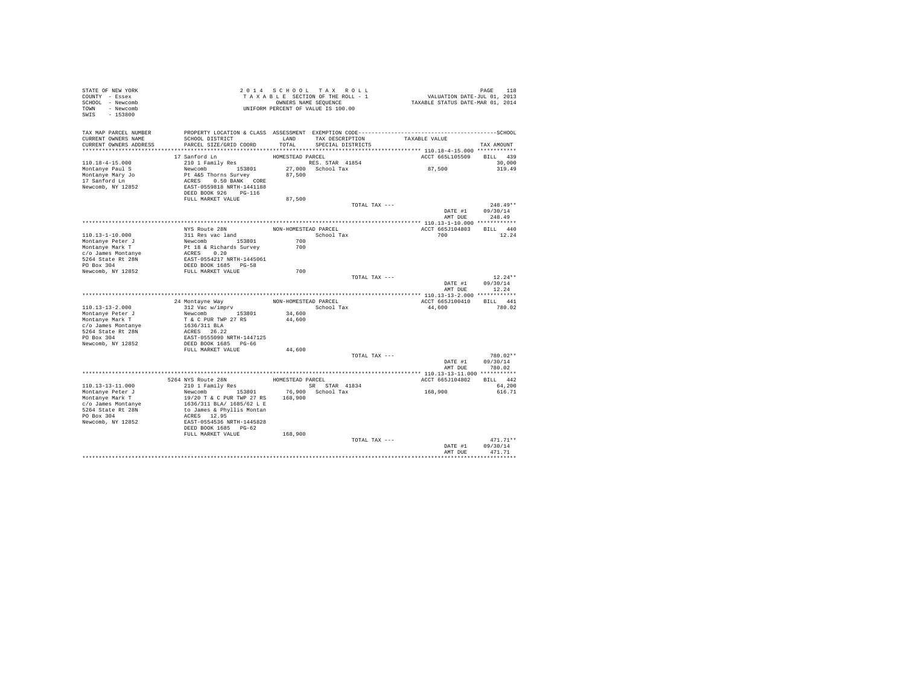STATE OF NEW YORK
COUNTY - Essex
SCHOOL - Newcomb
TOWN - Newcomb
SWIS - 153800

2014 SCHOOL TAX ROLL
TAXABLE SECTION OF THE ROLL - 1
OWNERS NAME SEQUENCE
UNIFORM PERCENT OF VALUE IS 100.00

VALUATION DATE-JUL 01, 2013
TAXABLE STATUS DATE-MAR 01, 2014

| TAX MAP PARCEL NUMBER / CURRENT OWNERS NAME / CURRENT OWNERS ADDRESS | PROPERTY LOCATION & CLASS / SCHOOL DISTRICT / PARCEL SIZE/GRID COORD | ASSESSMENT LAND / TOTAL | EXEMPTION CODE / TAX DESCRIPTION / SPECIAL DISTRICTS | TAXABLE VALUE | TAX AMOUNT |
|---|---|---|---|---|---|
| **110.18-4-15.000** | 17 Sanford Ln | HOMESTEAD PARCEL | | ACCT 665L105509 | BILL 439 |
| | 210 1 Family Res | | RES. STAR 41854 | | 30,000 |
| Montanye Paul S | Newcomb 153801 | 27,000 | School Tax | 87,500 | 319.49 |
| Montanye Mary Jo | Pt 4&5 Thorns Survey | 87,500 | | | |
| 17 Sanford Ln | ACRES 0.50 BANK CORE | | | | |
| Newcomb, NY 12852 | EAST-0559818 NRTH-1441188 | | | | |
| | DEED BOOK 926 PG-116 | | | | |
| | FULL MARKET VALUE | 87,500 | | | |
| | | | TOTAL TAX --- | | 248.49** |
| | | | | DATE #1 | 09/30/14 |
| | | | | AMT DUE | 248.49 |
| **110.13-1-10.000** | NYS Route 28N | NON-HOMESTEAD PARCEL | | ACCT 665J104803 | BILL 440 |
| | 311 Res vac land | | School Tax | 700 | 12.24 |
| Montanye Peter J | Newcomb 153801 | 700 | | | |
| Montanye Mark T | Pt 18 & Richards Survey | 700 | | | |
| c/o James Montanye | ACRES 0.20 | | | | |
| 5264 State Rt 28N | EAST-0554217 NRTH-1445061 | | | | |
| PO Box 304 | DEED BOOK 1685 PG-58 | | | | |
| Newcomb, NY 12852 | FULL MARKET VALUE | 700 | | | |
| | | | TOTAL TAX --- | | 12.24** |
| | | | | DATE #1 | 09/30/14 |
| | | | | AMT DUE | 12.24 |
| **110.13-13-2.000** | 24 Montayne Way | NON-HOMESTEAD PARCEL | | ACCT 665J100410 | BILL 441 |
| | 312 Vac w/imprv | | School Tax | 44,600 | 780.02 |
| Montanye Peter J | Newcomb 153801 | 34,600 | | | |
| Montanye Mark T | T & C PUR TWP 27 RS | 44,600 | | | |
| c/o James Montanye | 1636/311 BLA | | | | |
| 5264 State Rt 28N | ACRES 26.22 | | | | |
| PO Box 304 | EAST-0555090 NRTH-1447125 | | | | |
| Newcomb, NY 12852 | DEED BOOK 1685 PG-66 | | | | |
| | FULL MARKET VALUE | 44,600 | | | |
| | | | TOTAL TAX --- | | 780.02** |
| | | | | DATE #1 | 09/30/14 |
| | | | | AMT DUE | 780.02 |
| **110.13-13-11.000** | 5264 NYS Route 28N | HOMESTEAD PARCEL | | ACCT 665J104802 | BILL 442 |
| | 210 1 Family Res | | SR STAR 41834 | | 64,200 |
| Montanye Peter J | Newcomb 153801 | 76,900 | School Tax | 168,900 | 616.71 |
| Montanye Mark T | 19/20 T & C PUR TWP 27 RS | 168,900 | | | |
| c/o James Montanye | 1636/311 BLA/ 1685/62 L E | | | | |
| 5264 State Rt 28N | to James & Phyllis Montan | | | | |
| PO Box 304 | ACRES 12.95 | | | | |
| Newcomb, NY 12852 | EAST-0554536 NRTH-1445828 | | | | |
| | DEED BOOK 1685 PG-62 | | | | |
| | FULL MARKET VALUE | 168,900 | | | |
| | | | TOTAL TAX --- | | 471.71** |
| | | | | DATE #1 | 09/30/14 |
| | | | | AMT DUE | 471.71 |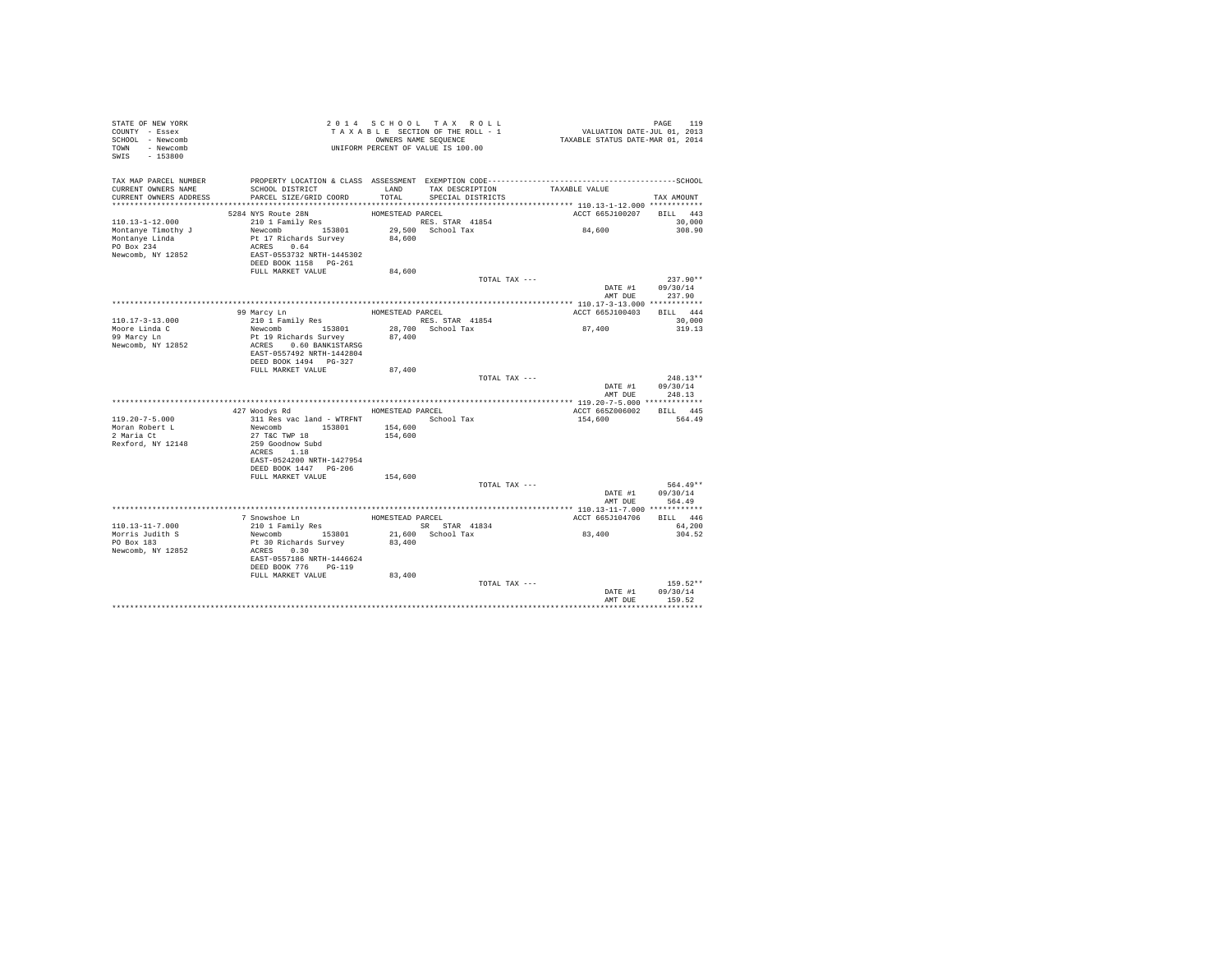STATE OF NEW YORK
COUNTY - Essex
SCHOOL - Newcomb
TOWN - Newcomb
SWIS - 153800

2014 SCHOOL TAX ROLL
TAXABLE SECTION OF THE ROLL - 1
OWNERS NAME SEQUENCE
UNIFORM PERCENT OF VALUE IS 100.00

VALUATION DATE-JUL 01, 2013
TAXABLE STATUS DATE-MAR 01, 2014

| TAX MAP PARCEL NUMBER / CURRENT OWNERS NAME / CURRENT OWNERS ADDRESS | PROPERTY LOCATION & CLASS / SCHOOL DISTRICT / PARCEL SIZE/GRID COORD | ASSESSMENT LAND / TOTAL | EXEMPTION CODE / TAX DESCRIPTION / SPECIAL DISTRICTS | TAXABLE VALUE | TAX AMOUNT |
|---|---|---|---|---|---|
| 110.13-1-12.000 | 5284 NYS Route 28N | HOMESTEAD PARCEL | | ACCT 665J100207 | BILL 443 |
| Montanye Timothy J | 210 1 Family Res | | RES. STAR 41854 | | 30,000 |
| Montanye Linda | Newcomb 153801 | 29,500 | School Tax | 84,600 | 308.90 |
| PO Box 234 | Pt 17 Richards Survey | 84,600 | | | |
| Newcomb, NY 12852 | ACRES 0.64 | | | | |
| | EAST-0553732 NRTH-1445302 | | | | |
| | DEED BOOK 1158 PG-261 | | | | |
| | FULL MARKET VALUE | 84,600 | | | |
| | | | TOTAL TAX --- | | 237.90** |
| | | | | DATE #1 | 09/30/14 |
| | | | | AMT DUE | 237.90 |
| 110.17-3-13.000 | 99 Marcy Ln | HOMESTEAD PARCEL | | ACCT 665J100403 | BILL 444 |
| Moore Linda C | 210 1 Family Res | | RES. STAR 41854 | | 30,000 |
| 99 Marcy Ln | Newcomb 153801 | 28,700 | School Tax | 87,400 | 319.13 |
| Newcomb, NY 12852 | Pt 19 Richards Survey | 87,400 | | | |
| | ACRES 0.60 BANK1STARSG | | | | |
| | EAST-0557492 NRTH-1442804 | | | | |
| | DEED BOOK 1494 PG-327 | | | | |
| | FULL MARKET VALUE | 87,400 | | | |
| | | | TOTAL TAX --- | | 248.13** |
| | | | | DATE #1 | 09/30/14 |
| | | | | AMT DUE | 248.13 |
| 119.20-7-5.000 | 427 Woodys Rd | HOMESTEAD PARCEL | | ACCT 665Z006002 | BILL 445 |
| Moran Robert L | 311 Res vac land - WTRFNT | | School Tax | 154,600 | 564.49 |
| 2 Maria Ct | Newcomb 153801 | 154,600 | | | |
| Rexford, NY 12148 | 27 T&C TWP 18 | 154,600 | | | |
| | 259 Goodnow Subd | | | | |
| | ACRES 1.18 | | | | |
| | EAST-0524200 NRTH-1427954 | | | | |
| | DEED BOOK 1447 PG-206 | | | | |
| | FULL MARKET VALUE | 154,600 | | | |
| | | | TOTAL TAX --- | | 564.49** |
| | | | | DATE #1 | 09/30/14 |
| | | | | AMT DUE | 564.49 |
| 110.13-11-7.000 | 7 Snowshoe Ln | HOMESTEAD PARCEL | | ACCT 665J104706 | BILL 446 |
| Morris Judith S | 210 1 Family Res | | SR STAR 41834 | | 64,200 |
| PO Box 183 | Newcomb 153801 | 21,600 | School Tax | 83,400 | 304.52 |
| Newcomb, NY 12852 | Pt 30 Richards Survey | 83,400 | | | |
| | ACRES 0.30 | | | | |
| | EAST-0557186 NRTH-1446624 | | | | |
| | DEED BOOK 776 PG-119 | | | | |
| | FULL MARKET VALUE | 83,400 | | | |
| | | | TOTAL TAX --- | | 159.52** |
| | | | | DATE #1 | 09/30/14 |
| | | | | AMT DUE | 159.52 |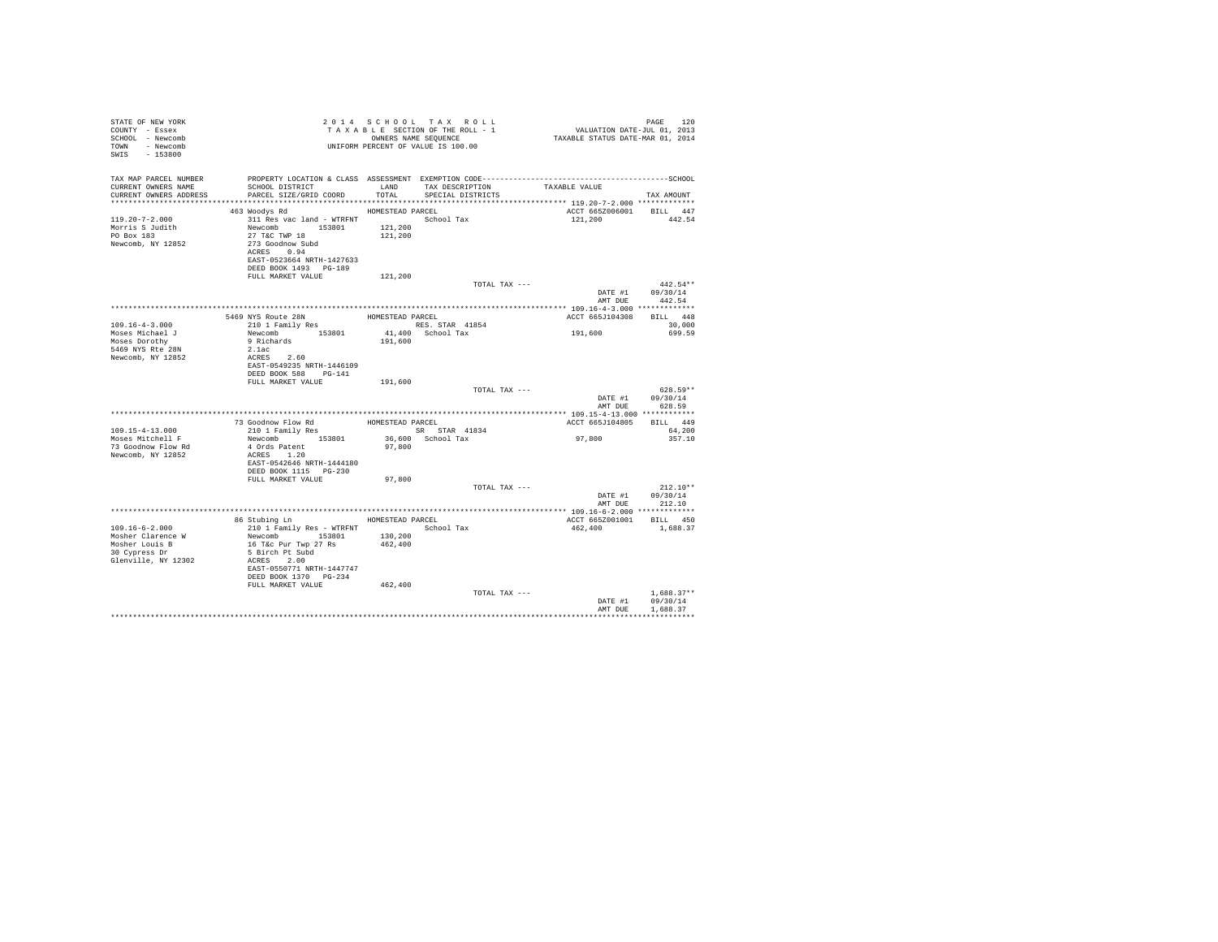STATE OF NEW YORK
COUNTY - Essex
SCHOOL - Newcomb
TOWN - Newcomb
SWIS - 153800

2 0 1 4 S C H O O L T A X R O L L
T A X A B L E SECTION OF THE ROLL - 1
OWNERS NAME SEQUENCE
UNIFORM PERCENT OF VALUE IS 100.00

VALUATION DATE-JUL 01, 2013
TAXABLE STATUS DATE-MAR 01, 2014

| TAX MAP PARCEL NUMBER / CURRENT OWNERS NAME / CURRENT OWNERS ADDRESS | PROPERTY LOCATION & CLASS / SCHOOL DISTRICT / PARCEL SIZE/GRID COORD | ASSESSMENT LAND / TOTAL | EXEMPTION CODE / TAX DESCRIPTION / SPECIAL DISTRICTS | TAXABLE VALUE | TAX AMOUNT |
|---|---|---|---|---|---|
| | 463 Woodys Rd | HOMESTEAD PARCEL | | ACCT 665Z006001 | BILL 447 |
| 119.20-7-2.000 | 311 Res vac land - WTRFNT | | School Tax | 121,200 | 442.54 |
| Morris S Judith | Newcomb 153801 | 121,200 | | | |
| PO Box 183 | 27 T&C TWP 18 | 121,200 | | | |
| Newcomb, NY 12852 | 273 Goodnow Subd | | | | |
| | ACRES 0.94 | | | | |
| | EAST-0523664 NRTH-1427633 | | | | |
| | DEED BOOK 1493 PG-189 | | | | |
| | FULL MARKET VALUE | 121,200 | | | |
| | | | TOTAL TAX --- | | 442.54** |
| | | | | DATE #1 | 09/30/14 |
| | | | | AMT DUE | 442.54 |
| | 5469 NYS Route 28N | HOMESTEAD PARCEL | | ACCT 665J104308 | BILL 448 |
| 109.16-4-3.000 | 210 1 Family Res | | RES. STAR 41854 | | 30,000 |
| Moses Michael J | Newcomb 153801 | 41,400 | School Tax | 191,600 | 699.59 |
| Moses Dorothy | 9 Richards | 191,600 | | | |
| 5469 NYS Rte 28N | 2.1ac | | | | |
| Newcomb, NY 12852 | ACRES 2.60 | | | | |
| | EAST-0549235 NRTH-1446109 | | | | |
| | DEED BOOK 588 PG-141 | | | | |
| | FULL MARKET VALUE | 191,600 | | | |
| | | | TOTAL TAX --- | | 628.59** |
| | | | | DATE #1 | 09/30/14 |
| | | | | AMT DUE | 628.59 |
| | 73 Goodnow Flow Rd | HOMESTEAD PARCEL | | ACCT 665J104805 | BILL 449 |
| 109.15-4-13.000 | 210 1 Family Res | | SR STAR 41834 | | 64,200 |
| Moses Mitchell F | Newcomb 153801 | 36,600 | School Tax | 97,800 | 357.10 |
| 73 Goodnow Flow Rd | 4 Ords Patent | 97,800 | | | |
| Newcomb, NY 12852 | ACRES 1.20 | | | | |
| | EAST-0542646 NRTH-1444180 | | | | |
| | DEED BOOK 1115 PG-230 | | | | |
| | FULL MARKET VALUE | 97,800 | | | |
| | | | TOTAL TAX --- | | 212.10** |
| | | | | DATE #1 | 09/30/14 |
| | | | | AMT DUE | 212.10 |
| | 86 Stubing Ln | HOMESTEAD PARCEL | | ACCT 665Z001001 | BILL 450 |
| 109.16-6-2.000 | 210 1 Family Res - WTRFNT | | School Tax | 462,400 | 1,688.37 |
| Mosher Clarence W | Newcomb 153801 | 130,200 | | | |
| Mosher Louis B | 16 T&c Pur Twp 27 Rs | 462,400 | | | |
| 30 Cypress Dr | 5 Birch Pt Subd | | | | |
| Glenville, NY 12302 | ACRES 2.00 | | | | |
| | EAST-0550771 NRTH-1447747 | | | | |
| | DEED BOOK 1370 PG-234 | | | | |
| | FULL MARKET VALUE | 462,400 | | | |
| | | | TOTAL TAX --- | | 1,688.37** |
| | | | | DATE #1 | 09/30/14 |
| | | | | AMT DUE | 1,688.37 |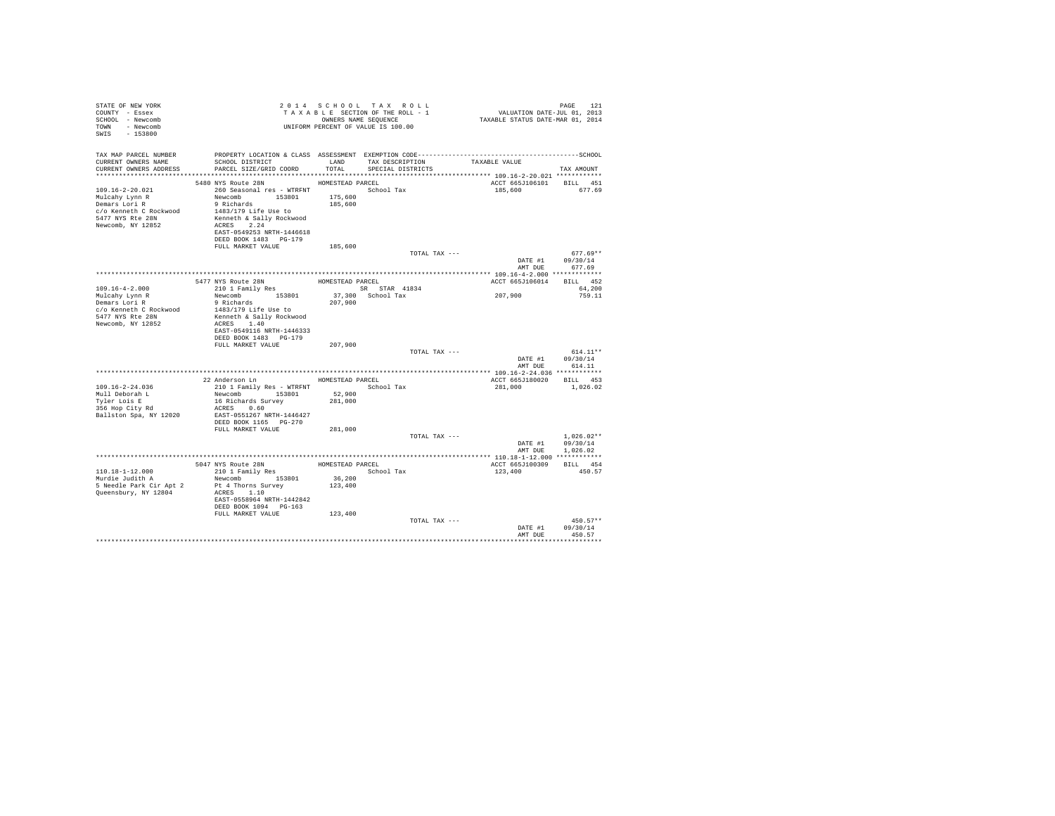STATE OF NEW YORK
COUNTY - Essex
SCHOOL - Newcomb
TOWN - Newcomb
SWIS - 153800

2 0 1 4 S C H O O L T A X R O L L
T A X A B L E SECTION OF THE ROLL - 1
OWNERS NAME SEQUENCE
UNIFORM PERCENT OF VALUE IS 100.00

VALUATION DATE-JUL 01, 2013
TAXABLE STATUS DATE-MAR 01, 2014

| TAX MAP PARCEL NUMBER / CURRENT OWNERS NAME / CURRENT OWNERS ADDRESS | PROPERTY LOCATION & CLASS / SCHOOL DISTRICT / PARCEL SIZE/GRID COORD | ASSESSMENT LAND / TOTAL | EXEMPTION CODE / TAX DESCRIPTION / SPECIAL DISTRICTS | TAXABLE VALUE | TAX AMOUNT |
|---|---|---|---|---|---|
| 109.16-2-20.021 | 5480 NYS Route 28N | HOMESTEAD PARCEL | | ACCT 665J106101 | BILL 451 |
| Mulcahy Lynn R | 260 Seasonal res - WTRFNT | | School Tax | 185,600 | 677.69 |
| Demars Lori R | Newcomb 153801 | 175,600 | | | |
| c/o Kenneth C Rockwood | 9 Richards | 185,600 | | | |
| 5477 NYS Rte 28N | 1483/179 Life Use to | | | | |
| Newcomb, NY 12852 | Kenneth & Sally Rockwood | | | | |
| | ACRES 2.24 | | | | |
| | EAST-0549253 NRTH-1446618 | | | | |
| | DEED BOOK 1483 PG-179 | | | | |
| | FULL MARKET VALUE | 185,600 | | | |
| | | | TOTAL TAX --- | | 677.69** |
| | | | | DATE #1 | 09/30/14 |
| | | | | AMT DUE | 677.69 |
| 109.16-4-2.000 | 5477 NYS Route 28N | HOMESTEAD PARCEL | | ACCT 665J106014 | BILL 452 |
| Mulcahy Lynn R | 210 1 Family Res | | SR STAR 41834 | | 64,200 |
| Demars Lori R | Newcomb 153801 | 37,300 | School Tax | 207,900 | 759.11 |
| c/o Kenneth C Rockwood | 9 Richards | 207,900 | | | |
| 5477 NYS Rte 28N | 1483/179 Life Use to | | | | |
| Newcomb, NY 12852 | Kenneth & Sally Rockwood | | | | |
| | ACRES 1.40 | | | | |
| | EAST-0549116 NRTH-1446333 | | | | |
| | DEED BOOK 1483 PG-179 | | | | |
| | FULL MARKET VALUE | 207,900 | | | |
| | | | TOTAL TAX --- | | 614.11** |
| | | | | DATE #1 | 09/30/14 |
| | | | | AMT DUE | 614.11 |
| 109.16-2-24.036 | 22 Anderson Ln | HOMESTEAD PARCEL | | ACCT 665J180020 | BILL 453 |
| Mull Deborah L | 210 1 Family Res - WTRFNT | | School Tax | 281,000 | 1,026.02 |
| Tyler Lois E | Newcomb 153801 | 52,900 | | | |
| 356 Hop City Rd | 16 Richards Survey | 281,000 | | | |
| Ballston Spa, NY 12020 | ACRES 0.60 | | | | |
| | EAST-0551267 NRTH-1446427 | | | | |
| | DEED BOOK 1165 PG-270 | | | | |
| | FULL MARKET VALUE | 281,000 | | | |
| | | | TOTAL TAX --- | | 1,026.02** |
| | | | | DATE #1 | 09/30/14 |
| | | | | AMT DUE | 1,026.02 |
| 110.18-1-12.000 | 5047 NYS Route 28N | HOMESTEAD PARCEL | | ACCT 665J100309 | BILL 454 |
| Murdie Judith A | 210 1 Family Res | | School Tax | 123,400 | 450.57 |
| 5 Needle Park Cir Apt 2 | Newcomb 153801 | 36,200 | | | |
| Queensbury, NY 12804 | Pt 4 Thorns Survey | 123,400 | | | |
| | ACRES 1.10 | | | | |
| | EAST-0558964 NRTH-1442842 | | | | |
| | DEED BOOK 1094 PG-163 | | | | |
| | FULL MARKET VALUE | 123,400 | | | |
| | | | TOTAL TAX --- | | 450.57** |
| | | | | DATE #1 | 09/30/14 |
| | | | | AMT DUE | 450.57 |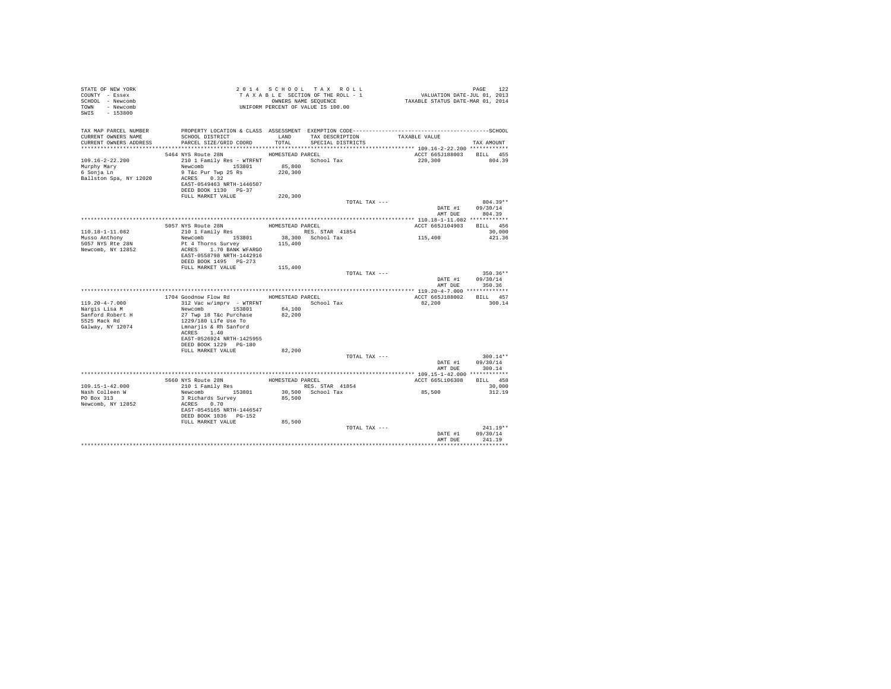STATE OF NEW YORK
COUNTY - Essex
SCHOOL - Newcomb
TOWN - Newcomb
SWIS - 153800

2 0 1 4 S C H O O L T A X R O L L
T A X A B L E SECTION OF THE ROLL - 1
OWNERS NAME SEQUENCE
UNIFORM PERCENT OF VALUE IS 100.00

VALUATION DATE-JUL 01, 2013
TAXABLE STATUS DATE-MAR 01, 2014

| TAX MAP PARCEL NUMBER / CURRENT OWNERS NAME / CURRENT OWNERS ADDRESS | PROPERTY LOCATION & CLASS / SCHOOL DISTRICT / PARCEL SIZE/GRID COORD | ASSESSMENT LAND / TOTAL | EXEMPTION CODE / TAX DESCRIPTION / SPECIAL DISTRICTS | TAXABLE VALUE | SCHOOL TAX AMOUNT |
|---|---|---|---|---|---|
| 109.16-2-22.200 | 5464 NYS Route 28N | HOMESTEAD PARCEL | | ACCT 665J188003 | BILL 455 |
| Murphy Mary | 210 1 Family Res - WTRFNT | | School Tax | 220,300 | 804.39 |
| 6 Sonja Ln | Newcomb 153801 | 85,800 | | | |
| Ballston Spa, NY 12020 | 9 T&c Pur Twp 25 Rs | 220,300 | | | |
| | ACRES 0.32 | | | | |
| | EAST-0549463 NRTH-1446507 | | | | |
| | DEED BOOK 1130 PG-37 | | | | |
| | FULL MARKET VALUE | 220,300 | | | |
| | | | TOTAL TAX --- | | 804.39** |
| | | | | DATE #1 | 09/30/14 |
| | | | | AMT DUE | 804.39 |
| 110.18-1-11.082 | 5057 NYS Route 28N | HOMESTEAD PARCEL | | ACCT 665J104903 | BILL 456 |
| Musso Anthony | 210 1 Family Res | | RES. STAR 41854 | | 30,000 |
| 5057 NYS Rte 28N | Newcomb 153801 | 38,300 | School Tax | 115,400 | 421.36 |
| Newcomb, NY 12852 | Pt 4 Thorns Survey | 115,400 | | | |
| | ACRES 1.70 BANK WFARGO | | | | |
| | EAST-0558798 NRTH-1442916 | | | | |
| | DEED BOOK 1495 PG-273 | | | | |
| | FULL MARKET VALUE | 115,400 | | | |
| | | | TOTAL TAX --- | | 350.36** |
| | | | | DATE #1 | 09/30/14 |
| | | | | AMT DUE | 350.36 |
| 119.20-4-7.000 | 1704 Goodnow Flow Rd | HOMESTEAD PARCEL | | ACCT 665J188002 | BILL 457 |
| Nargis Lisa M | 312 Vac w/imprv - WTRFNT | | School Tax | 82,200 | 300.14 |
| Sanford Robert H | Newcomb 153801 | 64,100 | | | |
| 5525 Mack Rd | 27 Twp 18 T&c Purchase | 82,200 | | | |
| Galway, NY 12074 | 1229/180 Life Use To | | | | |
| | Lmnarjis & Rh Sanford | | | | |
| | ACRES 1.40 | | | | |
| | EAST-0526924 NRTH-1425955 | | | | |
| | DEED BOOK 1229 PG-180 | | | | |
| | FULL MARKET VALUE | 82,200 | | | |
| | | | TOTAL TAX --- | | 300.14** |
| | | | | DATE #1 | 09/30/14 |
| | | | | AMT DUE | 300.14 |
| 109.15-1-42.000 | 5660 NYS Route 28N | HOMESTEAD PARCEL | | ACCT 665L106308 | BILL 458 |
| Nash Colleen W | 210 1 Family Res | | RES. STAR 41854 | | 30,000 |
| PO Box 313 | Newcomb 153801 | 30,500 | School Tax | 85,500 | 312.19 |
| Newcomb, NY 12852 | 3 Richards Survey | 85,500 | | | |
| | ACRES 0.70 | | | | |
| | EAST-0545165 NRTH-1446547 | | | | |
| | DEED BOOK 1036 PG-152 | | | | |
| | FULL MARKET VALUE | 85,500 | | | |
| | | | TOTAL TAX --- | | 241.19** |
| | | | | DATE #1 | 09/30/14 |
| | | | | AMT DUE | 241.19 |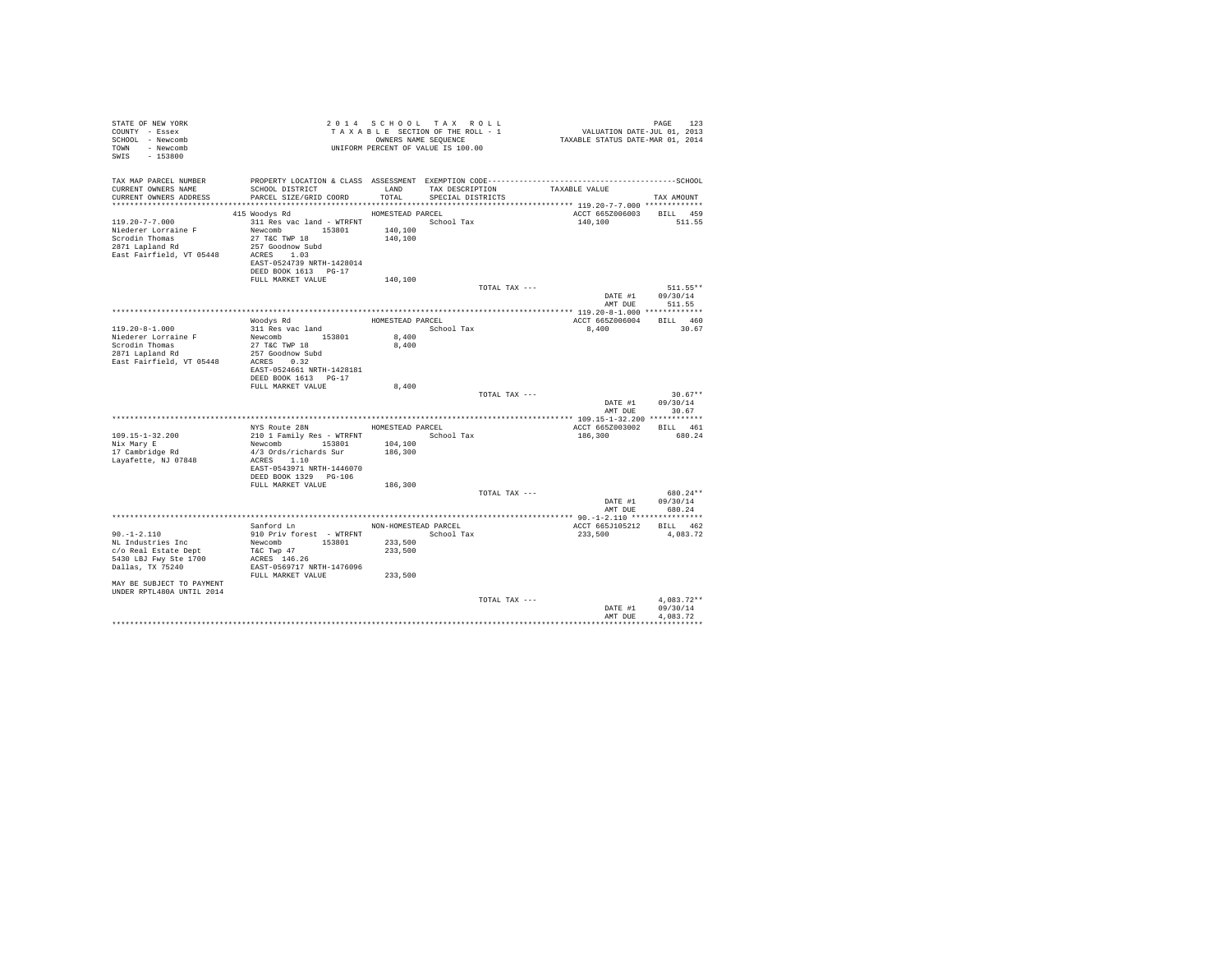STATE OF NEW YORK
COUNTY - Essex
SCHOOL - Newcomb
TOWN - Newcomb
SWIS - 153800

2 0 1 4 S C H O O L T A X R O L L
T A X A B L E SECTION OF THE ROLL - 1
OWNERS NAME SEQUENCE
UNIFORM PERCENT OF VALUE IS 100.00

VALUATION DATE-JUL 01, 2013
TAXABLE STATUS DATE-MAR 01, 2014

| TAX MAP PARCEL NUMBER / CURRENT OWNERS NAME / CURRENT OWNERS ADDRESS | PROPERTY LOCATION & CLASS / SCHOOL DISTRICT / PARCEL SIZE/GRID COORD | ASSESSMENT LAND / TOTAL | EXEMPTION CODE / TAX DESCRIPTION / SPECIAL DISTRICTS | TAXABLE VALUE | TAX AMOUNT |
|---|---|---|---|---|---|
| **119.20-7-7.000** | 415 Woodys Rd | HOMESTEAD PARCEL | | ACCT 665Z006003 | BILL 459 |
| 119.20-7-7.000 | 311 Res vac land - WTRFNT | | School Tax | 140,100 | 511.55 |
| Niederer Lorraine F | Newcomb 153801 | 140,100 | | | |
| Scrodin Thomas | 27 T&C TWP 18 | 140,100 | | | |
| 2871 Lapland Rd | 257 Goodnow Subd | | | | |
| East Fairfield, VT 05448 | ACRES 1.03 | | | | |
| | EAST-0524739 NRTH-1428014 | | | | |
| | DEED BOOK 1613 PG-17 | | | | |
| | FULL MARKET VALUE | 140,100 | | | |
| | | | TOTAL TAX --- | | 511.55** |
| | | | | DATE #1 | 09/30/14 |
| | | | | AMT DUE | 511.55 |
| **119.20-8-1.000** | Woodys Rd | HOMESTEAD PARCEL | | ACCT 665Z006004 | BILL 460 |
| 119.20-8-1.000 | 311 Res vac land | | School Tax | 8,400 | 30.67 |
| Niederer Lorraine F | Newcomb 153801 | 8,400 | | | |
| Scrodin Thomas | 27 T&C TWP 18 | 8,400 | | | |
| 2871 Lapland Rd | 257 Goodnow Subd | | | | |
| East Fairfield, VT 05448 | ACRES 0.32 | | | | |
| | EAST-0524661 NRTH-1428181 | | | | |
| | DEED BOOK 1613 PG-17 | | | | |
| | FULL MARKET VALUE | 8,400 | | | |
| | | | TOTAL TAX --- | | 30.67** |
| | | | | DATE #1 | 09/30/14 |
| | | | | AMT DUE | 30.67 |
| **109.15-1-32.200** | NYS Route 28N | HOMESTEAD PARCEL | | ACCT 665Z003002 | BILL 461 |
| 109.15-1-32.200 | 210 1 Family Res - WTRFNT | | School Tax | 186,300 | 680.24 |
| Nix Mary E | Newcomb 153801 | 104,100 | | | |
| 17 Cambridge Rd | 4/3 Ords/richards Sur | 186,300 | | | |
| Layafette, NJ 07848 | ACRES 1.10 | | | | |
| | EAST-0543971 NRTH-1446070 | | | | |
| | DEED BOOK 1329 PG-106 | | | | |
| | FULL MARKET VALUE | 186,300 | | | |
| | | | TOTAL TAX --- | | 680.24** |
| | | | | DATE #1 | 09/30/14 |
| | | | | AMT DUE | 680.24 |
| **90.-1-2.110** | Sanford Ln | NON-HOMESTEAD PARCEL | | ACCT 665J105212 | BILL 462 |
| 90.-1-2.110 | 910 Priv forest - WTRFNT | | School Tax | 233,500 | 4,083.72 |
| NL Industries Inc | Newcomb 153801 | 233,500 | | | |
| c/o Real Estate Dept | T&C Twp 47 | 233,500 | | | |
| 5430 LBJ Fwy Ste 1700 | ACRES 146.26 | | | | |
| Dallas, TX 75240 | EAST-0569717 NRTH-1476096 | | | | |
| | FULL MARKET VALUE | 233,500 | | | |
| MAY BE SUBJECT TO PAYMENT | | | | | |
| UNDER RPTL480A UNTIL 2014 | | | | | |
| | | | TOTAL TAX --- | | 4,083.72** |
| | | | | DATE #1 | 09/30/14 |
| | | | | AMT DUE | 4,083.72 |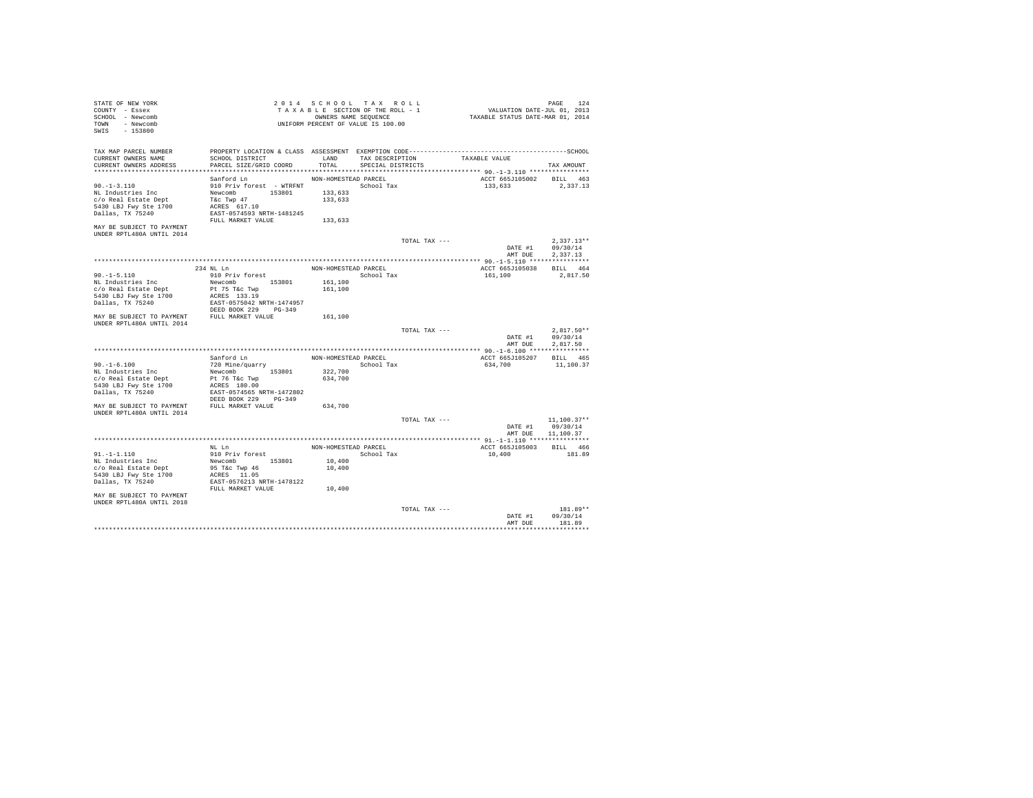STATE OF NEW YORK
COUNTY - Essex
SCHOOL - Newcomb
TOWN - Newcomb
SWIS - 153800

2014 SCHOOL TAX ROLL
TAXABLE SECTION OF THE ROLL - 1
OWNERS NAME SEQUENCE
UNIFORM PERCENT OF VALUE IS 100.00

VALUATION DATE-JUL 01, 2013
TAXABLE STATUS DATE-MAR 01, 2014

```
TAX MAP PARCEL NUMBER      PROPERTY LOCATION & CLASS  ASSESSMENT  EXEMPTION CODE------------------------------------------SCHOOL
CURRENT OWNERS NAME        SCHOOL DISTRICT              LAND      TAX DESCRIPTION            TAXABLE VALUE
CURRENT OWNERS ADDRESS     PARCEL SIZE/GRID COORD       TOTAL     SPECIAL DISTRICTS                                    TAX AMOUNT
****************************************************************************************** 90.-1-3.110 ****************
                           Sanford Ln                  NON-HOMESTEAD PARCEL                      ACCT 665J105002    BILL  463
90.-1-3.110                910 Priv forest  - WTRFNT                School Tax                   133,633              2,337.13
NL Industries Inc          Newcomb         153801      133,633
c/o Real Estate Dept       T&c Twp 47                  133,633
5430 LBJ Fwy Ste 1700      ACRES  617.10
Dallas, TX 75240           EAST-0574593 NRTH-1481245
                           FULL MARKET VALUE           133,633
MAY BE SUBJECT TO PAYMENT
UNDER RPTL480A UNTIL 2014
                                                                     TOTAL TAX ---                                 2,337.13**
                                                                                                    DATE #1       09/30/14
                                                                                                    AMT DUE        2,337.13
****************************************************************************************** 90.-1-5.110 ****************
                           234 NL Ln                   NON-HOMESTEAD PARCEL                      ACCT 665J105038    BILL  464
90.-1-5.110                910 Priv forest                          School Tax                   161,100              2,817.50
NL Industries Inc          Newcomb         153801      161,100
c/o Real Estate Dept       Pt 75 T&c Twp               161,100
5430 LBJ Fwy Ste 1700      ACRES  133.19
Dallas, TX 75240           EAST-0575042 NRTH-1474957
                           DEED BOOK 229    PG-349
MAY BE SUBJECT TO PAYMENT  FULL MARKET VALUE           161,100
UNDER RPTL480A UNTIL 2014
                                                                     TOTAL TAX ---                                 2,817.50**
                                                                                                    DATE #1       09/30/14
                                                                                                    AMT DUE        2,817.50
****************************************************************************************** 90.-1-6.100 ****************
                           Sanford Ln                  NON-HOMESTEAD PARCEL                      ACCT 665J105207    BILL  465
90.-1-6.100                720 Mine/quarry                          School Tax                   634,700             11,100.37
NL Industries Inc          Newcomb         153801      322,700
c/o Real Estate Dept       Pt 76 T&c Twp               634,700
5430 LBJ Fwy Ste 1700      ACRES  180.00
Dallas, TX 75240           EAST-0574565 NRTH-1472802
                           DEED BOOK 229    PG-349
MAY BE SUBJECT TO PAYMENT  FULL MARKET VALUE           634,700
UNDER RPTL480A UNTIL 2014
                                                                     TOTAL TAX ---                                11,100.37**
                                                                                                    DATE #1       09/30/14
                                                                                                    AMT DUE       11,100.37
****************************************************************************************** 91.-1-1.110 ****************
                           NL Ln                       NON-HOMESTEAD PARCEL                      ACCT 665J105003    BILL  466
91.-1-1.110                910 Priv forest                          School Tax                    10,400                181.89
NL Industries Inc          Newcomb         153801       10,400
c/o Real Estate Dept       95 T&c Twp 46                10,400
5430 LBJ Fwy Ste 1700      ACRES   11.05
Dallas, TX 75240           EAST-0576213 NRTH-1478122
                           FULL MARKET VALUE            10,400
MAY BE SUBJECT TO PAYMENT
UNDER RPTL480A UNTIL 2018
                                                                     TOTAL TAX ---                                   181.89**
                                                                                                    DATE #1       09/30/14
                                                                                                    AMT DUE          181.89
************************************************************************************************************************
```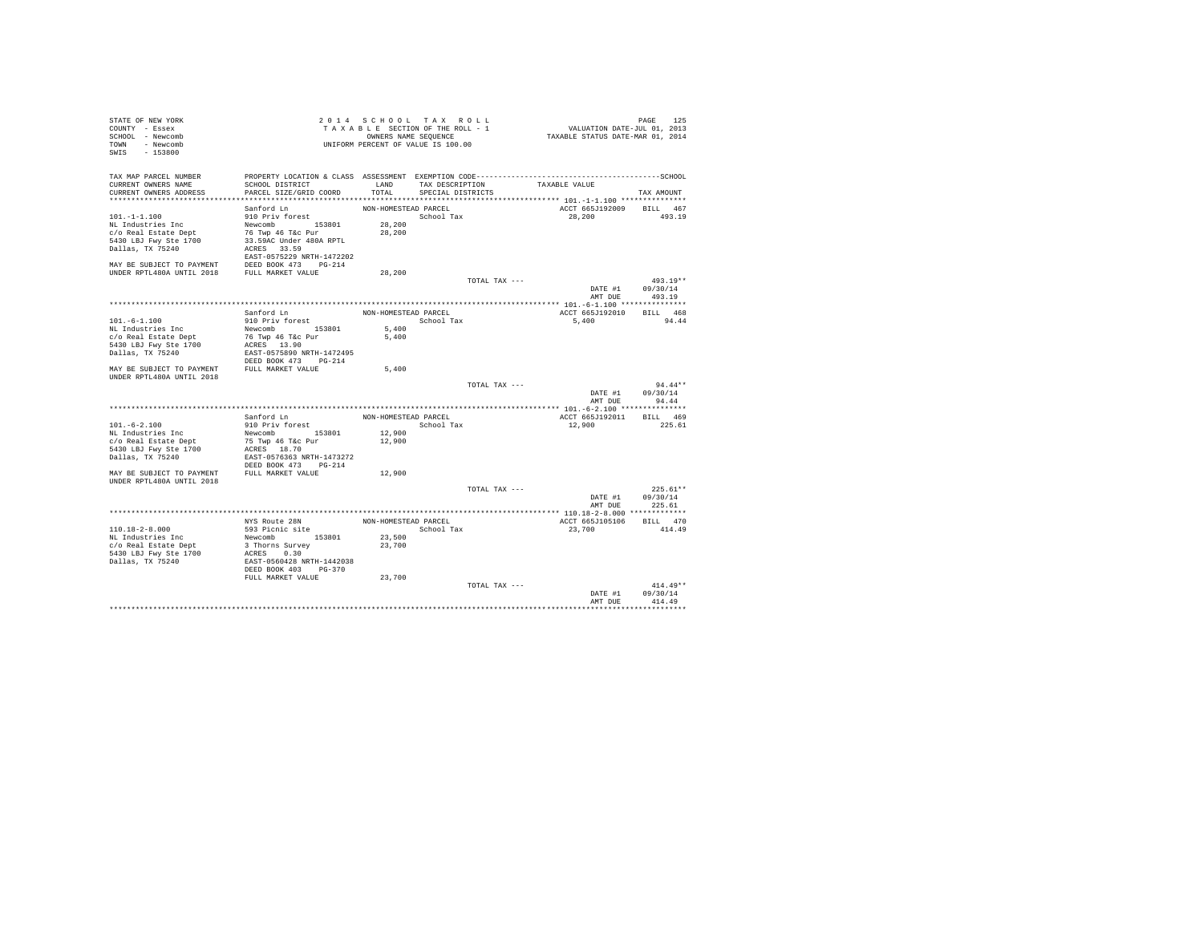STATE OF NEW YORK
COUNTY - Essex
SCHOOL - Newcomb
TOWN - Newcomb
SWIS - 153800

2 0 1 4 S C H O O L T A X R O L L
T A X A B L E SECTION OF THE ROLL - 1
OWNERS NAME SEQUENCE
UNIFORM PERCENT OF VALUE IS 100.00

VALUATION DATE-JUL 01, 2013
TAXABLE STATUS DATE-MAR 01, 2014

| TAX MAP PARCEL NUMBER / CURRENT OWNERS NAME / CURRENT OWNERS ADDRESS | PROPERTY LOCATION & CLASS / SCHOOL DISTRICT / PARCEL SIZE/GRID COORD | ASSESSMENT LAND / TOTAL | EXEMPTION CODE / TAX DESCRIPTION / SPECIAL DISTRICTS | TAXABLE VALUE | TAX AMOUNT |
|---|---|---|---|---|---|
| **101.-1-1.100** | Sanford Ln | NON-HOMESTEAD PARCEL | | ACCT 665J192009 | BILL 467 |
| 101.-1-1.100 | 910 Priv forest | | School Tax | 28,200 | 493.19 |
| NL Industries Inc | Newcomb 153801 | 28,200 | | | |
| c/o Real Estate Dept | 76 Twp 46 T&c Pur | 28,200 | | | |
| 5430 LBJ Fwy Ste 1700 | 33.59AC Under 480A RPTL | | | | |
| Dallas, TX 75240 | ACRES 33.59 | | | | |
| | EAST-0575229 NRTH-1472202 | | | | |
| MAY BE SUBJECT TO PAYMENT | DEED BOOK 473 PG-214 | | | | |
| UNDER RPTL480A UNTIL 2018 | FULL MARKET VALUE | 28,200 | | | |
| | | | TOTAL TAX --- | | 493.19** |
| | | | | DATE #1 | 09/30/14 |
| | | | | AMT DUE | 493.19 |
| **101.-6-1.100** | Sanford Ln | NON-HOMESTEAD PARCEL | | ACCT 665J192010 | BILL 468 |
| 101.-6-1.100 | 910 Priv forest | | School Tax | 5,400 | 94.44 |
| NL Industries Inc | Newcomb 153801 | 5,400 | | | |
| c/o Real Estate Dept | 76 Twp 46 T&c Pur | 5,400 | | | |
| 5430 LBJ Fwy Ste 1700 | ACRES 13.90 | | | | |
| Dallas, TX 75240 | EAST-0575890 NRTH-1472495 | | | | |
| | DEED BOOK 473 PG-214 | | | | |
| MAY BE SUBJECT TO PAYMENT | FULL MARKET VALUE | 5,400 | | | |
| UNDER RPTL480A UNTIL 2018 | | | | | |
| | | | TOTAL TAX --- | | 94.44** |
| | | | | DATE #1 | 09/30/14 |
| | | | | AMT DUE | 94.44 |
| **101.-6-2.100** | Sanford Ln | NON-HOMESTEAD PARCEL | | ACCT 665J192011 | BILL 469 |
| 101.-6-2.100 | 910 Priv forest | | School Tax | 12,900 | 225.61 |
| NL Industries Inc | Newcomb 153801 | 12,900 | | | |
| c/o Real Estate Dept | 75 Twp 46 T&c Pur | 12,900 | | | |
| 5430 LBJ Fwy Ste 1700 | ACRES 18.70 | | | | |
| Dallas, TX 75240 | EAST-0576363 NRTH-1473272 | | | | |
| | DEED BOOK 473 PG-214 | | | | |
| MAY BE SUBJECT TO PAYMENT | FULL MARKET VALUE | 12,900 | | | |
| UNDER RPTL480A UNTIL 2018 | | | | | |
| | | | TOTAL TAX --- | | 225.61** |
| | | | | DATE #1 | 09/30/14 |
| | | | | AMT DUE | 225.61 |
| **110.18-2-8.000** | NYS Route 28N | NON-HOMESTEAD PARCEL | | ACCT 665J105106 | BILL 470 |
| 110.18-2-8.000 | 593 Picnic site | | School Tax | 23,700 | 414.49 |
| NL Industries Inc | Newcomb 153801 | 23,500 | | | |
| c/o Real Estate Dept | 3 Thorns Survey | 23,700 | | | |
| 5430 LBJ Fwy Ste 1700 | ACRES 0.30 | | | | |
| Dallas, TX 75240 | EAST-0560428 NRTH-1442038 | | | | |
| | DEED BOOK 403 PG-370 | | | | |
| | FULL MARKET VALUE | 23,700 | | | |
| | | | TOTAL TAX --- | | 414.49** |
| | | | | DATE #1 | 09/30/14 |
| | | | | AMT DUE | 414.49 |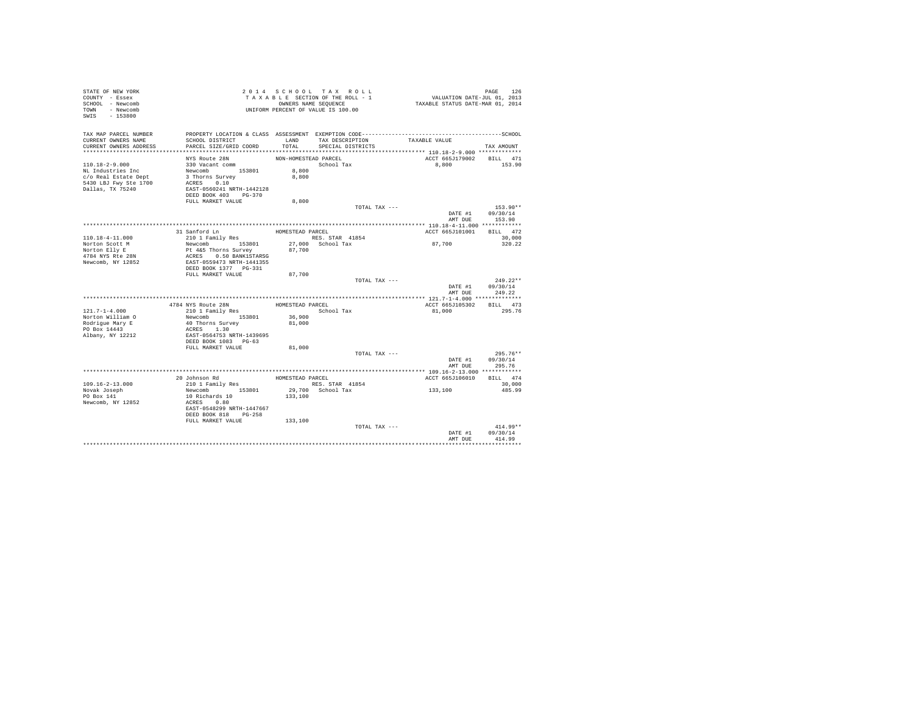```
STATE OF NEW YORK                    2 0 1 4   S C H O O L   T A X   R O L L                          PAGE  126
COUNTY  - Essex                      T A X A B L E  SECTION OF THE ROLL - 1              VALUATION DATE-JUL 01, 2013
SCHOOL  - Newcomb                           OWNERS NAME SEQUENCE                    TAXABLE STATUS DATE-MAR 01, 2014
TOWN    - Newcomb                     UNIFORM PERCENT OF VALUE IS 100.00
SWIS    - 153800

TAX MAP PARCEL NUMBER     PROPERTY LOCATION & CLASS  ASSESSMENT  EXEMPTION CODE------------------------------------------SCHOOL
CURRENT OWNERS NAME       SCHOOL DISTRICT              LAND      TAX DESCRIPTION           TAXABLE VALUE
CURRENT OWNERS ADDRESS    PARCEL SIZE/GRID COORD       TOTAL     SPECIAL DISTRICTS                                   TAX AMOUNT
****************************************************************************************** 110.18-2-9.000 *************
                          NYS Route 28N               NON-HOMESTEAD PARCEL                  ACCT 665J179002    BILL  471
110.18-2-9.000            330 Vacant comm                          School Tax                  8,800              153.90
NL Industries Inc         Newcomb        153801          8,800
c/o Real Estate Dept      3 Thorns Survey                8,800
5430 LBJ Fwy Ste 1700     ACRES    0.10
Dallas, TX 75240          EAST-0560241 NRTH-1442128
                          DEED BOOK 403    PG-370
                          FULL MARKET VALUE              8,800
                                                                     TOTAL TAX ---                                 153.90**
                                                                                               DATE #1     09/30/14
                                                                                               AMT DUE       153.90
****************************************************************************************** 110.18-4-11.000 ************
                          31 Sanford Ln               HOMESTEAD PARCEL                      ACCT 665J101001    BILL  472
110.18-4-11.000           210 1 Family Res                      RES. STAR  41854                                  30,000
Norton Scott M            Newcomb        153801         27,000  School Tax                    87,700              320.22
Norton Elly E             Pt 4&5 Thorns Survey          87,700
4784 NYS Rte 28N          ACRES    0.50 BANK1STARSG
Newcomb, NY 12852         EAST-0559473 NRTH-1441355
                          DEED BOOK 1377   PG-331
                          FULL MARKET VALUE             87,700
                                                                     TOTAL TAX ---                                 249.22**
                                                                                               DATE #1     09/30/14
                                                                                               AMT DUE       249.22
****************************************************************************************** 121.7-1-4.000 **************
                          4784 NYS Route 28N          HOMESTEAD PARCEL                      ACCT 665J105302    BILL  473
121.7-1-4.000             210 1 Family Res                         School Tax                 81,000              295.76
Norton William O          Newcomb        153801         36,900
Rodrigue Mary E           40 Thorns Survey              81,000
PO Box 14443              ACRES    1.30
Albany, NY 12212          EAST-0564753 NRTH-1439695
                          DEED BOOK 1083   PG-63
                          FULL MARKET VALUE             81,000
                                                                     TOTAL TAX ---                                 295.76**
                                                                                               DATE #1     09/30/14
                                                                                               AMT DUE       295.76
****************************************************************************************** 109.16-2-13.000 ************
                          20 Johnson Rd               HOMESTEAD PARCEL                      ACCT 665J106010    BILL  474
109.16-2-13.000           210 1 Family Res                      RES. STAR  41854                                  30,000
Novak Joseph              Newcomb        153801         29,700  School Tax                   133,100              485.99
PO Box 141                10 Richards 10               133,100
Newcomb, NY 12852         ACRES    0.80
                          EAST-0548299 NRTH-1447667
                          DEED BOOK 818    PG-258
                          FULL MARKET VALUE            133,100
                                                                     TOTAL TAX ---                                 414.99**
                                                                                               DATE #1     09/30/14
                                                                                               AMT DUE       414.99
************************************************************************************************************************
```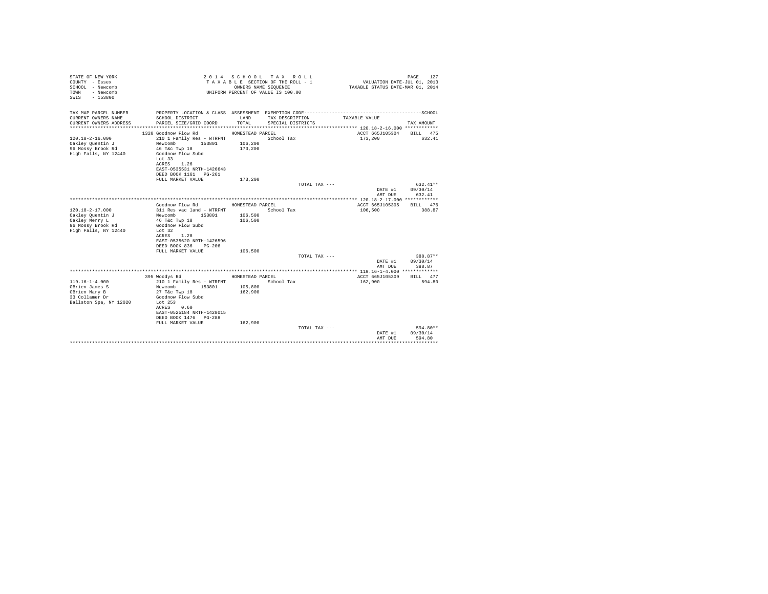STATE OF NEW YORK
COUNTY - Essex
SCHOOL - Newcomb
TOWN - Newcomb
SWIS - 153800

2 0 1 4 S C H O O L T A X R O L L
T A X A B L E SECTION OF THE ROLL - 1
OWNERS NAME SEQUENCE
UNIFORM PERCENT OF VALUE IS 100.00

VALUATION DATE-JUL 01, 2013
TAXABLE STATUS DATE-MAR 01, 2014

| TAX MAP PARCEL NUMBER<br>CURRENT OWNERS NAME<br>CURRENT OWNERS ADDRESS | PROPERTY LOCATION & CLASS<br>SCHOOL DISTRICT<br>PARCEL SIZE/GRID COORD | ASSESSMENT<br>LAND<br>TOTAL | EXEMPTION CODE<br>TAX DESCRIPTION<br>SPECIAL DISTRICTS | TAXABLE VALUE | SCHOOL<br>TAX AMOUNT |
|---|---|---|---|---|---|
| **120.18-2-16.000** | 1320 Goodnow Flow Rd | HOMESTEAD PARCEL | | ACCT 665J105304 | BILL 475 |
| 120.18-2-16.000<br>Oakley Quentin J<br>96 Mossy Brook Rd<br>High Falls, NY 12440 | 210 1 Family Res - WTRFNT<br>Newcomb 153801<br>46 T&c Twp 18<br>Goodnow Flow Subd<br>Lot 33<br>ACRES 1.26<br>EAST-0535531 NRTH-1426643<br>DEED BOOK 1161 PG-261<br>FULL MARKET VALUE | <br>106,200<br>173,200<br><br><br><br><br><br>173,200 | School Tax | 173,200 | 632.41 |
| | | | TOTAL TAX --- | | 632.41** |
| | | | | DATE #1 | 09/30/14 |
| | | | | AMT DUE | 632.41 |
| **120.18-2-17.000** | Goodnow Flow Rd | HOMESTEAD PARCEL | | ACCT 665J105305 | BILL 476 |
| 120.18-2-17.000<br>Oakley Quentin J<br>Oakley Merry L<br>96 Mossy Brook Rd<br>High Falls, NY 12440 | 311 Res vac land - WTRFNT<br>Newcomb 153801<br>46 T&c Twp 18<br>Goodnow Flow Subd<br>Lot 32<br>ACRES 1.28<br>EAST-0535620 NRTH-1426596<br>DEED BOOK 836 PG-206<br>FULL MARKET VALUE | <br>106,500<br>106,500<br><br><br><br><br><br>106,500 | School Tax | 106,500 | 388.87 |
| | | | TOTAL TAX --- | | 388.87** |
| | | | | DATE #1 | 09/30/14 |
| | | | | AMT DUE | 388.87 |
| **119.16-1-4.000** | 395 Woodys Rd | HOMESTEAD PARCEL | | ACCT 665J105309 | BILL 477 |
| 119.16-1-4.000<br>OBrien James S<br>OBrien Mary B<br>33 Collamer Dr<br>Ballston Spa, NY 12020 | 210 1 Family Res - WTRFNT<br>Newcomb 153801<br>27 T&c Twp 18<br>Goodnow Flow Subd<br>Lot 253<br>ACRES 0.60<br>EAST-0525184 NRTH-1428015<br>DEED BOOK 1476 PG-288<br>FULL MARKET VALUE | <br>105,800<br>162,900<br><br><br><br><br><br>162,900 | School Tax | 162,900 | 594.80 |
| | | | TOTAL TAX --- | | 594.80** |
| | | | | DATE #1 | 09/30/14 |
| | | | | AMT DUE | 594.80 |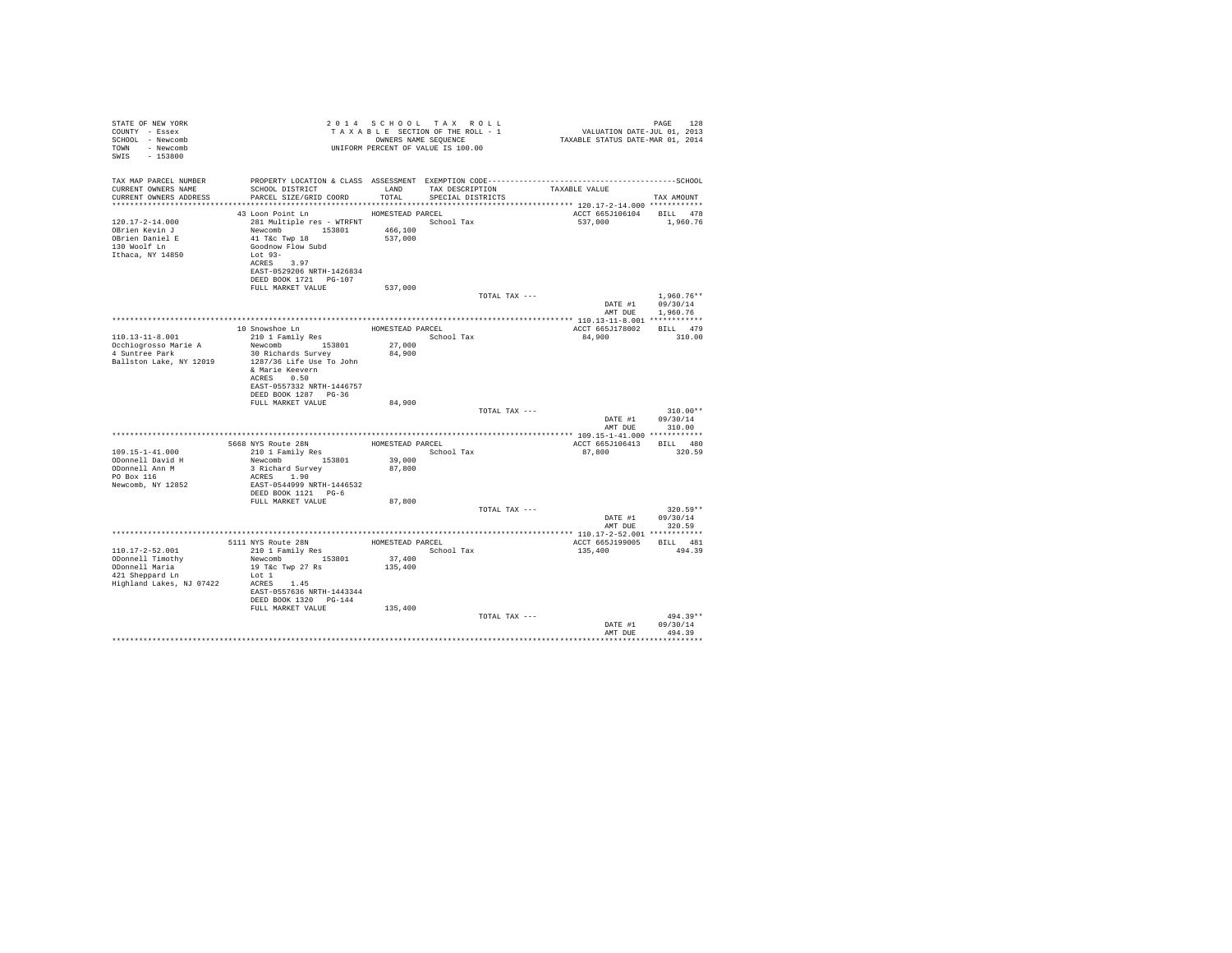STATE OF NEW YORK
COUNTY - Essex
SCHOOL - Newcomb
TOWN - Newcomb
SWIS - 153800

2 0 1 4 S C H O O L T A X R O L L
T A X A B L E SECTION OF THE ROLL - 1
OWNERS NAME SEQUENCE
UNIFORM PERCENT OF VALUE IS 100.00

VALUATION DATE-JUL 01, 2013
TAXABLE STATUS DATE-MAR 01, 2014

| TAX MAP PARCEL NUMBER / CURRENT OWNERS NAME / CURRENT OWNERS ADDRESS | PROPERTY LOCATION & CLASS / SCHOOL DISTRICT / PARCEL SIZE/GRID COORD | ASSESSMENT LAND / TOTAL | EXEMPTION CODE / TAX DESCRIPTION / SPECIAL DISTRICTS | TAXABLE VALUE | SCHOOL TAX AMOUNT |
|---|---|---|---|---|---|
| 120.17-2-14.000 | 43 Loon Point Ln | HOMESTEAD PARCEL | | ACCT 665J106104 | BILL 478 |
| OBrien Kevin J | 281 Multiple res - WTRFNT | | School Tax | 537,000 | 1,960.76 |
| OBrien Daniel E | Newcomb 153801 | 466,100 | | | |
| 130 Woolf Ln | 41 T&c Twp 18 | 537,000 | | | |
| Ithaca, NY 14850 | Goodnow Flow Subd | | | | |
| | Lot 93- | | | | |
| | ACRES 3.97 | | | | |
| | EAST-0529206 NRTH-1426834 | | | | |
| | DEED BOOK 1721 PG-107 | | | | |
| | FULL MARKET VALUE | 537,000 | | | |
| | | | TOTAL TAX --- | | 1,960.76** |
| | | | | DATE #1 | 09/30/14 |
| | | | | AMT DUE | 1,960.76 |
| 110.13-11-8.001 | 10 Snowshoe Ln | HOMESTEAD PARCEL | | ACCT 665J178002 | BILL 479 |
| Occhiogrosso Marie A | 210 1 Family Res | | School Tax | 84,900 | 310.00 |
| 4 Suntree Park | Newcomb 153801 | 27,000 | | | |
| Ballston Lake, NY 12019 | 30 Richards Survey | 84,900 | | | |
| | 1287/36 Life Use To John | | | | |
| | & Marie Keevern | | | | |
| | ACRES 0.50 | | | | |
| | EAST-0557332 NRTH-1446757 | | | | |
| | DEED BOOK 1287 PG-36 | | | | |
| | FULL MARKET VALUE | 84,900 | | | |
| | | | TOTAL TAX --- | | 310.00** |
| | | | | DATE #1 | 09/30/14 |
| | | | | AMT DUE | 310.00 |
| 109.15-1-41.000 | 5668 NYS Route 28N | HOMESTEAD PARCEL | | ACCT 665J106413 | BILL 480 |
| ODonnell David H | 210 1 Family Res | | School Tax | 87,800 | 320.59 |
| ODonnell Ann M | Newcomb 153801 | 39,000 | | | |
| PO Box 116 | 3 Richard Survey | 87,800 | | | |
| Newcomb, NY 12852 | ACRES 1.90 | | | | |
| | EAST-0544999 NRTH-1446532 | | | | |
| | DEED BOOK 1121 PG-6 | | | | |
| | FULL MARKET VALUE | 87,800 | | | |
| | | | TOTAL TAX --- | | 320.59** |
| | | | | DATE #1 | 09/30/14 |
| | | | | AMT DUE | 320.59 |
| 110.17-2-52.001 | 5111 NYS Route 28N | HOMESTEAD PARCEL | | ACCT 665J199005 | BILL 481 |
| ODonnell Timothy | 210 1 Family Res | | School Tax | 135,400 | 494.39 |
| ODonnell Maria | Newcomb 153801 | 37,400 | | | |
| 421 Sheppard Ln | 19 T&c Twp 27 Rs | 135,400 | | | |
| Highland Lakes, NJ 07422 | Lot 1 | | | | |
| | ACRES 1.45 | | | | |
| | EAST-0557636 NRTH-1443344 | | | | |
| | DEED BOOK 1320 PG-144 | | | | |
| | FULL MARKET VALUE | 135,400 | | | |
| | | | TOTAL TAX --- | | 494.39** |
| | | | | DATE #1 | 09/30/14 |
| | | | | AMT DUE | 494.39 |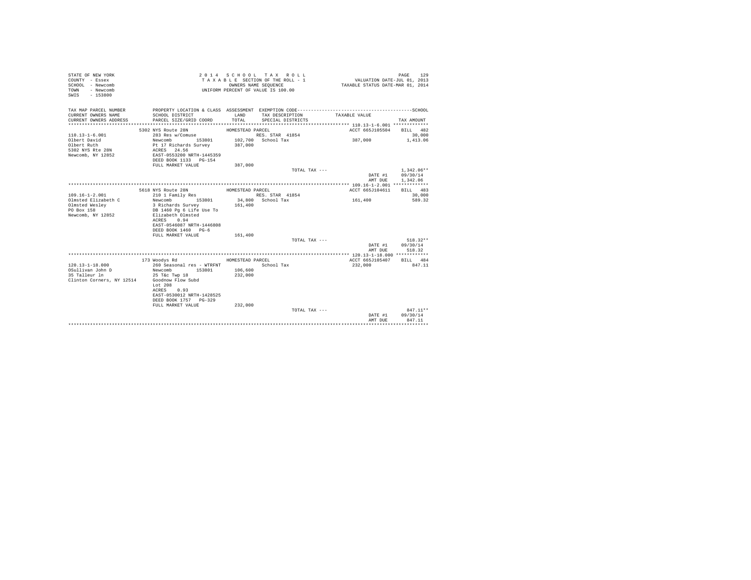STATE OF NEW YORK
COUNTY - Essex
SCHOOL - Newcomb
TOWN - Newcomb
SWIS - 153800

2014 SCHOOL TAX ROLL
TAXABLE SECTION OF THE ROLL - 1
OWNERS NAME SEQUENCE
UNIFORM PERCENT OF VALUE IS 100.00

VALUATION DATE-JUL 01, 2013
TAXABLE STATUS DATE-MAR 01, 2014

| TAX MAP PARCEL NUMBER / CURRENT OWNERS NAME / CURRENT OWNERS ADDRESS | PROPERTY LOCATION & CLASS / SCHOOL DISTRICT / PARCEL SIZE/GRID COORD | ASSESSMENT LAND / TOTAL | EXEMPTION CODE / TAX DESCRIPTION / SPECIAL DISTRICTS | TAXABLE VALUE | TAX AMOUNT |
|---|---|---|---|---|---|
| **110.13-1-6.001** | 5302 NYS Route 28N | HOMESTEAD PARCEL | | ACCT 665J105504 | BILL 482 |
| 110.13-1-6.001 | 283 Res w/Comuse | | RES. STAR 41854 | | 30,000 |
| Olbert David | Newcomb 153801 | 102,700 | School Tax | 387,000 | 1,413.06 |
| Olbert Ruth | Pt 17 Richards Survey | 387,000 | | | |
| 5302 NYS Rte 28N | ACRES 24.56 | | | | |
| Newcomb, NY 12852 | EAST-0553200 NRTH-1445359 | | | | |
| | DEED BOOK 1133 PG-154 | | | | |
| | FULL MARKET VALUE | 387,000 | | | |
| | | | TOTAL TAX --- | | 1,342.06** |
| | | | | DATE #1 | 09/30/14 |
| | | | | AMT DUE | 1,342.06 |
| **109.16-1-2.001** | 5618 NYS Route 28N | HOMESTEAD PARCEL | | ACCT 665J104611 | BILL 483 |
| 109.16-1-2.001 | 210 1 Family Res | | RES. STAR 41854 | | 30,000 |
| Olmsted Elizabeth C | Newcomb 153801 | 34,800 | School Tax | 161,400 | 589.32 |
| Olmsted Wesley | 3 Richards Survey | 161,400 | | | |
| PO Box 158 | DB 1460 Pg 6 Life Use To | | | | |
| Newcomb, NY 12852 | Elizabeth Olmsted | | | | |
| | ACRES 0.94 | | | | |
| | EAST-0546087 NRTH-1446808 | | | | |
| | DEED BOOK 1460 PG-6 | | | | |
| | FULL MARKET VALUE | 161,400 | | | |
| | | | TOTAL TAX --- | | 518.32** |
| | | | | DATE #1 | 09/30/14 |
| | | | | AMT DUE | 518.32 |
| **120.13-1-18.000** | 173 Woodys Rd | HOMESTEAD PARCEL | | ACCT 665J105407 | BILL 484 |
| 120.13-1-18.000 | 260 Seasonal res - WTRFNT | | School Tax | 232,000 | 847.11 |
| OSullivan John D | Newcomb 153801 | 106,600 | | | |
| 35 Talleur ln | 25 T&c Twp 18 | 232,000 | | | |
| Clinton Corners, NY 12514 | Goodnow Flow Subd | | | | |
| | Lot 208 | | | | |
| | ACRES 0.93 | | | | |
| | EAST-0530012 NRTH-1428525 | | | | |
| | DEED BOOK 1757 PG-329 | | | | |
| | FULL MARKET VALUE | 232,000 | | | |
| | | | TOTAL TAX --- | | 847.11** |
| | | | | DATE #1 | 09/30/14 |
| | | | | AMT DUE | 847.11 |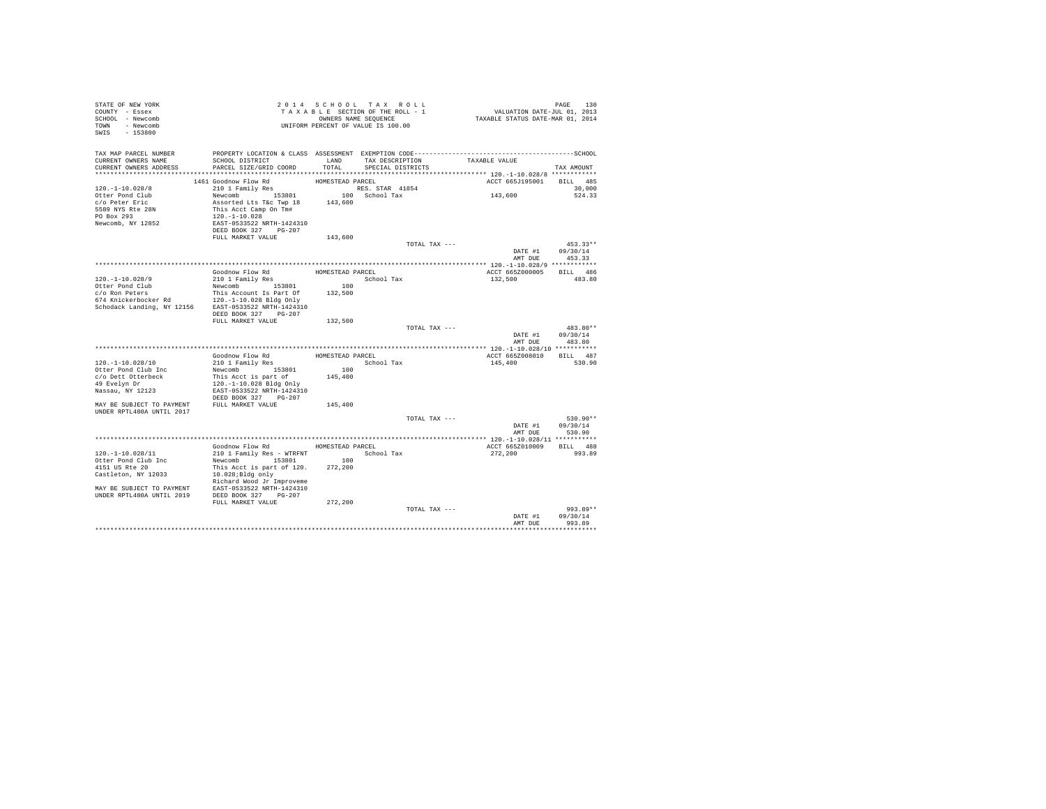STATE OF NEW YORK
COUNTY - Essex
SCHOOL - Newcomb
TOWN - Newcomb
SWIS - 153800

2 0 1 4 S C H O O L T A X R O L L
T A X A B L E SECTION OF THE ROLL - 1
OWNERS NAME SEQUENCE
UNIFORM PERCENT OF VALUE IS 100.00

VALUATION DATE-JUL 01, 2013
TAXABLE STATUS DATE-MAR 01, 2014

| TAX MAP PARCEL NUMBER / CURRENT OWNERS NAME / CURRENT OWNERS ADDRESS | PROPERTY LOCATION & CLASS / SCHOOL DISTRICT / PARCEL SIZE/GRID COORD | ASSESSMENT LAND / TOTAL | EXEMPTION CODE / TAX DESCRIPTION / SPECIAL DISTRICTS | TAXABLE VALUE | TAX AMOUNT |
|---|---|---|---|---|---|
| **120.-1-10.028/8** | 1461 Goodnow Flow Rd — HOMESTEAD PARCEL | | | ACCT 665J195001 | BILL 485 |
| 120.-1-10.028/8 | 210 1 Family Res | | RES. STAR 41854 | | 30,000 |
| Otter Pond Club | Newcomb 153801 | 100 | School Tax | 143,600 | 524.33 |
| c/o Peter Eric | Assorted Lts T&c Twp 18 | 143,600 | | | |
| 5589 NYS Rte 28N | This Acct Camp On Tm# | | | | |
| PO Box 293 | 120.-1-10.028 | | | | |
| Newcomb, NY 12852 | EAST-0533522 NRTH-1424310 | | | | |
| | DEED BOOK 327 PG-207 | | | | |
| | FULL MARKET VALUE | 143,600 | | | |
| | | | TOTAL TAX --- | | 453.33** |
| | | | | DATE #1 | 09/30/14 |
| | | | | AMT DUE | 453.33 |
| **120.-1-10.028/9** | Goodnow Flow Rd — HOMESTEAD PARCEL | | | ACCT 665Z000005 | BILL 486 |
| 120.-1-10.028/9 | 210 1 Family Res | | School Tax | 132,500 | 483.80 |
| Otter Pond Club | Newcomb 153801 | 100 | | | |
| c/o Ron Peters | This Account Is Part Of | 132,500 | | | |
| 674 Knickerbocker Rd | 120.-1-10.028 Bldg Only | | | | |
| Schodack Landing, NY 12156 | EAST-0533522 NRTH-1424310 | | | | |
| | DEED BOOK 327 PG-207 | | | | |
| | FULL MARKET VALUE | 132,500 | | | |
| | | | TOTAL TAX --- | | 483.80** |
| | | | | DATE #1 | 09/30/14 |
| | | | | AMT DUE | 483.80 |
| **120.-1-10.028/10** | Goodnow Flow Rd — HOMESTEAD PARCEL | | | ACCT 665Z008010 | BILL 487 |
| 120.-1-10.028/10 | 210 1 Family Res | | School Tax | 145,400 | 530.90 |
| Otter Pond Club Inc | Newcomb 153801 | 100 | | | |
| c/o Dett Otterbeck | This Acct is part of | 145,400 | | | |
| 49 Evelyn Dr | 120.-1-10.028 Bldg Only | | | | |
| Nassau, NY 12123 | EAST-0533522 NRTH-1424310 | | | | |
| | DEED BOOK 327 PG-207 | | | | |
| MAY BE SUBJECT TO PAYMENT UNDER RPTL480A UNTIL 2017 | FULL MARKET VALUE | 145,400 | | | |
| | | | TOTAL TAX --- | | 530.90** |
| | | | | DATE #1 | 09/30/14 |
| | | | | AMT DUE | 530.90 |
| **120.-1-10.028/11** | Goodnow Flow Rd — HOMESTEAD PARCEL | | | ACCT 665Z010009 | BILL 488 |
| 120.-1-10.028/11 | 210 1 Family Res - WTRFNT | | School Tax | 272,200 | 993.89 |
| Otter Pond Club Inc | Newcomb 153801 | 100 | | | |
| 4151 US Rte 20 | This Acct is part of 120. | 272,200 | | | |
| Castleton, NY 12033 | 10.028;Bldg only | | | | |
| | Richard Wood Jr Improveme | | | | |
| MAY BE SUBJECT TO PAYMENT | EAST-0533522 NRTH-1424310 | | | | |
| UNDER RPTL480A UNTIL 2019 | DEED BOOK 327 PG-207 | | | | |
| | FULL MARKET VALUE | 272,200 | | | |
| | | | TOTAL TAX --- | | 993.89** |
| | | | | DATE #1 | 09/30/14 |
| | | | | AMT DUE | 993.89 |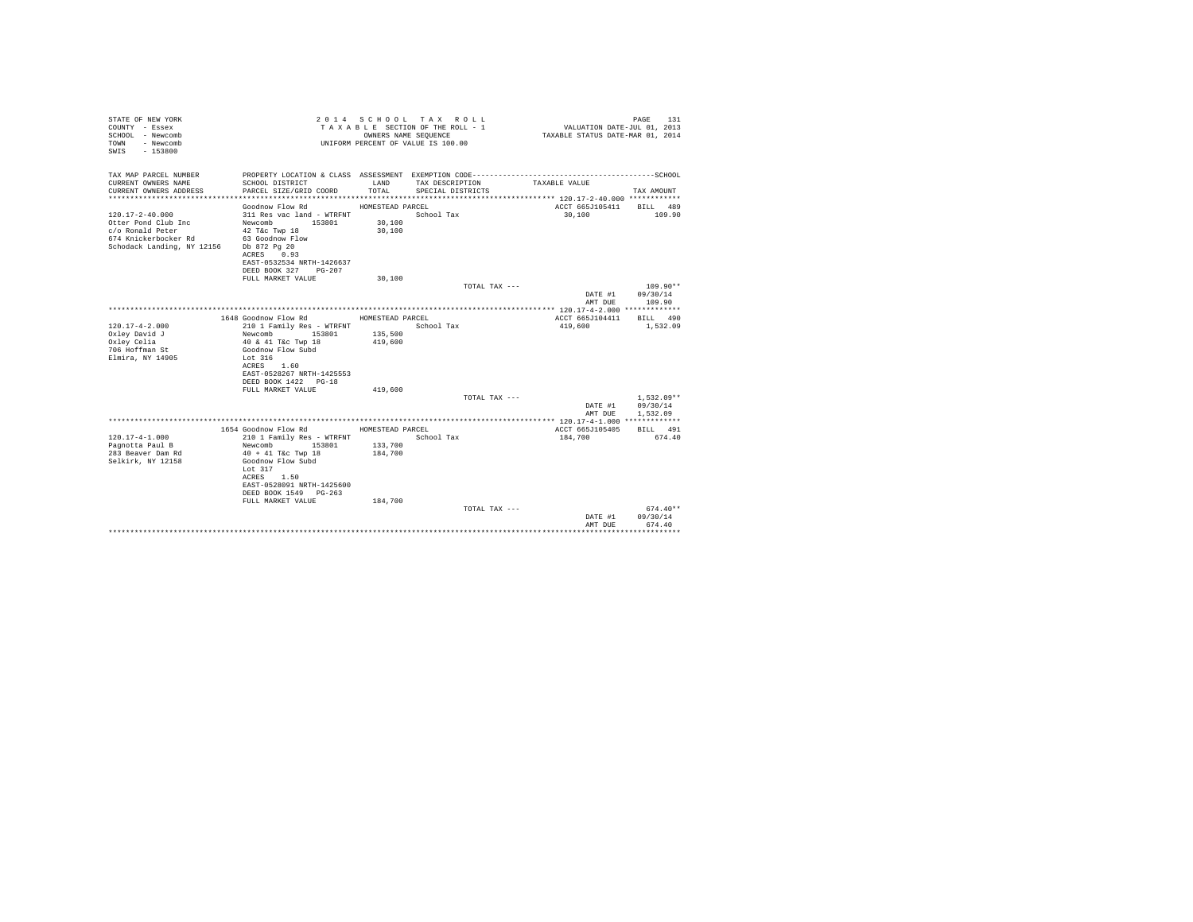STATE OF NEW YORK
COUNTY - Essex
SCHOOL - Newcomb
TOWN - Newcomb
SWIS - 153800

2 0 1 4 S C H O O L T A X R O L L
T A X A B L E SECTION OF THE ROLL - 1
OWNERS NAME SEQUENCE
UNIFORM PERCENT OF VALUE IS 100.00

VALUATION DATE-JUL 01, 2013
TAXABLE STATUS DATE-MAR 01, 2014

| TAX MAP PARCEL NUMBER / CURRENT OWNERS NAME / CURRENT OWNERS ADDRESS | PROPERTY LOCATION & CLASS / SCHOOL DISTRICT / PARCEL SIZE/GRID COORD | ASSESSMENT LAND / TOTAL | EXEMPTION CODE / TAX DESCRIPTION / SPECIAL DISTRICTS | TAXABLE VALUE | SCHOOL TAX AMOUNT |
|---|---|---|---|---|---|
| **120.17-2-40.000** | Goodnow Flow Rd — HOMESTEAD PARCEL | | | ACCT 665J105411 | BILL 489 |
| 120.17-2-40.000 | 311 Res vac land - WTRFNT | | School Tax | 30,100 | 109.90 |
| Otter Pond Club Inc | Newcomb 153801 | 30,100 | | | |
| c/o Ronald Peter | 42 T&c Twp 18 | 30,100 | | | |
| 674 Knickerbocker Rd | 63 Goodnow Flow | | | | |
| Schodack Landing, NY 12156 | Db 872 Pg 20 | | | | |
| | ACRES 0.93 | | | | |
| | EAST-0532534 NRTH-1426637 | | | | |
| | DEED BOOK 327 PG-207 | | | | |
| | FULL MARKET VALUE | 30,100 | | | |
| | | | TOTAL TAX --- | | 109.90** |
| | | | | DATE #1 | 09/30/14 |
| | | | | AMT DUE | 109.90 |
| **120.17-4-2.000** | 1648 Goodnow Flow Rd — HOMESTEAD PARCEL | | | ACCT 665J104411 | BILL 490 |
| 120.17-4-2.000 | 210 1 Family Res - WTRFNT | | School Tax | 419,600 | 1,532.09 |
| Oxley David J | Newcomb 153801 | 135,500 | | | |
| Oxley Celia | 40 & 41 T&c Twp 18 | 419,600 | | | |
| 706 Hoffman St | Goodnow Flow Subd | | | | |
| Elmira, NY 14905 | Lot 316 | | | | |
| | ACRES 1.60 | | | | |
| | EAST-0528267 NRTH-1425553 | | | | |
| | DEED BOOK 1422 PG-18 | | | | |
| | FULL MARKET VALUE | 419,600 | | | |
| | | | TOTAL TAX --- | | 1,532.09** |
| | | | | DATE #1 | 09/30/14 |
| | | | | AMT DUE | 1,532.09 |
| **120.17-4-1.000** | 1654 Goodnow Flow Rd — HOMESTEAD PARCEL | | | ACCT 665J105405 | BILL 491 |
| 120.17-4-1.000 | 210 1 Family Res - WTRFNT | | School Tax | 184,700 | 674.40 |
| Pagnotta Paul B | Newcomb 153801 | 133,700 | | | |
| 283 Beaver Dam Rd | 40 + 41 T&c Twp 18 | 184,700 | | | |
| Selkirk, NY 12158 | Goodnow Flow Subd | | | | |
| | Lot 317 | | | | |
| | ACRES 1.50 | | | | |
| | EAST-0528091 NRTH-1425600 | | | | |
| | DEED BOOK 1549 PG-263 | | | | |
| | FULL MARKET VALUE | 184,700 | | | |
| | | | TOTAL TAX --- | | 674.40** |
| | | | | DATE #1 | 09/30/14 |
| | | | | AMT DUE | 674.40 |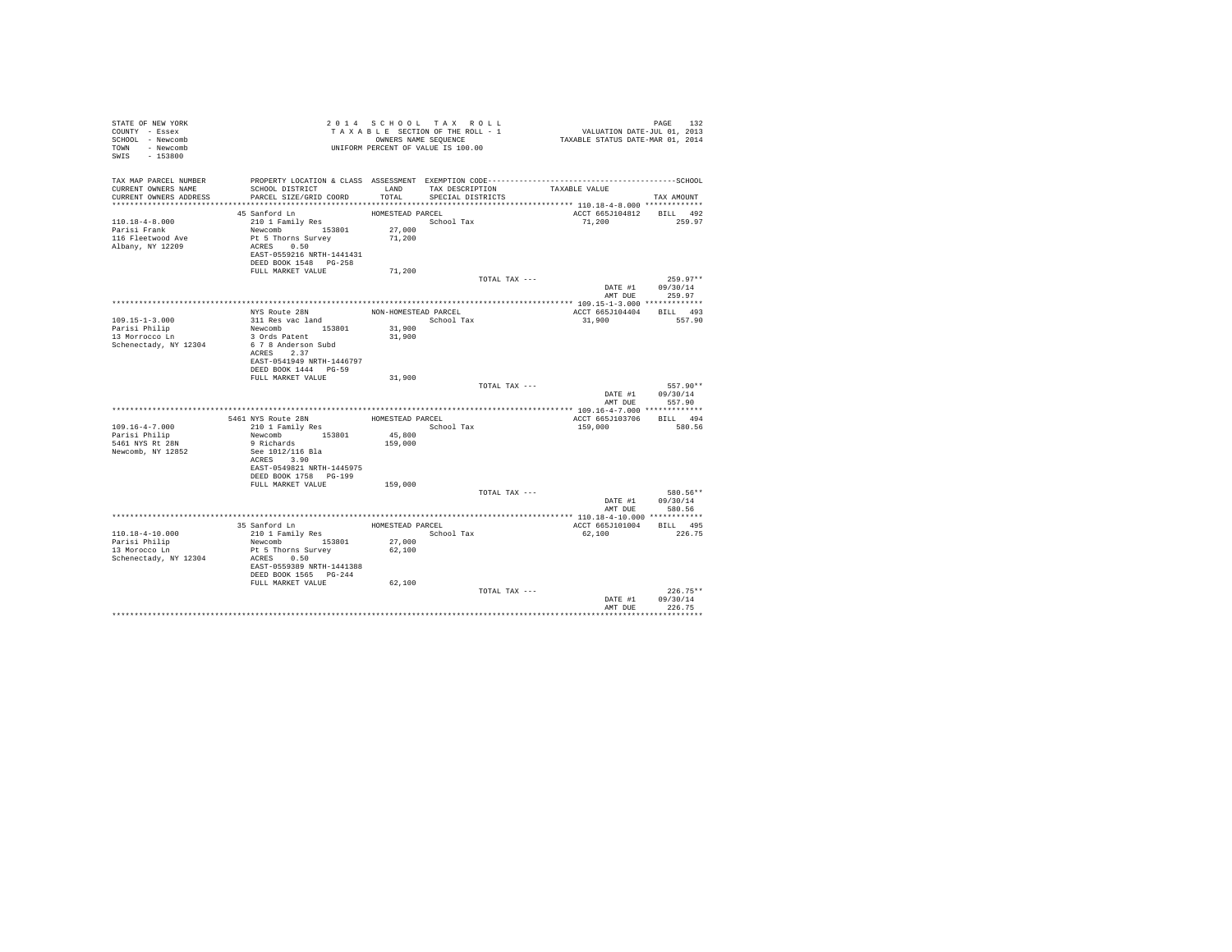STATE OF NEW YORK
COUNTY - Essex
SCHOOL - Newcomb
TOWN - Newcomb
SWIS - 153800

2014 SCHOOL TAX ROLL
TAXABLE SECTION OF THE ROLL - 1
OWNERS NAME SEQUENCE
UNIFORM PERCENT OF VALUE IS 100.00

VALUATION DATE-JUL 01, 2013
TAXABLE STATUS DATE-MAR 01, 2014

| TAX MAP PARCEL NUMBER / CURRENT OWNERS NAME / CURRENT OWNERS ADDRESS | PROPERTY LOCATION & CLASS / SCHOOL DISTRICT / PARCEL SIZE/GRID COORD | ASSESSMENT LAND / TOTAL | EXEMPTION CODE / TAX DESCRIPTION / SPECIAL DISTRICTS | TAXABLE VALUE | TAX AMOUNT |
|---|---|---|---|---|---|
| **110.18-4-8.000** | 45 Sanford Ln | HOMESTEAD PARCEL | | ACCT 665J104812 | BILL 492 |
| 110.18-4-8.000 | 210 1 Family Res | | School Tax | 71,200 | 259.97 |
| Parisi Frank | Newcomb 153801 | 27,000 | | | |
| 116 Fleetwood Ave | Pt 5 Thorns Survey | 71,200 | | | |
| Albany, NY 12209 | ACRES 0.50 | | | | |
| | EAST-0559216 NRTH-1441431 | | | | |
| | DEED BOOK 1548 PG-258 | | | | |
| | FULL MARKET VALUE | 71,200 | | | |
| | | | TOTAL TAX --- | | 259.97** |
| | | | | DATE #1 | 09/30/14 |
| | | | | AMT DUE | 259.97 |
| **109.15-1-3.000** | NYS Route 28N | NON-HOMESTEAD PARCEL | | ACCT 665J104404 | BILL 493 |
| 109.15-1-3.000 | 311 Res vac land | | School Tax | 31,900 | 557.90 |
| Parisi Philip | Newcomb 153801 | 31,900 | | | |
| 13 Morrocco Ln | 3 Ords Patent | 31,900 | | | |
| Schenectady, NY 12304 | 6 7 8 Anderson Subd | | | | |
| | ACRES 2.37 | | | | |
| | EAST-0541949 NRTH-1446797 | | | | |
| | DEED BOOK 1444 PG-59 | | | | |
| | FULL MARKET VALUE | 31,900 | | | |
| | | | TOTAL TAX --- | | 557.90** |
| | | | | DATE #1 | 09/30/14 |
| | | | | AMT DUE | 557.90 |
| **109.16-4-7.000** | 5461 NYS Route 28N | HOMESTEAD PARCEL | | ACCT 665J103706 | BILL 494 |
| 109.16-4-7.000 | 210 1 Family Res | | School Tax | 159,000 | 580.56 |
| Parisi Philip | Newcomb 153801 | 45,800 | | | |
| 5461 NYS Rt 28N | 9 Richards | 159,000 | | | |
| Newcomb, NY 12852 | See 1012/116 Bla | | | | |
| | ACRES 3.90 | | | | |
| | EAST-0549821 NRTH-1445975 | | | | |
| | DEED BOOK 1758 PG-199 | | | | |
| | FULL MARKET VALUE | 159,000 | | | |
| | | | TOTAL TAX --- | | 580.56** |
| | | | | DATE #1 | 09/30/14 |
| | | | | AMT DUE | 580.56 |
| **110.18-4-10.000** | 35 Sanford Ln | HOMESTEAD PARCEL | | ACCT 665J101004 | BILL 495 |
| 110.18-4-10.000 | 210 1 Family Res | | School Tax | 62,100 | 226.75 |
| Parisi Philip | Newcomb 153801 | 27,000 | | | |
| 13 Morocco Ln | Pt 5 Thorns Survey | 62,100 | | | |
| Schenectady, NY 12304 | ACRES 0.50 | | | | |
| | EAST-0559389 NRTH-1441388 | | | | |
| | DEED BOOK 1565 PG-244 | | | | |
| | FULL MARKET VALUE | 62,100 | | | |
| | | | TOTAL TAX --- | | 226.75** |
| | | | | DATE #1 | 09/30/14 |
| | | | | AMT DUE | 226.75 |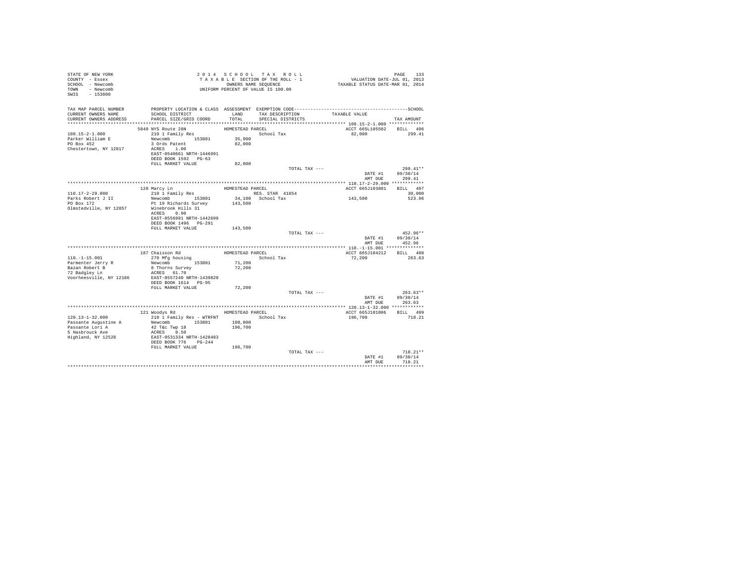STATE OF NEW YORK
COUNTY - Essex
SCHOOL - Newcomb
TOWN - Newcomb
SWIS - 153800

2014 SCHOOL TAX ROLL
TAXABLE SECTION OF THE ROLL - 1
OWNERS NAME SEQUENCE
UNIFORM PERCENT OF VALUE IS 100.00

VALUATION DATE-JUL 01, 2013
TAXABLE STATUS DATE-MAR 01, 2014

| TAX MAP PARCEL NUMBER / CURRENT OWNERS NAME / CURRENT OWNERS ADDRESS | PROPERTY LOCATION & CLASS / SCHOOL DISTRICT / PARCEL SIZE/GRID COORD | ASSESSMENT LAND / TOTAL | EXEMPTION CODE / TAX DESCRIPTION / SPECIAL DISTRICTS | TAXABLE VALUE | TAX AMOUNT |
|---|---|---|---|---|---|
| 109.15-2-1.000 | 5849 NYS Route 28N | HOMESTEAD PARCEL | | ACCT 665L105502 | BILL 496 |
| Parker William E | 210 1 Family Res | | School Tax | 82,000 | 299.41 |
| PO Box 452 | Newcomb 153801 | 35,900 | | | |
| Chestertown, NY 12817 | 3 Ords Patent | 82,000 | | | |
| | ACRES 1.00 | | | | |
| | EAST-0540661 NRTH-1446991 | | | | |
| | DEED BOOK 1592 PG-63 | | | | |
| | FULL MARKET VALUE | 82,000 | | | |
| | | | TOTAL TAX --- | | 299.41** |
| | | | | DATE #1 | 09/30/14 |
| | | | | AMT DUE | 299.41 |
| 110.17-2-29.000 | 120 Marcy Ln | HOMESTEAD PARCEL | | ACCT 665J103801 | BILL 497 |
| Parks Robert J II | 210 1 Family Res | | RES. STAR 41854 | | 30,000 |
| PO Box 172 | Newcomb 153801 | 34,100 | School Tax | 143,500 | 523.96 |
| Olmstedville, NY 12857 | Pt 19 Richards Survey | 143,500 | | | |
| | Winebrook Hills 31 | | | | |
| | ACRES 0.90 | | | | |
| | EAST-0556991 NRTH-1442699 | | | | |
| | DEED BOOK 1496 PG-291 | | | | |
| | FULL MARKET VALUE | 143,500 | | | |
| | | | TOTAL TAX --- | | 452.96** |
| | | | | DATE #1 | 09/30/14 |
| | | | | AMT DUE | 452.96 |
| 110.-1-15.001 | 187 Chaisson Rd | HOMESTEAD PARCEL | | ACCT 665J104212 | BILL 498 |
| Parmenter Jerry R | 270 Mfg housing | | School Tax | 72,200 | 263.63 |
| Bazan Robert B | Newcomb 153801 | 71,200 | | | |
| 72 Badgley Ln | 8 Thorns Survey | 72,200 | | | |
| Voorheesville, NY 12186 | ACRES 61.70 | | | | |
| | EAST-0557240 NRTH-1439820 | | | | |
| | DEED BOOK 1614 PG-95 | | | | |
| | FULL MARKET VALUE | 72,200 | | | |
| | | | TOTAL TAX --- | | 263.63** |
| | | | | DATE #1 | 09/30/14 |
| | | | | AMT DUE | 263.63 |
| 120.13-1-32.000 | 121 Woodys Rd | HOMESTEAD PARCEL | | ACCT 665J101006 | BILL 499 |
| Passante Augustine A | 210 1 Family Res - WTRFNT | | School Tax | 196,700 | 718.21 |
| Passante Lori A | Newcomb 153801 | 108,000 | | | |
| 5 Hasbrouck Ave | 42 T&c Twp 18 | 196,700 | | | |
| Highland, NY 12528 | ACRES 0.50 | | | | |
| | EAST-0531334 NRTH-1428483 | | | | |
| | DEED BOOK 776 PG-244 | | | | |
| | FULL MARKET VALUE | 196,700 | | | |
| | | | TOTAL TAX --- | | 718.21** |
| | | | | DATE #1 | 09/30/14 |
| | | | | AMT DUE | 718.21 |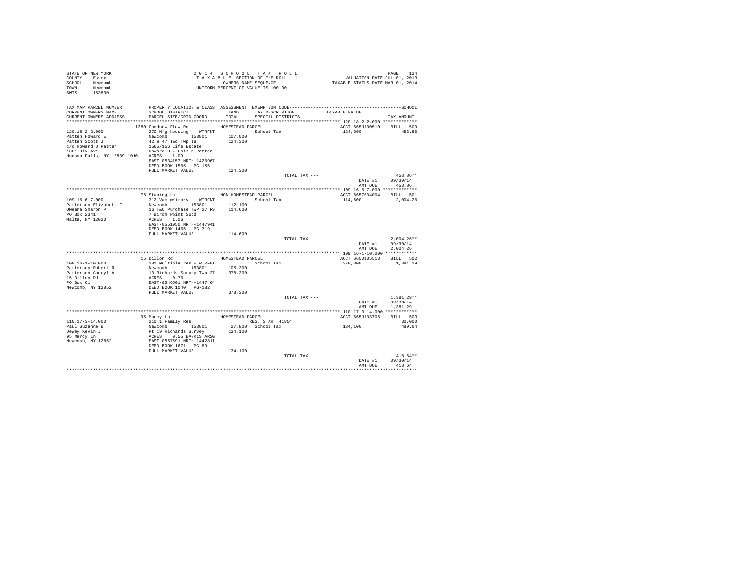```
STATE OF NEW YORK                          2 0 1 4   S C H O O L   T A X   R O L L                                    PAGE  134
COUNTY  - Essex                            T A X A B L E  SECTION OF THE ROLL - 1                    VALUATION DATE-JUL 01, 2013
SCHOOL  - Newcomb                                  OWNERS NAME SEQUENCE                          TAXABLE STATUS DATE-MAR 01, 2014
TOWN    - Newcomb                          UNIFORM PERCENT OF VALUE IS 100.00
SWIS    - 153800

TAX MAP PARCEL NUMBER          PROPERTY LOCATION & CLASS  ASSESSMENT  EXEMPTION CODE------------------------------------------------SCHOOL
CURRENT OWNERS NAME            SCHOOL DISTRICT               LAND      TAX DESCRIPTION              TAXABLE VALUE
CURRENT OWNERS ADDRESS         PARCEL SIZE/GRID COORD       TOTAL      SPECIAL DISTRICTS                                    TAX AMOUNT
******************************************************************************************************* 120.18-2-2.000 *************
                               1380 Goodnow Flow Rd            HOMESTEAD PARCEL                          ACCT 665J100510    BILL  500
120.18-2-2.000                 270 Mfg housing  - WTRFNT               School Tax                        124,300              453.86
Patten Howard E                Newcomb          153801      107,000
Patten Scott J                 42 & 47 T&c Twp 18           124,300
c/o Howard O Patten            1565/156 Life Estate
1001 Dix Ave                   Howard O & Lois M Patten
Hudson Falls, NY 12839-1010    ACRES    1.09
                               EAST-0534157 NRTH-1426967
                               DEED BOOK 1565   PG-156
                               FULL MARKET VALUE            124,300
                                                                         TOTAL TAX ---                                      453.86**
                                                                                                          DATE #1       09/30/14
                                                                                                          AMT DUE         453.86
******************************************************************************************************* 109.16-6-7.000 *************
                               76 Stubing Ln                   NON-HOMESTEAD PARCEL                      ACCT 665Z004004    BILL  501
109.16-6-7.000                 312 Vac w/imprv  - WTRFNT               School Tax                        114,600            2,004.26
Patterson Elizabeth F          Newcomb          153801      112,100
OMeara Sharon P                16 T&C Purchase TWP 27 RS    114,600
PO Box 2341                    7 Birch Point Subd
Malta, NY 12020                ACRES    1.06
                               EAST-0551050 NRTH-1447941
                               DEED BOOK 1465   PG-319
                               FULL MARKET VALUE            114,600
                                                                         TOTAL TAX ---                                    2,004.26**
                                                                                                          DATE #1       09/30/14
                                                                                                          AMT DUE       2,004.26
******************************************************************************************************* 109.16-1-10.000 ************
                               15 Dillon Rd                    HOMESTEAD PARCEL                          ACCT 665J105513    BILL  502
109.16-1-10.000                281 Multiple res - WTRFNT               School Tax                        378,300            1,381.29
Patterson Robert R             Newcomb          153801      105,300
Patterson Cheryl A             10 Richards Survey Twp 27    378,300
15 Dillon Rd                   ACRES    0.76
PO Box 61                      EAST-0546501 NRTH-1447464
Newcomb, NY 12852              DEED BOOK 1040   PG-182
                               FULL MARKET VALUE            378,300
                                                                         TOTAL TAX ---                                    1,381.29**
                                                                                                          DATE #1       09/30/14
                                                                                                          AMT DUE       1,381.29
******************************************************************************************************* 110.17-3-14.000 ************
                               95 Marcy Ln                     HOMESTEAD PARCEL                          ACCT 665J103705    BILL  503
110.17-3-14.000                210 1 Family Res                        RES. STAR  41854                                    30,000
Paul Suzanne E                 Newcomb          153801       27,800    School Tax                        134,100              489.64
Dewey Kevin J                  Pt 19 Richards Survey        134,100
95 Marcy Ln                    ACRES    0.55 BANK1STARSG
Newcomb, NY 12852              EAST-0557591 NRTH-1442811
                               DEED BOOK 1671   PG-89
                               FULL MARKET VALUE            134,100
                                                                         TOTAL TAX ---                                      418.64**
                                                                                                          DATE #1       09/30/14
                                                                                                          AMT DUE         418.64
************************************************************************************************************************************
```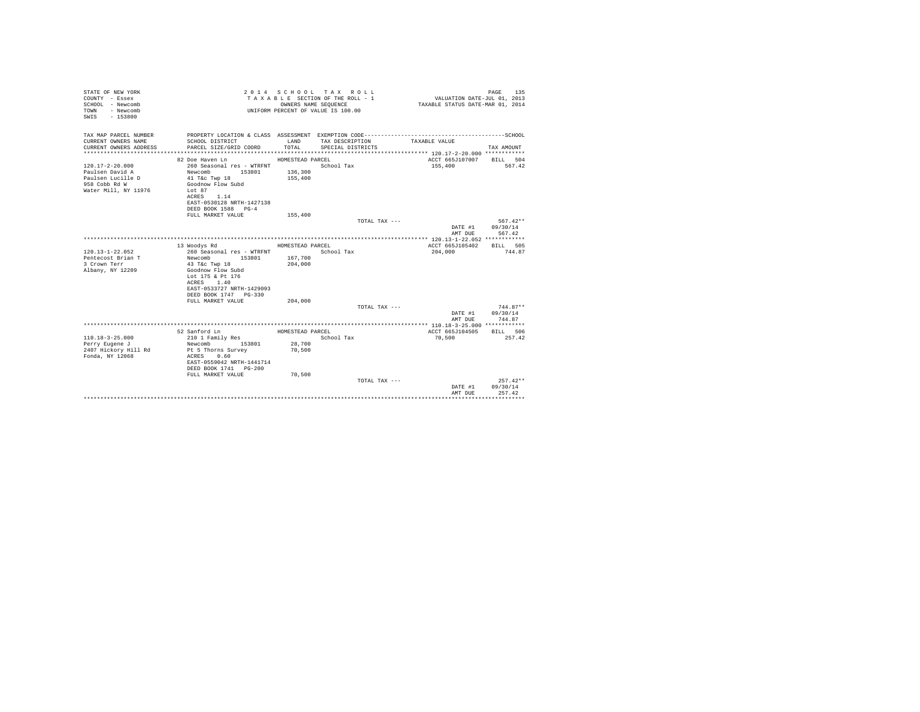STATE OF NEW YORK
COUNTY - Essex
SCHOOL - Newcomb
TOWN - Newcomb
SWIS - 153800

2 0 1 4 S C H O O L T A X R O L L
T A X A B L E SECTION OF THE ROLL - 1
OWNERS NAME SEQUENCE
UNIFORM PERCENT OF VALUE IS 100.00

VALUATION DATE-JUL 01, 2013
TAXABLE STATUS DATE-MAR 01, 2014

| TAX MAP PARCEL NUMBER / CURRENT OWNERS NAME / CURRENT OWNERS ADDRESS | PROPERTY LOCATION & CLASS / SCHOOL DISTRICT / PARCEL SIZE/GRID COORD | ASSESSMENT LAND / TOTAL | EXEMPTION CODE / TAX DESCRIPTION / SPECIAL DISTRICTS | TAXABLE VALUE | TAX AMOUNT |
|---|---|---|---|---|---|
| 120.17-2-20.000 | 82 Doe Haven Ln | HOMESTEAD PARCEL | | ACCT 665J107007 | BILL 504 |
| Paulsen David A | 260 Seasonal res - WTRFNT | | School Tax | 155,400 | 567.42 |
| Paulsen Lucille D | Newcomb 153801 | 136,300 | | | |
| 958 Cobb Rd W | 41 T&c Twp 18 | 155,400 | | | |
| Water Mill, NY 11976 | Goodnow Flow Subd | | | | |
| | Lot 87 | | | | |
| | ACRES 1.14 | | | | |
| | EAST-0530128 NRTH-1427138 | | | | |
| | DEED BOOK 1588 PG-4 | | | | |
| | FULL MARKET VALUE | 155,400 | | | |
| | | | TOTAL TAX --- | | 567.42** |
| | | | | DATE #1 | 09/30/14 |
| | | | | AMT DUE | 567.42 |
| 120.13-1-22.052 | 13 Woodys Rd | HOMESTEAD PARCEL | | ACCT 665J105402 | BILL 505 |
| Pentecost Brian T | 260 Seasonal res - WTRFNT | | School Tax | 204,000 | 744.87 |
| 3 Crown Terr | Newcomb 153801 | 167,700 | | | |
| Albany, NY 12209 | 43 T&c Twp 18 | 204,000 | | | |
| | Goodnow Flow Subd | | | | |
| | Lot 175 & Pt 176 | | | | |
| | ACRES 1.40 | | | | |
| | EAST-0533727 NRTH-1429093 | | | | |
| | DEED BOOK 1747 PG-330 | | | | |
| | FULL MARKET VALUE | 204,000 | | | |
| | | | TOTAL TAX --- | | 744.87** |
| | | | | DATE #1 | 09/30/14 |
| | | | | AMT DUE | 744.87 |
| 110.18-3-25.000 | 52 Sanford Ln | HOMESTEAD PARCEL | | ACCT 665J104505 | BILL 506 |
| Perry Eugene J | 210 1 Family Res | | School Tax | 70,500 | 257.42 |
| 2407 Hickory Hill Rd | Newcomb 153801 | 28,700 | | | |
| Fonda, NY 12068 | Pt 5 Thorns Survey | 70,500 | | | |
| | ACRES 0.60 | | | | |
| | EAST-0559042 NRTH-1441714 | | | | |
| | DEED BOOK 1741 PG-200 | | | | |
| | FULL MARKET VALUE | 70,500 | | | |
| | | | TOTAL TAX --- | | 257.42** |
| | | | | DATE #1 | 09/30/14 |
| | | | | AMT DUE | 257.42 |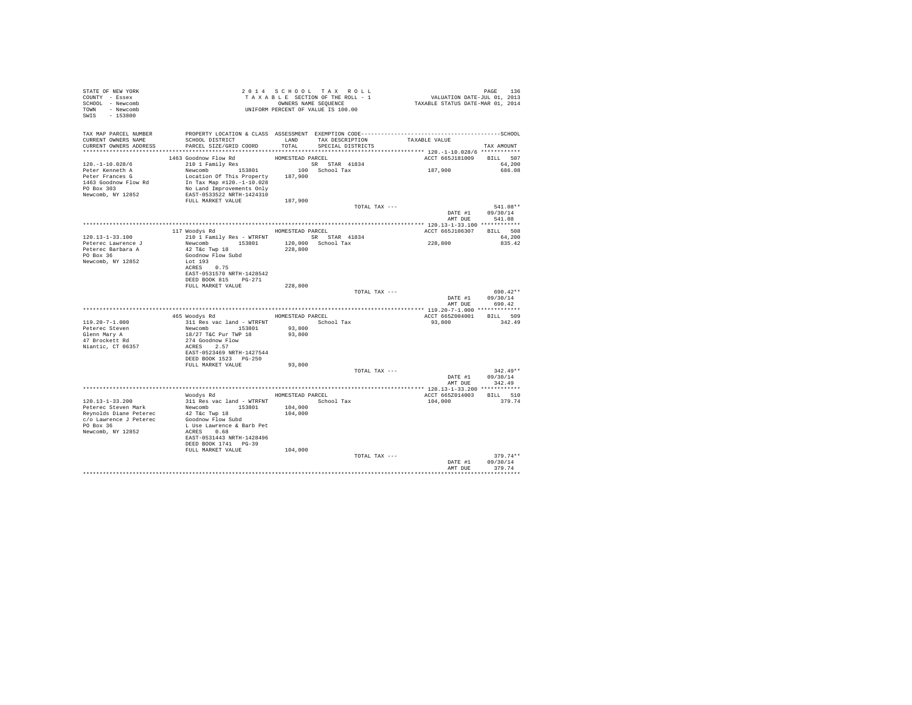STATE OF NEW YORK
COUNTY - Essex
SCHOOL - Newcomb
TOWN - Newcomb
SWIS - 153800

2 0 1 4 S C H O O L T A X R O L L
T A X A B L E SECTION OF THE ROLL - 1
OWNERS NAME SEQUENCE
UNIFORM PERCENT OF VALUE IS 100.00

VALUATION DATE-JUL 01, 2013
TAXABLE STATUS DATE-MAR 01, 2014

| TAX MAP PARCEL NUMBER / CURRENT OWNERS NAME / CURRENT OWNERS ADDRESS | PROPERTY LOCATION & CLASS / SCHOOL DISTRICT / PARCEL SIZE/GRID COORD | ASSESSMENT LAND / TOTAL | EXEMPTION CODE / TAX DESCRIPTION / SPECIAL DISTRICTS | TAXABLE VALUE | TAX AMOUNT |
|---|---|---|---|---|---|
| | 1463 Goodnow Flow Rd | HOMESTEAD PARCEL | | ACCT 665J181009 | BILL 507 |
| 120.-1-10.028/6 | 210 1 Family Res | | SR STAR 41834 | | 64,200 |
| Peter Kenneth A | Newcomb 153801 | 100 | School Tax | 187,900 | 686.08 |
| Peter Frances G | Location Of This Property | 187,900 | | | |
| 1463 Goodnow Flow Rd | In Tax Map #120.-1-10.028 | | | | |
| PO Box 303 | No Land Improvements Only | | | | |
| Newcomb, NY 12852 | EAST-0533522 NRTH-1424310 | | | | |
| | FULL MARKET VALUE | 187,900 | | | |
| | | | TOTAL TAX --- | | 541.08** |
| | | | | DATE #1 | 09/30/14 |
| | | | | AMT DUE | 541.08 |
| | 117 Woodys Rd | HOMESTEAD PARCEL | | ACCT 665J106307 | BILL 508 |
| 120.13-1-33.100 | 210 1 Family Res - WTRFNT | | SR STAR 41834 | | 64,200 |
| Peterec Lawrence J | Newcomb 153801 | 120,000 | School Tax | 228,800 | 835.42 |
| Peterec Barbara A | 42 T&c Twp 18 | 228,800 | | | |
| PO Box 36 | Goodnow Flow Subd | | | | |
| Newcomb, NY 12852 | Lot 193 | | | | |
| | ACRES 0.75 | | | | |
| | EAST-0531570 NRTH-1428542 | | | | |
| | DEED BOOK 815 PG-271 | | | | |
| | FULL MARKET VALUE | 228,800 | | | |
| | | | TOTAL TAX --- | | 690.42** |
| | | | | DATE #1 | 09/30/14 |
| | | | | AMT DUE | 690.42 |
| | 465 Woodys Rd | HOMESTEAD PARCEL | | ACCT 665Z004001 | BILL 509 |
| 119.20-7-1.000 | 311 Res vac land - WTRFNT | | School Tax | 93,800 | 342.49 |
| Peterec Steven | Newcomb 153801 | 93,800 | | | |
| Glenn Mary A | 18/27 T&C Pur TWP 18 | 93,800 | | | |
| 47 Brockett Rd | 274 Goodnow Flow | | | | |
| Niantic, CT 06357 | ACRES 2.57 | | | | |
| | EAST-0523469 NRTH-1427544 | | | | |
| | DEED BOOK 1523 PG-250 | | | | |
| | FULL MARKET VALUE | 93,800 | | | |
| | | | TOTAL TAX --- | | 342.49** |
| | | | | DATE #1 | 09/30/14 |
| | | | | AMT DUE | 342.49 |
| | Woodys Rd | HOMESTEAD PARCEL | | ACCT 665Z014003 | BILL 510 |
| 120.13-1-33.200 | 311 Res vac land - WTRFNT | | School Tax | 104,000 | 379.74 |
| Peterec Steven Mark | Newcomb 153801 | 104,000 | | | |
| Reynolds Diane Peterec | 42 T&c Twp 18 | 104,000 | | | |
| c/o Lawrence J Peterec | Goodnow Flow Subd | | | | |
| PO Box 36 | L Use Lawrence & Barb Pet | | | | |
| Newcomb, NY 12852 | ACRES 0.68 | | | | |
| | EAST-0531443 NRTH-1428496 | | | | |
| | DEED BOOK 1741 PG-39 | | | | |
| | FULL MARKET VALUE | 104,000 | | | |
| | | | TOTAL TAX --- | | 379.74** |
| | | | | DATE #1 | 09/30/14 |
| | | | | AMT DUE | 379.74 |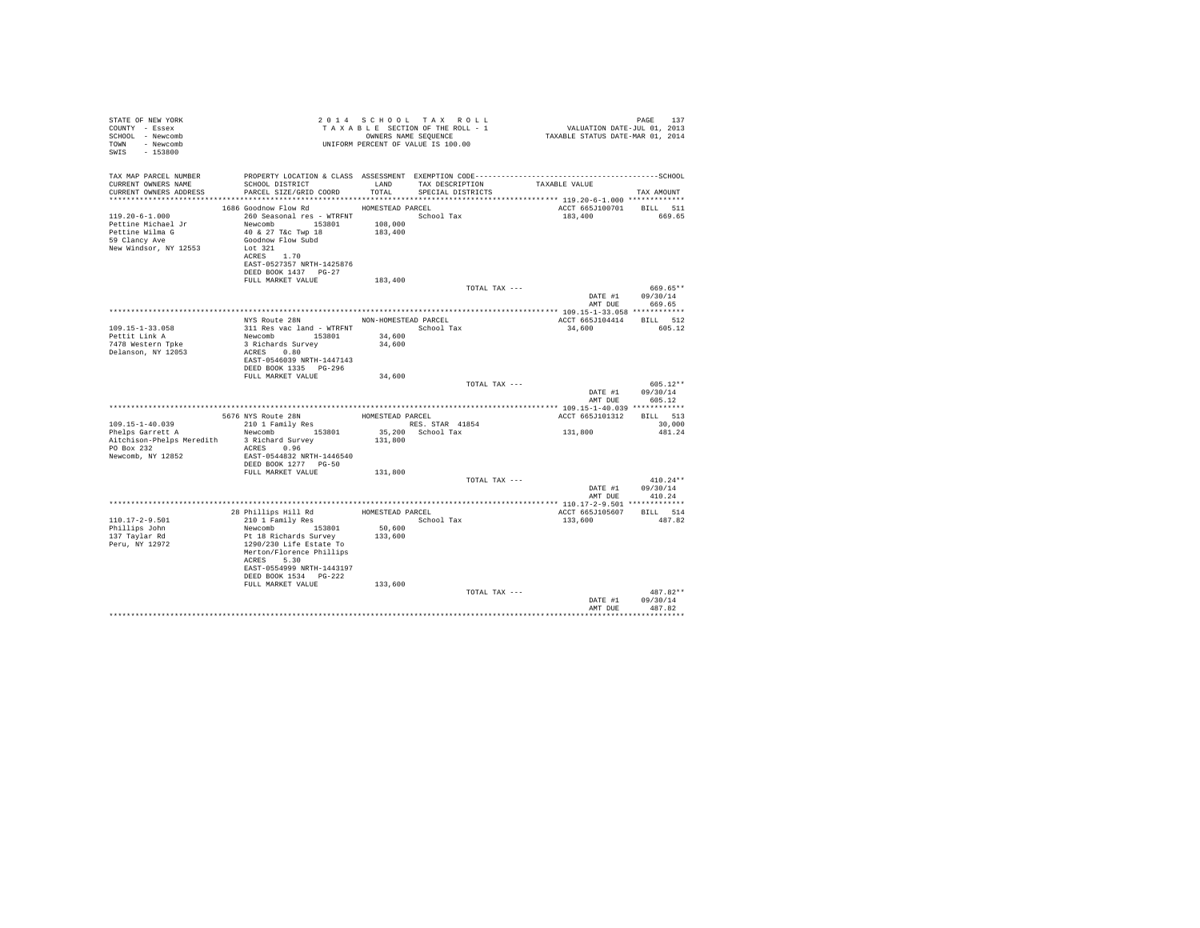```
STATE OF NEW YORK                          2 0 1 4   S C H O O L   T A X   R O L L                                  PAGE   137
COUNTY  - Essex                            T A X A B L E  SECTION OF THE ROLL - 1                   VALUATION DATE-JUL 01, 2013
SCHOOL  - Newcomb                                  OWNERS NAME SEQUENCE                       TAXABLE STATUS DATE-MAR 01, 2014
TOWN    - Newcomb                          UNIFORM PERCENT OF VALUE IS 100.00
SWIS    - 153800

TAX MAP PARCEL NUMBER          PROPERTY LOCATION & CLASS  ASSESSMENT  EXEMPTION CODE-------------------------------------------SCHOOL
CURRENT OWNERS NAME            SCHOOL DISTRICT              LAND      TAX DESCRIPTION            TAXABLE VALUE
CURRENT OWNERS ADDRESS         PARCEL SIZE/GRID COORD       TOTAL     SPECIAL DISTRICTS                                  TAX AMOUNT
*********************************************************************************************** 119.20-6-1.000 *************
                           1686 Goodnow Flow Rd          HOMESTEAD PARCEL                       ACCT 665J100701    BILL  511
119.20-6-1.000             260 Seasonal res - WTRFNT                School Tax                  183,400               669.65
Pettine Michael Jr         Newcomb        153801        108,000
Pettine Wilma G            40 & 27 T&c Twp 18           183,400
59 Clancy Ave              Goodnow Flow Subd
New Windsor, NY 12553      Lot 321
                           ACRES    1.70
                           EAST-0527357 NRTH-1425876
                           DEED BOOK 1437   PG-27
                           FULL MARKET VALUE            183,400
                                                                     TOTAL TAX ---                                    669.65**
                                                                                                     DATE #1       09/30/14
                                                                                                     AMT DUE         669.65
*********************************************************************************************** 109.15-1-33.058 ************
                           NYS Route 28N                 NON-HOMESTEAD PARCEL                   ACCT 665J104414    BILL  512
109.15-1-33.058            311 Res vac land - WTRFNT                School Tax                   34,600               605.12
Pettit Link A              Newcomb        153801         34,600
7478 Western Tpke          3 Richards Survey             34,600
Delanson, NY 12053         ACRES    0.80
                           EAST-0546039 NRTH-1447143
                           DEED BOOK 1335   PG-296
                           FULL MARKET VALUE             34,600
                                                                     TOTAL TAX ---                                    605.12**
                                                                                                     DATE #1       09/30/14
                                                                                                     AMT DUE         605.12
*********************************************************************************************** 109.15-1-40.039 ************
                           5676 NYS Route 28N            HOMESTEAD PARCEL                       ACCT 665J101312    BILL  513
109.15-1-40.039            210 1 Family Res                         RES. STAR  41854                                  30,000
Phelps Garrett A           Newcomb        153801         35,200   School Tax                    131,800               481.24
Aitchison-Phelps Meredith  3 Richard Survey             131,800
PO Box 232                 ACRES    0.96
Newcomb, NY 12852          EAST-0544832 NRTH-1446540
                           DEED BOOK 1277   PG-50
                           FULL MARKET VALUE            131,800
                                                                     TOTAL TAX ---                                    410.24**
                                                                                                     DATE #1       09/30/14
                                                                                                     AMT DUE         410.24
*********************************************************************************************** 110.17-2-9.501 *************
                           28 Phillips Hill Rd           HOMESTEAD PARCEL                       ACCT 665J105607    BILL  514
110.17-2-9.501             210 1 Family Res                         School Tax                  133,600               487.82
Phillips John              Newcomb        153801         50,600
137 Taylar Rd              Pt 18 Richards Survey        133,600
Peru, NY 12972             1290/230 Life Estate To
                           Merton/Florence Phillips
                           ACRES    5.30
                           EAST-0554999 NRTH-1443197
                           DEED BOOK 1534   PG-222
                           FULL MARKET VALUE            133,600
                                                                     TOTAL TAX ---                                    487.82**
                                                                                                     DATE #1       09/30/14
                                                                                                     AMT DUE         487.82
****************************************************************************************************************************
```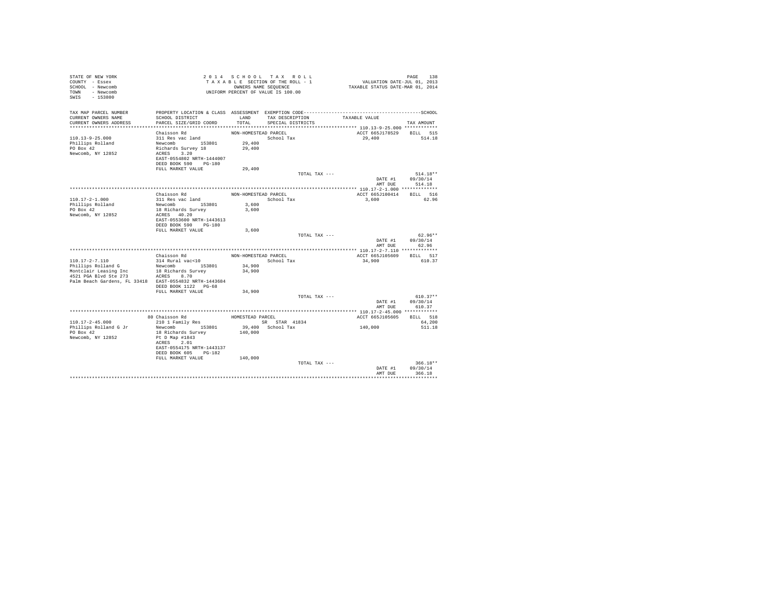```
STATE OF NEW YORK                          2 0 1 4   S C H O O L   T A X   R O L L                                   PAGE   138
COUNTY  - Essex                             T A X A B L E SECTION OF THE ROLL - 1                   VALUATION DATE-JUL 01, 2013
SCHOOL  - Newcomb                                   OWNERS NAME SEQUENCE                          TAXABLE STATUS DATE-MAR 01, 2014
TOWN    - Newcomb                           UNIFORM PERCENT OF VALUE IS 100.00
SWIS    - 153800

TAX MAP PARCEL NUMBER          PROPERTY LOCATION & CLASS  ASSESSMENT  EXEMPTION CODE------------------------------------------------SCHOOL
CURRENT OWNERS NAME            SCHOOL DISTRICT               LAND      TAX DESCRIPTION            TAXABLE VALUE
CURRENT OWNERS ADDRESS         PARCEL SIZE/GRID COORD       TOTAL      SPECIAL DISTRICTS                                        TAX AMOUNT
************************************************************************************************ 110.13-9-25.000 ************
                               Chaisson Rd                NON-HOMESTEAD PARCEL                       ACCT 665J178529    BILL   515
110.13-9-25.000                311 Res vac land                           School Tax                   29,400               514.18
Phillips Rolland               Newcomb        153801         29,400
PO Box 42                      Richards Survey 18            29,400
Newcomb, NY 12852              ACRES    3.20
                               EAST-0554802 NRTH-1444007
                               DEED BOOK 590    PG-180
                               FULL MARKET VALUE             29,400
                                                                          TOTAL TAX ---                                    514.18**
                                                                                                        DATE #1        09/30/14
                                                                                                        AMT DUE          514.18
************************************************************************************************ 110.17-2-1.000 *************
                               Chaisson Rd                NON-HOMESTEAD PARCEL                       ACCT 665J100414    BILL   516
110.17-2-1.000                 311 Res vac land                           School Tax                    3,600                62.96
Phillips Rolland               Newcomb        153801          3,600
PO Box 42                      18 Richards Survey             3,600
Newcomb, NY 12852              ACRES   40.20
                               EAST-0553600 NRTH-1443613
                               DEED BOOK 590    PG-180
                               FULL MARKET VALUE              3,600
                                                                          TOTAL TAX ---                                     62.96**
                                                                                                        DATE #1        09/30/14
                                                                                                        AMT DUE           62.96
************************************************************************************************ 110.17-2-7.110 *************
                               Chaisson Rd                NON-HOMESTEAD PARCEL                       ACCT 665J105609    BILL   517
110.17-2-7.110                 314 Rural vac<10                           School Tax                   34,900               610.37
Phillips Rolland G             Newcomb        153801         34,900
Montclair Leasing Inc          18 Richards Survey            34,900
4521 PGA Blvd Ste 273          ACRES    8.70
Palm Beach Gardens, FL 33418   EAST-0554832 NRTH-1443684
                               DEED BOOK 1122   PG-68
                               FULL MARKET VALUE             34,900
                                                                          TOTAL TAX ---                                    610.37**
                                                                                                        DATE #1        09/30/14
                                                                                                        AMT DUE          610.37
************************************************************************************************ 110.17-2-45.000 ************
                            80 Chaisson Rd                HOMESTEAD PARCEL                           ACCT 665J105605    BILL   518
110.17-2-45.000                210 1 Family Res                   SR  STAR 41834                                          64,200
Phillips Rolland G Jr          Newcomb        153801         39,400   School Tax                  140,000               511.18
PO Box 42                      18 Richards Survey           140,000
Newcomb, NY 12852              Pt D Map #1843
                               ACRES    2.01
                               EAST-0554175 NRTH-1443137
                               DEED BOOK 605    PG-182
                               FULL MARKET VALUE            140,000
                                                                          TOTAL TAX ---                                    366.18**
                                                                                                        DATE #1        09/30/14
                                                                                                        AMT DUE          366.18
******************************************************************************************************************************
```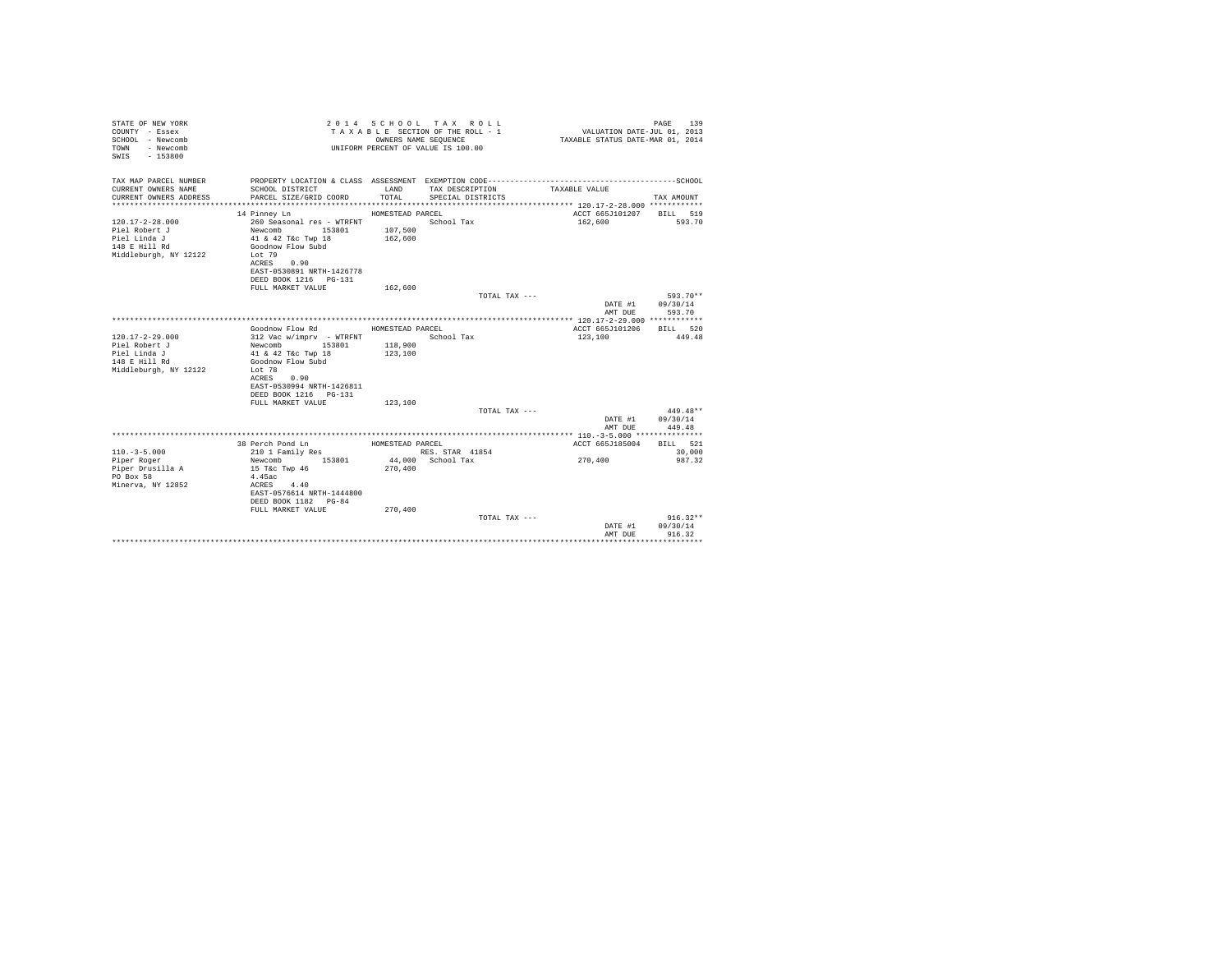STATE OF NEW YORK
COUNTY - Essex
SCHOOL - Newcomb
TOWN - Newcomb
SWIS - 153800

2 0 1 4 S C H O O L T A X R O L L
T A X A B L E SECTION OF THE ROLL - 1
OWNERS NAME SEQUENCE
UNIFORM PERCENT OF VALUE IS 100.00

VALUATION DATE-JUL 01, 2013
TAXABLE STATUS DATE-MAR 01, 2014

| TAX MAP PARCEL NUMBER / CURRENT OWNERS NAME / CURRENT OWNERS ADDRESS | PROPERTY LOCATION & CLASS / SCHOOL DISTRICT / PARCEL SIZE/GRID COORD | ASSESSMENT LAND / TOTAL | EXEMPTION CODE / TAX DESCRIPTION / SPECIAL DISTRICTS | TAXABLE VALUE | TAX AMOUNT |
|---|---|---|---|---|---|
| **120.17-2-28.000** | 14 Pinney Ln | HOMESTEAD PARCEL | | ACCT 665J101207 | BILL 519 |
| Piel Robert J | 260 Seasonal res - WTRFNT | | School Tax | 162,600 | 593.70 |
| Piel Linda J | Newcomb 153801 | 107,500 | | | |
| 148 E Hill Rd | 41 & 42 T&c Twp 18 | 162,600 | | | |
| Middleburgh, NY 12122 | Goodnow Flow Subd | | | | |
| | Lot 79 | | | | |
| | ACRES 0.90 | | | | |
| | EAST-0530891 NRTH-1426778 | | | | |
| | DEED BOOK 1216 PG-131 | | | | |
| | FULL MARKET VALUE | 162,600 | | | |
| | | | TOTAL TAX --- | | 593.70** |
| | | | | DATE #1 | 09/30/14 |
| | | | | AMT DUE | 593.70 |
| **120.17-2-29.000** | Goodnow Flow Rd | HOMESTEAD PARCEL | | ACCT 665J101206 | BILL 520 |
| Piel Robert J | 312 Vac w/imprv - WTRFNT | | School Tax | 123,100 | 449.48 |
| Piel Linda J | Newcomb 153801 | 118,900 | | | |
| 148 E Hill Rd | 41 & 42 T&c Twp 18 | 123,100 | | | |
| Middleburgh, NY 12122 | Goodnow Flow Subd | | | | |
| | Lot 78 | | | | |
| | ACRES 0.90 | | | | |
| | EAST-0530994 NRTH-1426811 | | | | |
| | DEED BOOK 1216 PG-131 | | | | |
| | FULL MARKET VALUE | 123,100 | | | |
| | | | TOTAL TAX --- | | 449.48** |
| | | | | DATE #1 | 09/30/14 |
| | | | | AMT DUE | 449.48 |
| **110.-3-5.000** | 38 Perch Pond Ln | HOMESTEAD PARCEL | | ACCT 665J185004 | BILL 521 |
| Piper Roger | 210 1 Family Res | | RES. STAR 41854 | | 30,000 |
| Piper Drusilla A | Newcomb 153801 | 44,000 | School Tax | 270,400 | 987.32 |
| PO Box 58 | 15 T&c Twp 46 | 270,400 | | | |
| Minerva, NY 12852 | 4.45ac | | | | |
| | ACRES 4.40 | | | | |
| | EAST-0576614 NRTH-1444800 | | | | |
| | DEED BOOK 1182 PG-84 | | | | |
| | FULL MARKET VALUE | 270,400 | | | |
| | | | TOTAL TAX --- | | 916.32** |
| | | | | DATE #1 | 09/30/14 |
| | | | | AMT DUE | 916.32 |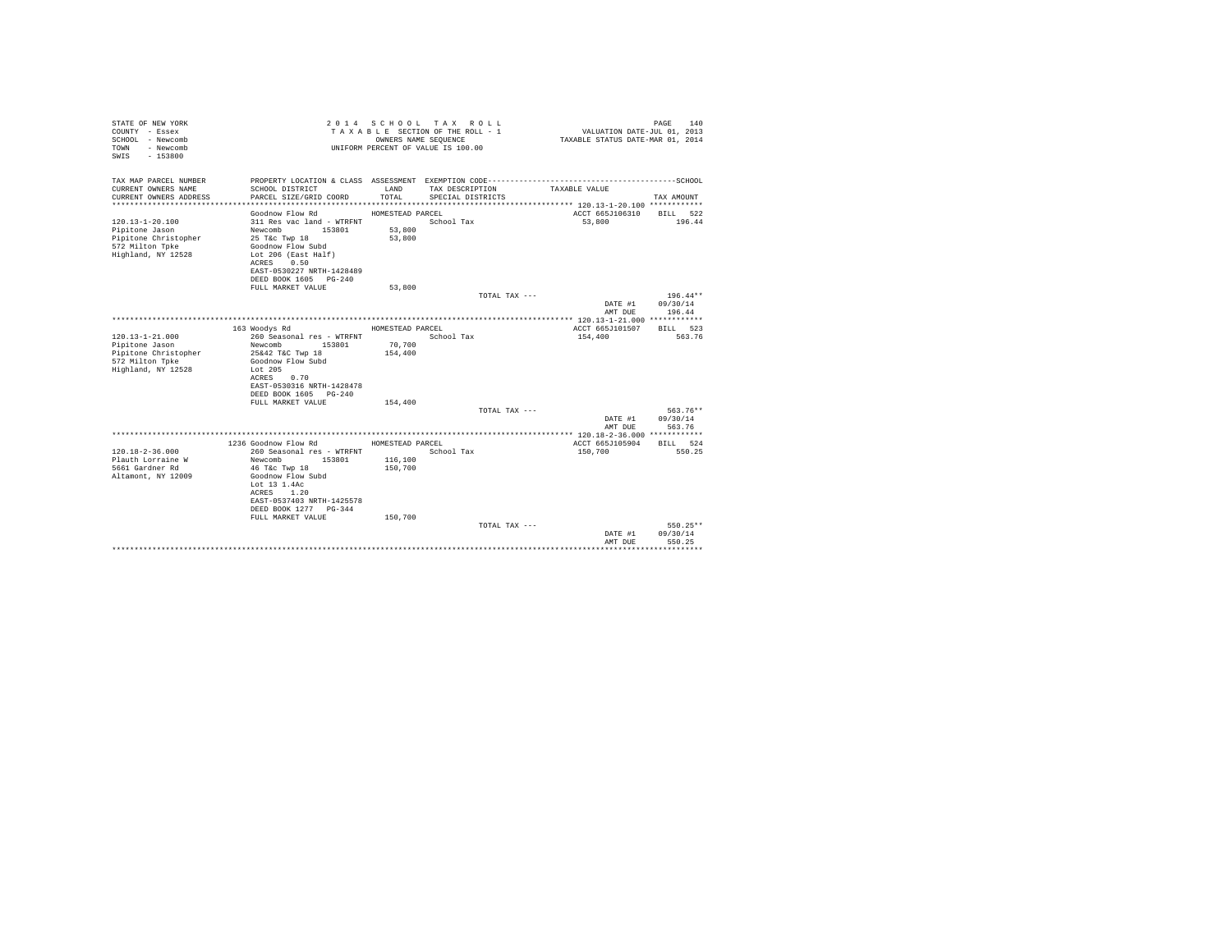STATE OF NEW YORK
COUNTY - Essex
SCHOOL - Newcomb
TOWN - Newcomb
SWIS - 153800

2 0 1 4 S C H O O L T A X R O L L
T A X A B L E SECTION OF THE ROLL - 1
OWNERS NAME SEQUENCE
UNIFORM PERCENT OF VALUE IS 100.00

VALUATION DATE-JUL 01, 2013
TAXABLE STATUS DATE-MAR 01, 2014

| TAX MAP PARCEL NUMBER / CURRENT OWNERS NAME / CURRENT OWNERS ADDRESS | PROPERTY LOCATION & CLASS / SCHOOL DISTRICT / PARCEL SIZE/GRID COORD | ASSESSMENT LAND / TOTAL | EXEMPTION CODE / TAX DESCRIPTION / SPECIAL DISTRICTS | TAXABLE VALUE | TAX AMOUNT |
|---|---|---|---|---|---|
| 120.13-1-20.100 | Goodnow Flow Rd | HOMESTEAD PARCEL | | ACCT 665J106310 | BILL 522 |
| Pipitone Jason | 311 Res vac land - WTRFNT | | School Tax | 53,800 | 196.44 |
| Pipitone Christopher | Newcomb 153801 | 53,800 | | | |
| 572 Milton Tpke | 25 T&c Twp 18 | 53,800 | | | |
| Highland, NY 12528 | Goodnow Flow Subd | | | | |
| | Lot 206 (East Half) | | | | |
| | ACRES 0.50 | | | | |
| | EAST-0530227 NRTH-1428489 | | | | |
| | DEED BOOK 1605 PG-240 | | | | |
| | FULL MARKET VALUE | 53,800 | | | |
| | | | TOTAL TAX --- | | 196.44** |
| | | | | DATE #1 | 09/30/14 |
| | | | | AMT DUE | 196.44 |
| 120.13-1-21.000 | 163 Woodys Rd | HOMESTEAD PARCEL | | ACCT 665J101507 | BILL 523 |
| Pipitone Jason | 260 Seasonal res - WTRFNT | | School Tax | 154,400 | 563.76 |
| Pipitone Christopher | Newcomb 153801 | 70,700 | | | |
| 572 Milton Tpke | 25&42 T&C Twp 18 | 154,400 | | | |
| Highland, NY 12528 | Goodnow Flow Subd | | | | |
| | Lot 205 | | | | |
| | ACRES 0.70 | | | | |
| | EAST-0530316 NRTH-1428478 | | | | |
| | DEED BOOK 1605 PG-240 | | | | |
| | FULL MARKET VALUE | 154,400 | | | |
| | | | TOTAL TAX --- | | 563.76** |
| | | | | DATE #1 | 09/30/14 |
| | | | | AMT DUE | 563.76 |
| 120.18-2-36.000 | 1236 Goodnow Flow Rd | HOMESTEAD PARCEL | | ACCT 665J105904 | BILL 524 |
| Plauth Lorraine W | 260 Seasonal res - WTRFNT | | School Tax | 150,700 | 550.25 |
| 5661 Gardner Rd | Newcomb 153801 | 116,100 | | | |
| Altamont, NY 12009 | 46 T&c Twp 18 | 150,700 | | | |
| | Goodnow Flow Subd | | | | |
| | Lot 13 1.4Ac | | | | |
| | ACRES 1.20 | | | | |
| | EAST-0537403 NRTH-1425578 | | | | |
| | DEED BOOK 1277 PG-344 | | | | |
| | FULL MARKET VALUE | 150,700 | | | |
| | | | TOTAL TAX --- | | 550.25** |
| | | | | DATE #1 | 09/30/14 |
| | | | | AMT DUE | 550.25 |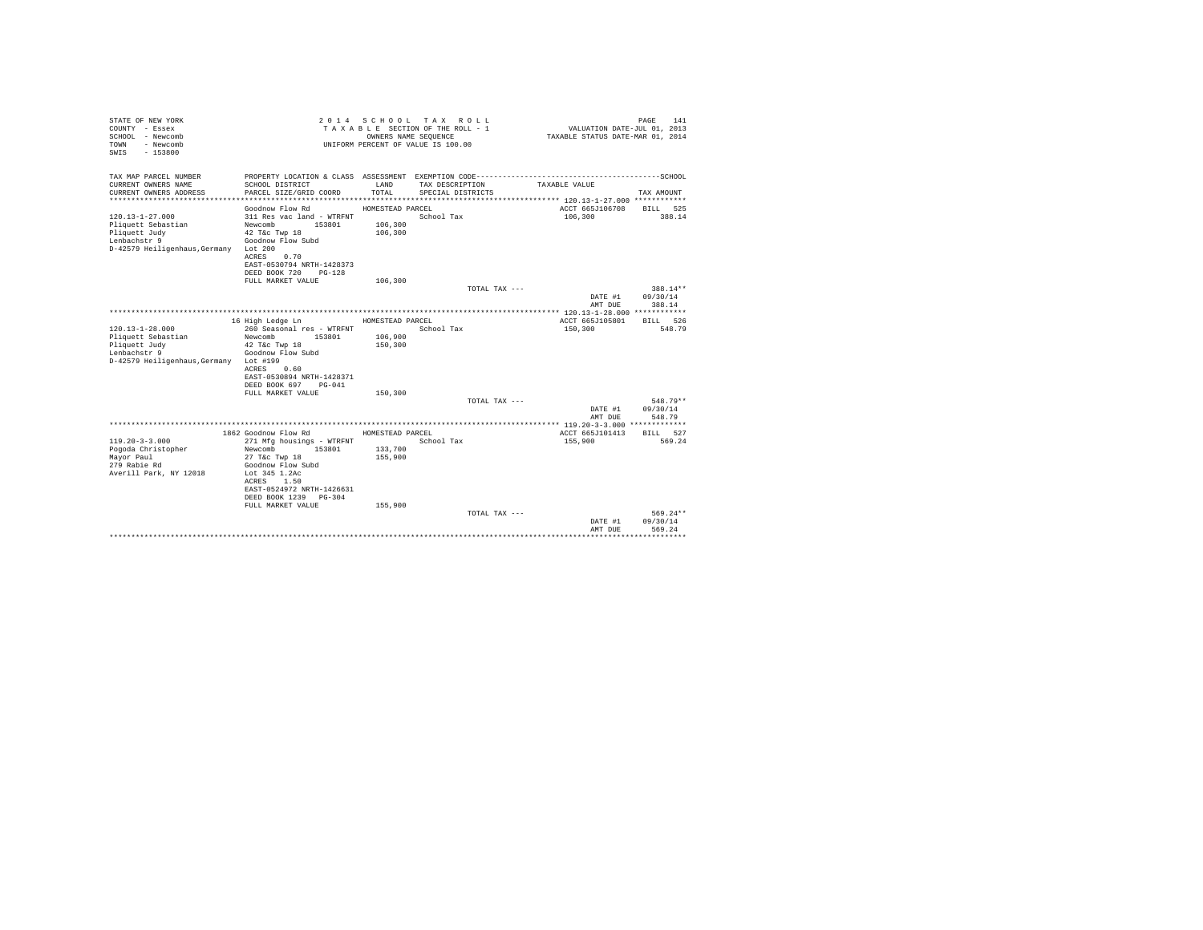STATE OF NEW YORK — 2014 SCHOOL TAX ROLL — PAGE 141
COUNTY - Essex — TAXABLE SECTION OF THE ROLL - 1 — VALUATION DATE-JUL 01, 2013
SCHOOL - Newcomb — OWNERS NAME SEQUENCE — TAXABLE STATUS DATE-MAR 01, 2014
TOWN - Newcomb — UNIFORM PERCENT OF VALUE IS 100.00
SWIS - 153800

| TAX MAP PARCEL NUMBER / CURRENT OWNERS NAME / CURRENT OWNERS ADDRESS | PROPERTY LOCATION & CLASS / SCHOOL DISTRICT / PARCEL SIZE/GRID COORD | ASSESSMENT LAND / TOTAL | EXEMPTION CODE / TAX DESCRIPTION / SPECIAL DISTRICTS | TAXABLE VALUE | TAX AMOUNT |
|---|---|---|---|---|---|
| **120.13-1-27.000** | Goodnow Flow Rd | HOMESTEAD PARCEL | | ACCT 665J106708 | BILL 525 |
| 120.13-1-27.000 | 311 Res vac land - WTRFNT | | School Tax | 106,300 | 388.14 |
| Pliquett Sebastian | Newcomb 153801 | 106,300 | | | |
| Pliquett Judy | 42 T&c Twp 18 | 106,300 | | | |
| Lenbachstr 9 | Goodnow Flow Subd | | | | |
| D-42579 Heiligenhaus,Germany | Lot 200 | | | | |
| | ACRES 0.70 | | | | |
| | EAST-0530794 NRTH-1428373 | | | | |
| | DEED BOOK 720 PG-128 | | | | |
| | FULL MARKET VALUE | 106,300 | | | |
| | | | TOTAL TAX --- | | 388.14** |
| | | | | DATE #1 | 09/30/14 |
| | | | | AMT DUE | 388.14 |
| **120.13-1-28.000** | 16 High Ledge Ln | HOMESTEAD PARCEL | | ACCT 665J105801 | BILL 526 |
| 120.13-1-28.000 | 260 Seasonal res - WTRFNT | | School Tax | 150,300 | 548.79 |
| Pliquett Sebastian | Newcomb 153801 | 106,900 | | | |
| Pliquett Judy | 42 T&c Twp 18 | 150,300 | | | |
| Lenbachstr 9 | Goodnow Flow Subd | | | | |
| D-42579 Heiligenhaus,Germany | Lot #199 | | | | |
| | ACRES 0.60 | | | | |
| | EAST-0530894 NRTH-1428371 | | | | |
| | DEED BOOK 697 PG-041 | | | | |
| | FULL MARKET VALUE | 150,300 | | | |
| | | | TOTAL TAX --- | | 548.79** |
| | | | | DATE #1 | 09/30/14 |
| | | | | AMT DUE | 548.79 |
| **119.20-3-3.000** | 1862 Goodnow Flow Rd | HOMESTEAD PARCEL | | ACCT 665J101413 | BILL 527 |
| 119.20-3-3.000 | 271 Mfg housings - WTRFNT | | School Tax | 155,900 | 569.24 |
| Pogoda Christopher | Newcomb 153801 | 133,700 | | | |
| Mayor Paul | 27 T&c Twp 18 | 155,900 | | | |
| 279 Rabie Rd | Goodnow Flow Subd | | | | |
| Averill Park, NY 12018 | Lot 345 1.2Ac | | | | |
| | ACRES 1.50 | | | | |
| | EAST-0524972 NRTH-1426631 | | | | |
| | DEED BOOK 1239 PG-304 | | | | |
| | FULL MARKET VALUE | 155,900 | | | |
| | | | TOTAL TAX --- | | 569.24** |
| | | | | DATE #1 | 09/30/14 |
| | | | | AMT DUE | 569.24 |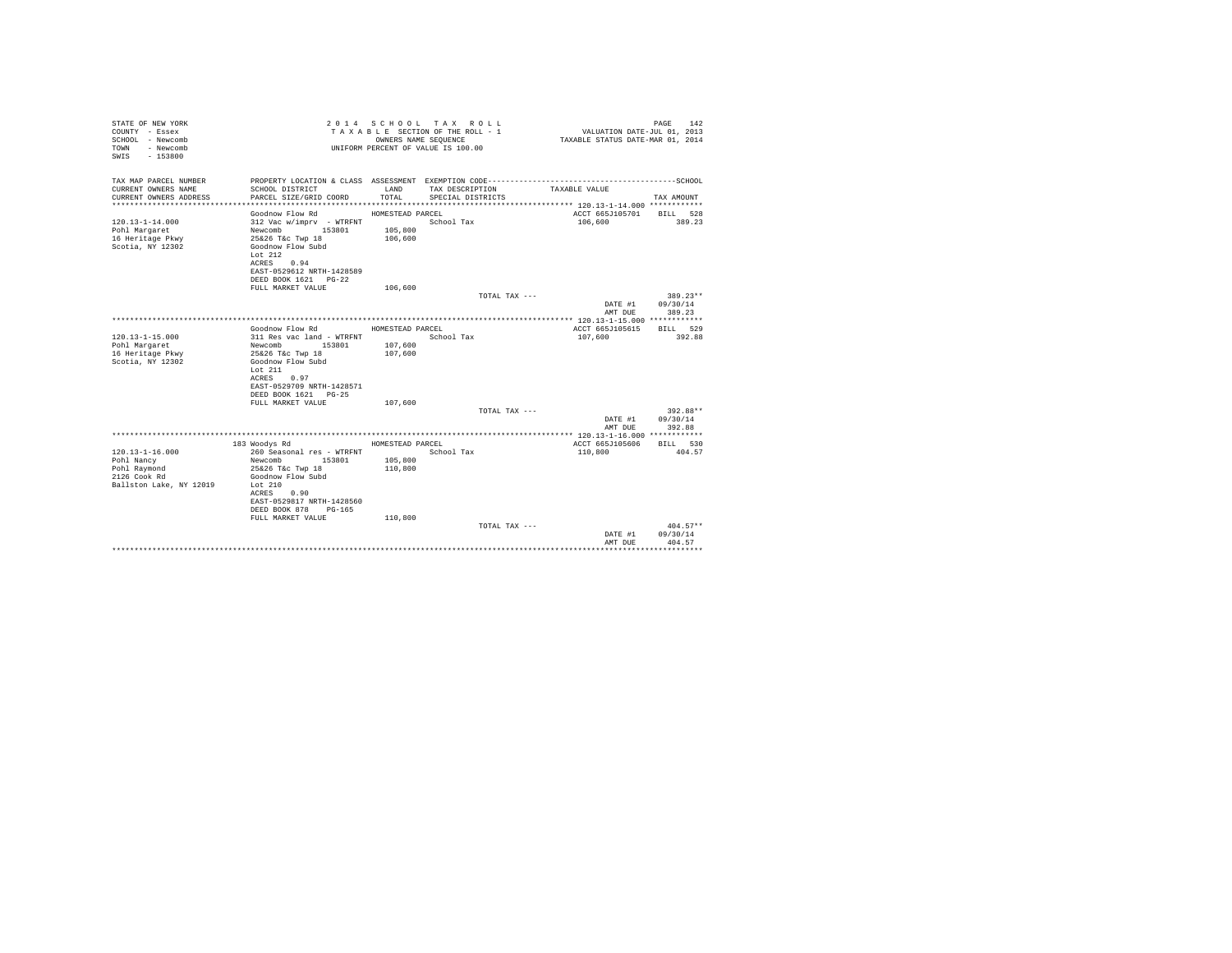STATE OF NEW YORK
COUNTY - Essex
SCHOOL - Newcomb
TOWN - Newcomb
SWIS - 153800

2 0 1 4 S C H O O L T A X R O L L
T A X A B L E SECTION OF THE ROLL - 1
OWNERS NAME SEQUENCE
UNIFORM PERCENT OF VALUE IS 100.00

VALUATION DATE-JUL 01, 2013
TAXABLE STATUS DATE-MAR 01, 2014

| TAX MAP PARCEL NUMBER / CURRENT OWNERS NAME / CURRENT OWNERS ADDRESS | PROPERTY LOCATION & CLASS / SCHOOL DISTRICT / PARCEL SIZE/GRID COORD | ASSESSMENT LAND / TOTAL | EXEMPTION CODE / TAX DESCRIPTION / SPECIAL DISTRICTS | TAXABLE VALUE | TAX AMOUNT |
|---|---|---|---|---|---|
| 120.13-1-14.000 | Goodnow Flow Rd | HOMESTEAD PARCEL | | ACCT 665J105701 | BILL 528 |
| Pohl Margaret | 312 Vac w/imprv - WTRFNT | | School Tax | 106,600 | 389.23 |
| 16 Heritage Pkwy | Newcomb 153801 | 105,800 | | | |
| Scotia, NY 12302 | 25&26 T&c Twp 18 | 106,600 | | | |
| | Goodnow Flow Subd | | | | |
| | Lot 212 | | | | |
| | ACRES 0.94 | | | | |
| | EAST-0529612 NRTH-1428589 | | | | |
| | DEED BOOK 1621 PG-22 | | | | |
| | FULL MARKET VALUE | 106,600 | | | |
| | | | TOTAL TAX --- | | 389.23** |
| | | | | DATE #1 | 09/30/14 |
| | | | | AMT DUE | 389.23 |
| 120.13-1-15.000 | Goodnow Flow Rd | HOMESTEAD PARCEL | | ACCT 665J105615 | BILL 529 |
| Pohl Margaret | 311 Res vac land - WTRFNT | | School Tax | 107,600 | 392.88 |
| 16 Heritage Pkwy | Newcomb 153801 | 107,600 | | | |
| Scotia, NY 12302 | 25&26 T&c Twp 18 | 107,600 | | | |
| | Goodnow Flow Subd | | | | |
| | Lot 211 | | | | |
| | ACRES 0.97 | | | | |
| | EAST-0529709 NRTH-1428571 | | | | |
| | DEED BOOK 1621 PG-25 | | | | |
| | FULL MARKET VALUE | 107,600 | | | |
| | | | TOTAL TAX --- | | 392.88** |
| | | | | DATE #1 | 09/30/14 |
| | | | | AMT DUE | 392.88 |
| 120.13-1-16.000 | 183 Woodys Rd | HOMESTEAD PARCEL | | ACCT 665J105606 | BILL 530 |
| Pohl Nancy | 260 Seasonal res - WTRFNT | | School Tax | 110,800 | 404.57 |
| Pohl Raymond | Newcomb 153801 | 105,800 | | | |
| 2126 Cook Rd | 25&26 T&c Twp 18 | 110,800 | | | |
| Ballston Lake, NY 12019 | Goodnow Flow Subd | | | | |
| | Lot 210 | | | | |
| | ACRES 0.90 | | | | |
| | EAST-0529817 NRTH-1428560 | | | | |
| | DEED BOOK 878 PG-165 | | | | |
| | FULL MARKET VALUE | 110,800 | | | |
| | | | TOTAL TAX --- | | 404.57** |
| | | | | DATE #1 | 09/30/14 |
| | | | | AMT DUE | 404.57 |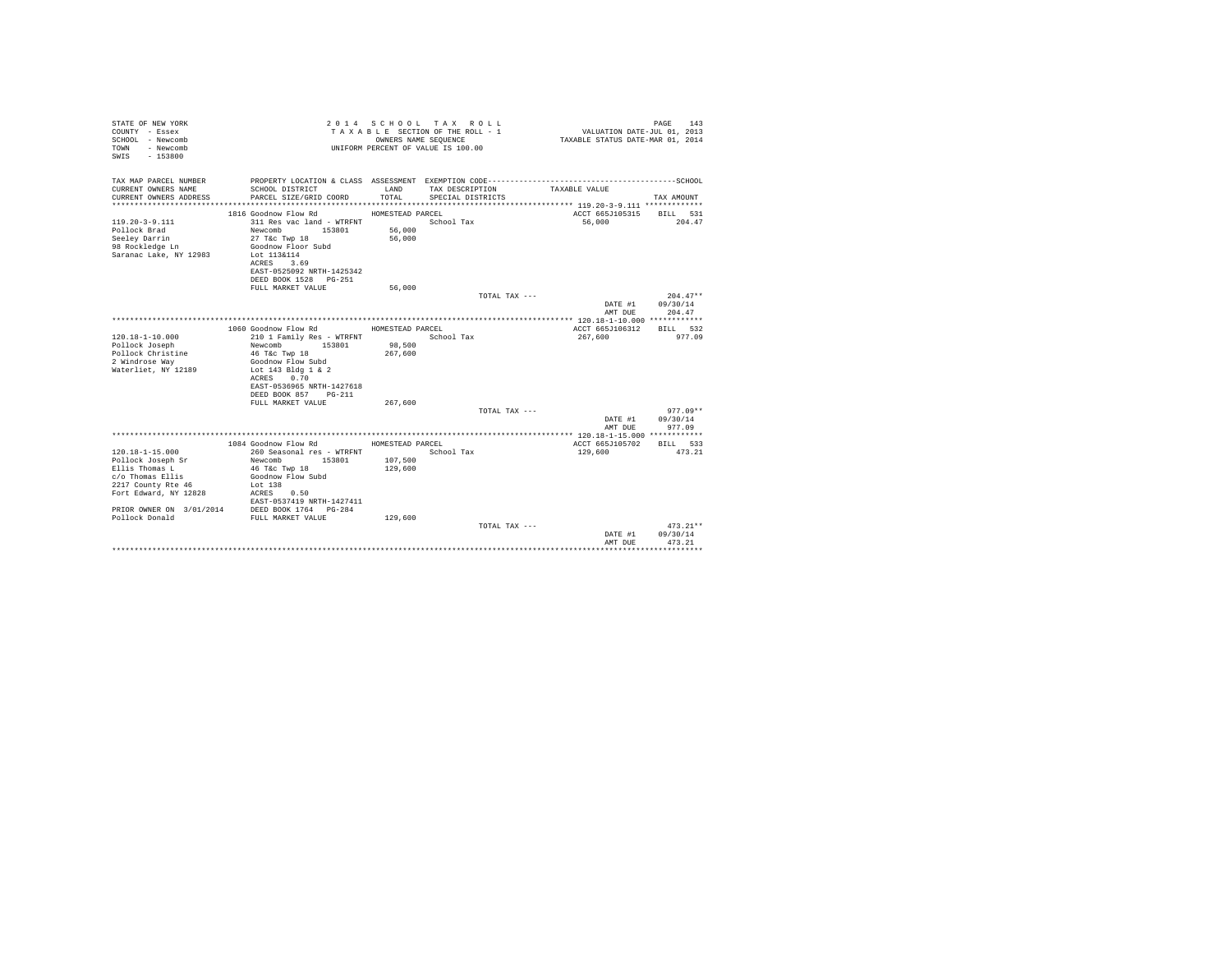STATE OF NEW YORK
COUNTY - Essex
SCHOOL - Newcomb
TOWN - Newcomb
SWIS - 153800

2 0 1 4 S C H O O L T A X R O L L
T A X A B L E SECTION OF THE ROLL - 1
OWNERS NAME SEQUENCE
UNIFORM PERCENT OF VALUE IS 100.00

VALUATION DATE-JUL 01, 2013
TAXABLE STATUS DATE-MAR 01, 2014

| TAX MAP PARCEL NUMBER / CURRENT OWNERS NAME / CURRENT OWNERS ADDRESS | PROPERTY LOCATION & CLASS / SCHOOL DISTRICT / PARCEL SIZE/GRID COORD | ASSESSMENT LAND / TOTAL | EXEMPTION CODE / TAX DESCRIPTION / SPECIAL DISTRICTS | TAXABLE VALUE | TAX AMOUNT |
|---|---|---|---|---|---|
| **119.20-3-9.111** | 1816 Goodnow Flow Rd — HOMESTEAD PARCEL | | | ACCT 665J105315 | BILL 531 |
| 119.20-3-9.111 | 311 Res vac land - WTRFNT | | School Tax | 56,000 | 204.47 |
| Pollock Brad | Newcomb 153801 | 56,000 | | | |
| Seeley Darrin | 27 T&c Twp 18 | 56,000 | | | |
| 98 Rockledge Ln | Goodnow Floor Subd | | | | |
| Saranac Lake, NY 12983 | Lot 113&114 | | | | |
| | ACRES 3.69 | | | | |
| | EAST-0525092 NRTH-1425342 | | | | |
| | DEED BOOK 1528 PG-251 | | | | |
| | FULL MARKET VALUE | 56,000 | | | |
| | | | TOTAL TAX --- | | 204.47** |
| | | | | DATE #1 | 09/30/14 |
| | | | | AMT DUE | 204.47 |
| **120.18-1-10.000** | 1060 Goodnow Flow Rd — HOMESTEAD PARCEL | | | ACCT 665J106312 | BILL 532 |
| 120.18-1-10.000 | 210 1 Family Res - WTRFNT | | School Tax | 267,600 | 977.09 |
| Pollock Joseph | Newcomb 153801 | 98,500 | | | |
| Pollock Christine | 46 T&c Twp 18 | 267,600 | | | |
| 2 Windrose Way | Goodnow Flow Subd | | | | |
| Waterliet, NY 12189 | Lot 143 Bldg 1 & 2 | | | | |
| | ACRES 0.70 | | | | |
| | EAST-0536965 NRTH-1427618 | | | | |
| | DEED BOOK 857 PG-211 | | | | |
| | FULL MARKET VALUE | 267,600 | | | |
| | | | TOTAL TAX --- | | 977.09** |
| | | | | DATE #1 | 09/30/14 |
| | | | | AMT DUE | 977.09 |
| **120.18-1-15.000** | 1084 Goodnow Flow Rd — HOMESTEAD PARCEL | | | ACCT 665J105702 | BILL 533 |
| 120.18-1-15.000 | 260 Seasonal res - WTRFNT | | School Tax | 129,600 | 473.21 |
| Pollock Joseph Sr | Newcomb 153801 | 107,500 | | | |
| Ellis Thomas L | 46 T&c Twp 18 | 129,600 | | | |
| c/o Thomas Ellis | Goodnow Flow Subd | | | | |
| 2217 County Rte 46 | Lot 138 | | | | |
| Fort Edward, NY 12828 | ACRES 0.50 | | | | |
| | EAST-0537419 NRTH-1427411 | | | | |
| PRIOR OWNER ON 3/01/2014 | DEED BOOK 1764 PG-284 | | | | |
| Pollock Donald | FULL MARKET VALUE | 129,600 | | | |
| | | | TOTAL TAX --- | | 473.21** |
| | | | | DATE #1 | 09/30/14 |
| | | | | AMT DUE | 473.21 |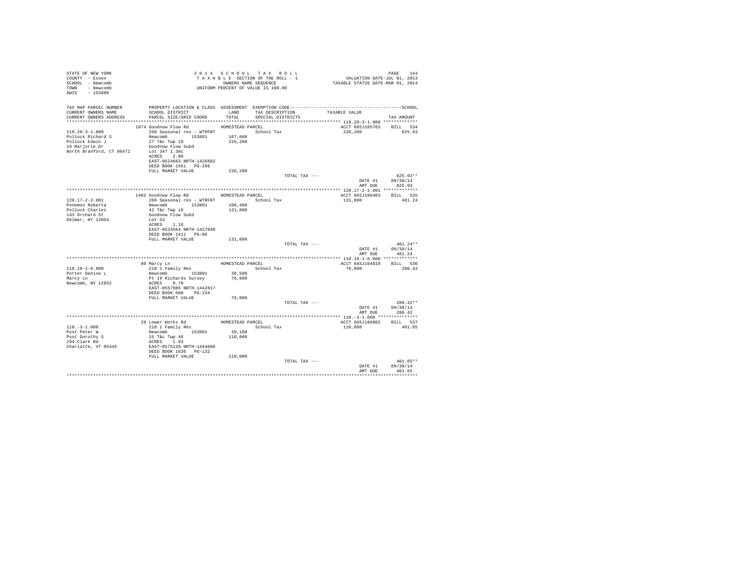STATE OF NEW YORK
COUNTY - Essex
SCHOOL - Newcomb
TOWN - Newcomb
SWIS - 153800

2 0 1 4 S C H O O L T A X R O L L
T A X A B L E SECTION OF THE ROLL - 1
OWNERS NAME SEQUENCE
UNIFORM PERCENT OF VALUE IS 100.00

VALUATION DATE-JUL 01, 2013
TAXABLE STATUS DATE-MAR 01, 2014

| TAX MAP PARCEL NUMBER / CURRENT OWNERS NAME / CURRENT OWNERS ADDRESS | PROPERTY LOCATION & CLASS / SCHOOL DISTRICT / PARCEL SIZE/GRID COORD | ASSESSMENT LAND / TOTAL | EXEMPTION CODE / TAX DESCRIPTION / SPECIAL DISTRICTS | TAXABLE VALUE | TAX AMOUNT |
|---|---|---|---|---|---|
| **119.20-3-1.000** | 1874 Goodnow Flow Rd | HOMESTEAD PARCEL | | ACCT 665J105703 | BILL 534 |
| Pollock Richard S | 260 Seasonal res - WTRFNT | | School Tax | 226,200 | 825.93 |
| Pollock Edwin J | Newcomb 153801 | 167,600 | | | |
| 19 Marjorie Dr | 27 T&c Twp 18 | 226,200 | | | |
| North Branford, CT 06471 | Goodnow Flow Subd | | | | |
| | Lot 347 1.3Ac | | | | |
| | ACRES 2.00 | | | | |
| | EAST-0524683 NRTH-1426682 | | | | |
| | DEED BOOK 1561 PG-296 | | | | |
| | FULL MARKET VALUE | 226,200 | | | |
| | | | TOTAL TAX --- | | 825.93** |
| | | | | DATE #1 | 09/30/14 |
| | | | | AMT DUE | 825.93 |
| **120.17-2-2.001** | 1402 Goodnow Flow Rd | HOMESTEAD PARCEL | | ACCT 665J106403 | BILL 535 |
| Ponemon Roberta | 260 Seasonal res - WTRFNT | | School Tax | 131,800 | 481.24 |
| Pollock Charles | Newcomb 153801 | 106,400 | | | |
| 143 Orchard St | 42 T&c Twp 18 | 131,800 | | | |
| Delmar, NY 12054 | Goodnow Flow Subd | | | | |
| | Lot 53 | | | | |
| | ACRES 1.16 | | | | |
| | EAST-0533564 NRTH-1427040 | | | | |
| | DEED BOOK 1411 PG-86 | | | | |
| | FULL MARKET VALUE | 131,800 | | | |
| | | | TOTAL TAX --- | | 481.24** |
| | | | | DATE #1 | 09/30/14 |
| | | | | AMT DUE | 481.24 |
| **110.18-1-6.000** | 80 Marcy Ln | HOMESTEAD PARCEL | | ACCT 665J104810 | BILL 536 |
| Porter Denise L | 210 1 Family Res | | School Tax | 76,800 | 280.42 |
| Marcy Ln | Newcomb 153801 | 30,500 | | | |
| Newcomb, NY 12852 | Pt 19 Richards Survey | 76,800 | | | |
| | ACRES 0.70 | | | | |
| | EAST-0557986 NRTH-1442817 | | | | |
| | DEED BOOK 600 PG-234 | | | | |
| | FULL MARKET VALUE | 76,800 | | | |
| | | | TOTAL TAX --- | | 280.42** |
| | | | | DATE #1 | 09/30/14 |
| | | | | AMT DUE | 280.42 |
| **110.-3-1.000** | 29 Lower Works Rd | HOMESTEAD PARCEL | | ACCT 665J186002 | BILL 537 |
| Post Peter W | 210 1 Family Res | | School Tax | 110,000 | 401.65 |
| Post Dorothy S | Newcomb 153801 | 39,100 | | | |
| 294 Clark Rd | 15 T&c Twp 46 | 110,000 | | | |
| Charlotte, VT 05445 | ACRES 1.93 | | | | |
| | EAST-0575120 NRTH-1444608 | | | | |
| | DEED BOOK 1636 PG-132 | | | | |
| | FULL MARKET VALUE | 110,000 | | | |
| | | | TOTAL TAX --- | | 401.65** |
| | | | | DATE #1 | 09/30/14 |
| | | | | AMT DUE | 401.65 |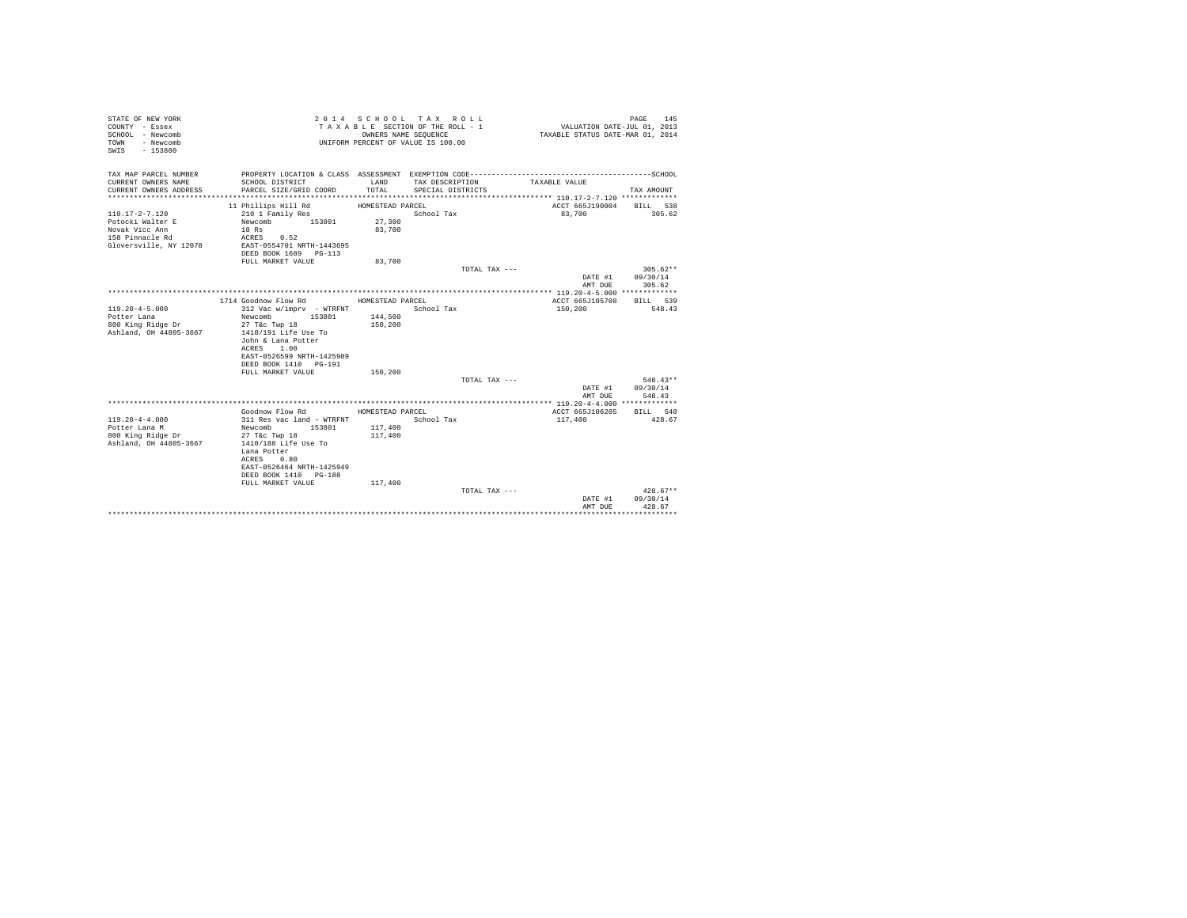STATE OF NEW YORK
COUNTY - Essex
SCHOOL - Newcomb
TOWN - Newcomb
SWIS - 153800

2014 SCHOOL TAX ROLL
TAXABLE SECTION OF THE ROLL - 1
OWNERS NAME SEQUENCE
UNIFORM PERCENT OF VALUE IS 100.00

VALUATION DATE-JUL 01, 2013
TAXABLE STATUS DATE-MAR 01, 2014

| TAX MAP PARCEL NUMBER / CURRENT OWNERS NAME / CURRENT OWNERS ADDRESS | PROPERTY LOCATION & CLASS / SCHOOL DISTRICT / PARCEL SIZE/GRID COORD | ASSESSMENT LAND / TOTAL | EXEMPTION CODE / TAX DESCRIPTION / SPECIAL DISTRICTS | TAXABLE VALUE | SCHOOL TAX AMOUNT |
|---|---|---|---|---|---|
| 110.17-2-7.120 | 11 Phillips Hill Rd | HOMESTEAD PARCEL | | ACCT 665J190004 | BILL 538 |
| Potocki Walter E | 210 1 Family Res | | School Tax | 83,700 | 305.62 |
| Novak Vicc Ann | Newcomb 153801 | 27,300 | | | |
| 158 Pinnacle Rd | 18 Rs | 83,700 | | | |
| Gloversville, NY 12078 | ACRES 0.52 | | | | |
| | EAST-0554701 NRTH-1443695 | | | | |
| | DEED BOOK 1689 PG-113 | | | | |
| | FULL MARKET VALUE | 83,700 | | | |
| | | | TOTAL TAX --- | | 305.62** |
| | | | | DATE #1 | 09/30/14 |
| | | | | AMT DUE | 305.62 |
| 119.20-4-5.000 | 1714 Goodnow Flow Rd | HOMESTEAD PARCEL | | ACCT 665J105708 | BILL 539 |
| Potter Lana | 312 Vac w/imprv - WTRFNT | | School Tax | 150,200 | 548.43 |
| 800 King Ridge Dr | Newcomb 153801 | 144,500 | | | |
| Ashland, OH 44805-3667 | 27 T&c Twp 18 | 150,200 | | | |
| | 1410/191 Life Use To | | | | |
| | John & Lana Potter | | | | |
| | ACRES 1.00 | | | | |
| | EAST-0526599 NRTH-1425989 | | | | |
| | DEED BOOK 1410 PG-191 | | | | |
| | FULL MARKET VALUE | 150,200 | | | |
| | | | TOTAL TAX --- | | 548.43** |
| | | | | DATE #1 | 09/30/14 |
| | | | | AMT DUE | 548.43 |
| 119.20-4-4.000 | Goodnow Flow Rd | HOMESTEAD PARCEL | | ACCT 665J106205 | BILL 540 |
| Potter Lana M | 311 Res vac land - WTRFNT | | School Tax | 117,400 | 428.67 |
| 800 King Ridge Dr | Newcomb 153801 | 117,400 | | | |
| Ashland, OH 44805-3667 | 27 T&c Twp 18 | 117,400 | | | |
| | 1410/188 Life Use To | | | | |
| | Lana Potter | | | | |
| | ACRES 0.80 | | | | |
| | EAST-0526464 NRTH-1425949 | | | | |
| | DEED BOOK 1410 PG-188 | | | | |
| | FULL MARKET VALUE | 117,400 | | | |
| | | | TOTAL TAX --- | | 428.67** |
| | | | | DATE #1 | 09/30/14 |
| | | | | AMT DUE | 428.67 |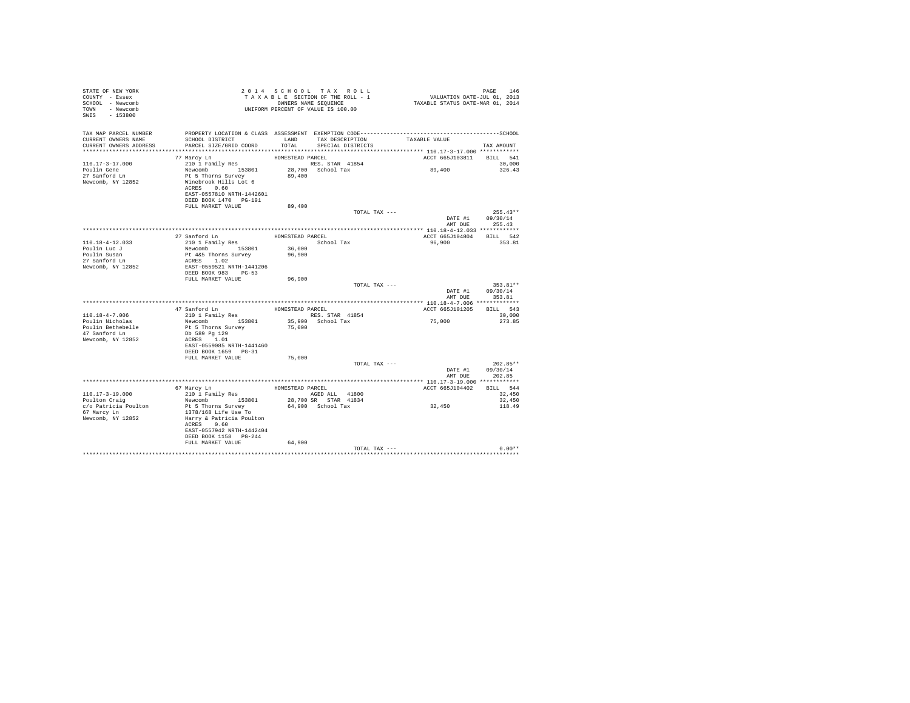STATE OF NEW YORK
COUNTY - Essex
SCHOOL - Newcomb
TOWN - Newcomb
SWIS - 153800

2014 SCHOOL TAX ROLL
TAXABLE SECTION OF THE ROLL - 1
OWNERS NAME SEQUENCE
UNIFORM PERCENT OF VALUE IS 100.00

VALUATION DATE-JUL 01, 2013
TAXABLE STATUS DATE-MAR 01, 2014

| TAX MAP PARCEL NUMBER / CURRENT OWNERS NAME / CURRENT OWNERS ADDRESS | PROPERTY LOCATION & CLASS / SCHOOL DISTRICT / PARCEL SIZE/GRID COORD | ASSESSMENT LAND / TOTAL | EXEMPTION CODE / TAX DESCRIPTION / SPECIAL DISTRICTS | TAXABLE VALUE | TAX AMOUNT |
|---|---|---|---|---|---|
| **110.17-3-17.000** | 77 Marcy Ln | HOMESTEAD PARCEL | | ACCT 665J103811 | BILL 541 |
| 110.17-3-17.000 | 210 1 Family Res | | RES. STAR 41854 | | 30,000 |
| Poulin Gene | Newcomb 153801 | 28,700 | School Tax | 89,400 | 326.43 |
| 27 Sanford Ln | Pt 5 Thorns Survey | 89,400 | | | |
| Newcomb, NY 12852 | Winebrook Hills Lot 6 | | | | |
| | ACRES 0.60 | | | | |
| | EAST-0557810 NRTH-1442601 | | | | |
| | DEED BOOK 1470 PG-191 | | | | |
| | FULL MARKET VALUE | 89,400 | | | |
| | | | TOTAL TAX --- | | 255.43** |
| | | | | DATE #1 | 09/30/14 |
| | | | | AMT DUE | 255.43 |
| **110.18-4-12.033** | 27 Sanford Ln | HOMESTEAD PARCEL | | ACCT 665J104804 | BILL 542 |
| 110.18-4-12.033 | 210 1 Family Res | | School Tax | 96,900 | 353.81 |
| Poulin Luc J | Newcomb 153801 | 36,000 | | | |
| Poulin Susan | Pt 4&5 Thorns Survey | 96,900 | | | |
| 27 Sanford Ln | ACRES 1.02 | | | | |
| Newcomb, NY 12852 | EAST-0559521 NRTH-1441206 | | | | |
| | DEED BOOK 983 PG-53 | | | | |
| | FULL MARKET VALUE | 96,900 | | | |
| | | | TOTAL TAX --- | | 353.81** |
| | | | | DATE #1 | 09/30/14 |
| | | | | AMT DUE | 353.81 |
| **110.18-4-7.006** | 47 Sanford Ln | HOMESTEAD PARCEL | | ACCT 665J101205 | BILL 543 |
| 110.18-4-7.006 | 210 1 Family Res | | RES. STAR 41854 | | 30,000 |
| Poulin Nicholas | Newcomb 153801 | 35,900 | School Tax | 75,000 | 273.85 |
| Poulin Bethebelle | Pt 5 Thorns Survey | 75,000 | | | |
| 47 Sanford Ln | Db 589 Pg 129 | | | | |
| Newcomb, NY 12852 | ACRES 1.01 | | | | |
| | EAST-0559085 NRTH-1441460 | | | | |
| | DEED BOOK 1659 PG-31 | | | | |
| | FULL MARKET VALUE | 75,000 | | | |
| | | | TOTAL TAX --- | | 202.85** |
| | | | | DATE #1 | 09/30/14 |
| | | | | AMT DUE | 202.85 |
| **110.17-3-19.000** | 67 Marcy Ln | HOMESTEAD PARCEL | | ACCT 665J104402 | BILL 544 |
| 110.17-3-19.000 | 210 1 Family Res | | AGED ALL 41800 | | 32,450 |
| Poulton Craig | Newcomb 153801 | 28,700 | SR STAR 41834 | | 32,450 |
| c/o Patricia Poulton | Pt 5 Thorns Survey | 64,900 | School Tax | 32,450 | 118.49 |
| 67 Marcy Ln | 1378/168 Life Use To | | | | |
| Newcomb, NY 12852 | Harry & Patricia Poulton | | | | |
| | ACRES 0.60 | | | | |
| | EAST-0557942 NRTH-1442404 | | | | |
| | DEED BOOK 1158 PG-244 | | | | |
| | FULL MARKET VALUE | 64,900 | | | |
| | | | TOTAL TAX --- | | 0.00** |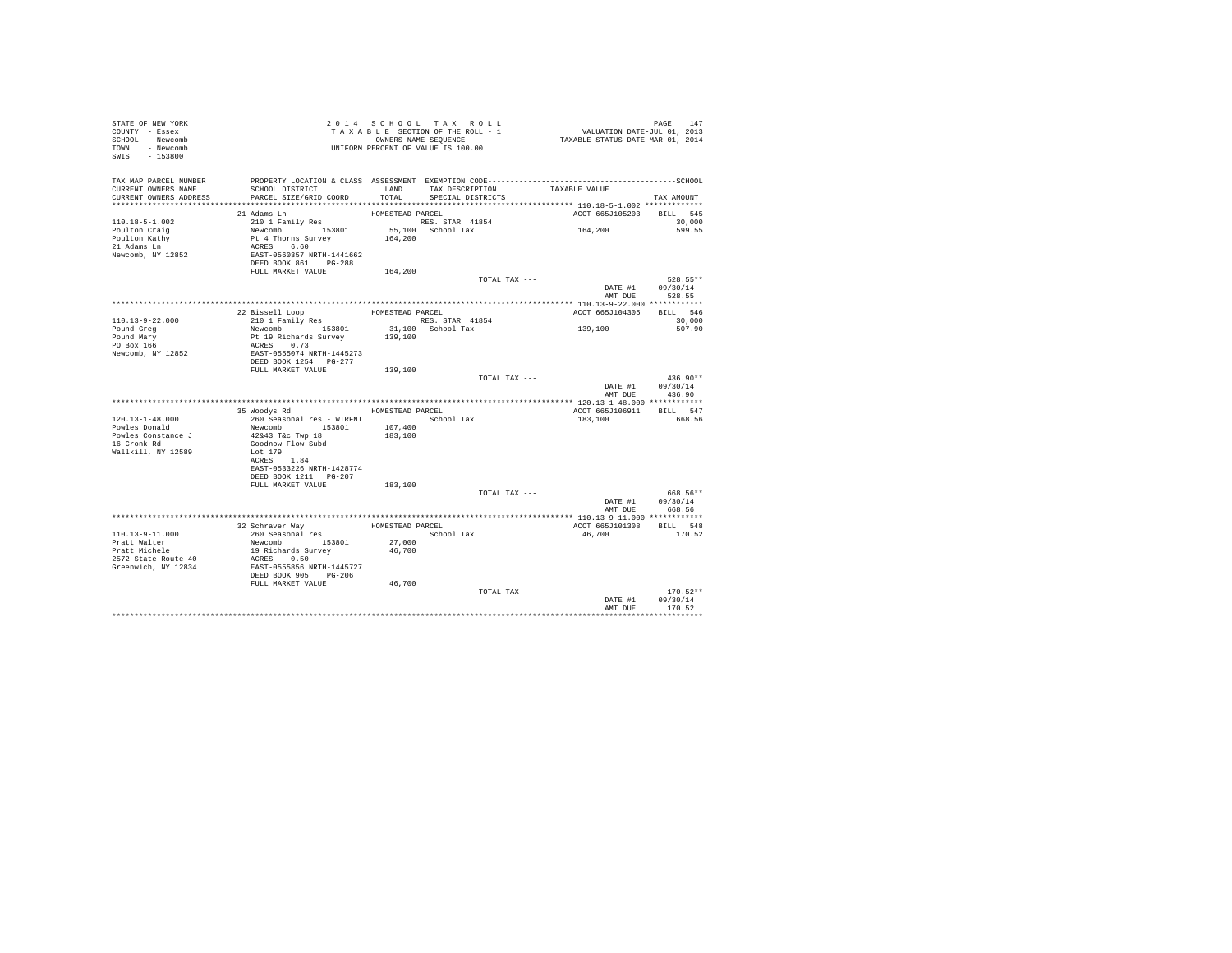STATE OF NEW YORK
COUNTY - Essex
SCHOOL - Newcomb
TOWN - Newcomb
SWIS - 153800

2014 SCHOOL TAX ROLL
TAXABLE SECTION OF THE ROLL - 1
OWNERS NAME SEQUENCE
UNIFORM PERCENT OF VALUE IS 100.00

VALUATION DATE-JUL 01, 2013
TAXABLE STATUS DATE-MAR 01, 2014

| TAX MAP PARCEL NUMBER / CURRENT OWNERS NAME / CURRENT OWNERS ADDRESS | PROPERTY LOCATION & CLASS / SCHOOL DISTRICT / PARCEL SIZE/GRID COORD | ASSESSMENT LAND / TOTAL | EXEMPTION CODE / TAX DESCRIPTION / SPECIAL DISTRICTS | TAXABLE VALUE | SCHOOL TAX AMOUNT |
|---|---|---|---|---|---|
| 110.18-5-1.002 | 21 Adams Ln | HOMESTEAD PARCEL | | ACCT 665J105203 | BILL 545 |
| Poulton Craig | 210 1 Family Res | | RES. STAR 41854 | | 30,000 |
| Poulton Kathy | Newcomb 153801 | 55,100 | School Tax | 164,200 | 599.55 |
| 21 Adams Ln | Pt 4 Thorns Survey | 164,200 | | | |
| Newcomb, NY 12852 | ACRES 6.60 | | | | |
| | EAST-0560357 NRTH-1441662 | | | | |
| | DEED BOOK 861 PG-288 | | | | |
| | FULL MARKET VALUE | 164,200 | | | |
| | | | TOTAL TAX --- | | 528.55** |
| | | | | DATE #1 | 09/30/14 |
| | | | | AMT DUE | 528.55 |
| 110.13-9-22.000 | 22 Bissell Loop | HOMESTEAD PARCEL | | ACCT 665J104305 | BILL 546 |
| Pound Greg | 210 1 Family Res | | RES. STAR 41854 | | 30,000 |
| Pound Mary | Newcomb 153801 | 31,100 | School Tax | 139,100 | 507.90 |
| PO Box 166 | Pt 19 Richards Survey | 139,100 | | | |
| Newcomb, NY 12852 | ACRES 0.73 | | | | |
| | EAST-0555074 NRTH-1445273 | | | | |
| | DEED BOOK 1254 PG-277 | | | | |
| | FULL MARKET VALUE | 139,100 | | | |
| | | | TOTAL TAX --- | | 436.90** |
| | | | | DATE #1 | 09/30/14 |
| | | | | AMT DUE | 436.90 |
| 120.13-1-48.000 | 35 Woodys Rd | HOMESTEAD PARCEL | | ACCT 665J106911 | BILL 547 |
| Powles Donald | 260 Seasonal res - WTRFNT | | School Tax | 183,100 | 668.56 |
| Powles Constance J | Newcomb 153801 | 107,400 | | | |
| 16 Cronk Rd | 42&43 T&c Twp 18 | 183,100 | | | |
| Wallkill, NY 12589 | Goodnow Flow Subd | | | | |
| | Lot 179 | | | | |
| | ACRES 1.84 | | | | |
| | EAST-0533226 NRTH-1428774 | | | | |
| | DEED BOOK 1211 PG-207 | | | | |
| | FULL MARKET VALUE | 183,100 | | | |
| | | | TOTAL TAX --- | | 668.56** |
| | | | | DATE #1 | 09/30/14 |
| | | | | AMT DUE | 668.56 |
| 110.13-9-11.000 | 32 Schraver Way | HOMESTEAD PARCEL | | ACCT 665J101308 | BILL 548 |
| Pratt Walter | 260 Seasonal res | | School Tax | 46,700 | 170.52 |
| Pratt Michele | Newcomb 153801 | 27,000 | | | |
| 2572 State Route 40 | 19 Richards Survey | 46,700 | | | |
| Greenwich, NY 12834 | ACRES 0.50 | | | | |
| | EAST-0555856 NRTH-1445727 | | | | |
| | DEED BOOK 905 PG-206 | | | | |
| | FULL MARKET VALUE | 46,700 | | | |
| | | | TOTAL TAX --- | | 170.52** |
| | | | | DATE #1 | 09/30/14 |
| | | | | AMT DUE | 170.52 |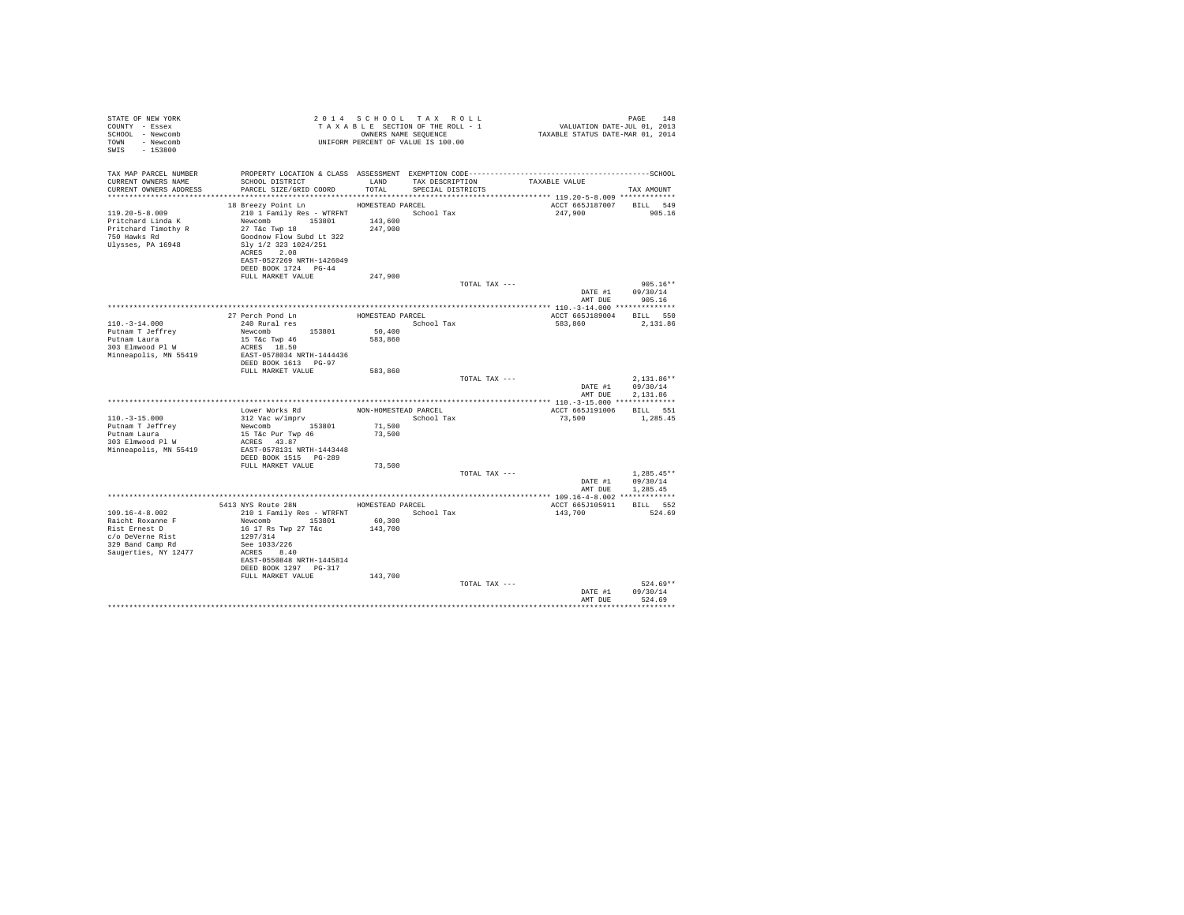STATE OF NEW YORK
COUNTY - Essex
SCHOOL - Newcomb
TOWN - Newcomb
SWIS - 153800

2 0 1 4 S C H O O L T A X R O L L
T A X A B L E SECTION OF THE ROLL - 1
OWNERS NAME SEQUENCE
UNIFORM PERCENT OF VALUE IS 100.00

VALUATION DATE-JUL 01, 2013
TAXABLE STATUS DATE-MAR 01, 2014

| TAX MAP PARCEL NUMBER / CURRENT OWNERS NAME / CURRENT OWNERS ADDRESS | PROPERTY LOCATION & CLASS / SCHOOL DISTRICT / PARCEL SIZE/GRID COORD | ASSESSMENT LAND / TOTAL | EXEMPTION CODE / TAX DESCRIPTION / SPECIAL DISTRICTS | TAXABLE VALUE | SCHOOL TAX AMOUNT |
|---|---|---|---|---|---|
| 119.20-5-8.009 | 18 Breezy Point Ln | HOMESTEAD PARCEL | | ACCT 665J187007 | BILL 549 |
| Pritchard Linda K | 210 1 Family Res - WTRFNT | | School Tax | 247,900 | 905.16 |
| Pritchard Timothy R | Newcomb 153801 | 143,600 | | | |
| 750 Hawks Rd | 27 T&c Twp 18 | 247,900 | | | |
| Ulysses, PA 16948 | Goodnow Flow Subd Lt 322 | | | | |
| | Sly 1/2 323 1024/251 | | | | |
| | ACRES 2.08 | | | | |
| | EAST-0527269 NRTH-1426049 | | | | |
| | DEED BOOK 1724 PG-44 | | | | |
| | FULL MARKET VALUE | 247,900 | | | |
| | | | TOTAL TAX --- | | 905.16** |
| | | | | DATE #1 | 09/30/14 |
| | | | | AMT DUE | 905.16 |
| 110.-3-14.000 | 27 Perch Pond Ln | HOMESTEAD PARCEL | | ACCT 665J189004 | BILL 550 |
| Putnam T Jeffrey | 240 Rural res | | School Tax | 583,860 | 2,131.86 |
| Putnam Laura | Newcomb 153801 | 50,400 | | | |
| 303 Elmwood Pl W | 15 T&c Twp 46 | 583,860 | | | |
| Minneapolis, MN 55419 | ACRES 18.50 | | | | |
| | EAST-0578034 NRTH-1444436 | | | | |
| | DEED BOOK 1613 PG-97 | | | | |
| | FULL MARKET VALUE | 583,860 | | | |
| | | | TOTAL TAX --- | | 2,131.86** |
| | | | | DATE #1 | 09/30/14 |
| | | | | AMT DUE | 2,131.86 |
| 110.-3-15.000 | Lower Works Rd | NON-HOMESTEAD PARCEL | | ACCT 665J191006 | BILL 551 |
| Putnam T Jeffrey | 312 Vac w/imprv | | School Tax | 73,500 | 1,285.45 |
| Putnam Laura | Newcomb 153801 | 71,500 | | | |
| 303 Elmwood Pl W | 15 T&c Pur Twp 46 | 73,500 | | | |
| Minneapolis, MN 55419 | ACRES 43.87 | | | | |
| | EAST-0578131 NRTH-1443448 | | | | |
| | DEED BOOK 1515 PG-289 | | | | |
| | FULL MARKET VALUE | 73,500 | | | |
| | | | TOTAL TAX --- | | 1,285.45** |
| | | | | DATE #1 | 09/30/14 |
| | | | | AMT DUE | 1,285.45 |
| 109.16-4-8.002 | 5413 NYS Route 28N | HOMESTEAD PARCEL | | ACCT 665J105911 | BILL 552 |
| Raicht Roxanne F | 210 1 Family Res - WTRFNT | | School Tax | 143,700 | 524.69 |
| Rist Ernest D | Newcomb 153801 | 60,300 | | | |
| c/o DeVerne Rist | 16 17 Rs Twp 27 T&c | 143,700 | | | |
| 329 Band Camp Rd | 1297/314 | | | | |
| Saugerties, NY 12477 | See 1033/226 | | | | |
| | ACRES 8.40 | | | | |
| | EAST-0550848 NRTH-1445814 | | | | |
| | DEED BOOK 1297 PG-317 | | | | |
| | FULL MARKET VALUE | 143,700 | | | |
| | | | TOTAL TAX --- | | 524.69** |
| | | | | DATE #1 | 09/30/14 |
| | | | | AMT DUE | 524.69 |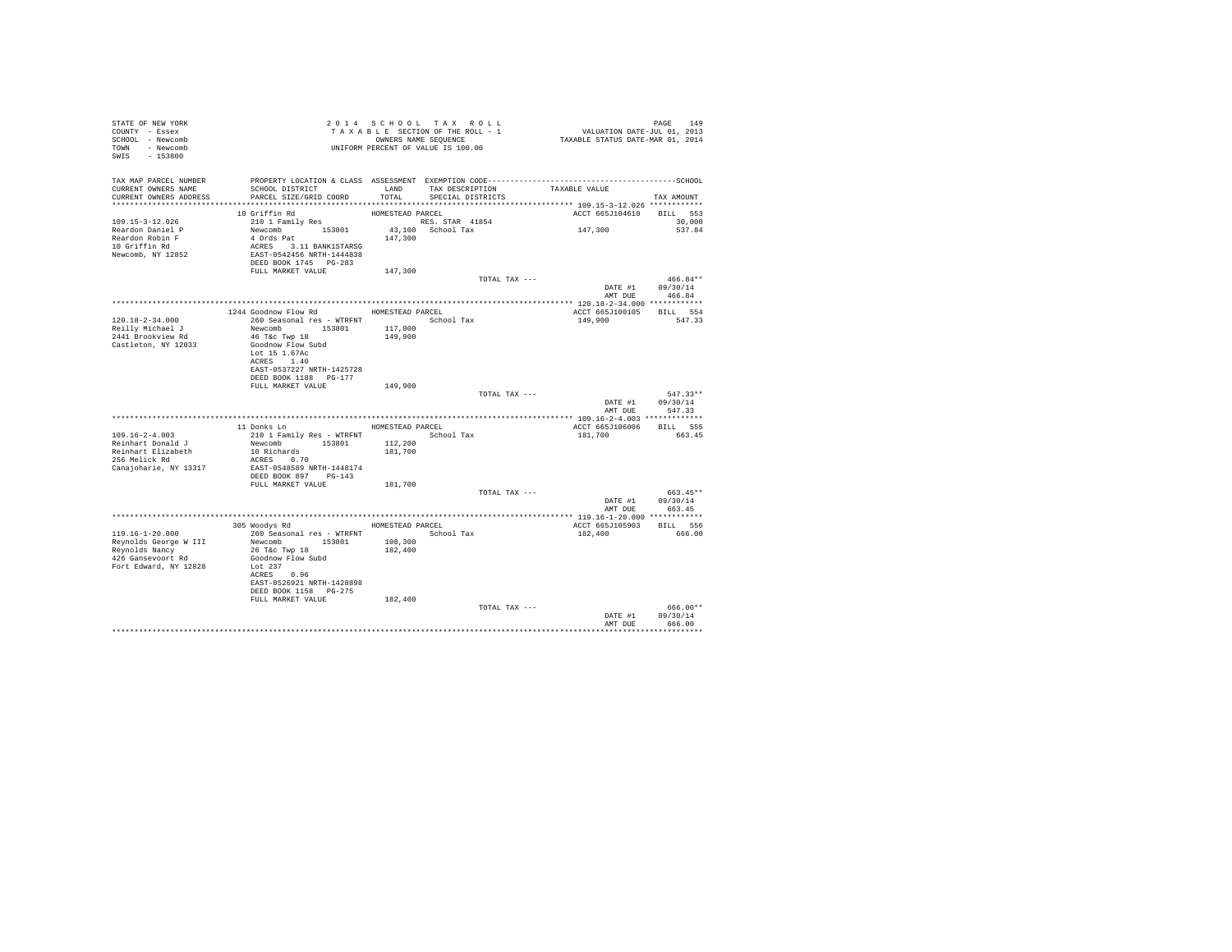STATE OF NEW YORK
COUNTY - Essex
SCHOOL - Newcomb
TOWN - Newcomb
SWIS - 153800

2014 SCHOOL TAX ROLL
TAXABLE SECTION OF THE ROLL - 1
OWNERS NAME SEQUENCE
UNIFORM PERCENT OF VALUE IS 100.00

VALUATION DATE-JUL 01, 2013
TAXABLE STATUS DATE-MAR 01, 2014

| TAX MAP PARCEL NUMBER / CURRENT OWNERS NAME / CURRENT OWNERS ADDRESS | PROPERTY LOCATION & CLASS / SCHOOL DISTRICT / PARCEL SIZE/GRID COORD | ASSESSMENT LAND / TOTAL | EXEMPTION CODE / TAX DESCRIPTION / SPECIAL DISTRICTS | TAXABLE VALUE | TAX AMOUNT |
|---|---|---|---|---|---|
| **109.15-3-12.026** | 10 Griffin Rd | HOMESTEAD PARCEL | | ACCT 665J104610 | BILL 553 |
| 109.15-3-12.026 | 210 1 Family Res | | RES. STAR 41854 | | 30,000 |
| Reardon Daniel P | Newcomb 153801 | 43,100 | School Tax | 147,300 | 537.84 |
| Reardon Robin F | 4 Ords Pat | 147,300 | | | |
| 10 Griffin Rd | ACRES 3.11 BANK1STARSG | | | | |
| Newcomb, NY 12852 | EAST-0542456 NRTH-1444838 | | | | |
| | DEED BOOK 1745 PG-283 | | | | |
| | FULL MARKET VALUE | 147,300 | | | |
| | | | TOTAL TAX --- | | 466.84** |
| | | | | DATE #1 | 09/30/14 |
| | | | | AMT DUE | 466.84 |
| **120.18-2-34.000** | 1244 Goodnow Flow Rd | HOMESTEAD PARCEL | | ACCT 665J100105 | BILL 554 |
| 120.18-2-34.000 | 260 Seasonal res - WTRFNT | | School Tax | 149,900 | 547.33 |
| Reilly Michael J | Newcomb 153801 | 117,000 | | | |
| 2441 Brookview Rd | 46 T&c Twp 18 | 149,900 | | | |
| Castleton, NY 12033 | Goodnow Flow Subd | | | | |
| | Lot 15 1.67Ac | | | | |
| | ACRES 1.40 | | | | |
| | EAST-0537227 NRTH-1425728 | | | | |
| | DEED BOOK 1188 PG-177 | | | | |
| | FULL MARKET VALUE | 149,900 | | | |
| | | | TOTAL TAX --- | | 547.33** |
| | | | | DATE #1 | 09/30/14 |
| | | | | AMT DUE | 547.33 |
| **109.16-2-4.003** | 11 Donks Ln | HOMESTEAD PARCEL | | ACCT 665J106006 | BILL 555 |
| 109.16-2-4.003 | 210 1 Family Res - WTRFNT | | School Tax | 181,700 | 663.45 |
| Reinhart Donald J | Newcomb 153801 | 112,200 | | | |
| Reinhart Elizabeth | 10 Richards | 181,700 | | | |
| 256 Melick Rd | ACRES 0.70 | | | | |
| Canajoharie, NY 13317 | EAST-0548589 NRTH-1448174 | | | | |
| | DEED BOOK 897 PG-143 | | | | |
| | FULL MARKET VALUE | 181,700 | | | |
| | | | TOTAL TAX --- | | 663.45** |
| | | | | DATE #1 | 09/30/14 |
| | | | | AMT DUE | 663.45 |
| **119.16-1-20.000** | 305 Woodys Rd | HOMESTEAD PARCEL | | ACCT 665J105903 | BILL 556 |
| 119.16-1-20.000 | 260 Seasonal res - WTRFNT | | School Tax | 182,400 | 666.00 |
| Reynolds George W III | Newcomb 153801 | 108,300 | | | |
| Reynolds Nancy | 26 T&c Twp 18 | 182,400 | | | |
| 426 Gansevoort Rd | Goodnow Flow Subd | | | | |
| Fort Edward, NY 12828 | Lot 237 | | | | |
| | ACRES 0.96 | | | | |
| | EAST-0526921 NRTH-1428898 | | | | |
| | DEED BOOK 1158 PG-275 | | | | |
| | FULL MARKET VALUE | 182,400 | | | |
| | | | TOTAL TAX --- | | 666.00** |
| | | | | DATE #1 | 09/30/14 |
| | | | | AMT DUE | 666.00 |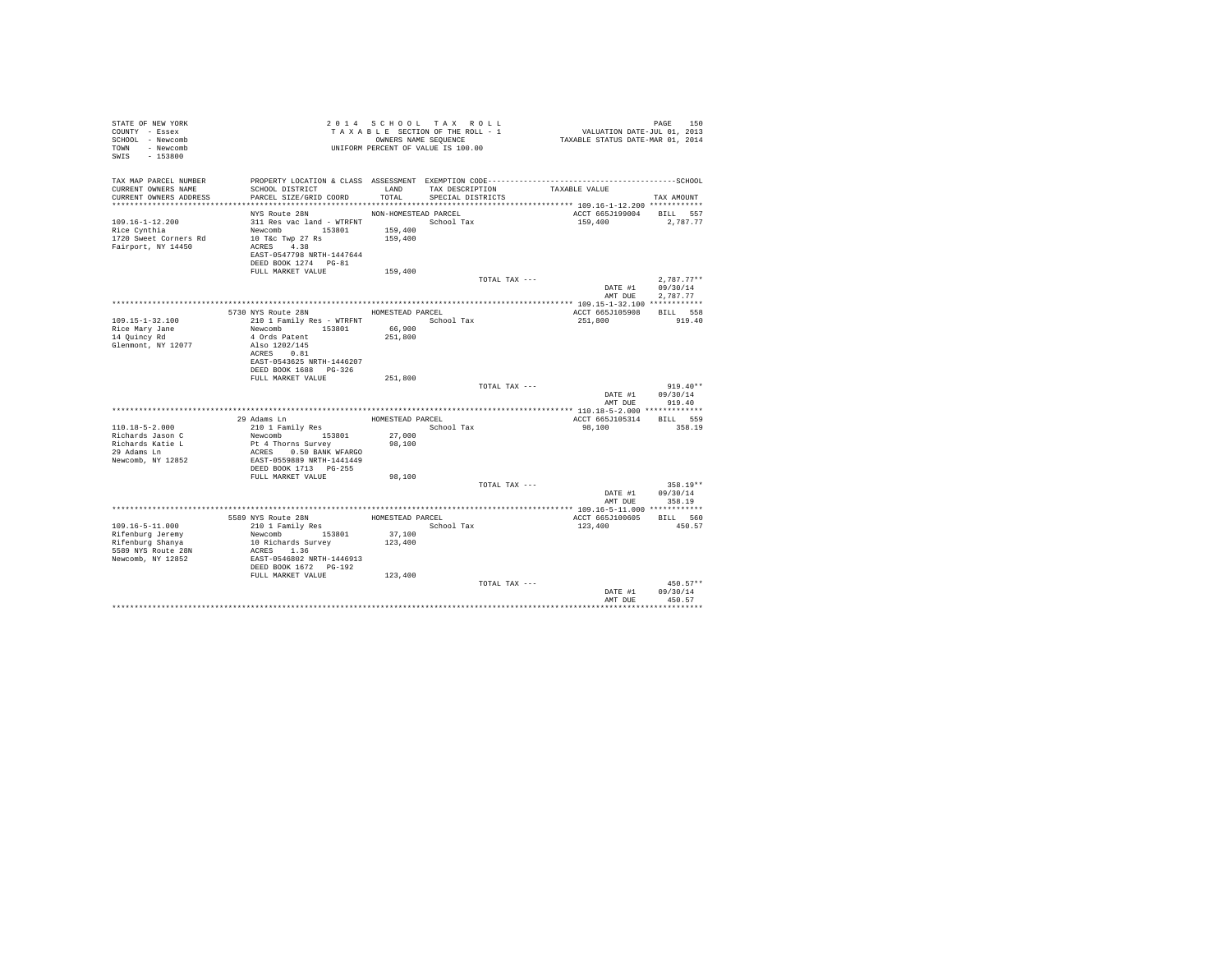STATE OF NEW YORK
COUNTY - Essex
SCHOOL - Newcomb
TOWN - Newcomb
SWIS - 153800

2 0 1 4 S C H O O L T A X R O L L
T A X A B L E SECTION OF THE ROLL - 1
OWNERS NAME SEQUENCE
UNIFORM PERCENT OF VALUE IS 100.00

VALUATION DATE-JUL 01, 2013
TAXABLE STATUS DATE-MAR 01, 2014

| TAX MAP PARCEL NUMBER / CURRENT OWNERS NAME / CURRENT OWNERS ADDRESS | PROPERTY LOCATION & CLASS / SCHOOL DISTRICT / PARCEL SIZE/GRID COORD | ASSESSMENT LAND / TOTAL | EXEMPTION CODE / TAX DESCRIPTION / SPECIAL DISTRICTS | TAXABLE VALUE | TAX AMOUNT |
|---|---|---|---|---|---|
| 109.16-1-12.200 | NYS Route 28N | NON-HOMESTEAD PARCEL | | ACCT 665J199004 | BILL 557 |
| Rice Cynthia | 311 Res vac land - WTRFNT | | School Tax | 159,400 | 2,787.77 |
| 1720 Sweet Corners Rd | Newcomb 153801 | 159,400 | | | |
| Fairport, NY 14450 | 10 T&c Twp 27 Rs | 159,400 | | | |
| | ACRES 4.38 | | | | |
| | EAST-0547798 NRTH-1447644 | | | | |
| | DEED BOOK 1274 PG-81 | | | | |
| | FULL MARKET VALUE | 159,400 | | | |
| | | | TOTAL TAX --- | | 2,787.77** |
| | | | | DATE #1 | 09/30/14 |
| | | | | AMT DUE | 2,787.77 |
| 109.15-1-32.100 | 5730 NYS Route 28N | HOMESTEAD PARCEL | | ACCT 665J105908 | BILL 558 |
| Rice Mary Jane | 210 1 Family Res - WTRFNT | | School Tax | 251,800 | 919.40 |
| 14 Quincy Rd | Newcomb 153801 | 66,900 | | | |
| Glenmont, NY 12077 | 4 Ords Patent | 251,800 | | | |
| | Also 1202/145 | | | | |
| | ACRES 0.81 | | | | |
| | EAST-0543625 NRTH-1446207 | | | | |
| | DEED BOOK 1688 PG-326 | | | | |
| | FULL MARKET VALUE | 251,800 | | | |
| | | | TOTAL TAX --- | | 919.40** |
| | | | | DATE #1 | 09/30/14 |
| | | | | AMT DUE | 919.40 |
| 110.18-5-2.000 | 29 Adams Ln | HOMESTEAD PARCEL | | ACCT 665J105314 | BILL 559 |
| Richards Jason C | 210 1 Family Res | | School Tax | 98,100 | 358.19 |
| Richards Katie L | Newcomb 153801 | 27,000 | | | |
| 29 Adams Ln | Pt 4 Thorns Survey | 98,100 | | | |
| Newcomb, NY 12852 | ACRES 0.50 BANK WFARGO | | | | |
| | EAST-0559889 NRTH-1441449 | | | | |
| | DEED BOOK 1713 PG-255 | | | | |
| | FULL MARKET VALUE | 98,100 | | | |
| | | | TOTAL TAX --- | | 358.19** |
| | | | | DATE #1 | 09/30/14 |
| | | | | AMT DUE | 358.19 |
| 109.16-5-11.000 | 5589 NYS Route 28N | HOMESTEAD PARCEL | | ACCT 665J100605 | BILL 560 |
| Rifenburg Jeremy | 210 1 Family Res | | School Tax | 123,400 | 450.57 |
| Rifenburg Shanya | Newcomb 153801 | 37,100 | | | |
| 5589 NYS Route 28N | 10 Richards Survey | 123,400 | | | |
| Newcomb, NY 12852 | ACRES 1.36 | | | | |
| | EAST-0546802 NRTH-1446913 | | | | |
| | DEED BOOK 1672 PG-192 | | | | |
| | FULL MARKET VALUE | 123,400 | | | |
| | | | TOTAL TAX --- | | 450.57** |
| | | | | DATE #1 | 09/30/14 |
| | | | | AMT DUE | 450.57 |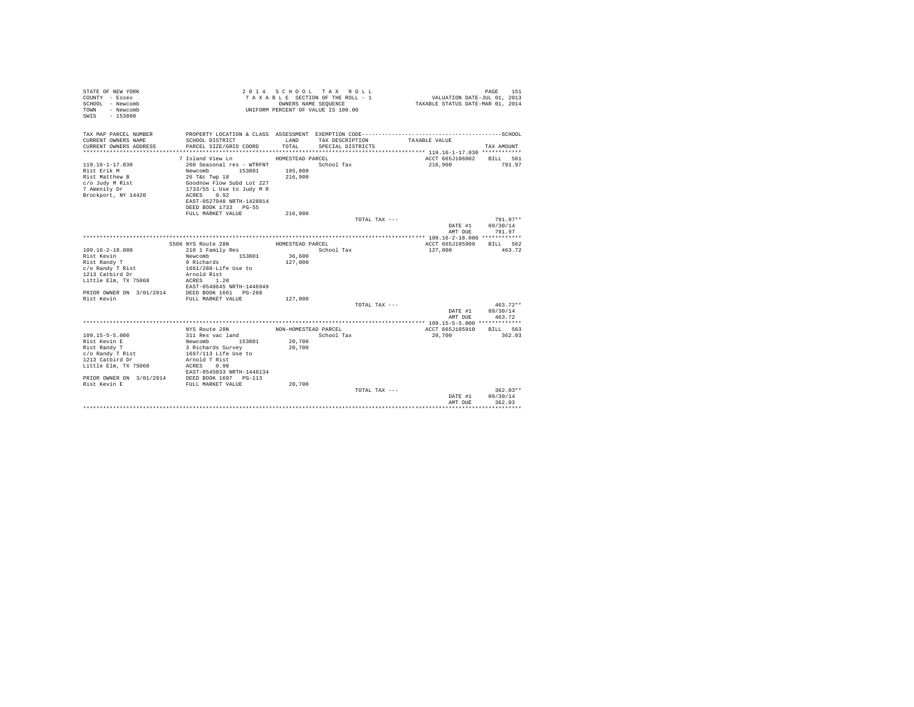STATE OF NEW YORK
COUNTY - Essex
SCHOOL - Newcomb
TOWN - Newcomb
SWIS - 153800

2 0 1 4 S C H O O L T A X R O L L
T A X A B L E SECTION OF THE ROLL - 1
OWNERS NAME SEQUENCE
UNIFORM PERCENT OF VALUE IS 100.00

VALUATION DATE-JUL 01, 2013
TAXABLE STATUS DATE-MAR 01, 2014

| TAX MAP PARCEL NUMBER / CURRENT OWNERS NAME / CURRENT OWNERS ADDRESS | PROPERTY LOCATION & CLASS / SCHOOL DISTRICT / PARCEL SIZE/GRID COORD | ASSESSMENT LAND / TOTAL | EXEMPTION CODE / TAX DESCRIPTION / SPECIAL DISTRICTS | TAXABLE VALUE | SCHOOL TAX AMOUNT |
|---|---|---|---|---|---|
| **119.16-1-17.030** | 7 Island View Ln | HOMESTEAD PARCEL | | ACCT 665J106002 | BILL 561 |
| 119.16-1-17.030 | 260 Seasonal res - WTRFNT | | School Tax | 216,900 | 791.97 |
| Rist Erik M | Newcomb 153801 | 105,800 | | | |
| Rist Matthew B | 26 T&c Twp 18 | 216,900 | | | |
| c/o Judy M Rist | Goodnow Flow Subd Lot 227 | | | | |
| 7 Amenity Dr | 1733/55 L Use to Judy M R | | | | |
| Brockport, NY 14420 | ACRES 0.92 | | | | |
| | EAST-0527948 NRTH-1428814 | | | | |
| | DEED BOOK 1733 PG-55 | | | | |
| | FULL MARKET VALUE | 216,900 | | | |
| | | | TOTAL TAX --- | | 791.97** |
| | | | | DATE #1 | 09/30/14 |
| | | | | AMT DUE | 791.97 |
| **109.16-2-18.000** | 5506 NYS Route 28N | HOMESTEAD PARCEL | | ACCT 665J105909 | BILL 562 |
| 109.16-2-18.000 | 210 1 Family Res | | School Tax | 127,000 | 463.72 |
| Rist Kevin | Newcomb 153801 | 36,600 | | | |
| Rist Randy T | 9 Richards | 127,000 | | | |
| c/o Randy T Rist | 1661/288-Life Use to | | | | |
| 1213 Catbird Dr | Arnold Rist | | | | |
| Little Elm, TX 75068 | ACRES 1.20 | | | | |
| | EAST-0548645 NRTH-1446949 | | | | |
| PRIOR OWNER ON 3/01/2014 | DEED BOOK 1661 PG-288 | | | | |
| Rist Kevin | FULL MARKET VALUE | 127,000 | | | |
| | | | TOTAL TAX --- | | 463.72** |
| | | | | DATE #1 | 09/30/14 |
| | | | | AMT DUE | 463.72 |
| **109.15-5-5.000** | NYS Route 28N | NON-HOMESTEAD PARCEL | | ACCT 665J105910 | BILL 563 |
| 109.15-5-5.000 | 311 Res vac land | | School Tax | 20,700 | 362.03 |
| Rist Kevin E | Newcomb 153801 | 20,700 | | | |
| Rist Randy T | 3 Richards Survey | 20,700 | | | |
| c/o Randy T Rist | 1697/113 Life Use to | | | | |
| 1213 Catbird Dr | Arnold T Rist | | | | |
| Little Elm, TX 75068 | ACRES 0.90 | | | | |
| | EAST-0545033 NRTH-1446134 | | | | |
| PRIOR OWNER ON 3/01/2014 | DEED BOOK 1697 PG-113 | | | | |
| Rist Kevin E | FULL MARKET VALUE | 20,700 | | | |
| | | | TOTAL TAX --- | | 362.03** |
| | | | | DATE #1 | 09/30/14 |
| | | | | AMT DUE | 362.03 |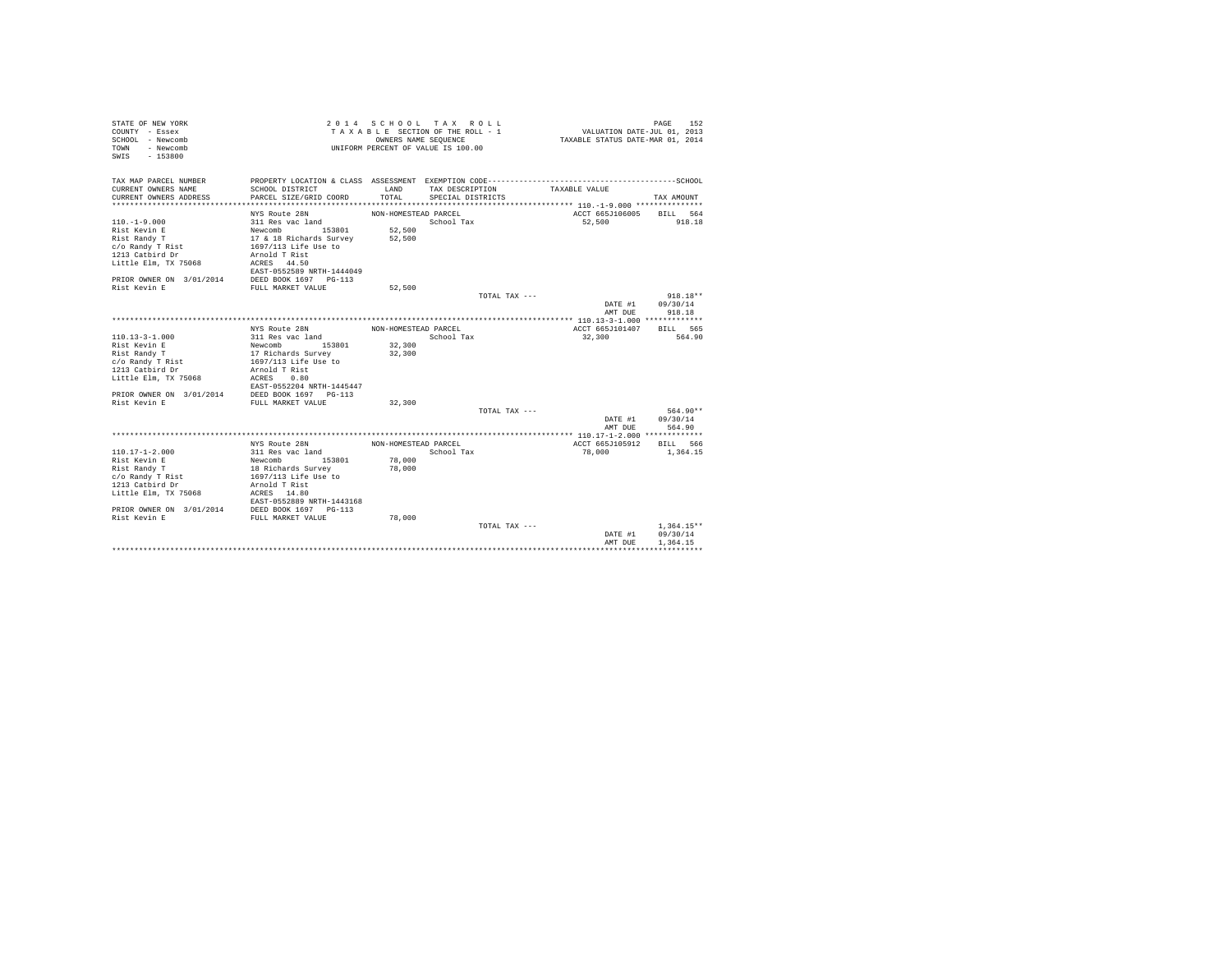STATE OF NEW YORK
COUNTY - Essex
SCHOOL - Newcomb
TOWN - Newcomb
SWIS - 153800

2 0 1 4 S C H O O L T A X R O L L
T A X A B L E SECTION OF THE ROLL - 1
OWNERS NAME SEQUENCE
UNIFORM PERCENT OF VALUE IS 100.00

VALUATION DATE-JUL 01, 2013
TAXABLE STATUS DATE-MAR 01, 2014

| TAX MAP PARCEL NUMBER / CURRENT OWNERS NAME / CURRENT OWNERS ADDRESS | PROPERTY LOCATION & CLASS / SCHOOL DISTRICT / PARCEL SIZE/GRID COORD | ASSESSMENT LAND / TOTAL | EXEMPTION CODE / TAX DESCRIPTION / SPECIAL DISTRICTS | TAXABLE VALUE | SCHOOL TAX AMOUNT |
|---|---|---|---|---|---|
| **110.-1-9.000** | NYS Route 28N | NON-HOMESTEAD PARCEL | | ACCT 665J106005 | BILL 564 |
| 110.-1-9.000 | 311 Res vac land | | School Tax | 52,500 | 918.18 |
| Rist Kevin E | Newcomb 153801 | 52,500 | | | |
| Rist Randy T | 17 & 18 Richards Survey | 52,500 | | | |
| c/o Randy T Rist | 1697/113 Life Use to | | | | |
| 1213 Catbird Dr | Arnold T Rist | | | | |
| Little Elm, TX 75068 | ACRES 44.50 | | | | |
| | EAST-0552589 NRTH-1444049 | | | | |
| PRIOR OWNER ON 3/01/2014 | DEED BOOK 1697 PG-113 | | | | |
| Rist Kevin E | FULL MARKET VALUE | 52,500 | | | |
| | | | TOTAL TAX --- | | 918.18** |
| | | | | DATE #1 | 09/30/14 |
| | | | | AMT DUE | 918.18 |
| **110.13-3-1.000** | NYS Route 28N | NON-HOMESTEAD PARCEL | | ACCT 665J101407 | BILL 565 |
| 110.13-3-1.000 | 311 Res vac land | | School Tax | 32,300 | 564.90 |
| Rist Kevin E | Newcomb 153801 | 32,300 | | | |
| Rist Randy T | 17 Richards Survey | 32,300 | | | |
| c/o Randy T Rist | 1697/113 Life Use to | | | | |
| 1213 Catbird Dr | Arnold T Rist | | | | |
| Little Elm, TX 75068 | ACRES 0.80 | | | | |
| | EAST-0552204 NRTH-1445447 | | | | |
| PRIOR OWNER ON 3/01/2014 | DEED BOOK 1697 PG-113 | | | | |
| Rist Kevin E | FULL MARKET VALUE | 32,300 | | | |
| | | | TOTAL TAX --- | | 564.90** |
| | | | | DATE #1 | 09/30/14 |
| | | | | AMT DUE | 564.90 |
| **110.17-1-2.000** | NYS Route 28N | NON-HOMESTEAD PARCEL | | ACCT 665J105912 | BILL 566 |
| 110.17-1-2.000 | 311 Res vac land | | School Tax | 78,000 | 1,364.15 |
| Rist Kevin E | Newcomb 153801 | 78,000 | | | |
| Rist Randy T | 18 Richards Survey | 78,000 | | | |
| c/o Randy T Rist | 1697/113 Life Use to | | | | |
| 1213 Catbird Dr | Arnold T Rist | | | | |
| Little Elm, TX 75068 | ACRES 14.80 | | | | |
| | EAST-0552889 NRTH-1443168 | | | | |
| PRIOR OWNER ON 3/01/2014 | DEED BOOK 1697 PG-113 | | | | |
| Rist Kevin E | FULL MARKET VALUE | 78,000 | | | |
| | | | TOTAL TAX --- | | 1,364.15** |
| | | | | DATE #1 | 09/30/14 |
| | | | | AMT DUE | 1,364.15 |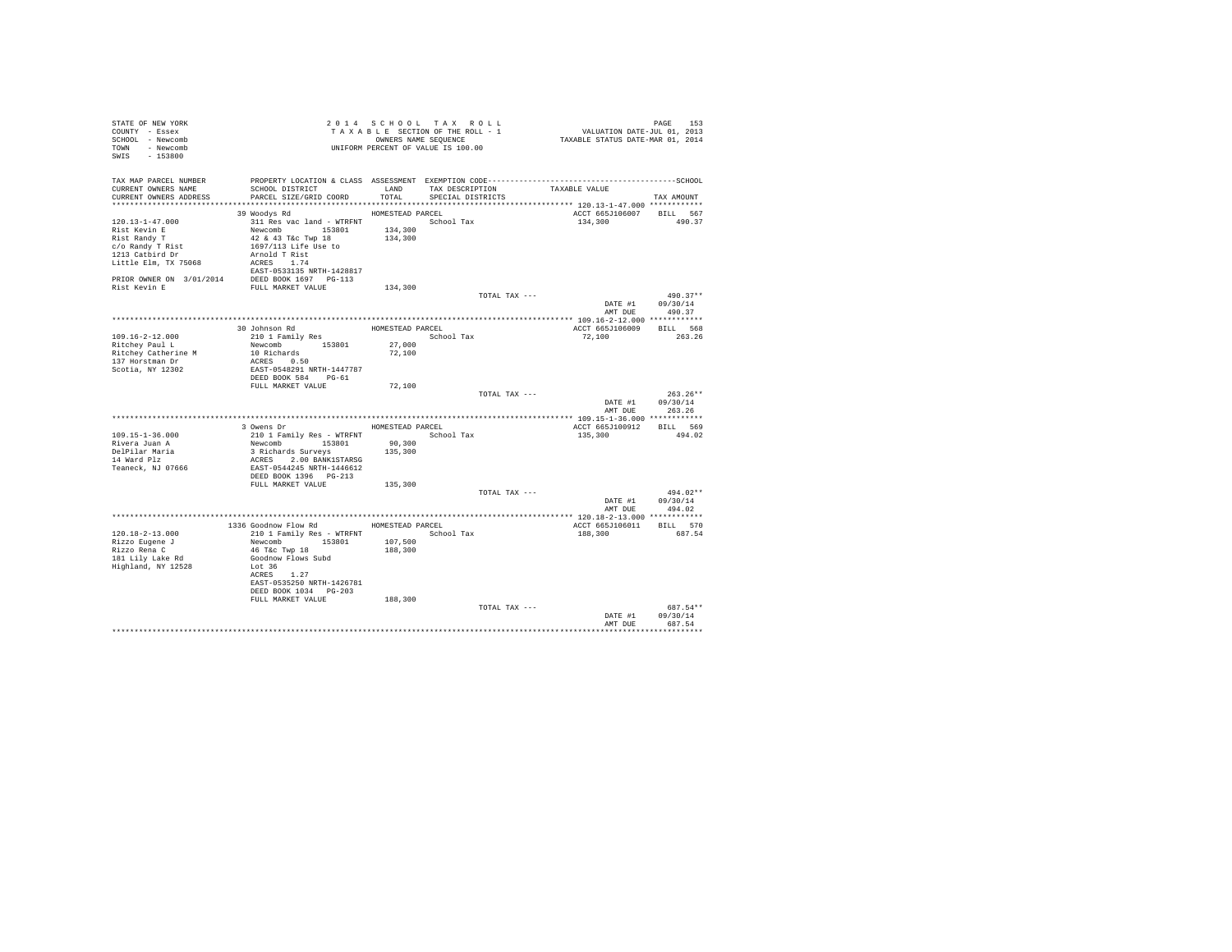STATE OF NEW YORK
COUNTY - Essex
SCHOOL - Newcomb
TOWN - Newcomb
SWIS - 153800

2014 SCHOOL TAX ROLL
TAXABLE SECTION OF THE ROLL - 1
OWNERS NAME SEQUENCE
UNIFORM PERCENT OF VALUE IS 100.00

VALUATION DATE-JUL 01, 2013
TAXABLE STATUS DATE-MAR 01, 2014

| TAX MAP PARCEL NUMBER / CURRENT OWNERS NAME / CURRENT OWNERS ADDRESS | PROPERTY LOCATION & CLASS / SCHOOL DISTRICT / PARCEL SIZE/GRID COORD | ASSESSMENT LAND / TOTAL | EXEMPTION CODE / TAX DESCRIPTION / SPECIAL DISTRICTS | TAXABLE VALUE | SCHOOL TAX AMOUNT |
|---|---|---|---|---|---|
| **120.13-1-47.000** | 39 Woodys Rd | HOMESTEAD PARCEL | | ACCT 665J106007 | BILL 567 |
| 120.13-1-47.000 | 311 Res vac land - WTRFNT | | School Tax | 134,300 | 490.37 |
| Rist Kevin E | Newcomb 153801 | 134,300 | | | |
| Rist Randy T | 42 & 43 T&c Twp 18 | 134,300 | | | |
| c/o Randy T Rist | 1697/113 Life Use to | | | | |
| 1213 Catbird Dr | Arnold T Rist | | | | |
| Little Elm, TX 75068 | ACRES 1.74 | | | | |
| | EAST-0533135 NRTH-1428817 | | | | |
| PRIOR OWNER ON 3/01/2014 | DEED BOOK 1697 PG-113 | | | | |
| Rist Kevin E | FULL MARKET VALUE | 134,300 | | | |
| | | | TOTAL TAX --- | | 490.37** |
| | | | | DATE #1 | 09/30/14 |
| | | | | AMT DUE | 490.37 |
| **109.16-2-12.000** | 30 Johnson Rd | HOMESTEAD PARCEL | | ACCT 665J106009 | BILL 568 |
| 109.16-2-12.000 | 210 1 Family Res | | School Tax | 72,100 | 263.26 |
| Ritchey Paul L | Newcomb 153801 | 27,000 | | | |
| Ritchey Catherine M | 10 Richards | 72,100 | | | |
| 137 Horstman Dr | ACRES 0.50 | | | | |
| Scotia, NY 12302 | EAST-0548291 NRTH-1447787 | | | | |
| | DEED BOOK 584 PG-61 | | | | |
| | FULL MARKET VALUE | 72,100 | | | |
| | | | TOTAL TAX --- | | 263.26** |
| | | | | DATE #1 | 09/30/14 |
| | | | | AMT DUE | 263.26 |
| **109.15-1-36.000** | 3 Owens Dr | HOMESTEAD PARCEL | | ACCT 665J100912 | BILL 569 |
| 109.15-1-36.000 | 210 1 Family Res - WTRFNT | | School Tax | 135,300 | 494.02 |
| Rivera Juan A | Newcomb 153801 | 90,300 | | | |
| DelPilar Maria | 3 Richards Surveys | 135,300 | | | |
| 14 Ward Plz | ACRES 2.00 BANK1STARSG | | | | |
| Teaneck, NJ 07666 | EAST-0544245 NRTH-1446612 | | | | |
| | DEED BOOK 1396 PG-213 | | | | |
| | FULL MARKET VALUE | 135,300 | | | |
| | | | TOTAL TAX --- | | 494.02** |
| | | | | DATE #1 | 09/30/14 |
| | | | | AMT DUE | 494.02 |
| **120.18-2-13.000** | 1336 Goodnow Flow Rd | HOMESTEAD PARCEL | | ACCT 665J106011 | BILL 570 |
| 120.18-2-13.000 | 210 1 Family Res - WTRFNT | | School Tax | 188,300 | 687.54 |
| Rizzo Eugene J | Newcomb 153801 | 107,500 | | | |
| Rizzo Rena C | 46 T&c Twp 18 | 188,300 | | | |
| 181 Lily Lake Rd | Goodnow Flows Subd | | | | |
| Highland, NY 12528 | Lot 36 | | | | |
| | ACRES 1.27 | | | | |
| | EAST-0535250 NRTH-1426781 | | | | |
| | DEED BOOK 1034 PG-203 | | | | |
| | FULL MARKET VALUE | 188,300 | | | |
| | | | TOTAL TAX --- | | 687.54** |
| | | | | DATE #1 | 09/30/14 |
| | | | | AMT DUE | 687.54 |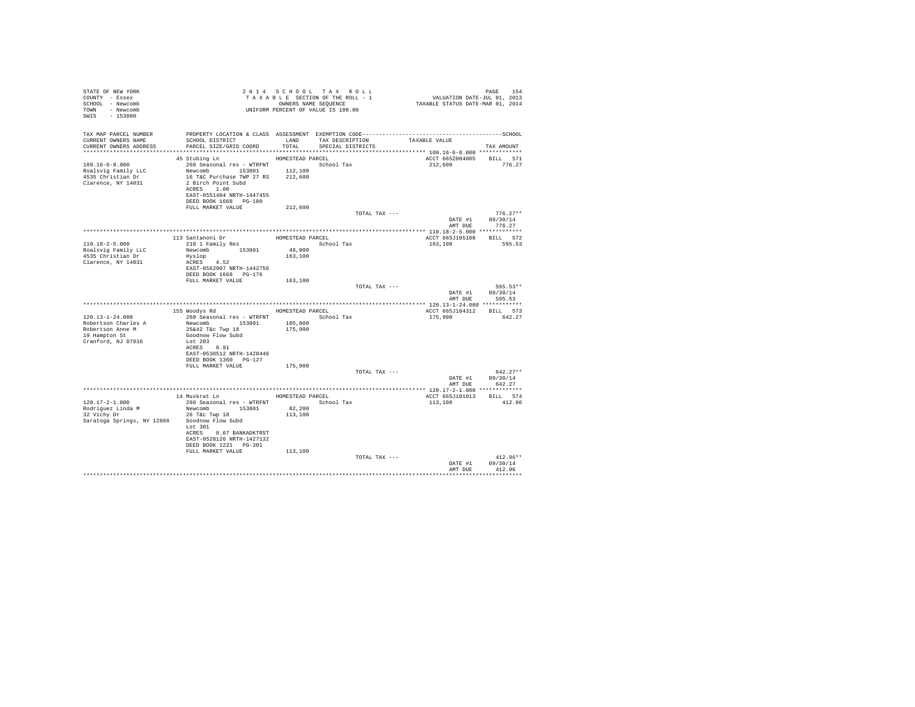STATE OF NEW YORK
COUNTY - Essex
SCHOOL - Newcomb
TOWN - Newcomb
SWIS - 153800

2 0 1 4 S C H O O L T A X R O L L
T A X A B L E SECTION OF THE ROLL - 1
OWNERS NAME SEQUENCE
UNIFORM PERCENT OF VALUE IS 100.00

VALUATION DATE-JUL 01, 2013
TAXABLE STATUS DATE-MAR 01, 2014

| TAX MAP PARCEL NUMBER / CURRENT OWNERS NAME / CURRENT OWNERS ADDRESS | PROPERTY LOCATION & CLASS / SCHOOL DISTRICT / PARCEL SIZE/GRID COORD | ASSESSMENT LAND / TOTAL | EXEMPTION CODE / TAX DESCRIPTION / SPECIAL DISTRICTS | TAXABLE VALUE | TAX AMOUNT |
|---|---|---|---|---|---|
| 109.16-6-8.000 | 45 Stubing Ln | HOMESTEAD PARCEL | | ACCT 665Z004005 | BILL 571 |
| Roalsvig Family LLC | 260 Seasonal res - WTRFNT | | School Tax | 212,600 | 776.27 |
| 4535 Christian Dr | Newcomb 153801 | 112,100 | | | |
| Clarence, NY 14031 | 16 T&C Purchase TWP 27 RS | 212,600 | | | |
| | 2 Birch Point Subd | | | | |
| | ACRES 1.00 | | | | |
| | EAST-0551404 NRTH-1447455 | | | | |
| | DEED BOOK 1668 PG-180 | | | | |
| | FULL MARKET VALUE | 212,600 | | | |
| | | | TOTAL TAX --- | | 776.27** |
| | | | | DATE #1 | 09/30/14 |
| | | | | AMT DUE | 776.27 |
| 110.18-2-5.000 | 113 Santanoni Dr | HOMESTEAD PARCEL | | ACCT 665J105108 | BILL 572 |
| Roalsvig Family LLC | 210 1 Family Res | | School Tax | 163,100 | 595.53 |
| 4535 Christian Dr | Newcomb 153801 | 48,000 | | | |
| Clarence, NY 14031 | Hyslop | 163,100 | | | |
| | ACRES 4.52 | | | | |
| | EAST-0562907 NRTH-1442756 | | | | |
| | DEED BOOK 1668 PG-176 | | | | |
| | FULL MARKET VALUE | 163,100 | | | |
| | | | TOTAL TAX --- | | 595.53** |
| | | | | DATE #1 | 09/30/14 |
| | | | | AMT DUE | 595.53 |
| 120.13-1-24.000 | 155 Woodys Rd | HOMESTEAD PARCEL | | ACCT 665J104312 | BILL 573 |
| Robertson Charles A | 260 Seasonal res - WTRFNT | | School Tax | 175,900 | 642.27 |
| Robertson Anne M | Newcomb 153801 | 105,800 | | | |
| 19 Hampton St | 25&42 T&c Twp 18 | 175,900 | | | |
| Cranford, NJ 07016 | Goodnow Flow Subd | | | | |
| | Lot 203 | | | | |
| | ACRES 0.91 | | | | |
| | EAST-0530512 NRTH-1428446 | | | | |
| | DEED BOOK 1360 PG-127 | | | | |
| | FULL MARKET VALUE | 175,900 | | | |
| | | | TOTAL TAX --- | | 642.27** |
| | | | | DATE #1 | 09/30/14 |
| | | | | AMT DUE | 642.27 |
| 120.17-2-1.000 | 14 Muskrat Ln | HOMESTEAD PARCEL | | ACCT 665J101013 | BILL 574 |
| Rodriguez Linda M | 260 Seasonal res - WTRFNT | | School Tax | 113,100 | 412.96 |
| 32 Vichy Dr | Newcomb 153801 | 82,200 | | | |
| Saratoga Springs, NY 12866 | 26 T&c Twp 18 | 113,100 | | | |
| | Goodnow Flow Subd | | | | |
| | Lot 301 | | | | |
| | ACRES 0.67 BANKADKTRST | | | | |
| | EAST-0528126 NRTH-1427132 | | | | |
| | DEED BOOK 1221 PG-301 | | | | |
| | FULL MARKET VALUE | 113,100 | | | |
| | | | TOTAL TAX --- | | 412.96** |
| | | | | DATE #1 | 09/30/14 |
| | | | | AMT DUE | 412.96 |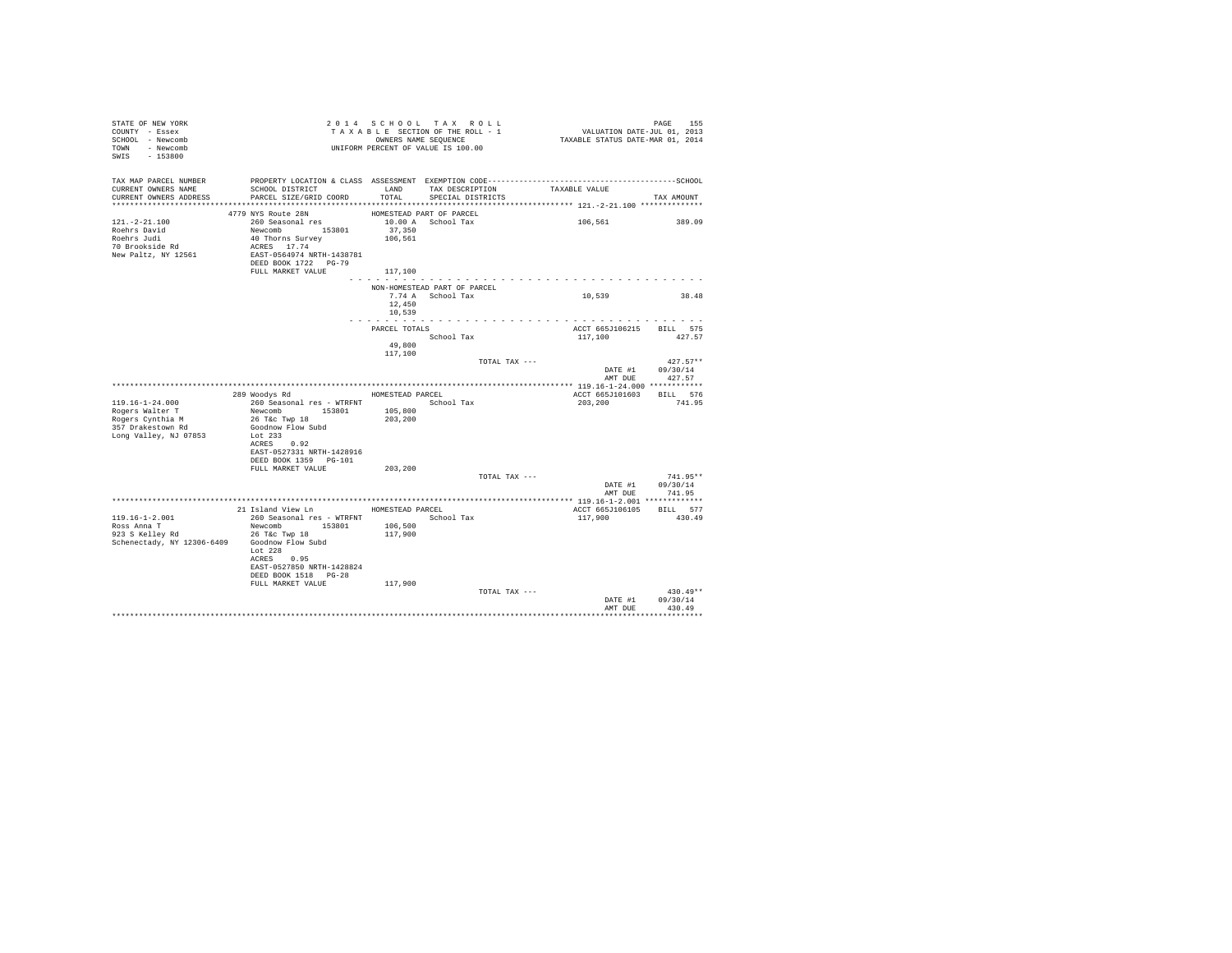STATE OF NEW YORK
COUNTY - Essex
SCHOOL - Newcomb
TOWN - Newcomb
SWIS - 153800

2014 SCHOOL TAX ROLL
TAXABLE SECTION OF THE ROLL - 1
OWNERS NAME SEQUENCE
UNIFORM PERCENT OF VALUE IS 100.00

VALUATION DATE-JUL 01, 2013
TAXABLE STATUS DATE-MAR 01, 2014

| TAX MAP PARCEL NUMBER / CURRENT OWNERS NAME / CURRENT OWNERS ADDRESS | PROPERTY LOCATION & CLASS / SCHOOL DISTRICT / PARCEL SIZE/GRID COORD | ASSESSMENT LAND / TOTAL | EXEMPTION CODE / TAX DESCRIPTION / SPECIAL DISTRICTS | TAXABLE VALUE | TAX AMOUNT |
|---|---|---|---|---|---|
| **121.-2-21.100** | 4779 NYS Route 28N | HOMESTEAD PART OF PARCEL | | | |
| 121.-2-21.100 | 260 Seasonal res | 10.00 A | School Tax | 106,561 | 389.09 |
| Roehrs David | Newcomb 153801 | 37,350 | | | |
| Roehrs Judi | 40 Thorns Survey | 106,561 | | | |
| 70 Brookside Rd | ACRES 17.74 | | | | |
| New Paltz, NY 12561 | EAST-0564974 NRTH-1438781 | | | | |
| | DEED BOOK 1722 PG-79 | | | | |
| | FULL MARKET VALUE | 117,100 | | | |
| | | NON-HOMESTEAD PART OF PARCEL | | | |
| | | 7.74 A | School Tax | 10,539 | 38.48 |
| | | 12,450 | | | |
| | | 10,539 | | | |
| | | PARCEL TOTALS | | ACCT 665J106215 | BILL 575 |
| | | | School Tax | 117,100 | 427.57 |
| | | 49,800 | | | |
| | | 117,100 | | | |
| | | | TOTAL TAX --- | | 427.57** |
| | | | | DATE #1 | 09/30/14 |
| | | | | AMT DUE | 427.57 |
| **119.16-1-24.000** | 289 Woodys Rd | HOMESTEAD PARCEL | | ACCT 665J101603 | BILL 576 |
| 119.16-1-24.000 | 260 Seasonal res - WTRFNT | | School Tax | 203,200 | 741.95 |
| Rogers Walter T | Newcomb 153801 | 105,800 | | | |
| Rogers Cynthia M | 26 T&c Twp 18 | 203,200 | | | |
| 357 Drakestown Rd | Goodnow Flow Subd | | | | |
| Long Valley, NJ 07853 | Lot 233 | | | | |
| | ACRES 0.92 | | | | |
| | EAST-0527331 NRTH-1428916 | | | | |
| | DEED BOOK 1359 PG-101 | | | | |
| | FULL MARKET VALUE | 203,200 | | | |
| | | | TOTAL TAX --- | | 741.95** |
| | | | | DATE #1 | 09/30/14 |
| | | | | AMT DUE | 741.95 |
| **119.16-1-2.001** | 21 Island View Ln | HOMESTEAD PARCEL | | ACCT 665J106105 | BILL 577 |
| 119.16-1-2.001 | 260 Seasonal res - WTRFNT | | School Tax | 117,900 | 430.49 |
| Ross Anna T | Newcomb 153801 | 106,500 | | | |
| 923 S Kelley Rd | 26 T&c Twp 18 | 117,900 | | | |
| Schenectady, NY 12306-6409 | Goodnow Flow Subd | | | | |
| | Lot 228 | | | | |
| | ACRES 0.95 | | | | |
| | EAST-0527850 NRTH-1428824 | | | | |
| | DEED BOOK 1518 PG-28 | | | | |
| | FULL MARKET VALUE | 117,900 | | | |
| | | | TOTAL TAX --- | | 430.49** |
| | | | | DATE #1 | 09/30/14 |
| | | | | AMT DUE | 430.49 |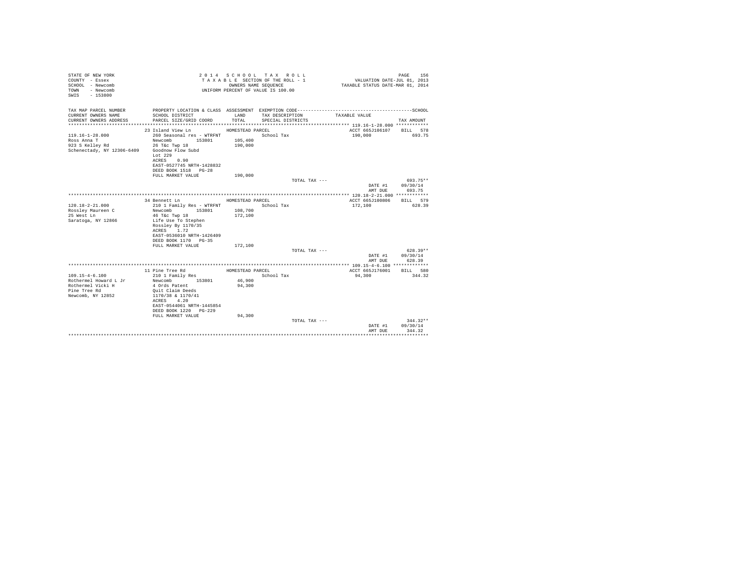STATE OF NEW YORK
COUNTY - Essex
SCHOOL - Newcomb
TOWN - Newcomb
SWIS - 153800

2 0 1 4 S C H O O L T A X R O L L
T A X A B L E SECTION OF THE ROLL - 1
OWNERS NAME SEQUENCE
UNIFORM PERCENT OF VALUE IS 100.00

VALUATION DATE-JUL 01, 2013
TAXABLE STATUS DATE-MAR 01, 2014

| TAX MAP PARCEL NUMBER / CURRENT OWNERS NAME / CURRENT OWNERS ADDRESS | PROPERTY LOCATION & CLASS / SCHOOL DISTRICT / PARCEL SIZE/GRID COORD | ASSESSMENT LAND / TOTAL | EXEMPTION CODE / TAX DESCRIPTION / SPECIAL DISTRICTS | TAXABLE VALUE | TAX AMOUNT |
|---|---|---|---|---|---|
| 119.16-1-28.000 | 23 Island View Ln | HOMESTEAD PARCEL | | ACCT 665J106107 | BILL 578 |
| Ross Anna T | 260 Seasonal res - WTRFNT | | School Tax | 190,000 | 693.75 |
| 923 S Kelley Rd | Newcomb 153801 | 105,400 | | | |
| Schenectady, NY 12306-6409 | 26 T&c Twp 18 | 190,000 | | | |
| | Goodnow Flow Subd | | | | |
| | Lot 229 | | | | |
| | ACRES 0.90 | | | | |
| | EAST-0527745 NRTH-1428832 | | | | |
| | DEED BOOK 1518 PG-28 | | | | |
| | FULL MARKET VALUE | 190,000 | | | |
| | | | TOTAL TAX --- | | 693.75** |
| | | | | DATE #1 | 09/30/14 |
| | | | | AMT DUE | 693.75 |
| 120.18-2-21.000 | 34 Bennett Ln | HOMESTEAD PARCEL | | ACCT 665J100806 | BILL 579 |
| Rossley Maureen C | 210 1 Family Res - WTRFNT | | School Tax | 172,100 | 628.39 |
| 25 West Ln | Newcomb 153801 | 108,700 | | | |
| Saratoga, NY 12866 | 46 T&c Twp 18 | 172,100 | | | |
| | Life Use To Stephen | | | | |
| | Rossley By 1170/35 | | | | |
| | ACRES 1.72 | | | | |
| | EAST-0536010 NRTH-1426409 | | | | |
| | DEED BOOK 1170 PG-35 | | | | |
| | FULL MARKET VALUE | 172,100 | | | |
| | | | TOTAL TAX --- | | 628.39** |
| | | | | DATE #1 | 09/30/14 |
| | | | | AMT DUE | 628.39 |
| 109.15-4-6.100 | 11 Pine Tree Rd | HOMESTEAD PARCEL | | ACCT 665J176001 | BILL 580 |
| Rothermel Howard L Jr | 210 1 Family Res | | School Tax | 94,300 | 344.32 |
| Rothermel Vicki H | Newcomb 153801 | 46,900 | | | |
| Pine Tree Rd | 4 Ords Patent | 94,300 | | | |
| Newcomb, NY 12852 | Quit Claim Deeds | | | | |
| | 1170/38 & 1170/41 | | | | |
| | ACRES 4.20 | | | | |
| | EAST-0544061 NRTH-1445854 | | | | |
| | DEED BOOK 1220 PG-229 | | | | |
| | FULL MARKET VALUE | 94,300 | | | |
| | | | TOTAL TAX --- | | 344.32** |
| | | | | DATE #1 | 09/30/14 |
| | | | | AMT DUE | 344.32 |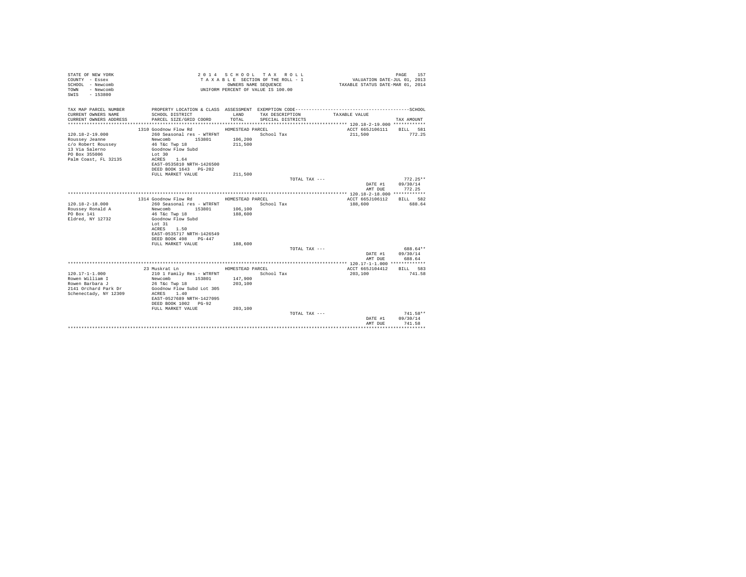STATE OF NEW YORK
COUNTY - Essex
SCHOOL - Newcomb
TOWN - Newcomb
SWIS - 153800

2014 SCHOOL TAX ROLL
TAXABLE SECTION OF THE ROLL - 1
OWNERS NAME SEQUENCE
UNIFORM PERCENT OF VALUE IS 100.00

VALUATION DATE-JUL 01, 2013
TAXABLE STATUS DATE-MAR 01, 2014

| TAX MAP PARCEL NUMBER / CURRENT OWNERS NAME / CURRENT OWNERS ADDRESS | PROPERTY LOCATION & CLASS / SCHOOL DISTRICT / PARCEL SIZE/GRID COORD | ASSESSMENT LAND / TOTAL | EXEMPTION CODE / TAX DESCRIPTION / SPECIAL DISTRICTS | TAXABLE VALUE | SCHOOL TAX AMOUNT |
|---|---|---|---|---|---|
| **120.18-2-19.000** | 1310 Goodnow Flow Rd | HOMESTEAD PARCEL | | ACCT 665J106111 | BILL 581 |
| 120.18-2-19.000 | 260 Seasonal res - WTRFNT | | School Tax | 211,500 | 772.25 |
| Roussey Jeanne | Newcomb 153801 | 106,200 | | | |
| c/o Robert Roussey | 46 T&c Twp 18 | 211,500 | | | |
| 13 Via Salerno | Goodnow Flow Subd | | | | |
| PO Box 355006 | Lot 30 | | | | |
| Palm Coast, FL 32135 | ACRES 1.64 | | | | |
| | EAST-0535810 NRTH-1426500 | | | | |
| | DEED BOOK 1643 PG-202 | | | | |
| | FULL MARKET VALUE | 211,500 | | | |
| | | | TOTAL TAX --- | | 772.25** |
| | | | | DATE #1 | 09/30/14 |
| | | | | AMT DUE | 772.25 |
| **120.18-2-18.000** | 1314 Goodnow Flow Rd | HOMESTEAD PARCEL | | ACCT 665J106112 | BILL 582 |
| 120.18-2-18.000 | 260 Seasonal res - WTRFNT | | School Tax | 188,600 | 688.64 |
| Roussey Ronald A | Newcomb 153801 | 106,100 | | | |
| PO Box 141 | 46 T&c Twp 18 | 188,600 | | | |
| Eldred, NY 12732 | Goodnow Flow Subd | | | | |
| | Lot 31 | | | | |
| | ACRES 1.50 | | | | |
| | EAST-0535717 NRTH-1426549 | | | | |
| | DEED BOOK 498 PG-447 | | | | |
| | FULL MARKET VALUE | 188,600 | | | |
| | | | TOTAL TAX --- | | 688.64** |
| | | | | DATE #1 | 09/30/14 |
| | | | | AMT DUE | 688.64 |
| **120.17-1-1.000** | 23 Muskrat Ln | HOMESTEAD PARCEL | | ACCT 665J104412 | BILL 583 |
| 120.17-1-1.000 | 210 1 Family Res - WTRFNT | | School Tax | 203,100 | 741.58 |
| Rowen William I | Newcomb 153801 | 147,900 | | | |
| Rowen Barbara J | 26 T&c Twp 18 | 203,100 | | | |
| 2141 Orchard Park Dr | Goodnow Flow Subd Lot 305 | | | | |
| Schenectady, NY 12309 | ACRES 1.40 | | | | |
| | EAST-0527689 NRTH-1427095 | | | | |
| | DEED BOOK 1002 PG-92 | | | | |
| | FULL MARKET VALUE | 203,100 | | | |
| | | | TOTAL TAX --- | | 741.58** |
| | | | | DATE #1 | 09/30/14 |
| | | | | AMT DUE | 741.58 |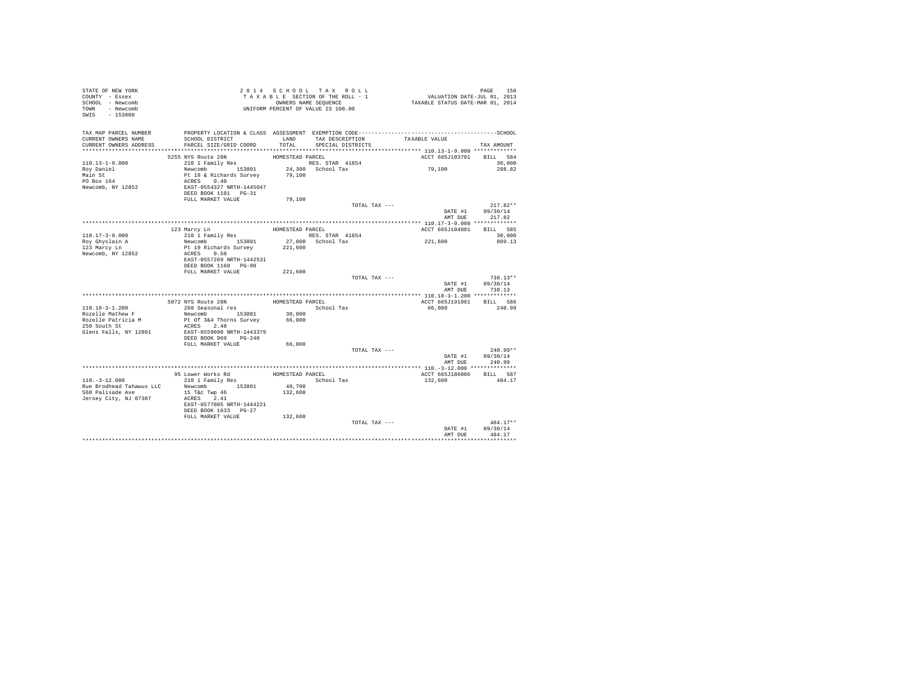STATE OF NEW YORK
COUNTY - Essex
SCHOOL - Newcomb
TOWN - Newcomb
SWIS - 153800

2014 SCHOOL TAX ROLL
TAXABLE SECTION OF THE ROLL - 1
OWNERS NAME SEQUENCE
UNIFORM PERCENT OF VALUE IS 100.00

VALUATION DATE-JUL 01, 2013
TAXABLE STATUS DATE-MAR 01, 2014

| TAX MAP PARCEL NUMBER / CURRENT OWNERS NAME / CURRENT OWNERS ADDRESS | PROPERTY LOCATION & CLASS / SCHOOL DISTRICT / PARCEL SIZE/GRID COORD | ASSESSMENT LAND / TOTAL | EXEMPTION CODE / TAX DESCRIPTION / SPECIAL DISTRICTS | TAXABLE VALUE | SCHOOL TAX AMOUNT |
|---|---|---|---|---|---|
| **110.13-1-9.000** | 5255 NYS Route 28N | HOMESTEAD PARCEL | | ACCT 665J103701 | BILL 584 |
| Roy Daniel | 210 1 Family Res | | RES. STAR 41854 | | 30,000 |
| Main St | Newcomb 153801 | 24,300 | School Tax | 79,100 | 288.82 |
| PO Box 164 | Pt 18 & Richards Survey | 79,100 | | | |
| Newcomb, NY 12852 | ACRES 0.40 | | | | |
| | EAST-0554327 NRTH-1445047 | | | | |
| | DEED BOOK 1101 PG-31 | | | | |
| | FULL MARKET VALUE | 79,100 | | | |
| | | | TOTAL TAX --- | | 217.82** |
| | | | | DATE #1 | 09/30/14 |
| | | | | AMT DUE | 217.82 |
| **110.17-3-9.000** | 123 Marcy Ln | HOMESTEAD PARCEL | | ACCT 665J104801 | BILL 585 |
| Roy Ghyslain A | 210 1 Family Res | | RES. STAR 41854 | | 30,000 |
| 123 Marcy Ln | Newcomb 153801 | 27,000 | School Tax | 221,600 | 809.13 |
| Newcomb, NY 12852 | Pt 19 Richards Survey | 221,600 | | | |
| | ACRES 0.50 | | | | |
| | EAST-0557269 NRTH-1442531 | | | | |
| | DEED BOOK 1160 PG-90 | | | | |
| | FULL MARKET VALUE | 221,600 | | | |
| | | | TOTAL TAX --- | | 738.13** |
| | | | | DATE #1 | 09/30/14 |
| | | | | AMT DUE | 738.13 |
| **110.18-3-1.200** | 5072 NYS Route 28N | HOMESTEAD PARCEL | | ACCT 665J191001 | BILL 586 |
| Rozelle Mathew F | 260 Seasonal res | | School Tax | 66,000 | 240.99 |
| Rozelle Patricia M | Newcomb 153801 | 30,800 | | | |
| 250 South St | Pt Of 3&4 Thorns Survey | 66,000 | | | |
| Glens Falls, NY 12801 | ACRES 2.48 | | | | |
| | EAST-0559098 NRTH-1443379 | | | | |
| | DEED BOOK 969 PG-240 | | | | |
| | FULL MARKET VALUE | 66,000 | | | |
| | | | TOTAL TAX --- | | 240.99** |
| | | | | DATE #1 | 09/30/14 |
| | | | | AMT DUE | 240.99 |
| **110.-3-12.000** | 95 Lower Works Rd | HOMESTEAD PARCEL | | ACCT 665J186006 | BILL 587 |
| Rue Brodhead Tahawus LLC | 210 1 Family Res | | School Tax | 132,600 | 484.17 |
| 560 Palisade Ave | Newcomb 153801 | 40,700 | | | |
| Jersey City, NJ 07307 | 15 T&c Twp 46 | 132,600 | | | |
| | ACRES 2.41 | | | | |
| | EAST-0577085 NRTH-1444221 | | | | |
| | DEED BOOK 1633 PG-27 | | | | |
| | FULL MARKET VALUE | 132,600 | | | |
| | | | TOTAL TAX --- | | 484.17** |
| | | | | DATE #1 | 09/30/14 |
| | | | | AMT DUE | 484.17 |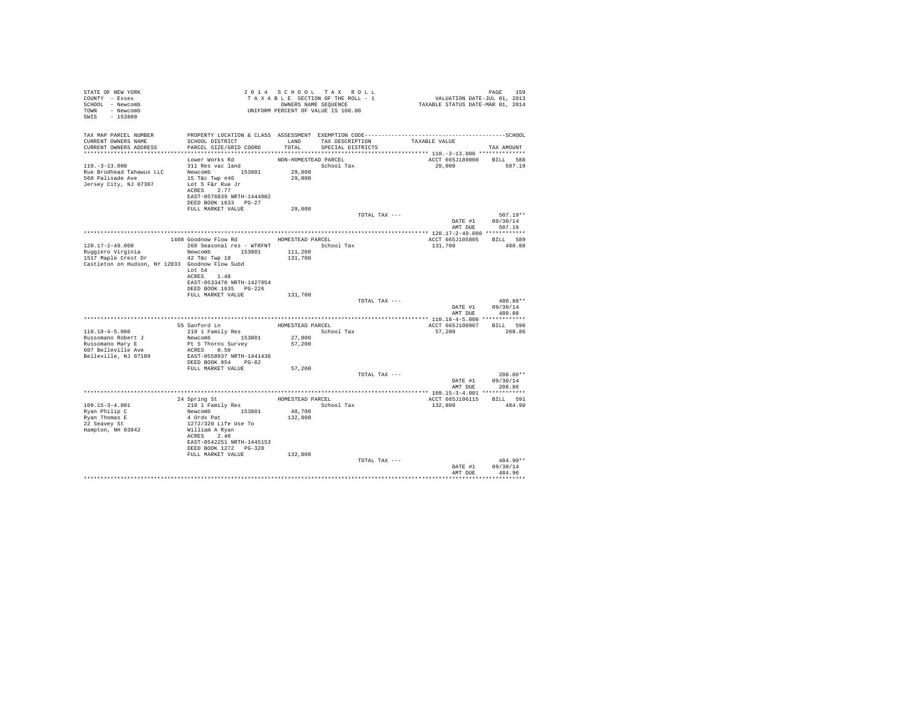STATE OF NEW YORK
COUNTY - Essex
SCHOOL - Newcomb
TOWN - Newcomb
SWIS - 153800

2014 SCHOOL TAX ROLL
TAXABLE SECTION OF THE ROLL - 1
OWNERS NAME SEQUENCE
UNIFORM PERCENT OF VALUE IS 100.00

VALUATION DATE-JUL 01, 2013
TAXABLE STATUS DATE-MAR 01, 2014

| TAX MAP PARCEL NUMBER / CURRENT OWNERS NAME / CURRENT OWNERS ADDRESS | PROPERTY LOCATION & CLASS / SCHOOL DISTRICT / PARCEL SIZE/GRID COORD | ASSESSMENT LAND / TOTAL | EXEMPTION CODE / TAX DESCRIPTION / SPECIAL DISTRICTS | TAXABLE VALUE | TAX AMOUNT |
|---|---|---|---|---|---|
| **110.-3-13.000** | Lower Works Rd | NON-HOMESTEAD PARCEL | | ACCT 665J189000 | BILL 588 |
| 110.-3-13.000 | 311 Res vac land | | School Tax | 29,000 | 507.19 |
| Rue Brodhead Tahawus LLC | Newcomb 153801 | 29,000 | | | |
| 560 Palisade Ave | 15 T&c Twp #46 | 29,000 | | | |
| Jersey City, NJ 07307 | Lot 5 F&r Rue Jr | | | | |
| | ACRES 2.77 | | | | |
| | EAST-0576839 NRTH-1444002 | | | | |
| | DEED BOOK 1633 PG-27 | | | | |
| | FULL MARKET VALUE | 29,000 | | | |
| | | | TOTAL TAX --- | | 507.19** |
| | | | | DATE #1 | 09/30/14 |
| | | | | AMT DUE | 507.19 |
| **120.17-2-49.000** | 1408 Goodnow Flow Rd | HOMESTEAD PARCEL | | ACCT 665J105805 | BILL 589 |
| 120.17-2-49.000 | 260 Seasonal res - WTRFNT | | School Tax | 131,700 | 480.88 |
| Ruggiero Virginia | Newcomb 153801 | 111,200 | | | |
| 1517 Maple Crest Dr | 42 T&c Twp 18 | 131,700 | | | |
| Castleton on Hudson, NY 12033 | Goodnow Flow Subd | | | | |
| | Lot 54 | | | | |
| | ACRES 1.48 | | | | |
| | EAST-0533470 NRTH-1427054 | | | | |
| | DEED BOOK 1635 PG-226 | | | | |
| | FULL MARKET VALUE | 131,700 | | | |
| | | | TOTAL TAX --- | | 480.88** |
| | | | | DATE #1 | 09/30/14 |
| | | | | AMT DUE | 480.88 |
| **110.18-4-5.000** | 55 Sanford Ln | HOMESTEAD PARCEL | | ACCT 665J100907 | BILL 590 |
| 110.18-4-5.000 | 210 1 Family Res | | School Tax | 57,200 | 208.86 |
| Russomano Robert J | Newcomb 153801 | 27,000 | | | |
| Russomano Mary E | Pt 5 Thorns Survey | 57,200 | | | |
| 607 Belleville Ave | ACRES 0.50 | | | | |
| Belleville, NJ 07109 | EAST-0558937 NRTH-1441436 | | | | |
| | DEED BOOK 954 PG-82 | | | | |
| | FULL MARKET VALUE | 57,200 | | | |
| | | | TOTAL TAX --- | | 208.86** |
| | | | | DATE #1 | 09/30/14 |
| | | | | AMT DUE | 208.86 |
| **109.15-3-4.001** | 24 Spring St | HOMESTEAD PARCEL | | ACCT 665J106115 | BILL 591 |
| 109.15-3-4.001 | 210 1 Family Res | | School Tax | 132,800 | 484.90 |
| Ryan Philip C | Newcomb 153801 | 40,700 | | | |
| Ryan Thomas E | 4 Ords Pat | 132,800 | | | |
| 22 Seavey St | 1272/320 Life Use To | | | | |
| Hampton, NH 03842 | William A Ryan | | | | |
| | ACRES 2.40 | | | | |
| | EAST-0542251 NRTH-1445153 | | | | |
| | DEED BOOK 1272 PG-320 | | | | |
| | FULL MARKET VALUE | 132,800 | | | |
| | | | TOTAL TAX --- | | 484.90** |
| | | | | DATE #1 | 09/30/14 |
| | | | | AMT DUE | 484.90 |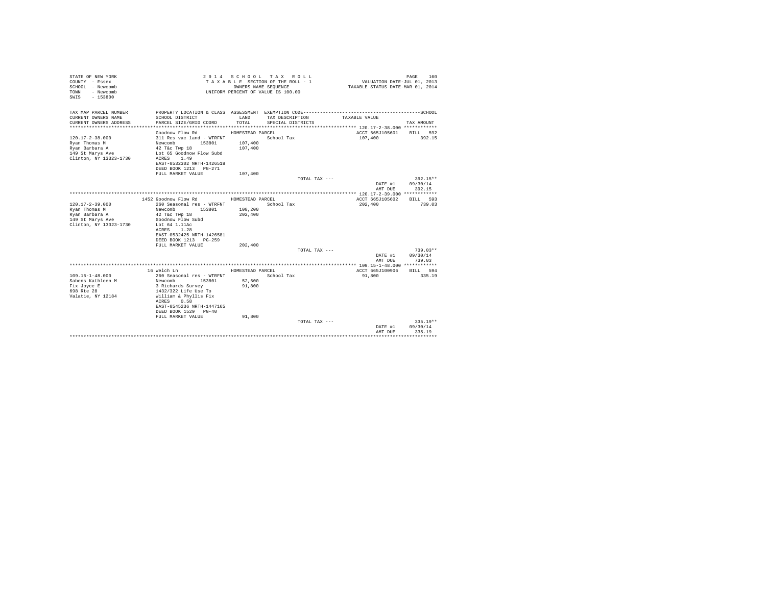```
STATE OF NEW YORK                          2 0 1 4   S C H O O L   T A X   R O L L                                     PAGE   160
COUNTY  - Essex                             T A X A B L E  SECTION OF THE ROLL - 1                      VALUATION DATE-JUL 01, 2013
SCHOOL  - Newcomb                                 OWNERS NAME SEQUENCE                              TAXABLE STATUS DATE-MAR 01, 2014
TOWN    - Newcomb                           UNIFORM PERCENT OF VALUE IS 100.00
SWIS    - 153800

TAX MAP PARCEL NUMBER          PROPERTY LOCATION & CLASS  ASSESSMENT  EXEMPTION CODE-----------------------------------------------SCHOOL
CURRENT OWNERS NAME            SCHOOL DISTRICT              LAND      TAX DESCRIPTION            TAXABLE VALUE
CURRENT OWNERS ADDRESS         PARCEL SIZE/GRID COORD       TOTAL     SPECIAL DISTRICTS                                       TAX AMOUNT
*********************************************************************************************** 120.17-2-38.000 ************
                               Goodnow Flow Rd              HOMESTEAD PARCEL                         ACCT 665J105601    BILL   592
120.17-2-38.000                311 Res vac land - WTRFNT               School Tax                    107,400               392.15
Ryan Thomas M                  Newcomb        153801      107,400
Ryan Barbara A                 42 T&c Twp 18              107,400
149 St Marys Ave               Lot 65 Goodnow Flow Subd
Clinton, NY 13323-1730         ACRES    1.49
                               EAST-0532302 NRTH-1426518
                               DEED BOOK 1213   PG-271
                               FULL MARKET VALUE          107,400
                                                                       TOTAL TAX ---                                     392.15**
                                                                                                  DATE #1           09/30/14
                                                                                                  AMT DUE             392.15
*********************************************************************************************** 120.17-2-39.000 ************
                          1452 Goodnow Flow Rd              HOMESTEAD PARCEL                         ACCT 665J105602    BILL   593
120.17-2-39.000                260 Seasonal res - WTRFNT               School Tax                    202,400               739.03
Ryan Thomas M                  Newcomb        153801      108,200
Ryan Barbara A                 42 T&c Twp 18              202,400
149 St Marys Ave               Goodnow Flow Subd
Clinton, NY 13323-1730         Lot 64 1.11Ac
                               ACRES    1.28
                               EAST-0532425 NRTH-1426581
                               DEED BOOK 1213   PG-259
                               FULL MARKET VALUE          202,400
                                                                       TOTAL TAX ---                                     739.03**
                                                                                                  DATE #1           09/30/14
                                                                                                  AMT DUE             739.03
*********************************************************************************************** 109.15-1-48.000 ************
                            16 Welch Ln                     HOMESTEAD PARCEL                         ACCT 665J100906    BILL   594
109.15-1-48.000                260 Seasonal res - WTRFNT               School Tax                     91,800               335.19
Sabens Kathleen M              Newcomb        153801       52,600
Fix Joyce E                    3 Richards Survey           91,800
698 Rte 28                     1432/322 Life Use To
Valatie, NY 12184              William & Phyllis Fix
                               ACRES    0.50
                               EAST-0545236 NRTH-1447165
                               DEED BOOK 1529   PG-40
                               FULL MARKET VALUE           91,800
                                                                       TOTAL TAX ---                                     335.19**
                                                                                                  DATE #1           09/30/14
                                                                                                  AMT DUE             335.19
********************************************************************************************************************************
```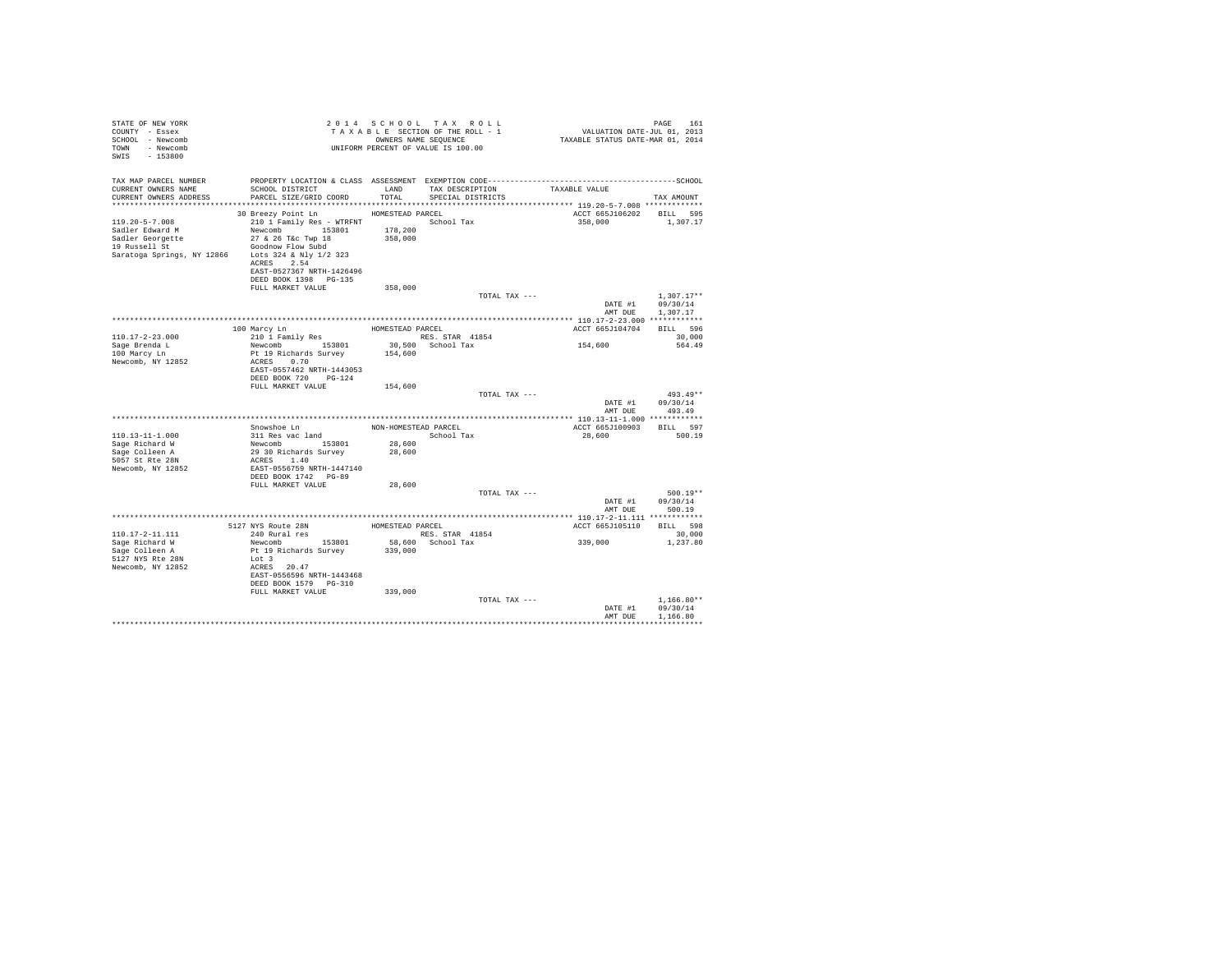```
STATE OF NEW YORK                    2 0 1 4   S C H O O L   T A X   R O L L                              PAGE    161
COUNTY  - Essex                      T A X A B L E  SECTION OF THE ROLL - 1                  VALUATION DATE-JUL 01, 2013
SCHOOL  - Newcomb                           OWNERS NAME SEQUENCE                       TAXABLE STATUS DATE-MAR 01, 2014
TOWN    - Newcomb                    UNIFORM PERCENT OF VALUE IS 100.00
SWIS    - 153800

TAX MAP PARCEL NUMBER          PROPERTY LOCATION & CLASS  ASSESSMENT  EXEMPTION CODE----------------------------------------------SCHOOL
CURRENT OWNERS NAME            SCHOOL DISTRICT              LAND      TAX DESCRIPTION            TAXABLE VALUE
CURRENT OWNERS ADDRESS         PARCEL SIZE/GRID COORD       TOTAL     SPECIAL DISTRICTS                                    TAX AMOUNT
*********************************************************************************************** 119.20-5-7.008 *************
                      30 Breezy Point Ln            HOMESTEAD PARCEL                           ACCT 665J106202     BILL  595
119.20-5-7.008                 210 1 Family Res - WTRFNT              School Tax                   358,000              1,307.17
Sadler Edward M                Newcomb        153801      178,200
Sadler Georgette               27 & 26 T&c Twp 18         358,000
19 Russell St                  Goodnow Flow Subd
Saratoga Springs, NY 12866     Lots 324 & Nly 1/2 323
                               ACRES    2.54
                               EAST-0527367 NRTH-1426496
                               DEED BOOK 1398   PG-135
                               FULL MARKET VALUE          358,000
                                                                         TOTAL TAX ---                                 1,307.17**
                                                                                                       DATE #1        09/30/14
                                                                                                       AMT DUE        1,307.17
*********************************************************************************************** 110.17-2-23.000 ************
                      100 Marcy Ln                  HOMESTEAD PARCEL                           ACCT 665J104704     BILL  596
110.17-2-23.000                210 1 Family Res                       RES. STAR  41854                                  30,000
Sage Brenda L                  Newcomb        153801       30,500    School Tax                   154,600                564.49
100 Marcy Ln                   Pt 19 Richards Survey      154,600
Newcomb, NY 12852              ACRES    0.70
                               EAST-0557462 NRTH-1443053
                               DEED BOOK 720    PG-124
                               FULL MARKET VALUE          154,600
                                                                         TOTAL TAX ---                                   493.49**
                                                                                                       DATE #1        09/30/14
                                                                                                       AMT DUE          493.49
*********************************************************************************************** 110.13-11-1.000 ************
                      Snowshoe Ln                   NON-HOMESTEAD PARCEL                       ACCT 665J100903     BILL  597
110.13-11-1.000                311 Res vac land                       School Tax                    28,600                500.19
Sage Richard W                 Newcomb        153801       28,600
Sage Colleen A                 29 30 Richards Survey       28,600
5057 St Rte 28N                ACRES    1.40
Newcomb, NY 12852              EAST-0556759 NRTH-1447140
                               DEED BOOK 1742   PG-89
                               FULL MARKET VALUE           28,600
                                                                         TOTAL TAX ---                                   500.19**
                                                                                                       DATE #1        09/30/14
                                                                                                       AMT DUE          500.19
*********************************************************************************************** 110.17-2-11.111 ************
                      5127 NYS Route 28N            HOMESTEAD PARCEL                           ACCT 665J105110     BILL  598
110.17-2-11.111                240 Rural res                          RES. STAR  41854                                  30,000
Sage Richard W                 Newcomb        153801       58,600    School Tax                   339,000              1,237.80
Sage Colleen A                 Pt 19 Richards Survey      339,000
5127 NYS Rte 28N               Lot 3
Newcomb, NY 12852              ACRES   20.47
                               EAST-0556596 NRTH-1443468
                               DEED BOOK 1579   PG-310
                               FULL MARKET VALUE          339,000
                                                                         TOTAL TAX ---                                 1,166.80**
                                                                                                       DATE #1        09/30/14
                                                                                                       AMT DUE        1,166.80
****************************************************************************************************************************
```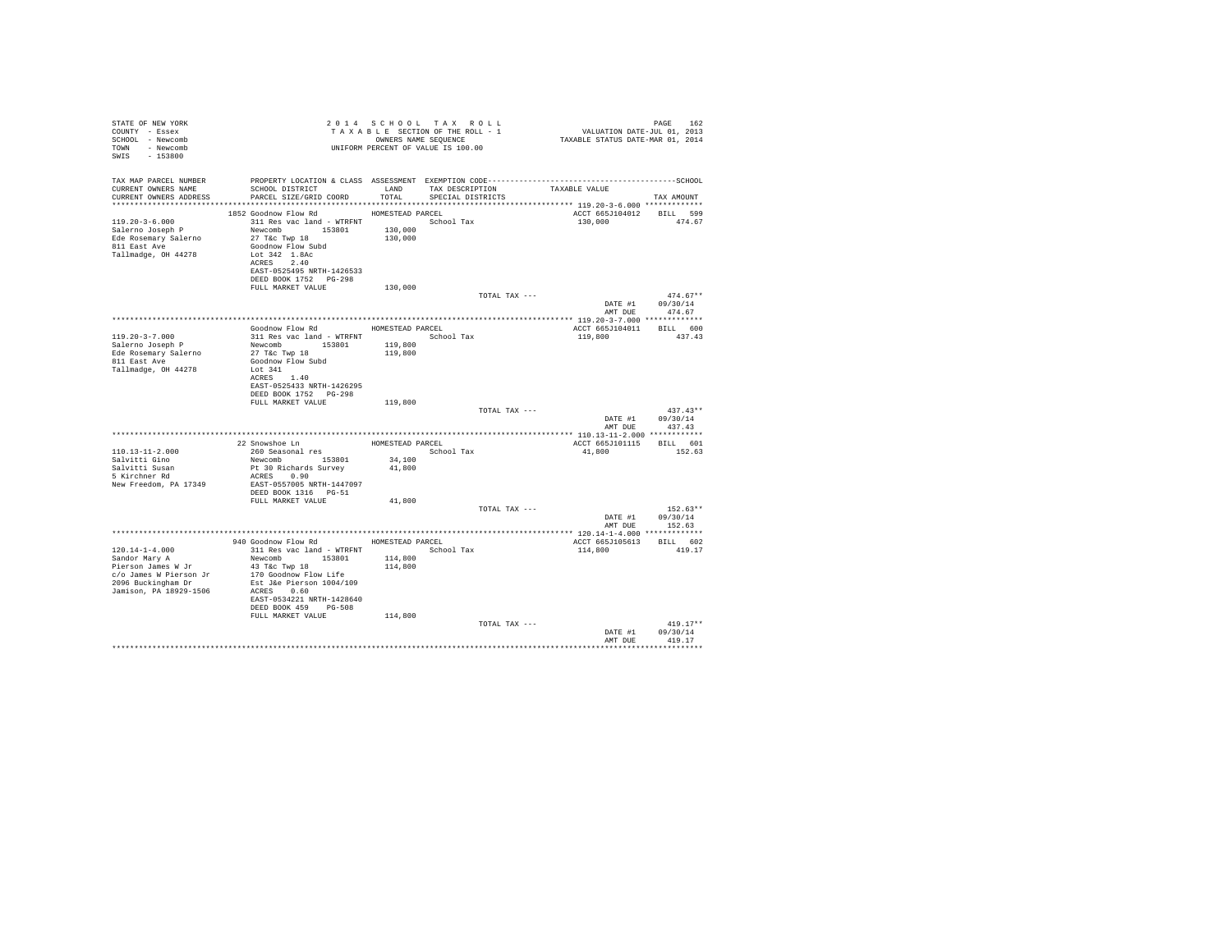STATE OF NEW YORK
COUNTY - Essex
SCHOOL - Newcomb
TOWN - Newcomb
SWIS - 153800

2 0 1 4 S C H O O L T A X R O L L
T A X A B L E SECTION OF THE ROLL - 1
OWNERS NAME SEQUENCE
UNIFORM PERCENT OF VALUE IS 100.00

VALUATION DATE-JUL 01, 2013
TAXABLE STATUS DATE-MAR 01, 2014

```
TAX MAP PARCEL NUMBER     PROPERTY LOCATION & CLASS  ASSESSMENT  EXEMPTION CODE------------------------------------------------SCHOOL
CURRENT OWNERS NAME       SCHOOL DISTRICT               LAND      TAX DESCRIPTION             TAXABLE VALUE
CURRENT OWNERS ADDRESS    PARCEL SIZE/GRID COORD        TOTAL     SPECIAL DISTRICTS                                         TAX AMOUNT
************************************************************************************************* 119.20-3-6.000 *************
                          1852 Goodnow Flow Rd         HOMESTEAD PARCEL                           ACCT 665J104012     BILL  599
119.20-3-6.000            311 Res vac land - WTRFNT               School Tax                      130,000                474.67
Salerno Joseph P          Newcomb          153801      130,000
Ede Rosemary Salerno      27 T&c Twp 18                130,000
811 East Ave              Goodnow Flow Subd
Tallmadge, OH 44278       Lot 342  1.8Ac
                          ACRES    2.40
                          EAST-0525495 NRTH-1426533
                          DEED BOOK 1752   PG-298
                          FULL MARKET VALUE            130,000
                                                                 TOTAL TAX ---                                   474.67**
                                                                                                  DATE #1       09/30/14
                                                                                                  AMT DUE         474.67
************************************************************************************************* 119.20-3-7.000 *************
                          Goodnow Flow Rd              HOMESTEAD PARCEL                           ACCT 665J104011     BILL  600
119.20-3-7.000            311 Res vac land - WTRFNT               School Tax                      119,800                437.43
Salerno Joseph P          Newcomb          153801      119,800
Ede Rosemary Salerno      27 T&c Twp 18                119,800
811 East Ave              Goodnow Flow Subd
Tallmadge, OH 44278       Lot 341
                          ACRES    1.40
                          EAST-0525433 NRTH-1426295
                          DEED BOOK 1752   PG-298
                          FULL MARKET VALUE            119,800
                                                                 TOTAL TAX ---                                   437.43**
                                                                                                  DATE #1       09/30/14
                                                                                                  AMT DUE         437.43
************************************************************************************************* 110.13-11-2.000 ************
                          22 Snowshoe Ln               HOMESTEAD PARCEL                           ACCT 665J101115     BILL  601
110.13-11-2.000           260 Seasonal res                        School Tax                       41,800                152.63
Salvitti Gino             Newcomb          153801       34,100
Salvitti Susan            Pt 30 Richards Survey         41,800
5 Kirchner Rd             ACRES    0.90
New Freedom, PA 17349     EAST-0557005 NRTH-1447097
                          DEED BOOK 1316   PG-51
                          FULL MARKET VALUE             41,800
                                                                 TOTAL TAX ---                                   152.63**
                                                                                                  DATE #1       09/30/14
                                                                                                  AMT DUE         152.63
************************************************************************************************* 120.14-1-4.000 *************
                          940 Goodnow Flow Rd          HOMESTEAD PARCEL                           ACCT 665J105613     BILL  602
120.14-1-4.000            311 Res vac land - WTRFNT               School Tax                      114,800                419.17
Sandor Mary A             Newcomb          153801      114,800
Pierson James W Jr        43 T&c Twp 18                114,800
c/o James W Pierson Jr    170 Goodnow Flow Life
2096 Buckingham Dr        Est J&e Pierson 1004/109
Jamison, PA 18929-1506    ACRES    0.60
                          EAST-0534221 NRTH-1428640
                          DEED BOOK 459    PG-508
                          FULL MARKET VALUE            114,800
                                                                 TOTAL TAX ---                                   419.17**
                                                                                                  DATE #1       09/30/14
                                                                                                  AMT DUE         419.17
*******************************************************************************************************************************
```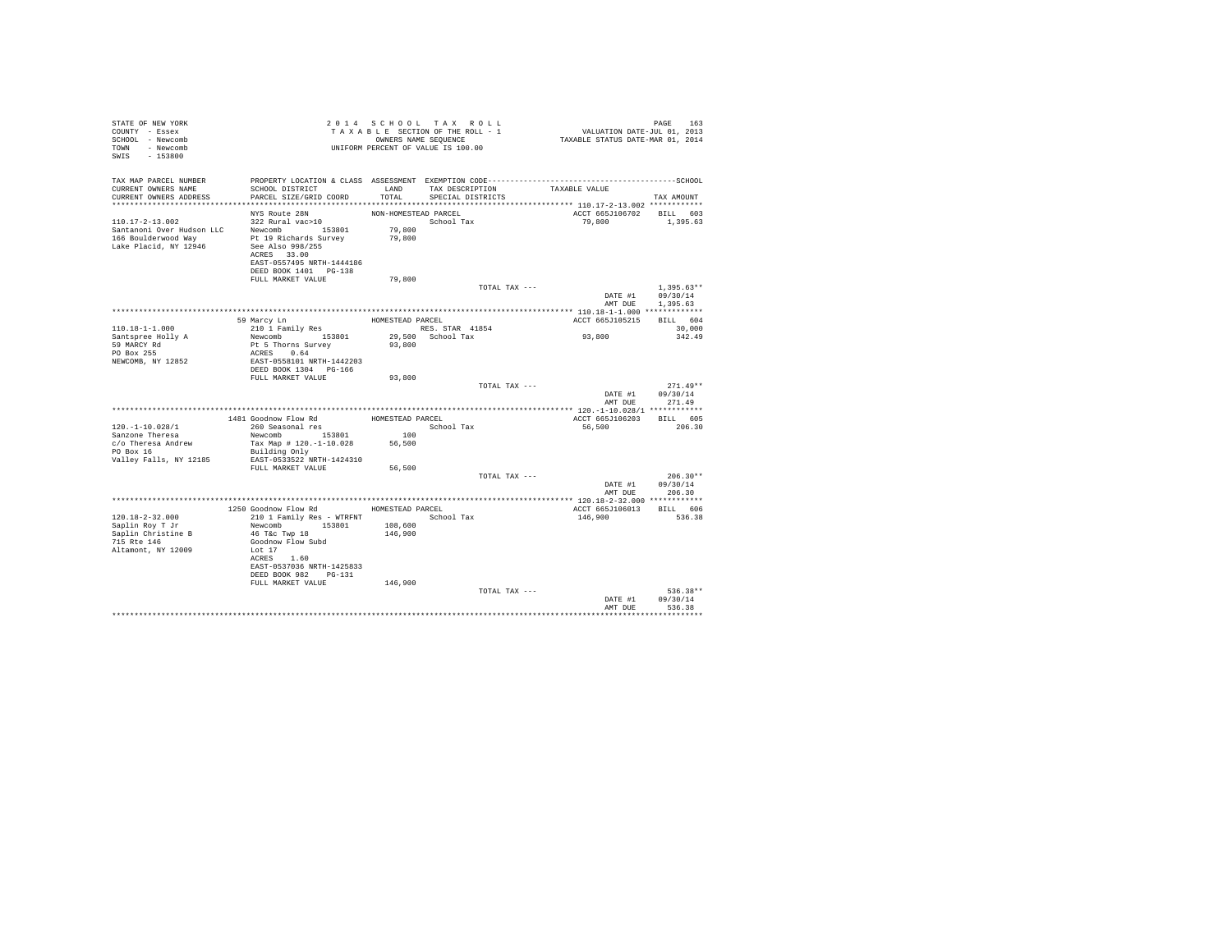STATE OF NEW YORK
COUNTY - Essex
SCHOOL - Newcomb
TOWN - Newcomb
SWIS - 153800

2014 SCHOOL TAX ROLL
TAXABLE SECTION OF THE ROLL - 1
OWNERS NAME SEQUENCE
UNIFORM PERCENT OF VALUE IS 100.00

VALUATION DATE-JUL 01, 2013
TAXABLE STATUS DATE-MAR 01, 2014

| TAX MAP PARCEL NUMBER<br>CURRENT OWNERS NAME<br>CURRENT OWNERS ADDRESS | PROPERTY LOCATION & CLASS<br>SCHOOL DISTRICT<br>PARCEL SIZE/GRID COORD | ASSESSMENT<br>LAND<br>TOTAL | EXEMPTION CODE<br>TAX DESCRIPTION<br>SPECIAL DISTRICTS | TAXABLE VALUE | SCHOOL<br>TAX AMOUNT |
|---|---|---|---|---|---|
| **110.17-2-13.002** | NYS Route 28N | NON-HOMESTEAD PARCEL | | ACCT 665J106702 | BILL 603 |
| 110.17-2-13.002 | 322 Rural vac>10 | | School Tax | 79,800 | 1,395.63 |
| Santanoni Over Hudson LLC | Newcomb 153801 | 79,800 | | | |
| 166 Boulderwood Way | Pt 19 Richards Survey | 79,800 | | | |
| Lake Placid, NY 12946 | See Also 998/255 | | | | |
| | ACRES 33.00 | | | | |
| | EAST-0557495 NRTH-1444186 | | | | |
| | DEED BOOK 1401 PG-138 | | | | |
| | FULL MARKET VALUE | 79,800 | | | |
| | | | TOTAL TAX --- | | 1,395.63** |
| | | | | DATE #1 | 09/30/14 |
| | | | | AMT DUE | 1,395.63 |
| **110.18-1-1.000** | 59 Marcy Ln | HOMESTEAD PARCEL | | ACCT 665J105215 | BILL 604 |
| 110.18-1-1.000 | 210 1 Family Res | | RES. STAR 41854 | | 30,000 |
| Santspree Holly A | Newcomb 153801 | 29,500 | School Tax | 93,800 | 342.49 |
| 59 MARCY Rd | Pt 5 Thorns Survey | 93,800 | | | |
| PO Box 255 | ACRES 0.64 | | | | |
| NEWCOMB, NY 12852 | EAST-0558101 NRTH-1442203 | | | | |
| | DEED BOOK 1304 PG-166 | | | | |
| | FULL MARKET VALUE | 93,800 | | | |
| | | | TOTAL TAX --- | | 271.49** |
| | | | | DATE #1 | 09/30/14 |
| | | | | AMT DUE | 271.49 |
| **120.-1-10.028/1** | 1481 Goodnow Flow Rd | HOMESTEAD PARCEL | | ACCT 665J106203 | BILL 605 |
| 120.-1-10.028/1 | 260 Seasonal res | | School Tax | 56,500 | 206.30 |
| Sanzone Theresa | Newcomb 153801 | 100 | | | |
| c/o Theresa Andrew | Tax Map # 120.-1-10.028 | 56,500 | | | |
| PO Box 16 | Building Only | | | | |
| Valley Falls, NY 12185 | EAST-0533522 NRTH-1424310 | | | | |
| | FULL MARKET VALUE | 56,500 | | | |
| | | | TOTAL TAX --- | | 206.30** |
| | | | | DATE #1 | 09/30/14 |
| | | | | AMT DUE | 206.30 |
| **120.18-2-32.000** | 1250 Goodnow Flow Rd | HOMESTEAD PARCEL | | ACCT 665J106013 | BILL 606 |
| 120.18-2-32.000 | 210 1 Family Res - WTRFNT | | School Tax | 146,900 | 536.38 |
| Saplin Roy T Jr | Newcomb 153801 | 108,600 | | | |
| Saplin Christine B | 46 T&c Twp 18 | 146,900 | | | |
| 715 Rte 146 | Goodnow Flow Subd | | | | |
| Altamont, NY 12009 | Lot 17 | | | | |
| | ACRES 1.60 | | | | |
| | EAST-0537036 NRTH-1425833 | | | | |
| | DEED BOOK 982 PG-131 | | | | |
| | FULL MARKET VALUE | 146,900 | | | |
| | | | TOTAL TAX --- | | 536.38** |
| | | | | DATE #1 | 09/30/14 |
| | | | | AMT DUE | 536.38 |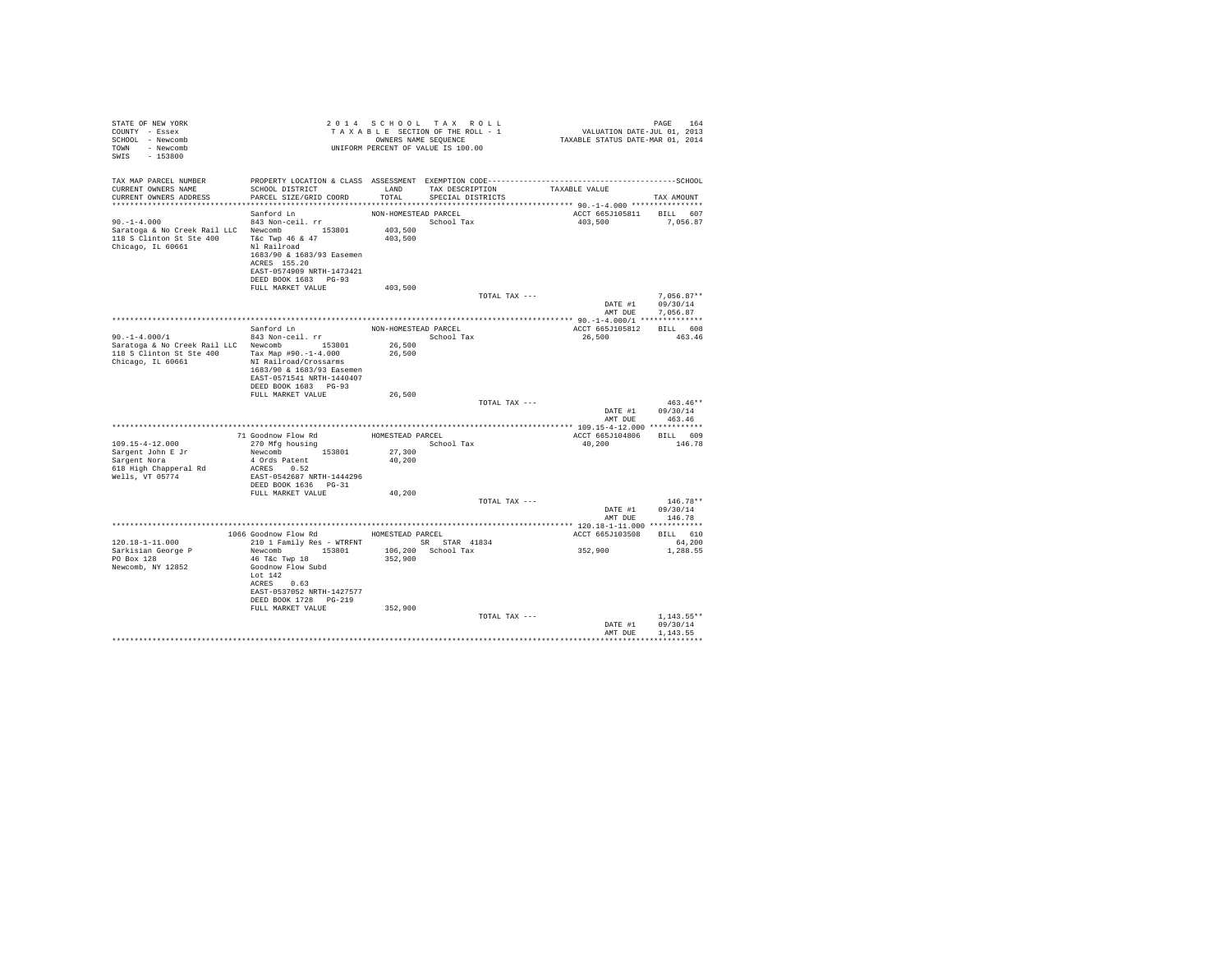STATE OF NEW YORK
COUNTY - Essex
SCHOOL - Newcomb
TOWN - Newcomb
SWIS - 153800

2 0 1 4 S C H O O L T A X R O L L
T A X A B L E SECTION OF THE ROLL - 1
OWNERS NAME SEQUENCE
UNIFORM PERCENT OF VALUE IS 100.00

VALUATION DATE-JUL 01, 2013
TAXABLE STATUS DATE-MAR 01, 2014

| TAX MAP PARCEL NUMBER / CURRENT OWNERS NAME / CURRENT OWNERS ADDRESS | PROPERTY LOCATION & CLASS / SCHOOL DISTRICT / PARCEL SIZE/GRID COORD | ASSESSMENT LAND / TOTAL | EXEMPTION CODE / TAX DESCRIPTION / SPECIAL DISTRICTS | TAXABLE VALUE | TAX AMOUNT |
|---|---|---|---|---|---|
| **90.-1-4.000** | Sanford Ln | NON-HOMESTEAD PARCEL | | ACCT 665J105811 | BILL 607 |
| 90.-1-4.000 | 843 Non-ceil. rr | | School Tax | 403,500 | 7,056.87 |
| Saratoga & No Creek Rail LLC | Newcomb 153801 | 403,500 | | | |
| 118 S Clinton St Ste 400 | T&c Twp 46 & 47 | 403,500 | | | |
| Chicago, IL 60661 | Nl Railroad | | | | |
| | 1683/90 & 1683/93 Easemen | | | | |
| | ACRES 155.20 | | | | |
| | EAST-0574909 NRTH-1473421 | | | | |
| | DEED BOOK 1683 PG-93 | | | | |
| | FULL MARKET VALUE | 403,500 | | | |
| | | | TOTAL TAX --- | | 7,056.87** |
| | | | | DATE #1 | 09/30/14 |
| | | | | AMT DUE | 7,056.87 |
| **90.-1-4.000/1** | Sanford Ln | NON-HOMESTEAD PARCEL | | ACCT 665J105812 | BILL 608 |
| 90.-1-4.000/1 | 843 Non-ceil. rr | | School Tax | 26,500 | 463.46 |
| Saratoga & No Creek Rail LLC | Newcomb 153801 | 26,500 | | | |
| 118 S Clinton St Ste 400 | Tax Map #90.-1-4.000 | 26,500 | | | |
| Chicago, IL 60661 | NI Railroad/Crossarms | | | | |
| | 1683/90 & 1683/93 Easemen | | | | |
| | EAST-0571541 NRTH-1440407 | | | | |
| | DEED BOOK 1683 PG-93 | | | | |
| | FULL MARKET VALUE | 26,500 | | | |
| | | | TOTAL TAX --- | | 463.46** |
| | | | | DATE #1 | 09/30/14 |
| | | | | AMT DUE | 463.46 |
| **109.15-4-12.000** | 71 Goodnow Flow Rd | HOMESTEAD PARCEL | | ACCT 665J104806 | BILL 609 |
| 109.15-4-12.000 | 270 Mfg housing | | School Tax | 40,200 | 146.78 |
| Sargent John E Jr | Newcomb 153801 | 27,300 | | | |
| Sargent Nora | 4 Ords Patent | 40,200 | | | |
| 618 High Chapperal Rd | ACRES 0.52 | | | | |
| Wells, VT 05774 | EAST-0542687 NRTH-1444296 | | | | |
| | DEED BOOK 1636 PG-31 | | | | |
| | FULL MARKET VALUE | 40,200 | | | |
| | | | TOTAL TAX --- | | 146.78** |
| | | | | DATE #1 | 09/30/14 |
| | | | | AMT DUE | 146.78 |
| **120.18-1-11.000** | 1066 Goodnow Flow Rd | HOMESTEAD PARCEL | | ACCT 665J103508 | BILL 610 |
| 120.18-1-11.000 | 210 1 Family Res - WTRFNT | | SR STAR 41834 | | 64,200 |
| Sarkisian George P | Newcomb 153801 | 106,200 | School Tax | 352,900 | 1,288.55 |
| PO Box 128 | 46 T&c Twp 18 | 352,900 | | | |
| Newcomb, NY 12852 | Goodnow Flow Subd | | | | |
| | Lot 142 | | | | |
| | ACRES 0.63 | | | | |
| | EAST-0537052 NRTH-1427577 | | | | |
| | DEED BOOK 1728 PG-219 | | | | |
| | FULL MARKET VALUE | 352,900 | | | |
| | | | TOTAL TAX --- | | 1,143.55** |
| | | | | DATE #1 | 09/30/14 |
| | | | | AMT DUE | 1,143.55 |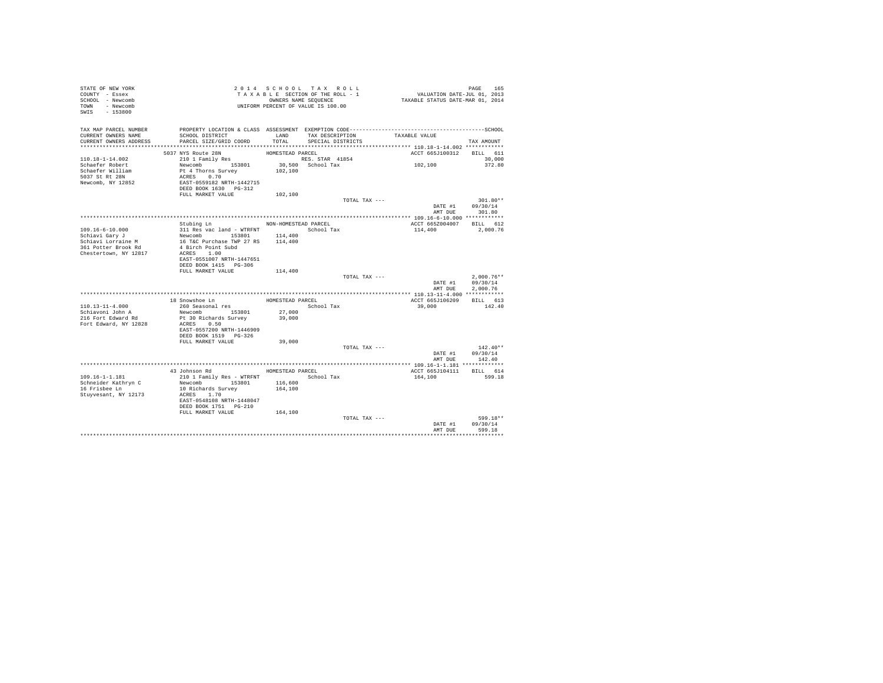STATE OF NEW YORK
COUNTY - Essex
SCHOOL - Newcomb
TOWN - Newcomb
SWIS - 153800

2014 SCHOOL TAX ROLL
TAXABLE SECTION OF THE ROLL - 1
OWNERS NAME SEQUENCE
UNIFORM PERCENT OF VALUE IS 100.00

VALUATION DATE-JUL 01, 2013
TAXABLE STATUS DATE-MAR 01, 2014

| TAX MAP PARCEL NUMBER / CURRENT OWNERS NAME / CURRENT OWNERS ADDRESS | PROPERTY LOCATION & CLASS / SCHOOL DISTRICT / PARCEL SIZE/GRID COORD | ASSESSMENT LAND / TOTAL | EXEMPTION CODE / TAX DESCRIPTION / SPECIAL DISTRICTS | TAXABLE VALUE | TAX AMOUNT |
|---|---|---|---|---|---|
| **110.18-1-14.002** | 5037 NYS Route 28N — HOMESTEAD PARCEL | | | ACCT 665J100312 | BILL 611 |
| 110.18-1-14.002 | 210 1 Family Res | | RES. STAR 41854 | | 30,000 |
| Schaefer Robert | Newcomb 153801 | 30,500 | School Tax | 102,100 | 372.80 |
| Schaefer William | Pt 4 Thorns Survey | 102,100 | | | |
| 5037 St Rt 28N | ACRES 0.70 | | | | |
| Newcomb, NY 12852 | EAST-0559182 NRTH-1442715 | | | | |
| | DEED BOOK 1630 PG-312 | | | | |
| | FULL MARKET VALUE | 102,100 | | | |
| | | | TOTAL TAX --- | | 301.80** |
| | | | | DATE #1 | 09/30/14 |
| | | | | AMT DUE | 301.80 |
| **109.16-6-10.000** | Stubing Ln — NON-HOMESTEAD PARCEL | | | ACCT 665Z004007 | BILL 612 |
| 109.16-6-10.000 | 311 Res vac land - WTRFNT | | School Tax | 114,400 | 2,000.76 |
| Schiavi Gary J | Newcomb 153801 | 114,400 | | | |
| Schiavi Lorraine M | 16 T&C Purchase TWP 27 RS | 114,400 | | | |
| 361 Potter Brook Rd | 4 Birch Point Subd | | | | |
| Chestertown, NY 12817 | ACRES 1.00 | | | | |
| | EAST-0551007 NRTH-1447651 | | | | |
| | DEED BOOK 1415 PG-306 | | | | |
| | FULL MARKET VALUE | 114,400 | | | |
| | | | TOTAL TAX --- | | 2,000.76** |
| | | | | DATE #1 | 09/30/14 |
| | | | | AMT DUE | 2,000.76 |
| **110.13-11-4.000** | 18 Snowshoe Ln — HOMESTEAD PARCEL | | | ACCT 665J106209 | BILL 613 |
| 110.13-11-4.000 | 260 Seasonal res | | School Tax | 39,000 | 142.40 |
| Schiavoni John A | Newcomb 153801 | 27,000 | | | |
| 216 Fort Edward Rd | Pt 30 Richards Survey | 39,000 | | | |
| Fort Edward, NY 12828 | ACRES 0.50 | | | | |
| | EAST-0557200 NRTH-1446909 | | | | |
| | DEED BOOK 1519 PG-326 | | | | |
| | FULL MARKET VALUE | 39,000 | | | |
| | | | TOTAL TAX --- | | 142.40** |
| | | | | DATE #1 | 09/30/14 |
| | | | | AMT DUE | 142.40 |
| **109.16-1-1.181** | 43 Johnson Rd — HOMESTEAD PARCEL | | | ACCT 665J104111 | BILL 614 |
| 109.16-1-1.181 | 210 1 Family Res - WTRFNT | | School Tax | 164,100 | 599.18 |
| Schneider Kathryn C | Newcomb 153801 | 116,600 | | | |
| 16 Frisbee Ln | 10 Richards Survey | 164,100 | | | |
| Stuyvesant, NY 12173 | ACRES 1.70 | | | | |
| | EAST-0548108 NRTH-1448047 | | | | |
| | DEED BOOK 1751 PG-210 | | | | |
| | FULL MARKET VALUE | 164,100 | | | |
| | | | TOTAL TAX --- | | 599.18** |
| | | | | DATE #1 | 09/30/14 |
| | | | | AMT DUE | 599.18 |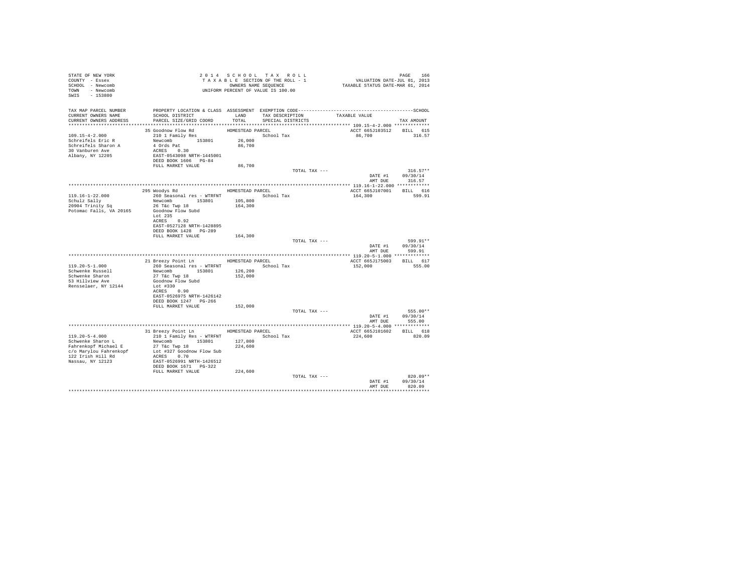STATE OF NEW YORK
COUNTY - Essex
SCHOOL - Newcomb
TOWN - Newcomb
SWIS - 153800

2014 SCHOOL TAX ROLL
TAXABLE SECTION OF THE ROLL - 1
OWNERS NAME SEQUENCE
UNIFORM PERCENT OF VALUE IS 100.00

VALUATION DATE-JUL 01, 2013
TAXABLE STATUS DATE-MAR 01, 2014

| TAX MAP PARCEL NUMBER / CURRENT OWNERS NAME / CURRENT OWNERS ADDRESS | PROPERTY LOCATION & CLASS / SCHOOL DISTRICT / PARCEL SIZE/GRID COORD | ASSESSMENT LAND / TOTAL | EXEMPTION CODE / TAX DESCRIPTION / SPECIAL DISTRICTS | TAXABLE VALUE | TAX AMOUNT |
|---|---|---|---|---|---|
| 109.15-4-2.000 | 35 Goodnow Flow Rd | HOMESTEAD PARCEL | | ACCT 665J103512 | BILL 615 |
| Schreifels Eric R | 210 1 Family Res | | School Tax | 86,700 | 316.57 |
| Schreifels Sharon A | Newcomb 153801 | 26,000 | | | |
| 30 Vanburen Ave | 4 Ords Pat | 86,700 | | | |
| Albany, NY 12205 | ACRES 0.30 | | | | |
| | EAST-0543098 NRTH-1445001 | | | | |
| | DEED BOOK 1606 PG-84 | | | | |
| | FULL MARKET VALUE | 86,700 | | | |
| | | | TOTAL TAX --- | | 316.57** |
| | | | | DATE #1 | 09/30/14 |
| | | | | AMT DUE | 316.57 |
| 119.16-1-22.000 | 295 Woodys Rd | HOMESTEAD PARCEL | | ACCT 665J107001 | BILL 616 |
| Schulz Sally | 260 Seasonal res - WTRFNT | | School Tax | 164,300 | 599.91 |
| 20904 Trinity Sq | Newcomb 153801 | 105,800 | | | |
| Potomac Falls, VA 20165 | 26 T&c Twp 18 | 164,300 | | | |
| | Goodnow Flow Subd | | | | |
| | Lot 235 | | | | |
| | ACRES 0.92 | | | | |
| | EAST-0527128 NRTH-1428895 | | | | |
| | DEED BOOK 1428 PG-289 | | | | |
| | FULL MARKET VALUE | 164,300 | | | |
| | | | TOTAL TAX --- | | 599.91** |
| | | | | DATE #1 | 09/30/14 |
| | | | | AMT DUE | 599.91 |
| 119.20-5-1.000 | 21 Breezy Point Ln | HOMESTEAD PARCEL | | ACCT 665J175003 | BILL 617 |
| Schwenke Russell | 260 Seasonal res - WTRFNT | | School Tax | 152,000 | 555.00 |
| Schwenke Sharon | Newcomb 153801 | 126,200 | | | |
| 53 Hillview Ave | 27 T&c Twp 18 | 152,000 | | | |
| Rensselaer, NY 12144 | Goodnow Flow Subd | | | | |
| | Lot #330 | | | | |
| | ACRES 0.90 | | | | |
| | EAST-0526975 NRTH-1426142 | | | | |
| | DEED BOOK 1247 PG-266 | | | | |
| | FULL MARKET VALUE | 152,000 | | | |
| | | | TOTAL TAX --- | | 555.00** |
| | | | | DATE #1 | 09/30/14 |
| | | | | AMT DUE | 555.00 |
| 119.20-5-4.000 | 31 Breezy Point Ln | HOMESTEAD PARCEL | | ACCT 665J101602 | BILL 618 |
| Schwenke Sharon L | 210 1 Family Res - WTRFNT | | School Tax | 224,600 | 820.09 |
| Fahrenkopf Michael E | Newcomb 153801 | 127,800 | | | |
| c/o Marylou Fahrenkopf | 27 T&c Twp 18 | 224,600 | | | |
| 122 Irish Hill Rd | Lot #327 Goodnow Flow Sub | | | | |
| Nassau, NY 12123 | ACRES 0.70 | | | | |
| | EAST-0526991 NRTH-1426512 | | | | |
| | DEED BOOK 1671 PG-322 | | | | |
| | FULL MARKET VALUE | 224,600 | | | |
| | | | TOTAL TAX --- | | 820.09** |
| | | | | DATE #1 | 09/30/14 |
| | | | | AMT DUE | 820.09 |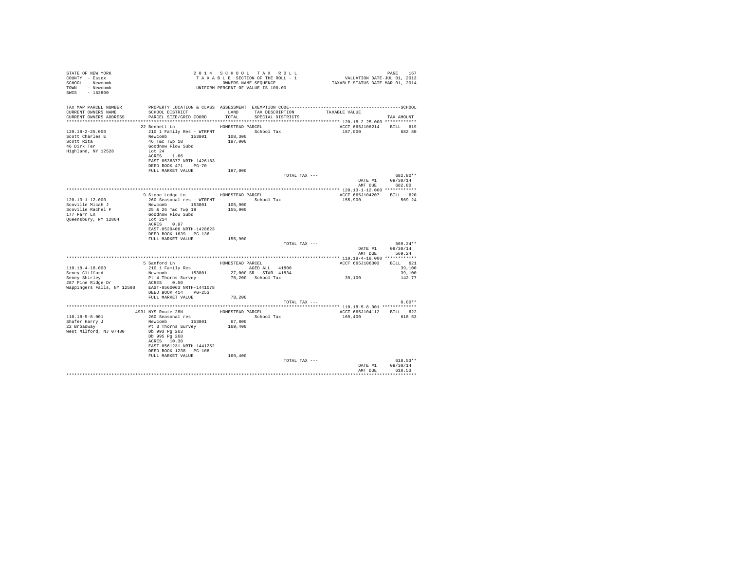STATE OF NEW YORK
COUNTY - Essex
SCHOOL - Newcomb
TOWN - Newcomb
SWIS - 153800

2 0 1 4 S C H O O L T A X R O L L
T A X A B L E SECTION OF THE ROLL - 1
OWNERS NAME SEQUENCE
UNIFORM PERCENT OF VALUE IS 100.00

VALUATION DATE-JUL 01, 2013
TAXABLE STATUS DATE-MAR 01, 2014

| TAX MAP PARCEL NUMBER / CURRENT OWNERS NAME / CURRENT OWNERS ADDRESS | PROPERTY LOCATION & CLASS / SCHOOL DISTRICT / PARCEL SIZE/GRID COORD | ASSESSMENT LAND / TOTAL | EXEMPTION CODE / TAX DESCRIPTION / SPECIAL DISTRICTS | TAXABLE VALUE | TAX AMOUNT |
|---|---|---|---|---|---|
| 120.18-2-25.000 | 22 Bennett Ln | HOMESTEAD PARCEL | | ACCT 665J106214 | BILL 619 |
| Scott Charles E | 210 1 Family Res - WTRFNT | | School Tax | 187,000 | 682.80 |
| Scott Rita | Newcomb 153801 | 108,300 | | | |
| 46 Dirk Ter | 46 T&c Twp 18 | 187,000 | | | |
| Highland, NY 12528 | Goodnow Flow Subd | | | | |
| | Lot 24 | | | | |
| | ACRES 1.66 | | | | |
| | EAST-0536377 NRTH-1426183 | | | | |
| | DEED BOOK 471 PG-70 | | | | |
| | FULL MARKET VALUE | 187,000 | | | |
| | | | TOTAL TAX --- | | 682.80** |
| | | | | DATE #1 | 09/30/14 |
| | | | | AMT DUE | 682.80 |
| 120.13-1-12.000 | 9 Stone Lodge Ln | HOMESTEAD PARCEL | | ACCT 665J104207 | BILL 620 |
| Scoville Micah J | 260 Seasonal res - WTRFNT | | School Tax | 155,900 | 569.24 |
| Scoville Rachel F | Newcomb 153801 | 105,900 | | | |
| 177 Farr Ln | 25 & 26 T&c Twp 18 | 155,900 | | | |
| Queensbury, NY 12804 | Goodnow Flow Subd | | | | |
| | Lot 214 | | | | |
| | ACRES 0.97 | | | | |
| | EAST-0529406 NRTH-1428623 | | | | |
| | DEED BOOK 1639 PG-136 | | | | |
| | FULL MARKET VALUE | 155,900 | | | |
| | | | TOTAL TAX --- | | 569.24** |
| | | | | DATE #1 | 09/30/14 |
| | | | | AMT DUE | 569.24 |
| 110.18-4-18.000 | 5 Sanford Ln | HOMESTEAD PARCEL | | ACCT 665J106303 | BILL 621 |
| Seney Clifford | 210 1 Family Res | | AGED ALL 41800 | | 39,100 |
| Seney Shirley | Newcomb 153801 | 27,000 | SR STAR 41834 | | 39,100 |
| 287 Pine Ridge Dr | Pt 4 Thorns Survey | 78,200 | School Tax | 39,100 | 142.77 |
| Wappingers Falls, NY 12590 | ACRES 0.50 | | | | |
| | EAST-0560063 NRTH-1441078 | | | | |
| | DEED BOOK 414 PG-253 | | | | |
| | FULL MARKET VALUE | 78,200 | | | |
| | | | TOTAL TAX --- | | 0.00** |
| 110.18-5-8.001 | 4931 NYS Route 28N | HOMESTEAD PARCEL | | ACCT 665J104112 | BILL 622 |
| Shafer Harry J | 260 Seasonal res | | School Tax | 169,400 | 618.53 |
| 22 Broadway | Newcomb 153801 | 67,800 | | | |
| West Milford, NJ 07480 | Pt 3 Thorns Survey | 169,400 | | | |
| | Db 993 Pg 263 | | | | |
| | Db 995 Pg 268 | | | | |
| | ACRES 10.30 | | | | |
| | EAST-0561231 NRTH-1441252 | | | | |
| | DEED BOOK 1238 PG-108 | | | | |
| | FULL MARKET VALUE | 169,400 | | | |
| | | | TOTAL TAX --- | | 618.53** |
| | | | | DATE #1 | 09/30/14 |
| | | | | AMT DUE | 618.53 |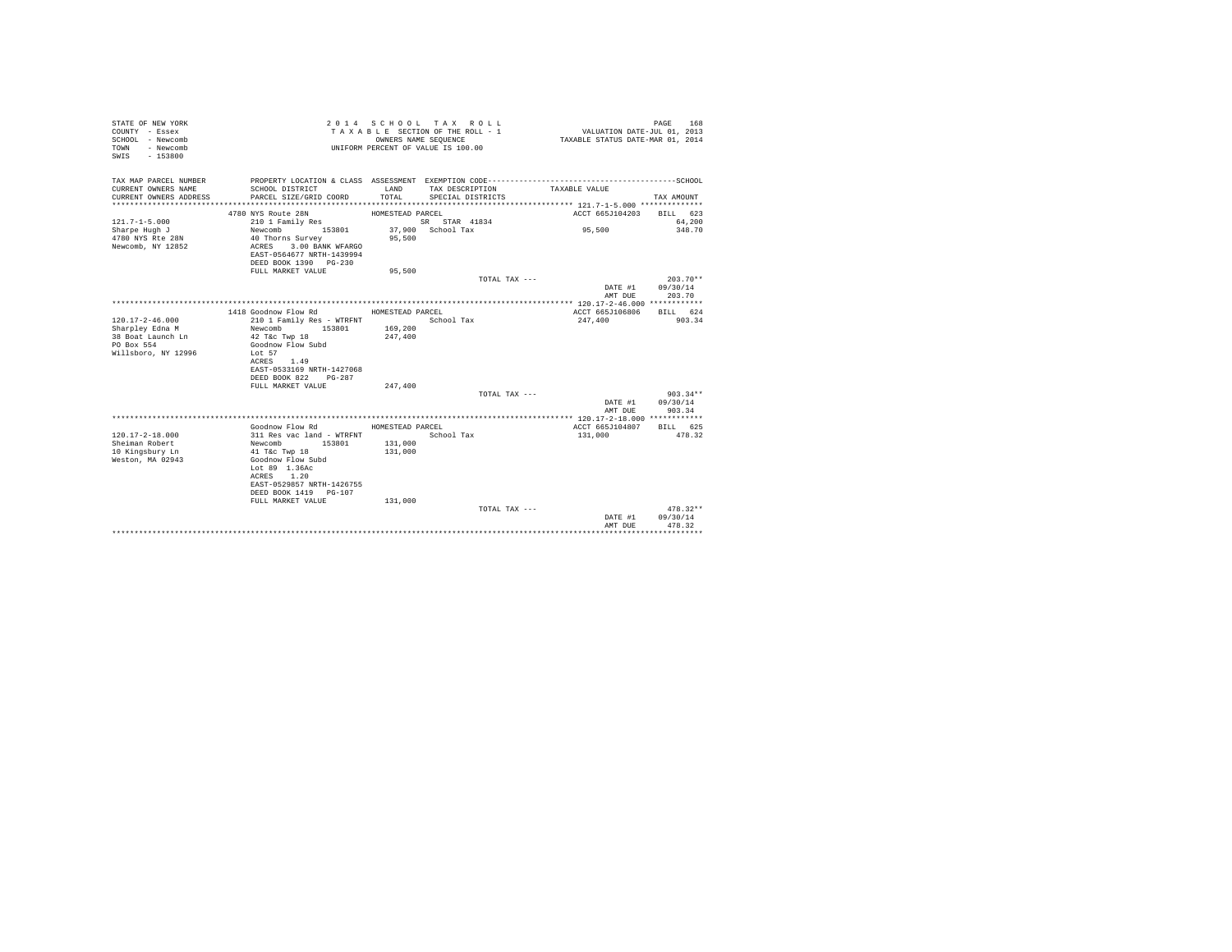STATE OF NEW YORK
COUNTY - Essex
SCHOOL - Newcomb
TOWN - Newcomb
SWIS - 153800

2014 SCHOOL TAX ROLL
TAXABLE SECTION OF THE ROLL - 1
OWNERS NAME SEQUENCE
UNIFORM PERCENT OF VALUE IS 100.00

VALUATION DATE-JUL 01, 2013
TAXABLE STATUS DATE-MAR 01, 2014

| TAX MAP PARCEL NUMBER / CURRENT OWNERS NAME / CURRENT OWNERS ADDRESS | PROPERTY LOCATION & CLASS / SCHOOL DISTRICT / PARCEL SIZE/GRID COORD | ASSESSMENT LAND / TOTAL | EXEMPTION CODE / TAX DESCRIPTION / SPECIAL DISTRICTS | TAXABLE VALUE | TAX AMOUNT |
|---|---|---|---|---|---|
| **121.7-1-5.000** | 4780 NYS Route 28N | HOMESTEAD PARCEL | | ACCT 665J104203 | BILL 623 |
| 121.7-1-5.000 | 210 1 Family Res | | SR STAR 41834 | | 64,200 |
| Sharpe Hugh J | Newcomb 153801 | 37,900 | School Tax | 95,500 | 348.70 |
| 4780 NYS Rte 28N | 40 Thorns Survey | 95,500 | | | |
| Newcomb, NY 12852 | ACRES 3.00 BANK WFARGO | | | | |
| | EAST-0564677 NRTH-1439994 | | | | |
| | DEED BOOK 1390 PG-230 | | | | |
| | FULL MARKET VALUE | 95,500 | | | |
| | | | TOTAL TAX --- | | 203.70** |
| | | | | DATE #1 | 09/30/14 |
| | | | | AMT DUE | 203.70 |
| **120.17-2-46.000** | 1418 Goodnow Flow Rd | HOMESTEAD PARCEL | | ACCT 665J106806 | BILL 624 |
| 120.17-2-46.000 | 210 1 Family Res - WTRFNT | | School Tax | 247,400 | 903.34 |
| Sharpley Edna M | Newcomb 153801 | 169,200 | | | |
| 38 Boat Launch Ln | 42 T&c Twp 18 | 247,400 | | | |
| PO Box 554 | Goodnow Flow Subd | | | | |
| Willsboro, NY 12996 | Lot 57 | | | | |
| | ACRES 1.49 | | | | |
| | EAST-0533169 NRTH-1427068 | | | | |
| | DEED BOOK 822 PG-287 | | | | |
| | FULL MARKET VALUE | 247,400 | | | |
| | | | TOTAL TAX --- | | 903.34** |
| | | | | DATE #1 | 09/30/14 |
| | | | | AMT DUE | 903.34 |
| **120.17-2-18.000** | Goodnow Flow Rd | HOMESTEAD PARCEL | | ACCT 665J104807 | BILL 625 |
| 120.17-2-18.000 | 311 Res vac land - WTRFNT | | School Tax | 131,000 | 478.32 |
| Sheiman Robert | Newcomb 153801 | 131,000 | | | |
| 10 Kingsbury Ln | 41 T&c Twp 18 | 131,000 | | | |
| Weston, MA 02943 | Goodnow Flow Subd | | | | |
| | Lot 89 1.36Ac | | | | |
| | ACRES 1.20 | | | | |
| | EAST-0529857 NRTH-1426755 | | | | |
| | DEED BOOK 1419 PG-107 | | | | |
| | FULL MARKET VALUE | 131,000 | | | |
| | | | TOTAL TAX --- | | 478.32** |
| | | | | DATE #1 | 09/30/14 |
| | | | | AMT DUE | 478.32 |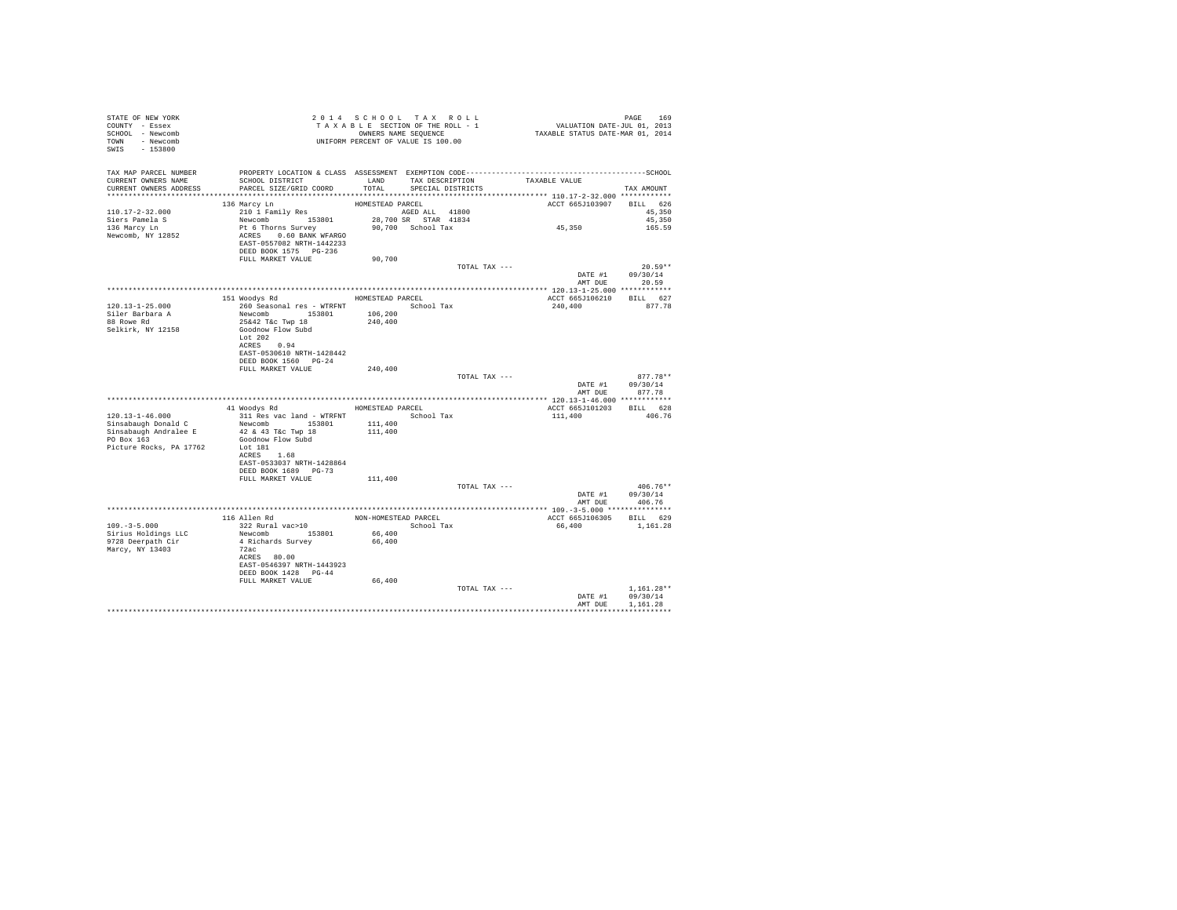STATE OF NEW YORK
COUNTY - Essex
SCHOOL - Newcomb
TOWN - Newcomb
SWIS - 153800

2 0 1 4 S C H O O L T A X R O L L
T A X A B L E SECTION OF THE ROLL - 1
OWNERS NAME SEQUENCE
UNIFORM PERCENT OF VALUE IS 100.00

VALUATION DATE-JUL 01, 2013
TAXABLE STATUS DATE-MAR 01, 2014

| TAX MAP PARCEL NUMBER / CURRENT OWNERS NAME / CURRENT OWNERS ADDRESS | PROPERTY LOCATION & CLASS / SCHOOL DISTRICT / PARCEL SIZE/GRID COORD | ASSESSMENT LAND / TOTAL | EXEMPTION CODE / TAX DESCRIPTION / SPECIAL DISTRICTS | TAXABLE VALUE | TAX AMOUNT |
|---|---|---|---|---|---|
| 110.17-2-32.000 | 136 Marcy Ln / HOMESTEAD PARCEL | | | ACCT 665J103907 | BILL 626 |
| Siers Pamela S | 210 1 Family Res | | AGED ALL 41800 | | 45,350 |
| 136 Marcy Ln | Newcomb 153801 | 28,700 | SR STAR 41834 | | 45,350 |
| Newcomb, NY 12852 | Pt 6 Thorns Survey | 90,700 | School Tax | 45,350 | 165.59 |
| | ACRES 0.60 BANK WFARGO | | | | |
| | EAST-0557082 NRTH-1442233 | | | | |
| | DEED BOOK 1575 PG-236 | | | | |
| | FULL MARKET VALUE | 90,700 | | | |
| | | | TOTAL TAX --- | | 20.59** |
| | | | | DATE #1 | 09/30/14 |
| | | | | AMT DUE | 20.59 |
| 120.13-1-25.000 | 151 Woodys Rd / HOMESTEAD PARCEL | | | ACCT 665J106210 | BILL 627 |
| Siler Barbara A | 260 Seasonal res - WTRFNT | | School Tax | 240,400 | 877.78 |
| 88 Rowe Rd | Newcomb 153801 | 106,200 | | | |
| Selkirk, NY 12158 | 25&42 T&c Twp 18 | 240,400 | | | |
| | Goodnow Flow Subd | | | | |
| | Lot 202 | | | | |
| | ACRES 0.94 | | | | |
| | EAST-0530610 NRTH-1428442 | | | | |
| | DEED BOOK 1560 PG-24 | | | | |
| | FULL MARKET VALUE | 240,400 | | | |
| | | | TOTAL TAX --- | | 877.78** |
| | | | | DATE #1 | 09/30/14 |
| | | | | AMT DUE | 877.78 |
| 120.13-1-46.000 | 41 Woodys Rd / HOMESTEAD PARCEL | | | ACCT 665J101203 | BILL 628 |
| Sinsabaugh Donald C | 311 Res vac land - WTRFNT | | School Tax | 111,400 | 406.76 |
| Sinsabaugh Andralee E | Newcomb 153801 | 111,400 | | | |
| PO Box 163 | 42 & 43 T&c Twp 18 | 111,400 | | | |
| Picture Rocks, PA 17762 | Goodnow Flow Subd | | | | |
| | Lot 181 | | | | |
| | ACRES 1.68 | | | | |
| | EAST-0533037 NRTH-1428864 | | | | |
| | DEED BOOK 1689 PG-73 | | | | |
| | FULL MARKET VALUE | 111,400 | | | |
| | | | TOTAL TAX --- | | 406.76** |
| | | | | DATE #1 | 09/30/14 |
| | | | | AMT DUE | 406.76 |
| 109.-3-5.000 | 116 Allen Rd / NON-HOMESTEAD PARCEL | | | ACCT 665J106305 | BILL 629 |
| Sirius Holdings LLC | 322 Rural vac>10 | | School Tax | 66,400 | 1,161.28 |
| 9728 Deerpath Cir | Newcomb 153801 | 66,400 | | | |
| Marcy, NY 13403 | 4 Richards Survey | 66,400 | | | |
| | 72ac | | | | |
| | ACRES 80.00 | | | | |
| | EAST-0546397 NRTH-1443923 | | | | |
| | DEED BOOK 1428 PG-44 | | | | |
| | FULL MARKET VALUE | 66,400 | | | |
| | | | TOTAL TAX --- | | 1,161.28** |
| | | | | DATE #1 | 09/30/14 |
| | | | | AMT DUE | 1,161.28 |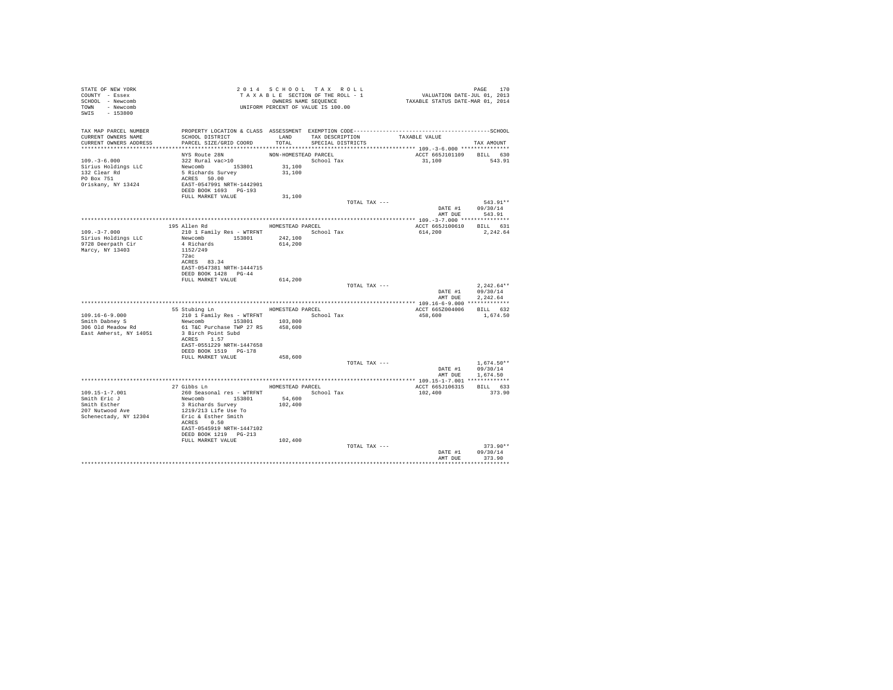STATE OF NEW YORK
COUNTY - Essex
SCHOOL - Newcomb
TOWN - Newcomb
SWIS - 153800

2 0 1 4 S C H O O L T A X R O L L
T A X A B L E SECTION OF THE ROLL - 1
OWNERS NAME SEQUENCE
UNIFORM PERCENT OF VALUE IS 100.00

VALUATION DATE-JUL 01, 2013
TAXABLE STATUS DATE-MAR 01, 2014

| TAX MAP PARCEL NUMBER / CURRENT OWNERS NAME / CURRENT OWNERS ADDRESS | PROPERTY LOCATION & CLASS / SCHOOL DISTRICT / PARCEL SIZE/GRID COORD | ASSESSMENT LAND / TOTAL | EXEMPTION CODE / TAX DESCRIPTION / SPECIAL DISTRICTS | TAXABLE VALUE | SCHOOL TAX AMOUNT |
|---|---|---|---|---|---|
| 109.-3-6.000 | NYS Route 28N | NON-HOMESTEAD PARCEL | | ACCT 665J101109 | BILL 630 |
| Sirius Holdings LLC | 322 Rural vac>10 | | School Tax | 31,100 | 543.91 |
| 132 Clear Rd | Newcomb 153801 | 31,100 | | | |
| PO Box 751 | 5 Richards Survey | 31,100 | | | |
| Oriskany, NY 13424 | ACRES 50.00 | | | | |
| | EAST-0547991 NRTH-1442901 | | | | |
| | DEED BOOK 1693 PG-193 | | | | |
| | FULL MARKET VALUE | 31,100 | | | |
| | | | TOTAL TAX --- | | 543.91** |
| | | | | DATE #1 | 09/30/14 |
| | | | | AMT DUE | 543.91 |
| 109.-3-7.000 | 195 Allen Rd | HOMESTEAD PARCEL | | ACCT 665J100610 | BILL 631 |
| Sirius Holdings LLC | 210 1 Family Res - WTRFNT | | School Tax | 614,200 | 2,242.64 |
| 9728 Deerpath Cir | Newcomb 153801 | 242,100 | | | |
| Marcy, NY 13403 | 4 Richards | 614,200 | | | |
| | 1152/249 | | | | |
| | 72ac | | | | |
| | ACRES 83.34 | | | | |
| | EAST-0547381 NRTH-1444715 | | | | |
| | DEED BOOK 1428 PG-44 | | | | |
| | FULL MARKET VALUE | 614,200 | | | |
| | | | TOTAL TAX --- | | 2,242.64** |
| | | | | DATE #1 | 09/30/14 |
| | | | | AMT DUE | 2,242.64 |
| 109.16-6-9.000 | 55 Stubing Ln | HOMESTEAD PARCEL | | ACCT 665Z004006 | BILL 632 |
| Smith Dabney S | 210 1 Family Res - WTRFNT | | School Tax | 458,600 | 1,674.50 |
| 306 Old Meadow Rd | Newcomb 153801 | 103,800 | | | |
| East Amherst, NY 14051 | 61 T&C Purchase TWP 27 RS | 458,600 | | | |
| | 3 Birch Point Subd | | | | |
| | ACRES 1.57 | | | | |
| | EAST-0551229 NRTH-1447658 | | | | |
| | DEED BOOK 1519 PG-178 | | | | |
| | FULL MARKET VALUE | 458,600 | | | |
| | | | TOTAL TAX --- | | 1,674.50** |
| | | | | DATE #1 | 09/30/14 |
| | | | | AMT DUE | 1,674.50 |
| 109.15-1-7.001 | 27 Gibbs Ln | HOMESTEAD PARCEL | | ACCT 665J106315 | BILL 633 |
| Smith Eric J | 260 Seasonal res - WTRFNT | | School Tax | 102,400 | 373.90 |
| Smith Esther | Newcomb 153801 | 54,600 | | | |
| 207 Nutwood Ave | 3 Richards Survey | 102,400 | | | |
| Schenectady, NY 12304 | 1219/213 Life Use To | | | | |
| | Eric & Esther Smith | | | | |
| | ACRES 0.50 | | | | |
| | EAST-0545919 NRTH-1447102 | | | | |
| | DEED BOOK 1219 PG-213 | | | | |
| | FULL MARKET VALUE | 102,400 | | | |
| | | | TOTAL TAX --- | | 373.90** |
| | | | | DATE #1 | 09/30/14 |
| | | | | AMT DUE | 373.90 |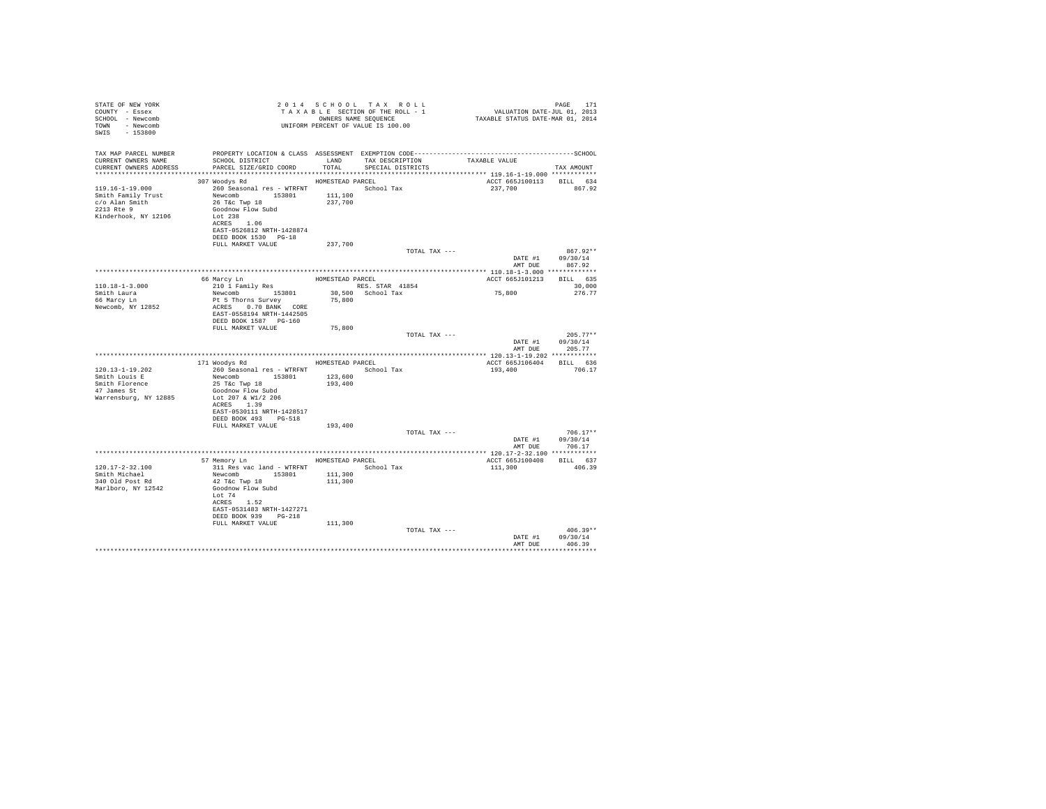STATE OF NEW YORK
COUNTY - Essex
SCHOOL - Newcomb
TOWN - Newcomb
SWIS - 153800

2 0 1 4 S C H O O L T A X R O L L
T A X A B L E SECTION OF THE ROLL - 1
OWNERS NAME SEQUENCE
UNIFORM PERCENT OF VALUE IS 100.00

VALUATION DATE-JUL 01, 2013
TAXABLE STATUS DATE-MAR 01, 2014

| TAX MAP PARCEL NUMBER / CURRENT OWNERS NAME / CURRENT OWNERS ADDRESS | PROPERTY LOCATION & CLASS / SCHOOL DISTRICT / PARCEL SIZE/GRID COORD | ASSESSMENT LAND / TOTAL | EXEMPTION CODE / TAX DESCRIPTION / SPECIAL DISTRICTS | TAXABLE VALUE | TAX AMOUNT |
|---|---|---|---|---|---|
| **119.16-1-19.000** | 307 Woodys Rd | HOMESTEAD PARCEL | | ACCT 665J100113 | BILL 634 |
| Smith Family Trust | 260 Seasonal res - WTRFNT | | School Tax | 237,700 | 867.92 |
| c/o Alan Smith | Newcomb 153801 | 111,100 | | | |
| 2213 Rte 9 | 26 T&c Twp 18 | 237,700 | | | |
| Kinderhook, NY 12106 | Goodnow Flow Subd | | | | |
| | Lot 238 | | | | |
| | ACRES 1.06 | | | | |
| | EAST-0526812 NRTH-1428874 | | | | |
| | DEED BOOK 1530 PG-18 | | | | |
| | FULL MARKET VALUE | 237,700 | | | |
| | | | TOTAL TAX --- | | 867.92** |
| | | | | DATE #1 | 09/30/14 |
| | | | | AMT DUE | 867.92 |
| **110.18-1-3.000** | 66 Marcy Ln | HOMESTEAD PARCEL | | ACCT 665J101213 | BILL 635 |
| Smith Laura | 210 1 Family Res | | RES. STAR 41854 | | 30,000 |
| 66 Marcy Ln | Newcomb 153801 | 30,500 | School Tax | 75,800 | 276.77 |
| Newcomb, NY 12852 | Pt 5 Thorns Survey | 75,800 | | | |
| | ACRES 0.70 BANK CORE | | | | |
| | EAST-0558194 NRTH-1442505 | | | | |
| | DEED BOOK 1587 PG-160 | | | | |
| | FULL MARKET VALUE | 75,800 | | | |
| | | | TOTAL TAX --- | | 205.77** |
| | | | | DATE #1 | 09/30/14 |
| | | | | AMT DUE | 205.77 |
| **120.13-1-19.202** | 171 Woodys Rd | HOMESTEAD PARCEL | | ACCT 665J106404 | BILL 636 |
| Smith Louis E | 260 Seasonal res - WTRFNT | | School Tax | 193,400 | 706.17 |
| Smith Florence | Newcomb 153801 | 123,600 | | | |
| 47 James St | 25 T&c Twp 18 | 193,400 | | | |
| Warrensburg, NY 12885 | Goodnow Flow Subd | | | | |
| | Lot 207 & W1/2 206 | | | | |
| | ACRES 1.39 | | | | |
| | EAST-0530111 NRTH-1428517 | | | | |
| | DEED BOOK 493 PG-518 | | | | |
| | FULL MARKET VALUE | 193,400 | | | |
| | | | TOTAL TAX --- | | 706.17** |
| | | | | DATE #1 | 09/30/14 |
| | | | | AMT DUE | 706.17 |
| **120.17-2-32.100** | 57 Memory Ln | HOMESTEAD PARCEL | | ACCT 665J100408 | BILL 637 |
| Smith Michael | 311 Res vac land - WTRFNT | | School Tax | 111,300 | 406.39 |
| 340 Old Post Rd | Newcomb 153801 | 111,300 | | | |
| Marlboro, NY 12542 | 42 T&c Twp 18 | 111,300 | | | |
| | Goodnow Flow Subd | | | | |
| | Lot 74 | | | | |
| | ACRES 1.52 | | | | |
| | EAST-0531483 NRTH-1427271 | | | | |
| | DEED BOOK 939 PG-218 | | | | |
| | FULL MARKET VALUE | 111,300 | | | |
| | | | TOTAL TAX --- | | 406.39** |
| | | | | DATE #1 | 09/30/14 |
| | | | | AMT DUE | 406.39 |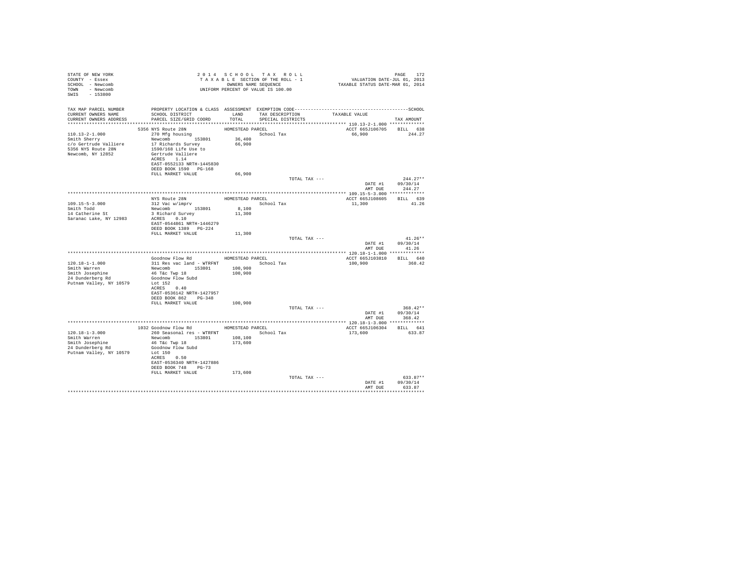STATE OF NEW YORK
COUNTY - Essex
SCHOOL - Newcomb
TOWN - Newcomb
SWIS - 153800

2014 SCHOOL TAX ROLL
TAXABLE SECTION OF THE ROLL - 1
OWNERS NAME SEQUENCE
UNIFORM PERCENT OF VALUE IS 100.00

VALUATION DATE-JUL 01, 2013
TAXABLE STATUS DATE-MAR 01, 2014

| TAX MAP PARCEL NUMBER / CURRENT OWNERS NAME / CURRENT OWNERS ADDRESS | PROPERTY LOCATION & CLASS / SCHOOL DISTRICT / PARCEL SIZE/GRID COORD | ASSESSMENT LAND / TOTAL | EXEMPTION CODE / TAX DESCRIPTION / SPECIAL DISTRICTS | TAXABLE VALUE | TAX AMOUNT |
|---|---|---|---|---|---|
| **110.13-2-1.000** | 5356 NYS Route 28N | HOMESTEAD PARCEL | | ACCT 665J106705 | BILL 638 |
| Smith Sherry | 270 Mfg housing | | School Tax | 66,900 | 244.27 |
| c/o Gertrude Valliere | Newcomb 153801 | 36,400 | | | |
| 5356 NYS Route 28N | 17 Richards Survey | 66,900 | | | |
| Newcomb, NY 12852 | 1590/168 Life Use to | | | | |
| | Gertrude Valliere | | | | |
| | ACRES 1.14 | | | | |
| | EAST-0552133 NRTH-1445830 | | | | |
| | DEED BOOK 1590 PG-168 | | | | |
| | FULL MARKET VALUE | 66,900 | | | |
| | | | TOTAL TAX --- | | 244.27** |
| | | | | DATE #1 | 09/30/14 |
| | | | | AMT DUE | 244.27 |
| **109.15-5-3.000** | NYS Route 28N | HOMESTEAD PARCEL | | ACCT 665J108605 | BILL 639 |
| Smith Todd | 312 Vac w/imprv | | School Tax | 11,300 | 41.26 |
| 14 Catherine St | Newcomb 153801 | 8,100 | | | |
| Saranac Lake, NY 12983 | 3 Richard Survey | 11,300 | | | |
| | ACRES 0.10 | | | | |
| | EAST-0544861 NRTH-1446279 | | | | |
| | DEED BOOK 1389 PG-224 | | | | |
| | FULL MARKET VALUE | 11,300 | | | |
| | | | TOTAL TAX --- | | 41.26** |
| | | | | DATE #1 | 09/30/14 |
| | | | | AMT DUE | 41.26 |
| **120.18-1-1.000** | Goodnow Flow Rd | HOMESTEAD PARCEL | | ACCT 665J103810 | BILL 640 |
| Smith Warren | 311 Res vac land - WTRFNT | | School Tax | 100,900 | 368.42 |
| Smith Josephine | Newcomb 153801 | 100,900 | | | |
| 24 Dunderberg Rd | 46 T&c Twp 18 | 100,900 | | | |
| Putnam Valley, NY 10579 | Goodnow Flow Subd | | | | |
| | Lot 152 | | | | |
| | ACRES 0.40 | | | | |
| | EAST-0536142 NRTH-1427957 | | | | |
| | DEED BOOK 862 PG-348 | | | | |
| | FULL MARKET VALUE | 100,900 | | | |
| | | | TOTAL TAX --- | | 368.42** |
| | | | | DATE #1 | 09/30/14 |
| | | | | AMT DUE | 368.42 |
| **120.18-1-3.000** | 1032 Goodnow Flow Rd | HOMESTEAD PARCEL | | ACCT 665J106304 | BILL 641 |
| Smith Warren | 260 Seasonal res - WTRFNT | | School Tax | 173,600 | 633.87 |
| Smith Josephine | Newcomb 153801 | 108,100 | | | |
| 24 Dunderberg Rd | 46 T&c Twp 18 | 173,600 | | | |
| Putnam Valley, NY 10579 | Goodnow Flow Subd | | | | |
| | Lot 150 | | | | |
| | ACRES 0.50 | | | | |
| | EAST-0536340 NRTH-1427886 | | | | |
| | DEED BOOK 748 PG-73 | | | | |
| | FULL MARKET VALUE | 173,600 | | | |
| | | | TOTAL TAX --- | | 633.87** |
| | | | | DATE #1 | 09/30/14 |
| | | | | AMT DUE | 633.87 |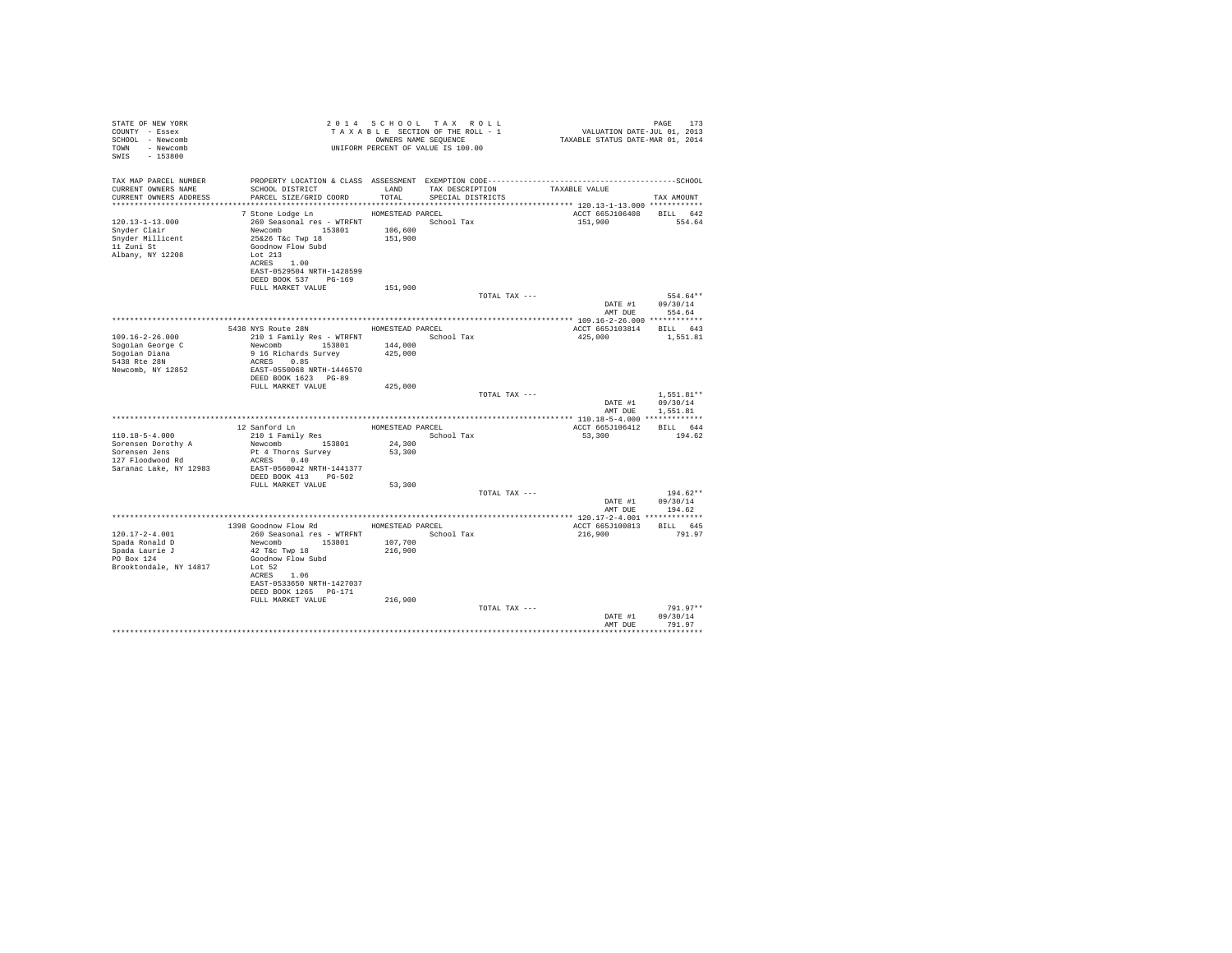STATE OF NEW YORK
COUNTY - Essex
SCHOOL - Newcomb
TOWN - Newcomb
SWIS - 153800

2014 SCHOOL TAX ROLL
TAXABLE SECTION OF THE ROLL - 1
OWNERS NAME SEQUENCE
UNIFORM PERCENT OF VALUE IS 100.00

VALUATION DATE-JUL 01, 2013
TAXABLE STATUS DATE-MAR 01, 2014

| TAX MAP PARCEL NUMBER / CURRENT OWNERS NAME / CURRENT OWNERS ADDRESS | PROPERTY LOCATION & CLASS / SCHOOL DISTRICT / PARCEL SIZE/GRID COORD | ASSESSMENT LAND / TOTAL | EXEMPTION CODE / TAX DESCRIPTION / SPECIAL DISTRICTS | TAXABLE VALUE | TAX AMOUNT |
|---|---|---|---|---|---|
| 120.13-1-13.000 | 7 Stone Lodge Ln | HOMESTEAD PARCEL | | ACCT 665J106408 | BILL 642 |
| Snyder Clair | 260 Seasonal res - WTRFNT | | School Tax | 151,900 | 554.64 |
| Snyder Millicent | Newcomb 153801 | 106,600 | | | |
| 11 Zuni St | 25&26 T&c Twp 18 | 151,900 | | | |
| Albany, NY 12208 | Goodnow Flow Subd | | | | |
| | Lot 213 | | | | |
| | ACRES 1.00 | | | | |
| | EAST-0529504 NRTH-1428599 | | | | |
| | DEED BOOK 537 PG-169 | | | | |
| | FULL MARKET VALUE | 151,900 | | | |
| | | | TOTAL TAX --- | | 554.64** |
| | | | | DATE #1 | 09/30/14 |
| | | | | AMT DUE | 554.64 |
| 109.16-2-26.000 | 5438 NYS Route 28N | HOMESTEAD PARCEL | | ACCT 665J103814 | BILL 643 |
| Sogoian George C | 210 1 Family Res - WTRFNT | | School Tax | 425,000 | 1,551.81 |
| Sogoian Diana | Newcomb 153801 | 144,000 | | | |
| 5438 Rte 28N | 9 16 Richards Survey | 425,000 | | | |
| Newcomb, NY 12852 | ACRES 0.85 | | | | |
| | EAST-0550068 NRTH-1446570 | | | | |
| | DEED BOOK 1623 PG-89 | | | | |
| | FULL MARKET VALUE | 425,000 | | | |
| | | | TOTAL TAX --- | | 1,551.81** |
| | | | | DATE #1 | 09/30/14 |
| | | | | AMT DUE | 1,551.81 |
| 110.18-5-4.000 | 12 Sanford Ln | HOMESTEAD PARCEL | | ACCT 665J106412 | BILL 644 |
| Sorensen Dorothy A | 210 1 Family Res | | School Tax | 53,300 | 194.62 |
| Sorensen Jens | Newcomb 153801 | 24,300 | | | |
| 127 Floodwood Rd | Pt 4 Thorns Survey | 53,300 | | | |
| Saranac Lake, NY 12983 | ACRES 0.40 | | | | |
| | EAST-0560042 NRTH-1441377 | | | | |
| | DEED BOOK 413 PG-502 | | | | |
| | FULL MARKET VALUE | 53,300 | | | |
| | | | TOTAL TAX --- | | 194.62** |
| | | | | DATE #1 | 09/30/14 |
| | | | | AMT DUE | 194.62 |
| 120.17-2-4.001 | 1398 Goodnow Flow Rd | HOMESTEAD PARCEL | | ACCT 665J100813 | BILL 645 |
| Spada Ronald D | 260 Seasonal res - WTRFNT | | School Tax | 216,900 | 791.97 |
| Spada Laurie J | Newcomb 153801 | 107,700 | | | |
| PO Box 124 | 42 T&c Twp 18 | 216,900 | | | |
| Brooktondale, NY 14817 | Goodnow Flow Subd | | | | |
| | Lot 52 | | | | |
| | ACRES 1.06 | | | | |
| | EAST-0533650 NRTH-1427037 | | | | |
| | DEED BOOK 1265 PG-171 | | | | |
| | FULL MARKET VALUE | 216,900 | | | |
| | | | TOTAL TAX --- | | 791.97** |
| | | | | DATE #1 | 09/30/14 |
| | | | | AMT DUE | 791.97 |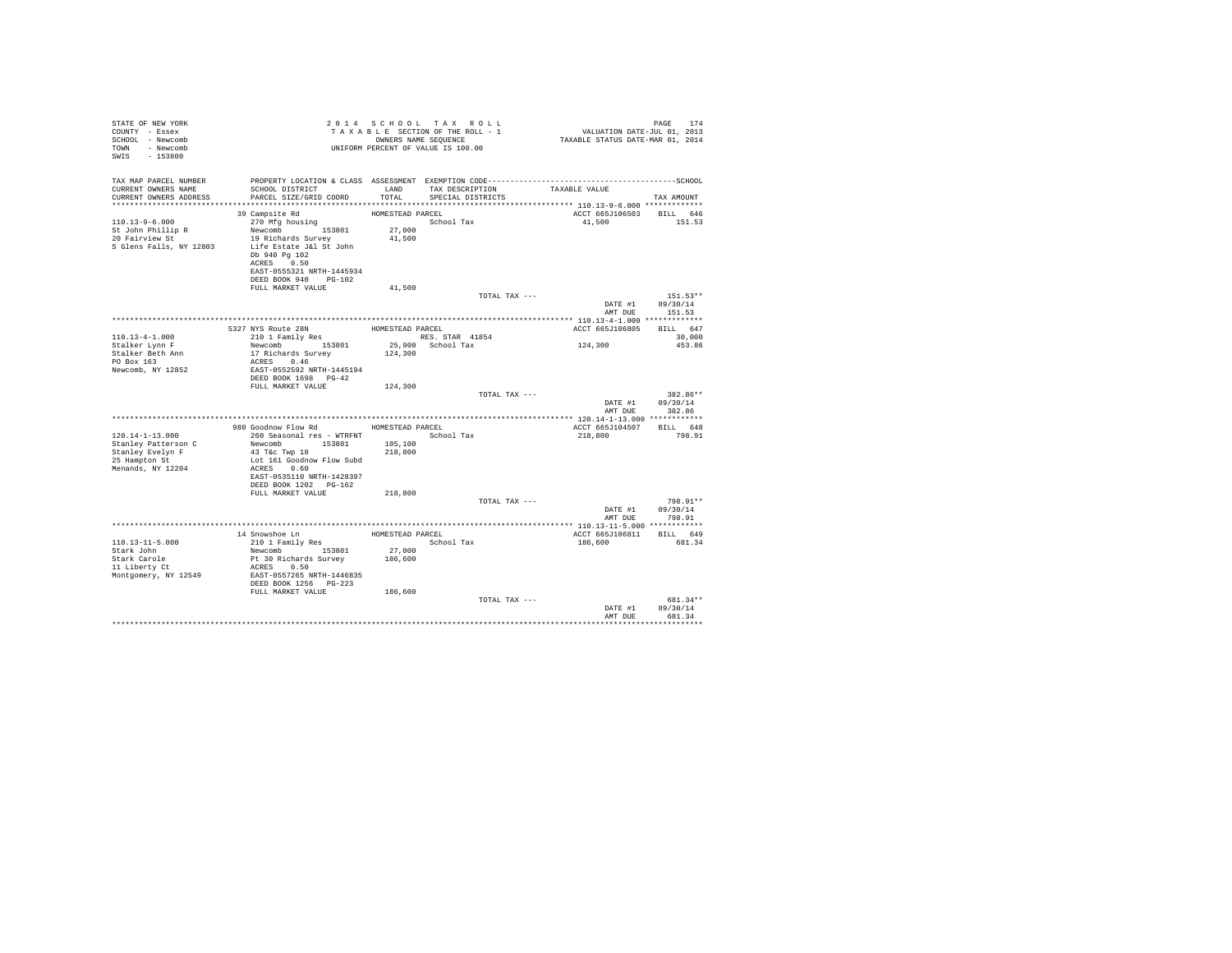STATE OF NEW YORK
COUNTY - Essex
SCHOOL - Newcomb
TOWN - Newcomb
SWIS - 153800

2 0 1 4 S C H O O L T A X R O L L
T A X A B L E SECTION OF THE ROLL - 1
OWNERS NAME SEQUENCE
UNIFORM PERCENT OF VALUE IS 100.00

VALUATION DATE-JUL 01, 2013
TAXABLE STATUS DATE-MAR 01, 2014

```
TAX MAP PARCEL NUMBER      PROPERTY LOCATION & CLASS  ASSESSMENT  EXEMPTION CODE------------------------------------------------SCHOOL
CURRENT OWNERS NAME        SCHOOL DISTRICT            LAND        TAX DESCRIPTION              TAXABLE VALUE
CURRENT OWNERS ADDRESS     PARCEL SIZE/GRID COORD     TOTAL       SPECIAL DISTRICTS                                       TAX AMOUNT
*********************************************************************************************** 110.13-9-6.000 *************
                           39 Campsite Rd             HOMESTEAD PARCEL                          ACCT 665J106503    BILL  646
110.13-9-6.000             270 Mfg housing                        School Tax                      41,500              151.53
St John Phillip R          Newcomb        153801       27,000
20 Fairview St             19 Richards Survey          41,500
S Glens Falls, NY 12803    Life Estate J&l St John
                           Db 940 Pg 102
                           ACRES    0.50
                           EAST-0555321 NRTH-1445934
                           DEED BOOK 940    PG-102
                           FULL MARKET VALUE           41,500
                                                                  TOTAL TAX ---                                     151.53**
                                                                                                  DATE #1        09/30/14
                                                                                                  AMT DUE          151.53
*********************************************************************************************** 110.13-4-1.000 *************
                           5327 NYS Route 28N         HOMESTEAD PARCEL                          ACCT 665J106805    BILL  647
110.13-4-1.000             210 1 Family Res                        RES. STAR  41854                                   30,000
Stalker Lynn F             Newcomb        153801       25,900     School Tax                     124,300              453.86
Stalker Beth Ann           17 Richards Survey         124,300
PO Box 163                 ACRES    0.46
Newcomb, NY 12852          EAST-0552592 NRTH-1445194
                           DEED BOOK 1698   PG-42
                           FULL MARKET VALUE          124,300
                                                                  TOTAL TAX ---                                     382.86**
                                                                                                  DATE #1        09/30/14
                                                                                                  AMT DUE          382.86
*********************************************************************************************** 120.14-1-13.000 ************
                           980 Goodnow Flow Rd        HOMESTEAD PARCEL                          ACCT 665J104507    BILL  648
120.14-1-13.000            260 Seasonal res - WTRFNT              School Tax                     218,800              798.91
Stanley Patterson C        Newcomb        153801      105,100
Stanley Evelyn F           43 T&c Twp 18              218,800
25 Hampton St              Lot 161 Goodnow Flow Subd
Menands, NY 12204          ACRES    0.60
                           EAST-0535110 NRTH-1428397
                           DEED BOOK 1202   PG-162
                           FULL MARKET VALUE          218,800
                                                                  TOTAL TAX ---                                     798.91**
                                                                                                  DATE #1        09/30/14
                                                                                                  AMT DUE          798.91
*********************************************************************************************** 110.13-11-5.000 ************
                           14 Snowshoe Ln             HOMESTEAD PARCEL                          ACCT 665J106811    BILL  649
110.13-11-5.000            210 1 Family Res                       School Tax                     186,600              681.34
Stark John                 Newcomb        153801       27,000
Stark Carole               Pt 30 Richards Survey      186,600
11 Liberty Ct              ACRES    0.50
Montgomery, NY 12549       EAST-0557265 NRTH-1446835
                           DEED BOOK 1256   PG-223
                           FULL MARKET VALUE          186,600
                                                                  TOTAL TAX ---                                     681.34**
                                                                                                  DATE #1        09/30/14
                                                                                                  AMT DUE          681.34
****************************************************************************************************************************
```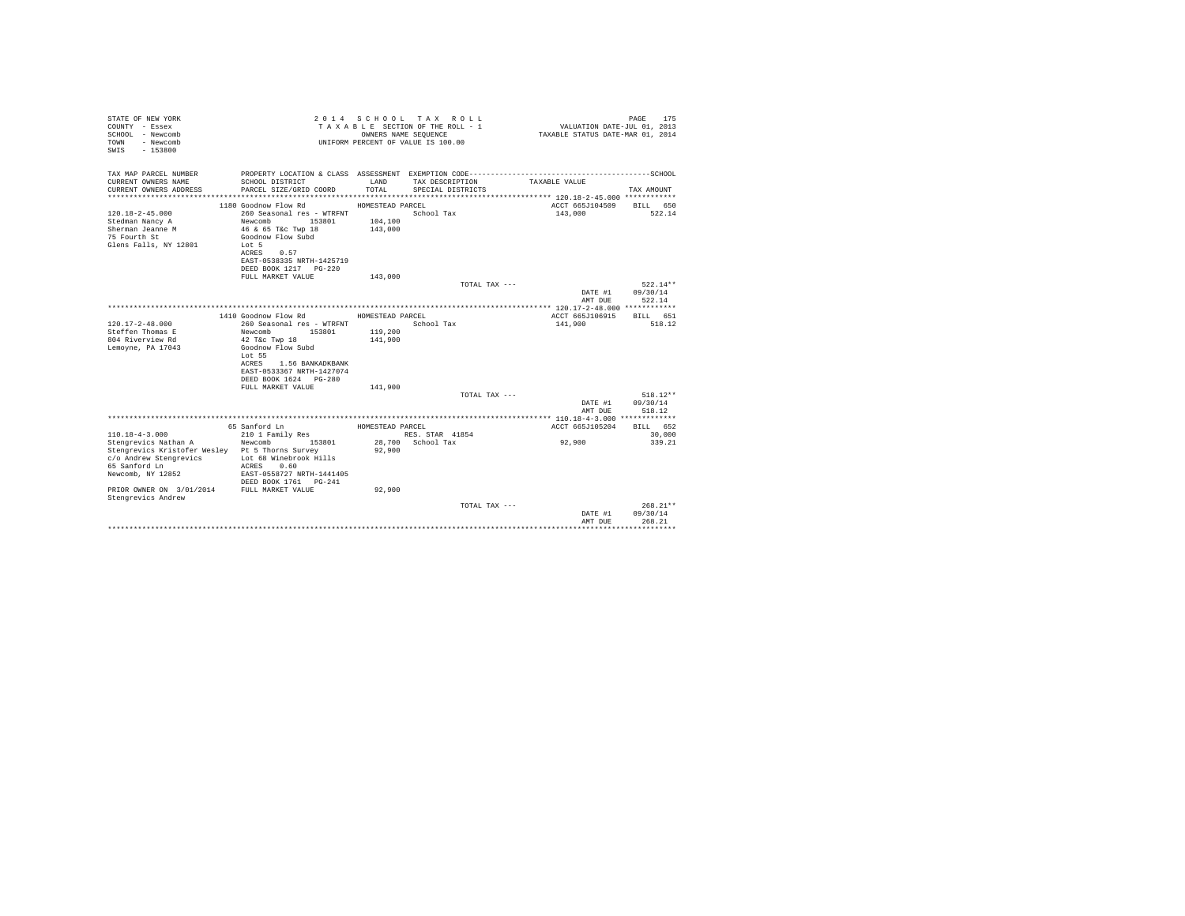STATE OF NEW YORK
COUNTY - Essex
SCHOOL - Newcomb
TOWN - Newcomb
SWIS - 153800

2 0 1 4 S C H O O L T A X R O L L
T A X A B L E SECTION OF THE ROLL - 1
OWNERS NAME SEQUENCE
UNIFORM PERCENT OF VALUE IS 100.00

PAGE 175
VALUATION DATE-JUL 01, 2013
TAXABLE STATUS DATE-MAR 01, 2014

| TAX MAP PARCEL NUMBER / CURRENT OWNERS NAME / CURRENT OWNERS ADDRESS | PROPERTY LOCATION & CLASS / SCHOOL DISTRICT / PARCEL SIZE/GRID COORD | ASSESSMENT LAND / TOTAL | EXEMPTION CODE / TAX DESCRIPTION / SPECIAL DISTRICTS | TAXABLE VALUE | SCHOOL TAX AMOUNT |
|---|---|---|---|---|---|
| ******* 120.18-2-45.000 | | | | | |
| | 1180 Goodnow Flow Rd | HOMESTEAD PARCEL | | ACCT 665J104509 | BILL 650 |
| 120.18-2-45.000 | 260 Seasonal res - WTRFNT | | School Tax | 143,000 | 522.14 |
| Stedman Nancy A | Newcomb 153801 | 104,100 | | | |
| Sherman Jeanne M | 46 & 65 T&c Twp 18 | 143,000 | | | |
| 75 Fourth St | Goodnow Flow Subd | | | | |
| Glens Falls, NY 12801 | Lot 5 | | | | |
| | ACRES 0.57 | | | | |
| | EAST-0538335 NRTH-1425719 | | | | |
| | DEED BOOK 1217 PG-220 | | | | |
| | FULL MARKET VALUE | 143,000 | | | |
| | | | TOTAL TAX --- | | 522.14** |
| | | | | DATE #1 | 09/30/14 |
| | | | | AMT DUE | 522.14 |
| ******* 120.17-2-48.000 | | | | | |
| | 1410 Goodnow Flow Rd | HOMESTEAD PARCEL | | ACCT 665J106915 | BILL 651 |
| 120.17-2-48.000 | 260 Seasonal res - WTRFNT | | School Tax | 141,900 | 518.12 |
| Steffen Thomas E | Newcomb 153801 | 119,200 | | | |
| 804 Riverview Rd | 42 T&c Twp 18 | 141,900 | | | |
| Lemoyne, PA 17043 | Goodnow Flow Subd | | | | |
| | Lot 55 | | | | |
| | ACRES 1.56 BANKADKBANK | | | | |
| | EAST-0533367 NRTH-1427074 | | | | |
| | DEED BOOK 1624 PG-280 | | | | |
| | FULL MARKET VALUE | 141,900 | | | |
| | | | TOTAL TAX --- | | 518.12** |
| | | | | DATE #1 | 09/30/14 |
| | | | | AMT DUE | 518.12 |
| ******* 110.18-4-3.000 | | | | | |
| | 65 Sanford Ln | HOMESTEAD PARCEL | | ACCT 665J105204 | BILL 652 |
| 110.18-4-3.000 | 210 1 Family Res | | RES. STAR 41854 | | 30,000 |
| Stengrevics Nathan A | Newcomb 153801 | 28,700 | School Tax | 92,900 | 339.21 |
| Stengrevics Kristofer Wesley | Pt 5 Thorns Survey | 92,900 | | | |
| c/o Andrew Stengrevics | Lot 68 Winebrook Hills | | | | |
| 65 Sanford Ln | ACRES 0.60 | | | | |
| Newcomb, NY 12852 | EAST-0558727 NRTH-1441405 | | | | |
| | DEED BOOK 1761 PG-241 | | | | |
| PRIOR OWNER ON 3/01/2014 | FULL MARKET VALUE | 92,900 | | | |
| Stengrevics Andrew | | | | | |
| | | | TOTAL TAX --- | | 268.21** |
| | | | | DATE #1 | 09/30/14 |
| | | | | AMT DUE | 268.21 |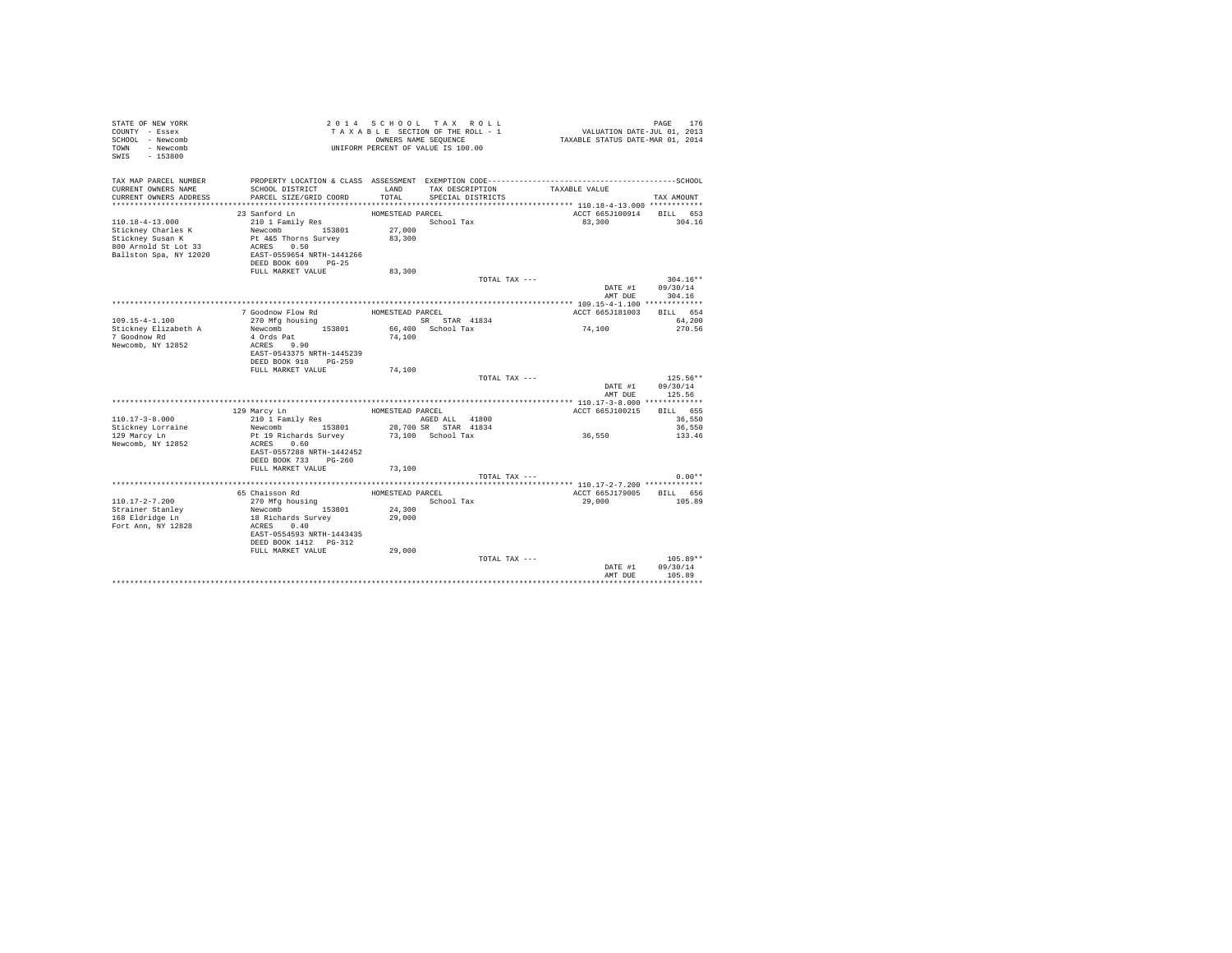STATE OF NEW YORK
COUNTY - Essex
SCHOOL - Newcomb
TOWN - Newcomb
SWIS - 153800

2 0 1 4 S C H O O L T A X R O L L
T A X A B L E SECTION OF THE ROLL - 1
OWNERS NAME SEQUENCE
UNIFORM PERCENT OF VALUE IS 100.00

VALUATION DATE-JUL 01, 2013
TAXABLE STATUS DATE-MAR 01, 2014

| TAX MAP PARCEL NUMBER / CURRENT OWNERS NAME / CURRENT OWNERS ADDRESS | PROPERTY LOCATION & CLASS / SCHOOL DISTRICT / PARCEL SIZE/GRID COORD | ASSESSMENT LAND / TOTAL | EXEMPTION CODE / TAX DESCRIPTION / SPECIAL DISTRICTS | TAXABLE VALUE | TAX AMOUNT |
|---|---|---|---|---|---|
| 110.18-4-13.000 | 23 Sanford Ln | HOMESTEAD PARCEL | | ACCT 665J100914 | BILL 653 |
| Stickney Charles K | 210 1 Family Res | | School Tax | 83,300 | 304.16 |
| Stickney Susan K | Newcomb 153801 | 27,000 | | | |
| 800 Arnold St Lot 33 | Pt 4&5 Thorns Survey | 83,300 | | | |
| Ballston Spa, NY 12020 | ACRES 0.50 | | | | |
| | EAST-0559654 NRTH-1441266 | | | | |
| | DEED BOOK 609 PG-25 | | | | |
| | FULL MARKET VALUE | 83,300 | | | |
| | | | TOTAL TAX --- | | 304.16** |
| | | | | DATE #1 | 09/30/14 |
| | | | | AMT DUE | 304.16 |
| 109.15-4-1.100 | 7 Goodnow Flow Rd | HOMESTEAD PARCEL | | ACCT 665J181003 | BILL 654 |
| Stickney Elizabeth A | 270 Mfg housing | | SR STAR 41834 | | 64,200 |
| 7 Goodnow Rd | Newcomb 153801 | 66,400 | School Tax | 74,100 | 270.56 |
| Newcomb, NY 12852 | 4 Ords Pat | 74,100 | | | |
| | ACRES 9.90 | | | | |
| | EAST-0543375 NRTH-1445239 | | | | |
| | DEED BOOK 918 PG-259 | | | | |
| | FULL MARKET VALUE | 74,100 | | | |
| | | | TOTAL TAX --- | | 125.56** |
| | | | | DATE #1 | 09/30/14 |
| | | | | AMT DUE | 125.56 |
| 110.17-3-8.000 | 129 Marcy Ln | HOMESTEAD PARCEL | | ACCT 665J100215 | BILL 655 |
| Stickney Lorraine | 210 1 Family Res | | AGED ALL 41800 | | 36,550 |
| 129 Marcy Ln | Newcomb 153801 | 28,700 | SR STAR 41834 | | 36,550 |
| Newcomb, NY 12852 | Pt 19 Richards Survey | 73,100 | School Tax | 36,550 | 133.46 |
| | ACRES 0.60 | | | | |
| | EAST-0557288 NRTH-1442452 | | | | |
| | DEED BOOK 733 PG-260 | | | | |
| | FULL MARKET VALUE | 73,100 | | | |
| | | | TOTAL TAX --- | | 0.00** |
| 110.17-2-7.200 | 65 Chaisson Rd | HOMESTEAD PARCEL | | ACCT 665J179005 | BILL 656 |
| Strainer Stanley | 270 Mfg housing | | School Tax | 29,000 | 105.89 |
| 168 Eldridge Ln | Newcomb 153801 | 24,300 | | | |
| Fort Ann, NY 12828 | 18 Richards Survey | 29,000 | | | |
| | ACRES 0.40 | | | | |
| | EAST-0554593 NRTH-1443435 | | | | |
| | DEED BOOK 1412 PG-312 | | | | |
| | FULL MARKET VALUE | 29,000 | | | |
| | | | TOTAL TAX --- | | 105.89** |
| | | | | DATE #1 | 09/30/14 |
| | | | | AMT DUE | 105.89 |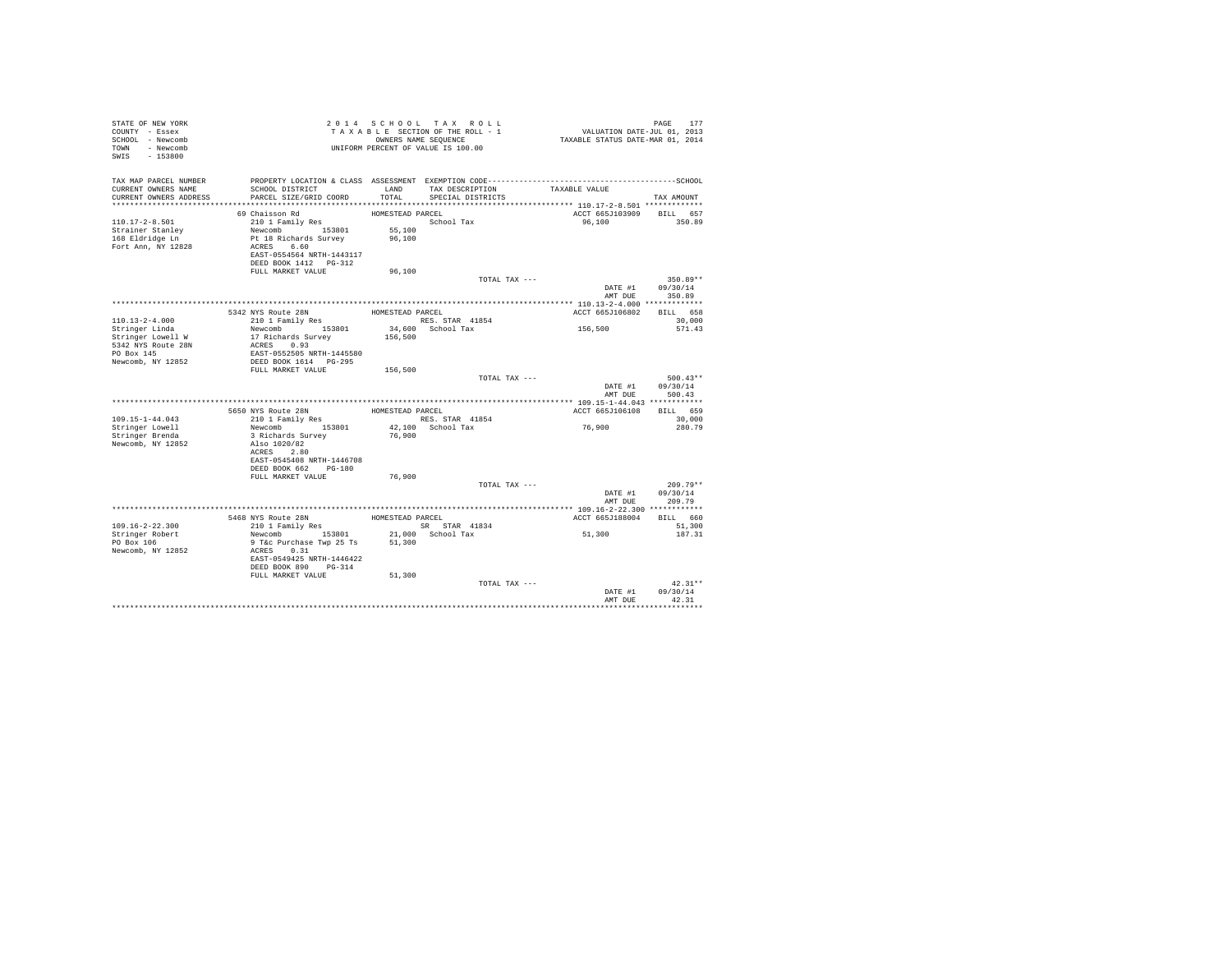STATE OF NEW YORK
COUNTY - Essex
SCHOOL - Newcomb
TOWN - Newcomb
SWIS - 153800

2014 SCHOOL TAX ROLL
TAXABLE SECTION OF THE ROLL - 1
OWNERS NAME SEQUENCE
UNIFORM PERCENT OF VALUE IS 100.00

VALUATION DATE-JUL 01, 2013
TAXABLE STATUS DATE-MAR 01, 2014

| TAX MAP PARCEL NUMBER / CURRENT OWNERS NAME / CURRENT OWNERS ADDRESS | PROPERTY LOCATION & CLASS / SCHOOL DISTRICT / PARCEL SIZE/GRID COORD | ASSESSMENT LAND / TOTAL | EXEMPTION CODE / TAX DESCRIPTION / SPECIAL DISTRICTS | TAXABLE VALUE | TAX AMOUNT |
|---|---|---|---|---|---|
| **110.17-2-8.501** | 69 Chaisson Rd | HOMESTEAD PARCEL | | ACCT 665J103909 | BILL 657 |
| 110.17-2-8.501 | 210 1 Family Res | | School Tax | 96,100 | 350.89 |
| Strainer Stanley | Newcomb 153801 | 55,100 | | | |
| 168 Eldridge Ln | Pt 18 Richards Survey | 96,100 | | | |
| Fort Ann, NY 12828 | ACRES 6.60 | | | | |
| | EAST-0554564 NRTH-1443117 | | | | |
| | DEED BOOK 1412 PG-312 | | | | |
| | FULL MARKET VALUE | 96,100 | | | |
| | | | TOTAL TAX --- | | 350.89** |
| | | | | DATE #1 | 09/30/14 |
| | | | | AMT DUE | 350.89 |
| **110.13-2-4.000** | 5342 NYS Route 28N | HOMESTEAD PARCEL | | ACCT 665J106802 | BILL 658 |
| 110.13-2-4.000 | 210 1 Family Res | | RES. STAR 41854 | | 30,000 |
| Stringer Linda | Newcomb 153801 | 34,600 | School Tax | 156,500 | 571.43 |
| Stringer Lowell W | 17 Richards Survey | 156,500 | | | |
| 5342 NYS Route 28N | ACRES 0.93 | | | | |
| PO Box 145 | EAST-0552505 NRTH-1445580 | | | | |
| Newcomb, NY 12852 | DEED BOOK 1614 PG-295 | | | | |
| | FULL MARKET VALUE | 156,500 | | | |
| | | | TOTAL TAX --- | | 500.43** |
| | | | | DATE #1 | 09/30/14 |
| | | | | AMT DUE | 500.43 |
| **109.15-1-44.043** | 5650 NYS Route 28N | HOMESTEAD PARCEL | | ACCT 665J106108 | BILL 659 |
| 109.15-1-44.043 | 210 1 Family Res | | RES. STAR 41854 | | 30,000 |
| Stringer Lowell | Newcomb 153801 | 42,100 | School Tax | 76,900 | 280.79 |
| Stringer Brenda | 3 Richards Survey | 76,900 | | | |
| Newcomb, NY 12852 | Also 1020/82 | | | | |
| | ACRES 2.80 | | | | |
| | EAST-0545408 NRTH-1446708 | | | | |
| | DEED BOOK 662 PG-180 | | | | |
| | FULL MARKET VALUE | 76,900 | | | |
| | | | TOTAL TAX --- | | 209.79** |
| | | | | DATE #1 | 09/30/14 |
| | | | | AMT DUE | 209.79 |
| **109.16-2-22.300** | 5468 NYS Route 28N | HOMESTEAD PARCEL | | ACCT 665J188004 | BILL 660 |
| 109.16-2-22.300 | 210 1 Family Res | | SR STAR 41834 | | 51,300 |
| Stringer Robert | Newcomb 153801 | 21,000 | School Tax | 51,300 | 187.31 |
| PO Box 106 | 9 T&c Purchase Twp 25 Ts | 51,300 | | | |
| Newcomb, NY 12852 | ACRES 0.31 | | | | |
| | EAST-0549425 NRTH-1446422 | | | | |
| | DEED BOOK 890 PG-314 | | | | |
| | FULL MARKET VALUE | 51,300 | | | |
| | | | TOTAL TAX --- | | 42.31** |
| | | | | DATE #1 | 09/30/14 |
| | | | | AMT DUE | 42.31 |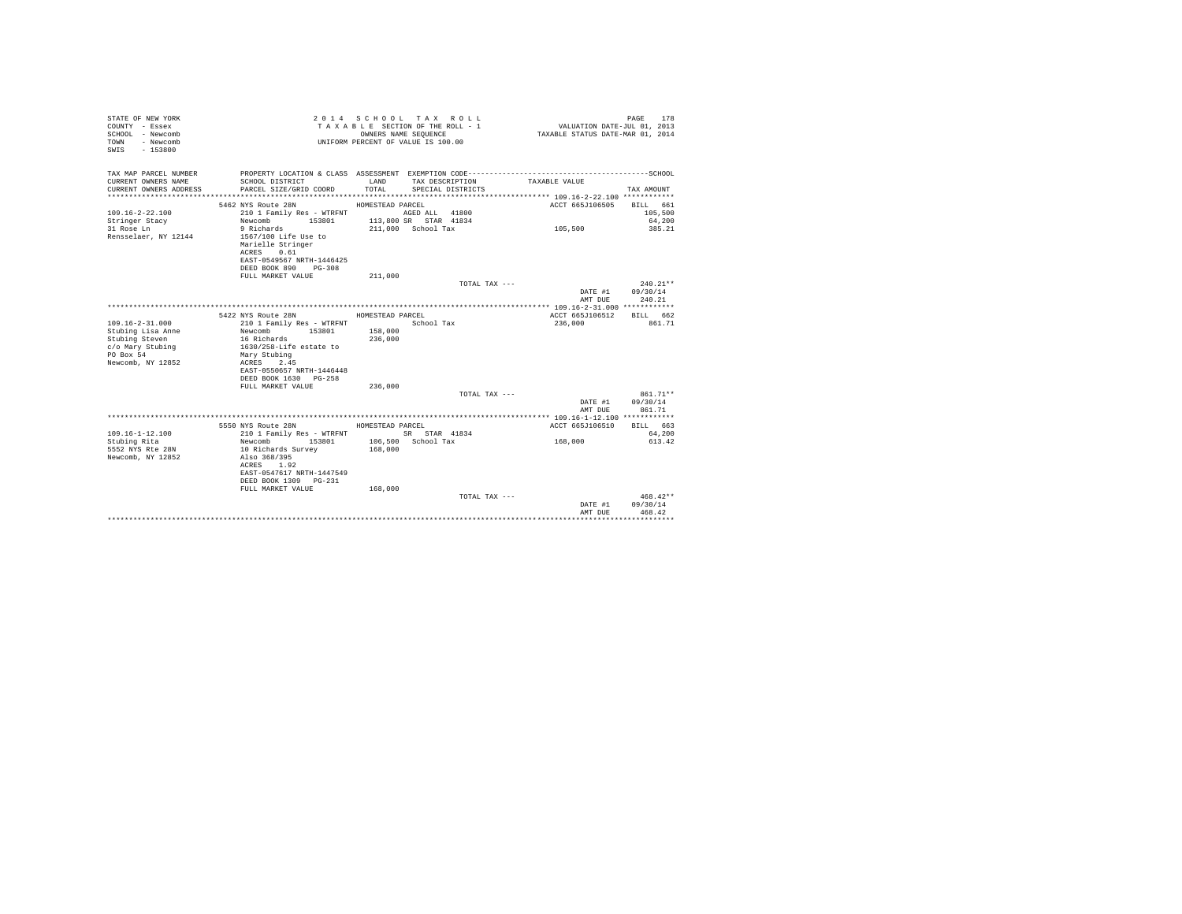STATE OF NEW YORK
COUNTY - Essex
SCHOOL - Newcomb
TOWN - Newcomb
SWIS - 153800

2 0 1 4 S C H O O L T A X R O L L
T A X A B L E SECTION OF THE ROLL - 1
OWNERS NAME SEQUENCE
UNIFORM PERCENT OF VALUE IS 100.00

VALUATION DATE-JUL 01, 2013
TAXABLE STATUS DATE-MAR 01, 2014

| TAX MAP PARCEL NUMBER / CURRENT OWNERS NAME / CURRENT OWNERS ADDRESS | PROPERTY LOCATION & CLASS / SCHOOL DISTRICT / PARCEL SIZE/GRID COORD | ASSESSMENT LAND / TOTAL | EXEMPTION CODE / TAX DESCRIPTION / SPECIAL DISTRICTS | TAXABLE VALUE | SCHOOL TAX AMOUNT |
|---|---|---|---|---|---|
| **109.16-2-22.100** | 5462 NYS Route 28N | HOMESTEAD PARCEL | | ACCT 665J106505 | BILL 661 |
| 109.16-2-22.100 | 210 1 Family Res - WTRFNT | | AGED ALL 41800 | | 105,500 |
| Stringer Stacy | Newcomb 153801 | 113,800 | SR STAR 41834 | | 64,200 |
| 31 Rose Ln | 9 Richards | 211,000 | School Tax | 105,500 | 385.21 |
| Rensselaer, NY 12144 | 1567/100 Life Use to | | | | |
| | Marielle Stringer | | | | |
| | ACRES 0.61 | | | | |
| | EAST-0549567 NRTH-1446425 | | | | |
| | DEED BOOK 890 PG-308 | | | | |
| | FULL MARKET VALUE | 211,000 | | | |
| | | | TOTAL TAX --- | | 240.21** |
| | | | | DATE #1 | 09/30/14 |
| | | | | AMT DUE | 240.21 |
| **109.16-2-31.000** | 5422 NYS Route 28N | HOMESTEAD PARCEL | | ACCT 665J106512 | BILL 662 |
| 109.16-2-31.000 | 210 1 Family Res - WTRFNT | | School Tax | 236,000 | 861.71 |
| Stubing Lisa Anne | Newcomb 153801 | 158,000 | | | |
| Stubing Steven | 16 Richards | 236,000 | | | |
| c/o Mary Stubing | 1630/258-Life estate to | | | | |
| PO Box 54 | Mary Stubing | | | | |
| Newcomb, NY 12852 | ACRES 2.45 | | | | |
| | EAST-0550657 NRTH-1446448 | | | | |
| | DEED BOOK 1630 PG-258 | | | | |
| | FULL MARKET VALUE | 236,000 | | | |
| | | | TOTAL TAX --- | | 861.71** |
| | | | | DATE #1 | 09/30/14 |
| | | | | AMT DUE | 861.71 |
| **109.16-1-12.100** | 5550 NYS Route 28N | HOMESTEAD PARCEL | | ACCT 665J106510 | BILL 663 |
| 109.16-1-12.100 | 210 1 Family Res - WTRFNT | | SR STAR 41834 | | 64,200 |
| Stubing Rita | Newcomb 153801 | 106,500 | School Tax | 168,000 | 613.42 |
| 5552 NYS Rte 28N | 10 Richards Survey | 168,000 | | | |
| Newcomb, NY 12852 | Also 368/395 | | | | |
| | ACRES 1.92 | | | | |
| | EAST-0547617 NRTH-1447549 | | | | |
| | DEED BOOK 1309 PG-231 | | | | |
| | FULL MARKET VALUE | 168,000 | | | |
| | | | TOTAL TAX --- | | 468.42** |
| | | | | DATE #1 | 09/30/14 |
| | | | | AMT DUE | 468.42 |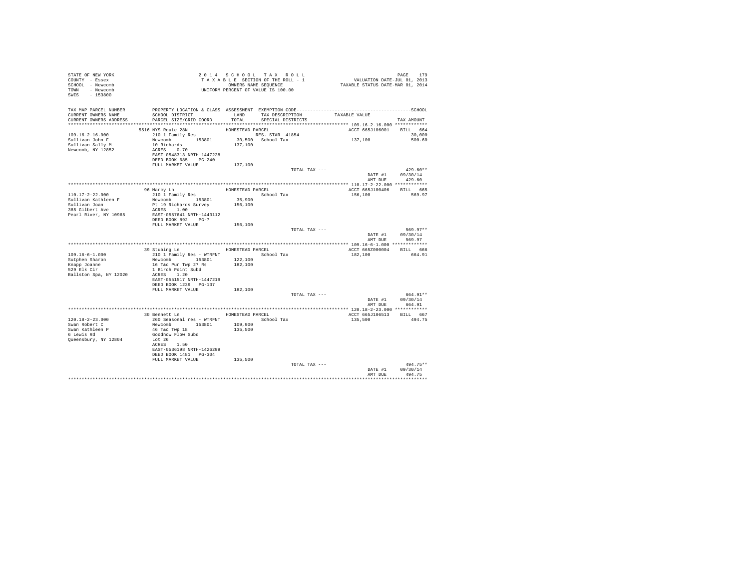STATE OF NEW YORK
COUNTY - Essex
SCHOOL - Newcomb
TOWN - Newcomb
SWIS - 153800

2014 SCHOOL TAX ROLL
TAXABLE SECTION OF THE ROLL - 1
OWNERS NAME SEQUENCE
UNIFORM PERCENT OF VALUE IS 100.00

VALUATION DATE-JUL 01, 2013
TAXABLE STATUS DATE-MAR 01, 2014

```
TAX MAP PARCEL NUMBER     PROPERTY LOCATION & CLASS  ASSESSMENT  EXEMPTION CODE------------------------------------------------SCHOOL
CURRENT OWNERS NAME       SCHOOL DISTRICT             LAND       TAX DESCRIPTION            TAXABLE VALUE
CURRENT OWNERS ADDRESS    PARCEL SIZE/GRID COORD      TOTAL      SPECIAL DISTRICTS                                    TAX AMOUNT
*********************************************************************************************** 109.16-2-16.000 ************
                          5516 NYS Route 28N           HOMESTEAD PARCEL                          ACCT 665J106001    BILL  664
109.16-2-16.000           210 1 Family Res                       RES. STAR 41854                                        30,000
Sullivan John F           Newcomb       153801         30,500   School Tax                   137,100                 500.60
Sullivan Sally M          10 Richards                 137,100
Newcomb, NY 12852         ACRES    0.70
                          EAST-0548313 NRTH-1447228
                          DEED BOOK 685    PG-240
                          FULL MARKET VALUE           137,100
                                                                  TOTAL TAX ---                                       429.60**
                                                                                                     DATE #1        09/30/14
                                                                                                     AMT DUE          429.60
*********************************************************************************************** 110.17-2-22.000 ************
                          96 Marcy Ln                  HOMESTEAD PARCEL                          ACCT 665J100406    BILL  665
110.17-2-22.000           210 1 Family Res                        School Tax                     156,100                 569.97
Sullivan Kathleen F       Newcomb       153801         35,900
Sullivan Joan             Pt 19 Richards Survey       156,100
385 Gilbert Ave           ACRES    1.00
Pearl River, NY 10965     EAST-0557641 NRTH-1443112
                          DEED BOOK 892    PG-7
                          FULL MARKET VALUE           156,100
                                                                  TOTAL TAX ---                                       569.97**
                                                                                                     DATE #1        09/30/14
                                                                                                     AMT DUE          569.97
*********************************************************************************************** 109.16-6-1.000 *************
                          39 Stubing Ln                HOMESTEAD PARCEL                          ACCT 665Z000004    BILL  666
109.16-6-1.000            210 1 Family Res - WTRFNT               School Tax                     182,100                 664.91
Sutphen Sharon            Newcomb       153801        122,100
Knapp Joanne              16 T&c Pur Twp 27 Rs        182,100
529 Elk Cir               1 Birch Point Subd
Ballston Spa, NY 12020    ACRES    1.20
                          EAST-0551517 NRTH-1447219
                          DEED BOOK 1239   PG-137
                          FULL MARKET VALUE           182,100
                                                                  TOTAL TAX ---                                       664.91**
                                                                                                     DATE #1        09/30/14
                                                                                                     AMT DUE          664.91
*********************************************************************************************** 120.18-2-23.000 ************
                          30 Bennett Ln                HOMESTEAD PARCEL                          ACCT 665J106513    BILL  667
120.18-2-23.000           260 Seasonal res - WTRFNT               School Tax                     135,500                 494.75
Swan Robert C             Newcomb       153801        109,900
Swan Kathleen P           46 T&c Twp 18               135,500
6 Lewis Rd                Goodnow Flow Subd
Queensbury, NY 12804      Lot 26
                          ACRES    1.50
                          EAST-0536198 NRTH-1426299
                          DEED BOOK 1481   PG-304
                          FULL MARKET VALUE           135,500
                                                                  TOTAL TAX ---                                       494.75**
                                                                                                     DATE #1        09/30/14
                                                                                                     AMT DUE          494.75
******************************************************************************************************************************
```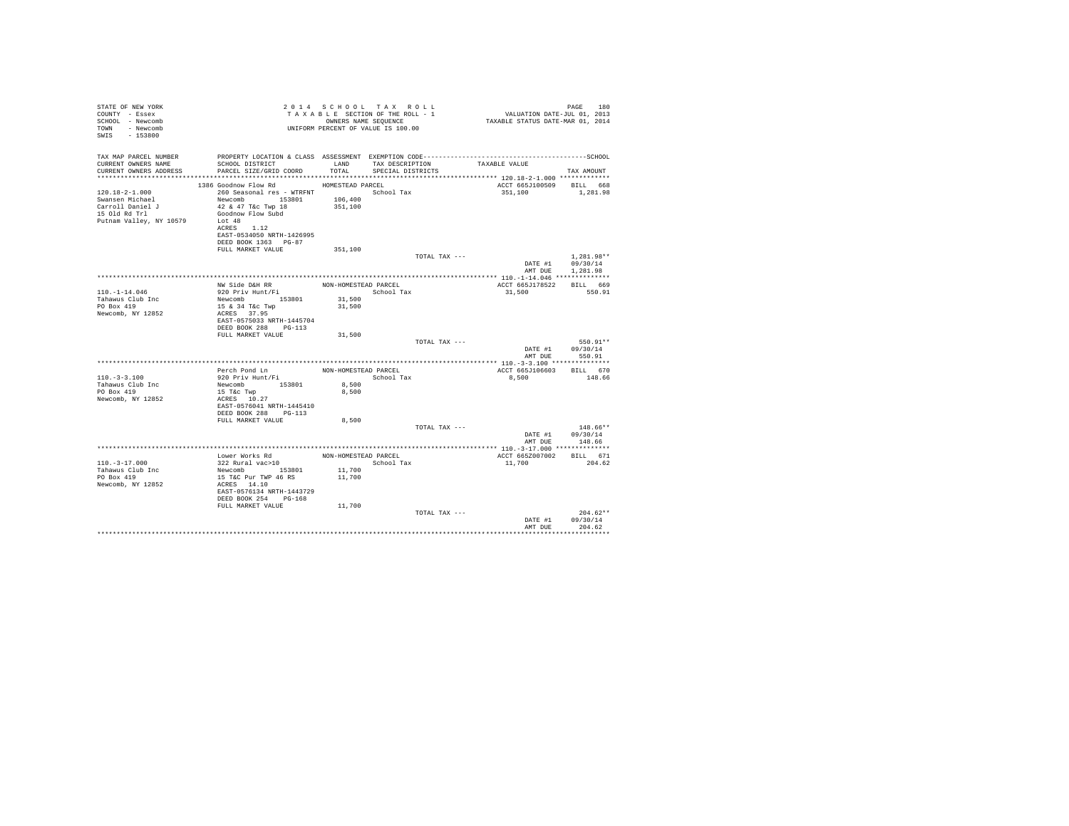STATE OF NEW YORK
COUNTY - Essex
SCHOOL - Newcomb
TOWN - Newcomb
SWIS - 153800

2 0 1 4 S C H O O L T A X R O L L
T A X A B L E SECTION OF THE ROLL - 1
OWNERS NAME SEQUENCE
UNIFORM PERCENT OF VALUE IS 100.00

VALUATION DATE-JUL 01, 2013
TAXABLE STATUS DATE-MAR 01, 2014

| TAX MAP PARCEL NUMBER / CURRENT OWNERS NAME / CURRENT OWNERS ADDRESS | PROPERTY LOCATION & CLASS / SCHOOL DISTRICT / PARCEL SIZE/GRID COORD | ASSESSMENT LAND / TOTAL | EXEMPTION CODE / TAX DESCRIPTION / SPECIAL DISTRICTS | TAXABLE VALUE | TAX AMOUNT |
|---|---|---|---|---|---|
| 120.18-2-1.000 | 1386 Goodnow Flow Rd | HOMESTEAD PARCEL | | ACCT 665J100509 | BILL 668 |
| Swansen Michael | 260 Seasonal res - WTRFNT | | School Tax | 351,100 | 1,281.98 |
| Carroll Daniel J | Newcomb 153801 | 106,400 | | | |
| 15 Old Rd Trl | 42 & 47 T&c Twp 18 | 351,100 | | | |
| Putnam Valley, NY 10579 | Goodnow Flow Subd | | | | |
| | Lot 48 | | | | |
| | ACRES 1.12 | | | | |
| | EAST-0534050 NRTH-1426995 | | | | |
| | DEED BOOK 1363 PG-87 | | | | |
| | FULL MARKET VALUE | 351,100 | | | |
| | | | TOTAL TAX --- | | 1,281.98** |
| | | | | DATE #1 | 09/30/14 |
| | | | | AMT DUE | 1,281.98 |
| 110.-1-14.046 | NW Side D&H RR | NON-HOMESTEAD PARCEL | | ACCT 665J178522 | BILL 669 |
| Tahawus Club Inc | 920 Priv Hunt/Fi | | School Tax | 31,500 | 550.91 |
| PO Box 419 | Newcomb 153801 | 31,500 | | | |
| Newcomb, NY 12852 | 15 & 34 T&c Twp | 31,500 | | | |
| | ACRES 37.95 | | | | |
| | EAST-0575033 NRTH-1445704 | | | | |
| | DEED BOOK 288 PG-113 | | | | |
| | FULL MARKET VALUE | 31,500 | | | |
| | | | TOTAL TAX --- | | 550.91** |
| | | | | DATE #1 | 09/30/14 |
| | | | | AMT DUE | 550.91 |
| 110.-3-3.100 | Perch Pond Ln | NON-HOMESTEAD PARCEL | | ACCT 665J106603 | BILL 670 |
| Tahawus Club Inc | 920 Priv Hunt/Fi | | School Tax | 8,500 | 148.66 |
| PO Box 419 | Newcomb 153801 | 8,500 | | | |
| Newcomb, NY 12852 | 15 T&c Twp | 8,500 | | | |
| | ACRES 10.27 | | | | |
| | EAST-0576041 NRTH-1445410 | | | | |
| | DEED BOOK 288 PG-113 | | | | |
| | FULL MARKET VALUE | 8,500 | | | |
| | | | TOTAL TAX --- | | 148.66** |
| | | | | DATE #1 | 09/30/14 |
| | | | | AMT DUE | 148.66 |
| 110.-3-17.000 | Lower Works Rd | NON-HOMESTEAD PARCEL | | ACCT 665Z007002 | BILL 671 |
| Tahawus Club Inc | 322 Rural vac>10 | | School Tax | 11,700 | 204.62 |
| PO Box 419 | Newcomb 153801 | 11,700 | | | |
| Newcomb, NY 12852 | 15 T&C Pur TWP 46 RS | 11,700 | | | |
| | ACRES 14.10 | | | | |
| | EAST-0576134 NRTH-1443729 | | | | |
| | DEED BOOK 254 PG-168 | | | | |
| | FULL MARKET VALUE | 11,700 | | | |
| | | | TOTAL TAX --- | | 204.62** |
| | | | | DATE #1 | 09/30/14 |
| | | | | AMT DUE | 204.62 |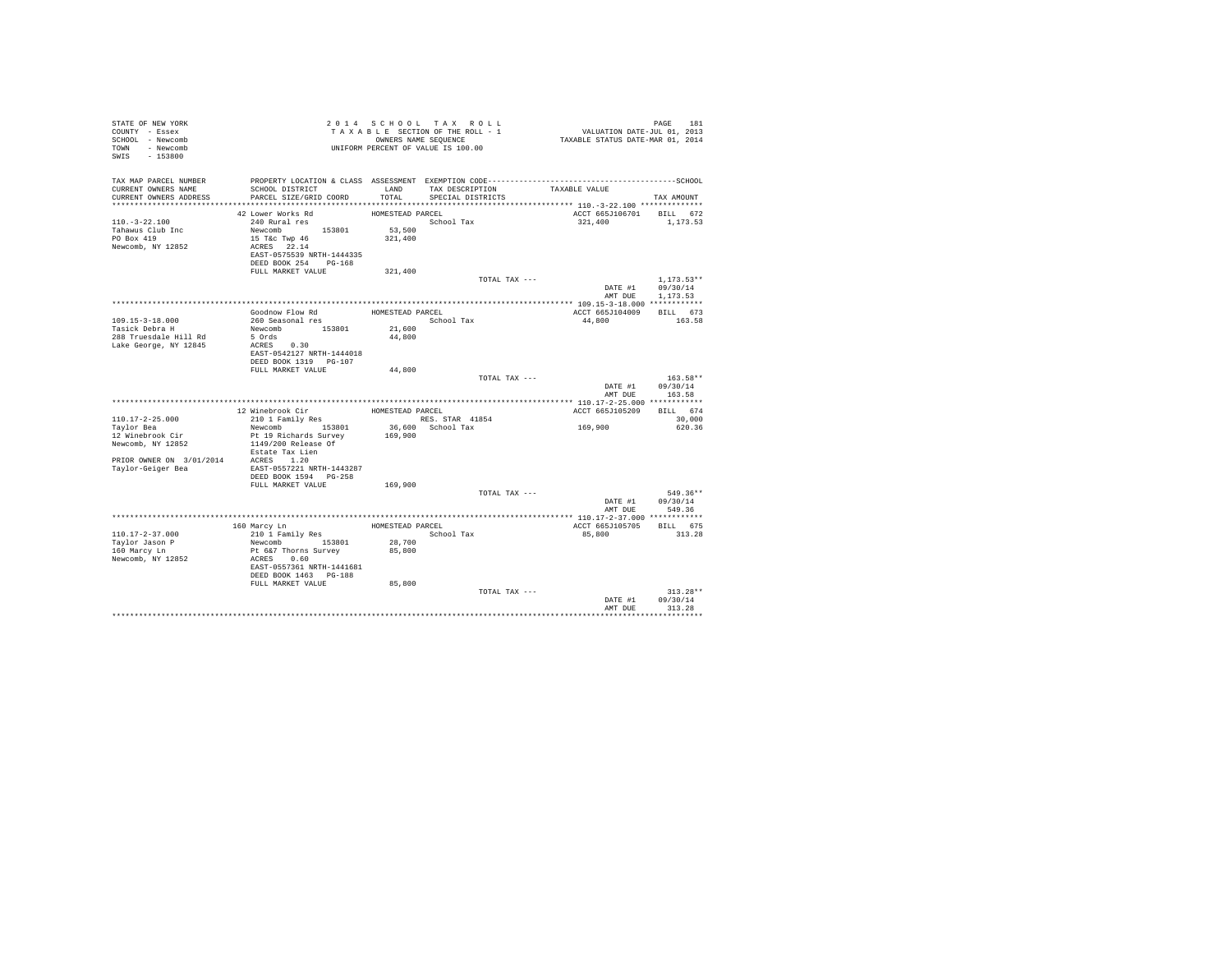STATE OF NEW YORK
COUNTY - Essex
SCHOOL - Newcomb
TOWN - Newcomb
SWIS - 153800

2014 SCHOOL TAX ROLL
TAXABLE SECTION OF THE ROLL - 1
OWNERS NAME SEQUENCE
UNIFORM PERCENT OF VALUE IS 100.00

VALUATION DATE-JUL 01, 2013
TAXABLE STATUS DATE-MAR 01, 2014

| TAX MAP PARCEL NUMBER / CURRENT OWNERS NAME / CURRENT OWNERS ADDRESS | PROPERTY LOCATION & CLASS / SCHOOL DISTRICT / PARCEL SIZE/GRID COORD | ASSESSMENT LAND / TOTAL | EXEMPTION CODE / TAX DESCRIPTION / SPECIAL DISTRICTS | TAXABLE VALUE | TAX AMOUNT |
|---|---|---|---|---|---|
| **110.-3-22.100** | 42 Lower Works Rd | HOMESTEAD PARCEL | | ACCT 665J106701 | BILL 672 |
| 110.-3-22.100 | 240 Rural res | | School Tax | 321,400 | 1,173.53 |
| Tahawus Club Inc | Newcomb 153801 | 53,500 | | | |
| PO Box 419 | 15 T&c Twp 46 | 321,400 | | | |
| Newcomb, NY 12852 | ACRES 22.14 | | | | |
| | EAST-0575539 NRTH-1444335 | | | | |
| | DEED BOOK 254 PG-168 | | | | |
| | FULL MARKET VALUE | 321,400 | | | |
| | | | TOTAL TAX --- | | 1,173.53** |
| | | | | DATE #1 | 09/30/14 |
| | | | | AMT DUE | 1,173.53 |
| **109.15-3-18.000** | Goodnow Flow Rd | HOMESTEAD PARCEL | | ACCT 665J104009 | BILL 673 |
| 109.15-3-18.000 | 260 Seasonal res | | School Tax | 44,800 | 163.58 |
| Tasick Debra H | Newcomb 153801 | 21,600 | | | |
| 288 Truesdale Hill Rd | 5 Ords | 44,800 | | | |
| Lake George, NY 12845 | ACRES 0.30 | | | | |
| | EAST-0542127 NRTH-1444018 | | | | |
| | DEED BOOK 1319 PG-107 | | | | |
| | FULL MARKET VALUE | 44,800 | | | |
| | | | TOTAL TAX --- | | 163.58** |
| | | | | DATE #1 | 09/30/14 |
| | | | | AMT DUE | 163.58 |
| **110.17-2-25.000** | 12 Winebrook Cir | HOMESTEAD PARCEL | | ACCT 665J105209 | BILL 674 |
| 110.17-2-25.000 | 210 1 Family Res | | RES. STAR 41854 | | 30,000 |
| Taylor Bea | Newcomb 153801 | 36,600 | School Tax | 169,900 | 620.36 |
| 12 Winebrook Cir | Pt 19 Richards Survey | 169,900 | | | |
| Newcomb, NY 12852 | 1149/200 Release Of | | | | |
| | Estate Tax Lien | | | | |
| PRIOR OWNER ON 3/01/2014 | ACRES 1.20 | | | | |
| Taylor-Geiger Bea | EAST-0557221 NRTH-1443287 | | | | |
| | DEED BOOK 1594 PG-258 | | | | |
| | FULL MARKET VALUE | 169,900 | | | |
| | | | TOTAL TAX --- | | 549.36** |
| | | | | DATE #1 | 09/30/14 |
| | | | | AMT DUE | 549.36 |
| **110.17-2-37.000** | 160 Marcy Ln | HOMESTEAD PARCEL | | ACCT 665J105705 | BILL 675 |
| 110.17-2-37.000 | 210 1 Family Res | | School Tax | 85,800 | 313.28 |
| Taylor Jason P | Newcomb 153801 | 28,700 | | | |
| 160 Marcy Ln | Pt 6&7 Thorns Survey | 85,800 | | | |
| Newcomb, NY 12852 | ACRES 0.60 | | | | |
| | EAST-0557361 NRTH-1441681 | | | | |
| | DEED BOOK 1463 PG-188 | | | | |
| | FULL MARKET VALUE | 85,800 | | | |
| | | | TOTAL TAX --- | | 313.28** |
| | | | | DATE #1 | 09/30/14 |
| | | | | AMT DUE | 313.28 |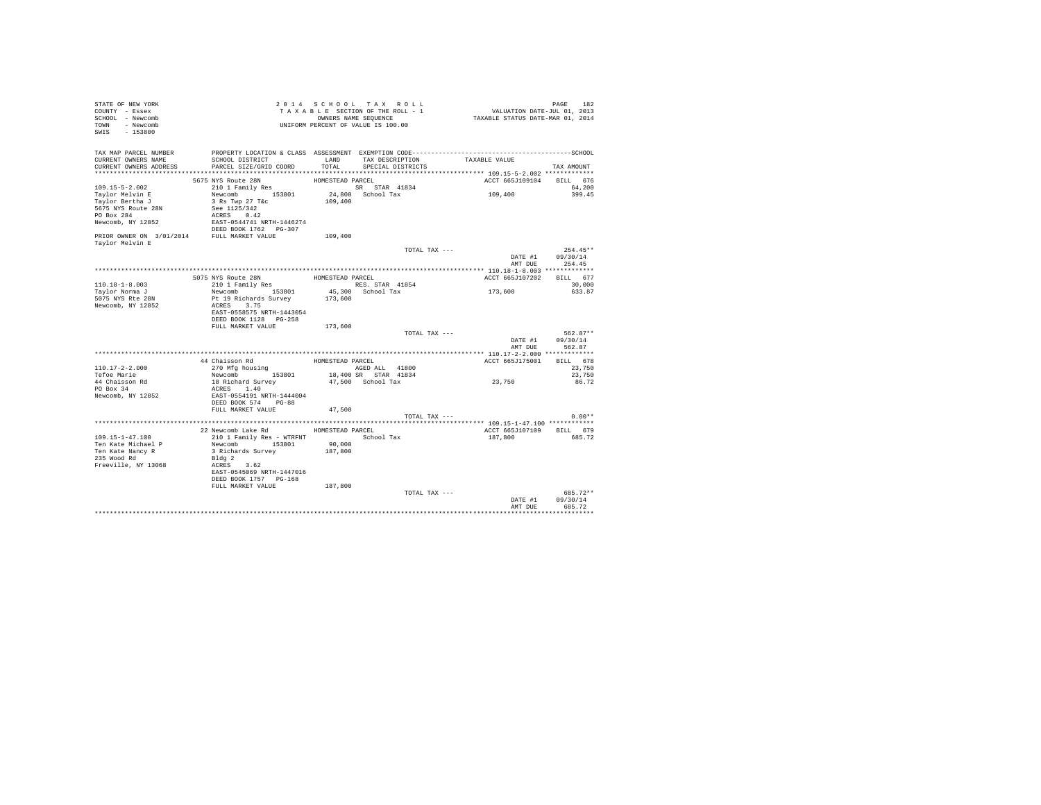```
STATE OF NEW YORK                          2 0 1 4   S C H O O L   T A X   R O L L                                 PAGE   182
COUNTY  - Essex                            T A X A B L E  SECTION OF THE ROLL - 1                    VALUATION DATE-JUL 01, 2013
SCHOOL  - Newcomb                                  OWNERS NAME SEQUENCE                         TAXABLE STATUS DATE-MAR 01, 2014
TOWN    - Newcomb                          UNIFORM PERCENT OF VALUE IS 100.00
SWIS    - 153800

TAX MAP PARCEL NUMBER          PROPERTY LOCATION & CLASS  ASSESSMENT  EXEMPTION CODE-----------------------------------------------SCHOOL
CURRENT OWNERS NAME            SCHOOL DISTRICT               LAND      TAX DESCRIPTION              TAXABLE VALUE
CURRENT OWNERS ADDRESS         PARCEL SIZE/GRID COORD       TOTAL      SPECIAL DISTRICTS                                    TAX AMOUNT
************************************************************************************************ 109.15-5-2.002 *************
                               5675 NYS Route 28N           HOMESTEAD PARCEL                        ACCT 665J109104    BILL  676
109.15-5-2.002                 210 1 Family Res                       SR  STAR 41834                                       64,200
Taylor Melvin E                Newcomb        153801         24,800   School Tax                     109,400                399.45
Taylor Bertha J                3 Rs Twp 27 T&c              109,400
5675 NYS Route 28N             See 1125/342
PO Box 284                     ACRES     0.42
Newcomb, NY 12852              EAST-0544741 NRTH-1446274
                               DEED BOOK 1762   PG-307
PRIOR OWNER ON  3/01/2014      FULL MARKET VALUE            109,400
Taylor Melvin E
                                                                    TOTAL TAX ---                                       254.45**
                                                                                                  DATE #1     09/30/14
                                                                                                  AMT DUE       254.45
************************************************************************************************ 110.18-1-8.003 *************
                               5075 NYS Route 28N           HOMESTEAD PARCEL                        ACCT 665J107202    BILL  677
110.18-1-8.003                 210 1 Family Res                       RES. STAR 41854                                      30,000
Taylor Norma J                 Newcomb        153801         45,300   School Tax                     173,600                633.87
5075 NYS Rte 28N               Pt 19 Richards Survey        173,600
Newcomb, NY 12852              ACRES     3.75
                               EAST-0558575 NRTH-1443054
                               DEED BOOK 1128   PG-258
                               FULL MARKET VALUE            173,600
                                                                    TOTAL TAX ---                                       562.87**
                                                                                                  DATE #1     09/30/14
                                                                                                  AMT DUE       562.87
************************************************************************************************ 110.17-2-2.000 *************
                               44 Chaisson Rd               HOMESTEAD PARCEL                        ACCT 665J175001    BILL  678
110.17-2-2.000                 270 Mfg housing                        AGED ALL  41800                                      23,750
Tefoe Marie                    Newcomb        153801         18,400 SR  STAR 41834                                         23,750
44 Chaisson Rd                 18 Richard Survey             47,500   School Tax                      23,750                 86.72
PO Box 34                      ACRES     1.40
Newcomb, NY 12852              EAST-0554191 NRTH-1444004
                               DEED BOOK 574    PG-88
                               FULL MARKET VALUE             47,500
                                                                    TOTAL TAX ---                                         0.00**
************************************************************************************************ 109.15-1-47.100 ************
                               22 Newcomb Lake Rd           HOMESTEAD PARCEL                        ACCT 665J107109    BILL  679
109.15-1-47.100                210 1 Family Res - WTRFNT              School Tax                     187,800                685.72
Ten Kate Michael P             Newcomb        153801         90,000
Ten Kate Nancy R               3 Richards Survey            187,800
235 Wood Rd                    Bldg 2
Freeville, NY 13068            ACRES     3.62
                               EAST-0545069 NRTH-1447016
                               DEED BOOK 1757   PG-168
                               FULL MARKET VALUE            187,800
                                                                    TOTAL TAX ---                                       685.72**
                                                                                                  DATE #1     09/30/14
                                                                                                  AMT DUE       685.72
*****************************************************************************************************************************
```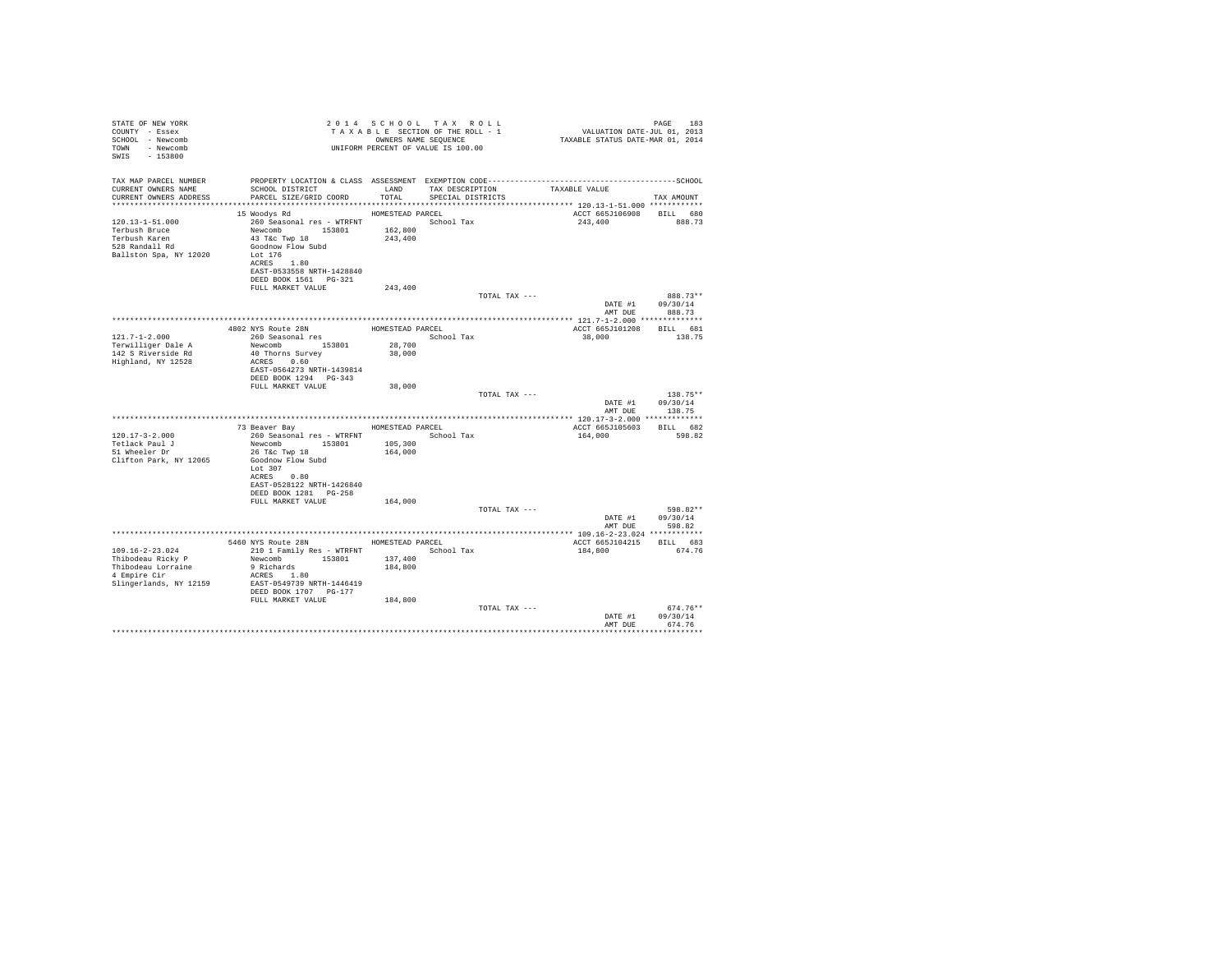STATE OF NEW YORK
COUNTY - Essex
SCHOOL - Newcomb
TOWN - Newcomb
SWIS - 153800

2 0 1 4 S C H O O L T A X R O L L
T A X A B L E SECTION OF THE ROLL - 1
OWNERS NAME SEQUENCE
UNIFORM PERCENT OF VALUE IS 100.00

VALUATION DATE-JUL 01, 2013
TAXABLE STATUS DATE-MAR 01, 2014

| TAX MAP PARCEL NUMBER / CURRENT OWNERS NAME / CURRENT OWNERS ADDRESS | PROPERTY LOCATION & CLASS / SCHOOL DISTRICT / PARCEL SIZE/GRID COORD | ASSESSMENT LAND / TOTAL | EXEMPTION CODE / TAX DESCRIPTION / SPECIAL DISTRICTS | TAXABLE VALUE | TAX AMOUNT (SCHOOL) |
|---|---|---|---|---|---|
| 120.13-1-51.000 | 15 Woodys Rd | HOMESTEAD PARCEL | | ACCT 665J106908 | BILL 680 |
| Terbush Bruce | 260 Seasonal res - WTRFNT | | School Tax | 243,400 | 888.73 |
| Terbush Karen | Newcomb 153801 | 162,800 | | | |
| 528 Randall Rd | 43 T&c Twp 18 | 243,400 | | | |
| Ballston Spa, NY 12020 | Goodnow Flow Subd | | | | |
| | Lot 176 | | | | |
| | ACRES 1.80 | | | | |
| | EAST-0533558 NRTH-1428840 | | | | |
| | DEED BOOK 1561 PG-321 | | | | |
| | FULL MARKET VALUE | 243,400 | | | |
| | | | TOTAL TAX --- | | 888.73** |
| | | | | DATE #1 | 09/30/14 |
| | | | | AMT DUE | 888.73 |
| 121.7-1-2.000 | 4802 NYS Route 28N | HOMESTEAD PARCEL | | ACCT 665J101208 | BILL 681 |
| Terwilliger Dale A | 260 Seasonal res | | School Tax | 38,000 | 138.75 |
| 142 S Riverside Rd | Newcomb 153801 | 28,700 | | | |
| Highland, NY 12528 | 40 Thorns Survey | 38,000 | | | |
| | ACRES 0.60 | | | | |
| | EAST-0564273 NRTH-1439814 | | | | |
| | DEED BOOK 1294 PG-343 | | | | |
| | FULL MARKET VALUE | 38,000 | | | |
| | | | TOTAL TAX --- | | 138.75** |
| | | | | DATE #1 | 09/30/14 |
| | | | | AMT DUE | 138.75 |
| 120.17-3-2.000 | 73 Beaver Bay | HOMESTEAD PARCEL | | ACCT 665J105603 | BILL 682 |
| Tetlack Paul J | 260 Seasonal res - WTRFNT | | School Tax | 164,000 | 598.82 |
| 51 Wheeler Dr | Newcomb 153801 | 105,300 | | | |
| Clifton Park, NY 12065 | 26 T&c Twp 18 | 164,000 | | | |
| | Goodnow Flow Subd | | | | |
| | Lot 307 | | | | |
| | ACRES 0.80 | | | | |
| | EAST-0528122 NRTH-1426840 | | | | |
| | DEED BOOK 1281 PG-258 | | | | |
| | FULL MARKET VALUE | 164,000 | | | |
| | | | TOTAL TAX --- | | 598.82** |
| | | | | DATE #1 | 09/30/14 |
| | | | | AMT DUE | 598.82 |
| 109.16-2-23.024 | 5460 NYS Route 28N | HOMESTEAD PARCEL | | ACCT 665J104215 | BILL 683 |
| Thibodeau Ricky P | 210 1 Family Res - WTRFNT | | School Tax | 184,800 | 674.76 |
| Thibodeau Lorraine | Newcomb 153801 | 137,400 | | | |
| 4 Empire Cir | 9 Richards | 184,800 | | | |
| Slingerlands, NY 12159 | ACRES 1.80 | | | | |
| | EAST-0549739 NRTH-1446419 | | | | |
| | DEED BOOK 1707 PG-177 | | | | |
| | FULL MARKET VALUE | 184,800 | | | |
| | | | TOTAL TAX --- | | 674.76** |
| | | | | DATE #1 | 09/30/14 |
| | | | | AMT DUE | 674.76 |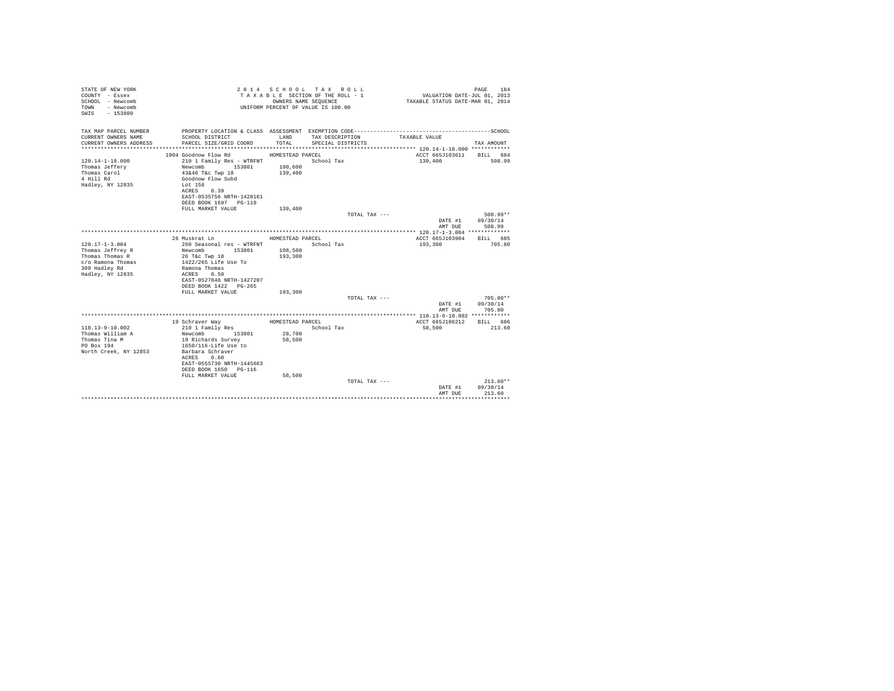STATE OF NEW YORK
COUNTY - Essex
SCHOOL - Newcomb
TOWN - Newcomb
SWIS - 153800

2 0 1 4 S C H O O L T A X R O L L
T A X A B L E SECTION OF THE ROLL - 1
OWNERS NAME SEQUENCE
UNIFORM PERCENT OF VALUE IS 100.00

VALUATION DATE-JUL 01, 2013
TAXABLE STATUS DATE-MAR 01, 2014

| TAX MAP PARCEL NUMBER / CURRENT OWNERS NAME / CURRENT OWNERS ADDRESS | PROPERTY LOCATION & CLASS / SCHOOL DISTRICT / PARCEL SIZE/GRID COORD | ASSESSMENT LAND / TOTAL | EXEMPTION CODE / TAX DESCRIPTION / SPECIAL DISTRICTS | TAXABLE VALUE | TAX AMOUNT |
|---|---|---|---|---|---|
| 120.14-1-18.000 | 1004 Goodnow Flow Rd | HOMESTEAD PARCEL | | ACCT 665J103611 | BILL 684 |
| Thomas Jeffery | 210 1 Family Res - WTRFNT | | School Tax | 139,400 | 508.99 |
| Thomas Carol | Newcomb 153801 | 100,600 | | | |
| 4 Hill Rd | 43&46 T&c Twp 18 | 139,400 | | | |
| Hadley, NY 12835 | Goodnow Flow Subd | | | | |
| | Lot 156 | | | | |
| | ACRES 0.39 | | | | |
| | EAST-0535756 NRTH-1428161 | | | | |
| | DEED BOOK 1697 PG-119 | | | | |
| | FULL MARKET VALUE | 139,400 | | | |
| | | | TOTAL TAX --- | | 508.99** |
| | | | | DATE #1 | 09/30/14 |
| | | | | AMT DUE | 508.99 |
| 120.17-1-3.004 | 26 Muskrat Ln | HOMESTEAD PARCEL | | ACCT 665J103904 | BILL 685 |
| Thomas Jeffrey R | 260 Seasonal res - WTRFNT | | School Tax | 193,300 | 705.80 |
| Thomas Thomas R | Newcomb 153801 | 108,500 | | | |
| c/o Ramona Thomas | 26 T&c Twp 18 | 193,300 | | | |
| 309 Hadley Rd | 1422/265 Life Use To | | | | |
| Hadley, NY 12835 | Ramona Thomas | | | | |
| | ACRES 0.50 | | | | |
| | EAST-0527848 NRTH-1427207 | | | | |
| | DEED BOOK 1422 PG-265 | | | | |
| | FULL MARKET VALUE | 193,300 | | | |
| | | | TOTAL TAX --- | | 705.80** |
| | | | | DATE #1 | 09/30/14 |
| | | | | AMT DUE | 705.80 |
| 110.13-9-10.002 | 19 Schraver Way | HOMESTEAD PARCEL | | ACCT 665J106212 | BILL 686 |
| Thomas William A | 210 1 Family Res | | School Tax | 58,500 | 213.60 |
| Thomas Tina M | Newcomb 153801 | 28,700 | | | |
| PO Box 194 | 19 Richards Survey | 58,500 | | | |
| North Creek, NY 12853 | 1650/116-Life Use to | | | | |
| | Barbara Schraver | | | | |
| | ACRES 0.60 | | | | |
| | EAST-0555730 NRTH-1445663 | | | | |
| | DEED BOOK 1650 PG-116 | | | | |
| | FULL MARKET VALUE | 58,500 | | | |
| | | | TOTAL TAX --- | | 213.60** |
| | | | | DATE #1 | 09/30/14 |
| | | | | AMT DUE | 213.60 |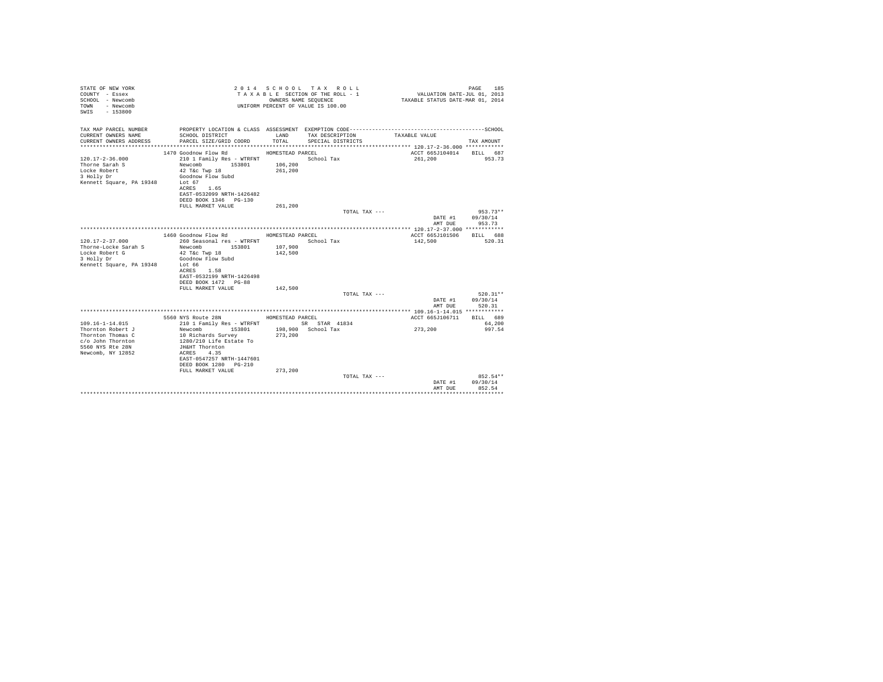STATE OF NEW YORK
COUNTY - Essex
SCHOOL - Newcomb
TOWN - Newcomb
SWIS - 153800

2014 SCHOOL TAX ROLL
TAXABLE SECTION OF THE ROLL - 1
OWNERS NAME SEQUENCE
UNIFORM PERCENT OF VALUE IS 100.00

VALUATION DATE-JUL 01, 2013
TAXABLE STATUS DATE-MAR 01, 2014

| TAX MAP PARCEL NUMBER / CURRENT OWNERS NAME / CURRENT OWNERS ADDRESS | PROPERTY LOCATION & CLASS / SCHOOL DISTRICT / PARCEL SIZE/GRID COORD | ASSESSMENT LAND / TOTAL | EXEMPTION CODE / TAX DESCRIPTION / SPECIAL DISTRICTS | TAXABLE VALUE | TAX AMOUNT |
|---|---|---|---|---|---|
| **120.17-2-36.000** | 1470 Goodnow Flow Rd | HOMESTEAD PARCEL | | ACCT 665J104014 | BILL 687 |
| 120.17-2-36.000 | 210 1 Family Res - WTRFNT | | School Tax | 261,200 | 953.73 |
| Thorne Sarah S | Newcomb 153801 | 106,200 | | | |
| Locke Robert | 42 T&c Twp 18 | 261,200 | | | |
| 3 Holly Dr | Goodnow Flow Subd | | | | |
| Kennett Square, PA 19348 | Lot 67 | | | | |
| | ACRES 1.65 | | | | |
| | EAST-0532099 NRTH-1426482 | | | | |
| | DEED BOOK 1346 PG-130 | | | | |
| | FULL MARKET VALUE | 261,200 | | | |
| | | | TOTAL TAX --- | | 953.73** |
| | | | | DATE #1 | 09/30/14 |
| | | | | AMT DUE | 953.73 |
| **120.17-2-37.000** | 1460 Goodnow Flow Rd | HOMESTEAD PARCEL | | ACCT 665J101506 | BILL 688 |
| 120.17-2-37.000 | 260 Seasonal res - WTRFNT | | School Tax | 142,500 | 520.31 |
| Thorne-Locke Sarah S | Newcomb 153801 | 107,900 | | | |
| Locke Robert G | 42 T&c Twp 18 | 142,500 | | | |
| 3 Holly Dr | Goodnow Flow Subd | | | | |
| Kennett Square, PA 19348 | Lot 66 | | | | |
| | ACRES 1.58 | | | | |
| | EAST-0532199 NRTH-1426498 | | | | |
| | DEED BOOK 1472 PG-88 | | | | |
| | FULL MARKET VALUE | 142,500 | | | |
| | | | TOTAL TAX --- | | 520.31** |
| | | | | DATE #1 | 09/30/14 |
| | | | | AMT DUE | 520.31 |
| **109.16-1-14.015** | 5560 NYS Route 28N | HOMESTEAD PARCEL | | ACCT 665J106711 | BILL 689 |
| 109.16-1-14.015 | 210 1 Family Res - WTRFNT | | SR STAR 41834 | | 64,200 |
| Thornton Robert J | Newcomb 153801 | 198,900 | School Tax | 273,200 | 997.54 |
| Thornton Thomas C | 10 Richards Survey | 273,200 | | | |
| c/o John Thornton | 1280/210 Life Estate To | | | | |
| 5560 NYS Rte 28N | JH&HT Thornton | | | | |
| Newcomb, NY 12852 | ACRES 4.35 | | | | |
| | EAST-0547257 NRTH-1447601 | | | | |
| | DEED BOOK 1280 PG-210 | | | | |
| | FULL MARKET VALUE | 273,200 | | | |
| | | | TOTAL TAX --- | | 852.54** |
| | | | | DATE #1 | 09/30/14 |
| | | | | AMT DUE | 852.54 |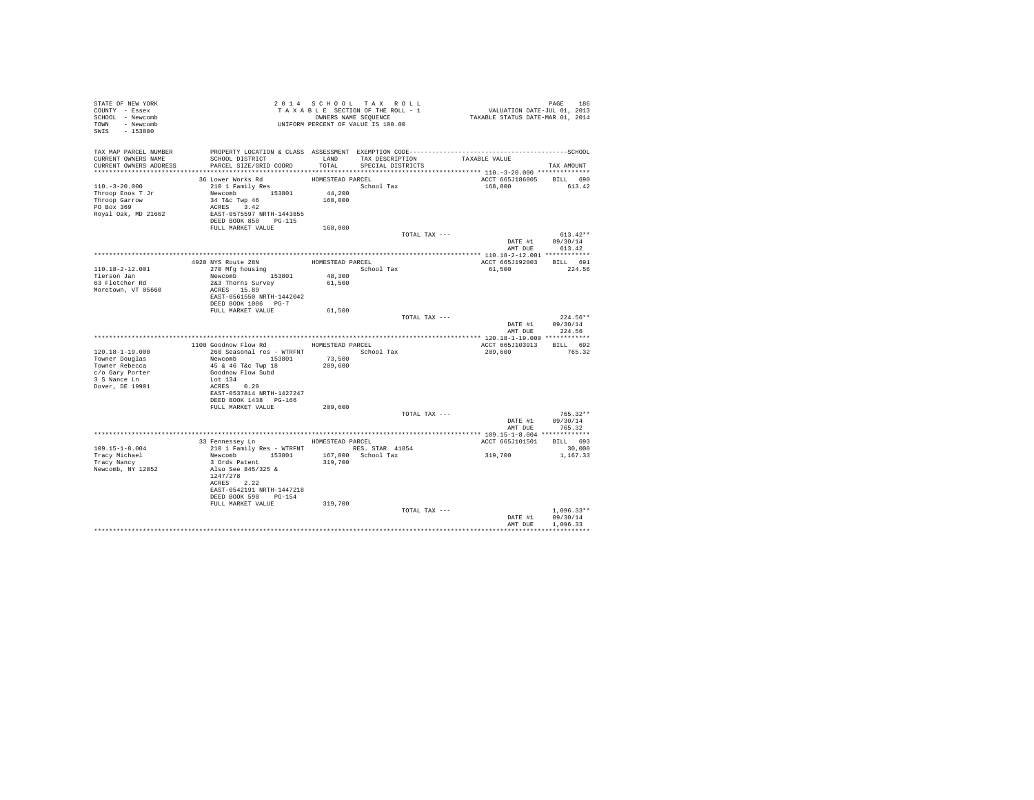STATE OF NEW YORK
COUNTY - Essex
SCHOOL - Newcomb
TOWN - Newcomb
SWIS - 153800

2014 SCHOOL TAX ROLL
TAXABLE SECTION OF THE ROLL - 1
OWNERS NAME SEQUENCE
UNIFORM PERCENT OF VALUE IS 100.00

VALUATION DATE-JUL 01, 2013
TAXABLE STATUS DATE-MAR 01, 2014

| TAX MAP PARCEL NUMBER / CURRENT OWNERS NAME / CURRENT OWNERS ADDRESS | PROPERTY LOCATION & CLASS / SCHOOL DISTRICT / PARCEL SIZE/GRID COORD | ASSESSMENT LAND / TOTAL | EXEMPTION CODE / TAX DESCRIPTION / SPECIAL DISTRICTS | TAXABLE VALUE | TAX AMOUNT |
|---|---|---|---|---|---|
| **110.-3-20.000** | 36 Lower Works Rd | HOMESTEAD PARCEL | | ACCT 665J186005 | BILL 690 |
| 110.-3-20.000 | 210 1 Family Res | | School Tax | 168,000 | 613.42 |
| Throop Enos T Jr | Newcomb 153801 | 44,200 | | | |
| Throop Garrow | 34 T&c Twp 46 | 168,000 | | | |
| PO Box 369 | ACRES 3.42 | | | | |
| Royal Oak, MD 21662 | EAST-0575597 NRTH-1443855 | | | | |
| | DEED BOOK 850 PG-115 | | | | |
| | FULL MARKET VALUE | 168,000 | | | |
| | | | TOTAL TAX --- | | 613.42** |
| | | | | DATE #1 | 09/30/14 |
| | | | | AMT DUE | 613.42 |
| **110.18-2-12.001** | 4928 NYS Route 28N | HOMESTEAD PARCEL | | ACCT 665J192003 | BILL 691 |
| 110.18-2-12.001 | 270 Mfg housing | | School Tax | 61,500 | 224.56 |
| Tierson Jan | Newcomb 153801 | 48,300 | | | |
| 63 Fletcher Rd | 2&3 Thorns Survey | 61,500 | | | |
| Moretown, VT 05660 | ACRES 15.89 | | | | |
| | EAST-0561550 NRTH-1442042 | | | | |
| | DEED BOOK 1006 PG-7 | | | | |
| | FULL MARKET VALUE | 61,500 | | | |
| | | | TOTAL TAX --- | | 224.56** |
| | | | | DATE #1 | 09/30/14 |
| | | | | AMT DUE | 224.56 |
| **120.18-1-19.000** | 1100 Goodnow Flow Rd | HOMESTEAD PARCEL | | ACCT 665J103913 | BILL 692 |
| 120.18-1-19.000 | 260 Seasonal res - WTRFNT | | School Tax | 209,600 | 765.32 |
| Towner Douglas | Newcomb 153801 | 73,500 | | | |
| Towner Rebecca | 45 & 46 T&c Twp 18 | 209,600 | | | |
| c/o Gary Porter | Goodnow Flow Subd | | | | |
| 3 S Nance Ln | Lot 134 | | | | |
| Dover, DE 19901 | ACRES 0.20 | | | | |
| | EAST-0537814 NRTH-1427247 | | | | |
| | DEED BOOK 1438 PG-166 | | | | |
| | FULL MARKET VALUE | 209,600 | | | |
| | | | TOTAL TAX --- | | 765.32** |
| | | | | DATE #1 | 09/30/14 |
| | | | | AMT DUE | 765.32 |
| **109.15-1-8.004** | 33 Fennessey Ln | HOMESTEAD PARCEL | | ACCT 665J101501 | BILL 693 |
| 109.15-1-8.004 | 210 1 Family Res - WTRFNT | | RES. STAR 41854 | | 30,000 |
| Tracy Michael | Newcomb 153801 | 167,800 | School Tax | 319,700 | 1,167.33 |
| Tracy Nancy | 3 Ords Patent | 319,700 | | | |
| Newcomb, NY 12852 | Also See 845/325 & | | | | |
| | 1247/278 | | | | |
| | ACRES 2.22 | | | | |
| | EAST-0542191 NRTH-1447218 | | | | |
| | DEED BOOK 590 PG-154 | | | | |
| | FULL MARKET VALUE | 319,700 | | | |
| | | | TOTAL TAX --- | | 1,096.33** |
| | | | | DATE #1 | 09/30/14 |
| | | | | AMT DUE | 1,096.33 |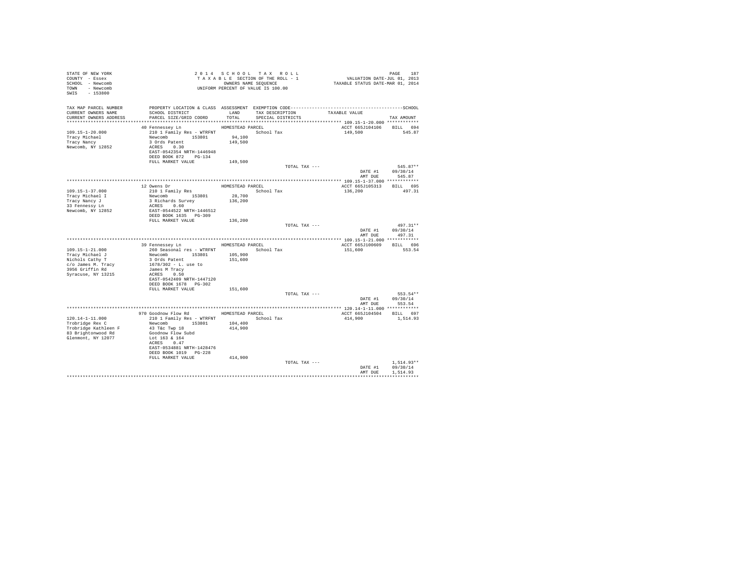STATE OF NEW YORK
COUNTY - Essex
SCHOOL - Newcomb
TOWN - Newcomb
SWIS - 153800

2014 SCHOOL TAX ROLL
TAXABLE SECTION OF THE ROLL - 1
OWNERS NAME SEQUENCE
UNIFORM PERCENT OF VALUE IS 100.00

VALUATION DATE-JUL 01, 2013
TAXABLE STATUS DATE-MAR 01, 2014

| TAX MAP PARCEL NUMBER<br>CURRENT OWNERS NAME<br>CURRENT OWNERS ADDRESS | PROPERTY LOCATION & CLASS<br>SCHOOL DISTRICT<br>PARCEL SIZE/GRID COORD | ASSESSMENT<br>LAND<br>TOTAL | EXEMPTION CODE<br>TAX DESCRIPTION<br>SPECIAL DISTRICTS | TAXABLE VALUE | SCHOOL<br>TAX AMOUNT |
|---|---|---|---|---|---|
| **109.15-1-20.000** | 40 Fennessey Ln | HOMESTEAD PARCEL | | ACCT 665J104106 | BILL 694 |
| 109.15-1-20.000 | 210 1 Family Res - WTRFNT | | School Tax | 149,500 | 545.87 |
| Tracy Michael | Newcomb 153801 | 94,100 | | | |
| Tracy Nancy | 3 Ords Patent | 149,500 | | | |
| Newcomb, NY 12852 | ACRES 0.30 | | | | |
| | EAST-0542354 NRTH-1446948 | | | | |
| | DEED BOOK 872 PG-134 | | | | |
| | FULL MARKET VALUE | 149,500 | | | |
| | | | TOTAL TAX --- | | 545.87** |
| | | | | DATE #1 | 09/30/14 |
| | | | | AMT DUE | 545.87 |
| **109.15-1-37.000** | 12 Owens Dr | HOMESTEAD PARCEL | | ACCT 665J105313 | BILL 695 |
| 109.15-1-37.000 | 210 1 Family Res | | School Tax | 136,200 | 497.31 |
| Tracy Michael I | Newcomb 153801 | 28,700 | | | |
| Tracy Nancy J | 3 Richards Survey | 136,200 | | | |
| 33 Fennessy Ln | ACRES 0.60 | | | | |
| Newcomb, NY 12852 | EAST-0544522 NRTH-1446512 | | | | |
| | DEED BOOK 1635 PG-309 | | | | |
| | FULL MARKET VALUE | 136,200 | | | |
| | | | TOTAL TAX --- | | 497.31** |
| | | | | DATE #1 | 09/30/14 |
| | | | | AMT DUE | 497.31 |
| **109.15-1-21.000** | 39 Fennessey Ln | HOMESTEAD PARCEL | | ACCT 665J100609 | BILL 696 |
| 109.15-1-21.000 | 260 Seasonal res - WTRFNT | | School Tax | 151,600 | 553.54 |
| Tracy Michael J | Newcomb 153801 | 105,900 | | | |
| Nichols Cathy T | 3 Ords Patent | 151,600 | | | |
| c/o James M. Tracy | 1678/302 - L. use to | | | | |
| 3956 Griffin Rd | James M Tracy | | | | |
| Syracuse, NY 13215 | ACRES 0.50 | | | | |
| | EAST-0542409 NRTH-1447120 | | | | |
| | DEED BOOK 1678 PG-302 | | | | |
| | FULL MARKET VALUE | 151,600 | | | |
| | | | TOTAL TAX --- | | 553.54** |
| | | | | DATE #1 | 09/30/14 |
| | | | | AMT DUE | 553.54 |
| **120.14-1-11.000** | 970 Goodnow Flow Rd | HOMESTEAD PARCEL | | ACCT 665J104504 | BILL 697 |
| 120.14-1-11.000 | 210 1 Family Res - WTRFNT | | School Tax | 414,900 | 1,514.93 |
| Trobridge Rex C | Newcomb 153801 | 104,400 | | | |
| Trobridge Kathleen F | 43 T&c Twp 18 | 414,900 | | | |
| 83 Brightonwood Rd | Goodnow Flow Subd | | | | |
| Glenmont, NY 12077 | Lot 163 & 164 | | | | |
| | ACRES 0.47 | | | | |
| | EAST-0534881 NRTH-1428476 | | | | |
| | DEED BOOK 1019 PG-228 | | | | |
| | FULL MARKET VALUE | 414,900 | | | |
| | | | TOTAL TAX --- | | 1,514.93** |
| | | | | DATE #1 | 09/30/14 |
| | | | | AMT DUE | 1,514.93 |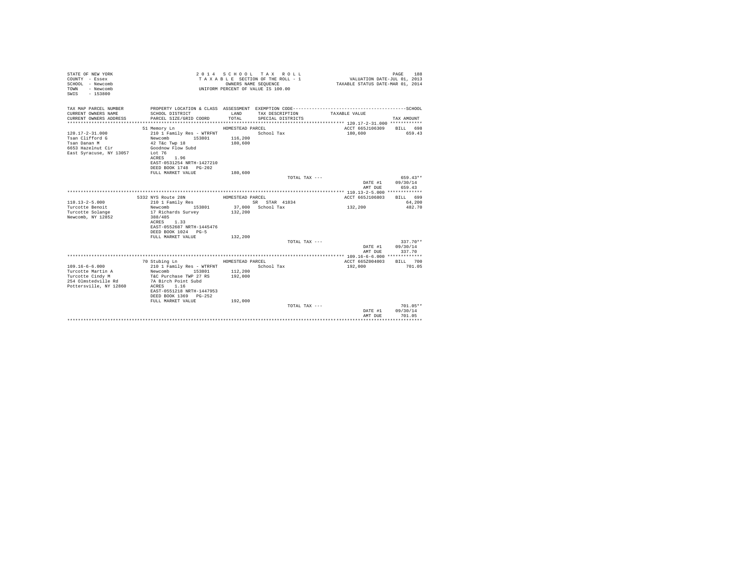STATE OF NEW YORK
COUNTY - Essex
SCHOOL - Newcomb
TOWN - Newcomb
SWIS - 153800

2 0 1 4 S C H O O L T A X R O L L
T A X A B L E SECTION OF THE ROLL - 1
OWNERS NAME SEQUENCE
UNIFORM PERCENT OF VALUE IS 100.00

VALUATION DATE-JUL 01, 2013
TAXABLE STATUS DATE-MAR 01, 2014

| TAX MAP PARCEL NUMBER / CURRENT OWNERS NAME / CURRENT OWNERS ADDRESS | PROPERTY LOCATION & CLASS / SCHOOL DISTRICT / PARCEL SIZE/GRID COORD | ASSESSMENT LAND / TOTAL | EXEMPTION CODE / TAX DESCRIPTION / SPECIAL DISTRICTS | TAXABLE VALUE | TAX AMOUNT |
|---|---|---|---|---|---|
| 120.17-2-31.000 | 51 Memory Ln | HOMESTEAD PARCEL | | ACCT 665J106309 | BILL 698 |
| 120.17-2-31.000 | 210 1 Family Res - WTRFNT | | School Tax | 180,600 | 659.43 |
| Tsan Clifford G | Newcomb 153801 | 116,200 | | | |
| Tsan Danan M | 42 T&c Twp 18 | 180,600 | | | |
| 6653 Hazelnut Cir | Goodnow Flow Subd | | | | |
| East Syracuse, NY 13057 | Lot 76 | | | | |
| | ACRES 1.96 | | | | |
| | EAST-0531254 NRTH-1427210 | | | | |
| | DEED BOOK 1748 PG-202 | | | | |
| | FULL MARKET VALUE | 180,600 | | | |
| | | | TOTAL TAX --- | | 659.43** |
| | | | | DATE #1 | 09/30/14 |
| | | | | AMT DUE | 659.43 |
| 110.13-2-5.000 | 5332 NYS Route 28N | HOMESTEAD PARCEL | | ACCT 665J106803 | BILL 699 |
| 110.13-2-5.000 | 210 1 Family Res | | SR STAR 41834 | | 64,200 |
| Turcotte Benoit | Newcomb 153801 | 37,000 | School Tax | 132,200 | 482.70 |
| Turcotte Solange | 17 Richards Survey | 132,200 | | | |
| Newcomb, NY 12852 | 388/485 | | | | |
| | ACRES 1.33 | | | | |
| | EAST-0552687 NRTH-1445476 | | | | |
| | DEED BOOK 1024 PG-5 | | | | |
| | FULL MARKET VALUE | 132,200 | | | |
| | | | TOTAL TAX --- | | 337.70** |
| | | | | DATE #1 | 09/30/14 |
| | | | | AMT DUE | 337.70 |
| 109.16-6-6.000 | 70 Stubing Ln | HOMESTEAD PARCEL | | ACCT 665Z004003 | BILL 700 |
| 109.16-6-6.000 | 210 1 Family Res - WTRFNT | | School Tax | 192,000 | 701.05 |
| Turcotte Martin A | Newcomb 153801 | 112,200 | | | |
| Turcotte Cindy M | T&C Purchase TWP 27 RS | 192,000 | | | |
| 254 Olmstedville Rd | 7A Birch Point Subd | | | | |
| Pottersville, NY 12860 | ACRES 1.16 | | | | |
| | EAST-0551218 NRTH-1447953 | | | | |
| | DEED BOOK 1369 PG-252 | | | | |
| | FULL MARKET VALUE | 192,000 | | | |
| | | | TOTAL TAX --- | | 701.05** |
| | | | | DATE #1 | 09/30/14 |
| | | | | AMT DUE | 701.05 |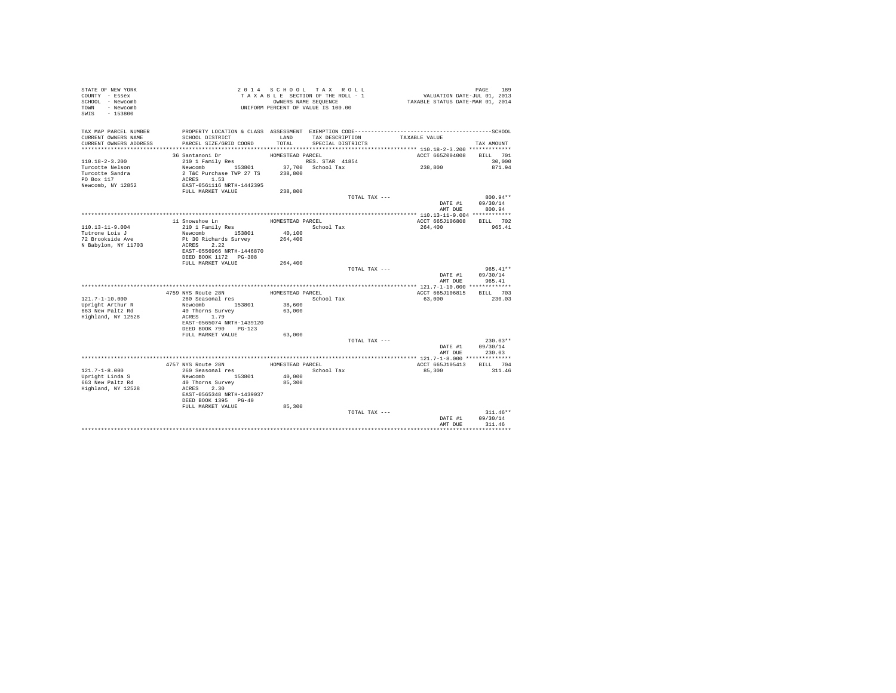STATE OF NEW YORK
COUNTY - Essex
SCHOOL - Newcomb
TOWN - Newcomb
SWIS - 153800

2014 SCHOOL TAX ROLL
TAXABLE SECTION OF THE ROLL - 1
OWNERS NAME SEQUENCE
UNIFORM PERCENT OF VALUE IS 100.00

VALUATION DATE-JUL 01, 2013
TAXABLE STATUS DATE-MAR 01, 2014

| TAX MAP PARCEL NUMBER / CURRENT OWNERS NAME / CURRENT OWNERS ADDRESS | PROPERTY LOCATION & CLASS / SCHOOL DISTRICT / PARCEL SIZE/GRID COORD | ASSESSMENT LAND / TOTAL | EXEMPTION CODE / TAX DESCRIPTION / SPECIAL DISTRICTS | TAXABLE VALUE | TAX AMOUNT |
|---|---|---|---|---|---|
| 110.18-2-3.200 | 36 Santanoni Dr | HOMESTEAD PARCEL | | ACCT 665Z004008 | BILL 701 |
| Turcotte Nelson | 210 1 Family Res | | RES. STAR 41854 | | 30,000 |
| Turcotte Sandra | Newcomb 153801 | 37,700 | School Tax | 238,800 | 871.94 |
| PO Box 117 | 2 T&C Purchase TWP 27 TS | 238,800 | | | |
| Newcomb, NY 12852 | ACRES 1.53 | | | | |
| | EAST-0561116 NRTH-1442395 | | | | |
| | FULL MARKET VALUE | 238,800 | | | |
| | | | TOTAL TAX --- | | 800.94** |
| | | | | DATE #1 | 09/30/14 |
| | | | | AMT DUE | 800.94 |
| 110.13-11-9.004 | 11 Snowshoe Ln | HOMESTEAD PARCEL | | ACCT 665J106808 | BILL 702 |
| Tutrone Lois J | 210 1 Family Res | | School Tax | 264,400 | 965.41 |
| 72 Brookside Ave | Newcomb 153801 | 40,100 | | | |
| N Babylon, NY 11703 | Pt 30 Richards Survey | 264,400 | | | |
| | ACRES 2.22 | | | | |
| | EAST-0556966 NRTH-1446870 | | | | |
| | DEED BOOK 1172 PG-308 | | | | |
| | FULL MARKET VALUE | 264,400 | | | |
| | | | TOTAL TAX --- | | 965.41** |
| | | | | DATE #1 | 09/30/14 |
| | | | | AMT DUE | 965.41 |
| 121.7-1-10.000 | 4759 NYS Route 28N | HOMESTEAD PARCEL | | ACCT 665J106815 | BILL 703 |
| Upright Arthur R | 260 Seasonal res | | School Tax | 63,000 | 230.03 |
| 663 New Paltz Rd | Newcomb 153801 | 38,600 | | | |
| Highland, NY 12528 | 40 Thorns Survey | 63,000 | | | |
| | ACRES 1.79 | | | | |
| | EAST-0565074 NRTH-1439120 | | | | |
| | DEED BOOK 790 PG-123 | | | | |
| | FULL MARKET VALUE | 63,000 | | | |
| | | | TOTAL TAX --- | | 230.03** |
| | | | | DATE #1 | 09/30/14 |
| | | | | AMT DUE | 230.03 |
| 121.7-1-8.000 | 4757 NYS Route 28N | HOMESTEAD PARCEL | | ACCT 665J105413 | BILL 704 |
| Upright Linda S | 260 Seasonal res | | School Tax | 85,300 | 311.46 |
| 663 New Paltz Rd | Newcomb 153801 | 40,000 | | | |
| Highland, NY 12528 | 40 Thorns Survey | 85,300 | | | |
| | ACRES 2.30 | | | | |
| | EAST-0565348 NRTH-1439037 | | | | |
| | DEED BOOK 1395 PG-40 | | | | |
| | FULL MARKET VALUE | 85,300 | | | |
| | | | TOTAL TAX --- | | 311.46** |
| | | | | DATE #1 | 09/30/14 |
| | | | | AMT DUE | 311.46 |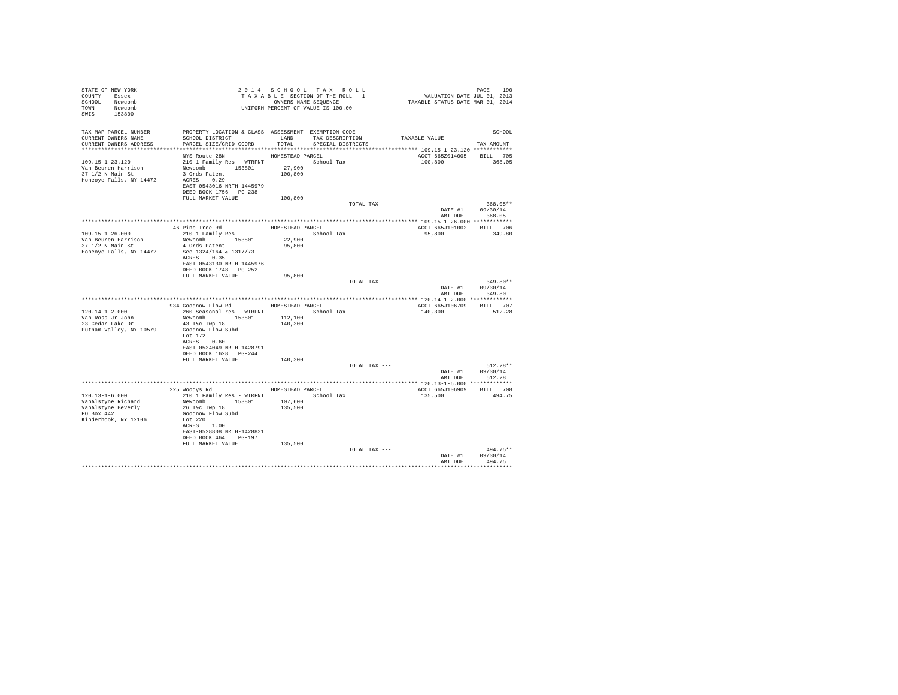STATE OF NEW YORK
COUNTY - Essex
SCHOOL - Newcomb
TOWN - Newcomb
SWIS - 153800

2014 SCHOOL TAX ROLL
TAXABLE SECTION OF THE ROLL - 1
OWNERS NAME SEQUENCE
UNIFORM PERCENT OF VALUE IS 100.00

VALUATION DATE-JUL 01, 2013
TAXABLE STATUS DATE-MAR 01, 2014

| TAX MAP PARCEL NUMBER / CURRENT OWNERS NAME / CURRENT OWNERS ADDRESS | PROPERTY LOCATION & CLASS / SCHOOL DISTRICT / PARCEL SIZE/GRID COORD | ASSESSMENT LAND / TOTAL | EXEMPTION CODE / TAX DESCRIPTION / SPECIAL DISTRICTS | TAXABLE VALUE | TAX AMOUNT |
|---|---|---|---|---|---|
| **109.15-1-23.120** | NYS Route 28N | HOMESTEAD PARCEL | | ACCT 665Z014005 | BILL 705 |
| 109.15-1-23.120 | 210 1 Family Res - WTRFNT | | School Tax | 100,800 | 368.05 |
| Van Beuren Harrison | Newcomb 153801 | 27,900 | | | |
| 37 1/2 N Main St | 3 Ords Patent | 100,800 | | | |
| Honeoye Falls, NY 14472 | ACRES 0.29 | | | | |
| | EAST-0543016 NRTH-1445979 | | | | |
| | DEED BOOK 1756 PG-238 | | | | |
| | FULL MARKET VALUE | 100,800 | | | |
| | | | TOTAL TAX --- | | 368.05** |
| | | | | DATE #1 | 09/30/14 |
| | | | | AMT DUE | 368.05 |
| **109.15-1-26.000** | 46 Pine Tree Rd | HOMESTEAD PARCEL | | ACCT 665J101002 | BILL 706 |
| 109.15-1-26.000 | 210 1 Family Res | | School Tax | 95,800 | 349.80 |
| Van Beuren Harrison | Newcomb 153801 | 22,900 | | | |
| 37 1/2 N Main St | 4 Ords Patent | 95,800 | | | |
| Honeoye Falls, NY 14472 | See 1324/164 & 1317/73 | | | | |
| | ACRES 0.35 | | | | |
| | EAST-0543130 NRTH-1445976 | | | | |
| | DEED BOOK 1748 PG-252 | | | | |
| | FULL MARKET VALUE | 95,800 | | | |
| | | | TOTAL TAX --- | | 349.80** |
| | | | | DATE #1 | 09/30/14 |
| | | | | AMT DUE | 349.80 |
| **120.14-1-2.000** | 934 Goodnow Flow Rd | HOMESTEAD PARCEL | | ACCT 665J106709 | BILL 707 |
| 120.14-1-2.000 | 260 Seasonal res - WTRFNT | | School Tax | 140,300 | 512.28 |
| Van Ross Jr John | Newcomb 153801 | 112,100 | | | |
| 23 Cedar Lake Dr | 43 T&c Twp 18 | 140,300 | | | |
| Putnam Valley, NY 10579 | Goodnow Flow Subd | | | | |
| | Lot 172 | | | | |
| | ACRES 0.60 | | | | |
| | EAST-0534049 NRTH-1428791 | | | | |
| | DEED BOOK 1628 PG-244 | | | | |
| | FULL MARKET VALUE | 140,300 | | | |
| | | | TOTAL TAX --- | | 512.28** |
| | | | | DATE #1 | 09/30/14 |
| | | | | AMT DUE | 512.28 |
| **120.13-1-6.000** | 225 Woodys Rd | HOMESTEAD PARCEL | | ACCT 665J106909 | BILL 708 |
| 120.13-1-6.000 | 210 1 Family Res - WTRFNT | | School Tax | 135,500 | 494.75 |
| VanAlstyne Richard | Newcomb 153801 | 107,600 | | | |
| VanAlstyne Beverly | 26 T&c Twp 18 | 135,500 | | | |
| PO Box 442 | Goodnow Flow Subd | | | | |
| Kinderhook, NY 12106 | Lot 220 | | | | |
| | ACRES 1.00 | | | | |
| | EAST-0528808 NRTH-1428831 | | | | |
| | DEED BOOK 464 PG-197 | | | | |
| | FULL MARKET VALUE | 135,500 | | | |
| | | | TOTAL TAX --- | | 494.75** |
| | | | | DATE #1 | 09/30/14 |
| | | | | AMT DUE | 494.75 |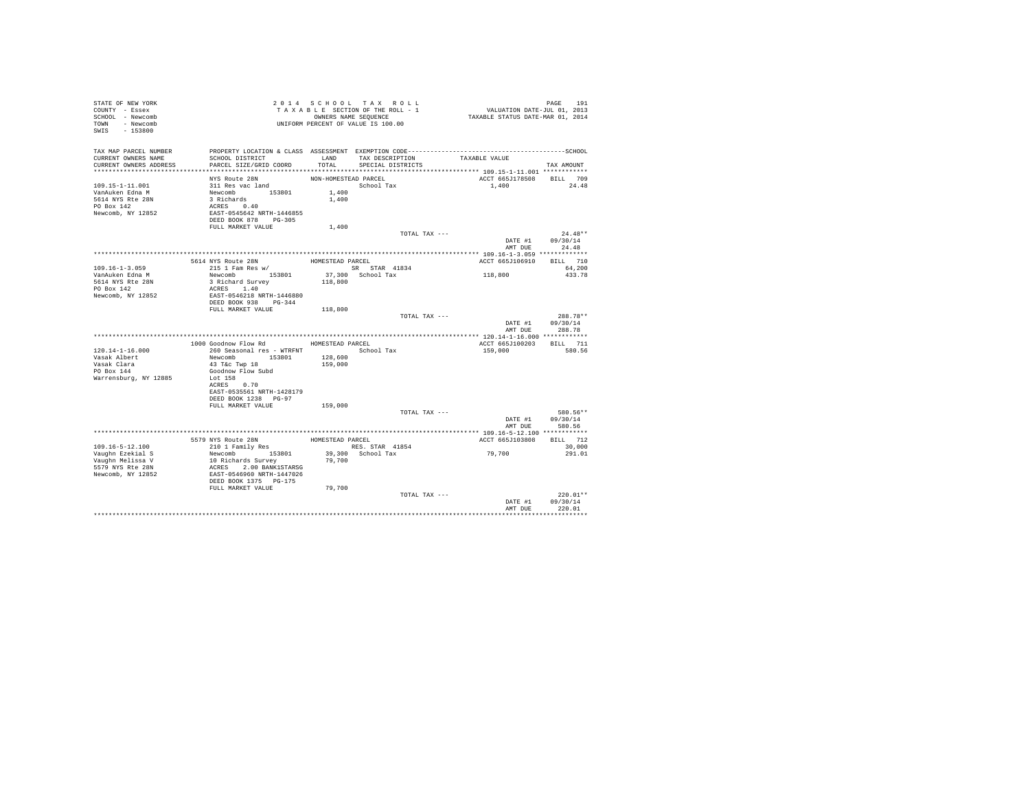```
STATE OF NEW YORK                    2 0 1 4   S C H O O L   T A X   R O L L                                    PAGE    191
COUNTY  - Essex                      T A X A B L E  SECTION OF THE ROLL - 1                    VALUATION DATE-JUL 01, 2013
SCHOOL  - Newcomb                          OWNERS NAME SEQUENCE                         TAXABLE STATUS DATE-MAR 01, 2014
TOWN    - Newcomb                     UNIFORM PERCENT OF VALUE IS 100.00
SWIS    - 153800

TAX MAP PARCEL NUMBER          PROPERTY LOCATION & CLASS  ASSESSMENT  EXEMPTION CODE------------------------------------------------SCHOOL
CURRENT OWNERS NAME            SCHOOL DISTRICT               LAND      TAX DESCRIPTION            TAXABLE VALUE
CURRENT OWNERS ADDRESS         PARCEL SIZE/GRID COORD        TOTAL     SPECIAL DISTRICTS                                    TAX AMOUNT
****************************************************************************************************** 109.15-1-11.001 ************
                               NYS Route 28N               NON-HOMESTEAD PARCEL                       ACCT 665J178508    BILL   709
109.15-1-11.001                311 Res vac land                           School Tax                    1,400                 24.48
VanAuken Edna M                Newcomb         153801          1,400
5614 NYS Rte 28N               3 Richards                      1,400
PO Box 142                     ACRES    0.40
Newcomb, NY 12852              EAST-0545642 NRTH-1446855
                               DEED BOOK 878    PG-305
                               FULL MARKET VALUE               1,400
                                                                               TOTAL TAX ---                                 24.48**
                                                                                                            DATE #1        09/30/14
                                                                                                            AMT DUE           24.48
****************************************************************************************************** 109.16-1-3.059 *************
                               5614 NYS Route 28N          HOMESTEAD PARCEL                           ACCT 665J106910    BILL   710
109.16-1-3.059                 215 1 Fam Res w/                          SR  STAR 41834                                      64,200
VanAuken Edna M                Newcomb         153801         37,300  School Tax                   118,800               433.78
5614 NYS Rte 28N               3 Richard Survey              118,800
PO Box 142                     ACRES    1.40
Newcomb, NY 12852              EAST-0546218 NRTH-1446880
                               DEED BOOK 938    PG-344
                               FULL MARKET VALUE             118,800
                                                                               TOTAL TAX ---                                288.78**
                                                                                                            DATE #1        09/30/14
                                                                                                            AMT DUE          288.78
****************************************************************************************************** 120.14-1-16.000 ************
                               1000 Goodnow Flow Rd        HOMESTEAD PARCEL                           ACCT 665J100203    BILL   711
120.14-1-16.000                260 Seasonal res - WTRFNT                  School Tax                   159,000               580.56
Vasak Albert                   Newcomb         153801        128,600
Vasak Clara                    43 T&c Twp 18                 159,000
PO Box 144                     Goodnow Flow Subd
Warrensburg, NY 12885          Lot 158
                               ACRES    0.70
                               EAST-0535561 NRTH-1428179
                               DEED BOOK 1238   PG-97
                               FULL MARKET VALUE             159,000
                                                                               TOTAL TAX ---                                580.56**
                                                                                                            DATE #1        09/30/14
                                                                                                            AMT DUE          580.56
****************************************************************************************************** 109.16-5-12.100 ************
                               5579 NYS Route 28N          HOMESTEAD PARCEL                           ACCT 665J103808    BILL   712
109.16-5-12.100                210 1 Family Res                          RES. STAR 41854                                     30,000
Vaughn Ezekial S               Newcomb         153801         39,300  School Tax                    79,700               291.01
Vaughn Melissa V               10 Richards Survey             79,700
5579 NYS Rte 28N               ACRES    2.00 BANK1STARSG
Newcomb, NY 12852              EAST-0546960 NRTH-1447026
                               DEED BOOK 1375   PG-175
                               FULL MARKET VALUE              79,700
                                                                               TOTAL TAX ---                                220.01**
                                                                                                            DATE #1        09/30/14
                                                                                                            AMT DUE          220.01
************************************************************************************************************************************
```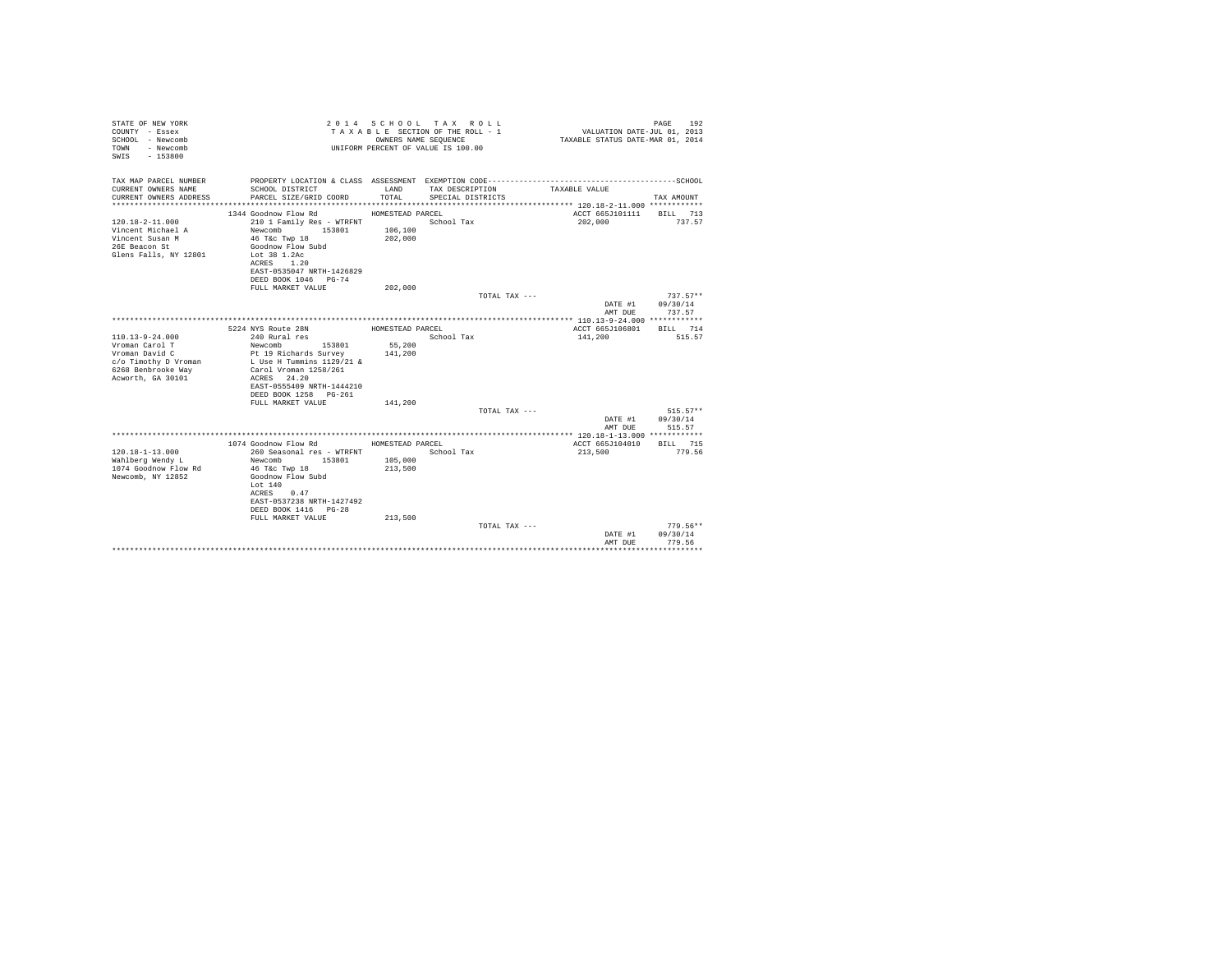STATE OF NEW YORK
COUNTY - Essex
SCHOOL - Newcomb
TOWN - Newcomb
SWIS - 153800

2 0 1 4   S C H O O L   T A X   R O L L
T A X A B L E SECTION OF THE ROLL - 1
OWNERS NAME SEQUENCE
UNIFORM PERCENT OF VALUE IS 100.00

VALUATION DATE-JUL 01, 2013
TAXABLE STATUS DATE-MAR 01, 2014

| TAX MAP PARCEL NUMBER / CURRENT OWNERS NAME / CURRENT OWNERS ADDRESS | PROPERTY LOCATION & CLASS / SCHOOL DISTRICT / PARCEL SIZE/GRID COORD | ASSESSMENT LAND / TOTAL | EXEMPTION CODE / TAX DESCRIPTION / SPECIAL DISTRICTS | TAXABLE VALUE | TAX AMOUNT |
|---|---|---|---|---|---|
| **120.18-2-11.000** | 1344 Goodnow Flow Rd | HOMESTEAD PARCEL | | ACCT 665J101111 | BILL 713 |
| 120.18-2-11.000 | 210 1 Family Res - WTRFNT | | School Tax | 202,000 | 737.57 |
| Vincent Michael A | Newcomb 153801 | 106,100 | | | |
| Vincent Susan M | 46 T&c Twp 18 | 202,000 | | | |
| 26E Beacon St | Goodnow Flow Subd | | | | |
| Glens Falls, NY 12801 | Lot 38 1.2Ac | | | | |
| | ACRES 1.20 | | | | |
| | EAST-0535047 NRTH-1426829 | | | | |
| | DEED BOOK 1046 PG-74 | | | | |
| | FULL MARKET VALUE | 202,000 | | | |
| | | | TOTAL TAX --- | | 737.57** |
| | | | | DATE #1 | 09/30/14 |
| | | | | AMT DUE | 737.57 |
| **110.13-9-24.000** | 5224 NYS Route 28N | HOMESTEAD PARCEL | | ACCT 665J106801 | BILL 714 |
| 110.13-9-24.000 | 240 Rural res | | School Tax | 141,200 | 515.57 |
| Vroman Carol T | Newcomb 153801 | 55,200 | | | |
| Vroman David C | Pt 19 Richards Survey | 141,200 | | | |
| c/o Timothy D Vroman | L Use H Tummins 1129/21 & | | | | |
| 6268 Benbrooke Way | Carol Vroman 1258/261 | | | | |
| Acworth, GA 30101 | ACRES 24.20 | | | | |
| | EAST-0555409 NRTH-1444210 | | | | |
| | DEED BOOK 1258 PG-261 | | | | |
| | FULL MARKET VALUE | 141,200 | | | |
| | | | TOTAL TAX --- | | 515.57** |
| | | | | DATE #1 | 09/30/14 |
| | | | | AMT DUE | 515.57 |
| **120.18-1-13.000** | 1074 Goodnow Flow Rd | HOMESTEAD PARCEL | | ACCT 665J104010 | BILL 715 |
| 120.18-1-13.000 | 260 Seasonal res - WTRFNT | | School Tax | 213,500 | 779.56 |
| Wahlberg Wendy L | Newcomb 153801 | 105,000 | | | |
| 1074 Goodnow Flow Rd | 46 T&c Twp 18 | 213,500 | | | |
| Newcomb, NY 12852 | Goodnow Flow Subd | | | | |
| | Lot 140 | | | | |
| | ACRES 0.47 | | | | |
| | EAST-0537238 NRTH-1427492 | | | | |
| | DEED BOOK 1416 PG-28 | | | | |
| | FULL MARKET VALUE | 213,500 | | | |
| | | | TOTAL TAX --- | | 779.56** |
| | | | | DATE #1 | 09/30/14 |
| | | | | AMT DUE | 779.56 |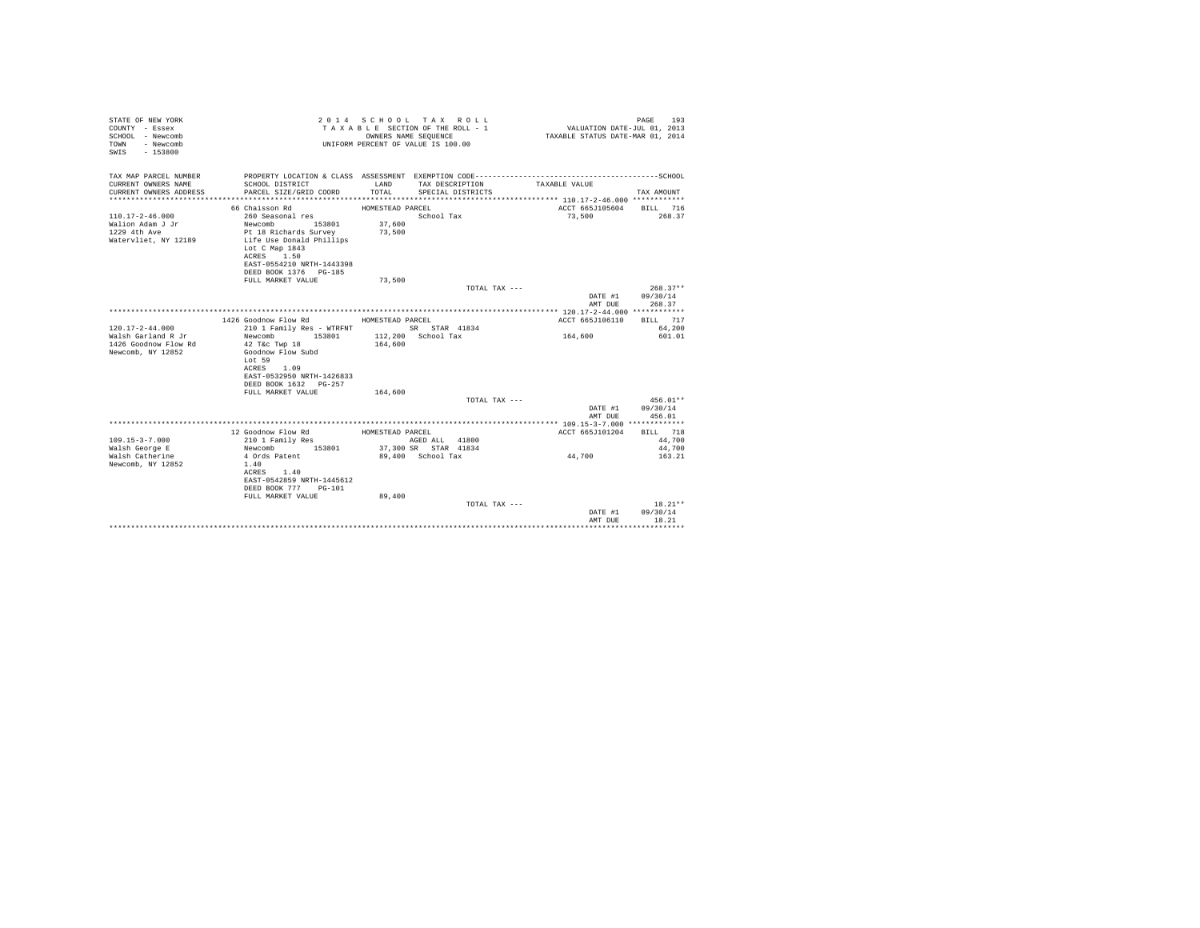STATE OF NEW YORK
COUNTY - Essex
SCHOOL - Newcomb
TOWN - Newcomb
SWIS - 153800

2 0 1 4 S C H O O L T A X R O L L
T A X A B L E SECTION OF THE ROLL - 1
OWNERS NAME SEQUENCE
UNIFORM PERCENT OF VALUE IS 100.00

VALUATION DATE-JUL 01, 2013
TAXABLE STATUS DATE-MAR 01, 2014

```
TAX MAP PARCEL NUMBER     PROPERTY LOCATION & CLASS  ASSESSMENT  EXEMPTION CODE-----------------------------------------------SCHOOL
CURRENT OWNERS NAME       SCHOOL DISTRICT               LAND      TAX DESCRIPTION            TAXABLE VALUE
CURRENT OWNERS ADDRESS    PARCEL SIZE/GRID COORD        TOTAL     SPECIAL DISTRICTS                                        TAX AMOUNT
*********************************************************************************************** 110.17-2-46.000 ************
                          66 Chaisson Rd              HOMESTEAD PARCEL                              ACCT 665J105604    BILL  716
110.17-2-46.000           260 Seasonal res                           School Tax                   73,500             268.37
Walion Adam J Jr          Newcomb        153801         37,600
1229 4th Ave              Pt 18 Richards Survey         73,500
Watervliet, NY 12189      Life Use Donald Phillips
                          Lot C Map 1843
                          ACRES    1.50
                          EAST-0554210 NRTH-1443398
                          DEED BOOK 1376   PG-185
                          FULL MARKET VALUE             73,500
                                                                     TOTAL TAX ---                                   268.37**
                                                                                                DATE #1     09/30/14
                                                                                                AMT DUE       268.37
*********************************************************************************************** 120.17-2-44.000 ************
                          1426 Goodnow Flow Rd        HOMESTEAD PARCEL                              ACCT 665J106110    BILL  717
120.17-2-44.000           210 1 Family Res - WTRFNT          SR  STAR  41834                                          64,200
Walsh Garland R Jr        Newcomb        153801        112,200   School Tax                      164,600              601.01
1426 Goodnow Flow Rd      42 T&c Twp 18                164,600
Newcomb, NY 12852         Goodnow Flow Subd
                          Lot 59
                          ACRES    1.09
                          EAST-0532950 NRTH-1426833
                          DEED BOOK 1632   PG-257
                          FULL MARKET VALUE            164,600
                                                                     TOTAL TAX ---                                   456.01**
                                                                                                DATE #1     09/30/14
                                                                                                AMT DUE       456.01
*********************************************************************************************** 109.15-3-7.000 *************
                          12 Goodnow Flow Rd          HOMESTEAD PARCEL                              ACCT 665J101204    BILL  718
109.15-3-7.000            210 1 Family Res                    AGED ALL  41800                                          44,700
Walsh George E            Newcomb        153801         37,300 SR  STAR  41834                                          44,700
Walsh Catherine           4 Ords Patent                 89,400   School Tax                       44,700              163.21
Newcomb, NY 12852         1.40
                          ACRES    1.40
                          EAST-0542859 NRTH-1445612
                          DEED BOOK 777    PG-101
                          FULL MARKET VALUE             89,400
                                                                     TOTAL TAX ---                                    18.21**
                                                                                                DATE #1     09/30/14
                                                                                                AMT DUE        18.21
****************************************************************************************************************************
```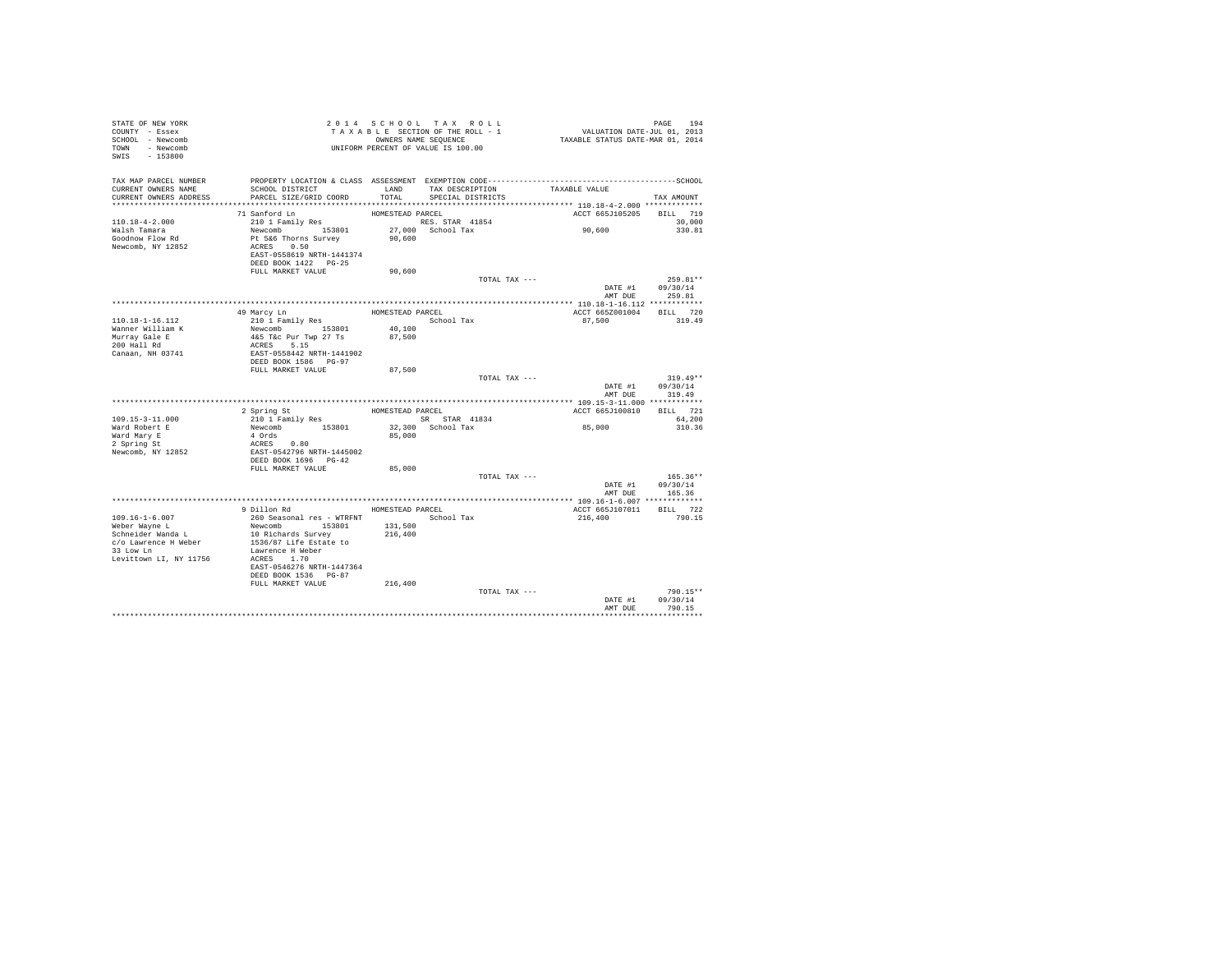STATE OF NEW YORK
COUNTY - Essex
SCHOOL - Newcomb
TOWN - Newcomb
SWIS - 153800

2 0 1 4 S C H O O L T A X R O L L
T A X A B L E SECTION OF THE ROLL - 1
OWNERS NAME SEQUENCE
UNIFORM PERCENT OF VALUE IS 100.00

VALUATION DATE-JUL 01, 2013
TAXABLE STATUS DATE-MAR 01, 2014

| TAX MAP PARCEL NUMBER / CURRENT OWNERS NAME / CURRENT OWNERS ADDRESS | PROPERTY LOCATION & CLASS / SCHOOL DISTRICT / PARCEL SIZE/GRID COORD | ASSESSMENT LAND / TOTAL | EXEMPTION CODE / TAX DESCRIPTION / SPECIAL DISTRICTS | TAXABLE VALUE | TAX AMOUNT |
|---|---|---|---|---|---|
| 110.18-4-2.000 | 71 Sanford Ln | HOMESTEAD PARCEL | | ACCT 665J105205 | BILL 719 |
| Walsh Tamara | 210 1 Family Res | | RES. STAR 41854 | | 30,000 |
| Goodnow Flow Rd | Newcomb 153801 | 27,000 | School Tax | 90,600 | 330.81 |
| Newcomb, NY 12852 | Pt 5&6 Thorns Survey | 90,600 | | | |
| | ACRES 0.50 | | | | |
| | EAST-0558619 NRTH-1441374 | | | | |
| | DEED BOOK 1422 PG-25 | | | | |
| | FULL MARKET VALUE | 90,600 | | | |
| | | | TOTAL TAX --- | | 259.81** |
| | | | | DATE #1 | 09/30/14 |
| | | | | AMT DUE | 259.81 |
| 110.18-1-16.112 | 49 Marcy Ln | HOMESTEAD PARCEL | | ACCT 665Z001004 | BILL 720 |
| Wanner William K | 210 1 Family Res | | School Tax | 87,500 | 319.49 |
| Murray Gale E | Newcomb 153801 | 40,100 | | | |
| 200 Hall Rd | 4&5 T&c Pur Twp 27 Ts | 87,500 | | | |
| Canaan, NH 03741 | ACRES 5.15 | | | | |
| | EAST-0558442 NRTH-1441902 | | | | |
| | DEED BOOK 1586 PG-97 | | | | |
| | FULL MARKET VALUE | 87,500 | | | |
| | | | TOTAL TAX --- | | 319.49** |
| | | | | DATE #1 | 09/30/14 |
| | | | | AMT DUE | 319.49 |
| 109.15-3-11.000 | 2 Spring St | HOMESTEAD PARCEL | | ACCT 665J100810 | BILL 721 |
| Ward Robert E | 210 1 Family Res | | SR STAR 41834 | | 64,200 |
| Ward Mary E | Newcomb 153801 | 32,300 | School Tax | 85,000 | 310.36 |
| 2 Spring St | 4 Ords | 85,000 | | | |
| Newcomb, NY 12852 | ACRES 0.80 | | | | |
| | EAST-0542796 NRTH-1445002 | | | | |
| | DEED BOOK 1696 PG-42 | | | | |
| | FULL MARKET VALUE | 85,000 | | | |
| | | | TOTAL TAX --- | | 165.36** |
| | | | | DATE #1 | 09/30/14 |
| | | | | AMT DUE | 165.36 |
| 109.16-1-6.007 | 9 Dillon Rd | HOMESTEAD PARCEL | | ACCT 665J107011 | BILL 722 |
| Weber Wayne L | 260 Seasonal res - WTRFNT | | School Tax | 216,400 | 790.15 |
| Schneider Wanda L | Newcomb 153801 | 131,500 | | | |
| c/o Lawrence H Weber | 10 Richards Survey | 216,400 | | | |
| 33 Low Ln | 1536/87 Life Estate to | | | | |
| Levittown LI, NY 11756 | Lawrence H Weber | | | | |
| | ACRES 1.70 | | | | |
| | EAST-0546276 NRTH-1447364 | | | | |
| | DEED BOOK 1536 PG-87 | | | | |
| | FULL MARKET VALUE | 216,400 | | | |
| | | | TOTAL TAX --- | | 790.15** |
| | | | | DATE #1 | 09/30/14 |
| | | | | AMT DUE | 790.15 |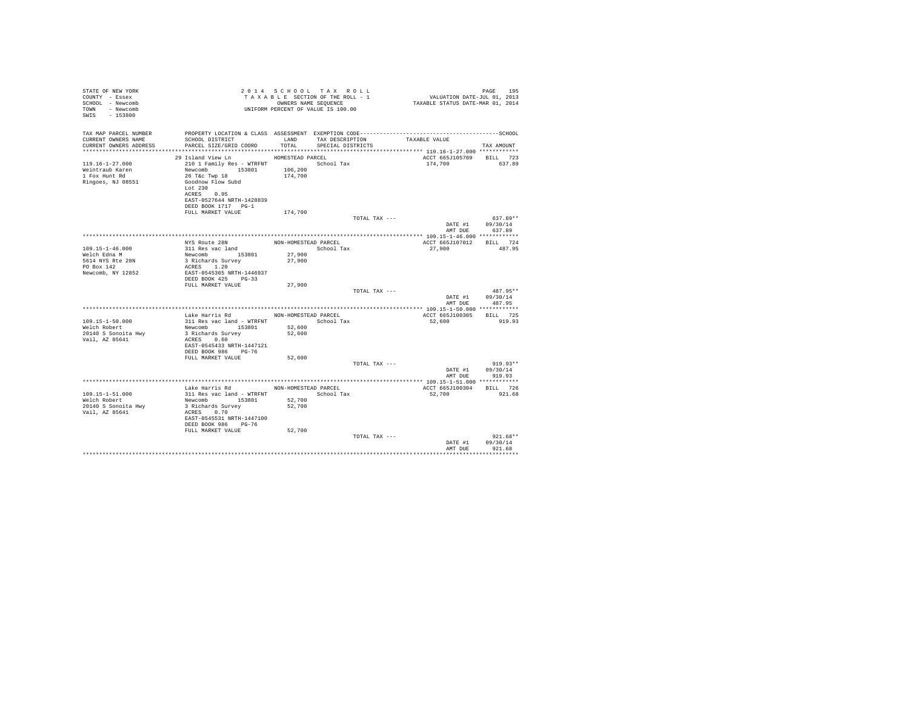STATE OF NEW YORK
COUNTY - Essex
SCHOOL - Newcomb
TOWN - Newcomb
SWIS - 153800

2 0 1 4 S C H O O L T A X R O L L
T A X A B L E SECTION OF THE ROLL - 1
OWNERS NAME SEQUENCE
UNIFORM PERCENT OF VALUE IS 100.00

VALUATION DATE-JUL 01, 2013
TAXABLE STATUS DATE-MAR 01, 2014

| TAX MAP PARCEL NUMBER / CURRENT OWNERS NAME / CURRENT OWNERS ADDRESS | PROPERTY LOCATION & CLASS / SCHOOL DISTRICT / PARCEL SIZE/GRID COORD | ASSESSMENT LAND / TOTAL | EXEMPTION CODE / TAX DESCRIPTION / SPECIAL DISTRICTS | TAXABLE VALUE | TAX AMOUNT |
|---|---|---|---|---|---|
| **119.16-1-27.000** | 29 Island View Ln | HOMESTEAD PARCEL | | ACCT 665J105709 | BILL 723 |
| 119.16-1-27.000 | 210 1 Family Res - WTRFNT | | School Tax | 174,700 | 637.89 |
| Weintraub Karen | Newcomb 153801 | 106,200 | | | |
| 1 Fox Hunt Rd | 26 T&c Twp 18 | 174,700 | | | |
| Ringoes, NJ 08551 | Goodnow Flow Subd | | | | |
| | Lot 230 | | | | |
| | ACRES 0.95 | | | | |
| | EAST-0527644 NRTH-1428839 | | | | |
| | DEED BOOK 1717 PG-1 | | | | |
| | FULL MARKET VALUE | 174,700 | | | |
| | | | TOTAL TAX --- | | 637.89** |
| | | | | DATE #1 | 09/30/14 |
| | | | | AMT DUE | 637.89 |
| **109.15-1-46.000** | NYS Route 28N | NON-HOMESTEAD PARCEL | | ACCT 665J107012 | BILL 724 |
| 109.15-1-46.000 | 311 Res vac land | | School Tax | 27,900 | 487.95 |
| Welch Edna M | Newcomb 153801 | 27,900 | | | |
| 5614 NYS Rte 28N | 3 Richards Survey | 27,900 | | | |
| PO Box 142 | ACRES 1.20 | | | | |
| Newcomb, NY 12852 | EAST-0545365 NRTH-1446937 | | | | |
| | DEED BOOK 425 PG-33 | | | | |
| | FULL MARKET VALUE | 27,900 | | | |
| | | | TOTAL TAX --- | | 487.95** |
| | | | | DATE #1 | 09/30/14 |
| | | | | AMT DUE | 487.95 |
| **109.15-1-50.000** | Lake Harris Rd | NON-HOMESTEAD PARCEL | | ACCT 665J100305 | BILL 725 |
| 109.15-1-50.000 | 311 Res vac land - WTRFNT | | School Tax | 52,600 | 919.93 |
| Welch Robert | Newcomb 153801 | 52,600 | | | |
| 20140 S Sonoita Hwy | 3 Richards Survey | 52,600 | | | |
| Vail, AZ 85641 | ACRES 0.60 | | | | |
| | EAST-0545433 NRTH-1447121 | | | | |
| | DEED BOOK 986 PG-76 | | | | |
| | FULL MARKET VALUE | 52,600 | | | |
| | | | TOTAL TAX --- | | 919.93** |
| | | | | DATE #1 | 09/30/14 |
| | | | | AMT DUE | 919.93 |
| **109.15-1-51.000** | Lake Harris Rd | NON-HOMESTEAD PARCEL | | ACCT 665J100304 | BILL 726 |
| 109.15-1-51.000 | 311 Res vac land - WTRFNT | | School Tax | 52,700 | 921.68 |
| Welch Robert | Newcomb 153801 | 52,700 | | | |
| 20140 S Sonoita Hwy | 3 Richards Survey | 52,700 | | | |
| Vail, AZ 85641 | ACRES 0.70 | | | | |
| | EAST-0545531 NRTH-1447100 | | | | |
| | DEED BOOK 986 PG-76 | | | | |
| | FULL MARKET VALUE | 52,700 | | | |
| | | | TOTAL TAX --- | | 921.68** |
| | | | | DATE #1 | 09/30/14 |
| | | | | AMT DUE | 921.68 |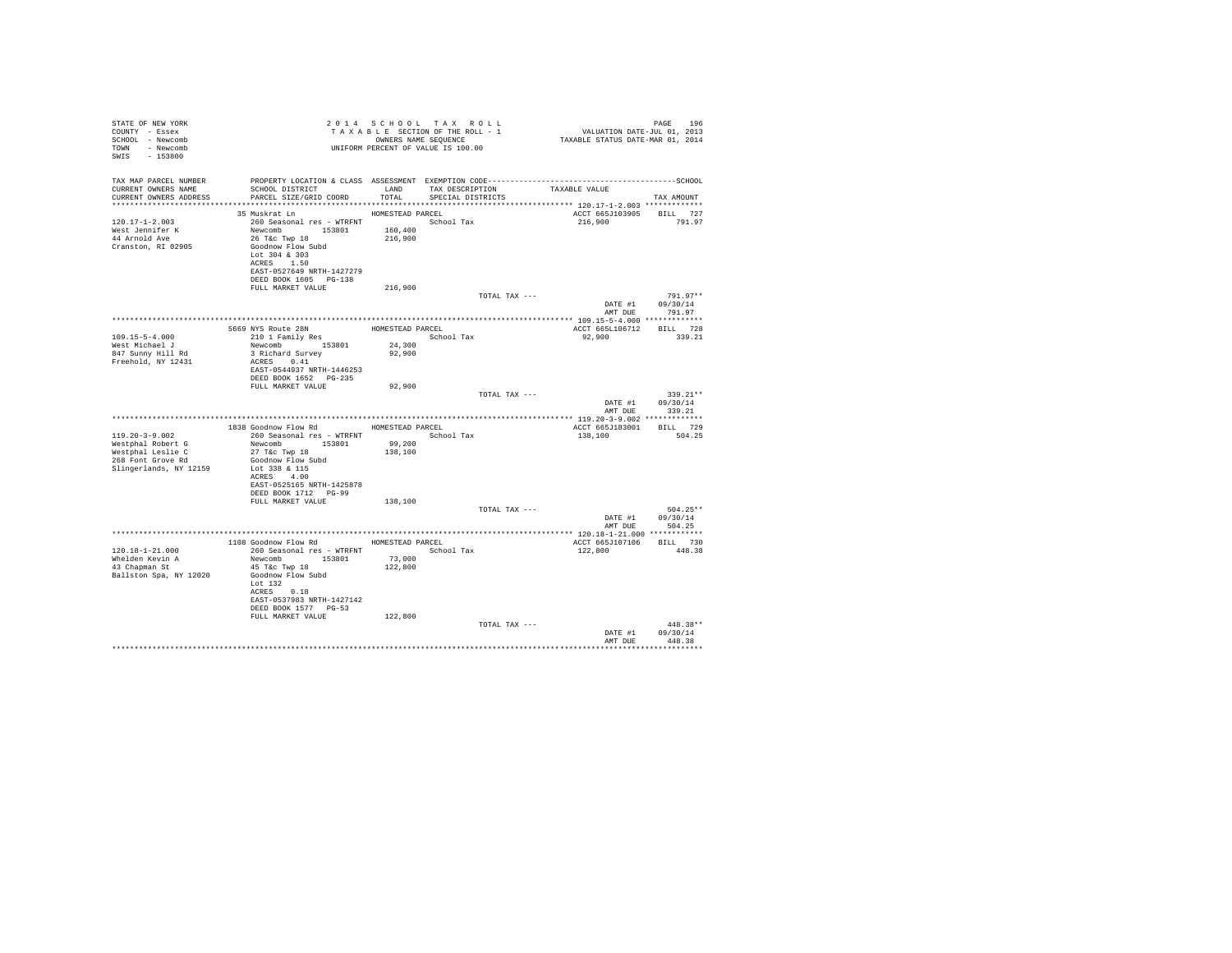STATE OF NEW YORK
COUNTY - Essex
SCHOOL - Newcomb
TOWN - Newcomb
SWIS - 153800

2014 SCHOOL TAX ROLL
TAXABLE SECTION OF THE ROLL - 1
OWNERS NAME SEQUENCE
UNIFORM PERCENT OF VALUE IS 100.00

VALUATION DATE-JUL 01, 2013
TAXABLE STATUS DATE-MAR 01, 2014

| TAX MAP PARCEL NUMBER / CURRENT OWNERS NAME / CURRENT OWNERS ADDRESS | PROPERTY LOCATION & CLASS / SCHOOL DISTRICT / PARCEL SIZE/GRID COORD | ASSESSMENT LAND / TOTAL | EXEMPTION CODE / TAX DESCRIPTION / SPECIAL DISTRICTS | TAXABLE VALUE | TAX AMOUNT |
|---|---|---|---|---|---|
| 120.17-1-2.003 | 35 Muskrat Ln | HOMESTEAD PARCEL | | ACCT 665J103905 | BILL 727 |
| West Jennifer K | 260 Seasonal res - WTRFNT | | School Tax | 216,900 | 791.97 |
| 44 Arnold Ave | Newcomb 153801 | 160,400 | | | |
| Cranston, RI 02905 | 26 T&c Twp 18 | 216,900 | | | |
| | Goodnow Flow Subd | | | | |
| | Lot 304 & 303 | | | | |
| | ACRES 1.50 | | | | |
| | EAST-0527649 NRTH-1427279 | | | | |
| | DEED BOOK 1605 PG-138 | | | | |
| | FULL MARKET VALUE | 216,900 | | | |
| | | | TOTAL TAX --- | | 791.97** |
| | | | | DATE #1 | 09/30/14 |
| | | | | AMT DUE | 791.97 |
| 109.15-5-4.000 | 5669 NYS Route 28N | HOMESTEAD PARCEL | | ACCT 665L106712 | BILL 728 |
| West Michael J | 210 1 Family Res | | School Tax | 92,900 | 339.21 |
| 847 Sunny Hill Rd | Newcomb 153801 | 24,300 | | | |
| Freehold, NY 12431 | 3 Richard Survey | 92,900 | | | |
| | ACRES 0.41 | | | | |
| | EAST-0544937 NRTH-1446253 | | | | |
| | DEED BOOK 1652 PG-235 | | | | |
| | FULL MARKET VALUE | 92,900 | | | |
| | | | TOTAL TAX --- | | 339.21** |
| | | | | DATE #1 | 09/30/14 |
| | | | | AMT DUE | 339.21 |
| 119.20-3-9.002 | 1838 Goodnow Flow Rd | HOMESTEAD PARCEL | | ACCT 665J183001 | BILL 729 |
| Westphal Robert G | 260 Seasonal res - WTRFNT | | School Tax | 138,100 | 504.25 |
| Westphal Leslie C | Newcomb 153801 | 99,200 | | | |
| 268 Font Grove Rd | 27 T&c Twp 18 | 138,100 | | | |
| Slingerlands, NY 12159 | Goodnow Flow Subd | | | | |
| | Lot 338 & 115 | | | | |
| | ACRES 4.00 | | | | |
| | EAST-0525165 NRTH-1425878 | | | | |
| | DEED BOOK 1712 PG-99 | | | | |
| | FULL MARKET VALUE | 138,100 | | | |
| | | | TOTAL TAX --- | | 504.25** |
| | | | | DATE #1 | 09/30/14 |
| | | | | AMT DUE | 504.25 |
| 120.18-1-21.000 | 1108 Goodnow Flow Rd | HOMESTEAD PARCEL | | ACCT 665J107106 | BILL 730 |
| Whelden Kevin A | 260 Seasonal res - WTRFNT | | School Tax | 122,800 | 448.38 |
| 43 Chapman St | Newcomb 153801 | 73,000 | | | |
| Ballston Spa, NY 12020 | 45 T&c Twp 18 | 122,800 | | | |
| | Goodnow Flow Subd | | | | |
| | Lot 132 | | | | |
| | ACRES 0.18 | | | | |
| | EAST-0537983 NRTH-1427142 | | | | |
| | DEED BOOK 1577 PG-53 | | | | |
| | FULL MARKET VALUE | 122,800 | | | |
| | | | TOTAL TAX --- | | 448.38** |
| | | | | DATE #1 | 09/30/14 |
| | | | | AMT DUE | 448.38 |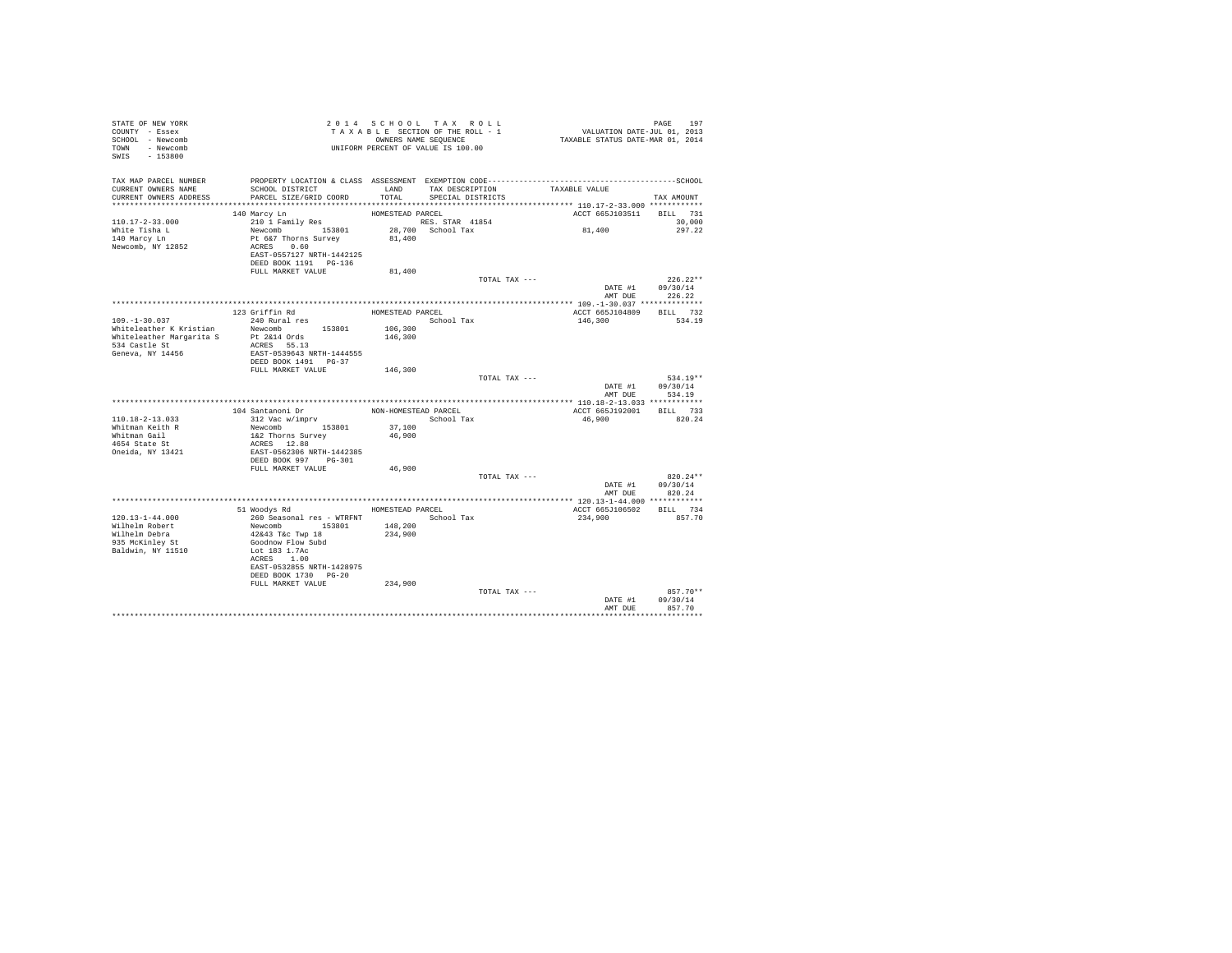STATE OF NEW YORK
COUNTY - Essex
SCHOOL - Newcomb
TOWN - Newcomb
SWIS - 153800

2 0 1 4   S C H O O L   T A X   R O L L
T A X A B L E  SECTION OF THE ROLL - 1
OWNERS NAME SEQUENCE
UNIFORM PERCENT OF VALUE IS 100.00

VALUATION DATE-JUL 01, 2013
TAXABLE STATUS DATE-MAR 01, 2014

| TAX MAP PARCEL NUMBER / CURRENT OWNERS NAME / CURRENT OWNERS ADDRESS | PROPERTY LOCATION & CLASS / SCHOOL DISTRICT / PARCEL SIZE/GRID COORD | ASSESSMENT LAND / TOTAL | EXEMPTION CODE / TAX DESCRIPTION / SPECIAL DISTRICTS | TAXABLE VALUE | SCHOOL TAX AMOUNT |
|---|---|---|---|---|---|
| 110.17-2-33.000 | 140 Marcy Ln | HOMESTEAD PARCEL | | ACCT 665J103511 | BILL 731 |
| | 210 1 Family Res | | RES. STAR 41854 | | 30,000 |
| White Tisha L | Newcomb 153801 | 28,700 | School Tax | 81,400 | 297.22 |
| 140 Marcy Ln | Pt 6&7 Thorns Survey | 81,400 | | | |
| Newcomb, NY 12852 | ACRES 0.60 | | | | |
| | EAST-0557127 NRTH-1442125 | | | | |
| | DEED BOOK 1191 PG-136 | | | | |
| | FULL MARKET VALUE | 81,400 | | | |
| | | | TOTAL TAX --- | | 226.22** |
| | | | | DATE #1 | 09/30/14 |
| | | | | AMT DUE | 226.22 |
| 109.-1-30.037 | 123 Griffin Rd | HOMESTEAD PARCEL | | ACCT 665J104809 | BILL 732 |
| | 240 Rural res | | School Tax | 146,300 | 534.19 |
| Whiteleather K Kristian | Newcomb 153801 | 106,300 | | | |
| Whiteleather Margarita S | Pt 2&14 Ords | 146,300 | | | |
| 534 Castle St | ACRES 55.13 | | | | |
| Geneva, NY 14456 | EAST-0539643 NRTH-1444555 | | | | |
| | DEED BOOK 1491 PG-37 | | | | |
| | FULL MARKET VALUE | 146,300 | | | |
| | | | TOTAL TAX --- | | 534.19** |
| | | | | DATE #1 | 09/30/14 |
| | | | | AMT DUE | 534.19 |
| 110.18-2-13.033 | 104 Santanoni Dr | NON-HOMESTEAD PARCEL | | ACCT 665J192001 | BILL 733 |
| | 312 Vac w/imprv | | School Tax | 46,900 | 820.24 |
| Whitman Keith R | Newcomb 153801 | 37,100 | | | |
| Whitman Gail | 1&2 Thorns Survey | 46,900 | | | |
| 4654 State St | ACRES 12.88 | | | | |
| Oneida, NY 13421 | EAST-0562306 NRTH-1442385 | | | | |
| | DEED BOOK 997 PG-301 | | | | |
| | FULL MARKET VALUE | 46,900 | | | |
| | | | TOTAL TAX --- | | 820.24** |
| | | | | DATE #1 | 09/30/14 |
| | | | | AMT DUE | 820.24 |
| 120.13-1-44.000 | 51 Woodys Rd | HOMESTEAD PARCEL | | ACCT 665J106502 | BILL 734 |
| | 260 Seasonal res - WTRFNT | | School Tax | 234,900 | 857.70 |
| Wilhelm Robert | Newcomb 153801 | 148,200 | | | |
| Wilhelm Debra | 42&43 T&c Twp 18 | 234,900 | | | |
| 935 McKinley St | Goodnow Flow Subd | | | | |
| Baldwin, NY 11510 | Lot 183 1.7Ac | | | | |
| | ACRES 1.00 | | | | |
| | EAST-0532855 NRTH-1428975 | | | | |
| | DEED BOOK 1730 PG-20 | | | | |
| | FULL MARKET VALUE | 234,900 | | | |
| | | | TOTAL TAX --- | | 857.70** |
| | | | | DATE #1 | 09/30/14 |
| | | | | AMT DUE | 857.70 |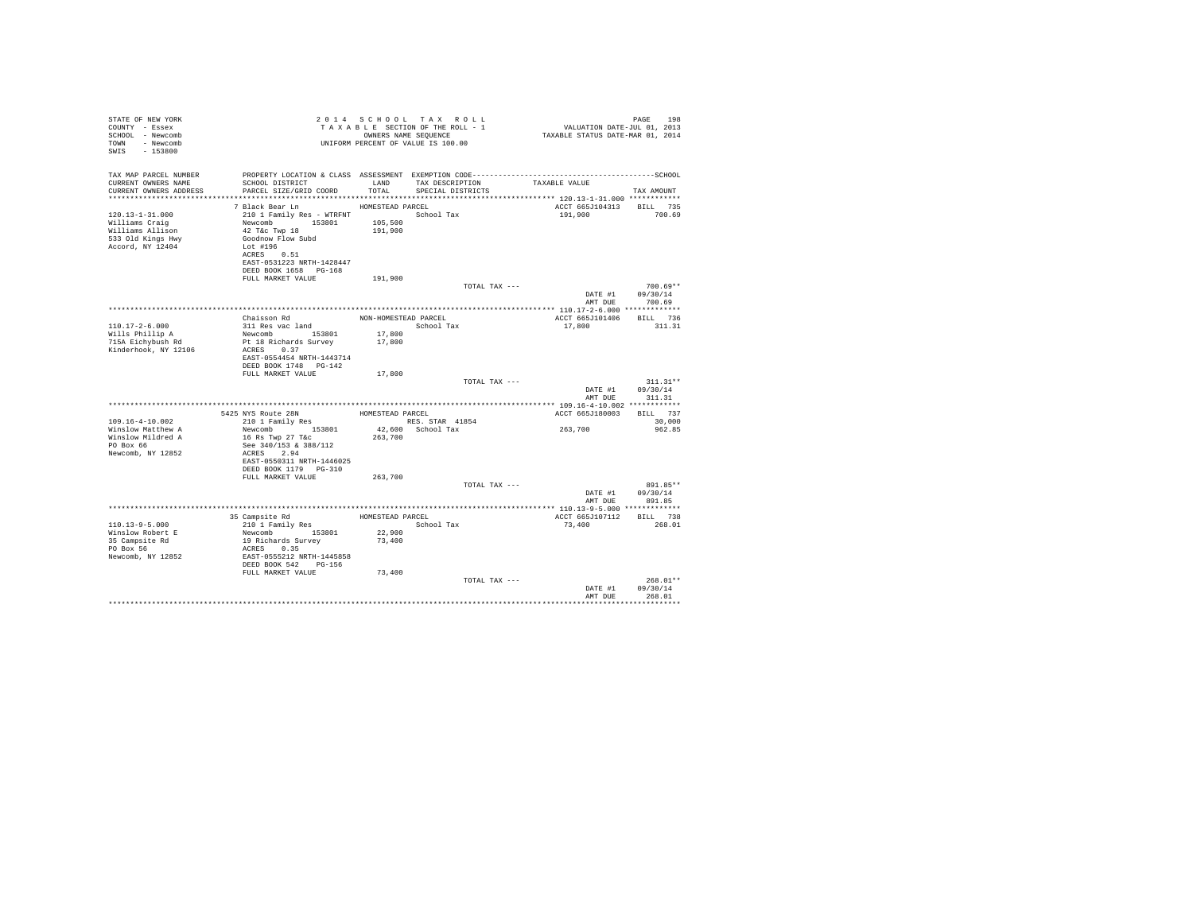STATE OF NEW YORK
COUNTY - Essex
SCHOOL - Newcomb
TOWN - Newcomb
SWIS - 153800

2014 SCHOOL TAX ROLL
TAXABLE SECTION OF THE ROLL - 1
OWNERS NAME SEQUENCE
UNIFORM PERCENT OF VALUE IS 100.00

VALUATION DATE-JUL 01, 2013
TAXABLE STATUS DATE-MAR 01, 2014

| TAX MAP PARCEL NUMBER / CURRENT OWNERS NAME / CURRENT OWNERS ADDRESS | PROPERTY LOCATION & CLASS / SCHOOL DISTRICT / PARCEL SIZE/GRID COORD | ASSESSMENT LAND / TOTAL | EXEMPTION CODE / TAX DESCRIPTION / SPECIAL DISTRICTS | TAXABLE VALUE | TAX AMOUNT |
|---|---|---|---|---|---|
| **120.13-1-31.000** | 7 Black Bear Ln | HOMESTEAD PARCEL | | ACCT 665J104313 | BILL 735 |
| 120.13-1-31.000 | 210 1 Family Res - WTRFNT | | School Tax | 191,900 | 700.69 |
| Williams Craig | Newcomb 153801 | 105,500 | | | |
| Williams Allison | 42 T&c Twp 18 | 191,900 | | | |
| 533 Old Kings Hwy | Goodnow Flow Subd | | | | |
| Accord, NY 12404 | Lot #196 | | | | |
| | ACRES 0.51 | | | | |
| | EAST-0531223 NRTH-1428447 | | | | |
| | DEED BOOK 1658 PG-168 | | | | |
| | FULL MARKET VALUE | 191,900 | | | |
| | | | TOTAL TAX --- | | 700.69** |
| | | | | DATE #1 | 09/30/14 |
| | | | | AMT DUE | 700.69 |
| **110.17-2-6.000** | Chaisson Rd | NON-HOMESTEAD PARCEL | | ACCT 665J101406 | BILL 736 |
| 110.17-2-6.000 | 311 Res vac land | | School Tax | 17,800 | 311.31 |
| Wills Phillip A | Newcomb 153801 | 17,800 | | | |
| 715A Eichybush Rd | Pt 18 Richards Survey | 17,800 | | | |
| Kinderhook, NY 12106 | ACRES 0.37 | | | | |
| | EAST-0554454 NRTH-1443714 | | | | |
| | DEED BOOK 1748 PG-142 | | | | |
| | FULL MARKET VALUE | 17,800 | | | |
| | | | TOTAL TAX --- | | 311.31** |
| | | | | DATE #1 | 09/30/14 |
| | | | | AMT DUE | 311.31 |
| **109.16-4-10.002** | 5425 NYS Route 28N | HOMESTEAD PARCEL | | ACCT 665J180003 | BILL 737 |
| 109.16-4-10.002 | 210 1 Family Res | | RES. STAR 41854 | | 30,000 |
| Winslow Matthew A | Newcomb 153801 | 42,600 | School Tax | 263,700 | 962.85 |
| Winslow Mildred A | 16 Rs Twp 27 T&c | 263,700 | | | |
| PO Box 66 | See 340/153 & 388/112 | | | | |
| Newcomb, NY 12852 | ACRES 2.94 | | | | |
| | EAST-0550311 NRTH-1446025 | | | | |
| | DEED BOOK 1179 PG-310 | | | | |
| | FULL MARKET VALUE | 263,700 | | | |
| | | | TOTAL TAX --- | | 891.85** |
| | | | | DATE #1 | 09/30/14 |
| | | | | AMT DUE | 891.85 |
| **110.13-9-5.000** | 35 Campsite Rd | HOMESTEAD PARCEL | | ACCT 665J107112 | BILL 738 |
| 110.13-9-5.000 | 210 1 Family Res | | School Tax | 73,400 | 268.01 |
| Winslow Robert E | Newcomb 153801 | 22,900 | | | |
| 35 Campsite Rd | 19 Richards Survey | 73,400 | | | |
| PO Box 56 | ACRES 0.35 | | | | |
| Newcomb, NY 12852 | EAST-0555212 NRTH-1445858 | | | | |
| | DEED BOOK 542 PG-156 | | | | |
| | FULL MARKET VALUE | 73,400 | | | |
| | | | TOTAL TAX --- | | 268.01** |
| | | | | DATE #1 | 09/30/14 |
| | | | | AMT DUE | 268.01 |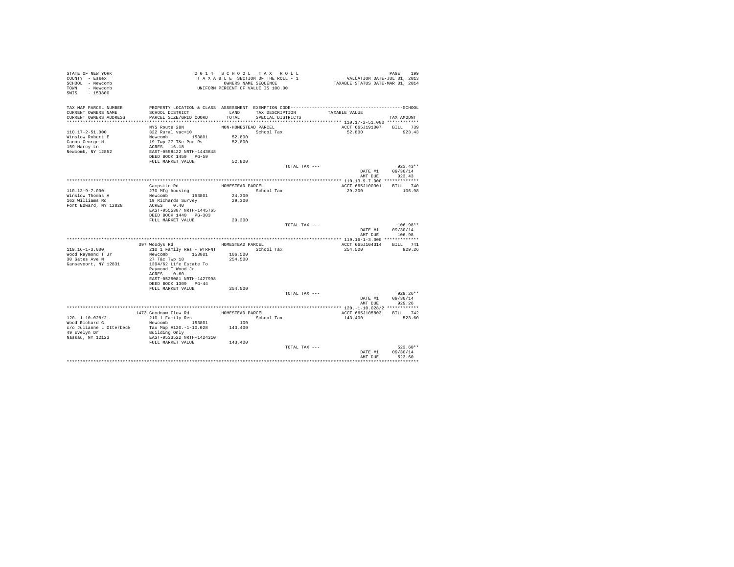STATE OF NEW YORK
COUNTY - Essex
SCHOOL - Newcomb
TOWN - Newcomb
SWIS - 153800

2014 SCHOOL TAX ROLL
TAXABLE SECTION OF THE ROLL - 1
OWNERS NAME SEQUENCE
UNIFORM PERCENT OF VALUE IS 100.00

VALUATION DATE-JUL 01, 2013
TAXABLE STATUS DATE-MAR 01, 2014

| TAX MAP PARCEL NUMBER / CURRENT OWNERS NAME / CURRENT OWNERS ADDRESS | PROPERTY LOCATION & CLASS / SCHOOL DISTRICT / PARCEL SIZE/GRID COORD | ASSESSMENT LAND / TOTAL | EXEMPTION CODE / TAX DESCRIPTION / SPECIAL DISTRICTS | TAXABLE VALUE | TAX AMOUNT |
|---|---|---|---|---|---|
| **110.17-2-51.000** | NYS Route 28N | NON-HOMESTEAD PARCEL | | ACCT 665J191007 | BILL 739 |
| 110.17-2-51.000 | 322 Rural vac>10 | | School Tax | 52,800 | 923.43 |
| Winslow Robert E | Newcomb 153801 | 52,800 | | | |
| Canon George H | 19 Twp 27 T&c Pur Rs | 52,800 | | | |
| 159 Marcy Ln | ACRES 16.18 | | | | |
| Newcomb, NY 12852 | EAST-0558422 NRTH-1443848 | | | | |
| | DEED BOOK 1459 PG-59 | | | | |
| | FULL MARKET VALUE | 52,800 | | | |
| | | | TOTAL TAX --- | | 923.43** |
| | | | | DATE #1 | 09/30/14 |
| | | | | AMT DUE | 923.43 |
| **110.13-9-7.000** | Campsite Rd | HOMESTEAD PARCEL | | ACCT 665J100301 | BILL 740 |
| 110.13-9-7.000 | 270 Mfg housing | | School Tax | 29,300 | 106.98 |
| Winslow Thomas A | Newcomb 153801 | 24,300 | | | |
| 162 Williams Rd | 19 Richards Survey | 29,300 | | | |
| Fort Edward, NY 12828 | ACRES 0.40 | | | | |
| | EAST-0555387 NRTH-1445765 | | | | |
| | DEED BOOK 1440 PG-303 | | | | |
| | FULL MARKET VALUE | 29,300 | | | |
| | | | TOTAL TAX --- | | 106.98** |
| | | | | DATE #1 | 09/30/14 |
| | | | | AMT DUE | 106.98 |
| **119.16-1-3.000** | 397 Woodys Rd | HOMESTEAD PARCEL | | ACCT 665J104314 | BILL 741 |
| 119.16-1-3.000 | 210 1 Family Res - WTRFNT | | School Tax | 254,500 | 929.26 |
| Wood Raymond T Jr | Newcomb 153801 | 106,500 | | | |
| 30 Gates Ave N | 27 T&c Twp 18 | 254,500 | | | |
| Gansevoort, NY 12831 | 1394/62 Life Estate To | | | | |
| | Raymond T Wood Jr | | | | |
| | ACRES 0.60 | | | | |
| | EAST-0525081 NRTH-1427998 | | | | |
| | DEED BOOK 1309 PG-44 | | | | |
| | FULL MARKET VALUE | 254,500 | | | |
| | | | TOTAL TAX --- | | 929.26** |
| | | | | DATE #1 | 09/30/14 |
| | | | | AMT DUE | 929.26 |
| **120.-1-10.028/2** | 1473 Goodnow Flow Rd | HOMESTEAD PARCEL | | ACCT 665J105803 | BILL 742 |
| 120.-1-10.028/2 | 210 1 Family Res | | School Tax | 143,400 | 523.60 |
| Wood Richard G | Newcomb 153801 | 100 | | | |
| c/o Julianne L Otterbeck | Tax Map #120.-1-10.028 | 143,400 | | | |
| 49 Evelyn Dr | Building Only | | | | |
| Nassau, NY 12123 | EAST-0533522 NRTH-1424310 | | | | |
| | FULL MARKET VALUE | 143,400 | | | |
| | | | TOTAL TAX --- | | 523.60** |
| | | | | DATE #1 | 09/30/14 |
| | | | | AMT DUE | 523.60 |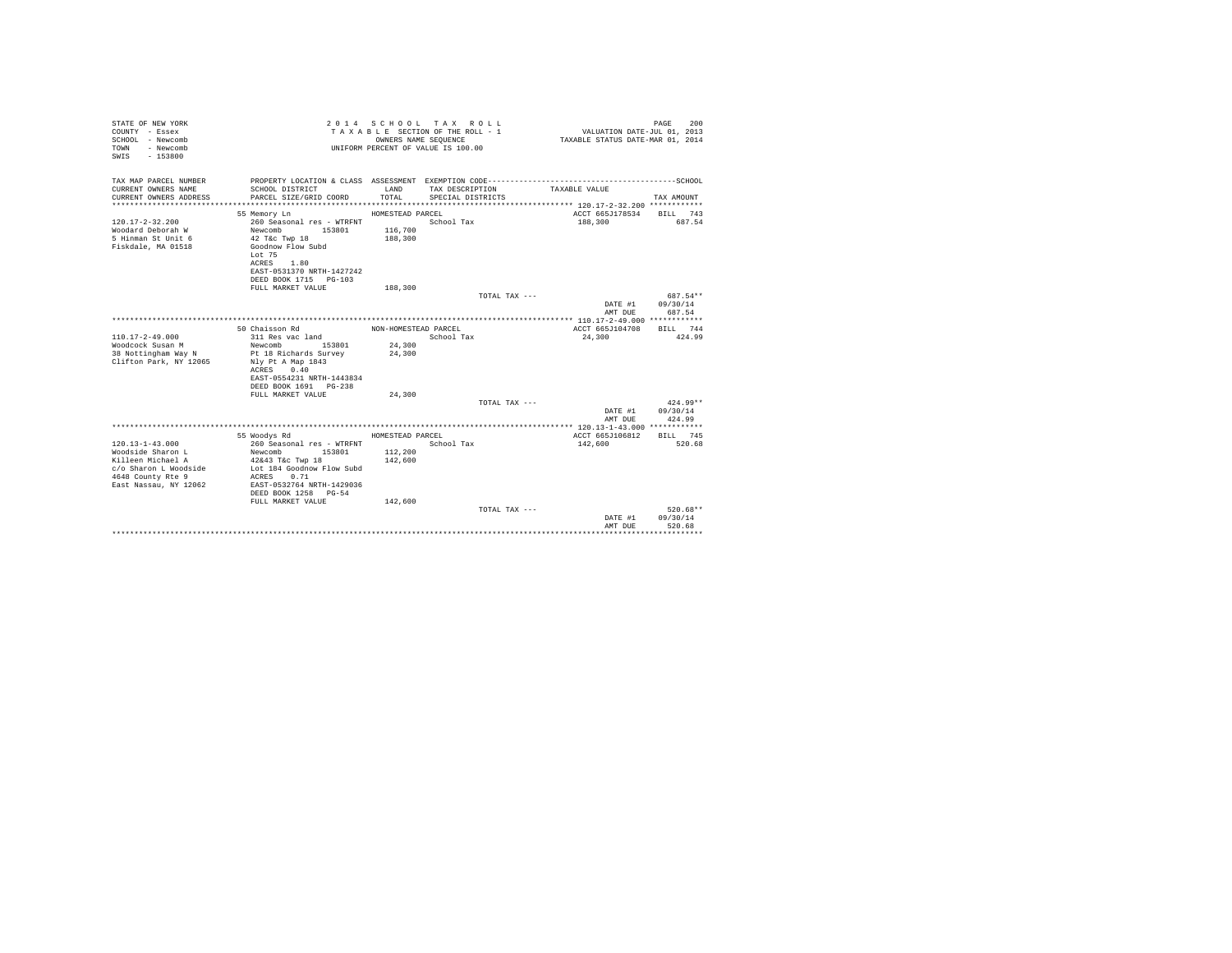STATE OF NEW YORK
COUNTY - Essex
SCHOOL - Newcomb
TOWN - Newcomb
SWIS - 153800

2 0 1 4 S C H O O L T A X R O L L
T A X A B L E SECTION OF THE ROLL - 1
OWNERS NAME SEQUENCE
UNIFORM PERCENT OF VALUE IS 100.00

VALUATION DATE-JUL 01, 2013
TAXABLE STATUS DATE-MAR 01, 2014

| TAX MAP PARCEL NUMBER / CURRENT OWNERS NAME / CURRENT OWNERS ADDRESS | PROPERTY LOCATION & CLASS / SCHOOL DISTRICT / PARCEL SIZE/GRID COORD | ASSESSMENT LAND / TOTAL | EXEMPTION CODE / TAX DESCRIPTION / SPECIAL DISTRICTS | TAXABLE VALUE | TAX AMOUNT |
|---|---|---|---|---|---|
| 120.17-2-32.200 | 55 Memory Ln | HOMESTEAD PARCEL | | ACCT 665J178534 | BILL 743 |
| Woodard Deborah W | 260 Seasonal res - WTRFNT | | School Tax | 188,300 | 687.54 |
| 5 Hinman St Unit 6 | Newcomb 153801 | 116,700 | | | |
| Fiskdale, MA 01518 | 42 T&c Twp 18 | 188,300 | | | |
| | Goodnow Flow Subd | | | | |
| | Lot 75 | | | | |
| | ACRES 1.80 | | | | |
| | EAST-0531370 NRTH-1427242 | | | | |
| | DEED BOOK 1715 PG-103 | | | | |
| | FULL MARKET VALUE | 188,300 | | | |
| | | | TOTAL TAX --- | | 687.54** |
| | | | | DATE #1 | 09/30/14 |
| | | | | AMT DUE | 687.54 |
| 110.17-2-49.000 | 50 Chaisson Rd | NON-HOMESTEAD PARCEL | | ACCT 665J104708 | BILL 744 |
| Woodcock Susan M | 311 Res vac land | | School Tax | 24,300 | 424.99 |
| 38 Nottingham Way N | Newcomb 153801 | 24,300 | | | |
| Clifton Park, NY 12065 | Pt 18 Richards Survey | 24,300 | | | |
| | Nly Pt A Map 1843 | | | | |
| | ACRES 0.40 | | | | |
| | EAST-0554231 NRTH-1443834 | | | | |
| | DEED BOOK 1691 PG-238 | | | | |
| | FULL MARKET VALUE | 24,300 | | | |
| | | | TOTAL TAX --- | | 424.99** |
| | | | | DATE #1 | 09/30/14 |
| | | | | AMT DUE | 424.99 |
| 120.13-1-43.000 | 55 Woodys Rd | HOMESTEAD PARCEL | | ACCT 665J106812 | BILL 745 |
| Woodside Sharon L | 260 Seasonal res - WTRFNT | | School Tax | 142,600 | 520.68 |
| Killeen Michael A | Newcomb 153801 | 112,200 | | | |
| c/o Sharon L Woodside | 42&43 T&c Twp 18 | 142,600 | | | |
| 4648 County Rte 9 | Lot 184 Goodnow Flow Subd | | | | |
| East Nassau, NY 12062 | ACRES 0.71 | | | | |
| | EAST-0532764 NRTH-1429036 | | | | |
| | DEED BOOK 1258 PG-54 | | | | |
| | FULL MARKET VALUE | 142,600 | | | |
| | | | TOTAL TAX --- | | 520.68** |
| | | | | DATE #1 | 09/30/14 |
| | | | | AMT DUE | 520.68 |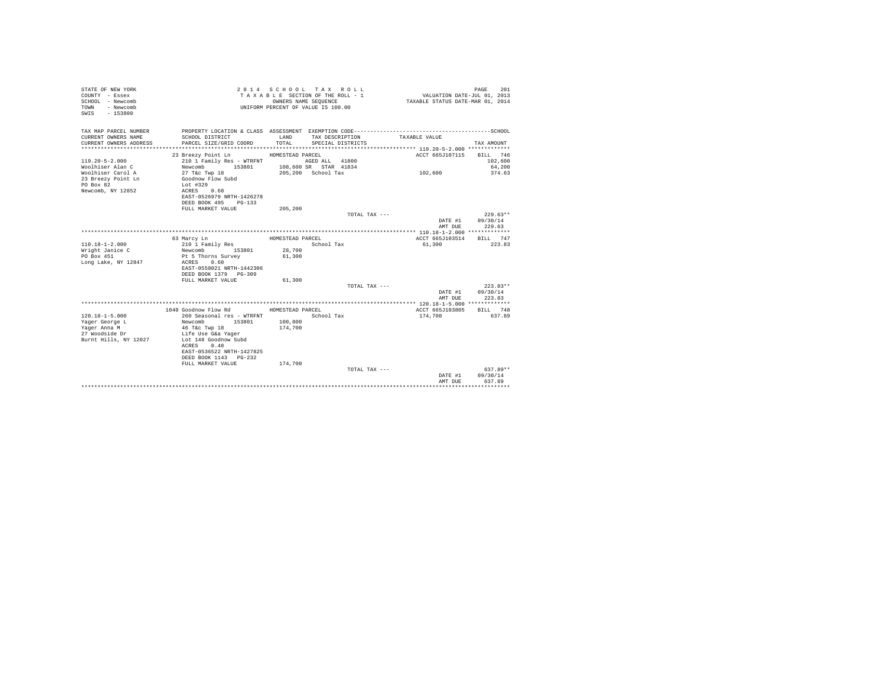STATE OF NEW YORK
COUNTY - Essex
SCHOOL - Newcomb
TOWN - Newcomb
SWIS - 153800

2 0 1 4 S C H O O L T A X R O L L
T A X A B L E SECTION OF THE ROLL - 1
OWNERS NAME SEQUENCE
UNIFORM PERCENT OF VALUE IS 100.00

VALUATION DATE-JUL 01, 2013
TAXABLE STATUS DATE-MAR 01, 2014

| TAX MAP PARCEL NUMBER / CURRENT OWNERS NAME / CURRENT OWNERS ADDRESS | PROPERTY LOCATION & CLASS / SCHOOL DISTRICT / PARCEL SIZE/GRID COORD | ASSESSMENT LAND / TOTAL | EXEMPTION CODE / TAX DESCRIPTION / SPECIAL DISTRICTS | TAXABLE VALUE | TAX AMOUNT |
|---|---|---|---|---|---|
| **119.20-5-2.000** | 23 Breezy Point Ln | HOMESTEAD PARCEL | | ACCT 665J107115 | BILL 746 |
| Woolhiser Alan C | 210 1 Family Res - WTRFNT | | AGED ALL 41800 | | 102,600 |
| Woolhiser Carol A | Newcomb 153801 | 108,600 | SR STAR 41834 | | 64,200 |
| 23 Breezy Point Ln | 27 T&c Twp 18 | 205,200 | School Tax | 102,600 | 374.63 |
| PO Box 82 | Goodnow Flow Subd | | | | |
| Newcomb, NY 12852 | Lot #329 | | | | |
| | ACRES 0.60 | | | | |
| | EAST-0526979 NRTH-1426278 | | | | |
| | DEED BOOK 495 PG-133 | | | | |
| | FULL MARKET VALUE | 205,200 | | | |
| | | | TOTAL TAX --- | | 229.63** |
| | | | | DATE #1 | 09/30/14 |
| | | | | AMT DUE | 229.63 |
| **110.18-1-2.000** | 63 Marcy Ln | HOMESTEAD PARCEL | | ACCT 665J103514 | BILL 747 |
| Wright Janice C | 210 1 Family Res | | School Tax | 61,300 | 223.83 |
| PO Box 451 | Newcomb 153801 | 28,700 | | | |
| Long Lake, NY 12847 | Pt 5 Thorns Survey | 61,300 | | | |
| | ACRES 0.60 | | | | |
| | EAST-0558021 NRTH-1442306 | | | | |
| | DEED BOOK 1379 PG-309 | | | | |
| | FULL MARKET VALUE | 61,300 | | | |
| | | | TOTAL TAX --- | | 223.83** |
| | | | | DATE #1 | 09/30/14 |
| | | | | AMT DUE | 223.83 |
| **120.18-1-5.000** | 1040 Goodnow Flow Rd | HOMESTEAD PARCEL | | ACCT 665J103805 | BILL 748 |
| Yager George L | 260 Seasonal res - WTRFNT | | School Tax | 174,700 | 637.89 |
| Yager Anna M | Newcomb 153801 | 100,800 | | | |
| 27 Woodside Dr | 46 T&c Twp 18 | 174,700 | | | |
| Burnt Hills, NY 12027 | Life Use G&a Yager | | | | |
| | Lot 148 Goodnow Subd | | | | |
| | ACRES 0.40 | | | | |
| | EAST-0536522 NRTH-1427825 | | | | |
| | DEED BOOK 1143 PG-232 | | | | |
| | FULL MARKET VALUE | 174,700 | | | |
| | | | TOTAL TAX --- | | 637.89** |
| | | | | DATE #1 | 09/30/14 |
| | | | | AMT DUE | 637.89 |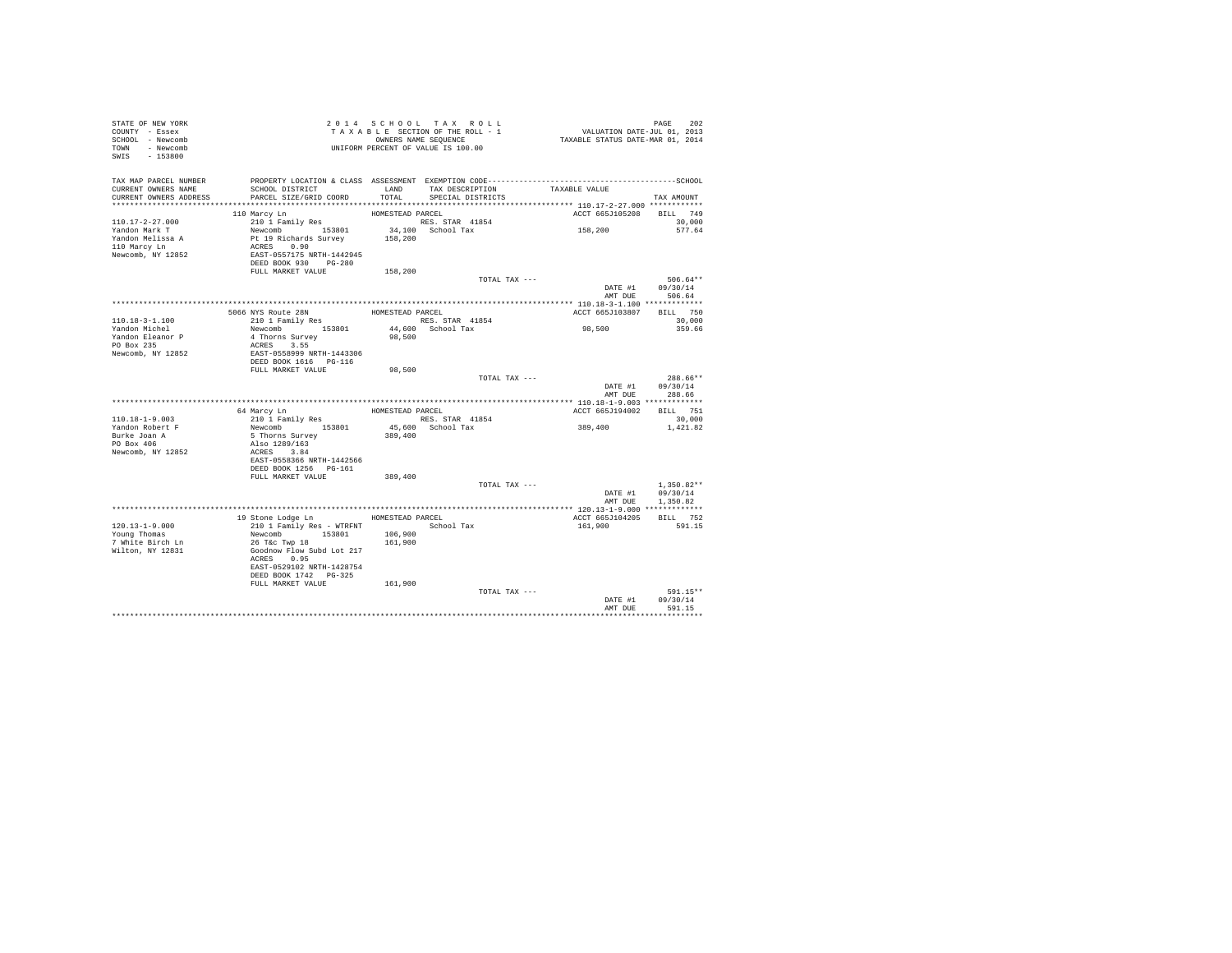STATE OF NEW YORK
COUNTY - Essex
SCHOOL - Newcomb
TOWN - Newcomb
SWIS - 153800

2 0 1 4 S C H O O L T A X R O L L
T A X A B L E SECTION OF THE ROLL - 1
OWNERS NAME SEQUENCE
UNIFORM PERCENT OF VALUE IS 100.00

VALUATION DATE-JUL 01, 2013
TAXABLE STATUS DATE-MAR 01, 2014

| TAX MAP PARCEL NUMBER / CURRENT OWNERS NAME / CURRENT OWNERS ADDRESS | PROPERTY LOCATION & CLASS / SCHOOL DISTRICT / PARCEL SIZE/GRID COORD | ASSESSMENT LAND / TOTAL | EXEMPTION CODE / TAX DESCRIPTION / SPECIAL DISTRICTS | TAXABLE VALUE | TAX AMOUNT |
|---|---|---|---|---|---|
| 110.17-2-27.000 | 110 Marcy Ln | HOMESTEAD PARCEL | | ACCT 665J105208 | BILL 749 |
| Yandon Mark T | 210 1 Family Res | | RES. STAR 41854 | | 30,000 |
| Yandon Melissa A | Newcomb 153801 | 34,100 | School Tax | 158,200 | 577.64 |
| 110 Marcy Ln | Pt 19 Richards Survey | 158,200 | | | |
| Newcomb, NY 12852 | ACRES 0.90 | | | | |
| | EAST-0557175 NRTH-1442945 | | | | |
| | DEED BOOK 930 PG-280 | | | | |
| | FULL MARKET VALUE | 158,200 | | | |
| | | | TOTAL TAX --- | | 506.64** |
| | | | | DATE #1 | 09/30/14 |
| | | | | AMT DUE | 506.64 |
| 110.18-3-1.100 | 5066 NYS Route 28N | HOMESTEAD PARCEL | | ACCT 665J103807 | BILL 750 |
| Yandon Michel | 210 1 Family Res | | RES. STAR 41854 | | 30,000 |
| Yandon Eleanor P | Newcomb 153801 | 44,600 | School Tax | 98,500 | 359.66 |
| PO Box 235 | 4 Thorns Survey | 98,500 | | | |
| Newcomb, NY 12852 | ACRES 3.55 | | | | |
| | EAST-0558999 NRTH-1443306 | | | | |
| | DEED BOOK 1616 PG-116 | | | | |
| | FULL MARKET VALUE | 98,500 | | | |
| | | | TOTAL TAX --- | | 288.66** |
| | | | | DATE #1 | 09/30/14 |
| | | | | AMT DUE | 288.66 |
| 110.18-1-9.003 | 64 Marcy Ln | HOMESTEAD PARCEL | | ACCT 665J194002 | BILL 751 |
| Yandon Robert F | 210 1 Family Res | | RES. STAR 41854 | | 30,000 |
| Burke Joan A | Newcomb 153801 | 45,600 | School Tax | 389,400 | 1,421.82 |
| PO Box 406 | 5 Thorns Survey | 389,400 | | | |
| Newcomb, NY 12852 | Also 1289/163 | | | | |
| | ACRES 3.84 | | | | |
| | EAST-0558366 NRTH-1442566 | | | | |
| | DEED BOOK 1256 PG-161 | | | | |
| | FULL MARKET VALUE | 389,400 | | | |
| | | | TOTAL TAX --- | | 1,350.82** |
| | | | | DATE #1 | 09/30/14 |
| | | | | AMT DUE | 1,350.82 |
| 120.13-1-9.000 | 19 Stone Lodge Ln | HOMESTEAD PARCEL | | ACCT 665J104205 | BILL 752 |
| Young Thomas | 210 1 Family Res - WTRFNT | | School Tax | 161,900 | 591.15 |
| 7 White Birch Ln | Newcomb 153801 | 106,900 | | | |
| Wilton, NY 12831 | 26 T&c Twp 18 | 161,900 | | | |
| | Goodnow Flow Subd Lot 217 | | | | |
| | ACRES 0.95 | | | | |
| | EAST-0529102 NRTH-1428754 | | | | |
| | DEED BOOK 1742 PG-325 | | | | |
| | FULL MARKET VALUE | 161,900 | | | |
| | | | TOTAL TAX --- | | 591.15** |
| | | | | DATE #1 | 09/30/14 |
| | | | | AMT DUE | 591.15 |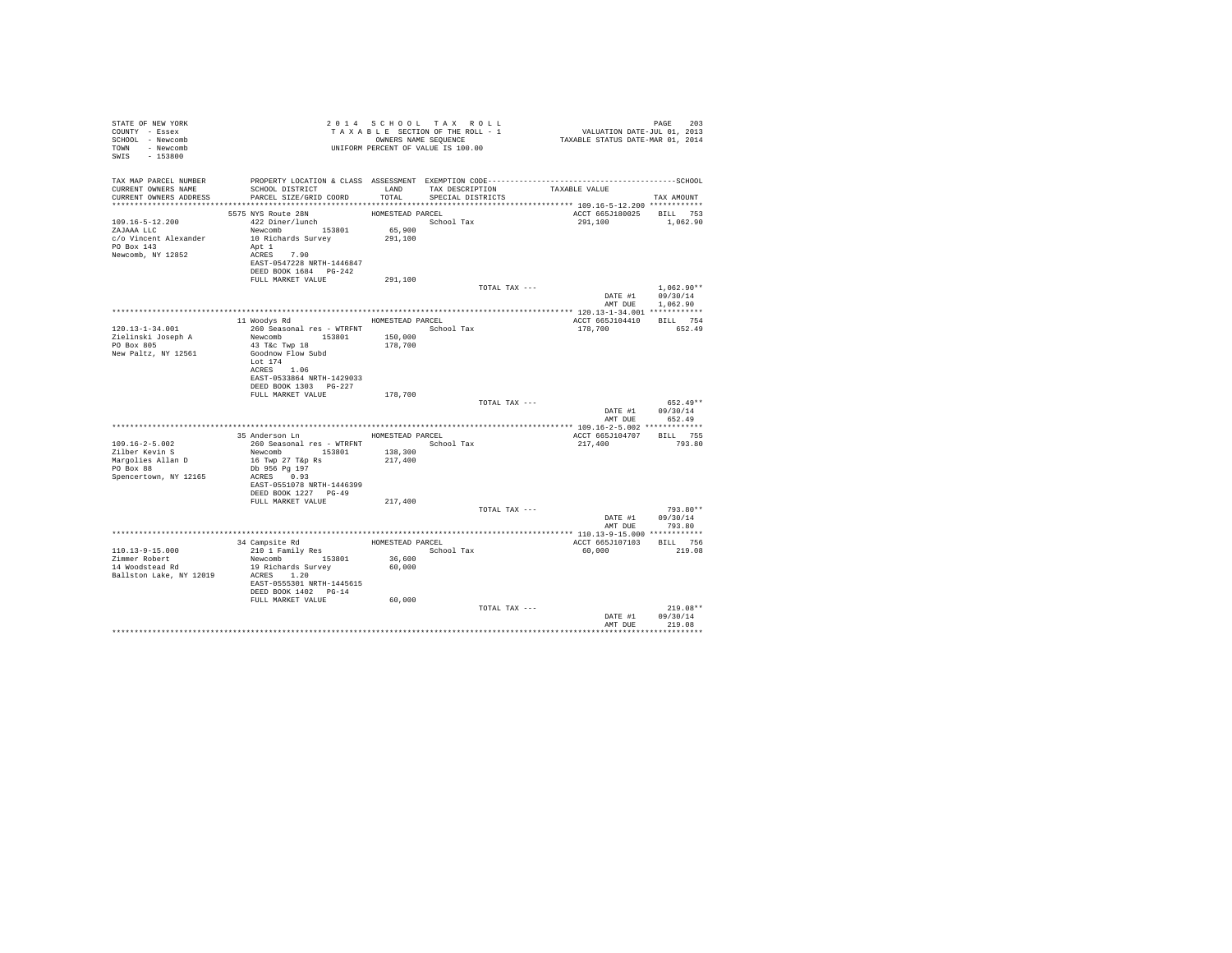STATE OF NEW YORK
COUNTY - Essex
SCHOOL - Newcomb
TOWN - Newcomb
SWIS - 153800

2 0 1 4 S C H O O L T A X R O L L
T A X A B L E SECTION OF THE ROLL - 1
OWNERS NAME SEQUENCE
UNIFORM PERCENT OF VALUE IS 100.00

VALUATION DATE-JUL 01, 2013
TAXABLE STATUS DATE-MAR 01, 2014

| TAX MAP PARCEL NUMBER / CURRENT OWNERS NAME / CURRENT OWNERS ADDRESS | PROPERTY LOCATION & CLASS / SCHOOL DISTRICT / PARCEL SIZE/GRID COORD | ASSESSMENT LAND / TOTAL | EXEMPTION CODE / TAX DESCRIPTION / SPECIAL DISTRICTS | TAXABLE VALUE | TAX AMOUNT |
|---|---|---|---|---|---|
| **109.16-5-12.200** | 5575 NYS Route 28N | HOMESTEAD PARCEL | | ACCT 665J180025 | BILL 753 |
| 109.16-5-12.200 | 422 Diner/lunch | | School Tax | 291,100 | 1,062.90 |
| ZAJAAA LLC | Newcomb 153801 | 65,900 | | | |
| c/o Vincent Alexander | 10 Richards Survey | 291,100 | | | |
| PO Box 143 | Apt 1 | | | | |
| Newcomb, NY 12852 | ACRES 7.90 | | | | |
| | EAST-0547228 NRTH-1446847 | | | | |
| | DEED BOOK 1684 PG-242 | | | | |
| | FULL MARKET VALUE | 291,100 | | | |
| | | | TOTAL TAX --- | | 1,062.90** |
| | | | | DATE #1 | 09/30/14 |
| | | | | AMT DUE | 1,062.90 |
| **120.13-1-34.001** | 11 Woodys Rd | HOMESTEAD PARCEL | | ACCT 665J104410 | BILL 754 |
| 120.13-1-34.001 | 260 Seasonal res - WTRFNT | | School Tax | 178,700 | 652.49 |
| Zielinski Joseph A | Newcomb 153801 | 150,000 | | | |
| PO Box 805 | 43 T&c Twp 18 | 178,700 | | | |
| New Paltz, NY 12561 | Goodnow Flow Subd | | | | |
| | Lot 174 | | | | |
| | ACRES 1.06 | | | | |
| | EAST-0533864 NRTH-1429033 | | | | |
| | DEED BOOK 1303 PG-227 | | | | |
| | FULL MARKET VALUE | 178,700 | | | |
| | | | TOTAL TAX --- | | 652.49** |
| | | | | DATE #1 | 09/30/14 |
| | | | | AMT DUE | 652.49 |
| **109.16-2-5.002** | 35 Anderson Ln | HOMESTEAD PARCEL | | ACCT 665J104707 | BILL 755 |
| 109.16-2-5.002 | 260 Seasonal res - WTRFNT | | School Tax | 217,400 | 793.80 |
| Zilber Kevin S | Newcomb 153801 | 138,300 | | | |
| Margolies Allan D | 16 Twp 27 T&p Rs | 217,400 | | | |
| PO Box 88 | Db 956 Pg 197 | | | | |
| Spencertown, NY 12165 | ACRES 0.93 | | | | |
| | EAST-0551078 NRTH-1446399 | | | | |
| | DEED BOOK 1227 PG-49 | | | | |
| | FULL MARKET VALUE | 217,400 | | | |
| | | | TOTAL TAX --- | | 793.80** |
| | | | | DATE #1 | 09/30/14 |
| | | | | AMT DUE | 793.80 |
| **110.13-9-15.000** | 34 Campsite Rd | HOMESTEAD PARCEL | | ACCT 665J107103 | BILL 756 |
| 110.13-9-15.000 | 210 1 Family Res | | School Tax | 60,000 | 219.08 |
| Zimmer Robert | Newcomb 153801 | 36,600 | | | |
| 14 Woodstead Rd | 19 Richards Survey | 60,000 | | | |
| Ballston Lake, NY 12019 | ACRES 1.20 | | | | |
| | EAST-0555301 NRTH-1445615 | | | | |
| | DEED BOOK 1402 PG-14 | | | | |
| | FULL MARKET VALUE | 60,000 | | | |
| | | | TOTAL TAX --- | | 219.08** |
| | | | | DATE #1 | 09/30/14 |
| | | | | AMT DUE | 219.08 |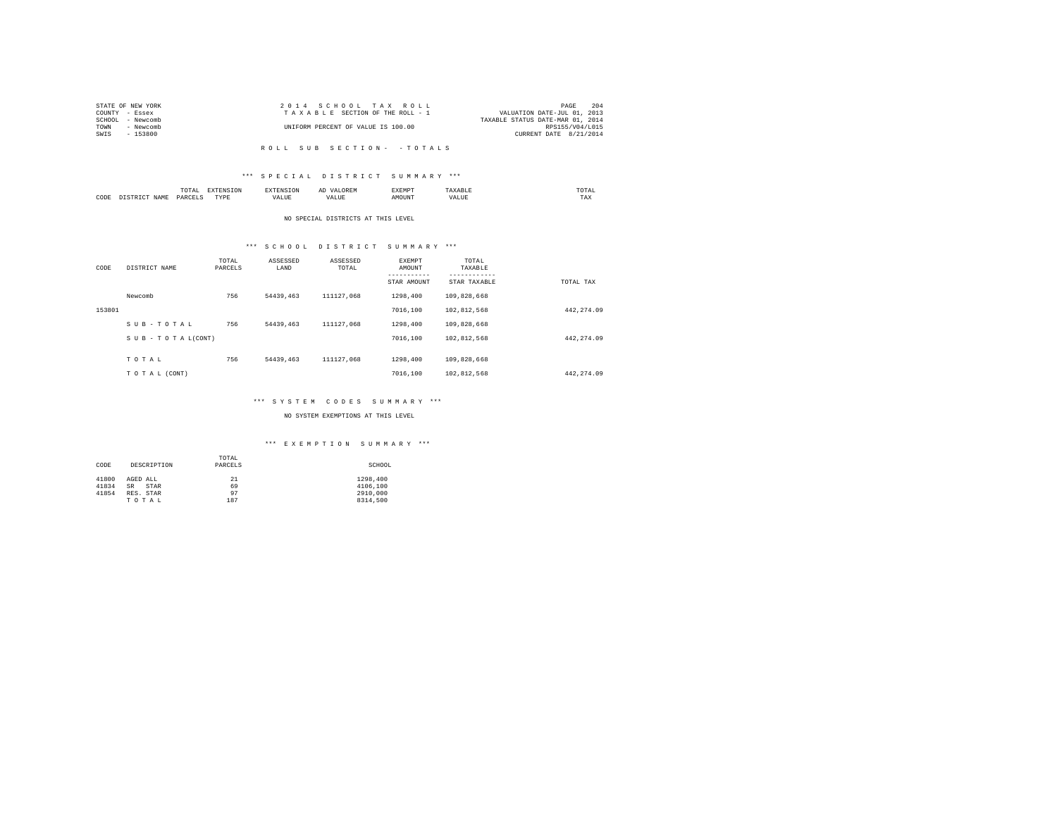STATE OF NEW YORK
COUNTY - Essex
SCHOOL - Newcomb
TOWN - Newcomb
SWIS - 153800

2 0 1 4 S C H O O L T A X R O L L
T A X A B L E SECTION OF THE ROLL - 1
UNIFORM PERCENT OF VALUE IS 100.00

VALUATION DATE-JUL 01, 2013
TAXABLE STATUS DATE-MAR 01, 2014
RPS155/V04/L015
CURRENT DATE 8/21/2014

R O L L S U B S E C T I O N - - T O T A L S

*** S P E C I A L D I S T R I C T S U M M A R Y ***

| CODE | DISTRICT NAME | TOTAL PARCELS | EXTENSION TYPE | EXTENSION VALUE | AD VALOREM VALUE | EXEMPT AMOUNT | TAXABLE VALUE | TOTAL TAX |
|---|---|---|---|---|---|---|---|---|

NO SPECIAL DISTRICTS AT THIS LEVEL

*** S C H O O L D I S T R I C T S U M M A R Y ***

| CODE | DISTRICT NAME | TOTAL PARCELS | ASSESSED LAND | ASSESSED TOTAL | EXEMPT AMOUNT / STAR AMOUNT | TOTAL TAXABLE / STAR TAXABLE | TOTAL TAX |
|---|---|---|---|---|---|---|---|
| | Newcomb | 756 | 54439,463 | 111127,068 | 1298,400 | 109,828,668 | |
| 153801 | | | | | 7016,100 | 102,812,568 | 442,274.09 |
| | S U B - T O T A L | 756 | 54439,463 | 111127,068 | 1298,400 | 109,828,668 | |
| | S U B - T O T A L(CONT) | | | | 7016,100 | 102,812,568 | 442,274.09 |
| | T O T A L | 756 | 54439,463 | 111127,068 | 1298,400 | 109,828,668 | |
| | T O T A L (CONT) | | | | 7016,100 | 102,812,568 | 442,274.09 |

*** S Y S T E M C O D E S S U M M A R Y ***

NO SYSTEM EXEMPTIONS AT THIS LEVEL

*** E X E M P T I O N S U M M A R Y ***

| CODE | DESCRIPTION | TOTAL PARCELS | SCHOOL |
|---|---|---|---|
| 41800 | AGED ALL | 21 | 1298,400 |
| 41834 | SR STAR | 69 | 4106,100 |
| 41854 | RES. STAR | 97 | 2910,000 |
| | T O T A L | 187 | 8314,500 |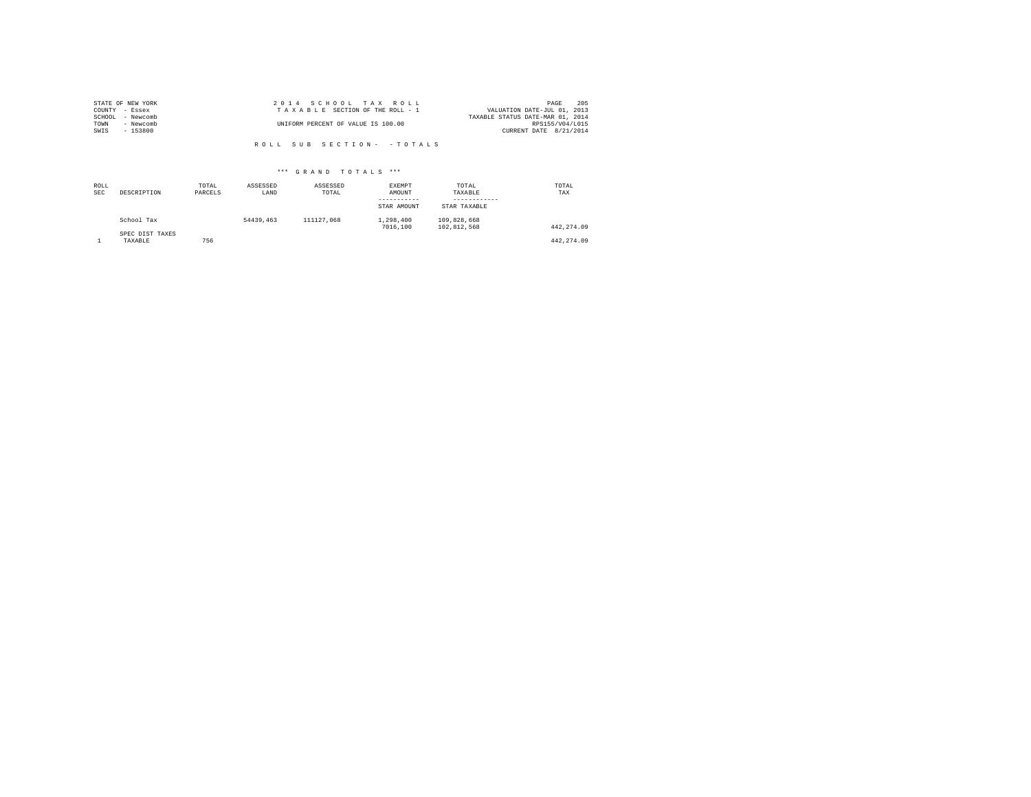STATE OF NEW YORK
COUNTY - Essex
SCHOOL - Newcomb
TOWN - Newcomb
SWIS - 153800

2014 SCHOOL TAX ROLL
TAXABLE SECTION OF THE ROLL - 1
UNIFORM PERCENT OF VALUE IS 100.00

VALUATION DATE-JUL 01, 2013
TAXABLE STATUS DATE-MAR 01, 2014
RPS155/V04/L015
CURRENT DATE 8/21/2014

ROLL SUB SECTION- - TOTALS

*** GRAND TOTALS ***

| ROLL SEC | DESCRIPTION | TOTAL PARCELS | ASSESSED LAND | ASSESSED TOTAL | EXEMPT AMOUNT / STAR AMOUNT | TOTAL TAXABLE / STAR TAXABLE | TOTAL TAX |
|---|---|---|---|---|---|---|---|
| | School Tax | | 54439,463 | 111127,068 | 1,298,400 | 109,828,668 | |
| | | | | | 7016,100 | 102,812,568 | 442,274.09 |
| | SPEC DIST TAXES | | | | | | |
| 1 | TAXABLE | 756 | | | | | 442,274.09 |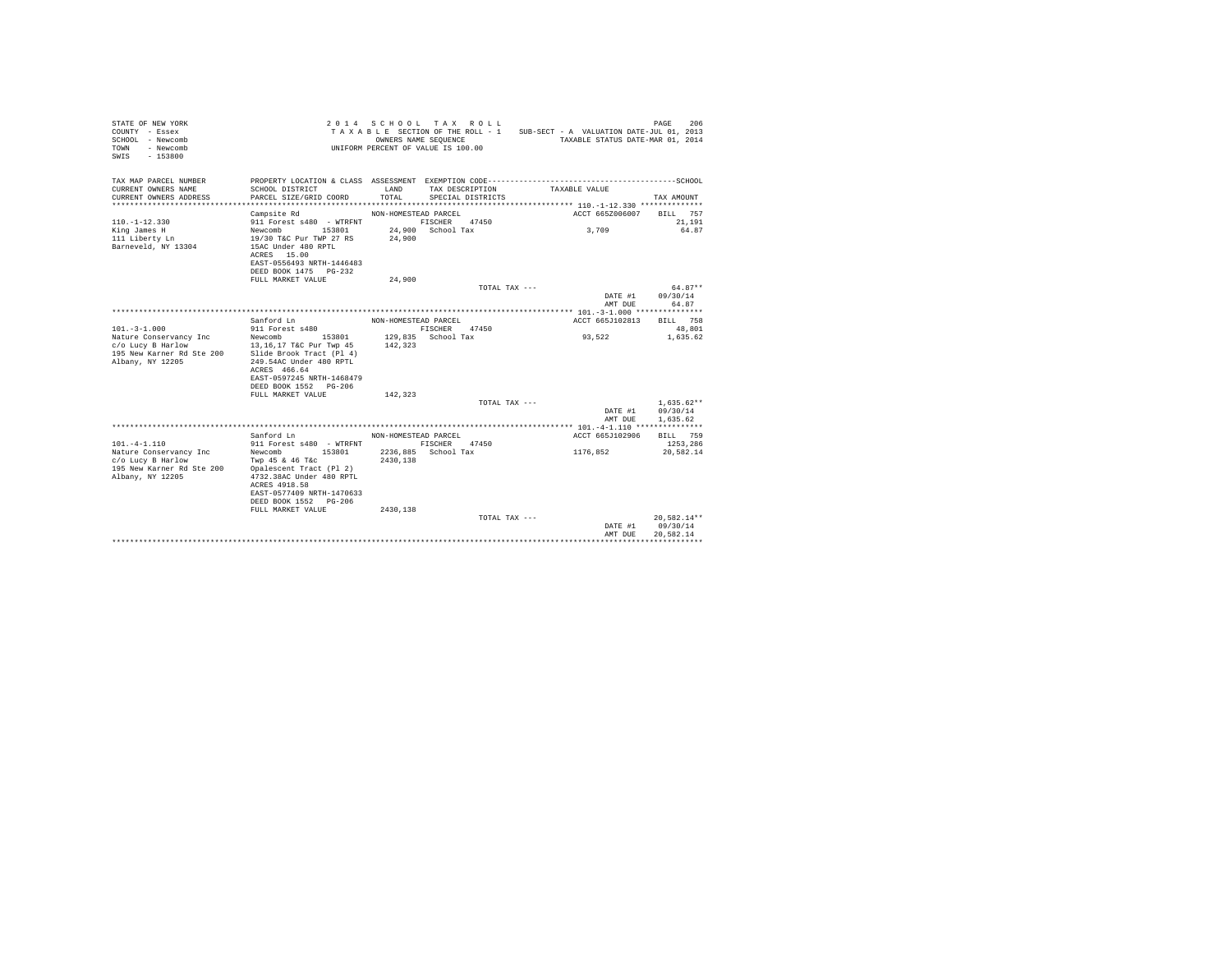STATE OF NEW YORK
COUNTY - Essex
SCHOOL - Newcomb
TOWN - Newcomb
SWIS - 153800

2 0 1 4 S C H O O L T A X R O L L
T A X A B L E SECTION OF THE ROLL - 1 SUB-SECT - A VALUATION DATE-JUL 01, 2013
OWNERS NAME SEQUENCE TAXABLE STATUS DATE-MAR 01, 2014
UNIFORM PERCENT OF VALUE IS 100.00

| TAX MAP PARCEL NUMBER / CURRENT OWNERS NAME / CURRENT OWNERS ADDRESS | PROPERTY LOCATION & CLASS / SCHOOL DISTRICT / PARCEL SIZE/GRID COORD | ASSESSMENT LAND / TOTAL | EXEMPTION CODE / TAX DESCRIPTION / SPECIAL DISTRICTS | TAXABLE VALUE | SCHOOL TAX AMOUNT |
|---|---|---|---|---|---|
| **110.-1-12.330** | Campsite Rd | NON-HOMESTEAD PARCEL | | ACCT 665Z006007 | BILL 757 |
| 110.-1-12.330 | 911 Forest s480 - WTRFNT | | FISCHER 47450 | | 21,191 |
| King James H | Newcomb 153801 | 24,900 | School Tax | 3,709 | 64.87 |
| 111 Liberty Ln | 19/30 T&C Pur TWP 27 RS | 24,900 | | | |
| Barneveld, NY 13304 | 15AC Under 480 RPTL | | | | |
| | ACRES 15.00 | | | | |
| | EAST-0556493 NRTH-1446483 | | | | |
| | DEED BOOK 1475 PG-232 | | | | |
| | FULL MARKET VALUE | 24,900 | | | |
| | | | TOTAL TAX --- | | 64.87** |
| | | | | DATE #1 | 09/30/14 |
| | | | | AMT DUE | 64.87 |
| **101.-3-1.000** | Sanford Ln | NON-HOMESTEAD PARCEL | | ACCT 665J102813 | BILL 758 |
| 101.-3-1.000 | 911 Forest s480 | | FISCHER 47450 | | 48,801 |
| Nature Conservancy Inc | Newcomb 153801 | 129,835 | School Tax | 93,522 | 1,635.62 |
| c/o Lucy B Harlow | 13,16,17 T&C Pur Twp 45 | 142,323 | | | |
| 195 New Karner Rd Ste 200 | Slide Brook Tract (Pl 4) | | | | |
| Albany, NY 12205 | 249.54AC Under 480 RPTL | | | | |
| | ACRES 466.64 | | | | |
| | EAST-0597245 NRTH-1468479 | | | | |
| | DEED BOOK 1552 PG-206 | | | | |
| | FULL MARKET VALUE | 142,323 | | | |
| | | | TOTAL TAX --- | | 1,635.62** |
| | | | | DATE #1 | 09/30/14 |
| | | | | AMT DUE | 1,635.62 |
| **101.-4-1.110** | Sanford Ln | NON-HOMESTEAD PARCEL | | ACCT 665J102906 | BILL 759 |
| 101.-4-1.110 | 911 Forest s480 - WTRFNT | | FISCHER 47450 | | 1253,286 |
| Nature Conservancy Inc | Newcomb 153801 | 2236,885 | School Tax | 1176,852 | 20,582.14 |
| c/o Lucy B Harlow | Twp 45 & 46 T&c | 2430,138 | | | |
| 195 New Karner Rd Ste 200 | Opalescent Tract (Pl 2) | | | | |
| Albany, NY 12205 | 4732.38AC Under 480 RPTL | | | | |
| | ACRES 4918.58 | | | | |
| | EAST-0577409 NRTH-1470633 | | | | |
| | DEED BOOK 1552 PG-206 | | | | |
| | FULL MARKET VALUE | 2430,138 | | | |
| | | | TOTAL TAX --- | | 20,582.14** |
| | | | | DATE #1 | 09/30/14 |
| | | | | AMT DUE | 20,582.14 |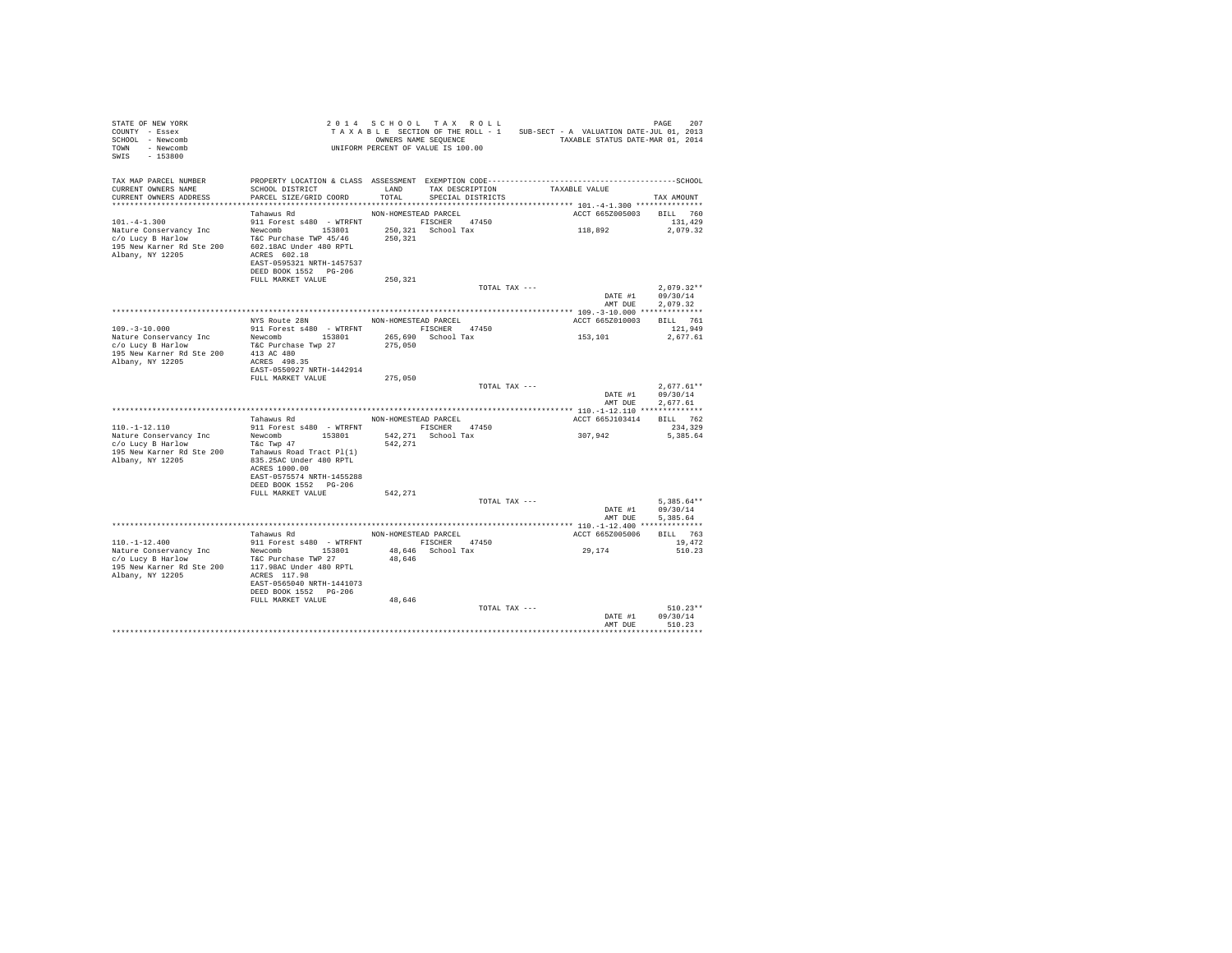STATE OF NEW YORK
COUNTY - Essex
SCHOOL - Newcomb
TOWN - Newcomb
SWIS - 153800

2 0 1 4 S C H O O L T A X R O L L
T A X A B L E SECTION OF THE ROLL - 1
OWNERS NAME SEQUENCE
UNIFORM PERCENT OF VALUE IS 100.00

SUB-SECT - A VALUATION DATE-JUL 01, 2013
TAXABLE STATUS DATE-MAR 01, 2014

| TAX MAP PARCEL NUMBER / CURRENT OWNERS NAME / CURRENT OWNERS ADDRESS | PROPERTY LOCATION & CLASS / SCHOOL DISTRICT / PARCEL SIZE/GRID COORD | ASSESSMENT LAND / TOTAL | EXEMPTION CODE / TAX DESCRIPTION / SPECIAL DISTRICTS | TAXABLE VALUE | SCHOOL TAX AMOUNT |
|---|---|---|---|---|---|
| **101.-4-1.300** | Tahawus Rd | NON-HOMESTEAD PARCEL | | ACCT 665Z005003 | BILL 760 |
| 101.-4-1.300 | 911 Forest s480 - WTRFNT | | FISCHER 47450 | | 131,429 |
| Nature Conservancy Inc | Newcomb 153801 | 250,321 | School Tax | 118,892 | 2,079.32 |
| c/o Lucy B Harlow | T&C Purchase TWP 45/46 | 250,321 | | | |
| 195 New Karner Rd Ste 200 | 602.18AC Under 480 RPTL | | | | |
| Albany, NY 12205 | ACRES 602.18 | | | | |
| | EAST-0595321 NRTH-1457537 | | | | |
| | DEED BOOK 1552 PG-206 | | | | |
| | FULL MARKET VALUE | 250,321 | | | |
| | | | TOTAL TAX --- | | 2,079.32** |
| | | | | DATE #1 | 09/30/14 |
| | | | | AMT DUE | 2,079.32 |
| **109.-3-10.000** | NYS Route 28N | NON-HOMESTEAD PARCEL | | ACCT 665Z010003 | BILL 761 |
| 109.-3-10.000 | 911 Forest s480 - WTRFNT | | FISCHER 47450 | | 121,949 |
| Nature Conservancy Inc | Newcomb 153801 | 265,690 | School Tax | 153,101 | 2,677.61 |
| c/o Lucy B Harlow | T&C Purchase Twp 27 | 275,050 | | | |
| 195 New Karner Rd Ste 200 | 413 AC 480 | | | | |
| Albany, NY 12205 | ACRES 498.35 | | | | |
| | EAST-0550927 NRTH-1442914 | | | | |
| | FULL MARKET VALUE | 275,050 | | | |
| | | | TOTAL TAX --- | | 2,677.61** |
| | | | | DATE #1 | 09/30/14 |
| | | | | AMT DUE | 2,677.61 |
| **110.-1-12.110** | Tahawus Rd | NON-HOMESTEAD PARCEL | | ACCT 665J103414 | BILL 762 |
| 110.-1-12.110 | 911 Forest s480 - WTRFNT | | FISCHER 47450 | | 234,329 |
| Nature Conservancy Inc | Newcomb 153801 | 542,271 | School Tax | 307,942 | 5,385.64 |
| c/o Lucy B Harlow | T&c Twp 47 | 542,271 | | | |
| 195 New Karner Rd Ste 200 | Tahawus Road Tract Pl(1) | | | | |
| Albany, NY 12205 | 835.25AC Under 480 RPTL | | | | |
| | ACRES 1000.00 | | | | |
| | EAST-0575574 NRTH-1455288 | | | | |
| | DEED BOOK 1552 PG-206 | | | | |
| | FULL MARKET VALUE | 542,271 | | | |
| | | | TOTAL TAX --- | | 5,385.64** |
| | | | | DATE #1 | 09/30/14 |
| | | | | AMT DUE | 5,385.64 |
| **110.-1-12.400** | Tahawus Rd | NON-HOMESTEAD PARCEL | | ACCT 665Z005006 | BILL 763 |
| 110.-1-12.400 | 911 Forest s480 - WTRFNT | | FISCHER 47450 | | 19,472 |
| Nature Conservancy Inc | Newcomb 153801 | 48,646 | School Tax | 29,174 | 510.23 |
| c/o Lucy B Harlow | T&C Purchase TWP 27 | 48,646 | | | |
| 195 New Karner Rd Ste 200 | 117.98AC Under 480 RPTL | | | | |
| Albany, NY 12205 | ACRES 117.98 | | | | |
| | EAST-0565040 NRTH-1441073 | | | | |
| | DEED BOOK 1552 PG-206 | | | | |
| | FULL MARKET VALUE | 48,646 | | | |
| | | | TOTAL TAX --- | | 510.23** |
| | | | | DATE #1 | 09/30/14 |
| | | | | AMT DUE | 510.23 |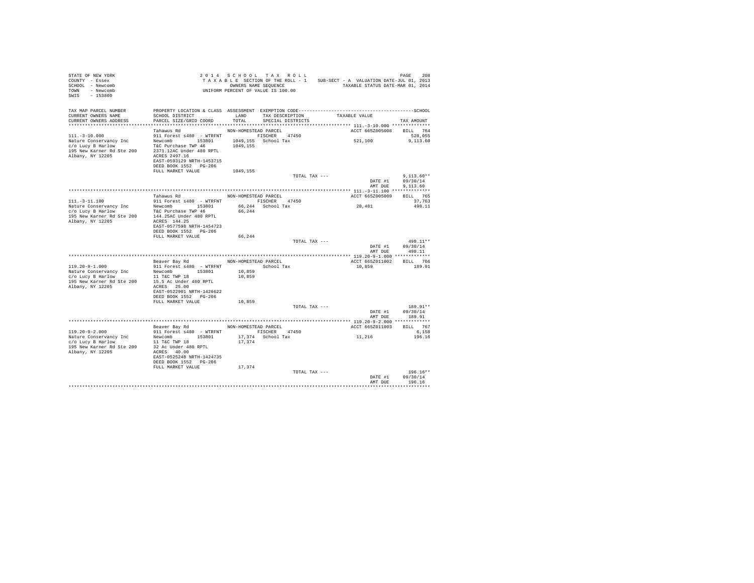STATE OF NEW YORK
COUNTY - Essex
SCHOOL - Newcomb
TOWN - Newcomb
SWIS - 153800

2 0 1 4 S C H O O L T A X R O L L
T A X A B L E SECTION OF THE ROLL - 1 SUB-SECT - A VALUATION DATE-JUL 01, 2013
OWNERS NAME SEQUENCE TAXABLE STATUS DATE-MAR 01, 2014
UNIFORM PERCENT OF VALUE IS 100.00

| TAX MAP PARCEL NUMBER / CURRENT OWNERS NAME / CURRENT OWNERS ADDRESS | PROPERTY LOCATION & CLASS / SCHOOL DISTRICT / PARCEL SIZE/GRID COORD | ASSESSMENT LAND / TOTAL | EXEMPTION CODE / TAX DESCRIPTION / SPECIAL DISTRICTS | TAXABLE VALUE | TAX AMOUNT |
|---|---|---|---|---|---|
| 111.-3-10.000 | Tahawus Rd | NON-HOMESTEAD PARCEL | | ACCT 665Z005008 | BILL 764 |
| Nature Conservancy Inc | 911 Forest s480 - WTRFNT | | FISCHER 47450 | | 528,055 |
| c/o Lucy B Harlow | Newcomb 153801 | 1049,155 | School Tax | 521,100 | 9,113.60 |
| 195 New Karner Rd Ste 200 | T&C Purchase TWP 46 | 1049,155 | | | |
| Albany, NY 12205 | 2371.12AC Under 480 RPTL | | | | |
| | ACRES 2497.16 | | | | |
| | EAST-0593129 NRTH-1453715 | | | | |
| | DEED BOOK 1552 PG-206 | | | | |
| | FULL MARKET VALUE | 1049,155 | | | |
| | | | TOTAL TAX --- | | 9,113.60** |
| | | | | DATE #1 | 09/30/14 |
| | | | | AMT DUE | 9,113.60 |
| 111.-3-11.100 | Tahawus Rd | NON-HOMESTEAD PARCEL | | ACCT 665Z005009 | BILL 765 |
| Nature Conservancy Inc | 911 Forest s480 - WTRFNT | | FISCHER 47450 | | 37,763 |
| c/o Lucy B Harlow | Newcomb 153801 | 66,244 | School Tax | 28,481 | 498.11 |
| 195 New Karner Rd Ste 200 | T&C Purchase TWP 46 | 66,244 | | | |
| Albany, NY 12205 | 144.25AC Under 480 RPTL | | | | |
| | ACRES 144.25 | | | | |
| | EAST-0577598 NRTH-1454723 | | | | |
| | DEED BOOK 1552 PG-206 | | | | |
| | FULL MARKET VALUE | 66,244 | | | |
| | | | TOTAL TAX --- | | 498.11** |
| | | | | DATE #1 | 09/30/14 |
| | | | | AMT DUE | 498.11 |
| 119.20-9-1.000 | Beaver Bay Rd | NON-HOMESTEAD PARCEL | | ACCT 665Z011002 | BILL 766 |
| Nature Conservancy Inc | 911 Forest s480 - WTRFNT | | School Tax | 10,859 | 189.91 |
| c/o Lucy B Harlow | Newcomb 153801 | 10,859 | | | |
| 195 New Karner Rd Ste 200 | 11 T&C TWP 18 | 10,859 | | | |
| Albany, NY 12205 | 15.5 Ac Under 480 RPTL | | | | |
| | ACRES 25.00 | | | | |
| | EAST-0522901 NRTH-1426622 | | | | |
| | DEED BOOK 1552 PG-206 | | | | |
| | FULL MARKET VALUE | 10,859 | | | |
| | | | TOTAL TAX --- | | 189.91** |
| | | | | DATE #1 | 09/30/14 |
| | | | | AMT DUE | 189.91 |
| 119.20-9-2.000 | Beaver Bay Rd | NON-HOMESTEAD PARCEL | | ACCT 665Z011003 | BILL 767 |
| Nature Conservancy Inc | 911 Forest s480 - WTRFNT | | FISCHER 47450 | | 6,158 |
| c/o Lucy B Harlow | Newcomb 153801 | 17,374 | School Tax | 11,216 | 196.16 |
| 195 New Karner Rd Ste 200 | 11 T&C TWP 18 | 17,374 | | | |
| Albany, NY 12205 | 32 Ac Under 480 RPTL | | | | |
| | ACRES 40.00 | | | | |
| | EAST-0525248 NRTH-1424735 | | | | |
| | DEED BOOK 1552 PG-206 | | | | |
| | FULL MARKET VALUE | 17,374 | | | |
| | | | TOTAL TAX --- | | 196.16** |
| | | | | DATE #1 | 09/30/14 |
| | | | | AMT DUE | 196.16 |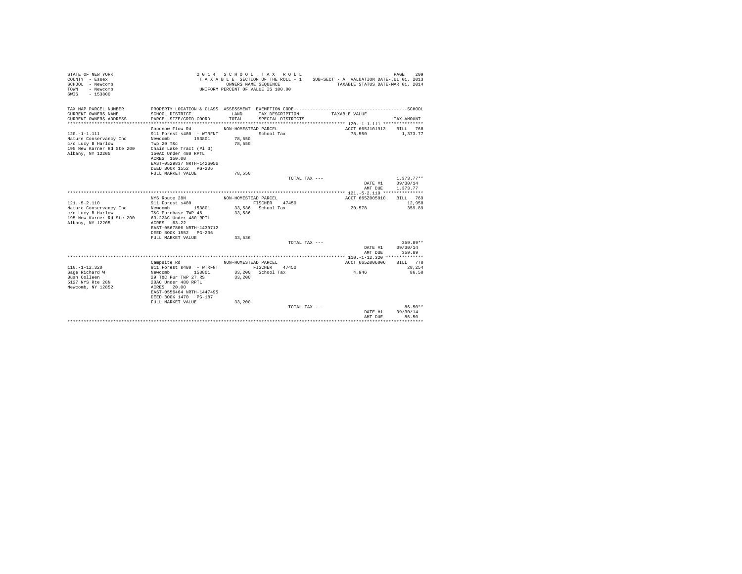STATE OF NEW YORK
COUNTY - Essex
SCHOOL - Newcomb
TOWN - Newcomb
SWIS - 153800

2 0 1 4 S C H O O L T A X R O L L
T A X A B L E SECTION OF THE ROLL - 1 SUB-SECT - A VALUATION DATE-JUL 01, 2013
OWNERS NAME SEQUENCE TAXABLE STATUS DATE-MAR 01, 2014
UNIFORM PERCENT OF VALUE IS 100.00

| TAX MAP PARCEL NUMBER<br>CURRENT OWNERS NAME<br>CURRENT OWNERS ADDRESS | PROPERTY LOCATION & CLASS<br>SCHOOL DISTRICT<br>PARCEL SIZE/GRID COORD | ASSESSMENT<br>LAND<br>TOTAL | EXEMPTION CODE<br>TAX DESCRIPTION<br>SPECIAL DISTRICTS | TAXABLE VALUE | SCHOOL<br>TAX AMOUNT |
|---|---|---|---|---|---|
| **120.-1-1.111** | | | | | |
| | Goodnow Flow Rd | NON-HOMESTEAD PARCEL | | ACCT 665J101913 | BILL 768 |
| 120.-1-1.111 | 911 Forest s480 - WTRFNT | | School Tax | 78,550 | 1,373.77 |
| Nature Conservancy Inc | Newcomb 153801 | 78,550 | | | |
| c/o Lucy B Harlow | Twp 20 T&c | 78,550 | | | |
| 195 New Karner Rd Ste 200 | Chain Lake Tract (Pl 3) | | | | |
| Albany, NY 12205 | 150AC Under 480 RPTL | | | | |
| | ACRES 150.00 | | | | |
| | EAST-0529837 NRTH-1426056 | | | | |
| | DEED BOOK 1552 PG-206 | | | | |
| | FULL MARKET VALUE | 78,550 | | | |
| | | | TOTAL TAX --- | | 1,373.77** |
| | | | | DATE #1 | 09/30/14 |
| | | | | AMT DUE | 1,373.77 |
| **121.-5-2.110** | | | | | |
| | NYS Route 28N | NON-HOMESTEAD PARCEL | | ACCT 665Z005010 | BILL 769 |
| 121.-5-2.110 | 911 Forest s480 | | FISCHER 47450 | | 12,958 |
| Nature Conservancy Inc | Newcomb 153801 | 33,536 | School Tax | 20,578 | 359.89 |
| c/o Lucy B Harlow | T&C Purchase TWP 46 | 33,536 | | | |
| 195 New Karner Rd Ste 200 | 63.22AC Under 480 RPTL | | | | |
| Albany, NY 12205 | ACRES 63.22 | | | | |
| | EAST-0567806 NRTH-1439712 | | | | |
| | DEED BOOK 1552 PG-206 | | | | |
| | FULL MARKET VALUE | 33,536 | | | |
| | | | TOTAL TAX --- | | 359.89** |
| | | | | DATE #1 | 09/30/14 |
| | | | | AMT DUE | 359.89 |
| **110.-1-12.320** | | | | | |
| | Campsite Rd | NON-HOMESTEAD PARCEL | | ACCT 665Z006006 | BILL 770 |
| 110.-1-12.320 | 911 Forest s480 - WTRFNT | | FISCHER 47450 | | 28,254 |
| Sage Richard W | Newcomb 153801 | 33,200 | School Tax | 4,946 | 86.50 |
| Bush Colleen | 29 T&C Pur TWP 27 RS | 33,200 | | | |
| 5127 NYS Rte 28N | 20AC Under 480 RPTL | | | | |
| Newcomb, NY 12852 | ACRES 20.00 | | | | |
| | EAST-0556464 NRTH-1447495 | | | | |
| | DEED BOOK 1470 PG-187 | | | | |
| | FULL MARKET VALUE | 33,200 | | | |
| | | | TOTAL TAX --- | | 86.50** |
| | | | | DATE #1 | 09/30/14 |
| | | | | AMT DUE | 86.50 |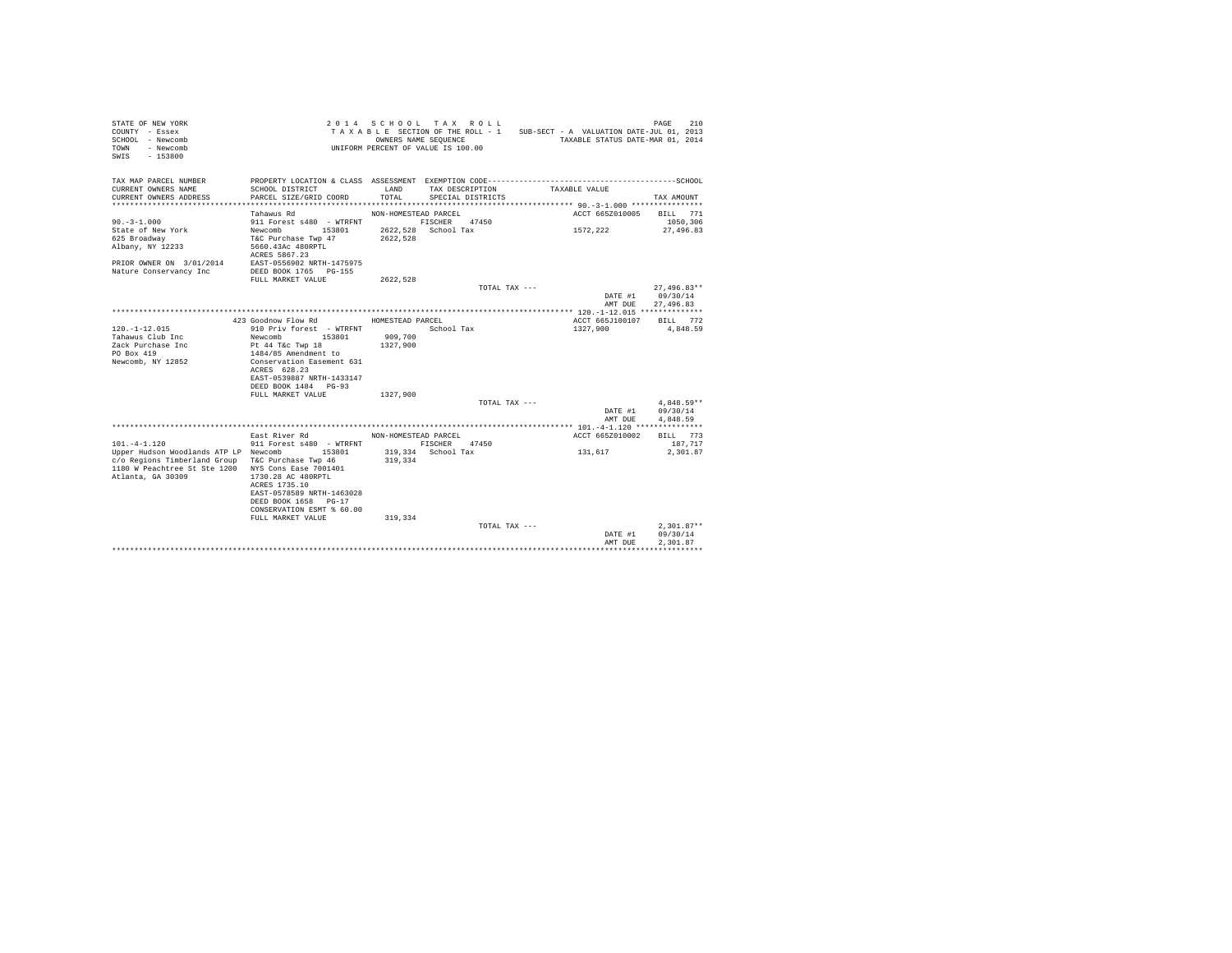STATE OF NEW YORK
COUNTY - Essex
SCHOOL - Newcomb
TOWN - Newcomb
SWIS - 153800

2 0 1 4 S C H O O L T A X R O L L
T A X A B L E SECTION OF THE ROLL - 1 SUB-SECT - A VALUATION DATE-JUL 01, 2013
OWNERS NAME SEQUENCE TAXABLE STATUS DATE-MAR 01, 2014
UNIFORM PERCENT OF VALUE IS 100.00

| TAX MAP PARCEL NUMBER / CURRENT OWNERS NAME / CURRENT OWNERS ADDRESS | PROPERTY LOCATION & CLASS / SCHOOL DISTRICT / PARCEL SIZE/GRID COORD | ASSESSMENT LAND / TOTAL | EXEMPTION CODE / TAX DESCRIPTION / SPECIAL DISTRICTS | TAXABLE VALUE | TAX AMOUNT |
|---|---|---|---|---|---|
| **90.-3-1.000** | Tahawus Rd | NON-HOMESTEAD PARCEL | | ACCT 665Z010005 | BILL 771 |
| 90.-3-1.000 | 911 Forest s480 - WTRFNT | | FISCHER 47450 | | 1050,306 |
| State of New York | Newcomb 153801 | 2622,528 | School Tax | 1572,222 | 27,496.83 |
| 625 Broadway | T&C Purchase Twp 47 | 2622,528 | | | |
| Albany, NY 12233 | 5660.43Ac 480RPTL | | | | |
| | ACRES 5867.23 | | | | |
| PRIOR OWNER ON 3/01/2014 | EAST-0556902 NRTH-1475975 | | | | |
| Nature Conservancy Inc | DEED BOOK 1765 PG-155 | | | | |
| | FULL MARKET VALUE | 2622,528 | | | |
| | | | TOTAL TAX --- | | 27,496.83** |
| | | | | DATE #1 | 09/30/14 |
| | | | | AMT DUE | 27,496.83 |
| **120.-1-12.015** | 423 Goodnow Flow Rd | HOMESTEAD PARCEL | | ACCT 665J100107 | BILL 772 |
| 120.-1-12.015 | 910 Priv forest - WTRFNT | | School Tax | 1327,900 | 4,848.59 |
| Tahawus Club Inc | Newcomb 153801 | 909,700 | | | |
| Zack Purchase Inc | Pt 44 T&c Twp 18 | 1327,900 | | | |
| PO Box 419 | 1484/85 Amendment to | | | | |
| Newcomb, NY 12852 | Conservation Easement 631 | | | | |
| | ACRES 628.23 | | | | |
| | EAST-0539887 NRTH-1433147 | | | | |
| | DEED BOOK 1484 PG-93 | | | | |
| | FULL MARKET VALUE | 1327,900 | | | |
| | | | TOTAL TAX --- | | 4,848.59** |
| | | | | DATE #1 | 09/30/14 |
| | | | | AMT DUE | 4,848.59 |
| **101.-4-1.120** | East River Rd | NON-HOMESTEAD PARCEL | | ACCT 665Z010002 | BILL 773 |
| 101.-4-1.120 | 911 Forest s480 - WTRFNT | | FISCHER 47450 | | 187,717 |
| Upper Hudson Woodlands ATP LP | Newcomb 153801 | 319,334 | School Tax | 131,617 | 2,301.87 |
| c/o Regions Timberland Group | T&C Purchase Twp 46 | 319,334 | | | |
| 1180 W Peachtree St Ste 1200 | NYS Cons Ease 7001401 | | | | |
| Atlanta, GA 30309 | 1730.28 AC 480RPTL | | | | |
| | ACRES 1735.10 | | | | |
| | EAST-0578589 NRTH-1463028 | | | | |
| | DEED BOOK 1658 PG-17 | | | | |
| | CONSERVATION ESMT % 60.00 | | | | |
| | FULL MARKET VALUE | 319,334 | | | |
| | | | TOTAL TAX --- | | 2,301.87** |
| | | | | DATE #1 | 09/30/14 |
| | | | | AMT DUE | 2,301.87 |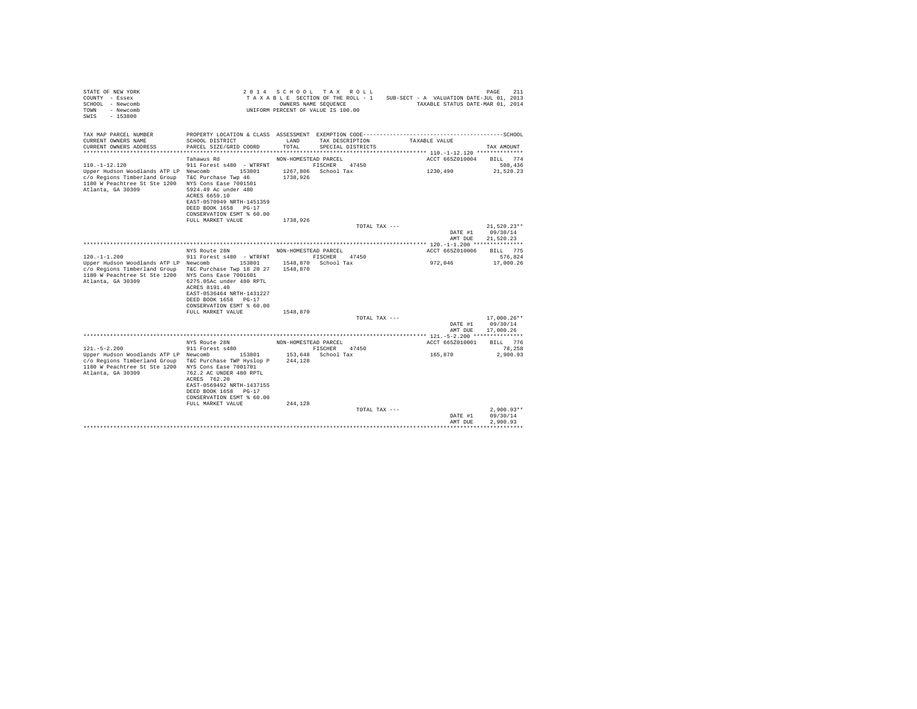```
STATE OF NEW YORK                          2 0 1 4   S C H O O L   T A X   R O L L                                        PAGE   211
COUNTY  - Essex                            T A X A B L E  SECTION OF THE ROLL - 1    SUB-SECT - A  VALUATION DATE-JUL 01, 2013
SCHOOL  - Newcomb                                  OWNERS NAME SEQUENCE                    TAXABLE STATUS DATE-MAR 01, 2014
TOWN    - Newcomb                          UNIFORM PERCENT OF VALUE IS 100.00
SWIS    - 153800

TAX MAP PARCEL NUMBER          PROPERTY LOCATION & CLASS  ASSESSMENT  EXEMPTION CODE-----------------------------------------SCHOOL
CURRENT OWNERS NAME            SCHOOL DISTRICT             LAND      TAX DESCRIPTION            TAXABLE VALUE
CURRENT OWNERS ADDRESS         PARCEL SIZE/GRID COORD      TOTAL     SPECIAL DISTRICTS                                  TAX AMOUNT
****************************************************************************************************** 110.-1-12.120 **************
                               Tahawus Rd                  NON-HOMESTEAD PARCEL                        ACCT 665Z010004    BILL  774
110.-1-12.120                  911 Forest s480  - WTRFNT           FISCHER    47450                                        508,436
Upper Hudson Woodlands ATP LP  Newcomb        153801       1267,806   School Tax                   1230,490              21,520.23
c/o Regions Timberland Group   T&C Purchase Twp 46         1738,926
1180 W Peachtree St Ste 1200   NYS Cons Ease 7001501
Atlanta, GA 30309              5924.49 Ac under 480
                               ACRES 6659.10
                               EAST-0570949 NRTH-1451359
                               DEED BOOK 1658   PG-17
                               CONSERVATION ESMT % 60.00
                               FULL MARKET VALUE           1738,926
                                                                           TOTAL TAX ---                                 21,520.23**
                                                                                                       DATE #1          09/30/14
                                                                                                       AMT DUE          21,520.23
****************************************************************************************************** 120.-1-1.200 ***************
                               NYS Route 28N               NON-HOMESTEAD PARCEL                        ACCT 665Z010006    BILL  775
120.-1-1.200                   911 Forest s480  - WTRFNT           FISCHER    47450                                        576,824
Upper Hudson Woodlands ATP LP  Newcomb        153801       1548,870   School Tax                    972,046              17,000.26
c/o Regions Timberland Group   T&C Purchase Twp 18 20 27   1548,870
1180 W Peachtree St Ste 1200   NYS Cons Ease 7001601
Atlanta, GA 30309              6275.05Ac under 480 RPTL
                               ACRES 8191.40
                               EAST-0536464 NRTH-1431227
                               DEED BOOK 1658   PG-17
                               CONSERVATION ESMT % 60.00
                               FULL MARKET VALUE           1548,870
                                                                           TOTAL TAX ---                                 17,000.26**
                                                                                                       DATE #1          09/30/14
                                                                                                       AMT DUE          17,000.26
****************************************************************************************************** 121.-5-2.200 ***************
                               NYS Route 28N               NON-HOMESTEAD PARCEL                        ACCT 665Z010001    BILL  776
121.-5-2.200                   911 Forest s480                     FISCHER    47450                                         78,258
Upper Hudson Woodlands ATP LP  Newcomb        153801        153,648   School Tax                    165,870               2,900.93
c/o Regions Timberland Group   T&C Purchase TWP Hyslop P    244,128
1180 W Peachtree St Ste 1200   NYS Cons Ease 7001701
Atlanta, GA 30309              762.2 AC UNDER 480 RPTL
                               ACRES 762.20
                               EAST-0569492 NRTH-1437155
                               DEED BOOK 1658   PG-17
                               CONSERVATION ESMT % 60.00
                               FULL MARKET VALUE            244,128
                                                                           TOTAL TAX ---                                  2,900.93**
                                                                                                       DATE #1          09/30/14
                                                                                                       AMT DUE           2,900.93
************************************************************************************************************************************
```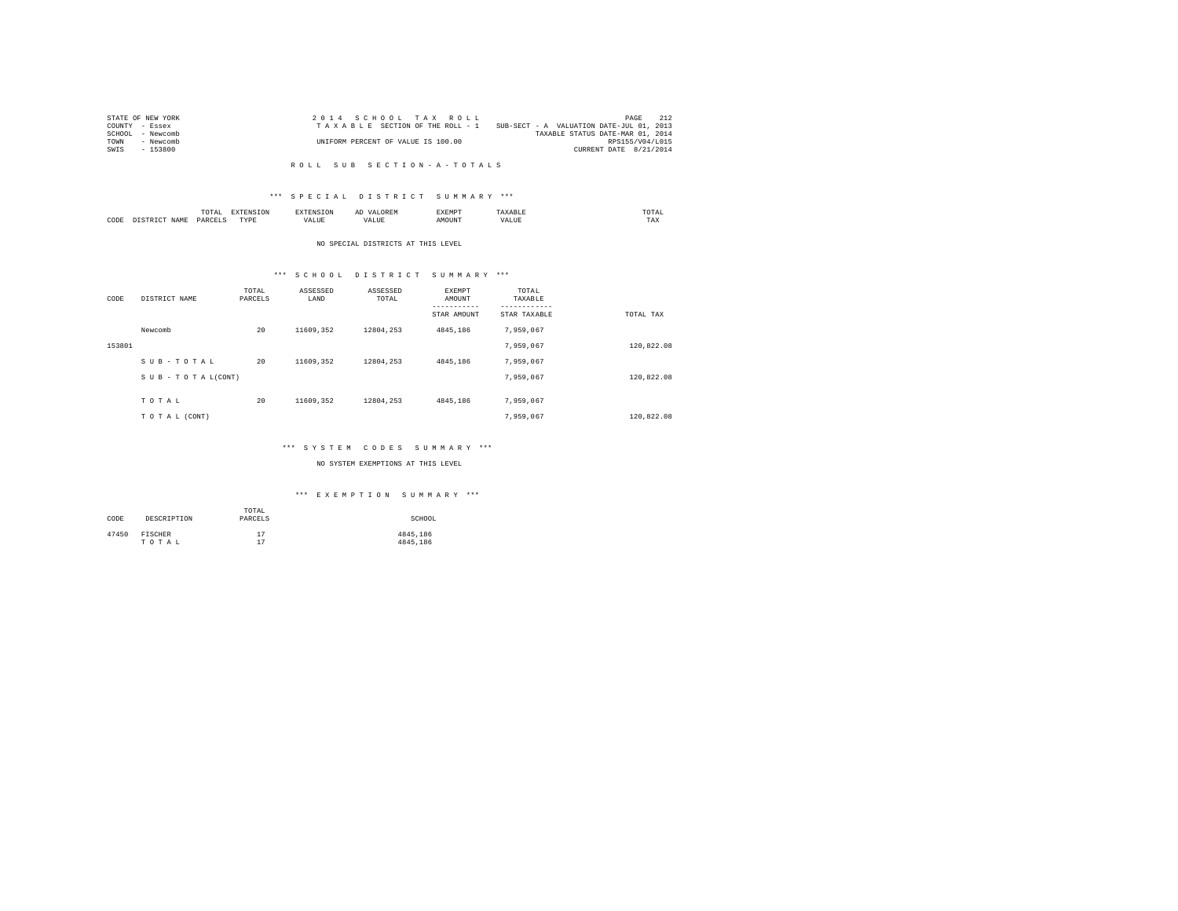STATE OF NEW YORK
COUNTY - Essex
SCHOOL - Newcomb
TOWN - Newcomb
SWIS - 153800

2 0 1 4 S C H O O L T A X R O L L
T A X A B L E SECTION OF THE ROLL - 1
UNIFORM PERCENT OF VALUE IS 100.00

SUB-SECT - A VALUATION DATE-JUL 01, 2013
TAXABLE STATUS DATE-MAR 01, 2014
RPS155/V04/L015
CURRENT DATE 8/21/2014

R O L L S U B S E C T I O N - A - T O T A L S

*** S P E C I A L D I S T R I C T S U M M A R Y ***

| CODE | DISTRICT NAME | TOTAL PARCELS | EXTENSION TYPE | EXTENSION VALUE | AD VALOREM VALUE | EXEMPT AMOUNT | TAXABLE VALUE | TOTAL TAX |
|---|---|---|---|---|---|---|---|---|

NO SPECIAL DISTRICTS AT THIS LEVEL

*** S C H O O L D I S T R I C T S U M M A R Y ***

| CODE | DISTRICT NAME | TOTAL PARCELS | ASSESSED LAND | ASSESSED TOTAL | EXEMPT AMOUNT / STAR AMOUNT | TOTAL TAXABLE / STAR TAXABLE | TOTAL TAX |
|---|---|---|---|---|---|---|---|
| | Newcomb | 20 | 11609,352 | 12804,253 | 4845,186 | 7,959,067 | |
| 153801 | | | | | | 7,959,067 | 120,822.08 |
| | S U B - T O T A L | 20 | 11609,352 | 12804,253 | 4845,186 | 7,959,067 | |
| | S U B - T O T A L(CONT) | | | | | 7,959,067 | 120,822.08 |
| | T O T A L | 20 | 11609,352 | 12804,253 | 4845,186 | 7,959,067 | |
| | T O T A L (CONT) | | | | | 7,959,067 | 120,822.08 |

*** S Y S T E M C O D E S S U M M A R Y ***

NO SYSTEM EXEMPTIONS AT THIS LEVEL

*** E X E M P T I O N S U M M A R Y ***

| CODE | DESCRIPTION | TOTAL PARCELS | SCHOOL |
|---|---|---|---|
| 47450 | FISCHER | 17 | 4845,186 |
| | T O T A L | 17 | 4845,186 |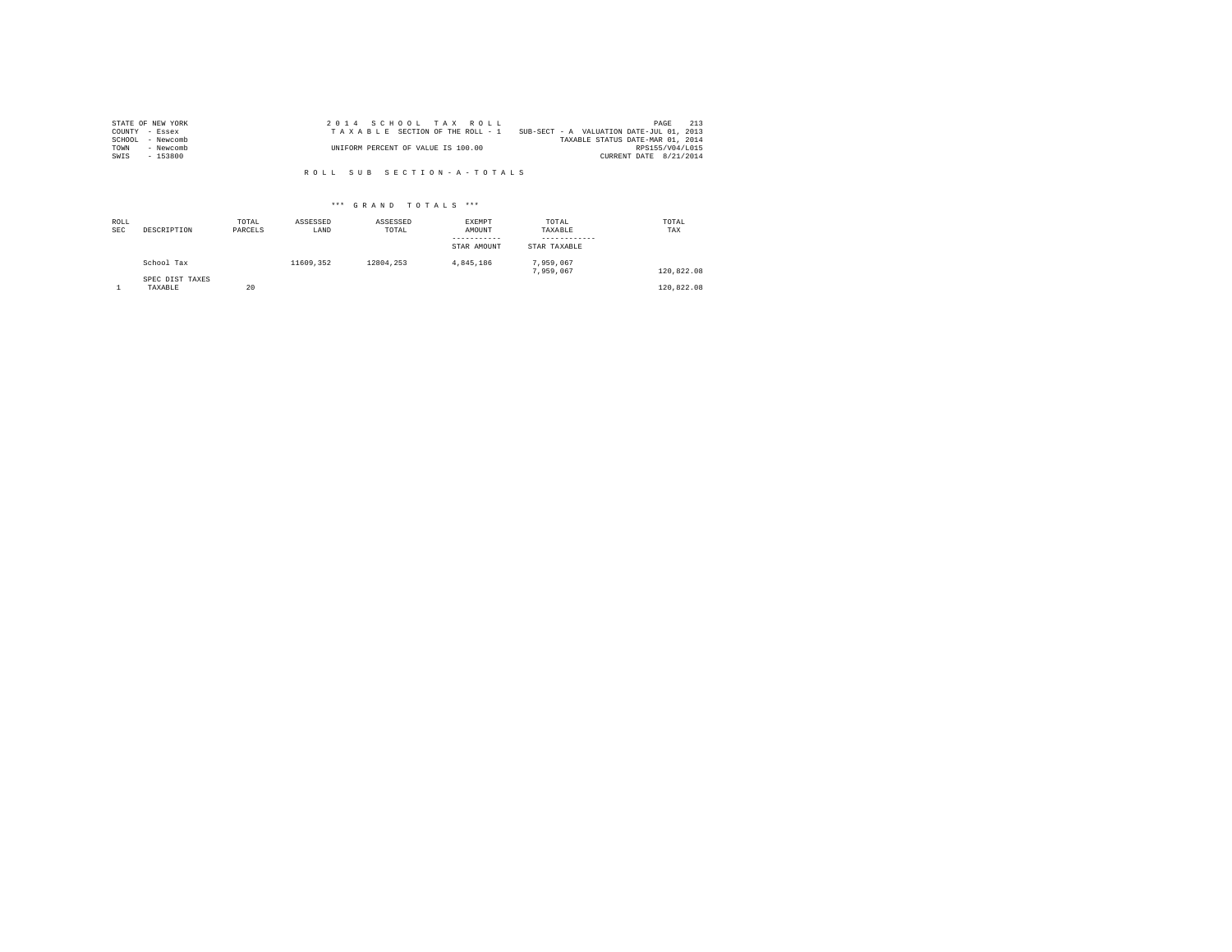STATE OF NEW YORK
COUNTY - Essex
SCHOOL - Newcomb
TOWN - Newcomb
SWIS - 153800

2 0 1 4 S C H O O L T A X R O L L
T A X A B L E SECTION OF THE ROLL - 1
UNIFORM PERCENT OF VALUE IS 100.00

SUB-SECT - A VALUATION DATE-JUL 01, 2013
TAXABLE STATUS DATE-MAR 01, 2014
RPS155/V04/L015
CURRENT DATE 8/21/2014

R O L L S U B S E C T I O N - A - T O T A L S

*** G R A N D T O T A L S ***

| ROLL SEC | DESCRIPTION | TOTAL PARCELS | ASSESSED LAND | ASSESSED TOTAL | EXEMPT AMOUNT / STAR AMOUNT | TOTAL TAXABLE / STAR TAXABLE | TOTAL TAX |
|---|---|---|---|---|---|---|---|
| | School Tax | | 11609,352 | 12804,253 | 4,845,186 | 7,959,067 | |
| | | | | | | 7,959,067 | 120,822.08 |
| | SPEC DIST TAXES | | | | | | |
| 1 | TAXABLE | 20 | | | | | 120,822.08 |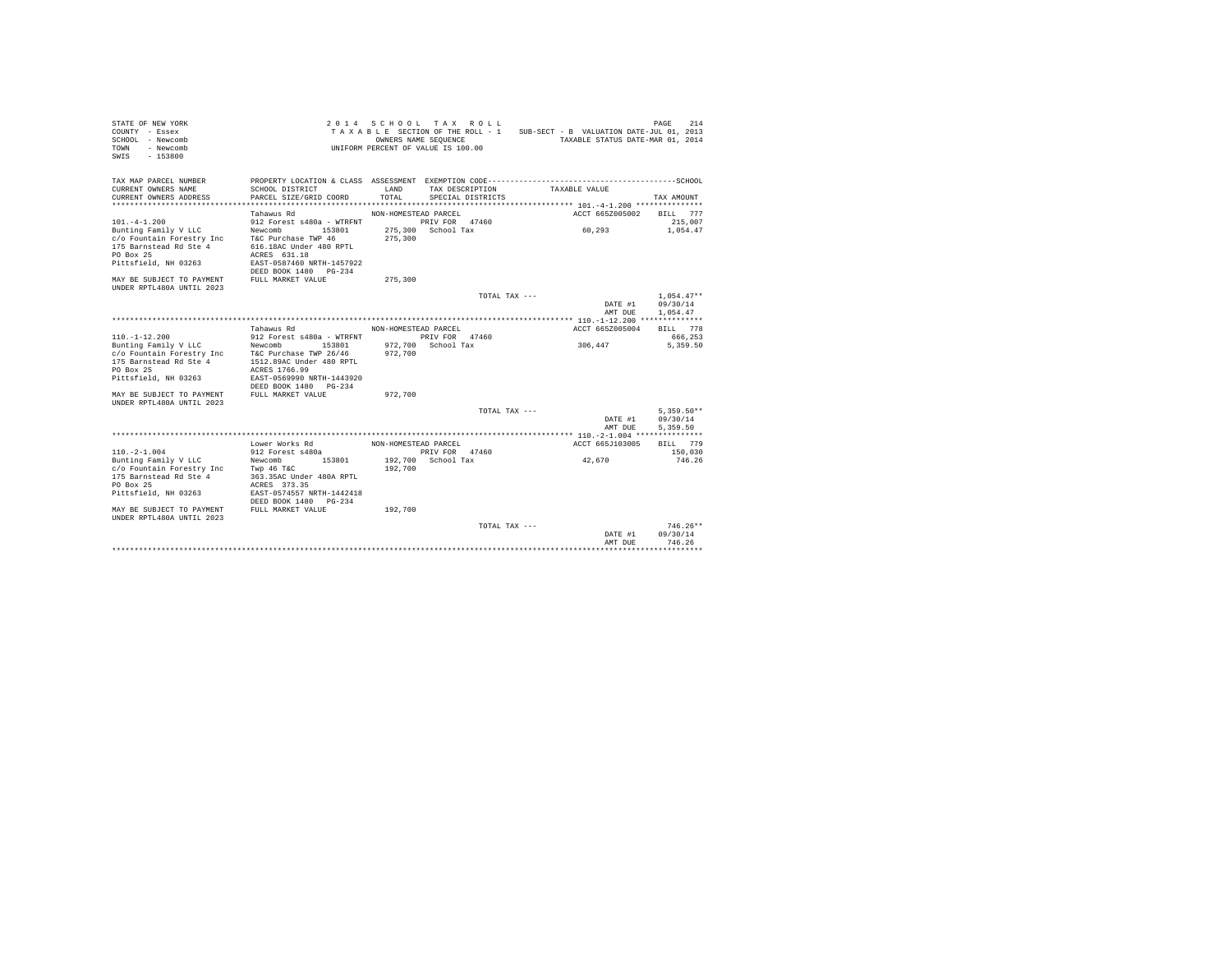STATE OF NEW YORK
COUNTY - Essex
SCHOOL - Newcomb
TOWN - Newcomb
SWIS - 153800

2 0 1 4 S C H O O L T A X R O L L
T A X A B L E SECTION OF THE ROLL - 1
OWNERS NAME SEQUENCE
UNIFORM PERCENT OF VALUE IS 100.00

SUB-SECT - B VALUATION DATE-JUL 01, 2013
TAXABLE STATUS DATE-MAR 01, 2014

```
TAX MAP PARCEL NUMBER        PROPERTY LOCATION & CLASS  ASSESSMENT  EXEMPTION CODE------------------------------------------------SCHOOL
CURRENT OWNERS NAME          SCHOOL DISTRICT             LAND        TAX DESCRIPTION             TAXABLE VALUE
CURRENT OWNERS ADDRESS       PARCEL SIZE/GRID COORD      TOTAL       SPECIAL DISTRICTS                                       TAX AMOUNT
*************************************************************************************************** 101.-4-1.200 ***************
                             Tahawus Rd                  NON-HOMESTEAD PARCEL                         ACCT 665Z005002     BILL   777
101.-4-1.200                 912 Forest s480a - WTRFNT          PRIV FOR   47460                                           215,007
Bunting Family V LLC         Newcomb       153801        275,300   School Tax                      60,293                  1,054.47
c/o Fountain Forestry Inc    T&C Purchase TWP 46         275,300
175 Barnstead Rd Ste 4       616.18AC Under 480 RPTL
PO Box 25                    ACRES  631.18
Pittsfield, NH 03263         EAST-0587460 NRTH-1457922
                             DEED BOOK 1480   PG-234
MAY BE SUBJECT TO PAYMENT    FULL MARKET VALUE           275,300
UNDER RPTL480A UNTIL 2023
                                                                        TOTAL TAX ---                                 1,054.47**
                                                                                                        DATE #1      09/30/14
                                                                                                        AMT DUE       1,054.47
*************************************************************************************************** 110.-1-12.200 **************
                             Tahawus Rd                  NON-HOMESTEAD PARCEL                         ACCT 665Z005004     BILL   778
110.-1-12.200                912 Forest s480a - WTRFNT          PRIV FOR   47460                                           666,253
Bunting Family V LLC         Newcomb       153801        972,700   School Tax                     306,447                  5,359.50
c/o Fountain Forestry Inc    T&C Purchase TWP 26/46      972,700
175 Barnstead Rd Ste 4       1512.89AC Under 480 RPTL
PO Box 25                    ACRES 1766.99
Pittsfield, NH 03263         EAST-0569990 NRTH-1443920
                             DEED BOOK 1480   PG-234
MAY BE SUBJECT TO PAYMENT    FULL MARKET VALUE           972,700
UNDER RPTL480A UNTIL 2023
                                                                        TOTAL TAX ---                                 5,359.50**
                                                                                                        DATE #1      09/30/14
                                                                                                        AMT DUE       5,359.50
*************************************************************************************************** 110.-2-1.004 ***************
                             Lower Works Rd              NON-HOMESTEAD PARCEL                         ACCT 665J103005     BILL   779
110.-2-1.004                 912 Forest s480a                   PRIV FOR   47460                                           150,030
Bunting Family V LLC         Newcomb       153801        192,700   School Tax                      42,670                    746.26
c/o Fountain Forestry Inc    Twp 46 T&C                  192,700
175 Barnstead Rd Ste 4       363.35AC Under 480A RPTL
PO Box 25                    ACRES  373.35
Pittsfield, NH 03263         EAST-0574557 NRTH-1442418
                             DEED BOOK 1480   PG-234
MAY BE SUBJECT TO PAYMENT    FULL MARKET VALUE           192,700
UNDER RPTL480A UNTIL 2023
                                                                        TOTAL TAX ---                                   746.26**
                                                                                                        DATE #1      09/30/14
                                                                                                        AMT DUE         746.26
********************************************************************************************************************************
```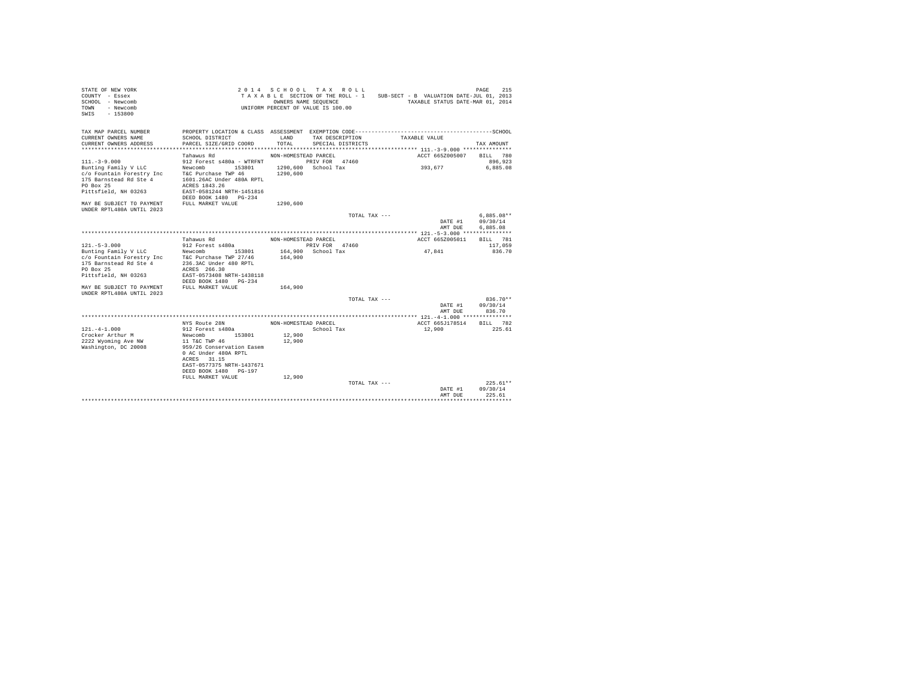STATE OF NEW YORK
COUNTY - Essex
SCHOOL - Newcomb
TOWN - Newcomb
SWIS - 153800

2 0 1 4 S C H O O L T A X R O L L
T A X A B L E SECTION OF THE ROLL - 1
OWNERS NAME SEQUENCE
UNIFORM PERCENT OF VALUE IS 100.00

SUB-SECT - B VALUATION DATE-JUL 01, 2013
TAXABLE STATUS DATE-MAR 01, 2014

```
TAX MAP PARCEL NUMBER        PROPERTY LOCATION & CLASS  ASSESSMENT  EXEMPTION CODE------------------------------------------SCHOOL
CURRENT OWNERS NAME          SCHOOL DISTRICT              LAND      TAX DESCRIPTION            TAXABLE VALUE
CURRENT OWNERS ADDRESS       PARCEL SIZE/GRID COORD       TOTAL     SPECIAL DISTRICTS                                TAX AMOUNT
****************************************************************************************************** 111.-3-9.000 ***************
                             Tahawus Rd                  NON-HOMESTEAD PARCEL                      ACCT 665Z005007     BILL  780
111.-3-9.000                 912 Forest s480a - WTRFNT           PRIV FOR   47460                                        896,923
Bunting Family V LLC         Newcomb         153801      1290,600   School Tax                        393,677             6,885.08
c/o Fountain Forestry Inc    T&C Purchase TWP 46         1290,600
175 Barnstead Rd Ste 4       1601.26AC Under 480A RPTL
PO Box 25                    ACRES 1843.26
Pittsfield, NH 03263         EAST-0581244 NRTH-1451816
                             DEED BOOK 1480   PG-234
MAY BE SUBJECT TO PAYMENT    FULL MARKET VALUE           1290,600
UNDER RPTL480A UNTIL 2023
                                                                        TOTAL TAX ---                                 6,885.08**
                                                                                                     DATE #1        09/30/14
                                                                                                     AMT DUE        6,885.08
****************************************************************************************************** 121.-5-3.000 ***************
                             Tahawus Rd                  NON-HOMESTEAD PARCEL                      ACCT 665Z005011     BILL  781
121.-5-3.000                 912 Forest s480a                    PRIV FOR   47460                                        117,059
Bunting Family V LLC         Newcomb         153801       164,900   School Tax                         47,841               836.70
c/o Fountain Forestry Inc    T&C Purchase TWP 27/46       164,900
175 Barnstead Rd Ste 4       236.3AC Under 480 RPTL
PO Box 25                    ACRES  266.30
Pittsfield, NH 03263         EAST-0573408 NRTH-1438118
                             DEED BOOK 1480   PG-234
MAY BE SUBJECT TO PAYMENT    FULL MARKET VALUE            164,900
UNDER RPTL480A UNTIL 2023
                                                                        TOTAL TAX ---                                   836.70**
                                                                                                     DATE #1        09/30/14
                                                                                                     AMT DUE          836.70
****************************************************************************************************** 121.-4-1.000 ***************
                             NYS Route 28N               NON-HOMESTEAD PARCEL                      ACCT 665J178514     BILL  782
121.-4-1.000                 912 Forest s480a                       School Tax                         12,900               225.61
Crocker Arthur M             Newcomb         153801        12,900
2222 Wyoming Ave NW          11 T&C TWP 46                 12,900
Washington, DC 20008         959/26 Conservation Easem
                             0 AC Under 480A RPTL
                             ACRES   31.15
                             EAST-0577375 NRTH-1437671
                             DEED BOOK 1480   PG-197
                             FULL MARKET VALUE             12,900
                                                                        TOTAL TAX ---                                   225.61**
                                                                                                     DATE #1        09/30/14
                                                                                                     AMT DUE          225.61
************************************************************************************************************************************
```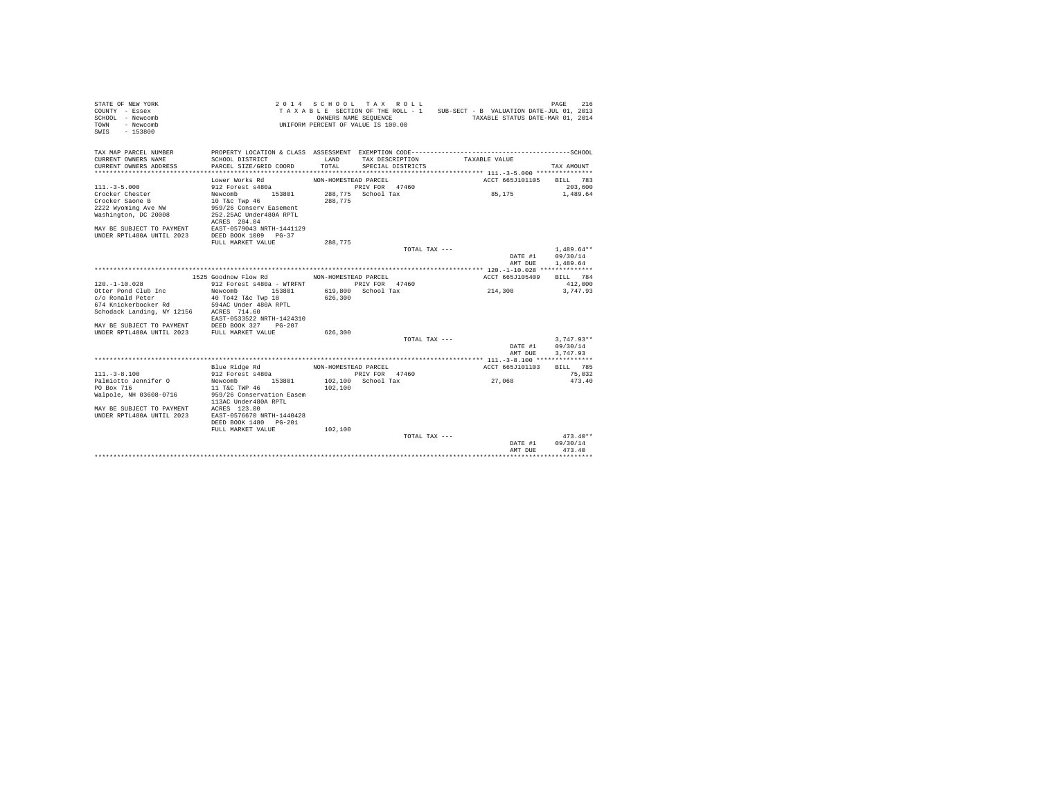STATE OF NEW YORK
COUNTY - Essex
SCHOOL - Newcomb
TOWN - Newcomb
SWIS - 153800

2 0 1 4 S C H O O L T A X R O L L
T A X A B L E SECTION OF THE ROLL - 1 SUB-SECT - B VALUATION DATE-JUL 01, 2013
OWNERS NAME SEQUENCE TAXABLE STATUS DATE-MAR 01, 2014
UNIFORM PERCENT OF VALUE IS 100.00

```
TAX MAP PARCEL NUMBER          PROPERTY LOCATION & CLASS  ASSESSMENT  EXEMPTION CODE-----------------------------------------------SCHOOL
CURRENT OWNERS NAME            SCHOOL DISTRICT              LAND      TAX DESCRIPTION            TAXABLE VALUE
CURRENT OWNERS ADDRESS         PARCEL SIZE/GRID COORD       TOTAL     SPECIAL DISTRICTS                                     TAX AMOUNT
****************************************************************************************************** 111.-3-5.000 ***************
                               Lower Works Rd              NON-HOMESTEAD PARCEL                   ACCT 665J101105    BILL  783
111.-3-5.000                   912 Forest s480a                   PRIV FOR  47460                                        203,600
Crocker Chester                Newcomb        153801      288,775  School Tax                      85,175               1,489.64
Crocker Saone B                10 T&c Twp 46              288,775
2222 Wyoming Ave NW            959/26 Conserv Easement
Washington, DC 20008           252.25AC Under480A RPTL
                               ACRES  284.04
MAY BE SUBJECT TO PAYMENT      EAST-0579043 NRTH-1441129
UNDER RPTL480A UNTIL 2023      DEED BOOK 1009   PG-37
                               FULL MARKET VALUE          288,775
                                                                  TOTAL TAX ---                                         1,489.64**
                                                                                                       DATE #1        09/30/14
                                                                                                       AMT DUE        1,489.64
****************************************************************************************************** 120.-1-10.028 **************
                          1525 Goodnow Flow Rd            NON-HOMESTEAD PARCEL                   ACCT 665J105409    BILL  784
120.-1-10.028                  912 Forest s480a - WTRFNT          PRIV FOR  47460                                        412,000
Otter Pond Club Inc            Newcomb        153801      619,800  School Tax                     214,300               3,747.93
c/o Ronald Peter               40 To42 T&c Twp 18         626,300
674 Knickerbocker Rd           594AC Under 480A RPTL
Schodack Landing, NY 12156     ACRES  714.60
                               EAST-0533522 NRTH-1424310
MAY BE SUBJECT TO PAYMENT      DEED BOOK 327    PG-207
UNDER RPTL480A UNTIL 2023      FULL MARKET VALUE          626,300
                                                                  TOTAL TAX ---                                         3,747.93**
                                                                                                       DATE #1        09/30/14
                                                                                                       AMT DUE        3,747.93
****************************************************************************************************** 111.-3-8.100 ***************
                               Blue Ridge Rd               NON-HOMESTEAD PARCEL                   ACCT 665J101103    BILL  785
111.-3-8.100                   912 Forest s480a                   PRIV FOR  47460                                         75,032
Palmiotto Jennifer O           Newcomb        153801      102,100  School Tax                      27,068                 473.40
PO Box 716                     11 T&C TWP 46              102,100
Walpole, NH 03608-0716         959/26 Conservation Easem
                               113AC Under480A RPTL
MAY BE SUBJECT TO PAYMENT      ACRES  123.00
UNDER RPTL480A UNTIL 2023      EAST-0576670 NRTH-1440428
                               DEED BOOK 1480   PG-201
                               FULL MARKET VALUE          102,100
                                                                  TOTAL TAX ---                                           473.40**
                                                                                                       DATE #1        09/30/14
                                                                                                       AMT DUE          473.40
************************************************************************************************************************************
```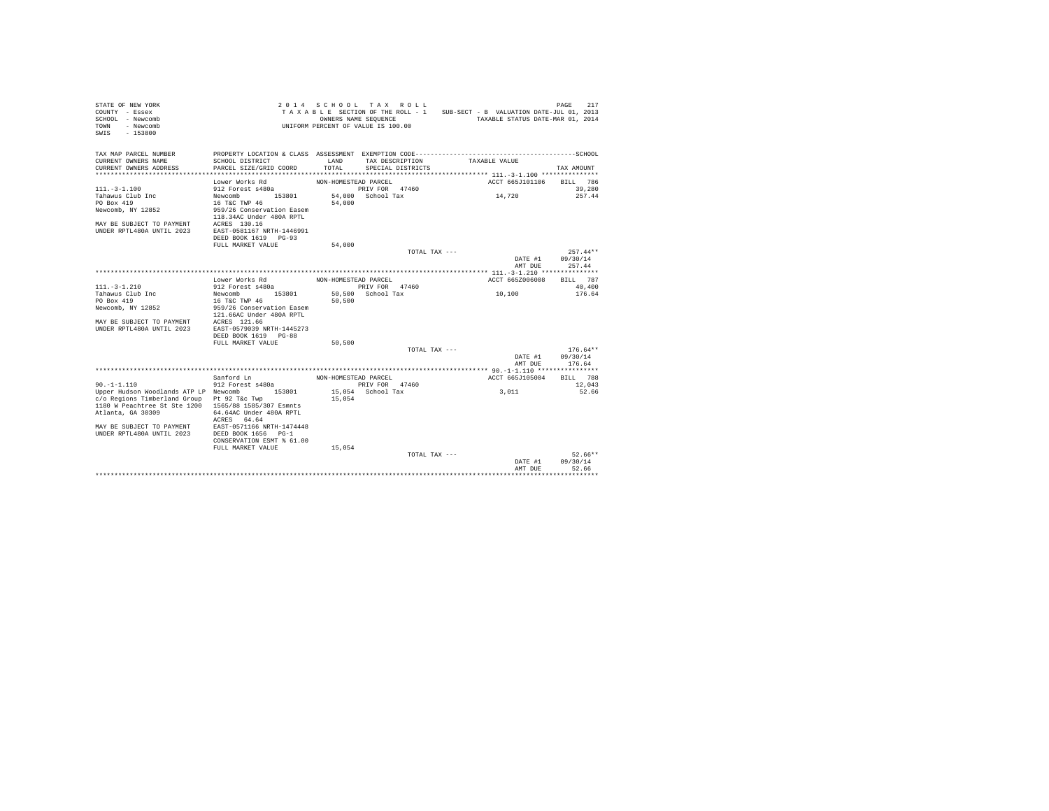STATE OF NEW YORK
COUNTY - Essex
SCHOOL - Newcomb
TOWN - Newcomb
SWIS - 153800

2014 SCHOOL TAX ROLL
TAXABLE SECTION OF THE ROLL - 1
OWNERS NAME SEQUENCE
UNIFORM PERCENT OF VALUE IS 100.00

SUB-SECT - B VALUATION DATE-JUL 01, 2013
TAXABLE STATUS DATE-MAR 01, 2014

| TAX MAP PARCEL NUMBER / CURRENT OWNERS NAME / CURRENT OWNERS ADDRESS | PROPERTY LOCATION & CLASS / SCHOOL DISTRICT / PARCEL SIZE/GRID COORD | ASSESSMENT LAND / TOTAL | EXEMPTION CODE / TAX DESCRIPTION / SPECIAL DISTRICTS | TAXABLE VALUE | TAX AMOUNT |
|---|---|---|---|---|---|
| **111.-3-1.100** | Lower Works Rd | NON-HOMESTEAD PARCEL | | ACCT 665J101106 | BILL 786 |
| 111.-3-1.100 | 912 Forest s480a | | PRIV FOR 47460 | | 39,280 |
| Tahawus Club Inc | Newcomb 153801 | 54,000 | School Tax | 14,720 | 257.44 |
| PO Box 419 | 16 T&C TWP 46 | 54,000 | | | |
| Newcomb, NY 12852 | 959/26 Conservation Easem | | | | |
| | 118.34AC Under 480A RPTL | | | | |
| MAY BE SUBJECT TO PAYMENT | ACRES 130.16 | | | | |
| UNDER RPTL480A UNTIL 2023 | EAST-0581167 NRTH-1446991 | | | | |
| | DEED BOOK 1619 PG-93 | | | | |
| | FULL MARKET VALUE | 54,000 | | | |
| | | | TOTAL TAX --- | | 257.44** |
| | | | | DATE #1 | 09/30/14 |
| | | | | AMT DUE | 257.44 |
| **111.-3-1.210** | Lower Works Rd | NON-HOMESTEAD PARCEL | | ACCT 665Z006008 | BILL 787 |
| 111.-3-1.210 | 912 Forest s480a | | PRIV FOR 47460 | | 40,400 |
| Tahawus Club Inc | Newcomb 153801 | 50,500 | School Tax | 10,100 | 176.64 |
| PO Box 419 | 16 T&C TWP 46 | 50,500 | | | |
| Newcomb, NY 12852 | 959/26 Conservation Easem | | | | |
| | 121.66AC Under 480A RPTL | | | | |
| MAY BE SUBJECT TO PAYMENT | ACRES 121.66 | | | | |
| UNDER RPTL480A UNTIL 2023 | EAST-0579039 NRTH-1445273 | | | | |
| | DEED BOOK 1619 PG-88 | | | | |
| | FULL MARKET VALUE | 50,500 | | | |
| | | | TOTAL TAX --- | | 176.64** |
| | | | | DATE #1 | 09/30/14 |
| | | | | AMT DUE | 176.64 |
| **90.-1-1.110** | Sanford Ln | NON-HOMESTEAD PARCEL | | ACCT 665J105004 | BILL 788 |
| 90.-1-1.110 | 912 Forest s480a | | PRIV FOR 47460 | | 12,043 |
| Upper Hudson Woodlands ATP LP | Newcomb 153801 | 15,054 | School Tax | 3,011 | 52.66 |
| c/o Regions Timberland Group | Pt 92 T&c Twp | 15,054 | | | |
| 1180 W Peachtree St Ste 1200 | 1565/88 1585/307 Esmnts | | | | |
| Atlanta, GA 30309 | 64.64AC Under 480A RPTL | | | | |
| | ACRES 64.64 | | | | |
| MAY BE SUBJECT TO PAYMENT | EAST-0571166 NRTH-1474448 | | | | |
| UNDER RPTL480A UNTIL 2023 | DEED BOOK 1656 PG-1 | | | | |
| | CONSERVATION ESMT % 61.00 | | | | |
| | FULL MARKET VALUE | 15,054 | | | |
| | | | TOTAL TAX --- | | 52.66** |
| | | | | DATE #1 | 09/30/14 |
| | | | | AMT DUE | 52.66 |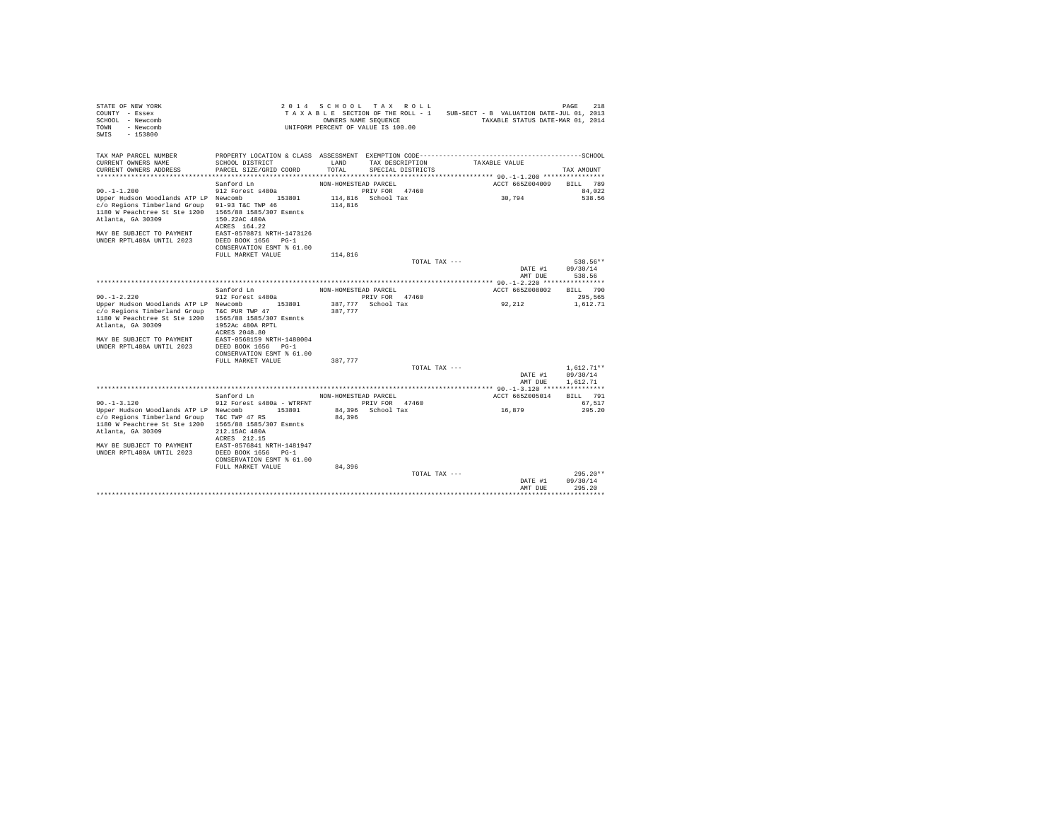STATE OF NEW YORK
COUNTY - Essex
SCHOOL - Newcomb
TOWN - Newcomb
SWIS - 153800

2014 SCHOOL TAX ROLL
TAXABLE SECTION OF THE ROLL - 1
OWNERS NAME SEQUENCE
UNIFORM PERCENT OF VALUE IS 100.00

SUB-SECT - B VALUATION DATE-JUL 01, 2013
TAXABLE STATUS DATE-MAR 01, 2014

| TAX MAP PARCEL NUMBER / CURRENT OWNERS NAME / CURRENT OWNERS ADDRESS | PROPERTY LOCATION & CLASS / SCHOOL DISTRICT / PARCEL SIZE/GRID COORD | ASSESSMENT LAND / TOTAL | EXEMPTION CODE / TAX DESCRIPTION / SPECIAL DISTRICTS | TAXABLE VALUE | TAX AMOUNT |
|---|---|---|---|---|---|
| **90.-1-1.200** | Sanford Ln | NON-HOMESTEAD PARCEL | | ACCT 665Z004009 | BILL 789 |
| 90.-1-1.200 | 912 Forest s480a | | PRIV FOR 47460 | | 84,022 |
| Upper Hudson Woodlands ATP LP | Newcomb 153801 | 114,816 | School Tax | 30,794 | 538.56 |
| c/o Regions Timberland Group | 91-93 T&C TWP 46 | 114,816 | | | |
| 1180 W Peachtree St Ste 1200 | 1565/88 1585/307 Esmnts | | | | |
| Atlanta, GA 30309 | 150.22AC 480A | | | | |
| | ACRES 164.22 | | | | |
| MAY BE SUBJECT TO PAYMENT | EAST-0570871 NRTH-1473126 | | | | |
| UNDER RPTL480A UNTIL 2023 | DEED BOOK 1656 PG-1 | | | | |
| | CONSERVATION ESMT % 61.00 | | | | |
| | FULL MARKET VALUE | 114,816 | | | |
| | | | TOTAL TAX --- | | 538.56** |
| | | | | DATE #1 | 09/30/14 |
| | | | | AMT DUE | 538.56 |
| **90.-1-2.220** | Sanford Ln | NON-HOMESTEAD PARCEL | | ACCT 665Z008002 | BILL 790 |
| 90.-1-2.220 | 912 Forest s480a | | PRIV FOR 47460 | | 295,565 |
| Upper Hudson Woodlands ATP LP | Newcomb 153801 | 387,777 | School Tax | 92,212 | 1,612.71 |
| c/o Regions Timberland Group | T&C PUR TWP 47 | 387,777 | | | |
| 1180 W Peachtree St Ste 1200 | 1565/88 1585/307 Esmnts | | | | |
| Atlanta, GA 30309 | 1952Ac 480A RPTL | | | | |
| | ACRES 2048.80 | | | | |
| MAY BE SUBJECT TO PAYMENT | EAST-0568159 NRTH-1480004 | | | | |
| UNDER RPTL480A UNTIL 2023 | DEED BOOK 1656 PG-1 | | | | |
| | CONSERVATION ESMT % 61.00 | | | | |
| | FULL MARKET VALUE | 387,777 | | | |
| | | | TOTAL TAX --- | | 1,612.71** |
| | | | | DATE #1 | 09/30/14 |
| | | | | AMT DUE | 1,612.71 |
| **90.-1-3.120** | Sanford Ln | NON-HOMESTEAD PARCEL | | ACCT 665Z005014 | BILL 791 |
| 90.-1-3.120 | 912 Forest s480a - WTRFNT | | PRIV FOR 47460 | | 67,517 |
| Upper Hudson Woodlands ATP LP | Newcomb 153801 | 84,396 | School Tax | 16,879 | 295.20 |
| c/o Regions Timberland Group | T&C TWP 47 RS | 84,396 | | | |
| 1180 W Peachtree St Ste 1200 | 1565/88 1585/307 Esmnts | | | | |
| Atlanta, GA 30309 | 212.15AC 480A | | | | |
| | ACRES 212.15 | | | | |
| MAY BE SUBJECT TO PAYMENT | EAST-0576841 NRTH-1481947 | | | | |
| UNDER RPTL480A UNTIL 2023 | DEED BOOK 1656 PG-1 | | | | |
| | CONSERVATION ESMT % 61.00 | | | | |
| | FULL MARKET VALUE | 84,396 | | | |
| | | | TOTAL TAX --- | | 295.20** |
| | | | | DATE #1 | 09/30/14 |
| | | | | AMT DUE | 295.20 |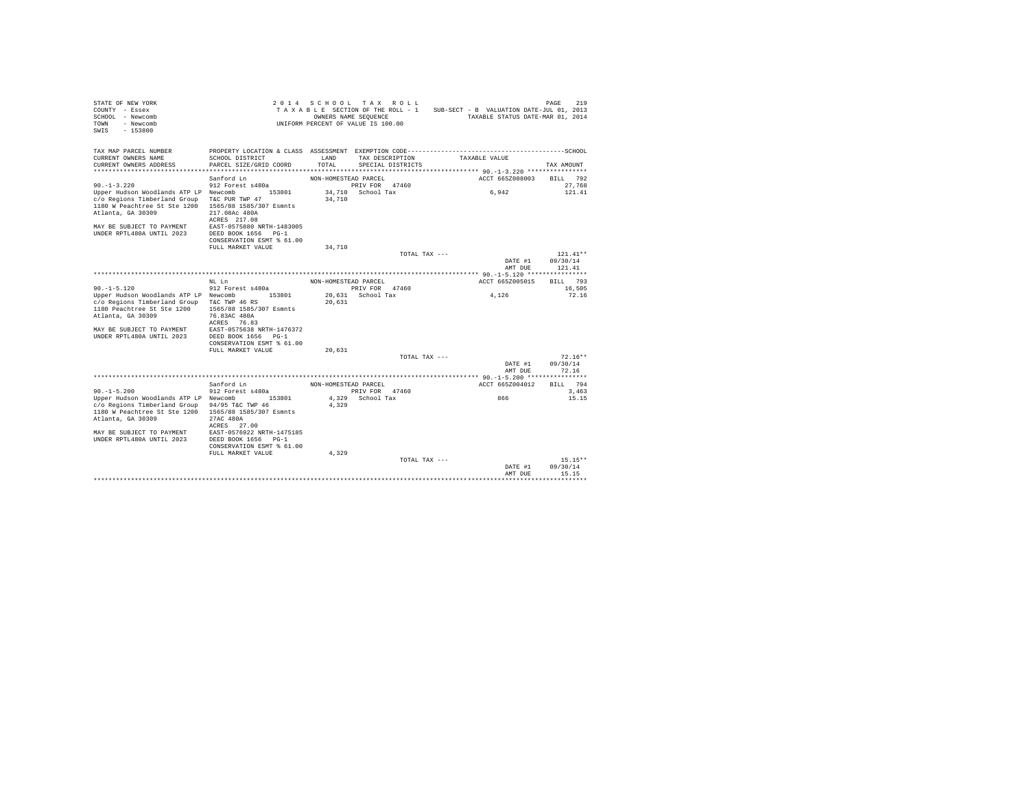```
STATE OF NEW YORK                          2 0 1 4   S C H O O L   T A X   R O L L                                         PAGE   219
COUNTY  - Essex                            T A X A B L E  SECTION OF THE ROLL - 1    SUB-SECT - B  VALUATION DATE-JUL 01, 2013
SCHOOL  - Newcomb                                 OWNERS NAME SEQUENCE                    TAXABLE STATUS DATE-MAR 01, 2014
TOWN    - Newcomb                          UNIFORM PERCENT OF VALUE IS 100.00
SWIS    - 153800

TAX MAP PARCEL NUMBER          PROPERTY LOCATION & CLASS  ASSESSMENT  EXEMPTION CODE------------------------------------------------SCHOOL
CURRENT OWNERS NAME            SCHOOL DISTRICT             LAND      TAX DESCRIPTION            TAXABLE VALUE
CURRENT OWNERS ADDRESS         PARCEL SIZE/GRID COORD      TOTAL     SPECIAL DISTRICTS                                      TAX AMOUNT
********************************************************************************************** 90.-1-3.220 ****************
                               Sanford Ln                 NON-HOMESTEAD PARCEL                       ACCT 665Z008003    BILL   792
90.-1-3.220                    912 Forest s480a                   PRIV FOR  47460                                           27,768
Upper Hudson Woodlands ATP LP  Newcomb        153801       34,710  School Tax                         6,942                 121.41
c/o Regions Timberland Group   T&C PUR TWP 47              34,710
1180 W Peachtree St Ste 1200   1565/88 1585/307 Esmnts
Atlanta, GA 30309              217.08Ac 480A
                               ACRES  217.08
MAY BE SUBJECT TO PAYMENT      EAST-0575880 NRTH-1483005
UNDER RPTL480A UNTIL 2023      DEED BOOK 1656   PG-1
                               CONSERVATION ESMT % 61.00
                               FULL MARKET VALUE            34,710
                                                                         TOTAL TAX ---                                      121.41**
                                                                                                         DATE #1      09/30/14
                                                                                                         AMT DUE        121.41
********************************************************************************************** 90.-1-5.120 ****************
                               NL Ln                      NON-HOMESTEAD PARCEL                       ACCT 665Z005015    BILL   793
90.-1-5.120                    912 Forest s480a                   PRIV FOR  47460                                           16,505
Upper Hudson Woodlands ATP LP  Newcomb        153801       20,631  School Tax                         4,126                  72.16
c/o Regions Timberland Group   T&C TWP 46 RS               20,631
1180 Peachtree St Ste 1200     1565/88 1585/307 Esmnts
Atlanta, GA 30309              76.83AC 480A
                               ACRES   76.83
MAY BE SUBJECT TO PAYMENT      EAST-0575638 NRTH-1476372
UNDER RPTL480A UNTIL 2023      DEED BOOK 1656   PG-1
                               CONSERVATION ESMT % 61.00
                               FULL MARKET VALUE            20,631
                                                                         TOTAL TAX ---                                       72.16**
                                                                                                         DATE #1      09/30/14
                                                                                                         AMT DUE         72.16
********************************************************************************************** 90.-1-5.200 ****************
                               Sanford Ln                 NON-HOMESTEAD PARCEL                       ACCT 665Z004012    BILL   794
90.-1-5.200                    912 Forest s480a                   PRIV FOR  47460                                            3,463
Upper Hudson Woodlands ATP LP  Newcomb        153801        4,329  School Tax                           866                  15.15
c/o Regions Timberland Group   94/95 T&C TWP 46             4,329
1180 W Peachtree St Ste 1200   1565/88 1585/307 Esmnts
Atlanta, GA 30309              27AC 480A
                               ACRES   27.00
MAY BE SUBJECT TO PAYMENT      EAST-0576922 NRTH-1475185
UNDER RPTL480A UNTIL 2023      DEED BOOK 1656   PG-1
                               CONSERVATION ESMT % 61.00
                               FULL MARKET VALUE             4,329
                                                                         TOTAL TAX ---                                       15.15**
                                                                                                         DATE #1      09/30/14
                                                                                                         AMT DUE         15.15
************************************************************************************************************************************
```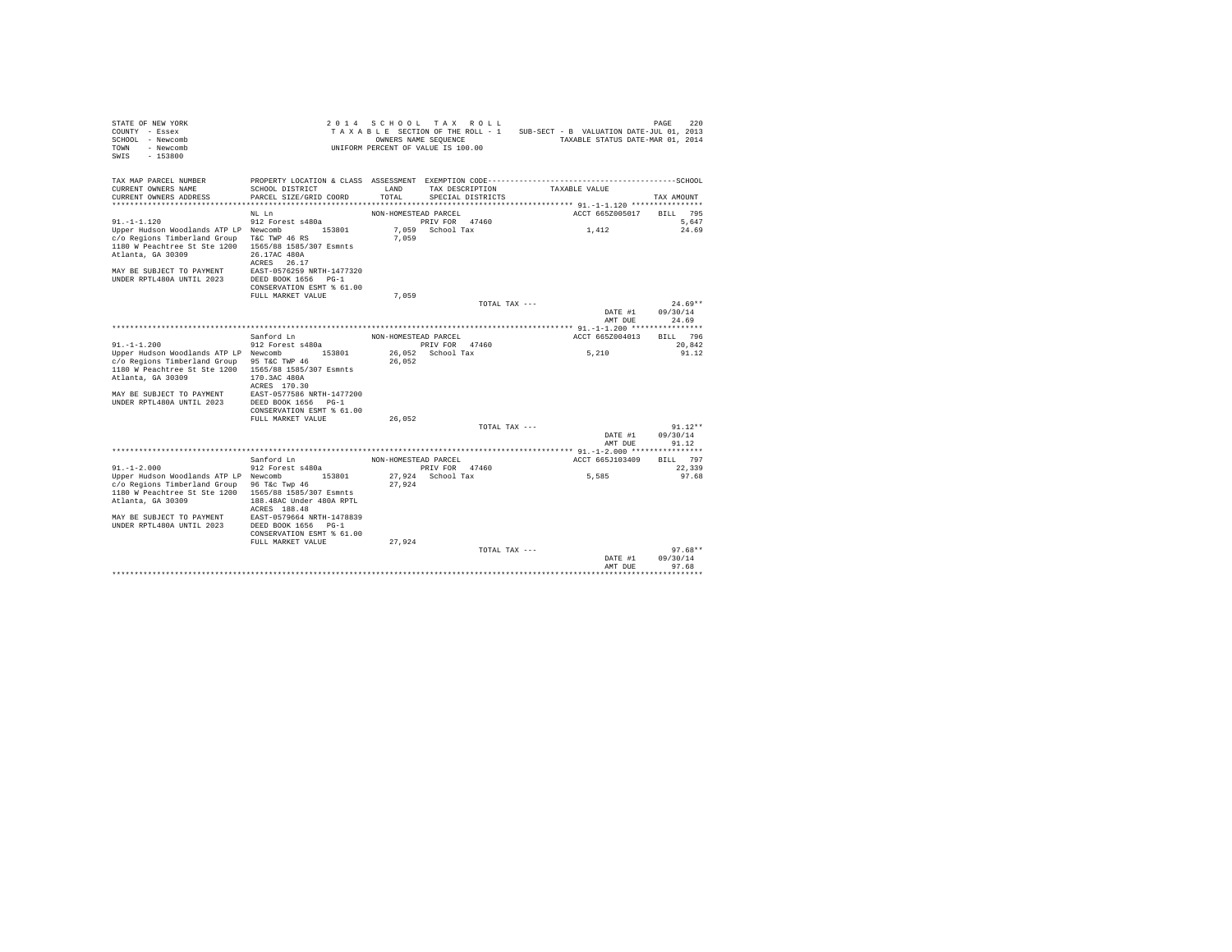STATE OF NEW YORK
COUNTY - Essex
SCHOOL - Newcomb
TOWN - Newcomb
SWIS - 153800

2 0 1 4   S C H O O L   T A X   R O L L
T A X A B L E SECTION OF THE ROLL - 1
OWNERS NAME SEQUENCE
UNIFORM PERCENT OF VALUE IS 100.00

SUB-SECT - B  VALUATION DATE-JUL 01, 2013
TAXABLE STATUS DATE-MAR 01, 2014

| TAX MAP PARCEL NUMBER / CURRENT OWNERS NAME / CURRENT OWNERS ADDRESS | PROPERTY LOCATION & CLASS / SCHOOL DISTRICT / PARCEL SIZE/GRID COORD | ASSESSMENT LAND / TOTAL | EXEMPTION CODE / TAX DESCRIPTION / SPECIAL DISTRICTS | TAXABLE VALUE | SCHOOL TAX AMOUNT |
|---|---|---|---|---|---|
| **91.-1-1.120** | NL Ln | NON-HOMESTEAD PARCEL | | ACCT 665Z005017 | BILL 795 |
| 91.-1-1.120 | 912 Forest s480a | | PRIV FOR 47460 | | 5,647 |
| Upper Hudson Woodlands ATP LP | Newcomb 153801 | 7,059 | School Tax | 1,412 | 24.69 |
| c/o Regions Timberland Group | T&C TWP 46 RS | 7,059 | | | |
| 1180 W Peachtree St Ste 1200 | 1565/88 1585/307 Esmnts | | | | |
| Atlanta, GA 30309 | 26.17AC 480A | | | | |
| | ACRES 26.17 | | | | |
| MAY BE SUBJECT TO PAYMENT | EAST-0576259 NRTH-1477320 | | | | |
| UNDER RPTL480A UNTIL 2023 | DEED BOOK 1656 PG-1 | | | | |
| | CONSERVATION ESMT % 61.00 | | | | |
| | FULL MARKET VALUE | 7,059 | | | |
| | | | TOTAL TAX --- | | 24.69** |
| | | | | DATE #1 | 09/30/14 |
| | | | | AMT DUE | 24.69 |
| **91.-1-1.200** | Sanford Ln | NON-HOMESTEAD PARCEL | | ACCT 665Z004013 | BILL 796 |
| 91.-1-1.200 | 912 Forest s480a | | PRIV FOR 47460 | | 20,842 |
| Upper Hudson Woodlands ATP LP | Newcomb 153801 | 26,052 | School Tax | 5,210 | 91.12 |
| c/o Regions Timberland Group | 95 T&C TWP 46 | 26,052 | | | |
| 1180 W Peachtree St Ste 1200 | 1565/88 1585/307 Esmnts | | | | |
| Atlanta, GA 30309 | 170.3AC 480A | | | | |
| | ACRES 170.30 | | | | |
| MAY BE SUBJECT TO PAYMENT | EAST-0577586 NRTH-1477200 | | | | |
| UNDER RPTL480A UNTIL 2023 | DEED BOOK 1656 PG-1 | | | | |
| | CONSERVATION ESMT % 61.00 | | | | |
| | FULL MARKET VALUE | 26,052 | | | |
| | | | TOTAL TAX --- | | 91.12** |
| | | | | DATE #1 | 09/30/14 |
| | | | | AMT DUE | 91.12 |
| **91.-1-2.000** | Sanford Ln | NON-HOMESTEAD PARCEL | | ACCT 665J103409 | BILL 797 |
| 91.-1-2.000 | 912 Forest s480a | | PRIV FOR 47460 | | 22,339 |
| Upper Hudson Woodlands ATP LP | Newcomb 153801 | 27,924 | School Tax | 5,585 | 97.68 |
| c/o Regions Timberland Group | 96 T&c Twp 46 | 27,924 | | | |
| 1180 W Peachtree St Ste 1200 | 1565/88 1585/307 Esmnts | | | | |
| Atlanta, GA 30309 | 188.48AC Under 480A RPTL | | | | |
| | ACRES 188.48 | | | | |
| MAY BE SUBJECT TO PAYMENT | EAST-0579664 NRTH-1478839 | | | | |
| UNDER RPTL480A UNTIL 2023 | DEED BOOK 1656 PG-1 | | | | |
| | CONSERVATION ESMT % 61.00 | | | | |
| | FULL MARKET VALUE | 27,924 | | | |
| | | | TOTAL TAX --- | | 97.68** |
| | | | | DATE #1 | 09/30/14 |
| | | | | AMT DUE | 97.68 |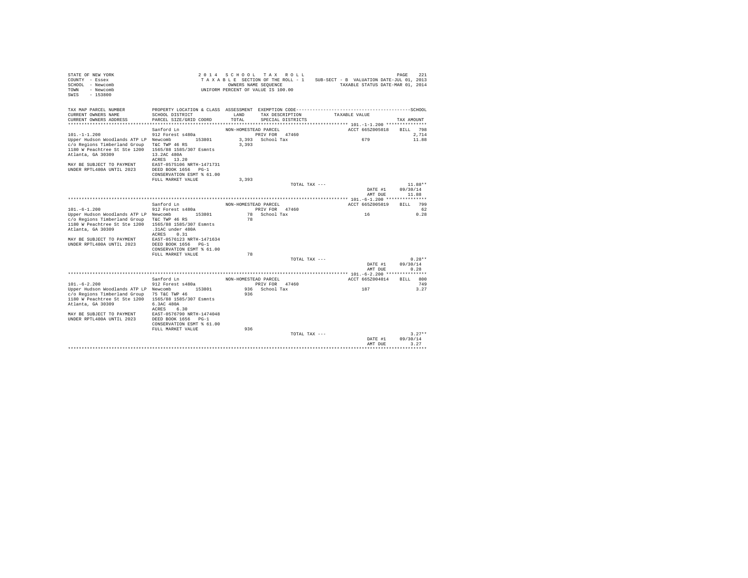STATE OF NEW YORK
COUNTY - Essex
SCHOOL - Newcomb
TOWN - Newcomb
SWIS - 153800

2 0 1 4 S C H O O L T A X R O L L
T A X A B L E SECTION OF THE ROLL - 1 SUB-SECT - B VALUATION DATE-JUL 01, 2013
OWNERS NAME SEQUENCE TAXABLE STATUS DATE-MAR 01, 2014
UNIFORM PERCENT OF VALUE IS 100.00

| TAX MAP PARCEL NUMBER / CURRENT OWNERS NAME / CURRENT OWNERS ADDRESS | PROPERTY LOCATION & CLASS / SCHOOL DISTRICT / PARCEL SIZE/GRID COORD | ASSESSMENT LAND / TOTAL | EXEMPTION CODE / TAX DESCRIPTION / SPECIAL DISTRICTS | TAXABLE VALUE | TAX AMOUNT |
|---|---|---|---|---|---|
| **101.-1-1.200** | Sanford Ln | NON-HOMESTEAD PARCEL | | ACCT 665Z005018 | BILL 798 |
| 101.-1-1.200 | 912 Forest s480a | | PRIV FOR 47460 | | 2,714 |
| Upper Hudson Woodlands ATP LP | Newcomb 153801 | 3,393 | School Tax | 679 | 11.88 |
| c/o Regions Timberland Group | T&C TWP 46 RS | 3,393 | | | |
| 1180 W Peachtree St Ste 1200 | 1565/88 1585/307 Esmnts | | | | |
| Atlanta, GA 30309 | 13.2AC 480A | | | | |
| | ACRES 13.20 | | | | |
| MAY BE SUBJECT TO PAYMENT | EAST-0575106 NRTH-1471731 | | | | |
| UNDER RPTL480A UNTIL 2023 | DEED BOOK 1656 PG-1 | | | | |
| | CONSERVATION ESMT % 61.00 | | | | |
| | FULL MARKET VALUE | 3,393 | | | |
| | | | TOTAL TAX --- | | 11.88** |
| | | | | DATE #1 | 09/30/14 |
| | | | | AMT DUE | 11.88 |
| **101.-6-1.200** | Sanford Ln | NON-HOMESTEAD PARCEL | | ACCT 665Z005019 | BILL 799 |
| 101.-6-1.200 | 912 Forest s480a | | PRIV FOR 47460 | | 62 |
| Upper Hudson Woodlands ATP LP | Newcomb 153801 | 78 | School Tax | 16 | 0.28 |
| c/o Regions Timberland Group | T&C TWP 46 RS | 78 | | | |
| 1180 W Peachtree St Ste 1200 | 1565/88 1585/307 Esmnts | | | | |
| Atlanta, GA 30309 | .31AC under 480A | | | | |
| | ACRES 0.31 | | | | |
| MAY BE SUBJECT TO PAYMENT | EAST-0576123 NRTH-1471634 | | | | |
| UNDER RPTL480A UNTIL 2023 | DEED BOOK 1656 PG-1 | | | | |
| | CONSERVATION ESMT % 61.00 | | | | |
| | FULL MARKET VALUE | 78 | | | |
| | | | TOTAL TAX --- | | 0.28** |
| | | | | DATE #1 | 09/30/14 |
| | | | | AMT DUE | 0.28 |
| **101.-6-2.200** | Sanford Ln | NON-HOMESTEAD PARCEL | | ACCT 665Z004014 | BILL 800 |
| 101.-6-2.200 | 912 Forest s480a | | PRIV FOR 47460 | | 749 |
| Upper Hudson Woodlands ATP LP | Newcomb 153801 | 936 | School Tax | 187 | 3.27 |
| c/o Regions Timberland Group | 75 T&C TWP 46 | 936 | | | |
| 1180 W Peachtree St Ste 1200 | 1565/88 1585/307 Esmnts | | | | |
| Atlanta, GA 30309 | 6.3AC 480A | | | | |
| | ACRES 6.30 | | | | |
| MAY BE SUBJECT TO PAYMENT | EAST-0576790 NRTH-1474048 | | | | |
| UNDER RPTL480A UNTIL 2023 | DEED BOOK 1656 PG-1 | | | | |
| | CONSERVATION ESMT % 61.00 | | | | |
| | FULL MARKET VALUE | 936 | | | |
| | | | TOTAL TAX --- | | 3.27** |
| | | | | DATE #1 | 09/30/14 |
| | | | | AMT DUE | 3.27 |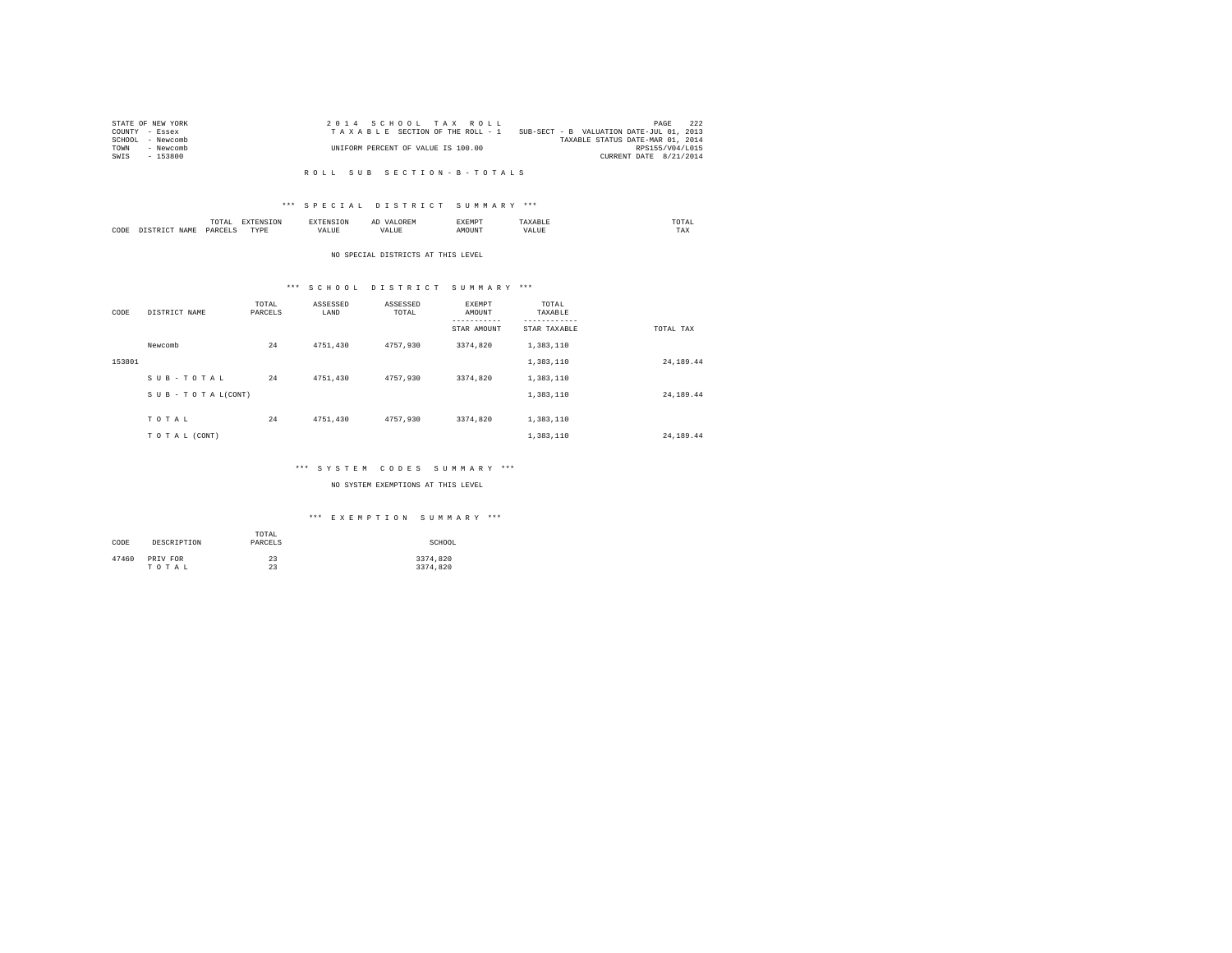STATE OF NEW YORK
COUNTY - Essex
SCHOOL - Newcomb
TOWN - Newcomb
SWIS - 153800

2 0 1 4 S C H O O L T A X R O L L
T A X A B L E SECTION OF THE ROLL - 1 SUB-SECT - B VALUATION DATE-JUL 01, 2013
TAXABLE STATUS DATE-MAR 01, 2014
UNIFORM PERCENT OF VALUE IS 100.00
RPS155/V04/L015
CURRENT DATE 8/21/2014

R O L L S U B S E C T I O N - B - T O T A L S

*** S P E C I A L D I S T R I C T S U M M A R Y ***

| CODE | DISTRICT NAME | TOTAL PARCELS | EXTENSION TYPE | EXTENSION VALUE | AD VALOREM VALUE | EXEMPT AMOUNT | TAXABLE VALUE | TOTAL TAX |
|---|---|---|---|---|---|---|---|---|

NO SPECIAL DISTRICTS AT THIS LEVEL

*** S C H O O L D I S T R I C T S U M M A R Y ***

| CODE | DISTRICT NAME | TOTAL PARCELS | ASSESSED LAND | ASSESSED TOTAL | EXEMPT AMOUNT / STAR AMOUNT | TOTAL TAXABLE / STAR TAXABLE | TOTAL TAX |
|---|---|---|---|---|---|---|---|
| | Newcomb | 24 | 4751,430 | 4757,930 | 3374,820 | 1,383,110 | |
| 153801 | | | | | | 1,383,110 | 24,189.44 |
| | S U B - T O T A L | 24 | 4751,430 | 4757,930 | 3374,820 | 1,383,110 | |
| | S U B - T O T A L(CONT) | | | | | 1,383,110 | 24,189.44 |
| | T O T A L | 24 | 4751,430 | 4757,930 | 3374,820 | 1,383,110 | |
| | T O T A L (CONT) | | | | | 1,383,110 | 24,189.44 |

*** S Y S T E M C O D E S S U M M A R Y ***

NO SYSTEM EXEMPTIONS AT THIS LEVEL

*** E X E M P T I O N S U M M A R Y ***

| CODE | DESCRIPTION | TOTAL PARCELS | SCHOOL |
|---|---|---|---|
| 47460 | PRIV FOR | 23 | 3374,820 |
| | T O T A L | 23 | 3374,820 |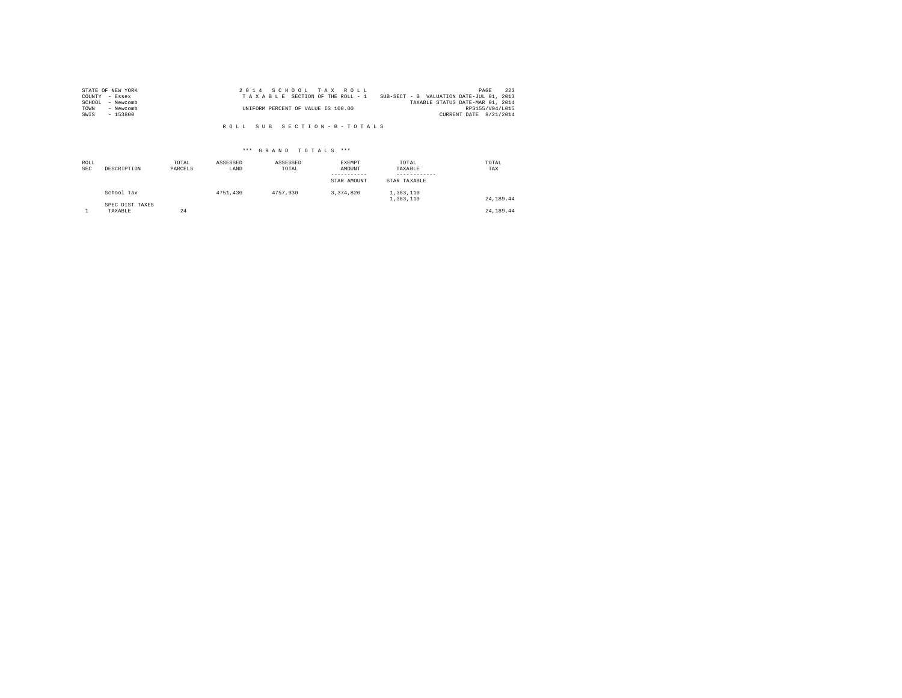STATE OF NEW YORK
COUNTY - Essex
SCHOOL - Newcomb
TOWN - Newcomb
SWIS - 153800

2 0 1 4 S C H O O L T A X R O L L
T A X A B L E SECTION OF THE ROLL - 1
UNIFORM PERCENT OF VALUE IS 100.00

SUB-SECT - B VALUATION DATE-JUL 01, 2013
TAXABLE STATUS DATE-MAR 01, 2014
RPS155/V04/L015
CURRENT DATE 8/21/2014

R O L L S U B S E C T I O N - B - T O T A L S

*** G R A N D T O T A L S ***

| ROLL SEC | DESCRIPTION | TOTAL PARCELS | ASSESSED LAND | ASSESSED TOTAL | EXEMPT AMOUNT<br>-----------<br>STAR AMOUNT | TOTAL TAXABLE<br>------------<br>STAR TAXABLE | TOTAL TAX |
|---|---|---|---|---|---|---|---|
| | School Tax | | 4751,430 | 4757,930 | 3,374,820 | 1,383,110<br>1,383,110 | 24,189.44 |
| | SPEC DIST TAXES | | | | | | |
| 1 | TAXABLE | 24 | | | | | 24,189.44 |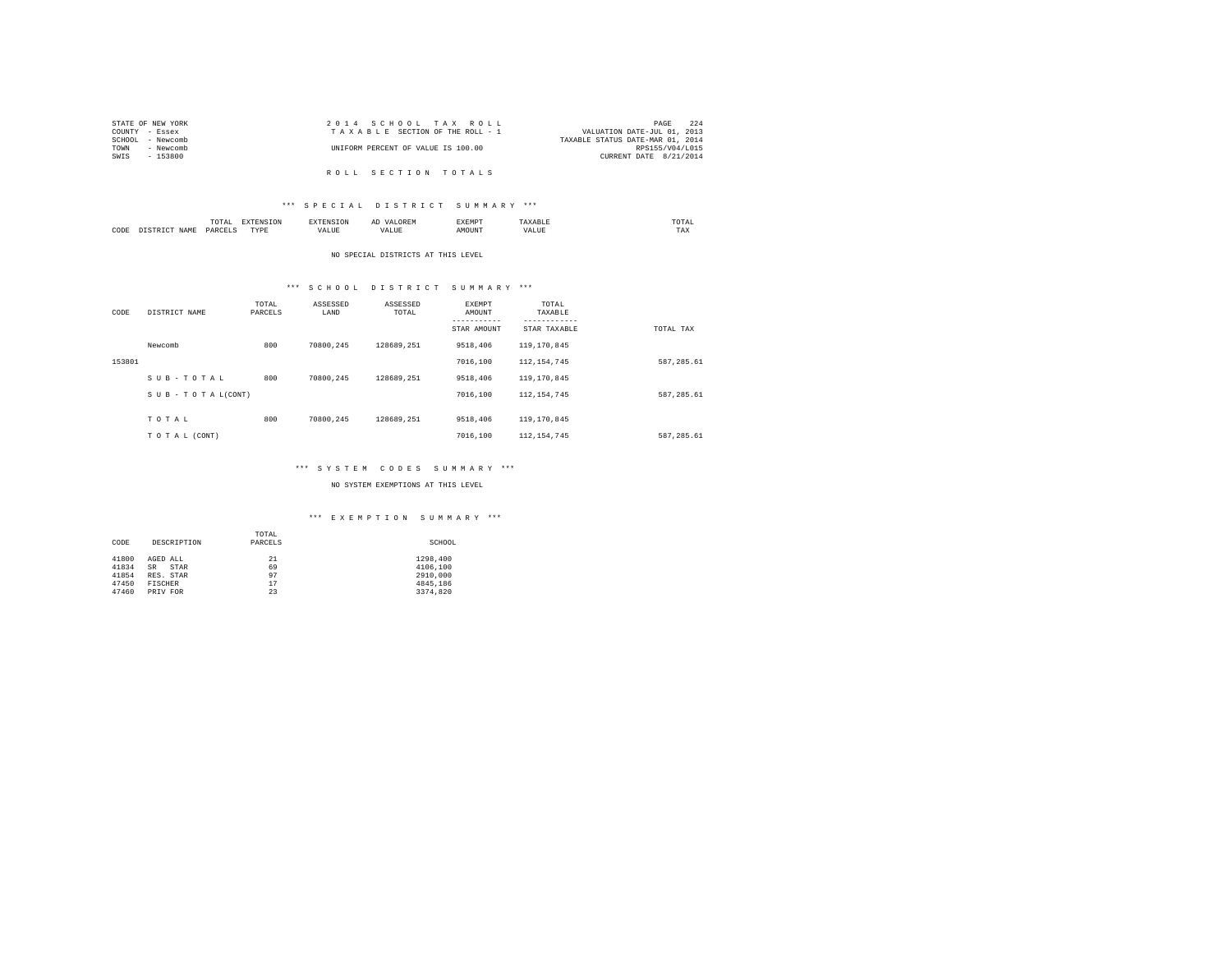STATE OF NEW YORK
COUNTY - Essex
SCHOOL - Newcomb
TOWN - Newcomb
SWIS - 153800

2014 SCHOOL TAX ROLL
TAXABLE SECTION OF THE ROLL - 1
UNIFORM PERCENT OF VALUE IS 100.00

VALUATION DATE-JUL 01, 2013
TAXABLE STATUS DATE-MAR 01, 2014
RPS155/V04/L015
CURRENT DATE 8/21/2014

## ROLL SECTION TOTALS

### *** SPECIAL DISTRICT SUMMARY ***

| CODE | DISTRICT NAME | TOTAL PARCELS | EXTENSION TYPE | EXTENSION VALUE | AD VALOREM VALUE | EXEMPT AMOUNT | TAXABLE VALUE | TOTAL TAX |
|---|---|---|---|---|---|---|---|---|

NO SPECIAL DISTRICTS AT THIS LEVEL

### *** SCHOOL DISTRICT SUMMARY ***

| CODE | DISTRICT NAME | TOTAL PARCELS | ASSESSED LAND | ASSESSED TOTAL | EXEMPT AMOUNT / STAR AMOUNT | TOTAL TAXABLE / STAR TAXABLE | TOTAL TAX |
|---|---|---|---|---|---|---|---|
| | Newcomb | 800 | 70800,245 | 128689,251 | 9518,406 | 119,170,845 | |
| 153801 | | | | | 7016,100 | 112,154,745 | 587,285.61 |
| | S U B - T O T A L | 800 | 70800,245 | 128689,251 | 9518,406 | 119,170,845 | |
| | S U B - T O T A L(CONT) | | | | 7016,100 | 112,154,745 | 587,285.61 |
| | T O T A L | 800 | 70800,245 | 128689,251 | 9518,406 | 119,170,845 | |
| | T O T A L (CONT) | | | | 7016,100 | 112,154,745 | 587,285.61 |

### *** SYSTEM CODES SUMMARY ***

NO SYSTEM EXEMPTIONS AT THIS LEVEL

### *** EXEMPTION SUMMARY ***

| CODE | DESCRIPTION | TOTAL PARCELS | SCHOOL |
|---|---|---|---|
| 41800 | AGED ALL | 21 | 1298,400 |
| 41834 | SR STAR | 69 | 4106,100 |
| 41854 | RES. STAR | 97 | 2910,000 |
| 47450 | FISCHER | 17 | 4845,186 |
| 47460 | PRIV FOR | 23 | 3374,820 |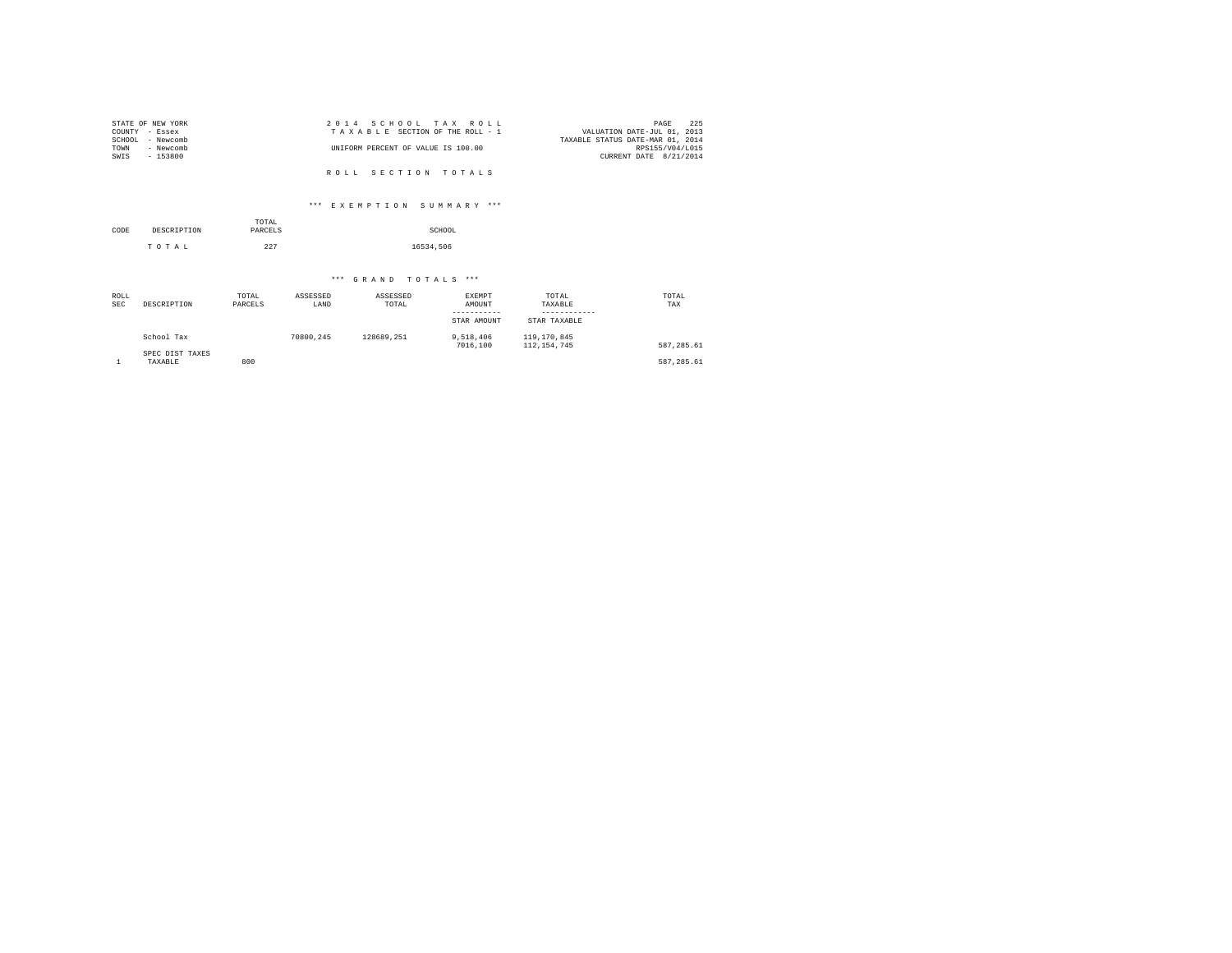STATE OF NEW YORK
COUNTY - Essex
SCHOOL - Newcomb
TOWN - Newcomb
SWIS - 153800

2 0 1 4 S C H O O L T A X R O L L
T A X A B L E SECTION OF THE ROLL - 1
UNIFORM PERCENT OF VALUE IS 100.00

VALUATION DATE-JUL 01, 2013
TAXABLE STATUS DATE-MAR 01, 2014
RPS155/V04/L015
CURRENT DATE 8/21/2014

R O L L S E C T I O N T O T A L S

\*\*\* E X E M P T I O N S U M M A R Y \*\*\*

| CODE | DESCRIPTION | TOTAL PARCELS | SCHOOL |
|---|---|---|---|
| | T O T A L | 227 | 16534,506 |

\*\*\* G R A N D T O T A L S \*\*\*

| ROLL SEC | DESCRIPTION | TOTAL PARCELS | ASSESSED LAND | ASSESSED TOTAL | EXEMPT AMOUNT / STAR AMOUNT | TOTAL TAXABLE / STAR TAXABLE | TOTAL TAX |
|---|---|---|---|---|---|---|---|
| | School Tax | | 70800,245 | 128689,251 | 9,518,406 | 119,170,845 | |
| | | | | | 7016,100 | 112,154,745 | 587,285.61 |
| | SPEC DIST TAXES | | | | | | |
| 1 | TAXABLE | 800 | | | | | 587,285.61 |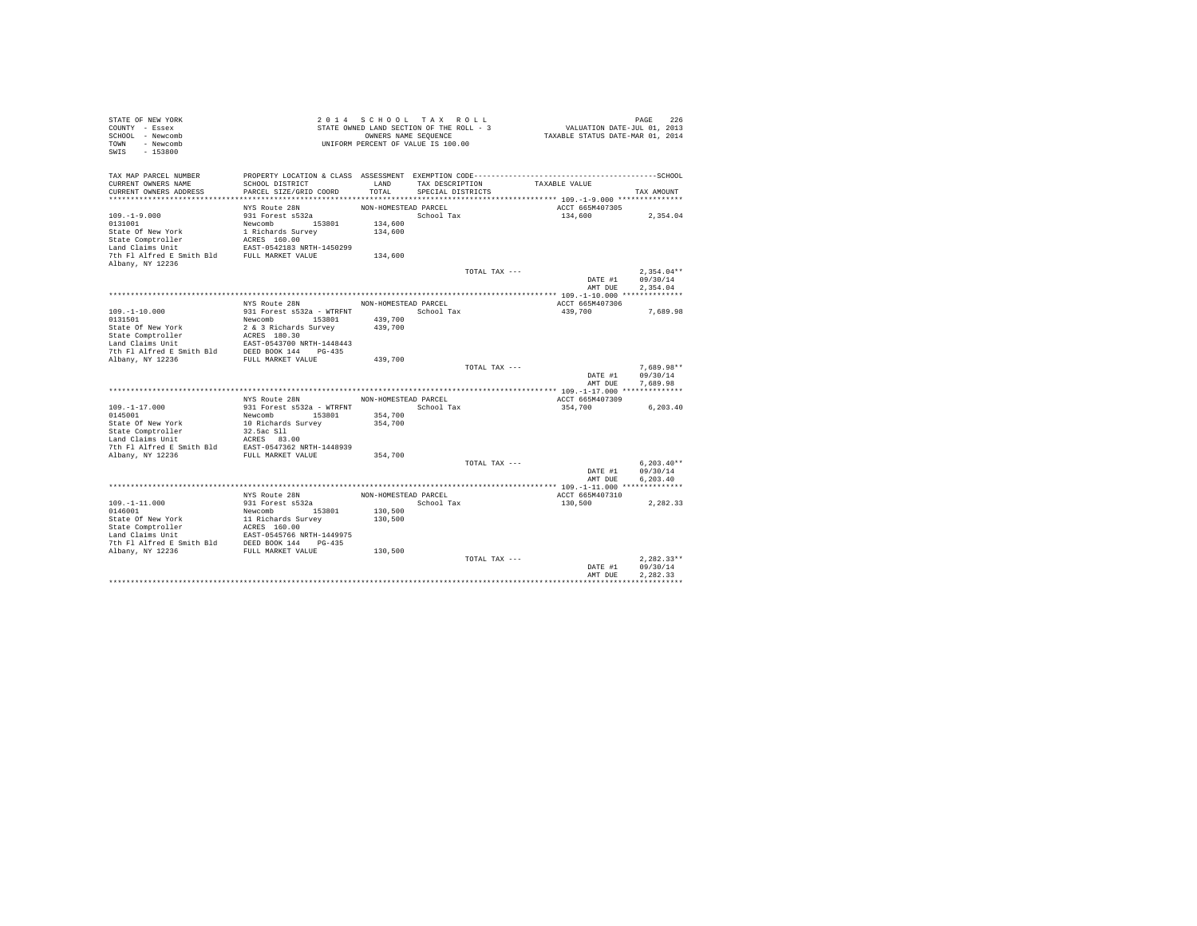STATE OF NEW YORK
COUNTY - Essex
SCHOOL - Newcomb
TOWN - Newcomb
SWIS - 153800

2014 SCHOOL TAX ROLL
STATE OWNED LAND SECTION OF THE ROLL - 3
OWNERS NAME SEQUENCE
UNIFORM PERCENT OF VALUE IS 100.00

VALUATION DATE-JUL 01, 2013
TAXABLE STATUS DATE-MAR 01, 2014

| TAX MAP PARCEL NUMBER / CURRENT OWNERS NAME / CURRENT OWNERS ADDRESS | PROPERTY LOCATION & CLASS / SCHOOL DISTRICT / PARCEL SIZE/GRID COORD | ASSESSMENT LAND / TOTAL | EXEMPTION CODE / TAX DESCRIPTION / SPECIAL DISTRICTS | TAXABLE VALUE | TAX AMOUNT |
|---|---|---|---|---|---|
| **109.-1-9.000** | NYS Route 28N | NON-HOMESTEAD PARCEL | | ACCT 665M407305 | |
| 109.-1-9.000 | 931 Forest s532a | | School Tax | 134,600 | 2,354.04 |
| 0131001 | Newcomb 153801 | 134,600 | | | |
| State Of New York | 1 Richards Survey | 134,600 | | | |
| State Comptroller | ACRES 160.00 | | | | |
| Land Claims Unit | EAST-0542183 NRTH-1450299 | | | | |
| 7th Fl Alfred E Smith Bld | FULL MARKET VALUE | 134,600 | | | |
| Albany, NY 12236 | | | | | |
| | | | TOTAL TAX --- | | 2,354.04** |
| | | | | DATE #1 | 09/30/14 |
| | | | | AMT DUE | 2,354.04 |
| **109.-1-10.000** | NYS Route 28N | NON-HOMESTEAD PARCEL | | ACCT 665M407306 | |
| 109.-1-10.000 | 931 Forest s532a - WTRFNT | | School Tax | 439,700 | 7,689.98 |
| 0131501 | Newcomb 153801 | 439,700 | | | |
| State Of New York | 2 & 3 Richards Survey | 439,700 | | | |
| State Comptroller | ACRES 180.30 | | | | |
| Land Claims Unit | EAST-0543700 NRTH-1448443 | | | | |
| 7th Fl Alfred E Smith Bld | DEED BOOK 144 PG-435 | | | | |
| Albany, NY 12236 | FULL MARKET VALUE | 439,700 | | | |
| | | | TOTAL TAX --- | | 7,689.98** |
| | | | | DATE #1 | 09/30/14 |
| | | | | AMT DUE | 7,689.98 |
| **109.-1-17.000** | NYS Route 28N | NON-HOMESTEAD PARCEL | | ACCT 665M407309 | |
| 109.-1-17.000 | 931 Forest s532a - WTRFNT | | School Tax | 354,700 | 6,203.40 |
| 0145001 | Newcomb 153801 | 354,700 | | | |
| State Of New York | 10 Richards Survey | 354,700 | | | |
| State Comptroller | 32.5ac Sll | | | | |
| Land Claims Unit | ACRES 83.00 | | | | |
| 7th Fl Alfred E Smith Bld | EAST-0547362 NRTH-1448939 | | | | |
| Albany, NY 12236 | FULL MARKET VALUE | 354,700 | | | |
| | | | TOTAL TAX --- | | 6,203.40** |
| | | | | DATE #1 | 09/30/14 |
| | | | | AMT DUE | 6,203.40 |
| **109.-1-11.000** | NYS Route 28N | NON-HOMESTEAD PARCEL | | ACCT 665M407310 | |
| 109.-1-11.000 | 931 Forest s532a | | School Tax | 130,500 | 2,282.33 |
| 0146001 | Newcomb 153801 | 130,500 | | | |
| State Of New York | 11 Richards Survey | 130,500 | | | |
| State Comptroller | ACRES 160.00 | | | | |
| Land Claims Unit | EAST-0545766 NRTH-1449975 | | | | |
| 7th Fl Alfred E Smith Bld | DEED BOOK 144 PG-435 | | | | |
| Albany, NY 12236 | FULL MARKET VALUE | 130,500 | | | |
| | | | TOTAL TAX --- | | 2,282.33** |
| | | | | DATE #1 | 09/30/14 |
| | | | | AMT DUE | 2,282.33 |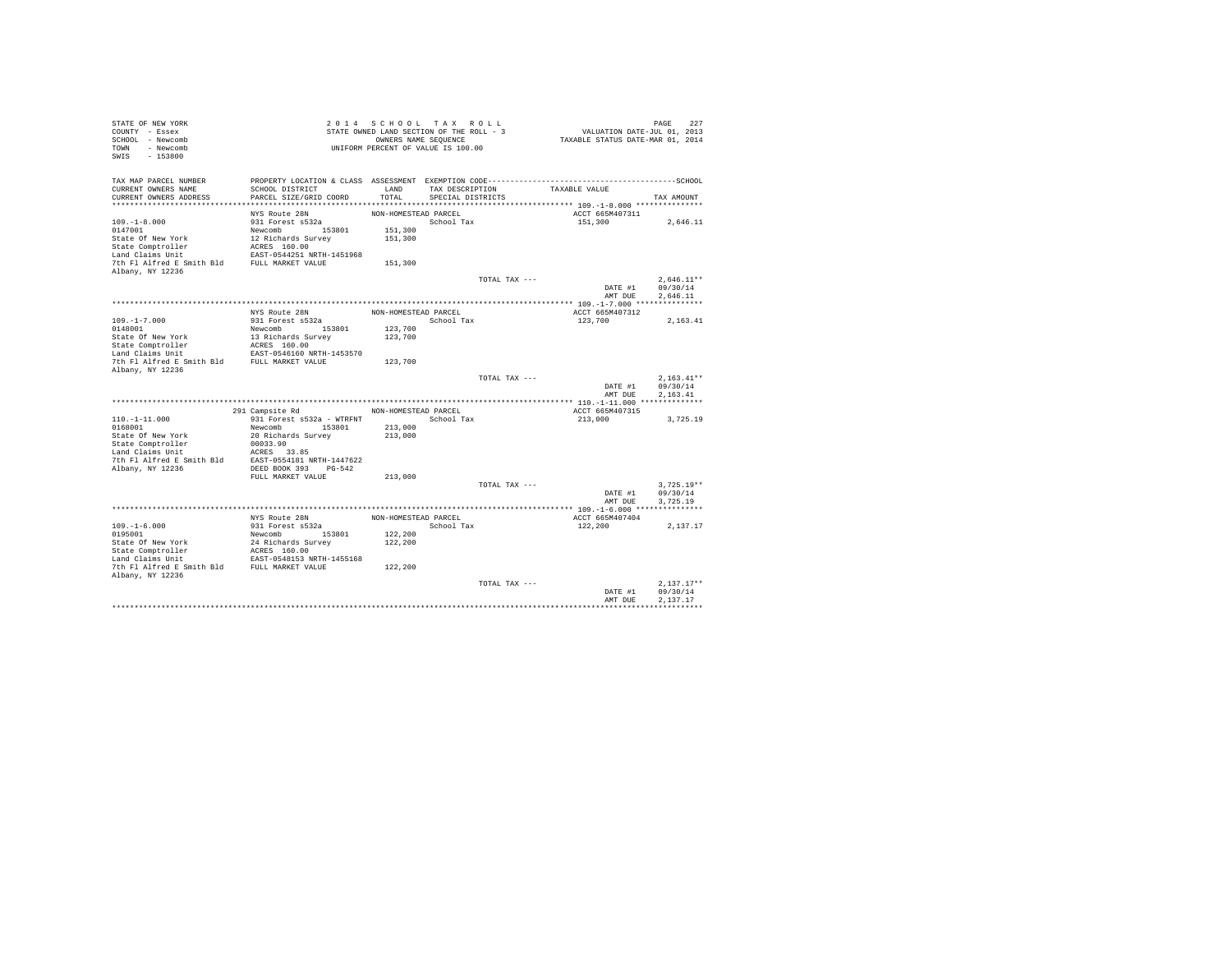STATE OF NEW YORK
COUNTY - Essex
SCHOOL - Newcomb
TOWN - Newcomb
SWIS - 153800

2 0 1 4 S C H O O L T A X R O L L
STATE OWNED LAND SECTION OF THE ROLL - 3
OWNERS NAME SEQUENCE
UNIFORM PERCENT OF VALUE IS 100.00

VALUATION DATE-JUL 01, 2013
TAXABLE STATUS DATE-MAR 01, 2014

| TAX MAP PARCEL NUMBER / CURRENT OWNERS NAME / CURRENT OWNERS ADDRESS | PROPERTY LOCATION & CLASS / SCHOOL DISTRICT / PARCEL SIZE/GRID COORD | ASSESSMENT LAND / TOTAL | EXEMPTION CODE / TAX DESCRIPTION / SPECIAL DISTRICTS | TAXABLE VALUE | TAX AMOUNT |
|---|---|---|---|---|---|
| **109.-1-8.000** | NYS Route 28N | NON-HOMESTEAD PARCEL | | ACCT 665M407311 | |
| 109.-1-8.000 | 931 Forest s532a | | School Tax | 151,300 | 2,646.11 |
| 0147001 | Newcomb 153801 | 151,300 | | | |
| State Of New York | 12 Richards Survey | 151,300 | | | |
| State Comptroller | ACRES 160.00 | | | | |
| Land Claims Unit | EAST-0544251 NRTH-1451968 | | | | |
| 7th Fl Alfred E Smith Bld | FULL MARKET VALUE | 151,300 | | | |
| Albany, NY 12236 | | | | | |
| | | | TOTAL TAX --- | | 2,646.11** |
| | | | | DATE #1 | 09/30/14 |
| | | | | AMT DUE | 2,646.11 |
| **109.-1-7.000** | NYS Route 28N | NON-HOMESTEAD PARCEL | | ACCT 665M407312 | |
| 109.-1-7.000 | 931 Forest s532a | | School Tax | 123,700 | 2,163.41 |
| 0148001 | Newcomb 153801 | 123,700 | | | |
| State Of New York | 13 Richards Survey | 123,700 | | | |
| State Comptroller | ACRES 160.00 | | | | |
| Land Claims Unit | EAST-0546160 NRTH-1453570 | | | | |
| 7th Fl Alfred E Smith Bld | FULL MARKET VALUE | 123,700 | | | |
| Albany, NY 12236 | | | | | |
| | | | TOTAL TAX --- | | 2,163.41** |
| | | | | DATE #1 | 09/30/14 |
| | | | | AMT DUE | 2,163.41 |
| **110.-1-11.000** | 291 Campsite Rd | NON-HOMESTEAD PARCEL | | ACCT 665M407315 | |
| 110.-1-11.000 | 931 Forest s532a - WTRFNT | | School Tax | 213,000 | 3,725.19 |
| 0168001 | Newcomb 153801 | 213,000 | | | |
| State Of New York | 20 Richards Survey | 213,000 | | | |
| State Comptroller | 00033.90 | | | | |
| Land Claims Unit | ACRES 33.85 | | | | |
| 7th Fl Alfred E Smith Bld | EAST-0554181 NRTH-1447622 | | | | |
| Albany, NY 12236 | DEED BOOK 393 PG-542 | | | | |
| | FULL MARKET VALUE | 213,000 | | | |
| | | | TOTAL TAX --- | | 3,725.19** |
| | | | | DATE #1 | 09/30/14 |
| | | | | AMT DUE | 3,725.19 |
| **109.-1-6.000** | NYS Route 28N | NON-HOMESTEAD PARCEL | | ACCT 665M407404 | |
| 109.-1-6.000 | 931 Forest s532a | | School Tax | 122,200 | 2,137.17 |
| 0195001 | Newcomb 153801 | 122,200 | | | |
| State Of New York | 24 Richards Survey | 122,200 | | | |
| State Comptroller | ACRES 160.00 | | | | |
| Land Claims Unit | EAST-0548153 NRTH-1455168 | | | | |
| 7th Fl Alfred E Smith Bld | FULL MARKET VALUE | 122,200 | | | |
| Albany, NY 12236 | | | | | |
| | | | TOTAL TAX --- | | 2,137.17** |
| | | | | DATE #1 | 09/30/14 |
| | | | | AMT DUE | 2,137.17 |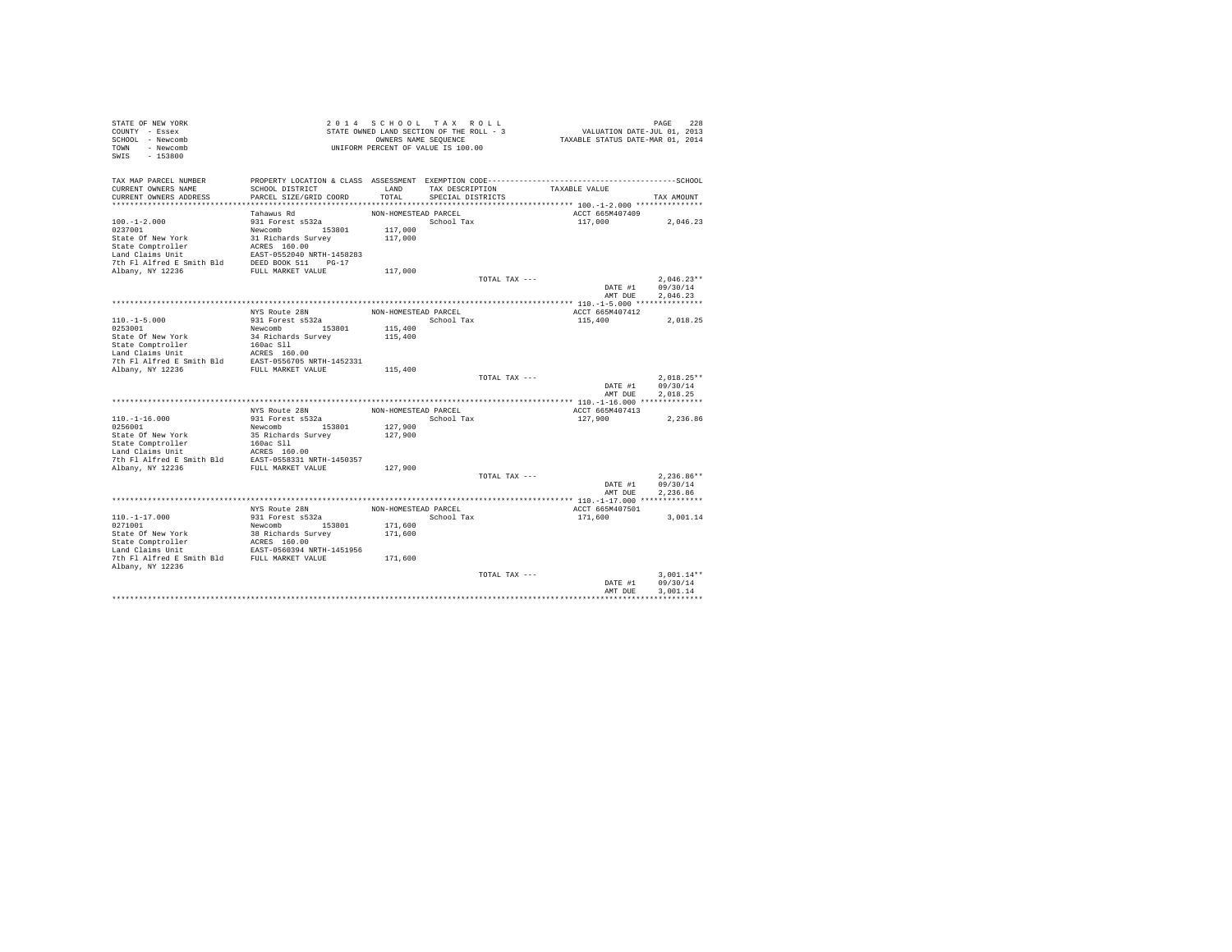```
STATE OF NEW YORK                    2 0 1 4   S C H O O L   T A X   R O L L                              PAGE   228
COUNTY  - Essex                    STATE OWNED LAND SECTION OF THE ROLL - 3             VALUATION DATE-JUL 01, 2013
SCHOOL  - Newcomb                           OWNERS NAME SEQUENCE                   TAXABLE STATUS DATE-MAR 01, 2014
TOWN    - Newcomb                      UNIFORM PERCENT OF VALUE IS 100.00
SWIS    - 153800

TAX MAP PARCEL NUMBER          PROPERTY LOCATION & CLASS  ASSESSMENT  EXEMPTION CODE------------------------------------------SCHOOL
CURRENT OWNERS NAME            SCHOOL DISTRICT              LAND      TAX DESCRIPTION            TAXABLE VALUE
CURRENT OWNERS ADDRESS         PARCEL SIZE/GRID COORD       TOTAL     SPECIAL DISTRICTS                                  TAX AMOUNT
************************************************************************************************ 100.-1-2.000 ***************
                               Tahawus Rd                 NON-HOMESTEAD PARCEL                       ACCT 665M407409
100.-1-2.000                   931 Forest s532a                         School Tax                   117,000             2,046.23
0237001                        Newcomb         153801      117,000
State Of New York              31 Richards Survey          117,000
State Comptroller              ACRES  160.00
Land Claims Unit               EAST-0552040 NRTH-1458283
7th Fl Alfred E Smith Bld      DEED BOOK 511    PG-17
Albany, NY 12236               FULL MARKET VALUE           117,000
                                                                        TOTAL TAX ---                                    2,046.23**
                                                                                                    DATE #1        09/30/14
                                                                                                    AMT DUE        2,046.23
************************************************************************************************ 110.-1-5.000 ***************
                               NYS Route 28N              NON-HOMESTEAD PARCEL                       ACCT 665M407412
110.-1-5.000                   931 Forest s532a                         School Tax                   115,400             2,018.25
0253001                        Newcomb         153801      115,400
State Of New York              34 Richards Survey          115,400
State Comptroller              160ac Sll
Land Claims Unit               ACRES  160.00
7th Fl Alfred E Smith Bld      EAST-0556705 NRTH-1452331
Albany, NY 12236               FULL MARKET VALUE           115,400
                                                                        TOTAL TAX ---                                    2,018.25**
                                                                                                    DATE #1        09/30/14
                                                                                                    AMT DUE        2,018.25
************************************************************************************************ 110.-1-16.000 **************
                               NYS Route 28N              NON-HOMESTEAD PARCEL                       ACCT 665M407413
110.-1-16.000                  931 Forest s532a                         School Tax                   127,900             2,236.86
0256001                        Newcomb         153801      127,900
State Of New York              35 Richards Survey          127,900
State Comptroller              160ac Sll
Land Claims Unit               ACRES  160.00
7th Fl Alfred E Smith Bld      EAST-0558331 NRTH-1450357
Albany, NY 12236               FULL MARKET VALUE           127,900
                                                                        TOTAL TAX ---                                    2,236.86**
                                                                                                    DATE #1        09/30/14
                                                                                                    AMT DUE        2,236.86
************************************************************************************************ 110.-1-17.000 **************
                               NYS Route 28N              NON-HOMESTEAD PARCEL                       ACCT 665M407501
110.-1-17.000                  931 Forest s532a                         School Tax                   171,600             3,001.14
0271001                        Newcomb         153801      171,600
State Of New York              38 Richards Survey          171,600
State Comptroller              ACRES  160.00
Land Claims Unit               EAST-0560394 NRTH-1451956
7th Fl Alfred E Smith Bld      FULL MARKET VALUE           171,600
Albany, NY 12236
                                                                        TOTAL TAX ---                                    3,001.14**
                                                                                                    DATE #1        09/30/14
                                                                                                    AMT DUE        3,001.14
******************************************************************************************************************************
```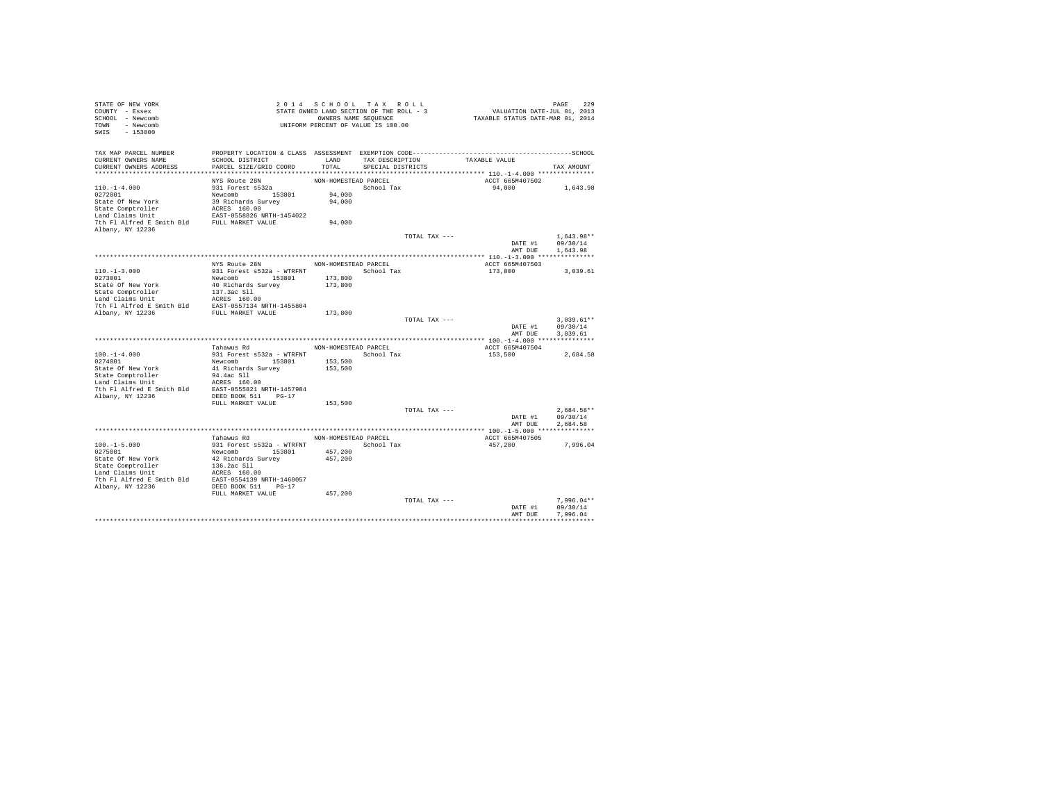STATE OF NEW YORK
COUNTY - Essex
SCHOOL - Newcomb
TOWN - Newcomb
SWIS - 153800

2014 SCHOOL TAX ROLL
STATE OWNED LAND SECTION OF THE ROLL - 3
OWNERS NAME SEQUENCE
UNIFORM PERCENT OF VALUE IS 100.00

VALUATION DATE-JUL 01, 2013
TAXABLE STATUS DATE-MAR 01, 2014

| TAX MAP PARCEL NUMBER / CURRENT OWNERS NAME / CURRENT OWNERS ADDRESS | PROPERTY LOCATION & CLASS / SCHOOL DISTRICT / PARCEL SIZE/GRID COORD | ASSESSMENT LAND / TOTAL | EXEMPTION CODE / TAX DESCRIPTION / SPECIAL DISTRICTS | TAXABLE VALUE | TAX AMOUNT |
|---|---|---|---|---|---|
| 110.-1-4.000 | NYS Route 28N | NON-HOMESTEAD PARCEL | | ACCT 665M407502 | |
| 0272001 | 931 Forest s532a | | School Tax | 94,000 | 1,643.98 |
| State Of New York | Newcomb 153801 | 94,000 | | | |
| State Comptroller | 39 Richards Survey | 94,000 | | | |
| Land Claims Unit | ACRES 160.00 | | | | |
| 7th Fl Alfred E Smith Bld | EAST-0558826 NRTH-1454022 | | | | |
| Albany, NY 12236 | FULL MARKET VALUE | 94,000 | | | |
| | | | TOTAL TAX --- | | 1,643.98** |
| | | | | DATE #1 | 09/30/14 |
| | | | | AMT DUE | 1,643.98 |
| 110.-1-3.000 | NYS Route 28N | NON-HOMESTEAD PARCEL | | ACCT 665M407503 | |
| 0273001 | 931 Forest s532a - WTRFNT | | School Tax | 173,800 | 3,039.61 |
| State Of New York | Newcomb 153801 | 173,800 | | | |
| State Comptroller | 40 Richards Survey | 173,800 | | | |
| Land Claims Unit | 137.3ac Sll | | | | |
| 7th Fl Alfred E Smith Bld | ACRES 160.00 | | | | |
| Albany, NY 12236 | EAST-0557134 NRTH-1455804 | | | | |
| | FULL MARKET VALUE | 173,800 | | | |
| | | | TOTAL TAX --- | | 3,039.61** |
| | | | | DATE #1 | 09/30/14 |
| | | | | AMT DUE | 3,039.61 |
| 100.-1-4.000 | Tahawus Rd | NON-HOMESTEAD PARCEL | | ACCT 665M407504 | |
| 0274001 | 931 Forest s532a - WTRFNT | | School Tax | 153,500 | 2,684.58 |
| State Of New York | Newcomb 153801 | 153,500 | | | |
| State Comptroller | 41 Richards Survey | 153,500 | | | |
| Land Claims Unit | 94.4ac Sll | | | | |
| 7th Fl Alfred E Smith Bld | ACRES 160.00 | | | | |
| Albany, NY 12236 | EAST-0555821 NRTH-1457984 | | | | |
| | DEED BOOK 511 PG-17 | | | | |
| | FULL MARKET VALUE | 153,500 | | | |
| | | | TOTAL TAX --- | | 2,684.58** |
| | | | | DATE #1 | 09/30/14 |
| | | | | AMT DUE | 2,684.58 |
| 100.-1-5.000 | Tahawus Rd | NON-HOMESTEAD PARCEL | | ACCT 665M407505 | |
| 0275001 | 931 Forest s532a - WTRFNT | | School Tax | 457,200 | 7,996.04 |
| State Of New York | Newcomb 153801 | 457,200 | | | |
| State Comptroller | 42 Richards Survey | 457,200 | | | |
| Land Claims Unit | 136.2ac Sll | | | | |
| 7th Fl Alfred E Smith Bld | ACRES 160.00 | | | | |
| Albany, NY 12236 | EAST-0554139 NRTH-1460057 | | | | |
| | DEED BOOK 511 PG-17 | | | | |
| | FULL MARKET VALUE | 457,200 | | | |
| | | | TOTAL TAX --- | | 7,996.04** |
| | | | | DATE #1 | 09/30/14 |
| | | | | AMT DUE | 7,996.04 |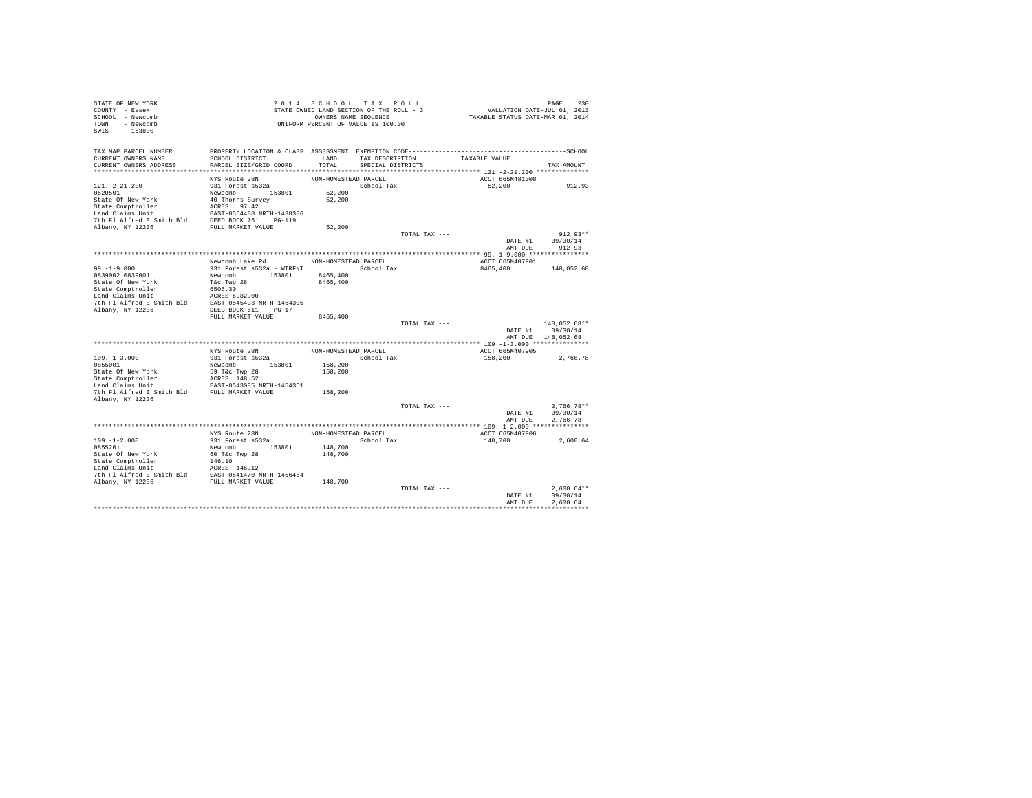STATE OF NEW YORK
COUNTY - Essex
SCHOOL - Newcomb
TOWN - Newcomb
SWIS - 153800

2 0 1 4 S C H O O L T A X R O L L
STATE OWNED LAND SECTION OF THE ROLL - 3
OWNERS NAME SEQUENCE
UNIFORM PERCENT OF VALUE IS 100.00

VALUATION DATE-JUL 01, 2013
TAXABLE STATUS DATE-MAR 01, 2014

| TAX MAP PARCEL NUMBER / CURRENT OWNERS NAME / CURRENT OWNERS ADDRESS | PROPERTY LOCATION & CLASS / SCHOOL DISTRICT / PARCEL SIZE/GRID COORD | ASSESSMENT LAND / TOTAL | EXEMPTION CODE / TAX DESCRIPTION / SPECIAL DISTRICTS | TAXABLE VALUE | SCHOOL TAX AMOUNT |
|---|---|---|---|---|---|
| **121.-2-21.200** | NYS Route 28N | NON-HOMESTEAD PARCEL | | ACCT 665M481008 | |
| 121.-2-21.200 | 931 Forest s532a | | School Tax | 52,200 | 912.93 |
| 0520501 | Newcomb 153801 | 52,200 | | | |
| State Of New York | 40 Thorns Survey | 52,200 | | | |
| State Comptroller | ACRES 97.42 | | | | |
| Land Claims Unit | EAST-0564488 NRTH-1438386 | | | | |
| 7th Fl Alfred E Smith Bld | DEED BOOK 751 PG-119 | | | | |
| Albany, NY 12236 | FULL MARKET VALUE | 52,200 | | | |
| | | | TOTAL TAX --- | | 912.93** |
| | | | | DATE #1 | 09/30/14 |
| | | | | AMT DUE | 912.93 |
| **99.-1-9.000** | Newcomb Lake Rd | NON-HOMESTEAD PARCEL | | ACCT 665M407901 | |
| 99.-1-9.000 | 931 Forest s532a - WTRFNT | | School Tax | 8465,400 | 148,052.68 |
| 0839002 0839001 | Newcomb 153801 | 8465,400 | | | |
| State Of New York | T&c Twp 28 | 8465,400 | | | |
| State Comptroller | 6506.30 | | | | |
| Land Claims Unit | ACRES 6982.00 | | | | |
| 7th Fl Alfred E Smith Bld | EAST-0545493 NRTH-1464305 | | | | |
| Albany, NY 12236 | DEED BOOK 511 PG-17 | | | | |
| | FULL MARKET VALUE | 8465,400 | | | |
| | | | TOTAL TAX --- | | 148,052.68** |
| | | | | DATE #1 | 09/30/14 |
| | | | | AMT DUE | 148,052.68 |
| **109.-1-3.000** | NYS Route 28N | NON-HOMESTEAD PARCEL | | ACCT 665M407905 | |
| 109.-1-3.000 | 931 Forest s532a | | School Tax | 158,200 | 2,766.78 |
| 0855001 | Newcomb 153801 | 158,200 | | | |
| State Of New York | 59 T&c Twp 28 | 158,200 | | | |
| State Comptroller | ACRES 148.52 | | | | |
| Land Claims Unit | EAST-0543085 NRTH-1454361 | | | | |
| 7th Fl Alfred E Smith Bld | FULL MARKET VALUE | 158,200 | | | |
| Albany, NY 12236 | | | | | |
| | | | TOTAL TAX --- | | 2,766.78** |
| | | | | DATE #1 | 09/30/14 |
| | | | | AMT DUE | 2,766.78 |
| **109.-1-2.000** | NYS Route 28N | NON-HOMESTEAD PARCEL | | ACCT 665M407906 | |
| 109.-1-2.000 | 931 Forest s532a | | School Tax | 148,700 | 2,600.64 |
| 0855201 | Newcomb 153801 | 148,700 | | | |
| State Of New York | 60 T&c Twp 28 | 148,700 | | | |
| State Comptroller | 146.10 | | | | |
| Land Claims Unit | ACRES 146.12 | | | | |
| 7th Fl Alfred E Smith Bld | EAST-0541470 NRTH-1456464 | | | | |
| Albany, NY 12236 | FULL MARKET VALUE | 148,700 | | | |
| | | | TOTAL TAX --- | | 2,600.64** |
| | | | | DATE #1 | 09/30/14 |
| | | | | AMT DUE | 2,600.64 |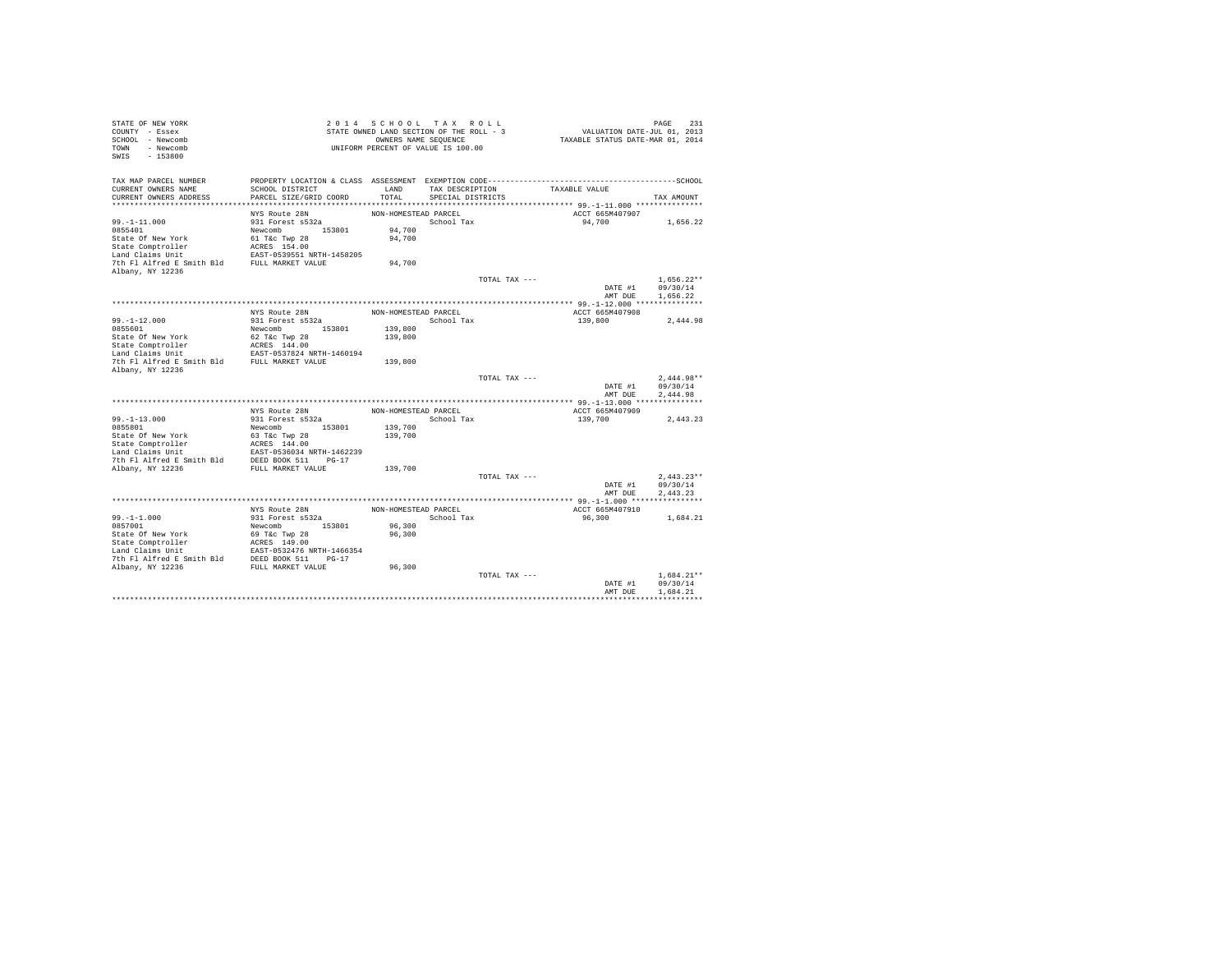STATE OF NEW YORK
COUNTY - Essex
SCHOOL - Newcomb
TOWN - Newcomb
SWIS - 153800

2 0 1 4 S C H O O L T A X R O L L
STATE OWNED LAND SECTION OF THE ROLL - 3
OWNERS NAME SEQUENCE
UNIFORM PERCENT OF VALUE IS 100.00

VALUATION DATE-JUL 01, 2013
TAXABLE STATUS DATE-MAR 01, 2014

| TAX MAP PARCEL NUMBER / CURRENT OWNERS NAME / CURRENT OWNERS ADDRESS | PROPERTY LOCATION & CLASS / SCHOOL DISTRICT / PARCEL SIZE/GRID COORD | ASSESSMENT LAND / TOTAL | EXEMPTION CODE / TAX DESCRIPTION / SPECIAL DISTRICTS | TAXABLE VALUE | SCHOOL TAX AMOUNT |
|---|---|---|---|---|---|
| **99.-1-11.000** | NYS Route 28N | NON-HOMESTEAD PARCEL | | ACCT 665M407907 | |
| 0855401 | 931 Forest s532a | | School Tax | 94,700 | 1,656.22 |
| State Of New York | Newcomb 153801 | 94,700 | | | |
| State Comptroller | 61 T&c Twp 28 | 94,700 | | | |
| Land Claims Unit | ACRES 154.00 | | | | |
| 7th Fl Alfred E Smith Bld | EAST-0539551 NRTH-1458205 | | | | |
| Albany, NY 12236 | FULL MARKET VALUE | 94,700 | | | |
| | | | TOTAL TAX --- | | 1,656.22** |
| | | | | DATE #1 | 09/30/14 |
| | | | | AMT DUE | 1,656.22 |
| **99.-1-12.000** | NYS Route 28N | NON-HOMESTEAD PARCEL | | ACCT 665M407908 | |
| 0855601 | 931 Forest s532a | | School Tax | 139,800 | 2,444.98 |
| State Of New York | Newcomb 153801 | 139,800 | | | |
| State Comptroller | 62 T&c Twp 28 | 139,800 | | | |
| Land Claims Unit | ACRES 144.00 | | | | |
| 7th Fl Alfred E Smith Bld | EAST-0537824 NRTH-1460194 | | | | |
| Albany, NY 12236 | FULL MARKET VALUE | 139,800 | | | |
| | | | TOTAL TAX --- | | 2,444.98** |
| | | | | DATE #1 | 09/30/14 |
| | | | | AMT DUE | 2,444.98 |
| **99.-1-13.000** | NYS Route 28N | NON-HOMESTEAD PARCEL | | ACCT 665M407909 | |
| 0855801 | 931 Forest s532a | | School Tax | 139,700 | 2,443.23 |
| State Of New York | Newcomb 153801 | 139,700 | | | |
| State Comptroller | 63 T&c Twp 28 | 139,700 | | | |
| Land Claims Unit | ACRES 144.00 | | | | |
| 7th Fl Alfred E Smith Bld | EAST-0536034 NRTH-1462239 | | | | |
| Albany, NY 12236 | DEED BOOK 511 PG-17 | | | | |
| | FULL MARKET VALUE | 139,700 | | | |
| | | | TOTAL TAX --- | | 2,443.23** |
| | | | | DATE #1 | 09/30/14 |
| | | | | AMT DUE | 2,443.23 |
| **99.-1-1.000** | NYS Route 28N | NON-HOMESTEAD PARCEL | | ACCT 665M407910 | |
| 0857001 | 931 Forest s532a | | School Tax | 96,300 | 1,684.21 |
| State Of New York | Newcomb 153801 | 96,300 | | | |
| State Comptroller | 69 T&c Twp 28 | 96,300 | | | |
| Land Claims Unit | ACRES 149.00 | | | | |
| 7th Fl Alfred E Smith Bld | EAST-0532476 NRTH-1466354 | | | | |
| Albany, NY 12236 | DEED BOOK 511 PG-17 | | | | |
| | FULL MARKET VALUE | 96,300 | | | |
| | | | TOTAL TAX --- | | 1,684.21** |
| | | | | DATE #1 | 09/30/14 |
| | | | | AMT DUE | 1,684.21 |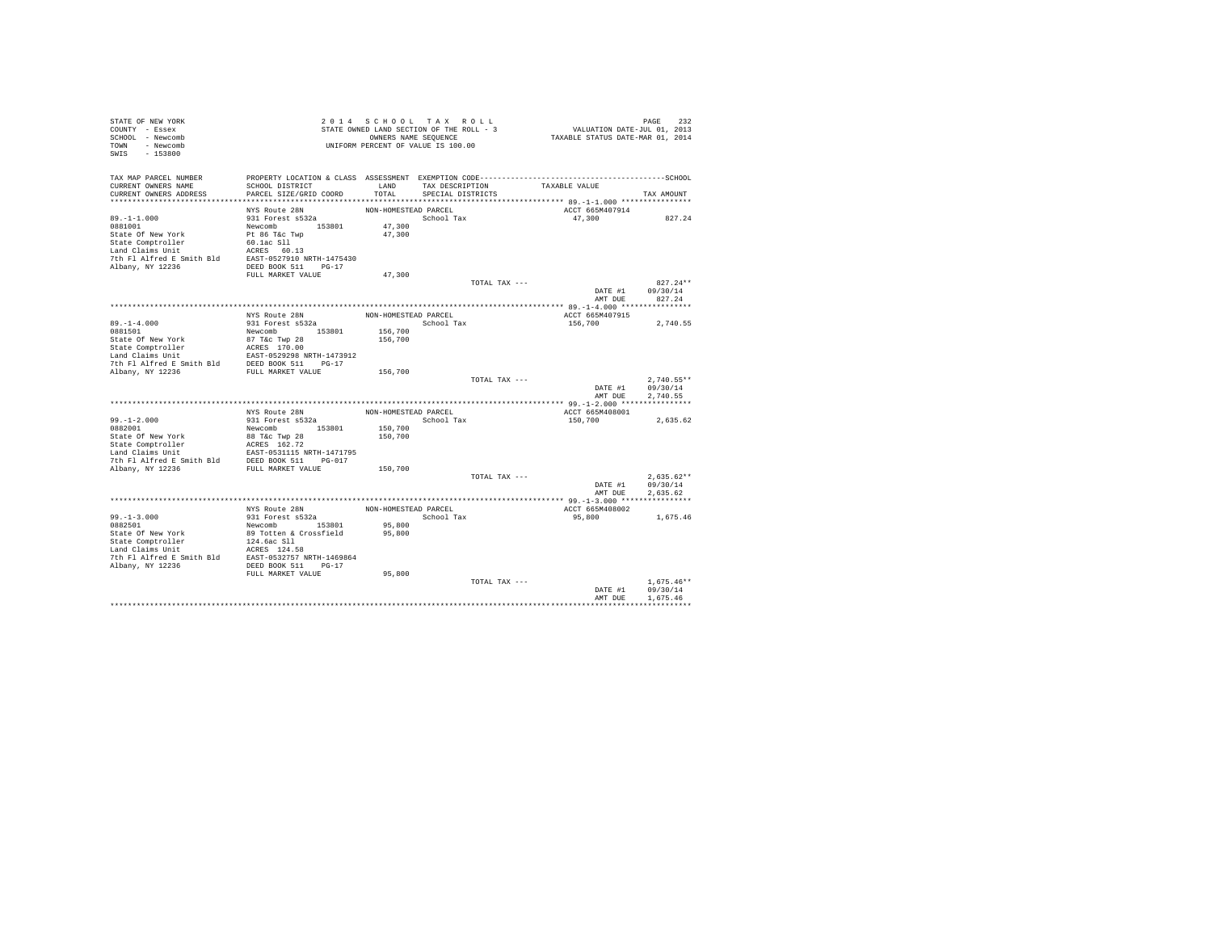STATE OF NEW YORK
COUNTY - Essex
SCHOOL - Newcomb
TOWN - Newcomb
SWIS - 153800

2014 SCHOOL TAX ROLL
STATE OWNED LAND SECTION OF THE ROLL - 3
OWNERS NAME SEQUENCE
UNIFORM PERCENT OF VALUE IS 100.00

VALUATION DATE-JUL 01, 2013
TAXABLE STATUS DATE-MAR 01, 2014

| TAX MAP PARCEL NUMBER / CURRENT OWNERS NAME / CURRENT OWNERS ADDRESS | PROPERTY LOCATION & CLASS / SCHOOL DISTRICT / PARCEL SIZE/GRID COORD | ASSESSMENT LAND / TOTAL | EXEMPTION CODE / TAX DESCRIPTION / SPECIAL DISTRICTS | TAXABLE VALUE | TAX AMOUNT |
|---|---|---|---|---|---|
| 89.-1-1.000 | NYS Route 28N | NON-HOMESTEAD PARCEL | | ACCT 665M407914 | |
| 0881001 | 931 Forest s532a | | School Tax | 47,300 | 827.24 |
| State Of New York | Newcomb 153801 | 47,300 | | | |
| State Comptroller | Pt 86 T&c Twp | 47,300 | | | |
| Land Claims Unit | 60.1ac Sll | | | | |
| 7th Fl Alfred E Smith Bld | ACRES 60.13 | | | | |
| Albany, NY 12236 | EAST-0527910 NRTH-1475430 | | | | |
| | DEED BOOK 511 PG-17 | | | | |
| | FULL MARKET VALUE | 47,300 | | | |
| | | | TOTAL TAX --- | | 827.24** |
| | | | | DATE #1 | 09/30/14 |
| | | | | AMT DUE | 827.24 |
| 89.-1-4.000 | NYS Route 28N | NON-HOMESTEAD PARCEL | | ACCT 665M407915 | |
| 0881501 | 931 Forest s532a | | School Tax | 156,700 | 2,740.55 |
| State Of New York | Newcomb 153801 | 156,700 | | | |
| State Comptroller | 87 T&c Twp 28 | 156,700 | | | |
| Land Claims Unit | ACRES 170.00 | | | | |
| 7th Fl Alfred E Smith Bld | EAST-0529298 NRTH-1473912 | | | | |
| Albany, NY 12236 | DEED BOOK 511 PG-17 | | | | |
| | FULL MARKET VALUE | 156,700 | | | |
| | | | TOTAL TAX --- | | 2,740.55** |
| | | | | DATE #1 | 09/30/14 |
| | | | | AMT DUE | 2,740.55 |
| 99.-1-2.000 | NYS Route 28N | NON-HOMESTEAD PARCEL | | ACCT 665M408001 | |
| 0882001 | 931 Forest s532a | | School Tax | 150,700 | 2,635.62 |
| State Of New York | Newcomb 153801 | 150,700 | | | |
| State Comptroller | 88 T&c Twp 28 | 150,700 | | | |
| Land Claims Unit | ACRES 162.72 | | | | |
| 7th Fl Alfred E Smith Bld | EAST-0531115 NRTH-1471795 | | | | |
| Albany, NY 12236 | DEED BOOK 511 PG-017 | | | | |
| | FULL MARKET VALUE | 150,700 | | | |
| | | | TOTAL TAX --- | | 2,635.62** |
| | | | | DATE #1 | 09/30/14 |
| | | | | AMT DUE | 2,635.62 |
| 99.-1-3.000 | NYS Route 28N | NON-HOMESTEAD PARCEL | | ACCT 665M408002 | |
| 0882501 | 931 Forest s532a | | School Tax | 95,800 | 1,675.46 |
| State Of New York | Newcomb 153801 | 95,800 | | | |
| State Comptroller | 89 Totten & Crossfield | 95,800 | | | |
| Land Claims Unit | 124.6ac Sll | | | | |
| 7th Fl Alfred E Smith Bld | ACRES 124.58 | | | | |
| Albany, NY 12236 | EAST-0532757 NRTH-1469864 | | | | |
| | DEED BOOK 511 PG-17 | | | | |
| | FULL MARKET VALUE | 95,800 | | | |
| | | | TOTAL TAX --- | | 1,675.46** |
| | | | | DATE #1 | 09/30/14 |
| | | | | AMT DUE | 1,675.46 |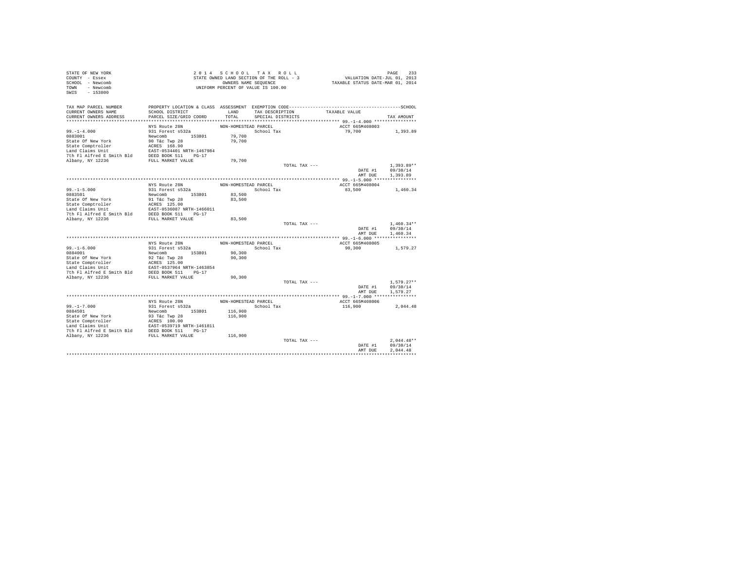STATE OF NEW YORK
COUNTY - Essex
SCHOOL - Newcomb
TOWN - Newcomb
SWIS - 153800

2 0 1 4 S C H O O L T A X R O L L
STATE OWNED LAND SECTION OF THE ROLL - 3
OWNERS NAME SEQUENCE
UNIFORM PERCENT OF VALUE IS 100.00

VALUATION DATE-JUL 01, 2013
TAXABLE STATUS DATE-MAR 01, 2014

| TAX MAP PARCEL NUMBER / CURRENT OWNERS NAME / CURRENT OWNERS ADDRESS | PROPERTY LOCATION & CLASS / SCHOOL DISTRICT / PARCEL SIZE/GRID COORD | ASSESSMENT LAND / TOTAL | EXEMPTION CODE / TAX DESCRIPTION / SPECIAL DISTRICTS | TAXABLE VALUE | TAX AMOUNT |
|---|---|---|---|---|---|
| 99.-1-4.000 | NYS Route 28N | NON-HOMESTEAD PARCEL | | ACCT 665M408003 | |
| 0883001 | 931 Forest s532a | | School Tax | 79,700 | 1,393.89 |
| State Of New York | Newcomb 153801 | 79,700 | | | |
| State Comptroller | 90 T&c Twp 28 | 79,700 | | | |
| Land Claims Unit | ACRES 168.90 | | | | |
| 7th Fl Alfred E Smith Bld | EAST-0534401 NRTH-1467984 | | | | |
| Albany, NY 12236 | DEED BOOK 511 PG-17 | | | | |
| | FULL MARKET VALUE | 79,700 | | | |
| | | | TOTAL TAX --- | | 1,393.89** |
| | | | | DATE #1 | 09/30/14 |
| | | | | AMT DUE | 1,393.89 |
| 99.-1-5.000 | NYS Route 28N | NON-HOMESTEAD PARCEL | | ACCT 665M408004 | |
| 0883501 | 931 Forest s532a | | School Tax | 83,500 | 1,460.34 |
| State Of New York | Newcomb 153801 | 83,500 | | | |
| State Comptroller | 91 T&c Twp 28 | 83,500 | | | |
| Land Claims Unit | ACRES 125.00 | | | | |
| 7th Fl Alfred E Smith Bld | EAST-0536087 NRTH-1466011 | | | | |
| Albany, NY 12236 | DEED BOOK 511 PG-17 | | | | |
| | FULL MARKET VALUE | 83,500 | | | |
| | | | TOTAL TAX --- | | 1,460.34** |
| | | | | DATE #1 | 09/30/14 |
| | | | | AMT DUE | 1,460.34 |
| 99.-1-6.000 | NYS Route 28N | NON-HOMESTEAD PARCEL | | ACCT 665M408005 | |
| 0884001 | 931 Forest s532a | | School Tax | 90,300 | 1,579.27 |
| State Of New York | Newcomb 153801 | 90,300 | | | |
| State Comptroller | 92 T&c Twp 28 | 90,300 | | | |
| Land Claims Unit | ACRES 125.00 | | | | |
| 7th Fl Alfred E Smith Bld | EAST-0537964 NRTH-1463854 | | | | |
| Albany, NY 12236 | DEED BOOK 511 PG-17 | | | | |
| | FULL MARKET VALUE | 90,300 | | | |
| | | | TOTAL TAX --- | | 1,579.27** |
| | | | | DATE #1 | 09/30/14 |
| | | | | AMT DUE | 1,579.27 |
| 99.-1-7.000 | NYS Route 28N | NON-HOMESTEAD PARCEL | | ACCT 665M408006 | |
| 0884501 | 931 Forest s532a | | School Tax | 116,900 | 2,044.48 |
| State Of New York | Newcomb 153801 | 116,900 | | | |
| State Comptroller | 93 T&c Twp 28 | 116,900 | | | |
| Land Claims Unit | ACRES 100.00 | | | | |
| 7th Fl Alfred E Smith Bld | EAST-0539719 NRTH-1461811 | | | | |
| Albany, NY 12236 | DEED BOOK 511 PG-17 | | | | |
| | FULL MARKET VALUE | 116,900 | | | |
| | | | TOTAL TAX --- | | 2,044.48** |
| | | | | DATE #1 | 09/30/14 |
| | | | | AMT DUE | 2,044.48 |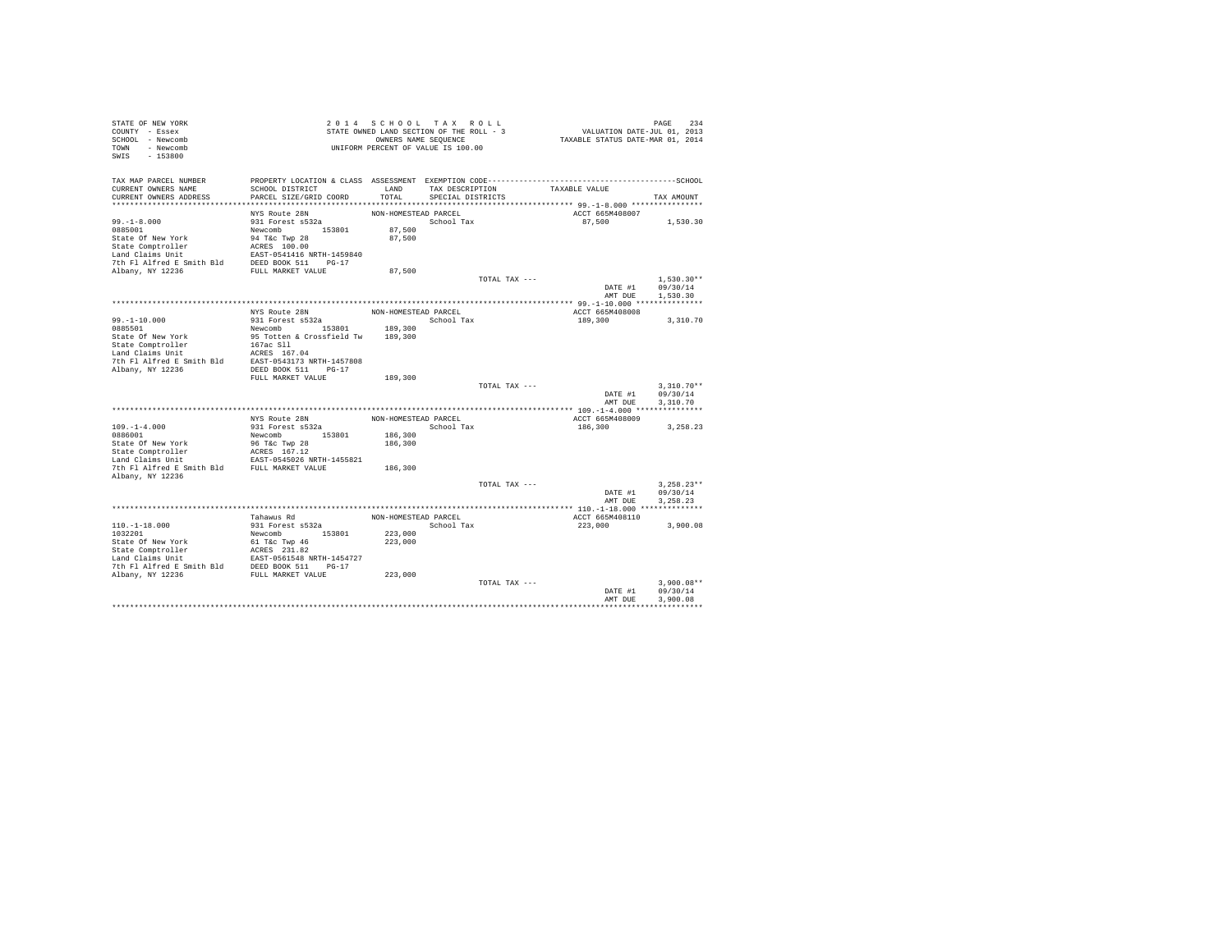STATE OF NEW YORK
COUNTY - Essex
SCHOOL - Newcomb
TOWN - Newcomb
SWIS - 153800

2014 SCHOOL TAX ROLL
STATE OWNED LAND SECTION OF THE ROLL - 3
OWNERS NAME SEQUENCE
UNIFORM PERCENT OF VALUE IS 100.00

VALUATION DATE-JUL 01, 2013
TAXABLE STATUS DATE-MAR 01, 2014

| TAX MAP PARCEL NUMBER / CURRENT OWNERS NAME / CURRENT OWNERS ADDRESS | PROPERTY LOCATION & CLASS / SCHOOL DISTRICT / PARCEL SIZE/GRID COORD | ASSESSMENT LAND / TOTAL | EXEMPTION CODE / TAX DESCRIPTION / SPECIAL DISTRICTS | TAXABLE VALUE | TAX AMOUNT |
|---|---|---|---|---|---|
| **99.-1-8.000** | NYS Route 28N | NON-HOMESTEAD PARCEL | | ACCT 665M408007 | |
| 99.-1-8.000 | 931 Forest s532a | | School Tax | 87,500 | 1,530.30 |
| 0885001 | Newcomb 153801 | 87,500 | | | |
| State Of New York | 94 T&c Twp 28 | 87,500 | | | |
| State Comptroller | ACRES 100.00 | | | | |
| Land Claims Unit | EAST-0541416 NRTH-1459840 | | | | |
| 7th Fl Alfred E Smith Bld | DEED BOOK 511 PG-17 | | | | |
| Albany, NY 12236 | FULL MARKET VALUE | 87,500 | | | |
| | | | TOTAL TAX --- | | 1,530.30** |
| | | | | DATE #1 | 09/30/14 |
| | | | | AMT DUE | 1,530.30 |
| **99.-1-10.000** | NYS Route 28N | NON-HOMESTEAD PARCEL | | ACCT 665M408008 | |
| 99.-1-10.000 | 931 Forest s532a | | School Tax | 189,300 | 3,310.70 |
| 0885501 | Newcomb 153801 | 189,300 | | | |
| State Of New York | 95 Totten & Crossfield Tw | 189,300 | | | |
| State Comptroller | 167ac Sll | | | | |
| Land Claims Unit | ACRES 167.04 | | | | |
| 7th Fl Alfred E Smith Bld | EAST-0543173 NRTH-1457808 | | | | |
| Albany, NY 12236 | DEED BOOK 511 PG-17 | | | | |
| | FULL MARKET VALUE | 189,300 | | | |
| | | | TOTAL TAX --- | | 3,310.70** |
| | | | | DATE #1 | 09/30/14 |
| | | | | AMT DUE | 3,310.70 |
| **109.-1-4.000** | NYS Route 28N | NON-HOMESTEAD PARCEL | | ACCT 665M408009 | |
| 109.-1-4.000 | 931 Forest s532a | | School Tax | 186,300 | 3,258.23 |
| 0886001 | Newcomb 153801 | 186,300 | | | |
| State Of New York | 96 T&c Twp 28 | 186,300 | | | |
| State Comptroller | ACRES 167.12 | | | | |
| Land Claims Unit | EAST-0545026 NRTH-1455821 | | | | |
| 7th Fl Alfred E Smith Bld | FULL MARKET VALUE | 186,300 | | | |
| Albany, NY 12236 | | | | | |
| | | | TOTAL TAX --- | | 3,258.23** |
| | | | | DATE #1 | 09/30/14 |
| | | | | AMT DUE | 3,258.23 |
| **110.-1-18.000** | Tahawus Rd | NON-HOMESTEAD PARCEL | | ACCT 665M408110 | |
| 110.-1-18.000 | 931 Forest s532a | | School Tax | 223,000 | 3,900.08 |
| 1032201 | Newcomb 153801 | 223,000 | | | |
| State Of New York | 61 T&c Twp 46 | 223,000 | | | |
| State Comptroller | ACRES 231.82 | | | | |
| Land Claims Unit | EAST-0561548 NRTH-1454727 | | | | |
| 7th Fl Alfred E Smith Bld | DEED BOOK 511 PG-17 | | | | |
| Albany, NY 12236 | FULL MARKET VALUE | 223,000 | | | |
| | | | TOTAL TAX --- | | 3,900.08** |
| | | | | DATE #1 | 09/30/14 |
| | | | | AMT DUE | 3,900.08 |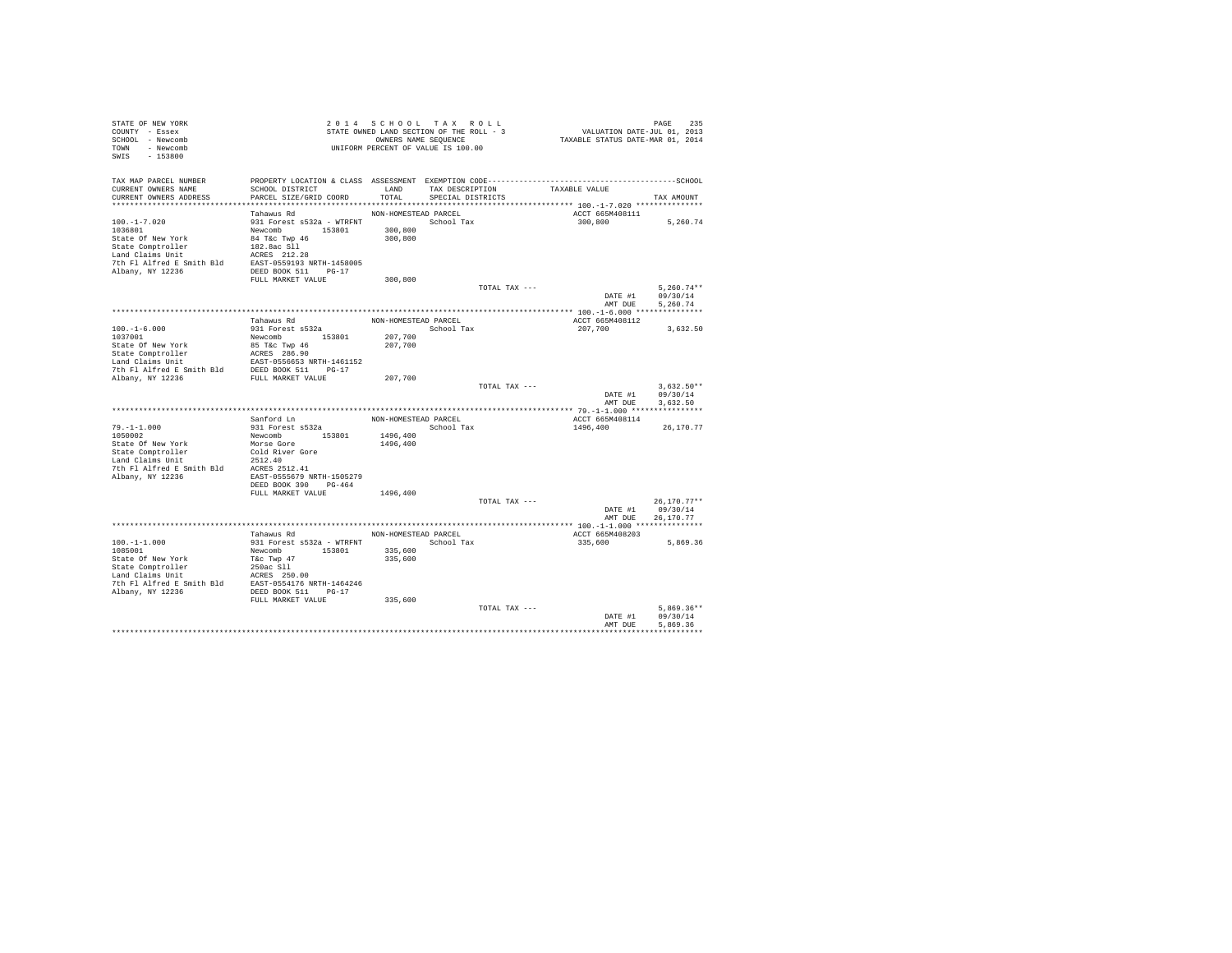STATE OF NEW YORK
COUNTY - Essex
SCHOOL - Newcomb
TOWN - Newcomb
SWIS - 153800

2 0 1 4 S C H O O L T A X R O L L
STATE OWNED LAND SECTION OF THE ROLL - 3
OWNERS NAME SEQUENCE
UNIFORM PERCENT OF VALUE IS 100.00

VALUATION DATE-JUL 01, 2013
TAXABLE STATUS DATE-MAR 01, 2014

| TAX MAP PARCEL NUMBER / CURRENT OWNERS NAME / CURRENT OWNERS ADDRESS | PROPERTY LOCATION & CLASS / SCHOOL DISTRICT / PARCEL SIZE/GRID COORD | ASSESSMENT LAND / TOTAL | EXEMPTION CODE / TAX DESCRIPTION / SPECIAL DISTRICTS | TAXABLE VALUE | TAX AMOUNT |
|---|---|---|---|---|---|
| **100.-1-7.020** | Tahawus Rd | NON-HOMESTEAD PARCEL | | ACCT 665M408111 | |
| 100.-1-7.020 | 931 Forest s532a - WTRFNT | | School Tax | 300,800 | 5,260.74 |
| 1036801 | Newcomb 153801 | 300,800 | | | |
| State Of New York | 84 T&c Twp 46 | 300,800 | | | |
| State Comptroller | 182.8ac Sll | | | | |
| Land Claims Unit | ACRES 212.28 | | | | |
| 7th Fl Alfred E Smith Bld | EAST-0559193 NRTH-1458005 | | | | |
| Albany, NY 12236 | DEED BOOK 511 PG-17 | | | | |
| | FULL MARKET VALUE | 300,800 | | | |
| | | | TOTAL TAX --- | | 5,260.74** |
| | | | | DATE #1 | 09/30/14 |
| | | | | AMT DUE | 5,260.74 |
| **100.-1-6.000** | Tahawus Rd | NON-HOMESTEAD PARCEL | | ACCT 665M408112 | |
| 100.-1-6.000 | 931 Forest s532a | | School Tax | 207,700 | 3,632.50 |
| 1037001 | Newcomb 153801 | 207,700 | | | |
| State Of New York | 85 T&c Twp 46 | 207,700 | | | |
| State Comptroller | ACRES 286.90 | | | | |
| Land Claims Unit | EAST-0556653 NRTH-1461152 | | | | |
| 7th Fl Alfred E Smith Bld | DEED BOOK 511 PG-17 | | | | |
| Albany, NY 12236 | FULL MARKET VALUE | 207,700 | | | |
| | | | TOTAL TAX --- | | 3,632.50** |
| | | | | DATE #1 | 09/30/14 |
| | | | | AMT DUE | 3,632.50 |
| **79.-1-1.000** | Sanford Ln | NON-HOMESTEAD PARCEL | | ACCT 665M408114 | |
| 79.-1-1.000 | 931 Forest s532a | | School Tax | 1496,400 | 26,170.77 |
| 1050002 | Newcomb 153801 | 1496,400 | | | |
| State Of New York | Morse Gore | 1496,400 | | | |
| State Comptroller | Cold River Gore | | | | |
| Land Claims Unit | 2512.40 | | | | |
| 7th Fl Alfred E Smith Bld | ACRES 2512.41 | | | | |
| Albany, NY 12236 | EAST-0555679 NRTH-1505279 | | | | |
| | DEED BOOK 390 PG-464 | | | | |
| | FULL MARKET VALUE | 1496,400 | | | |
| | | | TOTAL TAX --- | | 26,170.77** |
| | | | | DATE #1 | 09/30/14 |
| | | | | AMT DUE | 26,170.77 |
| **100.-1-1.000** | Tahawus Rd | NON-HOMESTEAD PARCEL | | ACCT 665M408203 | |
| 100.-1-1.000 | 931 Forest s532a - WTRFNT | | School Tax | 335,600 | 5,869.36 |
| 1085001 | Newcomb 153801 | 335,600 | | | |
| State Of New York | T&c Twp 47 | 335,600 | | | |
| State Comptroller | 250ac Sll | | | | |
| Land Claims Unit | ACRES 250.00 | | | | |
| 7th Fl Alfred E Smith Bld | EAST-0554176 NRTH-1464246 | | | | |
| Albany, NY 12236 | DEED BOOK 511 PG-17 | | | | |
| | FULL MARKET VALUE | 335,600 | | | |
| | | | TOTAL TAX --- | | 5,869.36** |
| | | | | DATE #1 | 09/30/14 |
| | | | | AMT DUE | 5,869.36 |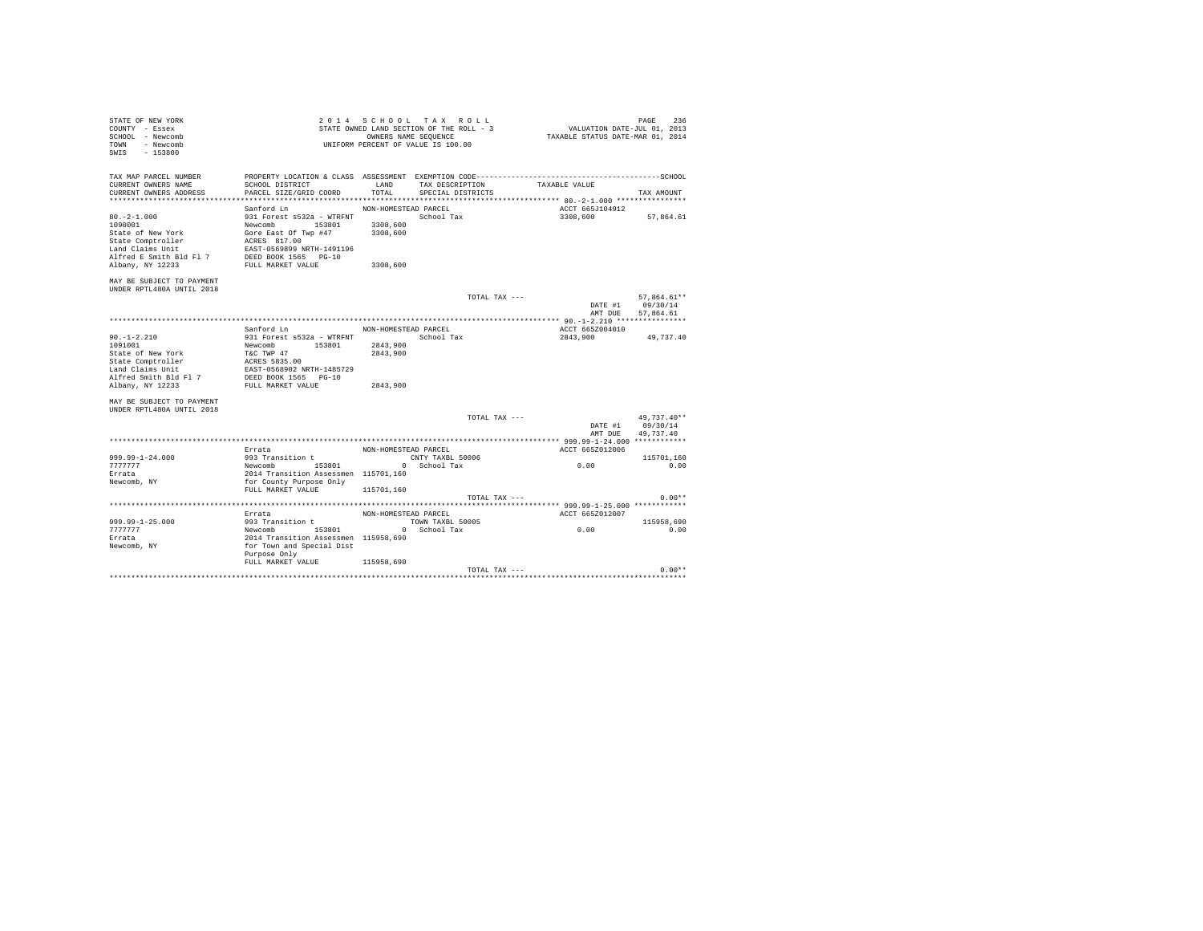STATE OF NEW YORK
COUNTY - Essex
SCHOOL - Newcomb
TOWN - Newcomb
SWIS - 153800

2 0 1 4   S C H O O L   T A X   R O L L
STATE OWNED LAND SECTION OF THE ROLL - 3
OWNERS NAME SEQUENCE
UNIFORM PERCENT OF VALUE IS 100.00

VALUATION DATE-JUL 01, 2013
TAXABLE STATUS DATE-MAR 01, 2014

| TAX MAP PARCEL NUMBER<br>CURRENT OWNERS NAME<br>CURRENT OWNERS ADDRESS | PROPERTY LOCATION & CLASS<br>SCHOOL DISTRICT<br>PARCEL SIZE/GRID COORD | ASSESSMENT<br>LAND<br>TOTAL | EXEMPTION CODE<br>TAX DESCRIPTION<br>SPECIAL DISTRICTS | TAXABLE VALUE | SCHOOL<br>TAX AMOUNT |
|---|---|---|---|---|---|
| **80.-2-1.000** | | | | | |
| | Sanford Ln | NON-HOMESTEAD PARCEL | | ACCT 665J104912 | |
| 80.-2-1.000 | 931 Forest s532a - WTRFNT | | School Tax | 3308,600 | 57,864.61 |
| 1090001 | Newcomb 153801 | 3308,600 | | | |
| State of New York | Gore East Of Twp #47 | 3308,600 | | | |
| State Comptroller | ACRES 817.00 | | | | |
| Land Claims Unit | EAST-0569899 NRTH-1491196 | | | | |
| Alfred E Smith Bld Fl 7 | DEED BOOK 1565 PG-10 | | | | |
| Albany, NY 12233 | FULL MARKET VALUE | 3308,600 | | | |
| MAY BE SUBJECT TO PAYMENT UNDER RPTL480A UNTIL 2018 | | | | | |
| | | | TOTAL TAX --- | | 57,864.61** |
| | | | | DATE #1 | 09/30/14 |
| | | | | AMT DUE | 57,864.61 |
| **90.-1-2.210** | | | | | |
| | Sanford Ln | NON-HOMESTEAD PARCEL | | ACCT 665Z004010 | |
| 90.-1-2.210 | 931 Forest s532a - WTRFNT | | School Tax | 2843,900 | 49,737.40 |
| 1091001 | Newcomb 153801 | 2843,900 | | | |
| State of New York | T&C TWP 47 | 2843,900 | | | |
| State Comptroller | ACRES 5835.00 | | | | |
| Land Claims Unit | EAST-0568902 NRTH-1485729 | | | | |
| Alfred Smith Bld Fl 7 | DEED BOOK 1565 PG-10 | | | | |
| Albany, NY 12233 | FULL MARKET VALUE | 2843,900 | | | |
| MAY BE SUBJECT TO PAYMENT UNDER RPTL480A UNTIL 2018 | | | | | |
| | | | TOTAL TAX --- | | 49,737.40** |
| | | | | DATE #1 | 09/30/14 |
| | | | | AMT DUE | 49,737.40 |
| **999.99-1-24.000** | | | | | |
| | Errata | NON-HOMESTEAD PARCEL | | ACCT 665Z012006 | |
| 999.99-1-24.000 | 993 Transition t | | CNTY TAXBL 50006 | | 115701,160 |
| 7777777 | Newcomb 153801 | 0 | School Tax | 0.00 | 0.00 |
| Errata | 2014 Transition Assessmen | 115701,160 | | | |
| Newcomb, NY | for County Purpose Only | | | | |
| | FULL MARKET VALUE | 115701,160 | | | |
| | | | TOTAL TAX --- | | 0.00** |
| **999.99-1-25.000** | | | | | |
| | Errata | NON-HOMESTEAD PARCEL | | ACCT 665Z012007 | |
| 999.99-1-25.000 | 993 Transition t | | TOWN TAXBL 50005 | | 115958,690 |
| 7777777 | Newcomb 153801 | 0 | School Tax | 0.00 | 0.00 |
| Errata | 2014 Transition Assessmen | 115958,690 | | | |
| Newcomb, NY | for Town and Special Dist Purpose Only | | | | |
| | FULL MARKET VALUE | 115958,690 | | | |
| | | | TOTAL TAX --- | | 0.00** |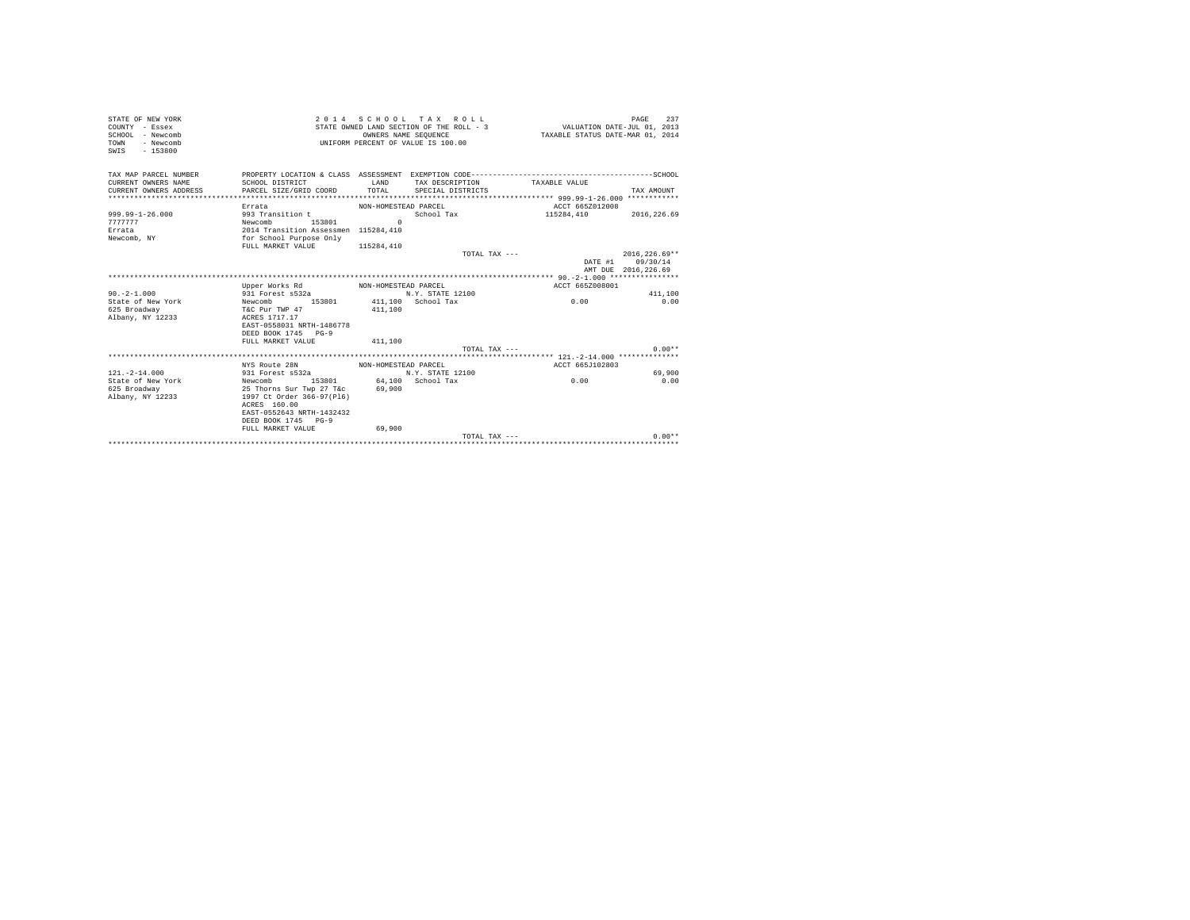STATE OF NEW YORK
COUNTY - Essex
SCHOOL - Newcomb
TOWN - Newcomb
SWIS - 153800

2 0 1 4 S C H O O L T A X R O L L
STATE OWNED LAND SECTION OF THE ROLL - 3
OWNERS NAME SEQUENCE
UNIFORM PERCENT OF VALUE IS 100.00

VALUATION DATE-JUL 01, 2013
TAXABLE STATUS DATE-MAR 01, 2014

| TAX MAP PARCEL NUMBER / CURRENT OWNERS NAME / CURRENT OWNERS ADDRESS | PROPERTY LOCATION & CLASS / SCHOOL DISTRICT / PARCEL SIZE/GRID COORD | ASSESSMENT LAND / TOTAL | EXEMPTION CODE / TAX DESCRIPTION / SPECIAL DISTRICTS | TAXABLE VALUE | TAX AMOUNT |
|---|---|---|---|---|---|
| **999.99-1-26.000** | Errata | NON-HOMESTEAD PARCEL | | ACCT 665Z012008 | |
| 999.99-1-26.000 | 993 Transition t | | School Tax | 115284,410 | 2016,226.69 |
| 7777777 | Newcomb 153801 | 0 | | | |
| Errata | 2014 Transition Assessmen | 115284,410 | | | |
| Newcomb, NY | for School Purpose Only | | | | |
| | FULL MARKET VALUE | 115284,410 | | | |
| | | | TOTAL TAX --- | | 2016,226.69** |
| | | | | DATE #1 | 09/30/14 |
| | | | | AMT DUE | 2016,226.69 |
| **90.-2-1.000** | Upper Works Rd | NON-HOMESTEAD PARCEL | | ACCT 665Z008001 | |
| 90.-2-1.000 | 931 Forest s532a | | N.Y. STATE 12100 | | 411,100 |
| State of New York | Newcomb 153801 | 411,100 | School Tax | 0.00 | 0.00 |
| 625 Broadway | T&C Pur TWP 47 | 411,100 | | | |
| Albany, NY 12233 | ACRES 1717.17 | | | | |
| | EAST-0558031 NRTH-1486778 | | | | |
| | DEED BOOK 1745 PG-9 | | | | |
| | FULL MARKET VALUE | 411,100 | | | |
| | | | TOTAL TAX --- | | 0.00** |
| **121.-2-14.000** | NYS Route 28N | NON-HOMESTEAD PARCEL | | ACCT 665J102803 | |
| 121.-2-14.000 | 931 Forest s532a | | N.Y. STATE 12100 | | 69,900 |
| State of New York | Newcomb 153801 | 64,100 | School Tax | 0.00 | 0.00 |
| 625 Broadway | 25 Thorns Sur Twp 27 T&c | 69,900 | | | |
| Albany, NY 12233 | 1997 Ct Order 366-97(Pl6) | | | | |
| | ACRES 160.00 | | | | |
| | EAST-0552643 NRTH-1432432 | | | | |
| | DEED BOOK 1745 PG-9 | | | | |
| | FULL MARKET VALUE | 69,900 | | | |
| | | | TOTAL TAX --- | | 0.00** |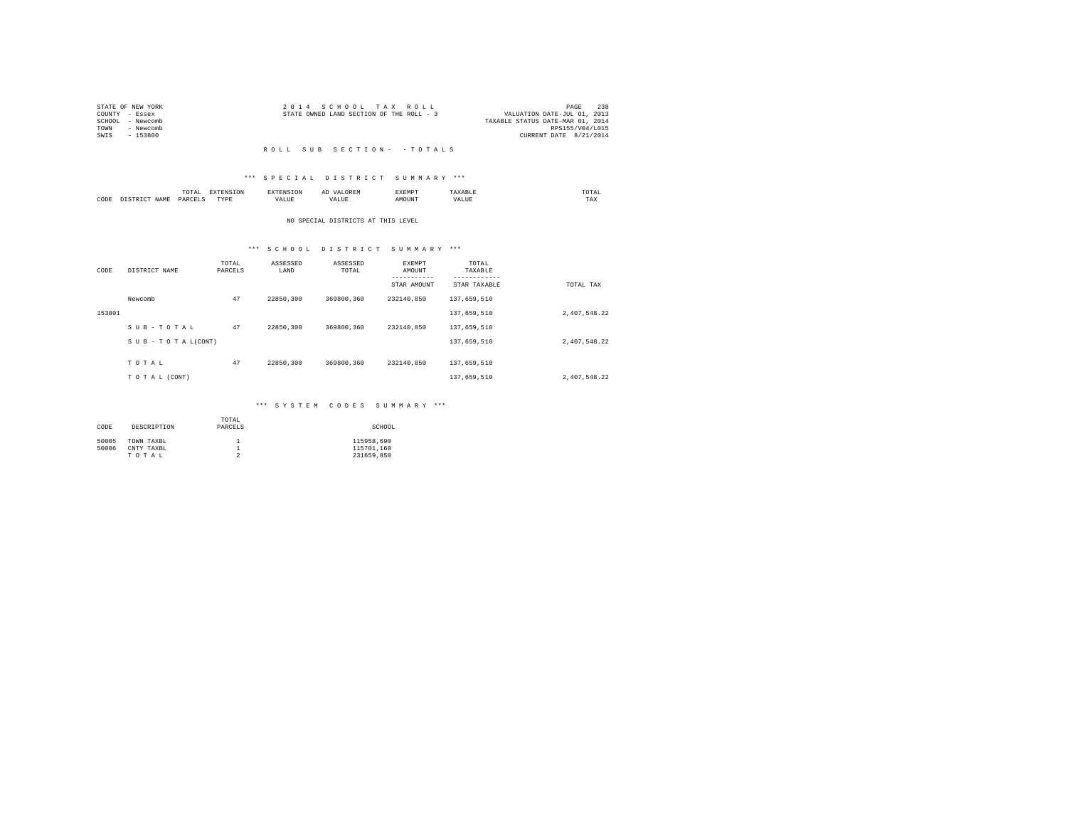STATE OF NEW YORK
COUNTY - Essex
SCHOOL - Newcomb
TOWN - Newcomb
SWIS - 153800

2 0 1 4 S C H O O L T A X R O L L
STATE OWNED LAND SECTION OF THE ROLL - 3

VALUATION DATE-JUL 01, 2013
TAXABLE STATUS DATE-MAR 01, 2014
RPS155/V04/L015
CURRENT DATE 8/21/2014

R O L L S U B S E C T I O N - - T O T A L S

### *** S P E C I A L D I S T R I C T S U M M A R Y ***

| CODE | DISTRICT NAME | TOTAL PARCELS | EXTENSION TYPE | EXTENSION VALUE | AD VALOREM VALUE | EXEMPT AMOUNT | TAXABLE VALUE | TOTAL TAX |
|---|---|---|---|---|---|---|---|---|

NO SPECIAL DISTRICTS AT THIS LEVEL

### *** S C H O O L D I S T R I C T S U M M A R Y ***

| CODE | DISTRICT NAME | TOTAL PARCELS | ASSESSED LAND | ASSESSED TOTAL | EXEMPT AMOUNT / STAR AMOUNT | TOTAL TAXABLE / STAR TAXABLE | TOTAL TAX |
|---|---|---|---|---|---|---|---|
| | Newcomb | 47 | 22850,300 | 369800,360 | 232140,850 | 137,659,510 | |
| 153801 | | | | | | 137,659,510 | 2,407,548.22 |
| | S U B - T O T A L | 47 | 22850,300 | 369800,360 | 232140,850 | 137,659,510 | |
| | S U B - T O T A L(CONT) | | | | | 137,659,510 | 2,407,548.22 |
| | T O T A L | 47 | 22850,300 | 369800,360 | 232140,850 | 137,659,510 | |
| | T O T A L (CONT) | | | | | 137,659,510 | 2,407,548.22 |

### *** S Y S T E M C O D E S S U M M A R Y ***

| CODE | DESCRIPTION | TOTAL PARCELS | SCHOOL |
|---|---|---|---|
| 50005 | TOWN TAXBL | 1 | 115958,690 |
| 50006 | CNTY TAXBL | 1 | 115701,160 |
| | T O T A L | 2 | 231659,850 |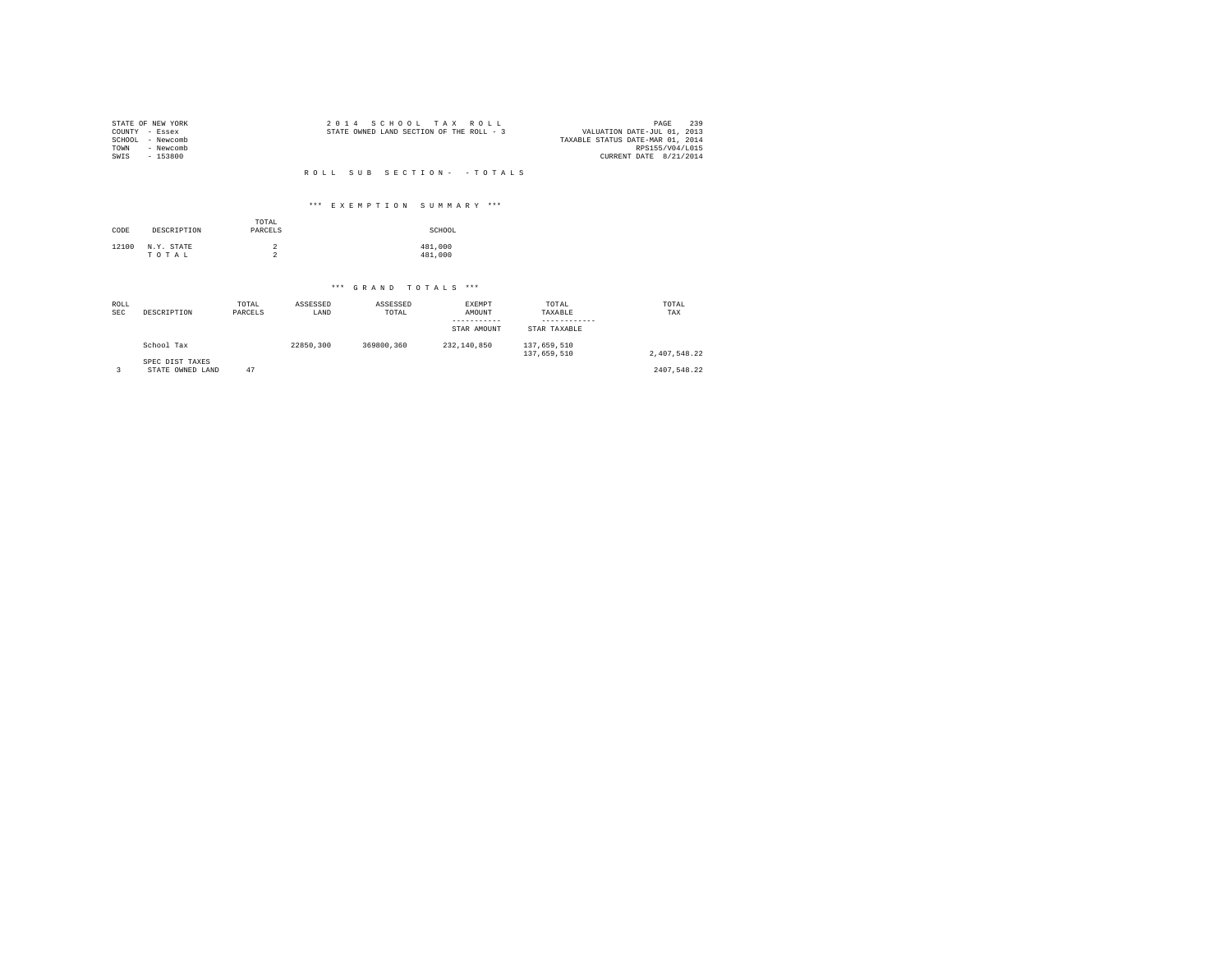STATE OF NEW YORK
COUNTY - Essex
SCHOOL - Newcomb
TOWN - Newcomb
SWIS - 153800

2 0 1 4 S C H O O L T A X R O L L
STATE OWNED LAND SECTION OF THE ROLL - 3

PAGE 239
VALUATION DATE-JUL 01, 2013
TAXABLE STATUS DATE-MAR 01, 2014
RPS155/V04/L015
CURRENT DATE 8/21/2014

R O L L S U B S E C T I O N - - T O T A L S

*** E X E M P T I O N S U M M A R Y ***

| CODE | DESCRIPTION | TOTAL PARCELS | SCHOOL |
|---|---|---|---|
| 12100 | N.Y. STATE | 2 | 481,000 |
| | T O T A L | 2 | 481,000 |

*** G R A N D T O T A L S ***

| ROLL SEC | DESCRIPTION | TOTAL PARCELS | ASSESSED LAND | ASSESSED TOTAL | EXEMPT AMOUNT / STAR AMOUNT | TOTAL TAXABLE / STAR TAXABLE | TOTAL TAX |
|---|---|---|---|---|---|---|---|
| | School Tax | | 22850,300 | 369800,360 | 232,140,850 | 137,659,510 | |
| | | | | | | 137,659,510 | 2,407,548.22 |
| | SPEC DIST TAXES | | | | | | |
| 3 | STATE OWNED LAND | 47 | | | | | 2407,548.22 |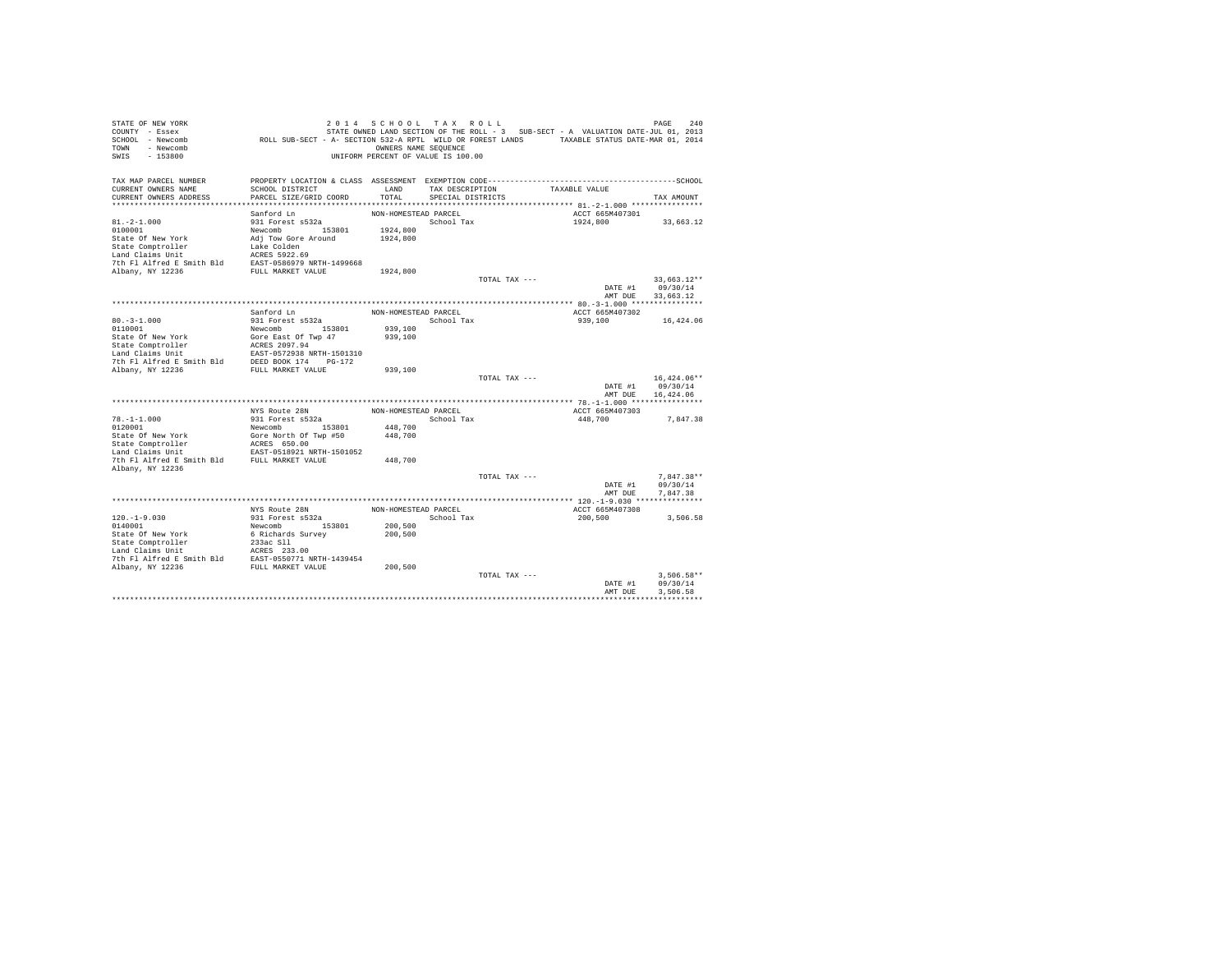STATE OF NEW YORK
COUNTY - Essex
SCHOOL - Newcomb
TOWN - Newcomb
SWIS - 153800

2 0 1 4 S C H O O L T A X R O L L

STATE OWNED LAND SECTION OF THE ROLL - 3 SUB-SECT - A VALUATION DATE-JUL 01, 2013

ROLL SUB-SECT - A- SECTION 532-A RPTL WILD OR FOREST LANDS TAXABLE STATUS DATE-MAR 01, 2014

OWNERS NAME SEQUENCE

UNIFORM PERCENT OF VALUE IS 100.00

| TAX MAP PARCEL NUMBER / CURRENT OWNERS NAME / CURRENT OWNERS ADDRESS | PROPERTY LOCATION & CLASS / SCHOOL DISTRICT / PARCEL SIZE/GRID COORD | ASSESSMENT LAND / TOTAL | EXEMPTION CODE / TAX DESCRIPTION / SPECIAL DISTRICTS | TAXABLE VALUE | TAX AMOUNT |
|---|---|---|---|---|---|
| 81.-2-1.000 | Sanford Ln | NON-HOMESTEAD PARCEL | | ACCT 665M407301 | |
| 81.-2-1.000 | 931 Forest s532a | | School Tax | 1924,800 | 33,663.12 |
| 0100001 | Newcomb 153801 | 1924,800 | | | |
| State Of New York | Adj Tow Gore Around | 1924,800 | | | |
| State Comptroller | Lake Colden | | | | |
| Land Claims Unit | ACRES 5922.69 | | | | |
| 7th Fl Alfred E Smith Bld | EAST-0586979 NRTH-1499668 | | | | |
| Albany, NY 12236 | FULL MARKET VALUE | 1924,800 | | | |
| | | | TOTAL TAX --- | | 33,663.12** |
| | | | | DATE #1 | 09/30/14 |
| | | | | AMT DUE | 33,663.12 |
| 80.-3-1.000 | Sanford Ln | NON-HOMESTEAD PARCEL | | ACCT 665M407302 | |
| 80.-3-1.000 | 931 Forest s532a | | School Tax | 939,100 | 16,424.06 |
| 0110001 | Newcomb 153801 | 939,100 | | | |
| State Of New York | Gore East Of Twp 47 | 939,100 | | | |
| State Comptroller | ACRES 2097.94 | | | | |
| Land Claims Unit | EAST-0572938 NRTH-1501310 | | | | |
| 7th Fl Alfred E Smith Bld | DEED BOOK 174 PG-172 | | | | |
| Albany, NY 12236 | FULL MARKET VALUE | 939,100 | | | |
| | | | TOTAL TAX --- | | 16,424.06** |
| | | | | DATE #1 | 09/30/14 |
| | | | | AMT DUE | 16,424.06 |
| 78.-1-1.000 | NYS Route 28N | NON-HOMESTEAD PARCEL | | ACCT 665M407303 | |
| 78.-1-1.000 | 931 Forest s532a | | School Tax | 448,700 | 7,847.38 |
| 0120001 | Newcomb 153801 | 448,700 | | | |
| State Of New York | Gore North Of Twp #50 | 448,700 | | | |
| State Comptroller | ACRES 650.00 | | | | |
| Land Claims Unit | EAST-0518921 NRTH-1501052 | | | | |
| 7th Fl Alfred E Smith Bld | FULL MARKET VALUE | 448,700 | | | |
| Albany, NY 12236 | | | | | |
| | | | TOTAL TAX --- | | 7,847.38** |
| | | | | DATE #1 | 09/30/14 |
| | | | | AMT DUE | 7,847.38 |
| 120.-1-9.030 | NYS Route 28N | NON-HOMESTEAD PARCEL | | ACCT 665M407308 | |
| 120.-1-9.030 | 931 Forest s532a | | School Tax | 200,500 | 3,506.58 |
| 0140001 | Newcomb 153801 | 200,500 | | | |
| State Of New York | 6 Richards Survey | 200,500 | | | |
| State Comptroller | 233ac Sll | | | | |
| Land Claims Unit | ACRES 233.00 | | | | |
| 7th Fl Alfred E Smith Bld | EAST-0550771 NRTH-1439454 | | | | |
| Albany, NY 12236 | FULL MARKET VALUE | 200,500 | | | |
| | | | TOTAL TAX --- | | 3,506.58** |
| | | | | DATE #1 | 09/30/14 |
| | | | | AMT DUE | 3,506.58 |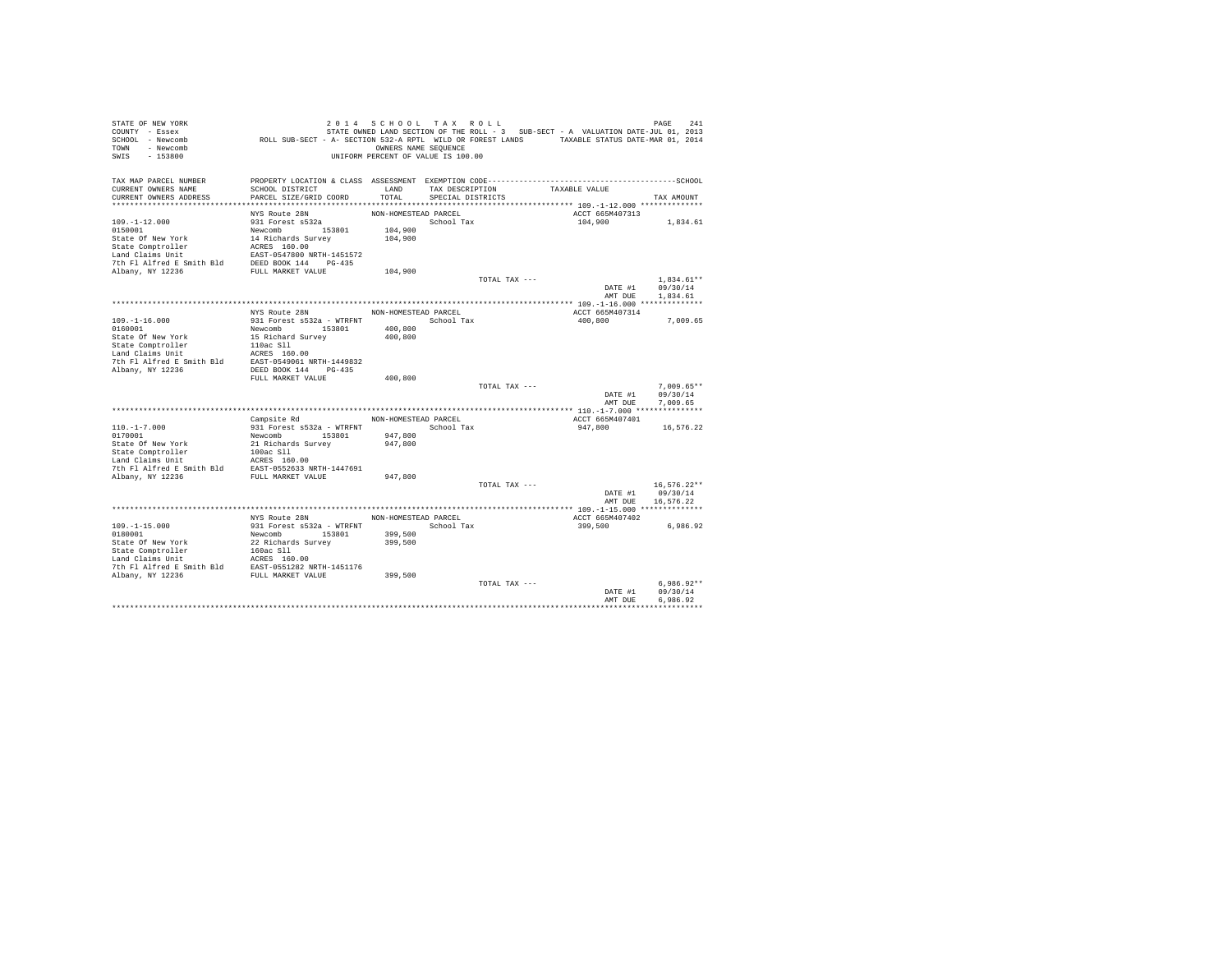STATE OF NEW YORK
COUNTY - Essex
SCHOOL - Newcomb
TOWN - Newcomb
SWIS - 153800

2014 SCHOOL TAX ROLL
STATE OWNED LAND SECTION OF THE ROLL - 3 SUB-SECT - A VALUATION DATE-JUL 01, 2013
ROLL SUB-SECT - A- SECTION 532-A RPTL WILD OR FOREST LANDS TAXABLE STATUS DATE-MAR 01, 2014
OWNERS NAME SEQUENCE
UNIFORM PERCENT OF VALUE IS 100.00

| TAX MAP PARCEL NUMBER / CURRENT OWNERS NAME / CURRENT OWNERS ADDRESS | PROPERTY LOCATION & CLASS / SCHOOL DISTRICT / PARCEL SIZE/GRID COORD | ASSESSMENT LAND / TOTAL | EXEMPTION CODE / TAX DESCRIPTION / SPECIAL DISTRICTS | TAXABLE VALUE | TAX AMOUNT |
|---|---|---|---|---|---|
| 109.-1-12.000 | NYS Route 28N | NON-HOMESTEAD PARCEL | | ACCT 665M407313 | |
| 0150001 | 931 Forest s532a | | School Tax | 104,900 | 1,834.61 |
| State Of New York | Newcomb 153801 | 104,900 | | | |
| State Comptroller | 14 Richards Survey | 104,900 | | | |
| Land Claims Unit | ACRES 160.00 | | | | |
| 7th Fl Alfred E Smith Bld | EAST-0547800 NRTH-1451572 | | | | |
| Albany, NY 12236 | DEED BOOK 144 PG-435 | | | | |
| | FULL MARKET VALUE | 104,900 | | | |
| | | | TOTAL TAX --- | | 1,834.61** |
| | | | | DATE #1 | 09/30/14 |
| | | | | AMT DUE | 1,834.61 |
| 109.-1-16.000 | NYS Route 28N | NON-HOMESTEAD PARCEL | | ACCT 665M407314 | |
| 0160001 | 931 Forest s532a - WTRFNT | | School Tax | 400,800 | 7,009.65 |
| State Of New York | Newcomb 153801 | 400,800 | | | |
| State Comptroller | 15 Richard Survey | 400,800 | | | |
| Land Claims Unit | 110ac Sll | | | | |
| 7th Fl Alfred E Smith Bld | ACRES 160.00 | | | | |
| Albany, NY 12236 | EAST-0549061 NRTH-1449832 | | | | |
| | DEED BOOK 144 PG-435 | | | | |
| | FULL MARKET VALUE | 400,800 | | | |
| | | | TOTAL TAX --- | | 7,009.65** |
| | | | | DATE #1 | 09/30/14 |
| | | | | AMT DUE | 7,009.65 |
| 110.-1-7.000 | Campsite Rd | NON-HOMESTEAD PARCEL | | ACCT 665M407401 | |
| 0170001 | 931 Forest s532a - WTRFNT | | School Tax | 947,800 | 16,576.22 |
| State Of New York | Newcomb 153801 | 947,800 | | | |
| State Comptroller | 21 Richards Survey | 947,800 | | | |
| Land Claims Unit | 100ac Sll | | | | |
| 7th Fl Alfred E Smith Bld | ACRES 160.00 | | | | |
| Albany, NY 12236 | EAST-0552633 NRTH-1447691 | | | | |
| | FULL MARKET VALUE | 947,800 | | | |
| | | | TOTAL TAX --- | | 16,576.22** |
| | | | | DATE #1 | 09/30/14 |
| | | | | AMT DUE | 16,576.22 |
| 109.-1-15.000 | NYS Route 28N | NON-HOMESTEAD PARCEL | | ACCT 665M407402 | |
| 0180001 | 931 Forest s532a - WTRFNT | | School Tax | 399,500 | 6,986.92 |
| State Of New York | Newcomb 153801 | 399,500 | | | |
| State Comptroller | 22 Richards Survey | 399,500 | | | |
| Land Claims Unit | 160ac Sll | | | | |
| 7th Fl Alfred E Smith Bld | ACRES 160.00 | | | | |
| Albany, NY 12236 | EAST-0551282 NRTH-1451176 | | | | |
| | FULL MARKET VALUE | 399,500 | | | |
| | | | TOTAL TAX --- | | 6,986.92** |
| | | | | DATE #1 | 09/30/14 |
| | | | | AMT DUE | 6,986.92 |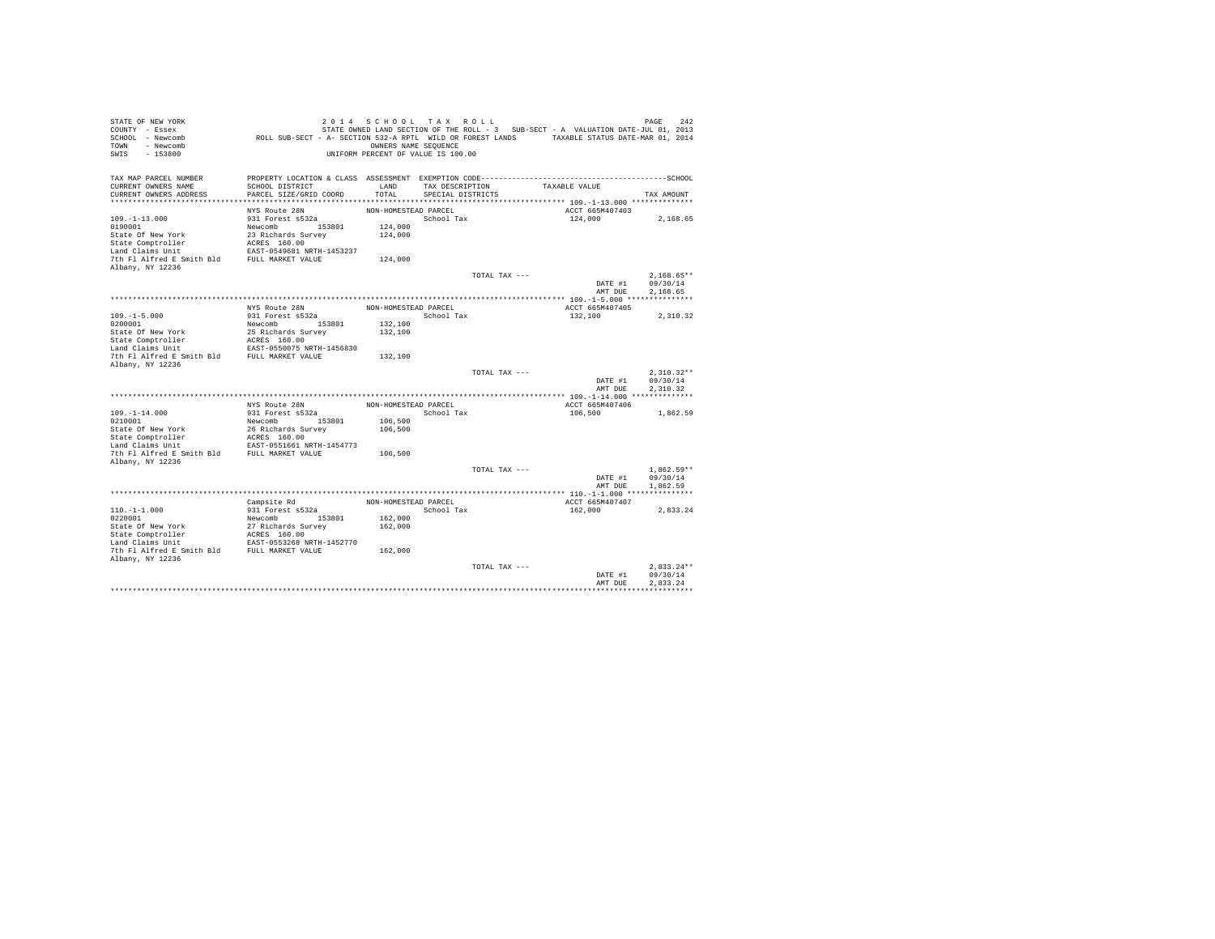STATE OF NEW YORK
COUNTY - Essex
SCHOOL - Newcomb
TOWN - Newcomb
SWIS - 153800

2 0 1 4 S C H O O L T A X R O L L
STATE OWNED LAND SECTION OF THE ROLL - 3 SUB-SECT - A VALUATION DATE-JUL 01, 2013
ROLL SUB-SECT - A- SECTION 532-A RPTL WILD OR FOREST LANDS TAXABLE STATUS DATE-MAR 01, 2014
OWNERS NAME SEQUENCE
UNIFORM PERCENT OF VALUE IS 100.00

| TAX MAP PARCEL NUMBER / CURRENT OWNERS NAME / CURRENT OWNERS ADDRESS | PROPERTY LOCATION & CLASS / SCHOOL DISTRICT / PARCEL SIZE/GRID COORD | ASSESSMENT LAND / TOTAL | EXEMPTION CODE / TAX DESCRIPTION / SPECIAL DISTRICTS | TAXABLE VALUE | TAX AMOUNT |
|---|---|---|---|---|---|
| **109.-1-13.000** | NYS Route 28N | NON-HOMESTEAD PARCEL | | ACCT 665M407403 | |
| 0190001 | 931 Forest s532a | | School Tax | 124,000 | 2,168.65 |
| State Of New York | Newcomb 153801 | 124,000 | | | |
| State Comptroller | 23 Richards Survey | 124,000 | | | |
| Land Claims Unit | ACRES 160.00 | | | | |
| 7th Fl Alfred E Smith Bld | EAST-0549681 NRTH-1453237 | | | | |
| Albany, NY 12236 | FULL MARKET VALUE | 124,000 | | | |
| | | | TOTAL TAX --- | | 2,168.65** |
| | | | | DATE #1 | 09/30/14 |
| | | | | AMT DUE | 2,168.65 |
| **109.-1-5.000** | NYS Route 28N | NON-HOMESTEAD PARCEL | | ACCT 665M407405 | |
| 0200001 | 931 Forest s532a | | School Tax | 132,100 | 2,310.32 |
| State Of New York | Newcomb 153801 | 132,100 | | | |
| State Comptroller | 25 Richards Survey | 132,100 | | | |
| Land Claims Unit | ACRES 160.00 | | | | |
| 7th Fl Alfred E Smith Bld | EAST-0550075 NRTH-1456830 | | | | |
| Albany, NY 12236 | FULL MARKET VALUE | 132,100 | | | |
| | | | TOTAL TAX --- | | 2,310.32** |
| | | | | DATE #1 | 09/30/14 |
| | | | | AMT DUE | 2,310.32 |
| **109.-1-14.000** | NYS Route 28N | NON-HOMESTEAD PARCEL | | ACCT 665M407406 | |
| 0210001 | 931 Forest s532a | | School Tax | 106,500 | 1,862.59 |
| State Of New York | Newcomb 153801 | 106,500 | | | |
| State Comptroller | 26 Richards Survey | 106,500 | | | |
| Land Claims Unit | ACRES 160.00 | | | | |
| 7th Fl Alfred E Smith Bld | EAST-0551661 NRTH-1454773 | | | | |
| Albany, NY 12236 | FULL MARKET VALUE | 106,500 | | | |
| | | | TOTAL TAX --- | | 1,862.59** |
| | | | | DATE #1 | 09/30/14 |
| | | | | AMT DUE | 1,862.59 |
| **110.-1-1.000** | Campsite Rd | NON-HOMESTEAD PARCEL | | ACCT 665M407407 | |
| 0220001 | 931 Forest s532a | | School Tax | 162,000 | 2,833.24 |
| State Of New York | Newcomb 153801 | 162,000 | | | |
| State Comptroller | 27 Richards Survey | 162,000 | | | |
| Land Claims Unit | ACRES 160.00 | | | | |
| 7th Fl Alfred E Smith Bld | EAST-0553268 NRTH-1452770 | | | | |
| Albany, NY 12236 | FULL MARKET VALUE | 162,000 | | | |
| | | | TOTAL TAX --- | | 2,833.24** |
| | | | | DATE #1 | 09/30/14 |
| | | | | AMT DUE | 2,833.24 |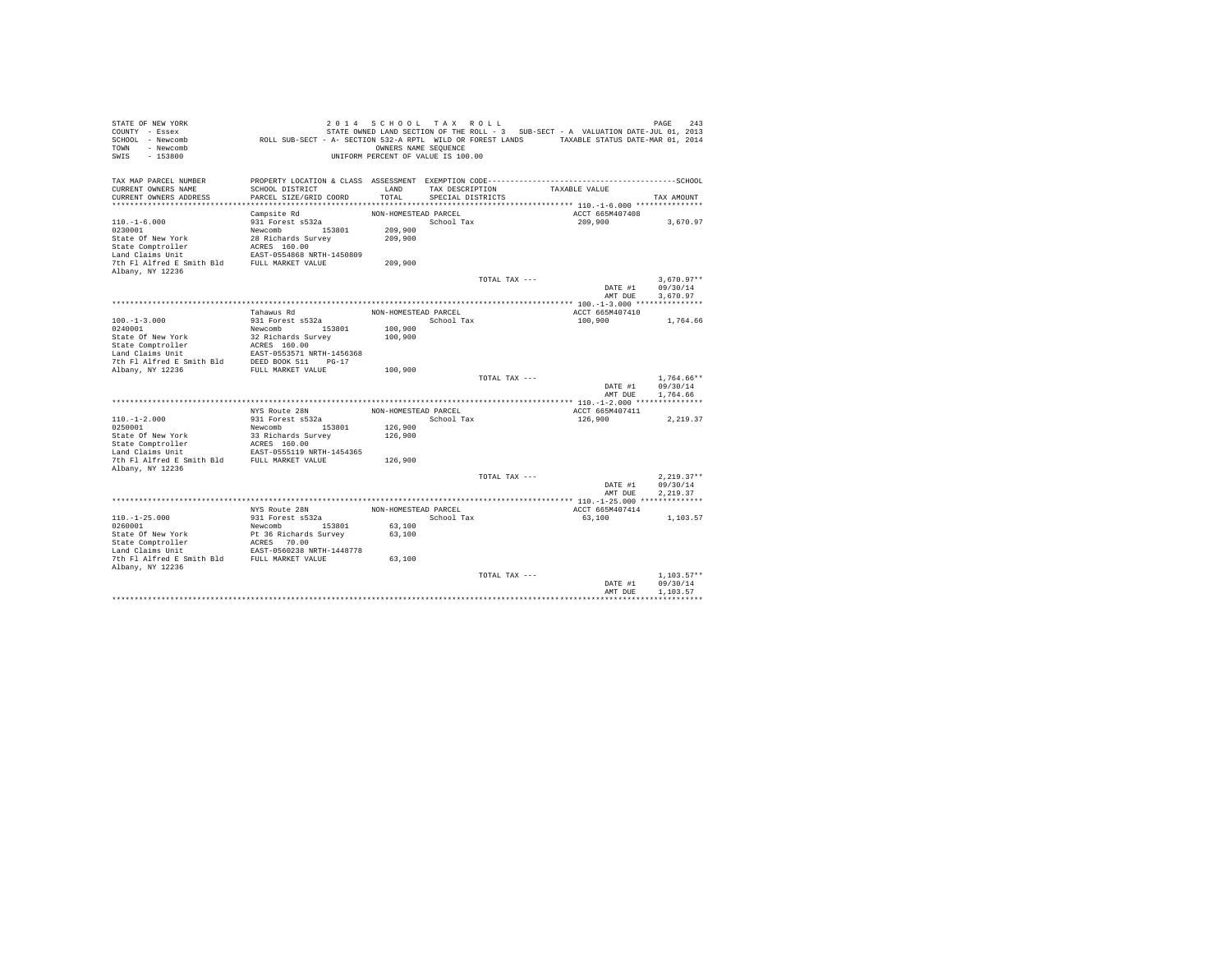STATE OF NEW YORK 2 0 1 4 S C H O O L T A X R O L L
COUNTY - Essex STATE OWNED LAND SECTION OF THE ROLL - 3 SUB-SECT - A VALUATION DATE-JUL 01, 2013
SCHOOL - Newcomb ROLL SUB-SECT - A- SECTION 532-A RPTL WILD OR FOREST LANDS TAXABLE STATUS DATE-MAR 01, 2014
TOWN - Newcomb OWNERS NAME SEQUENCE
SWIS - 153800 UNIFORM PERCENT OF VALUE IS 100.00

| TAX MAP PARCEL NUMBER / CURRENT OWNERS NAME / CURRENT OWNERS ADDRESS | PROPERTY LOCATION & CLASS / SCHOOL DISTRICT / PARCEL SIZE/GRID COORD | ASSESSMENT LAND / TOTAL | EXEMPTION CODE / TAX DESCRIPTION / SPECIAL DISTRICTS | TAXABLE VALUE | TAX AMOUNT |
|---|---|---|---|---|---|
| **110.-1-6.000** | Campsite Rd | NON-HOMESTEAD PARCEL | | ACCT 665M407408 | |
| 0230001 | 931 Forest s532a | | School Tax | 209,900 | 3,670.97 |
| State Of New York | Newcomb 153801 | 209,900 | | | |
| State Comptroller | 28 Richards Survey | 209,900 | | | |
| Land Claims Unit | ACRES 160.00 | | | | |
| 7th Fl Alfred E Smith Bld | EAST-0554868 NRTH-1450809 | | | | |
| Albany, NY 12236 | FULL MARKET VALUE | 209,900 | | | |
| | | | TOTAL TAX --- | | 3,670.97** |
| | | | | DATE #1 | 09/30/14 |
| | | | | AMT DUE | 3,670.97 |
| **100.-1-3.000** | Tahawus Rd | NON-HOMESTEAD PARCEL | | ACCT 665M407410 | |
| 0240001 | 931 Forest s532a | | School Tax | 100,900 | 1,764.66 |
| State Of New York | Newcomb 153801 | 100,900 | | | |
| State Comptroller | 32 Richards Survey | 100,900 | | | |
| Land Claims Unit | ACRES 160.00 | | | | |
| 7th Fl Alfred E Smith Bld | EAST-0553571 NRTH-1456368 | | | | |
| Albany, NY 12236 | DEED BOOK 511 PG-17 | | | | |
| | FULL MARKET VALUE | 100,900 | | | |
| | | | TOTAL TAX --- | | 1,764.66** |
| | | | | DATE #1 | 09/30/14 |
| | | | | AMT DUE | 1,764.66 |
| **110.-1-2.000** | NYS Route 28N | NON-HOMESTEAD PARCEL | | ACCT 665M407411 | |
| 0250001 | 931 Forest s532a | | School Tax | 126,900 | 2,219.37 |
| State Of New York | Newcomb 153801 | 126,900 | | | |
| State Comptroller | 33 Richards Survey | 126,900 | | | |
| Land Claims Unit | ACRES 160.00 | | | | |
| 7th Fl Alfred E Smith Bld | EAST-0555119 NRTH-1454365 | | | | |
| Albany, NY 12236 | FULL MARKET VALUE | 126,900 | | | |
| | | | TOTAL TAX --- | | 2,219.37** |
| | | | | DATE #1 | 09/30/14 |
| | | | | AMT DUE | 2,219.37 |
| **110.-1-25.000** | NYS Route 28N | NON-HOMESTEAD PARCEL | | ACCT 665M407414 | |
| 0260001 | 931 Forest s532a | | School Tax | 63,100 | 1,103.57 |
| State Of New York | Newcomb 153801 | 63,100 | | | |
| State Comptroller | Pt 36 Richards Survey | 63,100 | | | |
| Land Claims Unit | ACRES 70.00 | | | | |
| 7th Fl Alfred E Smith Bld | EAST-0560238 NRTH-1448778 | | | | |
| Albany, NY 12236 | FULL MARKET VALUE | 63,100 | | | |
| | | | TOTAL TAX --- | | 1,103.57** |
| | | | | DATE #1 | 09/30/14 |
| | | | | AMT DUE | 1,103.57 |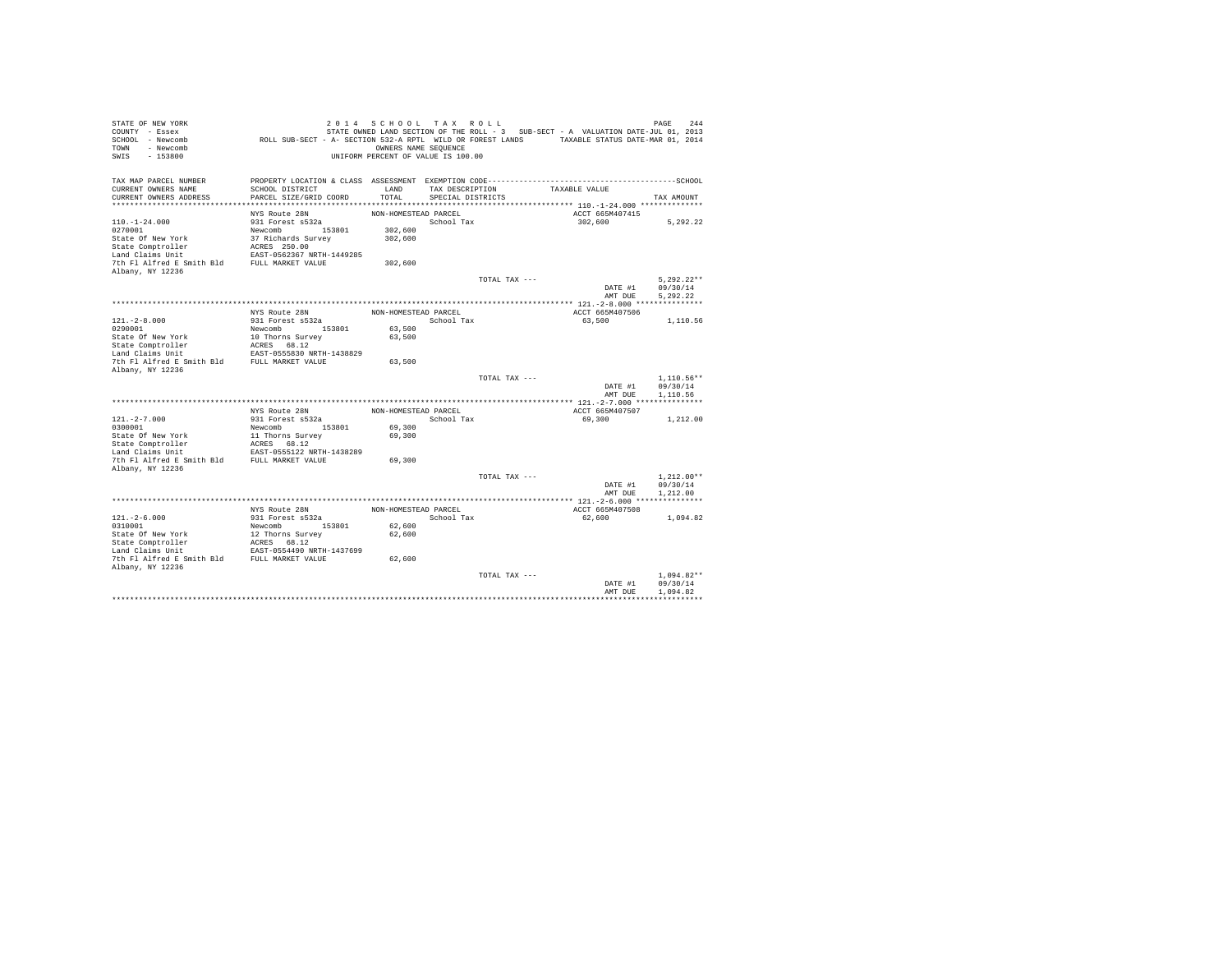STATE OF NEW YORK
COUNTY - Essex
SCHOOL - Newcomb
TOWN - Newcomb
SWIS - 153800

2 0 1 4 S C H O O L T A X R O L L
STATE OWNED LAND SECTION OF THE ROLL - 3 SUB-SECT - A VALUATION DATE-JUL 01, 2013
ROLL SUB-SECT - A- SECTION 532-A RPTL WILD OR FOREST LANDS TAXABLE STATUS DATE-MAR 01, 2014
OWNERS NAME SEQUENCE
UNIFORM PERCENT OF VALUE IS 100.00

| TAX MAP PARCEL NUMBER / CURRENT OWNERS NAME / CURRENT OWNERS ADDRESS | PROPERTY LOCATION & CLASS / SCHOOL DISTRICT / PARCEL SIZE/GRID COORD | ASSESSMENT LAND / TOTAL | EXEMPTION CODE / TAX DESCRIPTION / SPECIAL DISTRICTS | TAXABLE VALUE | TAX AMOUNT |
|---|---|---|---|---|---|
| 110.-1-24.000 | NYS Route 28N | NON-HOMESTEAD PARCEL | | ACCT 665M407415 | |
| 0270001 | 931 Forest s532a | | School Tax | 302,600 | 5,292.22 |
| State Of New York | Newcomb 153801 | 302,600 | | | |
| State Comptroller | 37 Richards Survey | 302,600 | | | |
| Land Claims Unit | ACRES 250.00 | | | | |
| 7th Fl Alfred E Smith Bld | EAST-0562367 NRTH-1449285 | | | | |
| Albany, NY 12236 | FULL MARKET VALUE | 302,600 | | | |
| | | | TOTAL TAX --- | | 5,292.22** |
| | | | | DATE #1 | 09/30/14 |
| | | | | AMT DUE | 5,292.22 |
| 121.-2-8.000 | NYS Route 28N | NON-HOMESTEAD PARCEL | | ACCT 665M407506 | |
| 0290001 | 931 Forest s532a | | School Tax | 63,500 | 1,110.56 |
| State Of New York | Newcomb 153801 | 63,500 | | | |
| State Comptroller | 10 Thorns Survey | 63,500 | | | |
| Land Claims Unit | ACRES 68.12 | | | | |
| 7th Fl Alfred E Smith Bld | EAST-0555830 NRTH-1438829 | | | | |
| Albany, NY 12236 | FULL MARKET VALUE | 63,500 | | | |
| | | | TOTAL TAX --- | | 1,110.56** |
| | | | | DATE #1 | 09/30/14 |
| | | | | AMT DUE | 1,110.56 |
| 121.-2-7.000 | NYS Route 28N | NON-HOMESTEAD PARCEL | | ACCT 665M407507 | |
| 0300001 | 931 Forest s532a | | School Tax | 69,300 | 1,212.00 |
| State Of New York | Newcomb 153801 | 69,300 | | | |
| State Comptroller | 11 Thorns Survey | 69,300 | | | |
| Land Claims Unit | ACRES 68.12 | | | | |
| 7th Fl Alfred E Smith Bld | EAST-0555122 NRTH-1438289 | | | | |
| Albany, NY 12236 | FULL MARKET VALUE | 69,300 | | | |
| | | | TOTAL TAX --- | | 1,212.00** |
| | | | | DATE #1 | 09/30/14 |
| | | | | AMT DUE | 1,212.00 |
| 121.-2-6.000 | NYS Route 28N | NON-HOMESTEAD PARCEL | | ACCT 665M407508 | |
| 0310001 | 931 Forest s532a | | School Tax | 62,600 | 1,094.82 |
| State Of New York | Newcomb 153801 | 62,600 | | | |
| State Comptroller | 12 Thorns Survey | 62,600 | | | |
| Land Claims Unit | ACRES 68.12 | | | | |
| 7th Fl Alfred E Smith Bld | EAST-0554490 NRTH-1437699 | | | | |
| Albany, NY 12236 | FULL MARKET VALUE | 62,600 | | | |
| | | | TOTAL TAX --- | | 1,094.82** |
| | | | | DATE #1 | 09/30/14 |
| | | | | AMT DUE | 1,094.82 |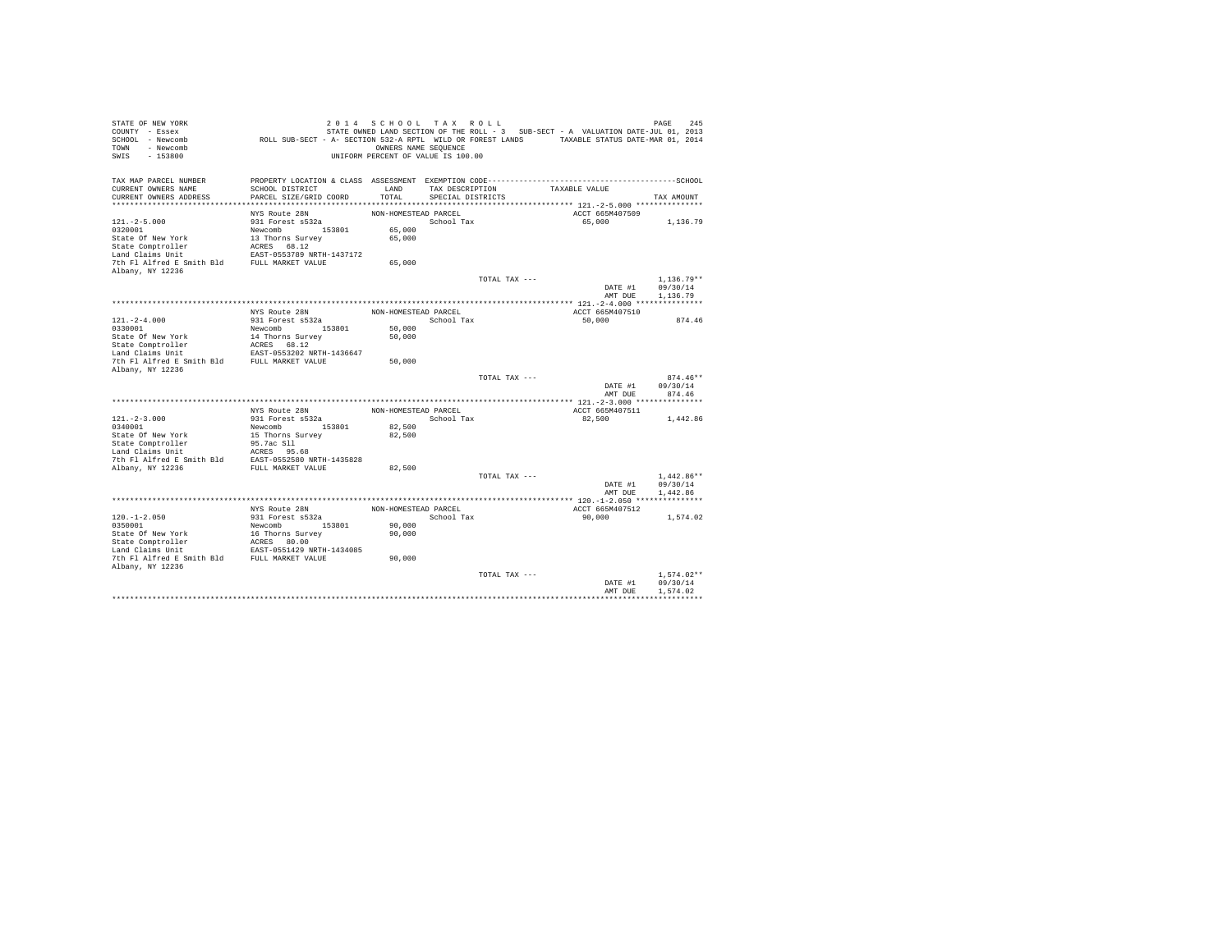STATE OF NEW YORK
COUNTY - Essex
SCHOOL - Newcomb
TOWN - Newcomb
SWIS - 153800

2 0 1 4 S C H O O L T A X R O L L
STATE OWNED LAND SECTION OF THE ROLL - 3 SUB-SECT - A VALUATION DATE-JUL 01, 2013
ROLL SUB-SECT - A- SECTION 532-A RPTL WILD OR FOREST LANDS TAXABLE STATUS DATE-MAR 01, 2014
OWNERS NAME SEQUENCE
UNIFORM PERCENT OF VALUE IS 100.00

| TAX MAP PARCEL NUMBER / CURRENT OWNERS NAME / CURRENT OWNERS ADDRESS | PROPERTY LOCATION & CLASS / SCHOOL DISTRICT / PARCEL SIZE/GRID COORD | ASSESSMENT LAND / TOTAL | EXEMPTION CODE / TAX DESCRIPTION / SPECIAL DISTRICTS | TAXABLE VALUE | TAX AMOUNT |
|---|---|---|---|---|---|
| 121.-2-5.000 | NYS Route 28N | NON-HOMESTEAD PARCEL | | ACCT 665M407509 | |
| 0320001 | 931 Forest s532a | | School Tax | 65,000 | 1,136.79 |
| State Of New York | Newcomb 153801 | 65,000 | | | |
| State Comptroller | 13 Thorns Survey | 65,000 | | | |
| Land Claims Unit | ACRES 68.12 | | | | |
| 7th Fl Alfred E Smith Bld | EAST-0553789 NRTH-1437172 | | | | |
| Albany, NY 12236 | FULL MARKET VALUE | 65,000 | | | |
| | | | TOTAL TAX --- | | 1,136.79** |
| | | | | DATE #1 | 09/30/14 |
| | | | | AMT DUE | 1,136.79 |
| 121.-2-4.000 | NYS Route 28N | NON-HOMESTEAD PARCEL | | ACCT 665M407510 | |
| 0330001 | 931 Forest s532a | | School Tax | 50,000 | 874.46 |
| State Of New York | Newcomb 153801 | 50,000 | | | |
| State Comptroller | 14 Thorns Survey | 50,000 | | | |
| Land Claims Unit | ACRES 68.12 | | | | |
| 7th Fl Alfred E Smith Bld | EAST-0553202 NRTH-1436647 | | | | |
| Albany, NY 12236 | FULL MARKET VALUE | 50,000 | | | |
| | | | TOTAL TAX --- | | 874.46** |
| | | | | DATE #1 | 09/30/14 |
| | | | | AMT DUE | 874.46 |
| 121.-2-3.000 | NYS Route 28N | NON-HOMESTEAD PARCEL | | ACCT 665M407511 | |
| 0340001 | 931 Forest s532a | | School Tax | 82,500 | 1,442.86 |
| State Of New York | Newcomb 153801 | 82,500 | | | |
| State Comptroller | 15 Thorns Survey | 82,500 | | | |
| Land Claims Unit | 95.7ac Sll | | | | |
| 7th Fl Alfred E Smith Bld | ACRES 95.68 | | | | |
| Albany, NY 12236 | EAST-0552580 NRTH-1435828 | | | | |
| | FULL MARKET VALUE | 82,500 | | | |
| | | | TOTAL TAX --- | | 1,442.86** |
| | | | | DATE #1 | 09/30/14 |
| | | | | AMT DUE | 1,442.86 |
| 120.-1-2.050 | NYS Route 28N | NON-HOMESTEAD PARCEL | | ACCT 665M407512 | |
| 0350001 | 931 Forest s532a | | School Tax | 90,000 | 1,574.02 |
| State Of New York | Newcomb 153801 | 90,000 | | | |
| State Comptroller | 16 Thorns Survey | 90,000 | | | |
| Land Claims Unit | ACRES 80.00 | | | | |
| 7th Fl Alfred E Smith Bld | EAST-0551429 NRTH-1434085 | | | | |
| Albany, NY 12236 | FULL MARKET VALUE | 90,000 | | | |
| | | | TOTAL TAX --- | | 1,574.02** |
| | | | | DATE #1 | 09/30/14 |
| | | | | AMT DUE | 1,574.02 |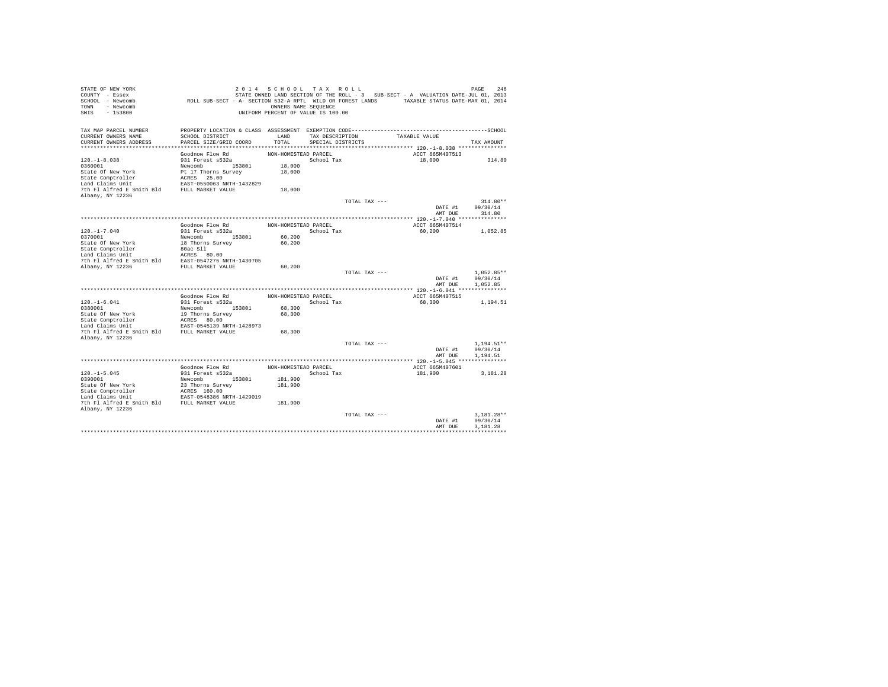STATE OF NEW YORK
COUNTY - Essex
SCHOOL - Newcomb
TOWN - Newcomb
SWIS - 153800

2014 SCHOOL TAX ROLL
STATE OWNED LAND SECTION OF THE ROLL - 3 SUB-SECT - A VALUATION DATE-JUL 01, 2013
ROLL SUB-SECT - A- SECTION 532-A RPTL WILD OR FOREST LANDS TAXABLE STATUS DATE-MAR 01, 2014
OWNERS NAME SEQUENCE
UNIFORM PERCENT OF VALUE IS 100.00

| TAX MAP PARCEL NUMBER / CURRENT OWNERS NAME / CURRENT OWNERS ADDRESS | PROPERTY LOCATION & CLASS / SCHOOL DISTRICT / PARCEL SIZE/GRID COORD | ASSESSMENT LAND / TOTAL | EXEMPTION CODE / TAX DESCRIPTION / SPECIAL DISTRICTS | TAXABLE VALUE | TAX AMOUNT |
|---|---|---|---|---|---|
| **120.-1-8.038** | Goodnow Flow Rd | NON-HOMESTEAD PARCEL | | ACCT 665M407513 | |
| 120.-1-8.038 | 931 Forest s532a | | School Tax | 18,000 | 314.80 |
| 0360001 | Newcomb 153801 | 18,000 | | | |
| State Of New York | Pt 17 Thorns Survey | 18,000 | | | |
| State Comptroller | ACRES 25.00 | | | | |
| Land Claims Unit | EAST-0550063 NRTH-1432829 | | | | |
| 7th Fl Alfred E Smith Bld | FULL MARKET VALUE | 18,000 | | | |
| Albany, NY 12236 | | | | | |
| | | | TOTAL TAX --- | | 314.80** |
| | | | | DATE #1 | 09/30/14 |
| | | | | AMT DUE | 314.80 |
| **120.-1-7.040** | Goodnow Flow Rd | NON-HOMESTEAD PARCEL | | ACCT 665M407514 | |
| 120.-1-7.040 | 931 Forest s532a | | School Tax | 60,200 | 1,052.85 |
| 0370001 | Newcomb 153801 | 60,200 | | | |
| State Of New York | 18 Thorns Survey | 60,200 | | | |
| State Comptroller | 80ac Sll | | | | |
| Land Claims Unit | ACRES 80.00 | | | | |
| 7th Fl Alfred E Smith Bld | EAST-0547276 NRTH-1430705 | | | | |
| Albany, NY 12236 | FULL MARKET VALUE | 60,200 | | | |
| | | | TOTAL TAX --- | | 1,052.85** |
| | | | | DATE #1 | 09/30/14 |
| | | | | AMT DUE | 1,052.85 |
| **120.-1-6.041** | Goodnow Flow Rd | NON-HOMESTEAD PARCEL | | ACCT 665M407515 | |
| 120.-1-6.041 | 931 Forest s532a | | School Tax | 68,300 | 1,194.51 |
| 0380001 | Newcomb 153801 | 68,300 | | | |
| State Of New York | 19 Thorns Survey | 68,300 | | | |
| State Comptroller | ACRES 80.00 | | | | |
| Land Claims Unit | EAST-0545139 NRTH-1428973 | | | | |
| 7th Fl Alfred E Smith Bld | FULL MARKET VALUE | 68,300 | | | |
| Albany, NY 12236 | | | | | |
| | | | TOTAL TAX --- | | 1,194.51** |
| | | | | DATE #1 | 09/30/14 |
| | | | | AMT DUE | 1,194.51 |
| **120.-1-5.045** | Goodnow Flow Rd | NON-HOMESTEAD PARCEL | | ACCT 665M407601 | |
| 120.-1-5.045 | 931 Forest s532a | | School Tax | 181,900 | 3,181.28 |
| 0390001 | Newcomb 153801 | 181,900 | | | |
| State Of New York | 23 Thorns Survey | 181,900 | | | |
| State Comptroller | ACRES 160.00 | | | | |
| Land Claims Unit | EAST-0548386 NRTH-1429019 | | | | |
| 7th Fl Alfred E Smith Bld | FULL MARKET VALUE | 181,900 | | | |
| Albany, NY 12236 | | | | | |
| | | | TOTAL TAX --- | | 3,181.28** |
| | | | | DATE #1 | 09/30/14 |
| | | | | AMT DUE | 3,181.28 |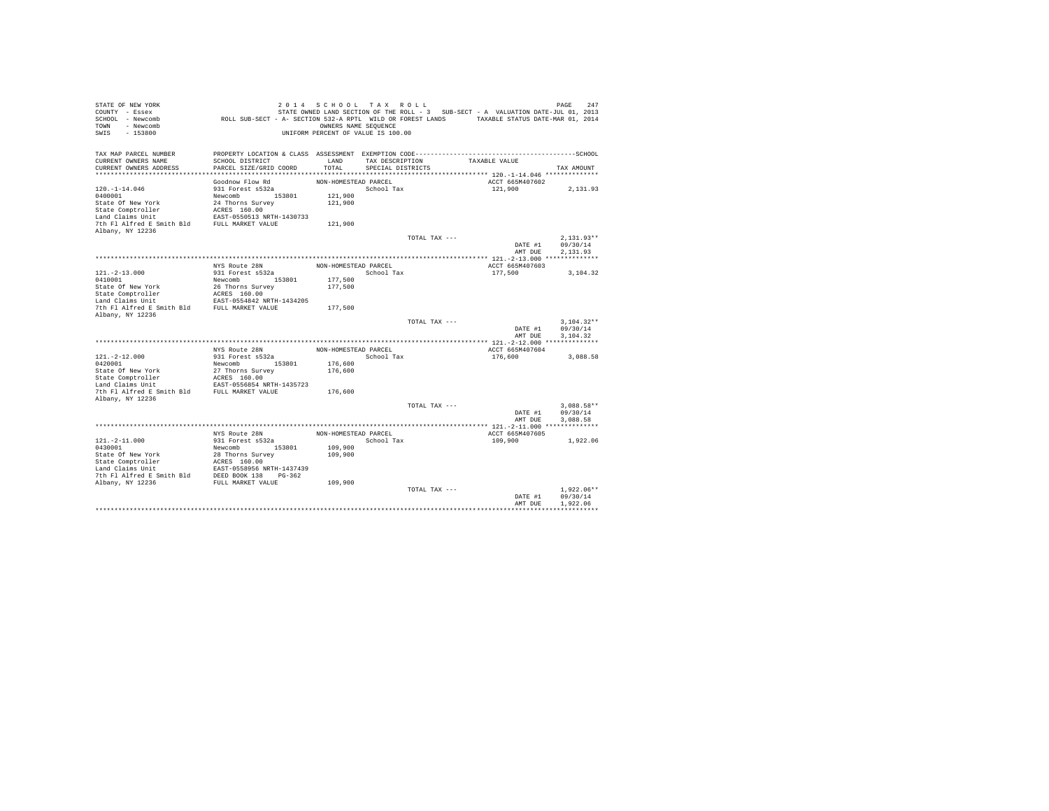STATE OF NEW YORK
COUNTY - Essex
SCHOOL - Newcomb
TOWN - Newcomb
SWIS - 153800

2 0 1 4 S C H O O L T A X R O L L
STATE OWNED LAND SECTION OF THE ROLL - 3 SUB-SECT - A VALUATION DATE-JUL 01, 2013
ROLL SUB-SECT - A- SECTION 532-A RPTL WILD OR FOREST LANDS TAXABLE STATUS DATE-MAR 01, 2014
OWNERS NAME SEQUENCE
UNIFORM PERCENT OF VALUE IS 100.00

| TAX MAP PARCEL NUMBER / CURRENT OWNERS NAME / CURRENT OWNERS ADDRESS | PROPERTY LOCATION & CLASS / SCHOOL DISTRICT / PARCEL SIZE/GRID COORD | ASSESSMENT LAND / TOTAL | EXEMPTION CODE / TAX DESCRIPTION / SPECIAL DISTRICTS | TAXABLE VALUE | TAX AMOUNT |
|---|---|---|---|---|---|
| 120.-1-14.046 | Goodnow Flow Rd | NON-HOMESTEAD PARCEL | | ACCT 665M407602 | |
| 0400001 | 931 Forest s532a | | School Tax | 121,900 | 2,131.93 |
| State Of New York | Newcomb 153801 | 121,900 | | | |
| State Comptroller | 24 Thorns Survey | 121,900 | | | |
| Land Claims Unit | ACRES 160.00 | | | | |
| 7th Fl Alfred E Smith Bld | EAST-0550513 NRTH-1430733 | | | | |
| Albany, NY 12236 | FULL MARKET VALUE | 121,900 | | | |
| | | | TOTAL TAX --- | | 2,131.93** |
| | | | | DATE #1 | 09/30/14 |
| | | | | AMT DUE | 2,131.93 |
| 121.-2-13.000 | NYS Route 28N | NON-HOMESTEAD PARCEL | | ACCT 665M407603 | |
| 0410001 | 931 Forest s532a | | School Tax | 177,500 | 3,104.32 |
| State Of New York | Newcomb 153801 | 177,500 | | | |
| State Comptroller | 26 Thorns Survey | 177,500 | | | |
| Land Claims Unit | ACRES 160.00 | | | | |
| 7th Fl Alfred E Smith Bld | EAST-0554842 NRTH-1434205 | | | | |
| Albany, NY 12236 | FULL MARKET VALUE | 177,500 | | | |
| | | | TOTAL TAX --- | | 3,104.32** |
| | | | | DATE #1 | 09/30/14 |
| | | | | AMT DUE | 3,104.32 |
| 121.-2-12.000 | NYS Route 28N | NON-HOMESTEAD PARCEL | | ACCT 665M407604 | |
| 0420001 | 931 Forest s532a | | School Tax | 176,600 | 3,088.58 |
| State Of New York | Newcomb 153801 | 176,600 | | | |
| State Comptroller | 27 Thorns Survey | 176,600 | | | |
| Land Claims Unit | ACRES 160.00 | | | | |
| 7th Fl Alfred E Smith Bld | EAST-0556854 NRTH-1435723 | | | | |
| Albany, NY 12236 | FULL MARKET VALUE | 176,600 | | | |
| | | | TOTAL TAX --- | | 3,088.58** |
| | | | | DATE #1 | 09/30/14 |
| | | | | AMT DUE | 3,088.58 |
| 121.-2-11.000 | NYS Route 28N | NON-HOMESTEAD PARCEL | | ACCT 665M407605 | |
| 0430001 | 931 Forest s532a | | School Tax | 109,900 | 1,922.06 |
| State Of New York | Newcomb 153801 | 109,900 | | | |
| State Comptroller | 28 Thorns Survey | 109,900 | | | |
| Land Claims Unit | ACRES 160.00 | | | | |
| 7th Fl Alfred E Smith Bld | EAST-0558956 NRTH-1437439 | | | | |
| | DEED BOOK 138 PG-362 | | | | |
| Albany, NY 12236 | FULL MARKET VALUE | 109,900 | | | |
| | | | TOTAL TAX --- | | 1,922.06** |
| | | | | DATE #1 | 09/30/14 |
| | | | | AMT DUE | 1,922.06 |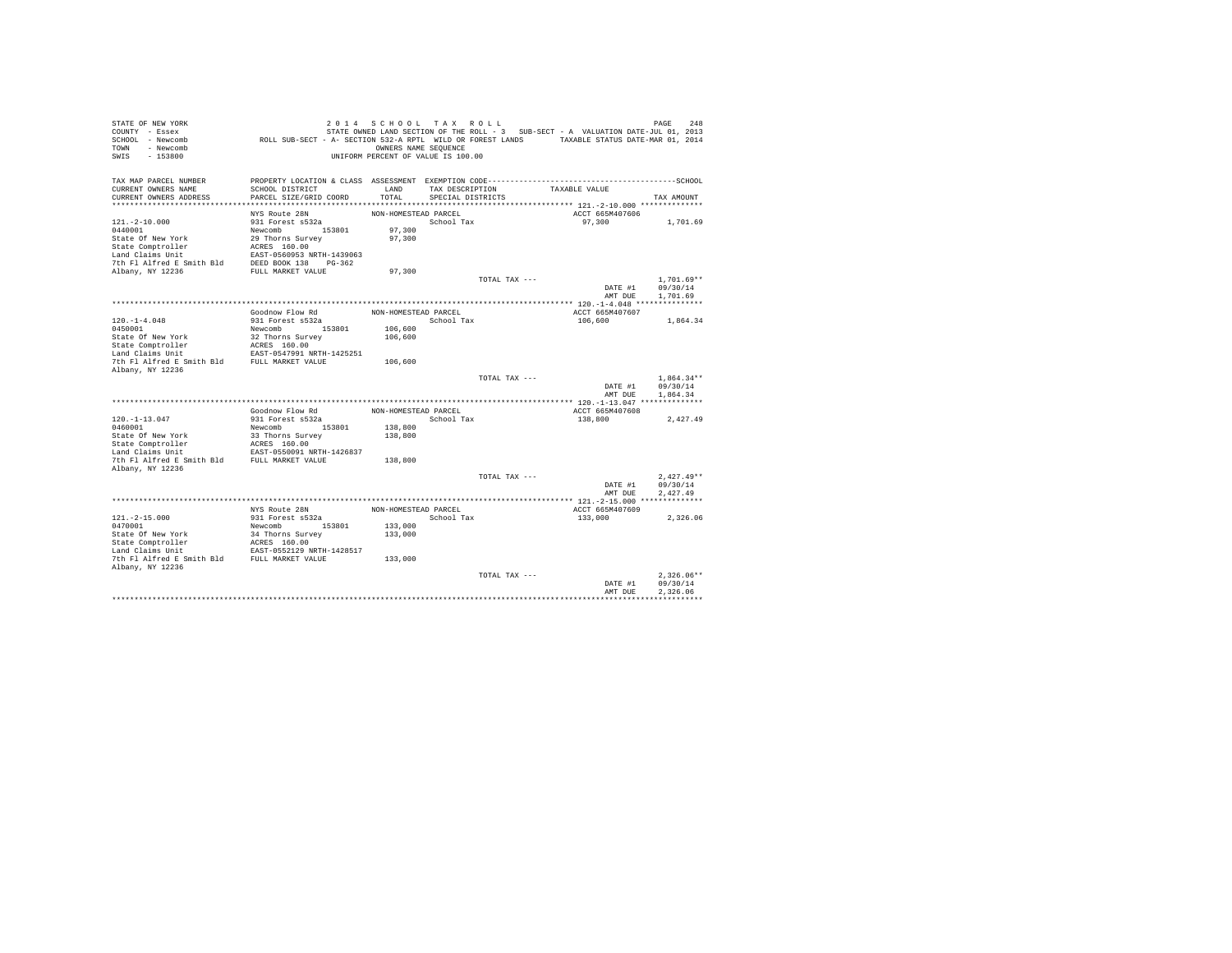```
STATE OF NEW YORK                    2 0 1 4   S C H O O L   T A X   R O L L                                        PAGE   248
COUNTY  - Essex                    STATE OWNED LAND SECTION OF THE ROLL - 3   SUB-SECT - A  VALUATION DATE-JUL 01, 2013
SCHOOL  - Newcomb            ROLL SUB-SECT - A- SECTION 532-A RPTL  WILD OR FOREST LANDS        TAXABLE STATUS DATE-MAR 01, 2014
TOWN    - Newcomb                                   OWNERS NAME SEQUENCE
SWIS    - 153800                              UNIFORM PERCENT OF VALUE IS 100.00

TAX MAP PARCEL NUMBER       PROPERTY LOCATION & CLASS  ASSESSMENT  EXEMPTION CODE------------------------------------------------SCHOOL
CURRENT OWNERS NAME         SCHOOL DISTRICT              LAND      TAX DESCRIPTION           TAXABLE VALUE
CURRENT OWNERS ADDRESS      PARCEL SIZE/GRID COORD       TOTAL     SPECIAL DISTRICTS                                        TAX AMOUNT
********************************************************************************************* 121.-2-10.000 **************
                            NYS Route 28N               NON-HOMESTEAD PARCEL                        ACCT 665M407606
121.-2-10.000               931 Forest s532a                          School Tax                     97,300               1,701.69
0440001                     Newcomb        153801        97,300
State Of New York           29 Thorns Survey             97,300
State Comptroller           ACRES  160.00
Land Claims Unit            EAST-0560953 NRTH-1439063
7th Fl Alfred E Smith Bld   DEED BOOK 138    PG-362
Albany, NY 12236            FULL MARKET VALUE            97,300
                                                                         TOTAL TAX ---                                  1,701.69**
                                                                                                        DATE #1         09/30/14
                                                                                                        AMT DUE         1,701.69
********************************************************************************************* 120.-1-4.048 ***************
                            Goodnow Flow Rd             NON-HOMESTEAD PARCEL                        ACCT 665M407607
120.-1-4.048                931 Forest s532a                          School Tax                    106,600               1,864.34
0450001                     Newcomb        153801       106,600
State Of New York           32 Thorns Survey            106,600
State Comptroller           ACRES  160.00
Land Claims Unit            EAST-0547991 NRTH-1425251
7th Fl Alfred E Smith Bld   FULL MARKET VALUE           106,600
Albany, NY 12236
                                                                         TOTAL TAX ---                                  1,864.34**
                                                                                                        DATE #1         09/30/14
                                                                                                        AMT DUE         1,864.34
********************************************************************************************* 120.-1-13.047 **************
                            Goodnow Flow Rd             NON-HOMESTEAD PARCEL                        ACCT 665M407608
120.-1-13.047               931 Forest s532a                          School Tax                    138,800               2,427.49
0460001                     Newcomb        153801       138,800
State Of New York           33 Thorns Survey            138,800
State Comptroller           ACRES  160.00
Land Claims Unit            EAST-0550091 NRTH-1426837
7th Fl Alfred E Smith Bld   FULL MARKET VALUE           138,800
Albany, NY 12236
                                                                         TOTAL TAX ---                                  2,427.49**
                                                                                                        DATE #1         09/30/14
                                                                                                        AMT DUE         2,427.49
********************************************************************************************* 121.-2-15.000 **************
                            NYS Route 28N               NON-HOMESTEAD PARCEL                        ACCT 665M407609
121.-2-15.000               931 Forest s532a                          School Tax                    133,000               2,326.06
0470001                     Newcomb        153801       133,000
State Of New York           34 Thorns Survey            133,000
State Comptroller           ACRES  160.00
Land Claims Unit            EAST-0552129 NRTH-1428517
7th Fl Alfred E Smith Bld   FULL MARKET VALUE           133,000
Albany, NY 12236
                                                                         TOTAL TAX ---                                  2,326.06**
                                                                                                        DATE #1         09/30/14
                                                                                                        AMT DUE         2,326.06
****************************************************************************************************************************
```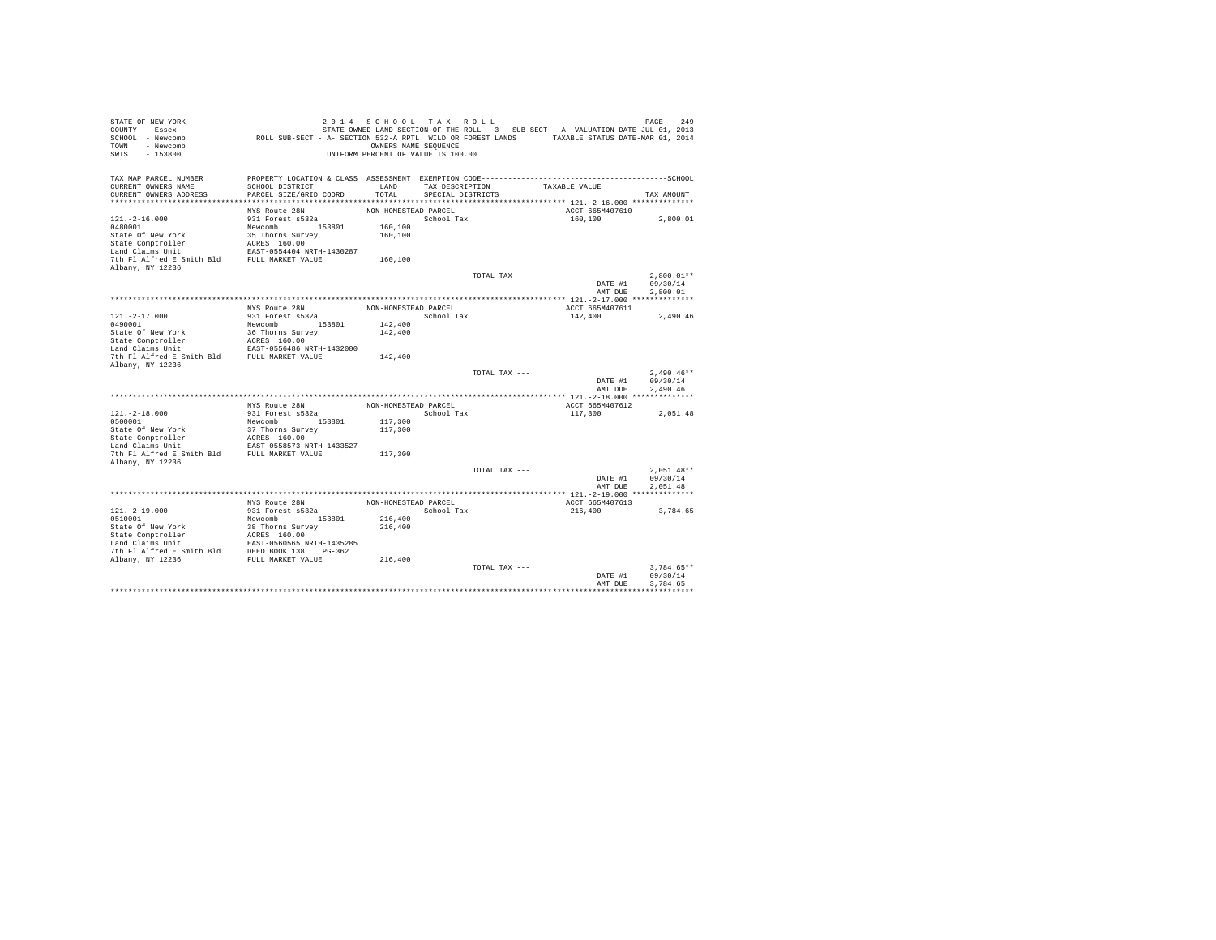STATE OF NEW YORK　　　　2 0 1 4　S C H O O L　T A X　R O L L

COUNTY - Essex　　　　STATE OWNED LAND SECTION OF THE ROLL - 3　SUB-SECT - A　VALUATION DATE-JUL 01, 2013

SCHOOL - Newcomb　　　　ROLL SUB-SECT - A- SECTION 532-A RPTL WILD OR FOREST LANDS　　TAXABLE STATUS DATE-MAR 01, 2014

TOWN - Newcomb　　　　OWNERS NAME SEQUENCE

SWIS - 153800　　　　UNIFORM PERCENT OF VALUE IS 100.00

| TAX MAP PARCEL NUMBER / CURRENT OWNERS NAME / CURRENT OWNERS ADDRESS | PROPERTY LOCATION & CLASS / SCHOOL DISTRICT / PARCEL SIZE/GRID COORD | ASSESSMENT LAND / TOTAL | EXEMPTION CODE / TAX DESCRIPTION / SPECIAL DISTRICTS | TAXABLE VALUE | TAX AMOUNT |
|---|---|---|---|---|---|
| **121.-2-16.000** | NYS Route 28N | NON-HOMESTEAD PARCEL | | ACCT 665M407610 | |
| 121.-2-16.000 | 931 Forest s532a | | School Tax | 160,100 | 2,800.01 |
| 0480001 | Newcomb 153801 | 160,100 | | | |
| State Of New York | 35 Thorns Survey | 160,100 | | | |
| State Comptroller | ACRES 160.00 | | | | |
| Land Claims Unit | EAST-0554404 NRTH-1430287 | | | | |
| 7th Fl Alfred E Smith Bld | FULL MARKET VALUE | 160,100 | | | |
| Albany, NY 12236 | | | | | |
| | | | TOTAL TAX --- | | 2,800.01** |
| | | | | DATE #1 | 09/30/14 |
| | | | | AMT DUE | 2,800.01 |
| **121.-2-17.000** | NYS Route 28N | NON-HOMESTEAD PARCEL | | ACCT 665M407611 | |
| 121.-2-17.000 | 931 Forest s532a | | School Tax | 142,400 | 2,490.46 |
| 0490001 | Newcomb 153801 | 142,400 | | | |
| State Of New York | 36 Thorns Survey | 142,400 | | | |
| State Comptroller | ACRES 160.00 | | | | |
| Land Claims Unit | EAST-0556486 NRTH-1432000 | | | | |
| 7th Fl Alfred E Smith Bld | FULL MARKET VALUE | 142,400 | | | |
| Albany, NY 12236 | | | | | |
| | | | TOTAL TAX --- | | 2,490.46** |
| | | | | DATE #1 | 09/30/14 |
| | | | | AMT DUE | 2,490.46 |
| **121.-2-18.000** | NYS Route 28N | NON-HOMESTEAD PARCEL | | ACCT 665M407612 | |
| 121.-2-18.000 | 931 Forest s532a | | School Tax | 117,300 | 2,051.48 |
| 0500001 | Newcomb 153801 | 117,300 | | | |
| State Of New York | 37 Thorns Survey | 117,300 | | | |
| State Comptroller | ACRES 160.00 | | | | |
| Land Claims Unit | EAST-0558573 NRTH-1433527 | | | | |
| 7th Fl Alfred E Smith Bld | FULL MARKET VALUE | 117,300 | | | |
| Albany, NY 12236 | | | | | |
| | | | TOTAL TAX --- | | 2,051.48** |
| | | | | DATE #1 | 09/30/14 |
| | | | | AMT DUE | 2,051.48 |
| **121.-2-19.000** | NYS Route 28N | NON-HOMESTEAD PARCEL | | ACCT 665M407613 | |
| 121.-2-19.000 | 931 Forest s532a | | School Tax | 216,400 | 3,784.65 |
| 0510001 | Newcomb 153801 | 216,400 | | | |
| State Of New York | 38 Thorns Survey | 216,400 | | | |
| State Comptroller | ACRES 160.00 | | | | |
| Land Claims Unit | EAST-0560565 NRTH-1435285 | | | | |
| 7th Fl Alfred E Smith Bld | DEED BOOK 138 PG-362 | | | | |
| Albany, NY 12236 | FULL MARKET VALUE | 216,400 | | | |
| | | | TOTAL TAX --- | | 3,784.65** |
| | | | | DATE #1 | 09/30/14 |
| | | | | AMT DUE | 3,784.65 |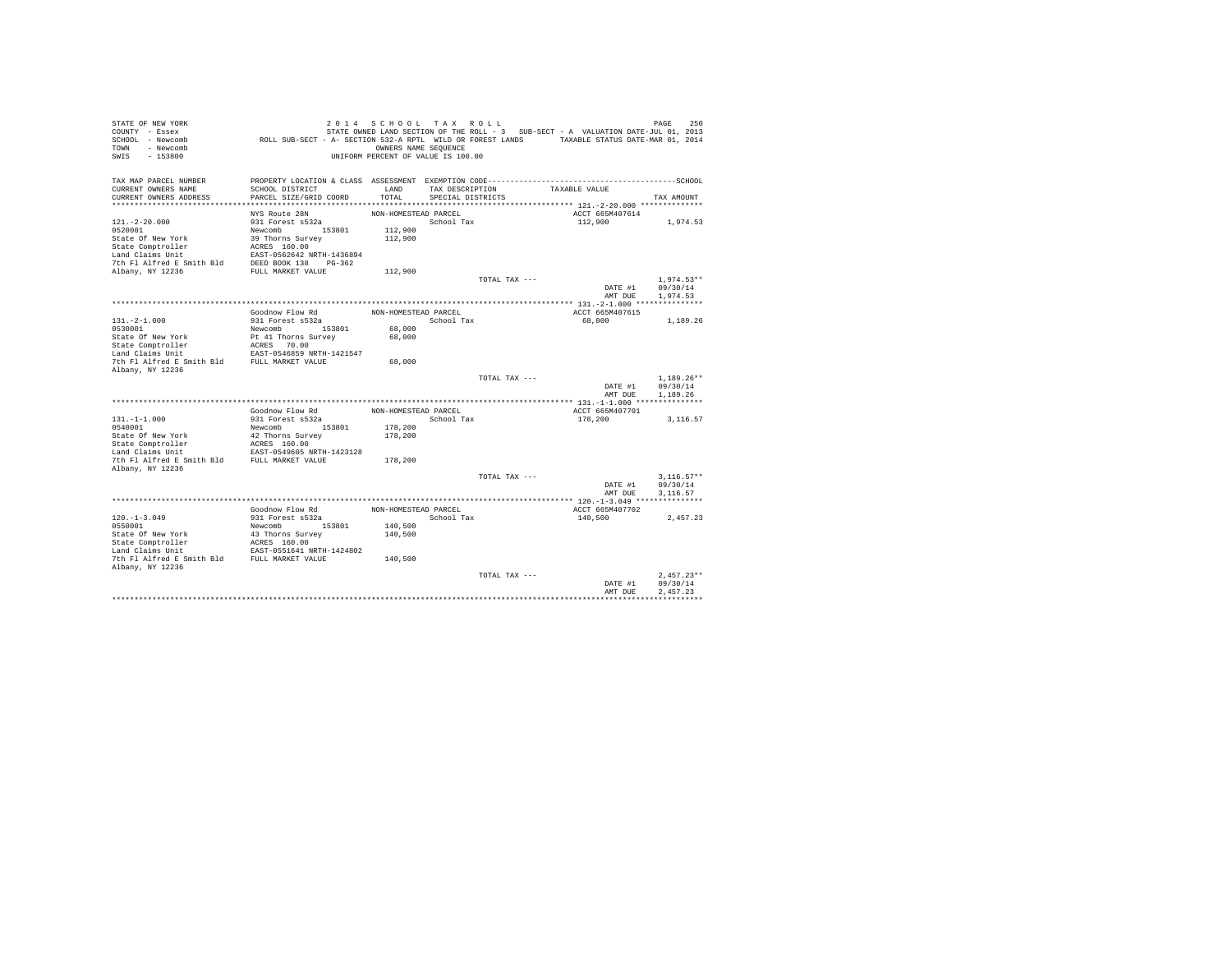STATE OF NEW YORK
COUNTY - Essex
SCHOOL - Newcomb
TOWN - Newcomb
SWIS - 153800

2 0 1 4 S C H O O L T A X R O L L
STATE OWNED LAND SECTION OF THE ROLL - 3 SUB-SECT - A VALUATION DATE-JUL 01, 2013
ROLL SUB-SECT - A- SECTION 532-A RPTL WILD OR FOREST LANDS TAXABLE STATUS DATE-MAR 01, 2014
OWNERS NAME SEQUENCE
UNIFORM PERCENT OF VALUE IS 100.00

| TAX MAP PARCEL NUMBER<br>CURRENT OWNERS NAME<br>CURRENT OWNERS ADDRESS | PROPERTY LOCATION & CLASS<br>SCHOOL DISTRICT<br>PARCEL SIZE/GRID COORD | ASSESSMENT<br>LAND<br>TOTAL | EXEMPTION CODE<br>TAX DESCRIPTION<br>SPECIAL DISTRICTS | SCHOOL<br>TAXABLE VALUE | TAX AMOUNT |
|---|---|---|---|---|---|
| 121.-2-20.000 | NYS Route 28N | NON-HOMESTEAD PARCEL | | ACCT 665M407614 | |
| 0520001 | 931 Forest s532a | | School Tax | 112,900 | 1,974.53 |
| State Of New York | Newcomb 153801 | 112,900 | | | |
| State Comptroller | 39 Thorns Survey | 112,900 | | | |
| Land Claims Unit | ACRES 160.00 | | | | |
| 7th Fl Alfred E Smith Bld | EAST-0562642 NRTH-1436894 | | | | |
| Albany, NY 12236 | DEED BOOK 138 PG-362 | | | | |
| | FULL MARKET VALUE | 112,900 | | | |
| | | | TOTAL TAX --- | | 1,974.53** |
| | | | | DATE #1 | 09/30/14 |
| | | | | AMT DUE | 1,974.53 |
| 131.-2-1.000 | Goodnow Flow Rd | NON-HOMESTEAD PARCEL | | ACCT 665M407615 | |
| 0530001 | 931 Forest s532a | | School Tax | 68,000 | 1,189.26 |
| State Of New York | Newcomb 153801 | 68,000 | | | |
| State Comptroller | Pt 41 Thorns Survey | 68,000 | | | |
| Land Claims Unit | ACRES 70.00 | | | | |
| 7th Fl Alfred E Smith Bld | EAST-0546859 NRTH-1421547 | | | | |
| Albany, NY 12236 | FULL MARKET VALUE | 68,000 | | | |
| | | | TOTAL TAX --- | | 1,189.26** |
| | | | | DATE #1 | 09/30/14 |
| | | | | AMT DUE | 1,189.26 |
| 131.-1-1.000 | Goodnow Flow Rd | NON-HOMESTEAD PARCEL | | ACCT 665M407701 | |
| 0540001 | 931 Forest s532a | | School Tax | 178,200 | 3,116.57 |
| State Of New York | Newcomb 153801 | 178,200 | | | |
| State Comptroller | 42 Thorns Survey | 178,200 | | | |
| Land Claims Unit | ACRES 160.00 | | | | |
| 7th Fl Alfred E Smith Bld | EAST-0549605 NRTH-1423128 | | | | |
| Albany, NY 12236 | FULL MARKET VALUE | 178,200 | | | |
| | | | TOTAL TAX --- | | 3,116.57** |
| | | | | DATE #1 | 09/30/14 |
| | | | | AMT DUE | 3,116.57 |
| 120.-1-3.049 | Goodnow Flow Rd | NON-HOMESTEAD PARCEL | | ACCT 665M407702 | |
| 0550001 | 931 Forest s532a | | School Tax | 140,500 | 2,457.23 |
| State Of New York | Newcomb 153801 | 140,500 | | | |
| State Comptroller | 43 Thorns Survey | 140,500 | | | |
| Land Claims Unit | ACRES 160.00 | | | | |
| 7th Fl Alfred E Smith Bld | EAST-0551641 NRTH-1424802 | | | | |
| Albany, NY 12236 | FULL MARKET VALUE | 140,500 | | | |
| | | | TOTAL TAX --- | | 2,457.23** |
| | | | | DATE #1 | 09/30/14 |
| | | | | AMT DUE | 2,457.23 |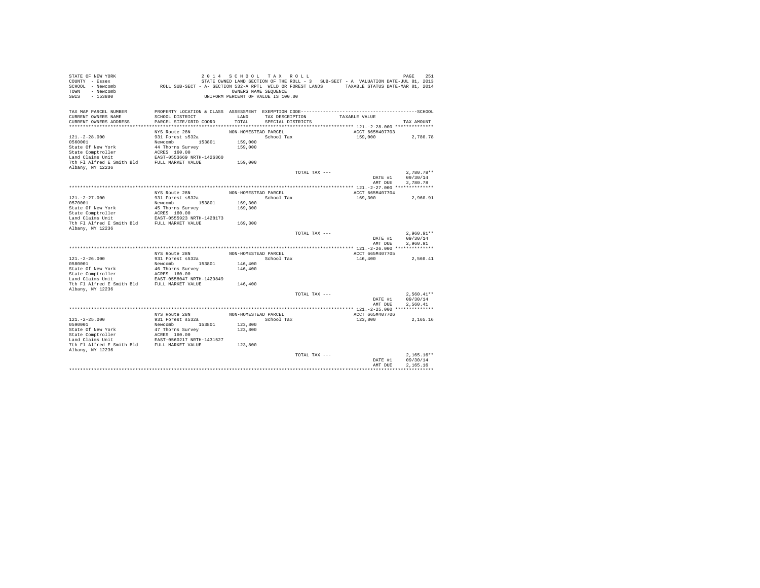STATE OF NEW YORK　　　　2014 SCHOOL TAX ROLL
COUNTY - Essex　　　　STATE OWNED LAND SECTION OF THE ROLL - 3　SUB-SECT - A VALUATION DATE-JUL 01, 2013
SCHOOL - Newcomb　　　　ROLL SUB-SECT - A- SECTION 532-A RPTL WILD OR FOREST LANDS　　TAXABLE STATUS DATE-MAR 01, 2014
TOWN - Newcomb　　　　OWNERS NAME SEQUENCE
SWIS - 153800　　　　UNIFORM PERCENT OF VALUE IS 100.00

| TAX MAP PARCEL NUMBER / CURRENT OWNERS NAME / CURRENT OWNERS ADDRESS | PROPERTY LOCATION & CLASS / SCHOOL DISTRICT / PARCEL SIZE/GRID COORD | ASSESSMENT LAND / TOTAL | EXEMPTION CODE / TAX DESCRIPTION / SPECIAL DISTRICTS | TAXABLE VALUE | TAX AMOUNT |
|---|---|---|---|---|---|
| 121.-2-28.000 | NYS Route 28N | NON-HOMESTEAD PARCEL | | ACCT 665M407703 | |
| 0560001 | 931 Forest s532a | | School Tax | 159,000 | 2,780.78 |
| State Of New York | Newcomb 153801 | 159,000 | | | |
| State Comptroller | 44 Thorns Survey | 159,000 | | | |
| Land Claims Unit | ACRES 160.00 | | | | |
| 7th Fl Alfred E Smith Bld | EAST-0553669 NRTH-1426360 | | | | |
| Albany, NY 12236 | FULL MARKET VALUE | 159,000 | | | |
| | | | TOTAL TAX --- | | 2,780.78** |
| | | | | DATE #1 | 09/30/14 |
| | | | | AMT DUE | 2,780.78 |
| 121.-2-27.000 | NYS Route 28N | NON-HOMESTEAD PARCEL | | ACCT 665M407704 | |
| 0570001 | 931 Forest s532a | | School Tax | 169,300 | 2,960.91 |
| State Of New York | Newcomb 153801 | 169,300 | | | |
| State Comptroller | 45 Thorns Survey | 169,300 | | | |
| Land Claims Unit | ACRES 160.00 | | | | |
| 7th Fl Alfred E Smith Bld | EAST-0555923 NRTH-1428173 | | | | |
| Albany, NY 12236 | FULL MARKET VALUE | 169,300 | | | |
| | | | TOTAL TAX --- | | 2,960.91** |
| | | | | DATE #1 | 09/30/14 |
| | | | | AMT DUE | 2,960.91 |
| 121.-2-26.000 | NYS Route 28N | NON-HOMESTEAD PARCEL | | ACCT 665M407705 | |
| 0580001 | 931 Forest s532a | | School Tax | 146,400 | 2,560.41 |
| State Of New York | Newcomb 153801 | 146,400 | | | |
| State Comptroller | 46 Thorns Survey | 146,400 | | | |
| Land Claims Unit | ACRES 160.00 | | | | |
| 7th Fl Alfred E Smith Bld | EAST-0558047 NRTH-1429849 | | | | |
| Albany, NY 12236 | FULL MARKET VALUE | 146,400 | | | |
| | | | TOTAL TAX --- | | 2,560.41** |
| | | | | DATE #1 | 09/30/14 |
| | | | | AMT DUE | 2,560.41 |
| 121.-2-25.000 | NYS Route 28N | NON-HOMESTEAD PARCEL | | ACCT 665M407706 | |
| 0590001 | 931 Forest s532a | | School Tax | 123,800 | 2,165.16 |
| State Of New York | Newcomb 153801 | 123,800 | | | |
| State Comptroller | 47 Thorns Survey | 123,800 | | | |
| Land Claims Unit | ACRES 160.00 | | | | |
| 7th Fl Alfred E Smith Bld | EAST-0560217 NRTH-1431527 | | | | |
| Albany, NY 12236 | FULL MARKET VALUE | 123,800 | | | |
| | | | TOTAL TAX --- | | 2,165.16** |
| | | | | DATE #1 | 09/30/14 |
| | | | | AMT DUE | 2,165.16 |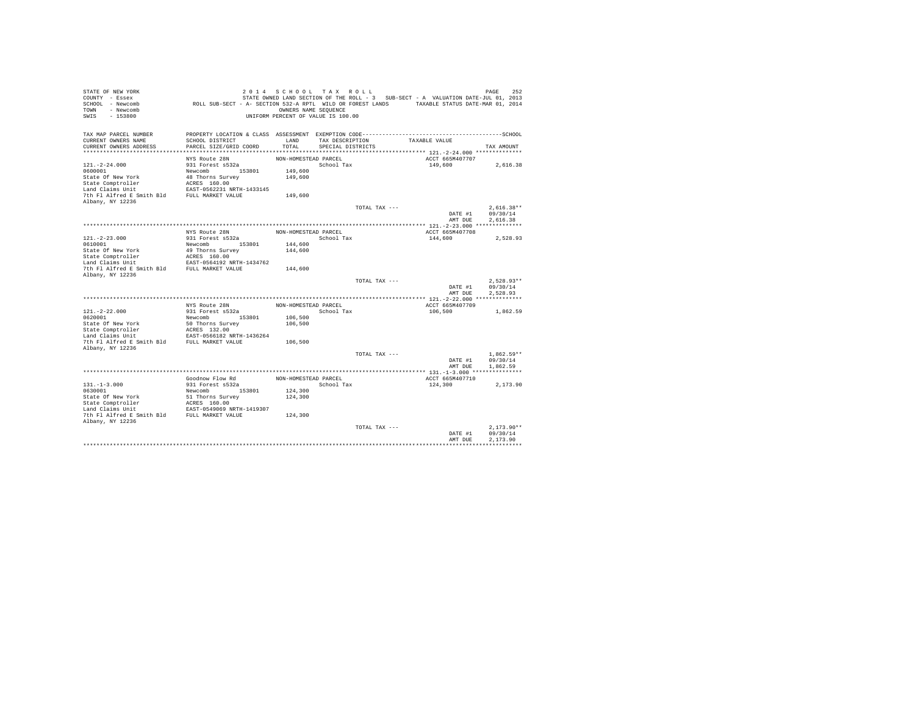STATE OF NEW YORK
COUNTY - Essex
SCHOOL - Newcomb
TOWN - Newcomb
SWIS - 153800

2 0 1 4 S C H O O L T A X R O L L
STATE OWNED LAND SECTION OF THE ROLL - 3 SUB-SECT - A VALUATION DATE-JUL 01, 2013
ROLL SUB-SECT - A- SECTION 532-A RPTL WILD OR FOREST LANDS TAXABLE STATUS DATE-MAR 01, 2014
OWNERS NAME SEQUENCE
UNIFORM PERCENT OF VALUE IS 100.00

| TAX MAP PARCEL NUMBER<br>CURRENT OWNERS NAME<br>CURRENT OWNERS ADDRESS | PROPERTY LOCATION & CLASS<br>SCHOOL DISTRICT<br>PARCEL SIZE/GRID COORD | ASSESSMENT<br>LAND<br>TOTAL | EXEMPTION CODE<br>TAX DESCRIPTION<br>SPECIAL DISTRICTS | TAXABLE VALUE | SCHOOL<br>TAX AMOUNT |
|---|---|---|---|---|---|
| **121.-2-24.000** | NYS Route 28N | NON-HOMESTEAD PARCEL | | ACCT 665M407707 | |
| 121.-2-24.000 | 931 Forest s532a | | School Tax | 149,600 | 2,616.38 |
| 0600001 | Newcomb 153801 | 149,600 | | | |
| State Of New York | 48 Thorns Survey | 149,600 | | | |
| State Comptroller | ACRES 160.00 | | | | |
| Land Claims Unit | EAST-0562231 NRTH-1433145 | | | | |
| 7th Fl Alfred E Smith Bld | FULL MARKET VALUE | 149,600 | | | |
| Albany, NY 12236 | | | | | |
| | | | TOTAL TAX --- | | 2,616.38** |
| | | | | DATE #1 | 09/30/14 |
| | | | | AMT DUE | 2,616.38 |
| **121.-2-23.000** | NYS Route 28N | NON-HOMESTEAD PARCEL | | ACCT 665M407708 | |
| 121.-2-23.000 | 931 Forest s532a | | School Tax | 144,600 | 2,528.93 |
| 0610001 | Newcomb 153801 | 144,600 | | | |
| State Of New York | 49 Thorns Survey | 144,600 | | | |
| State Comptroller | ACRES 160.00 | | | | |
| Land Claims Unit | EAST-0564192 NRTH-1434762 | | | | |
| 7th Fl Alfred E Smith Bld | FULL MARKET VALUE | 144,600 | | | |
| Albany, NY 12236 | | | | | |
| | | | TOTAL TAX --- | | 2,528.93** |
| | | | | DATE #1 | 09/30/14 |
| | | | | AMT DUE | 2,528.93 |
| **121.-2-22.000** | NYS Route 28N | NON-HOMESTEAD PARCEL | | ACCT 665M407709 | |
| 121.-2-22.000 | 931 Forest s532a | | School Tax | 106,500 | 1,862.59 |
| 0620001 | Newcomb 153801 | 106,500 | | | |
| State Of New York | 50 Thorns Survey | 106,500 | | | |
| State Comptroller | ACRES 132.00 | | | | |
| Land Claims Unit | EAST-0566182 NRTH-1436264 | | | | |
| 7th Fl Alfred E Smith Bld | FULL MARKET VALUE | 106,500 | | | |
| Albany, NY 12236 | | | | | |
| | | | TOTAL TAX --- | | 1,862.59** |
| | | | | DATE #1 | 09/30/14 |
| | | | | AMT DUE | 1,862.59 |
| **131.-1-3.000** | Goodnow Flow Rd | NON-HOMESTEAD PARCEL | | ACCT 665M407710 | |
| 131.-1-3.000 | 931 Forest s532a | | School Tax | 124,300 | 2,173.90 |
| 0630001 | Newcomb 153801 | 124,300 | | | |
| State Of New York | 51 Thorns Survey | 124,300 | | | |
| State Comptroller | ACRES 160.00 | | | | |
| Land Claims Unit | EAST-0549069 NRTH-1419307 | | | | |
| 7th Fl Alfred E Smith Bld | FULL MARKET VALUE | 124,300 | | | |
| Albany, NY 12236 | | | | | |
| | | | TOTAL TAX --- | | 2,173.90** |
| | | | | DATE #1 | 09/30/14 |
| | | | | AMT DUE | 2,173.90 |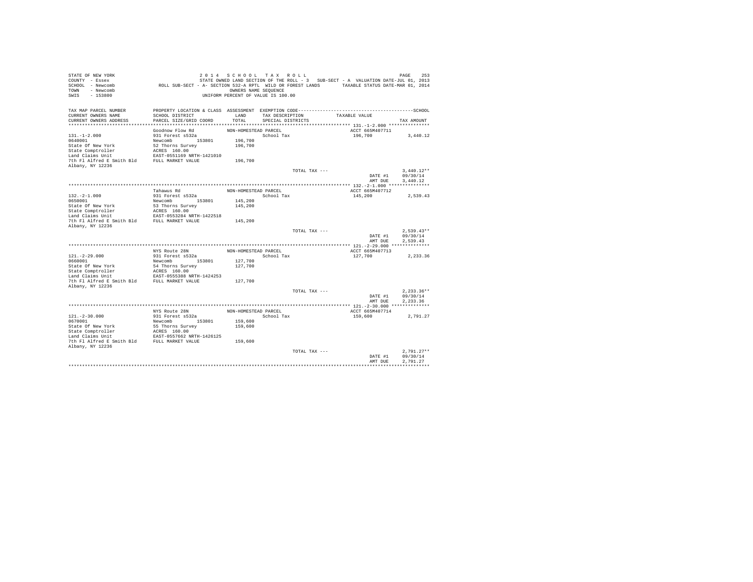STATE OF NEW YORK  
COUNTY - Essex  
SCHOOL - Newcomb  
TOWN - Newcomb  
SWIS - 153800

2 0 1 4 S C H O O L T A X R O L L  
STATE OWNED LAND SECTION OF THE ROLL - 3 SUB-SECT - A VALUATION DATE-JUL 01, 2013  
ROLL SUB-SECT - A- SECTION 532-A RPTL WILD OR FOREST LANDS TAXABLE STATUS DATE-MAR 01, 2014  
OWNERS NAME SEQUENCE  
UNIFORM PERCENT OF VALUE IS 100.00

| TAX MAP PARCEL NUMBER / CURRENT OWNERS NAME / CURRENT OWNERS ADDRESS | PROPERTY LOCATION & CLASS / SCHOOL DISTRICT / PARCEL SIZE/GRID COORD | ASSESSMENT LAND / TOTAL | EXEMPTION CODE / TAX DESCRIPTION / SPECIAL DISTRICTS | TAXABLE VALUE | TAX AMOUNT |
|---|---|---|---|---|---|
| **131.-1-2.000** | Goodnow Flow Rd | NON-HOMESTEAD PARCEL | | ACCT 665M407711 | |
| 131.-1-2.000 | 931 Forest s532a | | School Tax | 196,700 | 3,440.12 |
| 0640001 | Newcomb 153801 | 196,700 | | | |
| State Of New York | 52 Thorns Survey | 196,700 | | | |
| State Comptroller | ACRES 160.00 | | | | |
| Land Claims Unit | EAST-0551169 NRTH-1421010 | | | | |
| 7th Fl Alfred E Smith Bld | FULL MARKET VALUE | 196,700 | | | |
| Albany, NY 12236 | | | | | |
| | | | TOTAL TAX --- | | 3,440.12** |
| | | | | DATE #1 | 09/30/14 |
| | | | | AMT DUE | 3,440.12 |
| **132.-2-1.000** | Tahawus Rd | NON-HOMESTEAD PARCEL | | ACCT 665M407712 | |
| 132.-2-1.000 | 931 Forest s532a | | School Tax | 145,200 | 2,539.43 |
| 0650001 | Newcomb 153801 | 145,200 | | | |
| State Of New York | 53 Thorns Survey | 145,200 | | | |
| State Comptroller | ACRES 160.00 | | | | |
| Land Claims Unit | EAST-0553284 NRTH-1422518 | | | | |
| 7th Fl Alfred E Smith Bld | FULL MARKET VALUE | 145,200 | | | |
| Albany, NY 12236 | | | | | |
| | | | TOTAL TAX --- | | 2,539.43** |
| | | | | DATE #1 | 09/30/14 |
| | | | | AMT DUE | 2,539.43 |
| **121.-2-29.000** | NYS Route 28N | NON-HOMESTEAD PARCEL | | ACCT 665M407713 | |
| 121.-2-29.000 | 931 Forest s532a | | School Tax | 127,700 | 2,233.36 |
| 0660001 | Newcomb 153801 | 127,700 | | | |
| State Of New York | 54 Thorns Survey | 127,700 | | | |
| State Comptroller | ACRES 160.00 | | | | |
| Land Claims Unit | EAST-0555388 NRTH-1424253 | | | | |
| 7th Fl Alfred E Smith Bld | FULL MARKET VALUE | 127,700 | | | |
| Albany, NY 12236 | | | | | |
| | | | TOTAL TAX --- | | 2,233.36** |
| | | | | DATE #1 | 09/30/14 |
| | | | | AMT DUE | 2,233.36 |
| **121.-2-30.000** | NYS Route 28N | NON-HOMESTEAD PARCEL | | ACCT 665M407714 | |
| 121.-2-30.000 | 931 Forest s532a | | School Tax | 159,600 | 2,791.27 |
| 0670001 | Newcomb 153801 | 159,600 | | | |
| State Of New York | 55 Thorns Survey | 159,600 | | | |
| State Comptroller | ACRES 160.00 | | | | |
| Land Claims Unit | EAST-0557662 NRTH-1426125 | | | | |
| 7th Fl Alfred E Smith Bld | FULL MARKET VALUE | 159,600 | | | |
| Albany, NY 12236 | | | | | |
| | | | TOTAL TAX --- | | 2,791.27** |
| | | | | DATE #1 | 09/30/14 |
| | | | | AMT DUE | 2,791.27 |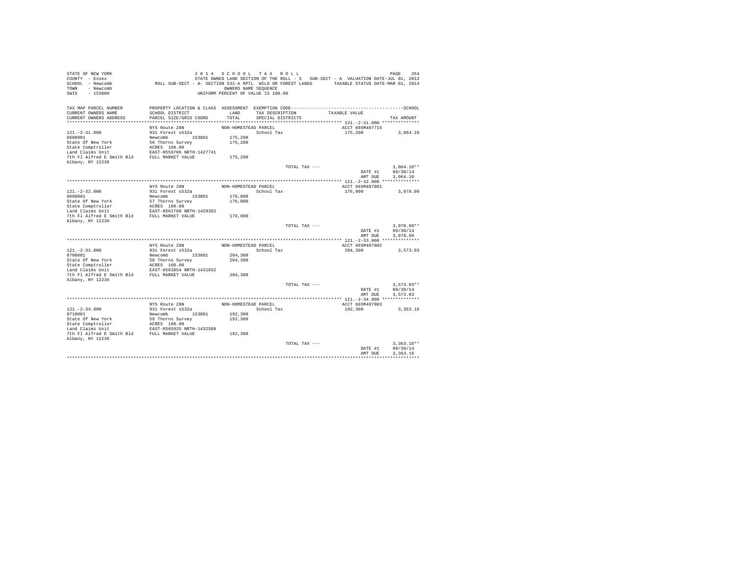STATE OF NEW YORK 2 0 1 4 S C H O O L T A X R O L L
COUNTY - Essex STATE OWNED LAND SECTION OF THE ROLL - 3 SUB-SECT - A VALUATION DATE-JUL 01, 2013
SCHOOL - Newcomb ROLL SUB-SECT - A- SECTION 532-A RPTL WILD OR FOREST LANDS TAXABLE STATUS DATE-MAR 01, 2014
TOWN - Newcomb OWNERS NAME SEQUENCE
SWIS - 153800 UNIFORM PERCENT OF VALUE IS 100.00

| TAX MAP PARCEL NUMBER / CURRENT OWNERS NAME / CURRENT OWNERS ADDRESS | PROPERTY LOCATION & CLASS / SCHOOL DISTRICT / PARCEL SIZE/GRID COORD | ASSESSMENT LAND / TOTAL | EXEMPTION CODE / TAX DESCRIPTION / SPECIAL DISTRICTS | TAXABLE VALUE | TAX AMOUNT |
|---|---|---|---|---|---|
| **121.-2-31.000** | NYS Route 28N | NON-HOMESTEAD PARCEL | | ACCT 665M407715 | |
| 121.-2-31.000 | 931 Forest s532a | | School Tax | 175,200 | 3,064.10 |
| 0680001 | Newcomb 153801 | 175,200 | | | |
| State Of New York | 56 Thorns Survey | 175,200 | | | |
| State Comptroller | ACRES 160.00 | | | | |
| Land Claims Unit | EAST-0559706 NRTH-1427741 | | | | |
| 7th Fl Alfred E Smith Bld | FULL MARKET VALUE | 175,200 | | | |
| Albany, NY 12236 | | | | | |
| | | | TOTAL TAX --- | | 3,064.10** |
| | | | | DATE #1 | 09/30/14 |
| | | | | AMT DUE | 3,064.10 |
| **121.-2-32.000** | NYS Route 28N | NON-HOMESTEAD PARCEL | | ACCT 665M407801 | |
| 121.-2-32.000 | 931 Forest s532a | | School Tax | 176,000 | 3,078.09 |
| 0690001 | Newcomb 153801 | 176,000 | | | |
| State Of New York | 57 Thorns Survey | 176,000 | | | |
| State Comptroller | ACRES 160.00 | | | | |
| Land Claims Unit | EAST-0561780 NRTH-1429392 | | | | |
| 7th Fl Alfred E Smith Bld | FULL MARKET VALUE | 176,000 | | | |
| Albany, NY 12236 | | | | | |
| | | | TOTAL TAX --- | | 3,078.09** |
| | | | | DATE #1 | 09/30/14 |
| | | | | AMT DUE | 3,078.09 |
| **121.-2-33.000** | NYS Route 28N | NON-HOMESTEAD PARCEL | | ACCT 665M407802 | |
| 121.-2-33.000 | 931 Forest s532a | | School Tax | 204,300 | 3,573.03 |
| 0700001 | Newcomb 153801 | 204,300 | | | |
| State Of New York | 58 Thorns Survey | 204,300 | | | |
| State Comptroller | ACRES 160.00 | | | | |
| Land Claims Unit | EAST-0563854 NRTH-1431032 | | | | |
| 7th Fl Alfred E Smith Bld | FULL MARKET VALUE | 204,300 | | | |
| Albany, NY 12236 | | | | | |
| | | | TOTAL TAX --- | | 3,573.03** |
| | | | | DATE #1 | 09/30/14 |
| | | | | AMT DUE | 3,573.03 |
| **121.-2-34.000** | NYS Route 28N | NON-HOMESTEAD PARCEL | | ACCT 665M407803 | |
| 121.-2-34.000 | 931 Forest s532a | | School Tax | 192,300 | 3,363.16 |
| 0710001 | Newcomb 153801 | 192,300 | | | |
| State Of New York | 59 Thorns Survey | 192,300 | | | |
| State Comptroller | ACRES 160.00 | | | | |
| Land Claims Unit | EAST-0565925 NRTH-1432589 | | | | |
| 7th Fl Alfred E Smith Bld | FULL MARKET VALUE | 192,300 | | | |
| Albany, NY 12236 | | | | | |
| | | | TOTAL TAX --- | | 3,363.16** |
| | | | | DATE #1 | 09/30/14 |
| | | | | AMT DUE | 3,363.16 |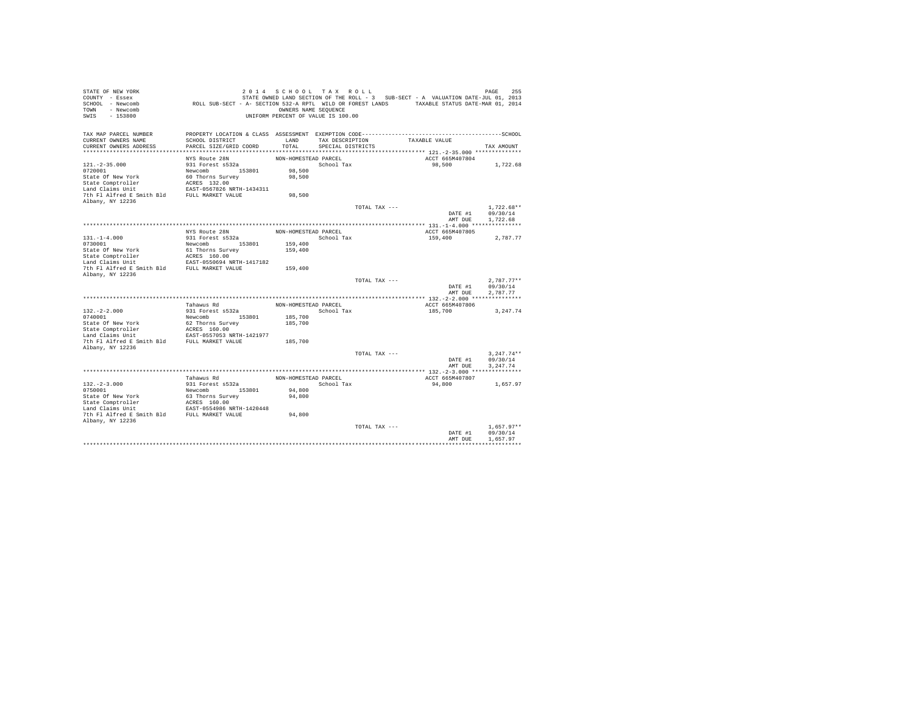STATE OF NEW YORK
COUNTY - Essex
SCHOOL - Newcomb
TOWN - Newcomb
SWIS - 153800

2 0 1 4 S C H O O L T A X R O L L
STATE OWNED LAND SECTION OF THE ROLL - 3 SUB-SECT - A VALUATION DATE-JUL 01, 2013
ROLL SUB-SECT - A- SECTION 532-A RPTL WILD OR FOREST LANDS TAXABLE STATUS DATE-MAR 01, 2014
OWNERS NAME SEQUENCE
UNIFORM PERCENT OF VALUE IS 100.00

| TAX MAP PARCEL NUMBER / CURRENT OWNERS NAME / CURRENT OWNERS ADDRESS | PROPERTY LOCATION & CLASS / SCHOOL DISTRICT / PARCEL SIZE/GRID COORD | ASSESSMENT LAND / TOTAL | EXEMPTION CODE / TAX DESCRIPTION / SPECIAL DISTRICTS | TAXABLE VALUE | TAX AMOUNT |
|---|---|---|---|---|---|
| **121.-2-35.000** | NYS Route 28N | NON-HOMESTEAD PARCEL | | ACCT 665M407804 | |
| 121.-2-35.000 | 931 Forest s532a | | School Tax | 98,500 | 1,722.68 |
| 0720001 | Newcomb 153801 | 98,500 | | | |
| State Of New York | 60 Thorns Survey | 98,500 | | | |
| State Comptroller | ACRES 132.00 | | | | |
| Land Claims Unit | EAST-0567826 NRTH-1434311 | | | | |
| 7th Fl Alfred E Smith Bld | FULL MARKET VALUE | 98,500 | | | |
| Albany, NY 12236 | | | | | |
| | | | TOTAL TAX --- | | 1,722.68** |
| | | | | DATE #1 | 09/30/14 |
| | | | | AMT DUE | 1,722.68 |
| **131.-1-4.000** | NYS Route 28N | NON-HOMESTEAD PARCEL | | ACCT 665M407805 | |
| 131.-1-4.000 | 931 Forest s532a | | School Tax | 159,400 | 2,787.77 |
| 0730001 | Newcomb 153801 | 159,400 | | | |
| State Of New York | 61 Thorns Survey | 159,400 | | | |
| State Comptroller | ACRES 160.00 | | | | |
| Land Claims Unit | EAST-0550694 NRTH-1417182 | | | | |
| 7th Fl Alfred E Smith Bld | FULL MARKET VALUE | 159,400 | | | |
| Albany, NY 12236 | | | | | |
| | | | TOTAL TAX --- | | 2,787.77** |
| | | | | DATE #1 | 09/30/14 |
| | | | | AMT DUE | 2,787.77 |
| **132.-2-2.000** | Tahawus Rd | NON-HOMESTEAD PARCEL | | ACCT 665M407806 | |
| 132.-2-2.000 | 931 Forest s532a | | School Tax | 185,700 | 3,247.74 |
| 0740001 | Newcomb 153801 | 185,700 | | | |
| State Of New York | 62 Thorns Survey | 185,700 | | | |
| State Comptroller | ACRES 160.00 | | | | |
| Land Claims Unit | EAST-0557053 NRTH-1421977 | | | | |
| 7th Fl Alfred E Smith Bld | FULL MARKET VALUE | 185,700 | | | |
| Albany, NY 12236 | | | | | |
| | | | TOTAL TAX --- | | 3,247.74** |
| | | | | DATE #1 | 09/30/14 |
| | | | | AMT DUE | 3,247.74 |
| **132.-2-3.000** | Tahawus Rd | NON-HOMESTEAD PARCEL | | ACCT 665M407807 | |
| 132.-2-3.000 | 931 Forest s532a | | School Tax | 94,800 | 1,657.97 |
| 0750001 | Newcomb 153801 | 94,800 | | | |
| State Of New York | 63 Thorns Survey | 94,800 | | | |
| State Comptroller | ACRES 160.00 | | | | |
| Land Claims Unit | EAST-0554986 NRTH-1420448 | | | | |
| 7th Fl Alfred E Smith Bld | FULL MARKET VALUE | 94,800 | | | |
| Albany, NY 12236 | | | | | |
| | | | TOTAL TAX --- | | 1,657.97** |
| | | | | DATE #1 | 09/30/14 |
| | | | | AMT DUE | 1,657.97 |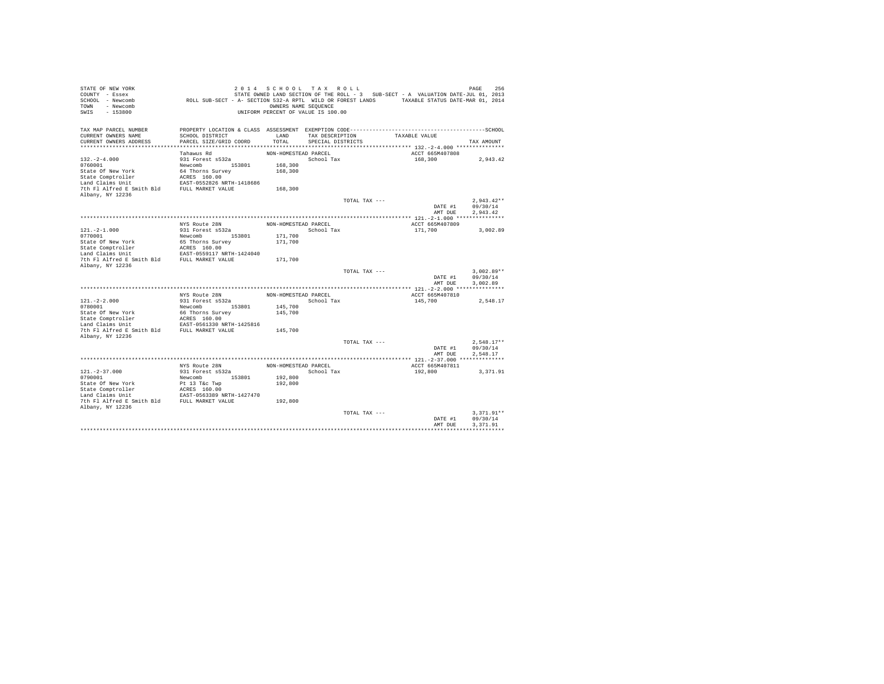STATE OF NEW YORK — 2 0 1 4 S C H O O L T A X R O L L
COUNTY - Essex — STATE OWNED LAND SECTION OF THE ROLL - 3 SUB-SECT - A VALUATION DATE-JUL 01, 2013
SCHOOL - Newcomb — ROLL SUB-SECT - A- SECTION 532-A RPTL WILD OR FOREST LANDS — TAXABLE STATUS DATE-MAR 01, 2014
TOWN - Newcomb — OWNERS NAME SEQUENCE
SWIS - 153800 — UNIFORM PERCENT OF VALUE IS 100.00

| TAX MAP PARCEL NUMBER / CURRENT OWNERS NAME / CURRENT OWNERS ADDRESS | PROPERTY LOCATION & CLASS / SCHOOL DISTRICT / PARCEL SIZE/GRID COORD | ASSESSMENT LAND / TOTAL | EXEMPTION CODE / TAX DESCRIPTION / SPECIAL DISTRICTS | TAXABLE VALUE | TAX AMOUNT |
|---|---|---|---|---|---|
| 132.-2-4.000 | Tahawus Rd | NON-HOMESTEAD PARCEL | | ACCT 665M407808 | |
| 0760001 | 931 Forest s532a | | School Tax | 168,300 | 2,943.42 |
| State Of New York | Newcomb 153801 | 168,300 | | | |
| State Comptroller | 64 Thorns Survey | 168,300 | | | |
| Land Claims Unit | ACRES 160.00 | | | | |
| 7th Fl Alfred E Smith Bld | EAST-0552826 NRTH-1418686 | | | | |
| Albany, NY 12236 | FULL MARKET VALUE | 168,300 | | | |
| | | | TOTAL TAX --- | | 2,943.42** |
| | | | | DATE #1 | 09/30/14 |
| | | | | AMT DUE | 2,943.42 |
| 121.-2-1.000 | NYS Route 28N | NON-HOMESTEAD PARCEL | | ACCT 665M407809 | |
| 0770001 | 931 Forest s532a | | School Tax | 171,700 | 3,002.89 |
| State Of New York | Newcomb 153801 | 171,700 | | | |
| State Comptroller | 65 Thorns Survey | 171,700 | | | |
| Land Claims Unit | ACRES 160.00 | | | | |
| 7th Fl Alfred E Smith Bld | EAST-0559117 NRTH-1424040 | | | | |
| Albany, NY 12236 | FULL MARKET VALUE | 171,700 | | | |
| | | | TOTAL TAX --- | | 3,002.89** |
| | | | | DATE #1 | 09/30/14 |
| | | | | AMT DUE | 3,002.89 |
| 121.-2-2.000 | NYS Route 28N | NON-HOMESTEAD PARCEL | | ACCT 665M407810 | |
| 0780001 | 931 Forest s532a | | School Tax | 145,700 | 2,548.17 |
| State Of New York | Newcomb 153801 | 145,700 | | | |
| State Comptroller | 66 Thorns Survey | 145,700 | | | |
| Land Claims Unit | ACRES 160.00 | | | | |
| 7th Fl Alfred E Smith Bld | EAST-0561330 NRTH-1425816 | | | | |
| Albany, NY 12236 | FULL MARKET VALUE | 145,700 | | | |
| | | | TOTAL TAX --- | | 2,548.17** |
| | | | | DATE #1 | 09/30/14 |
| | | | | AMT DUE | 2,548.17 |
| 121.-2-37.000 | NYS Route 28N | NON-HOMESTEAD PARCEL | | ACCT 665M407811 | |
| 0790001 | 931 Forest s532a | | School Tax | 192,800 | 3,371.91 |
| State Of New York | Newcomb 153801 | 192,800 | | | |
| State Comptroller | Pt 13 T&c Twp | 192,800 | | | |
| Land Claims Unit | ACRES 160.00 | | | | |
| 7th Fl Alfred E Smith Bld | EAST-0563389 NRTH-1427470 | | | | |
| Albany, NY 12236 | FULL MARKET VALUE | 192,800 | | | |
| | | | TOTAL TAX --- | | 3,371.91** |
| | | | | DATE #1 | 09/30/14 |
| | | | | AMT DUE | 3,371.91 |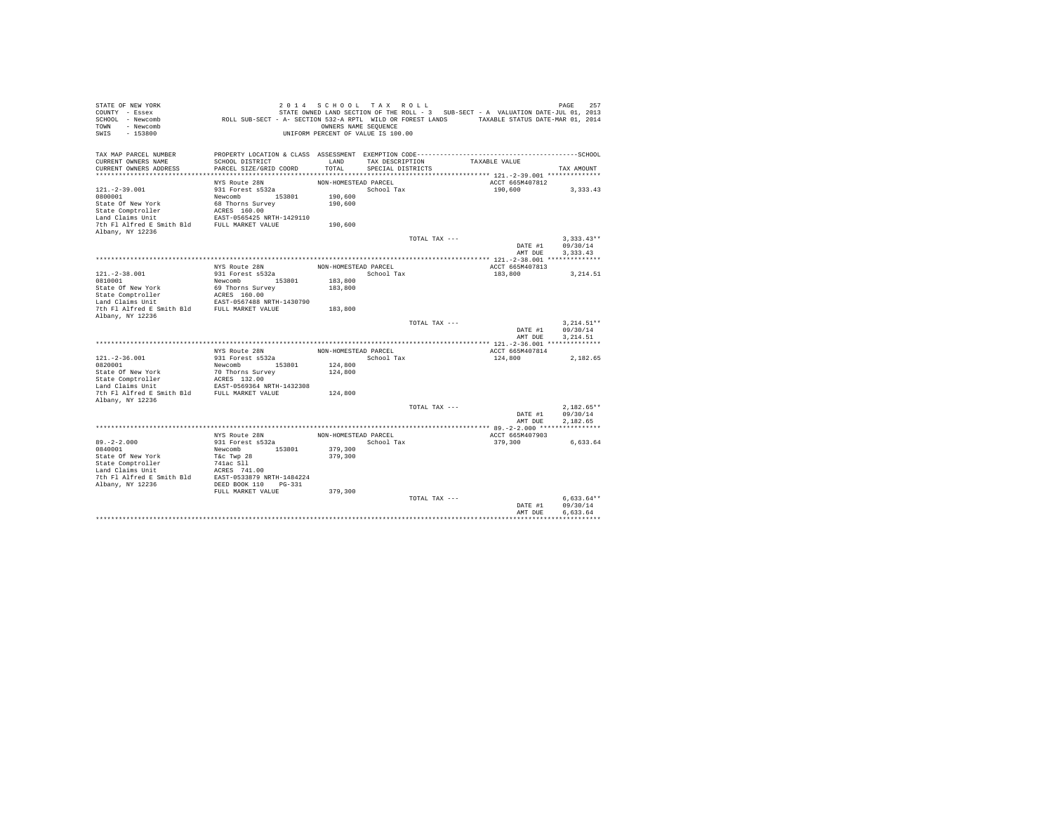STATE OF NEW YORK
COUNTY - Essex
SCHOOL - Newcomb
TOWN - Newcomb
SWIS - 153800

2 0 1 4 S C H O O L T A X R O L L
STATE OWNED LAND SECTION OF THE ROLL - 3 SUB-SECT - A VALUATION DATE-JUL 01, 2013
ROLL SUB-SECT - A- SECTION 532-A RPTL WILD OR FOREST LANDS TAXABLE STATUS DATE-MAR 01, 2014
OWNERS NAME SEQUENCE
UNIFORM PERCENT OF VALUE IS 100.00

| TAX MAP PARCEL NUMBER / CURRENT OWNERS NAME / CURRENT OWNERS ADDRESS | PROPERTY LOCATION & CLASS / SCHOOL DISTRICT / PARCEL SIZE/GRID COORD | ASSESSMENT LAND / TOTAL | EXEMPTION CODE / TAX DESCRIPTION / SPECIAL DISTRICTS | TAXABLE VALUE | TAX AMOUNT |
|---|---|---|---|---|---|
| 121.-2-39.001 | NYS Route 28N | NON-HOMESTEAD PARCEL | | ACCT 665M407812 | |
| 0800001 | 931 Forest s532a | | School Tax | 190,600 | 3,333.43 |
| State Of New York | Newcomb 153801 | 190,600 | | | |
| State Comptroller | 68 Thorns Survey | 190,600 | | | |
| Land Claims Unit | ACRES 160.00 | | | | |
| 7th Fl Alfred E Smith Bld | EAST-0565425 NRTH-1429110 | | | | |
| Albany, NY 12236 | FULL MARKET VALUE | 190,600 | | | |
| | | | TOTAL TAX --- | | 3,333.43** |
| | | | | DATE #1 | 09/30/14 |
| | | | | AMT DUE | 3,333.43 |
| 121.-2-38.001 | NYS Route 28N | NON-HOMESTEAD PARCEL | | ACCT 665M407813 | |
| 0810001 | 931 Forest s532a | | School Tax | 183,800 | 3,214.51 |
| State Of New York | Newcomb 153801 | 183,800 | | | |
| State Comptroller | 69 Thorns Survey | 183,800 | | | |
| Land Claims Unit | ACRES 160.00 | | | | |
| 7th Fl Alfred E Smith Bld | EAST-0567488 NRTH-1430790 | | | | |
| Albany, NY 12236 | FULL MARKET VALUE | 183,800 | | | |
| | | | TOTAL TAX --- | | 3,214.51** |
| | | | | DATE #1 | 09/30/14 |
| | | | | AMT DUE | 3,214.51 |
| 121.-2-36.001 | NYS Route 28N | NON-HOMESTEAD PARCEL | | ACCT 665M407814 | |
| 0820001 | 931 Forest s532a | | School Tax | 124,800 | 2,182.65 |
| State Of New York | Newcomb 153801 | 124,800 | | | |
| State Comptroller | 70 Thorns Survey | 124,800 | | | |
| Land Claims Unit | ACRES 132.00 | | | | |
| 7th Fl Alfred E Smith Bld | EAST-0569364 NRTH-1432308 | | | | |
| Albany, NY 12236 | FULL MARKET VALUE | 124,800 | | | |
| | | | TOTAL TAX --- | | 2,182.65** |
| | | | | DATE #1 | 09/30/14 |
| | | | | AMT DUE | 2,182.65 |
| 89.-2-2.000 | NYS Route 28N | NON-HOMESTEAD PARCEL | | ACCT 665M407903 | |
| 0840001 | 931 Forest s532a | | School Tax | 379,300 | 6,633.64 |
| State Of New York | Newcomb 153801 | 379,300 | | | |
| State Comptroller | T&c Twp 28 | 379,300 | | | |
| Land Claims Unit | 741ac Sll | | | | |
| 7th Fl Alfred E Smith Bld | ACRES 741.00 | | | | |
| Albany, NY 12236 | EAST-0533879 NRTH-1484224 | | | | |
| | DEED BOOK 110 PG-331 | | | | |
| | FULL MARKET VALUE | 379,300 | | | |
| | | | TOTAL TAX --- | | 6,633.64** |
| | | | | DATE #1 | 09/30/14 |
| | | | | AMT DUE | 6,633.64 |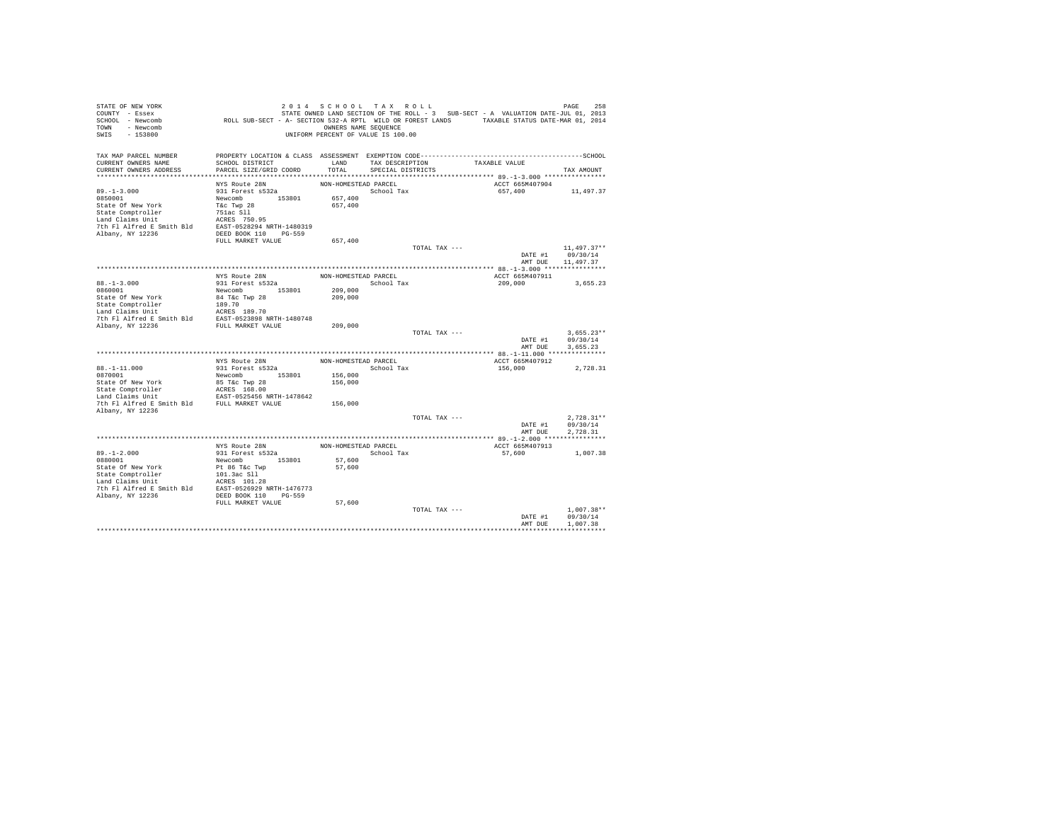STATE OF NEW YORK
COUNTY - Essex
SCHOOL - Newcomb
TOWN - Newcomb
SWIS - 153800

2014 SCHOOL TAX ROLL
STATE OWNED LAND SECTION OF THE ROLL - 3 SUB-SECT - A VALUATION DATE-JUL 01, 2013
ROLL SUB-SECT - A- SECTION 532-A RPTL WILD OR FOREST LANDS TAXABLE STATUS DATE-MAR 01, 2014
OWNERS NAME SEQUENCE
UNIFORM PERCENT OF VALUE IS 100.00

| TAX MAP PARCEL NUMBER / CURRENT OWNERS NAME / CURRENT OWNERS ADDRESS | PROPERTY LOCATION & CLASS / SCHOOL DISTRICT / PARCEL SIZE/GRID COORD | ASSESSMENT LAND / TOTAL | EXEMPTION CODE / TAX DESCRIPTION / SPECIAL DISTRICTS | TAXABLE VALUE | TAX AMOUNT |
|---|---|---|---|---|---|
| 89.-1-3.000 | NYS Route 28N | NON-HOMESTEAD PARCEL | | ACCT 665M407904 | |
| 0850001 | 931 Forest s532a | | School Tax | 657,400 | 11,497.37 |
| State Of New York | Newcomb 153801 | 657,400 | | | |
| State Comptroller | T&c Twp 28 | 657,400 | | | |
| Land Claims Unit | 751ac Sll | | | | |
| 7th Fl Alfred E Smith Bld | ACRES 750.95 | | | | |
| Albany, NY 12236 | EAST-0528294 NRTH-1480319 | | | | |
| | DEED BOOK 110 PG-559 | | | | |
| | FULL MARKET VALUE | 657,400 | | | |
| | | | TOTAL TAX --- | | 11,497.37** |
| | | | | DATE #1 | 09/30/14 |
| | | | | AMT DUE | 11,497.37 |
| 88.-1-3.000 | NYS Route 28N | NON-HOMESTEAD PARCEL | | ACCT 665M407911 | |
| 0860001 | 931 Forest s532a | | School Tax | 209,000 | 3,655.23 |
| State Of New York | Newcomb 153801 | 209,000 | | | |
| State Comptroller | 84 T&c Twp 28 | 209,000 | | | |
| Land Claims Unit | 189.70 | | | | |
| 7th Fl Alfred E Smith Bld | ACRES 189.70 | | | | |
| Albany, NY 12236 | EAST-0523898 NRTH-1480748 | | | | |
| | FULL MARKET VALUE | 209,000 | | | |
| | | | TOTAL TAX --- | | 3,655.23** |
| | | | | DATE #1 | 09/30/14 |
| | | | | AMT DUE | 3,655.23 |
| 88.-1-11.000 | NYS Route 28N | NON-HOMESTEAD PARCEL | | ACCT 665M407912 | |
| 0870001 | 931 Forest s532a | | School Tax | 156,000 | 2,728.31 |
| State Of New York | Newcomb 153801 | 156,000 | | | |
| State Comptroller | 85 T&c Twp 28 | 156,000 | | | |
| Land Claims Unit | ACRES 168.00 | | | | |
| 7th Fl Alfred E Smith Bld | EAST-0525456 NRTH-1478642 | | | | |
| Albany, NY 12236 | FULL MARKET VALUE | 156,000 | | | |
| | | | TOTAL TAX --- | | 2,728.31** |
| | | | | DATE #1 | 09/30/14 |
| | | | | AMT DUE | 2,728.31 |
| 89.-1-2.000 | NYS Route 28N | NON-HOMESTEAD PARCEL | | ACCT 665M407913 | |
| 0880001 | 931 Forest s532a | | School Tax | 57,600 | 1,007.38 |
| State Of New York | Newcomb 153801 | 57,600 | | | |
| State Comptroller | Pt 86 T&c Twp | 57,600 | | | |
| Land Claims Unit | 101.3ac Sll | | | | |
| 7th Fl Alfred E Smith Bld | ACRES 101.28 | | | | |
| Albany, NY 12236 | EAST-0526929 NRTH-1476773 | | | | |
| | DEED BOOK 110 PG-559 | | | | |
| | FULL MARKET VALUE | 57,600 | | | |
| | | | TOTAL TAX --- | | 1,007.38** |
| | | | | DATE #1 | 09/30/14 |
| | | | | AMT DUE | 1,007.38 |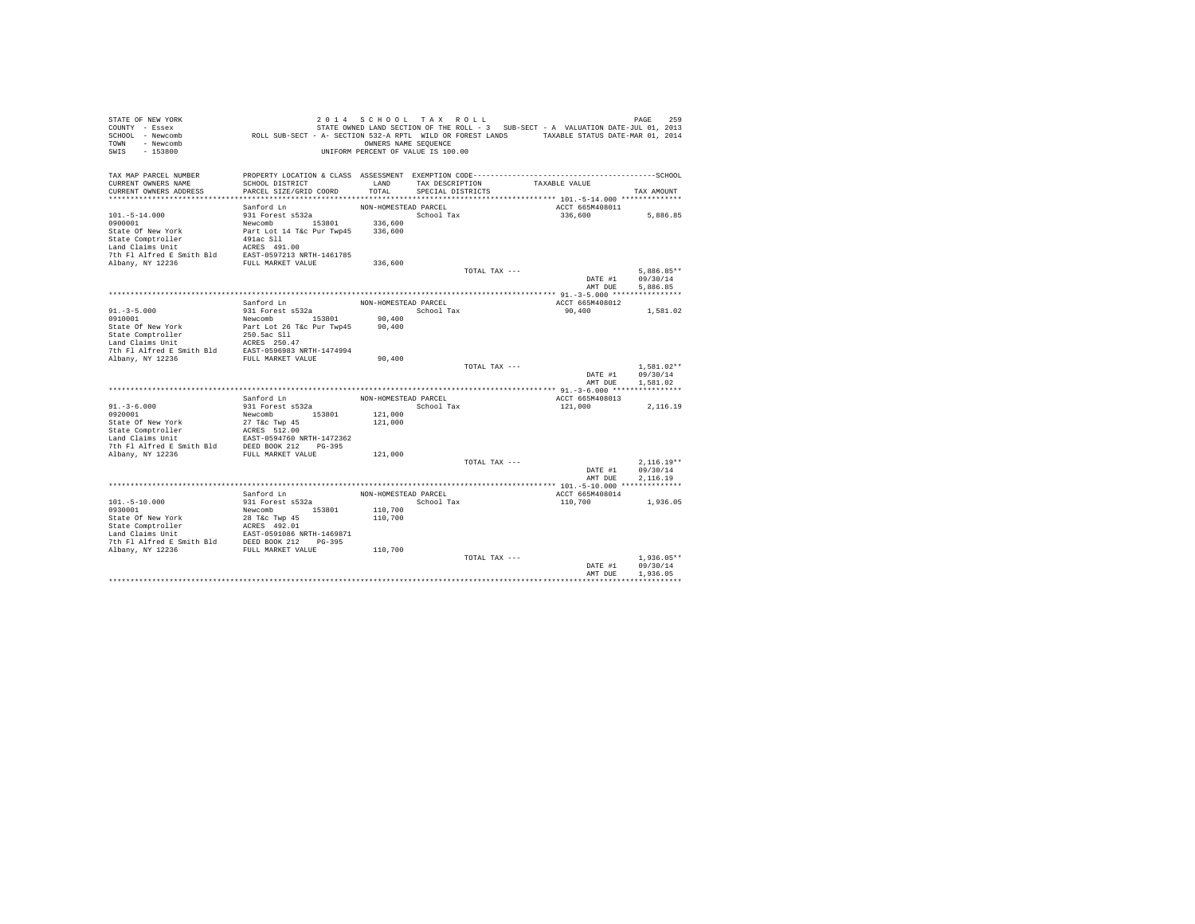STATE OF NEW YORK
COUNTY - Essex
SCHOOL - Newcomb
TOWN - Newcomb
SWIS - 153800

2014 SCHOOL TAX ROLL
STATE OWNED LAND SECTION OF THE ROLL - 3 SUB-SECT - A VALUATION DATE-JUL 01, 2013
ROLL SUB-SECT - A- SECTION 532-A RPTL WILD OR FOREST LANDS TAXABLE STATUS DATE-MAR 01, 2014
OWNERS NAME SEQUENCE
UNIFORM PERCENT OF VALUE IS 100.00

| TAX MAP PARCEL NUMBER / CURRENT OWNERS NAME / CURRENT OWNERS ADDRESS | PROPERTY LOCATION & CLASS / SCHOOL DISTRICT / PARCEL SIZE/GRID COORD | ASSESSMENT LAND / TOTAL | EXEMPTION CODE / TAX DESCRIPTION / SPECIAL DISTRICTS | TAXABLE VALUE | TAX AMOUNT |
|---|---|---|---|---|---|
| **101.-5-14.000** | Sanford Ln | NON-HOMESTEAD PARCEL | | ACCT 665M408011 | |
| 101.-5-14.000 | 931 Forest s532a | | School Tax | 336,600 | 5,886.85 |
| 0900001 | Newcomb 153801 | 336,600 | | | |
| State Of New York | Part Lot 14 T&c Pur Twp45 | 336,600 | | | |
| State Comptroller | 491ac Sll | | | | |
| Land Claims Unit | ACRES 491.00 | | | | |
| 7th Fl Alfred E Smith Bld | EAST-0597213 NRTH-1461785 | | | | |
| Albany, NY 12236 | FULL MARKET VALUE | 336,600 | | | |
| | | | TOTAL TAX --- | | 5,886.85** |
| | | | | DATE #1 | 09/30/14 |
| | | | | AMT DUE | 5,886.85 |
| **91.-3-5.000** | Sanford Ln | NON-HOMESTEAD PARCEL | | ACCT 665M408012 | |
| 91.-3-5.000 | 931 Forest s532a | | School Tax | 90,400 | 1,581.02 |
| 0910001 | Newcomb 153801 | 90,400 | | | |
| State Of New York | Part Lot 26 T&c Pur Twp45 | 90,400 | | | |
| State Comptroller | 250.5ac Sll | | | | |
| Land Claims Unit | ACRES 250.47 | | | | |
| 7th Fl Alfred E Smith Bld | EAST-0596983 NRTH-1474994 | | | | |
| Albany, NY 12236 | FULL MARKET VALUE | 90,400 | | | |
| | | | TOTAL TAX --- | | 1,581.02** |
| | | | | DATE #1 | 09/30/14 |
| | | | | AMT DUE | 1,581.02 |
| **91.-3-6.000** | Sanford Ln | NON-HOMESTEAD PARCEL | | ACCT 665M408013 | |
| 91.-3-6.000 | 931 Forest s532a | | School Tax | 121,000 | 2,116.19 |
| 0920001 | Newcomb 153801 | 121,000 | | | |
| State Of New York | 27 T&c Twp 45 | 121,000 | | | |
| State Comptroller | ACRES 512.00 | | | | |
| Land Claims Unit | EAST-0594760 NRTH-1472362 | | | | |
| 7th Fl Alfred E Smith Bld | DEED BOOK 212 PG-395 | | | | |
| Albany, NY 12236 | FULL MARKET VALUE | 121,000 | | | |
| | | | TOTAL TAX --- | | 2,116.19** |
| | | | | DATE #1 | 09/30/14 |
| | | | | AMT DUE | 2,116.19 |
| **101.-5-10.000** | Sanford Ln | NON-HOMESTEAD PARCEL | | ACCT 665M408014 | |
| 101.-5-10.000 | 931 Forest s532a | | School Tax | 110,700 | 1,936.05 |
| 0930001 | Newcomb 153801 | 110,700 | | | |
| State Of New York | 28 T&c Twp 45 | 110,700 | | | |
| State Comptroller | ACRES 492.01 | | | | |
| Land Claims Unit | EAST-0591086 NRTH-1469871 | | | | |
| 7th Fl Alfred E Smith Bld | DEED BOOK 212 PG-395 | | | | |
| Albany, NY 12236 | FULL MARKET VALUE | 110,700 | | | |
| | | | TOTAL TAX --- | | 1,936.05** |
| | | | | DATE #1 | 09/30/14 |
| | | | | AMT DUE | 1,936.05 |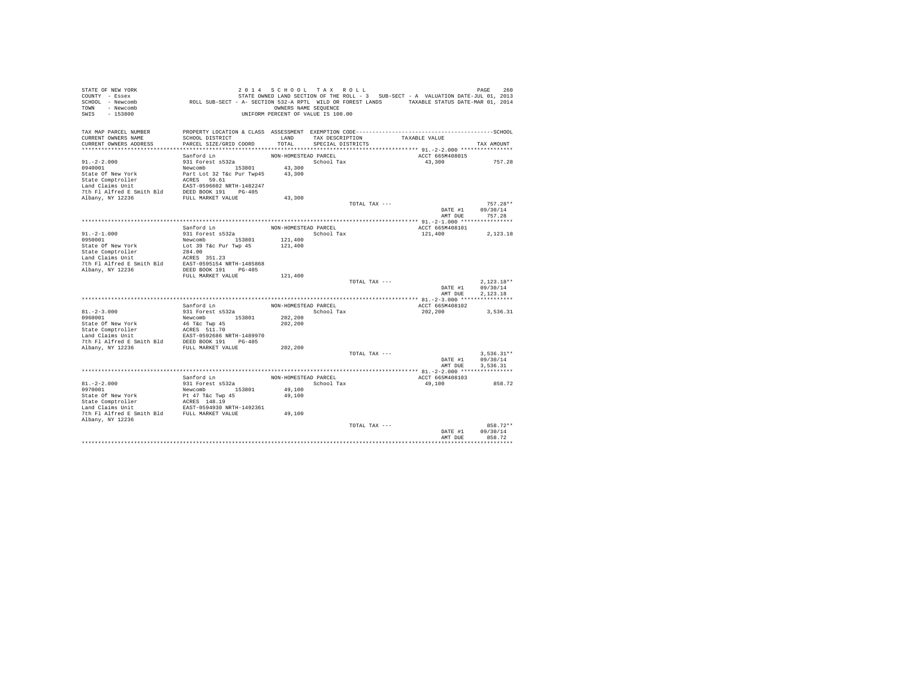```
STATE OF NEW YORK                        2 0 1 4   S C H O O L   T A X   R O L L                                        PAGE    260
COUNTY  - Essex                          STATE OWNED LAND SECTION OF THE ROLL - 3   SUB-SECT - A  VALUATION DATE-JUL 01, 2013
SCHOOL  - Newcomb             ROLL SUB-SECT - A- SECTION 532-A RPTL  WILD OR FOREST LANDS      TAXABLE STATUS DATE-MAR 01, 2014
TOWN    - Newcomb                                       OWNERS NAME SEQUENCE
SWIS    - 153800                                  UNIFORM PERCENT OF VALUE IS 100.00

TAX MAP PARCEL NUMBER          PROPERTY LOCATION & CLASS  ASSESSMENT  EXEMPTION CODE-----------------------------------------------SCHOOL
CURRENT OWNERS NAME            SCHOOL DISTRICT             LAND       TAX DESCRIPTION            TAXABLE VALUE
CURRENT OWNERS ADDRESS         PARCEL SIZE/GRID COORD      TOTAL      SPECIAL DISTRICTS                                    TAX AMOUNT
*************************************************************************************************** 91.-2-2.000 ****************
                               Sanford Ln                  NON-HOMESTEAD PARCEL                     ACCT 665M408015
91.-2-2.000                    931 Forest s532a                       School Tax                    43,300                757.28
0940001                        Newcomb        153801        43,300
State Of New York              Part Lot 32 T&c Pur Twp45    43,300
State Comptroller              ACRES  59.61
Land Claims Unit               EAST-0596602 NRTH-1482247
7th Fl Alfred E Smith Bld      DEED BOOK 191    PG-405
Albany, NY 12236               FULL MARKET VALUE            43,300
                                                                      TOTAL TAX ---                                   757.28**
                                                                                                   DATE #1        09/30/14
                                                                                                   AMT DUE          757.28
*************************************************************************************************** 91.-2-1.000 ****************
                               Sanford Ln                  NON-HOMESTEAD PARCEL                     ACCT 665M408101
91.-2-1.000                    931 Forest s532a                       School Tax                   121,400              2,123.18
0950001                        Newcomb        153801       121,400
State Of New York              Lot 39 T&c Pur Twp 45       121,400
State Comptroller              284.00
Land Claims Unit               ACRES  351.23
7th Fl Alfred E Smith Bld      EAST-0595154 NRTH-1485868
Albany, NY 12236               DEED BOOK 191    PG-405
                               FULL MARKET VALUE           121,400
                                                                      TOTAL TAX ---                                 2,123.18**
                                                                                                   DATE #1        09/30/14
                                                                                                   AMT DUE        2,123.18
*************************************************************************************************** 81.-2-3.000 ****************
                               Sanford Ln                  NON-HOMESTEAD PARCEL                     ACCT 665M408102
81.-2-3.000                    931 Forest s532a                       School Tax                   202,200              3,536.31
0960001                        Newcomb        153801       202,200
State Of New York              46 T&c Twp 45               202,200
State Comptroller              ACRES  511.70
Land Claims Unit               EAST-0592686 NRTH-1489970
7th Fl Alfred E Smith Bld      DEED BOOK 191    PG-405
Albany, NY 12236               FULL MARKET VALUE           202,200
                                                                      TOTAL TAX ---                                 3,536.31**
                                                                                                   DATE #1        09/30/14
                                                                                                   AMT DUE        3,536.31
*************************************************************************************************** 81.-2-2.000 ****************
                               Sanford Ln                  NON-HOMESTEAD PARCEL                     ACCT 665M408103
81.-2-2.000                    931 Forest s532a                       School Tax                    49,100                858.72
0970001                        Newcomb        153801        49,100
State Of New York              Pt 47 T&c Twp 45             49,100
State Comptroller              ACRES  148.19
Land Claims Unit               EAST-0594930 NRTH-1492361
7th Fl Alfred E Smith Bld      FULL MARKET VALUE            49,100
Albany, NY 12236
                                                                      TOTAL TAX ---                                   858.72**
                                                                                                   DATE #1        09/30/14
                                                                                                   AMT DUE          858.72
********************************************************************************************************************************
```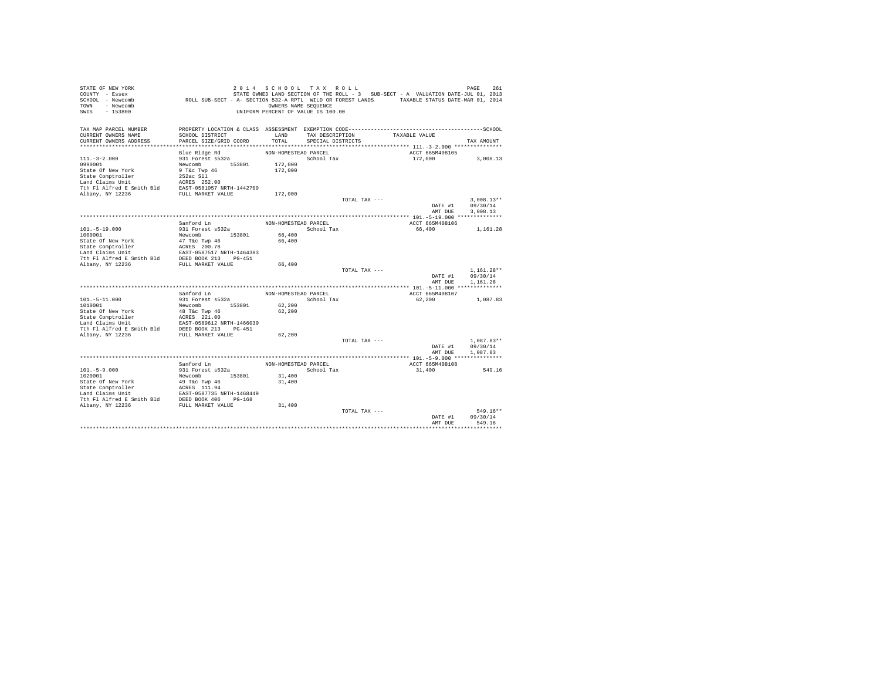```
STATE OF NEW YORK                    2 0 1 4   S C H O O L   T A X   R O L L                                   PAGE   261
COUNTY  - Essex                      STATE OWNED LAND SECTION OF THE ROLL - 3   SUB-SECT - A  VALUATION DATE-JUL 01, 2013
SCHOOL  - Newcomb          ROLL SUB-SECT - A- SECTION 532-A RPTL  WILD OR FOREST LANDS       TAXABLE STATUS DATE-MAR 01, 2014
TOWN    - Newcomb                                  OWNERS NAME SEQUENCE
SWIS    - 153800                              UNIFORM PERCENT OF VALUE IS 100.00

TAX MAP PARCEL NUMBER        PROPERTY LOCATION & CLASS  ASSESSMENT  EXEMPTION CODE------------------------------------------SCHOOL
CURRENT OWNERS NAME          SCHOOL DISTRICT            LAND       TAX DESCRIPTION           TAXABLE VALUE
CURRENT OWNERS ADDRESS       PARCEL SIZE/GRID COORD     TOTAL      SPECIAL DISTRICTS                                    TAX AMOUNT
************************************************************************************************** 111.-3-2.000 ***************
                             Blue Ridge Rd              NON-HOMESTEAD PARCEL                     ACCT 665M408105
111.-3-2.000                 931 Forest s532a                      School Tax                    172,000           3,008.13
0990001                      Newcomb        153801      172,000
State Of New York            9 T&c Twp 46               172,000
State Comptroller            252ac Sll
Land Claims Unit             ACRES  252.00
7th Fl Alfred E Smith Bld    EAST-0581057 NRTH-1442709
Albany, NY 12236             FULL MARKET VALUE          172,000
                                                                       TOTAL TAX ---                              3,008.13**
                                                                                                DATE #1     09/30/14
                                                                                                AMT DUE     3,008.13
************************************************************************************************** 101.-5-19.000 **************
                             Sanford Ln                 NON-HOMESTEAD PARCEL                     ACCT 665M408106
101.-5-19.000                931 Forest s532a                      School Tax                     66,400           1,161.28
1000001                      Newcomb        153801       66,400
State Of New York            47 T&c Twp 46               66,400
State Comptroller            ACRES  200.78
Land Claims Unit             EAST-0587517 NRTH-1464383
7th Fl Alfred E Smith Bld    DEED BOOK 213    PG-451
Albany, NY 12236             FULL MARKET VALUE           66,400
                                                                       TOTAL TAX ---                              1,161.28**
                                                                                                DATE #1     09/30/14
                                                                                                AMT DUE     1,161.28
************************************************************************************************** 101.-5-11.000 **************
                             Sanford Ln                 NON-HOMESTEAD PARCEL                     ACCT 665M408107
101.-5-11.000                931 Forest s532a                      School Tax                     62,200           1,087.83
1010001                      Newcomb        153801       62,200
State Of New York            48 T&c Twp 46               62,200
State Comptroller            ACRES  221.00
Land Claims Unit             EAST-0589612 NRTH-1466030
7th Fl Alfred E Smith Bld    DEED BOOK 213    PG-451
Albany, NY 12236             FULL MARKET VALUE           62,200
                                                                       TOTAL TAX ---                              1,087.83**
                                                                                                DATE #1     09/30/14
                                                                                                AMT DUE     1,087.83
************************************************************************************************** 101.-5-9.000 ***************
                             Sanford Ln                 NON-HOMESTEAD PARCEL                     ACCT 665M408108
101.-5-9.000                 931 Forest s532a                      School Tax                     31,400             549.16
1020001                      Newcomb        153801       31,400
State Of New York            49 T&c Twp 46               31,400
State Comptroller            ACRES  111.94
Land Claims Unit             EAST-0587735 NRTH-1468449
7th Fl Alfred E Smith Bld    DEED BOOK 406    PG-168
Albany, NY 12236             FULL MARKET VALUE           31,400
                                                                       TOTAL TAX ---                                549.16**
                                                                                                DATE #1     09/30/14
                                                                                                AMT DUE       549.16
********************************************************************************************************************************
```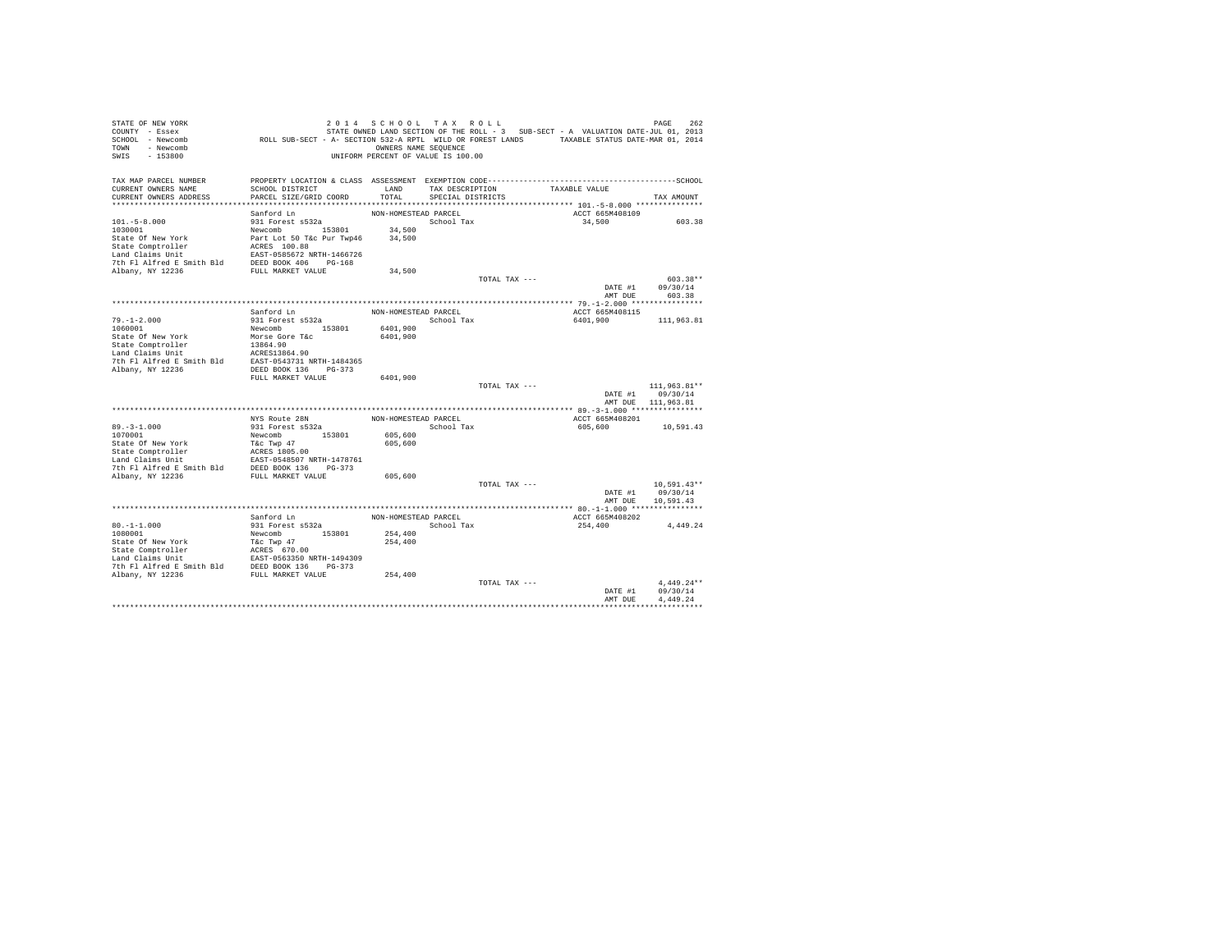STATE OF NEW YORK — 2014 SCHOOL TAX ROLL
COUNTY - Essex — STATE OWNED LAND SECTION OF THE ROLL - 3 SUB-SECT - A VALUATION DATE-JUL 01, 2013
SCHOOL - Newcomb — ROLL SUB-SECT - A- SECTION 532-A RPTL WILD OR FOREST LANDS — TAXABLE STATUS DATE-MAR 01, 2014
TOWN - Newcomb — OWNERS NAME SEQUENCE
SWIS - 153800 — UNIFORM PERCENT OF VALUE IS 100.00

| TAX MAP PARCEL NUMBER / CURRENT OWNERS NAME / CURRENT OWNERS ADDRESS | PROPERTY LOCATION & CLASS / SCHOOL DISTRICT / PARCEL SIZE/GRID COORD | ASSESSMENT LAND / TOTAL | EXEMPTION CODE / TAX DESCRIPTION / SPECIAL DISTRICTS | TAXABLE VALUE | TAX AMOUNT |
|---|---|---|---|---|---|
| **101.-5-8.000** | Sanford Ln | NON-HOMESTEAD PARCEL | | ACCT 665M408109 | |
| 101.-5-8.000 | 931 Forest s532a | | School Tax | 34,500 | 603.38 |
| 1030001 | Newcomb 153801 | 34,500 | | | |
| State Of New York | Part Lot 50 T&c Pur Twp46 | 34,500 | | | |
| State Comptroller | ACRES 100.88 | | | | |
| Land Claims Unit | EAST-0585672 NRTH-1466726 | | | | |
| 7th Fl Alfred E Smith Bld | DEED BOOK 406 PG-168 | | | | |
| Albany, NY 12236 | FULL MARKET VALUE | 34,500 | | | |
| | | | TOTAL TAX --- | | 603.38** |
| | | | | DATE #1 | 09/30/14 |
| | | | | AMT DUE | 603.38 |
| **79.-1-2.000** | Sanford Ln | NON-HOMESTEAD PARCEL | | ACCT 665M408115 | |
| 79.-1-2.000 | 931 Forest s532a | | School Tax | 6401,900 | 111,963.81 |
| 1060001 | Newcomb 153801 | 6401,900 | | | |
| State Of New York | Morse Gore T&c | 6401,900 | | | |
| State Comptroller | 13864.90 | | | | |
| Land Claims Unit | ACRES13864.90 | | | | |
| 7th Fl Alfred E Smith Bld | EAST-0543731 NRTH-1484365 | | | | |
| Albany, NY 12236 | DEED BOOK 136 PG-373 | | | | |
| | FULL MARKET VALUE | 6401,900 | | | |
| | | | TOTAL TAX --- | | 111,963.81** |
| | | | | DATE #1 | 09/30/14 |
| | | | | AMT DUE | 111,963.81 |
| **89.-3-1.000** | NYS Route 28N | NON-HOMESTEAD PARCEL | | ACCT 665M408201 | |
| 89.-3-1.000 | 931 Forest s532a | | School Tax | 605,600 | 10,591.43 |
| 1070001 | Newcomb 153801 | 605,600 | | | |
| State Of New York | T&c Twp 47 | 605,600 | | | |
| State Comptroller | ACRES 1805.00 | | | | |
| Land Claims Unit | EAST-0548507 NRTH-1478761 | | | | |
| 7th Fl Alfred E Smith Bld | DEED BOOK 136 PG-373 | | | | |
| Albany, NY 12236 | FULL MARKET VALUE | 605,600 | | | |
| | | | TOTAL TAX --- | | 10,591.43** |
| | | | | DATE #1 | 09/30/14 |
| | | | | AMT DUE | 10,591.43 |
| **80.-1-1.000** | Sanford Ln | NON-HOMESTEAD PARCEL | | ACCT 665M408202 | |
| 80.-1-1.000 | 931 Forest s532a | | School Tax | 254,400 | 4,449.24 |
| 1080001 | Newcomb 153801 | 254,400 | | | |
| State Of New York | T&c Twp 47 | 254,400 | | | |
| State Comptroller | ACRES 670.00 | | | | |
| Land Claims Unit | EAST-0563350 NRTH-1494309 | | | | |
| 7th Fl Alfred E Smith Bld | DEED BOOK 136 PG-373 | | | | |
| Albany, NY 12236 | FULL MARKET VALUE | 254,400 | | | |
| | | | TOTAL TAX --- | | 4,449.24** |
| | | | | DATE #1 | 09/30/14 |
| | | | | AMT DUE | 4,449.24 |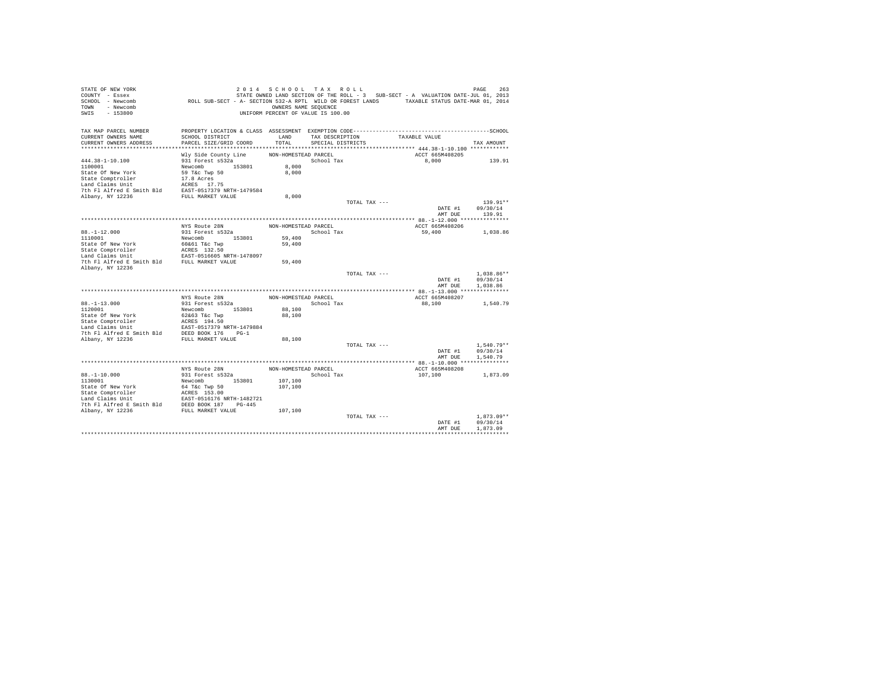STATE OF NEW YORK
COUNTY - Essex
SCHOOL - Newcomb
TOWN - Newcomb
SWIS - 153800

2014 SCHOOL TAX ROLL
STATE OWNED LAND SECTION OF THE ROLL - 3 SUB-SECT - A VALUATION DATE-JUL 01, 2013
ROLL SUB-SECT - A- SECTION 532-A RPTL WILD OR FOREST LANDS TAXABLE STATUS DATE-MAR 01, 2014
OWNERS NAME SEQUENCE
UNIFORM PERCENT OF VALUE IS 100.00

| TAX MAP PARCEL NUMBER / CURRENT OWNERS NAME / CURRENT OWNERS ADDRESS | PROPERTY LOCATION & CLASS / SCHOOL DISTRICT / PARCEL SIZE/GRID COORD | ASSESSMENT LAND / TOTAL | EXEMPTION CODE / TAX DESCRIPTION / SPECIAL DISTRICTS | TAXABLE VALUE | TAX AMOUNT |
|---|---|---|---|---|---|
| **444.38-1-10.100** | Wly Side County Line | NON-HOMESTEAD PARCEL | | ACCT 665M408205 | |
| 444.38-1-10.100 | 931 Forest s532a | | School Tax | 8,000 | 139.91 |
| 1100001 | Newcomb 153801 | 8,000 | | | |
| State Of New York | 59 T&c Twp 50 | 8,000 | | | |
| State Comptroller | 17.8 Acres | | | | |
| Land Claims Unit | ACRES 17.75 | | | | |
| 7th Fl Alfred E Smith Bld | EAST-0517379 NRTH-1479584 | | | | |
| Albany, NY 12236 | FULL MARKET VALUE | 8,000 | | | |
| | | | TOTAL TAX --- | | 139.91** |
| | | | | DATE #1 | 09/30/14 |
| | | | | AMT DUE | 139.91 |
| **88.-1-12.000** | NYS Route 28N | NON-HOMESTEAD PARCEL | | ACCT 665M408206 | |
| 88.-1-12.000 | 931 Forest s532a | | School Tax | 59,400 | 1,038.86 |
| 1110001 | Newcomb 153801 | 59,400 | | | |
| State Of New York | 60&61 T&c Twp | 59,400 | | | |
| State Comptroller | ACRES 132.50 | | | | |
| Land Claims Unit | EAST-0516605 NRTH-1478097 | | | | |
| 7th Fl Alfred E Smith Bld | FULL MARKET VALUE | 59,400 | | | |
| Albany, NY 12236 | | | | | |
| | | | TOTAL TAX --- | | 1,038.86** |
| | | | | DATE #1 | 09/30/14 |
| | | | | AMT DUE | 1,038.86 |
| **88.-1-13.000** | NYS Route 28N | NON-HOMESTEAD PARCEL | | ACCT 665M408207 | |
| 88.-1-13.000 | 931 Forest s532a | | School Tax | 88,100 | 1,540.79 |
| 1120001 | Newcomb 153801 | 88,100 | | | |
| State Of New York | 62&63 T&c Twp | 88,100 | | | |
| State Comptroller | ACRES 194.50 | | | | |
| Land Claims Unit | EAST-0517379 NRTH-1479884 | | | | |
| 7th Fl Alfred E Smith Bld | DEED BOOK 176 PG-1 | | | | |
| Albany, NY 12236 | FULL MARKET VALUE | 88,100 | | | |
| | | | TOTAL TAX --- | | 1,540.79** |
| | | | | DATE #1 | 09/30/14 |
| | | | | AMT DUE | 1,540.79 |
| **88.-1-10.000** | NYS Route 28N | NON-HOMESTEAD PARCEL | | ACCT 665M408208 | |
| 88.-1-10.000 | 931 Forest s532a | | School Tax | 107,100 | 1,873.09 |
| 1130001 | Newcomb 153801 | 107,100 | | | |
| State Of New York | 64 T&c Twp 50 | 107,100 | | | |
| State Comptroller | ACRES 153.00 | | | | |
| Land Claims Unit | EAST-0516176 NRTH-1482721 | | | | |
| 7th Fl Alfred E Smith Bld | DEED BOOK 187 PG-445 | | | | |
| Albany, NY 12236 | FULL MARKET VALUE | 107,100 | | | |
| | | | TOTAL TAX --- | | 1,873.09** |
| | | | | DATE #1 | 09/30/14 |
| | | | | AMT DUE | 1,873.09 |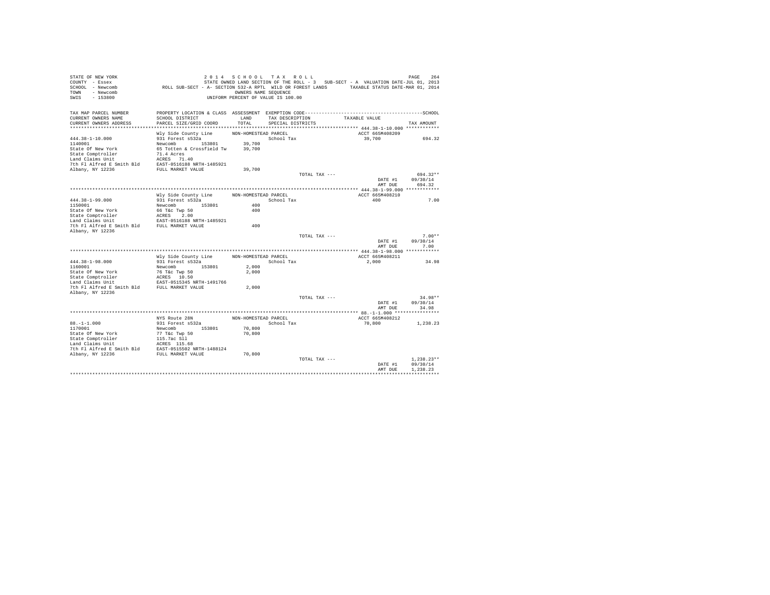STATE OF NEW YORK
COUNTY - Essex
SCHOOL - Newcomb
TOWN - Newcomb
SWIS - 153800

2 0 1 4 S C H O O L T A X R O L L
STATE OWNED LAND SECTION OF THE ROLL - 3 SUB-SECT - A VALUATION DATE-JUL 01, 2013
ROLL SUB-SECT - A- SECTION 532-A RPTL WILD OR FOREST LANDS TAXABLE STATUS DATE-MAR 01, 2014
OWNERS NAME SEQUENCE
UNIFORM PERCENT OF VALUE IS 100.00

| TAX MAP PARCEL NUMBER / CURRENT OWNERS NAME / CURRENT OWNERS ADDRESS | PROPERTY LOCATION & CLASS / SCHOOL DISTRICT / PARCEL SIZE/GRID COORD | ASSESSMENT LAND / TOTAL | EXEMPTION CODE / TAX DESCRIPTION / SPECIAL DISTRICTS | TAXABLE VALUE | TAX AMOUNT |
|---|---|---|---|---|---|
| **444.38-1-10.000** | Wly Side County Line | NON-HOMESTEAD PARCEL | | ACCT 665M408209 | |
| 444.38-1-10.000 | 931 Forest s532a | | School Tax | 39,700 | 694.32 |
| 1140001 | Newcomb 153801 | 39,700 | | | |
| State Of New York | 65 Totten & Crossfield Tw | 39,700 | | | |
| State Comptroller | 71.4 Acres | | | | |
| Land Claims Unit | ACRES 71.40 | | | | |
| 7th Fl Alfred E Smith Bld | EAST-0516188 NRTH-1485921 | | | | |
| Albany, NY 12236 | FULL MARKET VALUE | 39,700 | | | |
| | | | TOTAL TAX --- | | 694.32** |
| | | | | DATE #1 | 09/30/14 |
| | | | | AMT DUE | 694.32 |
| **444.38-1-99.000** | Wly Side County Line | NON-HOMESTEAD PARCEL | | ACCT 665M408210 | |
| 444.38-1-99.000 | 931 Forest s532a | | School Tax | 400 | 7.00 |
| 1150001 | Newcomb 153801 | 400 | | | |
| State Of New York | 66 T&c Twp 50 | 400 | | | |
| State Comptroller | ACRES 2.00 | | | | |
| Land Claims Unit | EAST-0516188 NRTH-1485921 | | | | |
| 7th Fl Alfred E Smith Bld | FULL MARKET VALUE | 400 | | | |
| Albany, NY 12236 | | | | | |
| | | | TOTAL TAX --- | | 7.00** |
| | | | | DATE #1 | 09/30/14 |
| | | | | AMT DUE | 7.00 |
| **444.38-1-98.000** | Wly Side County Line | NON-HOMESTEAD PARCEL | | ACCT 665M408211 | |
| 444.38-1-98.000 | 931 Forest s532a | | School Tax | 2,000 | 34.98 |
| 1160001 | Newcomb 153801 | 2,000 | | | |
| State Of New York | 76 T&c Twp 50 | 2,000 | | | |
| State Comptroller | ACRES 10.50 | | | | |
| Land Claims Unit | EAST-0515345 NRTH-1491766 | | | | |
| 7th Fl Alfred E Smith Bld | FULL MARKET VALUE | 2,000 | | | |
| Albany, NY 12236 | | | | | |
| | | | TOTAL TAX --- | | 34.98** |
| | | | | DATE #1 | 09/30/14 |
| | | | | AMT DUE | 34.98 |
| **88.-1-1.000** | NYS Route 28N | NON-HOMESTEAD PARCEL | | ACCT 665M408212 | |
| 88.-1-1.000 | 931 Forest s532a | | School Tax | 70,800 | 1,238.23 |
| 1170001 | Newcomb 153801 | 70,800 | | | |
| State Of New York | 77 T&c Twp 50 | 70,800 | | | |
| State Comptroller | 115.7ac Sll | | | | |
| Land Claims Unit | ACRES 115.68 | | | | |
| 7th Fl Alfred E Smith Bld | EAST-0515502 NRTH-1488124 | | | | |
| Albany, NY 12236 | FULL MARKET VALUE | 70,800 | | | |
| | | | TOTAL TAX --- | | 1,238.23** |
| | | | | DATE #1 | 09/30/14 |
| | | | | AMT DUE | 1,238.23 |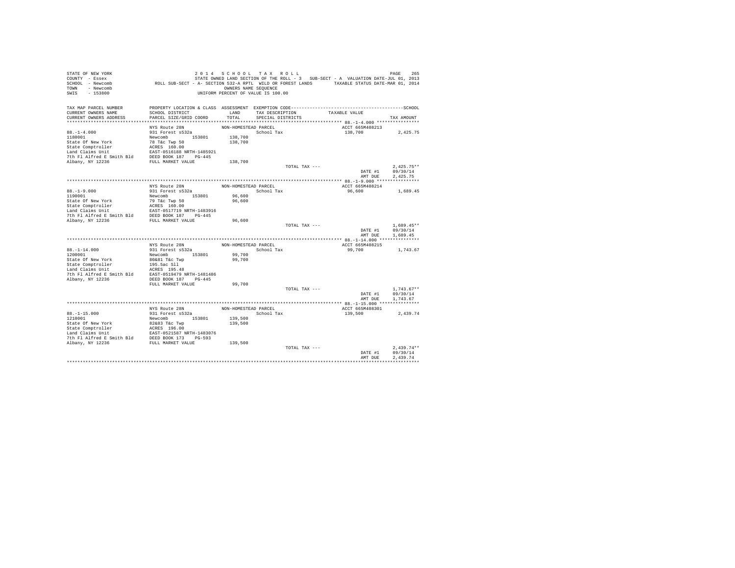STATE OF NEW YORK — 2014 SCHOOL TAX ROLL
COUNTY - Essex — STATE OWNED LAND SECTION OF THE ROLL - 3 SUB-SECT - A VALUATION DATE-JUL 01, 2013
SCHOOL - Newcomb — ROLL SUB-SECT - A- SECTION 532-A RPTL WILD OR FOREST LANDS — TAXABLE STATUS DATE-MAR 01, 2014
TOWN - Newcomb — OWNERS NAME SEQUENCE
SWIS - 153800 — UNIFORM PERCENT OF VALUE IS 100.00

| TAX MAP PARCEL NUMBER / CURRENT OWNERS NAME / CURRENT OWNERS ADDRESS | PROPERTY LOCATION & CLASS / SCHOOL DISTRICT / PARCEL SIZE/GRID COORD | ASSESSMENT LAND / TOTAL | EXEMPTION CODE / TAX DESCRIPTION / SPECIAL DISTRICTS | TAXABLE VALUE | TAX AMOUNT |
|---|---|---|---|---|---|
| 88.-1-4.000 | NYS Route 28N | NON-HOMESTEAD PARCEL | | ACCT 665M408213 | |
| 1180001 | 931 Forest s532a | | School Tax | 138,700 | 2,425.75 |
| State Of New York | Newcomb 153801 | 138,700 | | | |
| State Comptroller | 78 T&c Twp 50 | 138,700 | | | |
| Land Claims Unit | ACRES 160.00 | | | | |
| 7th Fl Alfred E Smith Bld | EAST-0516188 NRTH-1485921 | | | | |
| Albany, NY 12236 | DEED BOOK 187 PG-445 | | | | |
| | FULL MARKET VALUE | 138,700 | | | |
| | | | TOTAL TAX --- | | 2,425.75** |
| | | | | DATE #1 | 09/30/14 |
| | | | | AMT DUE | 2,425.75 |
| 88.-1-9.000 | NYS Route 28N | NON-HOMESTEAD PARCEL | | ACCT 665M408214 | |
| 1190001 | 931 Forest s532a | | School Tax | 96,600 | 1,689.45 |
| State Of New York | Newcomb 153801 | 96,600 | | | |
| State Comptroller | 79 T&c Twp 50 | 96,600 | | | |
| Land Claims Unit | ACRES 160.00 | | | | |
| 7th Fl Alfred E Smith Bld | EAST-0517719 NRTH-1483916 | | | | |
| Albany, NY 12236 | DEED BOOK 187 PG-445 | | | | |
| | FULL MARKET VALUE | 96,600 | | | |
| | | | TOTAL TAX --- | | 1,689.45** |
| | | | | DATE #1 | 09/30/14 |
| | | | | AMT DUE | 1,689.45 |
| 88.-1-14.000 | NYS Route 28N | NON-HOMESTEAD PARCEL | | ACCT 665M408215 | |
| 1200001 | 931 Forest s532a | | School Tax | 99,700 | 1,743.67 |
| State Of New York | Newcomb 153801 | 99,700 | | | |
| State Comptroller | 80&81 T&c Twp | 99,700 | | | |
| Land Claims Unit | 195.5ac Sll | | | | |
| 7th Fl Alfred E Smith Bld | ACRES 195.40 | | | | |
| Albany, NY 12236 | EAST-0519479 NRTH-1481486 | | | | |
| | DEED BOOK 187 PG-445 | | | | |
| | FULL MARKET VALUE | 99,700 | | | |
| | | | TOTAL TAX --- | | 1,743.67** |
| | | | | DATE #1 | 09/30/14 |
| | | | | AMT DUE | 1,743.67 |
| 88.-1-15.000 | NYS Route 28N | NON-HOMESTEAD PARCEL | | ACCT 665M408301 | |
| 1210001 | 931 Forest s532a | | School Tax | 139,500 | 2,439.74 |
| State Of New York | Newcomb 153801 | 139,500 | | | |
| State Comptroller | 82&83 T&c Twp | 139,500 | | | |
| Land Claims Unit | ACRES 196.00 | | | | |
| 7th Fl Alfred E Smith Bld | EAST-0521587 NRTH-1483076 | | | | |
| Albany, NY 12236 | DEED BOOK 173 PG-593 | | | | |
| | FULL MARKET VALUE | 139,500 | | | |
| | | | TOTAL TAX --- | | 2,439.74** |
| | | | | DATE #1 | 09/30/14 |
| | | | | AMT DUE | 2,439.74 |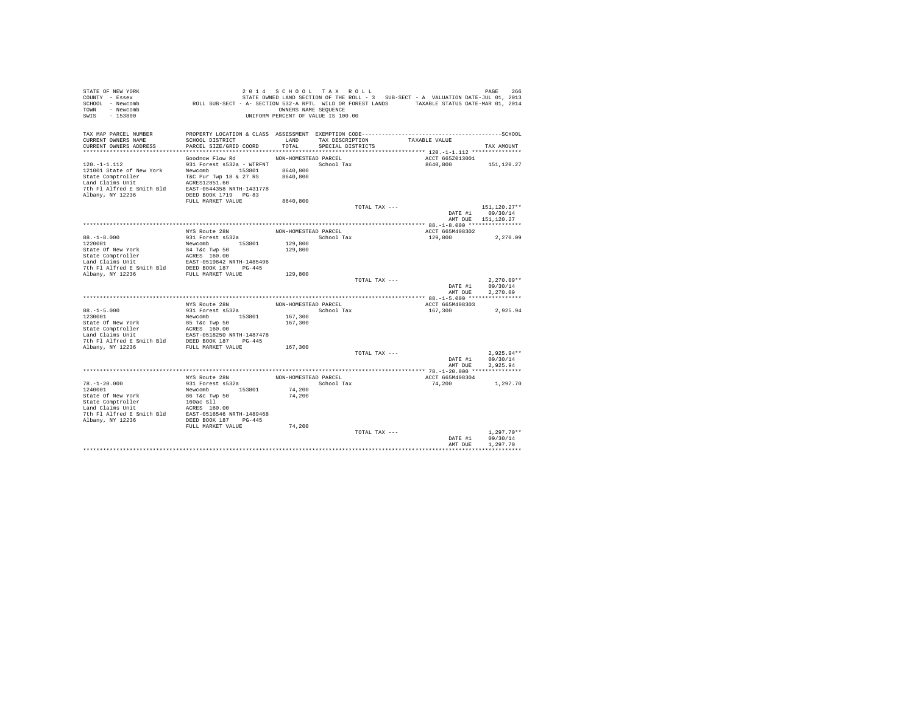STATE OF NEW YORK
COUNTY - Essex
SCHOOL - Newcomb
TOWN - Newcomb
SWIS - 153800

2014 SCHOOL TAX ROLL
STATE OWNED LAND SECTION OF THE ROLL - 3 SUB-SECT - A VALUATION DATE-JUL 01, 2013
ROLL SUB-SECT - A- SECTION 532-A RPTL WILD OR FOREST LANDS TAXABLE STATUS DATE-MAR 01, 2014
OWNERS NAME SEQUENCE
UNIFORM PERCENT OF VALUE IS 100.00

| TAX MAP PARCEL NUMBER / CURRENT OWNERS NAME / CURRENT OWNERS ADDRESS | PROPERTY LOCATION & CLASS / SCHOOL DISTRICT / PARCEL SIZE/GRID COORD | ASSESSMENT LAND / TOTAL | EXEMPTION CODE / TAX DESCRIPTION / SPECIAL DISTRICTS | TAXABLE VALUE | SCHOOL TAX AMOUNT |
|---|---|---|---|---|---|
| **120.-1-1.112** | Goodnow Flow Rd | NON-HOMESTEAD PARCEL | | ACCT 665Z013001 | |
| 120.-1-1.112 | 931 Forest s532a - WTRFNT | | School Tax | 8640,800 | 151,120.27 |
| 121001 State of New York | Newcomb 153801 | 8640,800 | | | |
| State Comptroller | T&C Pur Twp 18 & 27 RS | 8640,800 | | | |
| Land Claims Unit | ACRES12851.60 | | | | |
| 7th Fl Alfred E Smith Bld | EAST-0544358 NRTH-1431778 | | | | |
| Albany, NY 12236 | DEED BOOK 1719 PG-83 | | | | |
| | FULL MARKET VALUE | 8640,800 | | | |
| | | | TOTAL TAX --- | | 151,120.27** |
| | | | | DATE #1 | 09/30/14 |
| | | | | AMT DUE | 151,120.27 |
| **88.-1-8.000** | NYS Route 28N | NON-HOMESTEAD PARCEL | | ACCT 665M408302 | |
| 88.-1-8.000 | 931 Forest s532a | | School Tax | 129,800 | 2,270.09 |
| 1220001 | Newcomb 153801 | 129,800 | | | |
| State Of New York | 84 T&c Twp 50 | 129,800 | | | |
| State Comptroller | ACRES 160.00 | | | | |
| Land Claims Unit | EAST-0519842 NRTH-1485496 | | | | |
| 7th Fl Alfred E Smith Bld | DEED BOOK 187 PG-445 | | | | |
| Albany, NY 12236 | FULL MARKET VALUE | 129,800 | | | |
| | | | TOTAL TAX --- | | 2,270.09** |
| | | | | DATE #1 | 09/30/14 |
| | | | | AMT DUE | 2,270.09 |
| **88.-1-5.000** | NYS Route 28N | NON-HOMESTEAD PARCEL | | ACCT 665M408303 | |
| 88.-1-5.000 | 931 Forest s532a | | School Tax | 167,300 | 2,925.94 |
| 1230001 | Newcomb 153801 | 167,300 | | | |
| State Of New York | 85 T&c Twp 50 | 167,300 | | | |
| State Comptroller | ACRES 160.00 | | | | |
| Land Claims Unit | EAST-0518250 NRTH-1487478 | | | | |
| 7th Fl Alfred E Smith Bld | DEED BOOK 187 PG-445 | | | | |
| Albany, NY 12236 | FULL MARKET VALUE | 167,300 | | | |
| | | | TOTAL TAX --- | | 2,925.94** |
| | | | | DATE #1 | 09/30/14 |
| | | | | AMT DUE | 2,925.94 |
| **78.-1-20.000** | NYS Route 28N | NON-HOMESTEAD PARCEL | | ACCT 665M408304 | |
| 78.-1-20.000 | 931 Forest s532a | | School Tax | 74,200 | 1,297.70 |
| 1240001 | Newcomb 153801 | 74,200 | | | |
| State Of New York | 86 T&c Twp 50 | 74,200 | | | |
| State Comptroller | 160ac Sll | | | | |
| Land Claims Unit | ACRES 160.00 | | | | |
| 7th Fl Alfred E Smith Bld | EAST-0516546 NRTH-1489468 | | | | |
| Albany, NY 12236 | DEED BOOK 187 PG-445 | | | | |
| | FULL MARKET VALUE | 74,200 | | | |
| | | | TOTAL TAX --- | | 1,297.70** |
| | | | | DATE #1 | 09/30/14 |
| | | | | AMT DUE | 1,297.70 |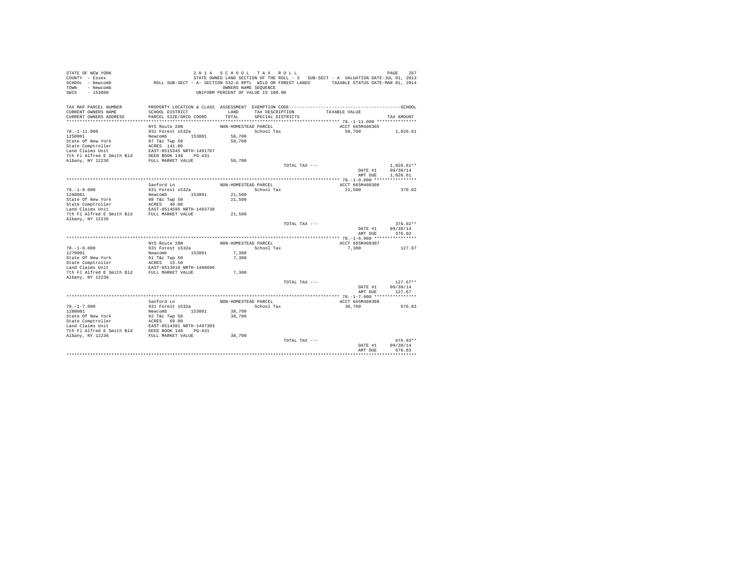STATE OF NEW YORK | 2 0 1 4 S C H O O L T A X R O L L | PAGE 267
COUNTY - Essex | STATE OWNED LAND SECTION OF THE ROLL - 3 SUB-SECT - A VALUATION DATE-JUL 01, 2013
SCHOOL - Newcomb | ROLL SUB-SECT - A- SECTION 532-A RPTL WILD OR FOREST LANDS TAXABLE STATUS DATE-MAR 01, 2014
TOWN - Newcomb | OWNERS NAME SEQUENCE
SWIS - 153800 | UNIFORM PERCENT OF VALUE IS 100.00

| TAX MAP PARCEL NUMBER / CURRENT OWNERS NAME / CURRENT OWNERS ADDRESS | PROPERTY LOCATION & CLASS / SCHOOL DISTRICT / PARCEL SIZE/GRID COORD | ASSESSMENT LAND / TOTAL | EXEMPTION CODE / TAX DESCRIPTION / SPECIAL DISTRICTS | TAXABLE VALUE | TAX AMOUNT |
|---|---|---|---|---|---|
| **78.-1-11.000** | NYS Route 28N | NON-HOMESTEAD PARCEL | | ACCT 665M408305 | |
| 78.-1-11.000 | 931 Forest s532a | | School Tax | 58,700 | 1,026.61 |
| 1250001 | Newcomb 153801 | 58,700 | | | |
| State Of New York | 87 T&c Twp 50 | 58,700 | | | |
| State Comptroller | ACRES 141.00 | | | | |
| Land Claims Unit | EAST-0515345 NRTH-1491767 | | | | |
| 7th Fl Alfred E Smith Bld | DEED BOOK 148 PG-431 | | | | |
| Albany, NY 12236 | FULL MARKET VALUE | 58,700 | | | |
| | | | TOTAL TAX --- | | 1,026.61** |
| | | | | DATE #1 | 09/30/14 |
| | | | | AMT DUE | 1,026.61 |
| **78.-1-9.000** | Sanford Ln | NON-HOMESTEAD PARCEL | | ACCT 665M408306 | |
| 78.-1-9.000 | 931 Forest s532a | | School Tax | 21,500 | 376.02 |
| 1260001 | Newcomb 153801 | 21,500 | | | |
| State Of New York | 88 T&c Twp 50 | 21,500 | | | |
| State Comptroller | ACRES 40.00 | | | | |
| Land Claims Unit | EAST-0514595 NRTH-1493730 | | | | |
| 7th Fl Alfred E Smith Bld | FULL MARKET VALUE | 21,500 | | | |
| Albany, NY 12236 | | | | | |
| | | | TOTAL TAX --- | | 376.02** |
| | | | | DATE #1 | 09/30/14 |
| | | | | AMT DUE | 376.02 |
| **78.-1-6.000** | NYS Route 28N | NON-HOMESTEAD PARCEL | | ACCT 665M408307 | |
| 78.-1-6.000 | 931 Forest s532a | | School Tax | 7,300 | 127.67 |
| 1270001 | Newcomb 153801 | 7,300 | | | |
| State Of New York | 91 T&c Twp 50 | 7,300 | | | |
| State Comptroller | ACRES 15.50 | | | | |
| Land Claims Unit | EAST-0513910 NRTH-1498696 | | | | |
| 7th Fl Alfred E Smith Bld | FULL MARKET VALUE | 7,300 | | | |
| Albany, NY 12236 | | | | | |
| | | | TOTAL TAX --- | | 127.67** |
| | | | | DATE #1 | 09/30/14 |
| | | | | AMT DUE | 127.67 |
| **78.-1-7.000** | Sanford Ln | NON-HOMESTEAD PARCEL | | ACCT 665M408308 | |
| 78.-1-7.000 | 931 Forest s532a | | School Tax | 38,700 | 676.83 |
| 1280001 | Newcomb 153801 | 38,700 | | | |
| State Of New York | 92 T&c Twp 50 | 38,700 | | | |
| State Comptroller | ACRES 69.00 | | | | |
| Land Claims Unit | EAST-0514381 NRTH-1497303 | | | | |
| 7th Fl Alfred E Smith Bld | DEED BOOK 148 PG-431 | | | | |
| Albany, NY 12236 | FULL MARKET VALUE | 38,700 | | | |
| | | | TOTAL TAX --- | | 676.83** |
| | | | | DATE #1 | 09/30/14 |
| | | | | AMT DUE | 676.83 |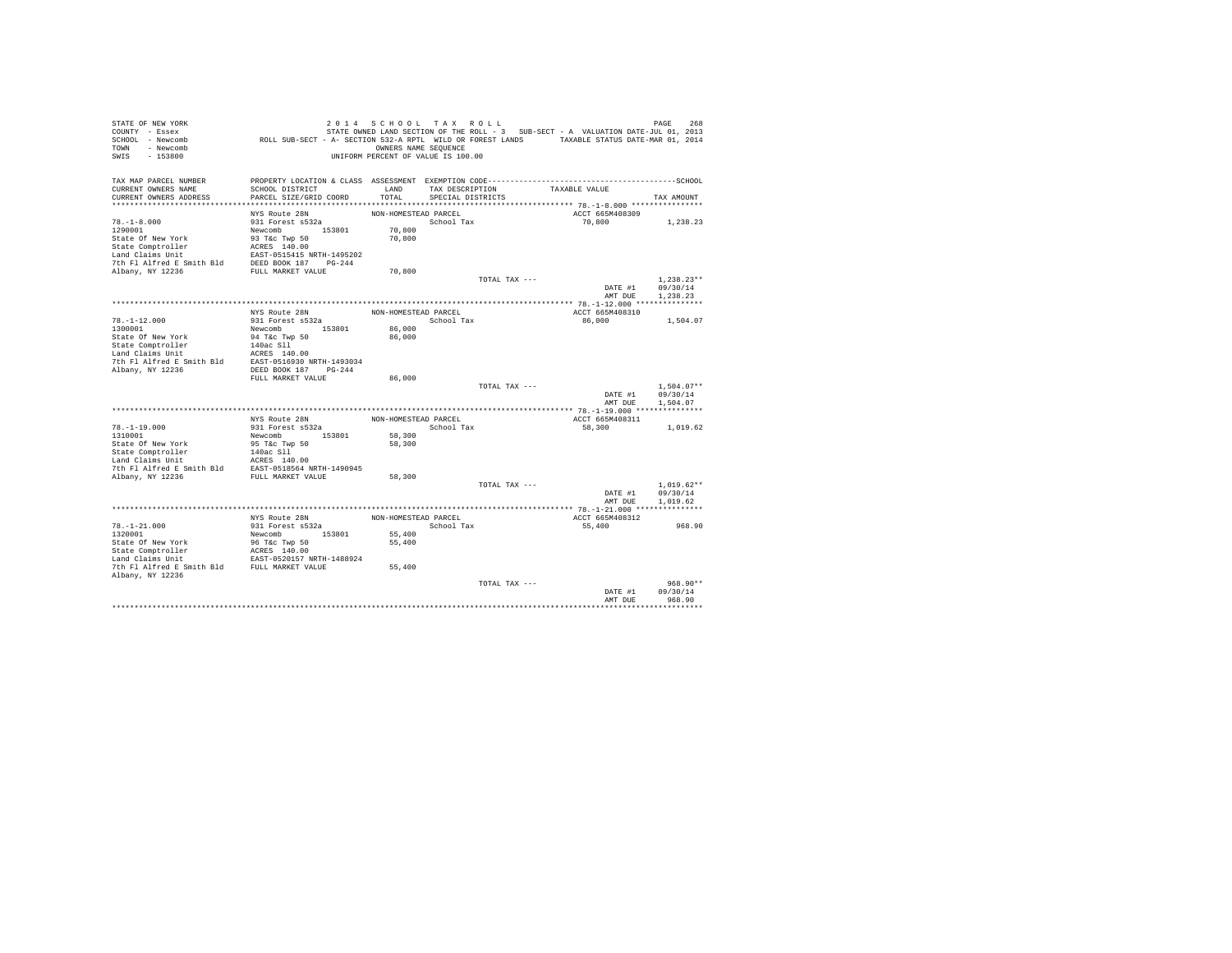STATE OF NEW YORK
COUNTY - Essex
SCHOOL - Newcomb
TOWN - Newcomb
SWIS - 153800

2 0 1 4 S C H O O L T A X R O L L
STATE OWNED LAND SECTION OF THE ROLL - 3 SUB-SECT - A VALUATION DATE-JUL 01, 2013
ROLL SUB-SECT - A- SECTION 532-A RPTL WILD OR FOREST LANDS TAXABLE STATUS DATE-MAR 01, 2014
OWNERS NAME SEQUENCE
UNIFORM PERCENT OF VALUE IS 100.00

| TAX MAP PARCEL NUMBER / CURRENT OWNERS NAME / CURRENT OWNERS ADDRESS | PROPERTY LOCATION & CLASS / SCHOOL DISTRICT / PARCEL SIZE/GRID COORD | ASSESSMENT LAND / TOTAL | EXEMPTION CODE / TAX DESCRIPTION / SPECIAL DISTRICTS | TAXABLE VALUE | TAX AMOUNT |
|---|---|---|---|---|---|
| **78.-1-8.000** | NYS Route 28N | NON-HOMESTEAD PARCEL | | ACCT 665M408309 | |
| 78.-1-8.000 | 931 Forest s532a | | School Tax | 70,800 | 1,238.23 |
| 1290001 | Newcomb 153801 | 70,800 | | | |
| State Of New York | 93 T&c Twp 50 | 70,800 | | | |
| State Comptroller | ACRES 140.00 | | | | |
| Land Claims Unit | EAST-0515415 NRTH-1495202 | | | | |
| 7th Fl Alfred E Smith Bld | DEED BOOK 187 PG-244 | | | | |
| Albany, NY 12236 | FULL MARKET VALUE | 70,800 | | | |
| | | | TOTAL TAX --- | | 1,238.23** |
| | | | | DATE #1 | 09/30/14 |
| | | | | AMT DUE | 1,238.23 |
| **78.-1-12.000** | NYS Route 28N | NON-HOMESTEAD PARCEL | | ACCT 665M408310 | |
| 78.-1-12.000 | 931 Forest s532a | | School Tax | 86,000 | 1,504.07 |
| 1300001 | Newcomb 153801 | 86,000 | | | |
| State Of New York | 94 T&c Twp 50 | 86,000 | | | |
| State Comptroller | 140ac Sll | | | | |
| Land Claims Unit | ACRES 140.00 | | | | |
| 7th Fl Alfred E Smith Bld | EAST-0516930 NRTH-1493034 | | | | |
| Albany, NY 12236 | DEED BOOK 187 PG-244 | | | | |
| | FULL MARKET VALUE | 86,000 | | | |
| | | | TOTAL TAX --- | | 1,504.07** |
| | | | | DATE #1 | 09/30/14 |
| | | | | AMT DUE | 1,504.07 |
| **78.-1-19.000** | NYS Route 28N | NON-HOMESTEAD PARCEL | | ACCT 665M408311 | |
| 78.-1-19.000 | 931 Forest s532a | | School Tax | 58,300 | 1,019.62 |
| 1310001 | Newcomb 153801 | 58,300 | | | |
| State Of New York | 95 T&c Twp 50 | 58,300 | | | |
| State Comptroller | 140ac Sll | | | | |
| Land Claims Unit | ACRES 140.00 | | | | |
| 7th Fl Alfred E Smith Bld | EAST-0518564 NRTH-1490945 | | | | |
| Albany, NY 12236 | FULL MARKET VALUE | 58,300 | | | |
| | | | TOTAL TAX --- | | 1,019.62** |
| | | | | DATE #1 | 09/30/14 |
| | | | | AMT DUE | 1,019.62 |
| **78.-1-21.000** | NYS Route 28N | NON-HOMESTEAD PARCEL | | ACCT 665M408312 | |
| 78.-1-21.000 | 931 Forest s532a | | School Tax | 55,400 | 968.90 |
| 1320001 | Newcomb 153801 | 55,400 | | | |
| State Of New York | 96 T&c Twp 50 | 55,400 | | | |
| State Comptroller | ACRES 140.00 | | | | |
| Land Claims Unit | EAST-0520157 NRTH-1488924 | | | | |
| 7th Fl Alfred E Smith Bld | FULL MARKET VALUE | 55,400 | | | |
| Albany, NY 12236 | | | | | |
| | | | TOTAL TAX --- | | 968.90** |
| | | | | DATE #1 | 09/30/14 |
| | | | | AMT DUE | 968.90 |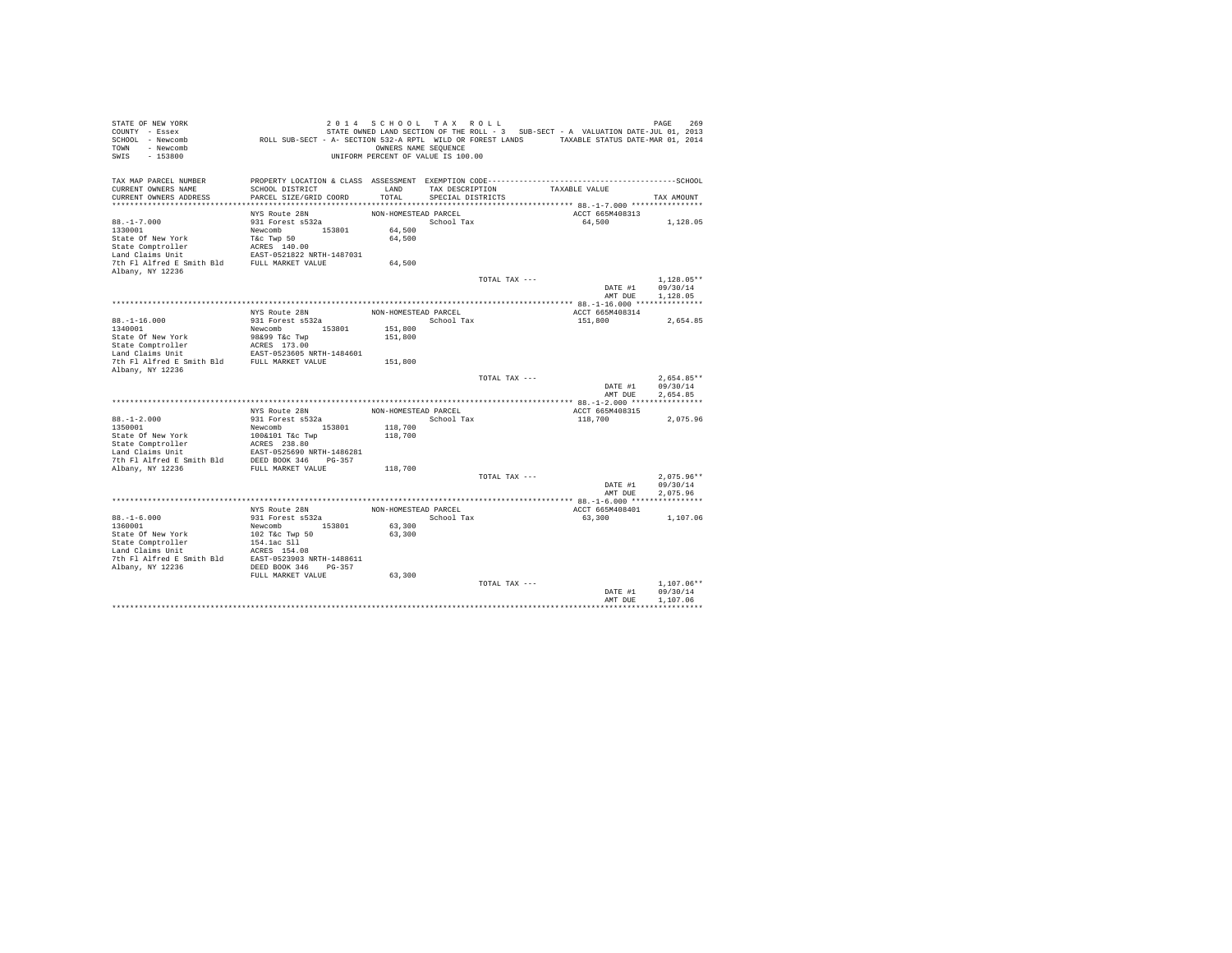STATE OF NEW YORK
COUNTY - Essex
SCHOOL - Newcomb
TOWN - Newcomb
SWIS - 153800

2014 SCHOOL TAX ROLL
STATE OWNED LAND SECTION OF THE ROLL - 3 SUB-SECT - A VALUATION DATE-JUL 01, 2013
ROLL SUB-SECT - A- SECTION 532-A RPTL WILD OR FOREST LANDS TAXABLE STATUS DATE-MAR 01, 2014
OWNERS NAME SEQUENCE
UNIFORM PERCENT OF VALUE IS 100.00

| TAX MAP PARCEL NUMBER / CURRENT OWNERS NAME / CURRENT OWNERS ADDRESS | PROPERTY LOCATION & CLASS / SCHOOL DISTRICT / PARCEL SIZE/GRID COORD | ASSESSMENT LAND / TOTAL | EXEMPTION CODE / TAX DESCRIPTION / SPECIAL DISTRICTS | TAXABLE VALUE | TAX AMOUNT |
|---|---|---|---|---|---|
| 88.-1-7.000 | NYS Route 28N | NON-HOMESTEAD PARCEL | | ACCT 665M408313 | |
| 1330001 | 931 Forest s532a | | School Tax | 64,500 | 1,128.05 |
| State Of New York | Newcomb 153801 | 64,500 | | | |
| State Comptroller | T&c Twp 50 | 64,500 | | | |
| Land Claims Unit | ACRES 140.00 | | | | |
| 7th Fl Alfred E Smith Bld | EAST-0521822 NRTH-1487031 | | | | |
| Albany, NY 12236 | FULL MARKET VALUE | 64,500 | | | |
| | | | TOTAL TAX --- | | 1,128.05** |
| | | | | DATE #1 | 09/30/14 |
| | | | | AMT DUE | 1,128.05 |
| 88.-1-16.000 | NYS Route 28N | NON-HOMESTEAD PARCEL | | ACCT 665M408314 | |
| 1340001 | 931 Forest s532a | | School Tax | 151,800 | 2,654.85 |
| State Of New York | Newcomb 153801 | 151,800 | | | |
| State Comptroller | 98&99 T&c Twp | 151,800 | | | |
| Land Claims Unit | ACRES 173.00 | | | | |
| 7th Fl Alfred E Smith Bld | EAST-0523605 NRTH-1484601 | | | | |
| Albany, NY 12236 | FULL MARKET VALUE | 151,800 | | | |
| | | | TOTAL TAX --- | | 2,654.85** |
| | | | | DATE #1 | 09/30/14 |
| | | | | AMT DUE | 2,654.85 |
| 88.-1-2.000 | NYS Route 28N | NON-HOMESTEAD PARCEL | | ACCT 665M408315 | |
| 1350001 | 931 Forest s532a | | School Tax | 118,700 | 2,075.96 |
| State Of New York | Newcomb 153801 | 118,700 | | | |
| State Comptroller | 100&101 T&c Twp | 118,700 | | | |
| Land Claims Unit | ACRES 238.80 | | | | |
| 7th Fl Alfred E Smith Bld | EAST-0525690 NRTH-1486281 | | | | |
| Albany, NY 12236 | DEED BOOK 346 PG-357 | | | | |
| | FULL MARKET VALUE | 118,700 | | | |
| | | | TOTAL TAX --- | | 2,075.96** |
| | | | | DATE #1 | 09/30/14 |
| | | | | AMT DUE | 2,075.96 |
| 88.-1-6.000 | NYS Route 28N | NON-HOMESTEAD PARCEL | | ACCT 665M408401 | |
| 1360001 | 931 Forest s532a | | School Tax | 63,300 | 1,107.06 |
| State Of New York | Newcomb 153801 | 63,300 | | | |
| State Comptroller | 102 T&c Twp 50 | 63,300 | | | |
| Land Claims Unit | 154.1ac Sll | | | | |
| 7th Fl Alfred E Smith Bld | ACRES 154.08 | | | | |
| Albany, NY 12236 | EAST-0523903 NRTH-1488611 | | | | |
| | DEED BOOK 346 PG-357 | | | | |
| | FULL MARKET VALUE | 63,300 | | | |
| | | | TOTAL TAX --- | | 1,107.06** |
| | | | | DATE #1 | 09/30/14 |
| | | | | AMT DUE | 1,107.06 |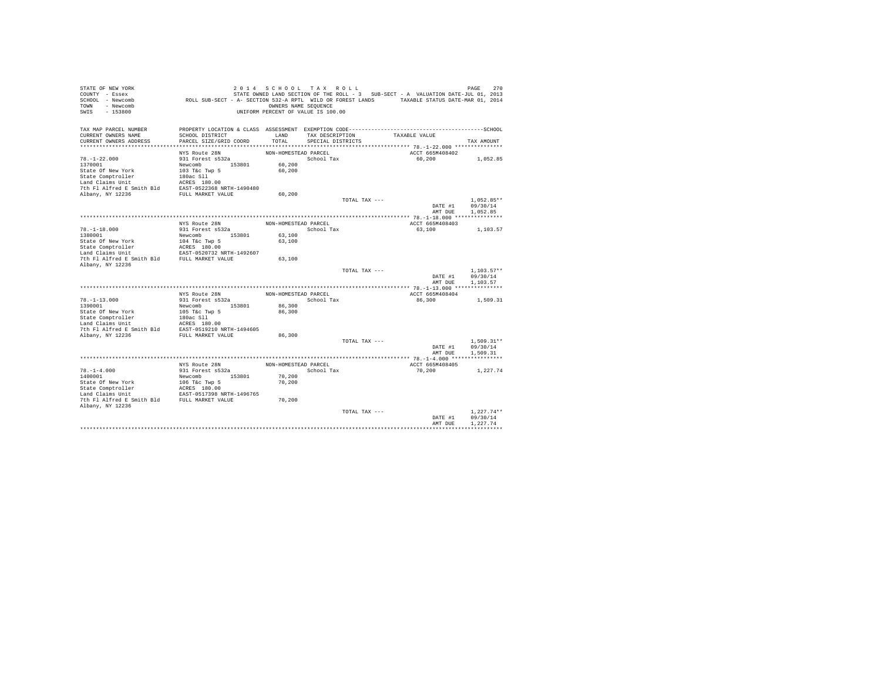```
STATE OF NEW YORK                    2 0 1 4   S C H O O L   T A X   R O L L                                   PAGE   270
COUNTY  - Essex                     STATE OWNED LAND SECTION OF THE ROLL - 3   SUB-SECT - A  VALUATION DATE-JUL 01, 2013
SCHOOL  - Newcomb          ROLL SUB-SECT - A- SECTION 532-A RPTL  WILD OR FOREST LANDS      TAXABLE STATUS DATE-MAR 01, 2014
TOWN    - Newcomb                                     OWNERS NAME SEQUENCE
SWIS    - 153800                                 UNIFORM PERCENT OF VALUE IS 100.00

TAX MAP PARCEL NUMBER         PROPERTY LOCATION & CLASS  ASSESSMENT  EXEMPTION CODE------------------------------------------------SCHOOL
CURRENT OWNERS NAME           SCHOOL DISTRICT              LAND      TAX DESCRIPTION           TAXABLE VALUE
CURRENT OWNERS ADDRESS        PARCEL SIZE/GRID COORD       TOTAL     SPECIAL DISTRICTS                                   TAX AMOUNT
*********************************************************************************************** 78.-1-22.000 ***************
                              NYS Route 28N                NON-HOMESTEAD PARCEL                   ACCT 665M408402
78.-1-22.000                  931 Forest s532a                      School Tax                      60,200          1,052.85
1370001                       Newcomb        153801        60,200
State Of New York             103 T&c Twp 5                60,200
State Comptroller             180ac Sll
Land Claims Unit              ACRES  180.00
7th Fl Alfred E Smith Bld     EAST-0522368 NRTH-1490480
Albany, NY 12236              FULL MARKET VALUE            60,200
                                                                     TOTAL TAX ---                                   1,052.85**
                                                                                                 DATE #1            09/30/14
                                                                                                 AMT DUE            1,052.85
*********************************************************************************************** 78.-1-18.000 ***************
                              NYS Route 28N                NON-HOMESTEAD PARCEL                   ACCT 665M408403
78.-1-18.000                  931 Forest s532a                      School Tax                      63,100          1,103.57
1380001                       Newcomb        153801        63,100
State Of New York             104 T&c Twp 5                63,100
State Comptroller             ACRES  180.00
Land Claims Unit              EAST-0520732 NRTH-1492607
7th Fl Alfred E Smith Bld     FULL MARKET VALUE            63,100
Albany, NY 12236
                                                                     TOTAL TAX ---                                   1,103.57**
                                                                                                 DATE #1            09/30/14
                                                                                                 AMT DUE            1,103.57
*********************************************************************************************** 78.-1-13.000 ***************
                              NYS Route 28N                NON-HOMESTEAD PARCEL                   ACCT 665M408404
78.-1-13.000                  931 Forest s532a                      School Tax                      86,300          1,509.31
1390001                       Newcomb        153801        86,300
State Of New York             105 T&c Twp 5                86,300
State Comptroller             180ac Sll
Land Claims Unit              ACRES  180.00
7th Fl Alfred E Smith Bld     EAST-0519210 NRTH-1494605
Albany, NY 12236              FULL MARKET VALUE            86,300
                                                                     TOTAL TAX ---                                   1,509.31**
                                                                                                 DATE #1            09/30/14
                                                                                                 AMT DUE            1,509.31
*********************************************************************************************** 78.-1-4.000 ****************
                              NYS Route 28N                NON-HOMESTEAD PARCEL                   ACCT 665M408405
78.-1-4.000                   931 Forest s532a                      School Tax                      70,200          1,227.74
1400001                       Newcomb        153801        70,200
State Of New York             106 T&c Twp 5                70,200
State Comptroller             ACRES  180.00
Land Claims Unit              EAST-0517398 NRTH-1496765
7th Fl Alfred E Smith Bld     FULL MARKET VALUE            70,200
Albany, NY 12236
                                                                     TOTAL TAX ---                                   1,227.74**
                                                                                                 DATE #1            09/30/14
                                                                                                 AMT DUE            1,227.74
****************************************************************************************************************************
```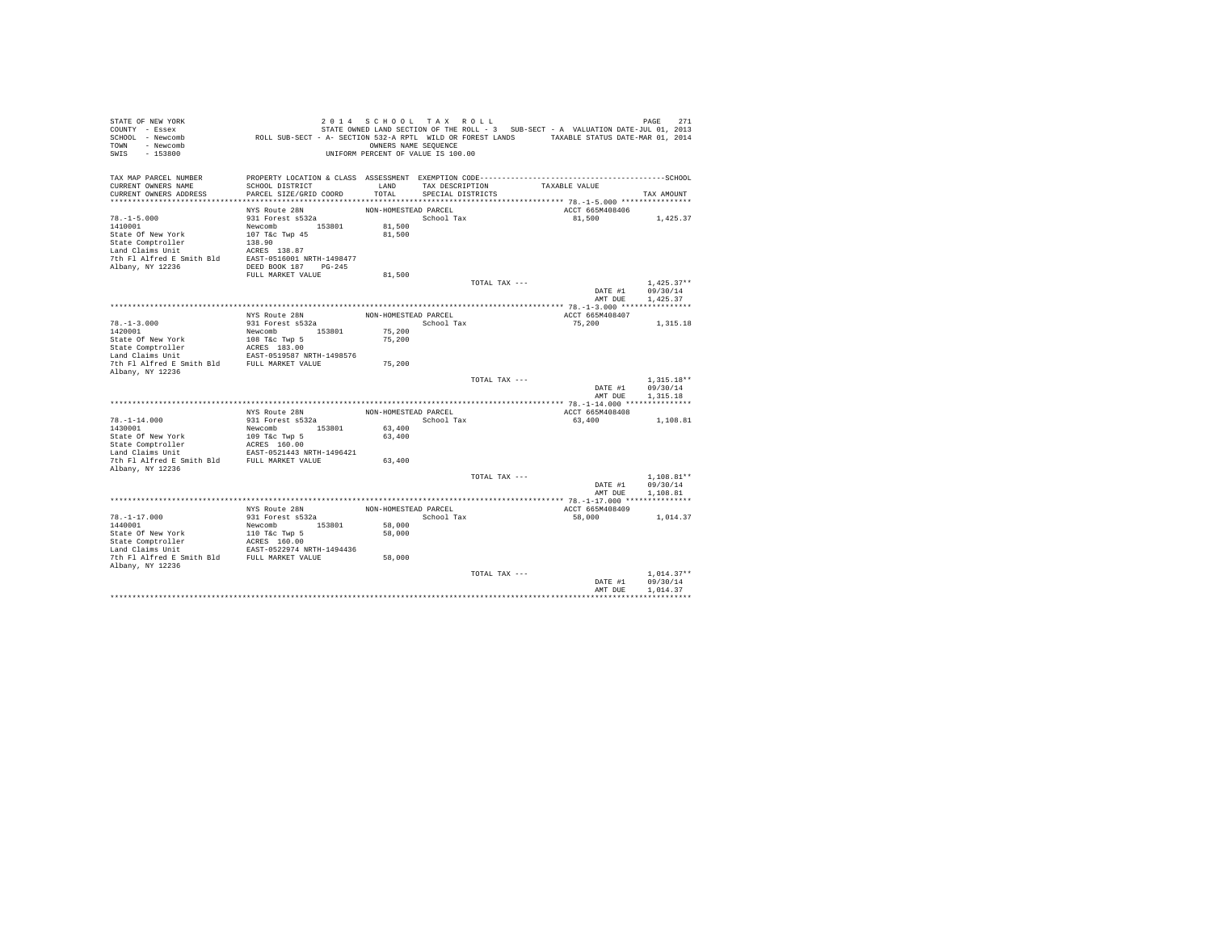STATE OF NEW YORK
COUNTY - Essex
SCHOOL - Newcomb
TOWN - Newcomb
SWIS - 153800

2 0 1 4   S C H O O L   T A X   R O L L
STATE OWNED LAND SECTION OF THE ROLL - 3   SUB-SECT - A  VALUATION DATE-JUL 01, 2013
ROLL SUB-SECT - A- SECTION 532-A RPTL WILD OR FOREST LANDS   TAXABLE STATUS DATE-MAR 01, 2014
OWNERS NAME SEQUENCE
UNIFORM PERCENT OF VALUE IS 100.00

| TAX MAP PARCEL NUMBER / CURRENT OWNERS NAME / CURRENT OWNERS ADDRESS | PROPERTY LOCATION & CLASS / SCHOOL DISTRICT / PARCEL SIZE/GRID COORD | ASSESSMENT LAND / TOTAL | EXEMPTION CODE / TAX DESCRIPTION / SPECIAL DISTRICTS | TAXABLE VALUE | TAX AMOUNT |
|---|---|---|---|---|---|
| **78.-1-5.000** | NYS Route 28N | NON-HOMESTEAD PARCEL | | ACCT 665M408406 | |
| 78.-1-5.000 | 931 Forest s532a | | School Tax | 81,500 | 1,425.37 |
| 1410001 | Newcomb 153801 | 81,500 | | | |
| State Of New York | 107 T&c Twp 45 | 81,500 | | | |
| State Comptroller | 138.90 | | | | |
| Land Claims Unit | ACRES 138.87 | | | | |
| 7th Fl Alfred E Smith Bld | EAST-0516001 NRTH-1498477 | | | | |
| Albany, NY 12236 | DEED BOOK 187 PG-245 | | | | |
| | FULL MARKET VALUE | 81,500 | | | |
| | | | TOTAL TAX --- | | 1,425.37** |
| | | | | DATE #1 | 09/30/14 |
| | | | | AMT DUE | 1,425.37 |
| **78.-1-3.000** | NYS Route 28N | NON-HOMESTEAD PARCEL | | ACCT 665M408407 | |
| 78.-1-3.000 | 931 Forest s532a | | School Tax | 75,200 | 1,315.18 |
| 1420001 | Newcomb 153801 | 75,200 | | | |
| State Of New York | 108 T&c Twp 5 | 75,200 | | | |
| State Comptroller | ACRES 183.00 | | | | |
| Land Claims Unit | EAST-0519587 NRTH-1498576 | | | | |
| 7th Fl Alfred E Smith Bld | FULL MARKET VALUE | 75,200 | | | |
| Albany, NY 12236 | | | | | |
| | | | TOTAL TAX --- | | 1,315.18** |
| | | | | DATE #1 | 09/30/14 |
| | | | | AMT DUE | 1,315.18 |
| **78.-1-14.000** | NYS Route 28N | NON-HOMESTEAD PARCEL | | ACCT 665M408408 | |
| 78.-1-14.000 | 931 Forest s532a | | School Tax | 63,400 | 1,108.81 |
| 1430001 | Newcomb 153801 | 63,400 | | | |
| State Of New York | 109 T&c Twp 5 | 63,400 | | | |
| State Comptroller | ACRES 160.00 | | | | |
| Land Claims Unit | EAST-0521443 NRTH-1496421 | | | | |
| 7th Fl Alfred E Smith Bld | FULL MARKET VALUE | 63,400 | | | |
| Albany, NY 12236 | | | | | |
| | | | TOTAL TAX --- | | 1,108.81** |
| | | | | DATE #1 | 09/30/14 |
| | | | | AMT DUE | 1,108.81 |
| **78.-1-17.000** | NYS Route 28N | NON-HOMESTEAD PARCEL | | ACCT 665M408409 | |
| 78.-1-17.000 | 931 Forest s532a | | School Tax | 58,000 | 1,014.37 |
| 1440001 | Newcomb 153801 | 58,000 | | | |
| State Of New York | 110 T&c Twp 5 | 58,000 | | | |
| State Comptroller | ACRES 160.00 | | | | |
| Land Claims Unit | EAST-0522974 NRTH-1494436 | | | | |
| 7th Fl Alfred E Smith Bld | FULL MARKET VALUE | 58,000 | | | |
| Albany, NY 12236 | | | | | |
| | | | TOTAL TAX --- | | 1,014.37** |
| | | | | DATE #1 | 09/30/14 |
| | | | | AMT DUE | 1,014.37 |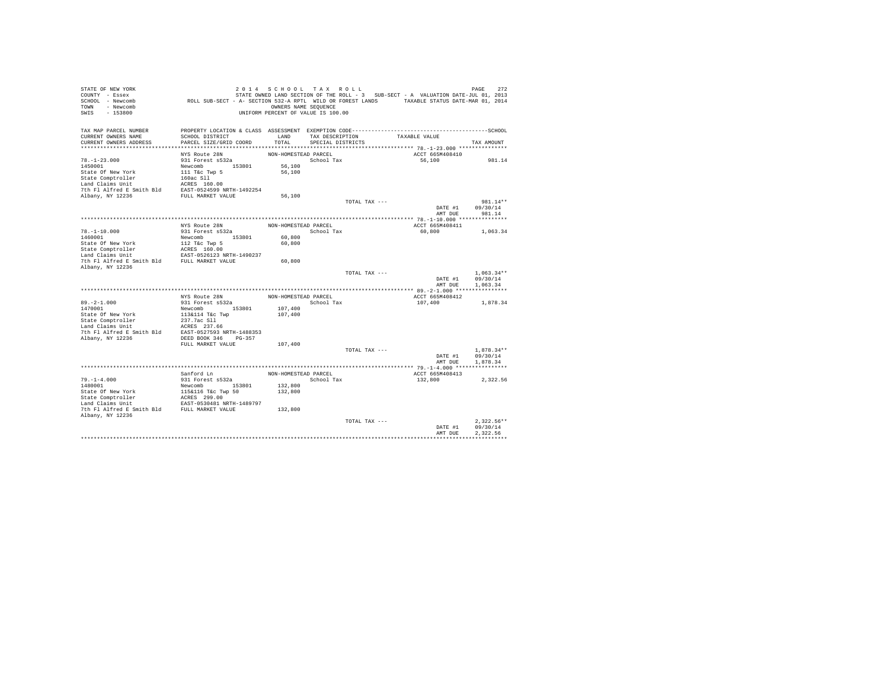STATE OF NEW YORK — 2014 SCHOOL TAX ROLL

COUNTY - Essex — STATE OWNED LAND SECTION OF THE ROLL - 3 SUB-SECT - A VALUATION DATE-JUL 01, 2013

SCHOOL - Newcomb — ROLL SUB-SECT - A- SECTION 532-A RPTL WILD OR FOREST LANDS — TAXABLE STATUS DATE-MAR 01, 2014

TOWN - Newcomb — OWNERS NAME SEQUENCE

SWIS - 153800 — UNIFORM PERCENT OF VALUE IS 100.00

| TAX MAP PARCEL NUMBER / CURRENT OWNERS NAME / CURRENT OWNERS ADDRESS | PROPERTY LOCATION & CLASS / SCHOOL DISTRICT / PARCEL SIZE/GRID COORD | ASSESSMENT LAND / TOTAL | EXEMPTION CODE / TAX DESCRIPTION / SPECIAL DISTRICTS | TAXABLE VALUE | SCHOOL TAX AMOUNT |
|---|---|---|---|---|---|
| 78.-1-23.000 | NYS Route 28N | NON-HOMESTEAD PARCEL | | ACCT 665M408410 | |
| 1450001 | 931 Forest s532a | | School Tax | 56,100 | 981.14 |
| State Of New York | Newcomb 153801 | 56,100 | | | |
| State Comptroller | 111 T&c Twp 5 | 56,100 | | | |
| Land Claims Unit | 160ac Sll | | | | |
| 7th Fl Alfred E Smith Bld | ACRES 160.00 | | | | |
| Albany, NY 12236 | EAST-0524599 NRTH-1492254 | | | | |
| | FULL MARKET VALUE | 56,100 | | | |
| | | | TOTAL TAX --- | | 981.14** |
| | | | | DATE #1 | 09/30/14 |
| | | | | AMT DUE | 981.14 |
| 78.-1-10.000 | NYS Route 28N | NON-HOMESTEAD PARCEL | | ACCT 665M408411 | |
| 1460001 | 931 Forest s532a | | School Tax | 60,800 | 1,063.34 |
| State Of New York | Newcomb 153801 | 60,800 | | | |
| State Comptroller | 112 T&c Twp 5 | 60,800 | | | |
| Land Claims Unit | ACRES 160.00 | | | | |
| 7th Fl Alfred E Smith Bld | EAST-0526123 NRTH-1490237 | | | | |
| Albany, NY 12236 | FULL MARKET VALUE | 60,800 | | | |
| | | | TOTAL TAX --- | | 1,063.34** |
| | | | | DATE #1 | 09/30/14 |
| | | | | AMT DUE | 1,063.34 |
| 89.-2-1.000 | NYS Route 28N | NON-HOMESTEAD PARCEL | | ACCT 665M408412 | |
| 1470001 | 931 Forest s532a | | School Tax | 107,400 | 1,878.34 |
| State Of New York | Newcomb 153801 | 107,400 | | | |
| State Comptroller | 113&114 T&c Twp | 107,400 | | | |
| Land Claims Unit | 237.7ac Sll | | | | |
| 7th Fl Alfred E Smith Bld | ACRES 237.66 | | | | |
| Albany, NY 12236 | EAST-0527593 NRTH-1488353 | | | | |
| | DEED BOOK 346 PG-357 | | | | |
| | FULL MARKET VALUE | 107,400 | | | |
| | | | TOTAL TAX --- | | 1,878.34** |
| | | | | DATE #1 | 09/30/14 |
| | | | | AMT DUE | 1,878.34 |
| 79.-1-4.000 | Sanford Ln | NON-HOMESTEAD PARCEL | | ACCT 665M408413 | |
| 1480001 | 931 Forest s532a | | School Tax | 132,800 | 2,322.56 |
| State Of New York | Newcomb 153801 | 132,800 | | | |
| State Comptroller | 115&116 T&c Twp 50 | 132,800 | | | |
| Land Claims Unit | ACRES 299.00 | | | | |
| 7th Fl Alfred E Smith Bld | EAST-0530481 NRTH-1489797 | | | | |
| Albany, NY 12236 | FULL MARKET VALUE | 132,800 | | | |
| | | | TOTAL TAX --- | | 2,322.56** |
| | | | | DATE #1 | 09/30/14 |
| | | | | AMT DUE | 2,322.56 |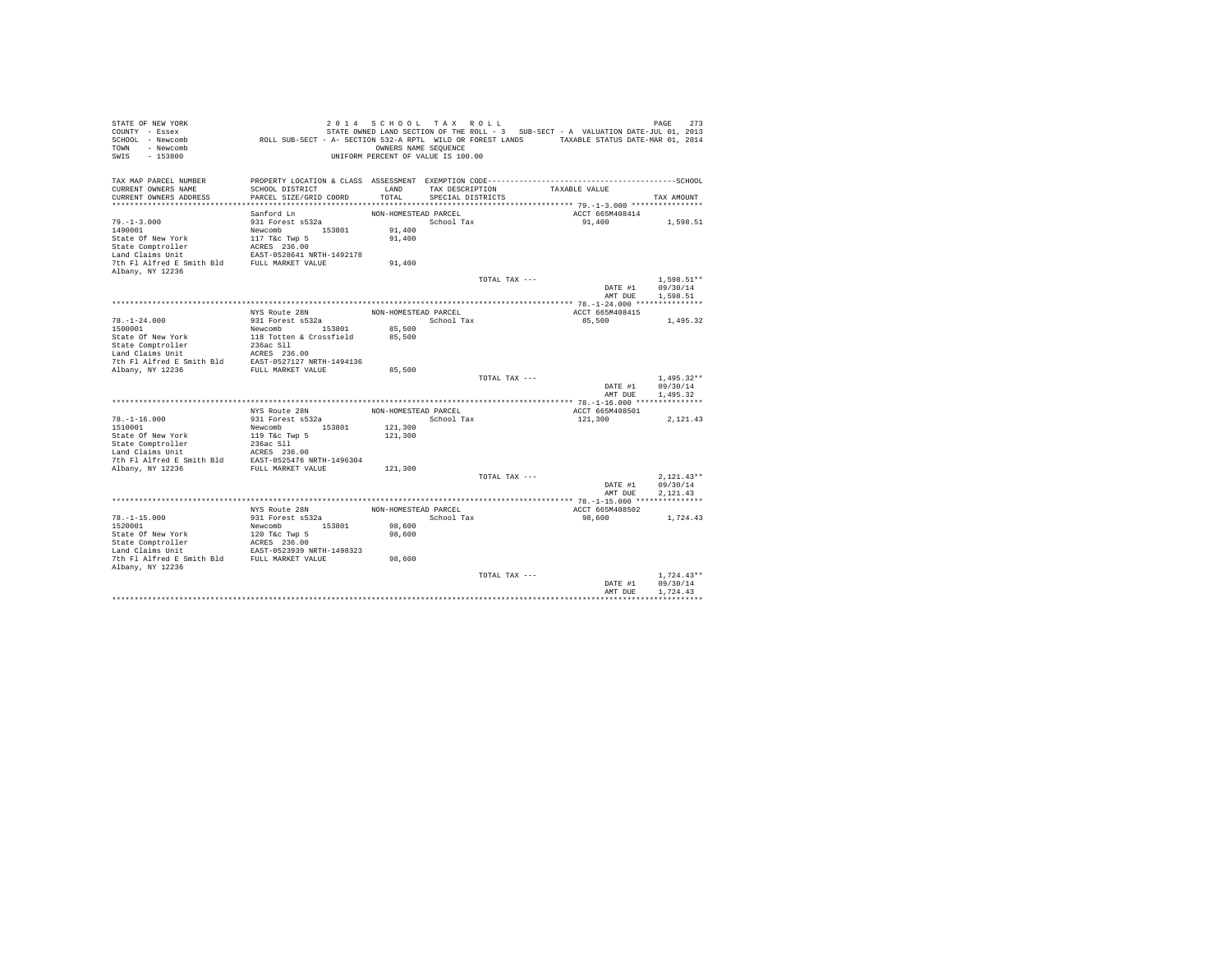STATE OF NEW YORK
COUNTY - Essex
SCHOOL - Newcomb
TOWN - Newcomb
SWIS - 153800

2 0 1 4 S C H O O L T A X R O L L
STATE OWNED LAND SECTION OF THE ROLL - 3 SUB-SECT - A VALUATION DATE-JUL 01, 2013
ROLL SUB-SECT - A- SECTION 532-A RPTL WILD OR FOREST LANDS TAXABLE STATUS DATE-MAR 01, 2014
OWNERS NAME SEQUENCE
UNIFORM PERCENT OF VALUE IS 100.00

| TAX MAP PARCEL NUMBER / CURRENT OWNERS NAME / CURRENT OWNERS ADDRESS | PROPERTY LOCATION & CLASS / SCHOOL DISTRICT / PARCEL SIZE/GRID COORD | ASSESSMENT LAND / TOTAL | EXEMPTION CODE / TAX DESCRIPTION / SPECIAL DISTRICTS | TAXABLE VALUE | TAX AMOUNT |
|---|---|---|---|---|---|
| 79.-1-3.000 | Sanford Ln | NON-HOMESTEAD PARCEL | | ACCT 665M408414 | |
| 1490001 | 931 Forest s532a | | School Tax | 91,400 | 1,598.51 |
| State Of New York | Newcomb 153801 | 91,400 | | | |
| State Comptroller | 117 T&c Twp 5 | 91,400 | | | |
| Land Claims Unit | ACRES 236.00 | | | | |
| 7th Fl Alfred E Smith Bld | EAST-0528641 NRTH-1492178 | | | | |
| Albany, NY 12236 | FULL MARKET VALUE | 91,400 | | | |
| | | | TOTAL TAX --- | | 1,598.51** |
| | | | | DATE #1 | 09/30/14 |
| | | | | AMT DUE | 1,598.51 |
| 78.-1-24.000 | NYS Route 28N | NON-HOMESTEAD PARCEL | | ACCT 665M408415 | |
| 1500001 | 931 Forest s532a | | School Tax | 85,500 | 1,495.32 |
| State Of New York | Newcomb 153801 | 85,500 | | | |
| State Comptroller | 118 Totten & Crossfield | 85,500 | | | |
| Land Claims Unit | 236ac Sll | | | | |
| 7th Fl Alfred E Smith Bld | ACRES 236.00 | | | | |
| Albany, NY 12236 | EAST-0527127 NRTH-1494136 | | | | |
| | FULL MARKET VALUE | 85,500 | | | |
| | | | TOTAL TAX --- | | 1,495.32** |
| | | | | DATE #1 | 09/30/14 |
| | | | | AMT DUE | 1,495.32 |
| 78.-1-16.000 | NYS Route 28N | NON-HOMESTEAD PARCEL | | ACCT 665M408501 | |
| 1510001 | 931 Forest s532a | | School Tax | 121,300 | 2,121.43 |
| State Of New York | Newcomb 153801 | 121,300 | | | |
| State Comptroller | 119 T&c Twp 5 | 121,300 | | | |
| Land Claims Unit | 236ac Sll | | | | |
| 7th Fl Alfred E Smith Bld | ACRES 236.00 | | | | |
| Albany, NY 12236 | EAST-0525476 NRTH-1496304 | | | | |
| | FULL MARKET VALUE | 121,300 | | | |
| | | | TOTAL TAX --- | | 2,121.43** |
| | | | | DATE #1 | 09/30/14 |
| | | | | AMT DUE | 2,121.43 |
| 78.-1-15.000 | NYS Route 28N | NON-HOMESTEAD PARCEL | | ACCT 665M408502 | |
| 1520001 | 931 Forest s532a | | School Tax | 98,600 | 1,724.43 |
| State Of New York | Newcomb 153801 | 98,600 | | | |
| State Comptroller | 120 T&c Twp 5 | 98,600 | | | |
| Land Claims Unit | ACRES 236.00 | | | | |
| 7th Fl Alfred E Smith Bld | EAST-0523939 NRTH-1498323 | | | | |
| Albany, NY 12236 | FULL MARKET VALUE | 98,600 | | | |
| | | | TOTAL TAX --- | | 1,724.43** |
| | | | | DATE #1 | 09/30/14 |
| | | | | AMT DUE | 1,724.43 |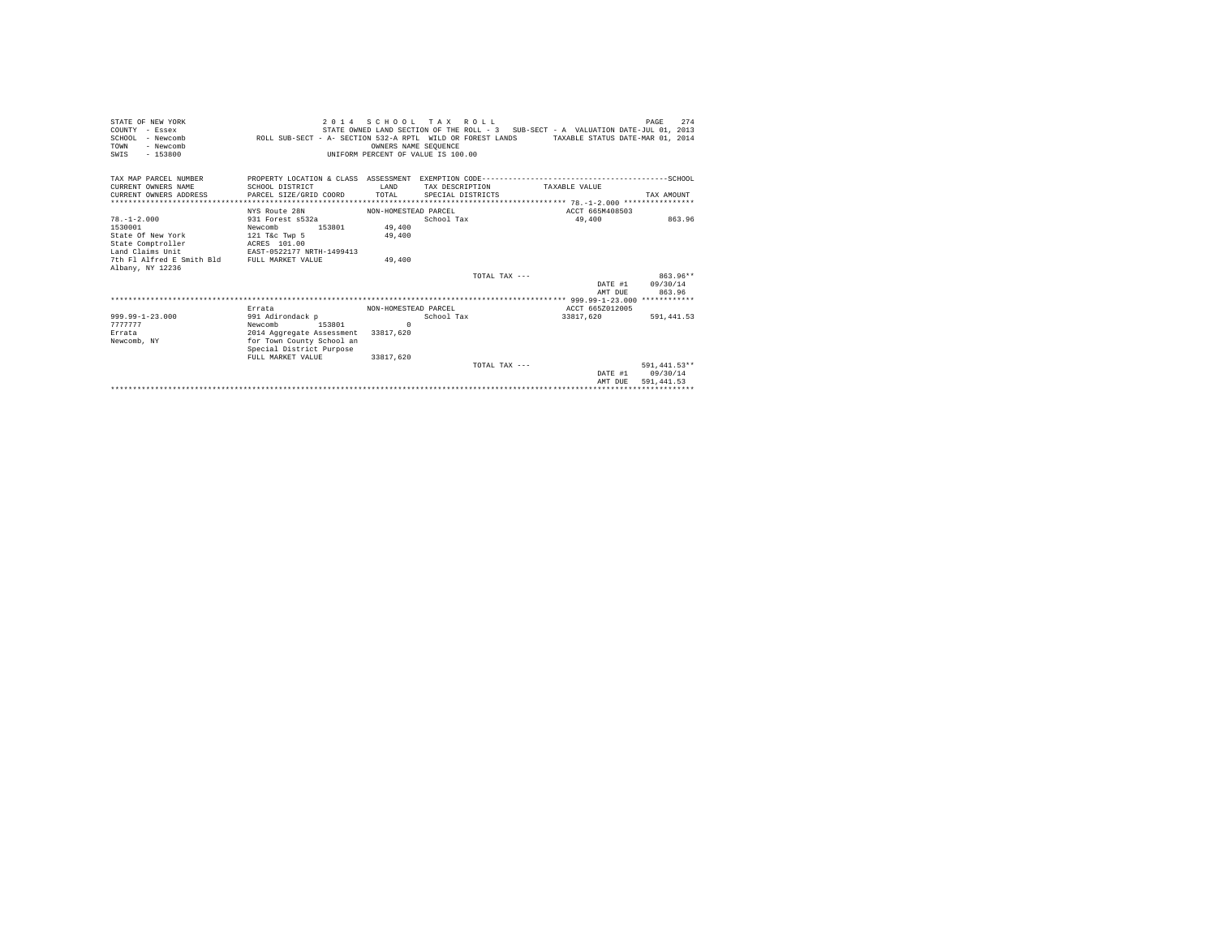STATE OF NEW YORK
COUNTY - Essex
SCHOOL - Newcomb
TOWN - Newcomb
SWIS - 153800

2014 SCHOOL TAX ROLL
STATE OWNED LAND SECTION OF THE ROLL - 3 SUB-SECT - A VALUATION DATE-JUL 01, 2013
ROLL SUB-SECT - A- SECTION 532-A RPTL WILD OR FOREST LANDS TAXABLE STATUS DATE-MAR 01, 2014
OWNERS NAME SEQUENCE
UNIFORM PERCENT OF VALUE IS 100.00

| TAX MAP PARCEL NUMBER / CURRENT OWNERS NAME / CURRENT OWNERS ADDRESS | PROPERTY LOCATION & CLASS / SCHOOL DISTRICT / PARCEL SIZE/GRID COORD | ASSESSMENT LAND / TOTAL | EXEMPTION CODE / TAX DESCRIPTION / SPECIAL DISTRICTS | TAXABLE VALUE | TAX AMOUNT |
|---|---|---|---|---|---|
| 78.-1-2.000 | | | | | |
| | NYS Route 28N | NON-HOMESTEAD PARCEL | | ACCT 665M408503 | |
| 78.-1-2.000 | 931 Forest s532a | | School Tax | 49,400 | 863.96 |
| 1530001 | Newcomb 153801 | 49,400 | | | |
| State Of New York | 121 T&c Twp 5 | 49,400 | | | |
| State Comptroller | ACRES 101.00 | | | | |
| Land Claims Unit | EAST-0522177 NRTH-1499413 | | | | |
| 7th Fl Alfred E Smith Bld | FULL MARKET VALUE | 49,400 | | | |
| Albany, NY 12236 | | | | | |
| | | | TOTAL TAX --- | | 863.96** |
| | | | | DATE #1 | 09/30/14 |
| | | | | AMT DUE | 863.96 |
| 999.99-1-23.000 | | | | | |
| | Errata | NON-HOMESTEAD PARCEL | | ACCT 665Z012005 | |
| 999.99-1-23.000 | 991 Adirondack p | | School Tax | 33817,620 | 591,441.53 |
| 7777777 | Newcomb 153801 | 0 | | | |
| Errata | 2014 Aggregate Assessment | 33817,620 | | | |
| Newcomb, NY | for Town County School an | | | | |
| | Special District Purpose | | | | |
| | FULL MARKET VALUE | 33817,620 | | | |
| | | | TOTAL TAX --- | | 591,441.53** |
| | | | | DATE #1 | 09/30/14 |
| | | | | AMT DUE | 591,441.53 |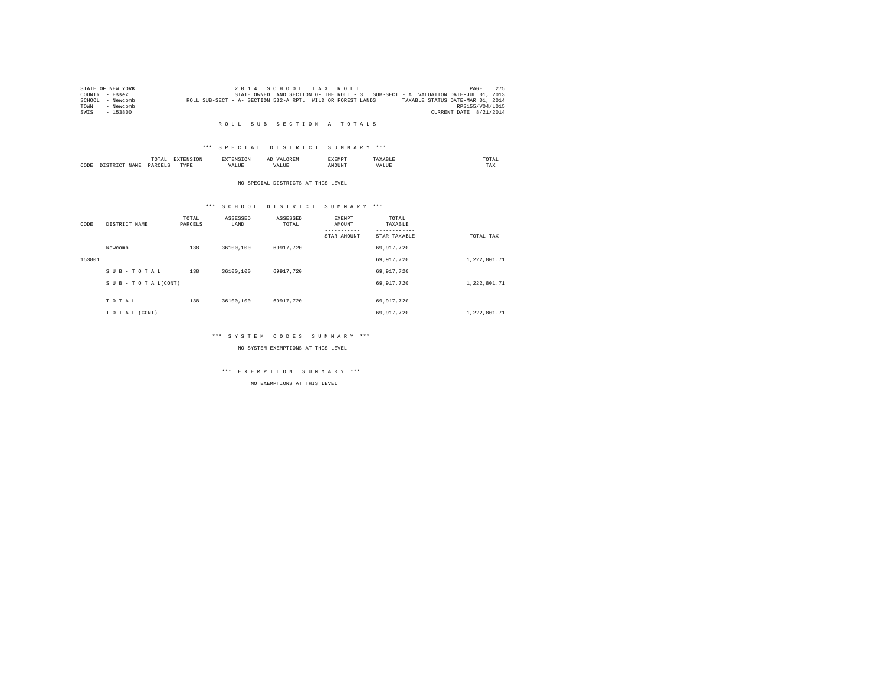STATE OF NEW YORK
COUNTY - Essex
SCHOOL - Newcomb
TOWN - Newcomb
SWIS - 153800

2014 SCHOOL TAX ROLL
STATE OWNED LAND SECTION OF THE ROLL - 3 SUB-SECT - A VALUATION DATE-JUL 01, 2013
ROLL SUB-SECT - A- SECTION 532-A RPTL WILD OR FOREST LANDS TAXABLE STATUS DATE-MAR 01, 2014
RPS155/V04/L015
CURRENT DATE 8/21/2014

## ROLL SUB SECTION - A - TOTALS

### *** SPECIAL DISTRICT SUMMARY ***

| CODE | DISTRICT NAME | TOTAL PARCELS | EXTENSION TYPE | EXTENSION VALUE | AD VALOREM VALUE | EXEMPT AMOUNT | TAXABLE VALUE | TOTAL TAX |
|---|---|---|---|---|---|---|---|---|

NO SPECIAL DISTRICTS AT THIS LEVEL

### *** SCHOOL DISTRICT SUMMARY ***

| CODE | DISTRICT NAME | TOTAL PARCELS | ASSESSED LAND | ASSESSED TOTAL | EXEMPT AMOUNT / STAR AMOUNT | TOTAL TAXABLE / STAR TAXABLE | TOTAL TAX |
|---|---|---|---|---|---|---|---|
| | Newcomb | 138 | 36100,100 | 69917,720 | | 69,917,720 | |
| 153801 | | | | | | 69,917,720 | 1,222,801.71 |
| | S U B - T O T A L | 138 | 36100,100 | 69917,720 | | 69,917,720 | |
| | S U B - T O T A L(CONT) | | | | | 69,917,720 | 1,222,801.71 |
| | T O T A L | 138 | 36100,100 | 69917,720 | | 69,917,720 | |
| | T O T A L (CONT) | | | | | 69,917,720 | 1,222,801.71 |

### *** SYSTEM CODES SUMMARY ***

NO SYSTEM EXEMPTIONS AT THIS LEVEL

### *** EXEMPTION SUMMARY ***

NO EXEMPTIONS AT THIS LEVEL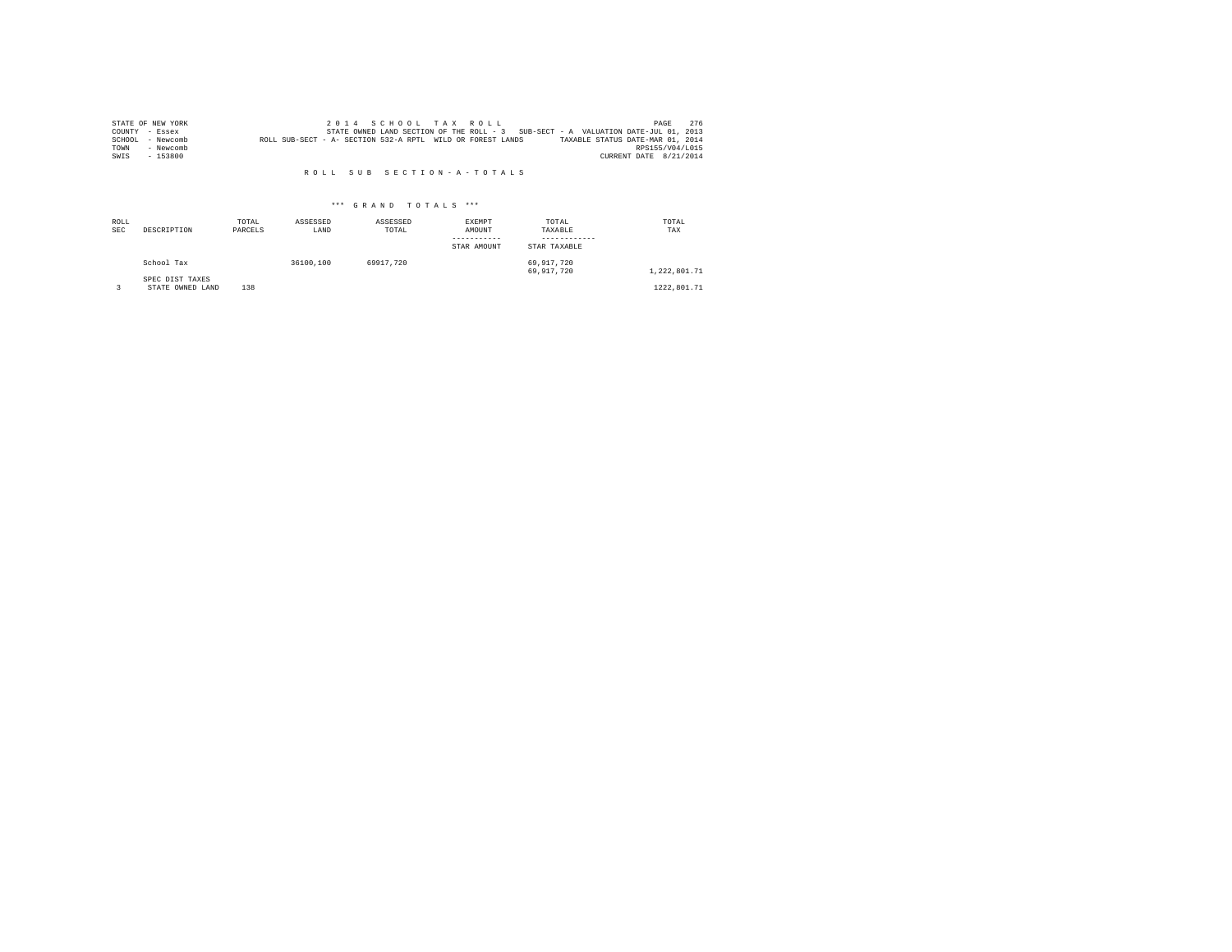STATE OF NEW YORK
COUNTY - Essex
SCHOOL - Newcomb
TOWN - Newcomb
SWIS - 153800

2 0 1 4 S C H O O L T A X R O L L
STATE OWNED LAND SECTION OF THE ROLL - 3 SUB-SECT - A VALUATION DATE-JUL 01, 2013
ROLL SUB-SECT - A- SECTION 532-A RPTL WILD OR FOREST LANDS TAXABLE STATUS DATE-MAR 01, 2014
RPS155/V04/L015
CURRENT DATE 8/21/2014

R O L L S U B S E C T I O N - A - T O T A L S

*** G R A N D T O T A L S ***

| ROLL SEC | DESCRIPTION | TOTAL PARCELS | ASSESSED LAND | ASSESSED TOTAL | EXEMPT AMOUNT / STAR AMOUNT | TOTAL TAXABLE / STAR TAXABLE | TOTAL TAX |
|---|---|---|---|---|---|---|---|
| | School Tax | | 36100,100 | 69917,720 | | 69,917,720<br>69,917,720 | 1,222,801.71 |
| | SPEC DIST TAXES | | | | | | |
| 3 | STATE OWNED LAND | 138 | | | | | 1222,801.71 |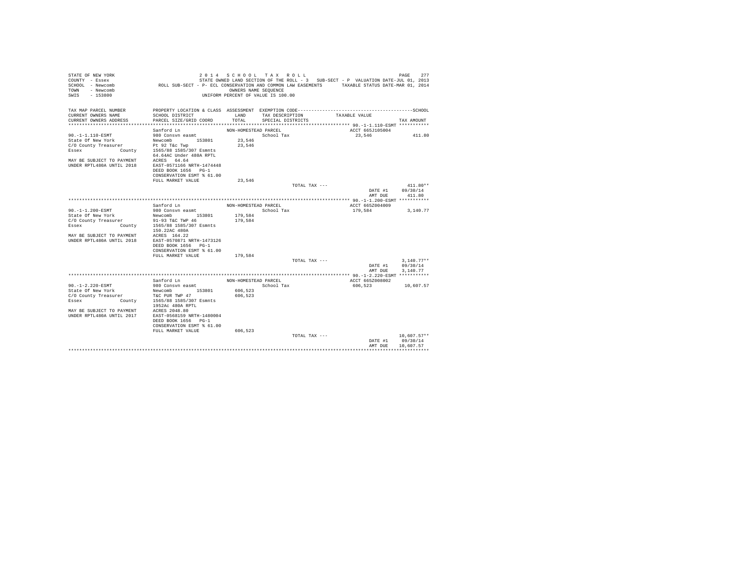STATE OF NEW YORK
COUNTY - Essex
SCHOOL - Newcomb
TOWN - Newcomb
SWIS - 153800

2 0 1 4 S C H O O L T A X R O L L
STATE OWNED LAND SECTION OF THE ROLL - 3 SUB-SECT - P VALUATION DATE-JUL 01, 2013
ROLL SUB-SECT - P- ECL CONSERVATION AND COMMON LAW EASEMENTS TAXABLE STATUS DATE-MAR 01, 2014
OWNERS NAME SEQUENCE
UNIFORM PERCENT OF VALUE IS 100.00

| TAX MAP PARCEL NUMBER / CURRENT OWNERS NAME / CURRENT OWNERS ADDRESS | PROPERTY LOCATION & CLASS / SCHOOL DISTRICT / PARCEL SIZE/GRID COORD | ASSESSMENT LAND / TOTAL | EXEMPTION CODE / TAX DESCRIPTION / SPECIAL DISTRICTS | TAXABLE VALUE | TAX AMOUNT |
|---|---|---|---|---|---|
| **90.-1-1.110-ESMT** | Sanford Ln | NON-HOMESTEAD PARCEL | | ACCT 665J105004 | |
| 90.-1-1.110-ESMT | 980 Consvn easmt | | School Tax | 23,546 | 411.80 |
| State Of New York | Newcomb 153801 | 23,546 | | | |
| C/O County Treasurer | Pt 92 T&c Twp | 23,546 | | | |
| Essex County | 1565/88 1585/307 Esmnts | | | | |
| | 64.64AC Under 480A RPTL | | | | |
| MAY BE SUBJECT TO PAYMENT | ACRES 64.64 | | | | |
| UNDER RPTL480A UNTIL 2018 | EAST-0571166 NRTH-1474448 | | | | |
| | DEED BOOK 1656 PG-1 | | | | |
| | CONSERVATION ESMT % 61.00 | | | | |
| | FULL MARKET VALUE | 23,546 | | | |
| | | | TOTAL TAX --- | | 411.80** |
| | | | | DATE #1 | 09/30/14 |
| | | | | AMT DUE | 411.80 |
| **90.-1-1.200-ESMT** | Sanford Ln | NON-HOMESTEAD PARCEL | | ACCT 665Z004009 | |
| 90.-1-1.200-ESMT | 980 Consvn easmt | | School Tax | 179,584 | 3,140.77 |
| State Of New York | Newcomb 153801 | 179,584 | | | |
| C/O County Treasurer | 91-93 T&C TWP 46 | 179,584 | | | |
| Essex County | 1565/88 1585/307 Esmnts | | | | |
| | 150.22AC 480A | | | | |
| MAY BE SUBJECT TO PAYMENT | ACRES 164.22 | | | | |
| UNDER RPTL480A UNTIL 2018 | EAST-0570871 NRTH-1473126 | | | | |
| | DEED BOOK 1656 PG-1 | | | | |
| | CONSERVATION ESMT % 61.00 | | | | |
| | FULL MARKET VALUE | 179,584 | | | |
| | | | TOTAL TAX --- | | 3,140.77** |
| | | | | DATE #1 | 09/30/14 |
| | | | | AMT DUE | 3,140.77 |
| **90.-1-2.220-ESMT** | Sanford Ln | NON-HOMESTEAD PARCEL | | ACCT 665Z008002 | |
| 90.-1-2.220-ESMT | 980 Consvn easmt | | School Tax | 606,523 | 10,607.57 |
| State Of New York | Newcomb 153801 | 606,523 | | | |
| C/O County Treasurer | T&C PUR TWP 47 | 606,523 | | | |
| Essex County | 1565/88 1585/307 Esmnts | | | | |
| | 1952Ac 480A RPTL | | | | |
| MAY BE SUBJECT TO PAYMENT | ACRES 2048.80 | | | | |
| UNDER RPTL480A UNTIL 2017 | EAST-0568159 NRTH-1480004 | | | | |
| | DEED BOOK 1656 PG-1 | | | | |
| | CONSERVATION ESMT % 61.00 | | | | |
| | FULL MARKET VALUE | 606,523 | | | |
| | | | TOTAL TAX --- | | 10,607.57** |
| | | | | DATE #1 | 09/30/14 |
| | | | | AMT DUE | 10,607.57 |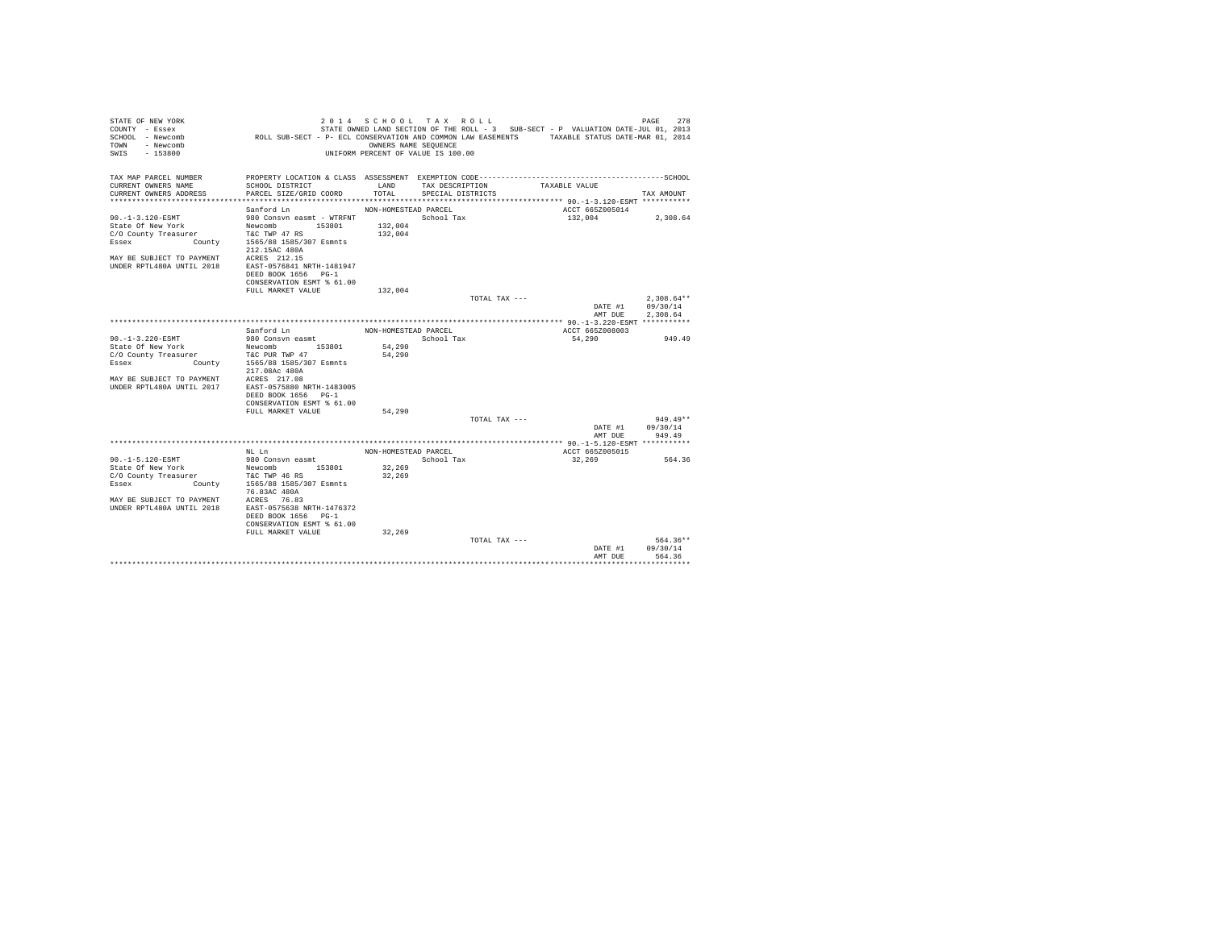STATE OF NEW YORK
COUNTY - Essex
SCHOOL - Newcomb
TOWN - Newcomb
SWIS - 153800

2 0 1 4 S C H O O L T A X R O L L
STATE OWNED LAND SECTION OF THE ROLL - 3 SUB-SECT - P VALUATION DATE-JUL 01, 2013
ROLL SUB-SECT - P- ECL CONSERVATION AND COMMON LAW EASEMENTS TAXABLE STATUS DATE-MAR 01, 2014
OWNERS NAME SEQUENCE
UNIFORM PERCENT OF VALUE IS 100.00

| TAX MAP PARCEL NUMBER / CURRENT OWNERS NAME / CURRENT OWNERS ADDRESS | PROPERTY LOCATION & CLASS / SCHOOL DISTRICT / PARCEL SIZE/GRID COORD | ASSESSMENT LAND / TOTAL | EXEMPTION CODE / TAX DESCRIPTION / SPECIAL DISTRICTS | TAXABLE VALUE | TAX AMOUNT |
|---|---|---|---|---|---|
| **90.-1-3.120-ESMT** | Sanford Ln | NON-HOMESTEAD PARCEL | | ACCT 665Z005014 | |
| 90.-1-3.120-ESMT | 980 Consvn easmt - WTRFNT | | School Tax | 132,004 | 2,308.64 |
| State Of New York | Newcomb 153801 | 132,004 | | | |
| C/O County Treasurer | T&C TWP 47 RS | 132,004 | | | |
| Essex County | 1565/88 1585/307 Esmnts | | | | |
| | 212.15AC 480A | | | | |
| MAY BE SUBJECT TO PAYMENT | ACRES 212.15 | | | | |
| UNDER RPTL480A UNTIL 2018 | EAST-0576841 NRTH-1481947 | | | | |
| | DEED BOOK 1656 PG-1 | | | | |
| | CONSERVATION ESMT % 61.00 | | | | |
| | FULL MARKET VALUE | 132,004 | | | |
| | | | TOTAL TAX --- | | 2,308.64** |
| | | | | DATE #1 | 09/30/14 |
| | | | | AMT DUE | 2,308.64 |
| **90.-1-3.220-ESMT** | Sanford Ln | NON-HOMESTEAD PARCEL | | ACCT 665Z008003 | |
| 90.-1-3.220-ESMT | 980 Consvn easmt | | School Tax | 54,290 | 949.49 |
| State Of New York | Newcomb 153801 | 54,290 | | | |
| C/O County Treasurer | T&C PUR TWP 47 | 54,290 | | | |
| Essex County | 1565/88 1585/307 Esmnts | | | | |
| | 217.08Ac 480A | | | | |
| MAY BE SUBJECT TO PAYMENT | ACRES 217.08 | | | | |
| UNDER RPTL480A UNTIL 2017 | EAST-0575880 NRTH-1483005 | | | | |
| | DEED BOOK 1656 PG-1 | | | | |
| | CONSERVATION ESMT % 61.00 | | | | |
| | FULL MARKET VALUE | 54,290 | | | |
| | | | TOTAL TAX --- | | 949.49** |
| | | | | DATE #1 | 09/30/14 |
| | | | | AMT DUE | 949.49 |
| **90.-1-5.120-ESMT** | NL Ln | NON-HOMESTEAD PARCEL | | ACCT 665Z005015 | |
| 90.-1-5.120-ESMT | 980 Consvn easmt | | School Tax | 32,269 | 564.36 |
| State Of New York | Newcomb 153801 | 32,269 | | | |
| C/O County Treasurer | T&C TWP 46 RS | 32,269 | | | |
| Essex County | 1565/88 1585/307 Esmnts | | | | |
| | 76.83AC 480A | | | | |
| MAY BE SUBJECT TO PAYMENT | ACRES 76.83 | | | | |
| UNDER RPTL480A UNTIL 2018 | EAST-0575638 NRTH-1476372 | | | | |
| | DEED BOOK 1656 PG-1 | | | | |
| | CONSERVATION ESMT % 61.00 | | | | |
| | FULL MARKET VALUE | 32,269 | | | |
| | | | TOTAL TAX --- | | 564.36** |
| | | | | DATE #1 | 09/30/14 |
| | | | | AMT DUE | 564.36 |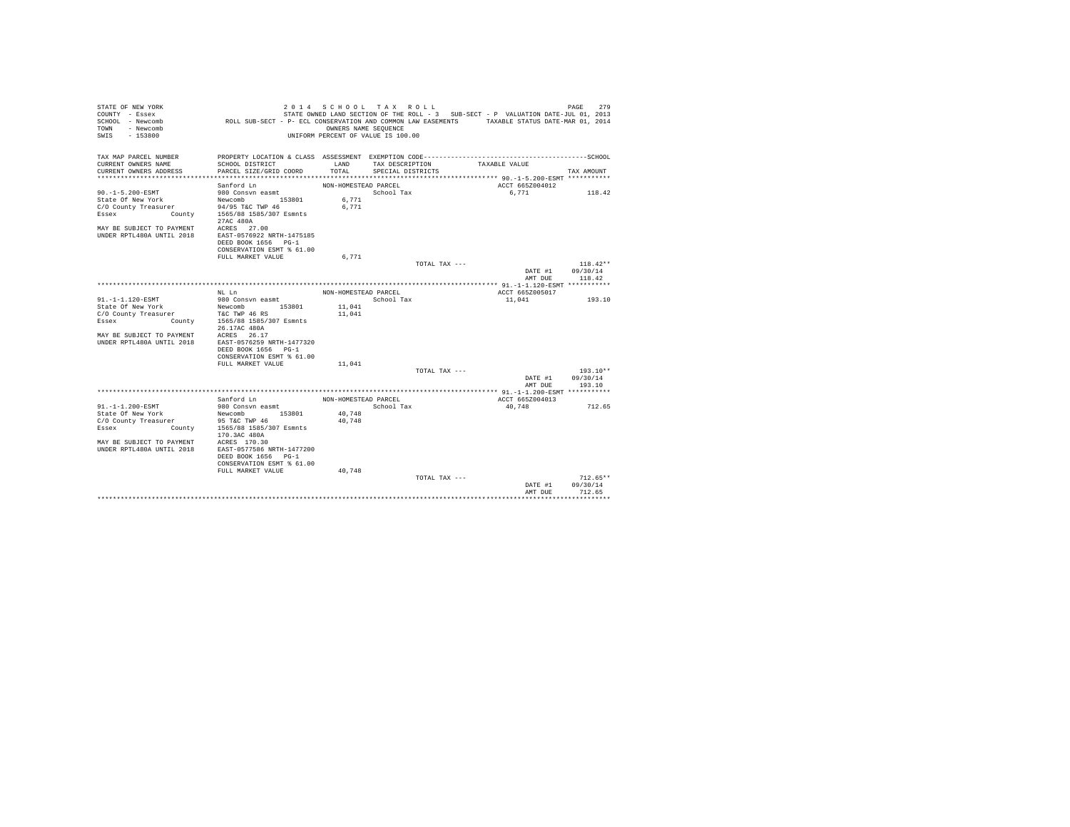STATE OF NEW YORK
COUNTY - Essex
SCHOOL - Newcomb
TOWN - Newcomb
SWIS - 153800

2 0 1 4 S C H O O L T A X R O L L
STATE OWNED LAND SECTION OF THE ROLL - 3 SUB-SECT - P VALUATION DATE-JUL 01, 2013
ROLL SUB-SECT - P- ECL CONSERVATION AND COMMON LAW EASEMENTS TAXABLE STATUS DATE-MAR 01, 2014
OWNERS NAME SEQUENCE
UNIFORM PERCENT OF VALUE IS 100.00

| TAX MAP PARCEL NUMBER / CURRENT OWNERS NAME / CURRENT OWNERS ADDRESS | PROPERTY LOCATION & CLASS / SCHOOL DISTRICT / PARCEL SIZE/GRID COORD | ASSESSMENT LAND / TOTAL | EXEMPTION CODE / TAX DESCRIPTION / SPECIAL DISTRICTS | TAXABLE VALUE | TAX AMOUNT |
|---|---|---|---|---|---|
| **90.-1-5.200-ESMT** | Sanford Ln | NON-HOMESTEAD PARCEL | | ACCT 665Z004012 | |
| 90.-1-5.200-ESMT | 980 Consvn easmt | | School Tax | 6,771 | 118.42 |
| State Of New York | Newcomb 153801 | 6,771 | | | |
| C/O County Treasurer | 94/95 T&C TWP 46 | 6,771 | | | |
| Essex County | 1565/88 1585/307 Esmnts | | | | |
| | 27AC 480A | | | | |
| MAY BE SUBJECT TO PAYMENT | ACRES 27.00 | | | | |
| UNDER RPTL480A UNTIL 2018 | EAST-0576922 NRTH-1475185 | | | | |
| | DEED BOOK 1656 PG-1 | | | | |
| | CONSERVATION ESMT % 61.00 | | | | |
| | FULL MARKET VALUE | 6,771 | | | |
| | | | TOTAL TAX --- | | 118.42** |
| | | | | DATE #1 | 09/30/14 |
| | | | | AMT DUE | 118.42 |
| **91.-1-1.120-ESMT** | NL Ln | NON-HOMESTEAD PARCEL | | ACCT 665Z005017 | |
| 91.-1-1.120-ESMT | 980 Consvn easmt | | School Tax | 11,041 | 193.10 |
| State Of New York | Newcomb 153801 | 11,041 | | | |
| C/O County Treasurer | T&C TWP 46 RS | 11,041 | | | |
| Essex County | 1565/88 1585/307 Esmnts | | | | |
| | 26.17AC 480A | | | | |
| MAY BE SUBJECT TO PAYMENT | ACRES 26.17 | | | | |
| UNDER RPTL480A UNTIL 2018 | EAST-0576259 NRTH-1477320 | | | | |
| | DEED BOOK 1656 PG-1 | | | | |
| | CONSERVATION ESMT % 61.00 | | | | |
| | FULL MARKET VALUE | 11,041 | | | |
| | | | TOTAL TAX --- | | 193.10** |
| | | | | DATE #1 | 09/30/14 |
| | | | | AMT DUE | 193.10 |
| **91.-1-1.200-ESMT** | Sanford Ln | NON-HOMESTEAD PARCEL | | ACCT 665Z004013 | |
| 91.-1-1.200-ESMT | 980 Consvn easmt | | School Tax | 40,748 | 712.65 |
| State Of New York | Newcomb 153801 | 40,748 | | | |
| C/O County Treasurer | 95 T&C TWP 46 | 40,748 | | | |
| Essex County | 1565/88 1585/307 Esmnts | | | | |
| | 170.3AC 480A | | | | |
| MAY BE SUBJECT TO PAYMENT | ACRES 170.30 | | | | |
| UNDER RPTL480A UNTIL 2018 | EAST-0577586 NRTH-1477200 | | | | |
| | DEED BOOK 1656 PG-1 | | | | |
| | CONSERVATION ESMT % 61.00 | | | | |
| | FULL MARKET VALUE | 40,748 | | | |
| | | | TOTAL TAX --- | | 712.65** |
| | | | | DATE #1 | 09/30/14 |
| | | | | AMT DUE | 712.65 |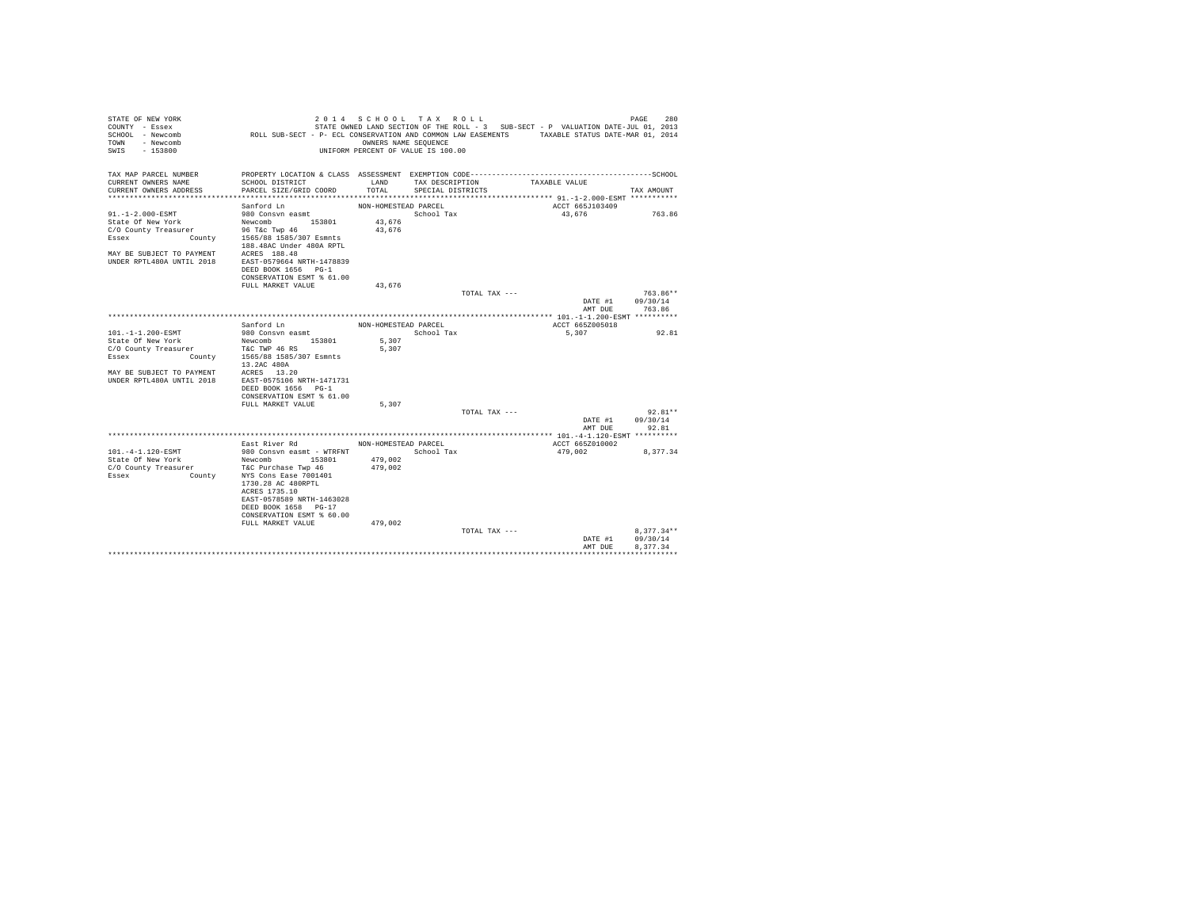STATE OF NEW YORK 2014 SCHOOL TAX ROLL PAGE 280
COUNTY - Essex STATE OWNED LAND SECTION OF THE ROLL - 3 SUB-SECT - P VALUATION DATE-JUL 01, 2013
SCHOOL - Newcomb ROLL SUB-SECT - P- ECL CONSERVATION AND COMMON LAW EASEMENTS TAXABLE STATUS DATE-MAR 01, 2014
TOWN - Newcomb OWNERS NAME SEQUENCE
SWIS - 153800 UNIFORM PERCENT OF VALUE IS 100.00

| TAX MAP PARCEL NUMBER / CURRENT OWNERS NAME / CURRENT OWNERS ADDRESS | PROPERTY LOCATION & CLASS / SCHOOL DISTRICT / PARCEL SIZE/GRID COORD | ASSESSMENT LAND / TOTAL | EXEMPTION CODE / TAX DESCRIPTION / SPECIAL DISTRICTS | TAXABLE VALUE | SCHOOL TAX AMOUNT |
|---|---|---|---|---|---|
| **91.-1-2.000-ESMT** | Sanford Ln | NON-HOMESTEAD PARCEL | | ACCT 665J103409 | |
| 91.-1-2.000-ESMT | 980 Consvn easmt | | School Tax | 43,676 | 763.86 |
| State Of New York | Newcomb 153801 | 43,676 | | | |
| C/O County Treasurer | 96 T&c Twp 46 | 43,676 | | | |
| Essex County | 1565/88 1585/307 Esmnts | | | | |
| | 188.48AC Under 480A RPTL | | | | |
| MAY BE SUBJECT TO PAYMENT | ACRES 188.48 | | | | |
| UNDER RPTL480A UNTIL 2018 | EAST-0579664 NRTH-1478839 | | | | |
| | DEED BOOK 1656 PG-1 | | | | |
| | CONSERVATION ESMT % 61.00 | | | | |
| | FULL MARKET VALUE | 43,676 | | | |
| | | | TOTAL TAX --- | | 763.86** |
| | | | | DATE #1 | 09/30/14 |
| | | | | AMT DUE | 763.86 |
| **101.-1-1.200-ESMT** | Sanford Ln | NON-HOMESTEAD PARCEL | | ACCT 665Z005018 | |
| 101.-1-1.200-ESMT | 980 Consvn easmt | | School Tax | 5,307 | 92.81 |
| State Of New York | Newcomb 153801 | 5,307 | | | |
| C/O County Treasurer | T&C TWP 46 RS | 5,307 | | | |
| Essex County | 1565/88 1585/307 Esmnts | | | | |
| | 13.2AC 480A | | | | |
| MAY BE SUBJECT TO PAYMENT | ACRES 13.20 | | | | |
| UNDER RPTL480A UNTIL 2018 | EAST-0575106 NRTH-1471731 | | | | |
| | DEED BOOK 1656 PG-1 | | | | |
| | CONSERVATION ESMT % 61.00 | | | | |
| | FULL MARKET VALUE | 5,307 | | | |
| | | | TOTAL TAX --- | | 92.81** |
| | | | | DATE #1 | 09/30/14 |
| | | | | AMT DUE | 92.81 |
| **101.-4-1.120-ESMT** | East River Rd | NON-HOMESTEAD PARCEL | | ACCT 665Z010002 | |
| 101.-4-1.120-ESMT | 980 Consvn easmt - WTRFNT | | School Tax | 479,002 | 8,377.34 |
| State Of New York | Newcomb 153801 | 479,002 | | | |
| C/O County Treasurer | T&C Purchase Twp 46 | 479,002 | | | |
| Essex County | NYS Cons Ease 7001401 | | | | |
| | 1730.28 AC 480RPTL | | | | |
| | ACRES 1735.10 | | | | |
| | EAST-0578589 NRTH-1463028 | | | | |
| | DEED BOOK 1658 PG-17 | | | | |
| | CONSERVATION ESMT % 60.00 | | | | |
| | FULL MARKET VALUE | 479,002 | | | |
| | | | TOTAL TAX --- | | 8,377.34** |
| | | | | DATE #1 | 09/30/14 |
| | | | | AMT DUE | 8,377.34 |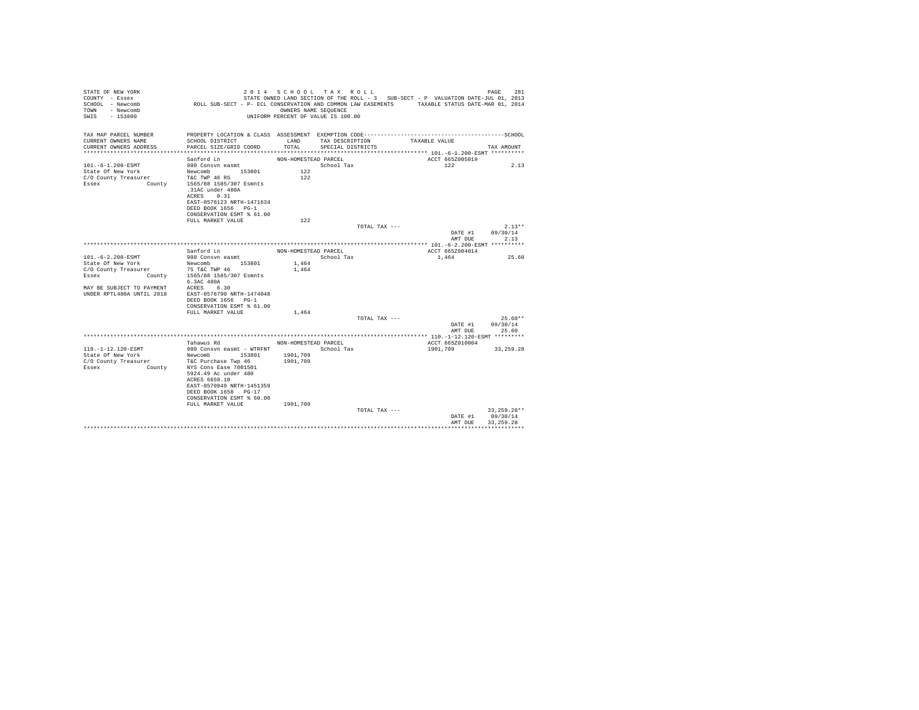STATE OF NEW YORK 2 0 1 4 S C H O O L T A X R O L L PAGE 281
COUNTY - Essex STATE OWNED LAND SECTION OF THE ROLL - 3 SUB-SECT - P VALUATION DATE-JUL 01, 2013
SCHOOL - Newcomb ROLL SUB-SECT - P- ECL CONSERVATION AND COMMON LAW EASEMENTS TAXABLE STATUS DATE-MAR 01, 2014
TOWN - Newcomb OWNERS NAME SEQUENCE
SWIS - 153800 UNIFORM PERCENT OF VALUE IS 100.00

| TAX MAP PARCEL NUMBER / CURRENT OWNERS NAME / CURRENT OWNERS ADDRESS | PROPERTY LOCATION & CLASS / SCHOOL DISTRICT / PARCEL SIZE/GRID COORD | ASSESSMENT LAND / TOTAL | EXEMPTION CODE / TAX DESCRIPTION / SPECIAL DISTRICTS | TAXABLE VALUE | TAX AMOUNT |
|---|---|---|---|---|---|
| **101.-6-1.200-ESMT** | Sanford Ln | NON-HOMESTEAD PARCEL | | ACCT 665Z005019 | |
| 101.-6-1.200-ESMT | 980 Consvn easmt | | School Tax | 122 | 2.13 |
| State Of New York | Newcomb 153801 | 122 | | | |
| C/O County Treasurer | T&C TWP 46 RS | 122 | | | |
| Essex County | 1565/88 1585/307 Esmnts | | | | |
| | .31AC under 480A | | | | |
| | ACRES 0.31 | | | | |
| | EAST-0576123 NRTH-1471634 | | | | |
| | DEED BOOK 1656 PG-1 | | | | |
| | CONSERVATION ESMT % 61.00 | | | | |
| | FULL MARKET VALUE | 122 | | | |
| | | | TOTAL TAX --- | | 2.13** |
| | | | | DATE #1 | 09/30/14 |
| | | | | AMT DUE | 2.13 |
| **101.-6-2.200-ESMT** | Sanford Ln | NON-HOMESTEAD PARCEL | | ACCT 665Z004014 | |
| 101.-6-2.200-ESMT | 980 Consvn easmt | | School Tax | 1,464 | 25.60 |
| State Of New York | Newcomb 153801 | 1,464 | | | |
| C/O County Treasurer | 75 T&C TWP 46 | 1,464 | | | |
| Essex County | 1565/88 1585/307 Esmnts | | | | |
| | 6.3AC 480A | | | | |
| MAY BE SUBJECT TO PAYMENT | ACRES 6.30 | | | | |
| UNDER RPTL480A UNTIL 2018 | EAST-0576790 NRTH-1474048 | | | | |
| | DEED BOOK 1656 PG-1 | | | | |
| | CONSERVATION ESMT % 61.00 | | | | |
| | FULL MARKET VALUE | 1,464 | | | |
| | | | TOTAL TAX --- | | 25.60** |
| | | | | DATE #1 | 09/30/14 |
| | | | | AMT DUE | 25.60 |
| **110.-1-12.120-ESMT** | Tahawus Rd | NON-HOMESTEAD PARCEL | | ACCT 665Z010004 | |
| 110.-1-12.120-ESMT | 980 Consvn easmt - WTRFNT | | School Tax | 1901,709 | 33,259.28 |
| State Of New York | Newcomb 153801 | 1901,709 | | | |
| C/O County Treasurer | T&C Purchase Twp 46 | 1901,709 | | | |
| Essex County | NYS Cons Ease 7001501 | | | | |
| | 5924.49 Ac under 480 | | | | |
| | ACRES 6659.10 | | | | |
| | EAST-0570949 NRTH-1451359 | | | | |
| | DEED BOOK 1658 PG-17 | | | | |
| | CONSERVATION ESMT % 60.00 | | | | |
| | FULL MARKET VALUE | 1901,709 | | | |
| | | | TOTAL TAX --- | | 33,259.28** |
| | | | | DATE #1 | 09/30/14 |
| | | | | AMT DUE | 33,259.28 |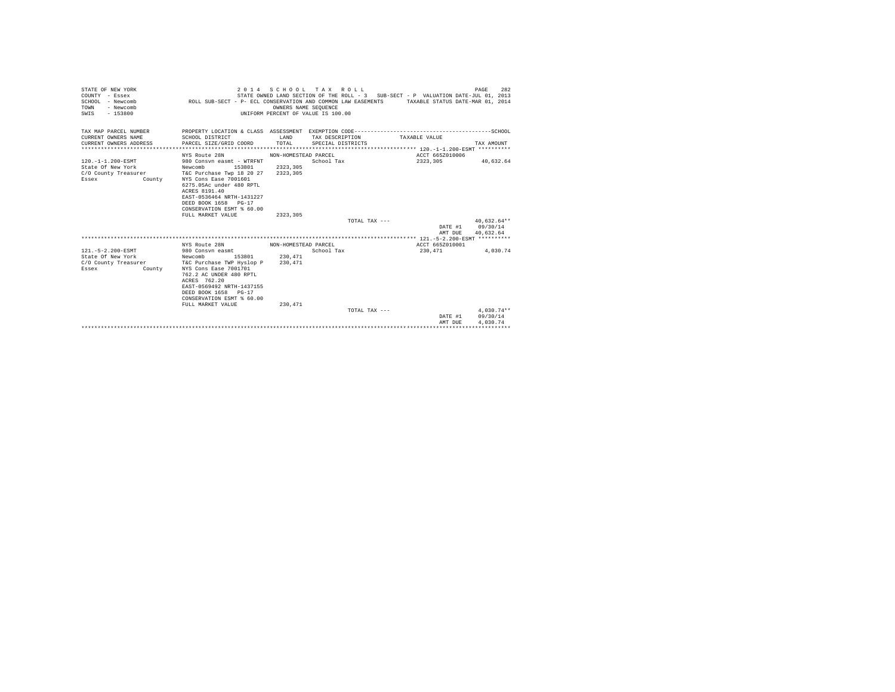STATE OF NEW YORK
COUNTY - Essex
SCHOOL - Newcomb
TOWN - Newcomb
SWIS - 153800

2 0 1 4 S C H O O L T A X R O L L
STATE OWNED LAND SECTION OF THE ROLL - 3 SUB-SECT - P VALUATION DATE-JUL 01, 2013
ROLL SUB-SECT - P- ECL CONSERVATION AND COMMON LAW EASEMENTS TAXABLE STATUS DATE-MAR 01, 2014
OWNERS NAME SEQUENCE
UNIFORM PERCENT OF VALUE IS 100.00

| TAX MAP PARCEL NUMBER / CURRENT OWNERS NAME / CURRENT OWNERS ADDRESS | PROPERTY LOCATION & CLASS / SCHOOL DISTRICT / PARCEL SIZE/GRID COORD | ASSESSMENT LAND / TOTAL | EXEMPTION CODE / TAX DESCRIPTION / SPECIAL DISTRICTS | TAXABLE VALUE | TAX AMOUNT |
|---|---|---|---|---|---|
| **120.-1-1.200-ESMT** | | | | | |
| | NYS Route 28N | NON-HOMESTEAD PARCEL | | ACCT 665Z010006 | |
| 120.-1-1.200-ESMT | 980 Consvn easmt - WTRFNT | | School Tax | 2323,305 | 40,632.64 |
| State Of New York | Newcomb 153801 | 2323,305 | | | |
| C/O County Treasurer | T&C Purchase Twp 18 20 27 | 2323,305 | | | |
| Essex County | NYS Cons Ease 7001601 | | | | |
| | 6275.05Ac under 480 RPTL | | | | |
| | ACRES 8191.40 | | | | |
| | EAST-0536464 NRTH-1431227 | | | | |
| | DEED BOOK 1658 PG-17 | | | | |
| | CONSERVATION ESMT % 60.00 | | | | |
| | FULL MARKET VALUE | 2323,305 | | | |
| | | | TOTAL TAX --- | | 40,632.64** |
| | | | | DATE #1 | 09/30/14 |
| | | | | AMT DUE | 40,632.64 |
| **121.-5-2.200-ESMT** | | | | | |
| | NYS Route 28N | NON-HOMESTEAD PARCEL | | ACCT 665Z010001 | |
| 121.-5-2.200-ESMT | 980 Consvn easmt | | School Tax | 230,471 | 4,030.74 |
| State Of New York | Newcomb 153801 | 230,471 | | | |
| C/O County Treasurer | T&C Purchase TWP Hyslop P | 230,471 | | | |
| Essex County | NYS Cons Ease 7001701 | | | | |
| | 762.2 AC UNDER 480 RPTL | | | | |
| | ACRES 762.20 | | | | |
| | EAST-0569492 NRTH-1437155 | | | | |
| | DEED BOOK 1658 PG-17 | | | | |
| | CONSERVATION ESMT % 60.00 | | | | |
| | FULL MARKET VALUE | 230,471 | | | |
| | | | TOTAL TAX --- | | 4,030.74** |
| | | | | DATE #1 | 09/30/14 |
| | | | | AMT DUE | 4,030.74 |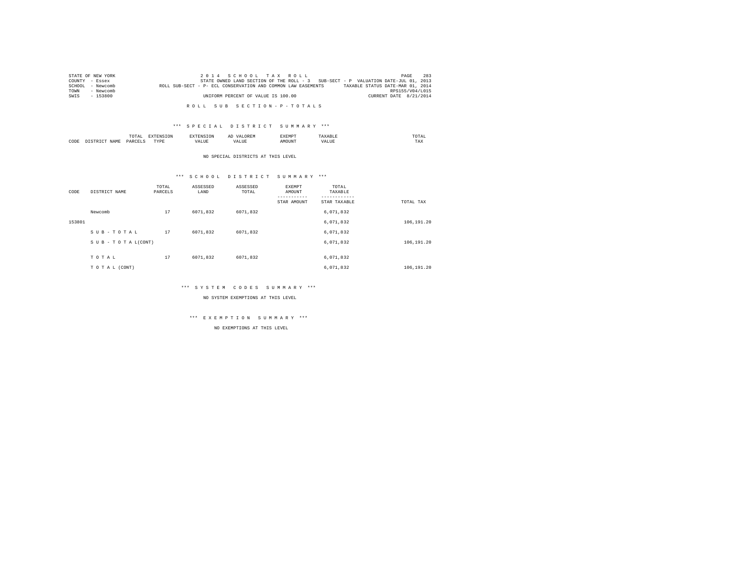STATE OF NEW YORK &nbsp;&nbsp;&nbsp;&nbsp;&nbsp;&nbsp;&nbsp;&nbsp;&nbsp;&nbsp;&nbsp;&nbsp; 2 0 1 4 &nbsp; S C H O O L &nbsp; T A X &nbsp; R O L L
COUNTY - Essex &nbsp;&nbsp;&nbsp;&nbsp;&nbsp;&nbsp;&nbsp;&nbsp;&nbsp;&nbsp;&nbsp;&nbsp; STATE OWNED LAND SECTION OF THE ROLL - 3 &nbsp; SUB-SECT - P &nbsp; VALUATION DATE-JUL 01, 2013
SCHOOL - Newcomb &nbsp;&nbsp;&nbsp;&nbsp;&nbsp;&nbsp; ROLL SUB-SECT - P- ECL CONSERVATION AND COMMON LAW EASEMENTS &nbsp;&nbsp; TAXABLE STATUS DATE-MAR 01, 2014
TOWN - Newcomb &nbsp;&nbsp;&nbsp;&nbsp;&nbsp;&nbsp;&nbsp;&nbsp;&nbsp;&nbsp;&nbsp;&nbsp;&nbsp;&nbsp;&nbsp;&nbsp;&nbsp;&nbsp;&nbsp;&nbsp;&nbsp;&nbsp;&nbsp;&nbsp;&nbsp;&nbsp;&nbsp;&nbsp;&nbsp;&nbsp;&nbsp;&nbsp;&nbsp;&nbsp;&nbsp;&nbsp;&nbsp;&nbsp;&nbsp;&nbsp;&nbsp;&nbsp;&nbsp;&nbsp;&nbsp;&nbsp;&nbsp;&nbsp;&nbsp;&nbsp;&nbsp;&nbsp;&nbsp;&nbsp;&nbsp;&nbsp;&nbsp;&nbsp;&nbsp;&nbsp;&nbsp;&nbsp;&nbsp;&nbsp;&nbsp;&nbsp;&nbsp;&nbsp;&nbsp;&nbsp; RPS155/V04/L015
SWIS - 153800 &nbsp;&nbsp;&nbsp;&nbsp;&nbsp;&nbsp;&nbsp;&nbsp;&nbsp;&nbsp;&nbsp;&nbsp; UNIFORM PERCENT OF VALUE IS 100.00 &nbsp;&nbsp;&nbsp;&nbsp;&nbsp;&nbsp;&nbsp; CURRENT DATE 8/21/2014

R O L L &nbsp; S U B &nbsp; S E C T I O N - P - T O T A L S

*** S P E C I A L &nbsp; D I S T R I C T &nbsp; S U M M A R Y ***

| CODE | DISTRICT NAME | TOTAL PARCELS | EXTENSION TYPE | EXTENSION VALUE | AD VALOREM VALUE | EXEMPT AMOUNT | TAXABLE VALUE | TOTAL TAX |
|---|---|---|---|---|---|---|---|---|

NO SPECIAL DISTRICTS AT THIS LEVEL

*** S C H O O L &nbsp; D I S T R I C T &nbsp; S U M M A R Y ***

| CODE | DISTRICT NAME | TOTAL PARCELS | ASSESSED LAND | ASSESSED TOTAL | EXEMPT AMOUNT / STAR AMOUNT | TOTAL TAXABLE / STAR TAXABLE | TOTAL TAX |
|---|---|---|---|---|---|---|---|
| | Newcomb | 17 | 6071,832 | 6071,832 | | 6,071,832 | |
| 153801 | | | | | | 6,071,832 | 106,191.20 |
| | S U B - T O T A L | 17 | 6071,832 | 6071,832 | | 6,071,832 | |
| | S U B - T O T A L(CONT) | | | | | 6,071,832 | 106,191.20 |
| | T O T A L | 17 | 6071,832 | 6071,832 | | 6,071,832 | |
| | T O T A L (CONT) | | | | | 6,071,832 | 106,191.20 |

*** S Y S T E M &nbsp; C O D E S &nbsp; S U M M A R Y ***

NO SYSTEM EXEMPTIONS AT THIS LEVEL

*** E X E M P T I O N &nbsp; S U M M A R Y ***

NO EXEMPTIONS AT THIS LEVEL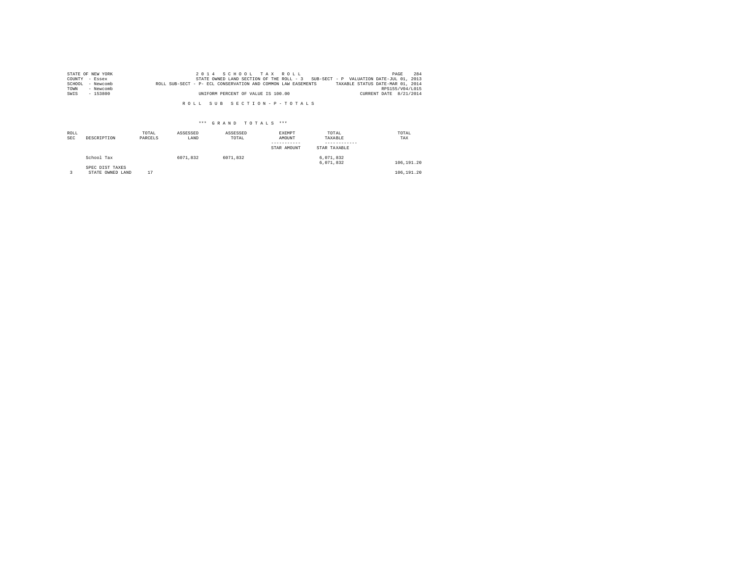STATE OF NEW YORK
COUNTY - Essex
SCHOOL - Newcomb
TOWN - Newcomb
SWIS - 153800

2014 SCHOOL TAX ROLL
STATE OWNED LAND SECTION OF THE ROLL - 3 SUB-SECT - P VALUATION DATE-JUL 01, 2013
ROLL SUB-SECT - P- ECL CONSERVATION AND COMMON LAW EASEMENTS TAXABLE STATUS DATE-MAR 01, 2014
RPS155/V04/L015
UNIFORM PERCENT OF VALUE IS 100.00 CURRENT DATE 8/21/2014

R O L L S U B S E C T I O N - P - T O T A L S

*** G R A N D T O T A L S ***

| ROLL SEC | DESCRIPTION | TOTAL PARCELS | ASSESSED LAND | ASSESSED TOTAL | EXEMPT AMOUNT / STAR AMOUNT | TOTAL TAXABLE / STAR TAXABLE | TOTAL TAX |
|---|---|---|---|---|---|---|---|
| | School Tax | | 6071,832 | 6071,832 | | 6,071,832<br>6,071,832 | 106,191.20 |
| | SPEC DIST TAXES | | | | | | |
| 3 | STATE OWNED LAND | 17 | | | | | 106,191.20 |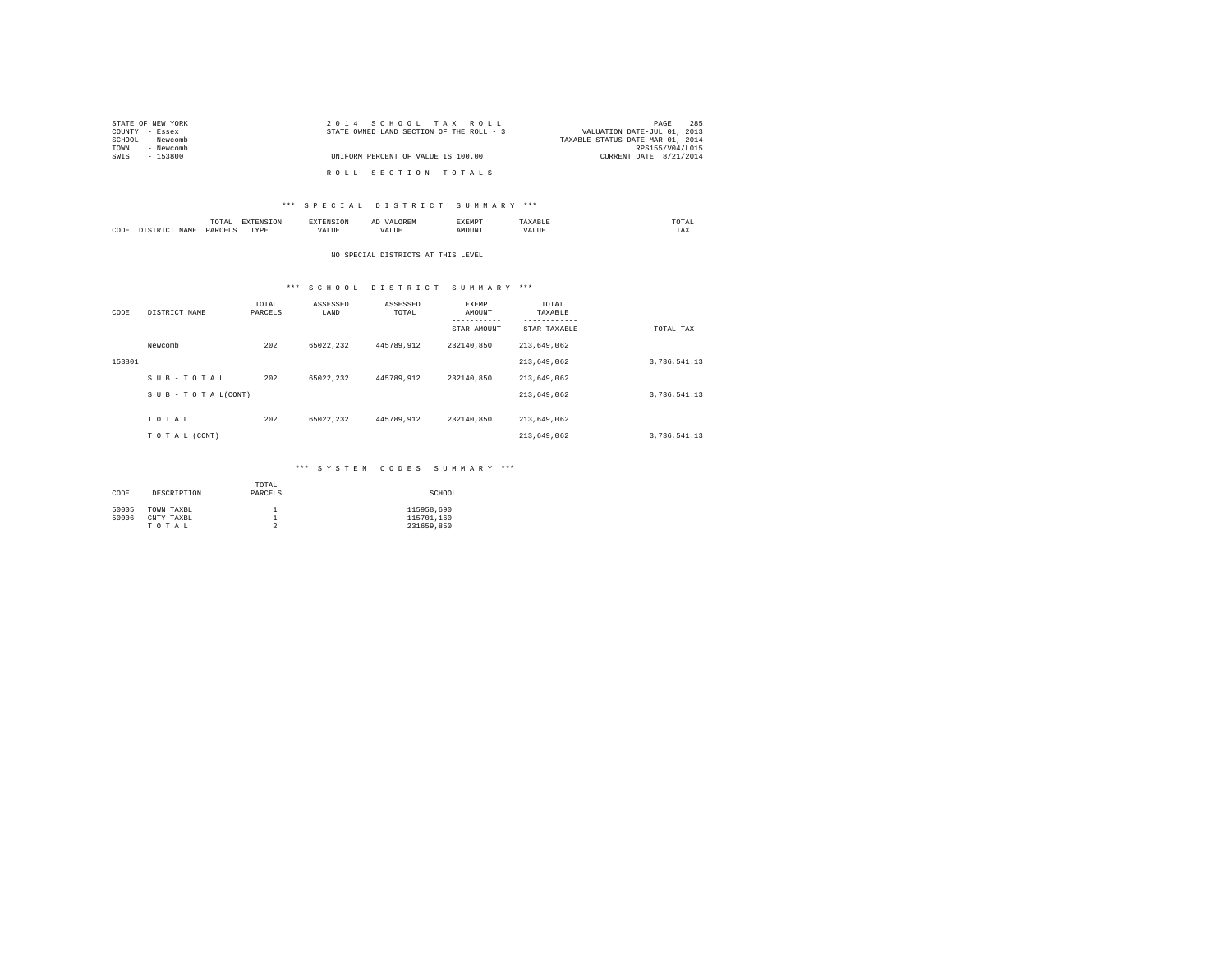STATE OF NEW YORK
COUNTY - Essex
SCHOOL - Newcomb
TOWN - Newcomb
SWIS - 153800

2 0 1 4 S C H O O L T A X R O L L
STATE OWNED LAND SECTION OF THE ROLL - 3

UNIFORM PERCENT OF VALUE IS 100.00

VALUATION DATE-JUL 01, 2013
TAXABLE STATUS DATE-MAR 01, 2014
RPS155/V04/L015
CURRENT DATE 8/21/2014

R O L L S E C T I O N T O T A L S

## *** S P E C I A L D I S T R I C T S U M M A R Y ***

| CODE | DISTRICT NAME | TOTAL PARCELS | EXTENSION TYPE | EXTENSION VALUE | AD VALOREM VALUE | EXEMPT AMOUNT | TAXABLE VALUE | TOTAL TAX |
|---|---|---|---|---|---|---|---|---|

NO SPECIAL DISTRICTS AT THIS LEVEL

## *** S C H O O L D I S T R I C T S U M M A R Y ***

| CODE | DISTRICT NAME | TOTAL PARCELS | ASSESSED LAND | ASSESSED TOTAL | EXEMPT AMOUNT<br>STAR AMOUNT | TOTAL TAXABLE<br>STAR TAXABLE | TOTAL TAX |
|---|---|---|---|---|---|---|---|
| | Newcomb | 202 | 65022,232 | 445789,912 | 232140,850 | 213,649,062 | |
| 153801 | | | | | | 213,649,062 | 3,736,541.13 |
| | S U B - T O T A L | 202 | 65022,232 | 445789,912 | 232140,850 | 213,649,062 | |
| | S U B - T O T A L(CONT) | | | | | 213,649,062 | 3,736,541.13 |
| | T O T A L | 202 | 65022,232 | 445789,912 | 232140,850 | 213,649,062 | |
| | T O T A L (CONT) | | | | | 213,649,062 | 3,736,541.13 |

## *** S Y S T E M C O D E S S U M M A R Y ***

| CODE | DESCRIPTION | TOTAL PARCELS | SCHOOL |
|---|---|---|---|
| 50005 | TOWN TAXBL | 1 | 115958,690 |
| 50006 | CNTY TAXBL | 1 | 115701,160 |
| | T O T A L | 2 | 231659,850 |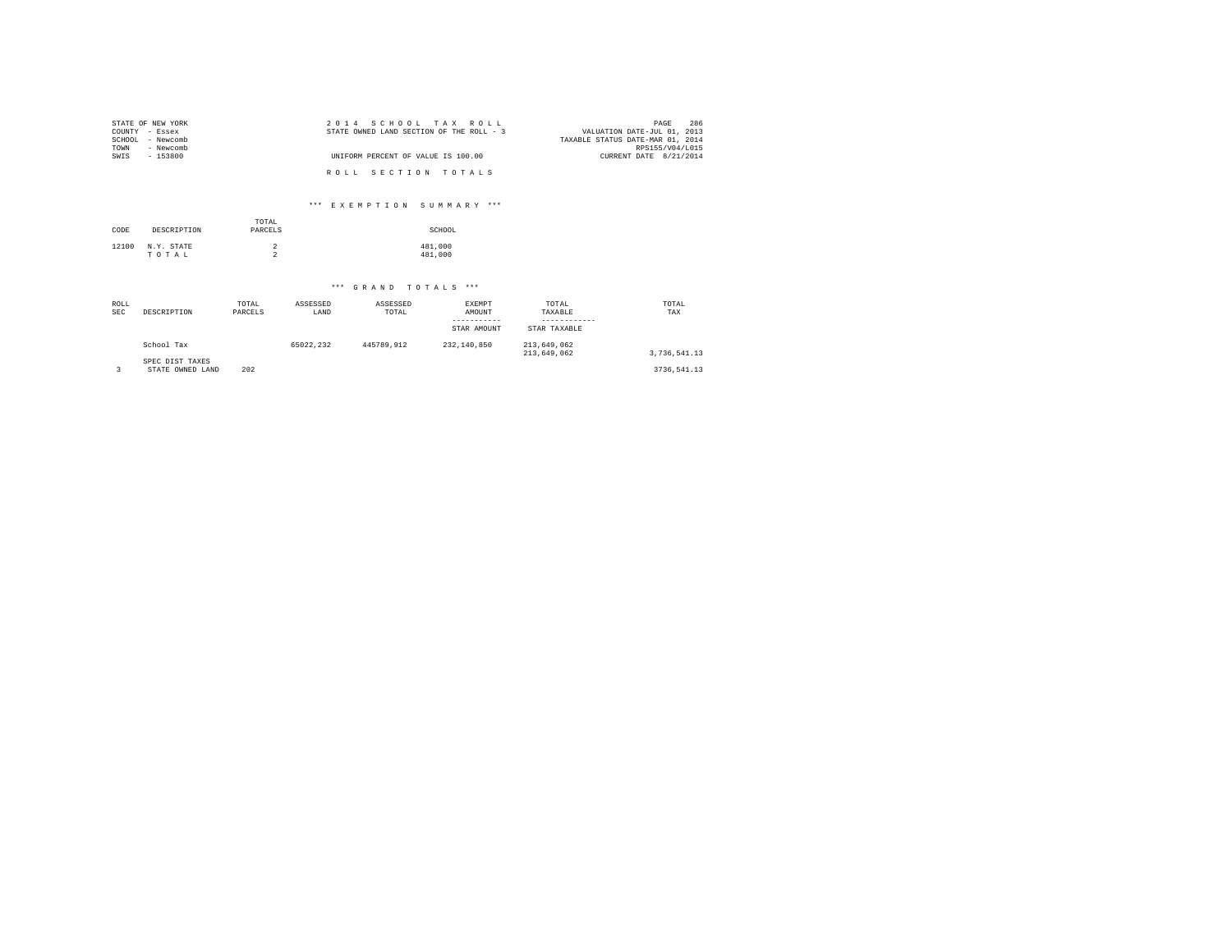STATE OF NEW YORK
COUNTY - Essex
SCHOOL - Newcomb
TOWN - Newcomb
SWIS - 153800

2014 SCHOOL TAX ROLL
STATE OWNED LAND SECTION OF THE ROLL - 3

UNIFORM PERCENT OF VALUE IS 100.00

VALUATION DATE-JUL 01, 2013
TAXABLE STATUS DATE-MAR 01, 2014
RPS155/V04/L015
CURRENT DATE 8/21/2014

ROLL SECTION TOTALS

*** EXEMPTION SUMMARY ***

| CODE | DESCRIPTION | TOTAL PARCELS | SCHOOL |
|---|---|---|---|
| 12100 | N.Y. STATE | 2 | 481,000 |
| | T O T A L | 2 | 481,000 |

*** GRAND TOTALS ***

| ROLL SEC | DESCRIPTION | TOTAL PARCELS | ASSESSED LAND | ASSESSED TOTAL | EXEMPT AMOUNT / STAR AMOUNT | TOTAL TAXABLE / STAR TAXABLE | TOTAL TAX |
|---|---|---|---|---|---|---|---|
| | School Tax | | 65022,232 | 445789,912 | 232,140,850 | 213,649,062 | |
| | | | | | | 213,649,062 | 3,736,541.13 |
| | SPEC DIST TAXES | | | | | | |
| 3 | STATE OWNED LAND | 202 | | | | | 3736,541.13 |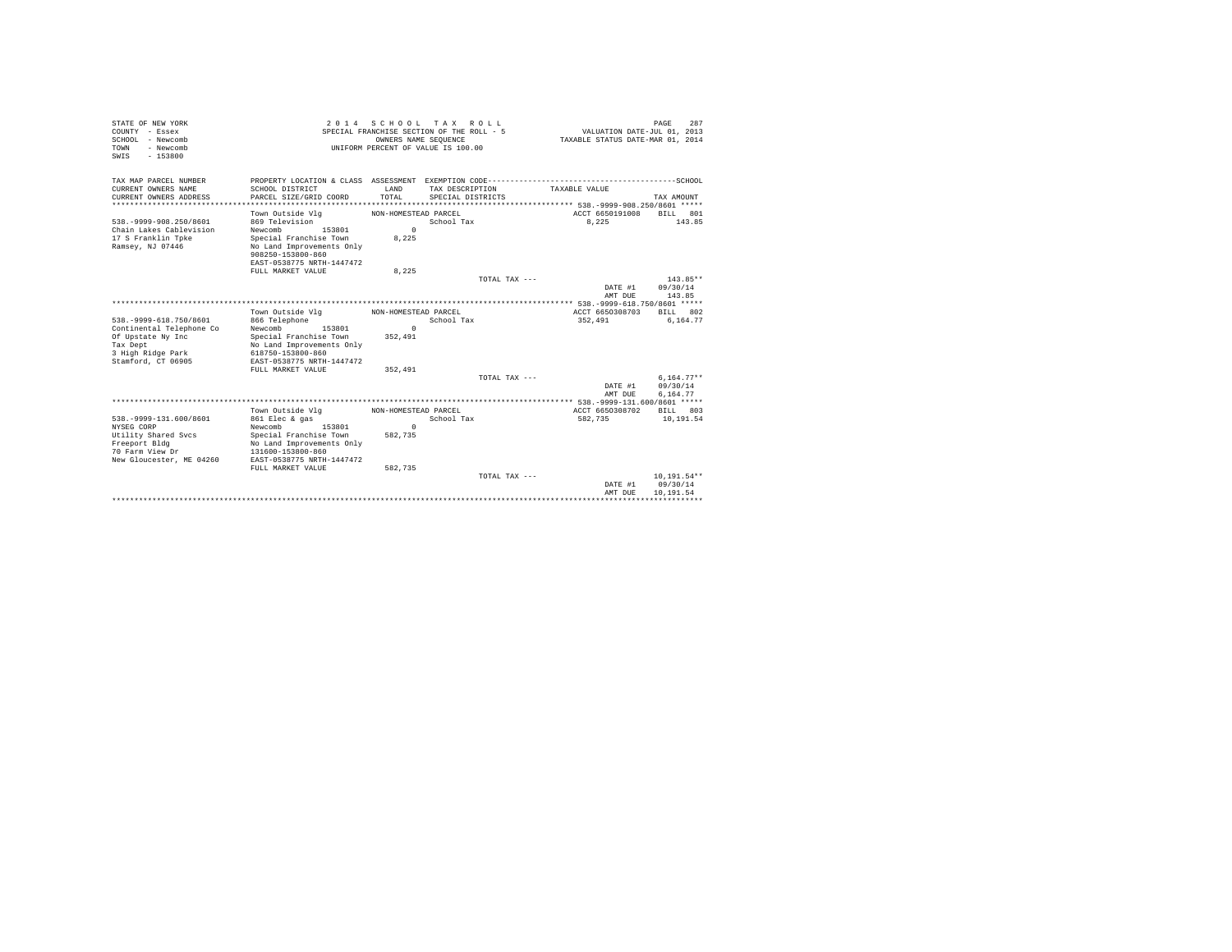STATE OF NEW YORK
COUNTY - Essex
SCHOOL - Newcomb
TOWN - Newcomb
SWIS - 153800

2014 SCHOOL TAX ROLL
SPECIAL FRANCHISE SECTION OF THE ROLL - 5
OWNERS NAME SEQUENCE
UNIFORM PERCENT OF VALUE IS 100.00

VALUATION DATE-JUL 01, 2013
TAXABLE STATUS DATE-MAR 01, 2014

| TAX MAP PARCEL NUMBER / CURRENT OWNERS NAME / CURRENT OWNERS ADDRESS | PROPERTY LOCATION & CLASS / SCHOOL DISTRICT / PARCEL SIZE/GRID COORD | ASSESSMENT LAND / TOTAL | EXEMPTION CODE / TAX DESCRIPTION / SPECIAL DISTRICTS | TAXABLE VALUE | TAX AMOUNT |
|---|---|---|---|---|---|
| **538.-9999-908.250/8601** | | | | | |
| | Town Outside Vlg | NON-HOMESTEAD PARCEL | | ACCT 6650191008 | BILL 801 |
| 538.-9999-908.250/8601 | 869 Television | | School Tax | 8,225 | 143.85 |
| Chain Lakes Cablevision | Newcomb 153801 | 0 | | | |
| 17 S Franklin Tpke | Special Franchise Town | 8,225 | | | |
| Ramsey, NJ 07446 | No Land Improvements Only | | | | |
| | 908250-153800-860 | | | | |
| | EAST-0538775 NRTH-1447472 | | | | |
| | FULL MARKET VALUE | 8,225 | | | |
| | | | TOTAL TAX --- | | 143.85** |
| | | | | DATE #1 | 09/30/14 |
| | | | | AMT DUE | 143.85 |
| **538.-9999-618.750/8601** | | | | | |
| | Town Outside Vlg | NON-HOMESTEAD PARCEL | | ACCT 6650308703 | BILL 802 |
| 538.-9999-618.750/8601 | 866 Telephone | | School Tax | 352,491 | 6,164.77 |
| Continental Telephone Co | Newcomb 153801 | 0 | | | |
| Of Upstate Ny Inc | Special Franchise Town | 352,491 | | | |
| Tax Dept | No Land Improvements Only | | | | |
| 3 High Ridge Park | 618750-153800-860 | | | | |
| Stamford, CT 06905 | EAST-0538775 NRTH-1447472 | | | | |
| | FULL MARKET VALUE | 352,491 | | | |
| | | | TOTAL TAX --- | | 6,164.77** |
| | | | | DATE #1 | 09/30/14 |
| | | | | AMT DUE | 6,164.77 |
| **538.-9999-131.600/8601** | | | | | |
| | Town Outside Vlg | NON-HOMESTEAD PARCEL | | ACCT 6650308702 | BILL 803 |
| 538.-9999-131.600/8601 | 861 Elec & gas | | School Tax | 582,735 | 10,191.54 |
| NYSEG CORP | Newcomb 153801 | 0 | | | |
| Utility Shared Svcs | Special Franchise Town | 582,735 | | | |
| Freeport Bldg | No Land Improvements Only | | | | |
| 70 Farm View Dr | 131600-153800-860 | | | | |
| New Gloucester, ME 04260 | EAST-0538775 NRTH-1447472 | | | | |
| | FULL MARKET VALUE | 582,735 | | | |
| | | | TOTAL TAX --- | | 10,191.54** |
| | | | | DATE #1 | 09/30/14 |
| | | | | AMT DUE | 10,191.54 |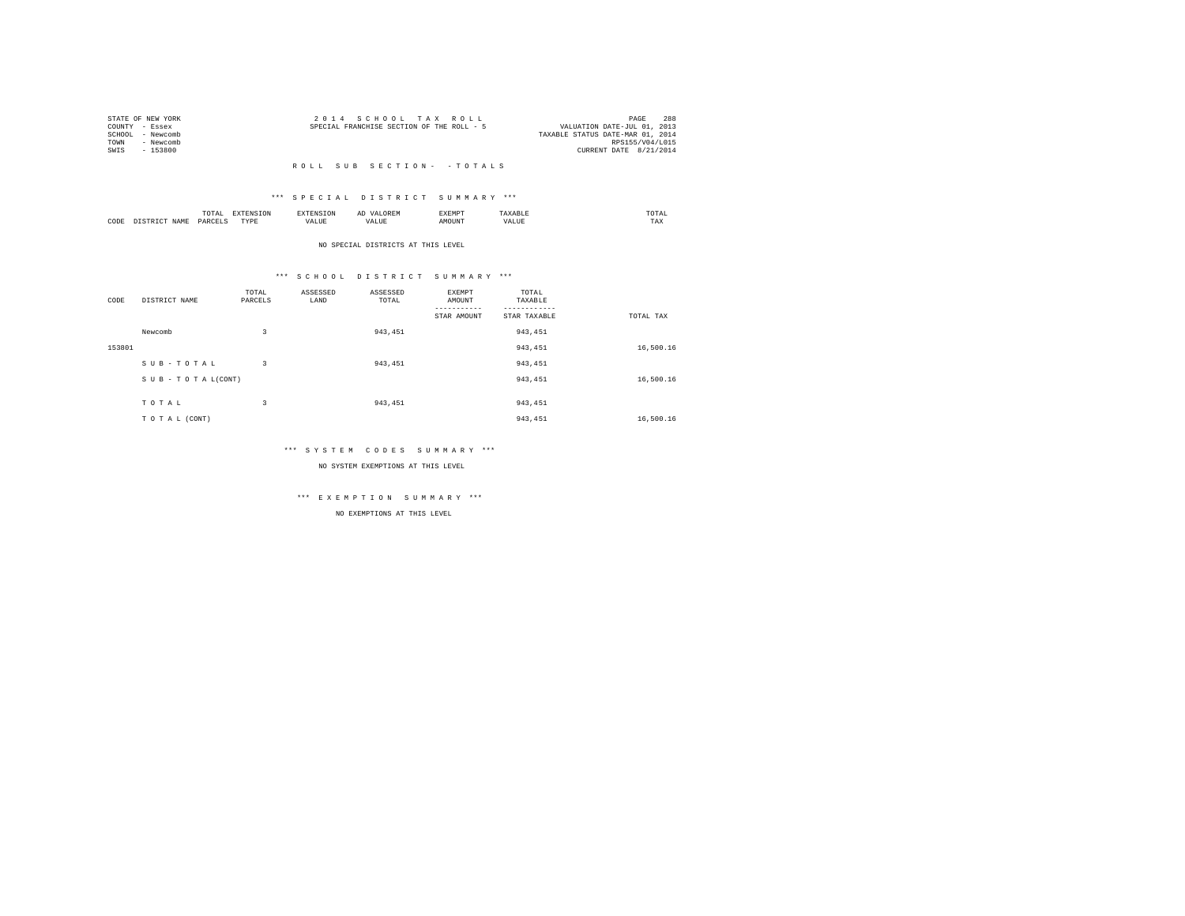STATE OF NEW YORK
COUNTY - Essex
SCHOOL - Newcomb
TOWN - Newcomb
SWIS - 153800

2 0 1 4 S C H O O L T A X R O L L
SPECIAL FRANCHISE SECTION OF THE ROLL - 5

VALUATION DATE-JUL 01, 2013
TAXABLE STATUS DATE-MAR 01, 2014
RPS155/V04/L015
CURRENT DATE 8/21/2014

R O L L S U B S E C T I O N - - T O T A L S

*** S P E C I A L D I S T R I C T S U M M A R Y ***

| CODE | DISTRICT NAME | TOTAL PARCELS | EXTENSION TYPE | EXTENSION VALUE | AD VALOREM VALUE | EXEMPT AMOUNT | TAXABLE VALUE | TOTAL TAX |
|---|---|---|---|---|---|---|---|---|

NO SPECIAL DISTRICTS AT THIS LEVEL

*** S C H O O L D I S T R I C T S U M M A R Y ***

| CODE | DISTRICT NAME | TOTAL PARCELS | ASSESSED LAND | ASSESSED TOTAL | EXEMPT AMOUNT / STAR AMOUNT | TOTAL TAXABLE / STAR TAXABLE | TOTAL TAX |
|---|---|---|---|---|---|---|---|
| | Newcomb | 3 | | 943,451 | | 943,451 | |
| 153801 | | | | | | 943,451 | 16,500.16 |
| | S U B - T O T A L | 3 | | 943,451 | | 943,451 | |
| | S U B - T O T A L(CONT) | | | | | 943,451 | 16,500.16 |
| | T O T A L | 3 | | 943,451 | | 943,451 | |
| | T O T A L (CONT) | | | | | 943,451 | 16,500.16 |

*** S Y S T E M C O D E S S U M M A R Y ***

NO SYSTEM EXEMPTIONS AT THIS LEVEL

*** E X E M P T I O N S U M M A R Y ***

NO EXEMPTIONS AT THIS LEVEL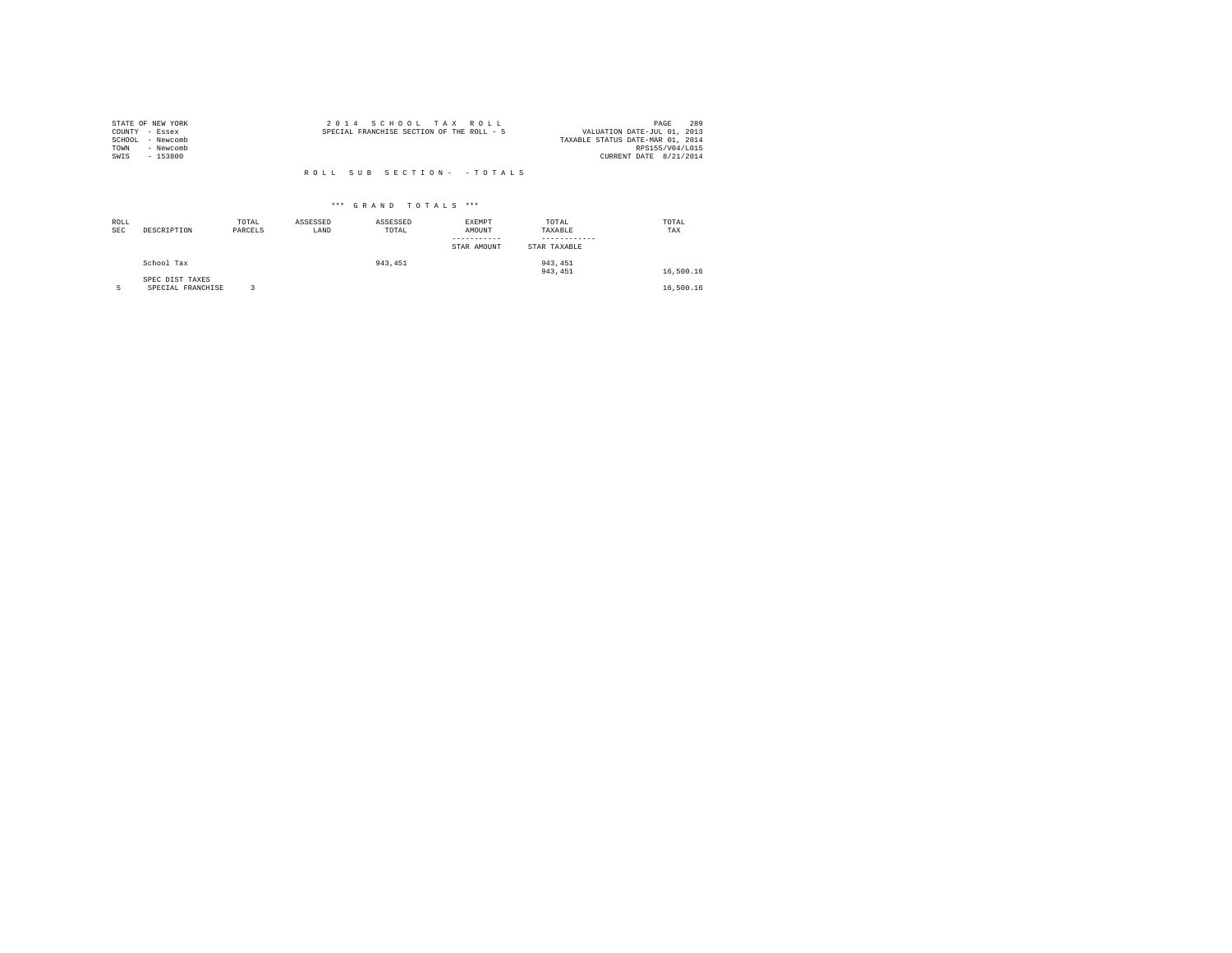STATE OF NEW YORK
COUNTY - Essex
SCHOOL - Newcomb
TOWN - Newcomb
SWIS - 153800

2014 SCHOOL TAX ROLL
SPECIAL FRANCHISE SECTION OF THE ROLL - 5

VALUATION DATE-JUL 01, 2013
TAXABLE STATUS DATE-MAR 01, 2014
RPS155/V04/L015
CURRENT DATE 8/21/2014

ROLL SUB SECTION- - TOTALS

*** GRAND TOTALS ***

| ROLL SEC | DESCRIPTION | TOTAL PARCELS | ASSESSED LAND | ASSESSED TOTAL | EXEMPT AMOUNT<br>-----------<br>STAR AMOUNT | TOTAL TAXABLE<br>------------<br>STAR TAXABLE | TOTAL TAX |
|---|---|---|---|---|---|---|---|
| | School Tax | | | 943,451 | | 943,451<br>943,451 | 16,500.16 |
| | SPEC DIST TAXES | | | | | | |
| 5 | SPECIAL FRANCHISE | 3 | | | | | 16,500.16 |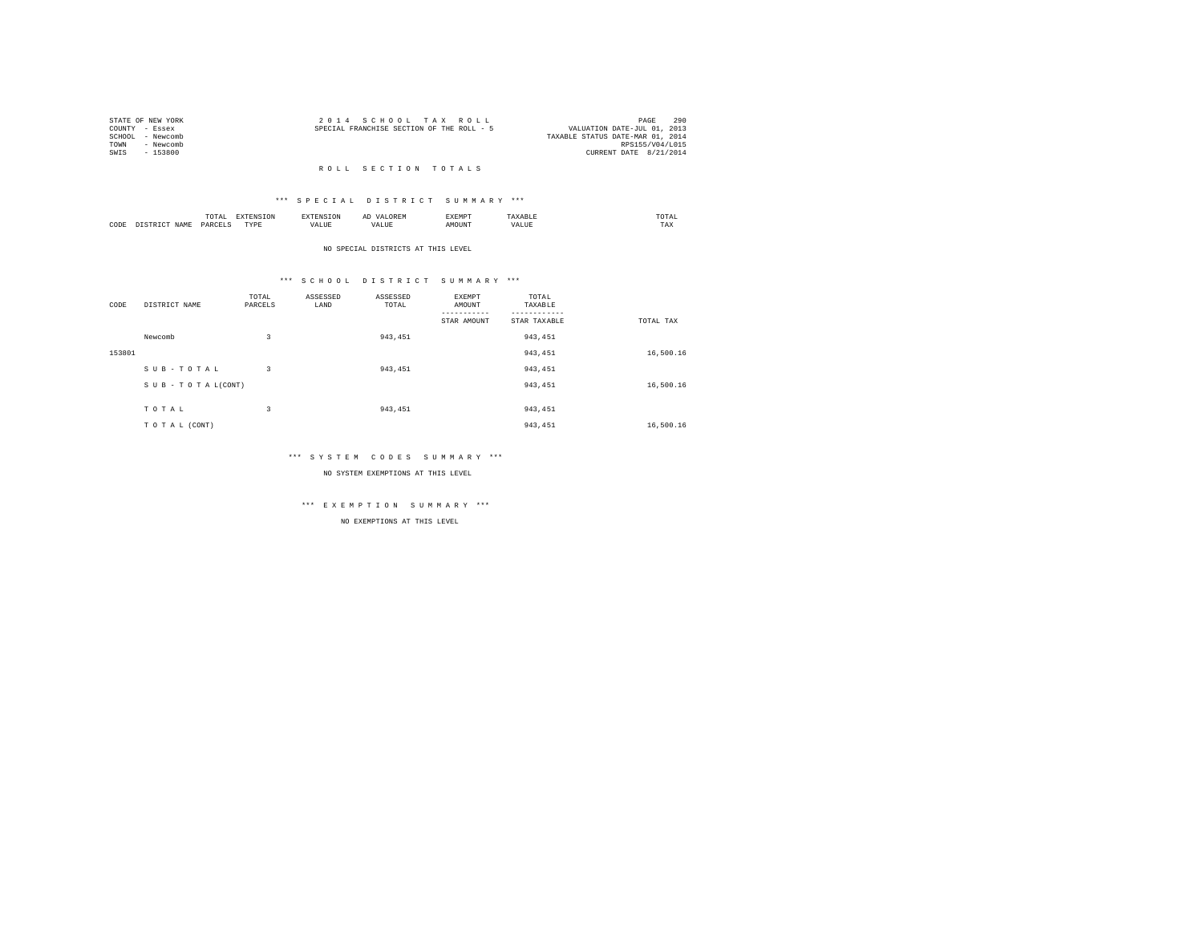STATE OF NEW YORK
COUNTY - Essex
SCHOOL - Newcomb
TOWN - Newcomb
SWIS - 153800

2 0 1 4 S C H O O L T A X R O L L
SPECIAL FRANCHISE SECTION OF THE ROLL - 5

VALUATION DATE-JUL 01, 2013
TAXABLE STATUS DATE-MAR 01, 2014
RPS155/V04/L015
CURRENT DATE 8/21/2014

## R O L L S E C T I O N T O T A L S

### *** S P E C I A L D I S T R I C T S U M M A R Y ***

| CODE | DISTRICT NAME | TOTAL PARCELS | EXTENSION TYPE | EXTENSION VALUE | AD VALOREM VALUE | EXEMPT AMOUNT | TAXABLE VALUE | TOTAL TAX |
|---|---|---|---|---|---|---|---|---|

NO SPECIAL DISTRICTS AT THIS LEVEL

### *** S C H O O L D I S T R I C T S U M M A R Y ***

| CODE | DISTRICT NAME | TOTAL PARCELS | ASSESSED LAND | ASSESSED TOTAL | EXEMPT AMOUNT / STAR AMOUNT | TOTAL TAXABLE / STAR TAXABLE | TOTAL TAX |
|---|---|---|---|---|---|---|---|
| | Newcomb | 3 | | 943,451 | | 943,451 | |
| 153801 | | | | | | 943,451 | 16,500.16 |
| | S U B - T O T A L | 3 | | 943,451 | | 943,451 | |
| | S U B - T O T A L(CONT) | | | | | 943,451 | 16,500.16 |
| | T O T A L | 3 | | 943,451 | | 943,451 | |
| | T O T A L (CONT) | | | | | 943,451 | 16,500.16 |

### *** S Y S T E M C O D E S S U M M A R Y ***

NO SYSTEM EXEMPTIONS AT THIS LEVEL

### *** E X E M P T I O N S U M M A R Y ***

NO EXEMPTIONS AT THIS LEVEL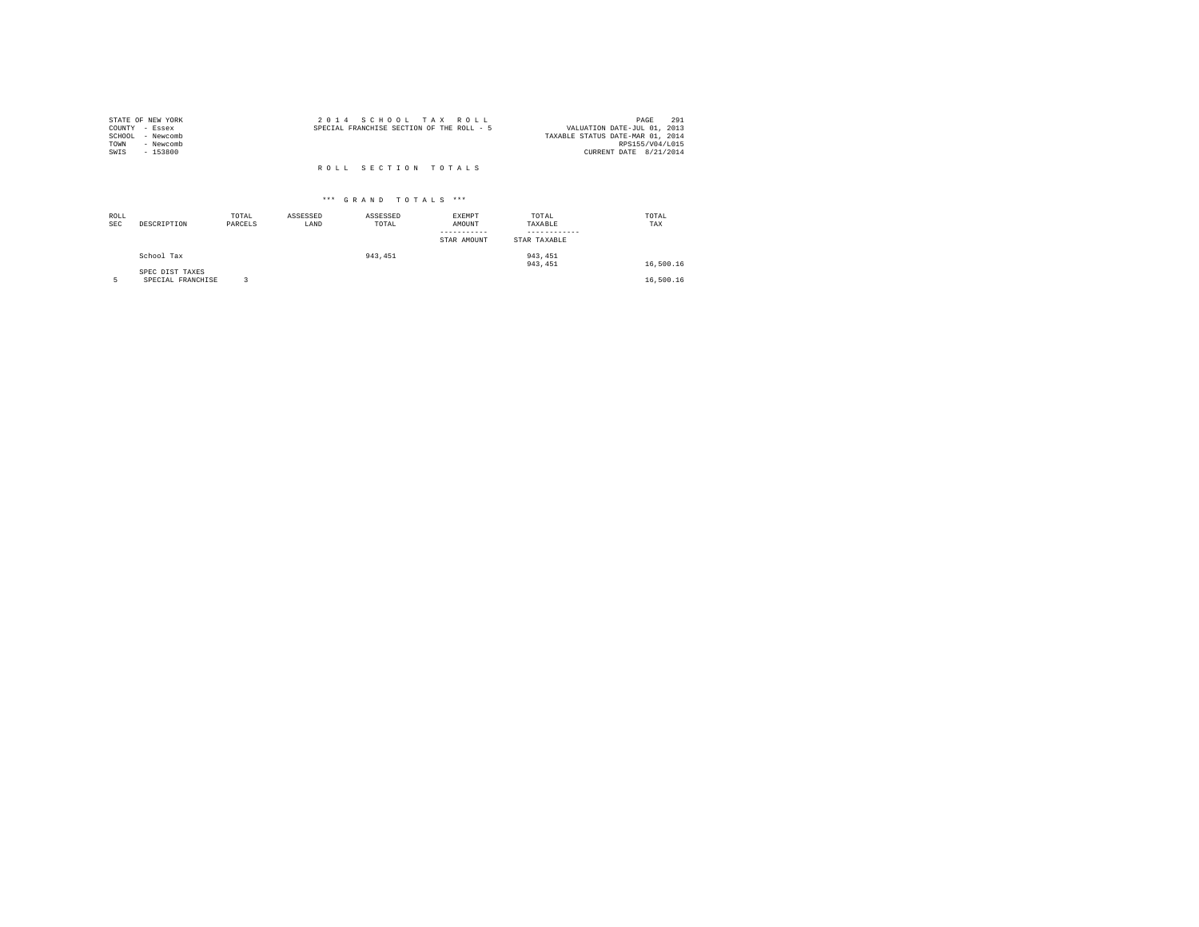STATE OF NEW YORK
COUNTY - Essex
SCHOOL - Newcomb
TOWN - Newcomb
SWIS - 153800

2014 SCHOOL TAX ROLL
SPECIAL FRANCHISE SECTION OF THE ROLL - 5

VALUATION DATE-JUL 01, 2013
TAXABLE STATUS DATE-MAR 01, 2014
RPS155/V04/L015
CURRENT DATE 8/21/2014

R O L L   S E C T I O N   T O T A L S

*** G R A N D   T O T A L S ***

| ROLL SEC | DESCRIPTION | TOTAL PARCELS | ASSESSED LAND | ASSESSED TOTAL | EXEMPT AMOUNT / STAR AMOUNT | TOTAL TAXABLE / STAR TAXABLE | TOTAL TAX |
|---|---|---|---|---|---|---|---|
| | School Tax | | | 943,451 | | 943,451 | |
| | | | | | | 943,451 | 16,500.16 |
| | SPEC DIST TAXES | | | | | | |
| 5 | SPECIAL FRANCHISE | 3 | | | | | 16,500.16 |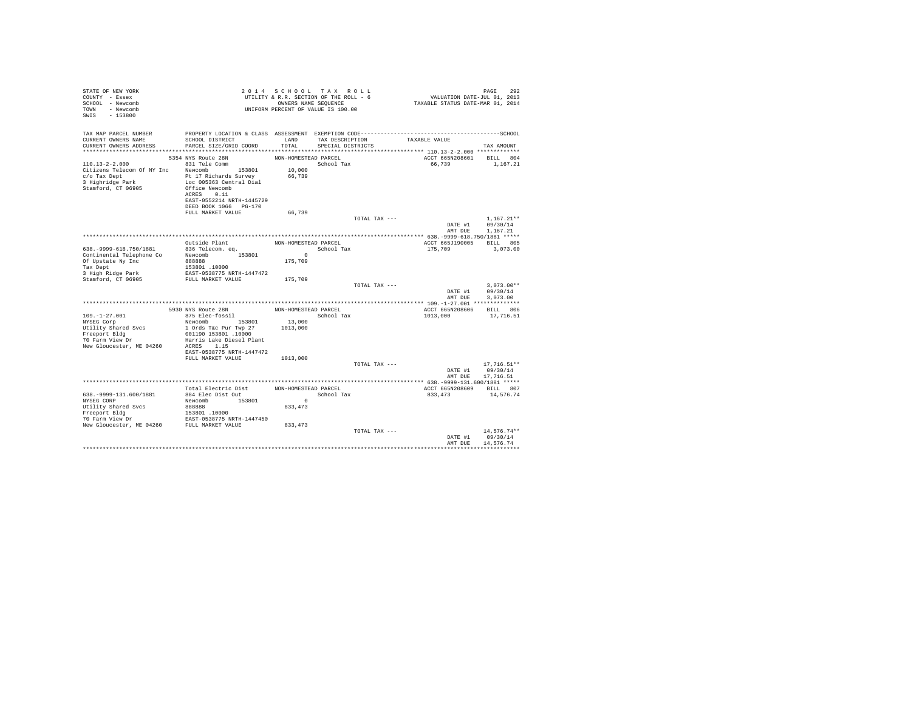STATE OF NEW YORK
COUNTY - Essex
SCHOOL - Newcomb
TOWN - Newcomb
SWIS - 153800

2 0 1 4 S C H O O L T A X R O L L
UTILITY & R.R. SECTION OF THE ROLL - 6
OWNERS NAME SEQUENCE
UNIFORM PERCENT OF VALUE IS 100.00

VALUATION DATE-JUL 01, 2013
TAXABLE STATUS DATE-MAR 01, 2014

```
TAX MAP PARCEL NUMBER      PROPERTY LOCATION & CLASS  ASSESSMENT  EXEMPTION CODE------------------------------------------------SCHOOL
CURRENT OWNERS NAME        SCHOOL DISTRICT              LAND      TAX DESCRIPTION            TAXABLE VALUE
CURRENT OWNERS ADDRESS     PARCEL SIZE/GRID COORD       TOTAL     SPECIAL DISTRICTS                                       TAX AMOUNT
*********************************************************************************************** 110.13-2-2.000 *************
                           5354 NYS Route 28N           NON-HOMESTEAD PARCEL                   ACCT 665N208601    BILL  804
110.13-2-2.000             831 Tele Comm                            School Tax                  66,739             1,167.21
Citizens Telecom Of NY Inc Newcomb          153801       10,000
c/o Tax Dept               Pt 17 Richards Survey         66,739
3 Highridge Park           Loc 005363 Central Dial
Stamford, CT 06905         Office Newcomb
                           ACRES    0.11
                           EAST-0552214 NRTH-1445729
                           DEED BOOK 1066   PG-170
                           FULL MARKET VALUE             66,739
                                                                      TOTAL TAX ---                                1,167.21**
                                                                                                  DATE #1      09/30/14
                                                                                                  AMT DUE      1,167.21
*********************************************************************************************** 638.-9999-618.750/1881 *****
                           Outside Plant                NON-HOMESTEAD PARCEL                   ACCT 665J190005    BILL  805
638.-9999-618.750/1881     836 Telecom. eq.                         School Tax                 175,709             3,073.00
Continental Telephone Co   Newcomb          153801            0
Of Upstate Ny Inc          888888                       175,709
Tax Dept                   153801 .10000
3 High Ridge Park          EAST-0538775 NRTH-1447472
Stamford, CT 06905         FULL MARKET VALUE            175,709
                                                                      TOTAL TAX ---                                3,073.00**
                                                                                                  DATE #1      09/30/14
                                                                                                  AMT DUE      3,073.00
*********************************************************************************************** 109.-1-27.001 **************
                           5930 NYS Route 28N           NON-HOMESTEAD PARCEL                   ACCT 665N208606    BILL  806
109.-1-27.001              875 Elec-fossil                          School Tax                1013,000            17,716.51
NYSEG Corp                 Newcomb          153801       13,000
Utility Shared Svcs        1 Ords T&c Pur Twp 27       1013,000
Freeport Bldg              001190 153801 .10000
70 Farm View Dr            Harris Lake Diesel Plant
New Gloucester, ME 04260   ACRES    1.15
                           EAST-0538775 NRTH-1447472
                           FULL MARKET VALUE           1013,000
                                                                      TOTAL TAX ---                               17,716.51**
                                                                                                  DATE #1      09/30/14
                                                                                                  AMT DUE     17,716.51
*********************************************************************************************** 638.-9999-131.600/1881 *****
                           Total Electric Dist          NON-HOMESTEAD PARCEL                   ACCT 665N208609    BILL  807
638.-9999-131.600/1881     884 Elec Dist Out                        School Tax                 833,473            14,576.74
NYSEG CORP                 Newcomb          153801            0
Utility Shared Svcs        888888                       833,473
Freeport Bldg              153801 .10000
70 Farm View Dr            EAST-0538775 NRTH-1447450
New Gloucester, ME 04260   FULL MARKET VALUE            833,473
                                                                      TOTAL TAX ---                               14,576.74**
                                                                                                  DATE #1      09/30/14
                                                                                                  AMT DUE     14,576.74
****************************************************************************************************************************
```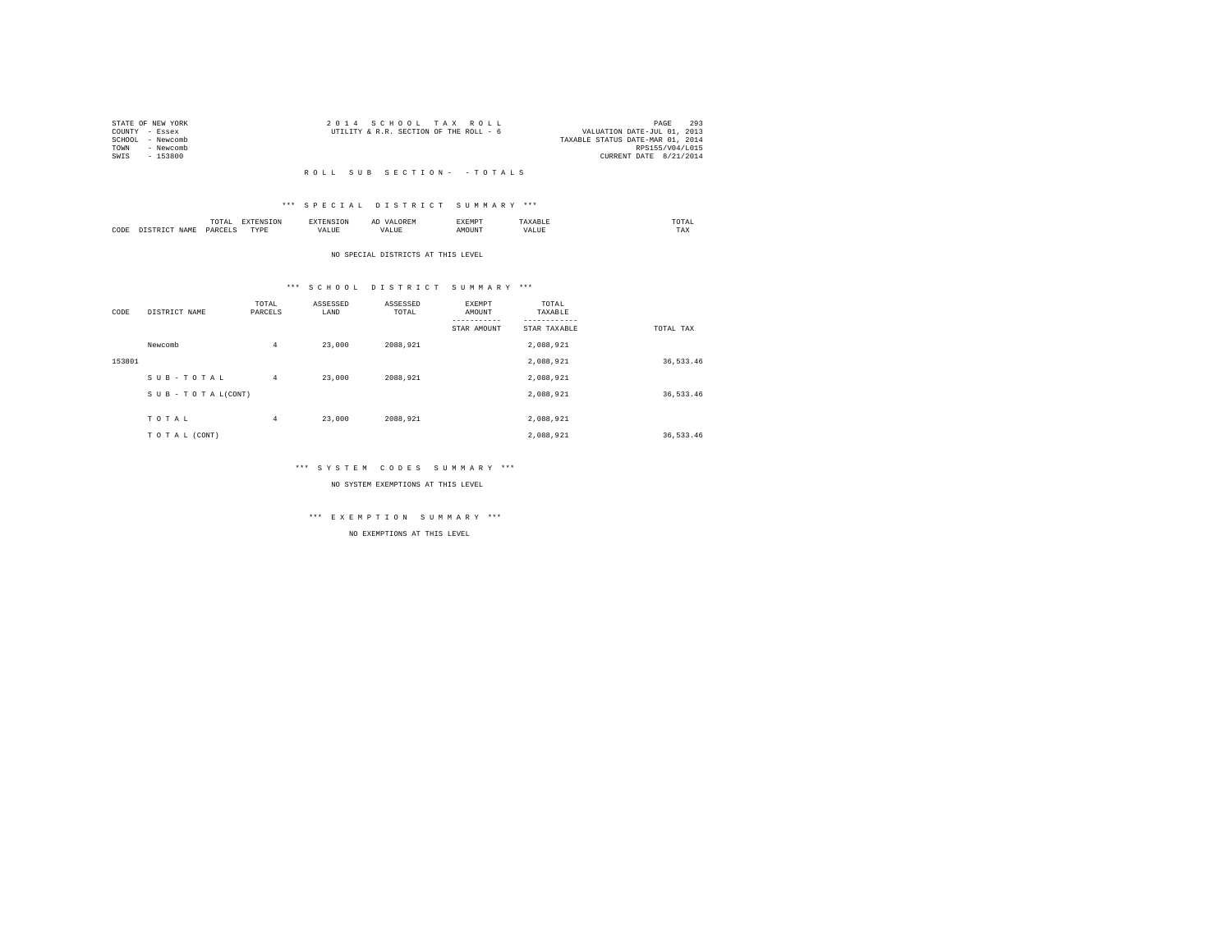STATE OF NEW YORK
COUNTY - Essex
SCHOOL - Newcomb
TOWN - Newcomb
SWIS - 153800

2 0 1 4 S C H O O L T A X R O L L
UTILITY & R.R. SECTION OF THE ROLL - 6

VALUATION DATE-JUL 01, 2013
TAXABLE STATUS DATE-MAR 01, 2014
RPS155/V04/L015
CURRENT DATE 8/21/2014

R O L L S U B S E C T I O N - - T O T A L S

*** S P E C I A L D I S T R I C T S U M M A R Y ***

| CODE | DISTRICT NAME | TOTAL PARCELS | EXTENSION TYPE | EXTENSION VALUE | AD VALOREM VALUE | EXEMPT AMOUNT | TAXABLE VALUE | TOTAL TAX |
|---|---|---|---|---|---|---|---|---|

NO SPECIAL DISTRICTS AT THIS LEVEL

*** S C H O O L D I S T R I C T S U M M A R Y ***

| CODE | DISTRICT NAME | TOTAL PARCELS | ASSESSED LAND | ASSESSED TOTAL | EXEMPT AMOUNT / STAR AMOUNT | TOTAL TAXABLE / STAR TAXABLE | TOTAL TAX |
|---|---|---|---|---|---|---|---|
| | Newcomb | 4 | 23,000 | 2088,921 | | 2,088,921 | |
| 153801 | | | | | | 2,088,921 | 36,533.46 |
| | S U B - T O T A L | 4 | 23,000 | 2088,921 | | 2,088,921 | |
| | S U B - T O T A L(CONT) | | | | | 2,088,921 | 36,533.46 |
| | T O T A L | 4 | 23,000 | 2088,921 | | 2,088,921 | |
| | T O T A L (CONT) | | | | | 2,088,921 | 36,533.46 |

*** S Y S T E M C O D E S S U M M A R Y ***

NO SYSTEM EXEMPTIONS AT THIS LEVEL

*** E X E M P T I O N S U M M A R Y ***

NO EXEMPTIONS AT THIS LEVEL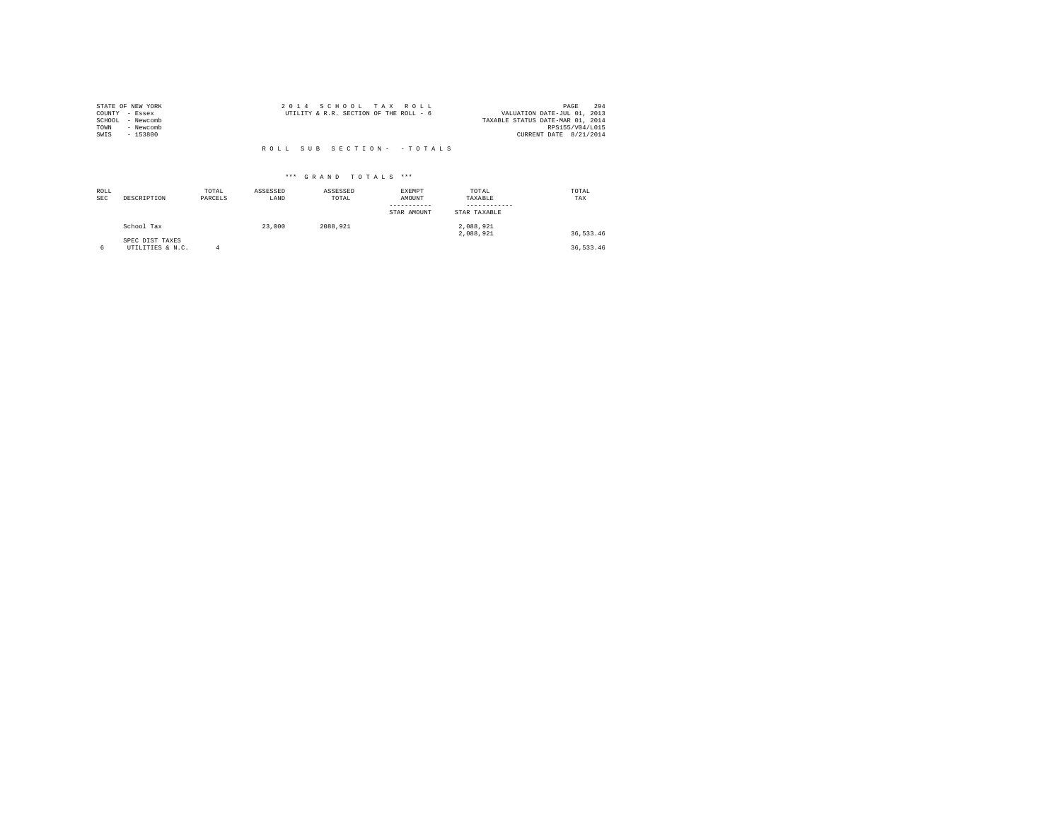STATE OF NEW YORK
COUNTY - Essex
SCHOOL - Newcomb
TOWN - Newcomb
SWIS - 153800

2 0 1 4 S C H O O L T A X R O L L
UTILITY & R.R. SECTION OF THE ROLL - 6

VALUATION DATE-JUL 01, 2013
TAXABLE STATUS DATE-MAR 01, 2014
RPS155/V04/L015
CURRENT DATE 8/21/2014

R O L L S U B S E C T I O N - - T O T A L S

\*\*\* G R A N D T O T A L S \*\*\*

| ROLL SEC | DESCRIPTION | TOTAL PARCELS | ASSESSED LAND | ASSESSED TOTAL | EXEMPT AMOUNT / STAR AMOUNT | TOTAL TAXABLE / STAR TAXABLE | TOTAL TAX |
|---|---|---|---|---|---|---|---|
| | School Tax | | 23,000 | 2088,921 | | 2,088,921<br>2,088,921 | 36,533.46 |
| | SPEC DIST TAXES | | | | | | |
| 6 | UTILITIES & N.C. | 4 | | | | | 36,533.46 |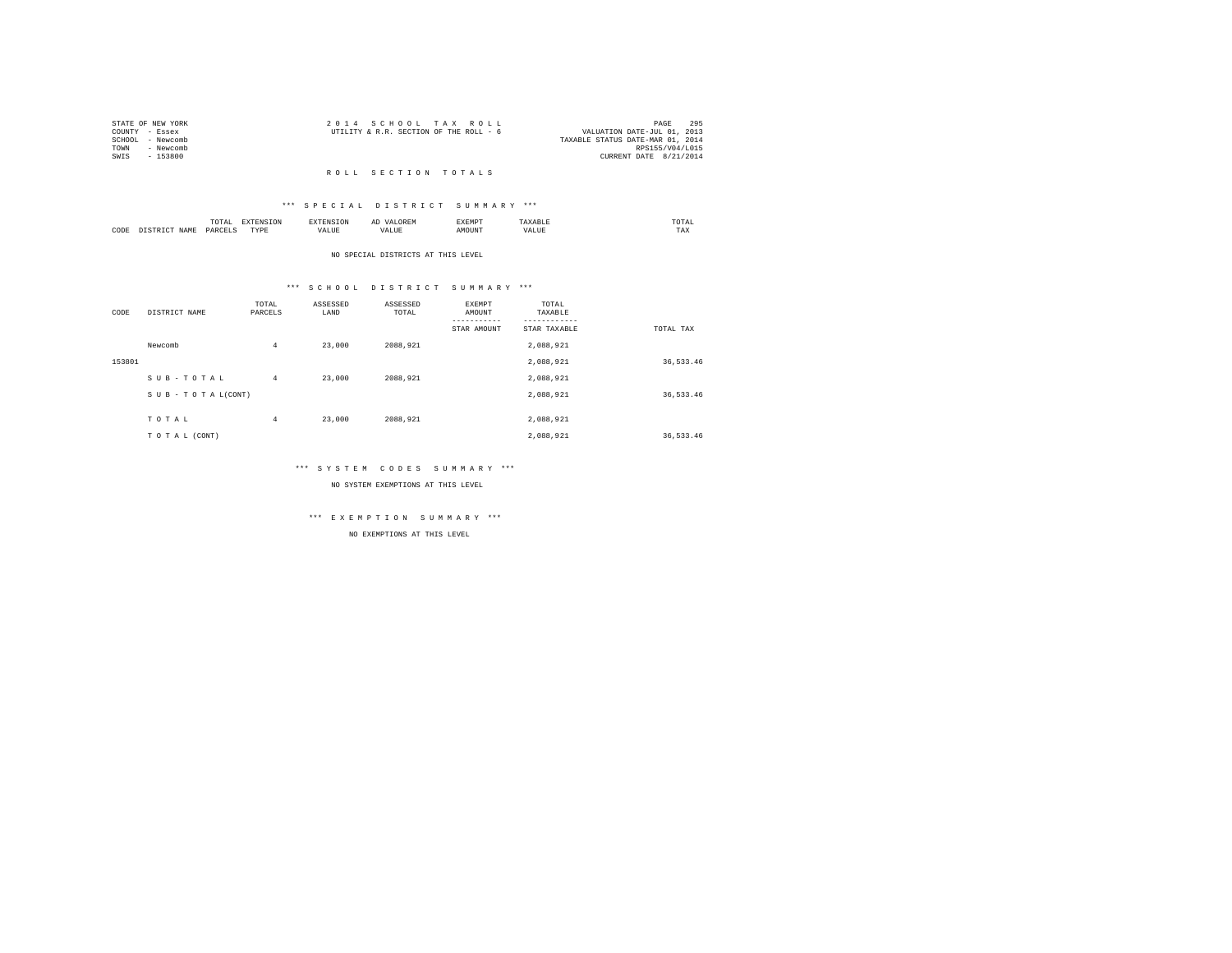STATE OF NEW YORK
COUNTY - Essex
SCHOOL - Newcomb
TOWN - Newcomb
SWIS - 153800

2014 SCHOOL TAX ROLL
UTILITY & R.R. SECTION OF THE ROLL - 6

VALUATION DATE-JUL 01, 2013
TAXABLE STATUS DATE-MAR 01, 2014
RPS155/V04/L015
CURRENT DATE 8/21/2014

# ROLL SECTION TOTALS

## *** SPECIAL DISTRICT SUMMARY ***

| CODE | DISTRICT NAME | TOTAL PARCELS | EXTENSION TYPE | EXTENSION VALUE | AD VALOREM VALUE | EXEMPT AMOUNT | TAXABLE VALUE | TOTAL TAX |
|---|---|---|---|---|---|---|---|---|

NO SPECIAL DISTRICTS AT THIS LEVEL

## *** SCHOOL DISTRICT SUMMARY ***

| CODE | DISTRICT NAME | TOTAL PARCELS | ASSESSED LAND | ASSESSED TOTAL | EXEMPT AMOUNT / STAR AMOUNT | TOTAL TAXABLE / STAR TAXABLE | TOTAL TAX |
|---|---|---|---|---|---|---|---|
| | Newcomb | 4 | 23,000 | 2088,921 | | 2,088,921 | |
| 153801 | | | | | | 2,088,921 | 36,533.46 |
| | SUB-TOTAL | 4 | 23,000 | 2088,921 | | 2,088,921 | |
| | SUB-TOTAL(CONT) | | | | | 2,088,921 | 36,533.46 |
| | TOTAL | 4 | 23,000 | 2088,921 | | 2,088,921 | |
| | TOTAL (CONT) | | | | | 2,088,921 | 36,533.46 |

## *** SYSTEM CODES SUMMARY ***

NO SYSTEM EXEMPTIONS AT THIS LEVEL

## *** EXEMPTION SUMMARY ***

NO EXEMPTIONS AT THIS LEVEL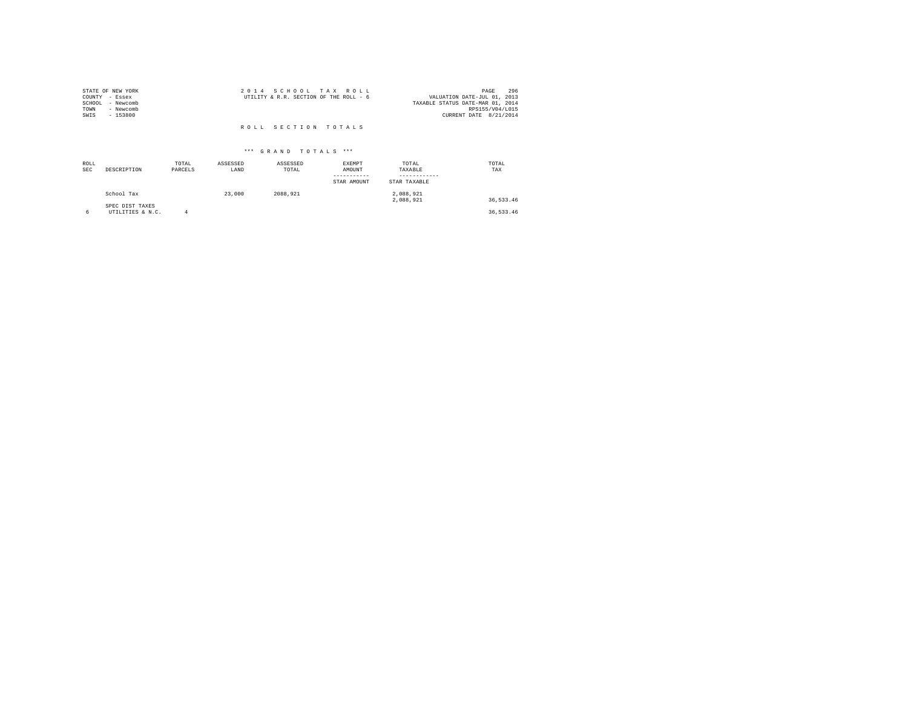STATE OF NEW YORK
COUNTY - Essex
SCHOOL - Newcomb
TOWN - Newcomb
SWIS - 153800

2 0 1 4 S C H O O L T A X R O L L
UTILITY & R.R. SECTION OF THE ROLL - 6

VALUATION DATE-JUL 01, 2013
TAXABLE STATUS DATE-MAR 01, 2014
RPS155/V04/L015
CURRENT DATE 8/21/2014

R O L L S E C T I O N T O T A L S

*** G R A N D T O T A L S ***

| ROLL SEC | DESCRIPTION | TOTAL PARCELS | ASSESSED LAND | ASSESSED TOTAL | EXEMPT AMOUNT / STAR AMOUNT | TOTAL TAXABLE / STAR TAXABLE | TOTAL TAX |
|---|---|---|---|---|---|---|---|
| | School Tax | | 23,000 | 2088,921 | | 2,088,921<br>2,088,921 | 36,533.46 |
| | SPEC DIST TAXES | | | | | | |
| 6 | UTILITIES & N.C. | 4 | | | | | 36,533.46 |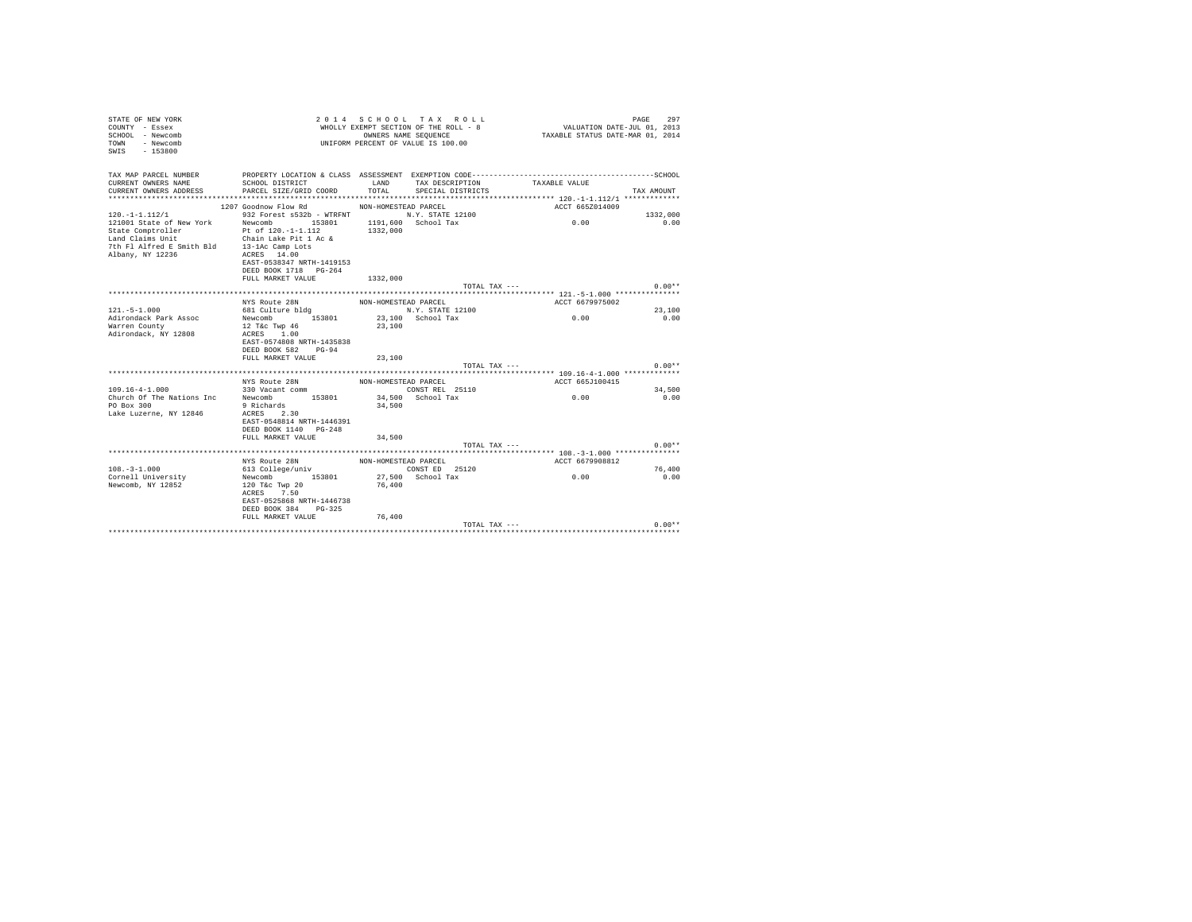STATE OF NEW YORK
COUNTY - Essex
SCHOOL - Newcomb
TOWN - Newcomb
SWIS - 153800

2014 SCHOOL TAX ROLL
WHOLLY EXEMPT SECTION OF THE ROLL - 8
OWNERS NAME SEQUENCE
UNIFORM PERCENT OF VALUE IS 100.00

VALUATION DATE-JUL 01, 2013
TAXABLE STATUS DATE-MAR 01, 2014

| TAX MAP PARCEL NUMBER / CURRENT OWNERS NAME / CURRENT OWNERS ADDRESS | PROPERTY LOCATION & CLASS / SCHOOL DISTRICT / PARCEL SIZE/GRID COORD | ASSESSMENT LAND / TOTAL | EXEMPTION CODE / TAX DESCRIPTION / SPECIAL DISTRICTS | TAXABLE VALUE | TAX AMOUNT |
|---|---|---|---|---|---|
| **120.-1-1.112/1** | 1207 Goodnow Flow Rd | NON-HOMESTEAD PARCEL | | ACCT 665Z014009 | |
| 120.-1-1.112/1 | 932 Forest s532b - WTRFNT | | N.Y. STATE 12100 | | 1332,000 |
| 121001 State of New York | Newcomb 153801 | 1191,600 | School Tax | 0.00 | 0.00 |
| State Comptroller | Pt of 120.-1-1.112 | 1332,000 | | | |
| Land Claims Unit | Chain Lake Pit 1 Ac & | | | | |
| 7th Fl Alfred E Smith Bld | 13-1Ac Camp Lots | | | | |
| Albany, NY 12236 | ACRES 14.00 | | | | |
| | EAST-0538347 NRTH-1419153 | | | | |
| | DEED BOOK 1718 PG-264 | | | | |
| | FULL MARKET VALUE | 1332,000 | | | |
| | | | TOTAL TAX --- | | 0.00** |
| **121.-5-1.000** | NYS Route 28N | NON-HOMESTEAD PARCEL | | ACCT 6679975002 | |
| 121.-5-1.000 | 681 Culture bldg | | N.Y. STATE 12100 | | 23,100 |
| Adirondack Park Assoc | Newcomb 153801 | 23,100 | School Tax | 0.00 | 0.00 |
| Warren County | 12 T&c Twp 46 | 23,100 | | | |
| Adirondack, NY 12808 | ACRES 1.00 | | | | |
| | EAST-0574808 NRTH-1435838 | | | | |
| | DEED BOOK 582 PG-94 | | | | |
| | FULL MARKET VALUE | 23,100 | | | |
| | | | TOTAL TAX --- | | 0.00** |
| **109.16-4-1.000** | NYS Route 28N | NON-HOMESTEAD PARCEL | | ACCT 665J100415 | |
| 109.16-4-1.000 | 330 Vacant comm | | CONST REL 25110 | | 34,500 |
| Church Of The Nations Inc | Newcomb 153801 | 34,500 | School Tax | 0.00 | 0.00 |
| PO Box 300 | 9 Richards | 34,500 | | | |
| Lake Luzerne, NY 12846 | ACRES 2.30 | | | | |
| | EAST-0548814 NRTH-1446391 | | | | |
| | DEED BOOK 1140 PG-248 | | | | |
| | FULL MARKET VALUE | 34,500 | | | |
| | | | TOTAL TAX --- | | 0.00** |
| **108.-3-1.000** | NYS Route 28N | NON-HOMESTEAD PARCEL | | ACCT 6679908812 | |
| 108.-3-1.000 | 613 College/univ | | CONST ED 25120 | | 76,400 |
| Cornell University | Newcomb 153801 | 27,500 | School Tax | 0.00 | 0.00 |
| Newcomb, NY 12852 | 120 T&c Twp 20 | 76,400 | | | |
| | ACRES 7.50 | | | | |
| | EAST-0525868 NRTH-1446738 | | | | |
| | DEED BOOK 384 PG-325 | | | | |
| | FULL MARKET VALUE | 76,400 | | | |
| | | | TOTAL TAX --- | | 0.00** |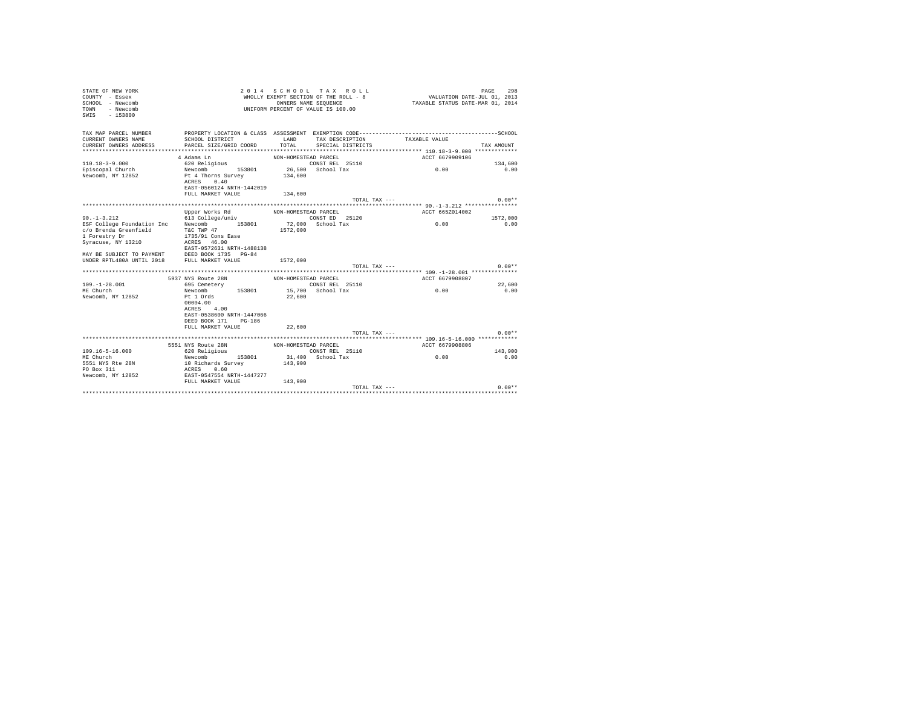STATE OF NEW YORK
COUNTY - Essex
SCHOOL - Newcomb
TOWN - Newcomb
SWIS - 153800

2014 SCHOOL TAX ROLL
WHOLLY EXEMPT SECTION OF THE ROLL - 8
OWNERS NAME SEQUENCE
UNIFORM PERCENT OF VALUE IS 100.00

VALUATION DATE-JUL 01, 2013
TAXABLE STATUS DATE-MAR 01, 2014

| TAX MAP PARCEL NUMBER / CURRENT OWNERS NAME / CURRENT OWNERS ADDRESS | PROPERTY LOCATION & CLASS / SCHOOL DISTRICT / PARCEL SIZE/GRID COORD | ASSESSMENT LAND / TOTAL | EXEMPTION CODE / TAX DESCRIPTION / SPECIAL DISTRICTS | TAXABLE VALUE | TAX AMOUNT |
|---|---|---|---|---|---|
| 110.18-3-9.000 | 4 Adams Ln | NON-HOMESTEAD PARCEL | | ACCT 6679909106 | |
| Episcopal Church | 620 Religious | | CONST REL 25110 | | 134,600 |
| Newcomb, NY 12852 | Newcomb 153801 | 26,500 | School Tax | 0.00 | 0.00 |
| | Pt 4 Thorns Survey | 134,600 | | | |
| | ACRES 0.40 | | | | |
| | EAST-0560124 NRTH-1442019 | | | | |
| | FULL MARKET VALUE | 134,600 | | | |
| | | | TOTAL TAX --- | | 0.00** |
| 90.-1-3.212 | Upper Works Rd | NON-HOMESTEAD PARCEL | | ACCT 665Z014002 | |
| ESF College Foundation Inc | 613 College/univ | | CONST ED 25120 | | 1572,000 |
| c/o Brenda Greenfield | Newcomb 153801 | 72,000 | School Tax | 0.00 | 0.00 |
| 1 Forestry Dr | T&C TWP 47 | 1572,000 | | | |
| Syracuse, NY 13210 | 1735/91 Cons Ease | | | | |
| | ACRES 46.00 | | | | |
| | EAST-0572631 NRTH-1488138 | | | | |
| MAY BE SUBJECT TO PAYMENT | DEED BOOK 1735 PG-84 | | | | |
| UNDER RPTL480A UNTIL 2018 | FULL MARKET VALUE | 1572,000 | | | |
| | | | TOTAL TAX --- | | 0.00** |
| 109.-1-28.001 | 5937 NYS Route 28N | NON-HOMESTEAD PARCEL | | ACCT 6679908807 | |
| ME Church | 695 Cemetery | | CONST REL 25110 | | 22,600 |
| Newcomb, NY 12852 | Newcomb 153801 | 15,700 | School Tax | 0.00 | 0.00 |
| | Pt 1 Ords | 22,600 | | | |
| | 00004.00 | | | | |
| | ACRES 4.00 | | | | |
| | EAST-0538600 NRTH-1447066 | | | | |
| | DEED BOOK 171 PG-186 | | | | |
| | FULL MARKET VALUE | 22,600 | | | |
| | | | TOTAL TAX --- | | 0.00** |
| 109.16-5-16.000 | 5551 NYS Route 28N | NON-HOMESTEAD PARCEL | | ACCT 6679908806 | |
| ME Church | 620 Religious | | CONST REL 25110 | | 143,900 |
| 5551 NYS Rte 28N | Newcomb 153801 | 31,400 | School Tax | 0.00 | 0.00 |
| PO Box 311 | 10 Richards Survey | 143,900 | | | |
| Newcomb, NY 12852 | ACRES 0.60 | | | | |
| | EAST-0547554 NRTH-1447277 | | | | |
| | FULL MARKET VALUE | 143,900 | | | |
| | | | TOTAL TAX --- | | 0.00** |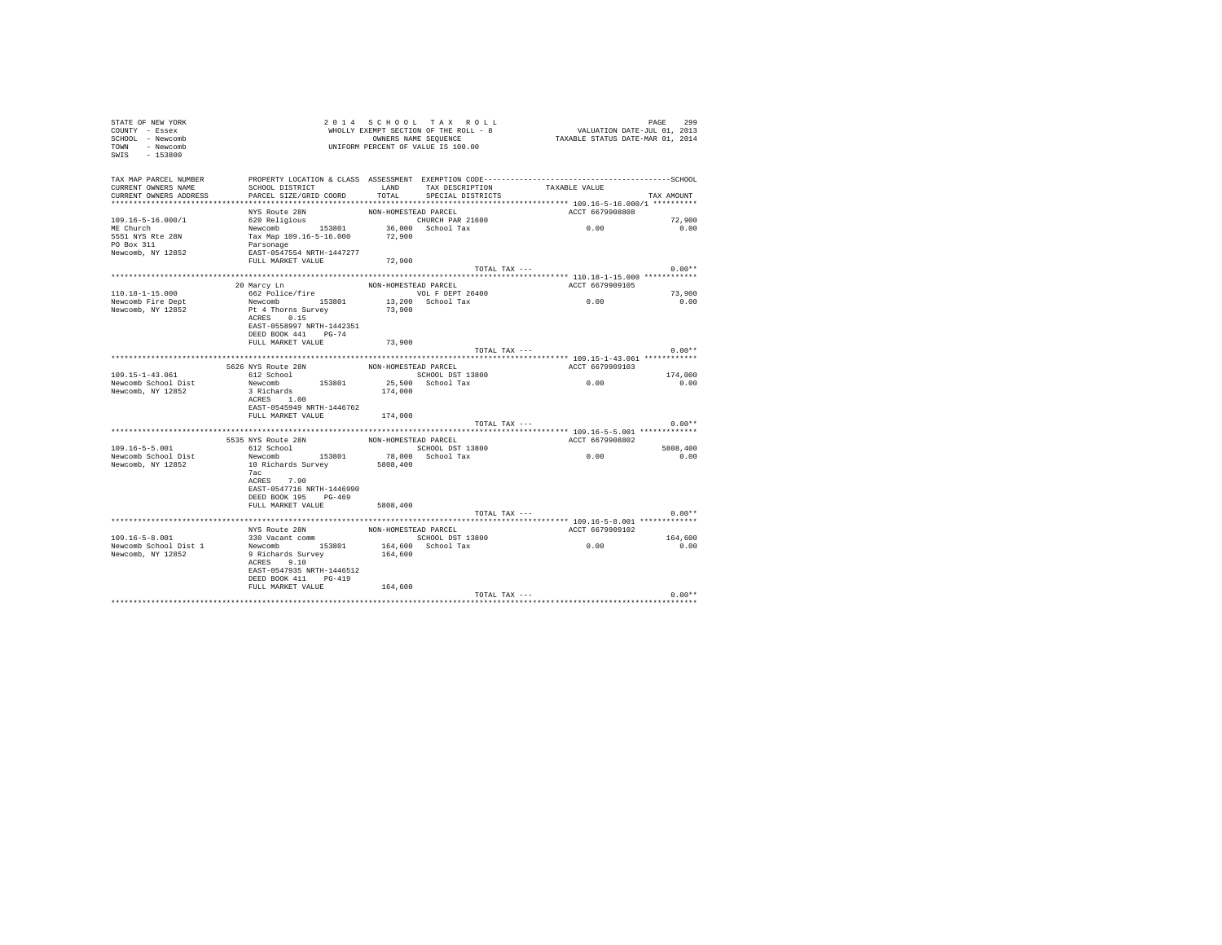STATE OF NEW YORK
COUNTY - Essex
SCHOOL - Newcomb
TOWN - Newcomb
SWIS - 153800

2014 SCHOOL TAX ROLL
WHOLLY EXEMPT SECTION OF THE ROLL - 8
OWNERS NAME SEQUENCE
UNIFORM PERCENT OF VALUE IS 100.00

VALUATION DATE-JUL 01, 2013
TAXABLE STATUS DATE-MAR 01, 2014

| TAX MAP PARCEL NUMBER / CURRENT OWNERS NAME / CURRENT OWNERS ADDRESS | PROPERTY LOCATION & CLASS / SCHOOL DISTRICT / PARCEL SIZE/GRID COORD | ASSESSMENT LAND / TOTAL | EXEMPTION CODE / TAX DESCRIPTION / SPECIAL DISTRICTS | TAXABLE VALUE | SCHOOL / TAX AMOUNT |
|---|---|---|---|---|---|
| **109.16-5-16.000/1** | NYS Route 28N | NON-HOMESTEAD PARCEL | | ACCT 6679908808 | |
| 109.16-5-16.000/1 | 620 Religious | | CHURCH PAR 21600 | | 72,900 |
| ME Church | Newcomb 153801 | 36,000 | School Tax | 0.00 | 0.00 |
| 5551 NYS Rte 28N | Tax Map 109.16-5-16.000 | 72,900 | | | |
| PO Box 311 | Parsonage | | | | |
| Newcomb, NY 12852 | EAST-0547554 NRTH-1447277 | | | | |
| | FULL MARKET VALUE | 72,900 | | | |
| | | | TOTAL TAX --- | | 0.00** |
| **110.18-1-15.000** | 20 Marcy Ln | NON-HOMESTEAD PARCEL | | ACCT 6679909105 | |
| 110.18-1-15.000 | 662 Police/fire | | VOL F DEPT 26400 | | 73,900 |
| Newcomb Fire Dept | Newcomb 153801 | 13,200 | School Tax | 0.00 | 0.00 |
| Newcomb, NY 12852 | Pt 4 Thorns Survey | 73,900 | | | |
| | ACRES 0.15 | | | | |
| | EAST-0558997 NRTH-1442351 | | | | |
| | DEED BOOK 441 PG-74 | | | | |
| | FULL MARKET VALUE | 73,900 | | | |
| | | | TOTAL TAX --- | | 0.00** |
| **109.15-1-43.061** | 5626 NYS Route 28N | NON-HOMESTEAD PARCEL | | ACCT 6679909103 | |
| 109.15-1-43.061 | 612 School | | SCHOOL DST 13800 | | 174,000 |
| Newcomb School Dist | Newcomb 153801 | 25,500 | School Tax | 0.00 | 0.00 |
| Newcomb, NY 12852 | 3 Richards | 174,000 | | | |
| | ACRES 1.00 | | | | |
| | EAST-0545949 NRTH-1446762 | | | | |
| | FULL MARKET VALUE | 174,000 | | | |
| | | | TOTAL TAX --- | | 0.00** |
| **109.16-5-5.001** | 5535 NYS Route 28N | NON-HOMESTEAD PARCEL | | ACCT 6679908802 | |
| 109.16-5-5.001 | 612 School | | SCHOOL DST 13800 | | 5808,400 |
| Newcomb School Dist | Newcomb 153801 | 78,000 | School Tax | 0.00 | 0.00 |
| Newcomb, NY 12852 | 10 Richards Survey | 5808,400 | | | |
| | 7ac | | | | |
| | ACRES 7.90 | | | | |
| | EAST-0547716 NRTH-1446990 | | | | |
| | DEED BOOK 195 PG-469 | | | | |
| | FULL MARKET VALUE | 5808,400 | | | |
| | | | TOTAL TAX --- | | 0.00** |
| **109.16-5-8.001** | NYS Route 28N | NON-HOMESTEAD PARCEL | | ACCT 6679909102 | |
| 109.16-5-8.001 | 330 Vacant comm | | SCHOOL DST 13800 | | 164,600 |
| Newcomb School Dist 1 | Newcomb 153801 | 164,600 | School Tax | 0.00 | 0.00 |
| Newcomb, NY 12852 | 9 Richards Survey | 164,600 | | | |
| | ACRES 9.10 | | | | |
| | EAST-0547935 NRTH-1446512 | | | | |
| | DEED BOOK 411 PG-419 | | | | |
| | FULL MARKET VALUE | 164,600 | | | |
| | | | TOTAL TAX --- | | 0.00** |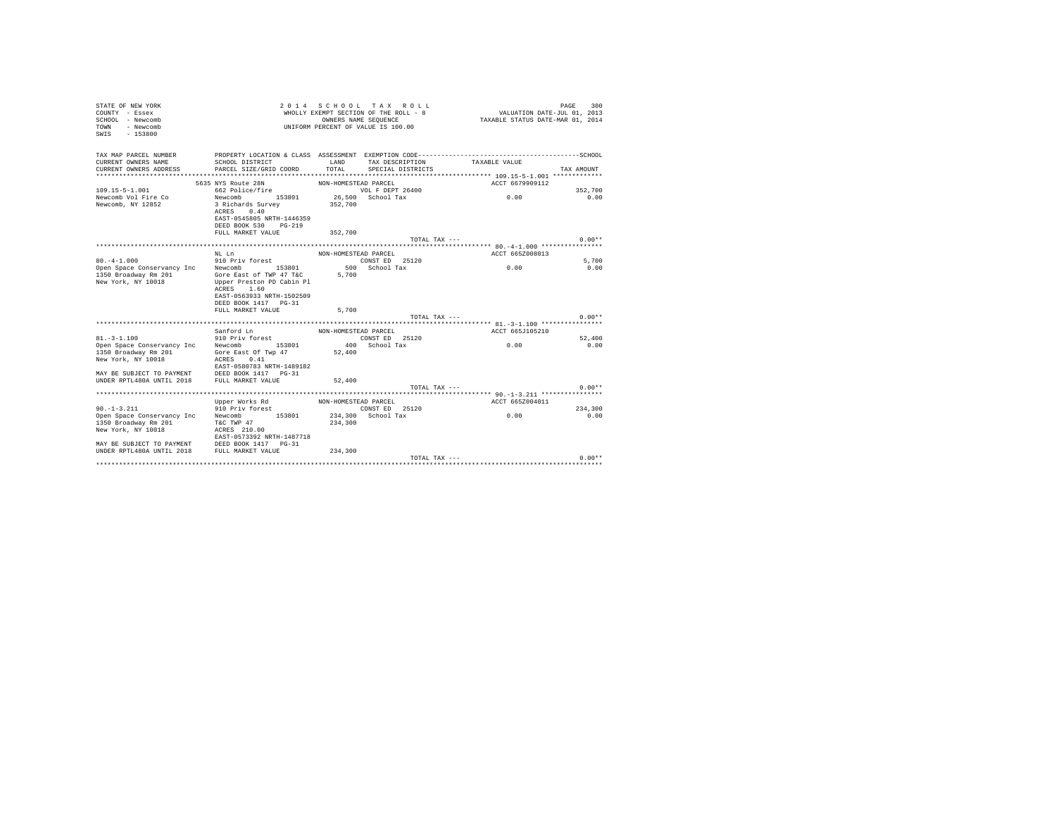STATE OF NEW YORK
COUNTY - Essex
SCHOOL - Newcomb
TOWN - Newcomb
SWIS - 153800

2014 SCHOOL TAX ROLL
WHOLLY EXEMPT SECTION OF THE ROLL - 8
OWNERS NAME SEQUENCE
UNIFORM PERCENT OF VALUE IS 100.00

VALUATION DATE-JUL 01, 2013
TAXABLE STATUS DATE-MAR 01, 2014

```
TAX MAP PARCEL NUMBER      PROPERTY LOCATION & CLASS  ASSESSMENT  EXEMPTION CODE-----------------------------------------SCHOOL
CURRENT OWNERS NAME        SCHOOL DISTRICT              LAND      TAX DESCRIPTION           TAXABLE VALUE
CURRENT OWNERS ADDRESS     PARCEL SIZE/GRID COORD       TOTAL     SPECIAL DISTRICTS                                   TAX AMOUNT
******************************************************************************************** 109.15-5-1.001 ************
                           5635 NYS Route 28N            NON-HOMESTEAD PARCEL                        ACCT 6679909112
109.15-5-1.001             662 Police/fire                      VOL F DEPT 26400                                      352,700
Newcomb Vol Fire Co        Newcomb        153801        26,500  School Tax                     0.00                      0.00
Newcomb, NY 12852          3 Richards Survey           352,700
                           ACRES    0.40
                           EAST-0545805 NRTH-1446359
                           DEED BOOK 530    PG-219
                           FULL MARKET VALUE           352,700
                                                                     TOTAL TAX ---                                      0.00**
******************************************************************************************** 80.-4-1.000 ***************
                           NL Ln                         NON-HOMESTEAD PARCEL                        ACCT 665Z008013
80.-4-1.000                910 Priv forest                      CONST ED  25120                                         5,700
Open Space Conservancy Inc Newcomb        153801           500  School Tax                     0.00                      0.00
1350 Broadway Rm 201       Gore East of TWP 47 T&C       5,700
New York, NY 10018         Upper Preston PD Cabin Pl
                           ACRES    1.60
                           EAST-0563933 NRTH-1502509
                           DEED BOOK 1417   PG-31
                           FULL MARKET VALUE             5,700
                                                                     TOTAL TAX ---                                      0.00**
******************************************************************************************** 81.-3-1.100 ***************
                           Sanford Ln                    NON-HOMESTEAD PARCEL                        ACCT 665J105210
81.-3-1.100                910 Priv forest                      CONST ED  25120                                        52,400
Open Space Conservancy Inc Newcomb        153801           400  School Tax                     0.00                      0.00
1350 Broadway Rm 201       Gore East Of Twp 47          52,400
New York, NY 10018         ACRES    0.41
                           EAST-0580783 NRTH-1489182
MAY BE SUBJECT TO PAYMENT  DEED BOOK 1417   PG-31
UNDER RPTL480A UNTIL 2018  FULL MARKET VALUE            52,400
                                                                     TOTAL TAX ---                                      0.00**
******************************************************************************************** 90.-1-3.211 ***************
                           Upper Works Rd                NON-HOMESTEAD PARCEL                        ACCT 665Z004011
90.-1-3.211                910 Priv forest                      CONST ED  25120                                       234,300
Open Space Conservancy Inc Newcomb        153801       234,300  School Tax                     0.00                      0.00
1350 Broadway Rm 201       T&C TWP 47                  234,300
New York, NY 10018         ACRES  210.00
                           EAST-0573392 NRTH-1487718
MAY BE SUBJECT TO PAYMENT  DEED BOOK 1417   PG-31
UNDER RPTL480A UNTIL 2018  FULL MARKET VALUE           234,300
                                                                     TOTAL TAX ---                                      0.00**
*************************************************************************************************************************
```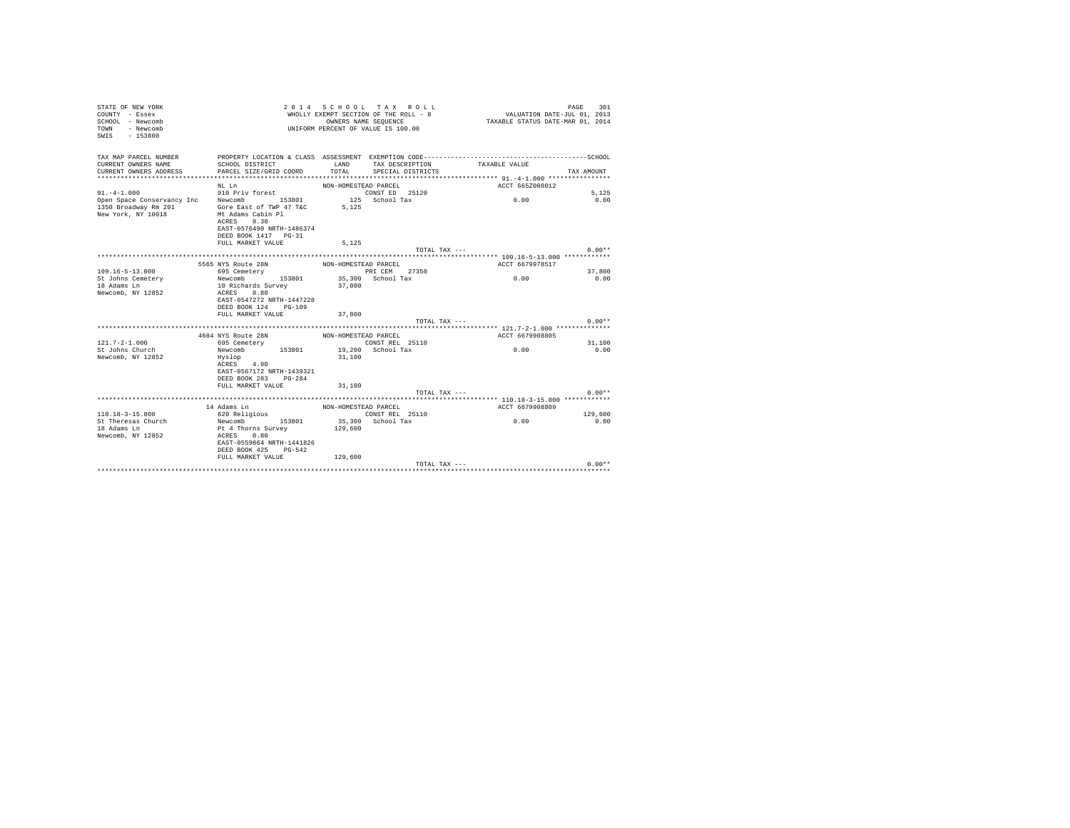STATE OF NEW YORK
COUNTY - Essex
SCHOOL - Newcomb
TOWN - Newcomb
SWIS - 153800

2 0 1 4 S C H O O L T A X R O L L
WHOLLY EXEMPT SECTION OF THE ROLL - 8
OWNERS NAME SEQUENCE
UNIFORM PERCENT OF VALUE IS 100.00

VALUATION DATE-JUL 01, 2013
TAXABLE STATUS DATE-MAR 01, 2014

| TAX MAP PARCEL NUMBER / CURRENT OWNERS NAME / CURRENT OWNERS ADDRESS | PROPERTY LOCATION & CLASS / SCHOOL DISTRICT / PARCEL SIZE/GRID COORD | ASSESSMENT LAND / TOTAL | EXEMPTION CODE / TAX DESCRIPTION / SPECIAL DISTRICTS | TAXABLE VALUE | SCHOOL / TAX AMOUNT |
|---|---|---|---|---|---|
| **91.-4-1.000** | NL Ln | NON-HOMESTEAD PARCEL | | ACCT 665Z008012 | |
| 91.-4-1.000 | 910 Priv forest | | CONST ED 25120 | | 5,125 |
| Open Space Conservancy Inc | Newcomb 153801 | 125 | School Tax | 0.00 | 0.00 |
| 1350 Broadway Rm 201 | Gore East of TWP 47 T&C | 5,125 | | | |
| New York, NY 10018 | Mt Adams Cabin Pl | | | | |
| | ACRES 0.30 | | | | |
| | EAST-0576490 NRTH-1486374 | | | | |
| | DEED BOOK 1417 PG-31 | | | | |
| | FULL MARKET VALUE | 5,125 | | | |
| | | | TOTAL TAX --- | | 0.00** |
| **109.16-5-13.000** | 5565 NYS Route 28N | NON-HOMESTEAD PARCEL | | ACCT 6679978517 | |
| 109.16-5-13.000 | 695 Cemetery | | PRI CEM 27350 | | 37,800 |
| St Johns Cemetery | Newcomb 153801 | 35,300 | School Tax | 0.00 | 0.00 |
| 18 Adams Ln | 10 Richards Survey | 37,800 | | | |
| Newcomb, NY 12852 | ACRES 0.80 | | | | |
| | EAST-0547272 NRTH-1447228 | | | | |
| | DEED BOOK 124 PG-109 | | | | |
| | FULL MARKET VALUE | 37,800 | | | |
| | | | TOTAL TAX --- | | 0.00** |
| **121.7-2-1.000** | 4684 NYS Route 28N | NON-HOMESTEAD PARCEL | | ACCT 6679908805 | |
| 121.7-2-1.000 | 695 Cemetery | | CONST REL 25110 | | 31,100 |
| St Johns Church | Newcomb 153801 | 19,200 | School Tax | 0.00 | 0.00 |
| Newcomb, NY 12852 | Hyslop | 31,100 | | | |
| | ACRES 4.90 | | | | |
| | EAST-0567172 NRTH-1439321 | | | | |
| | DEED BOOK 283 PG-284 | | | | |
| | FULL MARKET VALUE | 31,100 | | | |
| | | | TOTAL TAX --- | | 0.00** |
| **110.18-3-15.000** | 14 Adams Ln | NON-HOMESTEAD PARCEL | | ACCT 6679908809 | |
| 110.18-3-15.000 | 620 Religious | | CONST REL 25110 | | 129,600 |
| St Theresas Church | Newcomb 153801 | 35,300 | School Tax | 0.00 | 0.00 |
| 18 Adams Ln | Pt 4 Thorns Survey | 129,600 | | | |
| Newcomb, NY 12852 | ACRES 0.80 | | | | |
| | EAST-0559864 NRTH-1441826 | | | | |
| | DEED BOOK 425 PG-542 | | | | |
| | FULL MARKET VALUE | 129,600 | | | |
| | | | TOTAL TAX --- | | 0.00** |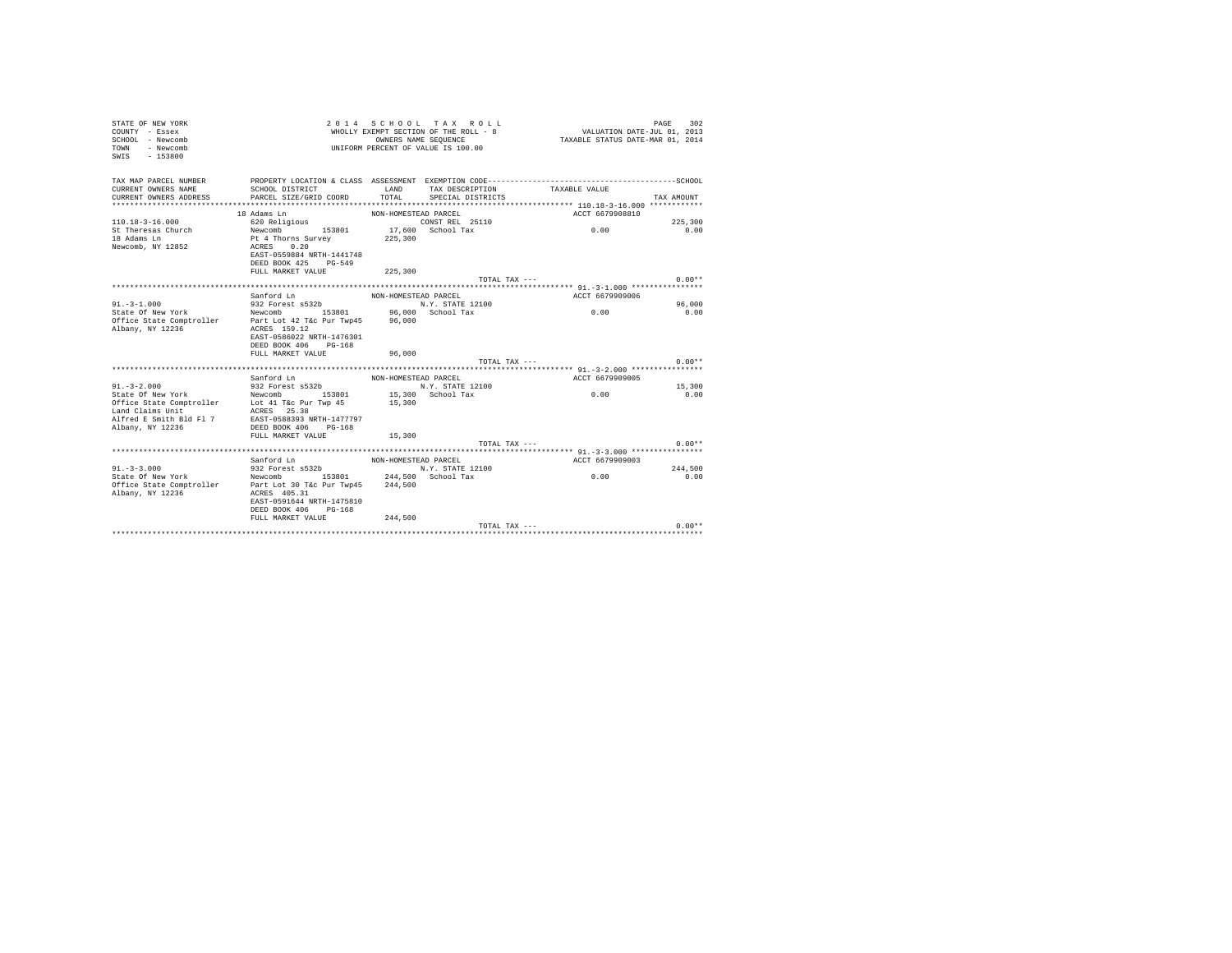STATE OF NEW YORK
COUNTY - Essex
SCHOOL - Newcomb
TOWN - Newcomb
SWIS - 153800

2 0 1 4 S C H O O L T A X R O L L
WHOLLY EXEMPT SECTION OF THE ROLL - 8
OWNERS NAME SEQUENCE
UNIFORM PERCENT OF VALUE IS 100.00

VALUATION DATE-JUL 01, 2013
TAXABLE STATUS DATE-MAR 01, 2014

| TAX MAP PARCEL NUMBER / CURRENT OWNERS NAME / CURRENT OWNERS ADDRESS | PROPERTY LOCATION & CLASS / SCHOOL DISTRICT / PARCEL SIZE/GRID COORD | ASSESSMENT LAND / TOTAL | EXEMPTION CODE / TAX DESCRIPTION / SPECIAL DISTRICTS | TAXABLE VALUE | SCHOOL TAX AMOUNT |
|---|---|---|---|---|---|
| 110.18-3-16.000 | 18 Adams Ln | NON-HOMESTEAD PARCEL | | ACCT 6679908810 | |
| St Theresas Church | 620 Religious | | CONST REL 25110 | | 225,300 |
| 18 Adams Ln | Newcomb 153801 | 17,600 | School Tax | 0.00 | 0.00 |
| Newcomb, NY 12852 | Pt 4 Thorns Survey | 225,300 | | | |
| | ACRES 0.20 | | | | |
| | EAST-0559884 NRTH-1441748 | | | | |
| | DEED BOOK 425 PG-549 | | | | |
| | FULL MARKET VALUE | 225,300 | | | |
| | | | TOTAL TAX --- | | 0.00** |
| 91.-3-1.000 | Sanford Ln | NON-HOMESTEAD PARCEL | | ACCT 6679909006 | |
| State Of New York | 932 Forest s532b | | N.Y. STATE 12100 | | 96,000 |
| Office State Comptroller | Newcomb 153801 | 96,000 | School Tax | 0.00 | 0.00 |
| Albany, NY 12236 | Part Lot 42 T&c Pur Twp45 | 96,000 | | | |
| | ACRES 159.12 | | | | |
| | EAST-0586022 NRTH-1476301 | | | | |
| | DEED BOOK 406 PG-168 | | | | |
| | FULL MARKET VALUE | 96,000 | | | |
| | | | TOTAL TAX --- | | 0.00** |
| 91.-3-2.000 | Sanford Ln | NON-HOMESTEAD PARCEL | | ACCT 6679909005 | |
| State Of New York | 932 Forest s532b | | N.Y. STATE 12100 | | 15,300 |
| Office State Comptroller | Newcomb 153801 | 15,300 | School Tax | 0.00 | 0.00 |
| Land Claims Unit | Lot 41 T&c Pur Twp 45 | 15,300 | | | |
| Alfred E Smith Bld Fl 7 | ACRES 25.38 | | | | |
| Albany, NY 12236 | EAST-0588393 NRTH-1477797 | | | | |
| | DEED BOOK 406 PG-168 | | | | |
| | FULL MARKET VALUE | 15,300 | | | |
| | | | TOTAL TAX --- | | 0.00** |
| 91.-3-3.000 | Sanford Ln | NON-HOMESTEAD PARCEL | | ACCT 6679909003 | |
| State Of New York | 932 Forest s532b | | N.Y. STATE 12100 | | 244,500 |
| Office State Comptroller | Newcomb 153801 | 244,500 | School Tax | 0.00 | 0.00 |
| Albany, NY 12236 | Part Lot 30 T&c Pur Twp45 | 244,500 | | | |
| | ACRES 405.31 | | | | |
| | EAST-0591644 NRTH-1475810 | | | | |
| | DEED BOOK 406 PG-168 | | | | |
| | FULL MARKET VALUE | 244,500 | | | |
| | | | TOTAL TAX --- | | 0.00** |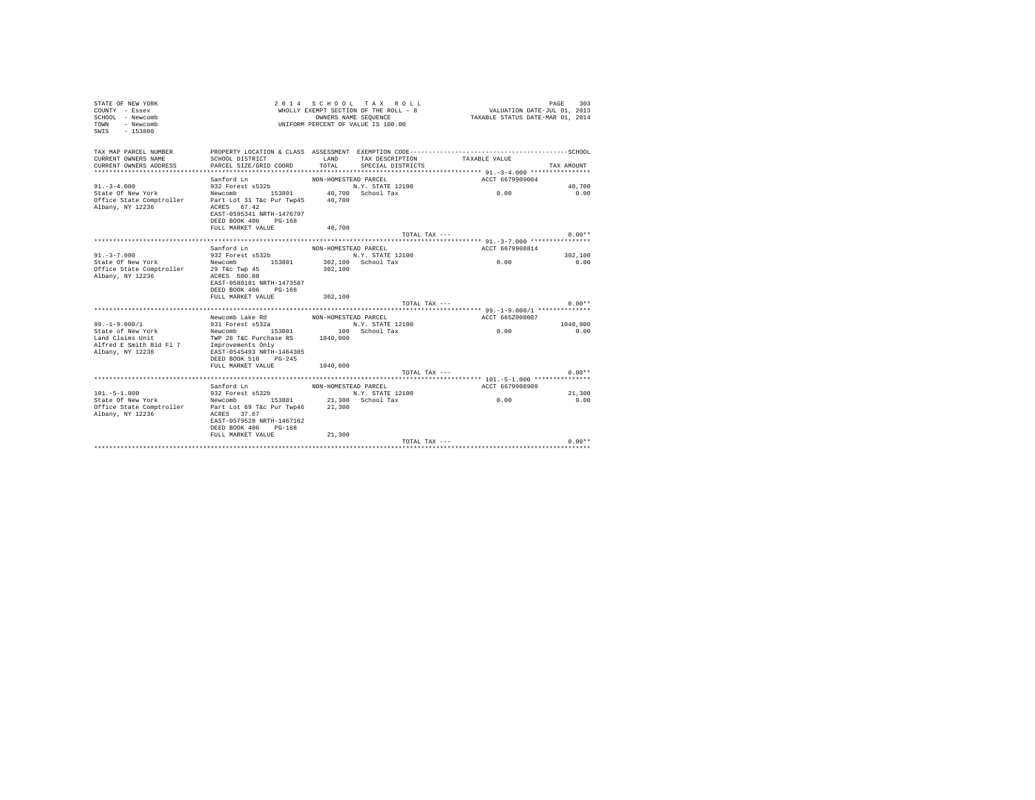STATE OF NEW YORK
COUNTY - Essex
SCHOOL - Newcomb
TOWN - Newcomb
SWIS - 153800

2 0 1 4 S C H O O L T A X R O L L
WHOLLY EXEMPT SECTION OF THE ROLL - 8
OWNERS NAME SEQUENCE
UNIFORM PERCENT OF VALUE IS 100.00

VALUATION DATE-JUL 01, 2013
TAXABLE STATUS DATE-MAR 01, 2014

| TAX MAP PARCEL NUMBER / CURRENT OWNERS NAME / CURRENT OWNERS ADDRESS | PROPERTY LOCATION & CLASS / SCHOOL DISTRICT / PARCEL SIZE/GRID COORD | ASSESSMENT LAND / TOTAL | EXEMPTION CODE / TAX DESCRIPTION / SPECIAL DISTRICTS | TAXABLE VALUE | TAX AMOUNT |
|---|---|---|---|---|---|
| **91.-3-4.000** | Sanford Ln | NON-HOMESTEAD PARCEL | | ACCT 6679909004 | |
| 91.-3-4.000 | 932 Forest s532b | | N.Y. STATE 12100 | | 40,700 |
| State Of New York | Newcomb 153801 | 40,700 | School Tax | 0.00 | 0.00 |
| Office State Comptroller | Part Lot 31 T&c Pur Twp45 | 40,700 | | | |
| Albany, NY 12236 | ACRES 67.42 | | | | |
| | EAST-0595341 NRTH-1476797 | | | | |
| | DEED BOOK 406 PG-168 | | | | |
| | FULL MARKET VALUE | 40,700 | | | |
| | | | TOTAL TAX --- | | 0.00** |
| **91.-3-7.000** | Sanford Ln | NON-HOMESTEAD PARCEL | | ACCT 6679908814 | |
| 91.-3-7.000 | 932 Forest s532b | | N.Y. STATE 12100 | | 302,100 |
| State Of New York | Newcomb 153801 | 302,100 | School Tax | 0.00 | 0.00 |
| Office State Comptroller | 29 T&c Twp 45 | 302,100 | | | |
| Albany, NY 12236 | ACRES 500.80 | | | | |
| | EAST-0588181 NRTH-1473587 | | | | |
| | DEED BOOK 406 PG-168 | | | | |
| | FULL MARKET VALUE | 302,100 | | | |
| | | | TOTAL TAX --- | | 0.00** |
| **99.-1-9.000/1** | Newcomb Lake Rd | NON-HOMESTEAD PARCEL | | ACCT 665Z008007 | |
| 99.-1-9.000/1 | 931 Forest s532a | | N.Y. STATE 12100 | | 1040,000 |
| State of New York | Newcomb 153801 | 100 | School Tax | 0.00 | 0.00 |
| Land Claims Unit | TWP 28 T&C Purchase RS | 1040,000 | | | |
| Alfred E Smith Bld Fl 7 | Improvements Only | | | | |
| Albany, NY 12236 | EAST-0545493 NRTH-1464305 | | | | |
| | DEED BOOK 510 PG-245 | | | | |
| | FULL MARKET VALUE | 1040,000 | | | |
| | | | TOTAL TAX --- | | 0.00** |
| **101.-5-1.000** | Sanford Ln | NON-HOMESTEAD PARCEL | | ACCT 6679908909 | |
| 101.-5-1.000 | 932 Forest s532b | | N.Y. STATE 12100 | | 21,300 |
| State Of New York | Newcomb 153801 | 21,300 | School Tax | 0.00 | 0.00 |
| Office State Comptroller | Part Lot 69 T&c Pur Twp46 | 21,300 | | | |
| Albany, NY 12236 | ACRES 37.67 | | | | |
| | EAST-0579528 NRTH-1467162 | | | | |
| | DEED BOOK 406 PG-168 | | | | |
| | FULL MARKET VALUE | 21,300 | | | |
| | | | TOTAL TAX --- | | 0.00** |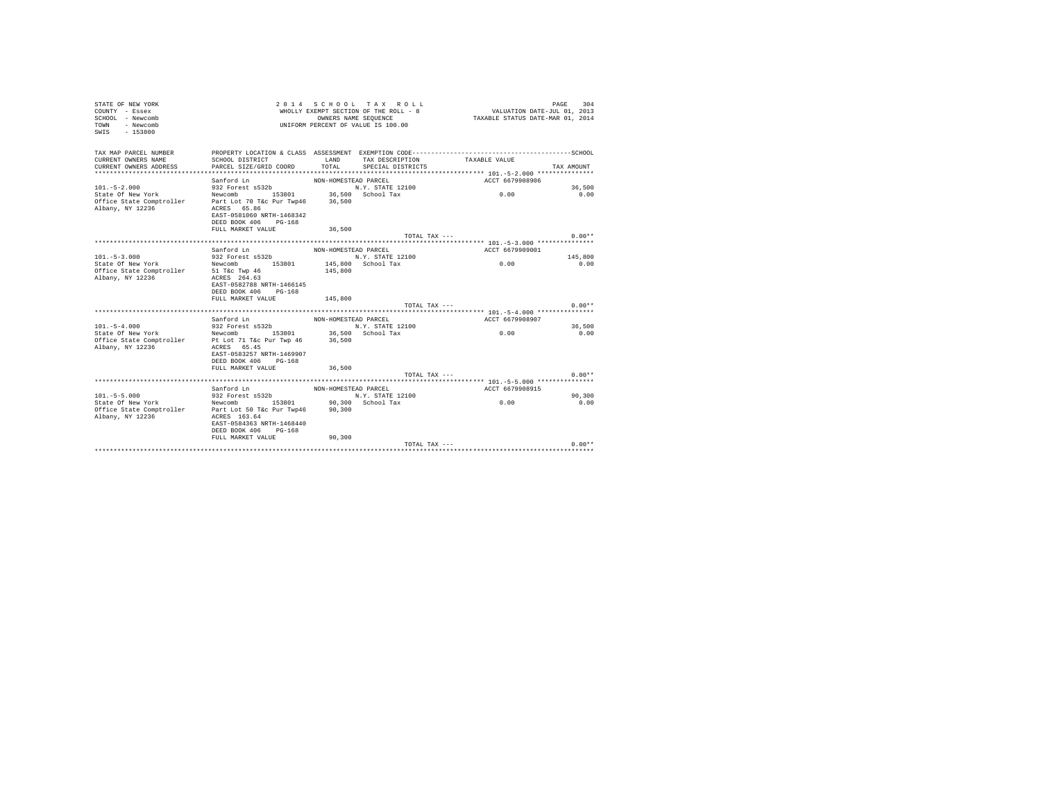STATE OF NEW YORK
COUNTY - Essex
SCHOOL - Newcomb
TOWN - Newcomb
SWIS - 153800

2 0 1 4 S C H O O L T A X R O L L
WHOLLY EXEMPT SECTION OF THE ROLL - 8
OWNERS NAME SEQUENCE
UNIFORM PERCENT OF VALUE IS 100.00

VALUATION DATE-JUL 01, 2013
TAXABLE STATUS DATE-MAR 01, 2014

| TAX MAP PARCEL NUMBER / CURRENT OWNERS NAME / CURRENT OWNERS ADDRESS | PROPERTY LOCATION & CLASS / SCHOOL DISTRICT / PARCEL SIZE/GRID COORD | ASSESSMENT LAND / TOTAL | EXEMPTION CODE / TAX DESCRIPTION / SPECIAL DISTRICTS | TAXABLE VALUE | TAX AMOUNT |
|---|---|---|---|---|---|
| **101.-5-2.000** | Sanford Ln | NON-HOMESTEAD PARCEL | | ACCT 6679908906 | |
| 101.-5-2.000 | 932 Forest s532b | | N.Y. STATE 12100 | | 36,500 |
| State Of New York | Newcomb 153801 | 36,500 | School Tax | 0.00 | 0.00 |
| Office State Comptroller | Part Lot 70 T&c Pur Twp46 | 36,500 | | | |
| Albany, NY 12236 | ACRES 65.86 | | | | |
| | EAST-0581060 NRTH-1468342 | | | | |
| | DEED BOOK 406 PG-168 | | | | |
| | FULL MARKET VALUE | 36,500 | | | |
| | | | TOTAL TAX --- | | 0.00** |
| **101.-5-3.000** | Sanford Ln | NON-HOMESTEAD PARCEL | | ACCT 6679909001 | |
| 101.-5-3.000 | 932 Forest s532b | | N.Y. STATE 12100 | | 145,800 |
| State Of New York | Newcomb 153801 | 145,800 | School Tax | 0.00 | 0.00 |
| Office State Comptroller | 51 T&c Twp 46 | 145,800 | | | |
| Albany, NY 12236 | ACRES 264.63 | | | | |
| | EAST-0582788 NRTH-1466145 | | | | |
| | DEED BOOK 406 PG-168 | | | | |
| | FULL MARKET VALUE | 145,800 | | | |
| | | | TOTAL TAX --- | | 0.00** |
| **101.-5-4.000** | Sanford Ln | NON-HOMESTEAD PARCEL | | ACCT 6679908907 | |
| 101.-5-4.000 | 932 Forest s532b | | N.Y. STATE 12100 | | 36,500 |
| State Of New York | Newcomb 153801 | 36,500 | School Tax | 0.00 | 0.00 |
| Office State Comptroller | Pt Lot 71 T&c Pur Twp 46 | 36,500 | | | |
| Albany, NY 12236 | ACRES 65.45 | | | | |
| | EAST-0583257 NRTH-1469907 | | | | |
| | DEED BOOK 406 PG-168 | | | | |
| | FULL MARKET VALUE | 36,500 | | | |
| | | | TOTAL TAX --- | | 0.00** |
| **101.-5-5.000** | Sanford Ln | NON-HOMESTEAD PARCEL | | ACCT 6679908915 | |
| 101.-5-5.000 | 932 Forest s532b | | N.Y. STATE 12100 | | 90,300 |
| State Of New York | Newcomb 153801 | 90,300 | School Tax | 0.00 | 0.00 |
| Office State Comptroller | Part Lot 50 T&c Pur Twp46 | 90,300 | | | |
| Albany, NY 12236 | ACRES 163.64 | | | | |
| | EAST-0584363 NRTH-1468440 | | | | |
| | DEED BOOK 406 PG-168 | | | | |
| | FULL MARKET VALUE | 90,300 | | | |
| | | | TOTAL TAX --- | | 0.00** |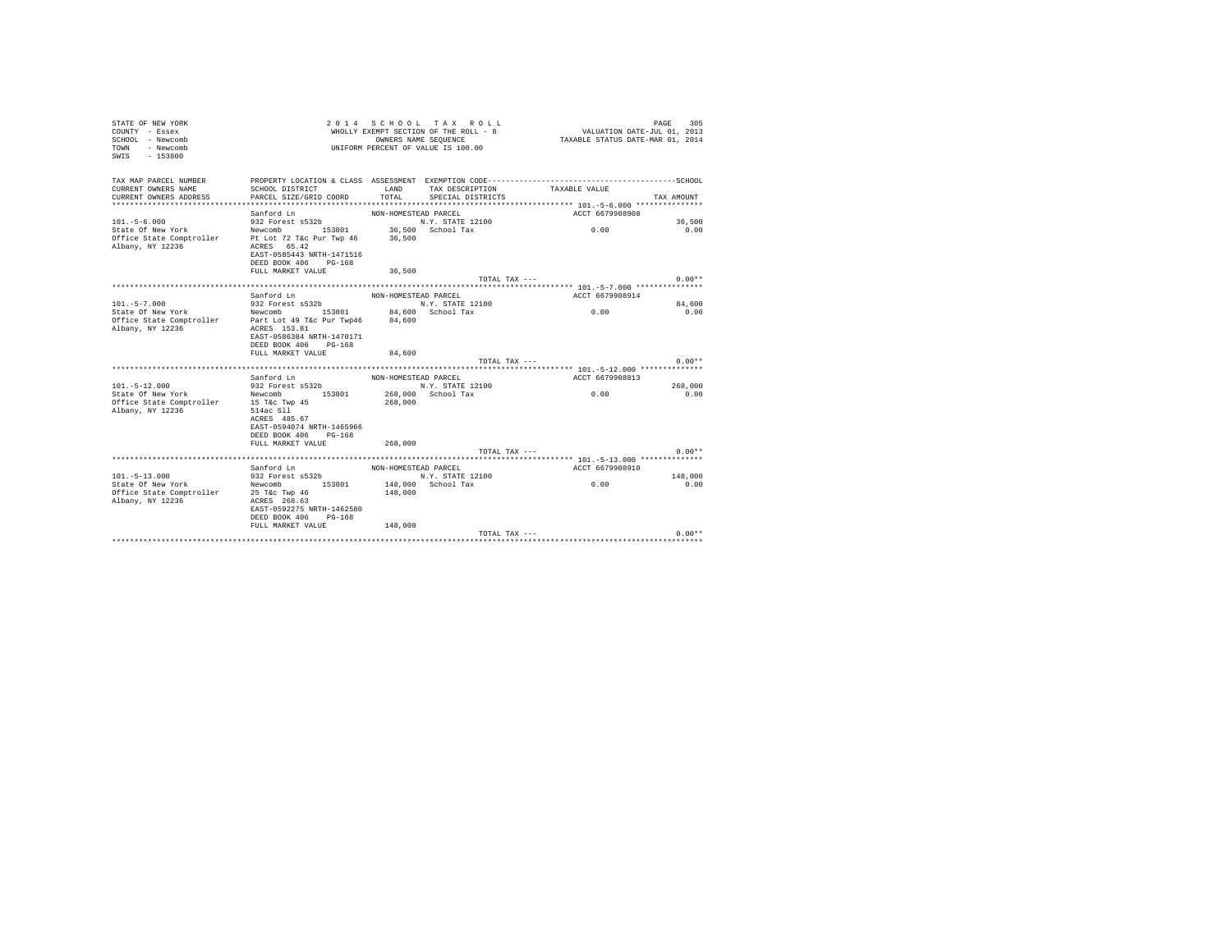STATE OF NEW YORK
COUNTY - Essex
SCHOOL - Newcomb
TOWN - Newcomb
SWIS - 153800

2014 SCHOOL TAX ROLL
WHOLLY EXEMPT SECTION OF THE ROLL - 8
OWNERS NAME SEQUENCE
UNIFORM PERCENT OF VALUE IS 100.00

VALUATION DATE-JUL 01, 2013
TAXABLE STATUS DATE-MAR 01, 2014

| TAX MAP PARCEL NUMBER / CURRENT OWNERS NAME / CURRENT OWNERS ADDRESS | PROPERTY LOCATION & CLASS / SCHOOL DISTRICT / PARCEL SIZE/GRID COORD | ASSESSMENT LAND / TOTAL | EXEMPTION CODE / TAX DESCRIPTION / SPECIAL DISTRICTS | TAXABLE VALUE | TAX AMOUNT |
|---|---|---|---|---|---|
| 101.-5-6.000 | Sanford Ln | NON-HOMESTEAD PARCEL | | ACCT 6679908908 | |
| | 932 Forest s532b | | N.Y. STATE 12100 | | 36,500 |
| State Of New York | Newcomb 153801 | 36,500 | School Tax | 0.00 | 0.00 |
| Office State Comptroller | Pt Lot 72 T&c Pur Twp 46 | 36,500 | | | |
| Albany, NY 12236 | ACRES 65.42 | | | | |
| | EAST-0585443 NRTH-1471516 | | | | |
| | DEED BOOK 406 PG-168 | | | | |
| | FULL MARKET VALUE | 36,500 | | | |
| | | | TOTAL TAX --- | | 0.00** |
| 101.-5-7.000 | Sanford Ln | NON-HOMESTEAD PARCEL | | ACCT 6679908914 | |
| | 932 Forest s532b | | N.Y. STATE 12100 | | 84,600 |
| State Of New York | Newcomb 153801 | 84,600 | School Tax | 0.00 | 0.00 |
| Office State Comptroller | Part Lot 49 T&c Pur Twp46 | 84,600 | | | |
| Albany, NY 12236 | ACRES 153.81 | | | | |
| | EAST-0586384 NRTH-1470171 | | | | |
| | DEED BOOK 406 PG-168 | | | | |
| | FULL MARKET VALUE | 84,600 | | | |
| | | | TOTAL TAX --- | | 0.00** |
| 101.-5-12.000 | Sanford Ln | NON-HOMESTEAD PARCEL | | ACCT 6679908813 | |
| | 932 Forest s532b | | N.Y. STATE 12100 | | 268,000 |
| State Of New York | Newcomb 153801 | 268,000 | School Tax | 0.00 | 0.00 |
| Office State Comptroller | 15 T&c Twp 45 | 268,000 | | | |
| Albany, NY 12236 | 514ac Sll | | | | |
| | ACRES 485.67 | | | | |
| | EAST-0594074 NRTH-1465966 | | | | |
| | DEED BOOK 406 PG-168 | | | | |
| | FULL MARKET VALUE | 268,000 | | | |
| | | | TOTAL TAX --- | | 0.00** |
| 101.-5-13.000 | Sanford Ln | NON-HOMESTEAD PARCEL | | ACCT 6679908910 | |
| | 932 Forest s532b | | N.Y. STATE 12100 | | 148,000 |
| State Of New York | Newcomb 153801 | 148,000 | School Tax | 0.00 | 0.00 |
| Office State Comptroller | 25 T&c Twp 46 | 148,000 | | | |
| Albany, NY 12236 | ACRES 268.63 | | | | |
| | EAST-0592275 NRTH-1462580 | | | | |
| | DEED BOOK 406 PG-168 | | | | |
| | FULL MARKET VALUE | 148,000 | | | |
| | | | TOTAL TAX --- | | 0.00** |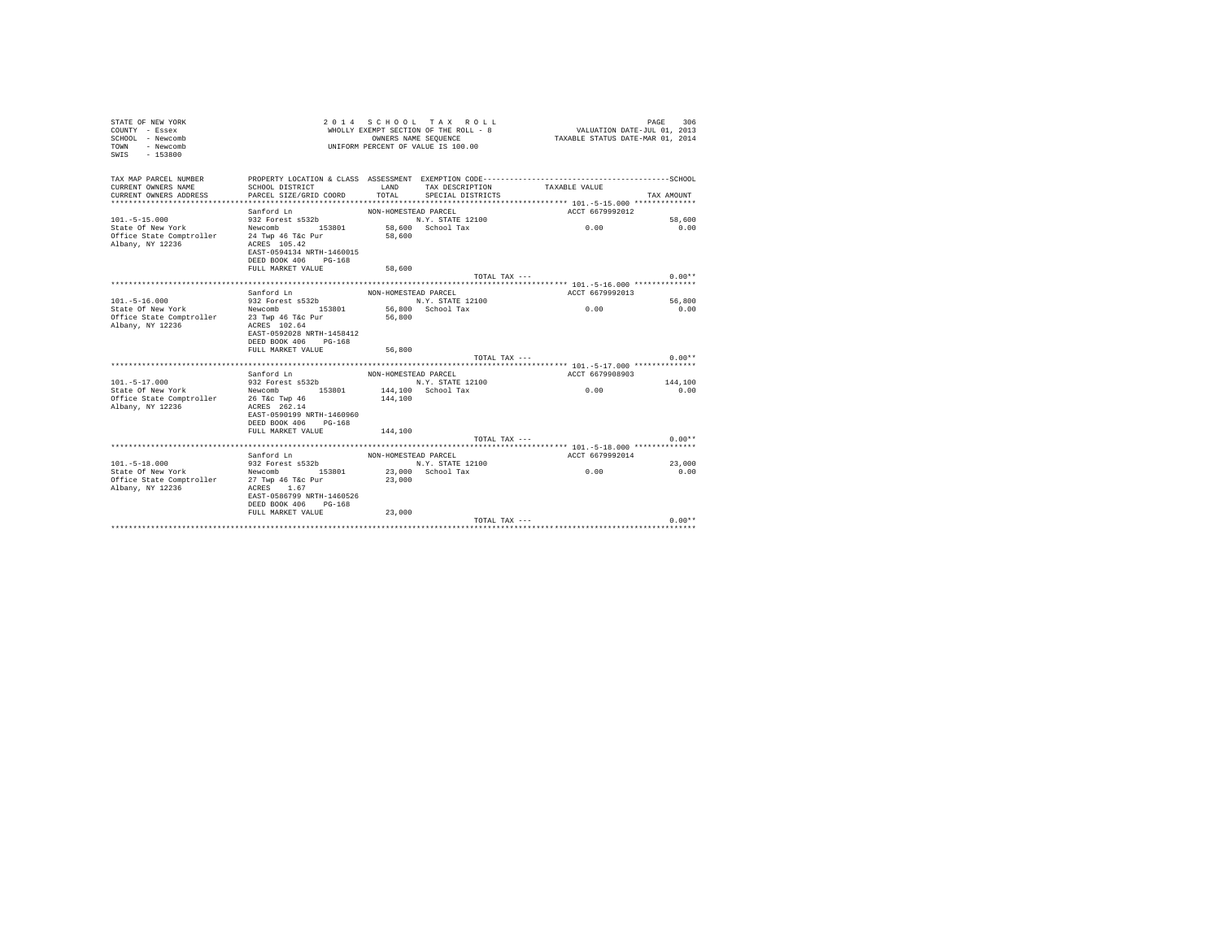STATE OF NEW YORK
COUNTY - Essex
SCHOOL - Newcomb
TOWN - Newcomb
SWIS - 153800

2 0 1 4 S C H O O L T A X R O L L
WHOLLY EXEMPT SECTION OF THE ROLL - 8
OWNERS NAME SEQUENCE
UNIFORM PERCENT OF VALUE IS 100.00

VALUATION DATE-JUL 01, 2013
TAXABLE STATUS DATE-MAR 01, 2014

| TAX MAP PARCEL NUMBER / CURRENT OWNERS NAME / CURRENT OWNERS ADDRESS | PROPERTY LOCATION & CLASS / SCHOOL DISTRICT / PARCEL SIZE/GRID COORD | ASSESSMENT LAND / TOTAL | EXEMPTION CODE / TAX DESCRIPTION / SPECIAL DISTRICTS | TAXABLE VALUE | SCHOOL TAX AMOUNT |
|---|---|---|---|---|---|
| 101.-5-15.000 | Sanford Ln | NON-HOMESTEAD PARCEL | | ACCT 6679992012 | |
| | 932 Forest s532b | | N.Y. STATE 12100 | | 58,600 |
| State Of New York | Newcomb 153801 | 58,600 | School Tax | 0.00 | 0.00 |
| Office State Comptroller | 24 Twp 46 T&c Pur | 58,600 | | | |
| Albany, NY 12236 | ACRES 105.42 | | | | |
| | EAST-0594134 NRTH-1460015 | | | | |
| | DEED BOOK 406 PG-168 | | | | |
| | FULL MARKET VALUE | 58,600 | | | |
| | | | TOTAL TAX --- | | 0.00** |
| 101.-5-16.000 | Sanford Ln | NON-HOMESTEAD PARCEL | | ACCT 6679992013 | |
| | 932 Forest s532b | | N.Y. STATE 12100 | | 56,800 |
| State Of New York | Newcomb 153801 | 56,800 | School Tax | 0.00 | 0.00 |
| Office State Comptroller | 23 Twp 46 T&c Pur | 56,800 | | | |
| Albany, NY 12236 | ACRES 102.64 | | | | |
| | EAST-0592028 NRTH-1458412 | | | | |
| | DEED BOOK 406 PG-168 | | | | |
| | FULL MARKET VALUE | 56,800 | | | |
| | | | TOTAL TAX --- | | 0.00** |
| 101.-5-17.000 | Sanford Ln | NON-HOMESTEAD PARCEL | | ACCT 6679908903 | |
| | 932 Forest s532b | | N.Y. STATE 12100 | | 144,100 |
| State Of New York | Newcomb 153801 | 144,100 | School Tax | 0.00 | 0.00 |
| Office State Comptroller | 26 T&c Twp 46 | 144,100 | | | |
| Albany, NY 12236 | ACRES 262.14 | | | | |
| | EAST-0590199 NRTH-1460960 | | | | |
| | DEED BOOK 406 PG-168 | | | | |
| | FULL MARKET VALUE | 144,100 | | | |
| | | | TOTAL TAX --- | | 0.00** |
| 101.-5-18.000 | Sanford Ln | NON-HOMESTEAD PARCEL | | ACCT 6679992014 | |
| | 932 Forest s532b | | N.Y. STATE 12100 | | 23,000 |
| State Of New York | Newcomb 153801 | 23,000 | School Tax | 0.00 | 0.00 |
| Office State Comptroller | 27 Twp 46 T&c Pur | 23,000 | | | |
| Albany, NY 12236 | ACRES 1.67 | | | | |
| | EAST-0586799 NRTH-1460526 | | | | |
| | DEED BOOK 406 PG-168 | | | | |
| | FULL MARKET VALUE | 23,000 | | | |
| | | | TOTAL TAX --- | | 0.00** |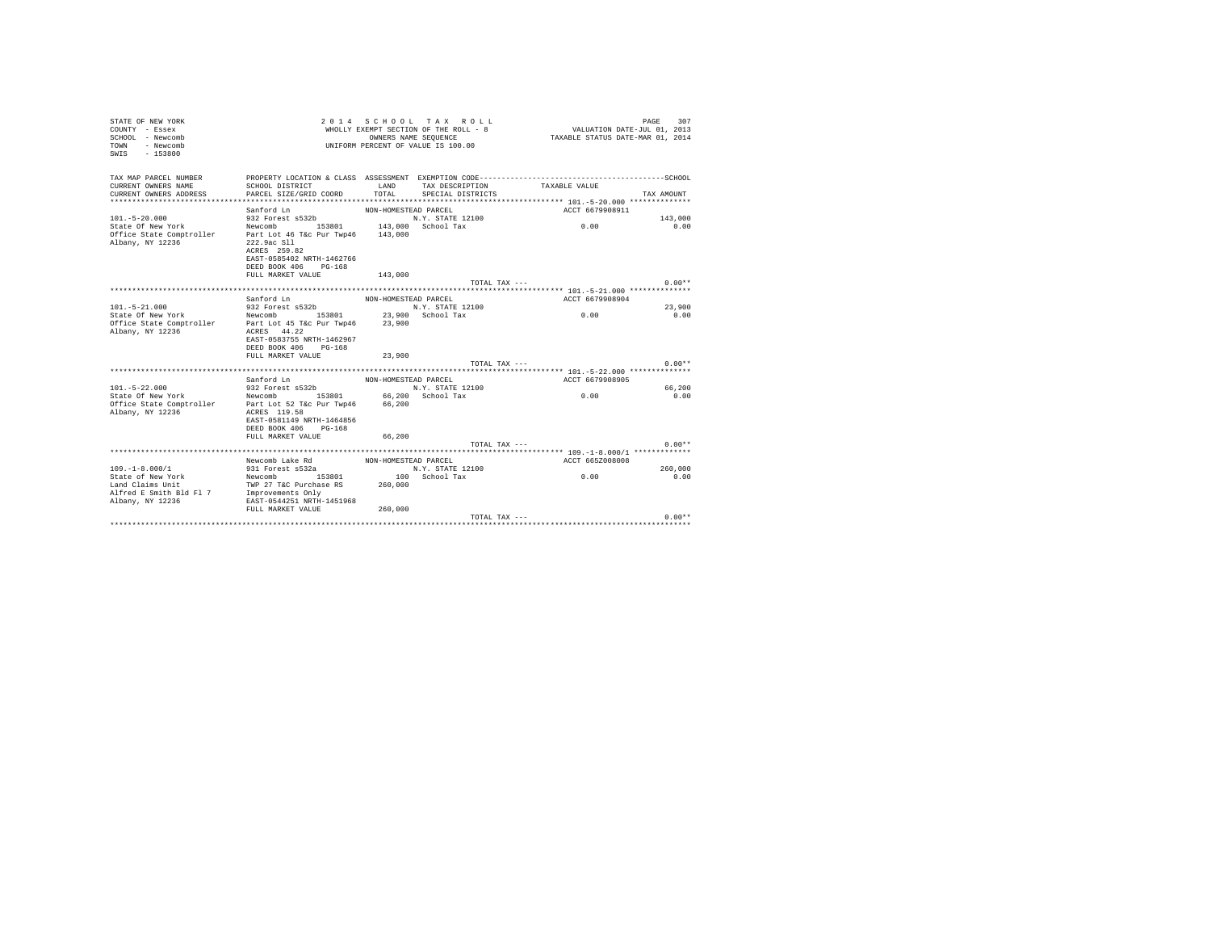STATE OF NEW YORK
COUNTY - Essex
SCHOOL - Newcomb
TOWN - Newcomb
SWIS - 153800

2 0 1 4 S C H O O L T A X R O L L
WHOLLY EXEMPT SECTION OF THE ROLL - 8
OWNERS NAME SEQUENCE
UNIFORM PERCENT OF VALUE IS 100.00

VALUATION DATE-JUL 01, 2013
TAXABLE STATUS DATE-MAR 01, 2014

| TAX MAP PARCEL NUMBER / CURRENT OWNERS NAME / CURRENT OWNERS ADDRESS | PROPERTY LOCATION & CLASS / SCHOOL DISTRICT / PARCEL SIZE/GRID COORD | ASSESSMENT LAND / TOTAL | EXEMPTION CODE / TAX DESCRIPTION / SPECIAL DISTRICTS | TAXABLE VALUE | TAX AMOUNT |
|---|---|---|---|---|---|
| 101.-5-20.000 | Sanford Ln | NON-HOMESTEAD PARCEL | | ACCT 6679908911 | |
| | 932 Forest s532b | | N.Y. STATE 12100 | | 143,000 |
| State Of New York | Newcomb 153801 | 143,000 | School Tax | 0.00 | 0.00 |
| Office State Comptroller | Part Lot 46 T&c Pur Twp46 | 143,000 | | | |
| Albany, NY 12236 | 222.9ac Sll | | | | |
| | ACRES 259.82 | | | | |
| | EAST-0585402 NRTH-1462766 | | | | |
| | DEED BOOK 406 PG-168 | | | | |
| | FULL MARKET VALUE | 143,000 | | | |
| | | | TOTAL TAX --- | | 0.00** |
| 101.-5-21.000 | Sanford Ln | NON-HOMESTEAD PARCEL | | ACCT 6679908904 | |
| | 932 Forest s532b | | N.Y. STATE 12100 | | 23,900 |
| State Of New York | Newcomb 153801 | 23,900 | School Tax | 0.00 | 0.00 |
| Office State Comptroller | Part Lot 45 T&c Pur Twp46 | 23,900 | | | |
| Albany, NY 12236 | ACRES 44.22 | | | | |
| | EAST-0583755 NRTH-1462967 | | | | |
| | DEED BOOK 406 PG-168 | | | | |
| | FULL MARKET VALUE | 23,900 | | | |
| | | | TOTAL TAX --- | | 0.00** |
| 101.-5-22.000 | Sanford Ln | NON-HOMESTEAD PARCEL | | ACCT 6679908905 | |
| | 932 Forest s532b | | N.Y. STATE 12100 | | 66,200 |
| State Of New York | Newcomb 153801 | 66,200 | School Tax | 0.00 | 0.00 |
| Office State Comptroller | Part Lot 52 T&c Pur Twp46 | 66,200 | | | |
| Albany, NY 12236 | ACRES 119.58 | | | | |
| | EAST-0581149 NRTH-1464856 | | | | |
| | DEED BOOK 406 PG-168 | | | | |
| | FULL MARKET VALUE | 66,200 | | | |
| | | | TOTAL TAX --- | | 0.00** |
| 109.-1-8.000/1 | Newcomb Lake Rd | NON-HOMESTEAD PARCEL | | ACCT 665Z008008 | |
| | 931 Forest s532a | | N.Y. STATE 12100 | | 260,000 |
| State of New York | Newcomb 153801 | 100 | School Tax | 0.00 | 0.00 |
| Land Claims Unit | TWP 27 T&C Purchase RS | 260,000 | | | |
| Alfred E Smith Bld Fl 7 | Improvements Only | | | | |
| Albany, NY 12236 | EAST-0544251 NRTH-1451968 | | | | |
| | FULL MARKET VALUE | 260,000 | | | |
| | | | TOTAL TAX --- | | 0.00** |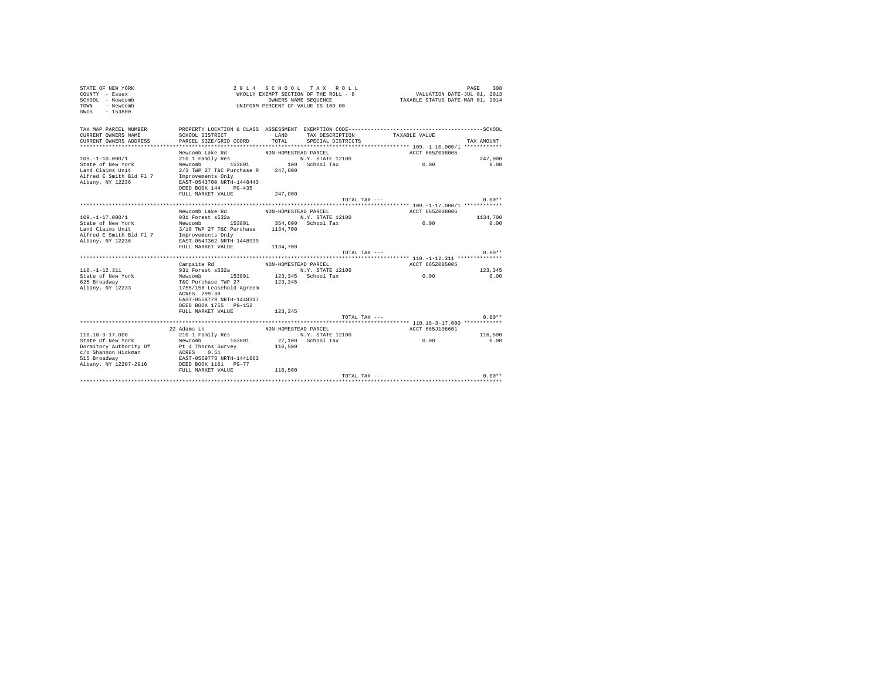STATE OF NEW YORK
COUNTY - Essex
SCHOOL - Newcomb
TOWN - Newcomb
SWIS - 153800

2 0 1 4 S C H O O L T A X R O L L
WHOLLY EXEMPT SECTION OF THE ROLL - 8
OWNERS NAME SEQUENCE
UNIFORM PERCENT OF VALUE IS 100.00

VALUATION DATE-JUL 01, 2013
TAXABLE STATUS DATE-MAR 01, 2014

| TAX MAP PARCEL NUMBER / CURRENT OWNERS NAME / CURRENT OWNERS ADDRESS | PROPERTY LOCATION & CLASS / SCHOOL DISTRICT / PARCEL SIZE/GRID COORD | ASSESSMENT LAND / TOTAL | EXEMPTION CODE / TAX DESCRIPTION / SPECIAL DISTRICTS | TAXABLE VALUE | SCHOOL / TAX AMOUNT |
|---|---|---|---|---|---|
| **109.-1-10.000/1** | Newcomb Lake Rd | NON-HOMESTEAD PARCEL | | ACCT 665Z008005 | |
| 109.-1-10.000/1 | 210 1 Family Res | | N.Y. STATE 12100 | | 247,000 |
| State of New York | Newcomb 153801 | 100 | School Tax | 0.00 | 0.00 |
| Land Claims Unit | 2/3 TWP 27 T&C Purchase R | 247,000 | | | |
| Alfred E Smith Bld Fl 7 | Improvements Only | | | | |
| Albany, NY 12236 | EAST-0543700 NRTH-1448443 | | | | |
| | DEED BOOK 144 PG-435 | | | | |
| | FULL MARKET VALUE | 247,000 | | | |
| | | | TOTAL TAX --- | | 0.00** |
| **109.-1-17.000/1** | Newcomb Lake Rd | NON-HOMESTEAD PARCEL | | ACCT 665Z008006 | |
| 109.-1-17.000/1 | 931 Forest s532a | | N.Y. STATE 12100 | | 1134,700 |
| State of New York | Newcomb 153801 | 354,600 | School Tax | 0.00 | 0.00 |
| Land Claims Unit | 3/10 TWP 27 T&C Purchase | 1134,700 | | | |
| Alfred E Smith Bld Fl 7 | Improvements Only | | | | |
| Albany, NY 12236 | EAST-0547362 NRTH-1448939 | | | | |
| | FULL MARKET VALUE | 1134,700 | | | |
| | | | TOTAL TAX --- | | 0.00** |
| **110.-1-12.311** | Campsite Rd | NON-HOMESTEAD PARCEL | | ACCT 665Z005005 | |
| 110.-1-12.311 | 931 Forest s532a | | N.Y. STATE 12100 | | 123,345 |
| State of New York | Newcomb 153801 | 123,345 | School Tax | 0.00 | 0.00 |
| 625 Broadway | T&C Purchase TWP 27 | 123,345 | | | |
| Albany, NY 12233 | 1755/158 Leasehold Agreem | | | | |
| | ACRES 299.38 | | | | |
| | EAST-0558779 NRTH-1448317 | | | | |
| | DEED BOOK 1755 PG-152 | | | | |
| | FULL MARKET VALUE | 123,345 | | | |
| | | | TOTAL TAX --- | | 0.00** |
| **110.18-3-17.000** | 22 Adams Ln | NON-HOMESTEAD PARCEL | | ACCT 665J106601 | |
| 110.18-3-17.000 | 210 1 Family Res | | N.Y. STATE 12100 | | 116,500 |
| State Of New York | Newcomb 153801 | 27,100 | School Tax | 0.00 | 0.00 |
| Dormitory Authority Of | Pt 4 Thorns Survey | 116,500 | | | |
| c/o Shannon Hickman | ACRES 0.51 | | | | |
| 515 Broadway | EAST-0559773 NRTH-1441683 | | | | |
| Albany, NY 12207-2916 | DEED BOOK 1161 PG-77 | | | | |
| | FULL MARKET VALUE | 116,500 | | | |
| | | | TOTAL TAX --- | | 0.00** |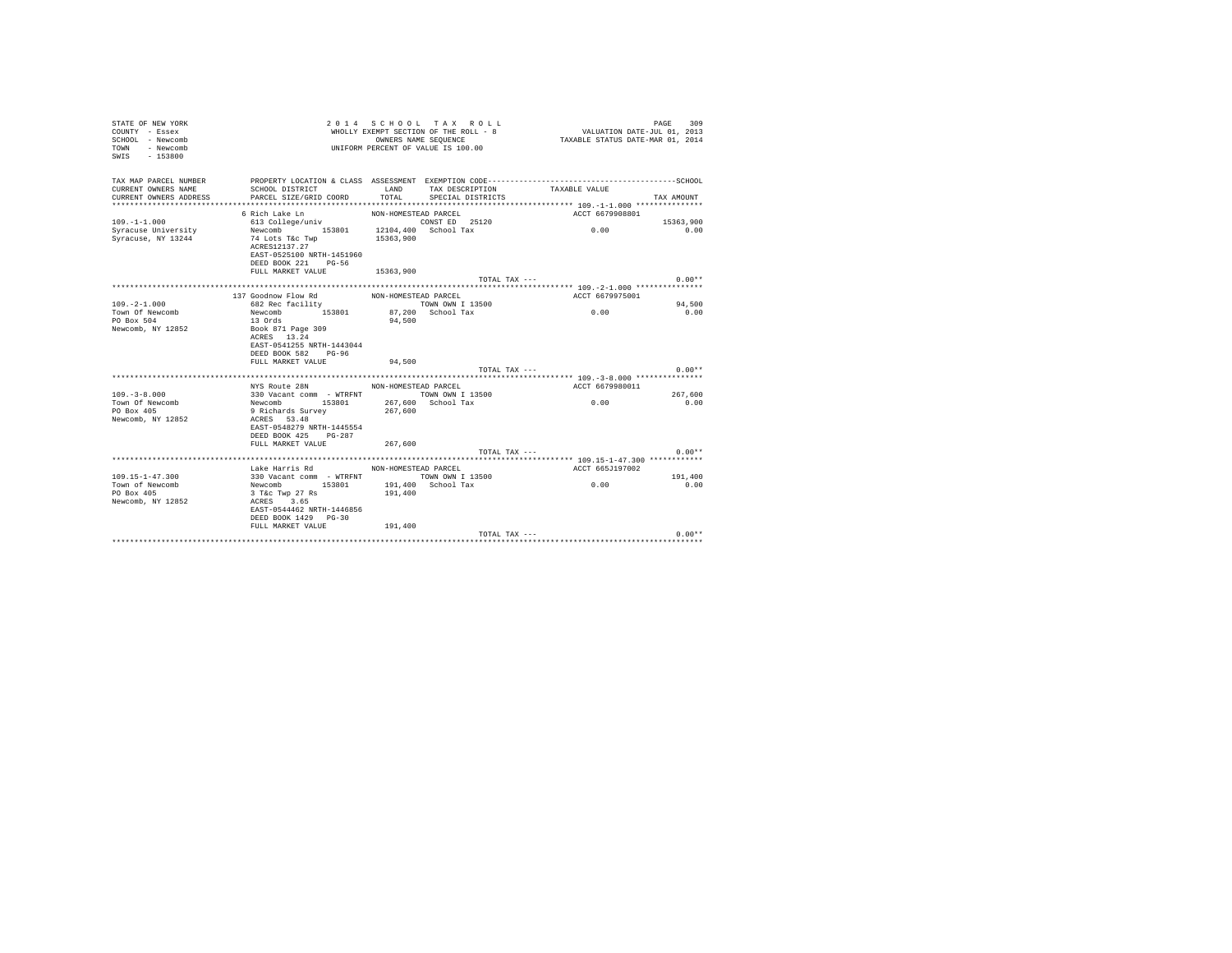STATE OF NEW YORK
COUNTY - Essex
SCHOOL - Newcomb
TOWN - Newcomb
SWIS - 153800

2014 SCHOOL TAX ROLL
WHOLLY EXEMPT SECTION OF THE ROLL - 8
OWNERS NAME SEQUENCE
UNIFORM PERCENT OF VALUE IS 100.00

VALUATION DATE-JUL 01, 2013
TAXABLE STATUS DATE-MAR 01, 2014

| TAX MAP PARCEL NUMBER / CURRENT OWNERS NAME / CURRENT OWNERS ADDRESS | PROPERTY LOCATION & CLASS / SCHOOL DISTRICT / PARCEL SIZE/GRID COORD | ASSESSMENT LAND / TOTAL | EXEMPTION CODE / TAX DESCRIPTION / SPECIAL DISTRICTS | TAXABLE VALUE | SCHOOL / TAX AMOUNT |
|---|---|---|---|---|---|
| **109.-1-1.000** | 6 Rich Lake Ln | NON-HOMESTEAD PARCEL | | ACCT 6679908801 | |
| 109.-1-1.000 | 613 College/univ | | CONST ED 25120 | | 15363,900 |
| Syracuse University | Newcomb 153801 | 12104,400 | School Tax | 0.00 | 0.00 |
| Syracuse, NY 13244 | 74 Lots T&c Twp | 15363,900 | | | |
| | ACRES12137.27 | | | | |
| | EAST-0525100 NRTH-1451960 | | | | |
| | DEED BOOK 221 PG-56 | | | | |
| | FULL MARKET VALUE | 15363,900 | | | |
| | | | TOTAL TAX --- | | 0.00** |
| **109.-2-1.000** | 137 Goodnow Flow Rd | NON-HOMESTEAD PARCEL | | ACCT 6679975001 | |
| 109.-2-1.000 | 682 Rec facility | | TOWN OWN I 13500 | | 94,500 |
| Town Of Newcomb | Newcomb 153801 | 87,200 | School Tax | 0.00 | 0.00 |
| PO Box 504 | 13 Ords | 94,500 | | | |
| Newcomb, NY 12852 | Book 871 Page 309 | | | | |
| | ACRES 13.24 | | | | |
| | EAST-0541255 NRTH-1443044 | | | | |
| | DEED BOOK 582 PG-96 | | | | |
| | FULL MARKET VALUE | 94,500 | | | |
| | | | TOTAL TAX --- | | 0.00** |
| **109.-3-8.000** | NYS Route 28N | NON-HOMESTEAD PARCEL | | ACCT 6679980011 | |
| 109.-3-8.000 | 330 Vacant comm - WTRFNT | | TOWN OWN I 13500 | | 267,600 |
| Town Of Newcomb | Newcomb 153801 | 267,600 | School Tax | 0.00 | 0.00 |
| PO Box 405 | 9 Richards Survey | 267,600 | | | |
| Newcomb, NY 12852 | ACRES 53.48 | | | | |
| | EAST-0548279 NRTH-1445554 | | | | |
| | DEED BOOK 425 PG-287 | | | | |
| | FULL MARKET VALUE | 267,600 | | | |
| | | | TOTAL TAX --- | | 0.00** |
| **109.15-1-47.300** | Lake Harris Rd | NON-HOMESTEAD PARCEL | | ACCT 665J197002 | |
| 109.15-1-47.300 | 330 Vacant comm - WTRFNT | | TOWN OWN I 13500 | | 191,400 |
| Town of Newcomb | Newcomb 153801 | 191,400 | School Tax | 0.00 | 0.00 |
| PO Box 405 | 3 T&c Twp 27 Rs | 191,400 | | | |
| Newcomb, NY 12852 | ACRES 3.65 | | | | |
| | EAST-0544462 NRTH-1446856 | | | | |
| | DEED BOOK 1429 PG-30 | | | | |
| | FULL MARKET VALUE | 191,400 | | | |
| | | | TOTAL TAX --- | | 0.00** |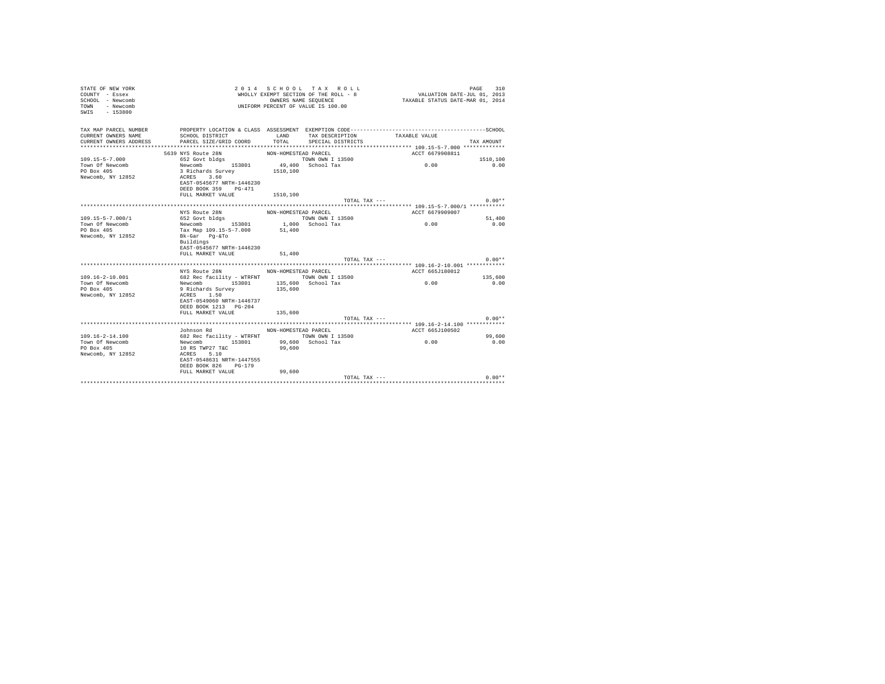STATE OF NEW YORK
COUNTY - Essex
SCHOOL - Newcomb
TOWN - Newcomb
SWIS - 153800

2014 SCHOOL TAX ROLL
WHOLLY EXEMPT SECTION OF THE ROLL - 8
OWNERS NAME SEQUENCE
UNIFORM PERCENT OF VALUE IS 100.00

VALUATION DATE-JUL 01, 2013
TAXABLE STATUS DATE-MAR 01, 2014

| TAX MAP PARCEL NUMBER / CURRENT OWNERS NAME / CURRENT OWNERS ADDRESS | PROPERTY LOCATION & CLASS / SCHOOL DISTRICT / PARCEL SIZE/GRID COORD | ASSESSMENT LAND / TOTAL | EXEMPTION CODE / TAX DESCRIPTION / SPECIAL DISTRICTS | TAXABLE VALUE | SCHOOL TAX AMOUNT |
|---|---|---|---|---|---|
| **109.15-5-7.000** | 5639 NYS Route 28N | NON-HOMESTEAD PARCEL | | ACCT 6679908811 | |
| 109.15-5-7.000 | 652 Govt bldgs | | TOWN OWN I 13500 | | 1510,100 |
| Town Of Newcomb | Newcomb 153801 | 49,400 | School Tax | 0.00 | 0.00 |
| PO Box 405 | 3 Richards Survey | 1510,100 | | | |
| Newcomb, NY 12852 | ACRES 3.60 | | | | |
| | EAST-0545677 NRTH-1446230 | | | | |
| | DEED BOOK 359 PG-471 | | | | |
| | FULL MARKET VALUE | 1510,100 | | | |
| | | | TOTAL TAX --- | | 0.00** |
| **109.15-5-7.000/1** | NYS Route 28N | NON-HOMESTEAD PARCEL | | ACCT 6679909007 | |
| 109.15-5-7.000/1 | 652 Govt bldgs | | TOWN OWN I 13500 | | 51,400 |
| Town Of Newcomb | Newcomb 153801 | 1,000 | School Tax | 0.00 | 0.00 |
| PO Box 405 | Tax Map 109.15-5-7.000 | 51,400 | | | |
| Newcomb, NY 12852 | Bk-Gar Pg-&To | | | | |
| | Buildings | | | | |
| | EAST-0545677 NRTH-1446230 | | | | |
| | FULL MARKET VALUE | 51,400 | | | |
| | | | TOTAL TAX --- | | 0.00** |
| **109.16-2-10.001** | NYS Route 28N | NON-HOMESTEAD PARCEL | | ACCT 665J180012 | |
| 109.16-2-10.001 | 682 Rec facility - WTRFNT | | TOWN OWN I 13500 | | 135,600 |
| Town Of Newcomb | Newcomb 153801 | 135,600 | School Tax | 0.00 | 0.00 |
| PO Box 405 | 9 Richards Survey | 135,600 | | | |
| Newcomb, NY 12852 | ACRES 1.50 | | | | |
| | EAST-0549060 NRTH-1446737 | | | | |
| | DEED BOOK 1213 PG-204 | | | | |
| | FULL MARKET VALUE | 135,600 | | | |
| | | | TOTAL TAX --- | | 0.00** |
| **109.16-2-14.100** | Johnson Rd | NON-HOMESTEAD PARCEL | | ACCT 665J100502 | |
| 109.16-2-14.100 | 682 Rec facility - WTRFNT | | TOWN OWN I 13500 | | 99,600 |
| Town Of Newcomb | Newcomb 153801 | 99,600 | School Tax | 0.00 | 0.00 |
| PO Box 405 | 10 RS TWP27 T&C | 99,600 | | | |
| Newcomb, NY 12852 | ACRES 5.10 | | | | |
| | EAST-0548631 NRTH-1447555 | | | | |
| | DEED BOOK 826 PG-179 | | | | |
| | FULL MARKET VALUE | 99,600 | | | |
| | | | TOTAL TAX --- | | 0.00** |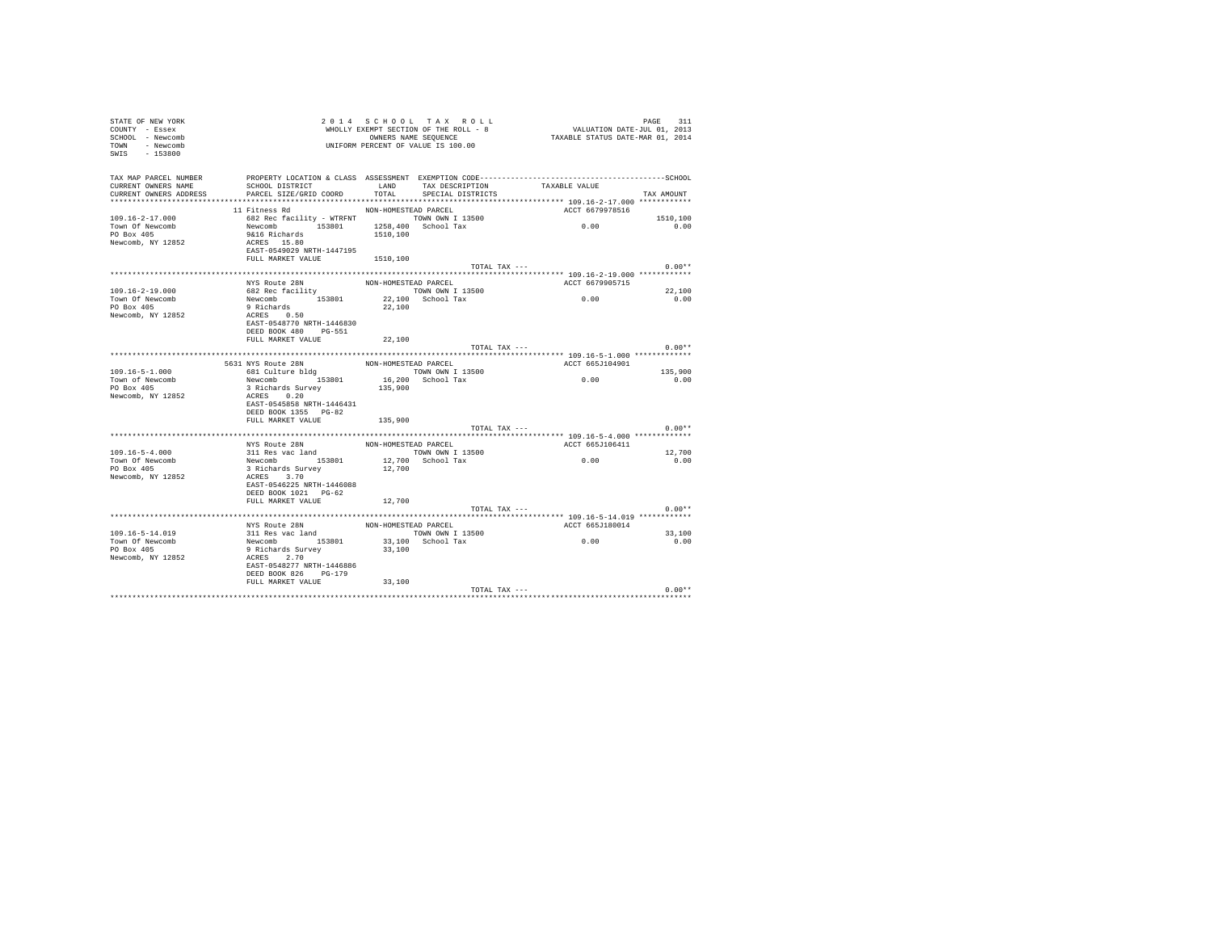STATE OF NEW YORK
COUNTY - Essex
SCHOOL - Newcomb
TOWN - Newcomb
SWIS - 153800

2 0 1 4   S C H O O L   T A X   R O L L
WHOLLY EXEMPT SECTION OF THE ROLL - 8
OWNERS NAME SEQUENCE
UNIFORM PERCENT OF VALUE IS 100.00

VALUATION DATE-JUL 01, 2013
TAXABLE STATUS DATE-MAR 01, 2014

| TAX MAP PARCEL NUMBER / CURRENT OWNERS NAME / CURRENT OWNERS ADDRESS | PROPERTY LOCATION & CLASS / SCHOOL DISTRICT / PARCEL SIZE/GRID COORD | ASSESSMENT LAND / TOTAL | EXEMPTION CODE / TAX DESCRIPTION / SPECIAL DISTRICTS | TAXABLE VALUE | SCHOOL / TAX AMOUNT |
|---|---|---|---|---|---|
| **109.16-2-17.000** | 11 Fitness Rd | NON-HOMESTEAD PARCEL | | ACCT 6679978516 | |
| 109.16-2-17.000 | 682 Rec facility - WTRFNT | | TOWN OWN I 13500 | | 1510,100 |
| Town Of Newcomb | Newcomb 153801 | 1258,400 | School Tax | 0.00 | 0.00 |
| PO Box 405 | 9&16 Richards | 1510,100 | | | |
| Newcomb, NY 12852 | ACRES 15.80 | | | | |
| | EAST-0549029 NRTH-1447195 | | | | |
| | FULL MARKET VALUE | 1510,100 | | | |
| | | | TOTAL TAX --- | | 0.00** |
| **109.16-2-19.000** | NYS Route 28N | NON-HOMESTEAD PARCEL | | ACCT 6679905715 | |
| 109.16-2-19.000 | 682 Rec facility | | TOWN OWN I 13500 | | 22,100 |
| Town Of Newcomb | Newcomb 153801 | 22,100 | School Tax | 0.00 | 0.00 |
| PO Box 405 | 9 Richards | 22,100 | | | |
| Newcomb, NY 12852 | ACRES 0.50 | | | | |
| | EAST-0548770 NRTH-1446830 | | | | |
| | DEED BOOK 480 PG-551 | | | | |
| | FULL MARKET VALUE | 22,100 | | | |
| | | | TOTAL TAX --- | | 0.00** |
| **109.16-5-1.000** | 5631 NYS Route 28N | NON-HOMESTEAD PARCEL | | ACCT 665J104901 | |
| 109.16-5-1.000 | 681 Culture bldg | | TOWN OWN I 13500 | | 135,900 |
| Town of Newcomb | Newcomb 153801 | 16,200 | School Tax | 0.00 | 0.00 |
| PO Box 405 | 3 Richards Survey | 135,900 | | | |
| Newcomb, NY 12852 | ACRES 0.20 | | | | |
| | EAST-0545858 NRTH-1446431 | | | | |
| | DEED BOOK 1355 PG-82 | | | | |
| | FULL MARKET VALUE | 135,900 | | | |
| | | | TOTAL TAX --- | | 0.00** |
| **109.16-5-4.000** | NYS Route 28N | NON-HOMESTEAD PARCEL | | ACCT 665J106411 | |
| 109.16-5-4.000 | 311 Res vac land | | TOWN OWN I 13500 | | 12,700 |
| Town Of Newcomb | Newcomb 153801 | 12,700 | School Tax | 0.00 | 0.00 |
| PO Box 405 | 3 Richards Survey | 12,700 | | | |
| Newcomb, NY 12852 | ACRES 3.70 | | | | |
| | EAST-0546225 NRTH-1446088 | | | | |
| | DEED BOOK 1021 PG-62 | | | | |
| | FULL MARKET VALUE | 12,700 | | | |
| | | | TOTAL TAX --- | | 0.00** |
| **109.16-5-14.019** | NYS Route 28N | NON-HOMESTEAD PARCEL | | ACCT 665J180014 | |
| 109.16-5-14.019 | 311 Res vac land | | TOWN OWN I 13500 | | 33,100 |
| Town Of Newcomb | Newcomb 153801 | 33,100 | School Tax | 0.00 | 0.00 |
| PO Box 405 | 9 Richards Survey | 33,100 | | | |
| Newcomb, NY 12852 | ACRES 2.70 | | | | |
| | EAST-0548277 NRTH-1446886 | | | | |
| | DEED BOOK 826 PG-179 | | | | |
| | FULL MARKET VALUE | 33,100 | | | |
| | | | TOTAL TAX --- | | 0.00** |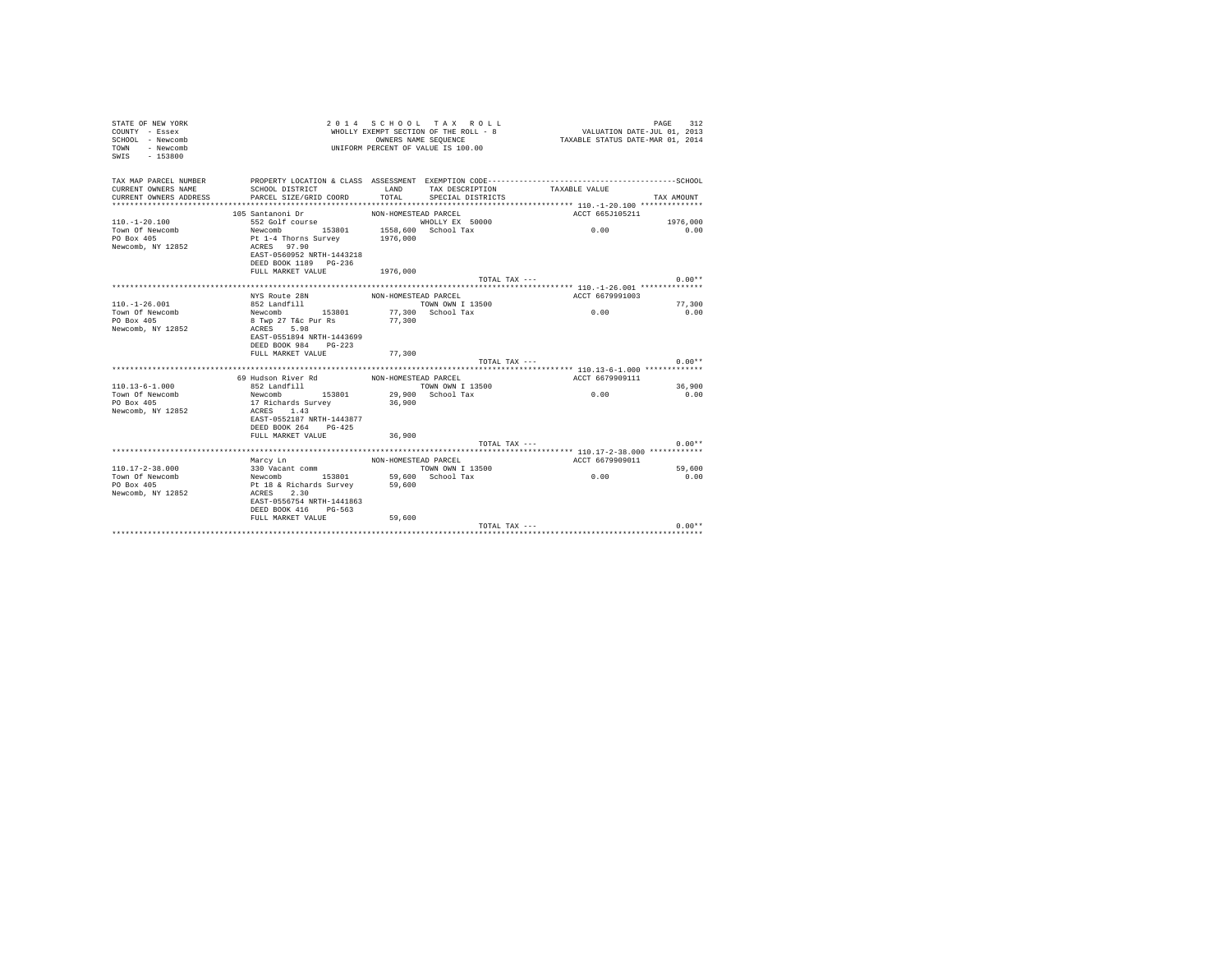STATE OF NEW YORK
COUNTY - Essex
SCHOOL - Newcomb
TOWN - Newcomb
SWIS - 153800

2014 SCHOOL TAX ROLL
WHOLLY EXEMPT SECTION OF THE ROLL - 8
OWNERS NAME SEQUENCE
UNIFORM PERCENT OF VALUE IS 100.00

VALUATION DATE-JUL 01, 2013
TAXABLE STATUS DATE-MAR 01, 2014

| TAX MAP PARCEL NUMBER / CURRENT OWNERS NAME / CURRENT OWNERS ADDRESS | PROPERTY LOCATION & CLASS / SCHOOL DISTRICT / PARCEL SIZE/GRID COORD | ASSESSMENT LAND / TOTAL | EXEMPTION CODE / TAX DESCRIPTION / SPECIAL DISTRICTS | TAXABLE VALUE | SCHOOL / TAX AMOUNT |
|---|---|---|---|---|---|
| **110.-1-20.100** | 105 Santanoni Dr | NON-HOMESTEAD PARCEL | | ACCT 665J105211 | |
| 110.-1-20.100 | 552 Golf course | | WHOLLY EX 50000 | | 1976,000 |
| Town Of Newcomb | Newcomb 153801 | 1558,600 | School Tax | 0.00 | 0.00 |
| PO Box 405 | Pt 1-4 Thorns Survey | 1976,000 | | | |
| Newcomb, NY 12852 | ACRES 97.90 | | | | |
| | EAST-0560952 NRTH-1443218 | | | | |
| | DEED BOOK 1189 PG-236 | | | | |
| | FULL MARKET VALUE | 1976,000 | | | |
| | | | TOTAL TAX --- | | 0.00** |
| **110.-1-26.001** | NYS Route 28N | NON-HOMESTEAD PARCEL | | ACCT 6679991003 | |
| 110.-1-26.001 | 852 Landfill | | TOWN OWN I 13500 | | 77,300 |
| Town Of Newcomb | Newcomb 153801 | 77,300 | School Tax | 0.00 | 0.00 |
| PO Box 405 | 8 Twp 27 T&c Pur Rs | 77,300 | | | |
| Newcomb, NY 12852 | ACRES 5.98 | | | | |
| | EAST-0551894 NRTH-1443699 | | | | |
| | DEED BOOK 984 PG-223 | | | | |
| | FULL MARKET VALUE | 77,300 | | | |
| | | | TOTAL TAX --- | | 0.00** |
| **110.13-6-1.000** | 69 Hudson River Rd | NON-HOMESTEAD PARCEL | | ACCT 6679909111 | |
| 110.13-6-1.000 | 852 Landfill | | TOWN OWN I 13500 | | 36,900 |
| Town Of Newcomb | Newcomb 153801 | 29,900 | School Tax | 0.00 | 0.00 |
| PO Box 405 | 17 Richards Survey | 36,900 | | | |
| Newcomb, NY 12852 | ACRES 1.43 | | | | |
| | EAST-0552187 NRTH-1443877 | | | | |
| | DEED BOOK 264 PG-425 | | | | |
| | FULL MARKET VALUE | 36,900 | | | |
| | | | TOTAL TAX --- | | 0.00** |
| **110.17-2-38.000** | Marcy Ln | NON-HOMESTEAD PARCEL | | ACCT 6679909011 | |
| 110.17-2-38.000 | 330 Vacant comm | | TOWN OWN I 13500 | | 59,600 |
| Town Of Newcomb | Newcomb 153801 | 59,600 | School Tax | 0.00 | 0.00 |
| PO Box 405 | Pt 18 & Richards Survey | 59,600 | | | |
| Newcomb, NY 12852 | ACRES 2.30 | | | | |
| | EAST-0556754 NRTH-1441863 | | | | |
| | DEED BOOK 416 PG-563 | | | | |
| | FULL MARKET VALUE | 59,600 | | | |
| | | | TOTAL TAX --- | | 0.00** |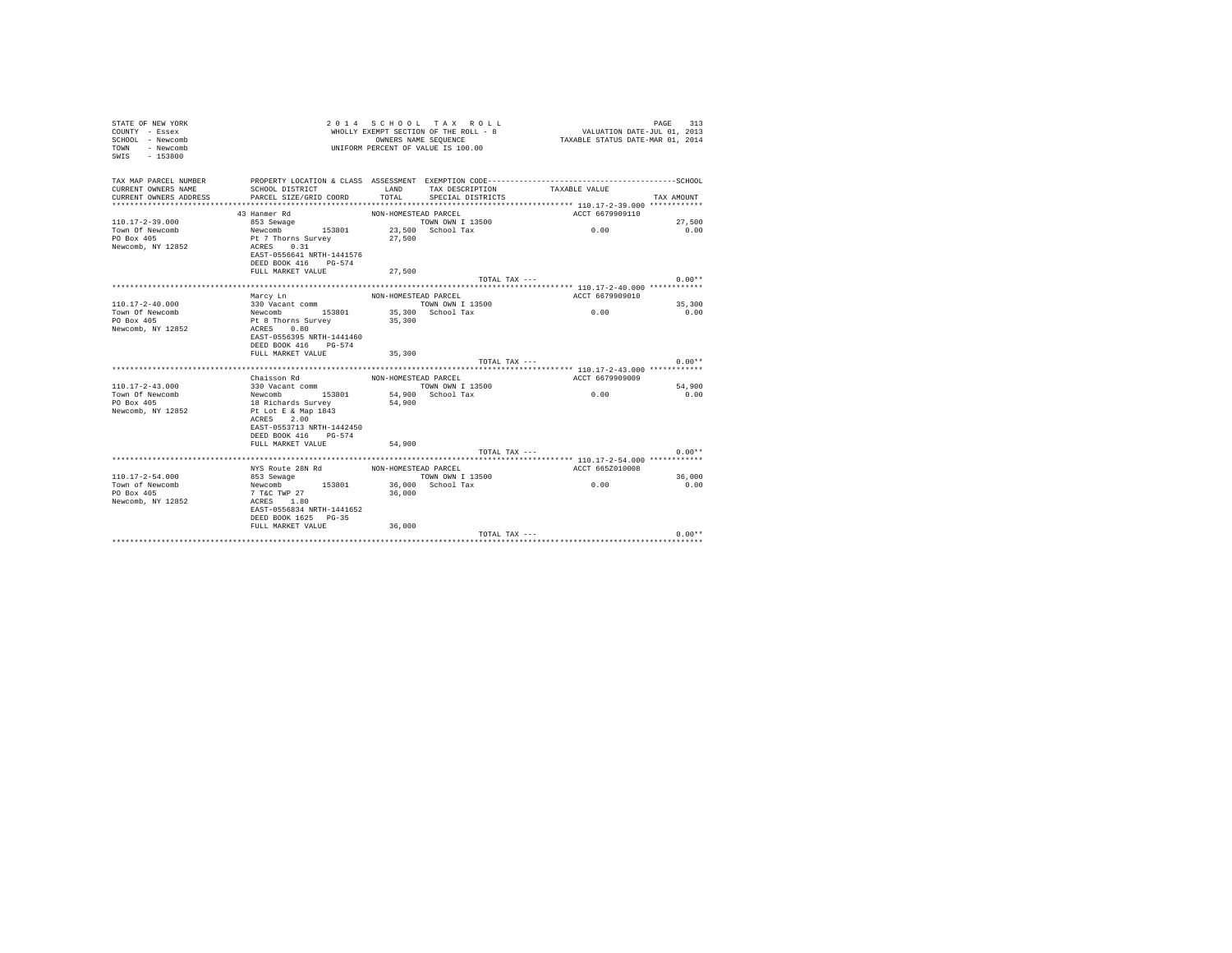STATE OF NEW YORK
COUNTY - Essex
SCHOOL - Newcomb
TOWN - Newcomb
SWIS - 153800

2014 SCHOOL TAX ROLL
WHOLLY EXEMPT SECTION OF THE ROLL - 8
OWNERS NAME SEQUENCE
UNIFORM PERCENT OF VALUE IS 100.00

VALUATION DATE-JUL 01, 2013
TAXABLE STATUS DATE-MAR 01, 2014

| TAX MAP PARCEL NUMBER / CURRENT OWNERS NAME / CURRENT OWNERS ADDRESS | PROPERTY LOCATION & CLASS / SCHOOL DISTRICT / PARCEL SIZE/GRID COORD | ASSESSMENT LAND / TOTAL | EXEMPTION CODE / TAX DESCRIPTION / SPECIAL DISTRICTS | TAXABLE VALUE | TAX AMOUNT |
|---|---|---|---|---|---|
| **110.17-2-39.000** | 43 Hanmer Rd | NON-HOMESTEAD PARCEL | | ACCT 6679909110 | |
| 110.17-2-39.000 | 853 Sewage | | TOWN OWN I 13500 | | 27,500 |
| Town Of Newcomb | Newcomb 153801 | 23,500 | School Tax | 0.00 | 0.00 |
| PO Box 405 | Pt 7 Thorns Survey | 27,500 | | | |
| Newcomb, NY 12852 | ACRES 0.31 | | | | |
| | EAST-0556641 NRTH-1441576 | | | | |
| | DEED BOOK 416 PG-574 | | | | |
| | FULL MARKET VALUE | 27,500 | | | |
| | | | TOTAL TAX --- | | 0.00** |
| **110.17-2-40.000** | Marcy Ln | NON-HOMESTEAD PARCEL | | ACCT 6679909010 | |
| 110.17-2-40.000 | 330 Vacant comm | | TOWN OWN I 13500 | | 35,300 |
| Town Of Newcomb | Newcomb 153801 | 35,300 | School Tax | 0.00 | 0.00 |
| PO Box 405 | Pt 8 Thorns Survey | 35,300 | | | |
| Newcomb, NY 12852 | ACRES 0.80 | | | | |
| | EAST-0556395 NRTH-1441460 | | | | |
| | DEED BOOK 416 PG-574 | | | | |
| | FULL MARKET VALUE | 35,300 | | | |
| | | | TOTAL TAX --- | | 0.00** |
| **110.17-2-43.000** | Chaisson Rd | NON-HOMESTEAD PARCEL | | ACCT 6679909009 | |
| 110.17-2-43.000 | 330 Vacant comm | | TOWN OWN I 13500 | | 54,900 |
| Town Of Newcomb | Newcomb 153801 | 54,900 | School Tax | 0.00 | 0.00 |
| PO Box 405 | 18 Richards Survey | 54,900 | | | |
| Newcomb, NY 12852 | Pt Lot E & Map 1843 | | | | |
| | ACRES 2.00 | | | | |
| | EAST-0553713 NRTH-1442450 | | | | |
| | DEED BOOK 416 PG-574 | | | | |
| | FULL MARKET VALUE | 54,900 | | | |
| | | | TOTAL TAX --- | | 0.00** |
| **110.17-2-54.000** | NYS Route 28N Rd | NON-HOMESTEAD PARCEL | | ACCT 665Z010008 | |
| 110.17-2-54.000 | 853 Sewage | | TOWN OWN I 13500 | | 36,000 |
| Town of Newcomb | Newcomb 153801 | 36,000 | School Tax | 0.00 | 0.00 |
| PO Box 405 | 7 T&C TWP 27 | 36,000 | | | |
| Newcomb, NY 12852 | ACRES 1.80 | | | | |
| | EAST-0556834 NRTH-1441652 | | | | |
| | DEED BOOK 1625 PG-35 | | | | |
| | FULL MARKET VALUE | 36,000 | | | |
| | | | TOTAL TAX --- | | 0.00** |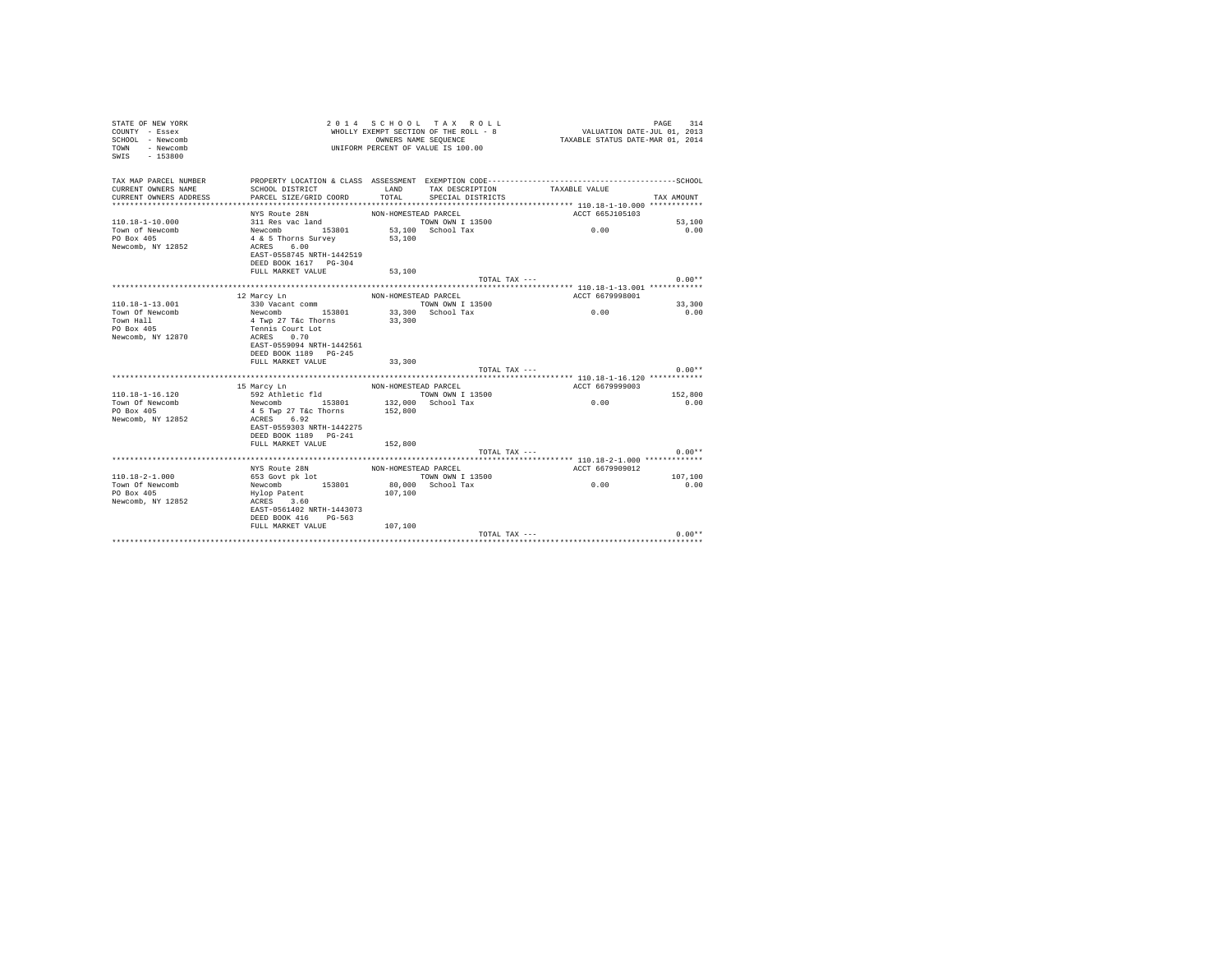STATE OF NEW YORK
COUNTY - Essex
SCHOOL - Newcomb
TOWN - Newcomb
SWIS - 153800

2 0 1 4 S C H O O L T A X R O L L
WHOLLY EXEMPT SECTION OF THE ROLL - 8
OWNERS NAME SEQUENCE
UNIFORM PERCENT OF VALUE IS 100.00

VALUATION DATE-JUL 01, 2013
TAXABLE STATUS DATE-MAR 01, 2014

| TAX MAP PARCEL NUMBER / CURRENT OWNERS NAME / CURRENT OWNERS ADDRESS | PROPERTY LOCATION & CLASS / SCHOOL DISTRICT / PARCEL SIZE/GRID COORD | ASSESSMENT LAND / TOTAL | EXEMPTION CODE / TAX DESCRIPTION / SPECIAL DISTRICTS | TAXABLE VALUE | SCHOOL TAX AMOUNT |
|---|---|---|---|---|---|
| 110.18-1-10.000 | NYS Route 28N | NON-HOMESTEAD PARCEL | | ACCT 665J105103 | |
| | 311 Res vac land | | TOWN OWN I 13500 | | 53,100 |
| Town of Newcomb | Newcomb 153801 | 53,100 | School Tax | 0.00 | 0.00 |
| PO Box 405 | 4 & 5 Thorns Survey | 53,100 | | | |
| Newcomb, NY 12852 | ACRES 6.00 | | | | |
| | EAST-0558745 NRTH-1442519 | | | | |
| | DEED BOOK 1617 PG-304 | | | | |
| | FULL MARKET VALUE | 53,100 | | | |
| | | | TOTAL TAX --- | | 0.00** |
| 110.18-1-13.001 | 12 Marcy Ln | NON-HOMESTEAD PARCEL | | ACCT 6679998001 | |
| | 330 Vacant comm | | TOWN OWN I 13500 | | 33,300 |
| Town Of Newcomb | Newcomb 153801 | 33,300 | School Tax | 0.00 | 0.00 |
| Town Hall | 4 Twp 27 T&c Thorns | 33,300 | | | |
| PO Box 405 | Tennis Court Lot | | | | |
| Newcomb, NY 12870 | ACRES 0.70 | | | | |
| | EAST-0559094 NRTH-1442561 | | | | |
| | DEED BOOK 1189 PG-245 | | | | |
| | FULL MARKET VALUE | 33,300 | | | |
| | | | TOTAL TAX --- | | 0.00** |
| 110.18-1-16.120 | 15 Marcy Ln | NON-HOMESTEAD PARCEL | | ACCT 6679999003 | |
| | 592 Athletic fld | | TOWN OWN I 13500 | | 152,800 |
| Town Of Newcomb | Newcomb 153801 | 132,000 | School Tax | 0.00 | 0.00 |
| PO Box 405 | 4 5 Twp 27 T&c Thorns | 152,800 | | | |
| Newcomb, NY 12852 | ACRES 6.92 | | | | |
| | EAST-0559303 NRTH-1442275 | | | | |
| | DEED BOOK 1189 PG-241 | | | | |
| | FULL MARKET VALUE | 152,800 | | | |
| | | | TOTAL TAX --- | | 0.00** |
| 110.18-2-1.000 | NYS Route 28N | NON-HOMESTEAD PARCEL | | ACCT 6679909012 | |
| | 653 Govt pk lot | | TOWN OWN I 13500 | | 107,100 |
| Town Of Newcomb | Newcomb 153801 | 80,000 | School Tax | 0.00 | 0.00 |
| PO Box 405 | Hylop Patent | 107,100 | | | |
| Newcomb, NY 12852 | ACRES 3.60 | | | | |
| | EAST-0561402 NRTH-1443073 | | | | |
| | DEED BOOK 416 PG-563 | | | | |
| | FULL MARKET VALUE | 107,100 | | | |
| | | | TOTAL TAX --- | | 0.00** |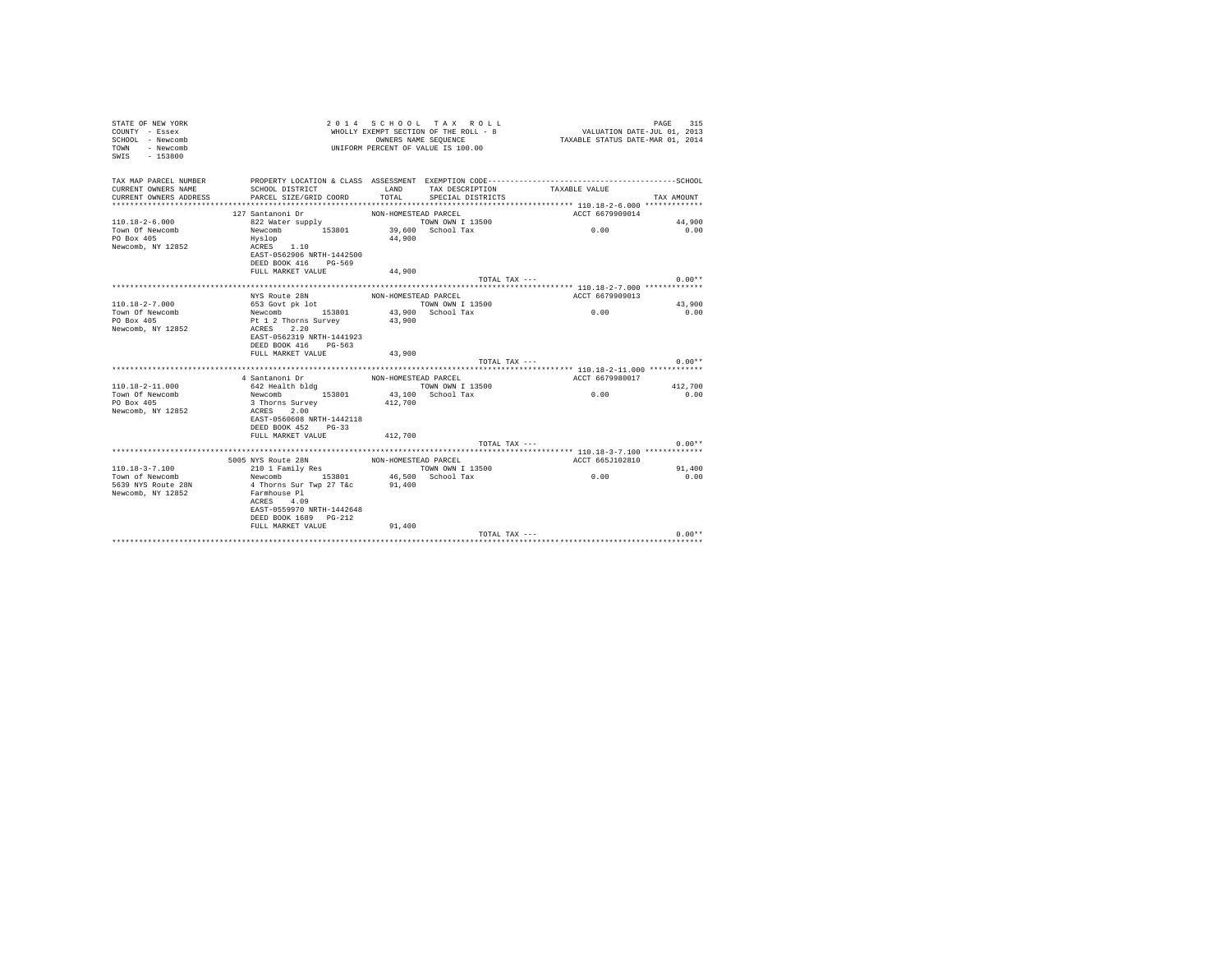STATE OF NEW YORK
COUNTY - Essex
SCHOOL - Newcomb
TOWN - Newcomb
SWIS - 153800

2 0 1 4 S C H O O L T A X R O L L
WHOLLY EXEMPT SECTION OF THE ROLL - 8
OWNERS NAME SEQUENCE
UNIFORM PERCENT OF VALUE IS 100.00

VALUATION DATE-JUL 01, 2013
TAXABLE STATUS DATE-MAR 01, 2014

```
TAX MAP PARCEL NUMBER     PROPERTY LOCATION & CLASS  ASSESSMENT  EXEMPTION CODE------------------------------------------------SCHOOL
CURRENT OWNERS NAME       SCHOOL DISTRICT            LAND        TAX DESCRIPTION              TAXABLE VALUE
CURRENT OWNERS ADDRESS    PARCEL SIZE/GRID COORD     TOTAL       SPECIAL DISTRICTS                                      TAX AMOUNT
************************************************************************************************ 110.18-2-6.000 *************
                          127 Santanoni Dr           NON-HOMESTEAD PARCEL                        ACCT 6679909014
110.18-2-6.000            822 Water supply                       TOWN OWN I 13500                                        44,900
Town Of Newcomb           Newcomb        153801      39,600      School Tax                          0.00                  0.00
PO Box 405                Hyslop                     44,900
Newcomb, NY 12852         ACRES    1.10
                          EAST-0562906 NRTH-1442500
                          DEED BOOK 416    PG-569
                          FULL MARKET VALUE          44,900
                                                                        TOTAL TAX ---                                      0.00**
************************************************************************************************ 110.18-2-7.000 *************
                          NYS Route 28N              NON-HOMESTEAD PARCEL                        ACCT 6679909013
110.18-2-7.000            653 Govt pk lot                        TOWN OWN I 13500                                        43,900
Town Of Newcomb           Newcomb        153801      43,900      School Tax                          0.00                  0.00
PO Box 405                Pt 1 2 Thorns Survey       43,900
Newcomb, NY 12852         ACRES    2.20
                          EAST-0562319 NRTH-1441923
                          DEED BOOK 416    PG-563
                          FULL MARKET VALUE          43,900
                                                                        TOTAL TAX ---                                      0.00**
************************************************************************************************ 110.18-2-11.000 ************
                          4 Santanoni Dr             NON-HOMESTEAD PARCEL                        ACCT 6679980017
110.18-2-11.000           642 Health bldg                        TOWN OWN I 13500                                       412,700
Town Of Newcomb           Newcomb        153801      43,100      School Tax                          0.00                  0.00
PO Box 405                3 Thorns Survey            412,700
Newcomb, NY 12852         ACRES    2.00
                          EAST-0560608 NRTH-1442118
                          DEED BOOK 452    PG-33
                          FULL MARKET VALUE          412,700
                                                                        TOTAL TAX ---                                      0.00**
************************************************************************************************ 110.18-3-7.100 *************
                          5005 NYS Route 28N         NON-HOMESTEAD PARCEL                        ACCT 665J102810
110.18-3-7.100            210 1 Family Res                       TOWN OWN I 13500                                        91,400
Town of Newcomb           Newcomb        153801      46,500      School Tax                          0.00                  0.00
5639 NYS Route 28N        4 Thorns Sur Twp 27 T&c    91,400
Newcomb, NY 12852         Farmhouse Pl
                          ACRES    4.09
                          EAST-0559970 NRTH-1442648
                          DEED BOOK 1689   PG-212
                          FULL MARKET VALUE          91,400
                                                                        TOTAL TAX ---                                      0.00**
******************************************************************************************************************************
```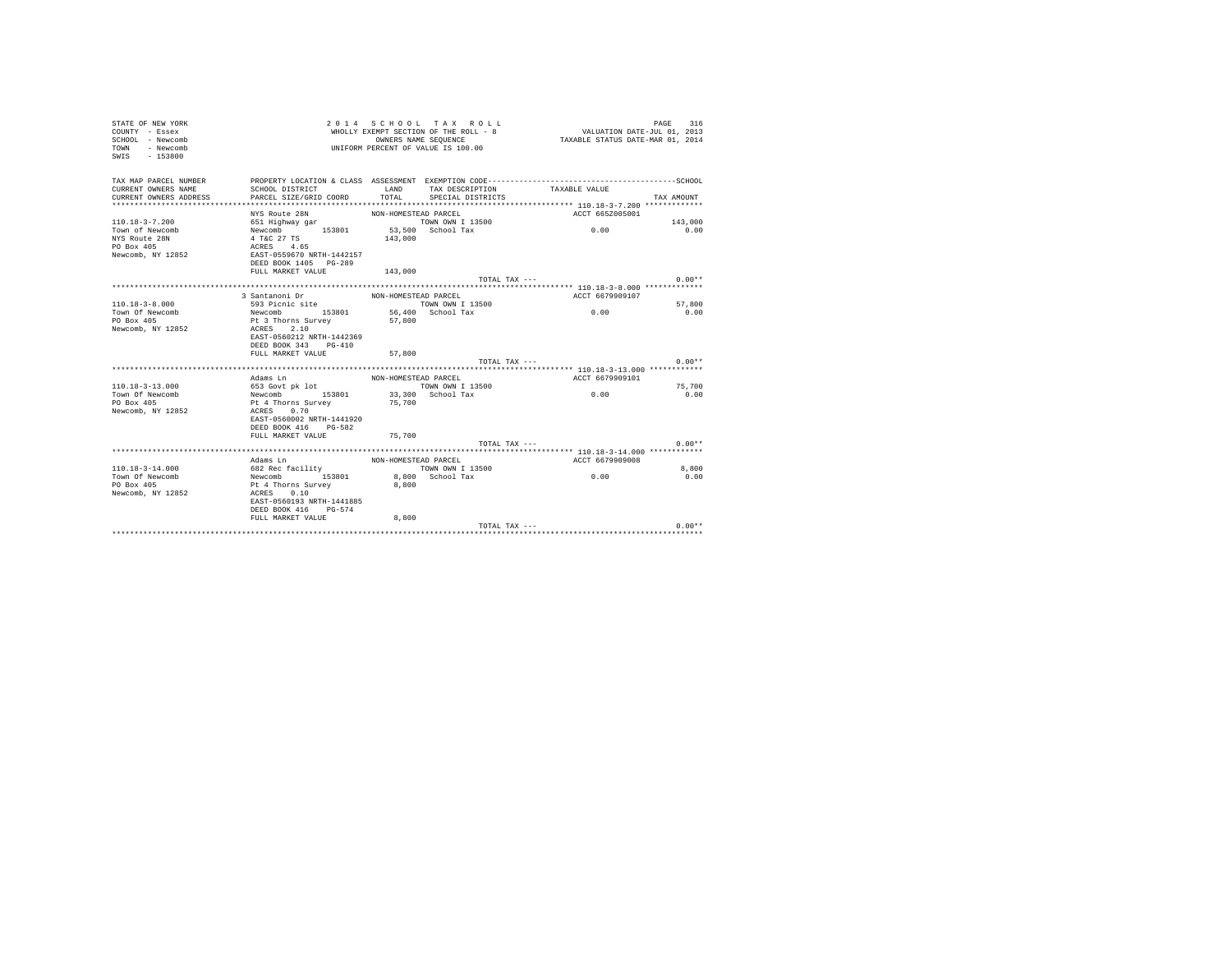STATE OF NEW YORK
COUNTY - Essex
SCHOOL - Newcomb
TOWN - Newcomb
SWIS - 153800

2014 SCHOOL TAX ROLL
WHOLLY EXEMPT SECTION OF THE ROLL - 8
OWNERS NAME SEQUENCE
UNIFORM PERCENT OF VALUE IS 100.00

VALUATION DATE-JUL 01, 2013
TAXABLE STATUS DATE-MAR 01, 2014

| TAX MAP PARCEL NUMBER / CURRENT OWNERS NAME / CURRENT OWNERS ADDRESS | PROPERTY LOCATION & CLASS / SCHOOL DISTRICT / PARCEL SIZE/GRID COORD | ASSESSMENT LAND / TOTAL | EXEMPTION CODE / TAX DESCRIPTION / SPECIAL DISTRICTS | TAXABLE VALUE | SCHOOL / TAX AMOUNT |
|---|---|---|---|---|---|
| 110.18-3-7.200 | NYS Route 28N | NON-HOMESTEAD PARCEL | | ACCT 665Z005001 | |
| Town of Newcomb | 651 Highway gar | | TOWN OWN I 13500 | | 143,000 |
| NYS Route 28N | Newcomb 153801 | 53,500 | School Tax | 0.00 | 0.00 |
| PO Box 405 | 4 T&C 27 TS | 143,000 | | | |
| Newcomb, NY 12852 | ACRES 4.65 | | | | |
| | EAST-0559670 NRTH-1442157 | | | | |
| | DEED BOOK 1405 PG-289 | | | | |
| | FULL MARKET VALUE | 143,000 | | | |
| | | | TOTAL TAX --- | | 0.00** |
| 110.18-3-8.000 | 3 Santanoni Dr | NON-HOMESTEAD PARCEL | | ACCT 6679909107 | |
| Town Of Newcomb | 593 Picnic site | | TOWN OWN I 13500 | | 57,800 |
| PO Box 405 | Newcomb 153801 | 56,400 | School Tax | 0.00 | 0.00 |
| Newcomb, NY 12852 | Pt 3 Thorns Survey | 57,800 | | | |
| | ACRES 2.10 | | | | |
| | EAST-0560212 NRTH-1442369 | | | | |
| | DEED BOOK 343 PG-410 | | | | |
| | FULL MARKET VALUE | 57,800 | | | |
| | | | TOTAL TAX --- | | 0.00** |
| 110.18-3-13.000 | Adams Ln | NON-HOMESTEAD PARCEL | | ACCT 6679909101 | |
| Town Of Newcomb | 653 Govt pk lot | | TOWN OWN I 13500 | | 75,700 |
| PO Box 405 | Newcomb 153801 | 33,300 | School Tax | 0.00 | 0.00 |
| Newcomb, NY 12852 | Pt 4 Thorns Survey | 75,700 | | | |
| | ACRES 0.70 | | | | |
| | EAST-0560002 NRTH-1441920 | | | | |
| | DEED BOOK 416 PG-582 | | | | |
| | FULL MARKET VALUE | 75,700 | | | |
| | | | TOTAL TAX --- | | 0.00** |
| 110.18-3-14.000 | Adams Ln | NON-HOMESTEAD PARCEL | | ACCT 6679909008 | |
| Town Of Newcomb | 682 Rec facility | | TOWN OWN I 13500 | | 8,800 |
| PO Box 405 | Newcomb 153801 | 8,800 | School Tax | 0.00 | 0.00 |
| Newcomb, NY 12852 | Pt 4 Thorns Survey | 8,800 | | | |
| | ACRES 0.10 | | | | |
| | EAST-0560193 NRTH-1441885 | | | | |
| | DEED BOOK 416 PG-574 | | | | |
| | FULL MARKET VALUE | 8,800 | | | |
| | | | TOTAL TAX --- | | 0.00** |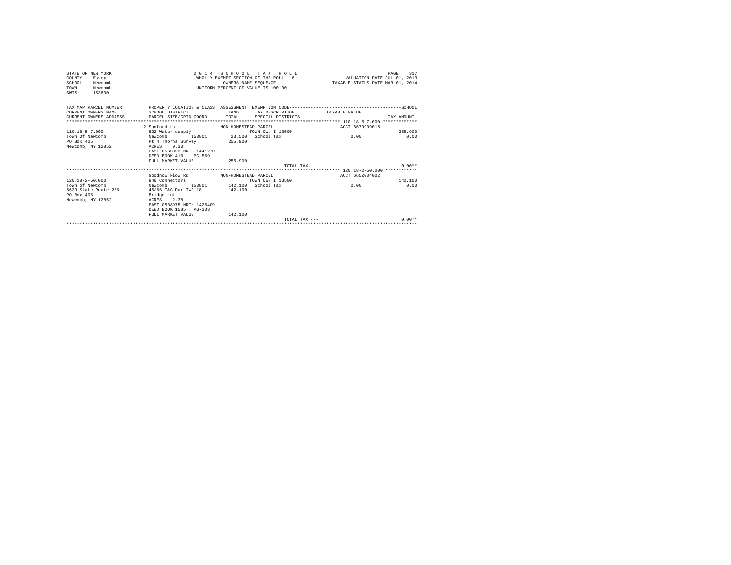STATE OF NEW YORK
COUNTY - Essex
SCHOOL - Newcomb
TOWN - Newcomb
SWIS - 153800

2 0 1 4 S C H O O L T A X R O L L
WHOLLY EXEMPT SECTION OF THE ROLL - 8
OWNERS NAME SEQUENCE
UNIFORM PERCENT OF VALUE IS 100.00

VALUATION DATE-JUL 01, 2013
TAXABLE STATUS DATE-MAR 01, 2014

| TAX MAP PARCEL NUMBER / CURRENT OWNERS NAME / CURRENT OWNERS ADDRESS | PROPERTY LOCATION & CLASS / SCHOOL DISTRICT / PARCEL SIZE/GRID COORD | ASSESSMENT LAND / TOTAL | EXEMPTION CODE / TAX DESCRIPTION / SPECIAL DISTRICTS | TAXABLE VALUE | SCHOOL TAX AMOUNT |
|---|---|---|---|---|---|
| **110.18-5-7.000** | 2 Sanford Ln | NON-HOMESTEAD PARCEL | | ACCT 6679909015 | |
| 110.18-5-7.000 | 822 Water supply | | TOWN OWN I 13500 | | 255,900 |
| Town Of Newcomb | Newcomb 153801 | 23,500 | School Tax | 0.00 | 0.00 |
| PO Box 405 | Pt 4 Thorns Survey | 255,900 | | | |
| Newcomb, NY 12852 | ACRES 0.30 | | | | |
| | EAST-0560323 NRTH-1441270 | | | | |
| | DEED BOOK 416 PG-569 | | | | |
| | FULL MARKET VALUE | 255,900 | | | |
| | | | TOTAL TAX --- | | 0.00** |
| **120.18-2-50.000** | Goodnow Flow Rd | NON-HOMESTEAD PARCEL | | ACCT 665Z004002 | |
| 120.18-2-50.000 | 846 Connectors | | TOWN OWN I 13500 | | 142,100 |
| Town of Newcomb | Newcomb 153801 | 142,100 | School Tax | 0.00 | 0.00 |
| 5639 State Route 28N | 45/66 T&C Pur TWP 18 | 142,100 | | | |
| PO Box 405 | Bridge Lot | | | | |
| Newcomb, NY 12852 | ACRES 2.38 | | | | |
| | EAST-0538975 NRTH-1426409 | | | | |
| | DEED BOOK 1585 PG-303 | | | | |
| | FULL MARKET VALUE | 142,100 | | | |
| | | | TOTAL TAX --- | | 0.00** |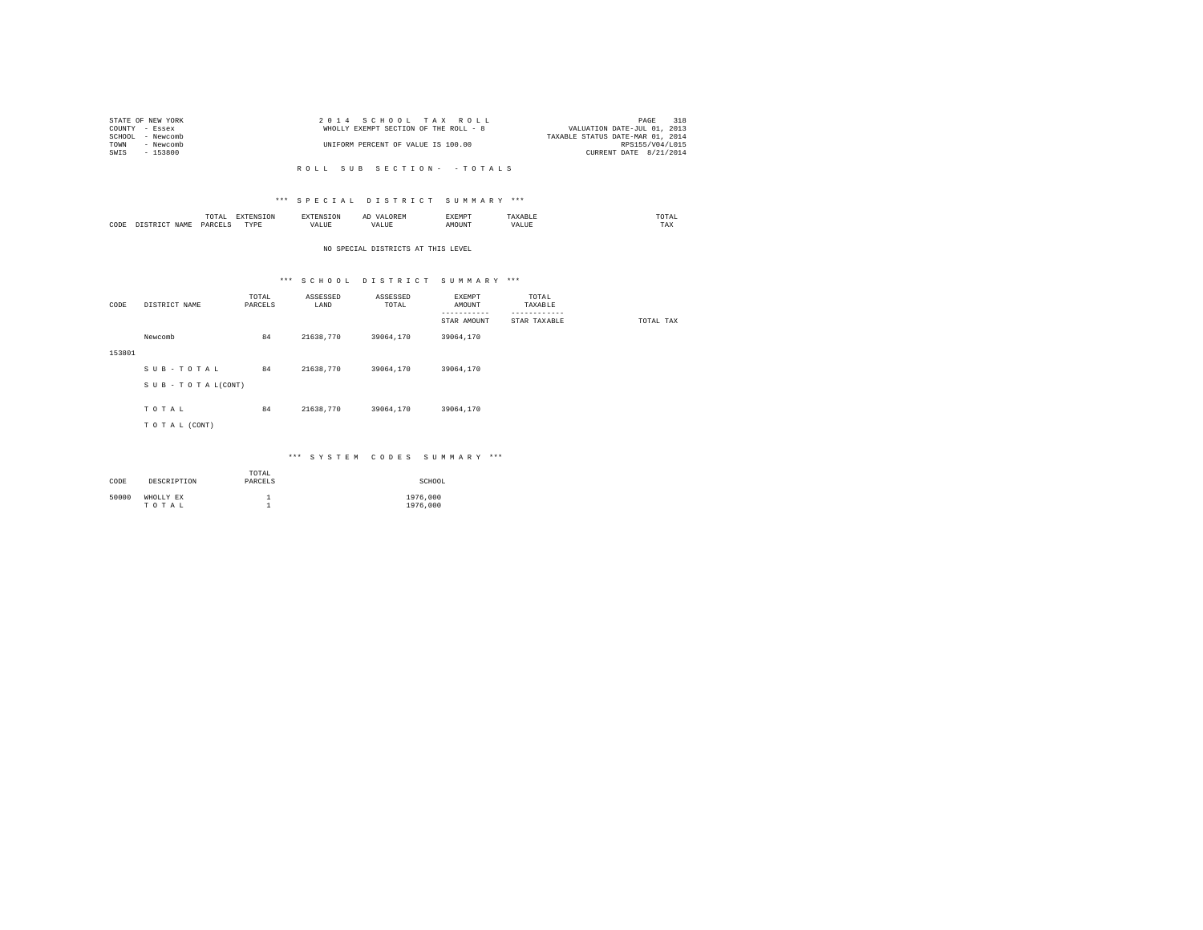STATE OF NEW YORK
COUNTY - Essex
SCHOOL - Newcomb
TOWN - Newcomb
SWIS - 153800

2 0 1 4 S C H O O L T A X R O L L
WHOLLY EXEMPT SECTION OF THE ROLL - 8
UNIFORM PERCENT OF VALUE IS 100.00

VALUATION DATE-JUL 01, 2013
TAXABLE STATUS DATE-MAR 01, 2014
RPS155/V04/L015
CURRENT DATE 8/21/2014

R O L L S U B S E C T I O N - - T O T A L S

*** S P E C I A L D I S T R I C T S U M M A R Y ***

| CODE | DISTRICT NAME | TOTAL PARCELS | EXTENSION TYPE | EXTENSION VALUE | AD VALOREM VALUE | EXEMPT AMOUNT | TAXABLE VALUE | TOTAL TAX |
|---|---|---|---|---|---|---|---|---|

NO SPECIAL DISTRICTS AT THIS LEVEL

*** S C H O O L D I S T R I C T S U M M A R Y ***

| CODE | DISTRICT NAME | TOTAL PARCELS | ASSESSED LAND | ASSESSED TOTAL | EXEMPT AMOUNT / STAR AMOUNT | TOTAL TAXABLE / STAR TAXABLE | TOTAL TAX |
|---|---|---|---|---|---|---|---|
| | Newcomb | 84 | 21638,770 | 39064,170 | 39064,170 | | |
| 153801 | | | | | | | |
| | S U B - T O T A L | 84 | 21638,770 | 39064,170 | 39064,170 | | |
| | S U B - T O T A L(CONT) | | | | | | |
| | T O T A L | 84 | 21638,770 | 39064,170 | 39064,170 | | |
| | T O T A L (CONT) | | | | | | |

*** S Y S T E M C O D E S S U M M A R Y ***

| CODE | DESCRIPTION | TOTAL PARCELS | SCHOOL |
|---|---|---|---|
| 50000 | WHOLLY EX | 1 | 1976,000 |
| | T O T A L | 1 | 1976,000 |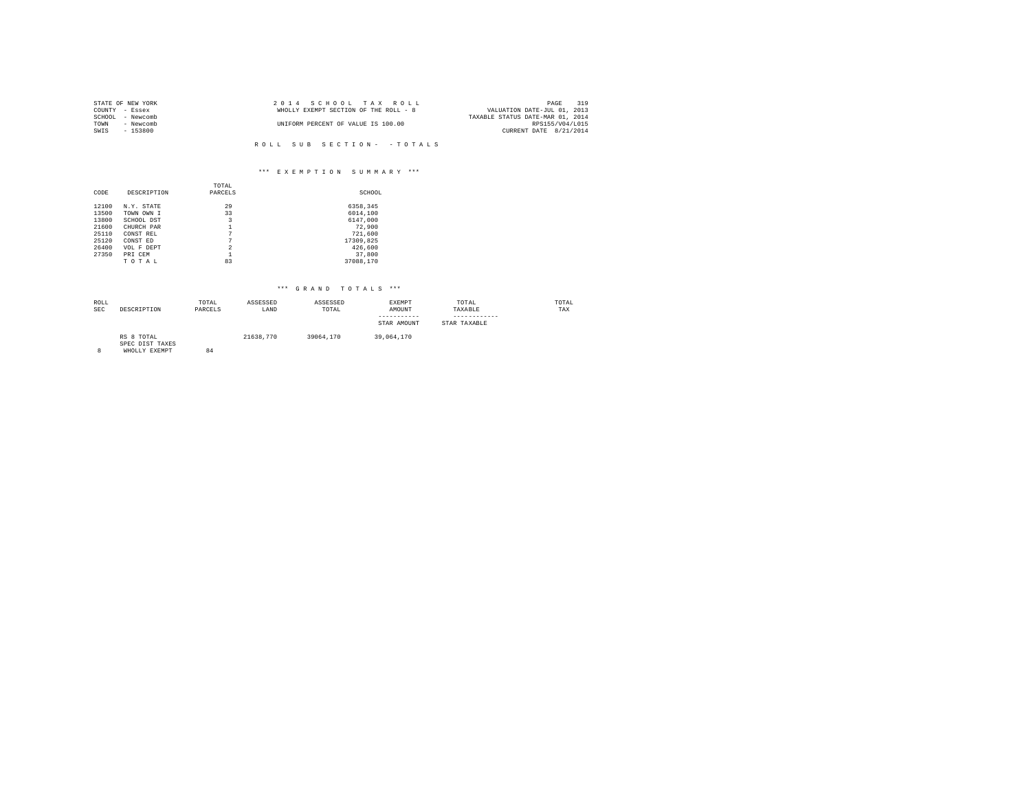STATE OF NEW YORK
COUNTY - Essex
SCHOOL - Newcomb
TOWN - Newcomb
SWIS - 153800

2 0 1 4 S C H O O L T A X R O L L
WHOLLY EXEMPT SECTION OF THE ROLL - 8

UNIFORM PERCENT OF VALUE IS 100.00

VALUATION DATE-JUL 01, 2013
TAXABLE STATUS DATE-MAR 01, 2014
RPS155/V04/L015
CURRENT DATE 8/21/2014

R O L L S U B S E C T I O N - - T O T A L S

*** E X E M P T I O N S U M M A R Y ***

| CODE | DESCRIPTION | TOTAL PARCELS | SCHOOL |
|---|---|---|---|
| 12100 | N.Y. STATE | 29 | 6358,345 |
| 13500 | TOWN OWN I | 33 | 6014,100 |
| 13800 | SCHOOL DST | 3 | 6147,000 |
| 21600 | CHURCH PAR | 1 | 72,900 |
| 25110 | CONST REL | 7 | 721,600 |
| 25120 | CONST ED | 7 | 17309,825 |
| 26400 | VOL F DEPT | 2 | 426,600 |
| 27350 | PRI CEM | 1 | 37,800 |
| | T O T A L | 83 | 37088,170 |

*** G R A N D T O T A L S ***

| ROLL SEC | DESCRIPTION | TOTAL PARCELS | ASSESSED LAND | ASSESSED TOTAL | EXEMPT AMOUNT / STAR AMOUNT | TOTAL TAXABLE / STAR TAXABLE | TOTAL TAX |
|---|---|---|---|---|---|---|---|
| | RS 8 TOTAL | | 21638,770 | 39064,170 | 39,064,170 | | |
| | SPEC DIST TAXES | | | | | | |
| 8 | WHOLLY EXEMPT | 84 | | | | | |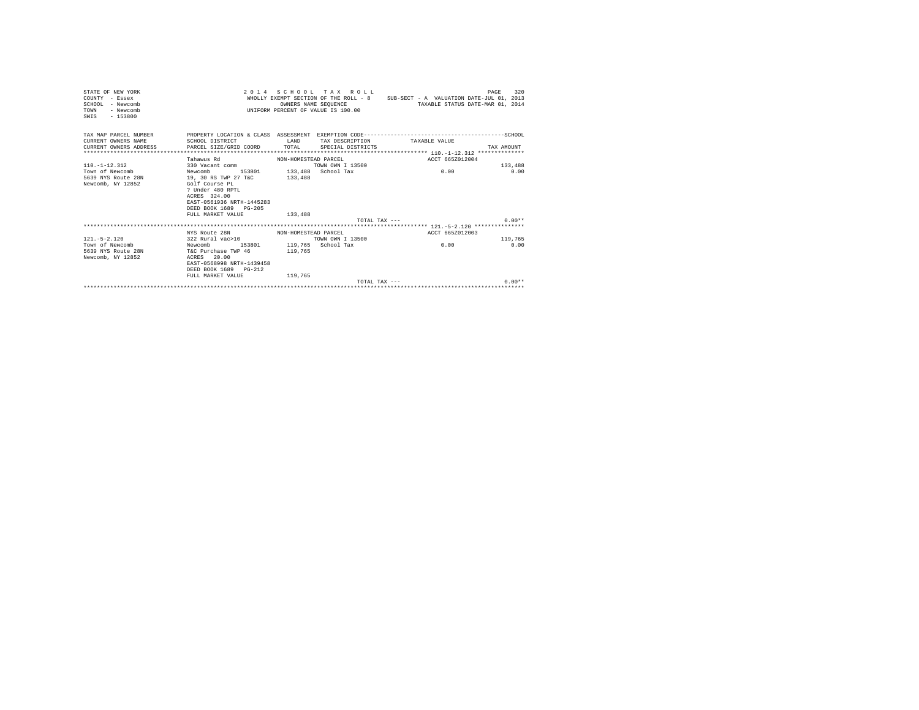STATE OF NEW YORK
COUNTY - Essex
SCHOOL - Newcomb
TOWN - Newcomb
SWIS - 153800

2 0 1 4 S C H O O L T A X R O L L
WHOLLY EXEMPT SECTION OF THE ROLL - 8
OWNERS NAME SEQUENCE
UNIFORM PERCENT OF VALUE IS 100.00

SUB-SECT - A VALUATION DATE-JUL 01, 2013
TAXABLE STATUS DATE-MAR 01, 2014

| TAX MAP PARCEL NUMBER / CURRENT OWNERS NAME / CURRENT OWNERS ADDRESS | PROPERTY LOCATION & CLASS / SCHOOL DISTRICT / PARCEL SIZE/GRID COORD | ASSESSMENT LAND / TOTAL | EXEMPTION CODE / TAX DESCRIPTION / SPECIAL DISTRICTS | TAXABLE VALUE | TAX AMOUNT |
|---|---|---|---|---|---|
| **110.-1-12.312** | Tahawus Rd | NON-HOMESTEAD PARCEL | | ACCT 665Z012004 | |
| 110.-1-12.312 | 330 Vacant comm | | TOWN OWN I 13500 | | 133,488 |
| Town of Newcomb | Newcomb 153801 | 133,488 | School Tax | 0.00 | 0.00 |
| 5639 NYS Route 28N | 19, 30 RS TWP 27 T&C | 133,488 | | | |
| Newcomb, NY 12852 | Golf Course PL | | | | |
| | ? Under 480 RPTL | | | | |
| | ACRES 324.00 | | | | |
| | EAST-0561936 NRTH-1445283 | | | | |
| | DEED BOOK 1689 PG-205 | | | | |
| | FULL MARKET VALUE | 133,488 | | | |
| | | | TOTAL TAX --- | | 0.00** |
| **121.-5-2.120** | NYS Route 28N | NON-HOMESTEAD PARCEL | | ACCT 665Z012003 | |
| 121.-5-2.120 | 322 Rural vac>10 | | TOWN OWN I 13500 | | 119,765 |
| Town of Newcomb | Newcomb 153801 | 119,765 | School Tax | 0.00 | 0.00 |
| 5639 NYS Route 28N | T&C Purchase TWP 46 | 119,765 | | | |
| Newcomb, NY 12852 | ACRES 20.00 | | | | |
| | EAST-0568998 NRTH-1439458 | | | | |
| | DEED BOOK 1689 PG-212 | | | | |
| | FULL MARKET VALUE | 119,765 | | | |
| | | | TOTAL TAX --- | | 0.00** |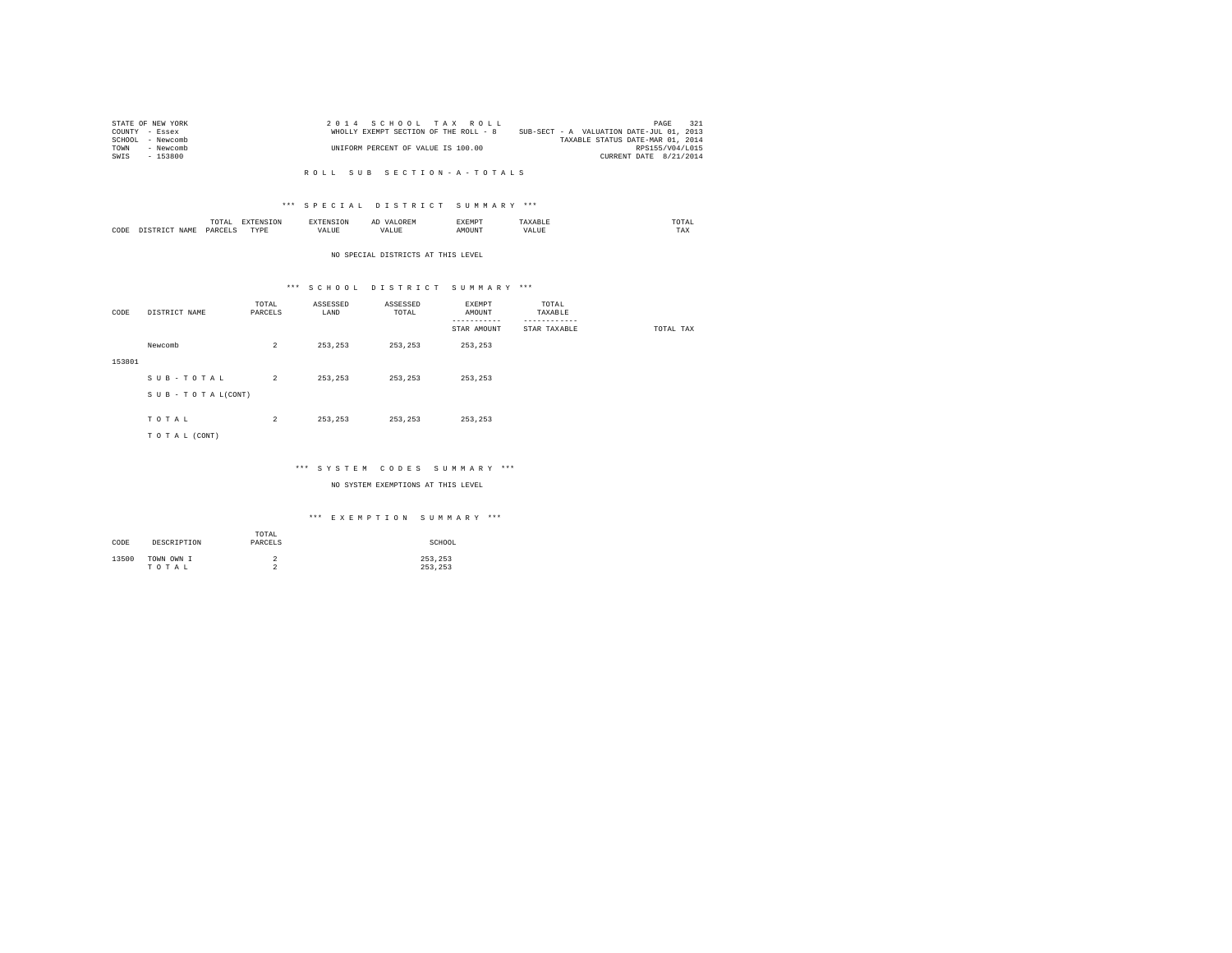STATE OF NEW YORK
COUNTY - Essex
SCHOOL - Newcomb
TOWN - Newcomb
SWIS - 153800

2 0 1 4 S C H O O L T A X R O L L
WHOLLY EXEMPT SECTION OF THE ROLL - 8
UNIFORM PERCENT OF VALUE IS 100.00

PAGE 321
SUB-SECT - A VALUATION DATE-JUL 01, 2013
TAXABLE STATUS DATE-MAR 01, 2014
RPS155/V04/L015
CURRENT DATE 8/21/2014

R O L L S U B S E C T I O N - A - T O T A L S

\*\*\* S P E C I A L D I S T R I C T S U M M A R Y \*\*\*

| CODE | DISTRICT NAME | TOTAL PARCELS | EXTENSION TYPE | EXTENSION VALUE | AD VALOREM VALUE | EXEMPT AMOUNT | TAXABLE VALUE | TOTAL TAX |
|---|---|---|---|---|---|---|---|---|

NO SPECIAL DISTRICTS AT THIS LEVEL

\*\*\* S C H O O L D I S T R I C T S U M M A R Y \*\*\*

| CODE | DISTRICT NAME | TOTAL PARCELS | ASSESSED LAND | ASSESSED TOTAL | EXEMPT AMOUNT / STAR AMOUNT | TOTAL TAXABLE / STAR TAXABLE | TOTAL TAX |
|---|---|---|---|---|---|---|---|
| 153801 | Newcomb | 2 | 253,253 | 253,253 | 253,253 | | |
| | S U B - T O T A L | 2 | 253,253 | 253,253 | 253,253 | | |
| | S U B - T O T A L(CONT) | | | | | | |
| | T O T A L | 2 | 253,253 | 253,253 | 253,253 | | |
| | T O T A L (CONT) | | | | | | |

\*\*\* S Y S T E M C O D E S S U M M A R Y \*\*\*

NO SYSTEM EXEMPTIONS AT THIS LEVEL

\*\*\* E X E M P T I O N S U M M A R Y \*\*\*

| CODE | DESCRIPTION | TOTAL PARCELS | SCHOOL |
|---|---|---|---|
| 13500 | TOWN OWN I | 2 | 253,253 |
| | T O T A L | 2 | 253,253 |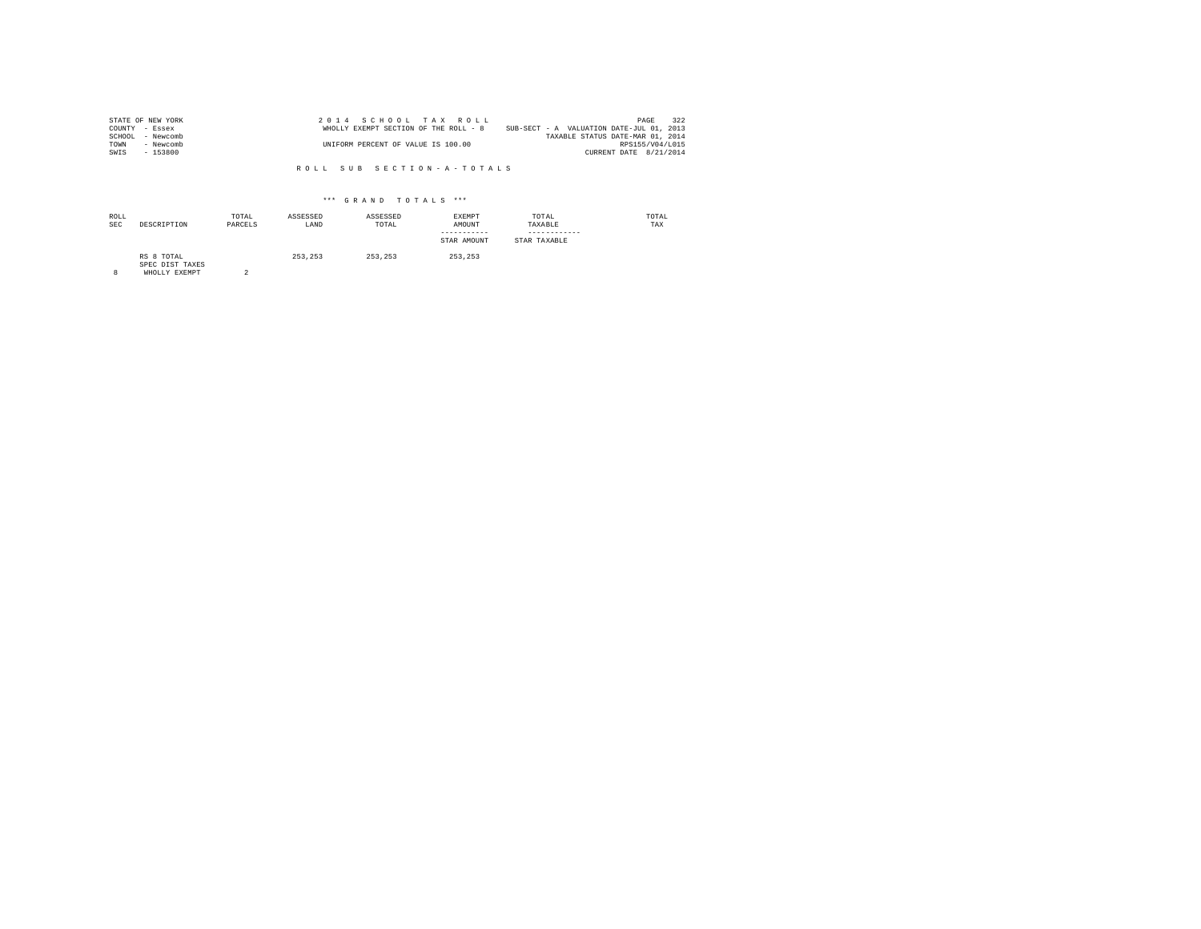STATE OF NEW YORK
COUNTY - Essex
SCHOOL - Newcomb
TOWN - Newcomb
SWIS - 153800

2014 SCHOOL TAX ROLL
WHOLLY EXEMPT SECTION OF THE ROLL - 8
SUB-SECT - A VALUATION DATE-JUL 01, 2013
TAXABLE STATUS DATE-MAR 01, 2014
UNIFORM PERCENT OF VALUE IS 100.00
RPS155/V04/L015
CURRENT DATE 8/21/2014

ROLL SUB SECTION-A-TOTALS

*** GRAND TOTALS ***

| ROLL SEC | DESCRIPTION | TOTAL PARCELS | ASSESSED LAND | ASSESSED TOTAL | EXEMPT AMOUNT / STAR AMOUNT | TOTAL TAXABLE / STAR TAXABLE | TOTAL TAX |
|---|---|---|---|---|---|---|---|
| | RS 8 TOTAL | | 253,253 | 253,253 | 253,253 | | |
| | SPEC DIST TAXES | | | | | | |
| 8 | WHOLLY EXEMPT | 2 | | | | | |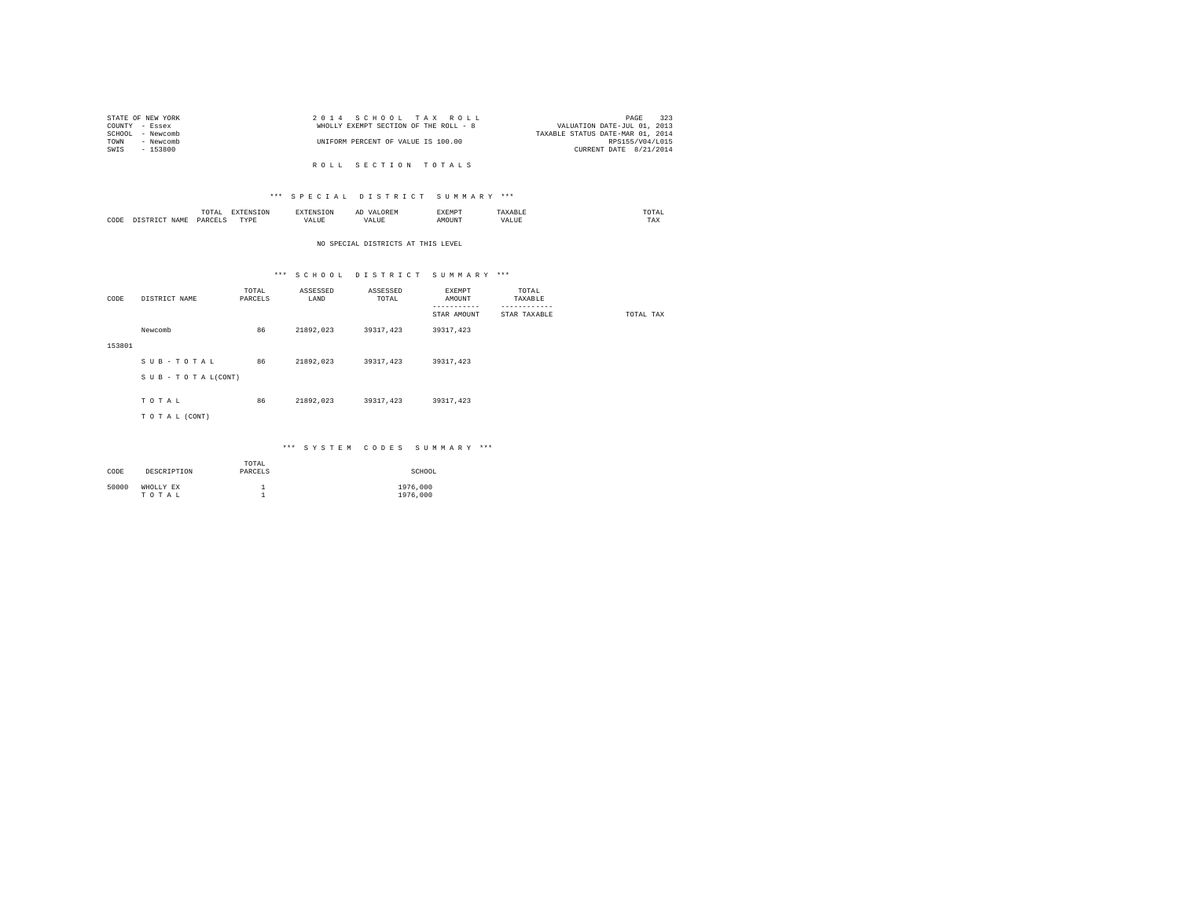STATE OF NEW YORK
COUNTY - Essex
SCHOOL - Newcomb
TOWN - Newcomb
SWIS - 153800

2 0 1 4 S C H O O L T A X R O L L
WHOLLY EXEMPT SECTION OF THE ROLL - 8
UNIFORM PERCENT OF VALUE IS 100.00

VALUATION DATE-JUL 01, 2013
TAXABLE STATUS DATE-MAR 01, 2014
RPS155/V04/L015
CURRENT DATE 8/21/2014

R O L L S E C T I O N T O T A L S

*** S P E C I A L D I S T R I C T S U M M A R Y ***

| CODE | DISTRICT NAME | TOTAL PARCELS | EXTENSION TYPE | EXTENSION VALUE | AD VALOREM VALUE | EXEMPT AMOUNT | TAXABLE VALUE | TOTAL TAX |
|---|---|---|---|---|---|---|---|---|

NO SPECIAL DISTRICTS AT THIS LEVEL

*** S C H O O L D I S T R I C T S U M M A R Y ***

| CODE | DISTRICT NAME | TOTAL PARCELS | ASSESSED LAND | ASSESSED TOTAL | EXEMPT AMOUNT / STAR AMOUNT | TOTAL TAXABLE / STAR TAXABLE | TOTAL TAX |
|---|---|---|---|---|---|---|---|
| 153801 | Newcomb | 86 | 21892,023 | 39317,423 | 39317,423 | | |
| | S U B - T O T A L | 86 | 21892,023 | 39317,423 | 39317,423 | | |
| | S U B - T O T A L(CONT) | | | | | | |
| | T O T A L | 86 | 21892,023 | 39317,423 | 39317,423 | | |
| | T O T A L (CONT) | | | | | | |

*** S Y S T E M C O D E S S U M M A R Y ***

| CODE | DESCRIPTION | TOTAL PARCELS | SCHOOL |
|---|---|---|---|
| 50000 | WHOLLY EX | 1 | 1976,000 |
| | T O T A L | 1 | 1976,000 |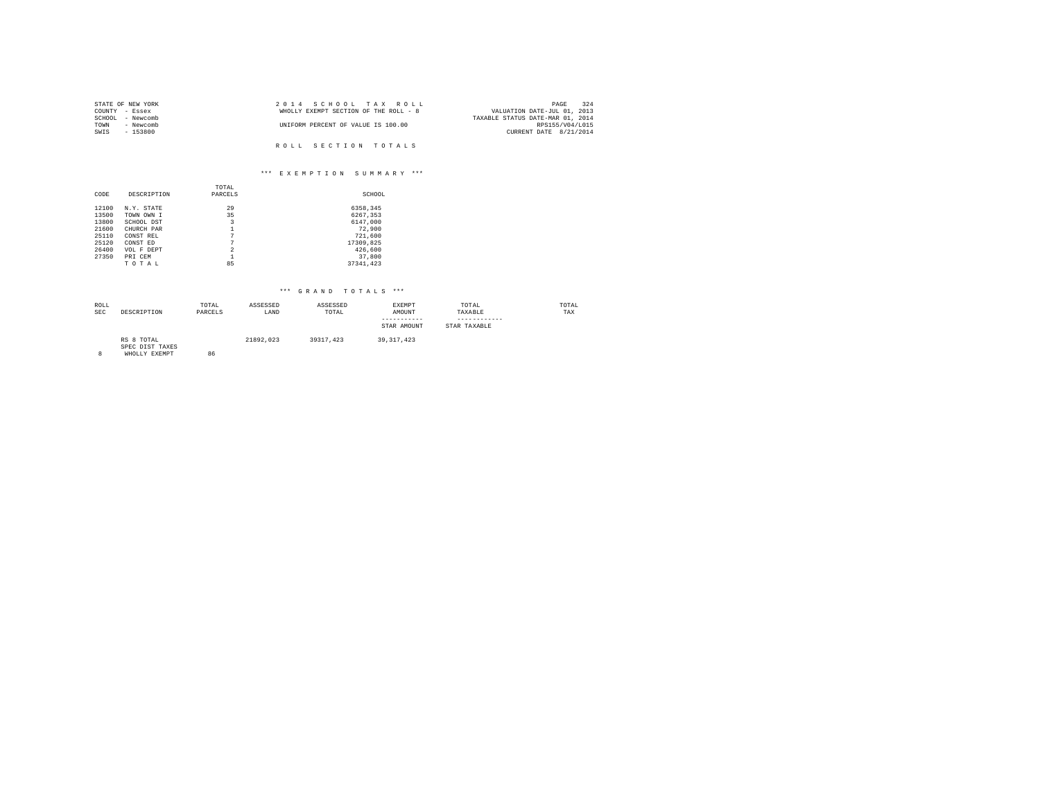STATE OF NEW YORK
COUNTY - Essex
SCHOOL - Newcomb
TOWN - Newcomb
SWIS - 153800

2 0 1 4 S C H O O L T A X R O L L
WHOLLY EXEMPT SECTION OF THE ROLL - 8

UNIFORM PERCENT OF VALUE IS 100.00

VALUATION DATE-JUL 01, 2013
TAXABLE STATUS DATE-MAR 01, 2014
RPS155/V04/L015
CURRENT DATE 8/21/2014

R O L L S E C T I O N T O T A L S

*** E X E M P T I O N S U M M A R Y ***

| CODE | DESCRIPTION | TOTAL PARCELS | SCHOOL |
|---|---|---|---|
| 12100 | N.Y. STATE | 29 | 6358,345 |
| 13500 | TOWN OWN I | 35 | 6267,353 |
| 13800 | SCHOOL DST | 3 | 6147,000 |
| 21600 | CHURCH PAR | 1 | 72,900 |
| 25110 | CONST REL | 7 | 721,600 |
| 25120 | CONST ED | 7 | 17309,825 |
| 26400 | VOL F DEPT | 2 | 426,600 |
| 27350 | PRI CEM | 1 | 37,800 |
| | T O T A L | 85 | 37341,423 |

*** G R A N D T O T A L S ***

| ROLL SEC | DESCRIPTION | TOTAL PARCELS | ASSESSED LAND | ASSESSED TOTAL | EXEMPT AMOUNT<br>-----------<br>STAR AMOUNT | TOTAL TAXABLE<br>------------<br>STAR TAXABLE | TOTAL TAX |
|---|---|---|---|---|---|---|---|
| | RS 8 TOTAL | | 21892,023 | 39317,423 | 39,317,423 | | |
| | SPEC DIST TAXES | | | | | | |
| 8 | WHOLLY EXEMPT | 86 | | | | | |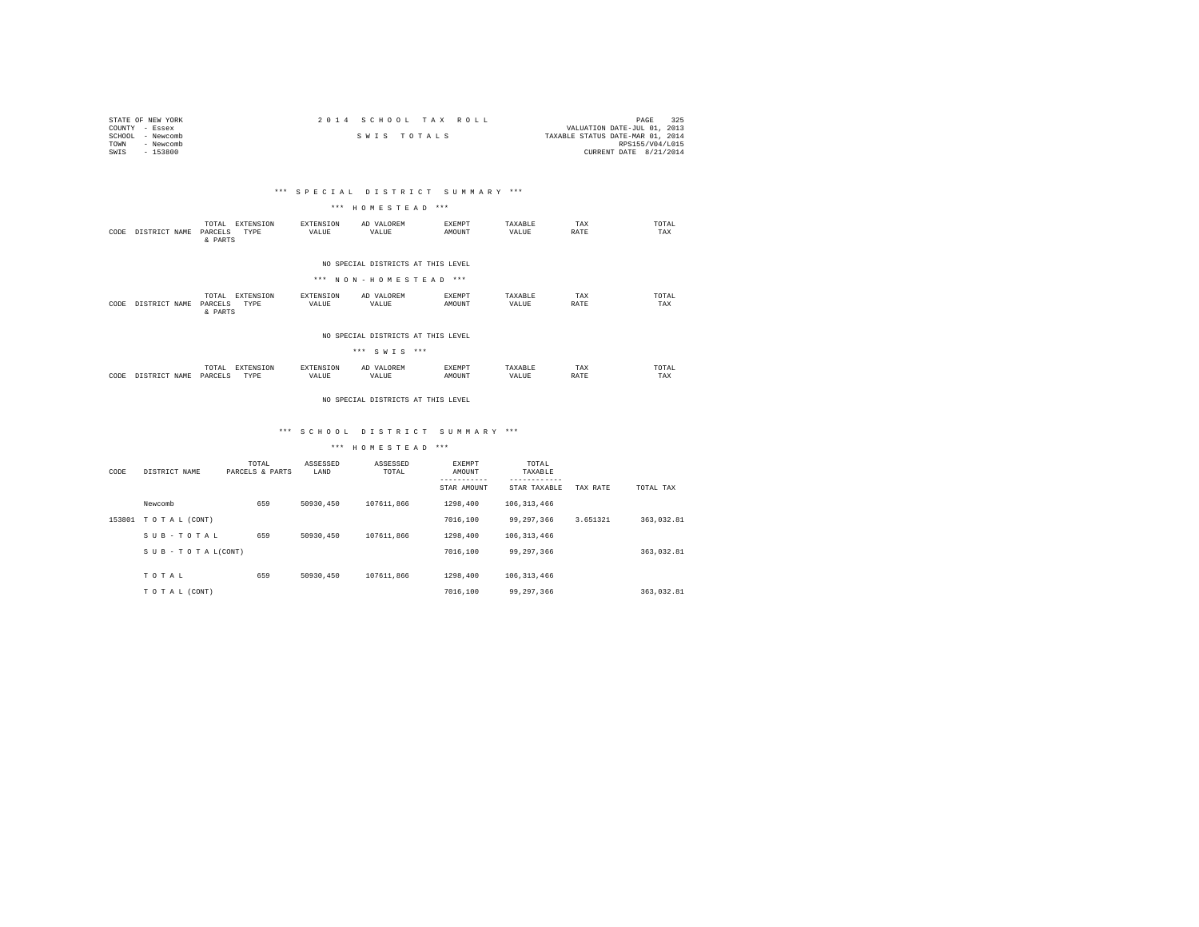STATE OF NEW YORK
COUNTY - Essex
SCHOOL - Newcomb
TOWN - Newcomb
SWIS - 153800

2 0 1 4 S C H O O L T A X R O L L

S W I S T O T A L S

VALUATION DATE-JUL 01, 2013
TAXABLE STATUS DATE-MAR 01, 2014
RPS155/V04/L015
CURRENT DATE 8/21/2014

## *** S P E C I A L D I S T R I C T S U M M A R Y ***

### *** H O M E S T E A D ***

| CODE | DISTRICT NAME | TOTAL PARCELS & PARTS | EXTENSION TYPE | EXTENSION VALUE | AD VALOREM VALUE | EXEMPT AMOUNT | TAXABLE VALUE | TAX RATE | TOTAL TAX |
|---|---|---|---|---|---|---|---|---|---|

NO SPECIAL DISTRICTS AT THIS LEVEL

### *** N O N - H O M E S T E A D ***

| CODE | DISTRICT NAME | TOTAL PARCELS & PARTS | EXTENSION TYPE | EXTENSION VALUE | AD VALOREM VALUE | EXEMPT AMOUNT | TAXABLE VALUE | TAX RATE | TOTAL TAX |
|---|---|---|---|---|---|---|---|---|---|

NO SPECIAL DISTRICTS AT THIS LEVEL

### *** S W I S ***

| CODE | DISTRICT NAME | TOTAL PARCELS | EXTENSION TYPE | EXTENSION VALUE | AD VALOREM VALUE | EXEMPT AMOUNT | TAXABLE VALUE | TAX RATE | TOTAL TAX |
|---|---|---|---|---|---|---|---|---|---|

NO SPECIAL DISTRICTS AT THIS LEVEL

## *** S C H O O L D I S T R I C T S U M M A R Y ***

### *** H O M E S T E A D ***

| CODE | DISTRICT NAME | TOTAL PARCELS & PARTS | ASSESSED LAND | ASSESSED TOTAL | EXEMPT AMOUNT / STAR AMOUNT | TOTAL TAXABLE / STAR TAXABLE | TAX RATE | TOTAL TAX |
|---|---|---|---|---|---|---|---|---|
| | Newcomb | 659 | 50930,450 | 107611,866 | 1298,400 | 106,313,466 | | |
| 153801 | T O T A L (CONT) | | | | 7016,100 | 99,297,366 | 3.651321 | 363,032.81 |
| | S U B - T O T A L | 659 | 50930,450 | 107611,866 | 1298,400 | 106,313,466 | | |
| | S U B - T O T A L(CONT) | | | | 7016,100 | 99,297,366 | | 363,032.81 |
| | T O T A L | 659 | 50930,450 | 107611,866 | 1298,400 | 106,313,466 | | |
| | T O T A L (CONT) | | | | 7016,100 | 99,297,366 | | 363,032.81 |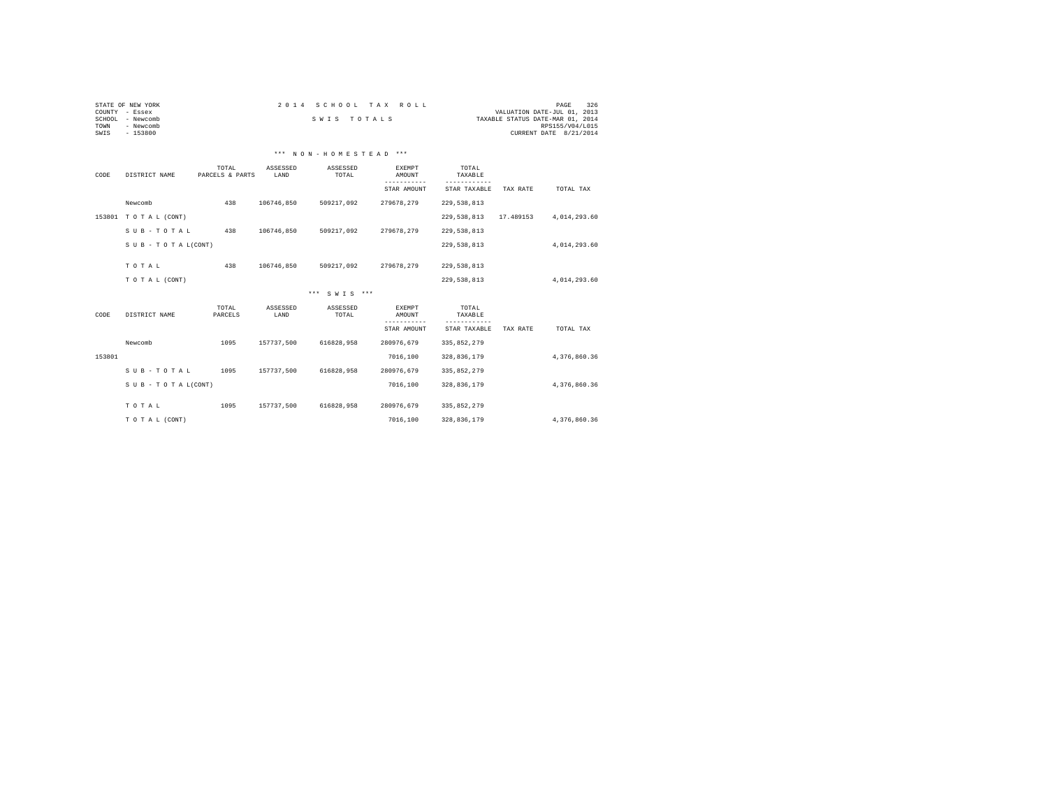STATE OF NEW YORK
COUNTY - Essex
SCHOOL - Newcomb
TOWN - Newcomb
SWIS - 153800

2 0 1 4 S C H O O L T A X R O L L

S W I S T O T A L S

VALUATION DATE-JUL 01, 2013
TAXABLE STATUS DATE-MAR 01, 2014
RPS155/V04/L015
CURRENT DATE 8/21/2014

### \*\*\* N O N - H O M E S T E A D \*\*\*

| CODE | DISTRICT NAME | TOTAL PARCELS & PARTS | ASSESSED LAND | ASSESSED TOTAL | EXEMPT AMOUNT / STAR AMOUNT | TOTAL TAXABLE / STAR TAXABLE | TAX RATE | TOTAL TAX |
|---|---|---|---|---|---|---|---|---|
| | Newcomb | 438 | 106746,850 | 509217,092 | 279678,279 | 229,538,813 | | |
| 153801 | T O T A L (CONT) | | | | | 229,538,813 | 17.489153 | 4,014,293.60 |
| | S U B - T O T A L | 438 | 106746,850 | 509217,092 | 279678,279 | 229,538,813 | | |
| | S U B - T O T A L(CONT) | | | | | 229,538,813 | | 4,014,293.60 |
| | T O T A L | 438 | 106746,850 | 509217,092 | 279678,279 | 229,538,813 | | |
| | T O T A L (CONT) | | | | | 229,538,813 | | 4,014,293.60 |

### \*\*\* S W I S \*\*\*

| CODE | DISTRICT NAME | TOTAL PARCELS | ASSESSED LAND | ASSESSED TOTAL | EXEMPT AMOUNT / STAR AMOUNT | TOTAL TAXABLE / STAR TAXABLE | TAX RATE | TOTAL TAX |
|---|---|---|---|---|---|---|---|---|
| | Newcomb | 1095 | 157737,500 | 616828,958 | 280976,679 | 335,852,279 | | |
| 153801 | | | | | 7016,100 | 328,836,179 | | 4,376,860.36 |
| | S U B - T O T A L | 1095 | 157737,500 | 616828,958 | 280976,679 | 335,852,279 | | |
| | S U B - T O T A L(CONT) | | | | 7016,100 | 328,836,179 | | 4,376,860.36 |
| | T O T A L | 1095 | 157737,500 | 616828,958 | 280976,679 | 335,852,279 | | |
| | T O T A L (CONT) | | | | 7016,100 | 328,836,179 | | 4,376,860.36 |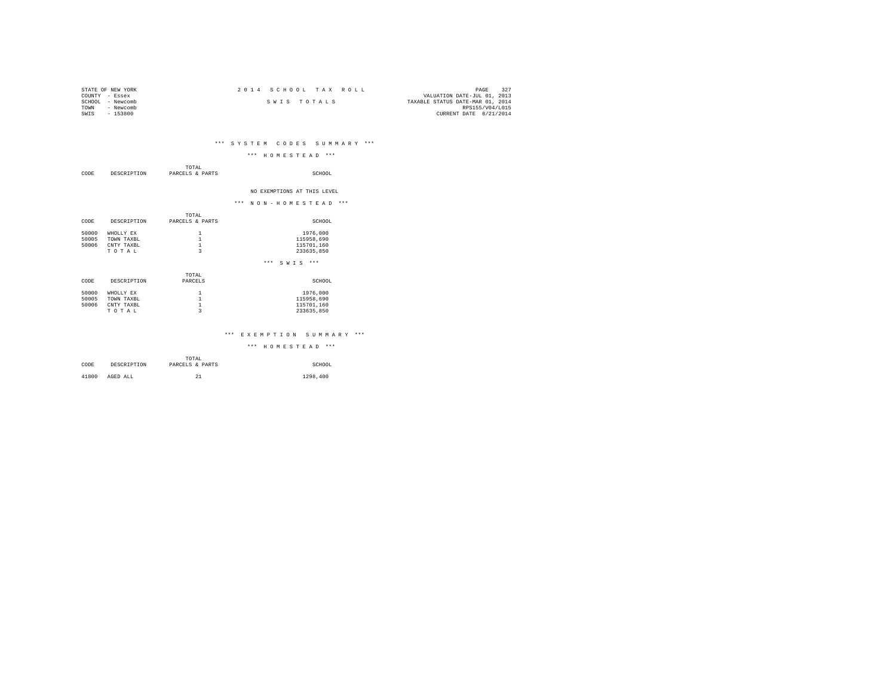STATE OF NEW YORK
COUNTY - Essex
SCHOOL - Newcomb
TOWN - Newcomb
SWIS - 153800

2 0 1 4 S C H O O L T A X R O L L

S W I S T O T A L S

VALUATION DATE-JUL 01, 2013
TAXABLE STATUS DATE-MAR 01, 2014
RPS155/V04/L015
CURRENT DATE 8/21/2014

## *** S Y S T E M C O D E S S U M M A R Y ***

### *** H O M E S T E A D ***

| CODE | DESCRIPTION | TOTAL PARCELS & PARTS | SCHOOL |
|---|---|---|---|

NO EXEMPTIONS AT THIS LEVEL

### *** N O N - H O M E S T E A D ***

| CODE | DESCRIPTION | TOTAL PARCELS & PARTS | SCHOOL |
|---|---|---|---|
| 50000 | WHOLLY EX | 1 | 1976,000 |
| 50005 | TOWN TAXBL | 1 | 115958,690 |
| 50006 | CNTY TAXBL | 1 | 115701,160 |
| | T O T A L | 3 | 233635,850 |

### *** S W I S ***

| CODE | DESCRIPTION | TOTAL PARCELS | SCHOOL |
|---|---|---|---|
| 50000 | WHOLLY EX | 1 | 1976,000 |
| 50005 | TOWN TAXBL | 1 | 115958,690 |
| 50006 | CNTY TAXBL | 1 | 115701,160 |
| | T O T A L | 3 | 233635,850 |

## *** E X E M P T I O N S U M M A R Y ***

### *** H O M E S T E A D ***

| CODE | DESCRIPTION | TOTAL PARCELS & PARTS | SCHOOL |
|---|---|---|---|
| 41800 | AGED ALL | 21 | 1298,400 |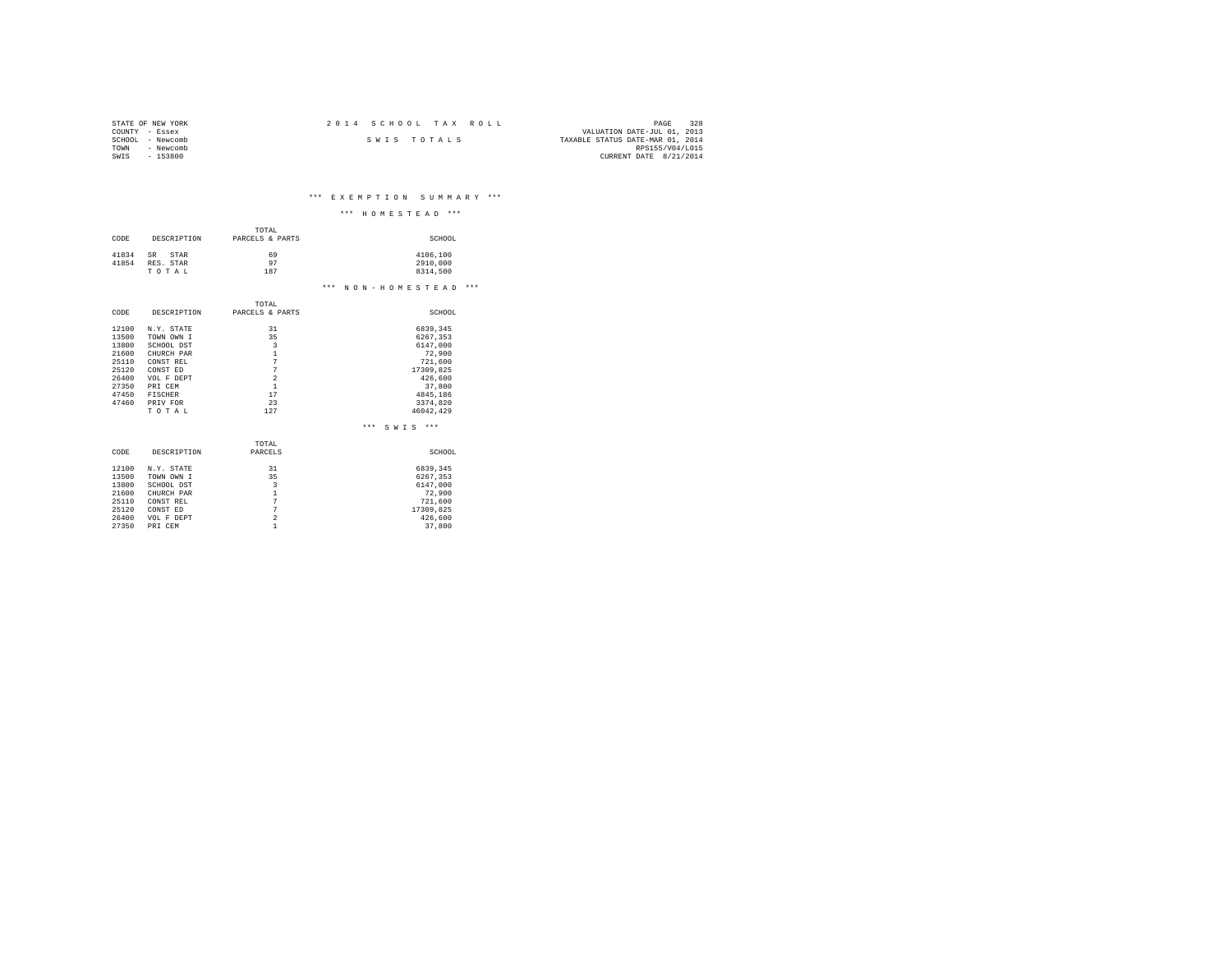STATE OF NEW YORK
COUNTY - Essex
SCHOOL - Newcomb
TOWN - Newcomb
SWIS - 153800

2 0 1 4 S C H O O L T A X R O L L

S W I S T O T A L S

VALUATION DATE-JUL 01, 2013
TAXABLE STATUS DATE-MAR 01, 2014
RPS155/V04/L015
CURRENT DATE 8/21/2014

### *** E X E M P T I O N S U M M A R Y ***

#### *** H O M E S T E A D ***

| CODE | DESCRIPTION | TOTAL PARCELS & PARTS | SCHOOL |
|---|---|---|---|
| 41834 | SR STAR | 69 | 4106,100 |
| 41854 | RES. STAR | 97 | 2910,000 |
| | T O T A L | 187 | 8314,500 |

#### *** N O N - H O M E S T E A D ***

| CODE | DESCRIPTION | TOTAL PARCELS & PARTS | SCHOOL |
|---|---|---|---|
| 12100 | N.Y. STATE | 31 | 6839,345 |
| 13500 | TOWN OWN I | 35 | 6267,353 |
| 13800 | SCHOOL DST | 3 | 6147,000 |
| 21600 | CHURCH PAR | 1 | 72,900 |
| 25110 | CONST REL | 7 | 721,600 |
| 25120 | CONST ED | 7 | 17309,825 |
| 26400 | VOL F DEPT | 2 | 426,600 |
| 27350 | PRI CEM | 1 | 37,800 |
| 47450 | FISCHER | 17 | 4845,186 |
| 47460 | PRIV FOR | 23 | 3374,820 |
| | T O T A L | 127 | 46042,429 |

#### *** S W I S ***

| CODE | DESCRIPTION | TOTAL PARCELS | SCHOOL |
|---|---|---|---|
| 12100 | N.Y. STATE | 31 | 6839,345 |
| 13500 | TOWN OWN I | 35 | 6267,353 |
| 13800 | SCHOOL DST | 3 | 6147,000 |
| 21600 | CHURCH PAR | 1 | 72,900 |
| 25110 | CONST REL | 7 | 721,600 |
| 25120 | CONST ED | 7 | 17309,825 |
| 26400 | VOL F DEPT | 2 | 426,600 |
| 27350 | PRI CEM | 1 | 37,800 |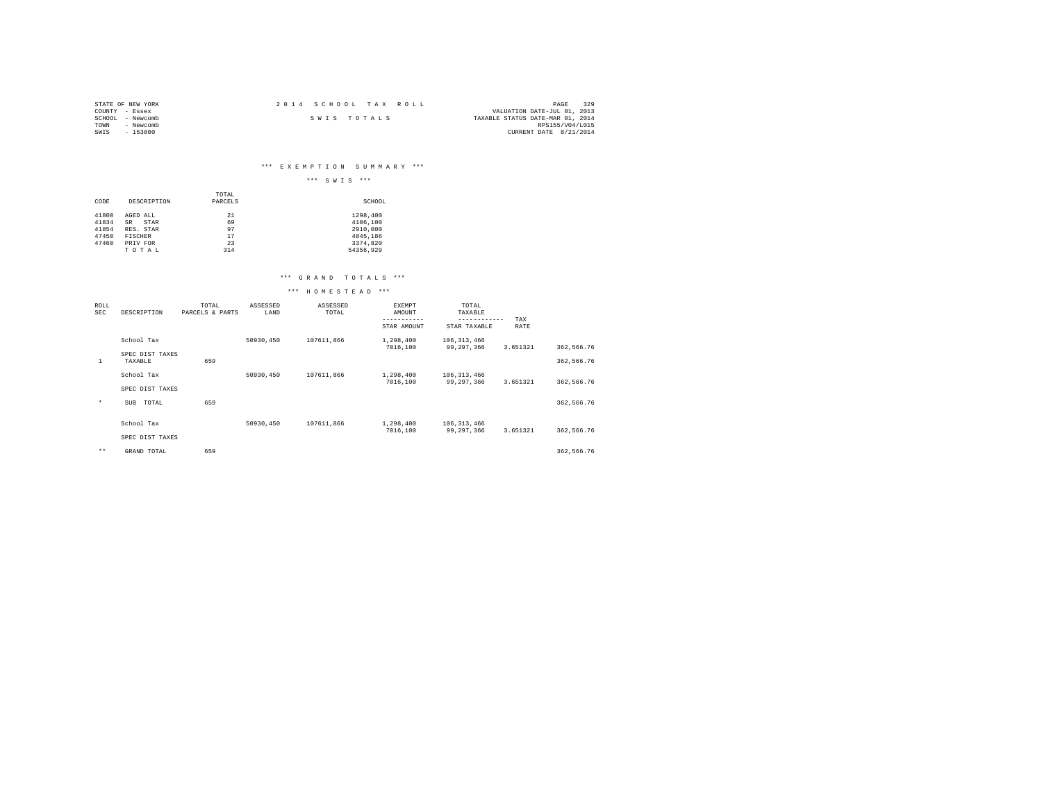STATE OF NEW YORK
COUNTY - Essex
SCHOOL - Newcomb
TOWN - Newcomb
SWIS - 153800

2014 SCHOOL TAX ROLL

SWIS TOTALS

VALUATION DATE-JUL 01, 2013
TAXABLE STATUS DATE-MAR 01, 2014
RPS155/V04/L015
CURRENT DATE 8/21/2014

*** EXEMPTION SUMMARY ***

*** SWIS ***

| CODE | DESCRIPTION | TOTAL PARCELS | SCHOOL |
|---|---|---|---|
| 41800 | AGED ALL | 21 | 1298,400 |
| 41834 | SR STAR | 69 | 4106,100 |
| 41854 | RES. STAR | 97 | 2910,000 |
| 47450 | FISCHER | 17 | 4845,186 |
| 47460 | PRIV FOR | 23 | 3374,820 |
| | T O T A L | 314 | 54356,929 |

*** GRAND TOTALS ***

*** HOMESTEAD ***

| ROLL SEC | DESCRIPTION | TOTAL PARCELS & PARTS | ASSESSED LAND | ASSESSED TOTAL | EXEMPT AMOUNT / STAR AMOUNT | TOTAL TAXABLE / STAR TAXABLE | TAX RATE | |
|---|---|---|---|---|---|---|---|---|
| | School Tax | | 50930,450 | 107611,866 | 1,298,400 | 106,313,466 | | |
| | | | | | 7016,100 | 99,297,366 | 3.651321 | 362,566.76 |
| | SPEC DIST TAXES | | | | | | | |
| 1 | TAXABLE | 659 | | | | | | 362,566.76 |
| | School Tax | | 50930,450 | 107611,866 | 1,298,400 | 106,313,466 | | |
| | | | | | 7016,100 | 99,297,366 | 3.651321 | 362,566.76 |
| | SPEC DIST TAXES | | | | | | | |
| * | SUB TOTAL | 659 | | | | | | 362,566.76 |
| | School Tax | | 50930,450 | 107611,866 | 1,298,400 | 106,313,466 | | |
| | | | | | 7016,100 | 99,297,366 | 3.651321 | 362,566.76 |
| | SPEC DIST TAXES | | | | | | | |
| ** | GRAND TOTAL | 659 | | | | | | 362,566.76 |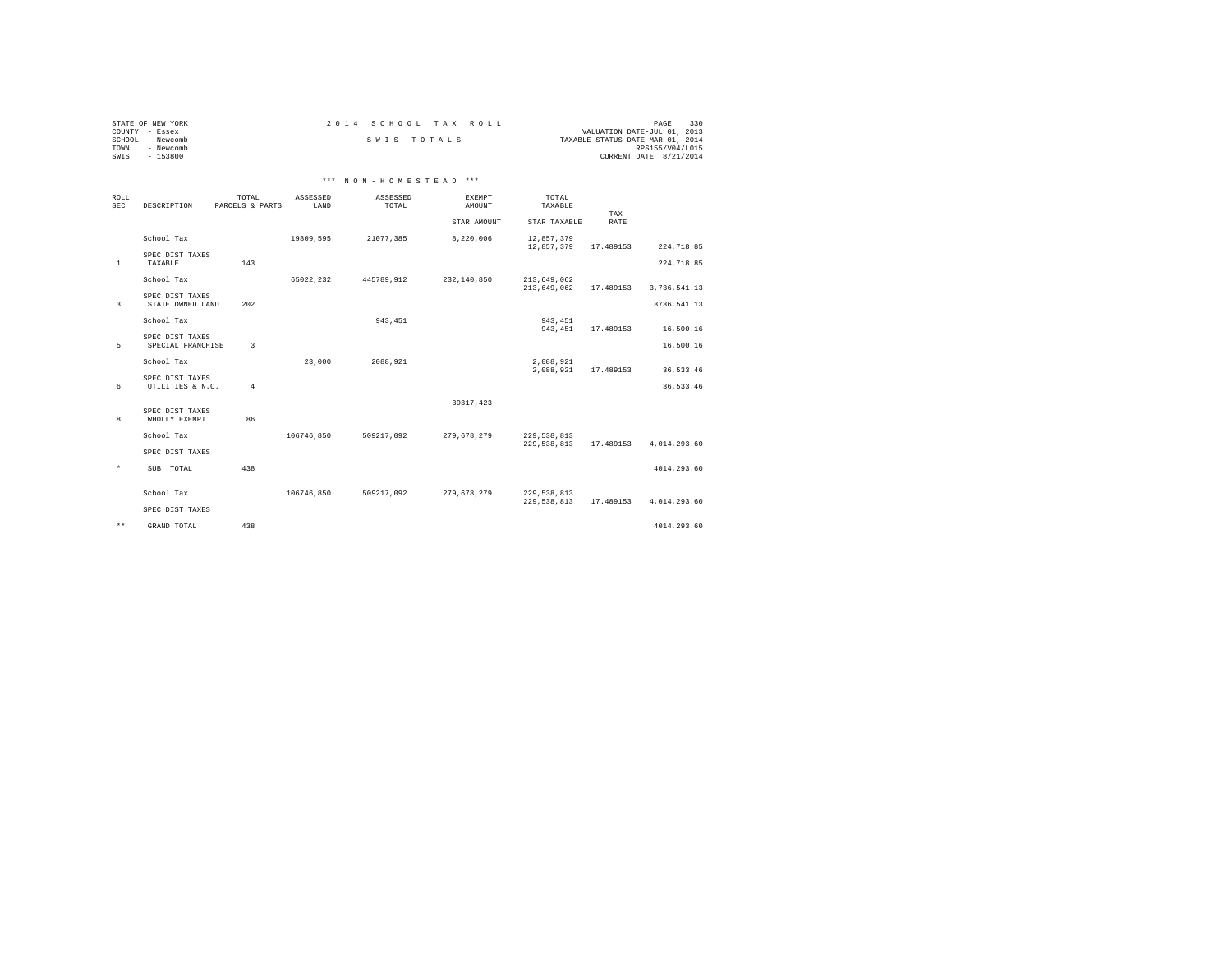STATE OF NEW YORK
COUNTY - Essex
SCHOOL - Newcomb
TOWN - Newcomb
SWIS - 153800

2014 SCHOOL TAX ROLL

SWIS TOTALS

VALUATION DATE-JUL 01, 2013
TAXABLE STATUS DATE-MAR 01, 2014
RPS155/V04/L015
CURRENT DATE 8/21/2014

*** NON-HOMESTEAD ***

| ROLL SEC | DESCRIPTION | TOTAL PARCELS & PARTS | ASSESSED LAND | ASSESSED TOTAL | EXEMPT AMOUNT<br>-----------<br>STAR AMOUNT | TOTAL TAXABLE<br>------------<br>STAR TAXABLE | TAX RATE | |
|---|---|---|---|---|---|---|---|---|
| | School Tax | | 19809,595 | 21077,385 | 8,220,006 | 12,857,379<br>12,857,379 | 17.489153 | 224,718.85 |
| | SPEC DIST TAXES | | | | | | | |
| 1 | TAXABLE | 143 | | | | | | 224,718.85 |
| | School Tax | | 65022,232 | 445789,912 | 232,140,850 | 213,649,062<br>213,649,062 | 17.489153 | 3,736,541.13 |
| | SPEC DIST TAXES | | | | | | | |
| 3 | STATE OWNED LAND | 202 | | | | | | 3736,541.13 |
| | School Tax | | | 943,451 | | 943,451<br>943,451 | 17.489153 | 16,500.16 |
| | SPEC DIST TAXES | | | | | | | |
| 5 | SPECIAL FRANCHISE | 3 | | | | | | 16,500.16 |
| | School Tax | | 23,000 | 2088,921 | | 2,088,921<br>2,088,921 | 17.489153 | 36,533.46 |
| | SPEC DIST TAXES | | | | | | | |
| 6 | UTILITIES & N.C. | 4 | | | | | | 36,533.46 |
| | | | | | 39317,423 | | | |
| | SPEC DIST TAXES | | | | | | | |
| 8 | WHOLLY EXEMPT | 86 | | | | | | |
| | School Tax | | 106746,850 | 509217,092 | 279,678,279 | 229,538,813<br>229,538,813 | 17.489153 | 4,014,293.60 |
| | SPEC DIST TAXES | | | | | | | |
| * | SUB TOTAL | 438 | | | | | | 4014,293.60 |
| | School Tax | | 106746,850 | 509217,092 | 279,678,279 | 229,538,813<br>229,538,813 | 17.489153 | 4,014,293.60 |
| | SPEC DIST TAXES | | | | | | | |
| ** | GRAND TOTAL | 438 | | | | | | 4014,293.60 |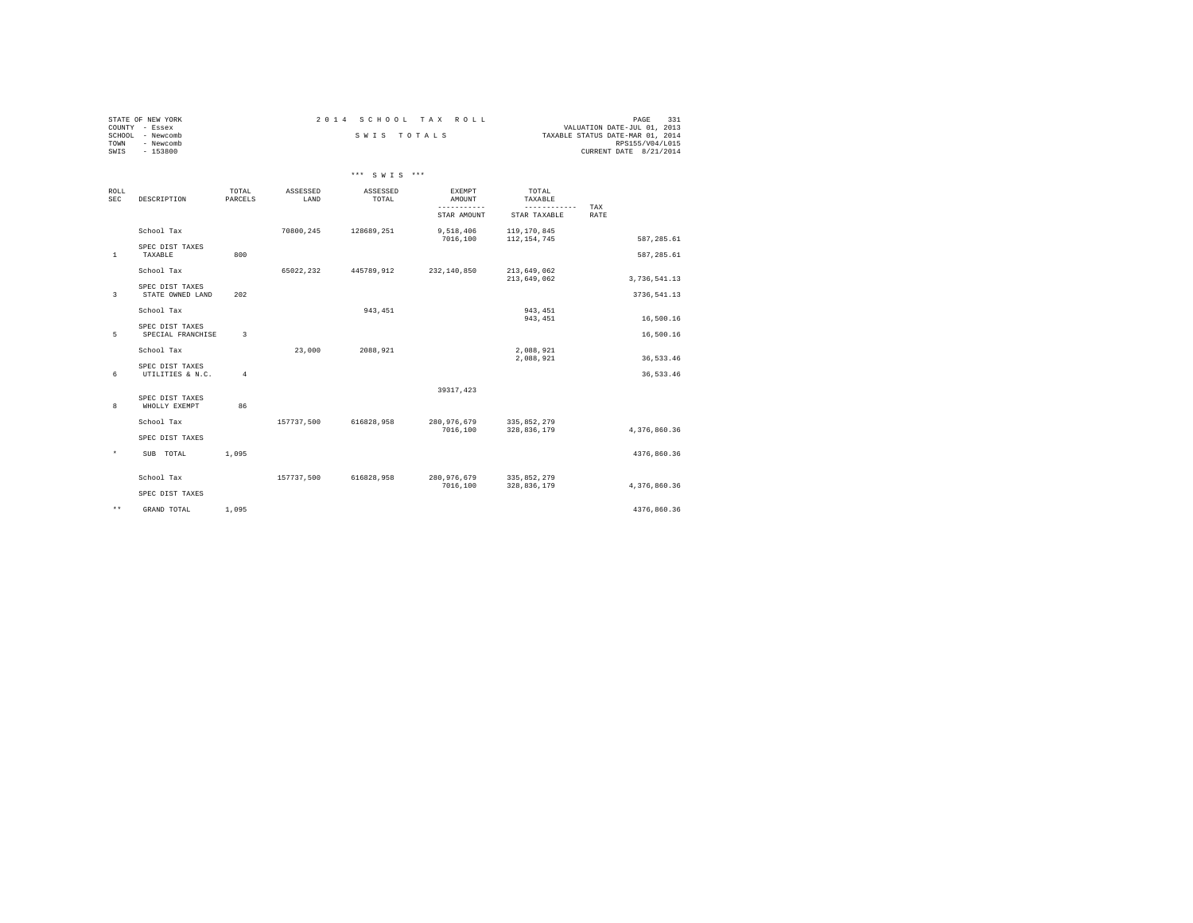STATE OF NEW YORK
COUNTY - Essex
SCHOOL - Newcomb
TOWN - Newcomb
SWIS - 153800

2 0 1 4 S C H O O L T A X R O L L

S W I S T O T A L S

VALUATION DATE-JUL 01, 2013
TAXABLE STATUS DATE-MAR 01, 2014
RPS155/V04/L015
CURRENT DATE 8/21/2014

*** S W I S ***

| ROLL SEC | DESCRIPTION | TOTAL PARCELS | ASSESSED LAND | ASSESSED TOTAL | EXEMPT AMOUNT / STAR AMOUNT | TOTAL TAXABLE / STAR TAXABLE | TAX RATE | |
|---|---|---|---|---|---|---|---|---|
| | School Tax | | 70800,245 | 128689,251 | 9,518,406 | 119,170,845 | | |
| | | | | | 7016,100 | 112,154,745 | | 587,285.61 |
| | SPEC DIST TAXES | | | | | | | |
| 1 | TAXABLE | 800 | | | | | | 587,285.61 |
| | School Tax | | 65022,232 | 445789,912 | 232,140,850 | 213,649,062 | | |
| | | | | | | 213,649,062 | | 3,736,541.13 |
| | SPEC DIST TAXES | | | | | | | |
| 3 | STATE OWNED LAND | 202 | | | | | | 3736,541.13 |
| | School Tax | | | 943,451 | | 943,451 | | |
| | | | | | | 943,451 | | 16,500.16 |
| | SPEC DIST TAXES | | | | | | | |
| 5 | SPECIAL FRANCHISE | 3 | | | | | | 16,500.16 |
| | School Tax | | 23,000 | 2088,921 | | 2,088,921 | | |
| | | | | | | 2,088,921 | | 36,533.46 |
| | SPEC DIST TAXES | | | | | | | |
| 6 | UTILITIES & N.C. | 4 | | | | | | 36,533.46 |
| | | | | | 39317,423 | | | |
| | SPEC DIST TAXES | | | | | | | |
| 8 | WHOLLY EXEMPT | 86 | | | | | | |
| | School Tax | | 157737,500 | 616828,958 | 280,976,679 | 335,852,279 | | |
| | | | | | 7016,100 | 328,836,179 | | 4,376,860.36 |
| | SPEC DIST TAXES | | | | | | | |
| * | SUB TOTAL | 1,095 | | | | | | 4376,860.36 |
| | School Tax | | 157737,500 | 616828,958 | 280,976,679 | 335,852,279 | | |
| | | | | | 7016,100 | 328,836,179 | | 4,376,860.36 |
| | SPEC DIST TAXES | | | | | | | |
| ** | GRAND TOTAL | 1,095 | | | | | | 4376,860.36 |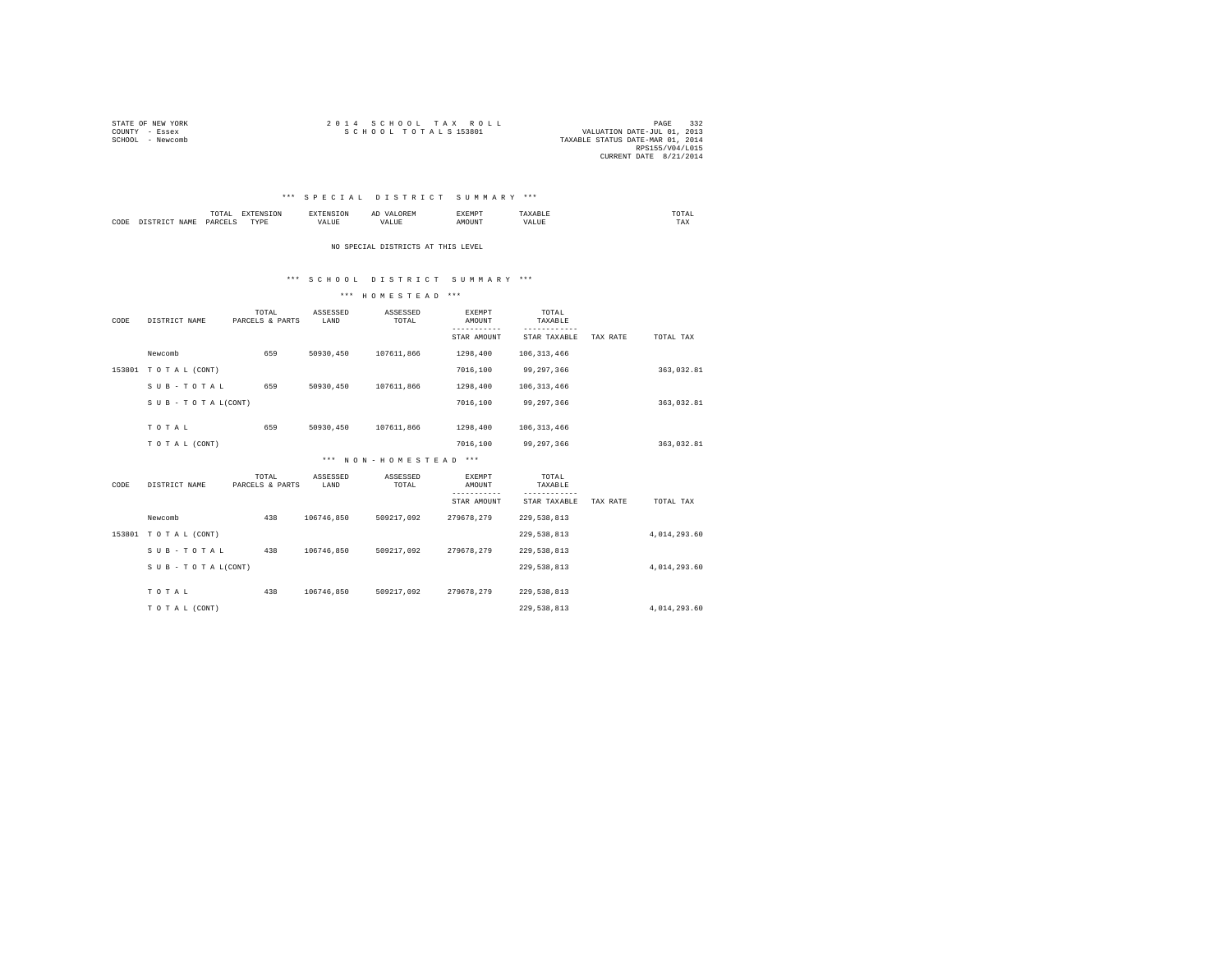STATE OF NEW YORK
COUNTY - Essex
SCHOOL - Newcomb

2 0 1 4 S C H O O L T A X R O L L
S C H O O L T O T A L S 153801

VALUATION DATE-JUL 01, 2013
TAXABLE STATUS DATE-MAR 01, 2014
RPS155/V04/L015
CURRENT DATE 8/21/2014

## *** S P E C I A L D I S T R I C T S U M M A R Y ***

| CODE | DISTRICT NAME | TOTAL PARCELS | EXTENSION TYPE | EXTENSION VALUE | AD VALOREM VALUE | EXEMPT AMOUNT | TAXABLE VALUE | TOTAL TAX |
|---|---|---|---|---|---|---|---|---|

NO SPECIAL DISTRICTS AT THIS LEVEL

## *** S C H O O L D I S T R I C T S U M M A R Y ***

### *** H O M E S T E A D ***

| CODE | DISTRICT NAME | TOTAL PARCELS & PARTS | ASSESSED LAND | ASSESSED TOTAL | EXEMPT AMOUNT / STAR AMOUNT | TOTAL TAXABLE / STAR TAXABLE | TAX RATE | TOTAL TAX |
|---|---|---|---|---|---|---|---|---|
| | Newcomb | 659 | 50930,450 | 107611,866 | 1298,400 | 106,313,466 | | |
| 153801 | T O T A L (CONT) | | | | 7016,100 | 99,297,366 | | 363,032.81 |
| | S U B - T O T A L | 659 | 50930,450 | 107611,866 | 1298,400 | 106,313,466 | | |
| | S U B - T O T A L(CONT) | | | | 7016,100 | 99,297,366 | | 363,032.81 |
| | T O T A L | 659 | 50930,450 | 107611,866 | 1298,400 | 106,313,466 | | |
| | T O T A L (CONT) | | | | 7016,100 | 99,297,366 | | 363,032.81 |

### *** N O N - H O M E S T E A D ***

| CODE | DISTRICT NAME | TOTAL PARCELS & PARTS | ASSESSED LAND | ASSESSED TOTAL | EXEMPT AMOUNT / STAR AMOUNT | TOTAL TAXABLE / STAR TAXABLE | TAX RATE | TOTAL TAX |
|---|---|---|---|---|---|---|---|---|
| | Newcomb | 438 | 106746,850 | 509217,092 | 279678,279 | 229,538,813 | | |
| 153801 | T O T A L (CONT) | | | | | 229,538,813 | | 4,014,293.60 |
| | S U B - T O T A L | 438 | 106746,850 | 509217,092 | 279678,279 | 229,538,813 | | |
| | S U B - T O T A L(CONT) | | | | | 229,538,813 | | 4,014,293.60 |
| | T O T A L | 438 | 106746,850 | 509217,092 | 279678,279 | 229,538,813 | | |
| | T O T A L (CONT) | | | | | 229,538,813 | | 4,014,293.60 |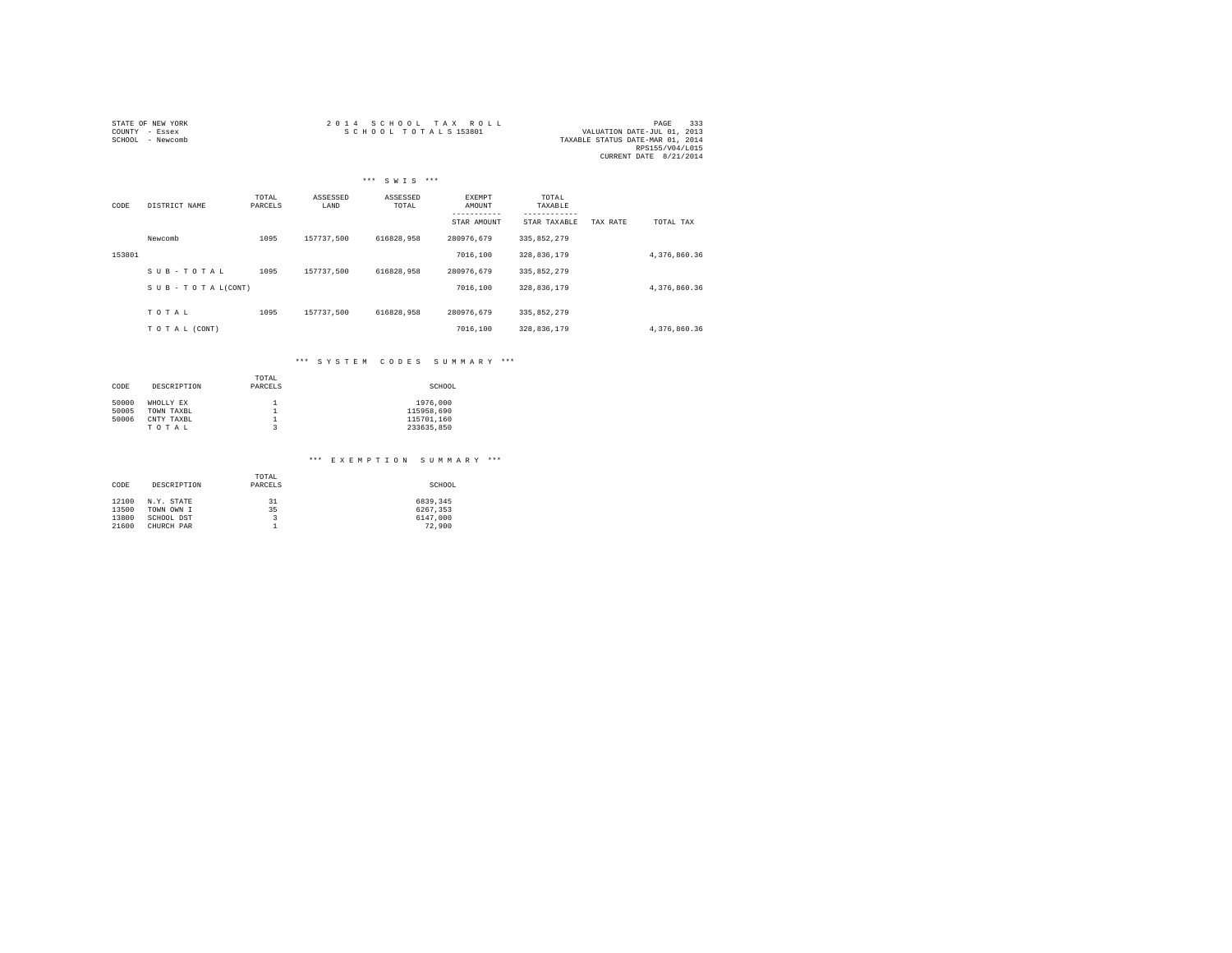STATE OF NEW YORK
COUNTY - Essex
SCHOOL - Newcomb

2 0 1 4 S C H O O L T A X R O L L
S C H O O L T O T A L S 153801

VALUATION DATE-JUL 01, 2013
TAXABLE STATUS DATE-MAR 01, 2014
RPS155/V04/L015
CURRENT DATE 8/21/2014

### *** S W I S ***

| CODE | DISTRICT NAME | TOTAL PARCELS | ASSESSED LAND | ASSESSED TOTAL | EXEMPT AMOUNT<br>-----------<br>STAR AMOUNT | TOTAL TAXABLE<br>------------<br>STAR TAXABLE | TAX RATE | TOTAL TAX |
|---|---|---|---|---|---|---|---|---|
| | Newcomb | 1095 | 157737,500 | 616828,958 | 280976,679 | 335,852,279 | | |
| 153801 | | | | | 7016,100 | 328,836,179 | | 4,376,860.36 |
| | S U B - T O T A L | 1095 | 157737,500 | 616828,958 | 280976,679 | 335,852,279 | | |
| | S U B - T O T A L(CONT) | | | | 7016,100 | 328,836,179 | | 4,376,860.36 |
| | T O T A L | 1095 | 157737,500 | 616828,958 | 280976,679 | 335,852,279 | | |
| | T O T A L (CONT) | | | | 7016,100 | 328,836,179 | | 4,376,860.36 |

### *** S Y S T E M C O D E S S U M M A R Y ***

| CODE | DESCRIPTION | TOTAL PARCELS | SCHOOL |
|---|---|---|---|
| 50000 | WHOLLY EX | 1 | 1976,000 |
| 50005 | TOWN TAXBL | 1 | 115958,690 |
| 50006 | CNTY TAXBL | 1 | 115701,160 |
| | T O T A L | 3 | 233635,850 |

### *** E X E M P T I O N S U M M A R Y ***

| CODE | DESCRIPTION | TOTAL PARCELS | SCHOOL |
|---|---|---|---|
| 12100 | N.Y. STATE | 31 | 6839,345 |
| 13500 | TOWN OWN I | 35 | 6267,353 |
| 13800 | SCHOOL DST | 3 | 6147,000 |
| 21600 | CHURCH PAR | 1 | 72,900 |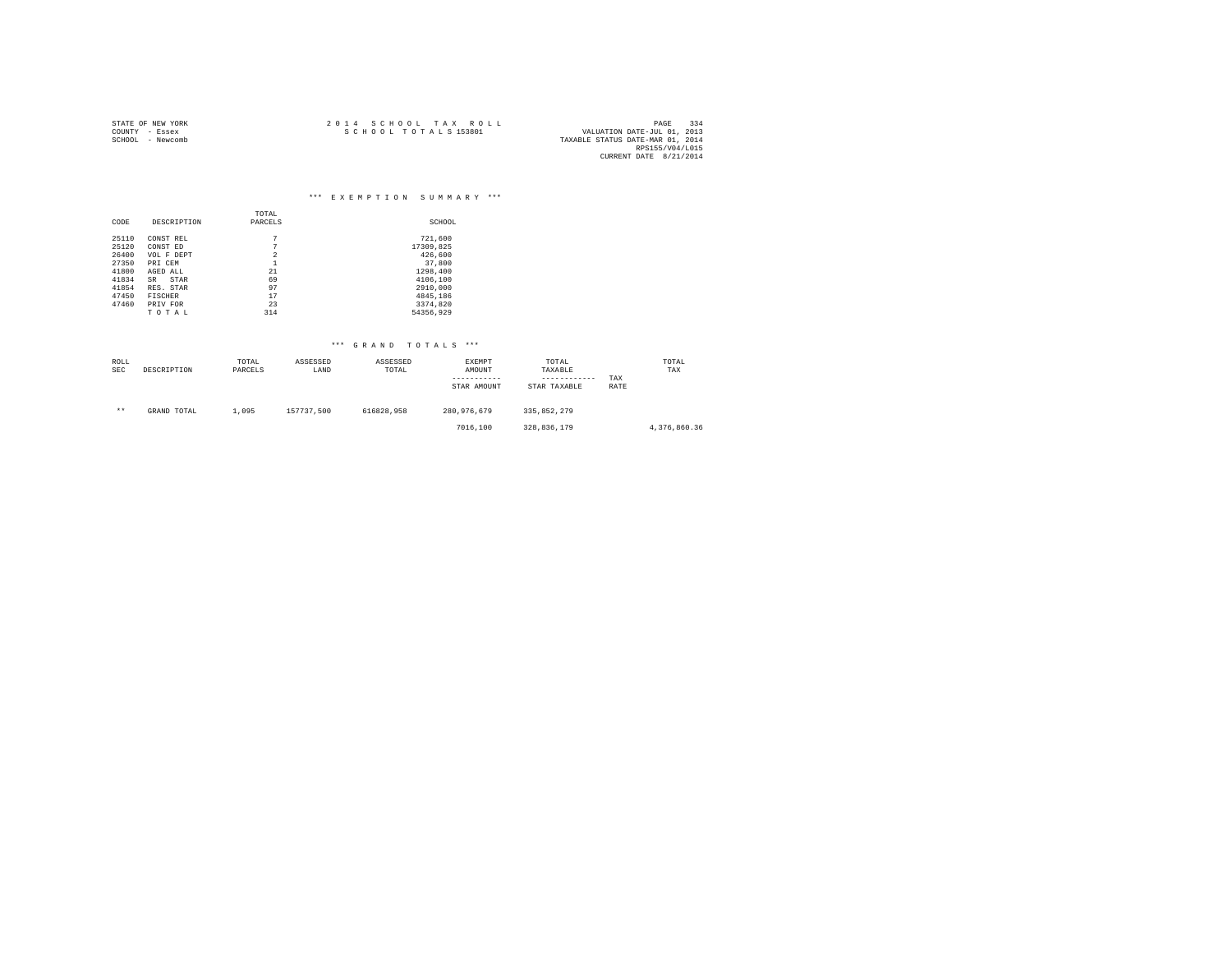STATE OF NEW YORK
COUNTY - Essex
SCHOOL - Newcomb

2014 SCHOOL TAX ROLL
SCHOOL TOTALS 153801

VALUATION DATE-JUL 01, 2013
TAXABLE STATUS DATE-MAR 01, 2014
RPS155/V04/L015
CURRENT DATE 8/21/2014

### *** EXEMPTION SUMMARY ***

| CODE | DESCRIPTION | TOTAL PARCELS | SCHOOL |
|---|---|---|---|
| 25110 | CONST REL | 7 | 721,600 |
| 25120 | CONST ED | 7 | 17309,825 |
| 26400 | VOL F DEPT | 2 | 426,600 |
| 27350 | PRI CEM | 1 | 37,800 |
| 41800 | AGED ALL | 21 | 1298,400 |
| 41834 | SR STAR | 69 | 4106,100 |
| 41854 | RES. STAR | 97 | 2910,000 |
| 47450 | FISCHER | 17 | 4845,186 |
| 47460 | PRIV FOR | 23 | 3374,820 |
| | TOTAL | 314 | 54356,929 |

### *** GRAND TOTALS ***

| ROLL SEC | DESCRIPTION | TOTAL PARCELS | ASSESSED LAND | ASSESSED TOTAL | EXEMPT AMOUNT / STAR AMOUNT | TOTAL TAXABLE / STAR TAXABLE | TAX RATE | TOTAL TAX |
|---|---|---|---|---|---|---|---|---|
| ** | GRAND TOTAL | 1,095 | 157737,500 | 616828,958 | 280,976,679 | 335,852,279 | | |
| | | | | | 7016,100 | 328,836,179 | | 4,376,860.36 |